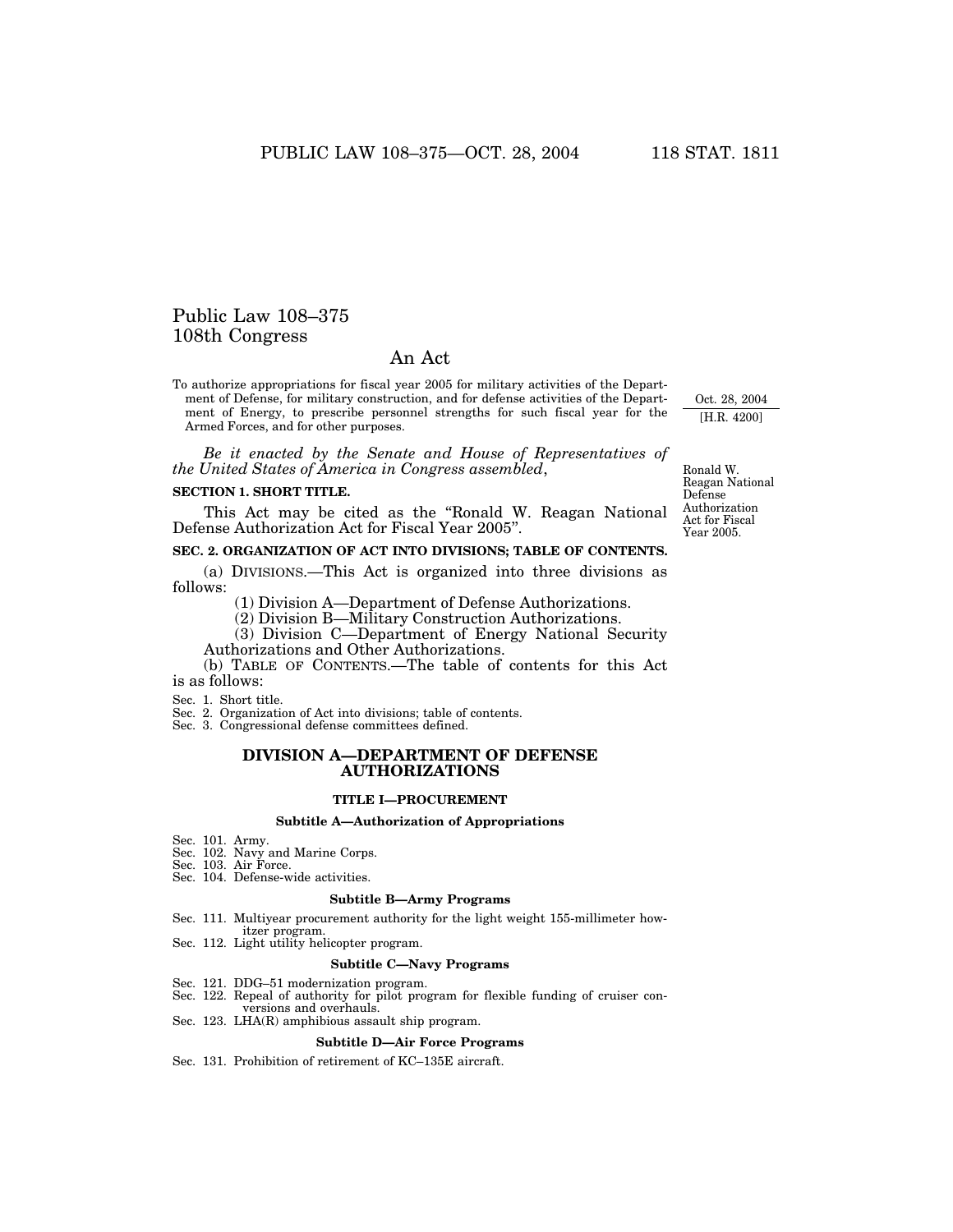# Public Law 108–375
## 108th Congress

## An Act

To authorize appropriations for fiscal year 2005 for military activities of the Department of Defense, for military construction, and for defense activities of the Department of Energy, to prescribe personnel strengths for such fiscal year for the Armed Forces, and for other purposes.

Oct. 28, 2004

[H.R. 4200]

*Be it enacted by the Senate and House of Representatives of the United States of America in Congress assembled*,

Ronald W. Reagan National Defense Authorization Act for Fiscal Year 2005.

**SECTION 1. SHORT TITLE.**

This Act may be cited as the "Ronald W. Reagan National Defense Authorization Act for Fiscal Year 2005".

**SEC. 2. ORGANIZATION OF ACT INTO DIVISIONS; TABLE OF CONTENTS.**

(a) DIVISIONS.—This Act is organized into three divisions as follows:

(1) Division A—Department of Defense Authorizations.

(2) Division B—Military Construction Authorizations.

(3) Division C—Department of Energy National Security Authorizations and Other Authorizations.

(b) TABLE OF CONTENTS.—The table of contents for this Act is as follows:

Sec. 1. Short title.
Sec. 2. Organization of Act into divisions; table of contents.
Sec. 3. Congressional defense committees defined.

### DIVISION A—DEPARTMENT OF DEFENSE AUTHORIZATIONS

#### TITLE I—PROCUREMENT

##### Subtitle A—Authorization of Appropriations

Sec. 101. Army.
Sec. 102. Navy and Marine Corps.
Sec. 103. Air Force.
Sec. 104. Defense-wide activities.

##### Subtitle B—Army Programs

Sec. 111. Multiyear procurement authority for the light weight 155-millimeter howitzer program.
Sec. 112. Light utility helicopter program.

##### Subtitle C—Navy Programs

Sec. 121. DDG–51 modernization program.
Sec. 122. Repeal of authority for pilot program for flexible funding of cruiser conversions and overhauls.
Sec. 123. LHA(R) amphibious assault ship program.

##### Subtitle D—Air Force Programs

Sec. 131. Prohibition of retirement of KC–135E aircraft.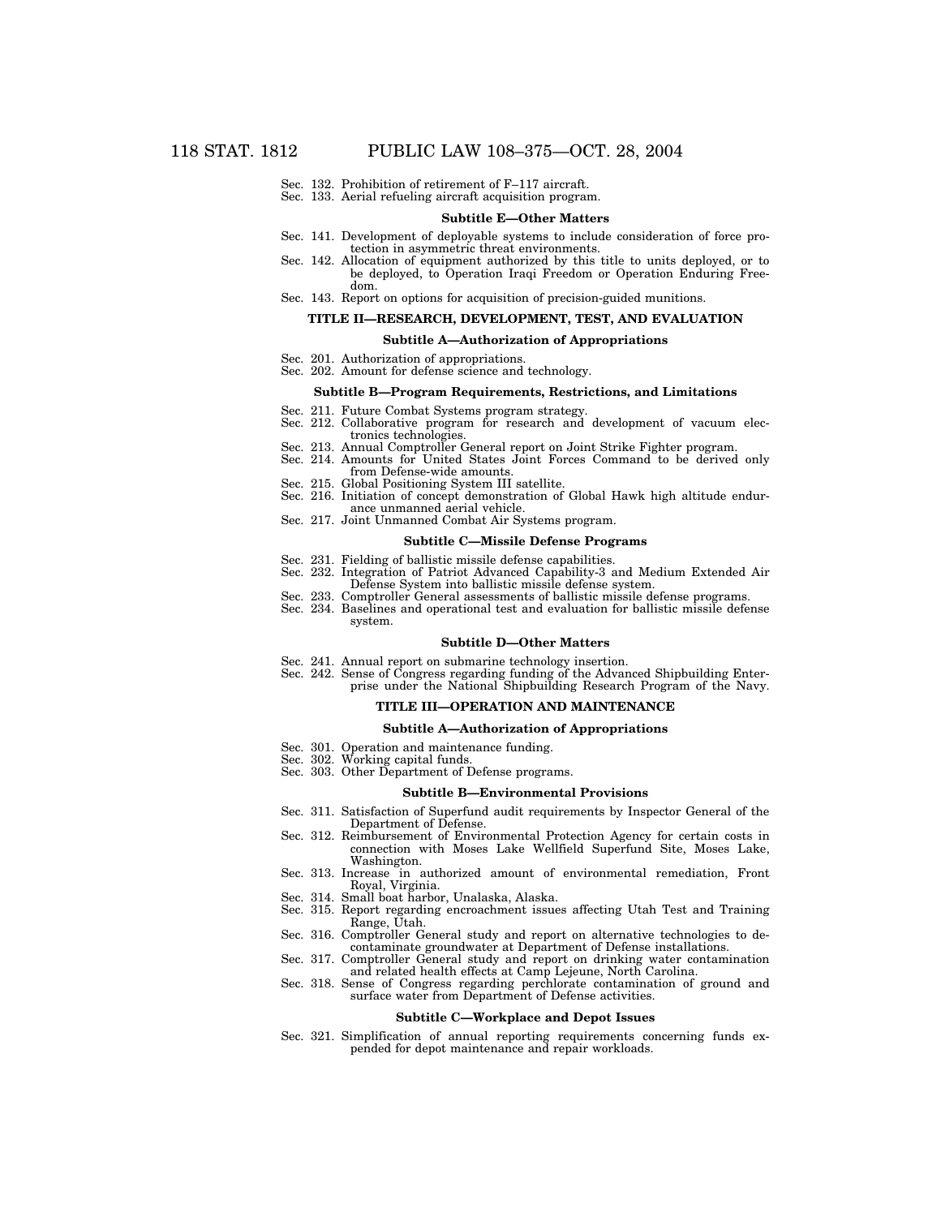Sec. 132. Prohibition of retirement of F–117 aircraft.
Sec. 133. Aerial refueling aircraft acquisition program.

#### Subtitle E—Other Matters

Sec. 141. Development of deployable systems to include consideration of force protection in asymmetric threat environments.
Sec. 142. Allocation of equipment authorized by this title to units deployed, or to be deployed, to Operation Iraqi Freedom or Operation Enduring Freedom.
Sec. 143. Report on options for acquisition of precision-guided munitions.

### TITLE II—RESEARCH, DEVELOPMENT, TEST, AND EVALUATION

#### Subtitle A—Authorization of Appropriations

Sec. 201. Authorization of appropriations.
Sec. 202. Amount for defense science and technology.

#### Subtitle B—Program Requirements, Restrictions, and Limitations

Sec. 211. Future Combat Systems program strategy.
Sec. 212. Collaborative program for research and development of vacuum electronics technologies.
Sec. 213. Annual Comptroller General report on Joint Strike Fighter program.
Sec. 214. Amounts for United States Joint Forces Command to be derived only from Defense-wide amounts.
Sec. 215. Global Positioning System III satellite.
Sec. 216. Initiation of concept demonstration of Global Hawk high altitude endurance unmanned aerial vehicle.
Sec. 217. Joint Unmanned Combat Air Systems program.

#### Subtitle C—Missile Defense Programs

Sec. 231. Fielding of ballistic missile defense capabilities.
Sec. 232. Integration of Patriot Advanced Capability-3 and Medium Extended Air Defense System into ballistic missile defense system.
Sec. 233. Comptroller General assessments of ballistic missile defense programs.
Sec. 234. Baselines and operational test and evaluation for ballistic missile defense system.

#### Subtitle D—Other Matters

Sec. 241. Annual report on submarine technology insertion.
Sec. 242. Sense of Congress regarding funding of the Advanced Shipbuilding Enterprise under the National Shipbuilding Research Program of the Navy.

### TITLE III—OPERATION AND MAINTENANCE

#### Subtitle A—Authorization of Appropriations

Sec. 301. Operation and maintenance funding.
Sec. 302. Working capital funds.
Sec. 303. Other Department of Defense programs.

#### Subtitle B—Environmental Provisions

Sec. 311. Satisfaction of Superfund audit requirements by Inspector General of the Department of Defense.
Sec. 312. Reimbursement of Environmental Protection Agency for certain costs in connection with Moses Lake Wellfield Superfund Site, Moses Lake, Washington.
Sec. 313. Increase in authorized amount of environmental remediation, Front Royal, Virginia.
Sec. 314. Small boat harbor, Unalaska, Alaska.
Sec. 315. Report regarding encroachment issues affecting Utah Test and Training Range, Utah.
Sec. 316. Comptroller General study and report on alternative technologies to decontaminate groundwater at Department of Defense installations.
Sec. 317. Comptroller General study and report on drinking water contamination and related health effects at Camp Lejeune, North Carolina.
Sec. 318. Sense of Congress regarding perchlorate contamination of ground and surface water from Department of Defense activities.

#### Subtitle C—Workplace and Depot Issues

Sec. 321. Simplification of annual reporting requirements concerning funds expended for depot maintenance and repair workloads.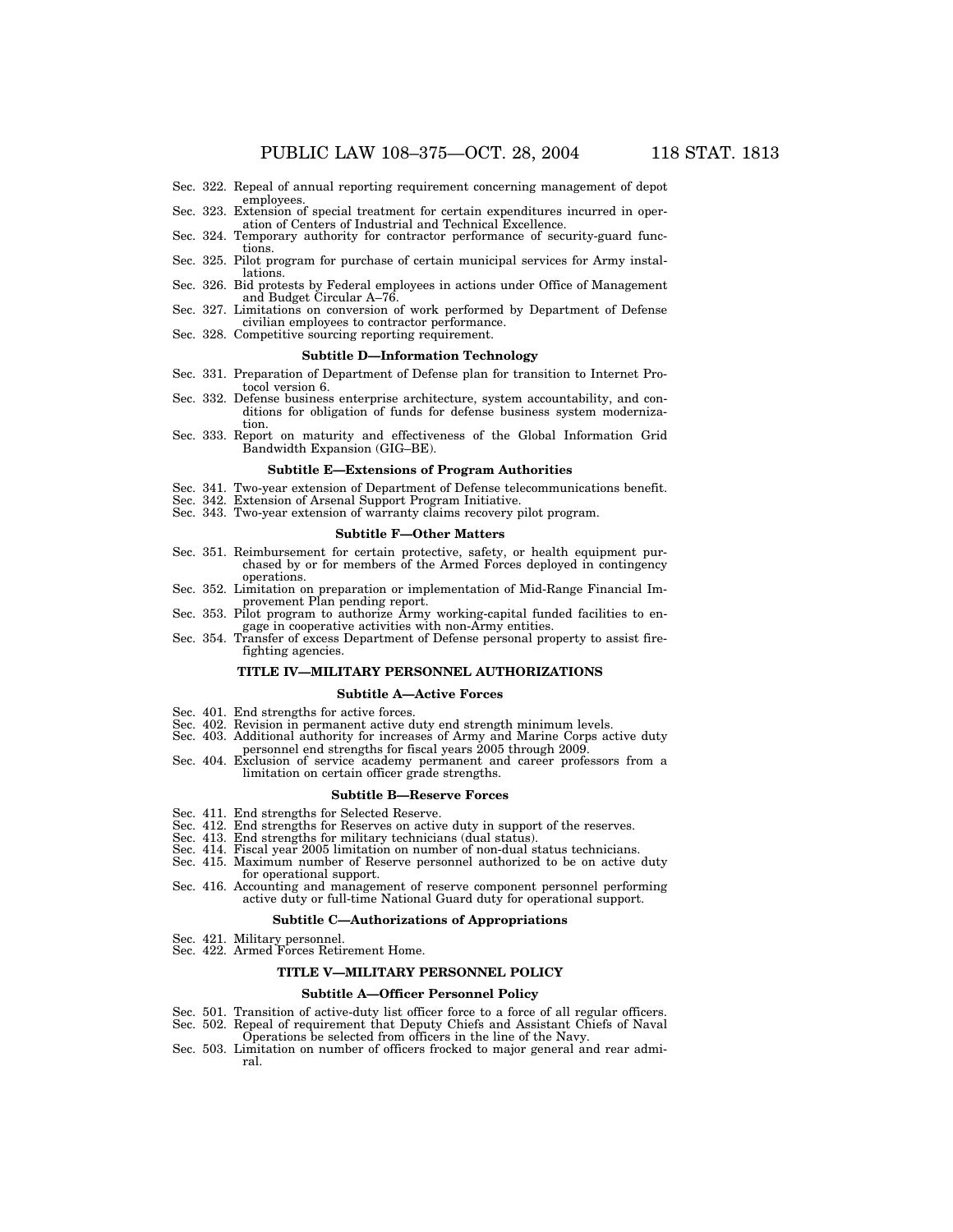Sec. 322. Repeal of annual reporting requirement concerning management of depot employees.
Sec. 323. Extension of special treatment for certain expenditures incurred in operation of Centers of Industrial and Technical Excellence.
Sec. 324. Temporary authority for contractor performance of security-guard functions.
Sec. 325. Pilot program for purchase of certain municipal services for Army installations.
Sec. 326. Bid protests by Federal employees in actions under Office of Management and Budget Circular A–76.
Sec. 327. Limitations on conversion of work performed by Department of Defense civilian employees to contractor performance.
Sec. 328. Competitive sourcing reporting requirement.

**Subtitle D—Information Technology**

Sec. 331. Preparation of Department of Defense plan for transition to Internet Protocol version 6.
Sec. 332. Defense business enterprise architecture, system accountability, and conditions for obligation of funds for defense business system modernization.
Sec. 333. Report on maturity and effectiveness of the Global Information Grid Bandwidth Expansion (GIG–BE).

**Subtitle E—Extensions of Program Authorities**

Sec. 341. Two-year extension of Department of Defense telecommunications benefit.
Sec. 342. Extension of Arsenal Support Program Initiative.
Sec. 343. Two-year extension of warranty claims recovery pilot program.

**Subtitle F—Other Matters**

Sec. 351. Reimbursement for certain protective, safety, or health equipment purchased by or for members of the Armed Forces deployed in contingency operations.
Sec. 352. Limitation on preparation or implementation of Mid-Range Financial Improvement Plan pending report.
Sec. 353. Pilot program to authorize Army working-capital funded facilities to engage in cooperative activities with non-Army entities.
Sec. 354. Transfer of excess Department of Defense personal property to assist firefighting agencies.

**TITLE IV—MILITARY PERSONNEL AUTHORIZATIONS**

**Subtitle A—Active Forces**

Sec. 401. End strengths for active forces.
Sec. 402. Revision in permanent active duty end strength minimum levels.
Sec. 403. Additional authority for increases of Army and Marine Corps active duty personnel end strengths for fiscal years 2005 through 2009.
Sec. 404. Exclusion of service academy permanent and career professors from a limitation on certain officer grade strengths.

**Subtitle B—Reserve Forces**

Sec. 411. End strengths for Selected Reserve.
Sec. 412. End strengths for Reserves on active duty in support of the reserves.
Sec. 413. End strengths for military technicians (dual status).
Sec. 414. Fiscal year 2005 limitation on number of non-dual status technicians.
Sec. 415. Maximum number of Reserve personnel authorized to be on active duty for operational support.
Sec. 416. Accounting and management of reserve component personnel performing active duty or full-time National Guard duty for operational support.

**Subtitle C—Authorizations of Appropriations**

Sec. 421. Military personnel.
Sec. 422. Armed Forces Retirement Home.

**TITLE V—MILITARY PERSONNEL POLICY**

**Subtitle A—Officer Personnel Policy**

Sec. 501. Transition of active-duty list officer force to a force of all regular officers.
Sec. 502. Repeal of requirement that Deputy Chiefs and Assistant Chiefs of Naval Operations be selected from officers in the line of the Navy.
Sec. 503. Limitation on number of officers frocked to major general and rear admiral.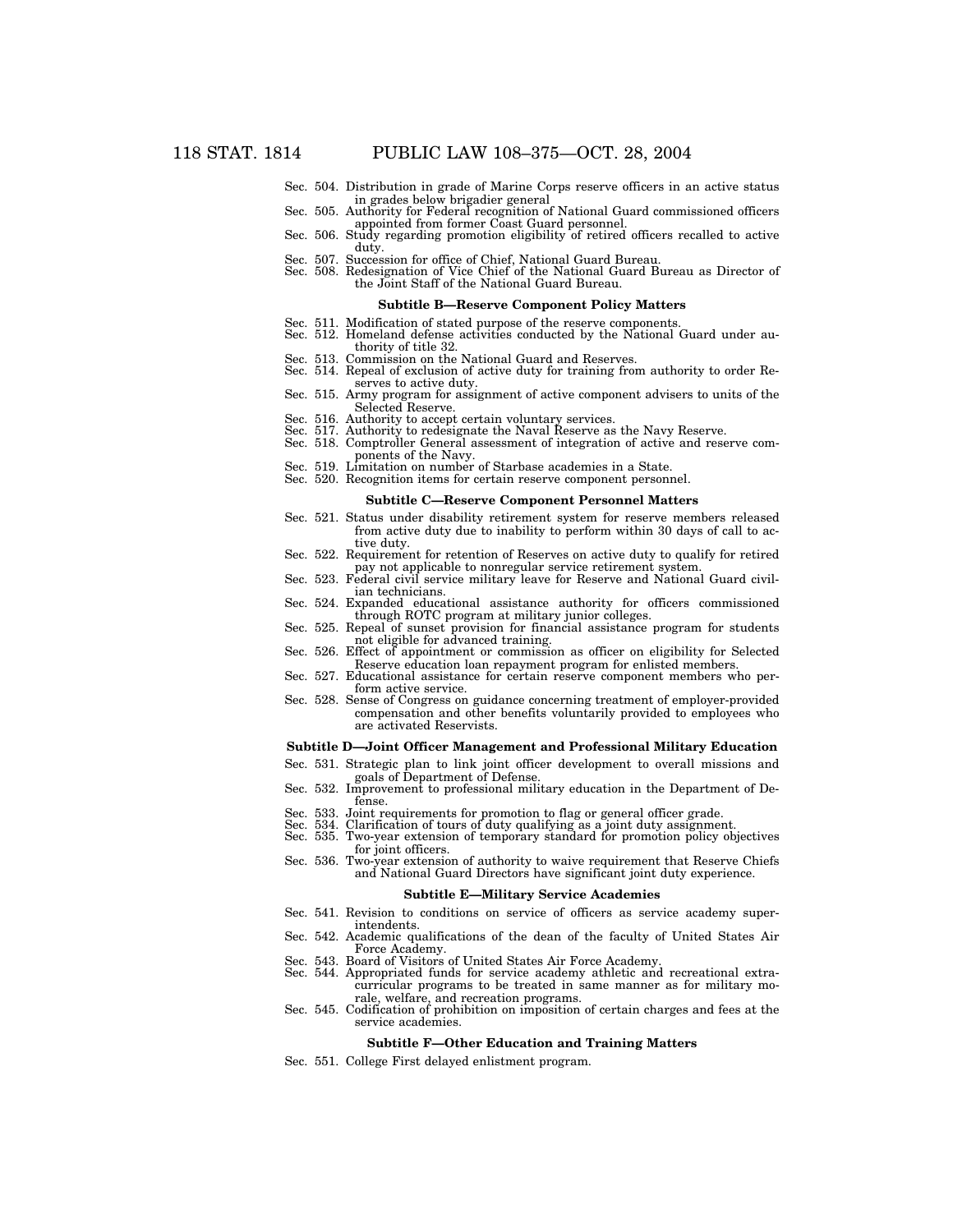Sec. 504. Distribution in grade of Marine Corps reserve officers in an active status in grades below brigadier general

Sec. 505. Authority for Federal recognition of National Guard commissioned officers appointed from former Coast Guard personnel.

Sec. 506. Study regarding promotion eligibility of retired officers recalled to active duty.

Sec. 507. Succession for office of Chief, National Guard Bureau.

Sec. 508. Redesignation of Vice Chief of the National Guard Bureau as Director of the Joint Staff of the National Guard Bureau.

**Subtitle B—Reserve Component Policy Matters**

Sec. 511. Modification of stated purpose of the reserve components.

Sec. 512. Homeland defense activities conducted by the National Guard under authority of title 32.

Sec. 513. Commission on the National Guard and Reserves.

Sec. 514. Repeal of exclusion of active duty for training from authority to order Reserves to active duty.

Sec. 515. Army program for assignment of active component advisers to units of the Selected Reserve.

Sec. 516. Authority to accept certain voluntary services.

Sec. 517. Authority to redesignate the Naval Reserve as the Navy Reserve.

Sec. 518. Comptroller General assessment of integration of active and reserve components of the Navy.

Sec. 519. Limitation on number of Starbase academies in a State.

Sec. 520. Recognition items for certain reserve component personnel.

**Subtitle C—Reserve Component Personnel Matters**

Sec. 521. Status under disability retirement system for reserve members released from active duty due to inability to perform within 30 days of call to active duty.

Sec. 522. Requirement for retention of Reserves on active duty to qualify for retired pay not applicable to nonregular service retirement system.

Sec. 523. Federal civil service military leave for Reserve and National Guard civilian technicians.

Sec. 524. Expanded educational assistance authority for officers commissioned through ROTC program at military junior colleges.

Sec. 525. Repeal of sunset provision for financial assistance program for students not eligible for advanced training.

Sec. 526. Effect of appointment or commission as officer on eligibility for Selected Reserve education loan repayment program for enlisted members.

Sec. 527. Educational assistance for certain reserve component members who perform active service.

Sec. 528. Sense of Congress on guidance concerning treatment of employer-provided compensation and other benefits voluntarily provided to employees who are activated Reservists.

**Subtitle D—Joint Officer Management and Professional Military Education**

Sec. 531. Strategic plan to link joint officer development to overall missions and goals of Department of Defense.

Sec. 532. Improvement to professional military education in the Department of Defense.

Sec. 533. Joint requirements for promotion to flag or general officer grade.

Sec. 534. Clarification of tours of duty qualifying as a joint duty assignment.

Sec. 535. Two-year extension of temporary standard for promotion policy objectives for joint officers.

Sec. 536. Two-year extension of authority to waive requirement that Reserve Chiefs and National Guard Directors have significant joint duty experience.

**Subtitle E—Military Service Academies**

Sec. 541. Revision to conditions on service of officers as service academy superintendents.

Sec. 542. Academic qualifications of the dean of the faculty of United States Air Force Academy.

Sec. 543. Board of Visitors of United States Air Force Academy.

Sec. 544. Appropriated funds for service academy athletic and recreational extracurricular programs to be treated in same manner as for military morale, welfare, and recreation programs.

Sec. 545. Codification of prohibition on imposition of certain charges and fees at the service academies.

**Subtitle F—Other Education and Training Matters**

Sec. 551. College First delayed enlistment program.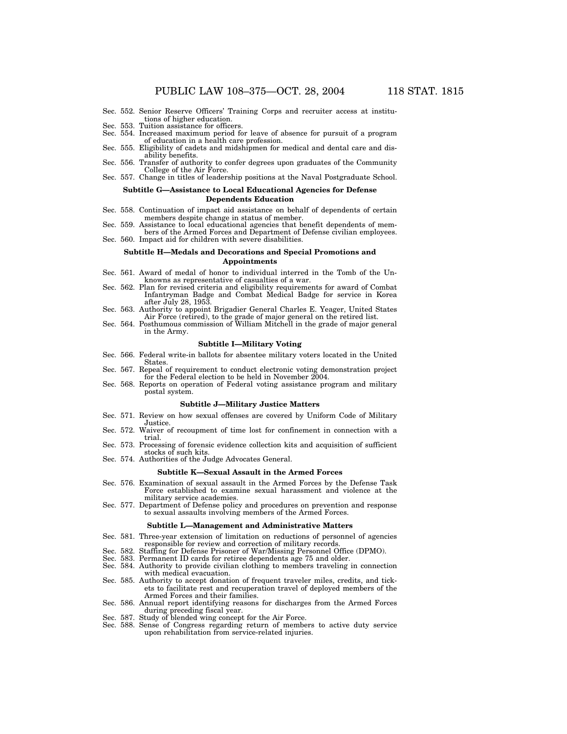Sec. 552. Senior Reserve Officers' Training Corps and recruiter access at institutions of higher education.
Sec. 553. Tuition assistance for officers.
Sec. 554. Increased maximum period for leave of absence for pursuit of a program of education in a health care profession.
Sec. 555. Eligibility of cadets and midshipmen for medical and dental care and disability benefits.
Sec. 556. Transfer of authority to confer degrees upon graduates of the Community College of the Air Force.
Sec. 557. Change in titles of leadership positions at the Naval Postgraduate School.

**Subtitle G—Assistance to Local Educational Agencies for Defense Dependents Education**

Sec. 558. Continuation of impact aid assistance on behalf of dependents of certain members despite change in status of member.
Sec. 559. Assistance to local educational agencies that benefit dependents of members of the Armed Forces and Department of Defense civilian employees.
Sec. 560. Impact aid for children with severe disabilities.

**Subtitle H—Medals and Decorations and Special Promotions and Appointments**

Sec. 561. Award of medal of honor to individual interred in the Tomb of the Unknowns as representative of casualties of a war.
Sec. 562. Plan for revised criteria and eligibility requirements for award of Combat Infantryman Badge and Combat Medical Badge for service in Korea after July 28, 1953.
Sec. 563. Authority to appoint Brigadier General Charles E. Yeager, United States Air Force (retired), to the grade of major general on the retired list.
Sec. 564. Posthumous commission of William Mitchell in the grade of major general in the Army.

**Subtitle I—Military Voting**

Sec. 566. Federal write-in ballots for absentee military voters located in the United States.
Sec. 567. Repeal of requirement to conduct electronic voting demonstration project for the Federal election to be held in November 2004.
Sec. 568. Reports on operation of Federal voting assistance program and military postal system.

**Subtitle J—Military Justice Matters**

Sec. 571. Review on how sexual offenses are covered by Uniform Code of Military Justice.
Sec. 572. Waiver of recoupment of time lost for confinement in connection with a trial.
Sec. 573. Processing of forensic evidence collection kits and acquisition of sufficient stocks of such kits.
Sec. 574. Authorities of the Judge Advocates General.

**Subtitle K—Sexual Assault in the Armed Forces**

Sec. 576. Examination of sexual assault in the Armed Forces by the Defense Task Force established to examine sexual harassment and violence at the military service academies.
Sec. 577. Department of Defense policy and procedures on prevention and response to sexual assaults involving members of the Armed Forces.

**Subtitle L—Management and Administrative Matters**

Sec. 581. Three-year extension of limitation on reductions of personnel of agencies responsible for review and correction of military records.
Sec. 582. Staffing for Defense Prisoner of War/Missing Personnel Office (DPMO).
Sec. 583. Permanent ID cards for retiree dependents age 75 and older.
Sec. 584. Authority to provide civilian clothing to members traveling in connection with medical evacuation.
Sec. 585. Authority to accept donation of frequent traveler miles, credits, and tickets to facilitate rest and recuperation travel of deployed members of the Armed Forces and their families.
Sec. 586. Annual report identifying reasons for discharges from the Armed Forces during preceding fiscal year.
Sec. 587. Study of blended wing concept for the Air Force.
Sec. 588. Sense of Congress regarding return of members to active duty service upon rehabilitation from service-related injuries.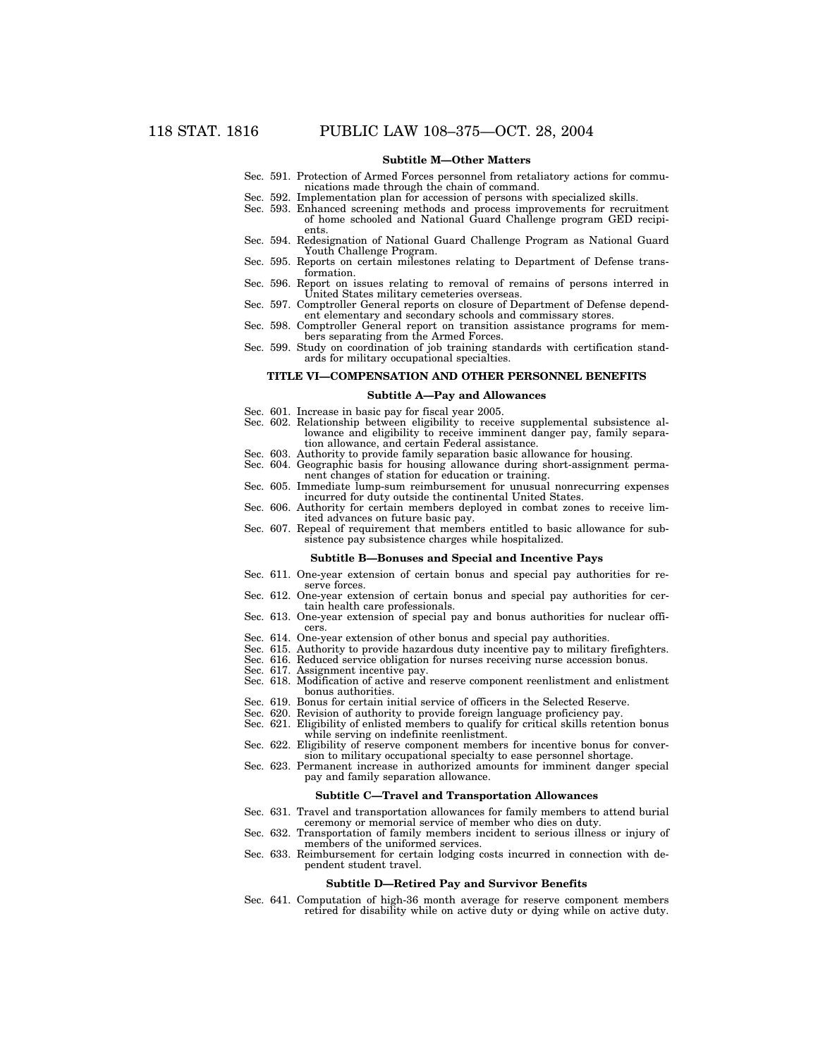**Subtitle M—Other Matters**

Sec. 591. Protection of Armed Forces personnel from retaliatory actions for communications made through the chain of command.
Sec. 592. Implementation plan for accession of persons with specialized skills.
Sec. 593. Enhanced screening methods and process improvements for recruitment of home schooled and National Guard Challenge program GED recipients.
Sec. 594. Redesignation of National Guard Challenge Program as National Guard Youth Challenge Program.
Sec. 595. Reports on certain milestones relating to Department of Defense transformation.
Sec. 596. Report on issues relating to removal of remains of persons interred in United States military cemeteries overseas.
Sec. 597. Comptroller General reports on closure of Department of Defense dependent elementary and secondary schools and commissary stores.
Sec. 598. Comptroller General report on transition assistance programs for members separating from the Armed Forces.
Sec. 599. Study on coordination of job training standards with certification standards for military occupational specialties.

**TITLE VI—COMPENSATION AND OTHER PERSONNEL BENEFITS**

**Subtitle A—Pay and Allowances**

Sec. 601. Increase in basic pay for fiscal year 2005.
Sec. 602. Relationship between eligibility to receive supplemental subsistence allowance and eligibility to receive imminent danger pay, family separation allowance, and certain Federal assistance.
Sec. 603. Authority to provide family separation basic allowance for housing.
Sec. 604. Geographic basis for housing allowance during short-assignment permanent changes of station for education or training.
Sec. 605. Immediate lump-sum reimbursement for unusual nonrecurring expenses incurred for duty outside the continental United States.
Sec. 606. Authority for certain members deployed in combat zones to receive limited advances on future basic pay.
Sec. 607. Repeal of requirement that members entitled to basic allowance for subsistence pay subsistence charges while hospitalized.

**Subtitle B—Bonuses and Special and Incentive Pays**

Sec. 611. One-year extension of certain bonus and special pay authorities for reserve forces.
Sec. 612. One-year extension of certain bonus and special pay authorities for certain health care professionals.
Sec. 613. One-year extension of special pay and bonus authorities for nuclear officers.
Sec. 614. One-year extension of other bonus and special pay authorities.
Sec. 615. Authority to provide hazardous duty incentive pay to military firefighters.
Sec. 616. Reduced service obligation for nurses receiving nurse accession bonus.
Sec. 617. Assignment incentive pay.
Sec. 618. Modification of active and reserve component reenlistment and enlistment bonus authorities.
Sec. 619. Bonus for certain initial service of officers in the Selected Reserve.
Sec. 620. Revision of authority to provide foreign language proficiency pay.
Sec. 621. Eligibility of enlisted members to qualify for critical skills retention bonus while serving on indefinite reenlistment.
Sec. 622. Eligibility of reserve component members for incentive bonus for conversion to military occupational specialty to ease personnel shortage.
Sec. 623. Permanent increase in authorized amounts for imminent danger special pay and family separation allowance.

**Subtitle C—Travel and Transportation Allowances**

Sec. 631. Travel and transportation allowances for family members to attend burial ceremony or memorial service of member who dies on duty.
Sec. 632. Transportation of family members incident to serious illness or injury of members of the uniformed services.
Sec. 633. Reimbursement for certain lodging costs incurred in connection with dependent student travel.

**Subtitle D—Retired Pay and Survivor Benefits**

Sec. 641. Computation of high-36 month average for reserve component members retired for disability while on active duty or dying while on active duty.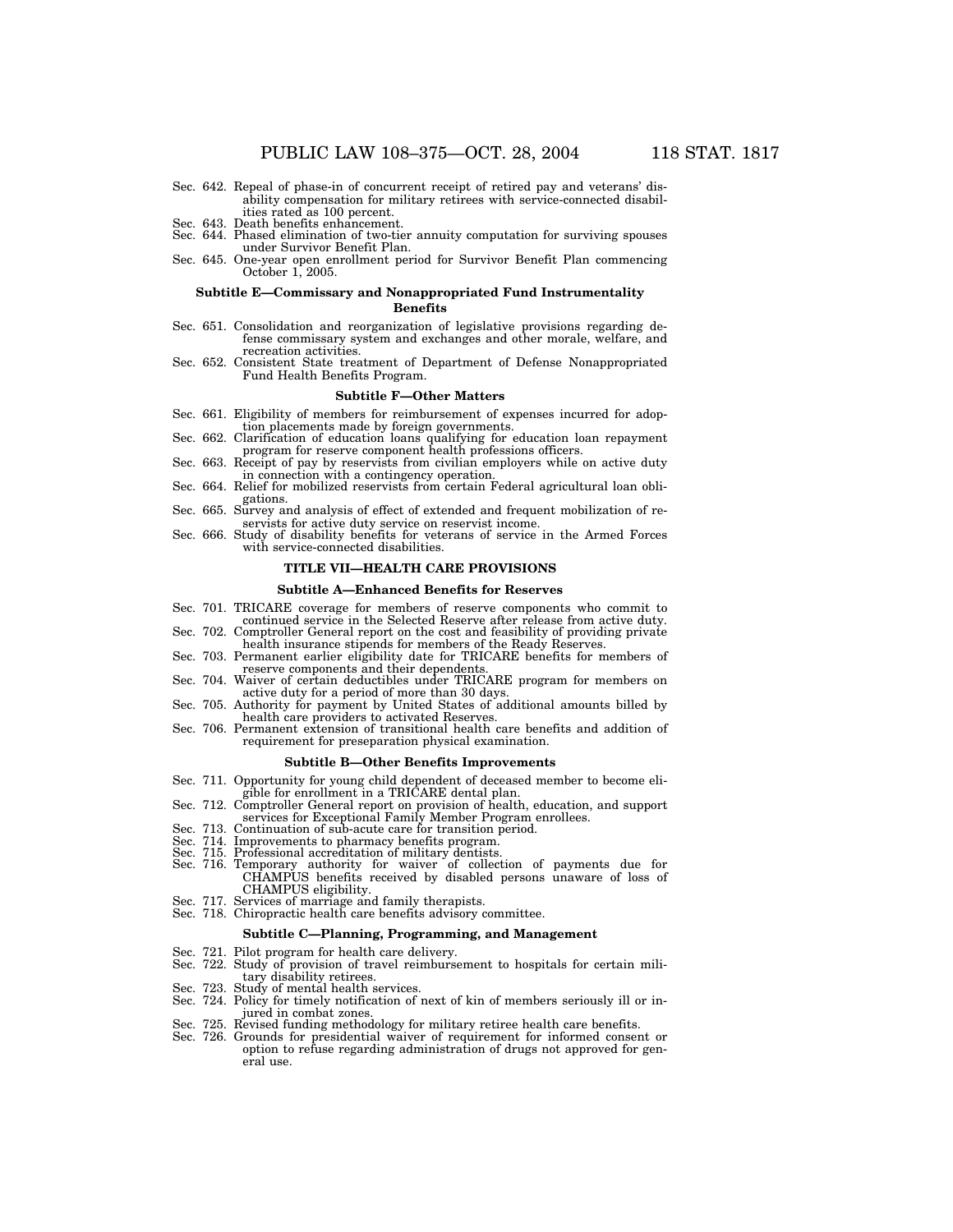Sec. 642. Repeal of phase-in of concurrent receipt of retired pay and veterans' disability compensation for military retirees with service-connected disabilities rated as 100 percent.
Sec. 643. Death benefits enhancement.
Sec. 644. Phased elimination of two-tier annuity computation for surviving spouses under Survivor Benefit Plan.
Sec. 645. One-year open enrollment period for Survivor Benefit Plan commencing October 1, 2005.

### Subtitle E—Commissary and Nonappropriated Fund Instrumentality Benefits

Sec. 651. Consolidation and reorganization of legislative provisions regarding defense commissary system and exchanges and other morale, welfare, and recreation activities.
Sec. 652. Consistent State treatment of Department of Defense Nonappropriated Fund Health Benefits Program.

### Subtitle F—Other Matters

Sec. 661. Eligibility of members for reimbursement of expenses incurred for adoption placements made by foreign governments.
Sec. 662. Clarification of education loans qualifying for education loan repayment program for reserve component health professions officers.
Sec. 663. Receipt of pay by reservists from civilian employers while on active duty in connection with a contingency operation.
Sec. 664. Relief for mobilized reservists from certain Federal agricultural loan obligations.
Sec. 665. Survey and analysis of effect of extended and frequent mobilization of reservists for active duty service on reservist income.
Sec. 666. Study of disability benefits for veterans of service in the Armed Forces with service-connected disabilities.

## TITLE VII—HEALTH CARE PROVISIONS

### Subtitle A—Enhanced Benefits for Reserves

Sec. 701. TRICARE coverage for members of reserve components who commit to continued service in the Selected Reserve after release from active duty.
Sec. 702. Comptroller General report on the cost and feasibility of providing private health insurance stipends for members of the Ready Reserves.
Sec. 703. Permanent earlier eligibility date for TRICARE benefits for members of reserve components and their dependents.
Sec. 704. Waiver of certain deductibles under TRICARE program for members on active duty for a period of more than 30 days.
Sec. 705. Authority for payment by United States of additional amounts billed by health care providers to activated Reserves.
Sec. 706. Permanent extension of transitional health care benefits and addition of requirement for preseparation physical examination.

### Subtitle B—Other Benefits Improvements

Sec. 711. Opportunity for young child dependent of deceased member to become eligible for enrollment in a TRICARE dental plan.
Sec. 712. Comptroller General report on provision of health, education, and support services for Exceptional Family Member Program enrollees.
Sec. 713. Continuation of sub-acute care for transition period.
Sec. 714. Improvements to pharmacy benefits program.
Sec. 715. Professional accreditation of military dentists.
Sec. 716. Temporary authority for waiver of collection of payments due for CHAMPUS benefits received by disabled persons unaware of loss of CHAMPUS eligibility.
Sec. 717. Services of marriage and family therapists.
Sec. 718. Chiropractic health care benefits advisory committee.

### Subtitle C—Planning, Programming, and Management

Sec. 721. Pilot program for health care delivery.
Sec. 722. Study of provision of travel reimbursement to hospitals for certain military disability retirees.
Sec. 723. Study of mental health services.
Sec. 724. Policy for timely notification of next of kin of members seriously ill or injured in combat zones.
Sec. 725. Revised funding methodology for military retiree health care benefits.
Sec. 726. Grounds for presidential waiver of requirement for informed consent or option to refuse regarding administration of drugs not approved for general use.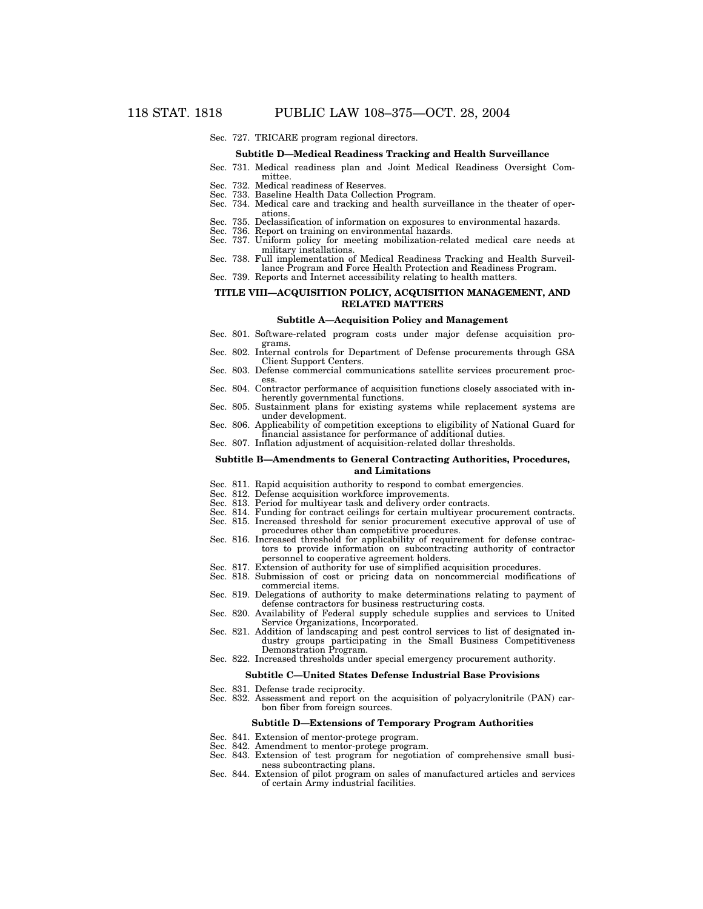Sec. 727. TRICARE program regional directors.

**Subtitle D—Medical Readiness Tracking and Health Surveillance**

Sec. 731. Medical readiness plan and Joint Medical Readiness Oversight Committee.
Sec. 732. Medical readiness of Reserves.
Sec. 733. Baseline Health Data Collection Program.
Sec. 734. Medical care and tracking and health surveillance in the theater of operations.
Sec. 735. Declassification of information on exposures to environmental hazards.
Sec. 736. Report on training on environmental hazards.
Sec. 737. Uniform policy for meeting mobilization-related medical care needs at military installations.
Sec. 738. Full implementation of Medical Readiness Tracking and Health Surveillance Program and Force Health Protection and Readiness Program.
Sec. 739. Reports and Internet accessibility relating to health matters.

**TITLE VIII—ACQUISITION POLICY, ACQUISITION MANAGEMENT, AND RELATED MATTERS**

**Subtitle A—Acquisition Policy and Management**

Sec. 801. Software-related program costs under major defense acquisition programs.
Sec. 802. Internal controls for Department of Defense procurements through GSA Client Support Centers.
Sec. 803. Defense commercial communications satellite services procurement process.
Sec. 804. Contractor performance of acquisition functions closely associated with inherently governmental functions.
Sec. 805. Sustainment plans for existing systems while replacement systems are under development.
Sec. 806. Applicability of competition exceptions to eligibility of National Guard for financial assistance for performance of additional duties.
Sec. 807. Inflation adjustment of acquisition-related dollar thresholds.

**Subtitle B—Amendments to General Contracting Authorities, Procedures, and Limitations**

Sec. 811. Rapid acquisition authority to respond to combat emergencies.
Sec. 812. Defense acquisition workforce improvements.
Sec. 813. Period for multiyear task and delivery order contracts.
Sec. 814. Funding for contract ceilings for certain multiyear procurement contracts.
Sec. 815. Increased threshold for senior procurement executive approval of use of procedures other than competitive procedures.
Sec. 816. Increased threshold for applicability of requirement for defense contractors to provide information on subcontracting authority of contractor personnel to cooperative agreement holders.
Sec. 817. Extension of authority for use of simplified acquisition procedures.
Sec. 818. Submission of cost or pricing data on noncommercial modifications of commercial items.
Sec. 819. Delegations of authority to make determinations relating to payment of defense contractors for business restructuring costs.
Sec. 820. Availability of Federal supply schedule supplies and services to United Service Organizations, Incorporated.
Sec. 821. Addition of landscaping and pest control services to list of designated industry groups participating in the Small Business Competitiveness Demonstration Program.
Sec. 822. Increased thresholds under special emergency procurement authority.

**Subtitle C—United States Defense Industrial Base Provisions**

Sec. 831. Defense trade reciprocity.
Sec. 832. Assessment and report on the acquisition of polyacrylonitrile (PAN) carbon fiber from foreign sources.

**Subtitle D—Extensions of Temporary Program Authorities**

Sec. 841. Extension of mentor-protege program.
Sec. 842. Amendment to mentor-protege program.
Sec. 843. Extension of test program for negotiation of comprehensive small business subcontracting plans.
Sec. 844. Extension of pilot program on sales of manufactured articles and services of certain Army industrial facilities.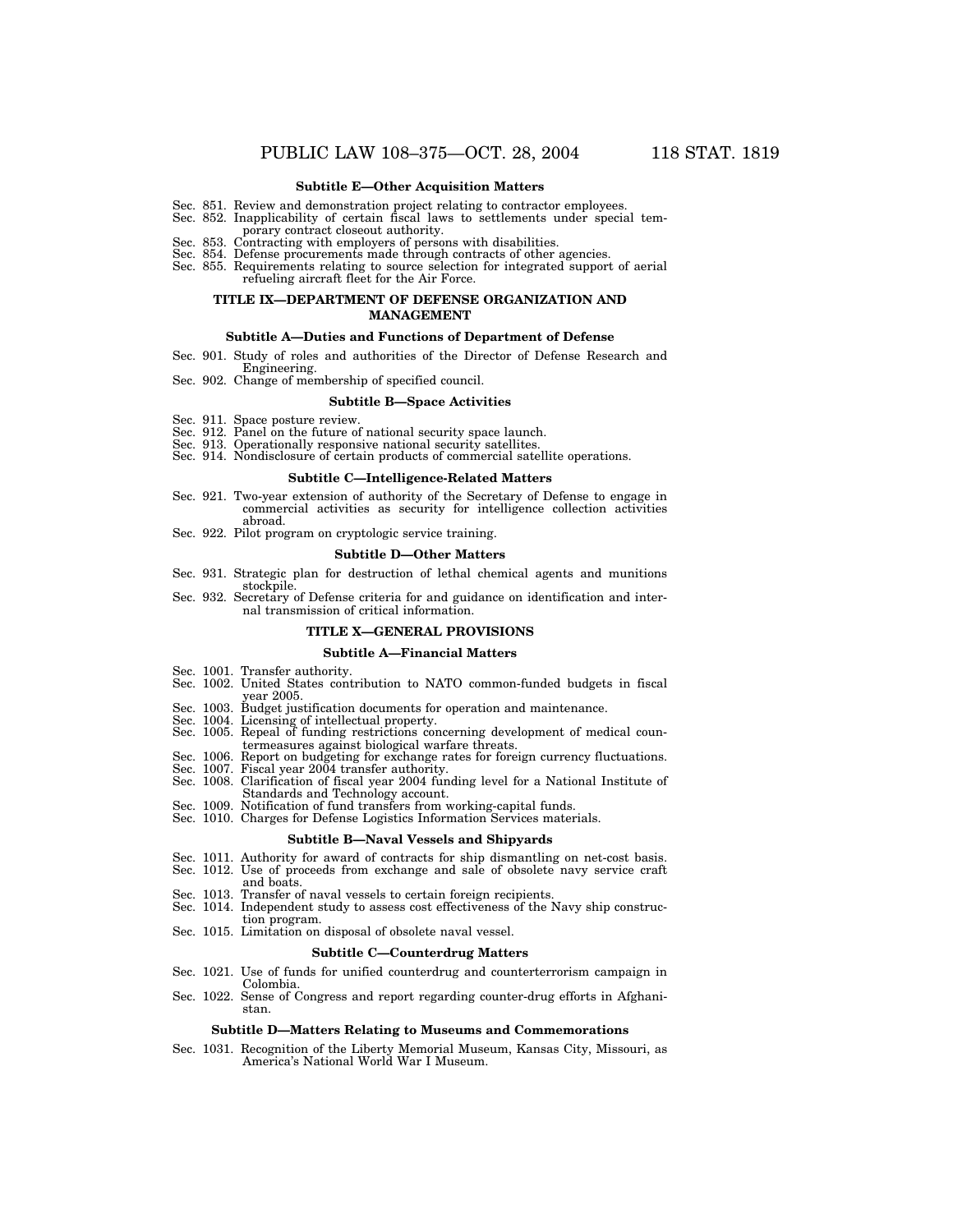### Subtitle E—Other Acquisition Matters

Sec. 851. Review and demonstration project relating to contractor employees.
Sec. 852. Inapplicability of certain fiscal laws to settlements under special temporary contract closeout authority.
Sec. 853. Contracting with employers of persons with disabilities.
Sec. 854. Defense procurements made through contracts of other agencies.
Sec. 855. Requirements relating to source selection for integrated support of aerial refueling aircraft fleet for the Air Force.

## TITLE IX—DEPARTMENT OF DEFENSE ORGANIZATION AND MANAGEMENT

### Subtitle A—Duties and Functions of Department of Defense

Sec. 901. Study of roles and authorities of the Director of Defense Research and Engineering.
Sec. 902. Change of membership of specified council.

### Subtitle B—Space Activities

Sec. 911. Space posture review.
Sec. 912. Panel on the future of national security space launch.
Sec. 913. Operationally responsive national security satellites.
Sec. 914. Nondisclosure of certain products of commercial satellite operations.

### Subtitle C—Intelligence-Related Matters

Sec. 921. Two-year extension of authority of the Secretary of Defense to engage in commercial activities as security for intelligence collection activities abroad.
Sec. 922. Pilot program on cryptologic service training.

### Subtitle D—Other Matters

Sec. 931. Strategic plan for destruction of lethal chemical agents and munitions stockpile.
Sec. 932. Secretary of Defense criteria for and guidance on identification and internal transmission of critical information.

## TITLE X—GENERAL PROVISIONS

### Subtitle A—Financial Matters

Sec. 1001. Transfer authority.
Sec. 1002. United States contribution to NATO common-funded budgets in fiscal year 2005.
Sec. 1003. Budget justification documents for operation and maintenance.
Sec. 1004. Licensing of intellectual property.
Sec. 1005. Repeal of funding restrictions concerning development of medical countermeasures against biological warfare threats.
Sec. 1006. Report on budgeting for exchange rates for foreign currency fluctuations.
Sec. 1007. Fiscal year 2004 transfer authority.
Sec. 1008. Clarification of fiscal year 2004 funding level for a National Institute of Standards and Technology account.
Sec. 1009. Notification of fund transfers from working-capital funds.
Sec. 1010. Charges for Defense Logistics Information Services materials.

### Subtitle B—Naval Vessels and Shipyards

Sec. 1011. Authority for award of contracts for ship dismantling on net-cost basis.
Sec. 1012. Use of proceeds from exchange and sale of obsolete navy service craft and boats.
Sec. 1013. Transfer of naval vessels to certain foreign recipients.
Sec. 1014. Independent study to assess cost effectiveness of the Navy ship construction program.
Sec. 1015. Limitation on disposal of obsolete naval vessel.

### Subtitle C—Counterdrug Matters

Sec. 1021. Use of funds for unified counterdrug and counterterrorism campaign in Colombia.
Sec. 1022. Sense of Congress and report regarding counter-drug efforts in Afghanistan.

### Subtitle D—Matters Relating to Museums and Commemorations

Sec. 1031. Recognition of the Liberty Memorial Museum, Kansas City, Missouri, as America's National World War I Museum.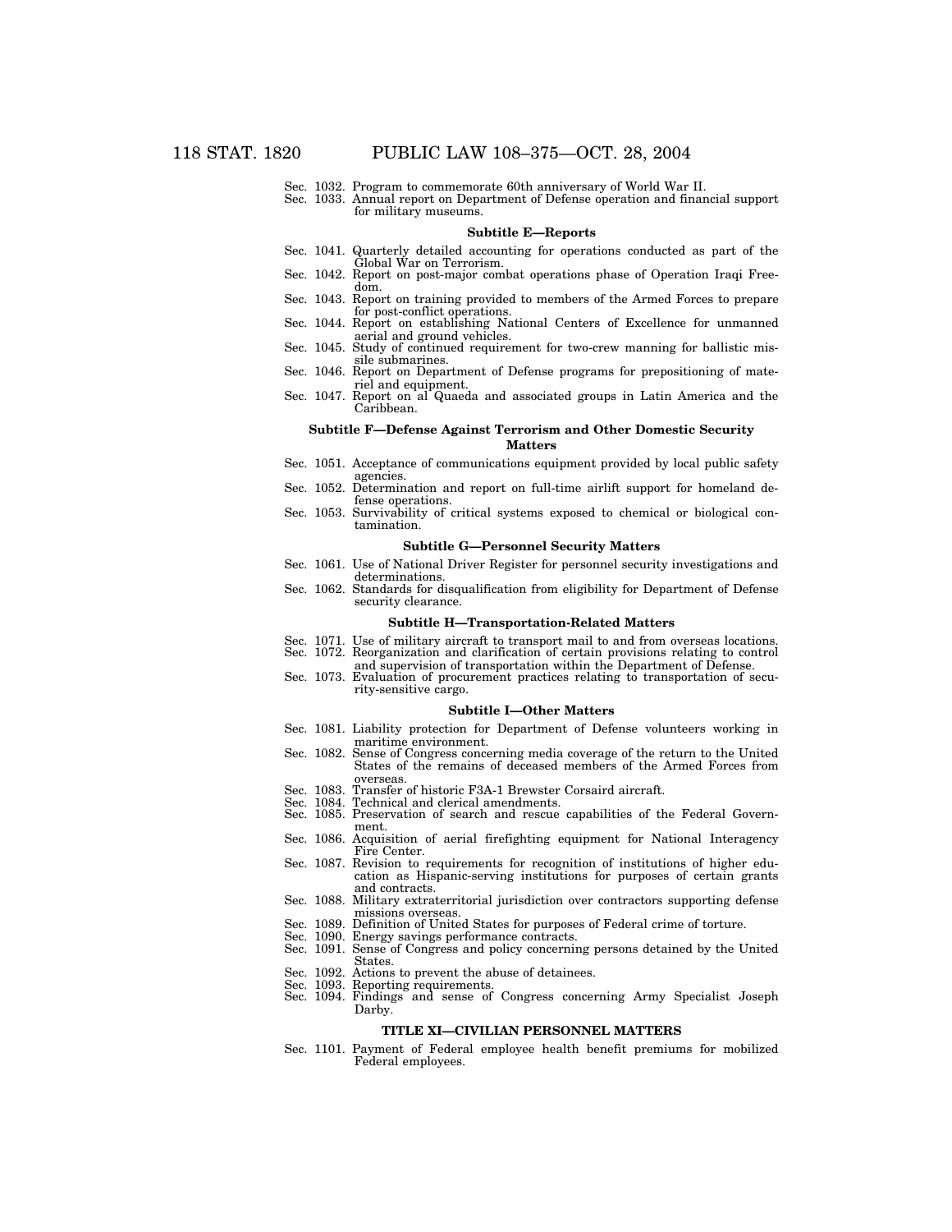Sec. 1032. Program to commemorate 60th anniversary of World War II.
Sec. 1033. Annual report on Department of Defense operation and financial support for military museums.

**Subtitle E—Reports**

Sec. 1041. Quarterly detailed accounting for operations conducted as part of the Global War on Terrorism.
Sec. 1042. Report on post-major combat operations phase of Operation Iraqi Freedom.
Sec. 1043. Report on training provided to members of the Armed Forces to prepare for post-conflict operations.
Sec. 1044. Report on establishing National Centers of Excellence for unmanned aerial and ground vehicles.
Sec. 1045. Study of continued requirement for two-crew manning for ballistic missile submarines.
Sec. 1046. Report on Department of Defense programs for prepositioning of materiel and equipment.
Sec. 1047. Report on al Quaeda and associated groups in Latin America and the Caribbean.

**Subtitle F—Defense Against Terrorism and Other Domestic Security Matters**

Sec. 1051. Acceptance of communications equipment provided by local public safety agencies.
Sec. 1052. Determination and report on full-time airlift support for homeland defense operations.
Sec. 1053. Survivability of critical systems exposed to chemical or biological contamination.

**Subtitle G—Personnel Security Matters**

Sec. 1061. Use of National Driver Register for personnel security investigations and determinations.
Sec. 1062. Standards for disqualification from eligibility for Department of Defense security clearance.

**Subtitle H—Transportation-Related Matters**

Sec. 1071. Use of military aircraft to transport mail to and from overseas locations.
Sec. 1072. Reorganization and clarification of certain provisions relating to control and supervision of transportation within the Department of Defense.
Sec. 1073. Evaluation of procurement practices relating to transportation of security-sensitive cargo.

**Subtitle I—Other Matters**

Sec. 1081. Liability protection for Department of Defense volunteers working in maritime environment.
Sec. 1082. Sense of Congress concerning media coverage of the return to the United States of the remains of deceased members of the Armed Forces from overseas.
Sec. 1083. Transfer of historic F3A-1 Brewster Corsaird aircraft.
Sec. 1084. Technical and clerical amendments.
Sec. 1085. Preservation of search and rescue capabilities of the Federal Government.
Sec. 1086. Acquisition of aerial firefighting equipment for National Interagency Fire Center.
Sec. 1087. Revision to requirements for recognition of institutions of higher education as Hispanic-serving institutions for purposes of certain grants and contracts.
Sec. 1088. Military extraterritorial jurisdiction over contractors supporting defense missions overseas.
Sec. 1089. Definition of United States for purposes of Federal crime of torture.
Sec. 1090. Energy savings performance contracts.
Sec. 1091. Sense of Congress and policy concerning persons detained by the United States.
Sec. 1092. Actions to prevent the abuse of detainees.
Sec. 1093. Reporting requirements.
Sec. 1094. Findings and sense of Congress concerning Army Specialist Joseph Darby.

**TITLE XI—CIVILIAN PERSONNEL MATTERS**

Sec. 1101. Payment of Federal employee health benefit premiums for mobilized Federal employees.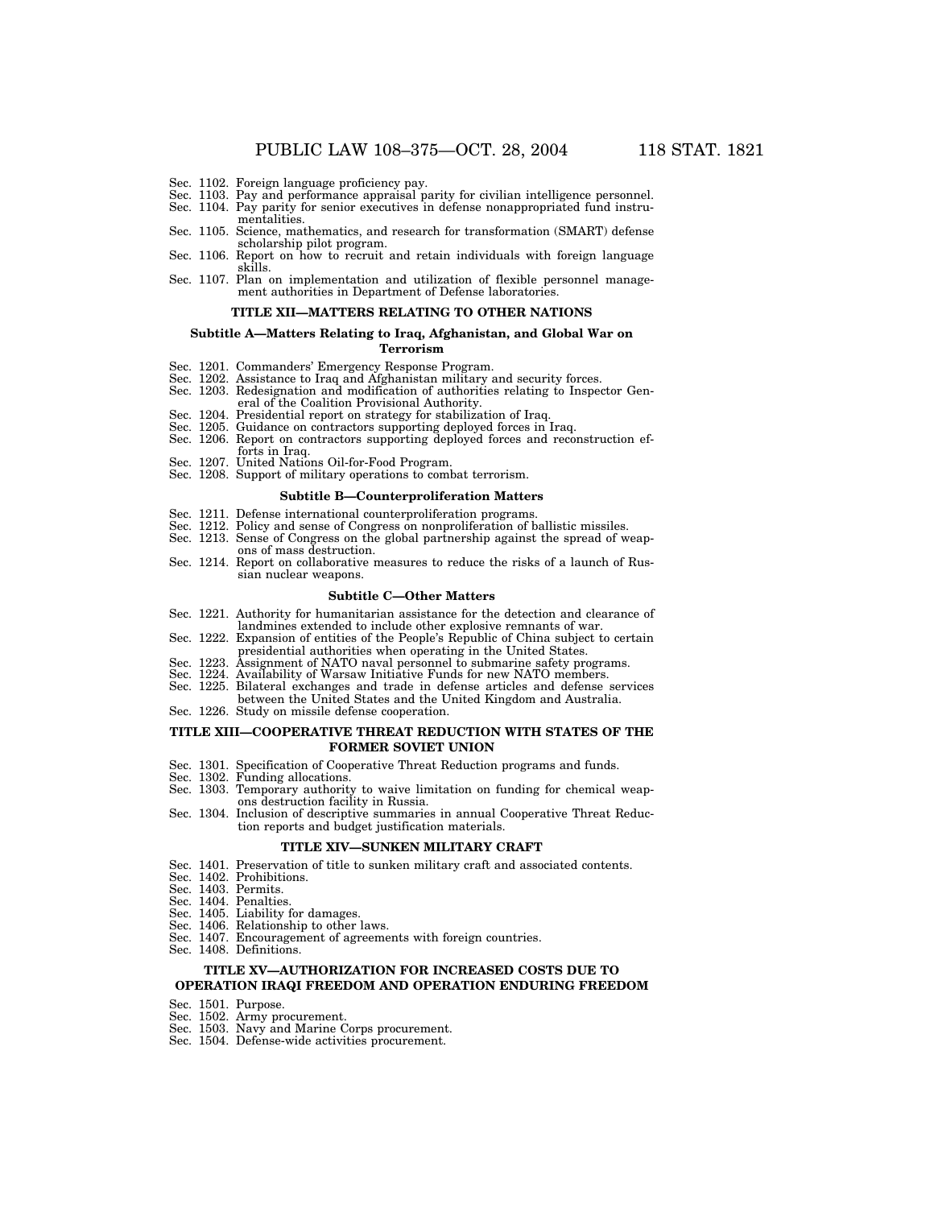Sec. 1102. Foreign language proficiency pay.
Sec. 1103. Pay and performance appraisal parity for civilian intelligence personnel.
Sec. 1104. Pay parity for senior executives in defense nonappropriated fund instrumentalities.
Sec. 1105. Science, mathematics, and research for transformation (SMART) defense scholarship pilot program.
Sec. 1106. Report on how to recruit and retain individuals with foreign language skills.
Sec. 1107. Plan on implementation and utilization of flexible personnel management authorities in Department of Defense laboratories.

### TITLE XII—MATTERS RELATING TO OTHER NATIONS

#### Subtitle A—Matters Relating to Iraq, Afghanistan, and Global War on Terrorism

Sec. 1201. Commanders' Emergency Response Program.
Sec. 1202. Assistance to Iraq and Afghanistan military and security forces.
Sec. 1203. Redesignation and modification of authorities relating to Inspector General of the Coalition Provisional Authority.
Sec. 1204. Presidential report on strategy for stabilization of Iraq.
Sec. 1205. Guidance on contractors supporting deployed forces in Iraq.
Sec. 1206. Report on contractors supporting deployed forces and reconstruction efforts in Iraq.
Sec. 1207. United Nations Oil-for-Food Program.
Sec. 1208. Support of military operations to combat terrorism.

#### Subtitle B—Counterproliferation Matters

Sec. 1211. Defense international counterproliferation programs.
Sec. 1212. Policy and sense of Congress on nonproliferation of ballistic missiles.
Sec. 1213. Sense of Congress on the global partnership against the spread of weapons of mass destruction.
Sec. 1214. Report on collaborative measures to reduce the risks of a launch of Russian nuclear weapons.

#### Subtitle C—Other Matters

Sec. 1221. Authority for humanitarian assistance for the detection and clearance of landmines extended to include other explosive remnants of war.
Sec. 1222. Expansion of entities of the People's Republic of China subject to certain presidential authorities when operating in the United States.
Sec. 1223. Assignment of NATO naval personnel to submarine safety programs.
Sec. 1224. Availability of Warsaw Initiative Funds for new NATO members.
Sec. 1225. Bilateral exchanges and trade in defense articles and defense services between the United States and the United Kingdom and Australia.
Sec. 1226. Study on missile defense cooperation.

### TITLE XIII—COOPERATIVE THREAT REDUCTION WITH STATES OF THE FORMER SOVIET UNION

Sec. 1301. Specification of Cooperative Threat Reduction programs and funds.
Sec. 1302. Funding allocations.
Sec. 1303. Temporary authority to waive limitation on funding for chemical weapons destruction facility in Russia.
Sec. 1304. Inclusion of descriptive summaries in annual Cooperative Threat Reduction reports and budget justification materials.

### TITLE XIV—SUNKEN MILITARY CRAFT

Sec. 1401. Preservation of title to sunken military craft and associated contents.
Sec. 1402. Prohibitions.
Sec. 1403. Permits.
Sec. 1404. Penalties.
Sec. 1405. Liability for damages.
Sec. 1406. Relationship to other laws.
Sec. 1407. Encouragement of agreements with foreign countries.
Sec. 1408. Definitions.

### TITLE XV—AUTHORIZATION FOR INCREASED COSTS DUE TO OPERATION IRAQI FREEDOM AND OPERATION ENDURING FREEDOM

Sec. 1501. Purpose.
Sec. 1502. Army procurement.
Sec. 1503. Navy and Marine Corps procurement.
Sec. 1504. Defense-wide activities procurement.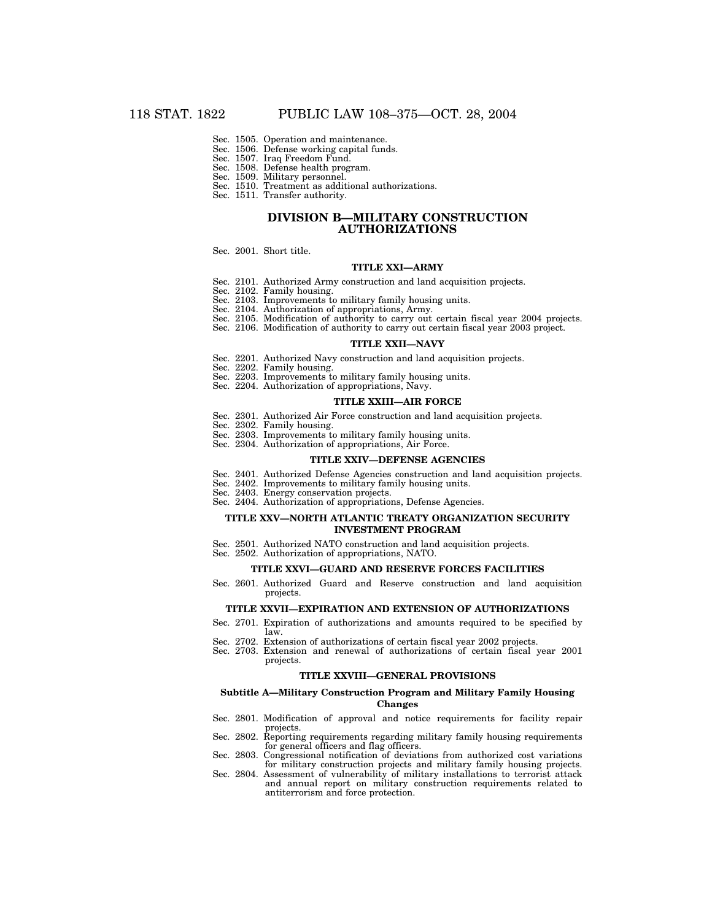Sec. 1505. Operation and maintenance.
Sec. 1506. Defense working capital funds.
Sec. 1507. Iraq Freedom Fund.
Sec. 1508. Defense health program.
Sec. 1509. Military personnel.
Sec. 1510. Treatment as additional authorizations.
Sec. 1511. Transfer authority.

## DIVISION B—MILITARY CONSTRUCTION AUTHORIZATIONS

Sec. 2001. Short title.

### TITLE XXI—ARMY

Sec. 2101. Authorized Army construction and land acquisition projects.
Sec. 2102. Family housing.
Sec. 2103. Improvements to military family housing units.
Sec. 2104. Authorization of appropriations, Army.
Sec. 2105. Modification of authority to carry out certain fiscal year 2004 projects.
Sec. 2106. Modification of authority to carry out certain fiscal year 2003 project.

### TITLE XXII—NAVY

Sec. 2201. Authorized Navy construction and land acquisition projects.
Sec. 2202. Family housing.
Sec. 2203. Improvements to military family housing units.
Sec. 2204. Authorization of appropriations, Navy.

### TITLE XXIII—AIR FORCE

Sec. 2301. Authorized Air Force construction and land acquisition projects.
Sec. 2302. Family housing.
Sec. 2303. Improvements to military family housing units.
Sec. 2304. Authorization of appropriations, Air Force.

### TITLE XXIV—DEFENSE AGENCIES

Sec. 2401. Authorized Defense Agencies construction and land acquisition projects.
Sec. 2402. Improvements to military family housing units.
Sec. 2403. Energy conservation projects.
Sec. 2404. Authorization of appropriations, Defense Agencies.

### TITLE XXV—NORTH ATLANTIC TREATY ORGANIZATION SECURITY INVESTMENT PROGRAM

Sec. 2501. Authorized NATO construction and land acquisition projects.
Sec. 2502. Authorization of appropriations, NATO.

### TITLE XXVI—GUARD AND RESERVE FORCES FACILITIES

Sec. 2601. Authorized Guard and Reserve construction and land acquisition projects.

### TITLE XXVII—EXPIRATION AND EXTENSION OF AUTHORIZATIONS

Sec. 2701. Expiration of authorizations and amounts required to be specified by law.
Sec. 2702. Extension of authorizations of certain fiscal year 2002 projects.
Sec. 2703. Extension and renewal of authorizations of certain fiscal year 2001 projects.

### TITLE XXVIII—GENERAL PROVISIONS

#### Subtitle A—Military Construction Program and Military Family Housing Changes

Sec. 2801. Modification of approval and notice requirements for facility repair projects.
Sec. 2802. Reporting requirements regarding military family housing requirements for general officers and flag officers.
Sec. 2803. Congressional notification of deviations from authorized cost variations for military construction projects and military family housing projects.
Sec. 2804. Assessment of vulnerability of military installations to terrorist attack and annual report on military construction requirements related to antiterrorism and force protection.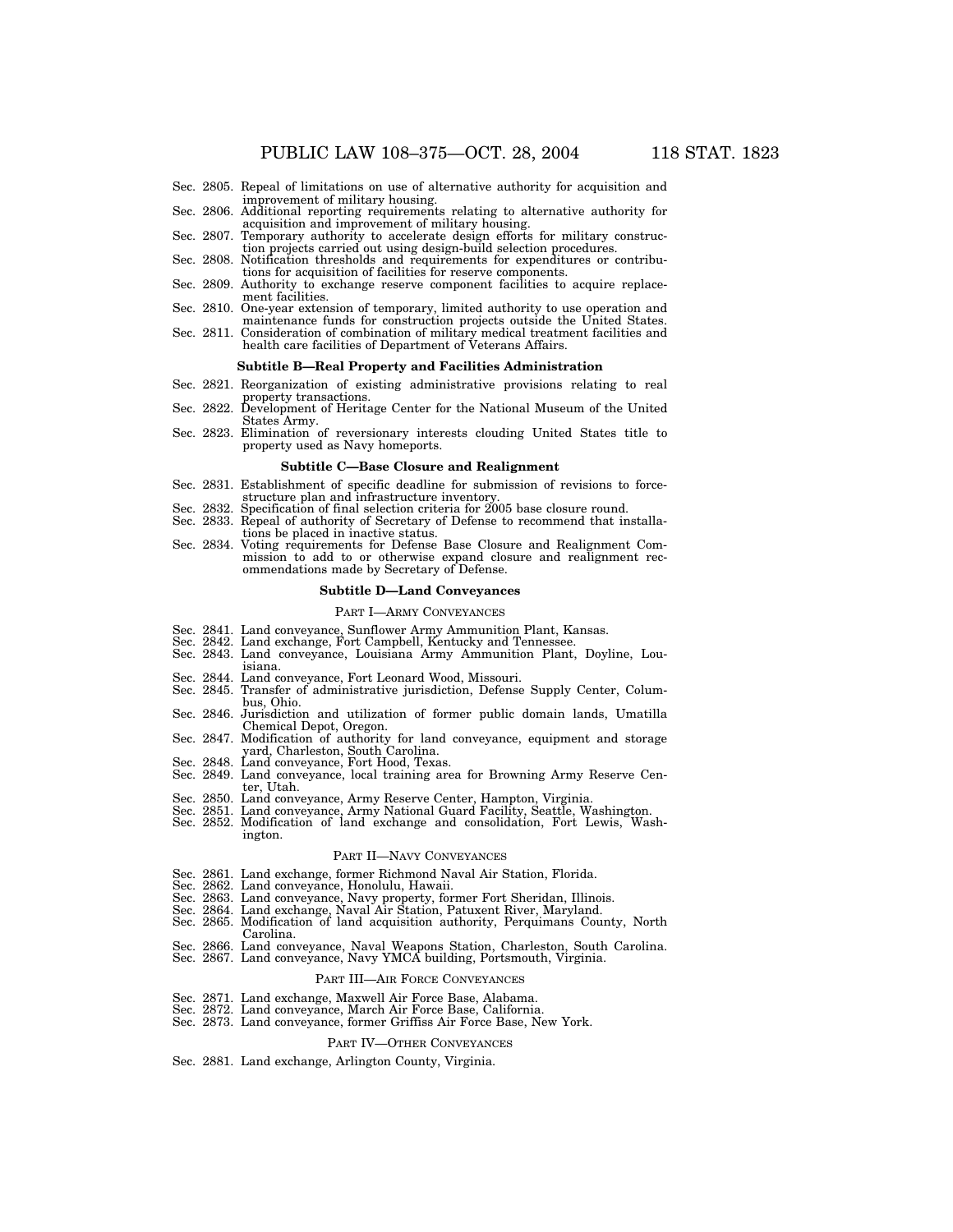Sec. 2805. Repeal of limitations on use of alternative authority for acquisition and improvement of military housing.
Sec. 2806. Additional reporting requirements relating to alternative authority for acquisition and improvement of military housing.
Sec. 2807. Temporary authority to accelerate design efforts for military construction projects carried out using design-build selection procedures.
Sec. 2808. Notification thresholds and requirements for expenditures or contributions for acquisition of facilities for reserve components.
Sec. 2809. Authority to exchange reserve component facilities to acquire replacement facilities.
Sec. 2810. One-year extension of temporary, limited authority to use operation and maintenance funds for construction projects outside the United States.
Sec. 2811. Consideration of combination of military medical treatment facilities and health care facilities of Department of Veterans Affairs.

**Subtitle B—Real Property and Facilities Administration**

Sec. 2821. Reorganization of existing administrative provisions relating to real property transactions.
Sec. 2822. Development of Heritage Center for the National Museum of the United States Army.
Sec. 2823. Elimination of reversionary interests clouding United States title to property used as Navy homeports.

**Subtitle C—Base Closure and Realignment**

Sec. 2831. Establishment of specific deadline for submission of revisions to force-structure plan and infrastructure inventory.
Sec. 2832. Specification of final selection criteria for 2005 base closure round.
Sec. 2833. Repeal of authority of Secretary of Defense to recommend that installations be placed in inactive status.
Sec. 2834. Voting requirements for Defense Base Closure and Realignment Commission to add to or otherwise expand closure and realignment recommendations made by Secretary of Defense.

**Subtitle D—Land Conveyances**

PART I—ARMY CONVEYANCES

Sec. 2841. Land conveyance, Sunflower Army Ammunition Plant, Kansas.
Sec. 2842. Land exchange, Fort Campbell, Kentucky and Tennessee.
Sec. 2843. Land conveyance, Louisiana Army Ammunition Plant, Doyline, Louisiana.
Sec. 2844. Land conveyance, Fort Leonard Wood, Missouri.
Sec. 2845. Transfer of administrative jurisdiction, Defense Supply Center, Columbus, Ohio.
Sec. 2846. Jurisdiction and utilization of former public domain lands, Umatilla Chemical Depot, Oregon.
Sec. 2847. Modification of authority for land conveyance, equipment and storage yard, Charleston, South Carolina.
Sec. 2848. Land conveyance, Fort Hood, Texas.
Sec. 2849. Land conveyance, local training area for Browning Army Reserve Center, Utah.
Sec. 2850. Land conveyance, Army Reserve Center, Hampton, Virginia.
Sec. 2851. Land conveyance, Army National Guard Facility, Seattle, Washington.
Sec. 2852. Modification of land exchange and consolidation, Fort Lewis, Washington.

PART II—NAVY CONVEYANCES

Sec. 2861. Land exchange, former Richmond Naval Air Station, Florida.
Sec. 2862. Land conveyance, Honolulu, Hawaii.
Sec. 2863. Land conveyance, Navy property, former Fort Sheridan, Illinois.
Sec. 2864. Land exchange, Naval Air Station, Patuxent River, Maryland.
Sec. 2865. Modification of land acquisition authority, Perquimans County, North Carolina.
Sec. 2866. Land conveyance, Naval Weapons Station, Charleston, South Carolina.
Sec. 2867. Land conveyance, Navy YMCA building, Portsmouth, Virginia.

PART III—AIR FORCE CONVEYANCES

Sec. 2871. Land exchange, Maxwell Air Force Base, Alabama.
Sec. 2872. Land conveyance, March Air Force Base, California.
Sec. 2873. Land conveyance, former Griffiss Air Force Base, New York.

PART IV—OTHER CONVEYANCES

Sec. 2881. Land exchange, Arlington County, Virginia.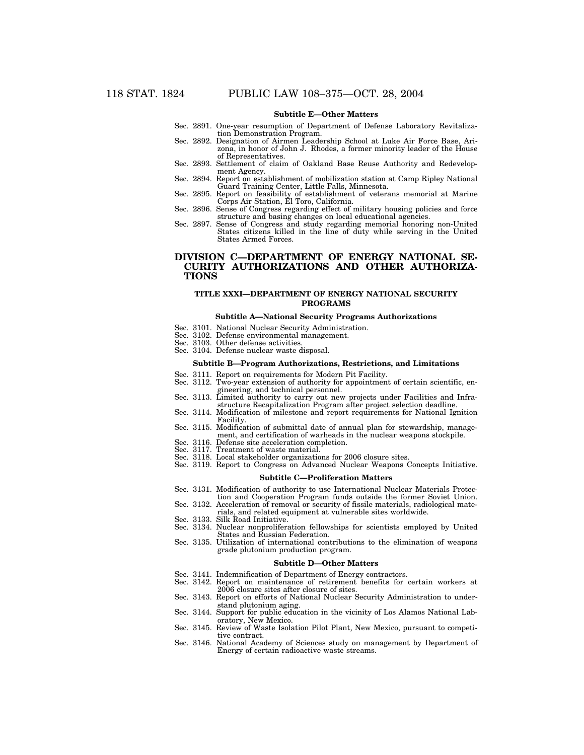**Subtitle E—Other Matters**

Sec. 2891. One-year resumption of Department of Defense Laboratory Revitalization Demonstration Program.
Sec. 2892. Designation of Airmen Leadership School at Luke Air Force Base, Arizona, in honor of John J. Rhodes, a former minority leader of the House of Representatives.
Sec. 2893. Settlement of claim of Oakland Base Reuse Authority and Redevelopment Agency.
Sec. 2894. Report on establishment of mobilization station at Camp Ripley National Guard Training Center, Little Falls, Minnesota.
Sec. 2895. Report on feasibility of establishment of veterans memorial at Marine Corps Air Station, El Toro, California.
Sec. 2896. Sense of Congress regarding effect of military housing policies and force structure and basing changes on local educational agencies.
Sec. 2897. Sense of Congress and study regarding memorial honoring non-United States citizens killed in the line of duty while serving in the United States Armed Forces.

# DIVISION C—DEPARTMENT OF ENERGY NATIONAL SECURITY AUTHORIZATIONS AND OTHER AUTHORIZATIONS

## TITLE XXXI—DEPARTMENT OF ENERGY NATIONAL SECURITY PROGRAMS

**Subtitle A—National Security Programs Authorizations**

Sec. 3101. National Nuclear Security Administration.
Sec. 3102. Defense environmental management.
Sec. 3103. Other defense activities.
Sec. 3104. Defense nuclear waste disposal.

**Subtitle B—Program Authorizations, Restrictions, and Limitations**

Sec. 3111. Report on requirements for Modern Pit Facility.
Sec. 3112. Two-year extension of authority for appointment of certain scientific, engineering, and technical personnel.
Sec. 3113. Limited authority to carry out new projects under Facilities and Infrastructure Recapitalization Program after project selection deadline.
Sec. 3114. Modification of milestone and report requirements for National Ignition Facility.
Sec. 3115. Modification of submittal date of annual plan for stewardship, management, and certification of warheads in the nuclear weapons stockpile.
Sec. 3116. Defense site acceleration completion.
Sec. 3117. Treatment of waste material.
Sec. 3118. Local stakeholder organizations for 2006 closure sites.
Sec. 3119. Report to Congress on Advanced Nuclear Weapons Concepts Initiative.

**Subtitle C—Proliferation Matters**

Sec. 3131. Modification of authority to use International Nuclear Materials Protection and Cooperation Program funds outside the former Soviet Union.
Sec. 3132. Acceleration of removal or security of fissile materials, radiological materials, and related equipment at vulnerable sites worldwide.
Sec. 3133. Silk Road Initiative.
Sec. 3134. Nuclear nonproliferation fellowships for scientists employed by United States and Russian Federation.
Sec. 3135. Utilization of international contributions to the elimination of weapons grade plutonium production program.

**Subtitle D—Other Matters**

Sec. 3141. Indemnification of Department of Energy contractors.
Sec. 3142. Report on maintenance of retirement benefits for certain workers at 2006 closure sites after closure of sites.
Sec. 3143. Report on efforts of National Nuclear Security Administration to understand plutonium aging.
Sec. 3144. Support for public education in the vicinity of Los Alamos National Laboratory, New Mexico.
Sec. 3145. Review of Waste Isolation Pilot Plant, New Mexico, pursuant to competitive contract.
Sec. 3146. National Academy of Sciences study on management by Department of Energy of certain radioactive waste streams.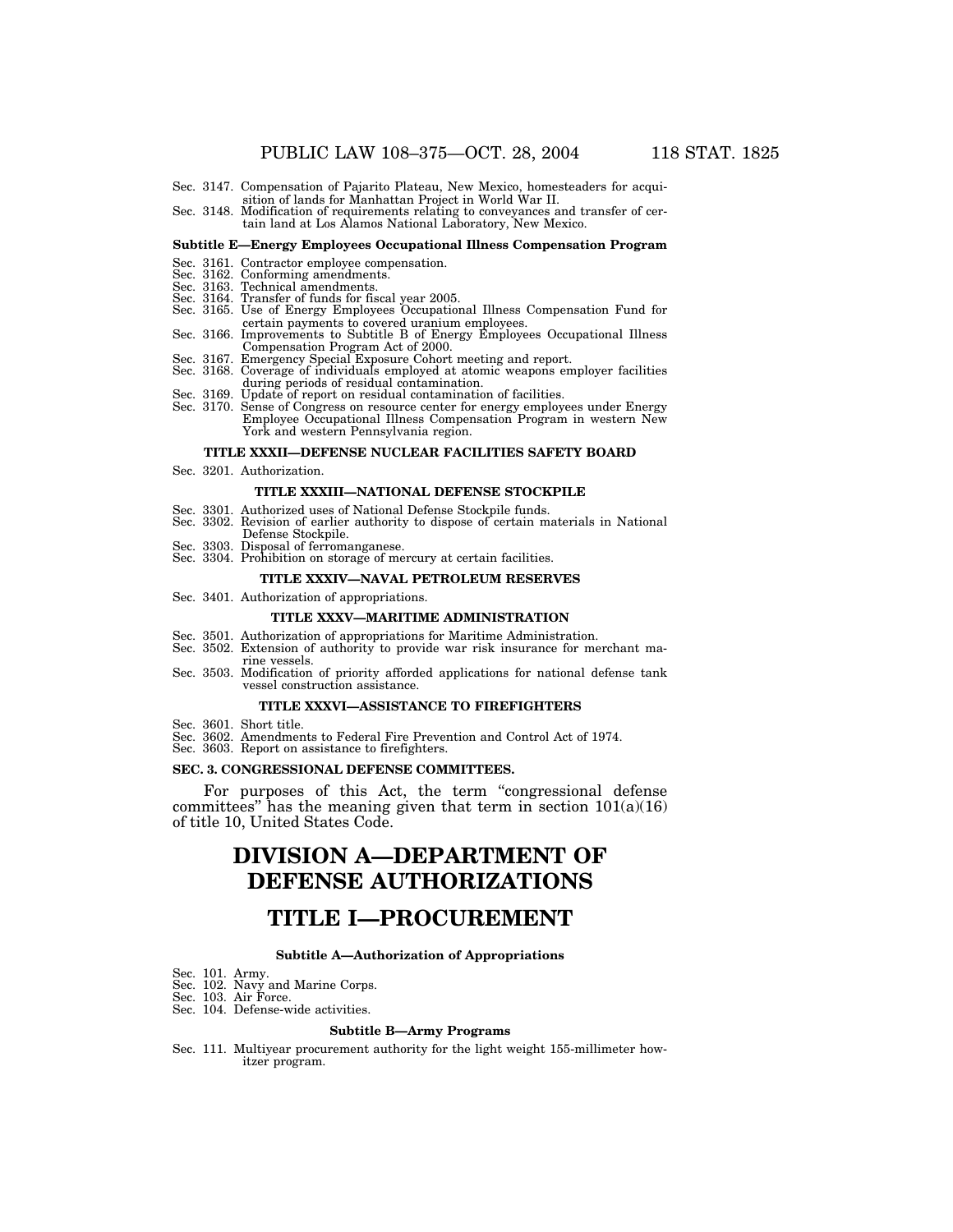Sec. 3147. Compensation of Pajarito Plateau, New Mexico, homesteaders for acquisition of lands for Manhattan Project in World War II.
Sec. 3148. Modification of requirements relating to conveyances and transfer of certain land at Los Alamos National Laboratory, New Mexico.

**Subtitle E—Energy Employees Occupational Illness Compensation Program**

Sec. 3161. Contractor employee compensation.
Sec. 3162. Conforming amendments.
Sec. 3163. Technical amendments.
Sec. 3164. Transfer of funds for fiscal year 2005.
Sec. 3165. Use of Energy Employees Occupational Illness Compensation Fund for certain payments to covered uranium employees.
Sec. 3166. Improvements to Subtitle B of Energy Employees Occupational Illness Compensation Program Act of 2000.
Sec. 3167. Emergency Special Exposure Cohort meeting and report.
Sec. 3168. Coverage of individuals employed at atomic weapons employer facilities during periods of residual contamination.
Sec. 3169. Update of report on residual contamination of facilities.
Sec. 3170. Sense of Congress on resource center for energy employees under Energy Employee Occupational Illness Compensation Program in western New York and western Pennsylvania region.

**TITLE XXXII—DEFENSE NUCLEAR FACILITIES SAFETY BOARD**

Sec. 3201. Authorization.

**TITLE XXXIII—NATIONAL DEFENSE STOCKPILE**

Sec. 3301. Authorized uses of National Defense Stockpile funds.
Sec. 3302. Revision of earlier authority to dispose of certain materials in National Defense Stockpile.
Sec. 3303. Disposal of ferromanganese.
Sec. 3304. Prohibition on storage of mercury at certain facilities.

**TITLE XXXIV—NAVAL PETROLEUM RESERVES**

Sec. 3401. Authorization of appropriations.

**TITLE XXXV—MARITIME ADMINISTRATION**

Sec. 3501. Authorization of appropriations for Maritime Administration.
Sec. 3502. Extension of authority to provide war risk insurance for merchant marine vessels.
Sec. 3503. Modification of priority afforded applications for national defense tank vessel construction assistance.

**TITLE XXXVI—ASSISTANCE TO FIREFIGHTERS**

Sec. 3601. Short title.
Sec. 3602. Amendments to Federal Fire Prevention and Control Act of 1974.
Sec. 3603. Report on assistance to firefighters.

**SEC. 3. CONGRESSIONAL DEFENSE COMMITTEES.**

For purposes of this Act, the term "congressional defense committees" has the meaning given that term in section 101(a)(16) of title 10, United States Code.

# DIVISION A—DEPARTMENT OF DEFENSE AUTHORIZATIONS

# TITLE I—PROCUREMENT

**Subtitle A—Authorization of Appropriations**

Sec. 101. Army.
Sec. 102. Navy and Marine Corps.
Sec. 103. Air Force.
Sec. 104. Defense-wide activities.

**Subtitle B—Army Programs**

Sec. 111. Multiyear procurement authority for the light weight 155-millimeter howitzer program.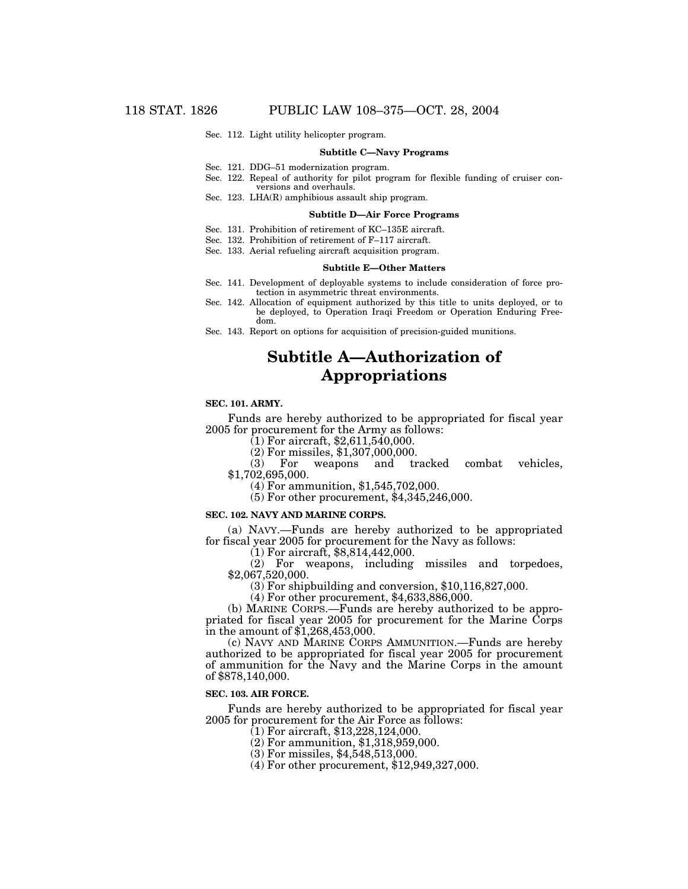Sec. 112. Light utility helicopter program.

**Subtitle C—Navy Programs**

Sec. 121. DDG–51 modernization program.
Sec. 122. Repeal of authority for pilot program for flexible funding of cruiser conversions and overhauls.
Sec. 123. LHA(R) amphibious assault ship program.

**Subtitle D—Air Force Programs**

Sec. 131. Prohibition of retirement of KC–135E aircraft.
Sec. 132. Prohibition of retirement of F–117 aircraft.
Sec. 133. Aerial refueling aircraft acquisition program.

**Subtitle E—Other Matters**

Sec. 141. Development of deployable systems to include consideration of force protection in asymmetric threat environments.
Sec. 142. Allocation of equipment authorized by this title to units deployed, or to be deployed, to Operation Iraqi Freedom or Operation Enduring Freedom.
Sec. 143. Report on options for acquisition of precision-guided munitions.

# Subtitle A—Authorization of Appropriations

**SEC. 101. ARMY.**

Funds are hereby authorized to be appropriated for fiscal year 2005 for procurement for the Army as follows:

(1) For aircraft, $2,611,540,000.

(2) For missiles, $1,307,000,000.

(3) For weapons and tracked combat vehicles, $1,702,695,000.

(4) For ammunition, $1,545,702,000.

(5) For other procurement, $4,345,246,000.

**SEC. 102. NAVY AND MARINE CORPS.**

(a) NAVY.—Funds are hereby authorized to be appropriated for fiscal year 2005 for procurement for the Navy as follows:

(1) For aircraft, $8,814,442,000.

(2) For weapons, including missiles and torpedoes, $2,067,520,000.

(3) For shipbuilding and conversion, $10,116,827,000.

(4) For other procurement, $4,633,886,000.

(b) MARINE CORPS.—Funds are hereby authorized to be appropriated for fiscal year 2005 for procurement for the Marine Corps in the amount of $1,268,453,000.

(c) NAVY AND MARINE CORPS AMMUNITION.—Funds are hereby authorized to be appropriated for fiscal year 2005 for procurement of ammunition for the Navy and the Marine Corps in the amount of $878,140,000.

**SEC. 103. AIR FORCE.**

Funds are hereby authorized to be appropriated for fiscal year 2005 for procurement for the Air Force as follows:

(1) For aircraft, $13,228,124,000.

(2) For ammunition, $1,318,959,000.

(3) For missiles, $4,548,513,000.

(4) For other procurement, $12,949,327,000.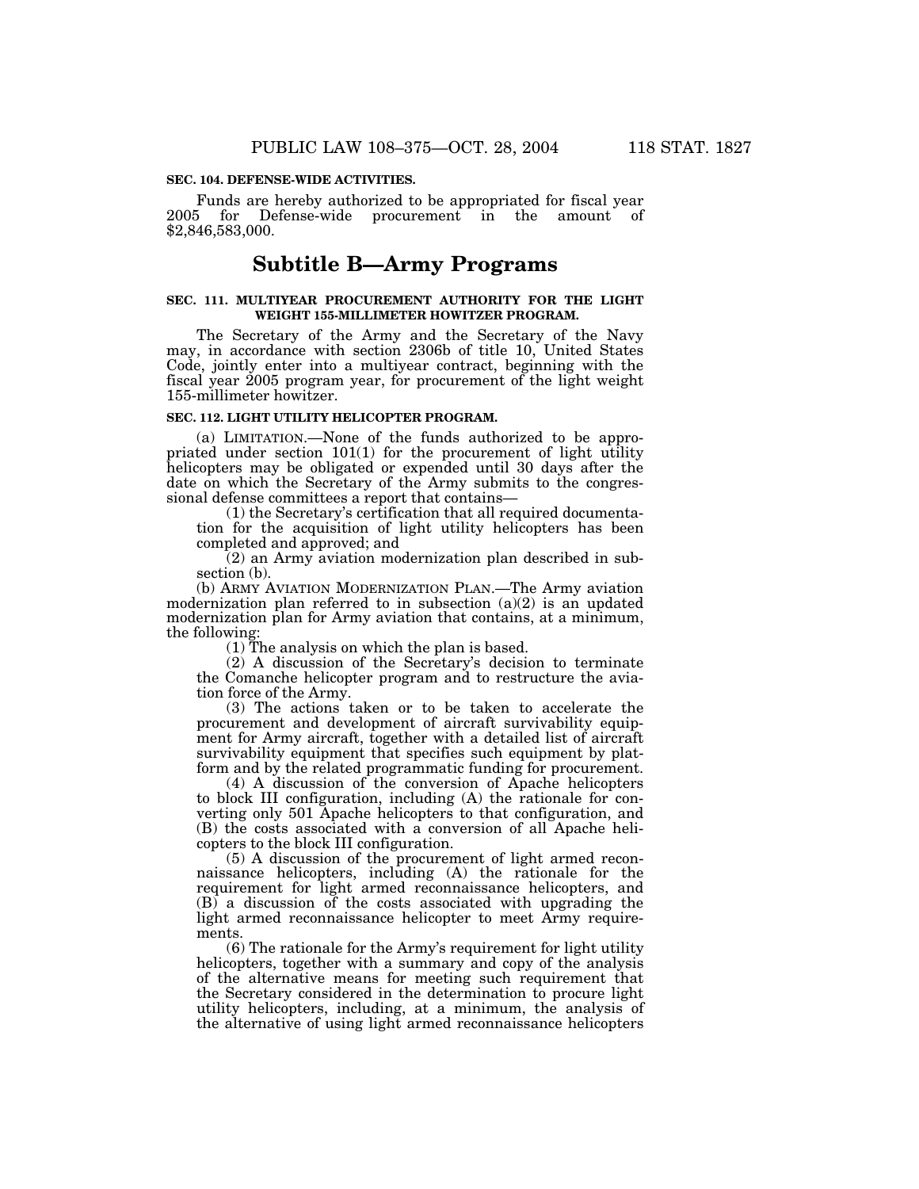**SEC. 104. DEFENSE-WIDE ACTIVITIES.**

Funds are hereby authorized to be appropriated for fiscal year 2005 for Defense-wide procurement in the amount of $2,846,583,000.

# Subtitle B—Army Programs

**SEC. 111. MULTIYEAR PROCUREMENT AUTHORITY FOR THE LIGHT WEIGHT 155-MILLIMETER HOWITZER PROGRAM.**

The Secretary of the Army and the Secretary of the Navy may, in accordance with section 2306b of title 10, United States Code, jointly enter into a multiyear contract, beginning with the fiscal year 2005 program year, for procurement of the light weight 155-millimeter howitzer.

**SEC. 112. LIGHT UTILITY HELICOPTER PROGRAM.**

(a) LIMITATION.—None of the funds authorized to be appropriated under section 101(1) for the procurement of light utility helicopters may be obligated or expended until 30 days after the date on which the Secretary of the Army submits to the congressional defense committees a report that contains—

(1) the Secretary's certification that all required documentation for the acquisition of light utility helicopters has been completed and approved; and

(2) an Army aviation modernization plan described in subsection (b).

(b) ARMY AVIATION MODERNIZATION PLAN.—The Army aviation modernization plan referred to in subsection (a)(2) is an updated modernization plan for Army aviation that contains, at a minimum, the following:

(1) The analysis on which the plan is based.

(2) A discussion of the Secretary's decision to terminate the Comanche helicopter program and to restructure the aviation force of the Army.

(3) The actions taken or to be taken to accelerate the procurement and development of aircraft survivability equipment for Army aircraft, together with a detailed list of aircraft survivability equipment that specifies such equipment by platform and by the related programmatic funding for procurement.

(4) A discussion of the conversion of Apache helicopters to block III configuration, including (A) the rationale for converting only 501 Apache helicopters to that configuration, and (B) the costs associated with a conversion of all Apache helicopters to the block III configuration.

(5) A discussion of the procurement of light armed reconnaissance helicopters, including (A) the rationale for the requirement for light armed reconnaissance helicopters, and (B) a discussion of the costs associated with upgrading the light armed reconnaissance helicopter to meet Army requirements.

(6) The rationale for the Army's requirement for light utility helicopters, together with a summary and copy of the analysis of the alternative means for meeting such requirement that the Secretary considered in the determination to procure light utility helicopters, including, at a minimum, the analysis of the alternative of using light armed reconnaissance helicopters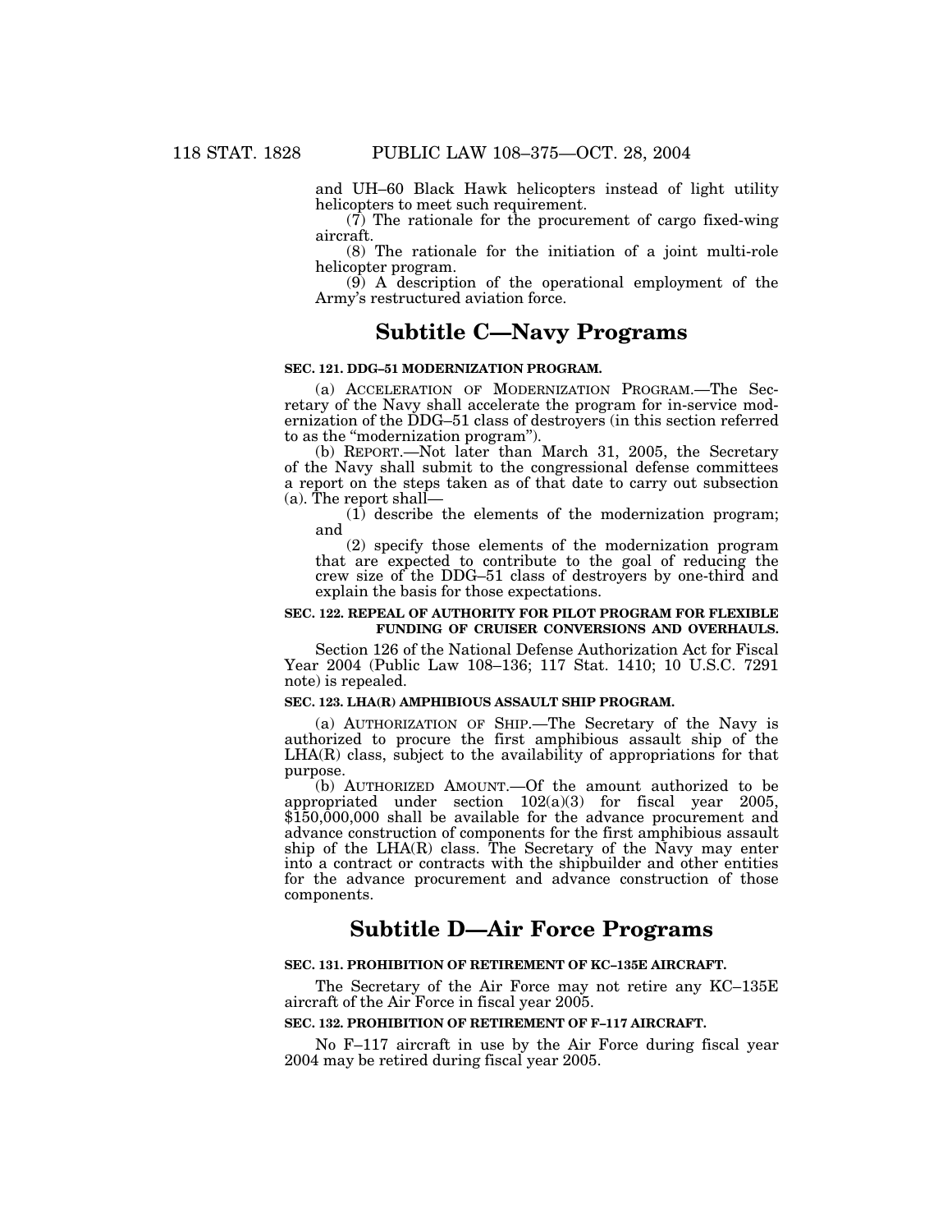and UH–60 Black Hawk helicopters instead of light utility helicopters to meet such requirement.

(7) The rationale for the procurement of cargo fixed-wing aircraft.

(8) The rationale for the initiation of a joint multi-role helicopter program.

(9) A description of the operational employment of the Army's restructured aviation force.

# Subtitle C—Navy Programs

**SEC. 121. DDG–51 MODERNIZATION PROGRAM.**

(a) ACCELERATION OF MODERNIZATION PROGRAM.—The Secretary of the Navy shall accelerate the program for in-service modernization of the DDG–51 class of destroyers (in this section referred to as the "modernization program").

(b) REPORT.—Not later than March 31, 2005, the Secretary of the Navy shall submit to the congressional defense committees a report on the steps taken as of that date to carry out subsection (a). The report shall—

(1) describe the elements of the modernization program; and

(2) specify those elements of the modernization program that are expected to contribute to the goal of reducing the crew size of the DDG–51 class of destroyers by one-third and explain the basis for those expectations.

**SEC. 122. REPEAL OF AUTHORITY FOR PILOT PROGRAM FOR FLEXIBLE FUNDING OF CRUISER CONVERSIONS AND OVERHAULS.**

Section 126 of the National Defense Authorization Act for Fiscal Year 2004 (Public Law 108–136; 117 Stat. 1410; 10 U.S.C. 7291 note) is repealed.

**SEC. 123. LHA(R) AMPHIBIOUS ASSAULT SHIP PROGRAM.**

(a) AUTHORIZATION OF SHIP.—The Secretary of the Navy is authorized to procure the first amphibious assault ship of the LHA(R) class, subject to the availability of appropriations for that purpose.

(b) AUTHORIZED AMOUNT.—Of the amount authorized to be appropriated under section 102(a)(3) for fiscal year 2005, $150,000,000 shall be available for the advance procurement and advance construction of components for the first amphibious assault ship of the LHA(R) class. The Secretary of the Navy may enter into a contract or contracts with the shipbuilder and other entities for the advance procurement and advance construction of those components.

# Subtitle D—Air Force Programs

**SEC. 131. PROHIBITION OF RETIREMENT OF KC–135E AIRCRAFT.**

The Secretary of the Air Force may not retire any KC–135E aircraft of the Air Force in fiscal year 2005.

**SEC. 132. PROHIBITION OF RETIREMENT OF F–117 AIRCRAFT.**

No F–117 aircraft in use by the Air Force during fiscal year 2004 may be retired during fiscal year 2005.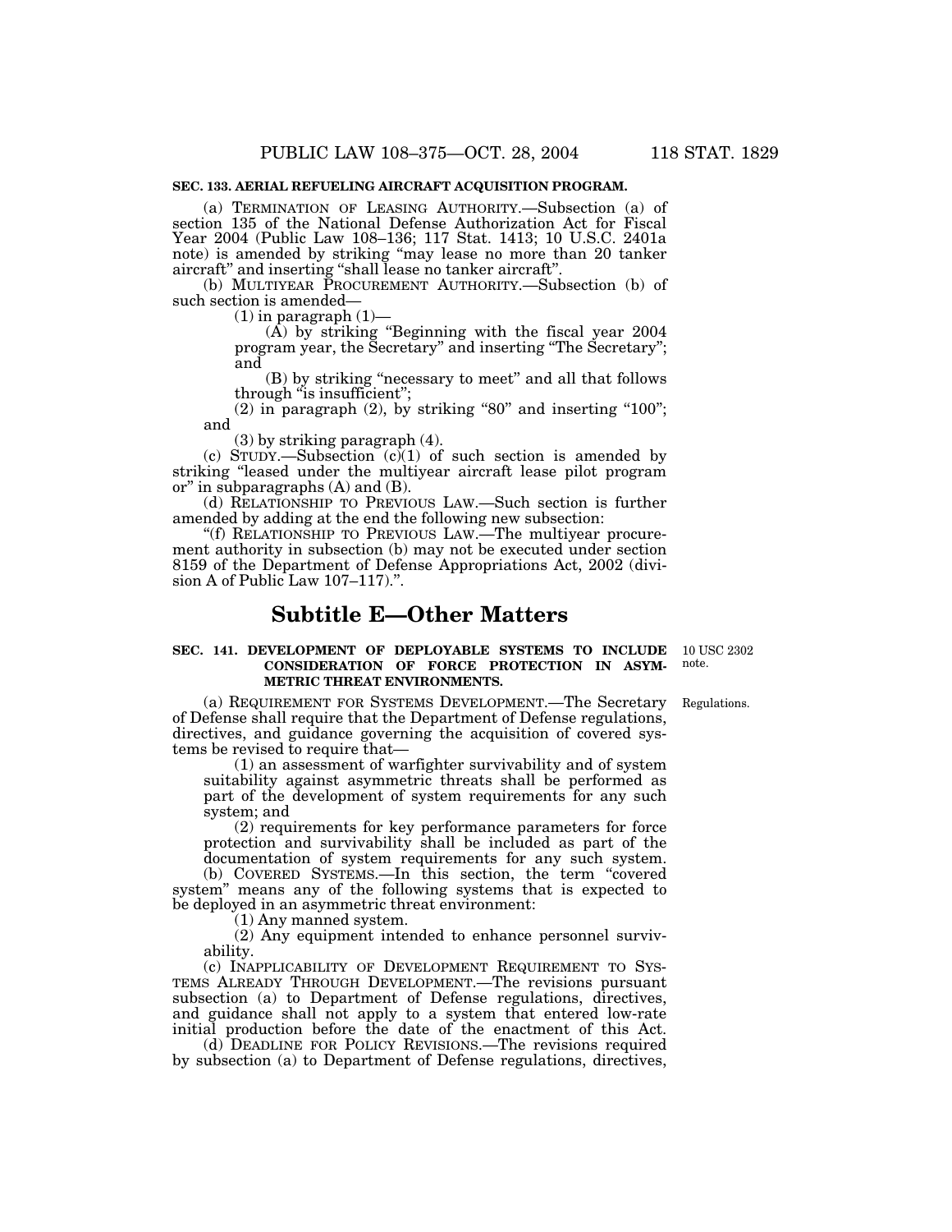**SEC. 133. AERIAL REFUELING AIRCRAFT ACQUISITION PROGRAM.**

(a) TERMINATION OF LEASING AUTHORITY.—Subsection (a) of section 135 of the National Defense Authorization Act for Fiscal Year 2004 (Public Law 108–136; 117 Stat. 1413; 10 U.S.C. 2401a note) is amended by striking "may lease no more than 20 tanker aircraft" and inserting "shall lease no tanker aircraft".

(b) MULTIYEAR PROCUREMENT AUTHORITY.—Subsection (b) of such section is amended—

(1) in paragraph (1)—

(A) by striking "Beginning with the fiscal year 2004 program year, the Secretary" and inserting "The Secretary"; and

(B) by striking "necessary to meet" and all that follows through "is insufficient";

(2) in paragraph (2), by striking "80" and inserting "100"; and

(3) by striking paragraph (4).

(c) STUDY.—Subsection (c)(1) of such section is amended by striking "leased under the multiyear aircraft lease pilot program or" in subparagraphs (A) and (B).

(d) RELATIONSHIP TO PREVIOUS LAW.—Such section is further amended by adding at the end the following new subsection:

"(f) RELATIONSHIP TO PREVIOUS LAW.—The multiyear procurement authority in subsection (b) may not be executed under section 8159 of the Department of Defense Appropriations Act, 2002 (division A of Public Law 107–117).".

## Subtitle E—Other Matters

**SEC. 141. DEVELOPMENT OF DEPLOYABLE SYSTEMS TO INCLUDE CONSIDERATION OF FORCE PROTECTION IN ASYMMETRIC THREAT ENVIRONMENTS.**

10 USC 2302 note.

Regulations.

(a) REQUIREMENT FOR SYSTEMS DEVELOPMENT.—The Secretary of Defense shall require that the Department of Defense regulations, directives, and guidance governing the acquisition of covered systems be revised to require that—

(1) an assessment of warfighter survivability and of system suitability against asymmetric threats shall be performed as part of the development of system requirements for any such system; and

(2) requirements for key performance parameters for force protection and survivability shall be included as part of the documentation of system requirements for any such system.

(b) COVERED SYSTEMS.—In this section, the term "covered system" means any of the following systems that is expected to be deployed in an asymmetric threat environment:

(1) Any manned system.

(2) Any equipment intended to enhance personnel survivability.

(c) INAPPLICABILITY OF DEVELOPMENT REQUIREMENT TO SYSTEMS ALREADY THROUGH DEVELOPMENT.—The revisions pursuant subsection (a) to Department of Defense regulations, directives, and guidance shall not apply to a system that entered low-rate initial production before the date of the enactment of this Act.

(d) DEADLINE FOR POLICY REVISIONS.—The revisions required by subsection (a) to Department of Defense regulations, directives,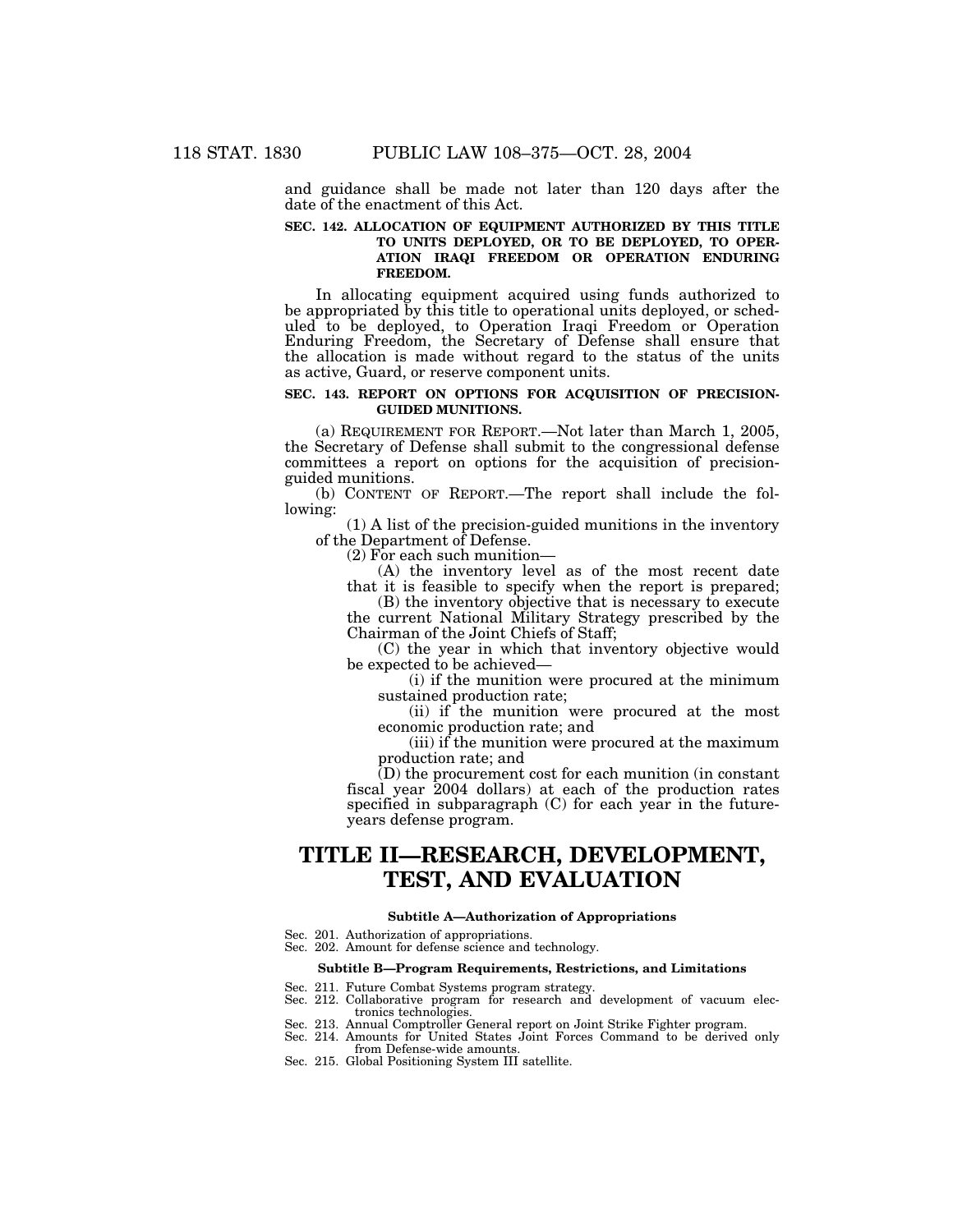and guidance shall be made not later than 120 days after the date of the enactment of this Act.

**SEC. 142. ALLOCATION OF EQUIPMENT AUTHORIZED BY THIS TITLE TO UNITS DEPLOYED, OR TO BE DEPLOYED, TO OPERATION IRAQI FREEDOM OR OPERATION ENDURING FREEDOM.**

In allocating equipment acquired using funds authorized to be appropriated by this title to operational units deployed, or scheduled to be deployed, to Operation Iraqi Freedom or Operation Enduring Freedom, the Secretary of Defense shall ensure that the allocation is made without regard to the status of the units as active, Guard, or reserve component units.

**SEC. 143. REPORT ON OPTIONS FOR ACQUISITION OF PRECISION-GUIDED MUNITIONS.**

(a) REQUIREMENT FOR REPORT.—Not later than March 1, 2005, the Secretary of Defense shall submit to the congressional defense committees a report on options for the acquisition of precision-guided munitions.

(b) CONTENT OF REPORT.—The report shall include the following:

(1) A list of the precision-guided munitions in the inventory of the Department of Defense.

(2) For each such munition—

(A) the inventory level as of the most recent date that it is feasible to specify when the report is prepared;

(B) the inventory objective that is necessary to execute the current National Military Strategy prescribed by the Chairman of the Joint Chiefs of Staff;

(C) the year in which that inventory objective would be expected to be achieved—

(i) if the munition were procured at the minimum sustained production rate;

(ii) if the munition were procured at the most economic production rate; and

(iii) if the munition were procured at the maximum production rate; and

(D) the procurement cost for each munition (in constant fiscal year 2004 dollars) at each of the production rates specified in subparagraph (C) for each year in the future-years defense program.

# TITLE II—RESEARCH, DEVELOPMENT, TEST, AND EVALUATION

**Subtitle A—Authorization of Appropriations**

Sec. 201. Authorization of appropriations.
Sec. 202. Amount for defense science and technology.

**Subtitle B—Program Requirements, Restrictions, and Limitations**

Sec. 211. Future Combat Systems program strategy.
Sec. 212. Collaborative program for research and development of vacuum electronics technologies.
Sec. 213. Annual Comptroller General report on Joint Strike Fighter program.
Sec. 214. Amounts for United States Joint Forces Command to be derived only from Defense-wide amounts.
Sec. 215. Global Positioning System III satellite.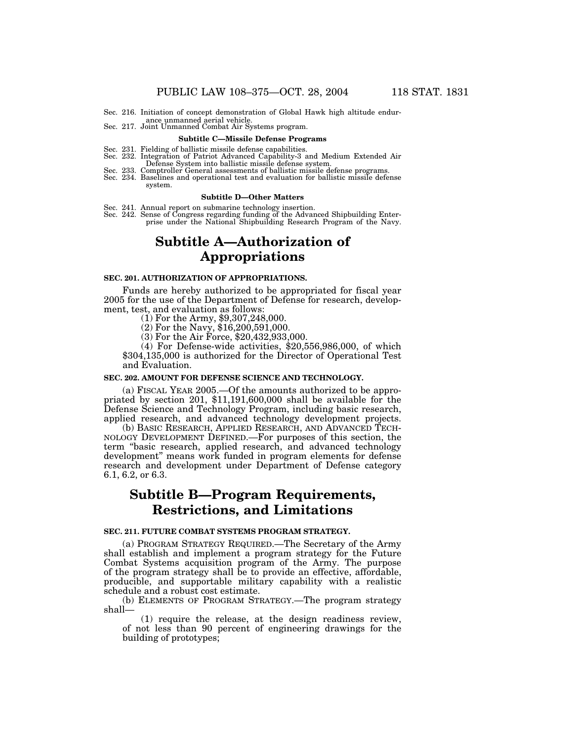Sec. 216. Initiation of concept demonstration of Global Hawk high altitude endurance unmanned aerial vehicle.
Sec. 217. Joint Unmanned Combat Air Systems program.

**Subtitle C—Missile Defense Programs**

Sec. 231. Fielding of ballistic missile defense capabilities.
Sec. 232. Integration of Patriot Advanced Capability-3 and Medium Extended Air Defense System into ballistic missile defense system.
Sec. 233. Comptroller General assessments of ballistic missile defense programs.
Sec. 234. Baselines and operational test and evaluation for ballistic missile defense system.

**Subtitle D—Other Matters**

Sec. 241. Annual report on submarine technology insertion.
Sec. 242. Sense of Congress regarding funding of the Advanced Shipbuilding Enterprise under the National Shipbuilding Research Program of the Navy.

# Subtitle A—Authorization of Appropriations

### SEC. 201. AUTHORIZATION OF APPROPRIATIONS.

Funds are hereby authorized to be appropriated for fiscal year 2005 for the use of the Department of Defense for research, development, test, and evaluation as follows:

(1) For the Army, $9,307,248,000.

(2) For the Navy, $16,200,591,000.

(3) For the Air Force, $20,432,933,000.

(4) For Defense-wide activities, $20,556,986,000, of which $304,135,000 is authorized for the Director of Operational Test and Evaluation.

### SEC. 202. AMOUNT FOR DEFENSE SCIENCE AND TECHNOLOGY.

(a) FISCAL YEAR 2005.—Of the amounts authorized to be appropriated by section 201, $11,191,600,000 shall be available for the Defense Science and Technology Program, including basic research, applied research, and advanced technology development projects.

(b) BASIC RESEARCH, APPLIED RESEARCH, AND ADVANCED TECHNOLOGY DEVELOPMENT DEFINED.—For purposes of this section, the term "basic research, applied research, and advanced technology development" means work funded in program elements for defense research and development under Department of Defense category 6.1, 6.2, or 6.3.

# Subtitle B—Program Requirements, Restrictions, and Limitations

### SEC. 211. FUTURE COMBAT SYSTEMS PROGRAM STRATEGY.

(a) PROGRAM STRATEGY REQUIRED.—The Secretary of the Army shall establish and implement a program strategy for the Future Combat Systems acquisition program of the Army. The purpose of the program strategy shall be to provide an effective, affordable, producible, and supportable military capability with a realistic schedule and a robust cost estimate.

(b) ELEMENTS OF PROGRAM STRATEGY.—The program strategy shall—

(1) require the release, at the design readiness review, of not less than 90 percent of engineering drawings for the building of prototypes;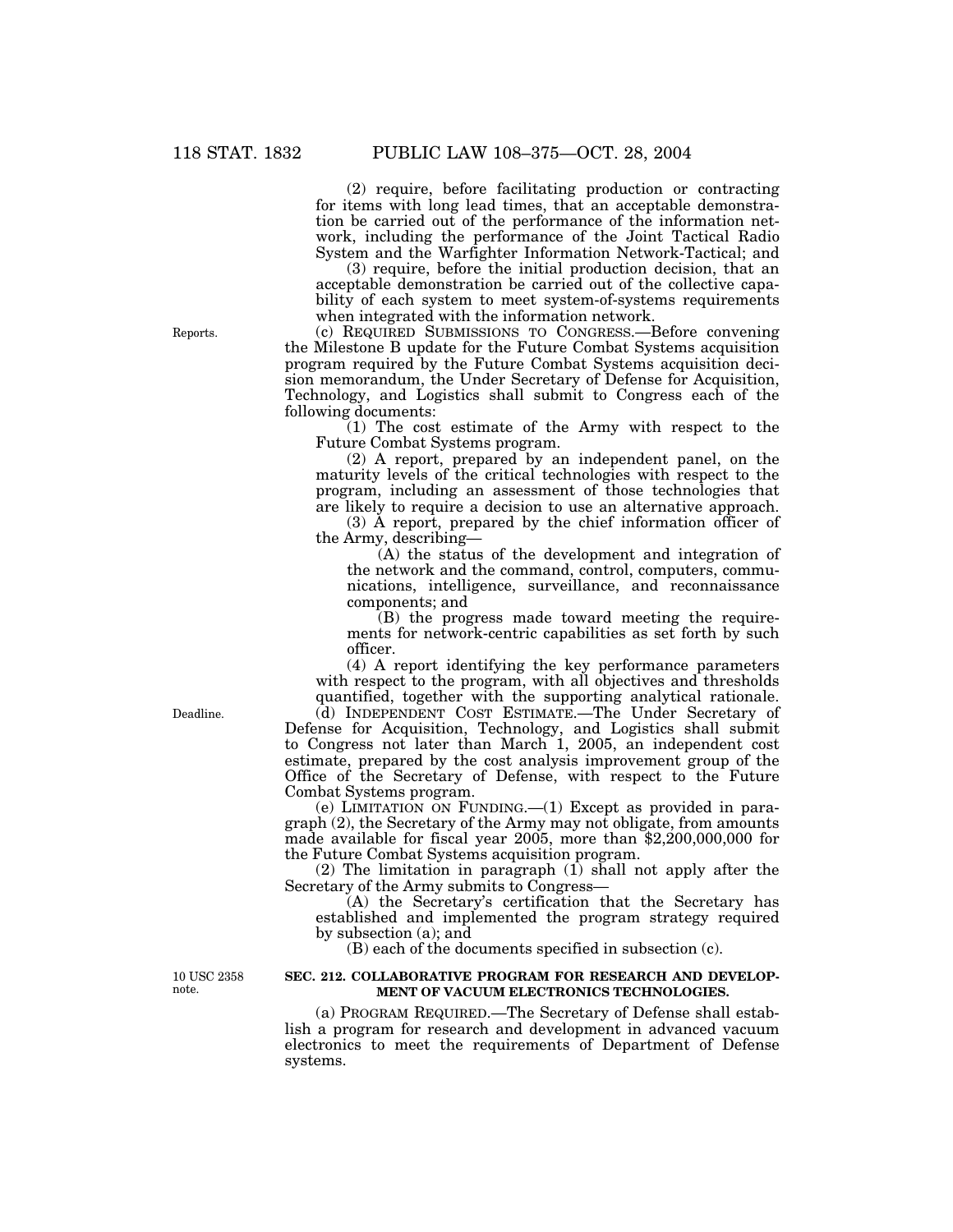(2) require, before facilitating production or contracting for items with long lead times, that an acceptable demonstration be carried out of the performance of the information network, including the performance of the Joint Tactical Radio System and the Warfighter Information Network-Tactical; and

(3) require, before the initial production decision, that an acceptable demonstration be carried out of the collective capability of each system to meet system-of-systems requirements when integrated with the information network.

Reports.

(c) REQUIRED SUBMISSIONS TO CONGRESS.—Before convening the Milestone B update for the Future Combat Systems acquisition program required by the Future Combat Systems acquisition decision memorandum, the Under Secretary of Defense for Acquisition, Technology, and Logistics shall submit to Congress each of the following documents:

(1) The cost estimate of the Army with respect to the Future Combat Systems program.

(2) A report, prepared by an independent panel, on the maturity levels of the critical technologies with respect to the program, including an assessment of those technologies that are likely to require a decision to use an alternative approach.

(3) A report, prepared by the chief information officer of the Army, describing—

(A) the status of the development and integration of the network and the command, control, computers, communications, intelligence, surveillance, and reconnaissance components; and

(B) the progress made toward meeting the requirements for network-centric capabilities as set forth by such officer.

(4) A report identifying the key performance parameters with respect to the program, with all objectives and thresholds quantified, together with the supporting analytical rationale.

Deadline.

(d) INDEPENDENT COST ESTIMATE.—The Under Secretary of Defense for Acquisition, Technology, and Logistics shall submit to Congress not later than March 1, 2005, an independent cost estimate, prepared by the cost analysis improvement group of the Office of the Secretary of Defense, with respect to the Future Combat Systems program.

(e) LIMITATION ON FUNDING.—(1) Except as provided in paragraph (2), the Secretary of the Army may not obligate, from amounts made available for fiscal year 2005, more than $2,200,000,000 for the Future Combat Systems acquisition program.

(2) The limitation in paragraph (1) shall not apply after the Secretary of the Army submits to Congress—

(A) the Secretary's certification that the Secretary has established and implemented the program strategy required by subsection (a); and

(B) each of the documents specified in subsection (c).

10 USC 2358 note.

**SEC. 212. COLLABORATIVE PROGRAM FOR RESEARCH AND DEVELOPMENT OF VACUUM ELECTRONICS TECHNOLOGIES.**

(a) PROGRAM REQUIRED.—The Secretary of Defense shall establish a program for research and development in advanced vacuum electronics to meet the requirements of Department of Defense systems.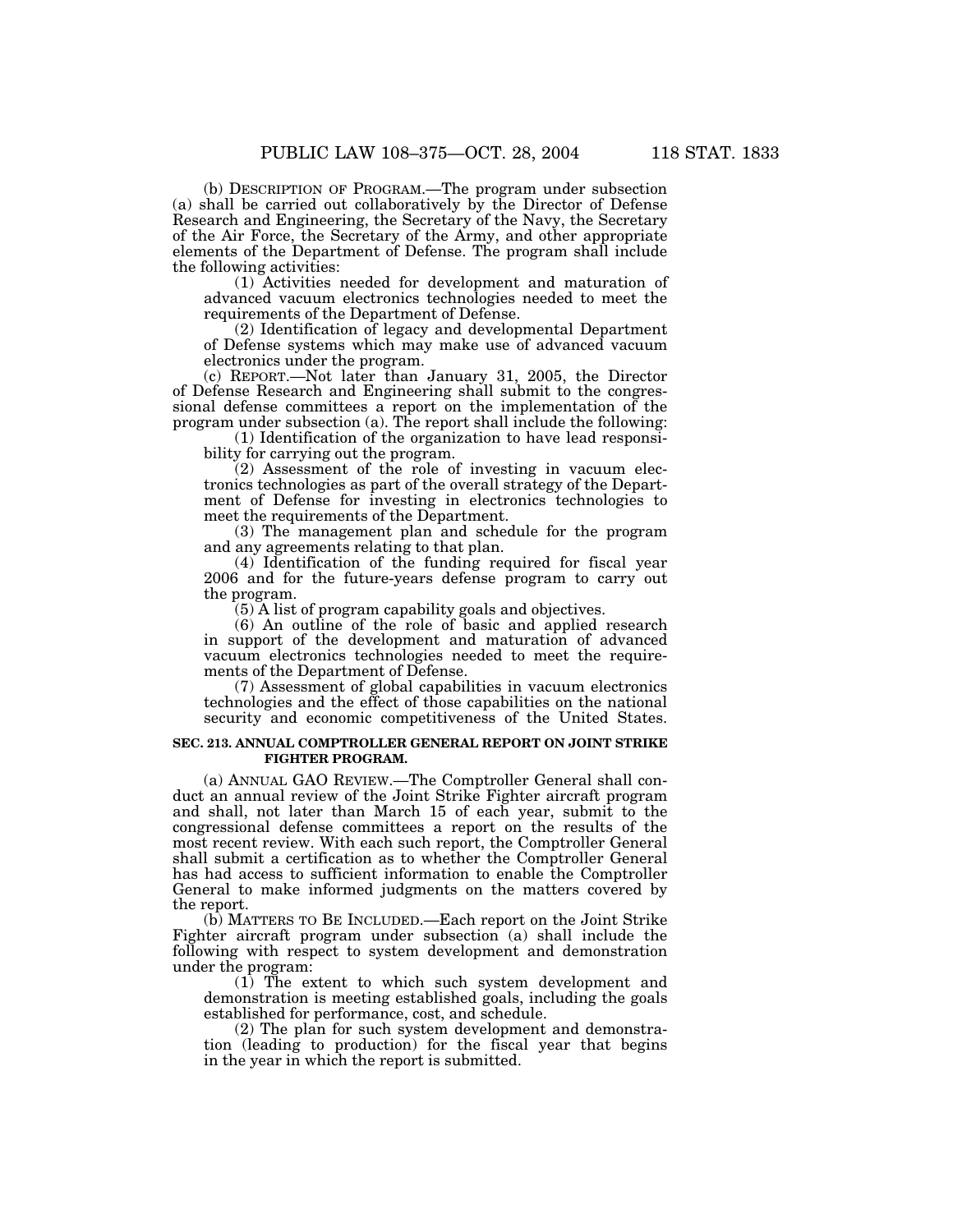(b) DESCRIPTION OF PROGRAM.—The program under subsection (a) shall be carried out collaboratively by the Director of Defense Research and Engineering, the Secretary of the Navy, the Secretary of the Air Force, the Secretary of the Army, and other appropriate elements of the Department of Defense. The program shall include the following activities:

(1) Activities needed for development and maturation of advanced vacuum electronics technologies needed to meet the requirements of the Department of Defense.

(2) Identification of legacy and developmental Department of Defense systems which may make use of advanced vacuum electronics under the program.

(c) REPORT.—Not later than January 31, 2005, the Director of Defense Research and Engineering shall submit to the congressional defense committees a report on the implementation of the program under subsection (a). The report shall include the following:

(1) Identification of the organization to have lead responsibility for carrying out the program.

(2) Assessment of the role of investing in vacuum electronics technologies as part of the overall strategy of the Department of Defense for investing in electronics technologies to meet the requirements of the Department.

(3) The management plan and schedule for the program and any agreements relating to that plan.

(4) Identification of the funding required for fiscal year 2006 and for the future-years defense program to carry out the program.

(5) A list of program capability goals and objectives.

(6) An outline of the role of basic and applied research in support of the development and maturation of advanced vacuum electronics technologies needed to meet the requirements of the Department of Defense.

(7) Assessment of global capabilities in vacuum electronics technologies and the effect of those capabilities on the national security and economic competitiveness of the United States.

**SEC. 213. ANNUAL COMPTROLLER GENERAL REPORT ON JOINT STRIKE FIGHTER PROGRAM.**

(a) ANNUAL GAO REVIEW.—The Comptroller General shall conduct an annual review of the Joint Strike Fighter aircraft program and shall, not later than March 15 of each year, submit to the congressional defense committees a report on the results of the most recent review. With each such report, the Comptroller General shall submit a certification as to whether the Comptroller General has had access to sufficient information to enable the Comptroller General to make informed judgments on the matters covered by the report.

(b) MATTERS TO BE INCLUDED.—Each report on the Joint Strike Fighter aircraft program under subsection (a) shall include the following with respect to system development and demonstration under the program:

(1) The extent to which such system development and demonstration is meeting established goals, including the goals established for performance, cost, and schedule.

(2) The plan for such system development and demonstration (leading to production) for the fiscal year that begins in the year in which the report is submitted.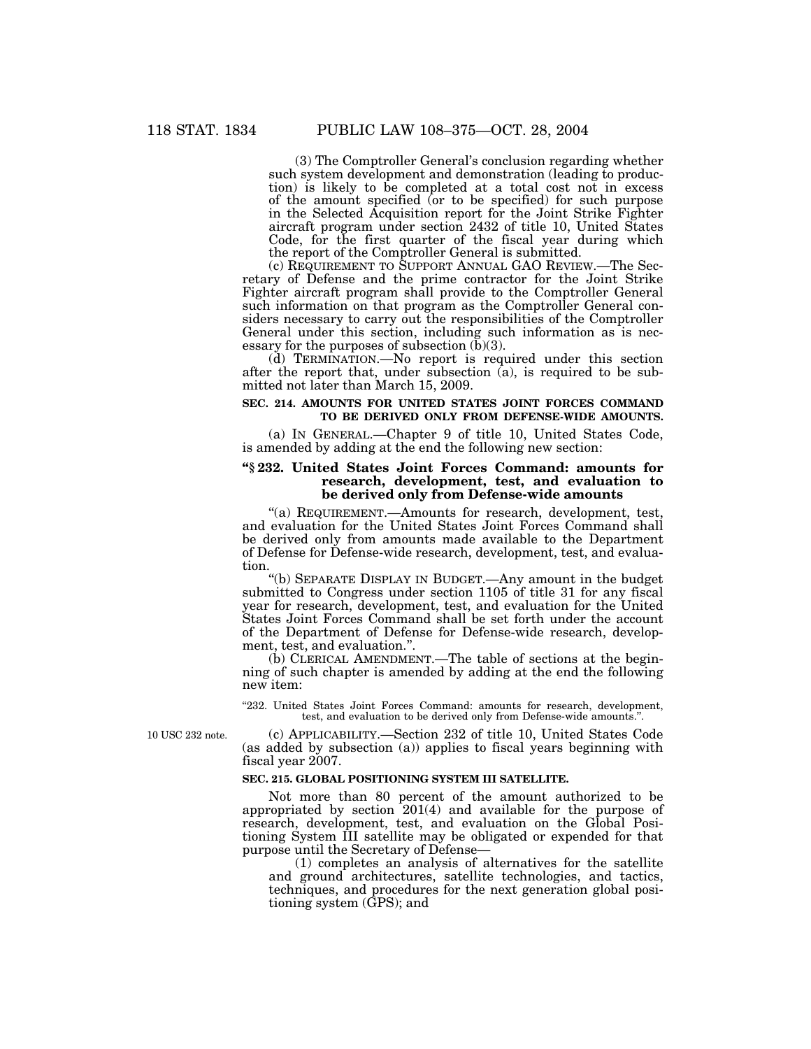(3) The Comptroller General's conclusion regarding whether such system development and demonstration (leading to production) is likely to be completed at a total cost not in excess of the amount specified (or to be specified) for such purpose in the Selected Acquisition report for the Joint Strike Fighter aircraft program under section 2432 of title 10, United States Code, for the first quarter of the fiscal year during which the report of the Comptroller General is submitted.

(c) REQUIREMENT TO SUPPORT ANNUAL GAO REVIEW.—The Secretary of Defense and the prime contractor for the Joint Strike Fighter aircraft program shall provide to the Comptroller General such information on that program as the Comptroller General considers necessary to carry out the responsibilities of the Comptroller General under this section, including such information as is necessary for the purposes of subsection (b)(3).

(d) TERMINATION.—No report is required under this section after the report that, under subsection (a), is required to be submitted not later than March 15, 2009.

**SEC. 214. AMOUNTS FOR UNITED STATES JOINT FORCES COMMAND TO BE DERIVED ONLY FROM DEFENSE-WIDE AMOUNTS.**

(a) IN GENERAL.—Chapter 9 of title 10, United States Code, is amended by adding at the end the following new section:

**"§ 232. United States Joint Forces Command: amounts for research, development, test, and evaluation to be derived only from Defense-wide amounts**

"(a) REQUIREMENT.—Amounts for research, development, test, and evaluation for the United States Joint Forces Command shall be derived only from amounts made available to the Department of Defense for Defense-wide research, development, test, and evaluation.

"(b) SEPARATE DISPLAY IN BUDGET.—Any amount in the budget submitted to Congress under section 1105 of title 31 for any fiscal year for research, development, test, and evaluation for the United States Joint Forces Command shall be set forth under the account of the Department of Defense for Defense-wide research, development, test, and evaluation.".

(b) CLERICAL AMENDMENT.—The table of sections at the beginning of such chapter is amended by adding at the end the following new item:

"232. United States Joint Forces Command: amounts for research, development, test, and evaluation to be derived only from Defense-wide amounts.".

10 USC 232 note.

(c) APPLICABILITY.—Section 232 of title 10, United States Code (as added by subsection (a)) applies to fiscal years beginning with fiscal year 2007.

**SEC. 215. GLOBAL POSITIONING SYSTEM III SATELLITE.**

Not more than 80 percent of the amount authorized to be appropriated by section 201(4) and available for the purpose of research, development, test, and evaluation on the Global Positioning System III satellite may be obligated or expended for that purpose until the Secretary of Defense—

(1) completes an analysis of alternatives for the satellite and ground architectures, satellite technologies, and tactics, techniques, and procedures for the next generation global positioning system (GPS); and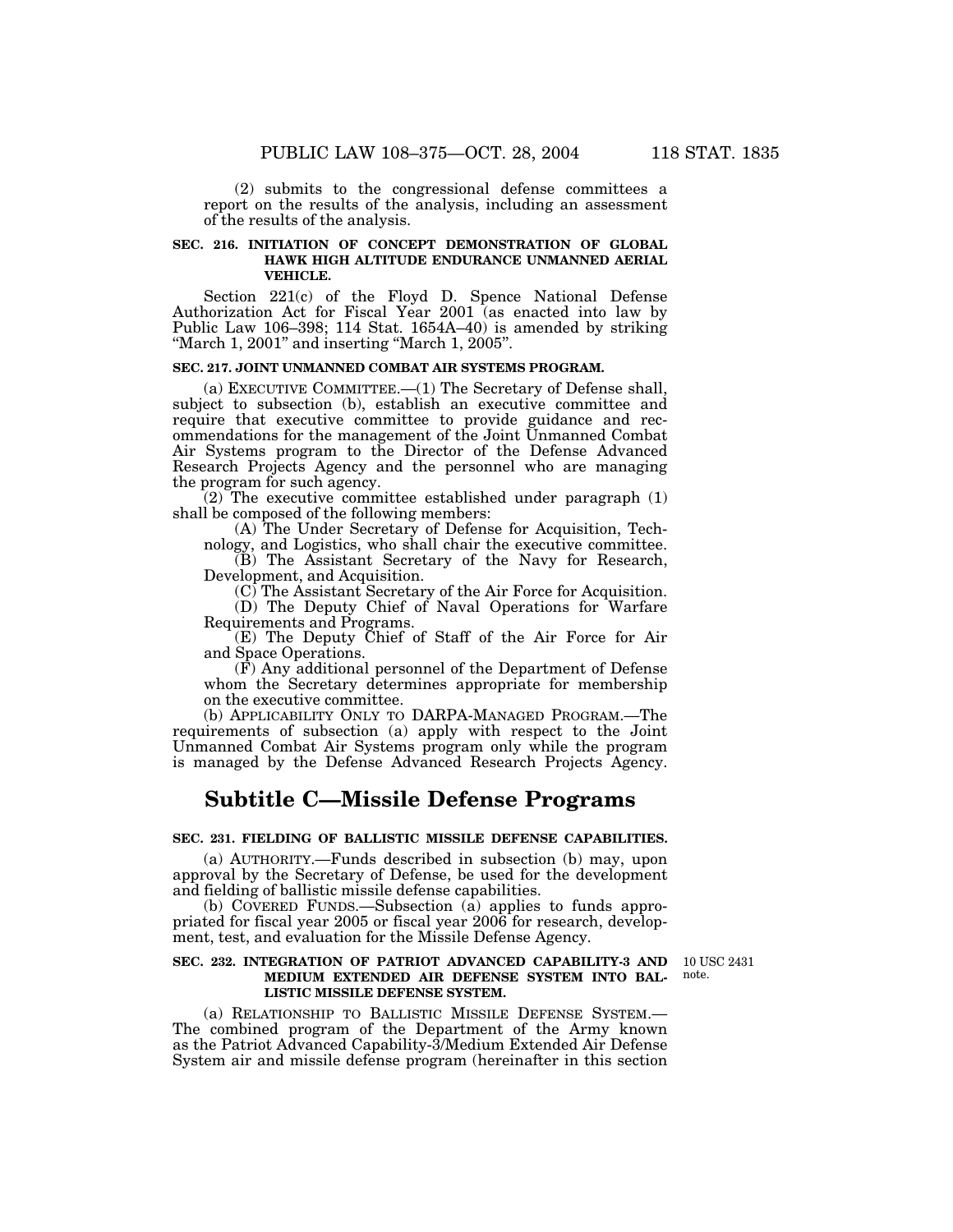(2) submits to the congressional defense committees a report on the results of the analysis, including an assessment of the results of the analysis.

**SEC. 216. INITIATION OF CONCEPT DEMONSTRATION OF GLOBAL HAWK HIGH ALTITUDE ENDURANCE UNMANNED AERIAL VEHICLE.**

Section 221(c) of the Floyd D. Spence National Defense Authorization Act for Fiscal Year 2001 (as enacted into law by Public Law 106–398; 114 Stat. 1654A–40) is amended by striking "March 1, 2001" and inserting "March 1, 2005".

**SEC. 217. JOINT UNMANNED COMBAT AIR SYSTEMS PROGRAM.**

(a) EXECUTIVE COMMITTEE.—(1) The Secretary of Defense shall, subject to subsection (b), establish an executive committee and require that executive committee to provide guidance and recommendations for the management of the Joint Unmanned Combat Air Systems program to the Director of the Defense Advanced Research Projects Agency and the personnel who are managing the program for such agency.

(2) The executive committee established under paragraph (1) shall be composed of the following members:

(A) The Under Secretary of Defense for Acquisition, Technology, and Logistics, who shall chair the executive committee.

(B) The Assistant Secretary of the Navy for Research, Development, and Acquisition.

(C) The Assistant Secretary of the Air Force for Acquisition.

(D) The Deputy Chief of Naval Operations for Warfare Requirements and Programs.

(E) The Deputy Chief of Staff of the Air Force for Air and Space Operations.

(F) Any additional personnel of the Department of Defense whom the Secretary determines appropriate for membership on the executive committee.

(b) APPLICABILITY ONLY TO DARPA-MANAGED PROGRAM.—The requirements of subsection (a) apply with respect to the Joint Unmanned Combat Air Systems program only while the program is managed by the Defense Advanced Research Projects Agency.

## Subtitle C—Missile Defense Programs

**SEC. 231. FIELDING OF BALLISTIC MISSILE DEFENSE CAPABILITIES.**

(a) AUTHORITY.—Funds described in subsection (b) may, upon approval by the Secretary of Defense, be used for the development and fielding of ballistic missile defense capabilities.

(b) COVERED FUNDS.—Subsection (a) applies to funds appropriated for fiscal year 2005 or fiscal year 2006 for research, development, test, and evaluation for the Missile Defense Agency.

**SEC. 232. INTEGRATION OF PATRIOT ADVANCED CAPABILITY-3 AND MEDIUM EXTENDED AIR DEFENSE SYSTEM INTO BALLISTIC MISSILE DEFENSE SYSTEM.**

10 USC 2431 note.

(a) RELATIONSHIP TO BALLISTIC MISSILE DEFENSE SYSTEM.—The combined program of the Department of the Army known as the Patriot Advanced Capability-3/Medium Extended Air Defense System air and missile defense program (hereinafter in this section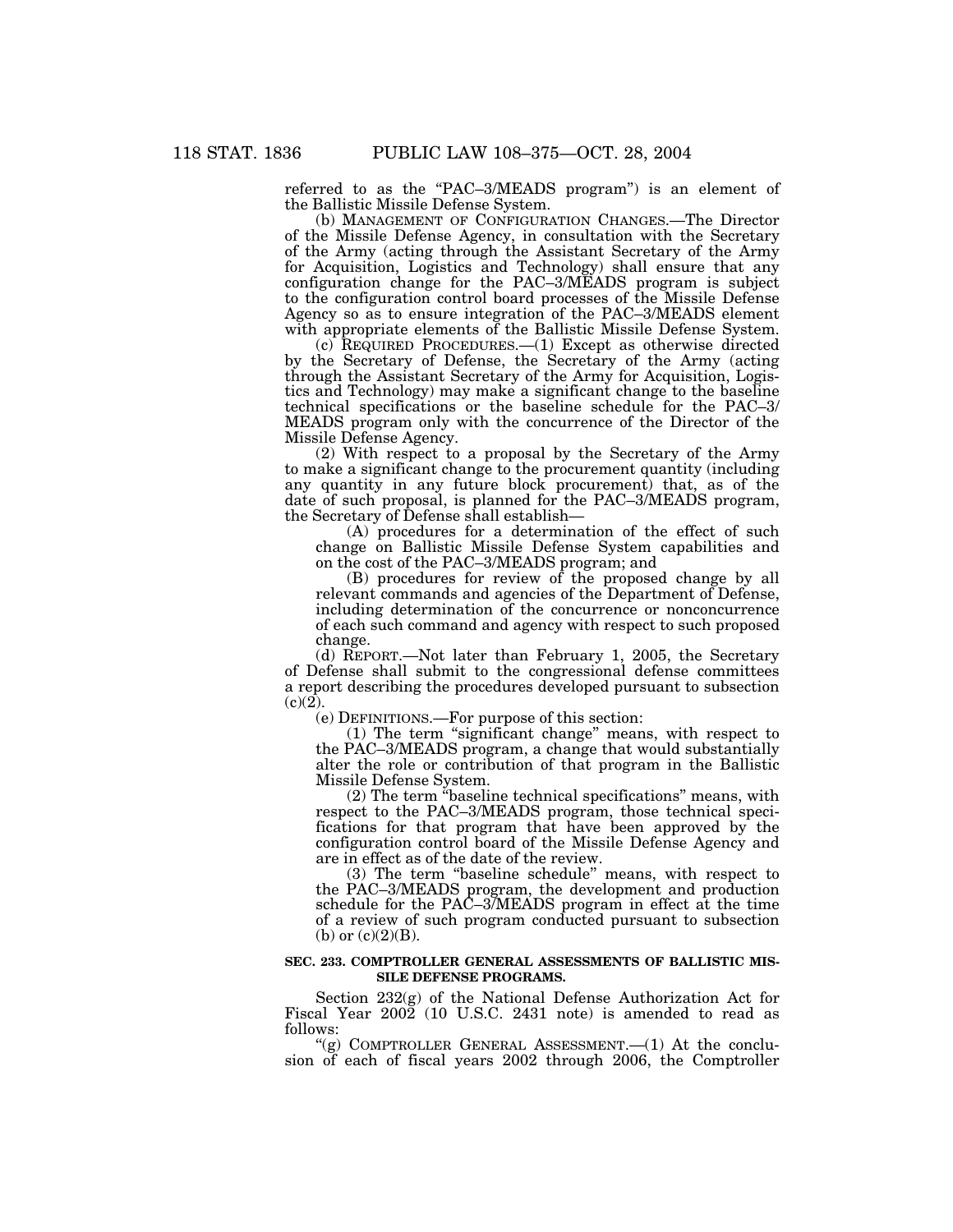referred to as the "PAC–3/MEADS program") is an element of the Ballistic Missile Defense System.

(b) MANAGEMENT OF CONFIGURATION CHANGES.—The Director of the Missile Defense Agency, in consultation with the Secretary of the Army (acting through the Assistant Secretary of the Army for Acquisition, Logistics and Technology) shall ensure that any configuration change for the PAC–3/MEADS program is subject to the configuration control board processes of the Missile Defense Agency so as to ensure integration of the PAC–3/MEADS element with appropriate elements of the Ballistic Missile Defense System.

(c) REQUIRED PROCEDURES.—(1) Except as otherwise directed by the Secretary of Defense, the Secretary of the Army (acting through the Assistant Secretary of the Army for Acquisition, Logistics and Technology) may make a significant change to the baseline technical specifications or the baseline schedule for the PAC–3/MEADS program only with the concurrence of the Director of the Missile Defense Agency.

(2) With respect to a proposal by the Secretary of the Army to make a significant change to the procurement quantity (including any quantity in any future block procurement) that, as of the date of such proposal, is planned for the PAC–3/MEADS program, the Secretary of Defense shall establish—

(A) procedures for a determination of the effect of such change on Ballistic Missile Defense System capabilities and on the cost of the PAC–3/MEADS program; and

(B) procedures for review of the proposed change by all relevant commands and agencies of the Department of Defense, including determination of the concurrence or nonconcurrence of each such command and agency with respect to such proposed change.

(d) REPORT.—Not later than February 1, 2005, the Secretary of Defense shall submit to the congressional defense committees a report describing the procedures developed pursuant to subsection (c)(2).

(e) DEFINITIONS.—For purpose of this section:

(1) The term "significant change" means, with respect to the PAC–3/MEADS program, a change that would substantially alter the role or contribution of that program in the Ballistic Missile Defense System.

(2) The term "baseline technical specifications" means, with respect to the PAC–3/MEADS program, those technical specifications for that program that have been approved by the configuration control board of the Missile Defense Agency and are in effect as of the date of the review.

(3) The term "baseline schedule" means, with respect to the PAC–3/MEADS program, the development and production schedule for the PAC–3/MEADS program in effect at the time of a review of such program conducted pursuant to subsection (b) or (c)(2)(B).

**SEC. 233. COMPTROLLER GENERAL ASSESSMENTS OF BALLISTIC MISSILE DEFENSE PROGRAMS.**

Section 232(g) of the National Defense Authorization Act for Fiscal Year 2002 (10 U.S.C. 2431 note) is amended to read as follows:

"(g) COMPTROLLER GENERAL ASSESSMENT.—(1) At the conclusion of each of fiscal years 2002 through 2006, the Comptroller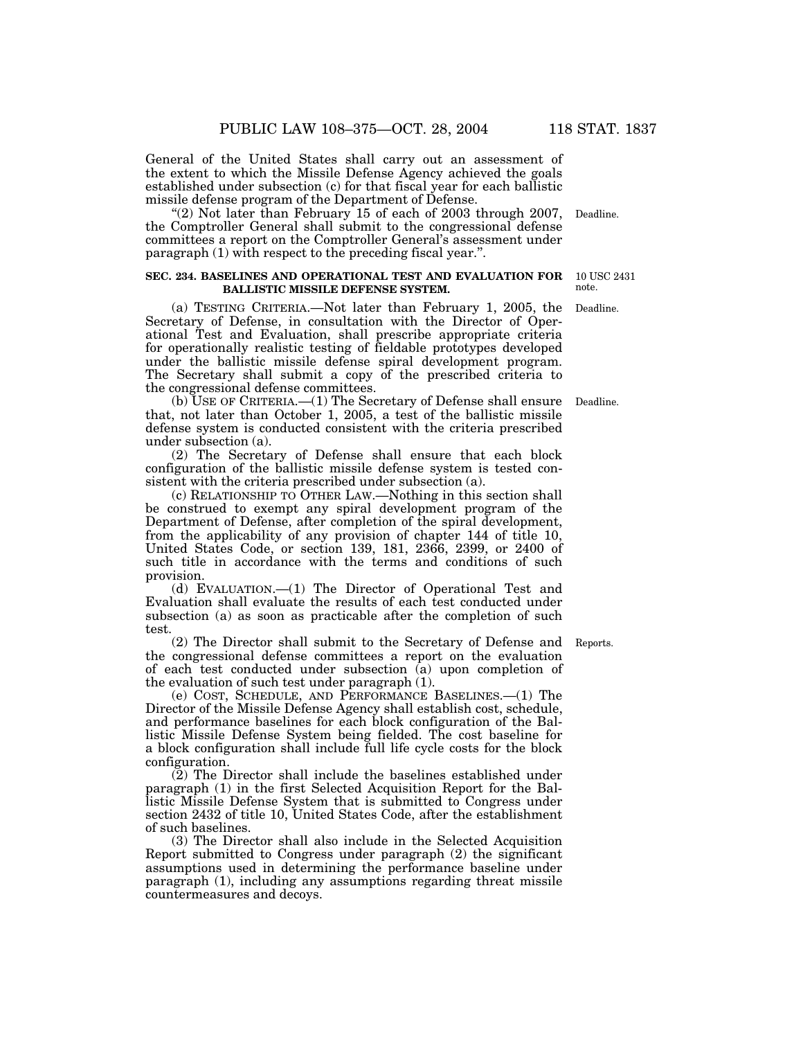General of the United States shall carry out an assessment of the extent to which the Missile Defense Agency achieved the goals established under subsection (c) for that fiscal year for each ballistic missile defense program of the Department of Defense.

"(2) Not later than February 15 of each of 2003 through 2007, the Comptroller General shall submit to the congressional defense committees a report on the Comptroller General's assessment under paragraph (1) with respect to the preceding fiscal year.".

Deadline.

**SEC. 234. BASELINES AND OPERATIONAL TEST AND EVALUATION FOR BALLISTIC MISSILE DEFENSE SYSTEM.**

10 USC 2431 note.

(a) TESTING CRITERIA.—Not later than February 1, 2005, the Secretary of Defense, in consultation with the Director of Operational Test and Evaluation, shall prescribe appropriate criteria for operationally realistic testing of fieldable prototypes developed under the ballistic missile defense spiral development program. The Secretary shall submit a copy of the prescribed criteria to the congressional defense committees.

Deadline.

(b) USE OF CRITERIA.—(1) The Secretary of Defense shall ensure that, not later than October 1, 2005, a test of the ballistic missile defense system is conducted consistent with the criteria prescribed under subsection (a).

Deadline.

(2) The Secretary of Defense shall ensure that each block configuration of the ballistic missile defense system is tested consistent with the criteria prescribed under subsection (a).

(c) RELATIONSHIP TO OTHER LAW.—Nothing in this section shall be construed to exempt any spiral development program of the Department of Defense, after completion of the spiral development, from the applicability of any provision of chapter 144 of title 10, United States Code, or section 139, 181, 2366, 2399, or 2400 of such title in accordance with the terms and conditions of such provision.

(d) EVALUATION.—(1) The Director of Operational Test and Evaluation shall evaluate the results of each test conducted under subsection (a) as soon as practicable after the completion of such test.

(2) The Director shall submit to the Secretary of Defense and the congressional defense committees a report on the evaluation of each test conducted under subsection (a) upon completion of the evaluation of such test under paragraph (1).

Reports.

(e) COST, SCHEDULE, AND PERFORMANCE BASELINES.—(1) The Director of the Missile Defense Agency shall establish cost, schedule, and performance baselines for each block configuration of the Ballistic Missile Defense System being fielded. The cost baseline for a block configuration shall include full life cycle costs for the block configuration.

(2) The Director shall include the baselines established under paragraph (1) in the first Selected Acquisition Report for the Ballistic Missile Defense System that is submitted to Congress under section 2432 of title 10, United States Code, after the establishment of such baselines.

(3) The Director shall also include in the Selected Acquisition Report submitted to Congress under paragraph (2) the significant assumptions used in determining the performance baseline under paragraph (1), including any assumptions regarding threat missile countermeasures and decoys.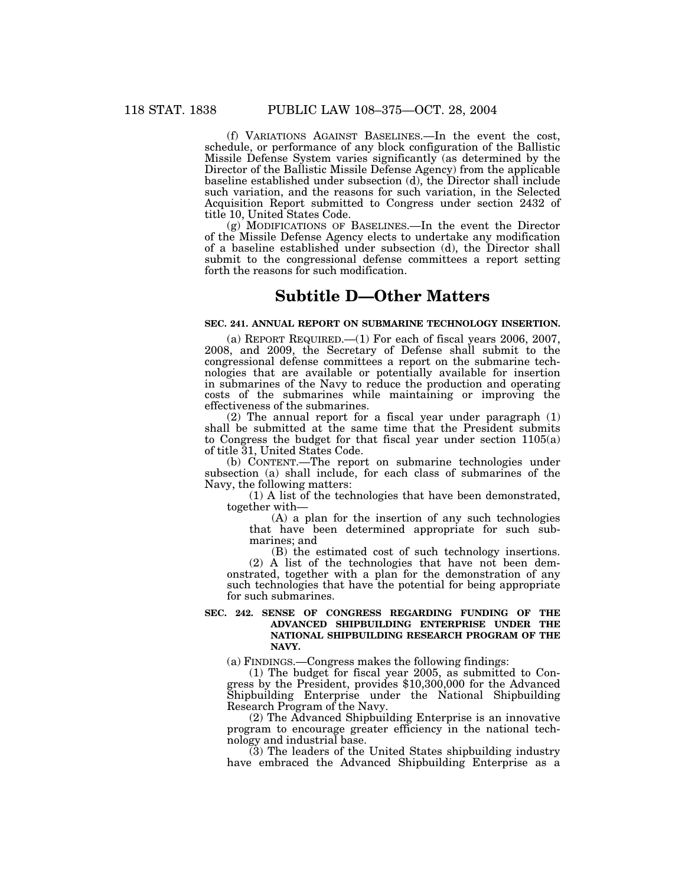(f) VARIATIONS AGAINST BASELINES.—In the event the cost, schedule, or performance of any block configuration of the Ballistic Missile Defense System varies significantly (as determined by the Director of the Ballistic Missile Defense Agency) from the applicable baseline established under subsection (d), the Director shall include such variation, and the reasons for such variation, in the Selected Acquisition Report submitted to Congress under section 2432 of title 10, United States Code.

(g) MODIFICATIONS OF BASELINES.—In the event the Director of the Missile Defense Agency elects to undertake any modification of a baseline established under subsection (d), the Director shall submit to the congressional defense committees a report setting forth the reasons for such modification.

## Subtitle D—Other Matters

**SEC. 241. ANNUAL REPORT ON SUBMARINE TECHNOLOGY INSERTION.**

(a) REPORT REQUIRED.—(1) For each of fiscal years 2006, 2007, 2008, and 2009, the Secretary of Defense shall submit to the congressional defense committees a report on the submarine technologies that are available or potentially available for insertion in submarines of the Navy to reduce the production and operating costs of the submarines while maintaining or improving the effectiveness of the submarines.

(2) The annual report for a fiscal year under paragraph (1) shall be submitted at the same time that the President submits to Congress the budget for that fiscal year under section 1105(a) of title 31, United States Code.

(b) CONTENT.—The report on submarine technologies under subsection (a) shall include, for each class of submarines of the Navy, the following matters:

(1) A list of the technologies that have been demonstrated, together with—

(A) a plan for the insertion of any such technologies that have been determined appropriate for such submarines; and

(B) the estimated cost of such technology insertions.

(2) A list of the technologies that have not been demonstrated, together with a plan for the demonstration of any such technologies that have the potential for being appropriate for such submarines.

**SEC. 242. SENSE OF CONGRESS REGARDING FUNDING OF THE ADVANCED SHIPBUILDING ENTERPRISE UNDER THE NATIONAL SHIPBUILDING RESEARCH PROGRAM OF THE NAVY.**

(a) FINDINGS.—Congress makes the following findings:

(1) The budget for fiscal year 2005, as submitted to Congress by the President, provides $10,300,000 for the Advanced Shipbuilding Enterprise under the National Shipbuilding Research Program of the Navy.

(2) The Advanced Shipbuilding Enterprise is an innovative program to encourage greater efficiency in the national technology and industrial base.

(3) The leaders of the United States shipbuilding industry have embraced the Advanced Shipbuilding Enterprise as a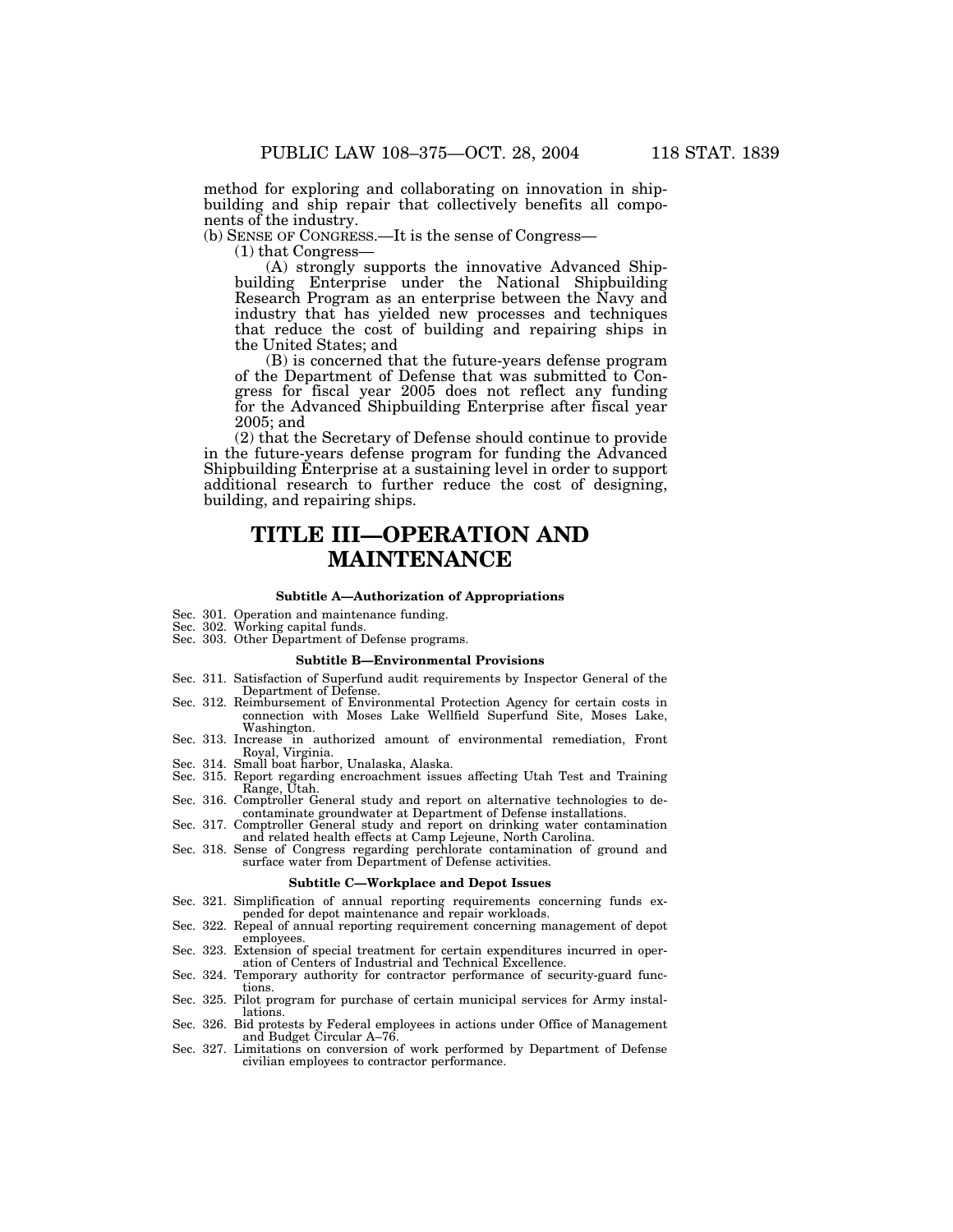method for exploring and collaborating on innovation in shipbuilding and ship repair that collectively benefits all components of the industry.

(b) SENSE OF CONGRESS.—It is the sense of Congress—

(1) that Congress—

(A) strongly supports the innovative Advanced Shipbuilding Enterprise under the National Shipbuilding Research Program as an enterprise between the Navy and industry that has yielded new processes and techniques that reduce the cost of building and repairing ships in the United States; and

(B) is concerned that the future-years defense program of the Department of Defense that was submitted to Congress for fiscal year 2005 does not reflect any funding for the Advanced Shipbuilding Enterprise after fiscal year 2005; and

(2) that the Secretary of Defense should continue to provide in the future-years defense program for funding the Advanced Shipbuilding Enterprise at a sustaining level in order to support additional research to further reduce the cost of designing, building, and repairing ships.

# TITLE III—OPERATION AND MAINTENANCE

### Subtitle A—Authorization of Appropriations

Sec. 301. Operation and maintenance funding.
Sec. 302. Working capital funds.
Sec. 303. Other Department of Defense programs.

### Subtitle B—Environmental Provisions

Sec. 311. Satisfaction of Superfund audit requirements by Inspector General of the Department of Defense.
Sec. 312. Reimbursement of Environmental Protection Agency for certain costs in connection with Moses Lake Wellfield Superfund Site, Moses Lake, Washington.
Sec. 313. Increase in authorized amount of environmental remediation, Front Royal, Virginia.
Sec. 314. Small boat harbor, Unalaska, Alaska.
Sec. 315. Report regarding encroachment issues affecting Utah Test and Training Range, Utah.
Sec. 316. Comptroller General study and report on alternative technologies to decontaminate groundwater at Department of Defense installations.
Sec. 317. Comptroller General study and report on drinking water contamination and related health effects at Camp Lejeune, North Carolina.
Sec. 318. Sense of Congress regarding perchlorate contamination of ground and surface water from Department of Defense activities.

### Subtitle C—Workplace and Depot Issues

Sec. 321. Simplification of annual reporting requirements concerning funds expended for depot maintenance and repair workloads.
Sec. 322. Repeal of annual reporting requirement concerning management of depot employees.
Sec. 323. Extension of special treatment for certain expenditures incurred in operation of Centers of Industrial and Technical Excellence.
Sec. 324. Temporary authority for contractor performance of security-guard functions.
Sec. 325. Pilot program for purchase of certain municipal services for Army installations.
Sec. 326. Bid protests by Federal employees in actions under Office of Management and Budget Circular A–76.
Sec. 327. Limitations on conversion of work performed by Department of Defense civilian employees to contractor performance.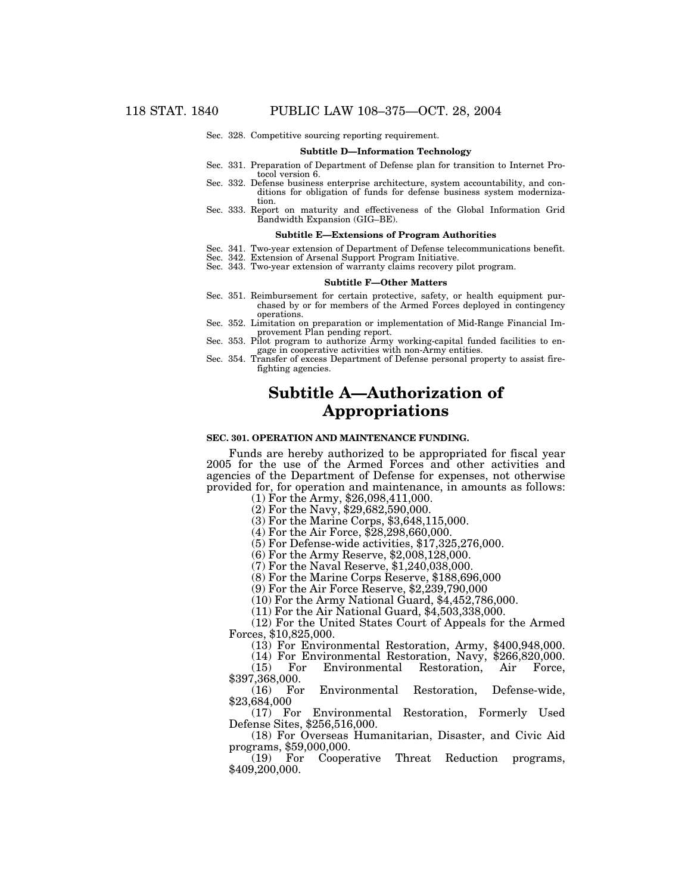Sec. 328. Competitive sourcing reporting requirement.

**Subtitle D—Information Technology**

Sec. 331. Preparation of Department of Defense plan for transition to Internet Protocol version 6.
Sec. 332. Defense business enterprise architecture, system accountability, and conditions for obligation of funds for defense business system modernization.
Sec. 333. Report on maturity and effectiveness of the Global Information Grid Bandwidth Expansion (GIG–BE).

**Subtitle E—Extensions of Program Authorities**

Sec. 341. Two-year extension of Department of Defense telecommunications benefit.
Sec. 342. Extension of Arsenal Support Program Initiative.
Sec. 343. Two-year extension of warranty claims recovery pilot program.

**Subtitle F—Other Matters**

Sec. 351. Reimbursement for certain protective, safety, or health equipment purchased by or for members of the Armed Forces deployed in contingency operations.
Sec. 352. Limitation on preparation or implementation of Mid-Range Financial Improvement Plan pending report.
Sec. 353. Pilot program to authorize Army working-capital funded facilities to engage in cooperative activities with non-Army entities.
Sec. 354. Transfer of excess Department of Defense personal property to assist firefighting agencies.

# Subtitle A—Authorization of Appropriations

**SEC. 301. OPERATION AND MAINTENANCE FUNDING.**

Funds are hereby authorized to be appropriated for fiscal year 2005 for the use of the Armed Forces and other activities and agencies of the Department of Defense for expenses, not otherwise provided for, for operation and maintenance, in amounts as follows:

(1) For the Army, $26,098,411,000.

(2) For the Navy, $29,682,590,000.

(3) For the Marine Corps, $3,648,115,000.

(4) For the Air Force, $28,298,660,000.

(5) For Defense-wide activities, $17,325,276,000.

(6) For the Army Reserve, $2,008,128,000.

(7) For the Naval Reserve, $1,240,038,000.

(8) For the Marine Corps Reserve, $188,696,000

(9) For the Air Force Reserve, $2,239,790,000

(10) For the Army National Guard, $4,452,786,000.

(11) For the Air National Guard, $4,503,338,000.

(12) For the United States Court of Appeals for the Armed Forces, $10,825,000.

(13) For Environmental Restoration, Army, $400,948,000.

(14) For Environmental Restoration, Navy, $266,820,000.

(15) For Environmental Restoration, Air Force, $397,368,000.

(16) For Environmental Restoration, Defense-wide, $23,684,000

(17) For Environmental Restoration, Formerly Used Defense Sites, $256,516,000.

(18) For Overseas Humanitarian, Disaster, and Civic Aid programs, $59,000,000.

(19) For Cooperative Threat Reduction programs, $409,200,000.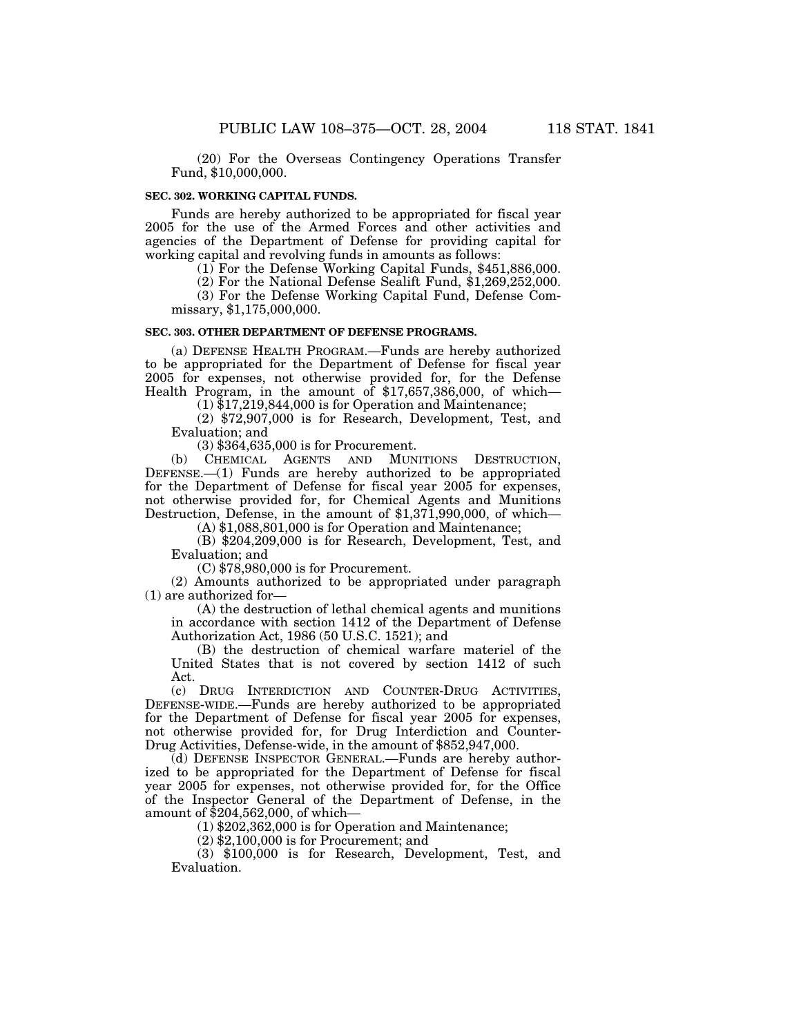(20) For the Overseas Contingency Operations Transfer Fund, $10,000,000.

**SEC. 302. WORKING CAPITAL FUNDS.**

Funds are hereby authorized to be appropriated for fiscal year 2005 for the use of the Armed Forces and other activities and agencies of the Department of Defense for providing capital for working capital and revolving funds in amounts as follows:

(1) For the Defense Working Capital Funds, $451,886,000.

(2) For the National Defense Sealift Fund, $1,269,252,000.

(3) For the Defense Working Capital Fund, Defense Commissary, $1,175,000,000.

**SEC. 303. OTHER DEPARTMENT OF DEFENSE PROGRAMS.**

(a) DEFENSE HEALTH PROGRAM.—Funds are hereby authorized to be appropriated for the Department of Defense for fiscal year 2005 for expenses, not otherwise provided for, for the Defense Health Program, in the amount of $17,657,386,000, of which—

(1) $17,219,844,000 is for Operation and Maintenance;

(2) $72,907,000 is for Research, Development, Test, and Evaluation; and

(3) $364,635,000 is for Procurement.

(b) CHEMICAL AGENTS AND MUNITIONS DESTRUCTION, DEFENSE.—(1) Funds are hereby authorized to be appropriated for the Department of Defense for fiscal year 2005 for expenses, not otherwise provided for, for Chemical Agents and Munitions Destruction, Defense, in the amount of $1,371,990,000, of which—

(A) $1,088,801,000 is for Operation and Maintenance;

(B) $204,209,000 is for Research, Development, Test, and Evaluation; and

(C) $78,980,000 is for Procurement.

(2) Amounts authorized to be appropriated under paragraph (1) are authorized for—

(A) the destruction of lethal chemical agents and munitions in accordance with section 1412 of the Department of Defense Authorization Act, 1986 (50 U.S.C. 1521); and

(B) the destruction of chemical warfare materiel of the United States that is not covered by section 1412 of such Act.

(c) DRUG INTERDICTION AND COUNTER-DRUG ACTIVITIES, DEFENSE-WIDE.—Funds are hereby authorized to be appropriated for the Department of Defense for fiscal year 2005 for expenses, not otherwise provided for, for Drug Interdiction and Counter-Drug Activities, Defense-wide, in the amount of $852,947,000.

(d) DEFENSE INSPECTOR GENERAL.—Funds are hereby authorized to be appropriated for the Department of Defense for fiscal year 2005 for expenses, not otherwise provided for, for the Office of the Inspector General of the Department of Defense, in the amount of $204,562,000, of which—

(1) $202,362,000 is for Operation and Maintenance;

(2) $2,100,000 is for Procurement; and

(3) $100,000 is for Research, Development, Test, and Evaluation.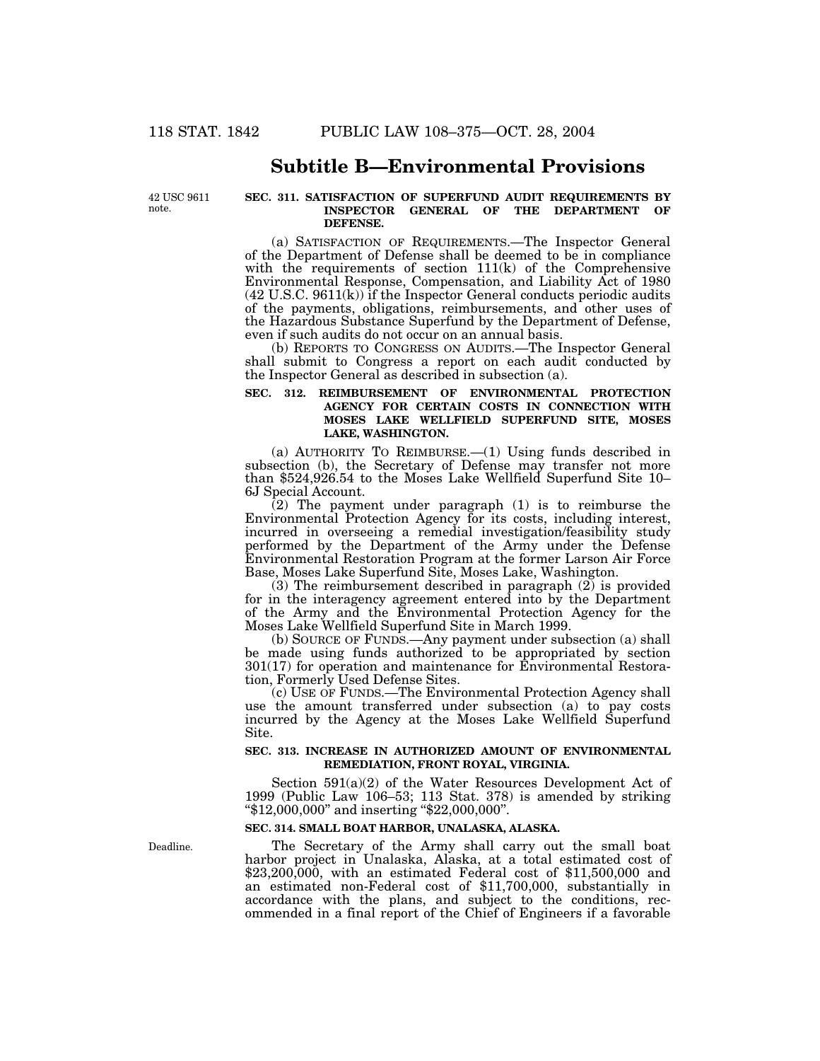## Subtitle B—Environmental Provisions

42 USC 9611 note.

**SEC. 311. SATISFACTION OF SUPERFUND AUDIT REQUIREMENTS BY INSPECTOR GENERAL OF THE DEPARTMENT OF DEFENSE.**

(a) SATISFACTION OF REQUIREMENTS.—The Inspector General of the Department of Defense shall be deemed to be in compliance with the requirements of section 111(k) of the Comprehensive Environmental Response, Compensation, and Liability Act of 1980 (42 U.S.C. 9611(k)) if the Inspector General conducts periodic audits of the payments, obligations, reimbursements, and other uses of the Hazardous Substance Superfund by the Department of Defense, even if such audits do not occur on an annual basis.

(b) REPORTS TO CONGRESS ON AUDITS.—The Inspector General shall submit to Congress a report on each audit conducted by the Inspector General as described in subsection (a).

**SEC. 312. REIMBURSEMENT OF ENVIRONMENTAL PROTECTION AGENCY FOR CERTAIN COSTS IN CONNECTION WITH MOSES LAKE WELLFIELD SUPERFUND SITE, MOSES LAKE, WASHINGTON.**

(a) AUTHORITY TO REIMBURSE.—(1) Using funds described in subsection (b), the Secretary of Defense may transfer not more than $524,926.54 to the Moses Lake Wellfield Superfund Site 10–6J Special Account.

(2) The payment under paragraph (1) is to reimburse the Environmental Protection Agency for its costs, including interest, incurred in overseeing a remedial investigation/feasibility study performed by the Department of the Army under the Defense Environmental Restoration Program at the former Larson Air Force Base, Moses Lake Superfund Site, Moses Lake, Washington.

(3) The reimbursement described in paragraph (2) is provided for in the interagency agreement entered into by the Department of the Army and the Environmental Protection Agency for the Moses Lake Wellfield Superfund Site in March 1999.

(b) SOURCE OF FUNDS.—Any payment under subsection (a) shall be made using funds authorized to be appropriated by section 301(17) for operation and maintenance for Environmental Restoration, Formerly Used Defense Sites.

(c) USE OF FUNDS.—The Environmental Protection Agency shall use the amount transferred under subsection (a) to pay costs incurred by the Agency at the Moses Lake Wellfield Superfund Site.

**SEC. 313. INCREASE IN AUTHORIZED AMOUNT OF ENVIRONMENTAL REMEDIATION, FRONT ROYAL, VIRGINIA.**

Section 591(a)(2) of the Water Resources Development Act of 1999 (Public Law 106–53; 113 Stat. 378) is amended by striking "$12,000,000" and inserting "$22,000,000".

**SEC. 314. SMALL BOAT HARBOR, UNALASKA, ALASKA.**

Deadline.

The Secretary of the Army shall carry out the small boat harbor project in Unalaska, Alaska, at a total estimated cost of $23,200,000, with an estimated Federal cost of $11,500,000 and an estimated non-Federal cost of $11,700,000, substantially in accordance with the plans, and subject to the conditions, recommended in a final report of the Chief of Engineers if a favorable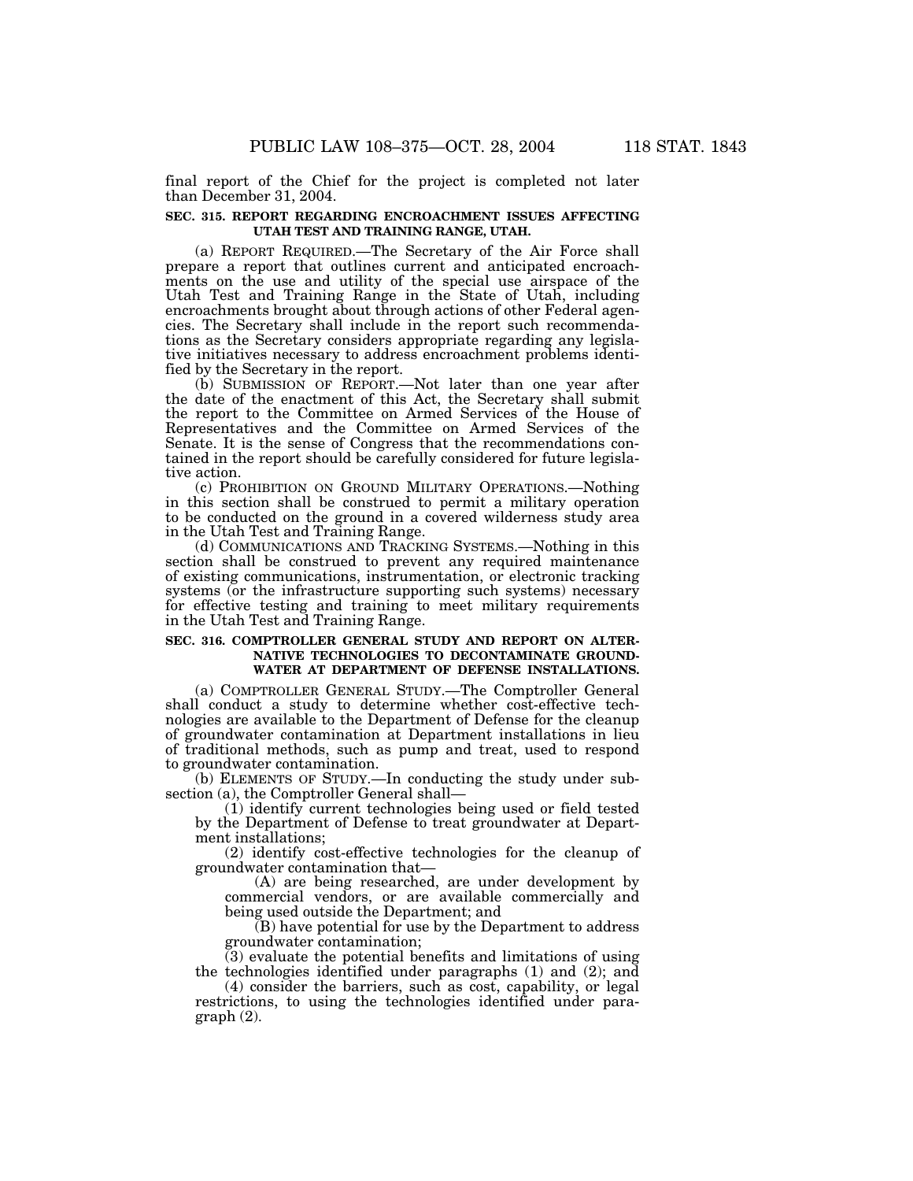final report of the Chief for the project is completed not later than December 31, 2004.

**SEC. 315. REPORT REGARDING ENCROACHMENT ISSUES AFFECTING UTAH TEST AND TRAINING RANGE, UTAH.**

(a) REPORT REQUIRED.—The Secretary of the Air Force shall prepare a report that outlines current and anticipated encroachments on the use and utility of the special use airspace of the Utah Test and Training Range in the State of Utah, including encroachments brought about through actions of other Federal agencies. The Secretary shall include in the report such recommendations as the Secretary considers appropriate regarding any legislative initiatives necessary to address encroachment problems identified by the Secretary in the report.

(b) SUBMISSION OF REPORT.—Not later than one year after the date of the enactment of this Act, the Secretary shall submit the report to the Committee on Armed Services of the House of Representatives and the Committee on Armed Services of the Senate. It is the sense of Congress that the recommendations contained in the report should be carefully considered for future legislative action.

(c) PROHIBITION ON GROUND MILITARY OPERATIONS.—Nothing in this section shall be construed to permit a military operation to be conducted on the ground in a covered wilderness study area in the Utah Test and Training Range.

(d) COMMUNICATIONS AND TRACKING SYSTEMS.—Nothing in this section shall be construed to prevent any required maintenance of existing communications, instrumentation, or electronic tracking systems (or the infrastructure supporting such systems) necessary for effective testing and training to meet military requirements in the Utah Test and Training Range.

**SEC. 316. COMPTROLLER GENERAL STUDY AND REPORT ON ALTERNATIVE TECHNOLOGIES TO DECONTAMINATE GROUNDWATER AT DEPARTMENT OF DEFENSE INSTALLATIONS.**

(a) COMPTROLLER GENERAL STUDY.—The Comptroller General shall conduct a study to determine whether cost-effective technologies are available to the Department of Defense for the cleanup of groundwater contamination at Department installations in lieu of traditional methods, such as pump and treat, used to respond to groundwater contamination.

(b) ELEMENTS OF STUDY.—In conducting the study under subsection (a), the Comptroller General shall—

(1) identify current technologies being used or field tested by the Department of Defense to treat groundwater at Department installations;

(2) identify cost-effective technologies for the cleanup of groundwater contamination that—

(A) are being researched, are under development by commercial vendors, or are available commercially and being used outside the Department; and

(B) have potential for use by the Department to address groundwater contamination;

(3) evaluate the potential benefits and limitations of using the technologies identified under paragraphs (1) and (2); and

(4) consider the barriers, such as cost, capability, or legal restrictions, to using the technologies identified under paragraph (2).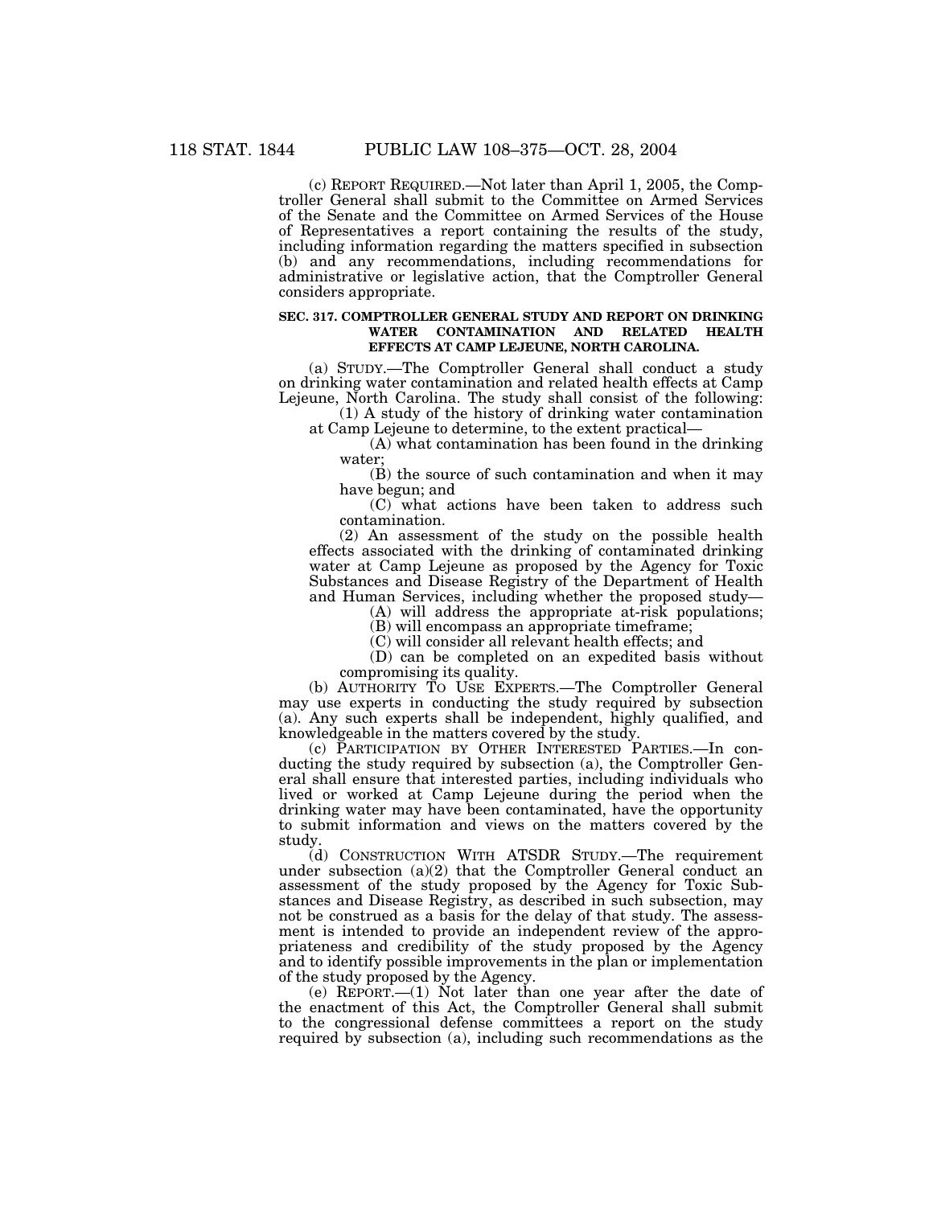(c) REPORT REQUIRED.—Not later than April 1, 2005, the Comptroller General shall submit to the Committee on Armed Services of the Senate and the Committee on Armed Services of the House of Representatives a report containing the results of the study, including information regarding the matters specified in subsection (b) and any recommendations, including recommendations for administrative or legislative action, that the Comptroller General considers appropriate.

**SEC. 317. COMPTROLLER GENERAL STUDY AND REPORT ON DRINKING WATER CONTAMINATION AND RELATED HEALTH EFFECTS AT CAMP LEJEUNE, NORTH CAROLINA.**

(a) STUDY.—The Comptroller General shall conduct a study on drinking water contamination and related health effects at Camp Lejeune, North Carolina. The study shall consist of the following:

(1) A study of the history of drinking water contamination at Camp Lejeune to determine, to the extent practical—

(A) what contamination has been found in the drinking water;

(B) the source of such contamination and when it may have begun; and

(C) what actions have been taken to address such contamination.

(2) An assessment of the study on the possible health effects associated with the drinking of contaminated drinking water at Camp Lejeune as proposed by the Agency for Toxic Substances and Disease Registry of the Department of Health and Human Services, including whether the proposed study—

(A) will address the appropriate at-risk populations;

(B) will encompass an appropriate timeframe;

(C) will consider all relevant health effects; and

(D) can be completed on an expedited basis without compromising its quality.

(b) AUTHORITY TO USE EXPERTS.—The Comptroller General may use experts in conducting the study required by subsection (a). Any such experts shall be independent, highly qualified, and knowledgeable in the matters covered by the study.

(c) PARTICIPATION BY OTHER INTERESTED PARTIES.—In conducting the study required by subsection (a), the Comptroller General shall ensure that interested parties, including individuals who lived or worked at Camp Lejeune during the period when the drinking water may have been contaminated, have the opportunity to submit information and views on the matters covered by the study.

(d) CONSTRUCTION WITH ATSDR STUDY.—The requirement under subsection (a)(2) that the Comptroller General conduct an assessment of the study proposed by the Agency for Toxic Substances and Disease Registry, as described in such subsection, may not be construed as a basis for the delay of that study. The assessment is intended to provide an independent review of the appropriateness and credibility of the study proposed by the Agency and to identify possible improvements in the plan or implementation of the study proposed by the Agency.

(e) REPORT.—(1) Not later than one year after the date of the enactment of this Act, the Comptroller General shall submit to the congressional defense committees a report on the study required by subsection (a), including such recommendations as the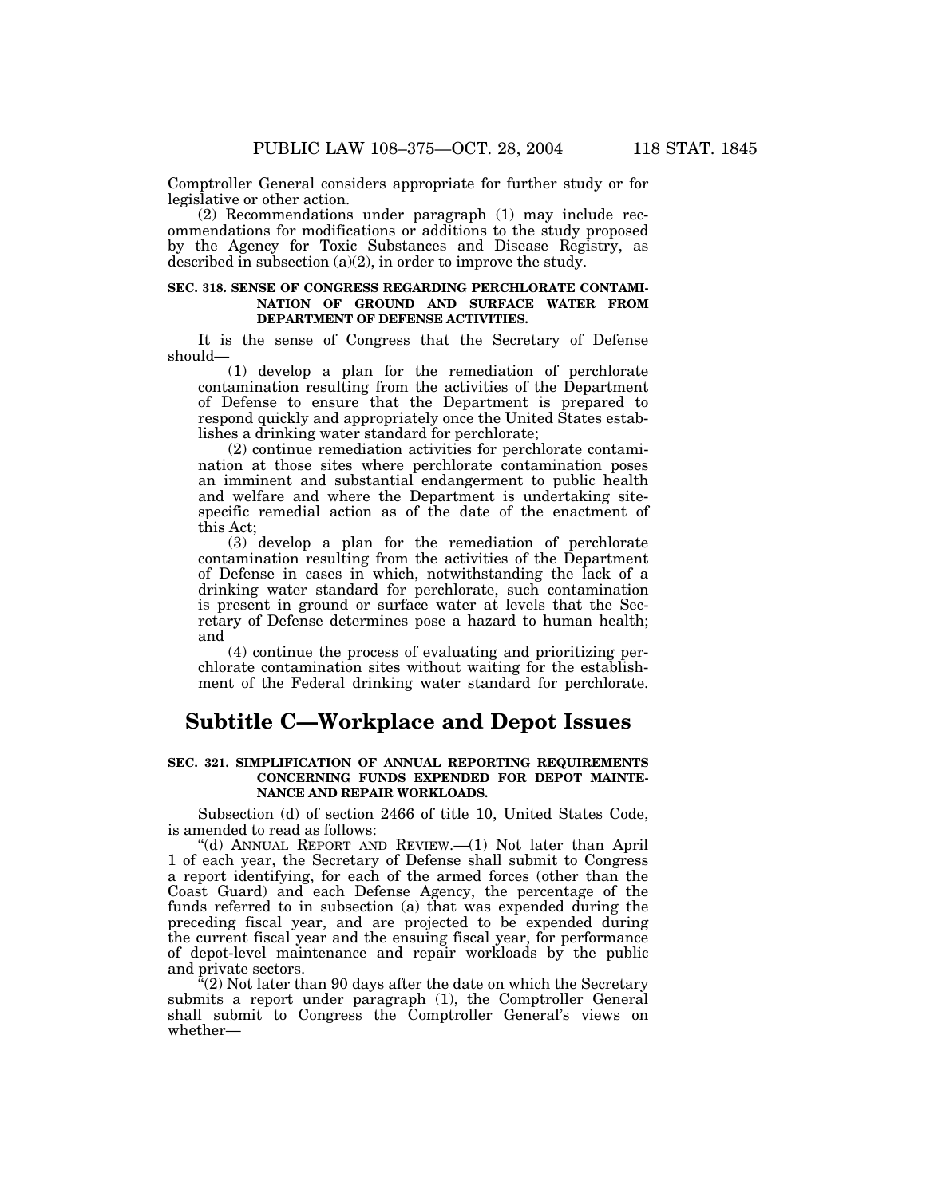Comptroller General considers appropriate for further study or for legislative or other action.

(2) Recommendations under paragraph (1) may include recommendations for modifications or additions to the study proposed by the Agency for Toxic Substances and Disease Registry, as described in subsection (a)(2), in order to improve the study.

**SEC. 318. SENSE OF CONGRESS REGARDING PERCHLORATE CONTAMINATION OF GROUND AND SURFACE WATER FROM DEPARTMENT OF DEFENSE ACTIVITIES.**

It is the sense of Congress that the Secretary of Defense should—

(1) develop a plan for the remediation of perchlorate contamination resulting from the activities of the Department of Defense to ensure that the Department is prepared to respond quickly and appropriately once the United States establishes a drinking water standard for perchlorate;

(2) continue remediation activities for perchlorate contamination at those sites where perchlorate contamination poses an imminent and substantial endangerment to public health and welfare and where the Department is undertaking site-specific remedial action as of the date of the enactment of this Act;

(3) develop a plan for the remediation of perchlorate contamination resulting from the activities of the Department of Defense in cases in which, notwithstanding the lack of a drinking water standard for perchlorate, such contamination is present in ground or surface water at levels that the Secretary of Defense determines pose a hazard to human health; and

(4) continue the process of evaluating and prioritizing perchlorate contamination sites without waiting for the establishment of the Federal drinking water standard for perchlorate.

## Subtitle C—Workplace and Depot Issues

**SEC. 321. SIMPLIFICATION OF ANNUAL REPORTING REQUIREMENTS CONCERNING FUNDS EXPENDED FOR DEPOT MAINTENANCE AND REPAIR WORKLOADS.**

Subsection (d) of section 2466 of title 10, United States Code, is amended to read as follows:

"(d) ANNUAL REPORT AND REVIEW.—(1) Not later than April 1 of each year, the Secretary of Defense shall submit to Congress a report identifying, for each of the armed forces (other than the Coast Guard) and each Defense Agency, the percentage of the funds referred to in subsection (a) that was expended during the preceding fiscal year, and are projected to be expended during the current fiscal year and the ensuing fiscal year, for performance of depot-level maintenance and repair workloads by the public and private sectors.

"(2) Not later than 90 days after the date on which the Secretary submits a report under paragraph (1), the Comptroller General shall submit to Congress the Comptroller General's views on whether—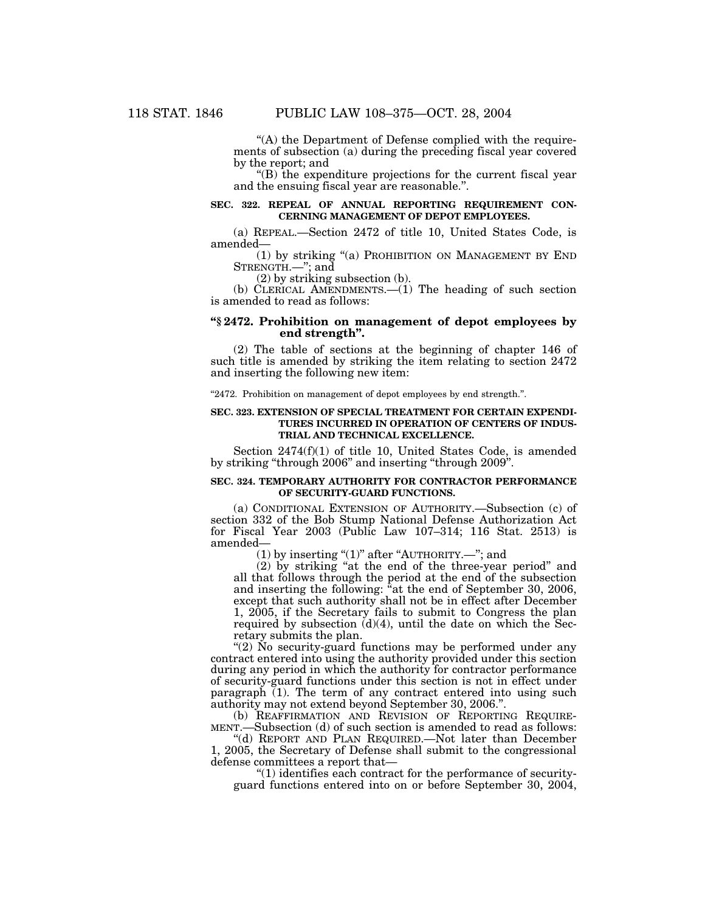"(A) the Department of Defense complied with the requirements of subsection (a) during the preceding fiscal year covered by the report; and

"(B) the expenditure projections for the current fiscal year and the ensuing fiscal year are reasonable.".

**SEC. 322. REPEAL OF ANNUAL REPORTING REQUIREMENT CONCERNING MANAGEMENT OF DEPOT EMPLOYEES.**

(a) REPEAL.—Section 2472 of title 10, United States Code, is amended—

(1) by striking "(a) PROHIBITION ON MANAGEMENT BY END STRENGTH.—"; and

(2) by striking subsection (b).

(b) CLERICAL AMENDMENTS.—(1) The heading of such section is amended to read as follows:

**"§ 2472. Prohibition on management of depot employees by end strength".**

(2) The table of sections at the beginning of chapter 146 of such title is amended by striking the item relating to section 2472 and inserting the following new item:

"2472. Prohibition on management of depot employees by end strength.".

**SEC. 323. EXTENSION OF SPECIAL TREATMENT FOR CERTAIN EXPENDITURES INCURRED IN OPERATION OF CENTERS OF INDUSTRIAL AND TECHNICAL EXCELLENCE.**

Section 2474(f)(1) of title 10, United States Code, is amended by striking "through 2006" and inserting "through 2009".

**SEC. 324. TEMPORARY AUTHORITY FOR CONTRACTOR PERFORMANCE OF SECURITY-GUARD FUNCTIONS.**

(a) CONDITIONAL EXTENSION OF AUTHORITY.—Subsection (c) of section 332 of the Bob Stump National Defense Authorization Act for Fiscal Year 2003 (Public Law 107–314; 116 Stat. 2513) is amended—

(1) by inserting "(1)" after "AUTHORITY.—"; and

(2) by striking "at the end of the three-year period" and all that follows through the period at the end of the subsection and inserting the following: "at the end of September 30, 2006, except that such authority shall not be in effect after December 1, 2005, if the Secretary fails to submit to Congress the plan required by subsection (d)(4), until the date on which the Secretary submits the plan.

"(2) No security-guard functions may be performed under any contract entered into using the authority provided under this section during any period in which the authority for contractor performance of security-guard functions under this section is not in effect under paragraph (1). The term of any contract entered into using such authority may not extend beyond September 30, 2006.".

(b) REAFFIRMATION AND REVISION OF REPORTING REQUIREMENT.—Subsection (d) of such section is amended to read as follows:

"(d) REPORT AND PLAN REQUIRED.—Not later than December 1, 2005, the Secretary of Defense shall submit to the congressional defense committees a report that—

"(1) identifies each contract for the performance of security-guard functions entered into on or before September 30, 2004,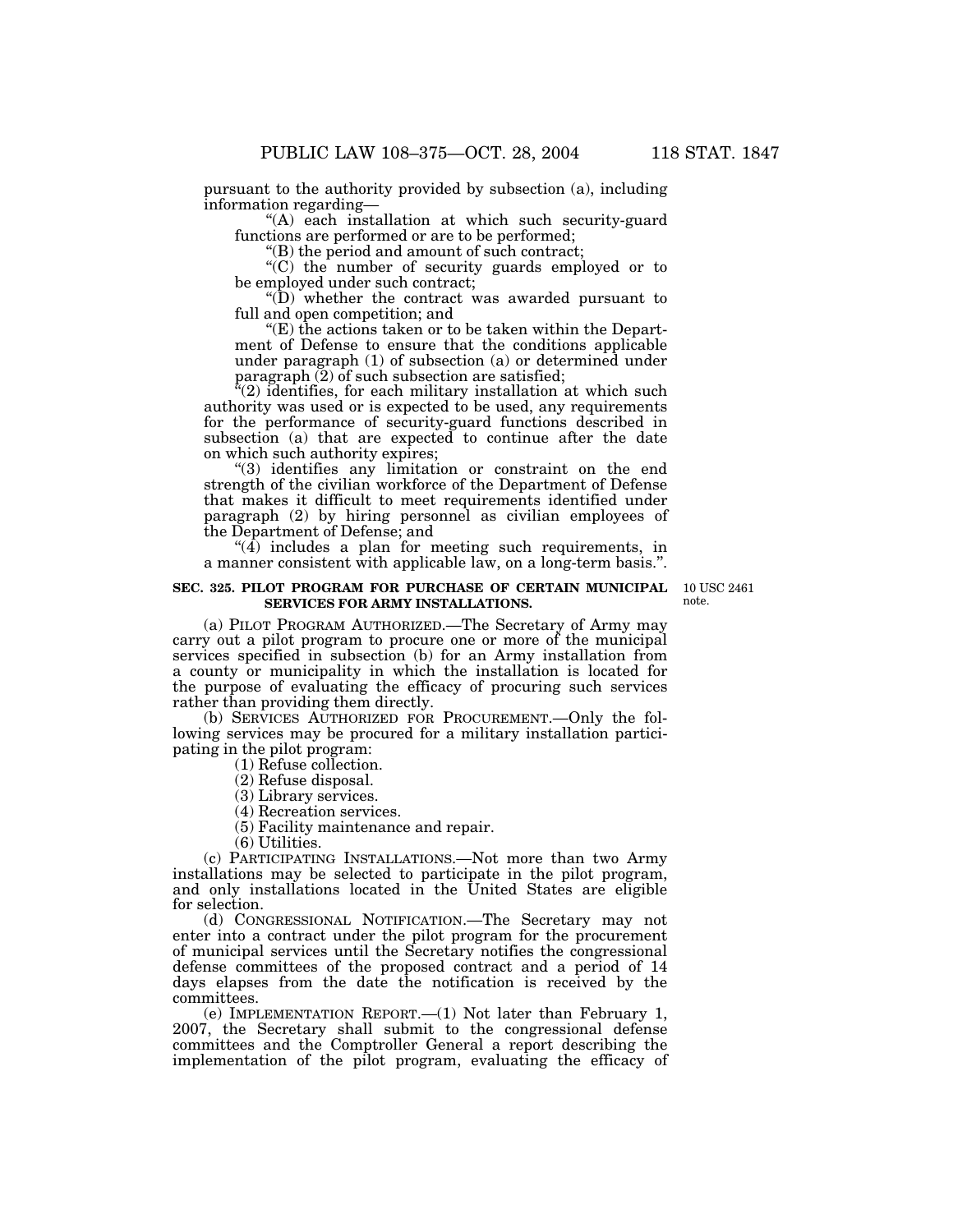pursuant to the authority provided by subsection (a), including information regarding—

"(A) each installation at which such security-guard functions are performed or are to be performed;

"(B) the period and amount of such contract;

"(C) the number of security guards employed or to be employed under such contract;

"(D) whether the contract was awarded pursuant to full and open competition; and

"(E) the actions taken or to be taken within the Department of Defense to ensure that the conditions applicable under paragraph (1) of subsection (a) or determined under paragraph (2) of such subsection are satisfied;

"(2) identifies, for each military installation at which such authority was used or is expected to be used, any requirements for the performance of security-guard functions described in subsection (a) that are expected to continue after the date on which such authority expires;

"(3) identifies any limitation or constraint on the end strength of the civilian workforce of the Department of Defense that makes it difficult to meet requirements identified under paragraph (2) by hiring personnel as civilian employees of the Department of Defense; and

"(4) includes a plan for meeting such requirements, in a manner consistent with applicable law, on a long-term basis.".

**SEC. 325. PILOT PROGRAM FOR PURCHASE OF CERTAIN MUNICIPAL SERVICES FOR ARMY INSTALLATIONS.**

10 USC 2461 note.

(a) PILOT PROGRAM AUTHORIZED.—The Secretary of Army may carry out a pilot program to procure one or more of the municipal services specified in subsection (b) for an Army installation from a county or municipality in which the installation is located for the purpose of evaluating the efficacy of procuring such services rather than providing them directly.

(b) SERVICES AUTHORIZED FOR PROCUREMENT.—Only the following services may be procured for a military installation participating in the pilot program:

(1) Refuse collection.

(2) Refuse disposal.

(3) Library services.

(4) Recreation services.

(5) Facility maintenance and repair.

(6) Utilities.

(c) PARTICIPATING INSTALLATIONS.—Not more than two Army installations may be selected to participate in the pilot program, and only installations located in the United States are eligible for selection.

(d) CONGRESSIONAL NOTIFICATION.—The Secretary may not enter into a contract under the pilot program for the procurement of municipal services until the Secretary notifies the congressional defense committees of the proposed contract and a period of 14 days elapses from the date the notification is received by the committees.

(e) IMPLEMENTATION REPORT.—(1) Not later than February 1, 2007, the Secretary shall submit to the congressional defense committees and the Comptroller General a report describing the implementation of the pilot program, evaluating the efficacy of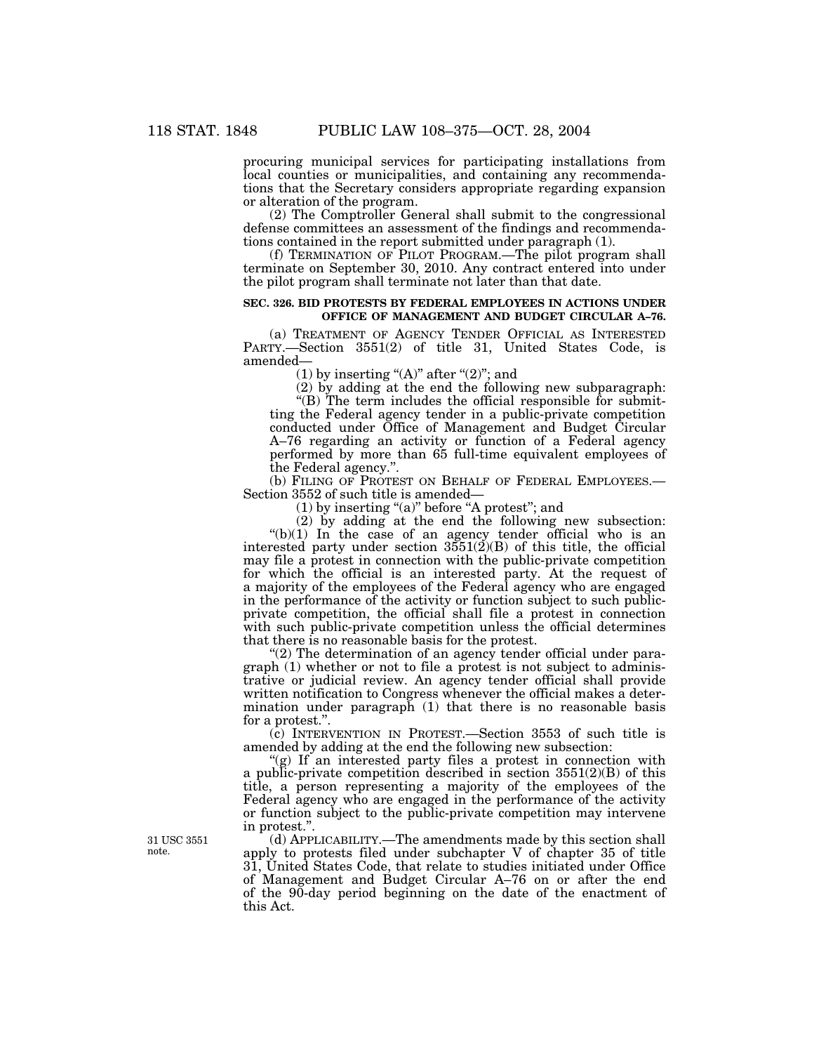procuring municipal services for participating installations from local counties or municipalities, and containing any recommendations that the Secretary considers appropriate regarding expansion or alteration of the program.

(2) The Comptroller General shall submit to the congressional defense committees an assessment of the findings and recommendations contained in the report submitted under paragraph (1).

(f) TERMINATION OF PILOT PROGRAM.—The pilot program shall terminate on September 30, 2010. Any contract entered into under the pilot program shall terminate not later than that date.

**SEC. 326. BID PROTESTS BY FEDERAL EMPLOYEES IN ACTIONS UNDER OFFICE OF MANAGEMENT AND BUDGET CIRCULAR A–76.**

(a) TREATMENT OF AGENCY TENDER OFFICIAL AS INTERESTED PARTY.—Section 3551(2) of title 31, United States Code, is amended—

(1) by inserting "(A)" after "(2)"; and

(2) by adding at the end the following new subparagraph:

"(B) The term includes the official responsible for submitting the Federal agency tender in a public-private competition conducted under Office of Management and Budget Circular A–76 regarding an activity or function of a Federal agency performed by more than 65 full-time equivalent employees of the Federal agency.".

(b) FILING OF PROTEST ON BEHALF OF FEDERAL EMPLOYEES.—Section 3552 of such title is amended—

(1) by inserting "(a)" before "A protest"; and

(2) by adding at the end the following new subsection:

"(b)(1) In the case of an agency tender official who is an interested party under section 3551(2)(B) of this title, the official may file a protest in connection with the public-private competition for which the official is an interested party. At the request of a majority of the employees of the Federal agency who are engaged in the performance of the activity or function subject to such public-private competition, the official shall file a protest in connection with such public-private competition unless the official determines that there is no reasonable basis for the protest.

"(2) The determination of an agency tender official under paragraph (1) whether or not to file a protest is not subject to administrative or judicial review. An agency tender official shall provide written notification to Congress whenever the official makes a determination under paragraph (1) that there is no reasonable basis for a protest.".

(c) INTERVENTION IN PROTEST.—Section 3553 of such title is amended by adding at the end the following new subsection:

"(g) If an interested party files a protest in connection with a public-private competition described in section 3551(2)(B) of this title, a person representing a majority of the employees of the Federal agency who are engaged in the performance of the activity or function subject to the public-private competition may intervene in protest.".

31 USC 3551 note.

(d) APPLICABILITY.—The amendments made by this section shall apply to protests filed under subchapter V of chapter 35 of title 31, United States Code, that relate to studies initiated under Office of Management and Budget Circular A–76 on or after the end of the 90-day period beginning on the date of the enactment of this Act.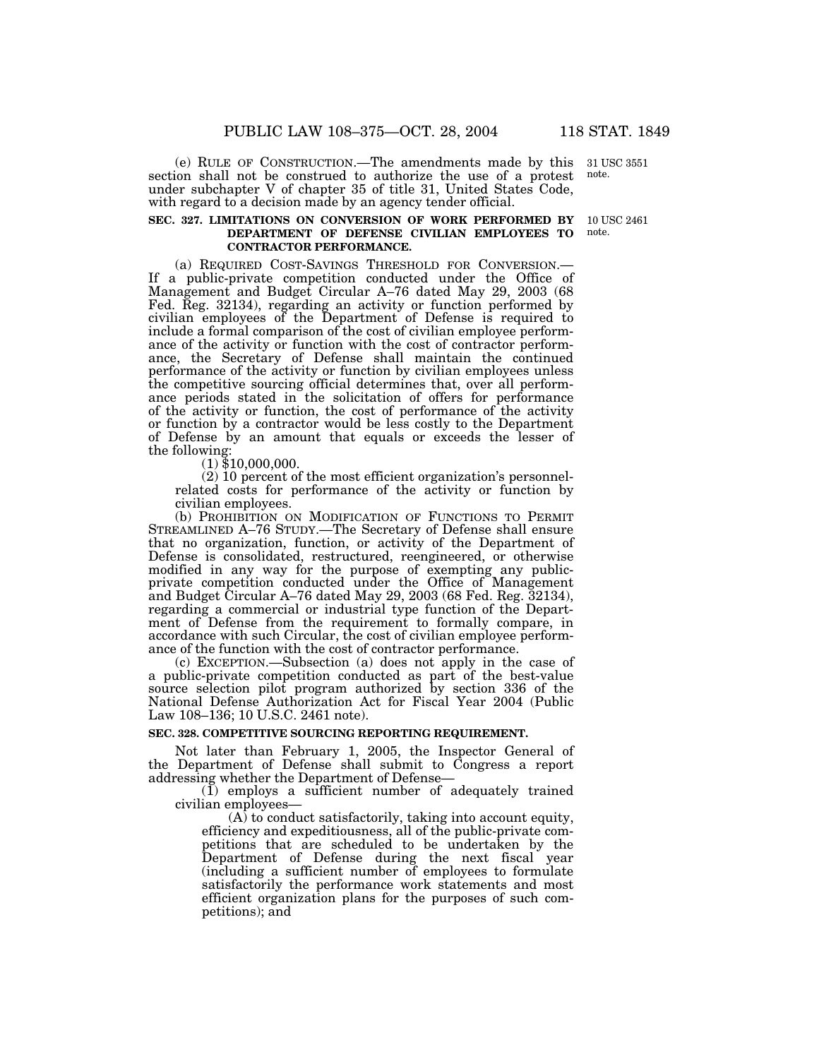(e) RULE OF CONSTRUCTION.—The amendments made by this section shall not be construed to authorize the use of a protest under subchapter V of chapter 35 of title 31, United States Code, with regard to a decision made by an agency tender official.

31 USC 3551 note.

**SEC. 327. LIMITATIONS ON CONVERSION OF WORK PERFORMED BY DEPARTMENT OF DEFENSE CIVILIAN EMPLOYEES TO CONTRACTOR PERFORMANCE.**

10 USC 2461 note.

(a) REQUIRED COST-SAVINGS THRESHOLD FOR CONVERSION.—If a public-private competition conducted under the Office of Management and Budget Circular A–76 dated May 29, 2003 (68 Fed. Reg. 32134), regarding an activity or function performed by civilian employees of the Department of Defense is required to include a formal comparison of the cost of civilian employee performance of the activity or function with the cost of contractor performance, the Secretary of Defense shall maintain the continued performance of the activity or function by civilian employees unless the competitive sourcing official determines that, over all performance periods stated in the solicitation of offers for performance of the activity or function, the cost of performance of the activity or function by a contractor would be less costly to the Department of Defense by an amount that equals or exceeds the lesser of the following:

(1) $10,000,000.

(2) 10 percent of the most efficient organization's personnel-related costs for performance of the activity or function by civilian employees.

(b) PROHIBITION ON MODIFICATION OF FUNCTIONS TO PERMIT STREAMLINED A–76 STUDY.—The Secretary of Defense shall ensure that no organization, function, or activity of the Department of Defense is consolidated, restructured, reengineered, or otherwise modified in any way for the purpose of exempting any public-private competition conducted under the Office of Management and Budget Circular A–76 dated May 29, 2003 (68 Fed. Reg. 32134), regarding a commercial or industrial type function of the Department of Defense from the requirement to formally compare, in accordance with such Circular, the cost of civilian employee performance of the function with the cost of contractor performance.

(c) EXCEPTION.—Subsection (a) does not apply in the case of a public-private competition conducted as part of the best-value source selection pilot program authorized by section 336 of the National Defense Authorization Act for Fiscal Year 2004 (Public Law 108–136; 10 U.S.C. 2461 note).

**SEC. 328. COMPETITIVE SOURCING REPORTING REQUIREMENT.**

Not later than February 1, 2005, the Inspector General of the Department of Defense shall submit to Congress a report addressing whether the Department of Defense—

(1) employs a sufficient number of adequately trained civilian employees—

(A) to conduct satisfactorily, taking into account equity, efficiency and expeditiousness, all of the public-private competitions that are scheduled to be undertaken by the Department of Defense during the next fiscal year (including a sufficient number of employees to formulate satisfactorily the performance work statements and most efficient organization plans for the purposes of such competitions); and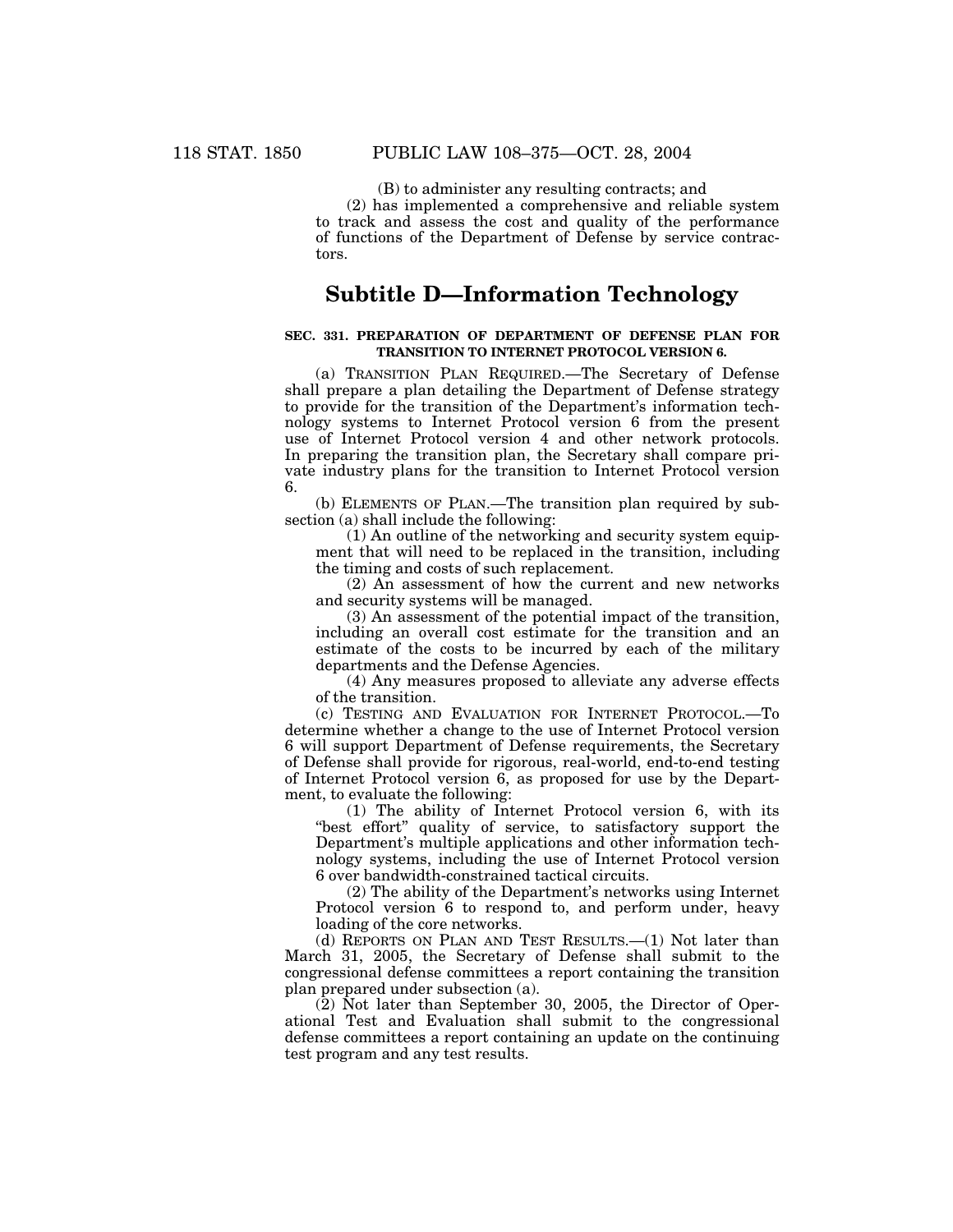(B) to administer any resulting contracts; and

(2) has implemented a comprehensive and reliable system to track and assess the cost and quality of the performance of functions of the Department of Defense by service contractors.

## Subtitle D—Information Technology

**SEC. 331. PREPARATION OF DEPARTMENT OF DEFENSE PLAN FOR TRANSITION TO INTERNET PROTOCOL VERSION 6.**

(a) TRANSITION PLAN REQUIRED.—The Secretary of Defense shall prepare a plan detailing the Department of Defense strategy to provide for the transition of the Department's information technology systems to Internet Protocol version 6 from the present use of Internet Protocol version 4 and other network protocols. In preparing the transition plan, the Secretary shall compare private industry plans for the transition to Internet Protocol version 6.

(b) ELEMENTS OF PLAN.—The transition plan required by subsection (a) shall include the following:

(1) An outline of the networking and security system equipment that will need to be replaced in the transition, including the timing and costs of such replacement.

(2) An assessment of how the current and new networks and security systems will be managed.

(3) An assessment of the potential impact of the transition, including an overall cost estimate for the transition and an estimate of the costs to be incurred by each of the military departments and the Defense Agencies.

(4) Any measures proposed to alleviate any adverse effects of the transition.

(c) TESTING AND EVALUATION FOR INTERNET PROTOCOL.—To determine whether a change to the use of Internet Protocol version 6 will support Department of Defense requirements, the Secretary of Defense shall provide for rigorous, real-world, end-to-end testing of Internet Protocol version 6, as proposed for use by the Department, to evaluate the following:

(1) The ability of Internet Protocol version 6, with its "best effort" quality of service, to satisfactory support the Department's multiple applications and other information technology systems, including the use of Internet Protocol version 6 over bandwidth-constrained tactical circuits.

(2) The ability of the Department's networks using Internet Protocol version 6 to respond to, and perform under, heavy loading of the core networks.

(d) REPORTS ON PLAN AND TEST RESULTS.—(1) Not later than March 31, 2005, the Secretary of Defense shall submit to the congressional defense committees a report containing the transition plan prepared under subsection (a).

(2) Not later than September 30, 2005, the Director of Operational Test and Evaluation shall submit to the congressional defense committees a report containing an update on the continuing test program and any test results.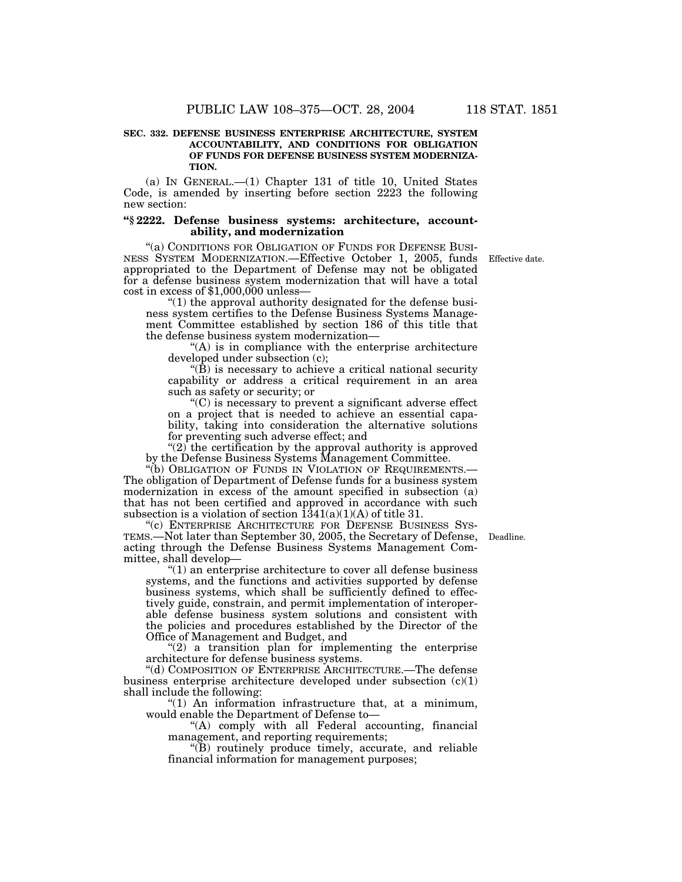**SEC. 332. DEFENSE BUSINESS ENTERPRISE ARCHITECTURE, SYSTEM ACCOUNTABILITY, AND CONDITIONS FOR OBLIGATION OF FUNDS FOR DEFENSE BUSINESS SYSTEM MODERNIZATION.**

(a) IN GENERAL.—(1) Chapter 131 of title 10, United States Code, is amended by inserting before section 2223 the following new section:

**"§ 2222. Defense business systems: architecture, accountability, and modernization**

"(a) CONDITIONS FOR OBLIGATION OF FUNDS FOR DEFENSE BUSINESS SYSTEM MODERNIZATION.—Effective October 1, 2005, funds appropriated to the Department of Defense may not be obligated for a defense business system modernization that will have a total cost in excess of $1,000,000 unless—

Effective date.

"(1) the approval authority designated for the defense business system certifies to the Defense Business Systems Management Committee established by section 186 of this title that the defense business system modernization—

"(A) is in compliance with the enterprise architecture developed under subsection (c);

"(B) is necessary to achieve a critical national security capability or address a critical requirement in an area such as safety or security; or

"(C) is necessary to prevent a significant adverse effect on a project that is needed to achieve an essential capability, taking into consideration the alternative solutions for preventing such adverse effect; and

"(2) the certification by the approval authority is approved by the Defense Business Systems Management Committee.

"(b) OBLIGATION OF FUNDS IN VIOLATION OF REQUIREMENTS.—The obligation of Department of Defense funds for a business system modernization in excess of the amount specified in subsection (a) that has not been certified and approved in accordance with such subsection is a violation of section 1341(a)(1)(A) of title 31.

"(c) ENTERPRISE ARCHITECTURE FOR DEFENSE BUSINESS SYSTEMS.—Not later than September 30, 2005, the Secretary of Defense, acting through the Defense Business Systems Management Committee, shall develop—

Deadline.

"(1) an enterprise architecture to cover all defense business systems, and the functions and activities supported by defense business systems, which shall be sufficiently defined to effectively guide, constrain, and permit implementation of interoperable defense business system solutions and consistent with the policies and procedures established by the Director of the Office of Management and Budget, and

"(2) a transition plan for implementing the enterprise architecture for defense business systems.

"(d) COMPOSITION OF ENTERPRISE ARCHITECTURE.—The defense business enterprise architecture developed under subsection (c)(1) shall include the following:

"(1) An information infrastructure that, at a minimum, would enable the Department of Defense to—

"(A) comply with all Federal accounting, financial management, and reporting requirements;

"(B) routinely produce timely, accurate, and reliable financial information for management purposes;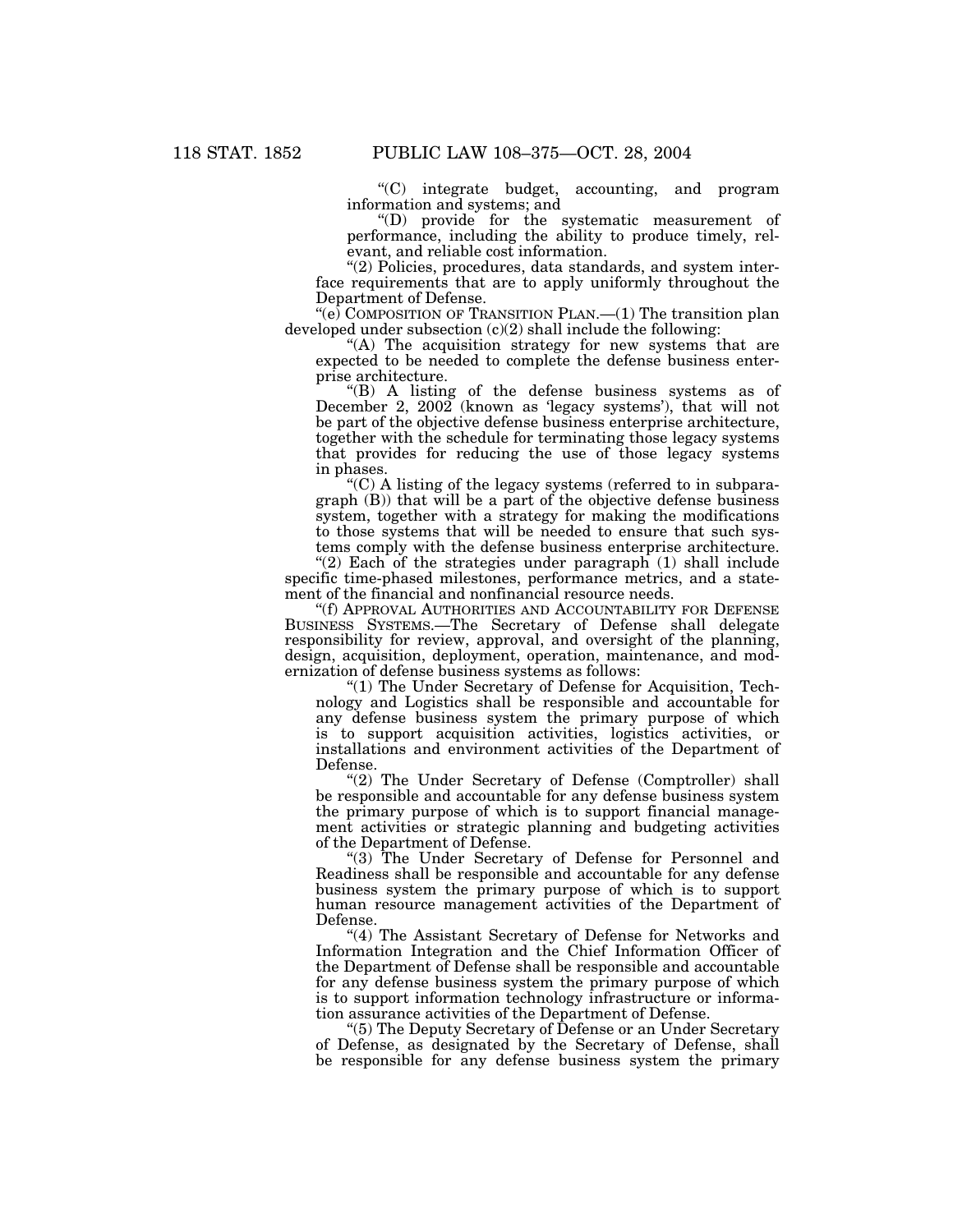"(C) integrate budget, accounting, and program information and systems; and

"(D) provide for the systematic measurement of performance, including the ability to produce timely, relevant, and reliable cost information.

"(2) Policies, procedures, data standards, and system interface requirements that are to apply uniformly throughout the Department of Defense.

"(e) COMPOSITION OF TRANSITION PLAN.—(1) The transition plan developed under subsection (c)(2) shall include the following:

"(A) The acquisition strategy for new systems that are expected to be needed to complete the defense business enterprise architecture.

"(B) A listing of the defense business systems as of December 2, 2002 (known as 'legacy systems'), that will not be part of the objective defense business enterprise architecture, together with the schedule for terminating those legacy systems that provides for reducing the use of those legacy systems in phases.

"(C) A listing of the legacy systems (referred to in subparagraph (B)) that will be a part of the objective defense business system, together with a strategy for making the modifications to those systems that will be needed to ensure that such systems comply with the defense business enterprise architecture.

"(2) Each of the strategies under paragraph (1) shall include specific time-phased milestones, performance metrics, and a statement of the financial and nonfinancial resource needs.

"(f) APPROVAL AUTHORITIES AND ACCOUNTABILITY FOR DEFENSE BUSINESS SYSTEMS.—The Secretary of Defense shall delegate responsibility for review, approval, and oversight of the planning, design, acquisition, deployment, operation, maintenance, and modernization of defense business systems as follows:

"(1) The Under Secretary of Defense for Acquisition, Technology and Logistics shall be responsible and accountable for any defense business system the primary purpose of which is to support acquisition activities, logistics activities, or installations and environment activities of the Department of Defense.

"(2) The Under Secretary of Defense (Comptroller) shall be responsible and accountable for any defense business system the primary purpose of which is to support financial management activities or strategic planning and budgeting activities of the Department of Defense.

"(3) The Under Secretary of Defense for Personnel and Readiness shall be responsible and accountable for any defense business system the primary purpose of which is to support human resource management activities of the Department of Defense.

"(4) The Assistant Secretary of Defense for Networks and Information Integration and the Chief Information Officer of the Department of Defense shall be responsible and accountable for any defense business system the primary purpose of which is to support information technology infrastructure or information assurance activities of the Department of Defense.

"(5) The Deputy Secretary of Defense or an Under Secretary of Defense, as designated by the Secretary of Defense, shall be responsible for any defense business system the primary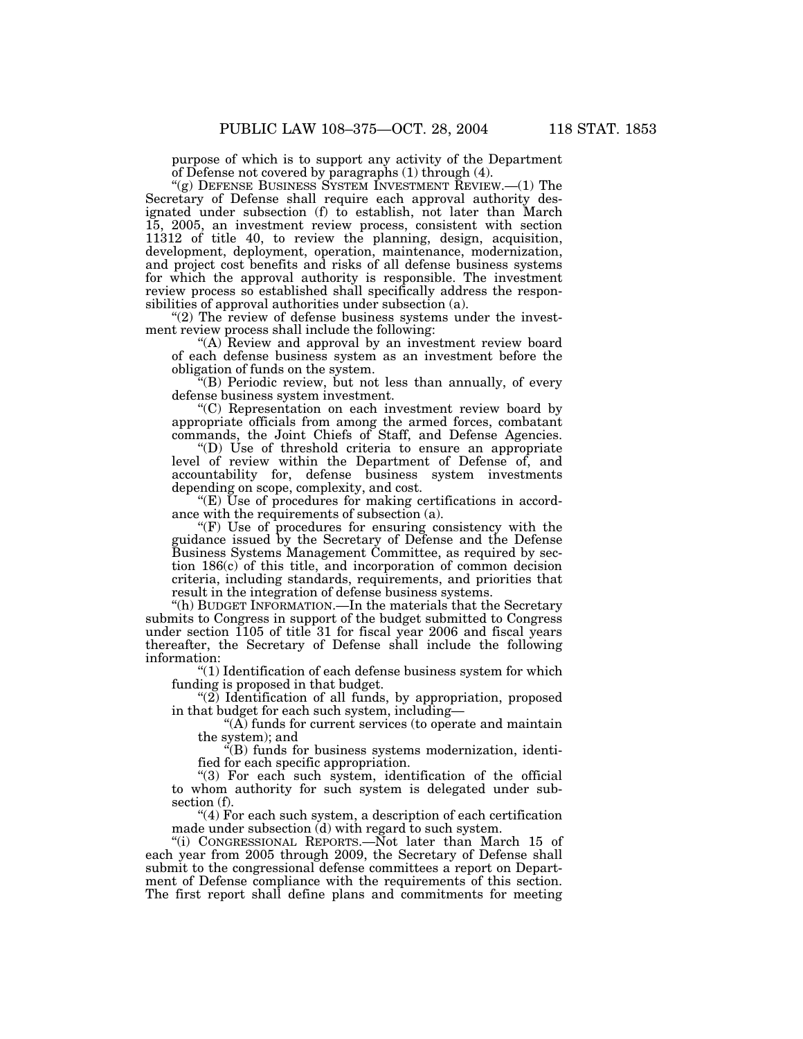purpose of which is to support any activity of the Department of Defense not covered by paragraphs (1) through (4).

"(g) DEFENSE BUSINESS SYSTEM INVESTMENT REVIEW.—(1) The Secretary of Defense shall require each approval authority designated under subsection (f) to establish, not later than March 15, 2005, an investment review process, consistent with section 11312 of title 40, to review the planning, design, acquisition, development, deployment, operation, maintenance, modernization, and project cost benefits and risks of all defense business systems for which the approval authority is responsible. The investment review process so established shall specifically address the responsibilities of approval authorities under subsection (a).

"(2) The review of defense business systems under the investment review process shall include the following:

"(A) Review and approval by an investment review board of each defense business system as an investment before the obligation of funds on the system.

"(B) Periodic review, but not less than annually, of every defense business system investment.

"(C) Representation on each investment review board by appropriate officials from among the armed forces, combatant commands, the Joint Chiefs of Staff, and Defense Agencies.

"(D) Use of threshold criteria to ensure an appropriate level of review within the Department of Defense of, and accountability for, defense business system investments depending on scope, complexity, and cost.

"(E) Use of procedures for making certifications in accordance with the requirements of subsection (a).

"(F) Use of procedures for ensuring consistency with the guidance issued by the Secretary of Defense and the Defense Business Systems Management Committee, as required by section 186(c) of this title, and incorporation of common decision criteria, including standards, requirements, and priorities that result in the integration of defense business systems.

"(h) BUDGET INFORMATION.—In the materials that the Secretary submits to Congress in support of the budget submitted to Congress under section 1105 of title 31 for fiscal year 2006 and fiscal years thereafter, the Secretary of Defense shall include the following information:

"(1) Identification of each defense business system for which funding is proposed in that budget.

"(2) Identification of all funds, by appropriation, proposed in that budget for each such system, including—

"(A) funds for current services (to operate and maintain the system); and

"(B) funds for business systems modernization, identified for each specific appropriation.

"(3) For each such system, identification of the official to whom authority for such system is delegated under subsection (f).

"(4) For each such system, a description of each certification made under subsection (d) with regard to such system.

"(i) CONGRESSIONAL REPORTS.—Not later than March 15 of each year from 2005 through 2009, the Secretary of Defense shall submit to the congressional defense committees a report on Department of Defense compliance with the requirements of this section. The first report shall define plans and commitments for meeting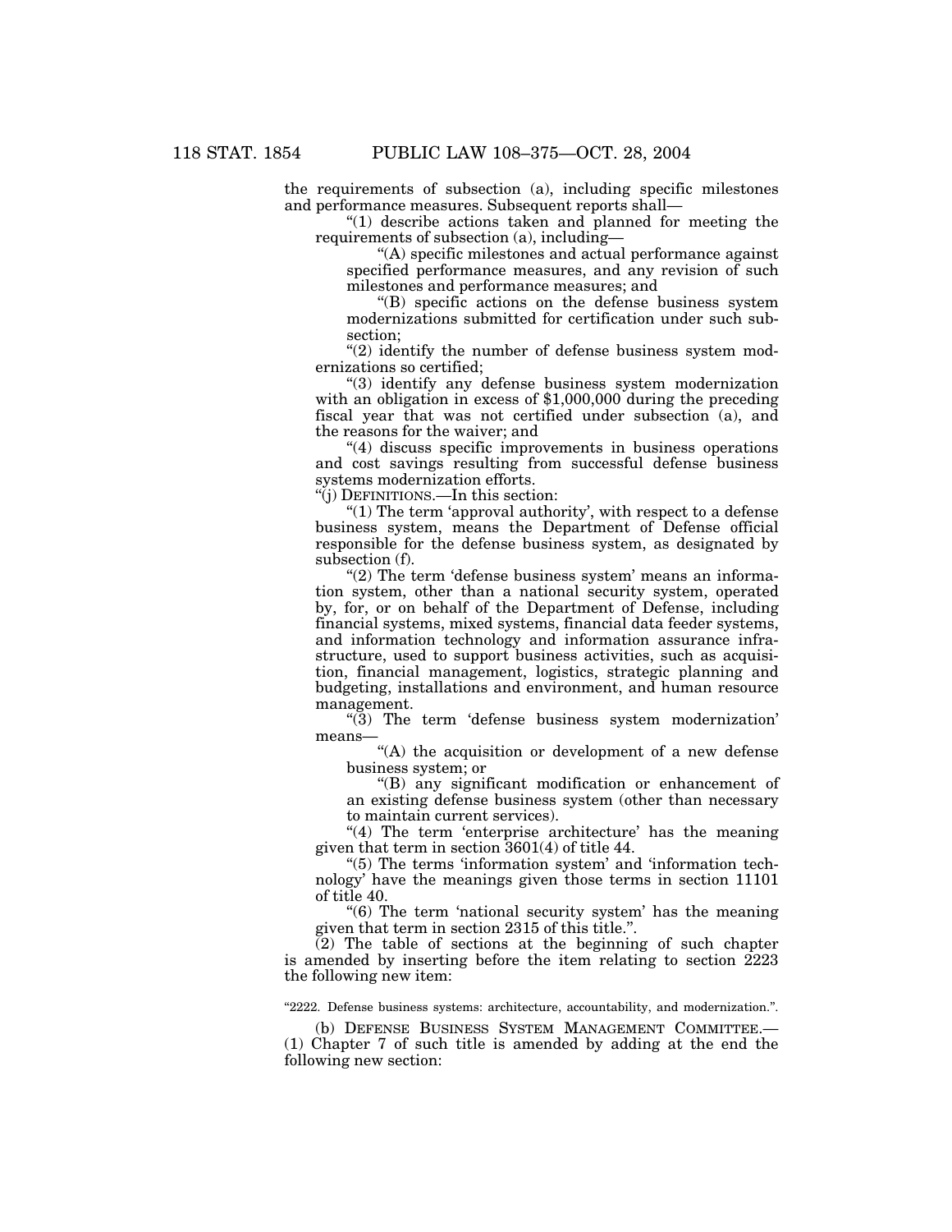the requirements of subsection (a), including specific milestones and performance measures. Subsequent reports shall—

"(1) describe actions taken and planned for meeting the requirements of subsection (a), including—

"(A) specific milestones and actual performance against specified performance measures, and any revision of such milestones and performance measures; and

"(B) specific actions on the defense business system modernizations submitted for certification under such subsection;

"(2) identify the number of defense business system modernizations so certified;

"(3) identify any defense business system modernization with an obligation in excess of $1,000,000 during the preceding fiscal year that was not certified under subsection (a), and the reasons for the waiver; and

"(4) discuss specific improvements in business operations and cost savings resulting from successful defense business systems modernization efforts.

"(j) DEFINITIONS.—In this section:

"(1) The term 'approval authority', with respect to a defense business system, means the Department of Defense official responsible for the defense business system, as designated by subsection (f).

"(2) The term 'defense business system' means an information system, other than a national security system, operated by, for, or on behalf of the Department of Defense, including financial systems, mixed systems, financial data feeder systems, and information technology and information assurance infrastructure, used to support business activities, such as acquisition, financial management, logistics, strategic planning and budgeting, installations and environment, and human resource management.

"(3) The term 'defense business system modernization' means—

"(A) the acquisition or development of a new defense business system; or

"(B) any significant modification or enhancement of an existing defense business system (other than necessary to maintain current services).

"(4) The term 'enterprise architecture' has the meaning given that term in section 3601(4) of title 44.

"(5) The terms 'information system' and 'information technology' have the meanings given those terms in section 11101 of title 40.

"(6) The term 'national security system' has the meaning given that term in section 2315 of this title.".

(2) The table of sections at the beginning of such chapter is amended by inserting before the item relating to section 2223 the following new item:

"2222. Defense business systems: architecture, accountability, and modernization.".

(b) DEFENSE BUSINESS SYSTEM MANAGEMENT COMMITTEE.—(1) Chapter 7 of such title is amended by adding at the end the following new section: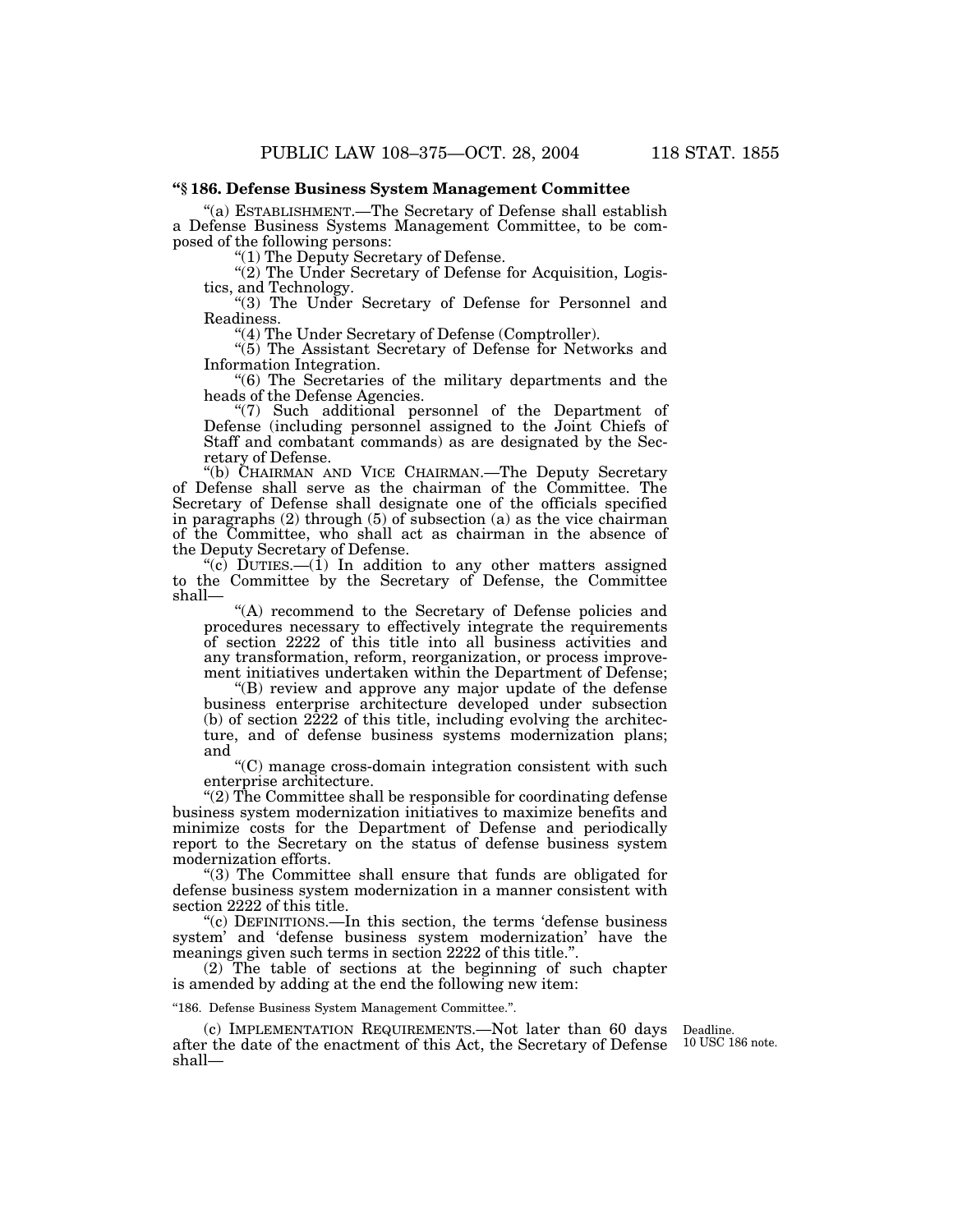**"§ 186. Defense Business System Management Committee**

"(a) ESTABLISHMENT.—The Secretary of Defense shall establish a Defense Business Systems Management Committee, to be composed of the following persons:

"(1) The Deputy Secretary of Defense.

"(2) The Under Secretary of Defense for Acquisition, Logistics, and Technology.

"(3) The Under Secretary of Defense for Personnel and Readiness.

"(4) The Under Secretary of Defense (Comptroller).

"(5) The Assistant Secretary of Defense for Networks and Information Integration.

"(6) The Secretaries of the military departments and the heads of the Defense Agencies.

"(7) Such additional personnel of the Department of Defense (including personnel assigned to the Joint Chiefs of Staff and combatant commands) as are designated by the Secretary of Defense.

"(b) CHAIRMAN AND VICE CHAIRMAN.—The Deputy Secretary of Defense shall serve as the chairman of the Committee. The Secretary of Defense shall designate one of the officials specified in paragraphs (2) through (5) of subsection (a) as the vice chairman of the Committee, who shall act as chairman in the absence of the Deputy Secretary of Defense.

"(c) DUTIES.—(1) In addition to any other matters assigned to the Committee by the Secretary of Defense, the Committee shall—

"(A) recommend to the Secretary of Defense policies and procedures necessary to effectively integrate the requirements of section 2222 of this title into all business activities and any transformation, reform, reorganization, or process improvement initiatives undertaken within the Department of Defense;

"(B) review and approve any major update of the defense business enterprise architecture developed under subsection (b) of section 2222 of this title, including evolving the architecture, and of defense business systems modernization plans; and

"(C) manage cross-domain integration consistent with such enterprise architecture.

"(2) The Committee shall be responsible for coordinating defense business system modernization initiatives to maximize benefits and minimize costs for the Department of Defense and periodically report to the Secretary on the status of defense business system modernization efforts.

"(3) The Committee shall ensure that funds are obligated for defense business system modernization in a manner consistent with section 2222 of this title.

"(c) DEFINITIONS.—In this section, the terms 'defense business system' and 'defense business system modernization' have the meanings given such terms in section 2222 of this title.".

(2) The table of sections at the beginning of such chapter is amended by adding at the end the following new item:

"186. Defense Business System Management Committee.".

Deadline.
10 USC 186 note.

(c) IMPLEMENTATION REQUIREMENTS.—Not later than 60 days after the date of the enactment of this Act, the Secretary of Defense shall—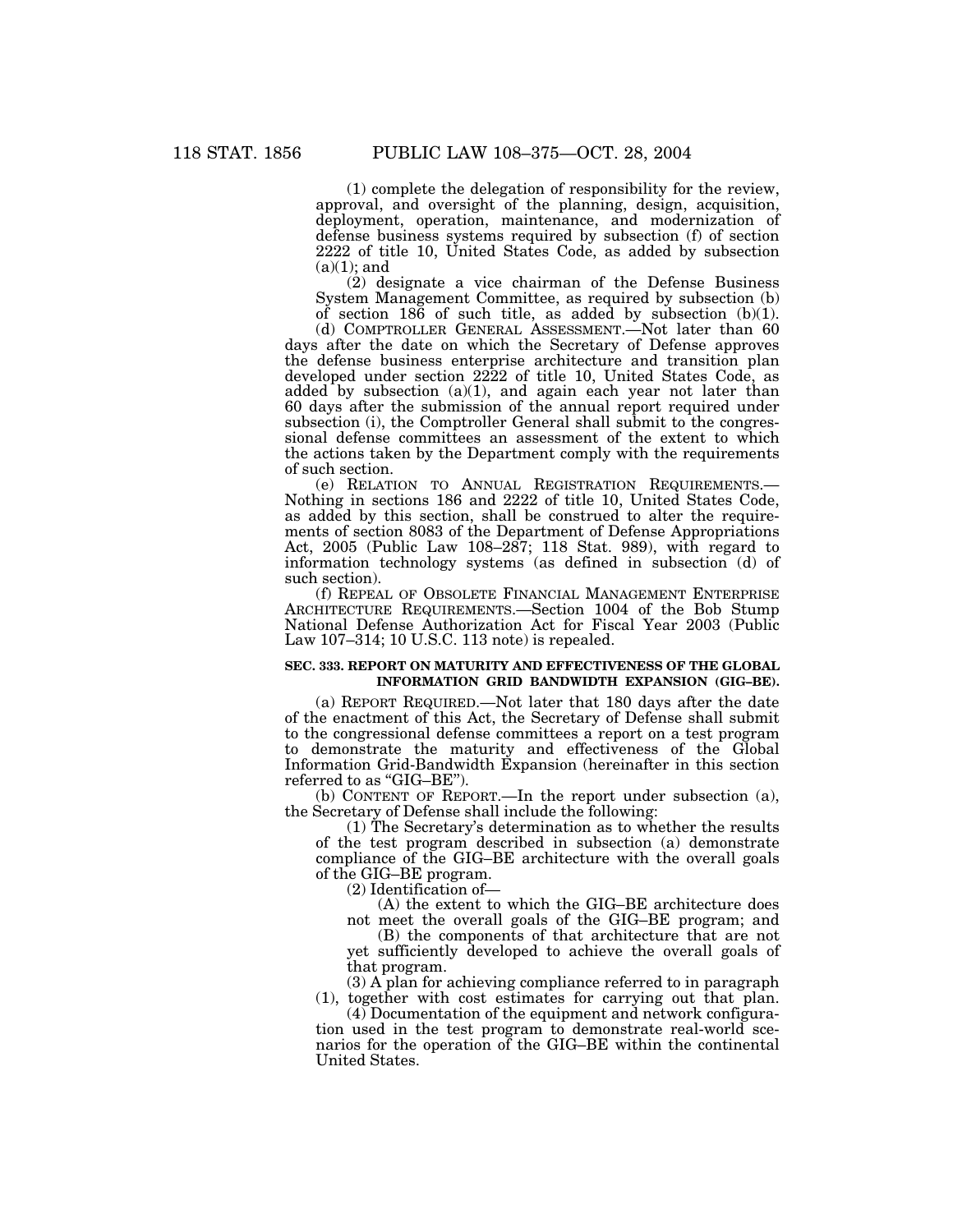(1) complete the delegation of responsibility for the review, approval, and oversight of the planning, design, acquisition, deployment, operation, maintenance, and modernization of defense business systems required by subsection (f) of section 2222 of title 10, United States Code, as added by subsection (a)(1); and

(2) designate a vice chairman of the Defense Business System Management Committee, as required by subsection (b) of section 186 of such title, as added by subsection (b)(1).

(d) COMPTROLLER GENERAL ASSESSMENT.—Not later than 60 days after the date on which the Secretary of Defense approves the defense business enterprise architecture and transition plan developed under section 2222 of title 10, United States Code, as added by subsection (a)(1), and again each year not later than 60 days after the submission of the annual report required under subsection (i), the Comptroller General shall submit to the congressional defense committees an assessment of the extent to which the actions taken by the Department comply with the requirements of such section.

(e) RELATION TO ANNUAL REGISTRATION REQUIREMENTS.—Nothing in sections 186 and 2222 of title 10, United States Code, as added by this section, shall be construed to alter the requirements of section 8083 of the Department of Defense Appropriations Act, 2005 (Public Law 108–287; 118 Stat. 989), with regard to information technology systems (as defined in subsection (d) of such section).

(f) REPEAL OF OBSOLETE FINANCIAL MANAGEMENT ENTERPRISE ARCHITECTURE REQUIREMENTS.—Section 1004 of the Bob Stump National Defense Authorization Act for Fiscal Year 2003 (Public Law 107–314; 10 U.S.C. 113 note) is repealed.

**SEC. 333. REPORT ON MATURITY AND EFFECTIVENESS OF THE GLOBAL INFORMATION GRID BANDWIDTH EXPANSION (GIG–BE).**

(a) REPORT REQUIRED.—Not later that 180 days after the date of the enactment of this Act, the Secretary of Defense shall submit to the congressional defense committees a report on a test program to demonstrate the maturity and effectiveness of the Global Information Grid-Bandwidth Expansion (hereinafter in this section referred to as "GIG–BE").

(b) CONTENT OF REPORT.—In the report under subsection (a), the Secretary of Defense shall include the following:

(1) The Secretary's determination as to whether the results of the test program described in subsection (a) demonstrate compliance of the GIG–BE architecture with the overall goals of the GIG–BE program.

(2) Identification of—

(A) the extent to which the GIG–BE architecture does not meet the overall goals of the GIG–BE program; and

(B) the components of that architecture that are not yet sufficiently developed to achieve the overall goals of that program.

(3) A plan for achieving compliance referred to in paragraph (1), together with cost estimates for carrying out that plan.

(4) Documentation of the equipment and network configuration used in the test program to demonstrate real-world scenarios for the operation of the GIG–BE within the continental United States.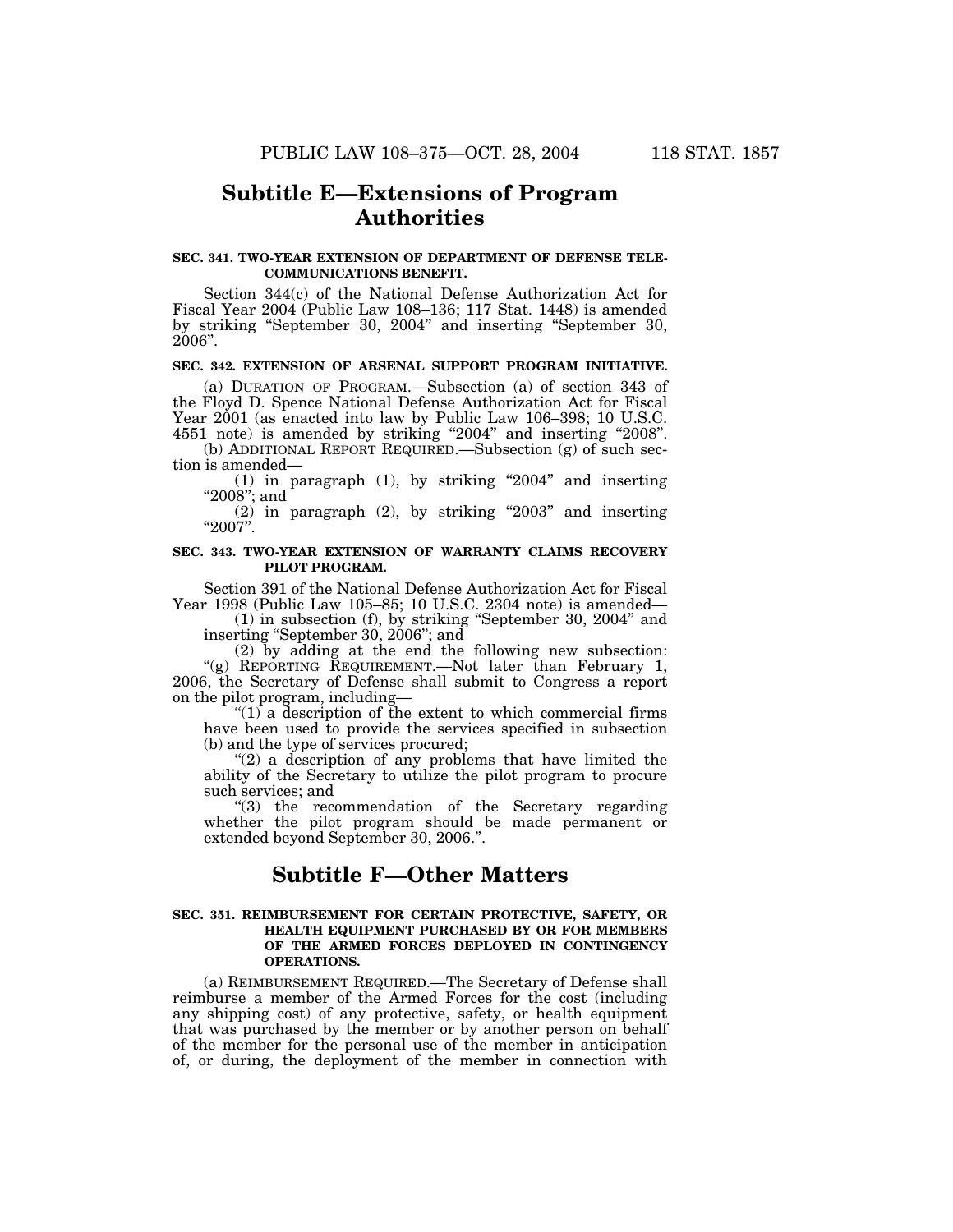## Subtitle E—Extensions of Program Authorities

**SEC. 341. TWO-YEAR EXTENSION OF DEPARTMENT OF DEFENSE TELECOMMUNICATIONS BENEFIT.**

Section 344(c) of the National Defense Authorization Act for Fiscal Year 2004 (Public Law 108–136; 117 Stat. 1448) is amended by striking "September 30, 2004" and inserting "September 30, 2006".

**SEC. 342. EXTENSION OF ARSENAL SUPPORT PROGRAM INITIATIVE.**

(a) DURATION OF PROGRAM.—Subsection (a) of section 343 of the Floyd D. Spence National Defense Authorization Act for Fiscal Year 2001 (as enacted into law by Public Law 106–398; 10 U.S.C. 4551 note) is amended by striking "2004" and inserting "2008".

(b) ADDITIONAL REPORT REQUIRED.—Subsection (g) of such section is amended—

(1) in paragraph (1), by striking "2004" and inserting "2008"; and

(2) in paragraph (2), by striking "2003" and inserting "2007".

**SEC. 343. TWO-YEAR EXTENSION OF WARRANTY CLAIMS RECOVERY PILOT PROGRAM.**

Section 391 of the National Defense Authorization Act for Fiscal Year 1998 (Public Law 105–85; 10 U.S.C. 2304 note) is amended—

(1) in subsection (f), by striking "September 30, 2004" and inserting "September 30, 2006"; and

(2) by adding at the end the following new subsection:

"(g) REPORTING REQUIREMENT.—Not later than February 1, 2006, the Secretary of Defense shall submit to Congress a report on the pilot program, including—

"(1) a description of the extent to which commercial firms have been used to provide the services specified in subsection (b) and the type of services procured;

"(2) a description of any problems that have limited the ability of the Secretary to utilize the pilot program to procure such services; and

"(3) the recommendation of the Secretary regarding whether the pilot program should be made permanent or extended beyond September 30, 2006.".

## Subtitle F—Other Matters

**SEC. 351. REIMBURSEMENT FOR CERTAIN PROTECTIVE, SAFETY, OR HEALTH EQUIPMENT PURCHASED BY OR FOR MEMBERS OF THE ARMED FORCES DEPLOYED IN CONTINGENCY OPERATIONS.**

(a) REIMBURSEMENT REQUIRED.—The Secretary of Defense shall reimburse a member of the Armed Forces for the cost (including any shipping cost) of any protective, safety, or health equipment that was purchased by the member or by another person on behalf of the member for the personal use of the member in anticipation of, or during, the deployment of the member in connection with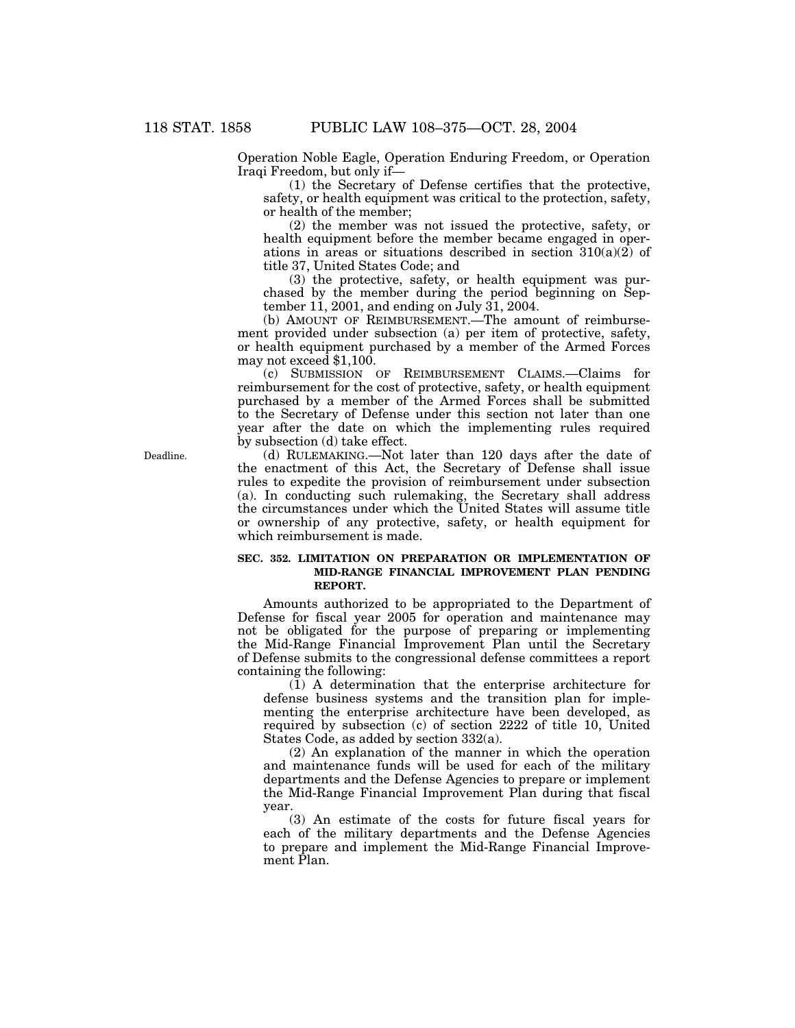Operation Noble Eagle, Operation Enduring Freedom, or Operation Iraqi Freedom, but only if—

(1) the Secretary of Defense certifies that the protective, safety, or health equipment was critical to the protection, safety, or health of the member;

(2) the member was not issued the protective, safety, or health equipment before the member became engaged in operations in areas or situations described in section 310(a)(2) of title 37, United States Code; and

(3) the protective, safety, or health equipment was purchased by the member during the period beginning on September 11, 2001, and ending on July 31, 2004.

(b) AMOUNT OF REIMBURSEMENT.—The amount of reimbursement provided under subsection (a) per item of protective, safety, or health equipment purchased by a member of the Armed Forces may not exceed $1,100.

(c) SUBMISSION OF REIMBURSEMENT CLAIMS.—Claims for reimbursement for the cost of protective, safety, or health equipment purchased by a member of the Armed Forces shall be submitted to the Secretary of Defense under this section not later than one year after the date on which the implementing rules required by subsection (d) take effect.

Deadline.

(d) RULEMAKING.—Not later than 120 days after the date of the enactment of this Act, the Secretary of Defense shall issue rules to expedite the provision of reimbursement under subsection (a). In conducting such rulemaking, the Secretary shall address the circumstances under which the United States will assume title or ownership of any protective, safety, or health equipment for which reimbursement is made.

**SEC. 352. LIMITATION ON PREPARATION OR IMPLEMENTATION OF MID-RANGE FINANCIAL IMPROVEMENT PLAN PENDING REPORT.**

Amounts authorized to be appropriated to the Department of Defense for fiscal year 2005 for operation and maintenance may not be obligated for the purpose of preparing or implementing the Mid-Range Financial Improvement Plan until the Secretary of Defense submits to the congressional defense committees a report containing the following:

(1) A determination that the enterprise architecture for defense business systems and the transition plan for implementing the enterprise architecture have been developed, as required by subsection (c) of section 2222 of title 10, United States Code, as added by section 332(a).

(2) An explanation of the manner in which the operation and maintenance funds will be used for each of the military departments and the Defense Agencies to prepare or implement the Mid-Range Financial Improvement Plan during that fiscal year.

(3) An estimate of the costs for future fiscal years for each of the military departments and the Defense Agencies to prepare and implement the Mid-Range Financial Improvement Plan.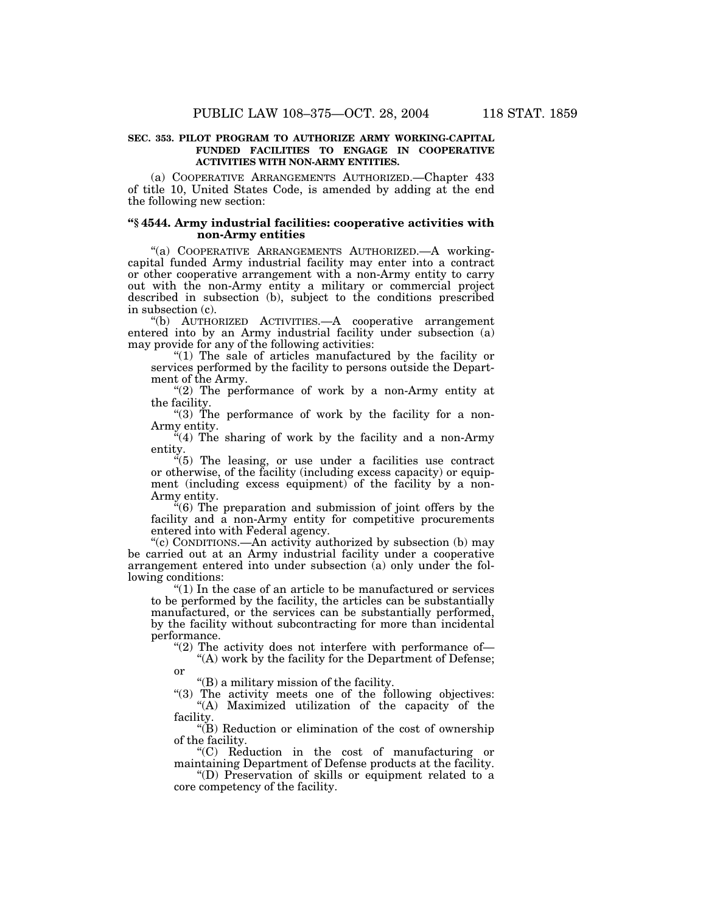**SEC. 353. PILOT PROGRAM TO AUTHORIZE ARMY WORKING-CAPITAL FUNDED FACILITIES TO ENGAGE IN COOPERATIVE ACTIVITIES WITH NON-ARMY ENTITIES.**

(a) COOPERATIVE ARRANGEMENTS AUTHORIZED.—Chapter 433 of title 10, United States Code, is amended by adding at the end the following new section:

**"§ 4544. Army industrial facilities: cooperative activities with non-Army entities**

"(a) COOPERATIVE ARRANGEMENTS AUTHORIZED.—A working-capital funded Army industrial facility may enter into a contract or other cooperative arrangement with a non-Army entity to carry out with the non-Army entity a military or commercial project described in subsection (b), subject to the conditions prescribed in subsection (c).

"(b) AUTHORIZED ACTIVITIES.—A cooperative arrangement entered into by an Army industrial facility under subsection (a) may provide for any of the following activities:

"(1) The sale of articles manufactured by the facility or services performed by the facility to persons outside the Department of the Army.

"(2) The performance of work by a non-Army entity at the facility.

"(3) The performance of work by the facility for a non-Army entity.

"(4) The sharing of work by the facility and a non-Army entity.

"(5) The leasing, or use under a facilities use contract or otherwise, of the facility (including excess capacity) or equipment (including excess equipment) of the facility by a non-Army entity.

"(6) The preparation and submission of joint offers by the facility and a non-Army entity for competitive procurements entered into with Federal agency.

"(c) CONDITIONS.—An activity authorized by subsection (b) may be carried out at an Army industrial facility under a cooperative arrangement entered into under subsection (a) only under the following conditions:

"(1) In the case of an article to be manufactured or services to be performed by the facility, the articles can be substantially manufactured, or the services can be substantially performed, by the facility without subcontracting for more than incidental performance.

"(2) The activity does not interfere with performance of—

"(A) work by the facility for the Department of Defense; or

"(B) a military mission of the facility.

"(3) The activity meets one of the following objectives:

"(A) Maximized utilization of the capacity of the facility.

"(B) Reduction or elimination of the cost of ownership of the facility.

"(C) Reduction in the cost of manufacturing or maintaining Department of Defense products at the facility.

"(D) Preservation of skills or equipment related to a core competency of the facility.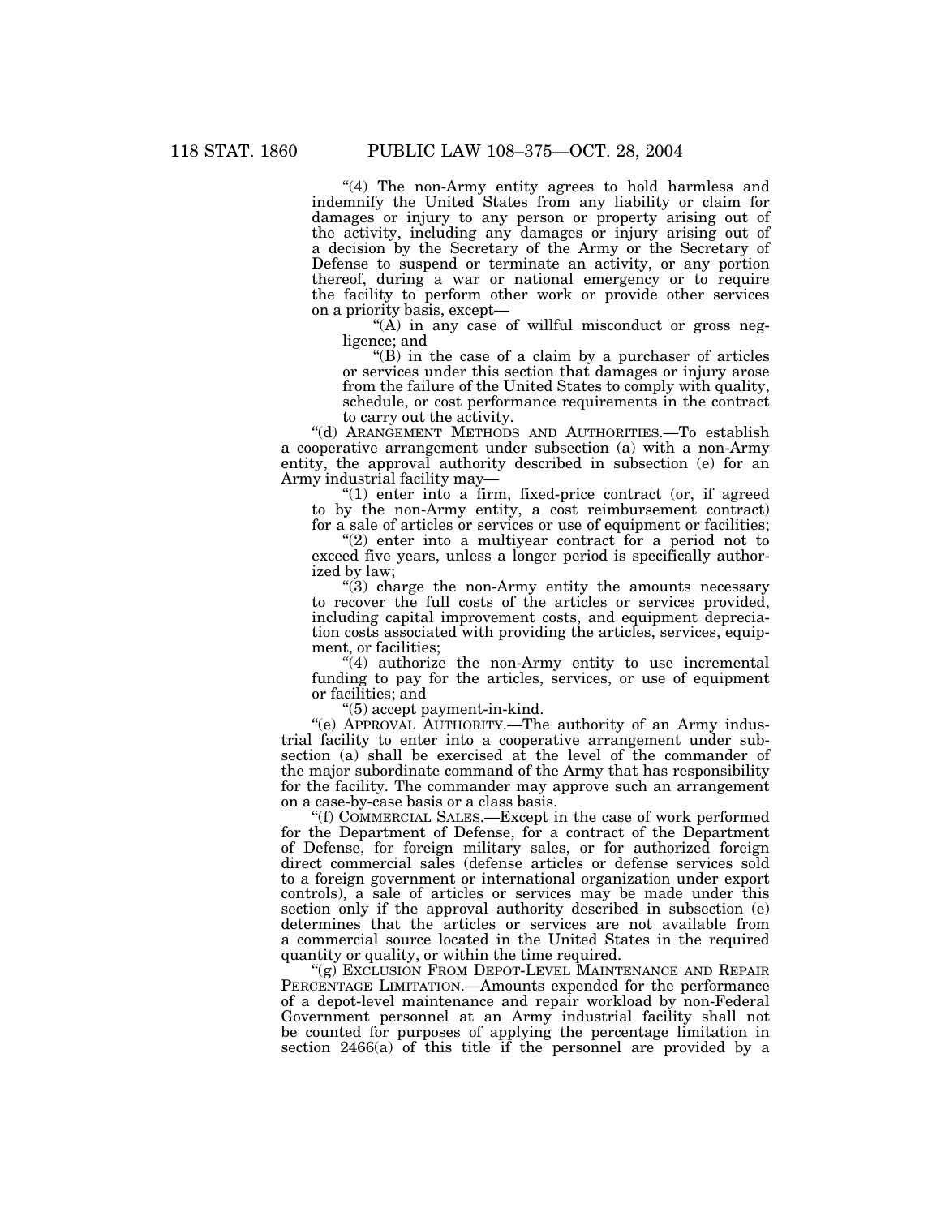"(4) The non-Army entity agrees to hold harmless and indemnify the United States from any liability or claim for damages or injury to any person or property arising out of the activity, including any damages or injury arising out of a decision by the Secretary of the Army or the Secretary of Defense to suspend or terminate an activity, or any portion thereof, during a war or national emergency or to require the facility to perform other work or provide other services on a priority basis, except—

"(A) in any case of willful misconduct or gross negligence; and

"(B) in the case of a claim by a purchaser of articles or services under this section that damages or injury arose from the failure of the United States to comply with quality, schedule, or cost performance requirements in the contract to carry out the activity.

"(d) ARANGEMENT METHODS AND AUTHORITIES.—To establish a cooperative arrangement under subsection (a) with a non-Army entity, the approval authority described in subsection (e) for an Army industrial facility may—

"(1) enter into a firm, fixed-price contract (or, if agreed to by the non-Army entity, a cost reimbursement contract) for a sale of articles or services or use of equipment or facilities;

"(2) enter into a multiyear contract for a period not to exceed five years, unless a longer period is specifically authorized by law;

"(3) charge the non-Army entity the amounts necessary to recover the full costs of the articles or services provided, including capital improvement costs, and equipment depreciation costs associated with providing the articles, services, equipment, or facilities;

"(4) authorize the non-Army entity to use incremental funding to pay for the articles, services, or use of equipment or facilities; and

"(5) accept payment-in-kind.

"(e) APPROVAL AUTHORITY.—The authority of an Army industrial facility to enter into a cooperative arrangement under subsection (a) shall be exercised at the level of the commander of the major subordinate command of the Army that has responsibility for the facility. The commander may approve such an arrangement on a case-by-case basis or a class basis.

"(f) COMMERCIAL SALES.—Except in the case of work performed for the Department of Defense, for a contract of the Department of Defense, for foreign military sales, or for authorized foreign direct commercial sales (defense articles or defense services sold to a foreign government or international organization under export controls), a sale of articles or services may be made under this section only if the approval authority described in subsection (e) determines that the articles or services are not available from a commercial source located in the United States in the required quantity or quality, or within the time required.

"(g) EXCLUSION FROM DEPOT-LEVEL MAINTENANCE AND REPAIR PERCENTAGE LIMITATION.—Amounts expended for the performance of a depot-level maintenance and repair workload by non-Federal Government personnel at an Army industrial facility shall not be counted for purposes of applying the percentage limitation in section 2466(a) of this title if the personnel are provided by a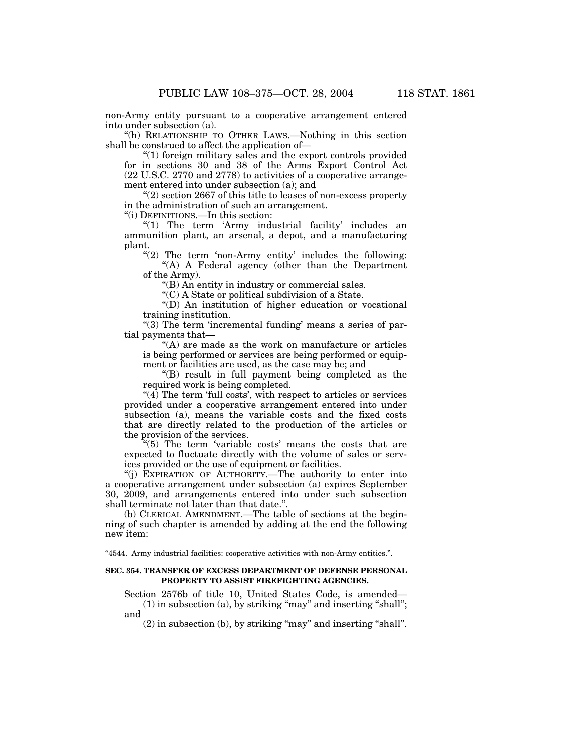non-Army entity pursuant to a cooperative arrangement entered into under subsection (a).

"(h) RELATIONSHIP TO OTHER LAWS.—Nothing in this section shall be construed to affect the application of—

"(1) foreign military sales and the export controls provided for in sections 30 and 38 of the Arms Export Control Act (22 U.S.C. 2770 and 2778) to activities of a cooperative arrangement entered into under subsection (a); and

"(2) section 2667 of this title to leases of non-excess property in the administration of such an arrangement.

"(i) DEFINITIONS.—In this section:

"(1) The term 'Army industrial facility' includes an ammunition plant, an arsenal, a depot, and a manufacturing plant.

"(2) The term 'non-Army entity' includes the following:

"(A) A Federal agency (other than the Department of the Army).

"(B) An entity in industry or commercial sales.

"(C) A State or political subdivision of a State.

"(D) An institution of higher education or vocational training institution.

"(3) The term 'incremental funding' means a series of partial payments that—

"(A) are made as the work on manufacture or articles is being performed or services are being performed or equipment or facilities are used, as the case may be; and

"(B) result in full payment being completed as the required work is being completed.

"(4) The term 'full costs', with respect to articles or services provided under a cooperative arrangement entered into under subsection (a), means the variable costs and the fixed costs that are directly related to the production of the articles or the provision of the services.

"(5) The term 'variable costs' means the costs that are expected to fluctuate directly with the volume of sales or services provided or the use of equipment or facilities.

"(j) EXPIRATION OF AUTHORITY.—The authority to enter into a cooperative arrangement under subsection (a) expires September 30, 2009, and arrangements entered into under such subsection shall terminate not later than that date.".

(b) CLERICAL AMENDMENT.—The table of sections at the beginning of such chapter is amended by adding at the end the following new item:

"4544. Army industrial facilities: cooperative activities with non-Army entities.".

**SEC. 354. TRANSFER OF EXCESS DEPARTMENT OF DEFENSE PERSONAL PROPERTY TO ASSIST FIREFIGHTING AGENCIES.**

Section 2576b of title 10, United States Code, is amended—

(1) in subsection (a), by striking "may" and inserting "shall"; and

(2) in subsection (b), by striking "may" and inserting "shall".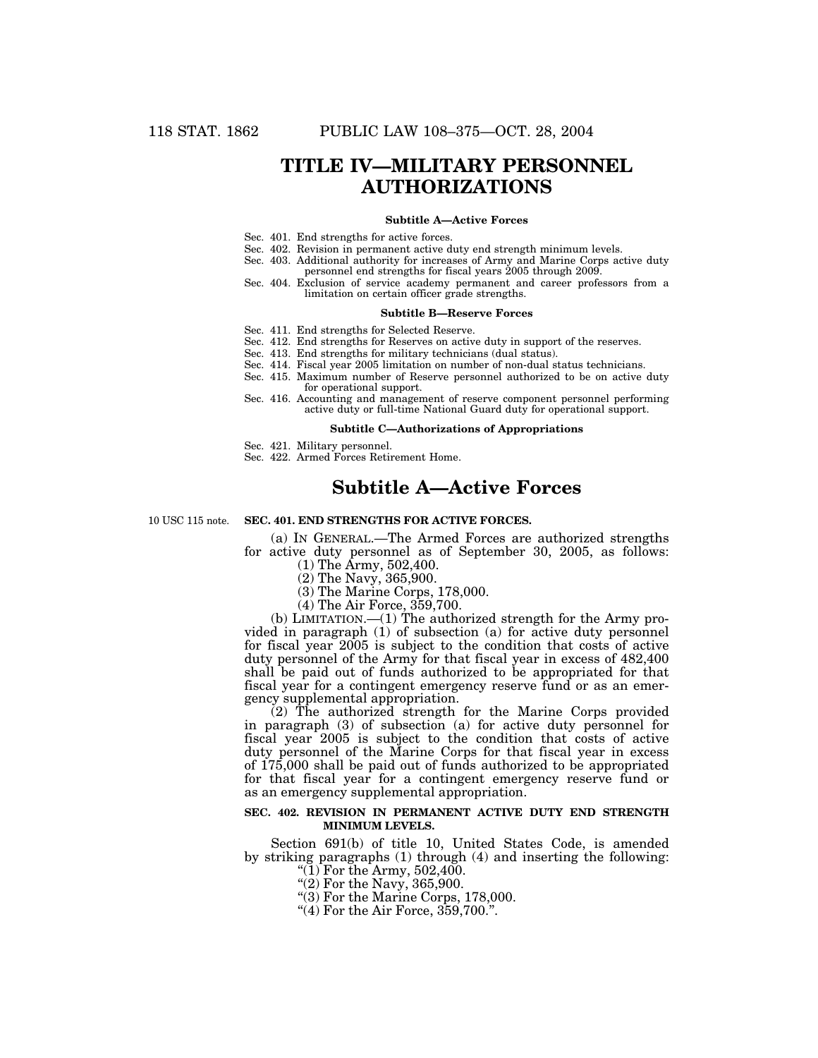# TITLE IV—MILITARY PERSONNEL AUTHORIZATIONS

**Subtitle A—Active Forces**

Sec. 401. End strengths for active forces.
Sec. 402. Revision in permanent active duty end strength minimum levels.
Sec. 403. Additional authority for increases of Army and Marine Corps active duty personnel end strengths for fiscal years 2005 through 2009.
Sec. 404. Exclusion of service academy permanent and career professors from a limitation on certain officer grade strengths.

**Subtitle B—Reserve Forces**

Sec. 411. End strengths for Selected Reserve.
Sec. 412. End strengths for Reserves on active duty in support of the reserves.
Sec. 413. End strengths for military technicians (dual status).
Sec. 414. Fiscal year 2005 limitation on number of non-dual status technicians.
Sec. 415. Maximum number of Reserve personnel authorized to be on active duty for operational support.
Sec. 416. Accounting and management of reserve component personnel performing active duty or full-time National Guard duty for operational support.

**Subtitle C—Authorizations of Appropriations**

Sec. 421. Military personnel.
Sec. 422. Armed Forces Retirement Home.

## Subtitle A—Active Forces

10 USC 115 note.

### SEC. 401. END STRENGTHS FOR ACTIVE FORCES.

(a) IN GENERAL.—The Armed Forces are authorized strengths for active duty personnel as of September 30, 2005, as follows:

(1) The Army, 502,400.

(2) The Navy, 365,900.

(3) The Marine Corps, 178,000.

(4) The Air Force, 359,700.

(b) LIMITATION.—(1) The authorized strength for the Army provided in paragraph (1) of subsection (a) for active duty personnel for fiscal year 2005 is subject to the condition that costs of active duty personnel of the Army for that fiscal year in excess of 482,400 shall be paid out of funds authorized to be appropriated for that fiscal year for a contingent emergency reserve fund or as an emergency supplemental appropriation.

(2) The authorized strength for the Marine Corps provided in paragraph (3) of subsection (a) for active duty personnel for fiscal year 2005 is subject to the condition that costs of active duty personnel of the Marine Corps for that fiscal year in excess of 175,000 shall be paid out of funds authorized to be appropriated for that fiscal year for a contingent emergency reserve fund or as an emergency supplemental appropriation.

### SEC. 402. REVISION IN PERMANENT ACTIVE DUTY END STRENGTH MINIMUM LEVELS.

Section 691(b) of title 10, United States Code, is amended by striking paragraphs (1) through (4) and inserting the following:

"(1) For the Army, 502,400.

"(2) For the Navy, 365,900.

"(3) For the Marine Corps, 178,000.

"(4) For the Air Force, 359,700.".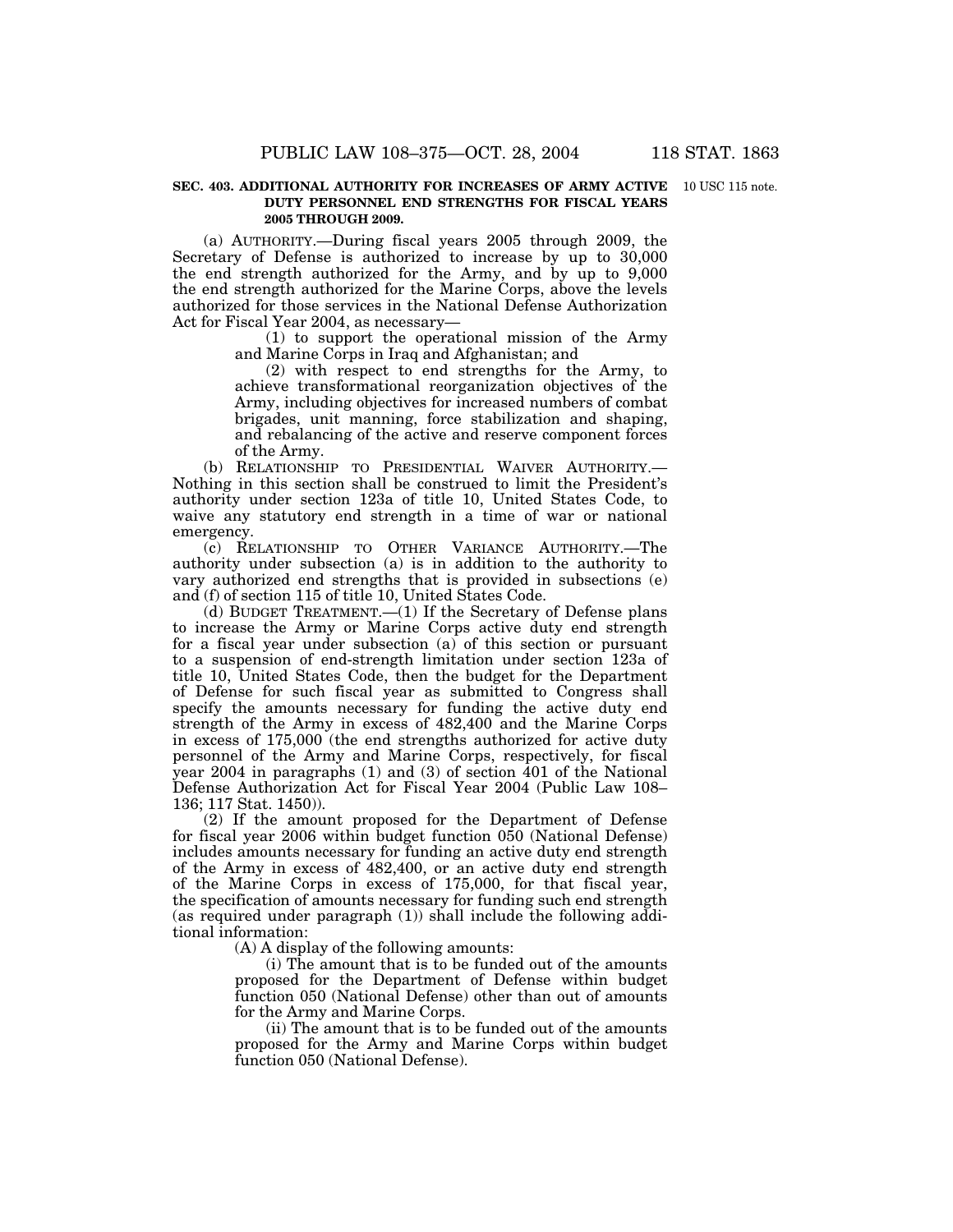**SEC. 403. ADDITIONAL AUTHORITY FOR INCREASES OF ARMY ACTIVE DUTY PERSONNEL END STRENGTHS FOR FISCAL YEARS 2005 THROUGH 2009.**

10 USC 115 note.

(a) AUTHORITY.—During fiscal years 2005 through 2009, the Secretary of Defense is authorized to increase by up to 30,000 the end strength authorized for the Army, and by up to 9,000 the end strength authorized for the Marine Corps, above the levels authorized for those services in the National Defense Authorization Act for Fiscal Year 2004, as necessary—

(1) to support the operational mission of the Army and Marine Corps in Iraq and Afghanistan; and

(2) with respect to end strengths for the Army, to achieve transformational reorganization objectives of the Army, including objectives for increased numbers of combat brigades, unit manning, force stabilization and shaping, and rebalancing of the active and reserve component forces of the Army.

(b) RELATIONSHIP TO PRESIDENTIAL WAIVER AUTHORITY.—Nothing in this section shall be construed to limit the President's authority under section 123a of title 10, United States Code, to waive any statutory end strength in a time of war or national emergency.

(c) RELATIONSHIP TO OTHER VARIANCE AUTHORITY.—The authority under subsection (a) is in addition to the authority to vary authorized end strengths that is provided in subsections (e) and (f) of section 115 of title 10, United States Code.

(d) BUDGET TREATMENT.—(1) If the Secretary of Defense plans to increase the Army or Marine Corps active duty end strength for a fiscal year under subsection (a) of this section or pursuant to a suspension of end-strength limitation under section 123a of title 10, United States Code, then the budget for the Department of Defense for such fiscal year as submitted to Congress shall specify the amounts necessary for funding the active duty end strength of the Army in excess of 482,400 and the Marine Corps in excess of 175,000 (the end strengths authorized for active duty personnel of the Army and Marine Corps, respectively, for fiscal year 2004 in paragraphs (1) and (3) of section 401 of the National Defense Authorization Act for Fiscal Year 2004 (Public Law 108–136; 117 Stat. 1450)).

(2) If the amount proposed for the Department of Defense for fiscal year 2006 within budget function 050 (National Defense) includes amounts necessary for funding an active duty end strength of the Army in excess of 482,400, or an active duty end strength of the Marine Corps in excess of 175,000, for that fiscal year, the specification of amounts necessary for funding such end strength (as required under paragraph (1)) shall include the following additional information:

(A) A display of the following amounts:

(i) The amount that is to be funded out of the amounts proposed for the Department of Defense within budget function 050 (National Defense) other than out of amounts for the Army and Marine Corps.

(ii) The amount that is to be funded out of the amounts proposed for the Army and Marine Corps within budget function 050 (National Defense).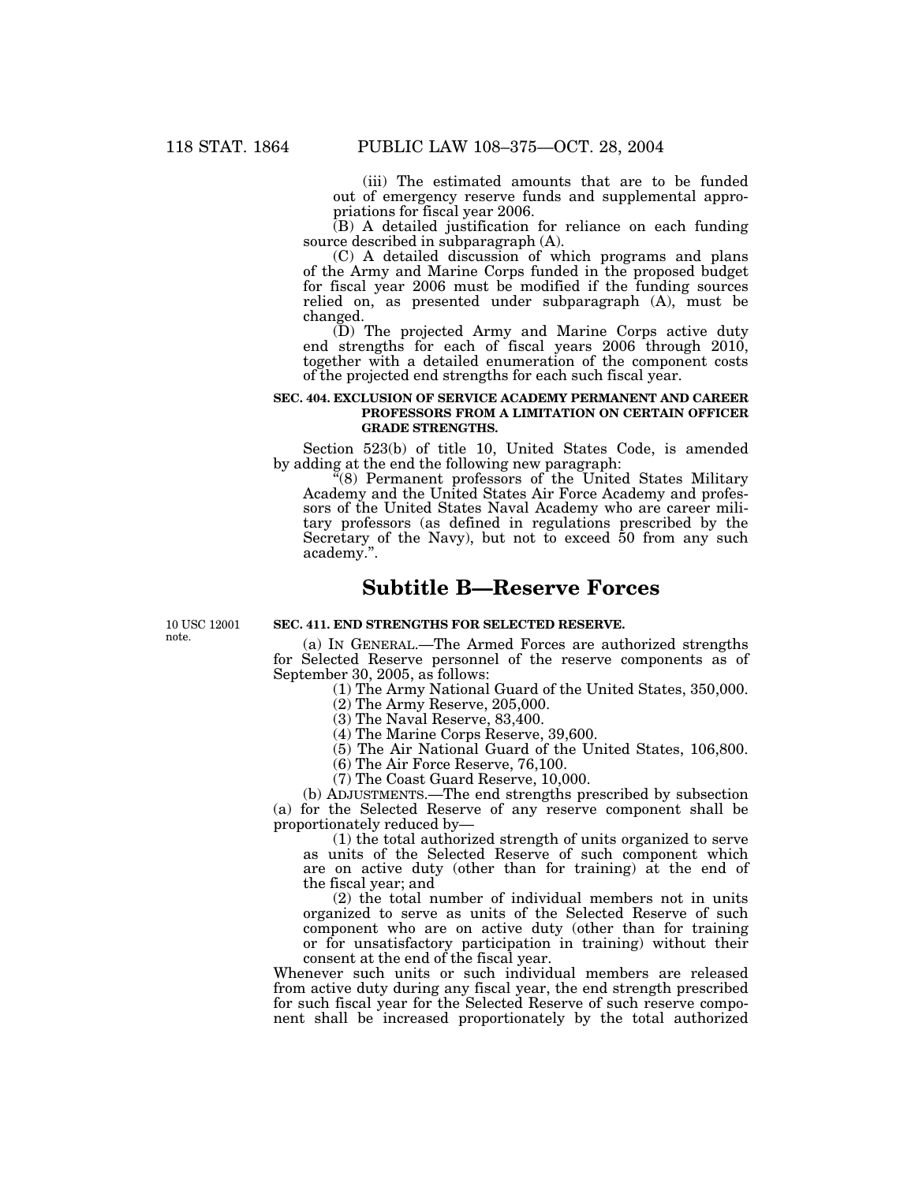(iii) The estimated amounts that are to be funded out of emergency reserve funds and supplemental appropriations for fiscal year 2006.

(B) A detailed justification for reliance on each funding source described in subparagraph (A).

(C) A detailed discussion of which programs and plans of the Army and Marine Corps funded in the proposed budget for fiscal year 2006 must be modified if the funding sources relied on, as presented under subparagraph (A), must be changed.

(D) The projected Army and Marine Corps active duty end strengths for each of fiscal years 2006 through 2010, together with a detailed enumeration of the component costs of the projected end strengths for each such fiscal year.

**SEC. 404. EXCLUSION OF SERVICE ACADEMY PERMANENT AND CAREER PROFESSORS FROM A LIMITATION ON CERTAIN OFFICER GRADE STRENGTHS.**

Section 523(b) of title 10, United States Code, is amended by adding at the end the following new paragraph:

"(8) Permanent professors of the United States Military Academy and the United States Air Force Academy and professors of the United States Naval Academy who are career military professors (as defined in regulations prescribed by the Secretary of the Navy), but not to exceed 50 from any such academy.".

# Subtitle B—Reserve Forces

10 USC 12001 note.

**SEC. 411. END STRENGTHS FOR SELECTED RESERVE.**

(a) IN GENERAL.—The Armed Forces are authorized strengths for Selected Reserve personnel of the reserve components as of September 30, 2005, as follows:

(1) The Army National Guard of the United States, 350,000.

(2) The Army Reserve, 205,000.

(3) The Naval Reserve, 83,400.

(4) The Marine Corps Reserve, 39,600.

(5) The Air National Guard of the United States, 106,800.

(6) The Air Force Reserve, 76,100.

(7) The Coast Guard Reserve, 10,000.

(b) ADJUSTMENTS.—The end strengths prescribed by subsection (a) for the Selected Reserve of any reserve component shall be proportionately reduced by—

(1) the total authorized strength of units organized to serve as units of the Selected Reserve of such component which are on active duty (other than for training) at the end of the fiscal year; and

(2) the total number of individual members not in units organized to serve as units of the Selected Reserve of such component who are on active duty (other than for training or for unsatisfactory participation in training) without their consent at the end of the fiscal year.

Whenever such units or such individual members are released from active duty during any fiscal year, the end strength prescribed for such fiscal year for the Selected Reserve of such reserve component shall be increased proportionately by the total authorized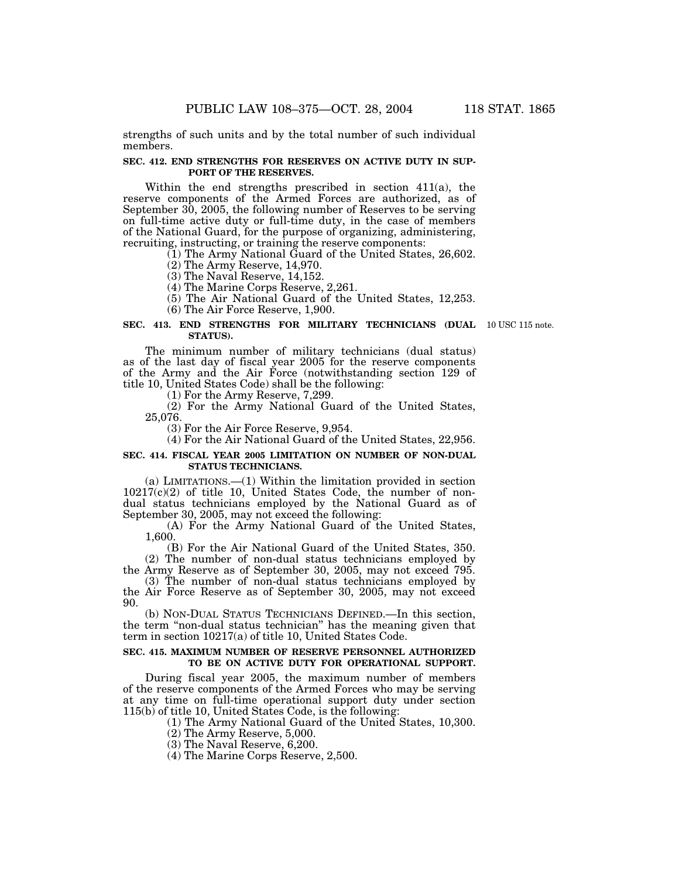strengths of such units and by the total number of such individual members.

**SEC. 412. END STRENGTHS FOR RESERVES ON ACTIVE DUTY IN SUPPORT OF THE RESERVES.**

Within the end strengths prescribed in section 411(a), the reserve components of the Armed Forces are authorized, as of September 30, 2005, the following number of Reserves to be serving on full-time active duty or full-time duty, in the case of members of the National Guard, for the purpose of organizing, administering, recruiting, instructing, or training the reserve components:

(1) The Army National Guard of the United States, 26,602.

(2) The Army Reserve, 14,970.

(3) The Naval Reserve, 14,152.

(4) The Marine Corps Reserve, 2,261.

(5) The Air National Guard of the United States, 12,253.

(6) The Air Force Reserve, 1,900.

**SEC. 413. END STRENGTHS FOR MILITARY TECHNICIANS (DUAL STATUS).**

10 USC 115 note.

The minimum number of military technicians (dual status) as of the last day of fiscal year 2005 for the reserve components of the Army and the Air Force (notwithstanding section 129 of title 10, United States Code) shall be the following:

(1) For the Army Reserve, 7,299.

(2) For the Army National Guard of the United States, 25,076.

(3) For the Air Force Reserve, 9,954.

(4) For the Air National Guard of the United States, 22,956.

**SEC. 414. FISCAL YEAR 2005 LIMITATION ON NUMBER OF NON-DUAL STATUS TECHNICIANS.**

(a) LIMITATIONS.—(1) Within the limitation provided in section 10217(c)(2) of title 10, United States Code, the number of non-dual status technicians employed by the National Guard as of September 30, 2005, may not exceed the following:

(A) For the Army National Guard of the United States, 1,600.

(B) For the Air National Guard of the United States, 350.

(2) The number of non-dual status technicians employed by the Army Reserve as of September 30, 2005, may not exceed 795.

(3) The number of non-dual status technicians employed by the Air Force Reserve as of September 30, 2005, may not exceed 90.

(b) NON-DUAL STATUS TECHNICIANS DEFINED.—In this section, the term "non-dual status technician" has the meaning given that term in section 10217(a) of title 10, United States Code.

**SEC. 415. MAXIMUM NUMBER OF RESERVE PERSONNEL AUTHORIZED TO BE ON ACTIVE DUTY FOR OPERATIONAL SUPPORT.**

During fiscal year 2005, the maximum number of members of the reserve components of the Armed Forces who may be serving at any time on full-time operational support duty under section 115(b) of title 10, United States Code, is the following:

(1) The Army National Guard of the United States, 10,300.

(2) The Army Reserve, 5,000.

(3) The Naval Reserve, 6,200.

(4) The Marine Corps Reserve, 2,500.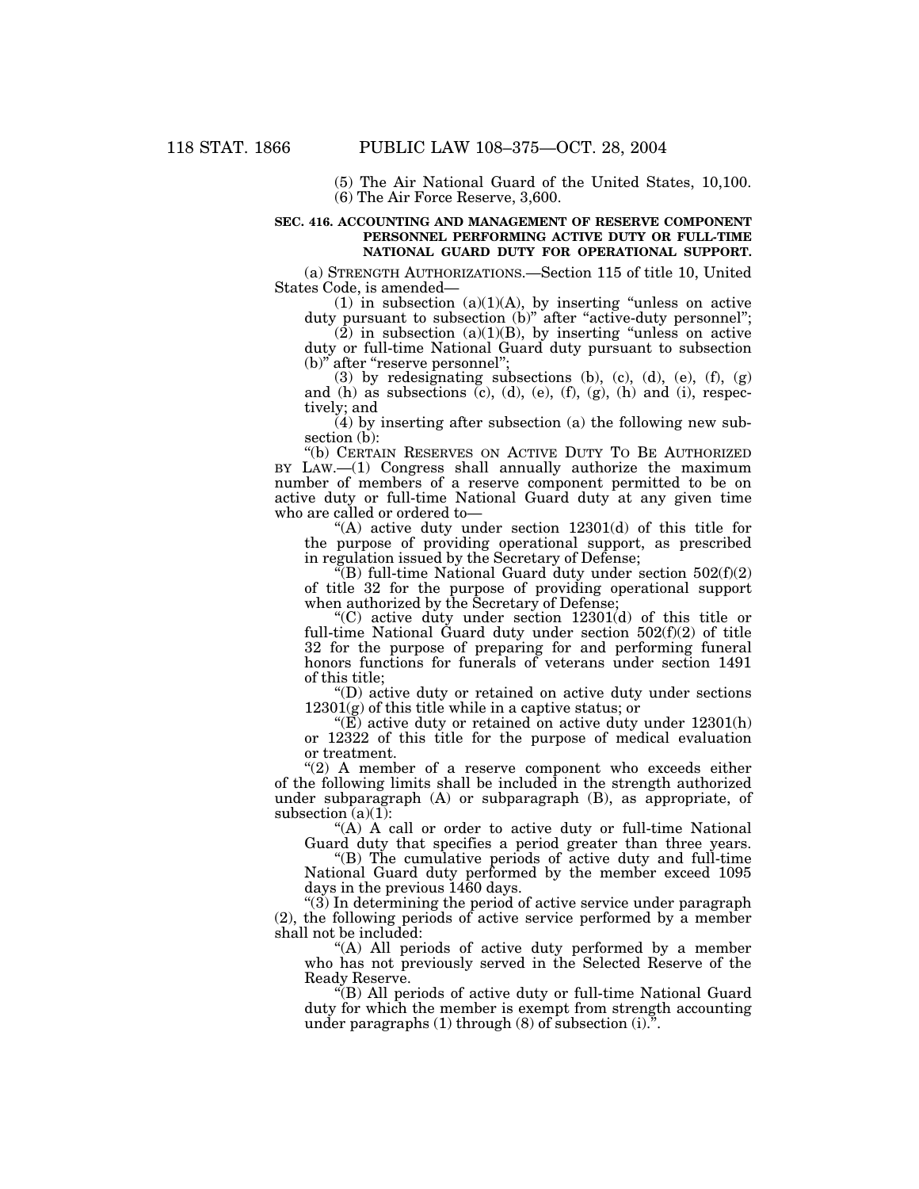(5) The Air National Guard of the United States, 10,100.

(6) The Air Force Reserve, 3,600.

**SEC. 416. ACCOUNTING AND MANAGEMENT OF RESERVE COMPONENT PERSONNEL PERFORMING ACTIVE DUTY OR FULL-TIME NATIONAL GUARD DUTY FOR OPERATIONAL SUPPORT.**

(a) STRENGTH AUTHORIZATIONS.—Section 115 of title 10, United States Code, is amended—

(1) in subsection (a)(1)(A), by inserting "unless on active duty pursuant to subsection (b)" after "active-duty personnel";

(2) in subsection (a)(1)(B), by inserting "unless on active duty or full-time National Guard duty pursuant to subsection (b)" after "reserve personnel";

(3) by redesignating subsections (b), (c), (d), (e), (f), (g) and (h) as subsections (c), (d), (e), (f), (g), (h) and (i), respectively; and

(4) by inserting after subsection (a) the following new subsection (b):

"(b) CERTAIN RESERVES ON ACTIVE DUTY TO BE AUTHORIZED BY LAW.—(1) Congress shall annually authorize the maximum number of members of a reserve component permitted to be on active duty or full-time National Guard duty at any given time who are called or ordered to—

"(A) active duty under section 12301(d) of this title for the purpose of providing operational support, as prescribed in regulation issued by the Secretary of Defense;

"(B) full-time National Guard duty under section 502(f)(2) of title 32 for the purpose of providing operational support when authorized by the Secretary of Defense;

"(C) active duty under section 12301(d) of this title or full-time National Guard duty under section 502(f)(2) of title 32 for the purpose of preparing for and performing funeral honors functions for funerals of veterans under section 1491 of this title;

"(D) active duty or retained on active duty under sections 12301(g) of this title while in a captive status; or

"(E) active duty or retained on active duty under 12301(h) or 12322 of this title for the purpose of medical evaluation or treatment.

"(2) A member of a reserve component who exceeds either of the following limits shall be included in the strength authorized under subparagraph (A) or subparagraph (B), as appropriate, of subsection (a)(1):

"(A) A call or order to active duty or full-time National Guard duty that specifies a period greater than three years.

"(B) The cumulative periods of active duty and full-time National Guard duty performed by the member exceed 1095 days in the previous 1460 days.

"(3) In determining the period of active service under paragraph (2), the following periods of active service performed by a member shall not be included:

"(A) All periods of active duty performed by a member who has not previously served in the Selected Reserve of the Ready Reserve.

"(B) All periods of active duty or full-time National Guard duty for which the member is exempt from strength accounting under paragraphs (1) through (8) of subsection (i).".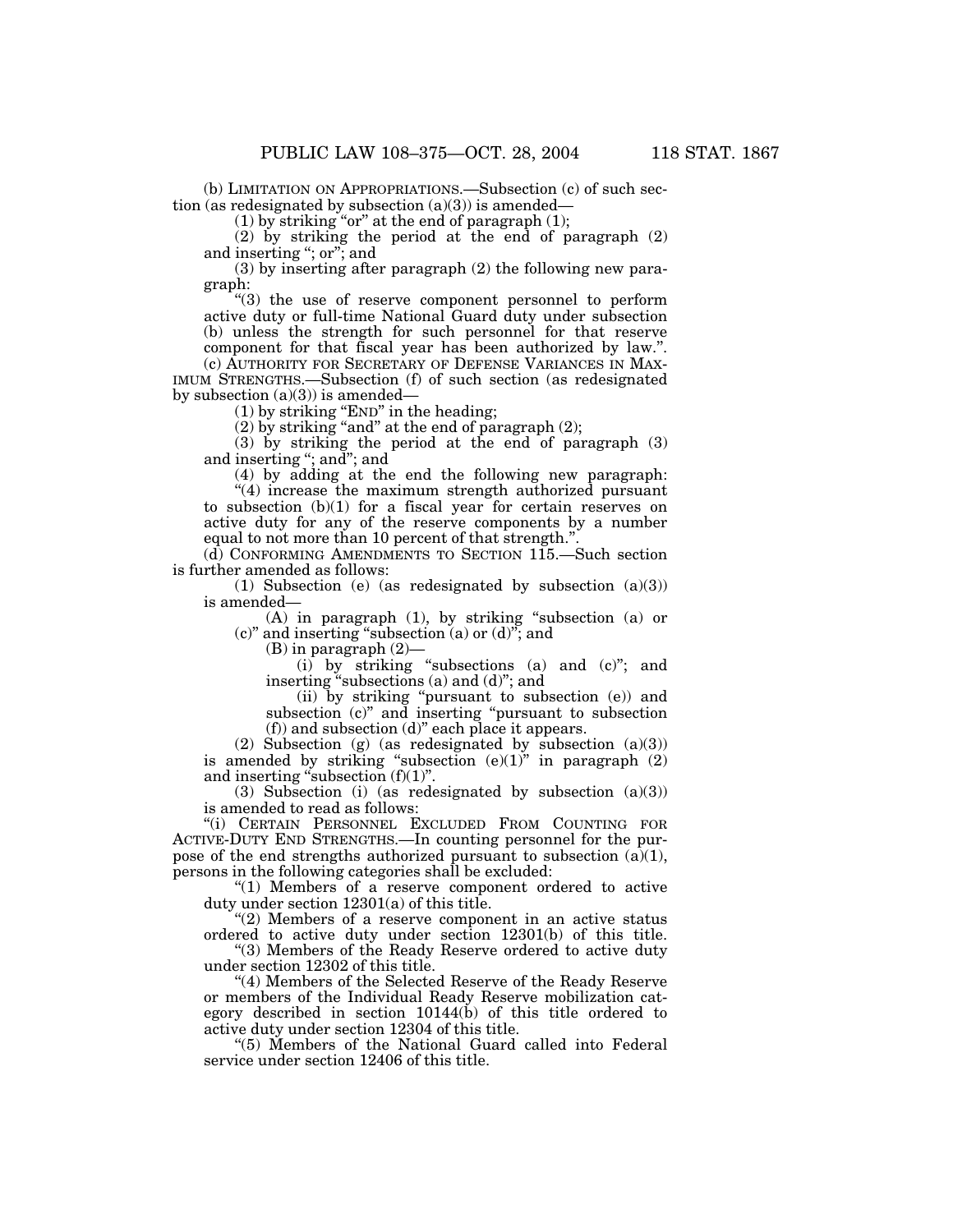(b) LIMITATION ON APPROPRIATIONS.—Subsection (c) of such section (as redesignated by subsection (a)(3)) is amended—

(1) by striking "or" at the end of paragraph (1);

(2) by striking the period at the end of paragraph (2) and inserting "; or"; and

(3) by inserting after paragraph (2) the following new paragraph:

"(3) the use of reserve component personnel to perform active duty or full-time National Guard duty under subsection (b) unless the strength for such personnel for that reserve component for that fiscal year has been authorized by law.".

(c) AUTHORITY FOR SECRETARY OF DEFENSE VARIANCES IN MAXIMUM STRENGTHS.—Subsection (f) of such section (as redesignated by subsection (a)(3)) is amended—

(1) by striking "END" in the heading;

(2) by striking "and" at the end of paragraph (2);

(3) by striking the period at the end of paragraph (3) and inserting "; and"; and

(4) by adding at the end the following new paragraph:

"(4) increase the maximum strength authorized pursuant to subsection (b)(1) for a fiscal year for certain reserves on active duty for any of the reserve components by a number equal to not more than 10 percent of that strength.".

(d) CONFORMING AMENDMENTS TO SECTION 115.—Such section is further amended as follows:

(1) Subsection (e) (as redesignated by subsection (a)(3)) is amended—

(A) in paragraph (1), by striking "subsection (a) or (c)" and inserting "subsection (a) or (d)"; and

(B) in paragraph (2)—

(i) by striking "subsections (a) and (c)"; and inserting "subsections (a) and (d)"; and

(ii) by striking "pursuant to subsection (e)) and subsection (c)" and inserting "pursuant to subsection (f)) and subsection (d)" each place it appears.

(2) Subsection (g) (as redesignated by subsection (a)(3)) is amended by striking "subsection (e)(1)" in paragraph (2) and inserting "subsection (f)(1)".

(3) Subsection (i) (as redesignated by subsection (a)(3)) is amended to read as follows:

"(i) CERTAIN PERSONNEL EXCLUDED FROM COUNTING FOR ACTIVE-DUTY END STRENGTHS.—In counting personnel for the purpose of the end strengths authorized pursuant to subsection (a)(1), persons in the following categories shall be excluded:

"(1) Members of a reserve component ordered to active duty under section 12301(a) of this title.

"(2) Members of a reserve component in an active status ordered to active duty under section 12301(b) of this title.

"(3) Members of the Ready Reserve ordered to active duty under section 12302 of this title.

"(4) Members of the Selected Reserve of the Ready Reserve or members of the Individual Ready Reserve mobilization category described in section 10144(b) of this title ordered to active duty under section 12304 of this title.

"(5) Members of the National Guard called into Federal service under section 12406 of this title.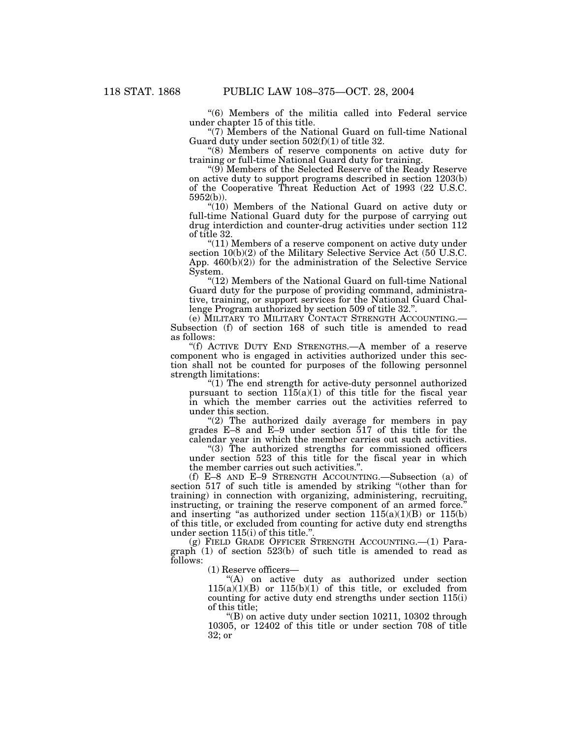"(6) Members of the militia called into Federal service under chapter 15 of this title.

"(7) Members of the National Guard on full-time National Guard duty under section 502(f)(1) of title 32.

"(8) Members of reserve components on active duty for training or full-time National Guard duty for training.

"(9) Members of the Selected Reserve of the Ready Reserve on active duty to support programs described in section 1203(b) of the Cooperative Threat Reduction Act of 1993 (22 U.S.C. 5952(b)).

"(10) Members of the National Guard on active duty or full-time National Guard duty for the purpose of carrying out drug interdiction and counter-drug activities under section 112 of title 32.

"(11) Members of a reserve component on active duty under section 10(b)(2) of the Military Selective Service Act (50 U.S.C. App. 460(b)(2)) for the administration of the Selective Service System.

"(12) Members of the National Guard on full-time National Guard duty for the purpose of providing command, administrative, training, or support services for the National Guard Challenge Program authorized by section 509 of title 32.".

(e) MILITARY TO MILITARY CONTACT STRENGTH ACCOUNTING.—Subsection (f) of section 168 of such title is amended to read as follows:

"(f) ACTIVE DUTY END STRENGTHS.—A member of a reserve component who is engaged in activities authorized under this section shall not be counted for purposes of the following personnel strength limitations:

"(1) The end strength for active-duty personnel authorized pursuant to section 115(a)(1) of this title for the fiscal year in which the member carries out the activities referred to under this section.

"(2) The authorized daily average for members in pay grades E–8 and E–9 under section 517 of this title for the calendar year in which the member carries out such activities.

"(3) The authorized strengths for commissioned officers under section 523 of this title for the fiscal year in which the member carries out such activities.".

(f) E–8 AND E–9 STRENGTH ACCOUNTING.—Subsection (a) of section 517 of such title is amended by striking "(other than for training) in connection with organizing, administering, recruiting, instructing, or training the reserve component of an armed force." and inserting "as authorized under section 115(a)(1)(B) or 115(b) of this title, or excluded from counting for active duty end strengths under section 115(i) of this title.".

(g) FIELD GRADE OFFICER STRENGTH ACCOUNTING.—(1) Paragraph (1) of section 523(b) of such title is amended to read as follows:

(1) Reserve officers—

"(A) on active duty as authorized under section 115(a)(1)(B) or 115(b)(1) of this title, or excluded from counting for active duty end strengths under section 115(i) of this title;

"(B) on active duty under section 10211, 10302 through 10305, or 12402 of this title or under section 708 of title 32; or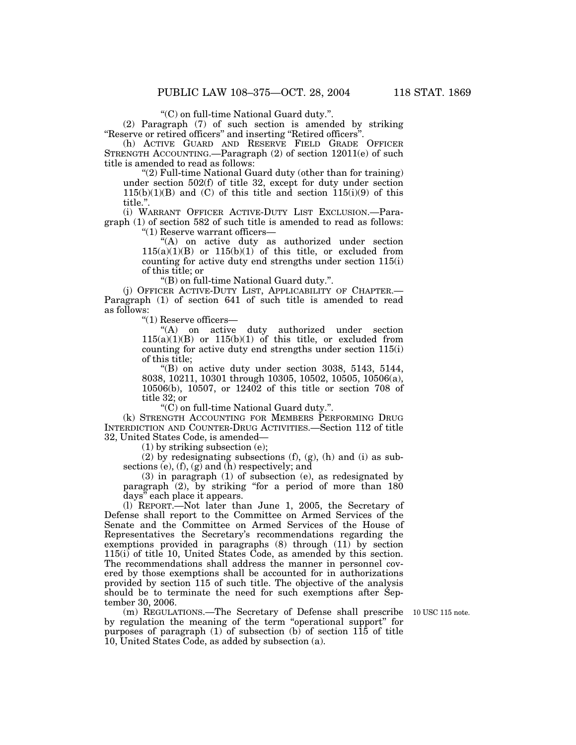"(C) on full-time National Guard duty.".

(2) Paragraph (7) of such section is amended by striking "Reserve or retired officers" and inserting "Retired officers".

(h) ACTIVE GUARD AND RESERVE FIELD GRADE OFFICER STRENGTH ACCOUNTING.—Paragraph (2) of section 12011(e) of such title is amended to read as follows:

"(2) Full-time National Guard duty (other than for training) under section 502(f) of title 32, except for duty under section 115(b)(1)(B) and (C) of this title and section 115(i)(9) of this title.".

(i) WARRANT OFFICER ACTIVE-DUTY LIST EXCLUSION.—Paragraph (1) of section 582 of such title is amended to read as follows:

"(1) Reserve warrant officers—

"(A) on active duty as authorized under section 115(a)(1)(B) or 115(b)(1) of this title, or excluded from counting for active duty end strengths under section 115(i) of this title; or

"(B) on full-time National Guard duty.".

(j) OFFICER ACTIVE-DUTY LIST, APPLICABILITY OF CHAPTER.—Paragraph (1) of section 641 of such title is amended to read as follows:

"(1) Reserve officers—

"(A) on active duty authorized under section 115(a)(1)(B) or 115(b)(1) of this title, or excluded from counting for active duty end strengths under section 115(i) of this title;

"(B) on active duty under section 3038, 5143, 5144, 8038, 10211, 10301 through 10305, 10502, 10505, 10506(a), 10506(b), 10507, or 12402 of this title or section 708 of title 32; or

"(C) on full-time National Guard duty.".

(k) STRENGTH ACCOUNTING FOR MEMBERS PERFORMING DRUG INTERDICTION AND COUNTER-DRUG ACTIVITIES.—Section 112 of title 32, United States Code, is amended—

(1) by striking subsection (e);

(2) by redesignating subsections (f), (g), (h) and (i) as subsections (e), (f), (g) and (h) respectively; and

(3) in paragraph (1) of subsection (e), as redesignated by paragraph (2), by striking "for a period of more than 180 days" each place it appears.

(l) REPORT.—Not later than June 1, 2005, the Secretary of Defense shall report to the Committee on Armed Services of the Senate and the Committee on Armed Services of the House of Representatives the Secretary's recommendations regarding the exemptions provided in paragraphs (8) through (11) by section 115(i) of title 10, United States Code, as amended by this section. The recommendations shall address the manner in personnel covered by those exemptions shall be accounted for in authorizations provided by section 115 of such title. The objective of the analysis should be to terminate the need for such exemptions after September 30, 2006.

(m) REGULATIONS.—The Secretary of Defense shall prescribe by regulation the meaning of the term "operational support" for purposes of paragraph (1) of subsection (b) of section 115 of title 10, United States Code, as added by subsection (a).

10 USC 115 note.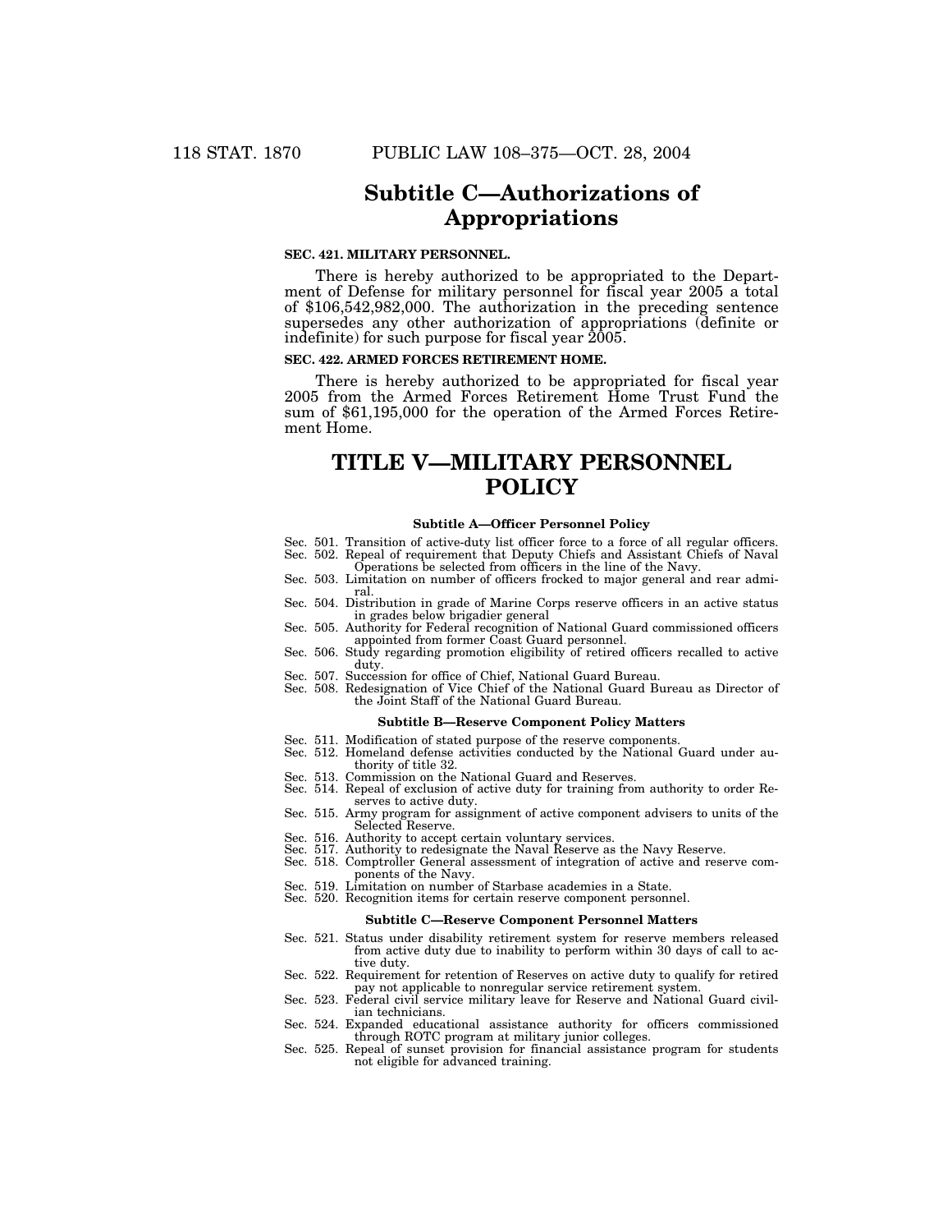## Subtitle C—Authorizations of Appropriations

**SEC. 421. MILITARY PERSONNEL.**

There is hereby authorized to be appropriated to the Department of Defense for military personnel for fiscal year 2005 a total of $106,542,982,000. The authorization in the preceding sentence supersedes any other authorization of appropriations (definite or indefinite) for such purpose for fiscal year 2005.

**SEC. 422. ARMED FORCES RETIREMENT HOME.**

There is hereby authorized to be appropriated for fiscal year 2005 from the Armed Forces Retirement Home Trust Fund the sum of $61,195,000 for the operation of the Armed Forces Retirement Home.

# TITLE V—MILITARY PERSONNEL POLICY

**Subtitle A—Officer Personnel Policy**

Sec. 501. Transition of active-duty list officer force to a force of all regular officers.
Sec. 502. Repeal of requirement that Deputy Chiefs and Assistant Chiefs of Naval Operations be selected from officers in the line of the Navy.
Sec. 503. Limitation on number of officers frocked to major general and rear admiral.
Sec. 504. Distribution in grade of Marine Corps reserve officers in an active status in grades below brigadier general
Sec. 505. Authority for Federal recognition of National Guard commissioned officers appointed from former Coast Guard personnel.
Sec. 506. Study regarding promotion eligibility of retired officers recalled to active duty.
Sec. 507. Succession for office of Chief, National Guard Bureau.
Sec. 508. Redesignation of Vice Chief of the National Guard Bureau as Director of the Joint Staff of the National Guard Bureau.

**Subtitle B—Reserve Component Policy Matters**

Sec. 511. Modification of stated purpose of the reserve components.
Sec. 512. Homeland defense activities conducted by the National Guard under authority of title 32.
Sec. 513. Commission on the National Guard and Reserves.
Sec. 514. Repeal of exclusion of active duty for training from authority to order Reserves to active duty.
Sec. 515. Army program for assignment of active component advisers to units of the Selected Reserve.
Sec. 516. Authority to accept certain voluntary services.
Sec. 517. Authority to redesignate the Naval Reserve as the Navy Reserve.
Sec. 518. Comptroller General assessment of integration of active and reserve components of the Navy.
Sec. 519. Limitation on number of Starbase academies in a State.
Sec. 520. Recognition items for certain reserve component personnel.

**Subtitle C—Reserve Component Personnel Matters**

Sec. 521. Status under disability retirement system for reserve members released from active duty due to inability to perform within 30 days of call to active duty.
Sec. 522. Requirement for retention of Reserves on active duty to qualify for retired pay not applicable to nonregular service retirement system.
Sec. 523. Federal civil service military leave for Reserve and National Guard civilian technicians.
Sec. 524. Expanded educational assistance authority for officers commissioned through ROTC program at military junior colleges.
Sec. 525. Repeal of sunset provision for financial assistance program for students not eligible for advanced training.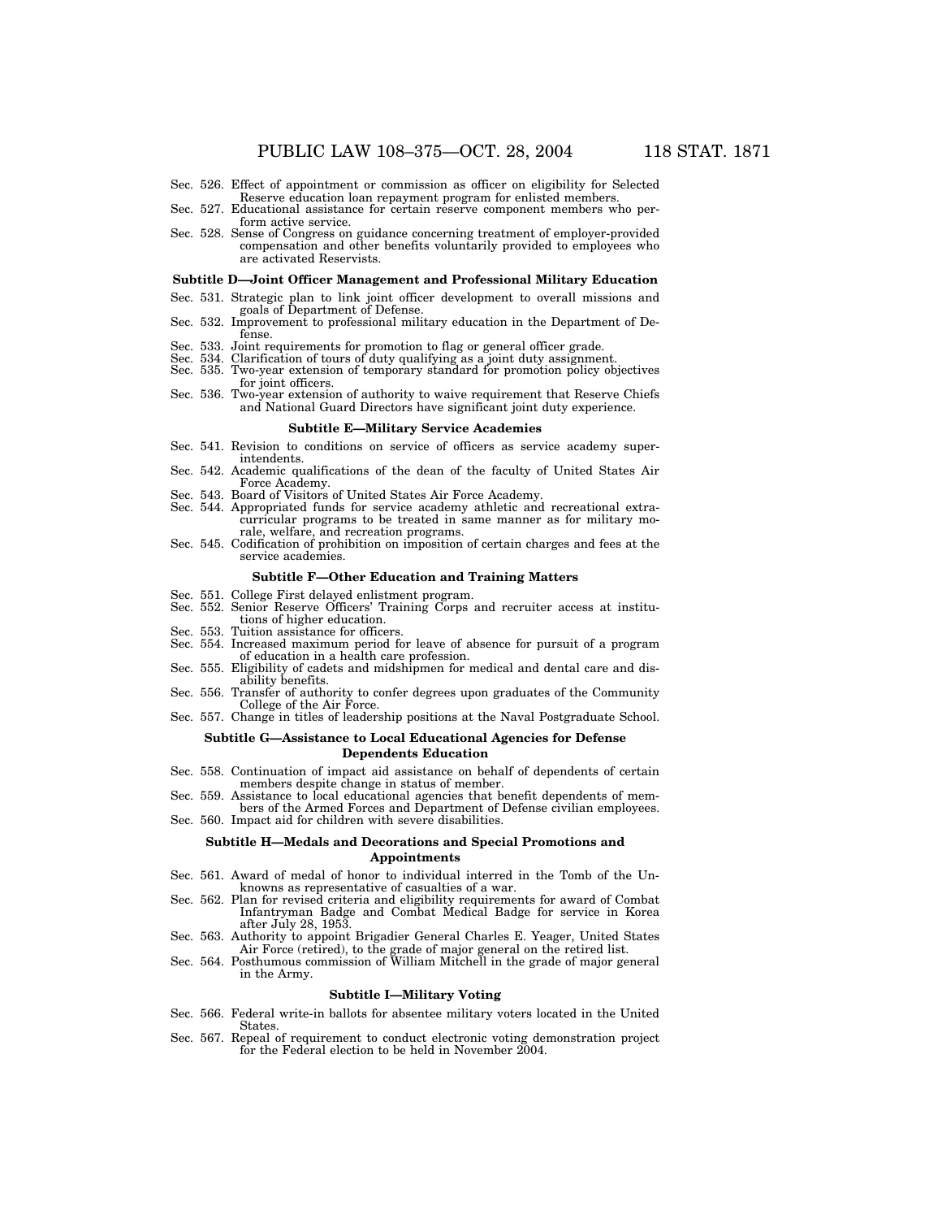Sec. 526. Effect of appointment or commission as officer on eligibility for Selected Reserve education loan repayment program for enlisted members.
Sec. 527. Educational assistance for certain reserve component members who perform active service.
Sec. 528. Sense of Congress on guidance concerning treatment of employer-provided compensation and other benefits voluntarily provided to employees who are activated Reservists.

**Subtitle D—Joint Officer Management and Professional Military Education**

Sec. 531. Strategic plan to link joint officer development to overall missions and goals of Department of Defense.
Sec. 532. Improvement to professional military education in the Department of Defense.
Sec. 533. Joint requirements for promotion to flag or general officer grade.
Sec. 534. Clarification of tours of duty qualifying as a joint duty assignment.
Sec. 535. Two-year extension of temporary standard for promotion policy objectives for joint officers.
Sec. 536. Two-year extension of authority to waive requirement that Reserve Chiefs and National Guard Directors have significant joint duty experience.

**Subtitle E—Military Service Academies**

Sec. 541. Revision to conditions on service of officers as service academy superintendents.
Sec. 542. Academic qualifications of the dean of the faculty of United States Air Force Academy.
Sec. 543. Board of Visitors of United States Air Force Academy.
Sec. 544. Appropriated funds for service academy athletic and recreational extracurricular programs to be treated in same manner as for military morale, welfare, and recreation programs.
Sec. 545. Codification of prohibition on imposition of certain charges and fees at the service academies.

**Subtitle F—Other Education and Training Matters**

Sec. 551. College First delayed enlistment program.
Sec. 552. Senior Reserve Officers' Training Corps and recruiter access at institutions of higher education.
Sec. 553. Tuition assistance for officers.
Sec. 554. Increased maximum period for leave of absence for pursuit of a program of education in a health care profession.
Sec. 555. Eligibility of cadets and midshipmen for medical and dental care and disability benefits.
Sec. 556. Transfer of authority to confer degrees upon graduates of the Community College of the Air Force.
Sec. 557. Change in titles of leadership positions at the Naval Postgraduate School.

**Subtitle G—Assistance to Local Educational Agencies for Defense Dependents Education**

Sec. 558. Continuation of impact aid assistance on behalf of dependents of certain members despite change in status of member.
Sec. 559. Assistance to local educational agencies that benefit dependents of members of the Armed Forces and Department of Defense civilian employees.
Sec. 560. Impact aid for children with severe disabilities.

**Subtitle H—Medals and Decorations and Special Promotions and Appointments**

Sec. 561. Award of medal of honor to individual interred in the Tomb of the Unknowns as representative of casualties of a war.
Sec. 562. Plan for revised criteria and eligibility requirements for award of Combat Infantryman Badge and Combat Medical Badge for service in Korea after July 28, 1953.
Sec. 563. Authority to appoint Brigadier General Charles E. Yeager, United States Air Force (retired), to the grade of major general on the retired list.
Sec. 564. Posthumous commission of William Mitchell in the grade of major general in the Army.

**Subtitle I—Military Voting**

Sec. 566. Federal write-in ballots for absentee military voters located in the United States.
Sec. 567. Repeal of requirement to conduct electronic voting demonstration project for the Federal election to be held in November 2004.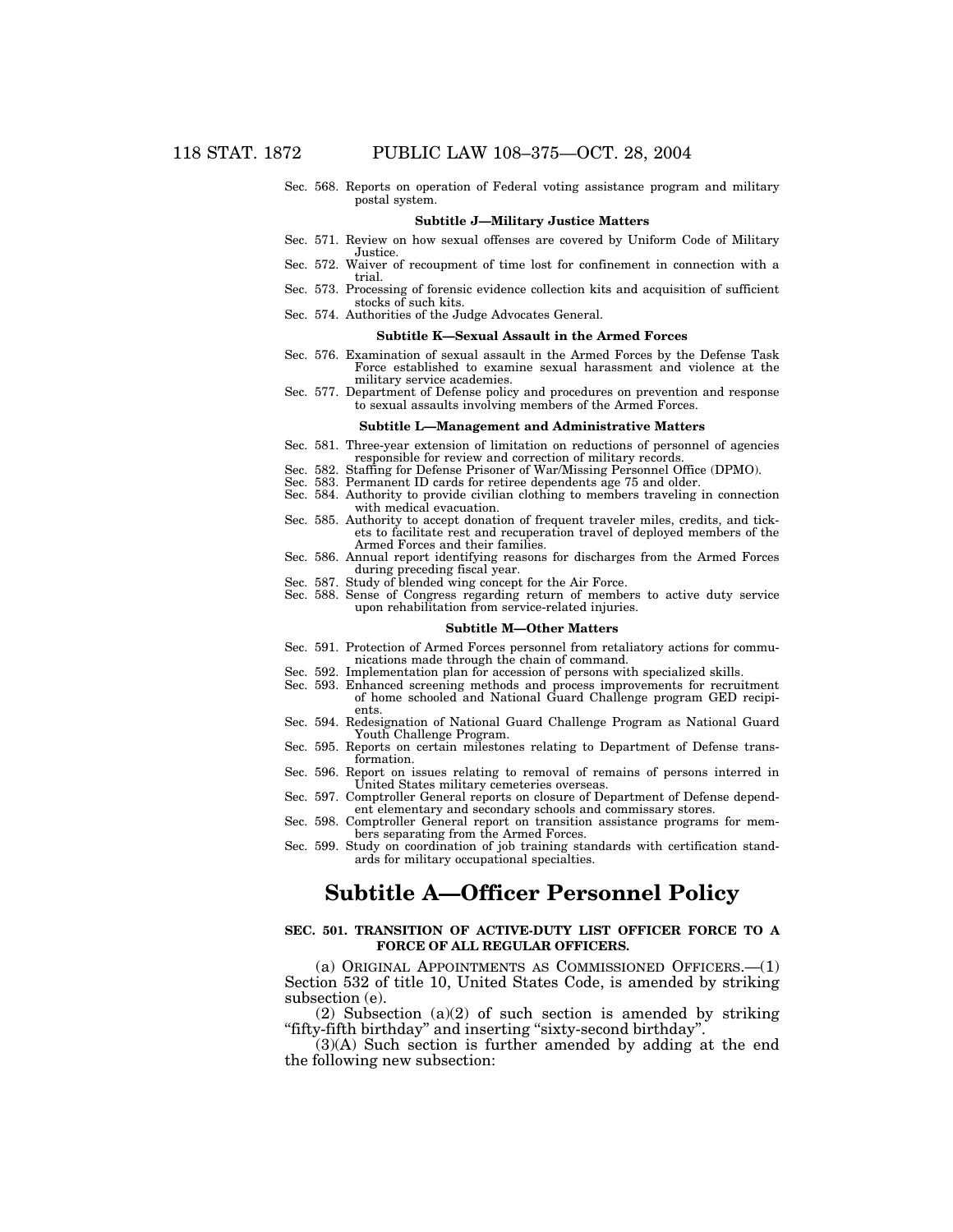Sec. 568. Reports on operation of Federal voting assistance program and military postal system.

**Subtitle J—Military Justice Matters**

Sec. 571. Review on how sexual offenses are covered by Uniform Code of Military Justice.
Sec. 572. Waiver of recoupment of time lost for confinement in connection with a trial.
Sec. 573. Processing of forensic evidence collection kits and acquisition of sufficient stocks of such kits.
Sec. 574. Authorities of the Judge Advocates General.

**Subtitle K—Sexual Assault in the Armed Forces**

Sec. 576. Examination of sexual assault in the Armed Forces by the Defense Task Force established to examine sexual harassment and violence at the military service academies.
Sec. 577. Department of Defense policy and procedures on prevention and response to sexual assaults involving members of the Armed Forces.

**Subtitle L—Management and Administrative Matters**

Sec. 581. Three-year extension of limitation on reductions of personnel of agencies responsible for review and correction of military records.
Sec. 582. Staffing for Defense Prisoner of War/Missing Personnel Office (DPMO).
Sec. 583. Permanent ID cards for retiree dependents age 75 and older.
Sec. 584. Authority to provide civilian clothing to members traveling in connection with medical evacuation.
Sec. 585. Authority to accept donation of frequent traveler miles, credits, and tickets to facilitate rest and recuperation travel of deployed members of the Armed Forces and their families.
Sec. 586. Annual report identifying reasons for discharges from the Armed Forces during preceding fiscal year.
Sec. 587. Study of blended wing concept for the Air Force.
Sec. 588. Sense of Congress regarding return of members to active duty service upon rehabilitation from service-related injuries.

**Subtitle M—Other Matters**

Sec. 591. Protection of Armed Forces personnel from retaliatory actions for communications made through the chain of command.
Sec. 592. Implementation plan for accession of persons with specialized skills.
Sec. 593. Enhanced screening methods and process improvements for recruitment of home schooled and National Guard Challenge program GED recipients.
Sec. 594. Redesignation of National Guard Challenge Program as National Guard Youth Challenge Program.
Sec. 595. Reports on certain milestones relating to Department of Defense transformation.
Sec. 596. Report on issues relating to removal of remains of persons interred in United States military cemeteries overseas.
Sec. 597. Comptroller General reports on closure of Department of Defense dependent elementary and secondary schools and commissary stores.
Sec. 598. Comptroller General report on transition assistance programs for members separating from the Armed Forces.
Sec. 599. Study on coordination of job training standards with certification standards for military occupational specialties.

# Subtitle A—Officer Personnel Policy

**SEC. 501. TRANSITION OF ACTIVE-DUTY LIST OFFICER FORCE TO A FORCE OF ALL REGULAR OFFICERS.**

(a) ORIGINAL APPOINTMENTS AS COMMISSIONED OFFICERS.—(1) Section 532 of title 10, United States Code, is amended by striking subsection (e).

(2) Subsection (a)(2) of such section is amended by striking "fifty-fifth birthday" and inserting "sixty-second birthday".

(3)(A) Such section is further amended by adding at the end the following new subsection: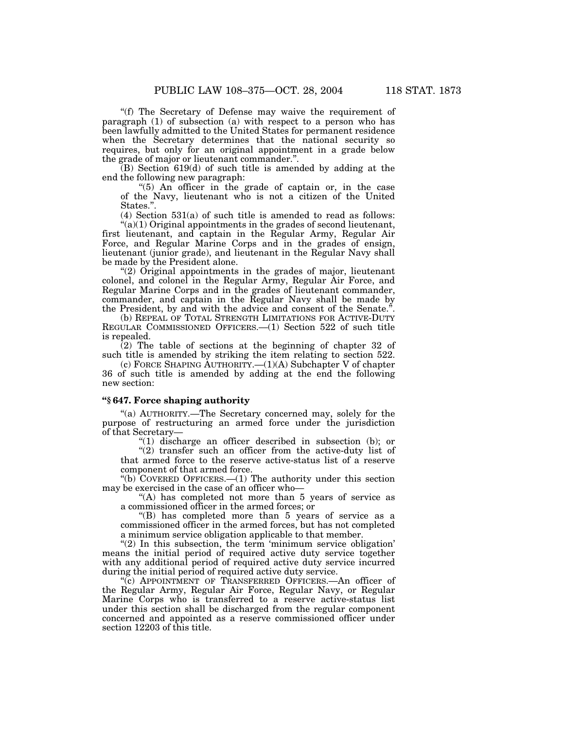"(f) The Secretary of Defense may waive the requirement of paragraph (1) of subsection (a) with respect to a person who has been lawfully admitted to the United States for permanent residence when the Secretary determines that the national security so requires, but only for an original appointment in a grade below the grade of major or lieutenant commander.".

(B) Section 619(d) of such title is amended by adding at the end the following new paragraph:

"(5) An officer in the grade of captain or, in the case of the Navy, lieutenant who is not a citizen of the United States.".

(4) Section 531(a) of such title is amended to read as follows:

"(a)(1) Original appointments in the grades of second lieutenant, first lieutenant, and captain in the Regular Army, Regular Air Force, and Regular Marine Corps and in the grades of ensign, lieutenant (junior grade), and lieutenant in the Regular Navy shall be made by the President alone.

"(2) Original appointments in the grades of major, lieutenant colonel, and colonel in the Regular Army, Regular Air Force, and Regular Marine Corps and in the grades of lieutenant commander, commander, and captain in the Regular Navy shall be made by the President, by and with the advice and consent of the Senate.".

(b) REPEAL OF TOTAL STRENGTH LIMITATIONS FOR ACTIVE-DUTY REGULAR COMMISSIONED OFFICERS.—(1) Section 522 of such title is repealed.

(2) The table of sections at the beginning of chapter 32 of such title is amended by striking the item relating to section 522.

(c) FORCE SHAPING AUTHORITY.—(1)(A) Subchapter V of chapter 36 of such title is amended by adding at the end the following new section:

**"§ 647. Force shaping authority**

"(a) AUTHORITY.—The Secretary concerned may, solely for the purpose of restructuring an armed force under the jurisdiction of that Secretary—

"(1) discharge an officer described in subsection (b); or

"(2) transfer such an officer from the active-duty list of that armed force to the reserve active-status list of a reserve component of that armed force.

"(b) COVERED OFFICERS.—(1) The authority under this section may be exercised in the case of an officer who—

"(A) has completed not more than 5 years of service as a commissioned officer in the armed forces; or

"(B) has completed more than 5 years of service as a commissioned officer in the armed forces, but has not completed a minimum service obligation applicable to that member.

"(2) In this subsection, the term 'minimum service obligation' means the initial period of required active duty service together with any additional period of required active duty service incurred during the initial period of required active duty service.

"(c) APPOINTMENT OF TRANSFERRED OFFICERS.—An officer of the Regular Army, Regular Air Force, Regular Navy, or Regular Marine Corps who is transferred to a reserve active-status list under this section shall be discharged from the regular component concerned and appointed as a reserve commissioned officer under section 12203 of this title.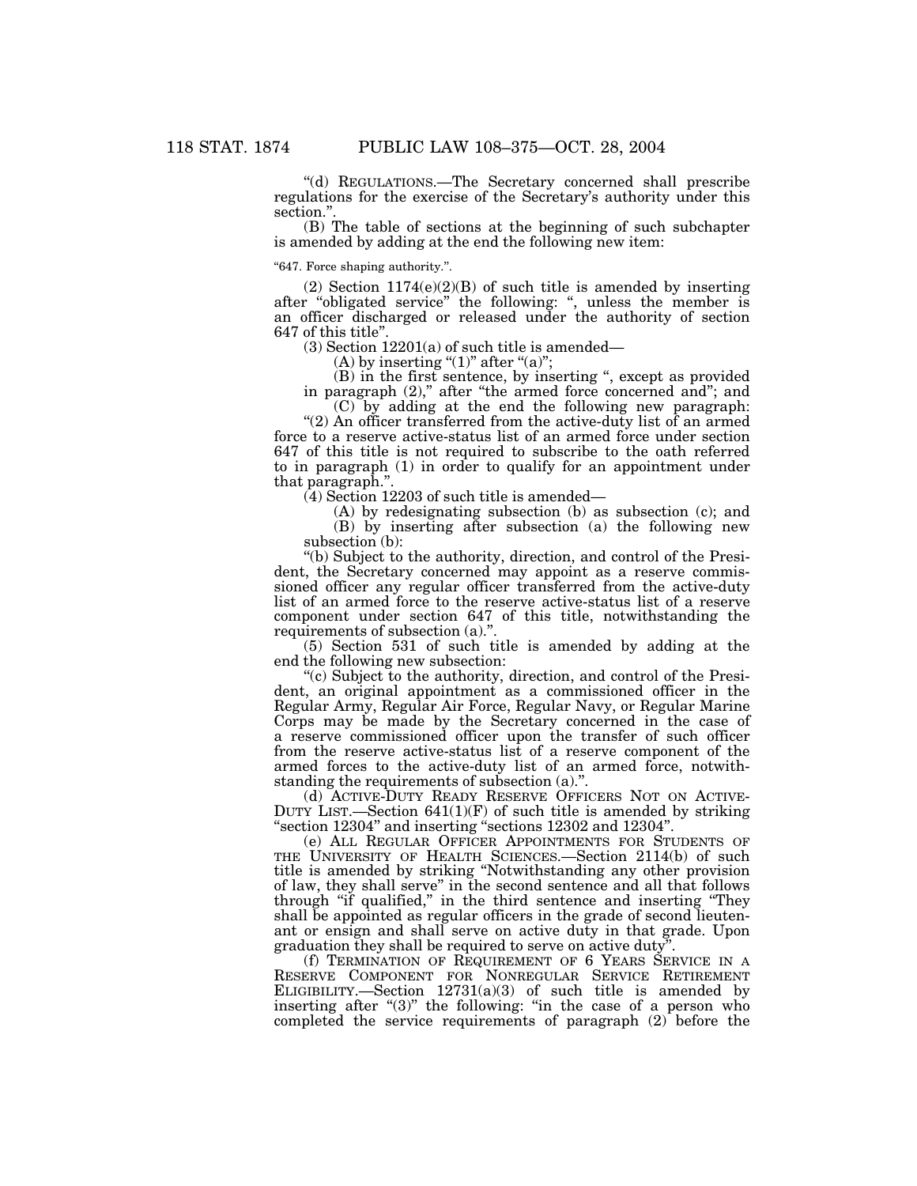"(d) REGULATIONS.—The Secretary concerned shall prescribe regulations for the exercise of the Secretary's authority under this section.".

(B) The table of sections at the beginning of such subchapter is amended by adding at the end the following new item:

"647. Force shaping authority.".

(2) Section 1174(e)(2)(B) of such title is amended by inserting after "obligated service" the following: ", unless the member is an officer discharged or released under the authority of section 647 of this title".

(3) Section 12201(a) of such title is amended—

(A) by inserting "(1)" after "(a)";

(B) in the first sentence, by inserting ", except as provided in paragraph (2)," after "the armed force concerned and"; and

(C) by adding at the end the following new paragraph:

"(2) An officer transferred from the active-duty list of an armed force to a reserve active-status list of an armed force under section 647 of this title is not required to subscribe to the oath referred to in paragraph (1) in order to qualify for an appointment under that paragraph.".

(4) Section 12203 of such title is amended—

(A) by redesignating subsection (b) as subsection (c); and

(B) by inserting after subsection (a) the following new subsection (b):

"(b) Subject to the authority, direction, and control of the President, the Secretary concerned may appoint as a reserve commissioned officer any regular officer transferred from the active-duty list of an armed force to the reserve active-status list of a reserve component under section 647 of this title, notwithstanding the requirements of subsection (a).".

(5) Section 531 of such title is amended by adding at the end the following new subsection:

"(c) Subject to the authority, direction, and control of the President, an original appointment as a commissioned officer in the Regular Army, Regular Air Force, Regular Navy, or Regular Marine Corps may be made by the Secretary concerned in the case of a reserve commissioned officer upon the transfer of such officer from the reserve active-status list of a reserve component of the armed forces to the active-duty list of an armed force, notwithstanding the requirements of subsection (a).".

(d) ACTIVE-DUTY READY RESERVE OFFICERS NOT ON ACTIVE-DUTY LIST.—Section 641(1)(F) of such title is amended by striking "section 12304" and inserting "sections 12302 and 12304".

(e) ALL REGULAR OFFICER APPOINTMENTS FOR STUDENTS OF THE UNIVERSITY OF HEALTH SCIENCES.—Section 2114(b) of such title is amended by striking "Notwithstanding any other provision of law, they shall serve" in the second sentence and all that follows through "if qualified," in the third sentence and inserting "They shall be appointed as regular officers in the grade of second lieutenant or ensign and shall serve on active duty in that grade. Upon graduation they shall be required to serve on active duty".

(f) TERMINATION OF REQUIREMENT OF 6 YEARS SERVICE IN A RESERVE COMPONENT FOR NONREGULAR SERVICE RETIREMENT ELIGIBILITY.—Section 12731(a)(3) of such title is amended by inserting after "(3)" the following: "in the case of a person who completed the service requirements of paragraph (2) before the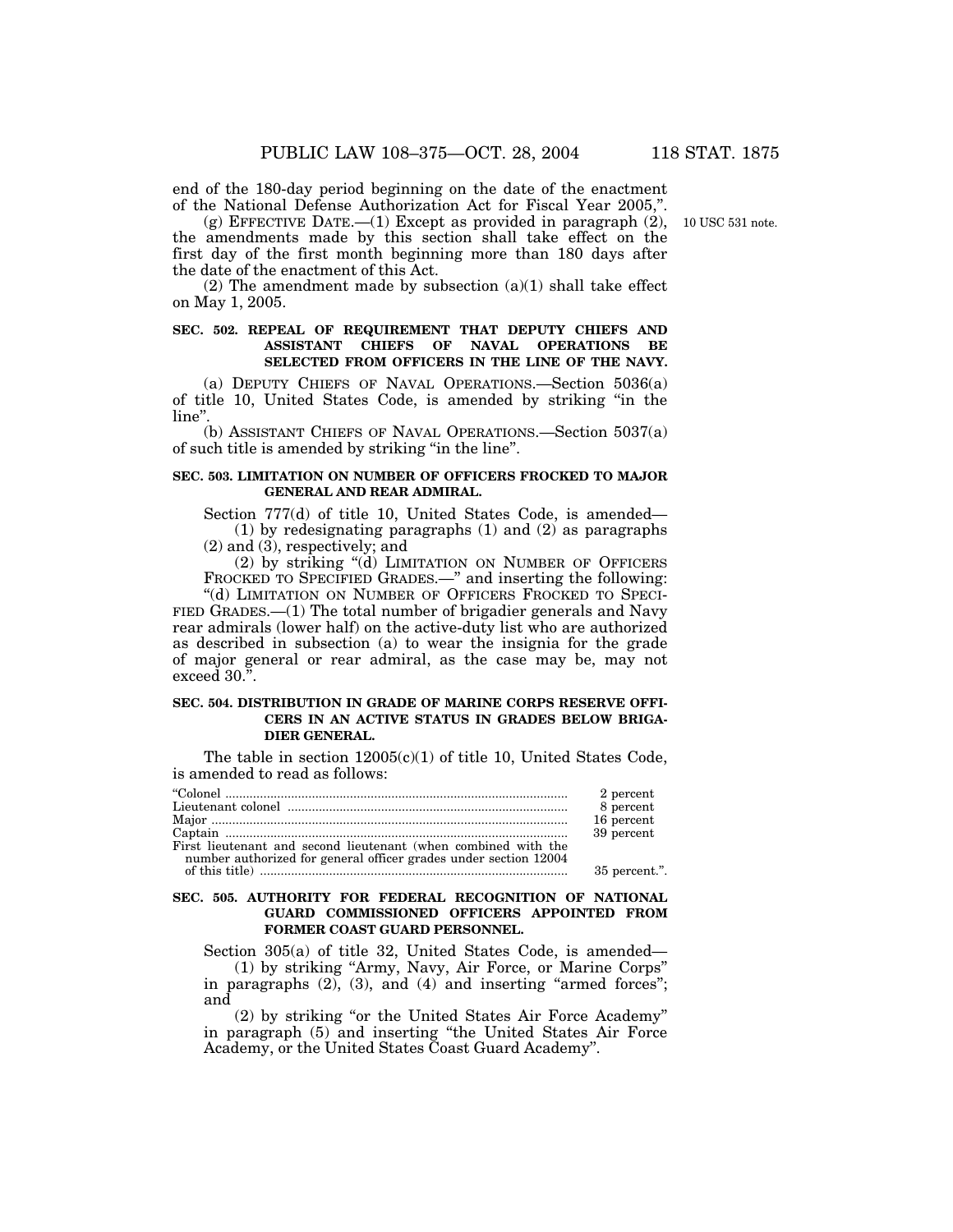end of the 180-day period beginning on the date of the enactment of the National Defense Authorization Act for Fiscal Year 2005,".

(g) EFFECTIVE DATE.—(1) Except as provided in paragraph (2), the amendments made by this section shall take effect on the first day of the first month beginning more than 180 days after the date of the enactment of this Act.

10 USC 531 note.

(2) The amendment made by subsection (a)(1) shall take effect on May 1, 2005.

**SEC. 502. REPEAL OF REQUIREMENT THAT DEPUTY CHIEFS AND ASSISTANT CHIEFS OF NAVAL OPERATIONS BE SELECTED FROM OFFICERS IN THE LINE OF THE NAVY.**

(a) DEPUTY CHIEFS OF NAVAL OPERATIONS.—Section 5036(a) of title 10, United States Code, is amended by striking "in the line".

(b) ASSISTANT CHIEFS OF NAVAL OPERATIONS.—Section 5037(a) of such title is amended by striking "in the line".

**SEC. 503. LIMITATION ON NUMBER OF OFFICERS FROCKED TO MAJOR GENERAL AND REAR ADMIRAL.**

Section 777(d) of title 10, United States Code, is amended—

(1) by redesignating paragraphs (1) and (2) as paragraphs (2) and (3), respectively; and

(2) by striking "(d) LIMITATION ON NUMBER OF OFFICERS FROCKED TO SPECIFIED GRADES.—" and inserting the following:

"(d) LIMITATION ON NUMBER OF OFFICERS FROCKED TO SPECIFIED GRADES.—(1) The total number of brigadier generals and Navy rear admirals (lower half) on the active-duty list who are authorized as described in subsection (a) to wear the insignia for the grade of major general or rear admiral, as the case may be, may not exceed 30.".

**SEC. 504. DISTRIBUTION IN GRADE OF MARINE CORPS RESERVE OFFICERS IN AN ACTIVE STATUS IN GRADES BELOW BRIGADIER GENERAL.**

The table in section 12005(c)(1) of title 10, United States Code, is amended to read as follows:

| | |
|---|---|
| "Colonel | 2 percent |
| Lieutenant colonel | 8 percent |
| Major | 16 percent |
| Captain | 39 percent |
| First lieutenant and second lieutenant (when combined with the number authorized for general officer grades under section 12004 of this title) | 35 percent.". |

**SEC. 505. AUTHORITY FOR FEDERAL RECOGNITION OF NATIONAL GUARD COMMISSIONED OFFICERS APPOINTED FROM FORMER COAST GUARD PERSONNEL.**

Section 305(a) of title 32, United States Code, is amended—

(1) by striking "Army, Navy, Air Force, or Marine Corps" in paragraphs (2), (3), and (4) and inserting "armed forces"; and

(2) by striking "or the United States Air Force Academy" in paragraph (5) and inserting "the United States Air Force Academy, or the United States Coast Guard Academy".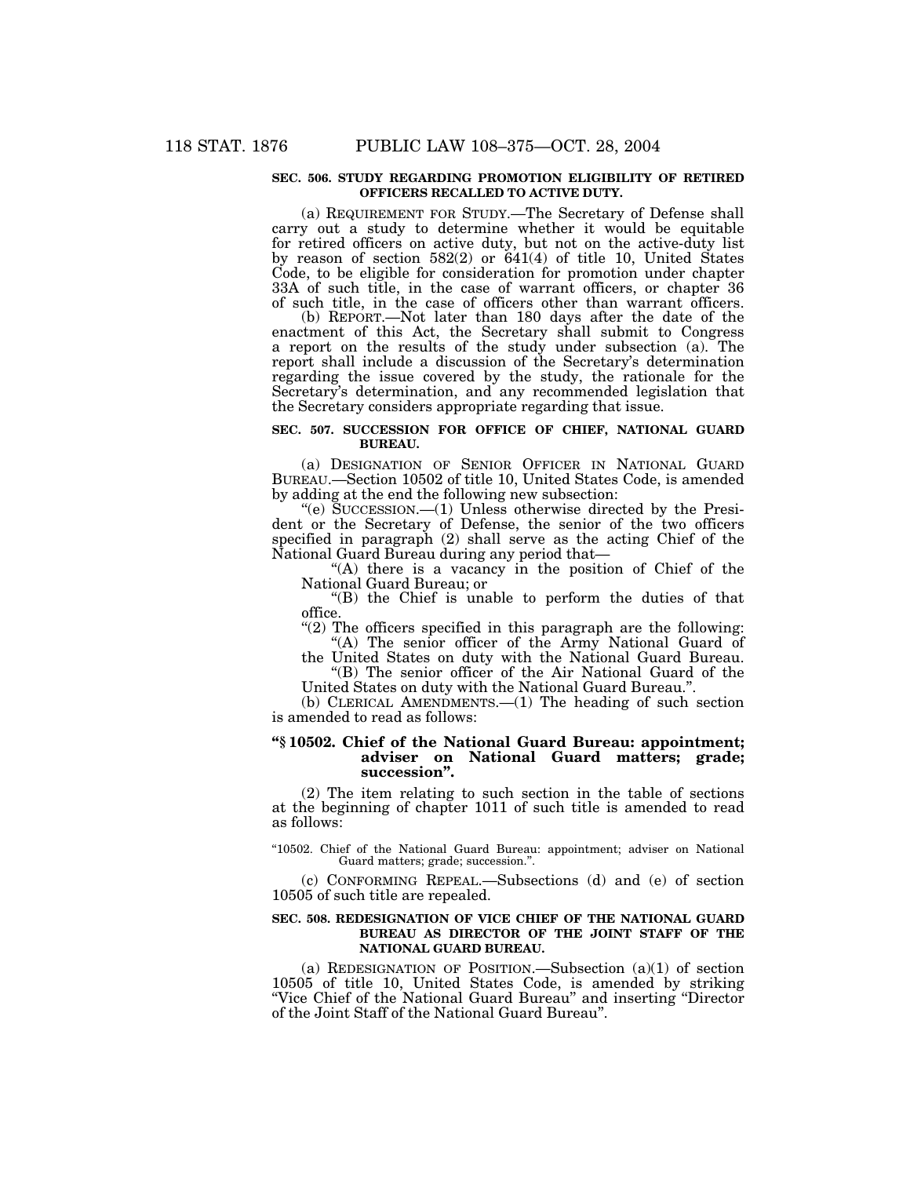**SEC. 506. STUDY REGARDING PROMOTION ELIGIBILITY OF RETIRED OFFICERS RECALLED TO ACTIVE DUTY.**

(a) REQUIREMENT FOR STUDY.—The Secretary of Defense shall carry out a study to determine whether it would be equitable for retired officers on active duty, but not on the active-duty list by reason of section 582(2) or 641(4) of title 10, United States Code, to be eligible for consideration for promotion under chapter 33A of such title, in the case of warrant officers, or chapter 36 of such title, in the case of officers other than warrant officers.

(b) REPORT.—Not later than 180 days after the date of the enactment of this Act, the Secretary shall submit to Congress a report on the results of the study under subsection (a). The report shall include a discussion of the Secretary's determination regarding the issue covered by the study, the rationale for the Secretary's determination, and any recommended legislation that the Secretary considers appropriate regarding that issue.

**SEC. 507. SUCCESSION FOR OFFICE OF CHIEF, NATIONAL GUARD BUREAU.**

(a) DESIGNATION OF SENIOR OFFICER IN NATIONAL GUARD BUREAU.—Section 10502 of title 10, United States Code, is amended by adding at the end the following new subsection:

"(e) SUCCESSION.—(1) Unless otherwise directed by the President or the Secretary of Defense, the senior of the two officers specified in paragraph (2) shall serve as the acting Chief of the National Guard Bureau during any period that—

"(A) there is a vacancy in the position of Chief of the National Guard Bureau; or

"(B) the Chief is unable to perform the duties of that office.

"(2) The officers specified in this paragraph are the following:

"(A) The senior officer of the Army National Guard of the United States on duty with the National Guard Bureau.

"(B) The senior officer of the Air National Guard of the United States on duty with the National Guard Bureau.".

(b) CLERICAL AMENDMENTS.—(1) The heading of such section is amended to read as follows:

**"§ 10502. Chief of the National Guard Bureau: appointment; adviser on National Guard matters; grade; succession".**

(2) The item relating to such section in the table of sections at the beginning of chapter 1011 of such title is amended to read as follows:

"10502. Chief of the National Guard Bureau: appointment; adviser on National Guard matters; grade; succession.".

(c) CONFORMING REPEAL.—Subsections (d) and (e) of section 10505 of such title are repealed.

**SEC. 508. REDESIGNATION OF VICE CHIEF OF THE NATIONAL GUARD BUREAU AS DIRECTOR OF THE JOINT STAFF OF THE NATIONAL GUARD BUREAU.**

(a) REDESIGNATION OF POSITION.—Subsection (a)(1) of section 10505 of title 10, United States Code, is amended by striking "Vice Chief of the National Guard Bureau" and inserting "Director of the Joint Staff of the National Guard Bureau".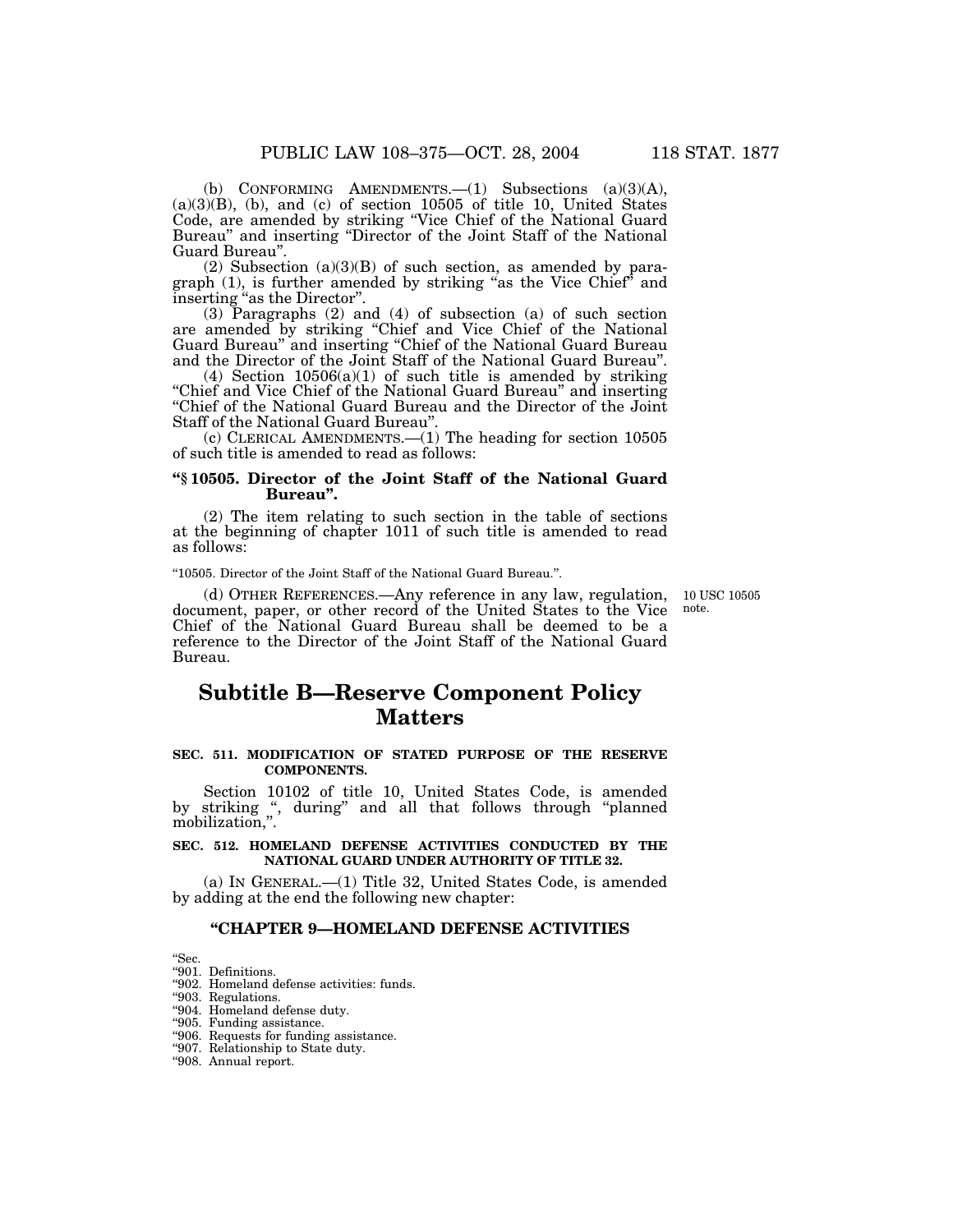(b) CONFORMING AMENDMENTS.—(1) Subsections (a)(3)(A), (a)(3)(B), (b), and (c) of section 10505 of title 10, United States Code, are amended by striking "Vice Chief of the National Guard Bureau" and inserting "Director of the Joint Staff of the National Guard Bureau".

(2) Subsection (a)(3)(B) of such section, as amended by paragraph (1), is further amended by striking "as the Vice Chief" and inserting "as the Director".

(3) Paragraphs (2) and (4) of subsection (a) of such section are amended by striking "Chief and Vice Chief of the National Guard Bureau" and inserting "Chief of the National Guard Bureau and the Director of the Joint Staff of the National Guard Bureau".

(4) Section 10506(a)(1) of such title is amended by striking "Chief and Vice Chief of the National Guard Bureau" and inserting "Chief of the National Guard Bureau and the Director of the Joint Staff of the National Guard Bureau".

(c) CLERICAL AMENDMENTS.—(1) The heading for section 10505 of such title is amended to read as follows:

**"§ 10505. Director of the Joint Staff of the National Guard Bureau".**

(2) The item relating to such section in the table of sections at the beginning of chapter 1011 of such title is amended to read as follows:

"10505. Director of the Joint Staff of the National Guard Bureau.".

10 USC 10505 note.

(d) OTHER REFERENCES.—Any reference in any law, regulation, document, paper, or other record of the United States to the Vice Chief of the National Guard Bureau shall be deemed to be a reference to the Director of the Joint Staff of the National Guard Bureau.

# Subtitle B—Reserve Component Policy Matters

**SEC. 511. MODIFICATION OF STATED PURPOSE OF THE RESERVE COMPONENTS.**

Section 10102 of title 10, United States Code, is amended by striking ", during" and all that follows through "planned mobilization,".

**SEC. 512. HOMELAND DEFENSE ACTIVITIES CONDUCTED BY THE NATIONAL GUARD UNDER AUTHORITY OF TITLE 32.**

(a) IN GENERAL.—(1) Title 32, United States Code, is amended by adding at the end the following new chapter:

**"CHAPTER 9—HOMELAND DEFENSE ACTIVITIES**

"Sec.
"901. Definitions.
"902. Homeland defense activities: funds.
"903. Regulations.
"904. Homeland defense duty.
"905. Funding assistance.
"906. Requests for funding assistance.
"907. Relationship to State duty.
"908. Annual report.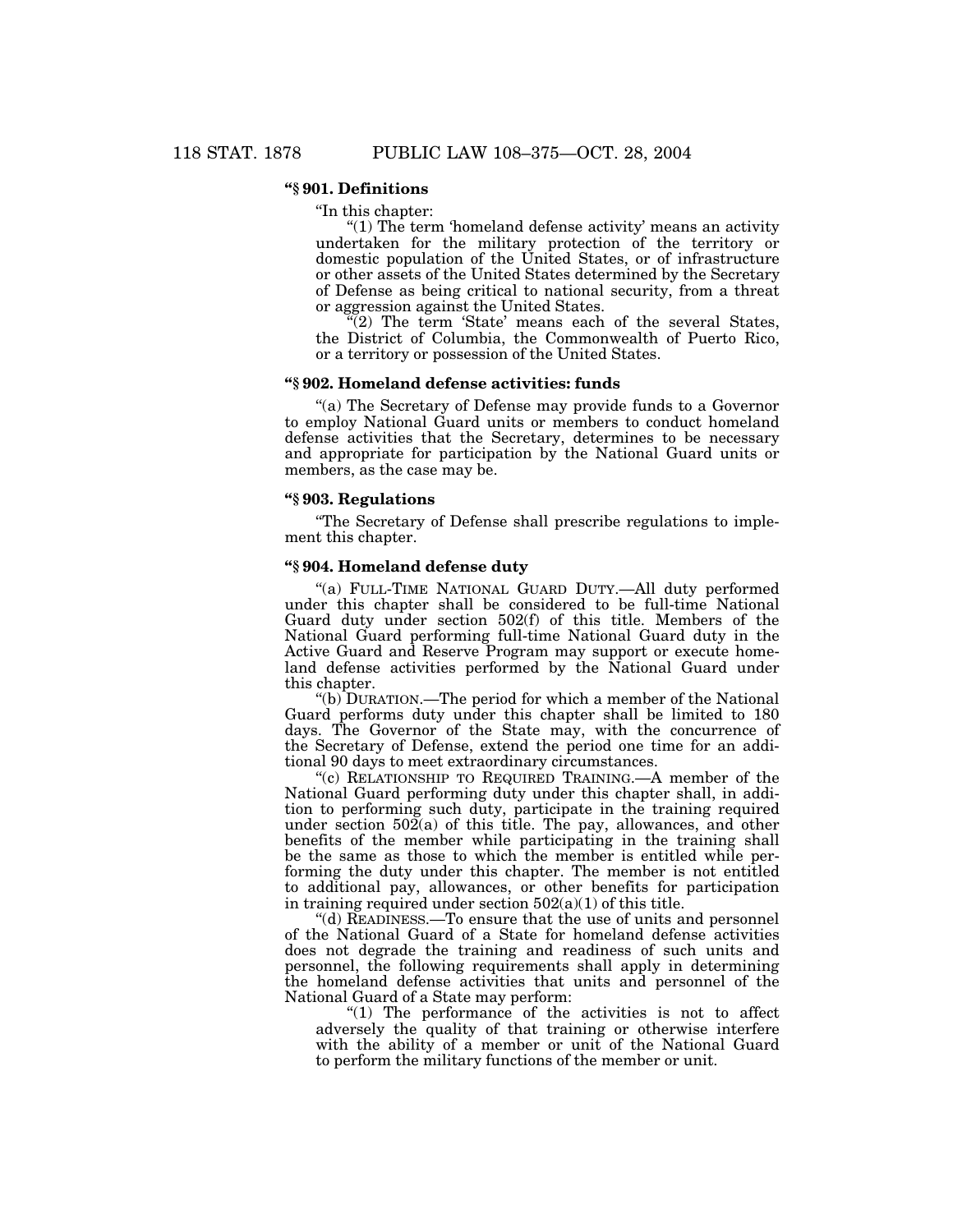**"§ 901. Definitions**

"In this chapter:

"(1) The term 'homeland defense activity' means an activity undertaken for the military protection of the territory or domestic population of the United States, or of infrastructure or other assets of the United States determined by the Secretary of Defense as being critical to national security, from a threat or aggression against the United States.

"(2) The term 'State' means each of the several States, the District of Columbia, the Commonwealth of Puerto Rico, or a territory or possession of the United States.

**"§ 902. Homeland defense activities: funds**

"(a) The Secretary of Defense may provide funds to a Governor to employ National Guard units or members to conduct homeland defense activities that the Secretary, determines to be necessary and appropriate for participation by the National Guard units or members, as the case may be.

**"§ 903. Regulations**

"The Secretary of Defense shall prescribe regulations to implement this chapter.

**"§ 904. Homeland defense duty**

"(a) FULL-TIME NATIONAL GUARD DUTY.—All duty performed under this chapter shall be considered to be full-time National Guard duty under section 502(f) of this title. Members of the National Guard performing full-time National Guard duty in the Active Guard and Reserve Program may support or execute homeland defense activities performed by the National Guard under this chapter.

"(b) DURATION.—The period for which a member of the National Guard performs duty under this chapter shall be limited to 180 days. The Governor of the State may, with the concurrence of the Secretary of Defense, extend the period one time for an additional 90 days to meet extraordinary circumstances.

"(c) RELATIONSHIP TO REQUIRED TRAINING.—A member of the National Guard performing duty under this chapter shall, in addition to performing such duty, participate in the training required under section 502(a) of this title. The pay, allowances, and other benefits of the member while participating in the training shall be the same as those to which the member is entitled while performing the duty under this chapter. The member is not entitled to additional pay, allowances, or other benefits for participation in training required under section 502(a)(1) of this title.

"(d) READINESS.—To ensure that the use of units and personnel of the National Guard of a State for homeland defense activities does not degrade the training and readiness of such units and personnel, the following requirements shall apply in determining the homeland defense activities that units and personnel of the National Guard of a State may perform:

"(1) The performance of the activities is not to affect adversely the quality of that training or otherwise interfere with the ability of a member or unit of the National Guard to perform the military functions of the member or unit.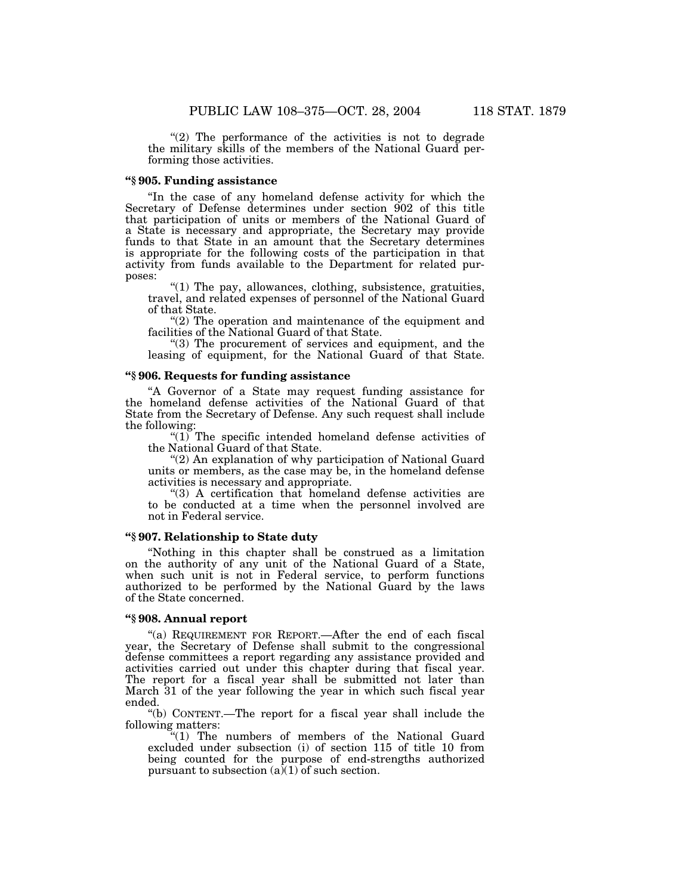"(2) The performance of the activities is not to degrade the military skills of the members of the National Guard performing those activities.

### "§ 905. Funding assistance

"In the case of any homeland defense activity for which the Secretary of Defense determines under section 902 of this title that participation of units or members of the National Guard of a State is necessary and appropriate, the Secretary may provide funds to that State in an amount that the Secretary determines is appropriate for the following costs of the participation in that activity from funds available to the Department for related purposes:

"(1) The pay, allowances, clothing, subsistence, gratuities, travel, and related expenses of personnel of the National Guard of that State.

"(2) The operation and maintenance of the equipment and facilities of the National Guard of that State.

"(3) The procurement of services and equipment, and the leasing of equipment, for the National Guard of that State.

### "§ 906. Requests for funding assistance

"A Governor of a State may request funding assistance for the homeland defense activities of the National Guard of that State from the Secretary of Defense. Any such request shall include the following:

"(1) The specific intended homeland defense activities of the National Guard of that State.

"(2) An explanation of why participation of National Guard units or members, as the case may be, in the homeland defense activities is necessary and appropriate.

"(3) A certification that homeland defense activities are to be conducted at a time when the personnel involved are not in Federal service.

### "§ 907. Relationship to State duty

"Nothing in this chapter shall be construed as a limitation on the authority of any unit of the National Guard of a State, when such unit is not in Federal service, to perform functions authorized to be performed by the National Guard by the laws of the State concerned.

### "§ 908. Annual report

"(a) REQUIREMENT FOR REPORT.—After the end of each fiscal year, the Secretary of Defense shall submit to the congressional defense committees a report regarding any assistance provided and activities carried out under this chapter during that fiscal year. The report for a fiscal year shall be submitted not later than March 31 of the year following the year in which such fiscal year ended.

"(b) CONTENT.—The report for a fiscal year shall include the following matters:

"(1) The numbers of members of the National Guard excluded under subsection (i) of section 115 of title 10 from being counted for the purpose of end-strengths authorized pursuant to subsection (a)(1) of such section.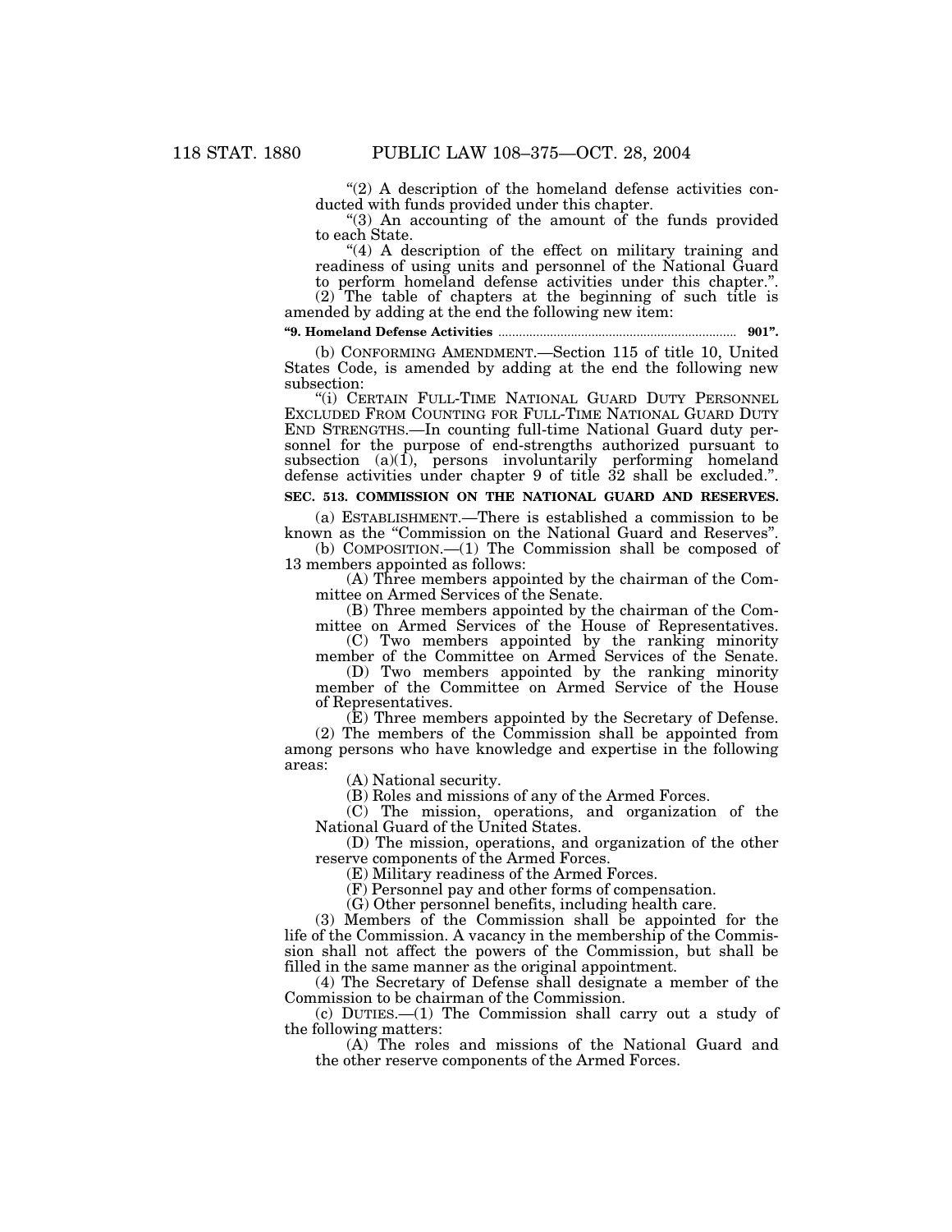"(2) A description of the homeland defense activities conducted with funds provided under this chapter.

"(3) An accounting of the amount of the funds provided to each State.

"(4) A description of the effect on military training and readiness of using units and personnel of the National Guard to perform homeland defense activities under this chapter.".

(2) The table of chapters at the beginning of such title is amended by adding at the end the following new item:

**"9. Homeland Defense Activities ..................................................................... 901".**

(b) CONFORMING AMENDMENT.—Section 115 of title 10, United States Code, is amended by adding at the end the following new subsection:

"(i) CERTAIN FULL-TIME NATIONAL GUARD DUTY PERSONNEL EXCLUDED FROM COUNTING FOR FULL-TIME NATIONAL GUARD DUTY END STRENGTHS.—In counting full-time National Guard duty personnel for the purpose of end-strengths authorized pursuant to subsection (a)(1), persons involuntarily performing homeland defense activities under chapter 9 of title 32 shall be excluded.".

**SEC. 513. COMMISSION ON THE NATIONAL GUARD AND RESERVES.**

(a) ESTABLISHMENT.—There is established a commission to be known as the "Commission on the National Guard and Reserves".

(b) COMPOSITION.—(1) The Commission shall be composed of 13 members appointed as follows:

(A) Three members appointed by the chairman of the Committee on Armed Services of the Senate.

(B) Three members appointed by the chairman of the Committee on Armed Services of the House of Representatives.

(C) Two members appointed by the ranking minority member of the Committee on Armed Services of the Senate.

(D) Two members appointed by the ranking minority member of the Committee on Armed Service of the House of Representatives.

(E) Three members appointed by the Secretary of Defense.

(2) The members of the Commission shall be appointed from among persons who have knowledge and expertise in the following areas:

(A) National security.

(B) Roles and missions of any of the Armed Forces.

(C) The mission, operations, and organization of the National Guard of the United States.

(D) The mission, operations, and organization of the other reserve components of the Armed Forces.

(E) Military readiness of the Armed Forces.

(F) Personnel pay and other forms of compensation.

(G) Other personnel benefits, including health care.

(3) Members of the Commission shall be appointed for the life of the Commission. A vacancy in the membership of the Commission shall not affect the powers of the Commission, but shall be filled in the same manner as the original appointment.

(4) The Secretary of Defense shall designate a member of the Commission to be chairman of the Commission.

(c) DUTIES.—(1) The Commission shall carry out a study of the following matters:

(A) The roles and missions of the National Guard and the other reserve components of the Armed Forces.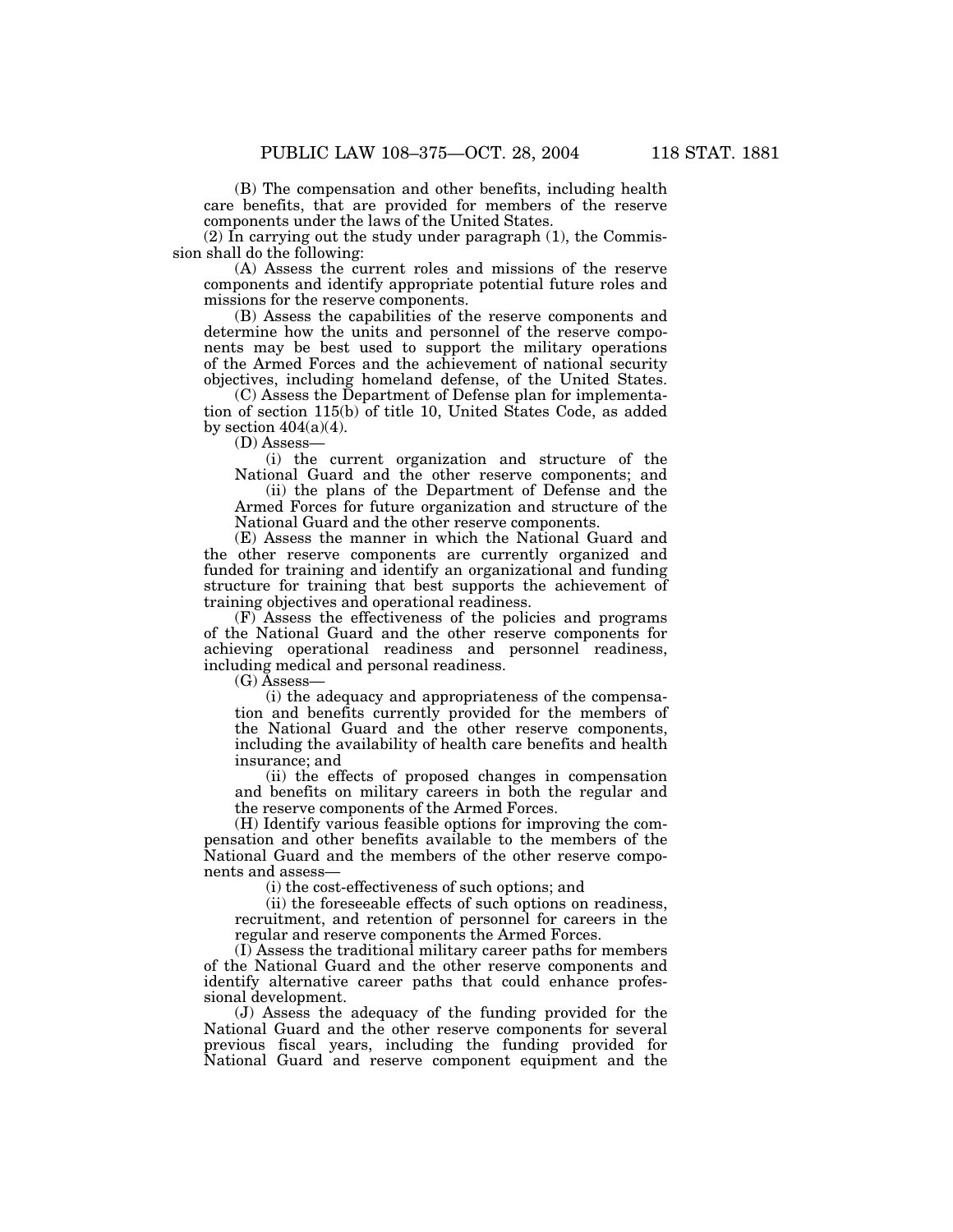(B) The compensation and other benefits, including health care benefits, that are provided for members of the reserve components under the laws of the United States.

(2) In carrying out the study under paragraph (1), the Commission shall do the following:

(A) Assess the current roles and missions of the reserve components and identify appropriate potential future roles and missions for the reserve components.

(B) Assess the capabilities of the reserve components and determine how the units and personnel of the reserve components may be best used to support the military operations of the Armed Forces and the achievement of national security objectives, including homeland defense, of the United States.

(C) Assess the Department of Defense plan for implementation of section 115(b) of title 10, United States Code, as added by section 404(a)(4).

(D) Assess—

(i) the current organization and structure of the National Guard and the other reserve components; and

(ii) the plans of the Department of Defense and the Armed Forces for future organization and structure of the National Guard and the other reserve components.

(E) Assess the manner in which the National Guard and the other reserve components are currently organized and funded for training and identify an organizational and funding structure for training that best supports the achievement of training objectives and operational readiness.

(F) Assess the effectiveness of the policies and programs of the National Guard and the other reserve components for achieving operational readiness and personnel readiness, including medical and personal readiness.

(G) Assess—

(i) the adequacy and appropriateness of the compensation and benefits currently provided for the members of the National Guard and the other reserve components, including the availability of health care benefits and health insurance; and

(ii) the effects of proposed changes in compensation and benefits on military careers in both the regular and the reserve components of the Armed Forces.

(H) Identify various feasible options for improving the compensation and other benefits available to the members of the National Guard and the members of the other reserve components and assess—

(i) the cost-effectiveness of such options; and

(ii) the foreseeable effects of such options on readiness, recruitment, and retention of personnel for careers in the regular and reserve components the Armed Forces.

(I) Assess the traditional military career paths for members of the National Guard and the other reserve components and identify alternative career paths that could enhance professional development.

(J) Assess the adequacy of the funding provided for the National Guard and the other reserve components for several previous fiscal years, including the funding provided for National Guard and reserve component equipment and the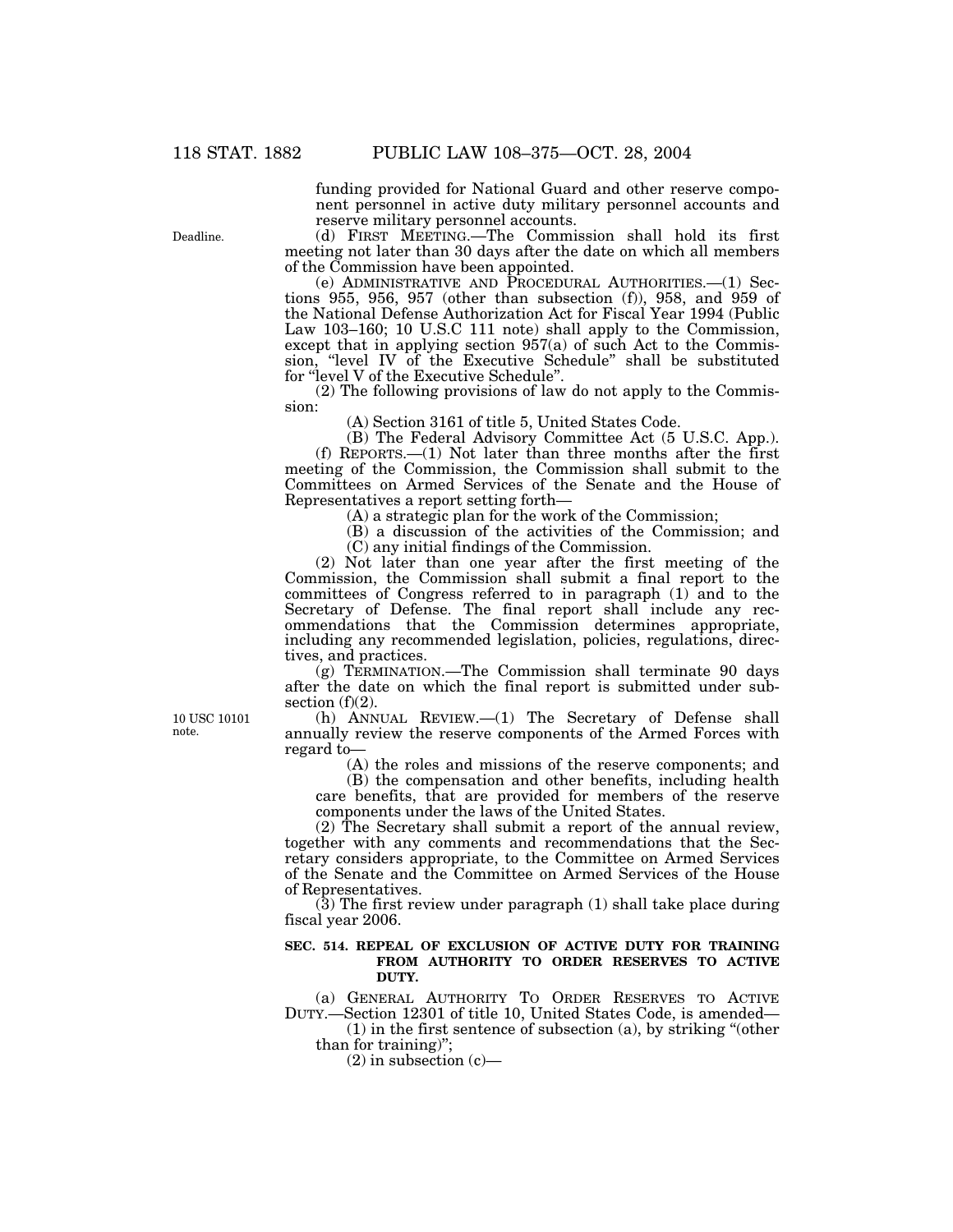funding provided for National Guard and other reserve component personnel in active duty military personnel accounts and reserve military personnel accounts.

Deadline.

(d) FIRST MEETING.—The Commission shall hold its first meeting not later than 30 days after the date on which all members of the Commission have been appointed.

(e) ADMINISTRATIVE AND PROCEDURAL AUTHORITIES.—(1) Sections 955, 956, 957 (other than subsection (f)), 958, and 959 of the National Defense Authorization Act for Fiscal Year 1994 (Public Law 103–160; 10 U.S.C 111 note) shall apply to the Commission, except that in applying section 957(a) of such Act to the Commission, "level IV of the Executive Schedule" shall be substituted for "level V of the Executive Schedule".

(2) The following provisions of law do not apply to the Commission:

(A) Section 3161 of title 5, United States Code.

(B) The Federal Advisory Committee Act (5 U.S.C. App.).

(f) REPORTS.—(1) Not later than three months after the first meeting of the Commission, the Commission shall submit to the Committees on Armed Services of the Senate and the House of Representatives a report setting forth—

(A) a strategic plan for the work of the Commission;

(B) a discussion of the activities of the Commission; and

(C) any initial findings of the Commission.

(2) Not later than one year after the first meeting of the Commission, the Commission shall submit a final report to the committees of Congress referred to in paragraph (1) and to the Secretary of Defense. The final report shall include any recommendations that the Commission determines appropriate, including any recommended legislation, policies, regulations, directives, and practices.

(g) TERMINATION.—The Commission shall terminate 90 days after the date on which the final report is submitted under subsection (f)(2).

10 USC 10101 note.

(h) ANNUAL REVIEW.—(1) The Secretary of Defense shall annually review the reserve components of the Armed Forces with regard to—

(A) the roles and missions of the reserve components; and

(B) the compensation and other benefits, including health care benefits, that are provided for members of the reserve components under the laws of the United States.

(2) The Secretary shall submit a report of the annual review, together with any comments and recommendations that the Secretary considers appropriate, to the Committee on Armed Services of the Senate and the Committee on Armed Services of the House of Representatives.

(3) The first review under paragraph (1) shall take place during fiscal year 2006.

**SEC. 514. REPEAL OF EXCLUSION OF ACTIVE DUTY FOR TRAINING FROM AUTHORITY TO ORDER RESERVES TO ACTIVE DUTY.**

(a) GENERAL AUTHORITY TO ORDER RESERVES TO ACTIVE DUTY.—Section 12301 of title 10, United States Code, is amended—

(1) in the first sentence of subsection (a), by striking "(other than for training)";

(2) in subsection (c)—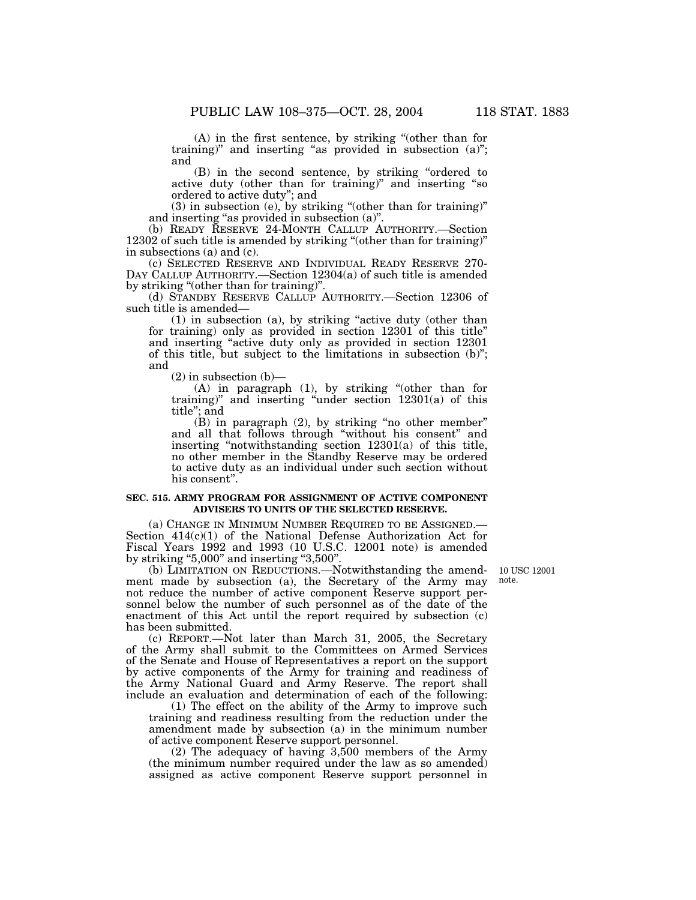(A) in the first sentence, by striking "(other than for training)" and inserting "as provided in subsection (a)"; and

(B) in the second sentence, by striking "ordered to active duty (other than for training)" and inserting "so ordered to active duty"; and

(3) in subsection (e), by striking "(other than for training)" and inserting "as provided in subsection (a)".

(b) READY RESERVE 24-MONTH CALLUP AUTHORITY.—Section 12302 of such title is amended by striking "(other than for training)" in subsections (a) and (c).

(c) SELECTED RESERVE AND INDIVIDUAL READY RESERVE 270-DAY CALLUP AUTHORITY.—Section 12304(a) of such title is amended by striking "(other than for training)".

(d) STANDBY RESERVE CALLUP AUTHORITY.—Section 12306 of such title is amended—

(1) in subsection (a), by striking "active duty (other than for training) only as provided in section 12301 of this title" and inserting "active duty only as provided in section 12301 of this title, but subject to the limitations in subsection (b)"; and

(2) in subsection (b)—

(A) in paragraph (1), by striking "(other than for training)" and inserting "under section 12301(a) of this title"; and

(B) in paragraph (2), by striking "no other member" and all that follows through "without his consent" and inserting "notwithstanding section 12301(a) of this title, no other member in the Standby Reserve may be ordered to active duty as an individual under such section without his consent".

**SEC. 515. ARMY PROGRAM FOR ASSIGNMENT OF ACTIVE COMPONENT ADVISERS TO UNITS OF THE SELECTED RESERVE.**

(a) CHANGE IN MINIMUM NUMBER REQUIRED TO BE ASSIGNED.—Section 414(c)(1) of the National Defense Authorization Act for Fiscal Years 1992 and 1993 (10 U.S.C. 12001 note) is amended by striking "5,000" and inserting "3,500".

10 USC 12001 note.

(b) LIMITATION ON REDUCTIONS.—Notwithstanding the amendment made by subsection (a), the Secretary of the Army may not reduce the number of active component Reserve support personnel below the number of such personnel as of the date of the enactment of this Act until the report required by subsection (c) has been submitted.

(c) REPORT.—Not later than March 31, 2005, the Secretary of the Army shall submit to the Committees on Armed Services of the Senate and House of Representatives a report on the support by active components of the Army for training and readiness of the Army National Guard and Army Reserve. The report shall include an evaluation and determination of each of the following:

(1) The effect on the ability of the Army to improve such training and readiness resulting from the reduction under the amendment made by subsection (a) in the minimum number of active component Reserve support personnel.

(2) The adequacy of having 3,500 members of the Army (the minimum number required under the law as so amended) assigned as active component Reserve support personnel in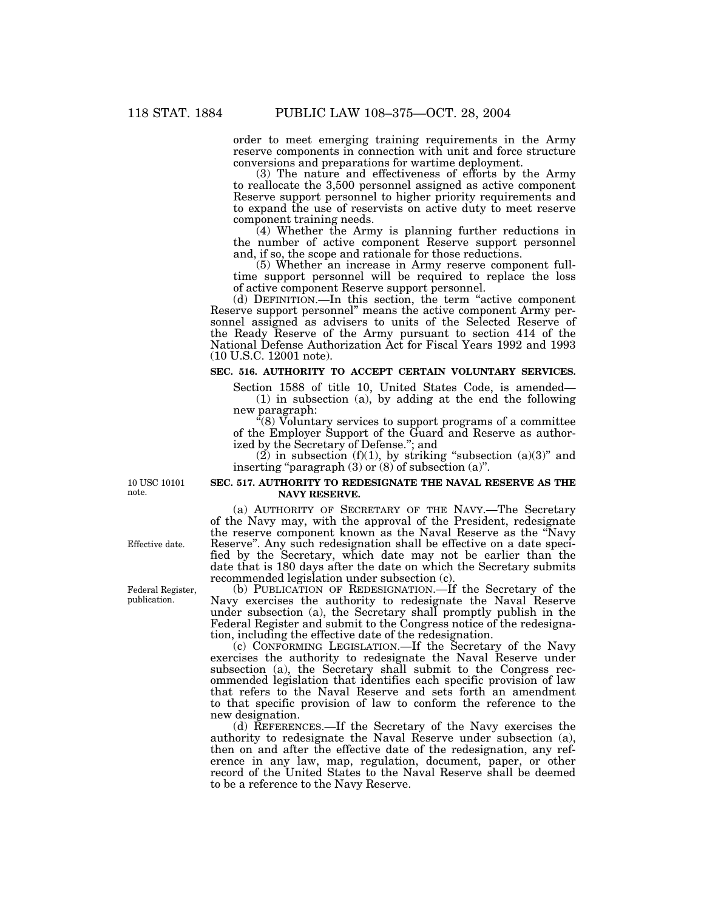order to meet emerging training requirements in the Army reserve components in connection with unit and force structure conversions and preparations for wartime deployment.

(3) The nature and effectiveness of efforts by the Army to reallocate the 3,500 personnel assigned as active component Reserve support personnel to higher priority requirements and to expand the use of reservists on active duty to meet reserve component training needs.

(4) Whether the Army is planning further reductions in the number of active component Reserve support personnel and, if so, the scope and rationale for those reductions.

(5) Whether an increase in Army reserve component full-time support personnel will be required to replace the loss of active component Reserve support personnel.

(d) DEFINITION.—In this section, the term "active component Reserve support personnel" means the active component Army personnel assigned as advisers to units of the Selected Reserve of the Ready Reserve of the Army pursuant to section 414 of the National Defense Authorization Act for Fiscal Years 1992 and 1993 (10 U.S.C. 12001 note).

**SEC. 516. AUTHORITY TO ACCEPT CERTAIN VOLUNTARY SERVICES.**

Section 1588 of title 10, United States Code, is amended—

(1) in subsection (a), by adding at the end the following new paragraph:

"(8) Voluntary services to support programs of a committee of the Employer Support of the Guard and Reserve as authorized by the Secretary of Defense."; and

(2) in subsection (f)(1), by striking "subsection (a)(3)" and inserting "paragraph (3) or (8) of subsection (a)".

10 USC 10101 note.

**SEC. 517. AUTHORITY TO REDESIGNATE THE NAVAL RESERVE AS THE NAVY RESERVE.**

(a) AUTHORITY OF SECRETARY OF THE NAVY.—The Secretary of the Navy may, with the approval of the President, redesignate the reserve component known as the Naval Reserve as the "Navy Reserve". Any such redesignation shall be effective on a date specified by the Secretary, which date may not be earlier than the date that is 180 days after the date on which the Secretary submits recommended legislation under subsection (c).

Effective date.

(b) PUBLICATION OF REDESIGNATION.—If the Secretary of the Navy exercises the authority to redesignate the Naval Reserve under subsection (a), the Secretary shall promptly publish in the Federal Register and submit to the Congress notice of the redesignation, including the effective date of the redesignation.

Federal Register, publication.

(c) CONFORMING LEGISLATION.—If the Secretary of the Navy exercises the authority to redesignate the Naval Reserve under subsection (a), the Secretary shall submit to the Congress recommended legislation that identifies each specific provision of law that refers to the Naval Reserve and sets forth an amendment to that specific provision of law to conform the reference to the new designation.

(d) REFERENCES.—If the Secretary of the Navy exercises the authority to redesignate the Naval Reserve under subsection (a), then on and after the effective date of the redesignation, any reference in any law, map, regulation, document, paper, or other record of the United States to the Naval Reserve shall be deemed to be a reference to the Navy Reserve.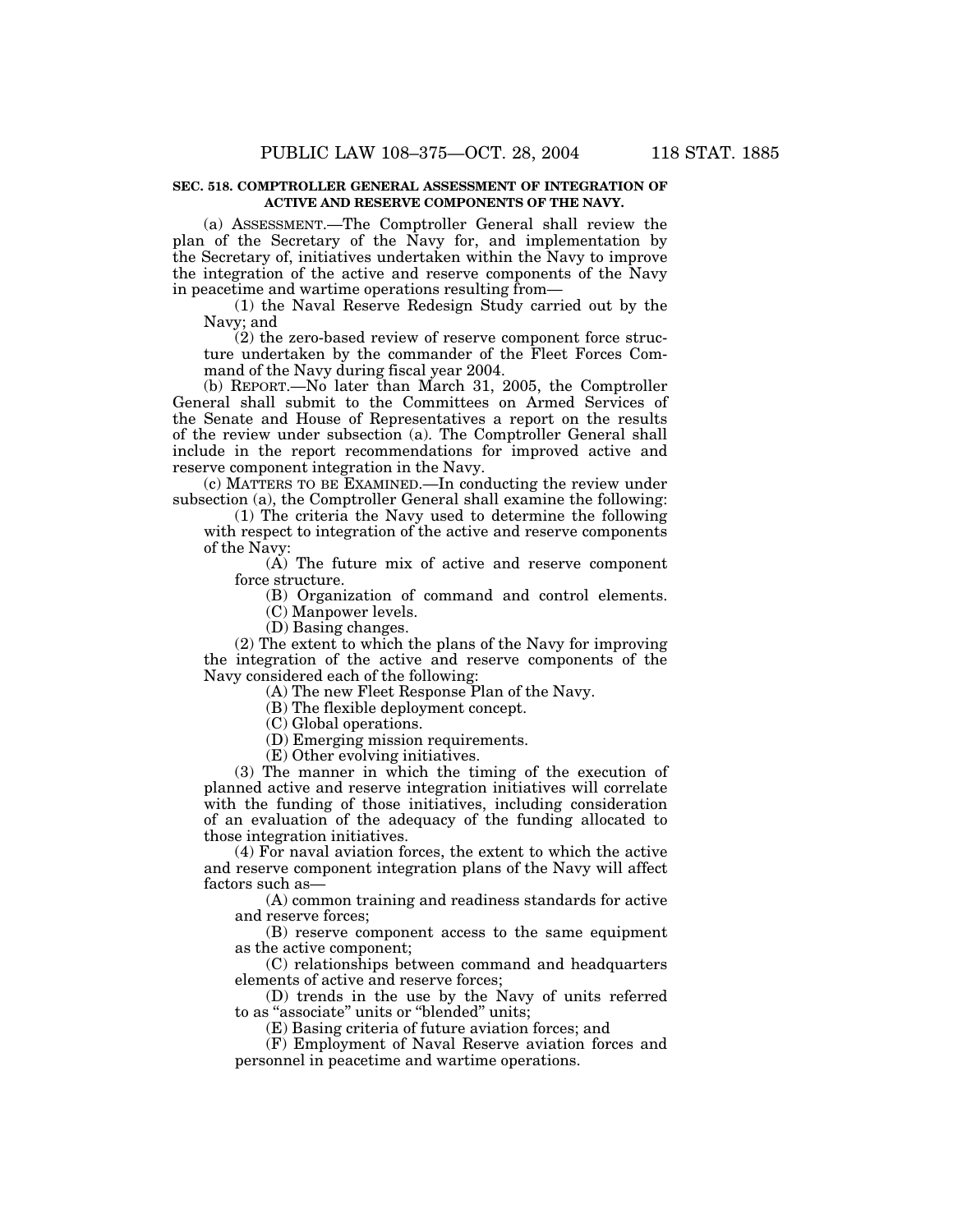**SEC. 518. COMPTROLLER GENERAL ASSESSMENT OF INTEGRATION OF ACTIVE AND RESERVE COMPONENTS OF THE NAVY.**

(a) ASSESSMENT.—The Comptroller General shall review the plan of the Secretary of the Navy for, and implementation by the Secretary of, initiatives undertaken within the Navy to improve the integration of the active and reserve components of the Navy in peacetime and wartime operations resulting from—

(1) the Naval Reserve Redesign Study carried out by the Navy; and

(2) the zero-based review of reserve component force structure undertaken by the commander of the Fleet Forces Command of the Navy during fiscal year 2004.

(b) REPORT.—No later than March 31, 2005, the Comptroller General shall submit to the Committees on Armed Services of the Senate and House of Representatives a report on the results of the review under subsection (a). The Comptroller General shall include in the report recommendations for improved active and reserve component integration in the Navy.

(c) MATTERS TO BE EXAMINED.—In conducting the review under subsection (a), the Comptroller General shall examine the following:

(1) The criteria the Navy used to determine the following with respect to integration of the active and reserve components of the Navy:

(A) The future mix of active and reserve component force structure.

(B) Organization of command and control elements.

(C) Manpower levels.

(D) Basing changes.

(2) The extent to which the plans of the Navy for improving the integration of the active and reserve components of the Navy considered each of the following:

(A) The new Fleet Response Plan of the Navy.

(B) The flexible deployment concept.

(C) Global operations.

(D) Emerging mission requirements.

(E) Other evolving initiatives.

(3) The manner in which the timing of the execution of planned active and reserve integration initiatives will correlate with the funding of those initiatives, including consideration of an evaluation of the adequacy of the funding allocated to those integration initiatives.

(4) For naval aviation forces, the extent to which the active and reserve component integration plans of the Navy will affect factors such as—

(A) common training and readiness standards for active and reserve forces;

(B) reserve component access to the same equipment as the active component;

(C) relationships between command and headquarters elements of active and reserve forces;

(D) trends in the use by the Navy of units referred to as "associate" units or "blended" units;

(E) Basing criteria of future aviation forces; and

(F) Employment of Naval Reserve aviation forces and personnel in peacetime and wartime operations.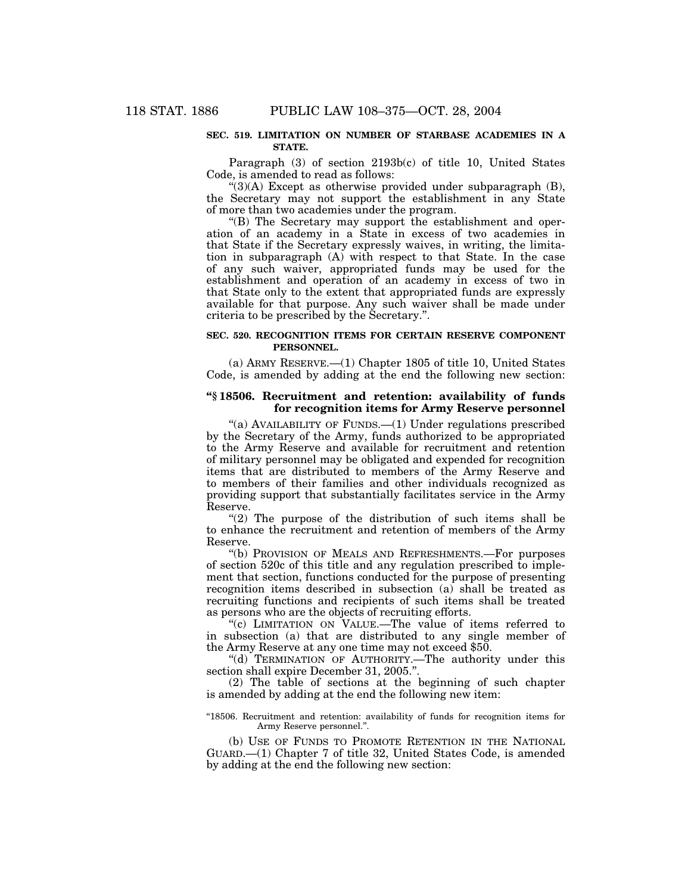**SEC. 519. LIMITATION ON NUMBER OF STARBASE ACADEMIES IN A STATE.**

Paragraph (3) of section 2193b(c) of title 10, United States Code, is amended to read as follows:

"(3)(A) Except as otherwise provided under subparagraph (B), the Secretary may not support the establishment in any State of more than two academies under the program.

"(B) The Secretary may support the establishment and operation of an academy in a State in excess of two academies in that State if the Secretary expressly waives, in writing, the limitation in subparagraph (A) with respect to that State. In the case of any such waiver, appropriated funds may be used for the establishment and operation of an academy in excess of two in that State only to the extent that appropriated funds are expressly available for that purpose. Any such waiver shall be made under criteria to be prescribed by the Secretary.".

**SEC. 520. RECOGNITION ITEMS FOR CERTAIN RESERVE COMPONENT PERSONNEL.**

(a) ARMY RESERVE.—(1) Chapter 1805 of title 10, United States Code, is amended by adding at the end the following new section:

**"§ 18506. Recruitment and retention: availability of funds for recognition items for Army Reserve personnel**

"(a) AVAILABILITY OF FUNDS.—(1) Under regulations prescribed by the Secretary of the Army, funds authorized to be appropriated to the Army Reserve and available for recruitment and retention of military personnel may be obligated and expended for recognition items that are distributed to members of the Army Reserve and to members of their families and other individuals recognized as providing support that substantially facilitates service in the Army Reserve.

"(2) The purpose of the distribution of such items shall be to enhance the recruitment and retention of members of the Army Reserve.

"(b) PROVISION OF MEALS AND REFRESHMENTS.—For purposes of section 520c of this title and any regulation prescribed to implement that section, functions conducted for the purpose of presenting recognition items described in subsection (a) shall be treated as recruiting functions and recipients of such items shall be treated as persons who are the objects of recruiting efforts.

"(c) LIMITATION ON VALUE.—The value of items referred to in subsection (a) that are distributed to any single member of the Army Reserve at any one time may not exceed $50.

"(d) TERMINATION OF AUTHORITY.—The authority under this section shall expire December 31, 2005.".

(2) The table of sections at the beginning of such chapter is amended by adding at the end the following new item:

"18506. Recruitment and retention: availability of funds for recognition items for Army Reserve personnel.".

(b) USE OF FUNDS TO PROMOTE RETENTION IN THE NATIONAL GUARD.—(1) Chapter 7 of title 32, United States Code, is amended by adding at the end the following new section: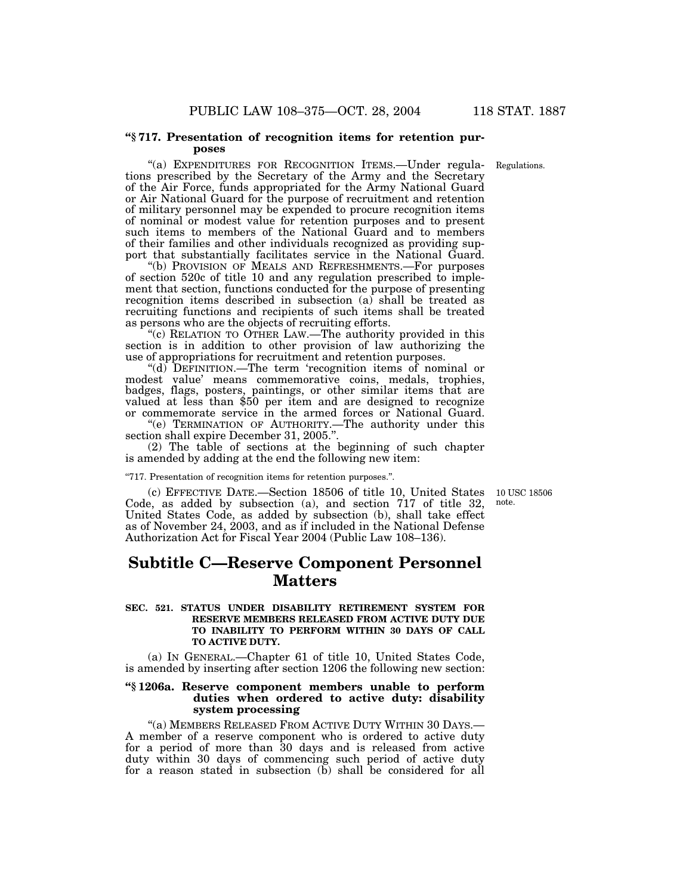**"§ 717. Presentation of recognition items for retention purposes**

"(a) EXPENDITURES FOR RECOGNITION ITEMS.—Under regulations prescribed by the Secretary of the Army and the Secretary of the Air Force, funds appropriated for the Army National Guard or Air National Guard for the purpose of recruitment and retention of military personnel may be expended to procure recognition items of nominal or modest value for retention purposes and to present such items to members of the National Guard and to members of their families and other individuals recognized as providing support that substantially facilitates service in the National Guard.

Regulations.

"(b) PROVISION OF MEALS AND REFRESHMENTS.—For purposes of section 520c of title 10 and any regulation prescribed to implement that section, functions conducted for the purpose of presenting recognition items described in subsection (a) shall be treated as recruiting functions and recipients of such items shall be treated as persons who are the objects of recruiting efforts.

"(c) RELATION TO OTHER LAW.—The authority provided in this section is in addition to other provision of law authorizing the use of appropriations for recruitment and retention purposes.

"(d) DEFINITION.—The term 'recognition items of nominal or modest value' means commemorative coins, medals, trophies, badges, flags, posters, paintings, or other similar items that are valued at less than $50 per item and are designed to recognize or commemorate service in the armed forces or National Guard.

"(e) TERMINATION OF AUTHORITY.—The authority under this section shall expire December 31, 2005.".

(2) The table of sections at the beginning of such chapter is amended by adding at the end the following new item:

"717. Presentation of recognition items for retention purposes.".

(c) EFFECTIVE DATE.—Section 18506 of title 10, United States Code, as added by subsection (a), and section 717 of title 32, United States Code, as added by subsection (b), shall take effect as of November 24, 2003, and as if included in the National Defense Authorization Act for Fiscal Year 2004 (Public Law 108–136).

10 USC 18506 note.

## Subtitle C—Reserve Component Personnel Matters

**SEC. 521. STATUS UNDER DISABILITY RETIREMENT SYSTEM FOR RESERVE MEMBERS RELEASED FROM ACTIVE DUTY DUE TO INABILITY TO PERFORM WITHIN 30 DAYS OF CALL TO ACTIVE DUTY.**

(a) IN GENERAL.—Chapter 61 of title 10, United States Code, is amended by inserting after section 1206 the following new section:

**"§ 1206a. Reserve component members unable to perform duties when ordered to active duty: disability system processing**

"(a) MEMBERS RELEASED FROM ACTIVE DUTY WITHIN 30 DAYS.—A member of a reserve component who is ordered to active duty for a period of more than 30 days and is released from active duty within 30 days of commencing such period of active duty for a reason stated in subsection (b) shall be considered for all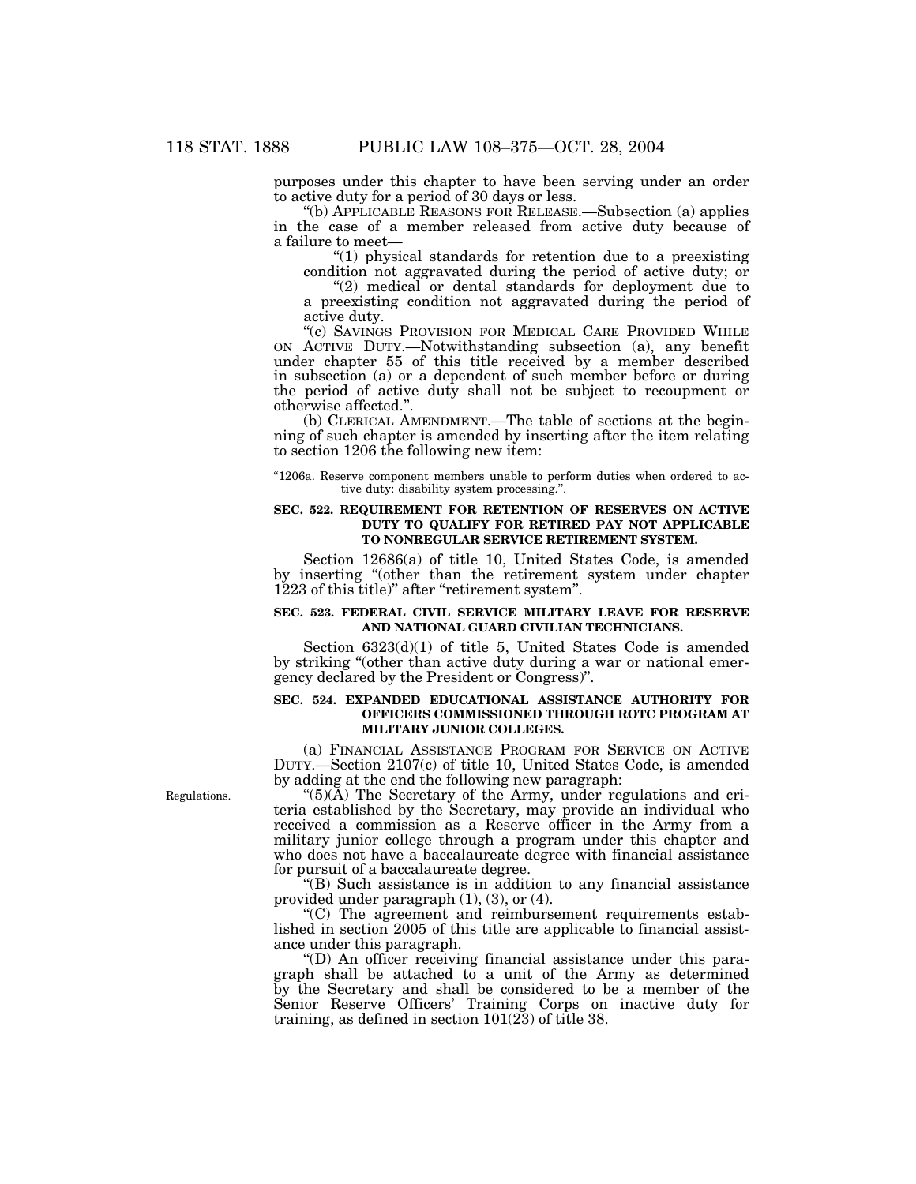purposes under this chapter to have been serving under an order to active duty for a period of 30 days or less.

"(b) APPLICABLE REASONS FOR RELEASE.—Subsection (a) applies in the case of a member released from active duty because of a failure to meet—

"(1) physical standards for retention due to a preexisting condition not aggravated during the period of active duty; or

"(2) medical or dental standards for deployment due to a preexisting condition not aggravated during the period of active duty.

"(c) SAVINGS PROVISION FOR MEDICAL CARE PROVIDED WHILE ON ACTIVE DUTY.—Notwithstanding subsection (a), any benefit under chapter 55 of this title received by a member described in subsection (a) or a dependent of such member before or during the period of active duty shall not be subject to recoupment or otherwise affected.".

(b) CLERICAL AMENDMENT.—The table of sections at the beginning of such chapter is amended by inserting after the item relating to section 1206 the following new item:

"1206a. Reserve component members unable to perform duties when ordered to active duty: disability system processing.".

**SEC. 522. REQUIREMENT FOR RETENTION OF RESERVES ON ACTIVE DUTY TO QUALIFY FOR RETIRED PAY NOT APPLICABLE TO NONREGULAR SERVICE RETIREMENT SYSTEM.**

Section 12686(a) of title 10, United States Code, is amended by inserting "(other than the retirement system under chapter 1223 of this title)" after "retirement system".

**SEC. 523. FEDERAL CIVIL SERVICE MILITARY LEAVE FOR RESERVE AND NATIONAL GUARD CIVILIAN TECHNICIANS.**

Section 6323(d)(1) of title 5, United States Code is amended by striking "(other than active duty during a war or national emergency declared by the President or Congress)".

**SEC. 524. EXPANDED EDUCATIONAL ASSISTANCE AUTHORITY FOR OFFICERS COMMISSIONED THROUGH ROTC PROGRAM AT MILITARY JUNIOR COLLEGES.**

(a) FINANCIAL ASSISTANCE PROGRAM FOR SERVICE ON ACTIVE DUTY.—Section 2107(c) of title 10, United States Code, is amended by adding at the end the following new paragraph:

Regulations.

"(5)(A) The Secretary of the Army, under regulations and criteria established by the Secretary, may provide an individual who received a commission as a Reserve officer in the Army from a military junior college through a program under this chapter and who does not have a baccalaureate degree with financial assistance for pursuit of a baccalaureate degree.

"(B) Such assistance is in addition to any financial assistance provided under paragraph (1), (3), or (4).

"(C) The agreement and reimbursement requirements established in section 2005 of this title are applicable to financial assistance under this paragraph.

"(D) An officer receiving financial assistance under this paragraph shall be attached to a unit of the Army as determined by the Secretary and shall be considered to be a member of the Senior Reserve Officers' Training Corps on inactive duty for training, as defined in section 101(23) of title 38.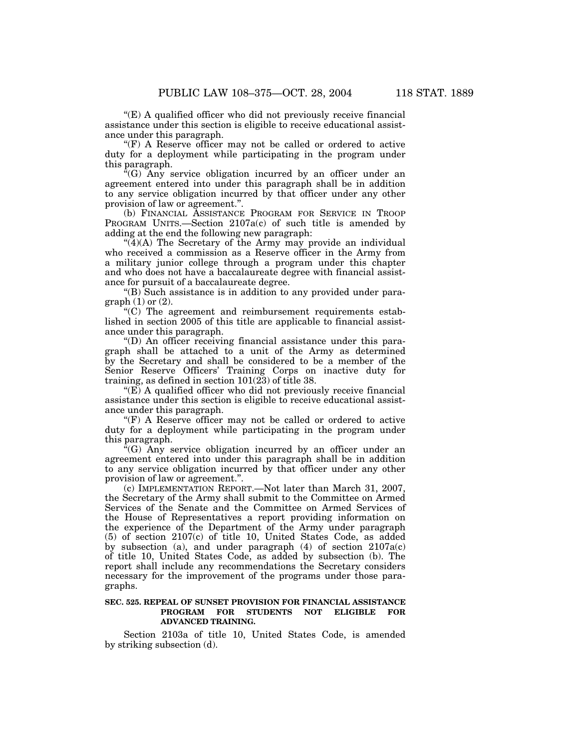"(E) A qualified officer who did not previously receive financial assistance under this section is eligible to receive educational assistance under this paragraph.

"(F) A Reserve officer may not be called or ordered to active duty for a deployment while participating in the program under this paragraph.

"(G) Any service obligation incurred by an officer under an agreement entered into under this paragraph shall be in addition to any service obligation incurred by that officer under any other provision of law or agreement.".

(b) FINANCIAL ASSISTANCE PROGRAM FOR SERVICE IN TROOP PROGRAM UNITS.—Section 2107a(c) of such title is amended by adding at the end the following new paragraph:

"(4)(A) The Secretary of the Army may provide an individual who received a commission as a Reserve officer in the Army from a military junior college through a program under this chapter and who does not have a baccalaureate degree with financial assistance for pursuit of a baccalaureate degree.

"(B) Such assistance is in addition to any provided under paragraph (1) or (2).

"(C) The agreement and reimbursement requirements established in section 2005 of this title are applicable to financial assistance under this paragraph.

"(D) An officer receiving financial assistance under this paragraph shall be attached to a unit of the Army as determined by the Secretary and shall be considered to be a member of the Senior Reserve Officers' Training Corps on inactive duty for training, as defined in section 101(23) of title 38.

"(E) A qualified officer who did not previously receive financial assistance under this section is eligible to receive educational assistance under this paragraph.

"(F) A Reserve officer may not be called or ordered to active duty for a deployment while participating in the program under this paragraph.

"(G) Any service obligation incurred by an officer under an agreement entered into under this paragraph shall be in addition to any service obligation incurred by that officer under any other provision of law or agreement.".

(c) IMPLEMENTATION REPORT.—Not later than March 31, 2007, the Secretary of the Army shall submit to the Committee on Armed Services of the Senate and the Committee on Armed Services of the House of Representatives a report providing information on the experience of the Department of the Army under paragraph (5) of section 2107(c) of title 10, United States Code, as added by subsection (a), and under paragraph (4) of section 2107a(c) of title 10, United States Code, as added by subsection (b). The report shall include any recommendations the Secretary considers necessary for the improvement of the programs under those paragraphs.

**SEC. 525. REPEAL OF SUNSET PROVISION FOR FINANCIAL ASSISTANCE PROGRAM FOR STUDENTS NOT ELIGIBLE FOR ADVANCED TRAINING.**

Section 2103a of title 10, United States Code, is amended by striking subsection (d).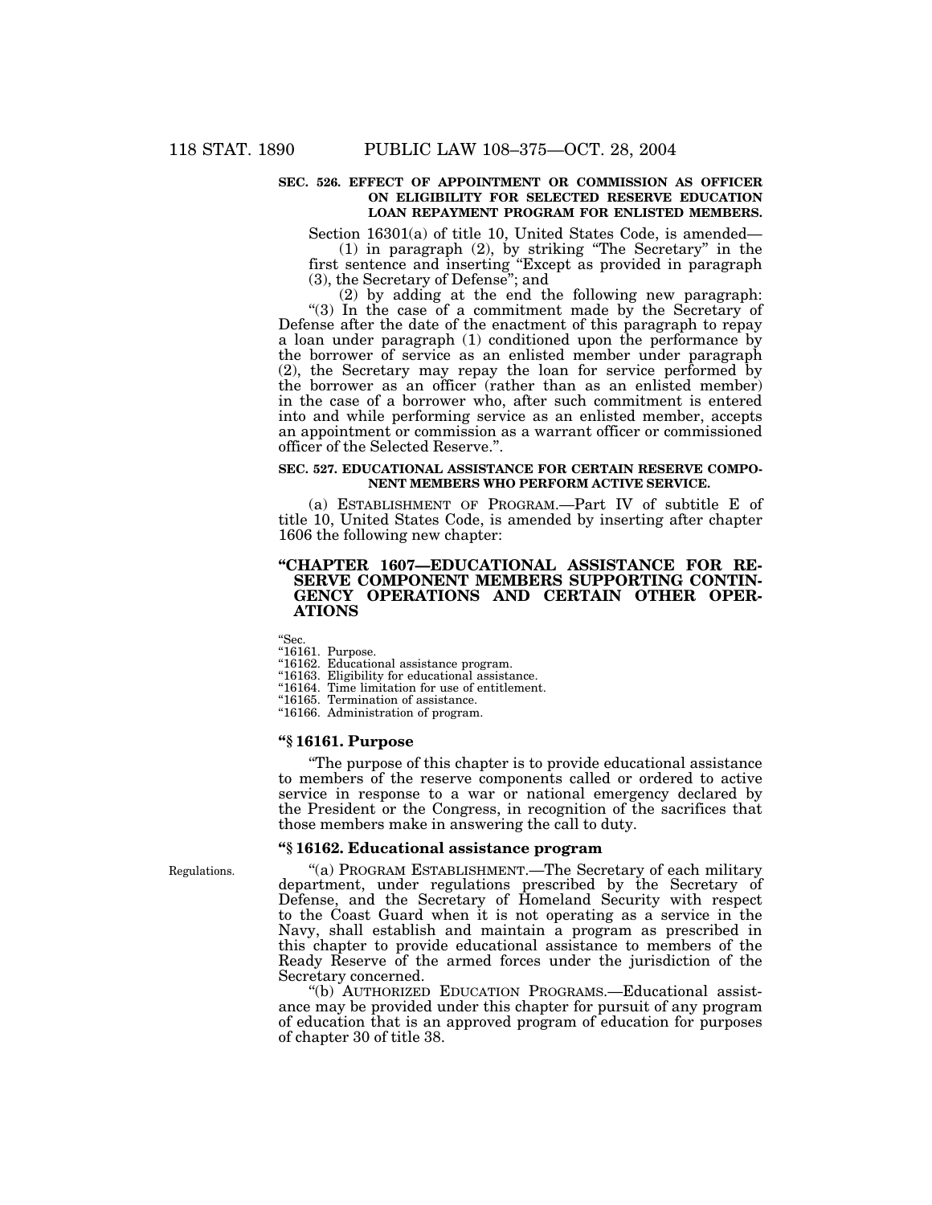**SEC. 526. EFFECT OF APPOINTMENT OR COMMISSION AS OFFICER ON ELIGIBILITY FOR SELECTED RESERVE EDUCATION LOAN REPAYMENT PROGRAM FOR ENLISTED MEMBERS.**

Section 16301(a) of title 10, United States Code, is amended—

(1) in paragraph (2), by striking "The Secretary" in the first sentence and inserting "Except as provided in paragraph (3), the Secretary of Defense"; and

(2) by adding at the end the following new paragraph:

"(3) In the case of a commitment made by the Secretary of Defense after the date of the enactment of this paragraph to repay a loan under paragraph (1) conditioned upon the performance by the borrower of service as an enlisted member under paragraph (2), the Secretary may repay the loan for service performed by the borrower as an officer (rather than as an enlisted member) in the case of a borrower who, after such commitment is entered into and while performing service as an enlisted member, accepts an appointment or commission as a warrant officer or commissioned officer of the Selected Reserve.".

**SEC. 527. EDUCATIONAL ASSISTANCE FOR CERTAIN RESERVE COMPONENT MEMBERS WHO PERFORM ACTIVE SERVICE.**

(a) ESTABLISHMENT OF PROGRAM.—Part IV of subtitle E of title 10, United States Code, is amended by inserting after chapter 1606 the following new chapter:

## "CHAPTER 1607—EDUCATIONAL ASSISTANCE FOR RESERVE COMPONENT MEMBERS SUPPORTING CONTINGENCY OPERATIONS AND CERTAIN OTHER OPERATIONS

"Sec.
"16161. Purpose.
"16162. Educational assistance program.
"16163. Eligibility for educational assistance.
"16164. Time limitation for use of entitlement.
"16165. Termination of assistance.
"16166. Administration of program.

### "§ 16161. Purpose

"The purpose of this chapter is to provide educational assistance to members of the reserve components called or ordered to active service in response to a war or national emergency declared by the President or the Congress, in recognition of the sacrifices that those members make in answering the call to duty.

### "§ 16162. Educational assistance program

Regulations.

"(a) PROGRAM ESTABLISHMENT.—The Secretary of each military department, under regulations prescribed by the Secretary of Defense, and the Secretary of Homeland Security with respect to the Coast Guard when it is not operating as a service in the Navy, shall establish and maintain a program as prescribed in this chapter to provide educational assistance to members of the Ready Reserve of the armed forces under the jurisdiction of the Secretary concerned.

"(b) AUTHORIZED EDUCATION PROGRAMS.—Educational assistance may be provided under this chapter for pursuit of any program of education that is an approved program of education for purposes of chapter 30 of title 38.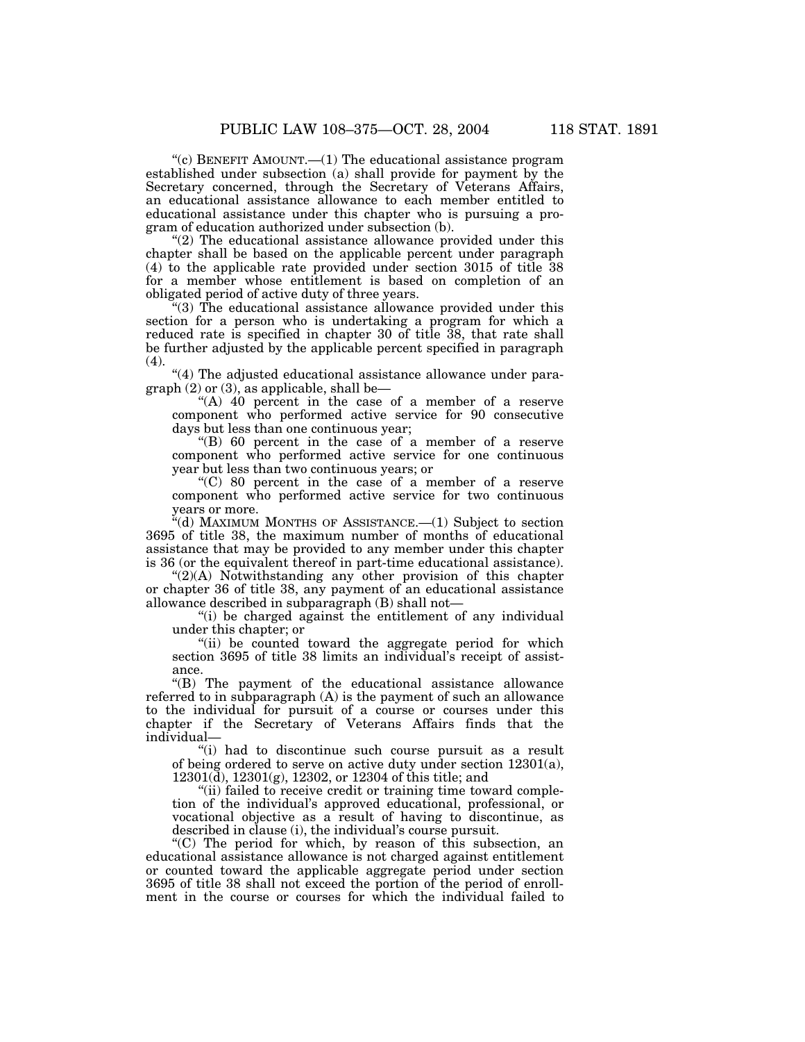"(c) BENEFIT AMOUNT.—(1) The educational assistance program established under subsection (a) shall provide for payment by the Secretary concerned, through the Secretary of Veterans Affairs, an educational assistance allowance to each member entitled to educational assistance under this chapter who is pursuing a program of education authorized under subsection (b).

"(2) The educational assistance allowance provided under this chapter shall be based on the applicable percent under paragraph (4) to the applicable rate provided under section 3015 of title 38 for a member whose entitlement is based on completion of an obligated period of active duty of three years.

"(3) The educational assistance allowance provided under this section for a person who is undertaking a program for which a reduced rate is specified in chapter 30 of title 38, that rate shall be further adjusted by the applicable percent specified in paragraph (4).

"(4) The adjusted educational assistance allowance under paragraph (2) or (3), as applicable, shall be—

"(A) 40 percent in the case of a member of a reserve component who performed active service for 90 consecutive days but less than one continuous year;

"(B) 60 percent in the case of a member of a reserve component who performed active service for one continuous year but less than two continuous years; or

"(C) 80 percent in the case of a member of a reserve component who performed active service for two continuous years or more.

"(d) MAXIMUM MONTHS OF ASSISTANCE.—(1) Subject to section 3695 of title 38, the maximum number of months of educational assistance that may be provided to any member under this chapter is 36 (or the equivalent thereof in part-time educational assistance).

"(2)(A) Notwithstanding any other provision of this chapter or chapter 36 of title 38, any payment of an educational assistance allowance described in subparagraph (B) shall not—

"(i) be charged against the entitlement of any individual under this chapter; or

"(ii) be counted toward the aggregate period for which section 3695 of title 38 limits an individual's receipt of assistance.

"(B) The payment of the educational assistance allowance referred to in subparagraph (A) is the payment of such an allowance to the individual for pursuit of a course or courses under this chapter if the Secretary of Veterans Affairs finds that the individual—

"(i) had to discontinue such course pursuit as a result of being ordered to serve on active duty under section 12301(a), 12301(d), 12301(g), 12302, or 12304 of this title; and

"(ii) failed to receive credit or training time toward completion of the individual's approved educational, professional, or vocational objective as a result of having to discontinue, as described in clause (i), the individual's course pursuit.

"(C) The period for which, by reason of this subsection, an educational assistance allowance is not charged against entitlement or counted toward the applicable aggregate period under section 3695 of title 38 shall not exceed the portion of the period of enrollment in the course or courses for which the individual failed to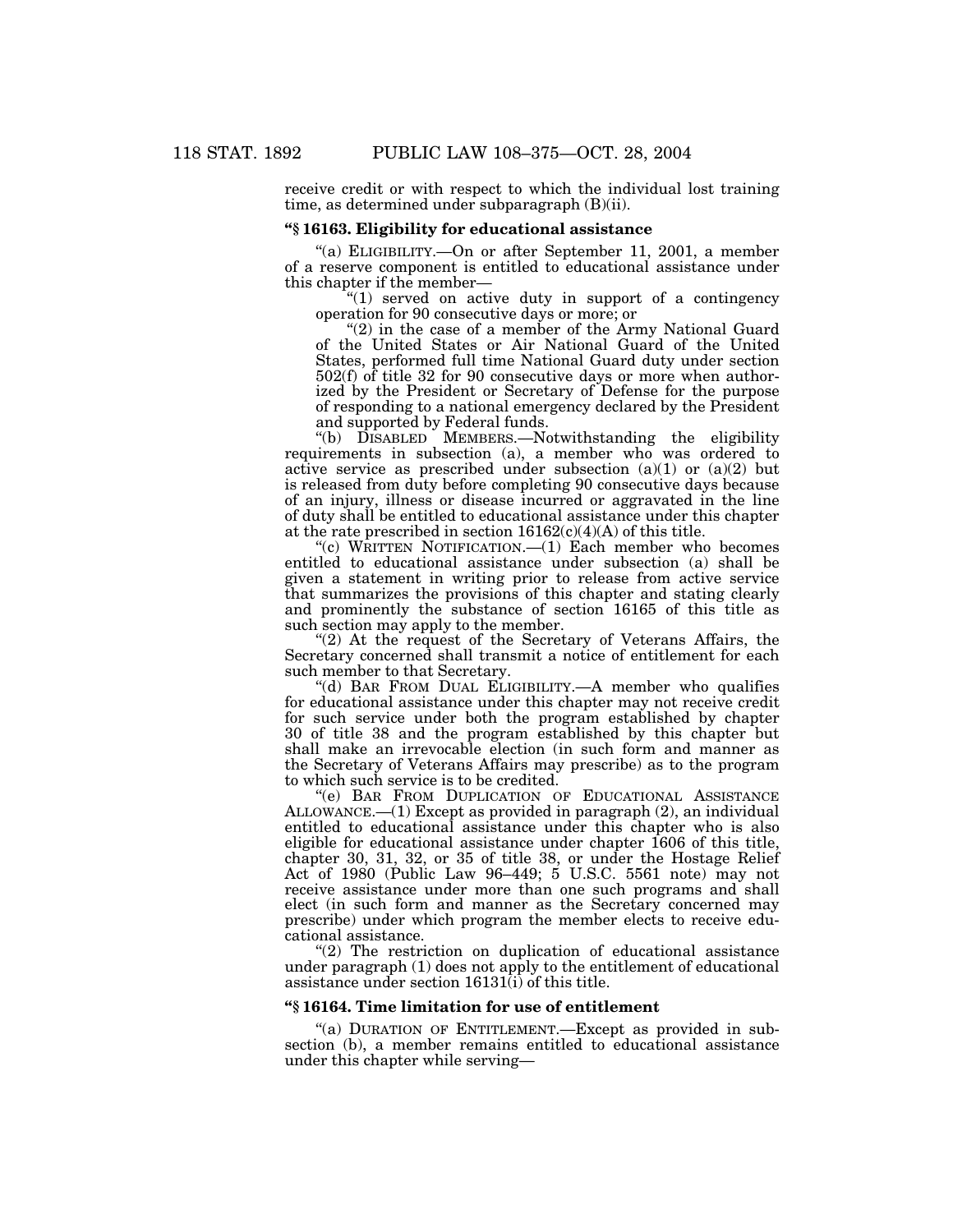receive credit or with respect to which the individual lost training time, as determined under subparagraph (B)(ii).

### "§ 16163. Eligibility for educational assistance

"(a) ELIGIBILITY.—On or after September 11, 2001, a member of a reserve component is entitled to educational assistance under this chapter if the member—

"(1) served on active duty in support of a contingency operation for 90 consecutive days or more; or

"(2) in the case of a member of the Army National Guard of the United States or Air National Guard of the United States, performed full time National Guard duty under section 502(f) of title 32 for 90 consecutive days or more when authorized by the President or Secretary of Defense for the purpose of responding to a national emergency declared by the President and supported by Federal funds.

"(b) DISABLED MEMBERS.—Notwithstanding the eligibility requirements in subsection (a), a member who was ordered to active service as prescribed under subsection (a)(1) or (a)(2) but is released from duty before completing 90 consecutive days because of an injury, illness or disease incurred or aggravated in the line of duty shall be entitled to educational assistance under this chapter at the rate prescribed in section 16162(c)(4)(A) of this title.

"(c) WRITTEN NOTIFICATION.—(1) Each member who becomes entitled to educational assistance under subsection (a) shall be given a statement in writing prior to release from active service that summarizes the provisions of this chapter and stating clearly and prominently the substance of section 16165 of this title as such section may apply to the member.

"(2) At the request of the Secretary of Veterans Affairs, the Secretary concerned shall transmit a notice of entitlement for each such member to that Secretary.

"(d) BAR FROM DUAL ELIGIBILITY.—A member who qualifies for educational assistance under this chapter may not receive credit for such service under both the program established by chapter 30 of title 38 and the program established by this chapter but shall make an irrevocable election (in such form and manner as the Secretary of Veterans Affairs may prescribe) as to the program to which such service is to be credited.

"(e) BAR FROM DUPLICATION OF EDUCATIONAL ASSISTANCE ALLOWANCE.—(1) Except as provided in paragraph (2), an individual entitled to educational assistance under this chapter who is also eligible for educational assistance under chapter 1606 of this title, chapter 30, 31, 32, or 35 of title 38, or under the Hostage Relief Act of 1980 (Public Law 96–449; 5 U.S.C. 5561 note) may not receive assistance under more than one such programs and shall elect (in such form and manner as the Secretary concerned may prescribe) under which program the member elects to receive educational assistance.

"(2) The restriction on duplication of educational assistance under paragraph (1) does not apply to the entitlement of educational assistance under section 16131(i) of this title.

### "§ 16164. Time limitation for use of entitlement

"(a) DURATION OF ENTITLEMENT.—Except as provided in subsection (b), a member remains entitled to educational assistance under this chapter while serving—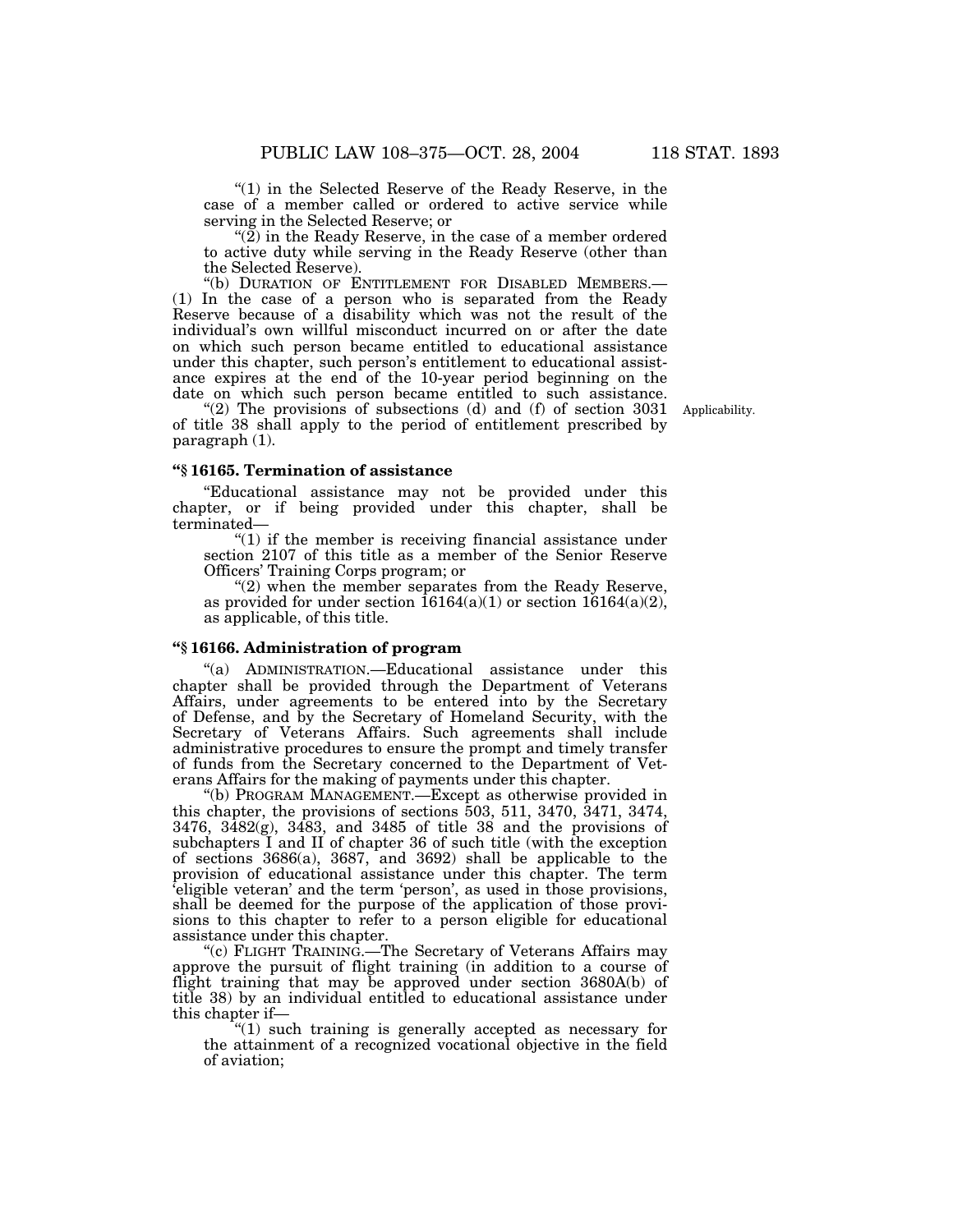"(1) in the Selected Reserve of the Ready Reserve, in the case of a member called or ordered to active service while serving in the Selected Reserve; or

"(2) in the Ready Reserve, in the case of a member ordered to active duty while serving in the Ready Reserve (other than the Selected Reserve).

"(b) DURATION OF ENTITLEMENT FOR DISABLED MEMBERS.— (1) In the case of a person who is separated from the Ready Reserve because of a disability which was not the result of the individual's own willful misconduct incurred on or after the date on which such person became entitled to educational assistance under this chapter, such person's entitlement to educational assistance expires at the end of the 10-year period beginning on the date on which such person became entitled to such assistance.

"(2) The provisions of subsections (d) and (f) of section 3031 of title 38 shall apply to the period of entitlement prescribed by paragraph (1).

Applicability.

### "§ 16165. Termination of assistance

"Educational assistance may not be provided under this chapter, or if being provided under this chapter, shall be terminated—

"(1) if the member is receiving financial assistance under section 2107 of this title as a member of the Senior Reserve Officers' Training Corps program; or

"(2) when the member separates from the Ready Reserve, as provided for under section 16164(a)(1) or section 16164(a)(2), as applicable, of this title.

### "§ 16166. Administration of program

"(a) ADMINISTRATION.—Educational assistance under this chapter shall be provided through the Department of Veterans Affairs, under agreements to be entered into by the Secretary of Defense, and by the Secretary of Homeland Security, with the Secretary of Veterans Affairs. Such agreements shall include administrative procedures to ensure the prompt and timely transfer of funds from the Secretary concerned to the Department of Veterans Affairs for the making of payments under this chapter.

"(b) PROGRAM MANAGEMENT.—Except as otherwise provided in this chapter, the provisions of sections 503, 511, 3470, 3471, 3474, 3476, 3482(g), 3483, and 3485 of title 38 and the provisions of subchapters I and II of chapter 36 of such title (with the exception of sections 3686(a), 3687, and 3692) shall be applicable to the provision of educational assistance under this chapter. The term 'eligible veteran' and the term 'person', as used in those provisions, shall be deemed for the purpose of the application of those provisions to this chapter to refer to a person eligible for educational assistance under this chapter.

"(c) FLIGHT TRAINING.—The Secretary of Veterans Affairs may approve the pursuit of flight training (in addition to a course of flight training that may be approved under section 3680A(b) of title 38) by an individual entitled to educational assistance under this chapter if—

"(1) such training is generally accepted as necessary for the attainment of a recognized vocational objective in the field of aviation;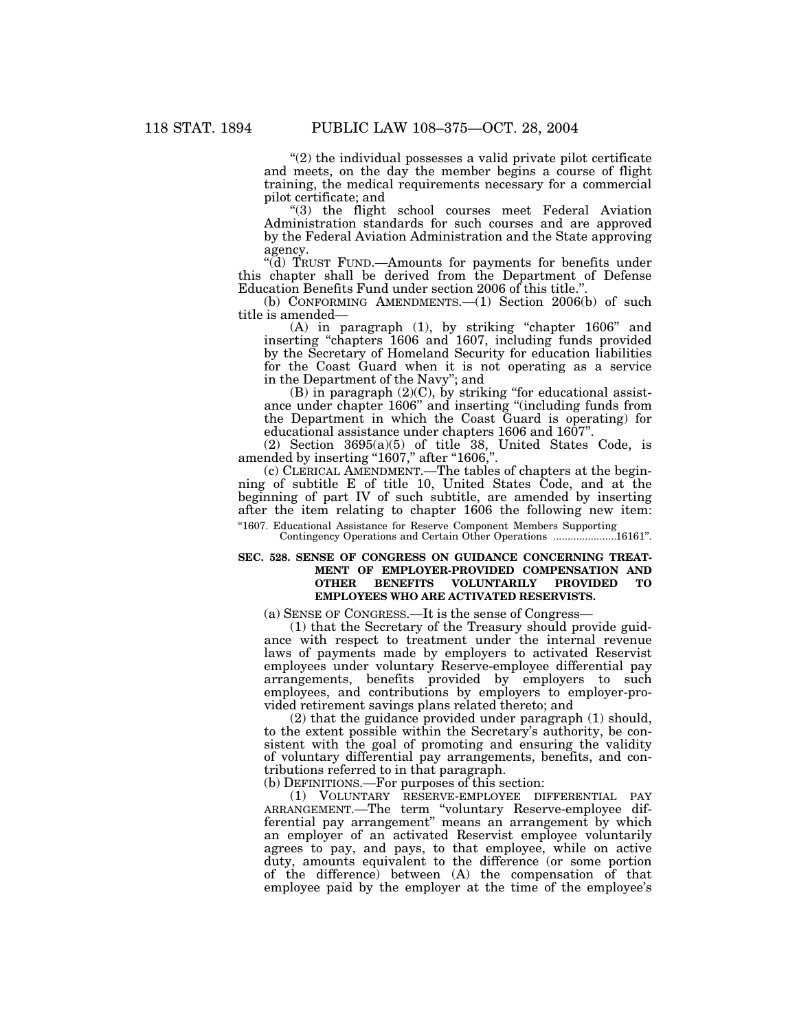"(2) the individual possesses a valid private pilot certificate and meets, on the day the member begins a course of flight training, the medical requirements necessary for a commercial pilot certificate; and

"(3) the flight school courses meet Federal Aviation Administration standards for such courses and are approved by the Federal Aviation Administration and the State approving agency.

"(d) TRUST FUND.—Amounts for payments for benefits under this chapter shall be derived from the Department of Defense Education Benefits Fund under section 2006 of this title.".

(b) CONFORMING AMENDMENTS.—(1) Section 2006(b) of such title is amended—

(A) in paragraph (1), by striking "chapter 1606" and inserting "chapters 1606 and 1607, including funds provided by the Secretary of Homeland Security for education liabilities for the Coast Guard when it is not operating as a service in the Department of the Navy"; and

(B) in paragraph (2)(C), by striking "for educational assistance under chapter 1606" and inserting "(including funds from the Department in which the Coast Guard is operating) for educational assistance under chapters 1606 and 1607".

(2) Section 3695(a)(5) of title 38, United States Code, is amended by inserting "1607," after "1606,".

(c) CLERICAL AMENDMENT.—The tables of chapters at the beginning of subtitle E of title 10, United States Code, and at the beginning of part IV of such subtitle, are amended by inserting after the item relating to chapter 1606 the following new item:

"1607. Educational Assistance for Reserve Component Members Supporting Contingency Operations and Certain Other Operations ......................16161".

**SEC. 528. SENSE OF CONGRESS ON GUIDANCE CONCERNING TREATMENT OF EMPLOYER-PROVIDED COMPENSATION AND OTHER BENEFITS VOLUNTARILY PROVIDED TO EMPLOYEES WHO ARE ACTIVATED RESERVISTS.**

(a) SENSE OF CONGRESS.—It is the sense of Congress—

(1) that the Secretary of the Treasury should provide guidance with respect to treatment under the internal revenue laws of payments made by employers to activated Reservist employees under voluntary Reserve-employee differential pay arrangements, benefits provided by employers to such employees, and contributions by employers to employer-provided retirement savings plans related thereto; and

(2) that the guidance provided under paragraph (1) should, to the extent possible within the Secretary's authority, be consistent with the goal of promoting and ensuring the validity of voluntary differential pay arrangements, benefits, and contributions referred to in that paragraph.

(b) DEFINITIONS.—For purposes of this section:

(1) VOLUNTARY RESERVE-EMPLOYEE DIFFERENTIAL PAY ARRANGEMENT.—The term "voluntary Reserve-employee differential pay arrangement" means an arrangement by which an employer of an activated Reservist employee voluntarily agrees to pay, and pays, to that employee, while on active duty, amounts equivalent to the difference (or some portion of the difference) between (A) the compensation of that employee paid by the employer at the time of the employee's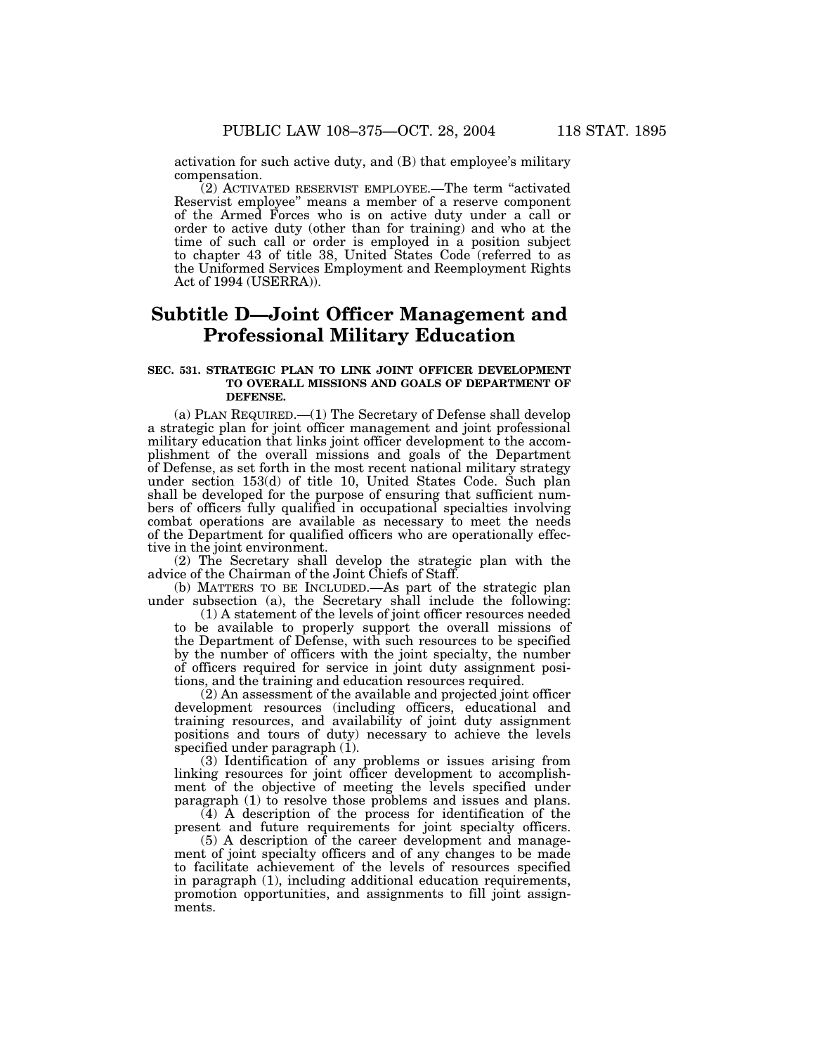activation for such active duty, and (B) that employee's military compensation.

(2) ACTIVATED RESERVIST EMPLOYEE.—The term "activated Reservist employee" means a member of a reserve component of the Armed Forces who is on active duty under a call or order to active duty (other than for training) and who at the time of such call or order is employed in a position subject to chapter 43 of title 38, United States Code (referred to as the Uniformed Services Employment and Reemployment Rights Act of 1994 (USERRA)).

## Subtitle D—Joint Officer Management and Professional Military Education

### SEC. 531. STRATEGIC PLAN TO LINK JOINT OFFICER DEVELOPMENT TO OVERALL MISSIONS AND GOALS OF DEPARTMENT OF DEFENSE.

(a) PLAN REQUIRED.—(1) The Secretary of Defense shall develop a strategic plan for joint officer management and joint professional military education that links joint officer development to the accomplishment of the overall missions and goals of the Department of Defense, as set forth in the most recent national military strategy under section 153(d) of title 10, United States Code. Such plan shall be developed for the purpose of ensuring that sufficient numbers of officers fully qualified in occupational specialties involving combat operations are available as necessary to meet the needs of the Department for qualified officers who are operationally effective in the joint environment.

(2) The Secretary shall develop the strategic plan with the advice of the Chairman of the Joint Chiefs of Staff.

(b) MATTERS TO BE INCLUDED.—As part of the strategic plan under subsection (a), the Secretary shall include the following:

(1) A statement of the levels of joint officer resources needed to be available to properly support the overall missions of the Department of Defense, with such resources to be specified by the number of officers with the joint specialty, the number of officers required for service in joint duty assignment positions, and the training and education resources required.

(2) An assessment of the available and projected joint officer development resources (including officers, educational and training resources, and availability of joint duty assignment positions and tours of duty) necessary to achieve the levels specified under paragraph (1).

(3) Identification of any problems or issues arising from linking resources for joint officer development to accomplishment of the objective of meeting the levels specified under paragraph (1) to resolve those problems and issues and plans.

(4) A description of the process for identification of the present and future requirements for joint specialty officers.

(5) A description of the career development and management of joint specialty officers and of any changes to be made to facilitate achievement of the levels of resources specified in paragraph (1), including additional education requirements, promotion opportunities, and assignments to fill joint assignments.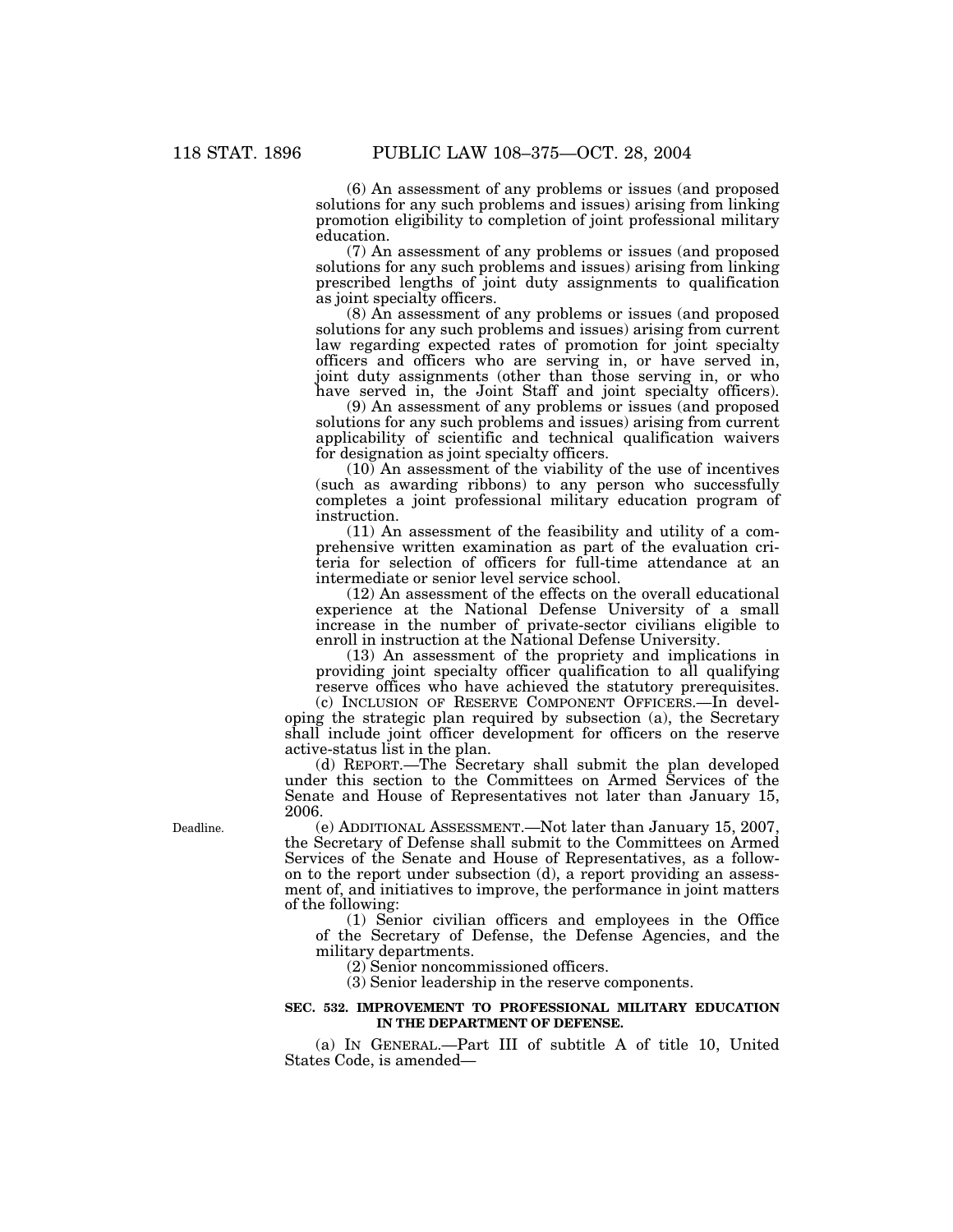(6) An assessment of any problems or issues (and proposed solutions for any such problems and issues) arising from linking promotion eligibility to completion of joint professional military education.

(7) An assessment of any problems or issues (and proposed solutions for any such problems and issues) arising from linking prescribed lengths of joint duty assignments to qualification as joint specialty officers.

(8) An assessment of any problems or issues (and proposed solutions for any such problems and issues) arising from current law regarding expected rates of promotion for joint specialty officers and officers who are serving in, or have served in, joint duty assignments (other than those serving in, or who have served in, the Joint Staff and joint specialty officers).

(9) An assessment of any problems or issues (and proposed solutions for any such problems and issues) arising from current applicability of scientific and technical qualification waivers for designation as joint specialty officers.

(10) An assessment of the viability of the use of incentives (such as awarding ribbons) to any person who successfully completes a joint professional military education program of instruction.

(11) An assessment of the feasibility and utility of a comprehensive written examination as part of the evaluation criteria for selection of officers for full-time attendance at an intermediate or senior level service school.

(12) An assessment of the effects on the overall educational experience at the National Defense University of a small increase in the number of private-sector civilians eligible to enroll in instruction at the National Defense University.

(13) An assessment of the propriety and implications in providing joint specialty officer qualification to all qualifying reserve offices who have achieved the statutory prerequisites.

(c) INCLUSION OF RESERVE COMPONENT OFFICERS.—In developing the strategic plan required by subsection (a), the Secretary shall include joint officer development for officers on the reserve active-status list in the plan.

(d) REPORT.—The Secretary shall submit the plan developed under this section to the Committees on Armed Services of the Senate and House of Representatives not later than January 15, 2006.

Deadline.

(e) ADDITIONAL ASSESSMENT.—Not later than January 15, 2007, the Secretary of Defense shall submit to the Committees on Armed Services of the Senate and House of Representatives, as a follow-on to the report under subsection (d), a report providing an assessment of, and initiatives to improve, the performance in joint matters of the following:

(1) Senior civilian officers and employees in the Office of the Secretary of Defense, the Defense Agencies, and the military departments.

(2) Senior noncommissioned officers.

(3) Senior leadership in the reserve components.

**SEC. 532. IMPROVEMENT TO PROFESSIONAL MILITARY EDUCATION IN THE DEPARTMENT OF DEFENSE.**

(a) IN GENERAL.—Part III of subtitle A of title 10, United States Code, is amended—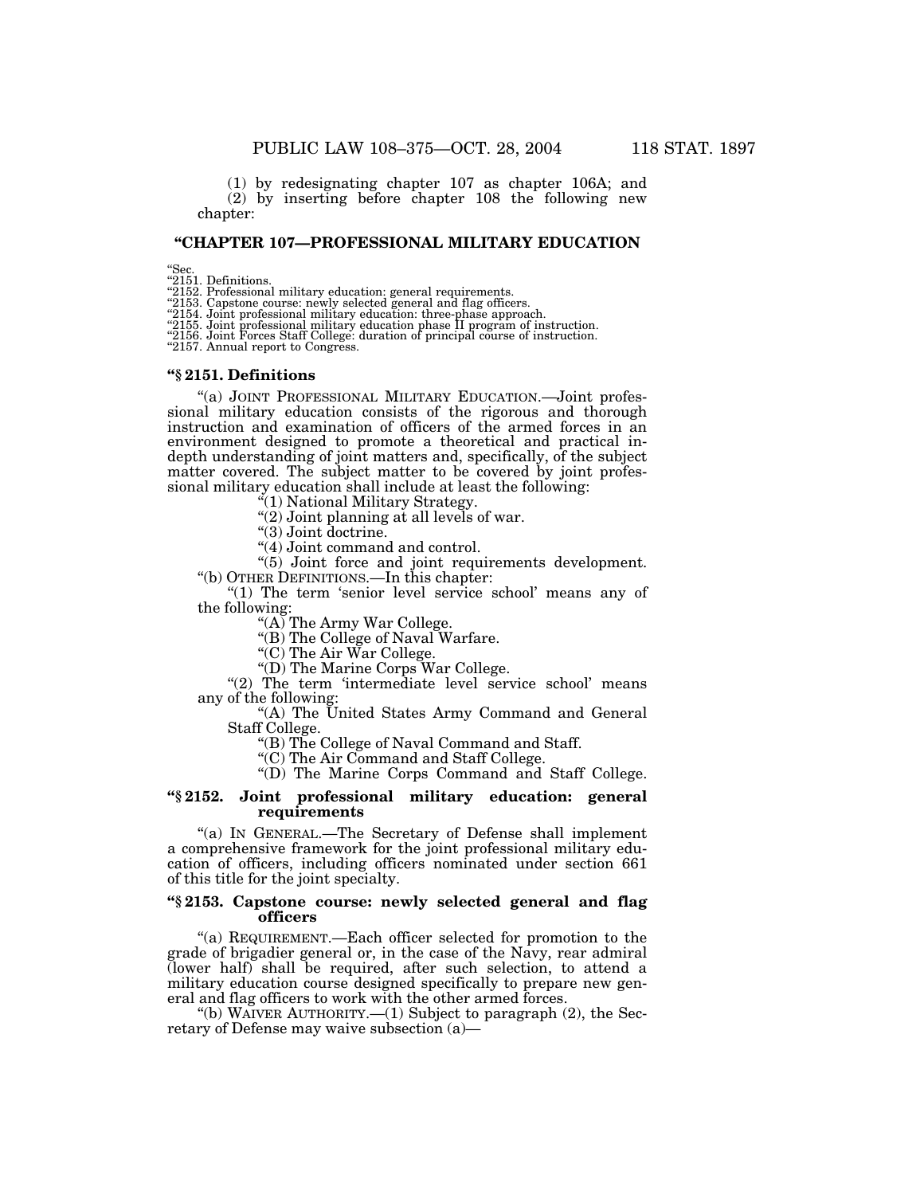(1) by redesignating chapter 107 as chapter 106A; and

(2) by inserting before chapter 108 the following new chapter:

## "CHAPTER 107—PROFESSIONAL MILITARY EDUCATION

"Sec.
"2151. Definitions.
"2152. Professional military education: general requirements.
"2153. Capstone course: newly selected general and flag officers.
"2154. Joint professional military education: three-phase approach.
"2155. Joint professional military education phase II program of instruction.
"2156. Joint Forces Staff College: duration of principal course of instruction.
"2157. Annual report to Congress.

### "§ 2151. Definitions

"(a) JOINT PROFESSIONAL MILITARY EDUCATION.—Joint professional military education consists of the rigorous and thorough instruction and examination of officers of the armed forces in an environment designed to promote a theoretical and practical in-depth understanding of joint matters and, specifically, of the subject matter covered. The subject matter to be covered by joint professional military education shall include at least the following:

"(1) National Military Strategy.

"(2) Joint planning at all levels of war.

"(3) Joint doctrine.

"(4) Joint command and control.

"(5) Joint force and joint requirements development.

"(b) OTHER DEFINITIONS.—In this chapter:

"(1) The term 'senior level service school' means any of the following:

"(A) The Army War College.

"(B) The College of Naval Warfare.

"(C) The Air War College.

"(D) The Marine Corps War College.

"(2) The term 'intermediate level service school' means any of the following:

"(A) The United States Army Command and General Staff College.

"(B) The College of Naval Command and Staff.

"(C) The Air Command and Staff College.

"(D) The Marine Corps Command and Staff College.

### "§ 2152. Joint professional military education: general requirements

"(a) IN GENERAL.—The Secretary of Defense shall implement a comprehensive framework for the joint professional military education of officers, including officers nominated under section 661 of this title for the joint specialty.

### "§ 2153. Capstone course: newly selected general and flag officers

"(a) REQUIREMENT.—Each officer selected for promotion to the grade of brigadier general or, in the case of the Navy, rear admiral (lower half) shall be required, after such selection, to attend a military education course designed specifically to prepare new general and flag officers to work with the other armed forces.

"(b) WAIVER AUTHORITY.—(1) Subject to paragraph (2), the Secretary of Defense may waive subsection (a)—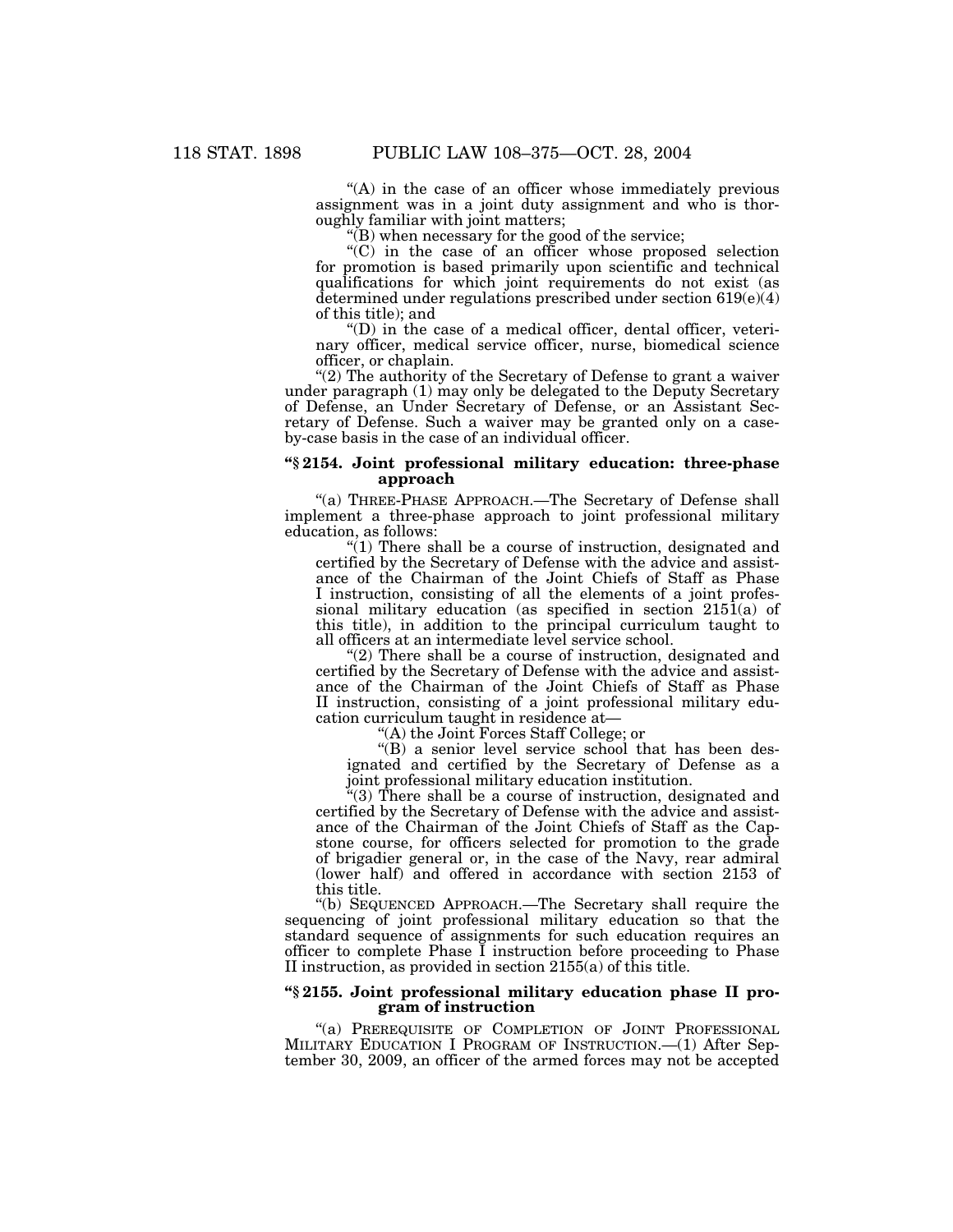"(A) in the case of an officer whose immediately previous assignment was in a joint duty assignment and who is thoroughly familiar with joint matters;

"(B) when necessary for the good of the service;

"(C) in the case of an officer whose proposed selection for promotion is based primarily upon scientific and technical qualifications for which joint requirements do not exist (as determined under regulations prescribed under section 619(e)(4) of this title); and

"(D) in the case of a medical officer, dental officer, veterinary officer, medical service officer, nurse, biomedical science officer, or chaplain.

"(2) The authority of the Secretary of Defense to grant a waiver under paragraph (1) may only be delegated to the Deputy Secretary of Defense, an Under Secretary of Defense, or an Assistant Secretary of Defense. Such a waiver may be granted only on a case-by-case basis in the case of an individual officer.

### "§ 2154. Joint professional military education: three-phase approach

"(a) THREE-PHASE APPROACH.—The Secretary of Defense shall implement a three-phase approach to joint professional military education, as follows:

"(1) There shall be a course of instruction, designated and certified by the Secretary of Defense with the advice and assistance of the Chairman of the Joint Chiefs of Staff as Phase I instruction, consisting of all the elements of a joint professional military education (as specified in section 2151(a) of this title), in addition to the principal curriculum taught to all officers at an intermediate level service school.

"(2) There shall be a course of instruction, designated and certified by the Secretary of Defense with the advice and assistance of the Chairman of the Joint Chiefs of Staff as Phase II instruction, consisting of a joint professional military education curriculum taught in residence at—

"(A) the Joint Forces Staff College; or

"(B) a senior level service school that has been designated and certified by the Secretary of Defense as a joint professional military education institution.

"(3) There shall be a course of instruction, designated and certified by the Secretary of Defense with the advice and assistance of the Chairman of the Joint Chiefs of Staff as the Capstone course, for officers selected for promotion to the grade of brigadier general or, in the case of the Navy, rear admiral (lower half) and offered in accordance with section 2153 of this title.

"(b) SEQUENCED APPROACH.—The Secretary shall require the sequencing of joint professional military education so that the standard sequence of assignments for such education requires an officer to complete Phase I instruction before proceeding to Phase II instruction, as provided in section 2155(a) of this title.

### "§ 2155. Joint professional military education phase II program of instruction

"(a) PREREQUISITE OF COMPLETION OF JOINT PROFESSIONAL MILITARY EDUCATION I PROGRAM OF INSTRUCTION.—(1) After September 30, 2009, an officer of the armed forces may not be accepted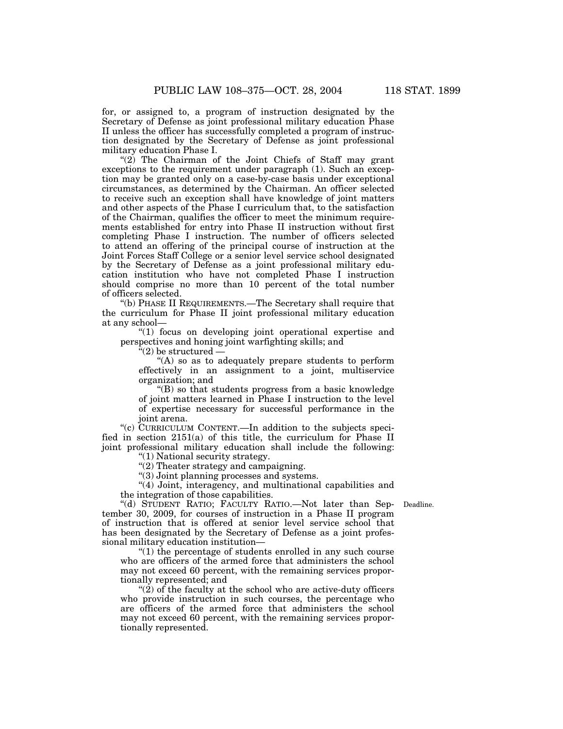for, or assigned to, a program of instruction designated by the Secretary of Defense as joint professional military education Phase II unless the officer has successfully completed a program of instruction designated by the Secretary of Defense as joint professional military education Phase I.

"(2) The Chairman of the Joint Chiefs of Staff may grant exceptions to the requirement under paragraph (1). Such an exception may be granted only on a case-by-case basis under exceptional circumstances, as determined by the Chairman. An officer selected to receive such an exception shall have knowledge of joint matters and other aspects of the Phase I curriculum that, to the satisfaction of the Chairman, qualifies the officer to meet the minimum requirements established for entry into Phase II instruction without first completing Phase I instruction. The number of officers selected to attend an offering of the principal course of instruction at the Joint Forces Staff College or a senior level service school designated by the Secretary of Defense as a joint professional military education institution who have not completed Phase I instruction should comprise no more than 10 percent of the total number of officers selected.

"(b) PHASE II REQUIREMENTS.—The Secretary shall require that the curriculum for Phase II joint professional military education at any school—

"(1) focus on developing joint operational expertise and perspectives and honing joint warfighting skills; and

"(2) be structured —

"(A) so as to adequately prepare students to perform effectively in an assignment to a joint, multiservice organization; and

"(B) so that students progress from a basic knowledge of joint matters learned in Phase I instruction to the level of expertise necessary for successful performance in the joint arena.

"(c) CURRICULUM CONTENT.—In addition to the subjects specified in section 2151(a) of this title, the curriculum for Phase II joint professional military education shall include the following:

"(1) National security strategy.

"(2) Theater strategy and campaigning.

"(3) Joint planning processes and systems.

"(4) Joint, interagency, and multinational capabilities and the integration of those capabilities.

Deadline.

"(d) STUDENT RATIO; FACULTY RATIO.—Not later than September 30, 2009, for courses of instruction in a Phase II program of instruction that is offered at senior level service school that has been designated by the Secretary of Defense as a joint professional military education institution—

"(1) the percentage of students enrolled in any such course who are officers of the armed force that administers the school may not exceed 60 percent, with the remaining services proportionally represented; and

"(2) of the faculty at the school who are active-duty officers who provide instruction in such courses, the percentage who are officers of the armed force that administers the school may not exceed 60 percent, with the remaining services proportionally represented.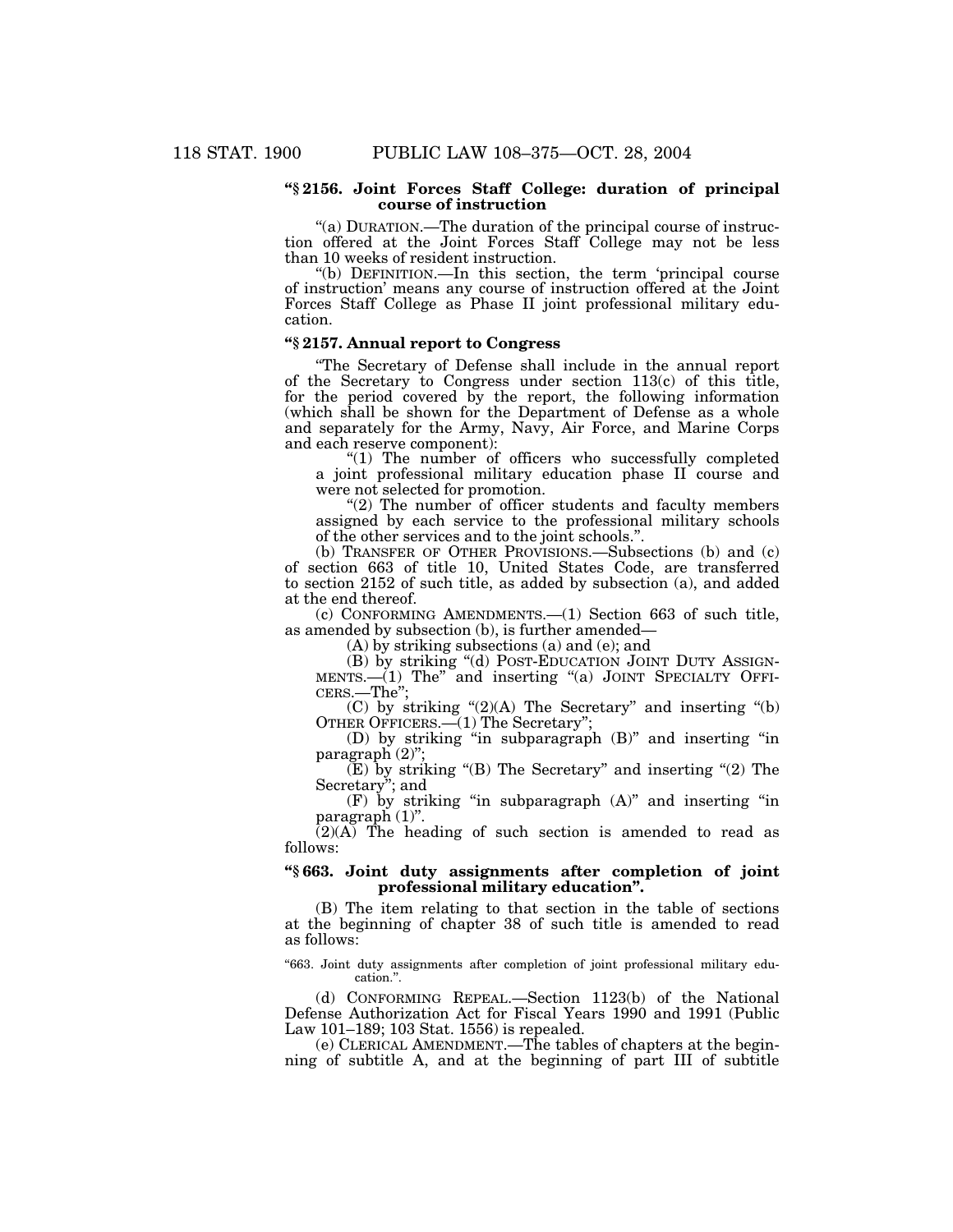**"§ 2156. Joint Forces Staff College: duration of principal course of instruction**

"(a) DURATION.—The duration of the principal course of instruction offered at the Joint Forces Staff College may not be less than 10 weeks of resident instruction.

"(b) DEFINITION.—In this section, the term 'principal course of instruction' means any course of instruction offered at the Joint Forces Staff College as Phase II joint professional military education.

**"§ 2157. Annual report to Congress**

"The Secretary of Defense shall include in the annual report of the Secretary to Congress under section 113(c) of this title, for the period covered by the report, the following information (which shall be shown for the Department of Defense as a whole and separately for the Army, Navy, Air Force, and Marine Corps and each reserve component):

"(1) The number of officers who successfully completed a joint professional military education phase II course and were not selected for promotion.

"(2) The number of officer students and faculty members assigned by each service to the professional military schools of the other services and to the joint schools.".

(b) TRANSFER OF OTHER PROVISIONS.—Subsections (b) and (c) of section 663 of title 10, United States Code, are transferred to section 2152 of such title, as added by subsection (a), and added at the end thereof.

(c) CONFORMING AMENDMENTS.—(1) Section 663 of such title, as amended by subsection (b), is further amended—

(A) by striking subsections (a) and (e); and

(B) by striking "(d) POST-EDUCATION JOINT DUTY ASSIGNMENTS.—(1) The" and inserting "(a) JOINT SPECIALTY OFFICERS.—The";

(C) by striking "(2)(A) The Secretary" and inserting "(b) OTHER OFFICERS.—(1) The Secretary";

(D) by striking "in subparagraph (B)" and inserting "in paragraph (2)";

(E) by striking "(B) The Secretary" and inserting "(2) The Secretary"; and

(F) by striking "in subparagraph (A)" and inserting "in paragraph (1)".

(2)(A) The heading of such section is amended to read as follows:

**"§ 663. Joint duty assignments after completion of joint professional military education".**

(B) The item relating to that section in the table of sections at the beginning of chapter 38 of such title is amended to read as follows:

"663. Joint duty assignments after completion of joint professional military education.".

(d) CONFORMING REPEAL.—Section 1123(b) of the National Defense Authorization Act for Fiscal Years 1990 and 1991 (Public Law 101–189; 103 Stat. 1556) is repealed.

(e) CLERICAL AMENDMENT.—The tables of chapters at the beginning of subtitle A, and at the beginning of part III of subtitle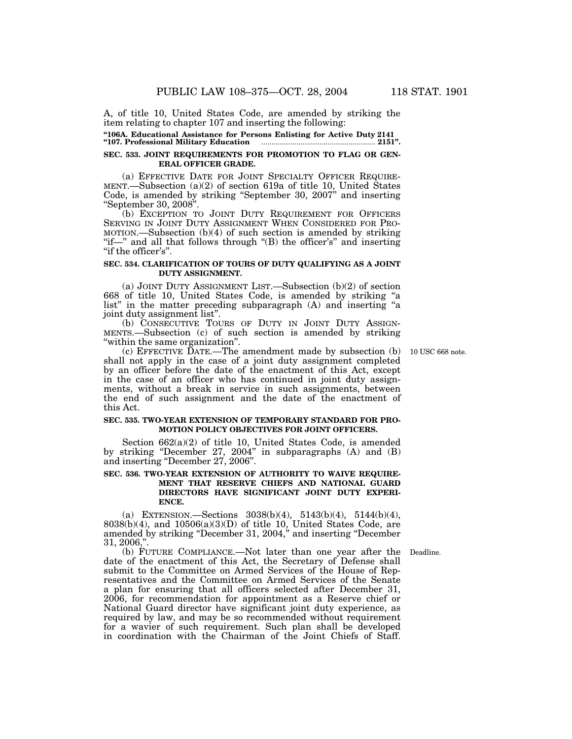A, of title 10, United States Code, are amended by striking the item relating to chapter 107 and inserting the following:

**"106A. Educational Assistance for Persons Enlisting for Active Duty 2141**
**"107. Professional Military Education .......................................................... 2151".**

**SEC. 533. JOINT REQUIREMENTS FOR PROMOTION TO FLAG OR GENERAL OFFICER GRADE.**

(a) EFFECTIVE DATE FOR JOINT SPECIALTY OFFICER REQUIREMENT.—Subsection (a)(2) of section 619a of title 10, United States Code, is amended by striking "September 30, 2007" and inserting "September 30, 2008".

(b) EXCEPTION TO JOINT DUTY REQUIREMENT FOR OFFICERS SERVING IN JOINT DUTY ASSIGNMENT WHEN CONSIDERED FOR PROMOTION.—Subsection (b)(4) of such section is amended by striking "if—" and all that follows through "(B) the officer's" and inserting "if the officer's".

**SEC. 534. CLARIFICATION OF TOURS OF DUTY QUALIFYING AS A JOINT DUTY ASSIGNMENT.**

(a) JOINT DUTY ASSIGNMENT LIST.—Subsection (b)(2) of section 668 of title 10, United States Code, is amended by striking "a list" in the matter preceding subparagraph (A) and inserting "a joint duty assignment list".

(b) CONSECUTIVE TOURS OF DUTY IN JOINT DUTY ASSIGNMENTS.—Subsection (c) of such section is amended by striking "within the same organization".

10 USC 668 note.

(c) EFFECTIVE DATE.—The amendment made by subsection (b) shall not apply in the case of a joint duty assignment completed by an officer before the date of the enactment of this Act, except in the case of an officer who has continued in joint duty assignments, without a break in service in such assignments, between the end of such assignment and the date of the enactment of this Act.

**SEC. 535. TWO-YEAR EXTENSION OF TEMPORARY STANDARD FOR PROMOTION POLICY OBJECTIVES FOR JOINT OFFICERS.**

Section 662(a)(2) of title 10, United States Code, is amended by striking "December 27, 2004" in subparagraphs (A) and (B) and inserting "December 27, 2006".

**SEC. 536. TWO-YEAR EXTENSION OF AUTHORITY TO WAIVE REQUIREMENT THAT RESERVE CHIEFS AND NATIONAL GUARD DIRECTORS HAVE SIGNIFICANT JOINT DUTY EXPERIENCE.**

(a) EXTENSION.—Sections 3038(b)(4), 5143(b)(4), 5144(b)(4), 8038(b)(4), and 10506(a)(3)(D) of title 10, United States Code, are amended by striking "December 31, 2004," and inserting "December 31, 2006,".

Deadline.

(b) FUTURE COMPLIANCE.—Not later than one year after the date of the enactment of this Act, the Secretary of Defense shall submit to the Committee on Armed Services of the House of Representatives and the Committee on Armed Services of the Senate a plan for ensuring that all officers selected after December 31, 2006, for recommendation for appointment as a Reserve chief or National Guard director have significant joint duty experience, as required by law, and may be so recommended without requirement for a wavier of such requirement. Such plan shall be developed in coordination with the Chairman of the Joint Chiefs of Staff.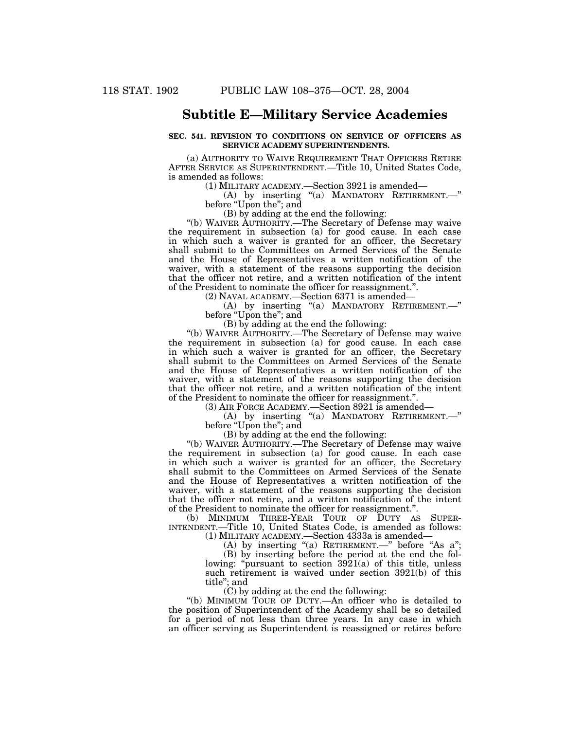## Subtitle E—Military Service Academies

**SEC. 541. REVISION TO CONDITIONS ON SERVICE OF OFFICERS AS SERVICE ACADEMY SUPERINTENDENTS.**

(a) AUTHORITY TO WAIVE REQUIREMENT THAT OFFICERS RETIRE AFTER SERVICE AS SUPERINTENDENT.—Title 10, United States Code, is amended as follows:

(1) MILITARY ACADEMY.—Section 3921 is amended—

(A) by inserting "(a) MANDATORY RETIREMENT.—" before "Upon the"; and

(B) by adding at the end the following:

"(b) WAIVER AUTHORITY.—The Secretary of Defense may waive the requirement in subsection (a) for good cause. In each case in which such a waiver is granted for an officer, the Secretary shall submit to the Committees on Armed Services of the Senate and the House of Representatives a written notification of the waiver, with a statement of the reasons supporting the decision that the officer not retire, and a written notification of the intent of the President to nominate the officer for reassignment.".

(2) NAVAL ACADEMY.—Section 6371 is amended—

(A) by inserting "(a) MANDATORY RETIREMENT.—" before "Upon the"; and

(B) by adding at the end the following:

"(b) WAIVER AUTHORITY.—The Secretary of Defense may waive the requirement in subsection (a) for good cause. In each case in which such a waiver is granted for an officer, the Secretary shall submit to the Committees on Armed Services of the Senate and the House of Representatives a written notification of the waiver, with a statement of the reasons supporting the decision that the officer not retire, and a written notification of the intent of the President to nominate the officer for reassignment.".

(3) AIR FORCE ACADEMY.—Section 8921 is amended—

(A) by inserting "(a) MANDATORY RETIREMENT.—" before "Upon the"; and

(B) by adding at the end the following:

"(b) WAIVER AUTHORITY.—The Secretary of Defense may waive the requirement in subsection (a) for good cause. In each case in which such a waiver is granted for an officer, the Secretary shall submit to the Committees on Armed Services of the Senate and the House of Representatives a written notification of the waiver, with a statement of the reasons supporting the decision that the officer not retire, and a written notification of the intent of the President to nominate the officer for reassignment.".

(b) MINIMUM THREE-YEAR TOUR OF DUTY AS SUPERINTENDENT.—Title 10, United States Code, is amended as follows:

(1) MILITARY ACADEMY.—Section 4333a is amended—

(A) by inserting "(a) RETIREMENT.—" before "As a";

(B) by inserting before the period at the end the following: "pursuant to section 3921(a) of this title, unless such retirement is waived under section 3921(b) of this title"; and

(C) by adding at the end the following:

"(b) MINIMUM TOUR OF DUTY.—An officer who is detailed to the position of Superintendent of the Academy shall be so detailed for a period of not less than three years. In any case in which an officer serving as Superintendent is reassigned or retires before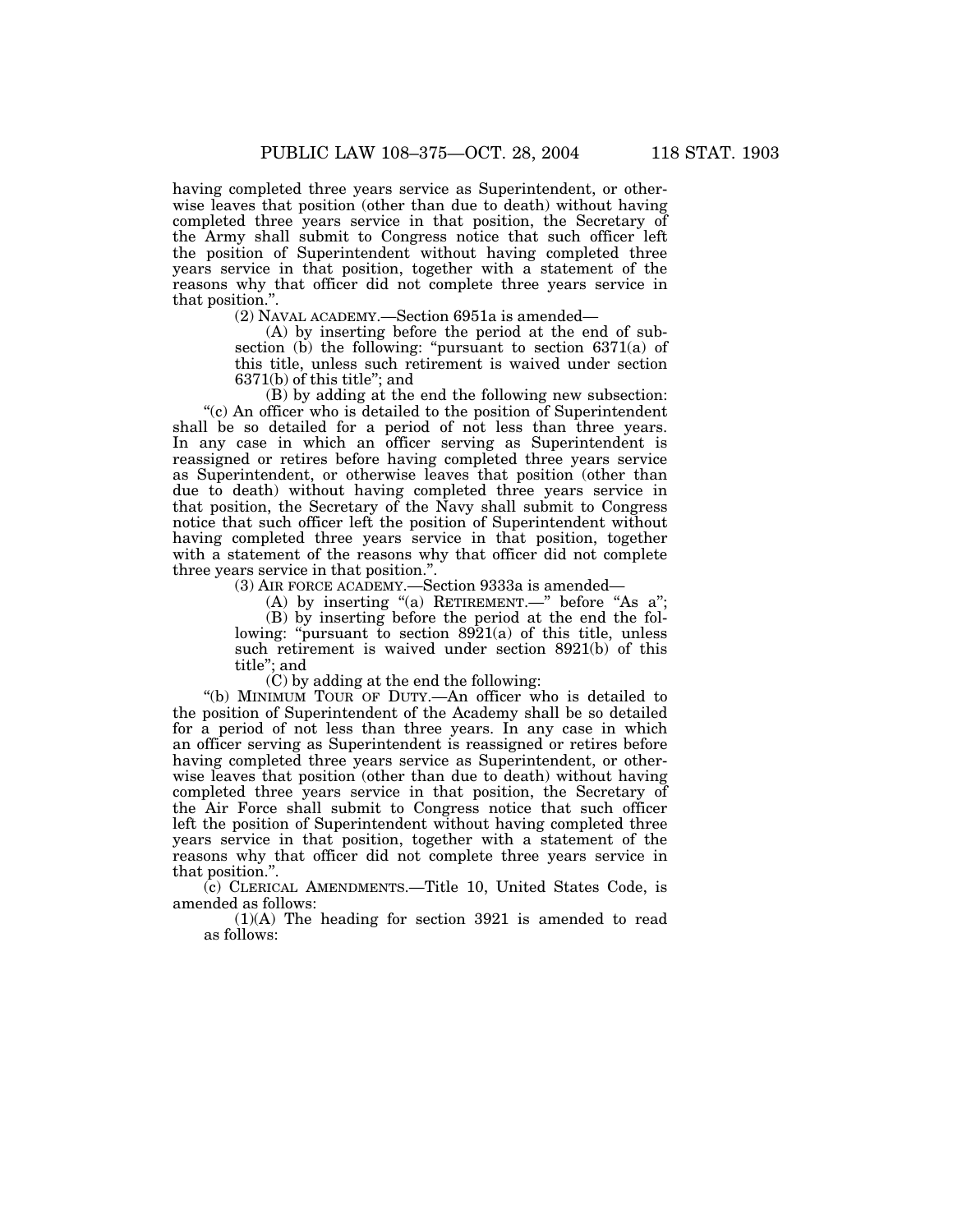having completed three years service as Superintendent, or otherwise leaves that position (other than due to death) without having completed three years service in that position, the Secretary of the Army shall submit to Congress notice that such officer left the position of Superintendent without having completed three years service in that position, together with a statement of the reasons why that officer did not complete three years service in that position.".

(2) NAVAL ACADEMY.—Section 6951a is amended—

(A) by inserting before the period at the end of subsection (b) the following: "pursuant to section 6371(a) of this title, unless such retirement is waived under section 6371(b) of this title"; and

(B) by adding at the end the following new subsection:

"(c) An officer who is detailed to the position of Superintendent shall be so detailed for a period of not less than three years. In any case in which an officer serving as Superintendent is reassigned or retires before having completed three years service as Superintendent, or otherwise leaves that position (other than due to death) without having completed three years service in that position, the Secretary of the Navy shall submit to Congress notice that such officer left the position of Superintendent without having completed three years service in that position, together with a statement of the reasons why that officer did not complete three years service in that position.".

(3) AIR FORCE ACADEMY.—Section 9333a is amended—

(A) by inserting "(a) RETIREMENT.—" before "As a";

(B) by inserting before the period at the end the following: "pursuant to section 8921(a) of this title, unless such retirement is waived under section 8921(b) of this title"; and

(C) by adding at the end the following:

"(b) MINIMUM TOUR OF DUTY.—An officer who is detailed to the position of Superintendent of the Academy shall be so detailed for a period of not less than three years. In any case in which an officer serving as Superintendent is reassigned or retires before having completed three years service as Superintendent, or otherwise leaves that position (other than due to death) without having completed three years service in that position, the Secretary of the Air Force shall submit to Congress notice that such officer left the position of Superintendent without having completed three years service in that position, together with a statement of the reasons why that officer did not complete three years service in that position.".

(c) CLERICAL AMENDMENTS.—Title 10, United States Code, is amended as follows:

(1)(A) The heading for section 3921 is amended to read as follows: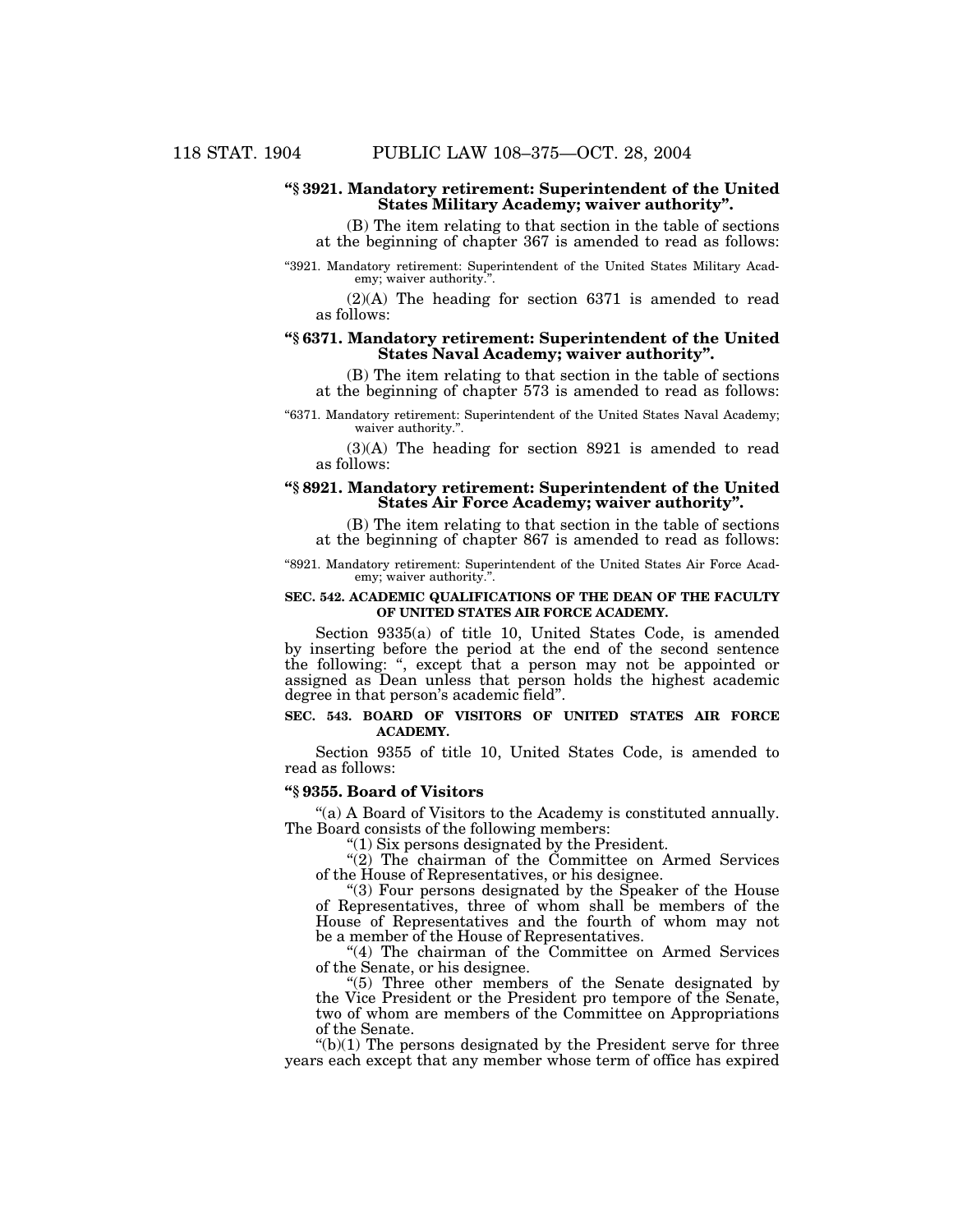**“§ 3921. Mandatory retirement: Superintendent of the United States Military Academy; waiver authority”.**

(B) The item relating to that section in the table of sections at the beginning of chapter 367 is amended to read as follows:

“3921. Mandatory retirement: Superintendent of the United States Military Academy; waiver authority.”.

(2)(A) The heading for section 6371 is amended to read as follows:

**“§ 6371. Mandatory retirement: Superintendent of the United States Naval Academy; waiver authority”.**

(B) The item relating to that section in the table of sections at the beginning of chapter 573 is amended to read as follows:

“6371. Mandatory retirement: Superintendent of the United States Naval Academy; waiver authority.”.

(3)(A) The heading for section 8921 is amended to read as follows:

**“§ 8921. Mandatory retirement: Superintendent of the United States Air Force Academy; waiver authority”.**

(B) The item relating to that section in the table of sections at the beginning of chapter 867 is amended to read as follows:

“8921. Mandatory retirement: Superintendent of the United States Air Force Academy; waiver authority.”.

**SEC. 542. ACADEMIC QUALIFICATIONS OF THE DEAN OF THE FACULTY OF UNITED STATES AIR FORCE ACADEMY.**

Section 9335(a) of title 10, United States Code, is amended by inserting before the period at the end of the second sentence the following: “, except that a person may not be appointed or assigned as Dean unless that person holds the highest academic degree in that person’s academic field”.

**SEC. 543. BOARD OF VISITORS OF UNITED STATES AIR FORCE ACADEMY.**

Section 9355 of title 10, United States Code, is amended to read as follows:

**“§ 9355. Board of Visitors**

“(a) A Board of Visitors to the Academy is constituted annually. The Board consists of the following members:

“(1) Six persons designated by the President.

“(2) The chairman of the Committee on Armed Services of the House of Representatives, or his designee.

“(3) Four persons designated by the Speaker of the House of Representatives, three of whom shall be members of the House of Representatives and the fourth of whom may not be a member of the House of Representatives.

“(4) The chairman of the Committee on Armed Services of the Senate, or his designee.

“(5) Three other members of the Senate designated by the Vice President or the President pro tempore of the Senate, two of whom are members of the Committee on Appropriations of the Senate.

“(b)(1) The persons designated by the President serve for three years each except that any member whose term of office has expired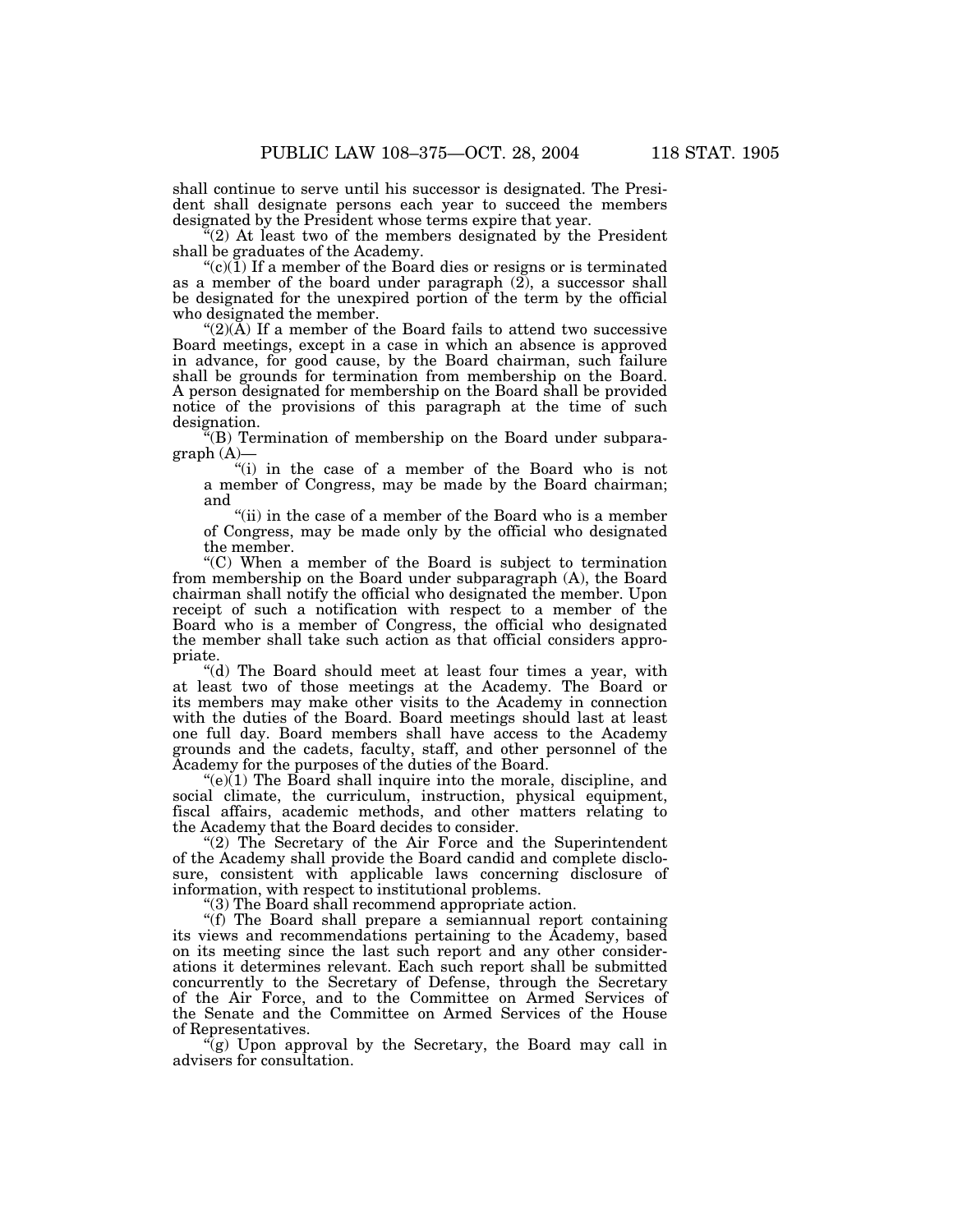shall continue to serve until his successor is designated. The President shall designate persons each year to succeed the members designated by the President whose terms expire that year.

"(2) At least two of the members designated by the President shall be graduates of the Academy.

"(c)(1) If a member of the Board dies or resigns or is terminated as a member of the board under paragraph (2), a successor shall be designated for the unexpired portion of the term by the official who designated the member.

"(2)(A) If a member of the Board fails to attend two successive Board meetings, except in a case in which an absence is approved in advance, for good cause, by the Board chairman, such failure shall be grounds for termination from membership on the Board. A person designated for membership on the Board shall be provided notice of the provisions of this paragraph at the time of such designation.

"(B) Termination of membership on the Board under subparagraph (A)—

"(i) in the case of a member of the Board who is not a member of Congress, may be made by the Board chairman; and

"(ii) in the case of a member of the Board who is a member of Congress, may be made only by the official who designated the member.

"(C) When a member of the Board is subject to termination from membership on the Board under subparagraph (A), the Board chairman shall notify the official who designated the member. Upon receipt of such a notification with respect to a member of the Board who is a member of Congress, the official who designated the member shall take such action as that official considers appropriate.

"(d) The Board should meet at least four times a year, with at least two of those meetings at the Academy. The Board or its members may make other visits to the Academy in connection with the duties of the Board. Board meetings should last at least one full day. Board members shall have access to the Academy grounds and the cadets, faculty, staff, and other personnel of the Academy for the purposes of the duties of the Board.

"(e)(1) The Board shall inquire into the morale, discipline, and social climate, the curriculum, instruction, physical equipment, fiscal affairs, academic methods, and other matters relating to the Academy that the Board decides to consider.

"(2) The Secretary of the Air Force and the Superintendent of the Academy shall provide the Board candid and complete disclosure, consistent with applicable laws concerning disclosure of information, with respect to institutional problems.

"(3) The Board shall recommend appropriate action.

"(f) The Board shall prepare a semiannual report containing its views and recommendations pertaining to the Academy, based on its meeting since the last such report and any other considerations it determines relevant. Each such report shall be submitted concurrently to the Secretary of Defense, through the Secretary of the Air Force, and to the Committee on Armed Services of the Senate and the Committee on Armed Services of the House of Representatives.

"(g) Upon approval by the Secretary, the Board may call in advisers for consultation.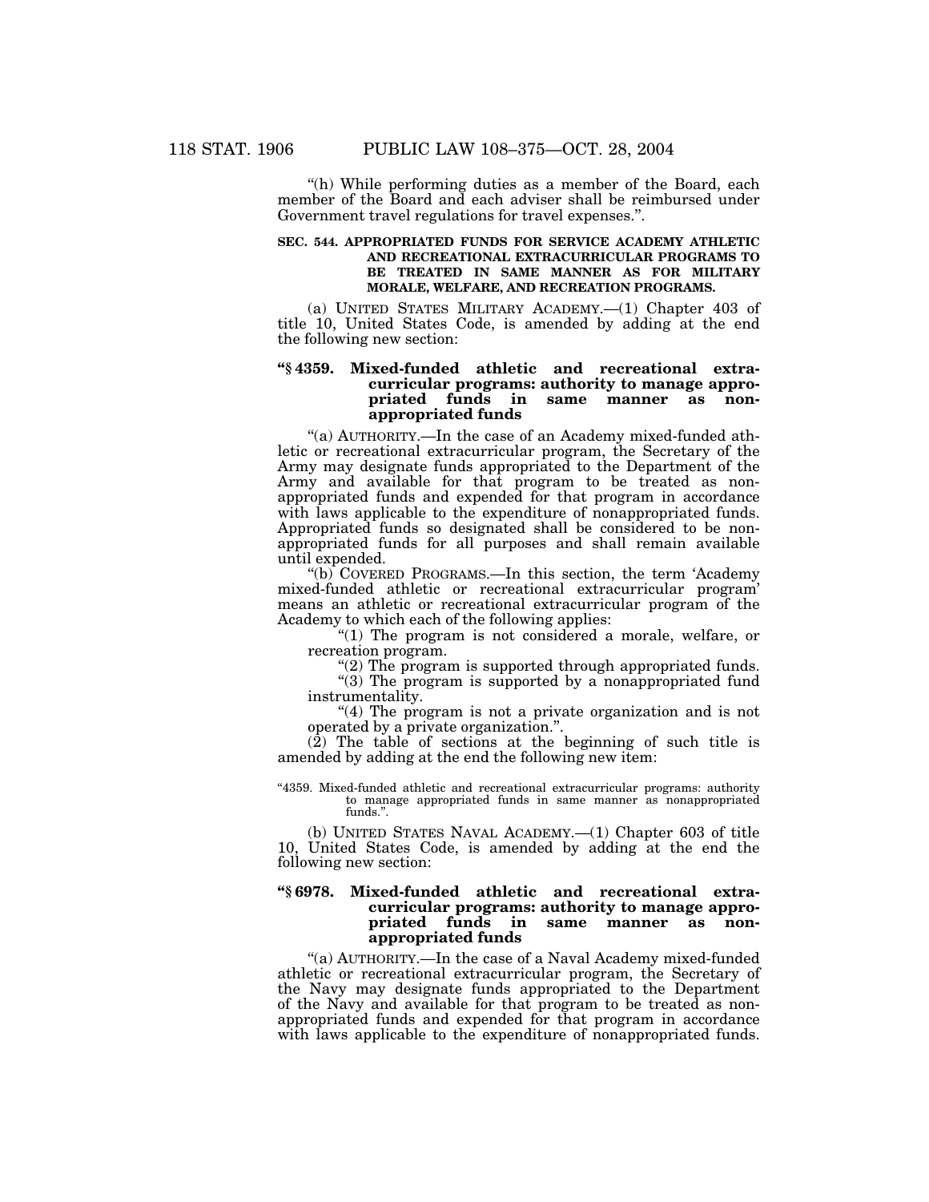“(h) While performing duties as a member of the Board, each member of the Board and each adviser shall be reimbursed under Government travel regulations for travel expenses.”.

**SEC. 544. APPROPRIATED FUNDS FOR SERVICE ACADEMY ATHLETIC AND RECREATIONAL EXTRACURRICULAR PROGRAMS TO BE TREATED IN SAME MANNER AS FOR MILITARY MORALE, WELFARE, AND RECREATION PROGRAMS.**

(a) UNITED STATES MILITARY ACADEMY.—(1) Chapter 403 of title 10, United States Code, is amended by adding at the end the following new section:

**“§ 4359. Mixed-funded athletic and recreational extracurricular programs: authority to manage appropriated funds in same manner as nonappropriated funds**

“(a) AUTHORITY.—In the case of an Academy mixed-funded athletic or recreational extracurricular program, the Secretary of the Army may designate funds appropriated to the Department of the Army and available for that program to be treated as nonappropriated funds and expended for that program in accordance with laws applicable to the expenditure of nonappropriated funds. Appropriated funds so designated shall be considered to be nonappropriated funds for all purposes and shall remain available until expended.

“(b) COVERED PROGRAMS.—In this section, the term ‘Academy mixed-funded athletic or recreational extracurricular program’ means an athletic or recreational extracurricular program of the Academy to which each of the following applies:

“(1) The program is not considered a morale, welfare, or recreation program.

“(2) The program is supported through appropriated funds.

“(3) The program is supported by a nonappropriated fund instrumentality.

“(4) The program is not a private organization and is not operated by a private organization.”.

(2) The table of sections at the beginning of such title is amended by adding at the end the following new item:

“4359. Mixed-funded athletic and recreational extracurricular programs: authority to manage appropriated funds in same manner as nonappropriated funds.”.

(b) UNITED STATES NAVAL ACADEMY.—(1) Chapter 603 of title 10, United States Code, is amended by adding at the end the following new section:

**“§ 6978. Mixed-funded athletic and recreational extracurricular programs: authority to manage appropriated funds in same manner as nonappropriated funds**

“(a) AUTHORITY.—In the case of a Naval Academy mixed-funded athletic or recreational extracurricular program, the Secretary of the Navy may designate funds appropriated to the Department of the Navy and available for that program to be treated as nonappropriated funds and expended for that program in accordance with laws applicable to the expenditure of nonappropriated funds.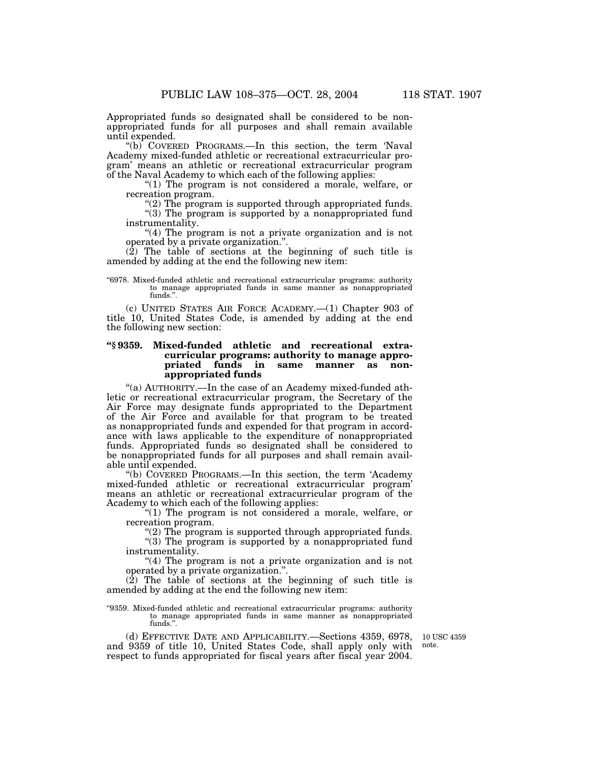Appropriated funds so designated shall be considered to be nonappropriated funds for all purposes and shall remain available until expended.

"(b) COVERED PROGRAMS.—In this section, the term 'Naval Academy mixed-funded athletic or recreational extracurricular program' means an athletic or recreational extracurricular program of the Naval Academy to which each of the following applies:

"(1) The program is not considered a morale, welfare, or recreation program.

"(2) The program is supported through appropriated funds.

"(3) The program is supported by a nonappropriated fund instrumentality.

"(4) The program is not a private organization and is not operated by a private organization.".

(2) The table of sections at the beginning of such title is amended by adding at the end the following new item:

"6978. Mixed-funded athletic and recreational extracurricular programs: authority to manage appropriated funds in same manner as nonappropriated funds.".

(c) UNITED STATES AIR FORCE ACADEMY.—(1) Chapter 903 of title 10, United States Code, is amended by adding at the end the following new section:

**"§ 9359. Mixed-funded athletic and recreational extracurricular programs: authority to manage appropriated funds in same manner as nonappropriated funds**

"(a) AUTHORITY.—In the case of an Academy mixed-funded athletic or recreational extracurricular program, the Secretary of the Air Force may designate funds appropriated to the Department of the Air Force and available for that program to be treated as nonappropriated funds and expended for that program in accordance with laws applicable to the expenditure of nonappropriated funds. Appropriated funds so designated shall be considered to be nonappropriated funds for all purposes and shall remain available until expended.

"(b) COVERED PROGRAMS.—In this section, the term 'Academy mixed-funded athletic or recreational extracurricular program' means an athletic or recreational extracurricular program of the Academy to which each of the following applies:

"(1) The program is not considered a morale, welfare, or recreation program.

"(2) The program is supported through appropriated funds.

"(3) The program is supported by a nonappropriated fund instrumentality.

"(4) The program is not a private organization and is not operated by a private organization.".

(2) The table of sections at the beginning of such title is amended by adding at the end the following new item:

"9359. Mixed-funded athletic and recreational extracurricular programs: authority to manage appropriated funds in same manner as nonappropriated funds.".

10 USC 4359 note.

(d) EFFECTIVE DATE AND APPLICABILITY.—Sections 4359, 6978, and 9359 of title 10, United States Code, shall apply only with respect to funds appropriated for fiscal years after fiscal year 2004.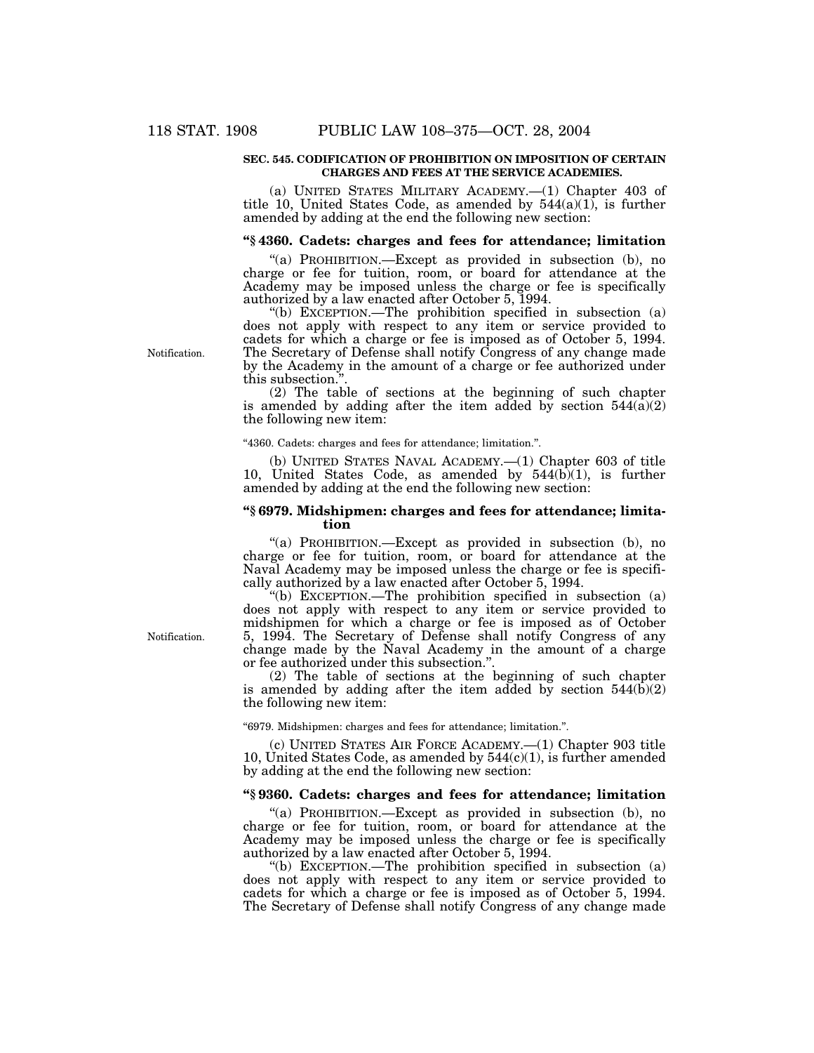**SEC. 545. CODIFICATION OF PROHIBITION ON IMPOSITION OF CERTAIN CHARGES AND FEES AT THE SERVICE ACADEMIES.**

(a) UNITED STATES MILITARY ACADEMY.—(1) Chapter 403 of title 10, United States Code, as amended by 544(a)(1), is further amended by adding at the end the following new section:

**"§ 4360. Cadets: charges and fees for attendance; limitation**

"(a) PROHIBITION.—Except as provided in subsection (b), no charge or fee for tuition, room, or board for attendance at the Academy may be imposed unless the charge or fee is specifically authorized by a law enacted after October 5, 1994.

"(b) EXCEPTION.—The prohibition specified in subsection (a) does not apply with respect to any item or service provided to cadets for which a charge or fee is imposed as of October 5, 1994. The Secretary of Defense shall notify Congress of any change made by the Academy in the amount of a charge or fee authorized under this subsection.".

Notification.

(2) The table of sections at the beginning of such chapter is amended by adding after the item added by section 544(a)(2) the following new item:

"4360. Cadets: charges and fees for attendance; limitation.".

(b) UNITED STATES NAVAL ACADEMY.—(1) Chapter 603 of title 10, United States Code, as amended by 544(b)(1), is further amended by adding at the end the following new section:

**"§ 6979. Midshipmen: charges and fees for attendance; limitation**

"(a) PROHIBITION.—Except as provided in subsection (b), no charge or fee for tuition, room, or board for attendance at the Naval Academy may be imposed unless the charge or fee is specifically authorized by a law enacted after October 5, 1994.

"(b) EXCEPTION.—The prohibition specified in subsection (a) does not apply with respect to any item or service provided to midshipmen for which a charge or fee is imposed as of October 5, 1994. The Secretary of Defense shall notify Congress of any change made by the Naval Academy in the amount of a charge or fee authorized under this subsection.".

Notification.

(2) The table of sections at the beginning of such chapter is amended by adding after the item added by section 544(b)(2) the following new item:

"6979. Midshipmen: charges and fees for attendance; limitation.".

(c) UNITED STATES AIR FORCE ACADEMY.—(1) Chapter 903 title 10, United States Code, as amended by 544(c)(1), is further amended by adding at the end the following new section:

**"§ 9360. Cadets: charges and fees for attendance; limitation**

"(a) PROHIBITION.—Except as provided in subsection (b), no charge or fee for tuition, room, or board for attendance at the Academy may be imposed unless the charge or fee is specifically authorized by a law enacted after October 5, 1994.

"(b) EXCEPTION.—The prohibition specified in subsection (a) does not apply with respect to any item or service provided to cadets for which a charge or fee is imposed as of October 5, 1994. The Secretary of Defense shall notify Congress of any change made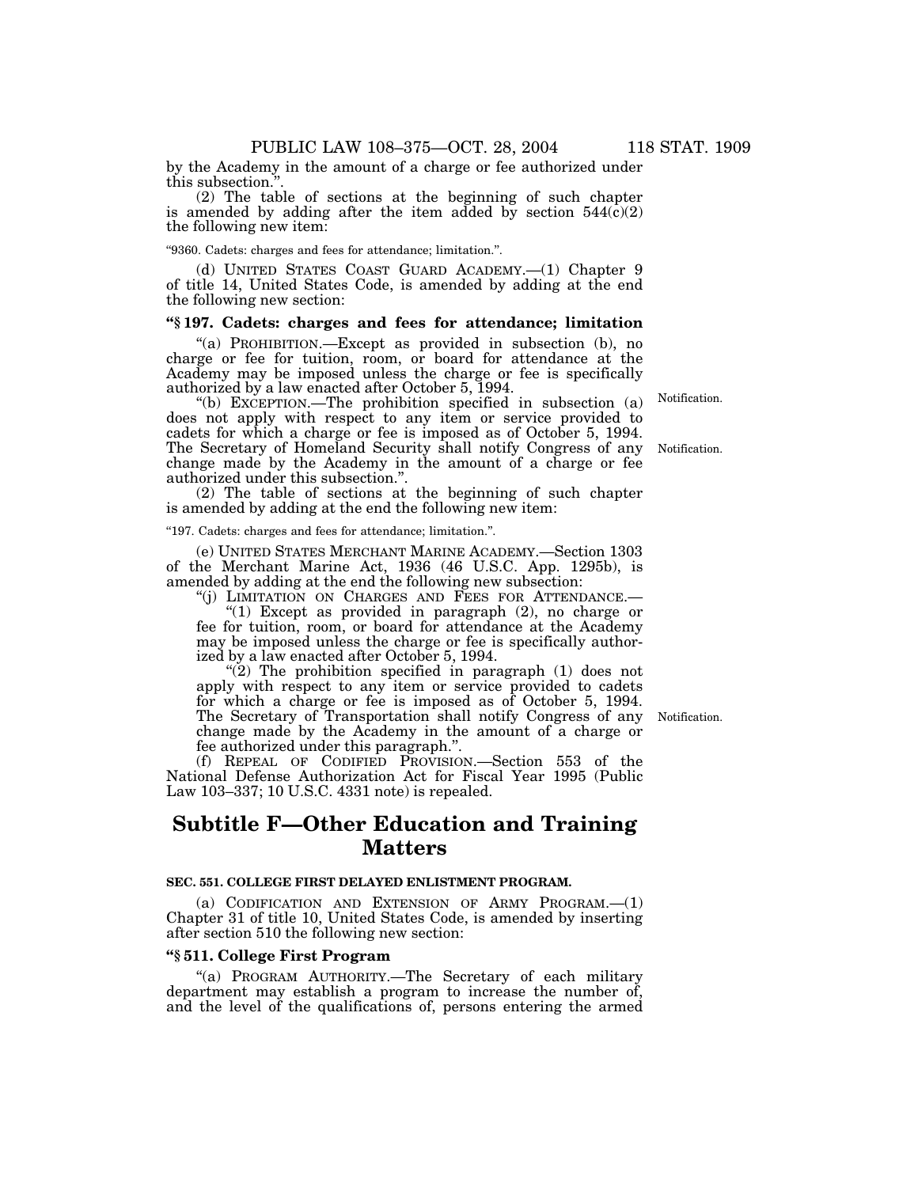by the Academy in the amount of a charge or fee authorized under this subsection.".

(2) The table of sections at the beginning of such chapter is amended by adding after the item added by section 544(c)(2) the following new item:

"9360. Cadets: charges and fees for attendance; limitation.".

(d) UNITED STATES COAST GUARD ACADEMY.—(1) Chapter 9 of title 14, United States Code, is amended by adding at the end the following new section:

**"§ 197. Cadets: charges and fees for attendance; limitation**

"(a) PROHIBITION.—Except as provided in subsection (b), no charge or fee for tuition, room, or board for attendance at the Academy may be imposed unless the charge or fee is specifically authorized by a law enacted after October 5, 1994.

"(b) EXCEPTION.—The prohibition specified in subsection (a) does not apply with respect to any item or service provided to cadets for which a charge or fee is imposed as of October 5, 1994. The Secretary of Homeland Security shall notify Congress of any change made by the Academy in the amount of a charge or fee authorized under this subsection.".

Notification.

Notification.

(2) The table of sections at the beginning of such chapter is amended by adding at the end the following new item:

"197. Cadets: charges and fees for attendance; limitation.".

(e) UNITED STATES MERCHANT MARINE ACADEMY.—Section 1303 of the Merchant Marine Act, 1936 (46 U.S.C. App. 1295b), is amended by adding at the end the following new subsection:

"(j) LIMITATION ON CHARGES AND FEES FOR ATTENDANCE.—

"(1) Except as provided in paragraph (2), no charge or fee for tuition, room, or board for attendance at the Academy may be imposed unless the charge or fee is specifically authorized by a law enacted after October 5, 1994.

"(2) The prohibition specified in paragraph (1) does not apply with respect to any item or service provided to cadets for which a charge or fee is imposed as of October 5, 1994. The Secretary of Transportation shall notify Congress of any change made by the Academy in the amount of a charge or fee authorized under this paragraph.".

Notification.

(f) REPEAL OF CODIFIED PROVISION.—Section 553 of the National Defense Authorization Act for Fiscal Year 1995 (Public Law 103–337; 10 U.S.C. 4331 note) is repealed.

# Subtitle F—Other Education and Training Matters

**SEC. 551. COLLEGE FIRST DELAYED ENLISTMENT PROGRAM.**

(a) CODIFICATION AND EXTENSION OF ARMY PROGRAM.—(1) Chapter 31 of title 10, United States Code, is amended by inserting after section 510 the following new section:

**"§ 511. College First Program**

"(a) PROGRAM AUTHORITY.—The Secretary of each military department may establish a program to increase the number of, and the level of the qualifications of, persons entering the armed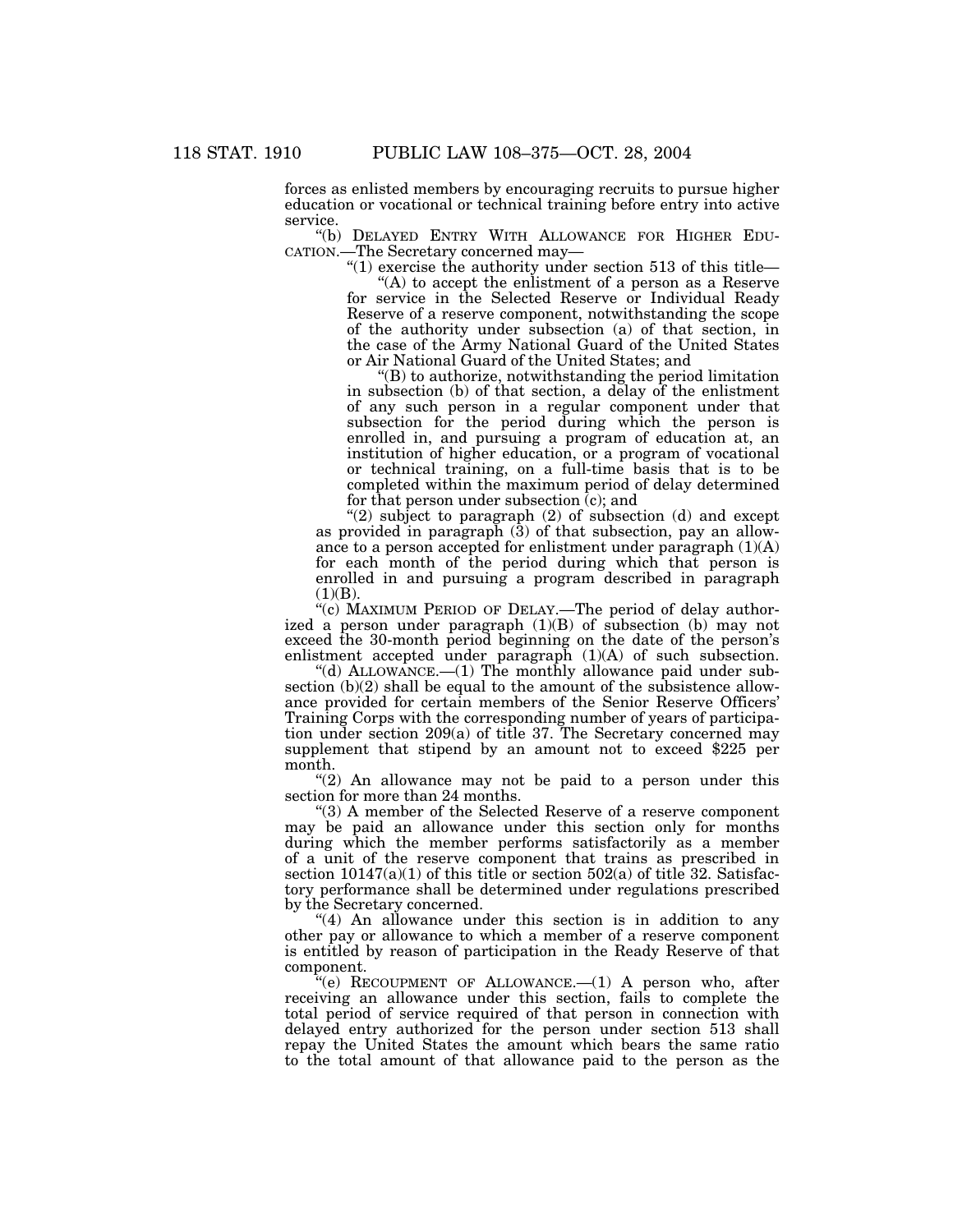forces as enlisted members by encouraging recruits to pursue higher education or vocational or technical training before entry into active service.

"(b) DELAYED ENTRY WITH ALLOWANCE FOR HIGHER EDUCATION.—The Secretary concerned may—

"(1) exercise the authority under section 513 of this title—

"(A) to accept the enlistment of a person as a Reserve for service in the Selected Reserve or Individual Ready Reserve of a reserve component, notwithstanding the scope of the authority under subsection (a) of that section, in the case of the Army National Guard of the United States or Air National Guard of the United States; and

"(B) to authorize, notwithstanding the period limitation in subsection (b) of that section, a delay of the enlistment of any such person in a regular component under that subsection for the period during which the person is enrolled in, and pursuing a program of education at, an institution of higher education, or a program of vocational or technical training, on a full-time basis that is to be completed within the maximum period of delay determined for that person under subsection (c); and

"(2) subject to paragraph (2) of subsection (d) and except as provided in paragraph (3) of that subsection, pay an allowance to a person accepted for enlistment under paragraph (1)(A) for each month of the period during which that person is enrolled in and pursuing a program described in paragraph (1)(B).

"(c) MAXIMUM PERIOD OF DELAY.—The period of delay authorized a person under paragraph (1)(B) of subsection (b) may not exceed the 30-month period beginning on the date of the person's enlistment accepted under paragraph (1)(A) of such subsection.

"(d) ALLOWANCE.—(1) The monthly allowance paid under subsection (b)(2) shall be equal to the amount of the subsistence allowance provided for certain members of the Senior Reserve Officers' Training Corps with the corresponding number of years of participation under section 209(a) of title 37. The Secretary concerned may supplement that stipend by an amount not to exceed $225 per month.

"(2) An allowance may not be paid to a person under this section for more than 24 months.

"(3) A member of the Selected Reserve of a reserve component may be paid an allowance under this section only for months during which the member performs satisfactorily as a member of a unit of the reserve component that trains as prescribed in section 10147(a)(1) of this title or section 502(a) of title 32. Satisfactory performance shall be determined under regulations prescribed by the Secretary concerned.

"(4) An allowance under this section is in addition to any other pay or allowance to which a member of a reserve component is entitled by reason of participation in the Ready Reserve of that component.

"(e) RECOUPMENT OF ALLOWANCE.—(1) A person who, after receiving an allowance under this section, fails to complete the total period of service required of that person in connection with delayed entry authorized for the person under section 513 shall repay the United States the amount which bears the same ratio to the total amount of that allowance paid to the person as the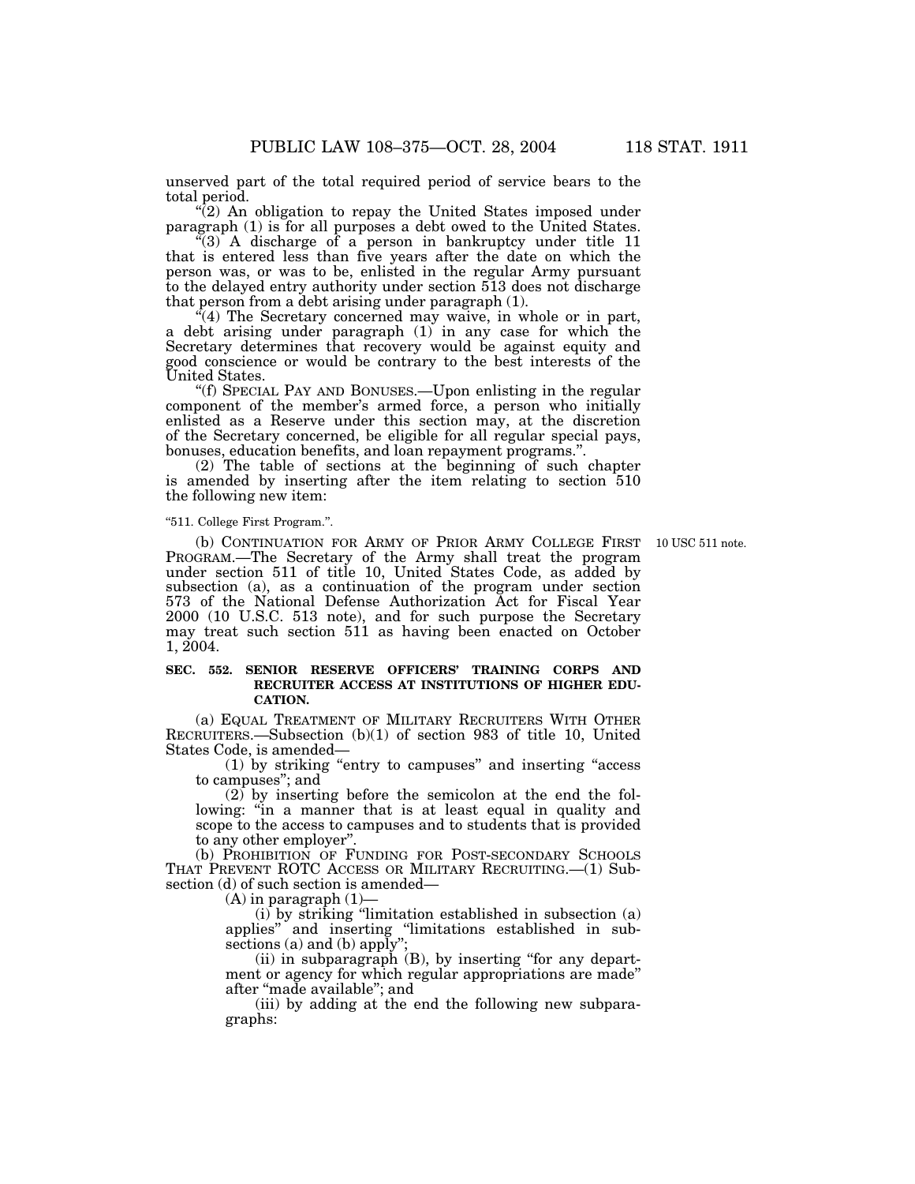unserved part of the total required period of service bears to the total period.

"(2) An obligation to repay the United States imposed under paragraph (1) is for all purposes a debt owed to the United States.

"(3) A discharge of a person in bankruptcy under title 11 that is entered less than five years after the date on which the person was, or was to be, enlisted in the regular Army pursuant to the delayed entry authority under section 513 does not discharge that person from a debt arising under paragraph (1).

"(4) The Secretary concerned may waive, in whole or in part, a debt arising under paragraph (1) in any case for which the Secretary determines that recovery would be against equity and good conscience or would be contrary to the best interests of the United States.

"(f) SPECIAL PAY AND BONUSES.—Upon enlisting in the regular component of the member's armed force, a person who initially enlisted as a Reserve under this section may, at the discretion of the Secretary concerned, be eligible for all regular special pays, bonuses, education benefits, and loan repayment programs.".

(2) The table of sections at the beginning of such chapter is amended by inserting after the item relating to section 510 the following new item:

"511. College First Program.".

10 USC 511 note.

(b) CONTINUATION FOR ARMY OF PRIOR ARMY COLLEGE FIRST PROGRAM.—The Secretary of the Army shall treat the program under section 511 of title 10, United States Code, as added by subsection (a), as a continuation of the program under section 573 of the National Defense Authorization Act for Fiscal Year 2000 (10 U.S.C. 513 note), and for such purpose the Secretary may treat such section 511 as having been enacted on October 1, 2004.

**SEC. 552. SENIOR RESERVE OFFICERS' TRAINING CORPS AND RECRUITER ACCESS AT INSTITUTIONS OF HIGHER EDUCATION.**

(a) EQUAL TREATMENT OF MILITARY RECRUITERS WITH OTHER RECRUITERS.—Subsection (b)(1) of section 983 of title 10, United States Code, is amended—

(1) by striking "entry to campuses" and inserting "access to campuses"; and

(2) by inserting before the semicolon at the end the following: "in a manner that is at least equal in quality and scope to the access to campuses and to students that is provided to any other employer".

(b) PROHIBITION OF FUNDING FOR POST-SECONDARY SCHOOLS THAT PREVENT ROTC ACCESS OR MILITARY RECRUITING.—(1) Subsection (d) of such section is amended—

(A) in paragraph (1)—

(i) by striking "limitation established in subsection (a) applies" and inserting "limitations established in subsections (a) and (b) apply";

(ii) in subparagraph (B), by inserting "for any department or agency for which regular appropriations are made" after "made available"; and

(iii) by adding at the end the following new subparagraphs: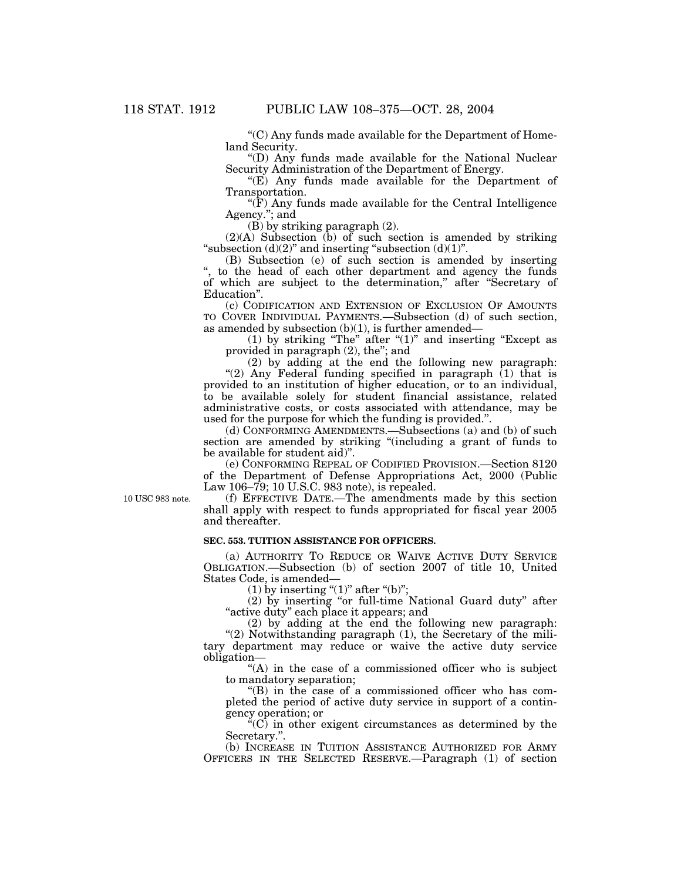"(C) Any funds made available for the Department of Homeland Security.

"(D) Any funds made available for the National Nuclear Security Administration of the Department of Energy.

"(E) Any funds made available for the Department of Transportation.

"(F) Any funds made available for the Central Intelligence Agency."; and

(B) by striking paragraph (2).

(2)(A) Subsection (b) of such section is amended by striking "subsection (d)(2)" and inserting "subsection (d)(1)".

(B) Subsection (e) of such section is amended by inserting ", to the head of each other department and agency the funds of which are subject to the determination," after "Secretary of Education".

(c) CODIFICATION AND EXTENSION OF EXCLUSION OF AMOUNTS TO COVER INDIVIDUAL PAYMENTS.—Subsection (d) of such section, as amended by subsection (b)(1), is further amended—

(1) by striking "The" after "(1)" and inserting "Except as provided in paragraph (2), the"; and

(2) by adding at the end the following new paragraph:

"(2) Any Federal funding specified in paragraph (1) that is provided to an institution of higher education, or to an individual, to be available solely for student financial assistance, related administrative costs, or costs associated with attendance, may be used for the purpose for which the funding is provided.".

(d) CONFORMING AMENDMENTS.—Subsections (a) and (b) of such section are amended by striking "(including a grant of funds to be available for student aid)".

(e) CONFORMING REPEAL OF CODIFIED PROVISION.—Section 8120 of the Department of Defense Appropriations Act, 2000 (Public Law 106–79; 10 U.S.C. 983 note), is repealed.

10 USC 983 note.

(f) EFFECTIVE DATE.—The amendments made by this section shall apply with respect to funds appropriated for fiscal year 2005 and thereafter.

**SEC. 553. TUITION ASSISTANCE FOR OFFICERS.**

(a) AUTHORITY TO REDUCE OR WAIVE ACTIVE DUTY SERVICE OBLIGATION.—Subsection (b) of section 2007 of title 10, United States Code, is amended—

(1) by inserting "(1)" after "(b)";

(2) by inserting "or full-time National Guard duty" after "active duty" each place it appears; and

(2) by adding at the end the following new paragraph:

"(2) Notwithstanding paragraph (1), the Secretary of the military department may reduce or waive the active duty service obligation—

"(A) in the case of a commissioned officer who is subject to mandatory separation;

"(B) in the case of a commissioned officer who has completed the period of active duty service in support of a contingency operation; or

"(C) in other exigent circumstances as determined by the Secretary.".

(b) INCREASE IN TUITION ASSISTANCE AUTHORIZED FOR ARMY OFFICERS IN THE SELECTED RESERVE.—Paragraph (1) of section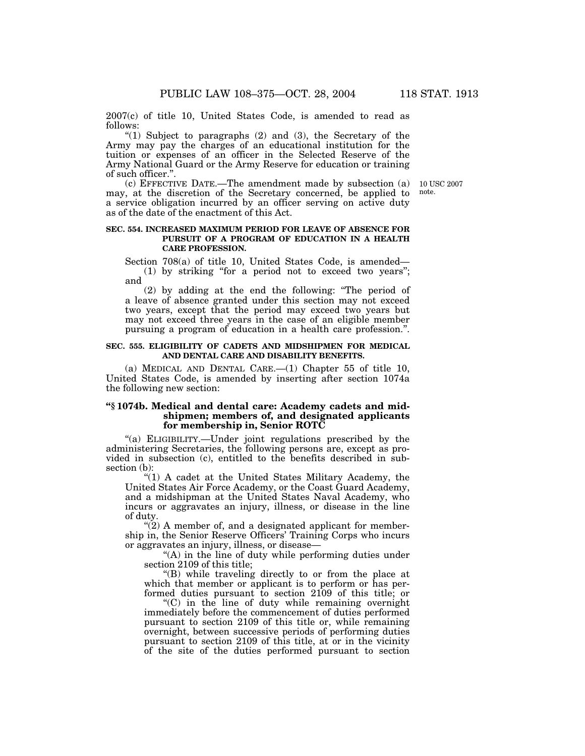2007(c) of title 10, United States Code, is amended to read as follows:

"(1) Subject to paragraphs (2) and (3), the Secretary of the Army may pay the charges of an educational institution for the tuition or expenses of an officer in the Selected Reserve of the Army National Guard or the Army Reserve for education or training of such officer.".

(c) EFFECTIVE DATE.—The amendment made by subsection (a) may, at the discretion of the Secretary concerned, be applied to a service obligation incurred by an officer serving on active duty as of the date of the enactment of this Act.

10 USC 2007 note.

**SEC. 554. INCREASED MAXIMUM PERIOD FOR LEAVE OF ABSENCE FOR PURSUIT OF A PROGRAM OF EDUCATION IN A HEALTH CARE PROFESSION.**

Section 708(a) of title 10, United States Code, is amended—

(1) by striking "for a period not to exceed two years"; and

(2) by adding at the end the following: "The period of a leave of absence granted under this section may not exceed two years, except that the period may exceed two years but may not exceed three years in the case of an eligible member pursuing a program of education in a health care profession.".

**SEC. 555. ELIGIBILITY OF CADETS AND MIDSHIPMEN FOR MEDICAL AND DENTAL CARE AND DISABILITY BENEFITS.**

(a) MEDICAL AND DENTAL CARE.—(1) Chapter 55 of title 10, United States Code, is amended by inserting after section 1074a the following new section:

**"§ 1074b. Medical and dental care: Academy cadets and midshipmen; members of, and designated applicants for membership in, Senior ROTC**

"(a) ELIGIBILITY.—Under joint regulations prescribed by the administering Secretaries, the following persons are, except as provided in subsection (c), entitled to the benefits described in subsection (b):

"(1) A cadet at the United States Military Academy, the United States Air Force Academy, or the Coast Guard Academy, and a midshipman at the United States Naval Academy, who incurs or aggravates an injury, illness, or disease in the line of duty.

"(2) A member of, and a designated applicant for membership in, the Senior Reserve Officers' Training Corps who incurs or aggravates an injury, illness, or disease—

"(A) in the line of duty while performing duties under section 2109 of this title;

"(B) while traveling directly to or from the place at which that member or applicant is to perform or has performed duties pursuant to section 2109 of this title; or

"(C) in the line of duty while remaining overnight immediately before the commencement of duties performed pursuant to section 2109 of this title or, while remaining overnight, between successive periods of performing duties pursuant to section 2109 of this title, at or in the vicinity of the site of the duties performed pursuant to section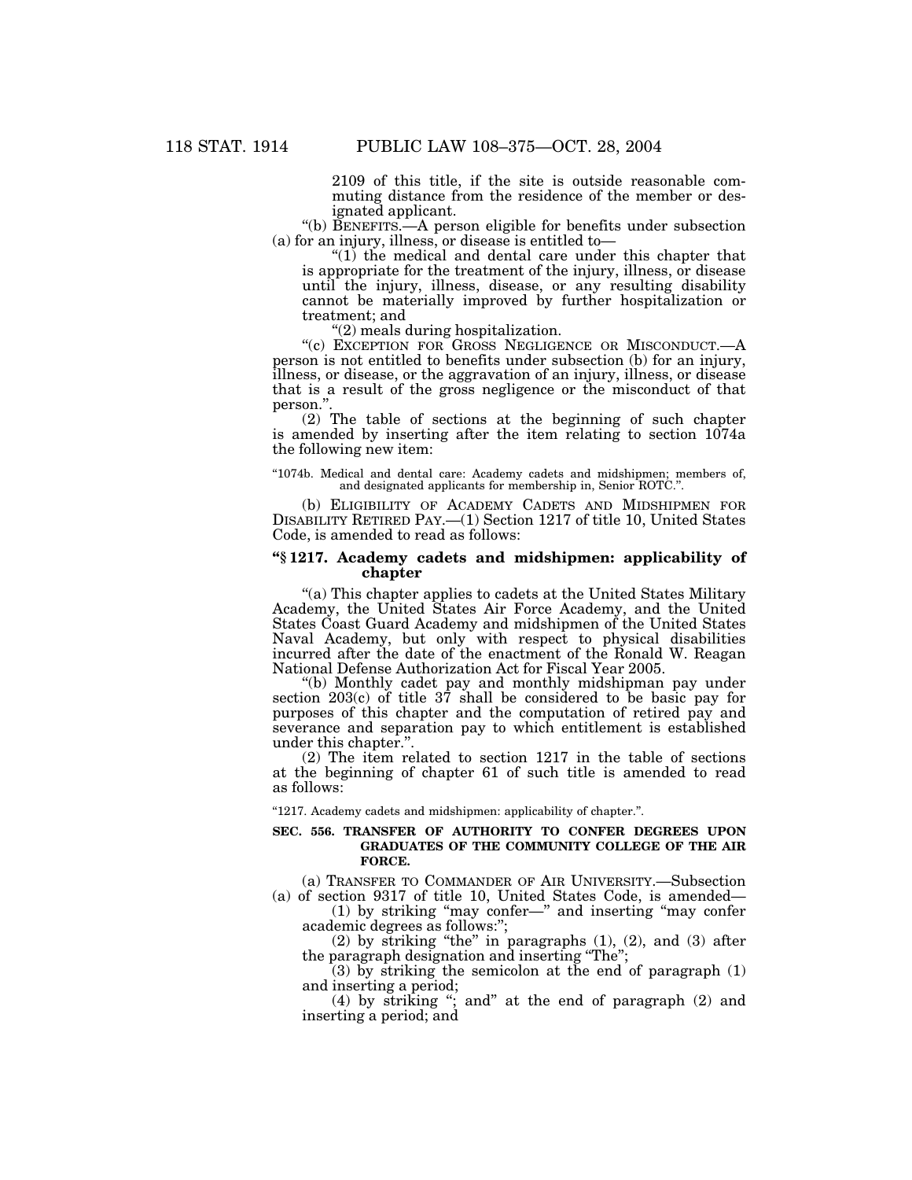2109 of this title, if the site is outside reasonable commuting distance from the residence of the member or designated applicant.

"(b) BENEFITS.—A person eligible for benefits under subsection (a) for an injury, illness, or disease is entitled to—

"(1) the medical and dental care under this chapter that is appropriate for the treatment of the injury, illness, or disease until the injury, illness, disease, or any resulting disability cannot be materially improved by further hospitalization or treatment; and

"(2) meals during hospitalization.

"(c) EXCEPTION FOR GROSS NEGLIGENCE OR MISCONDUCT.—A person is not entitled to benefits under subsection (b) for an injury, illness, or disease, or the aggravation of an injury, illness, or disease that is a result of the gross negligence or the misconduct of that person.".

(2) The table of sections at the beginning of such chapter is amended by inserting after the item relating to section 1074a the following new item:

"1074b. Medical and dental care: Academy cadets and midshipmen; members of, and designated applicants for membership in, Senior ROTC.".

(b) ELIGIBILITY OF ACADEMY CADETS AND MIDSHIPMEN FOR DISABILITY RETIRED PAY.—(1) Section 1217 of title 10, United States Code, is amended to read as follows:

**"§ 1217. Academy cadets and midshipmen: applicability of chapter**

"(a) This chapter applies to cadets at the United States Military Academy, the United States Air Force Academy, and the United States Coast Guard Academy and midshipmen of the United States Naval Academy, but only with respect to physical disabilities incurred after the date of the enactment of the Ronald W. Reagan National Defense Authorization Act for Fiscal Year 2005.

"(b) Monthly cadet pay and monthly midshipman pay under section 203(c) of title 37 shall be considered to be basic pay for purposes of this chapter and the computation of retired pay and severance and separation pay to which entitlement is established under this chapter.".

(2) The item related to section 1217 in the table of sections at the beginning of chapter 61 of such title is amended to read as follows:

"1217. Academy cadets and midshipmen: applicability of chapter.".

**SEC. 556. TRANSFER OF AUTHORITY TO CONFER DEGREES UPON GRADUATES OF THE COMMUNITY COLLEGE OF THE AIR FORCE.**

(a) TRANSFER TO COMMANDER OF AIR UNIVERSITY.—Subsection (a) of section 9317 of title 10, United States Code, is amended—

(1) by striking "may confer—" and inserting "may confer academic degrees as follows:";

(2) by striking "the" in paragraphs (1), (2), and (3) after the paragraph designation and inserting "The";

(3) by striking the semicolon at the end of paragraph (1) and inserting a period;

(4) by striking "; and" at the end of paragraph (2) and inserting a period; and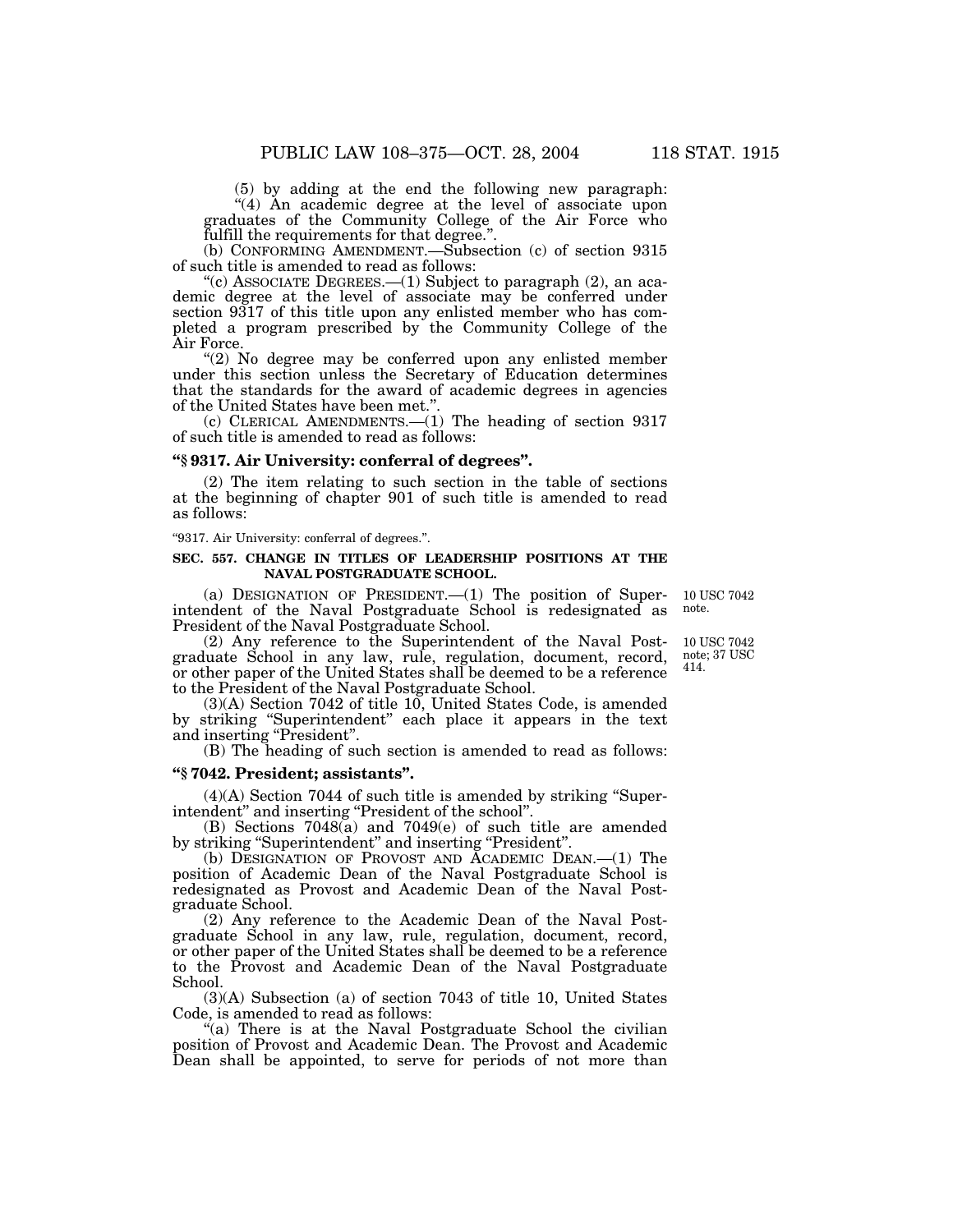(5) by adding at the end the following new paragraph:

"(4) An academic degree at the level of associate upon graduates of the Community College of the Air Force who fulfill the requirements for that degree.".

(b) CONFORMING AMENDMENT.—Subsection (c) of section 9315 of such title is amended to read as follows:

"(c) ASSOCIATE DEGREES.—(1) Subject to paragraph (2), an academic degree at the level of associate may be conferred under section 9317 of this title upon any enlisted member who has completed a program prescribed by the Community College of the Air Force.

"(2) No degree may be conferred upon any enlisted member under this section unless the Secretary of Education determines that the standards for the award of academic degrees in agencies of the United States have been met.".

(c) CLERICAL AMENDMENTS.—(1) The heading of section 9317 of such title is amended to read as follows:

**"§ 9317. Air University: conferral of degrees".**

(2) The item relating to such section in the table of sections at the beginning of chapter 901 of such title is amended to read as follows:

"9317. Air University: conferral of degrees.".

**SEC. 557. CHANGE IN TITLES OF LEADERSHIP POSITIONS AT THE NAVAL POSTGRADUATE SCHOOL.**

10 USC 7042 note.

(a) DESIGNATION OF PRESIDENT.—(1) The position of Superintendent of the Naval Postgraduate School is redesignated as President of the Naval Postgraduate School.

10 USC 7042 note; 37 USC 414.

(2) Any reference to the Superintendent of the Naval Postgraduate School in any law, rule, regulation, document, record, or other paper of the United States shall be deemed to be a reference to the President of the Naval Postgraduate School.

(3)(A) Section 7042 of title 10, United States Code, is amended by striking "Superintendent" each place it appears in the text and inserting "President".

(B) The heading of such section is amended to read as follows:

**"§ 7042. President; assistants".**

(4)(A) Section 7044 of such title is amended by striking "Superintendent" and inserting "President of the school".

(B) Sections 7048(a) and 7049(e) of such title are amended by striking "Superintendent" and inserting "President".

(b) DESIGNATION OF PROVOST AND ACADEMIC DEAN.—(1) The position of Academic Dean of the Naval Postgraduate School is redesignated as Provost and Academic Dean of the Naval Postgraduate School.

(2) Any reference to the Academic Dean of the Naval Postgraduate School in any law, rule, regulation, document, record, or other paper of the United States shall be deemed to be a reference to the Provost and Academic Dean of the Naval Postgraduate School.

(3)(A) Subsection (a) of section 7043 of title 10, United States Code, is amended to read as follows:

"(a) There is at the Naval Postgraduate School the civilian position of Provost and Academic Dean. The Provost and Academic Dean shall be appointed, to serve for periods of not more than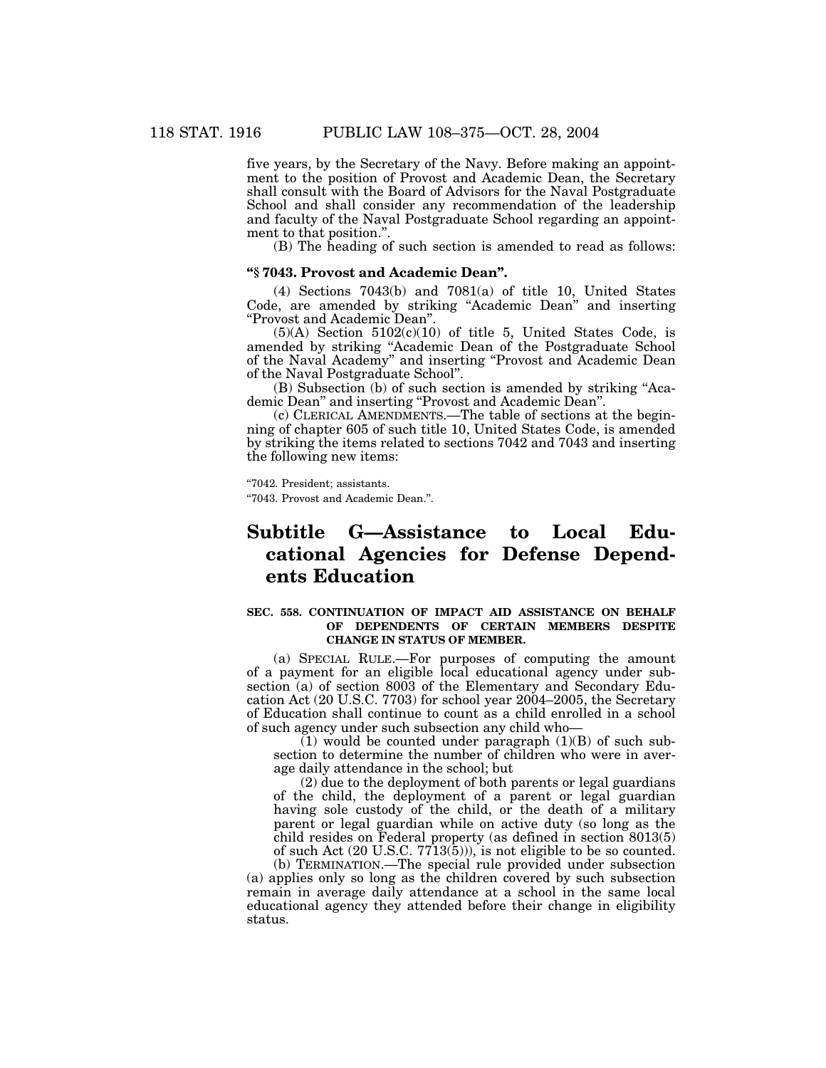five years, by the Secretary of the Navy. Before making an appointment to the position of Provost and Academic Dean, the Secretary shall consult with the Board of Advisors for the Naval Postgraduate School and shall consider any recommendation of the leadership and faculty of the Naval Postgraduate School regarding an appointment to that position.".

(B) The heading of such section is amended to read as follows:

**"§ 7043. Provost and Academic Dean".**

(4) Sections 7043(b) and 7081(a) of title 10, United States Code, are amended by striking "Academic Dean" and inserting "Provost and Academic Dean".

(5)(A) Section 5102(c)(10) of title 5, United States Code, is amended by striking "Academic Dean of the Postgraduate School of the Naval Academy" and inserting "Provost and Academic Dean of the Naval Postgraduate School".

(B) Subsection (b) of such section is amended by striking "Academic Dean" and inserting "Provost and Academic Dean".

(c) CLERICAL AMENDMENTS.—The table of sections at the beginning of chapter 605 of such title 10, United States Code, is amended by striking the items related to sections 7042 and 7043 and inserting the following new items:

"7042. President; assistants.

"7043. Provost and Academic Dean.".

# Subtitle G—Assistance to Local Educational Agencies for Defense Dependents Education

**SEC. 558. CONTINUATION OF IMPACT AID ASSISTANCE ON BEHALF OF DEPENDENTS OF CERTAIN MEMBERS DESPITE CHANGE IN STATUS OF MEMBER.**

(a) SPECIAL RULE.—For purposes of computing the amount of a payment for an eligible local educational agency under subsection (a) of section 8003 of the Elementary and Secondary Education Act (20 U.S.C. 7703) for school year 2004–2005, the Secretary of Education shall continue to count as a child enrolled in a school of such agency under such subsection any child who—

(1) would be counted under paragraph (1)(B) of such subsection to determine the number of children who were in average daily attendance in the school; but

(2) due to the deployment of both parents or legal guardians of the child, the deployment of a parent or legal guardian having sole custody of the child, or the death of a military parent or legal guardian while on active duty (so long as the child resides on Federal property (as defined in section 8013(5) of such Act (20 U.S.C. 7713(5))), is not eligible to be so counted.

(b) TERMINATION.—The special rule provided under subsection (a) applies only so long as the children covered by such subsection remain in average daily attendance at a school in the same local educational agency they attended before their change in eligibility status.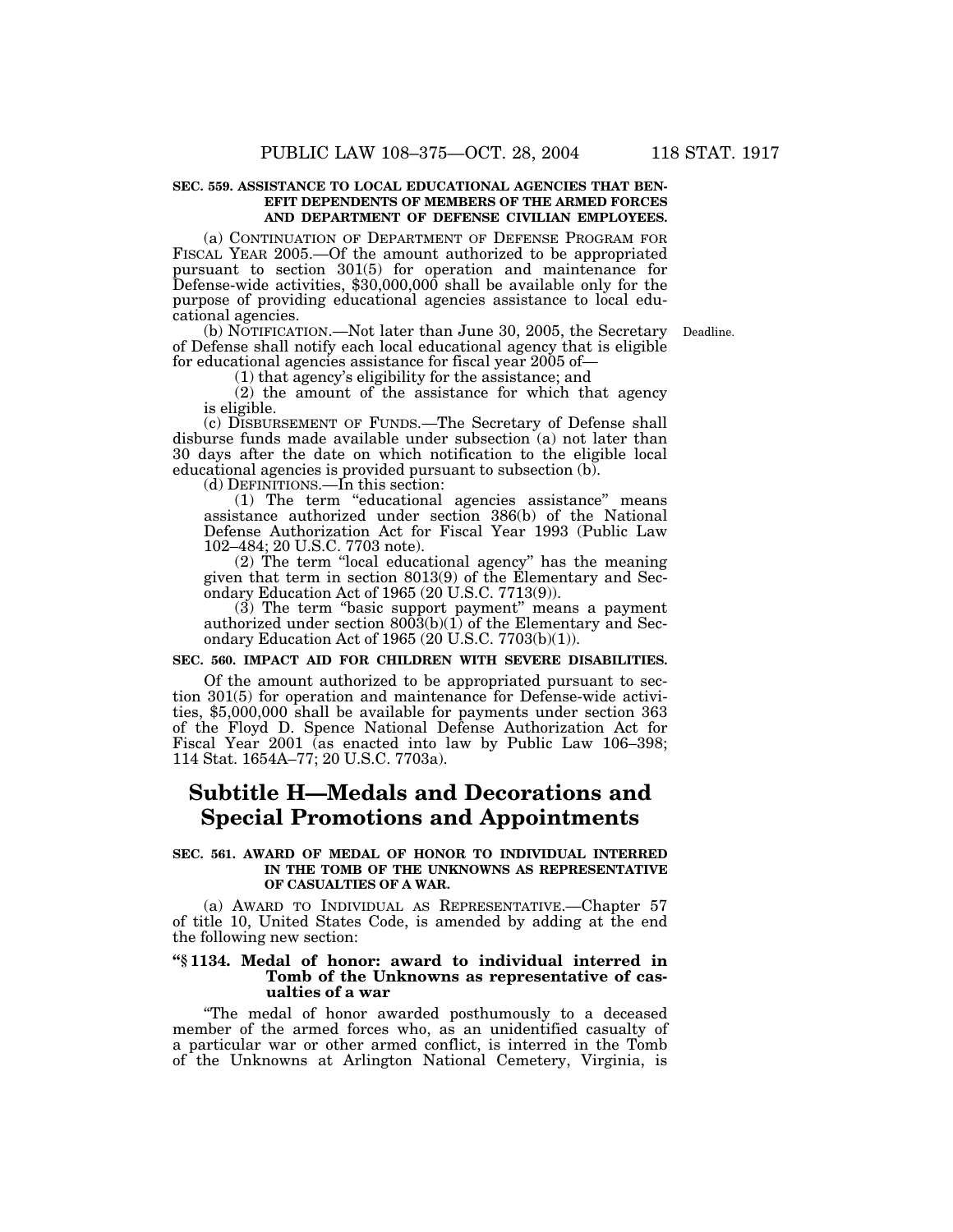**SEC. 559. ASSISTANCE TO LOCAL EDUCATIONAL AGENCIES THAT BENEFIT DEPENDENTS OF MEMBERS OF THE ARMED FORCES AND DEPARTMENT OF DEFENSE CIVILIAN EMPLOYEES.**

(a) CONTINUATION OF DEPARTMENT OF DEFENSE PROGRAM FOR FISCAL YEAR 2005.—Of the amount authorized to be appropriated pursuant to section 301(5) for operation and maintenance for Defense-wide activities, $30,000,000 shall be available only for the purpose of providing educational agencies assistance to local educational agencies.

(b) NOTIFICATION.—Not later than June 30, 2005, the Secretary of Defense shall notify each local educational agency that is eligible for educational agencies assistance for fiscal year 2005 of—

Deadline.

(1) that agency's eligibility for the assistance; and

(2) the amount of the assistance for which that agency is eligible.

(c) DISBURSEMENT OF FUNDS.—The Secretary of Defense shall disburse funds made available under subsection (a) not later than 30 days after the date on which notification to the eligible local educational agencies is provided pursuant to subsection (b).

(d) DEFINITIONS.—In this section:

(1) The term "educational agencies assistance" means assistance authorized under section 386(b) of the National Defense Authorization Act for Fiscal Year 1993 (Public Law 102–484; 20 U.S.C. 7703 note).

(2) The term "local educational agency" has the meaning given that term in section 8013(9) of the Elementary and Secondary Education Act of 1965 (20 U.S.C. 7713(9)).

(3) The term "basic support payment" means a payment authorized under section 8003(b)(1) of the Elementary and Secondary Education Act of 1965 (20 U.S.C. 7703(b)(1)).

**SEC. 560. IMPACT AID FOR CHILDREN WITH SEVERE DISABILITIES.**

Of the amount authorized to be appropriated pursuant to section 301(5) for operation and maintenance for Defense-wide activities, $5,000,000 shall be available for payments under section 363 of the Floyd D. Spence National Defense Authorization Act for Fiscal Year 2001 (as enacted into law by Public Law 106–398; 114 Stat. 1654A–77; 20 U.S.C. 7703a).

# Subtitle H—Medals and Decorations and Special Promotions and Appointments

**SEC. 561. AWARD OF MEDAL OF HONOR TO INDIVIDUAL INTERRED IN THE TOMB OF THE UNKNOWNS AS REPRESENTATIVE OF CASUALTIES OF A WAR.**

(a) AWARD TO INDIVIDUAL AS REPRESENTATIVE.—Chapter 57 of title 10, United States Code, is amended by adding at the end the following new section:

**"§ 1134. Medal of honor: award to individual interred in Tomb of the Unknowns as representative of casualties of a war**

"The medal of honor awarded posthumously to a deceased member of the armed forces who, as an unidentified casualty of a particular war or other armed conflict, is interred in the Tomb of the Unknowns at Arlington National Cemetery, Virginia, is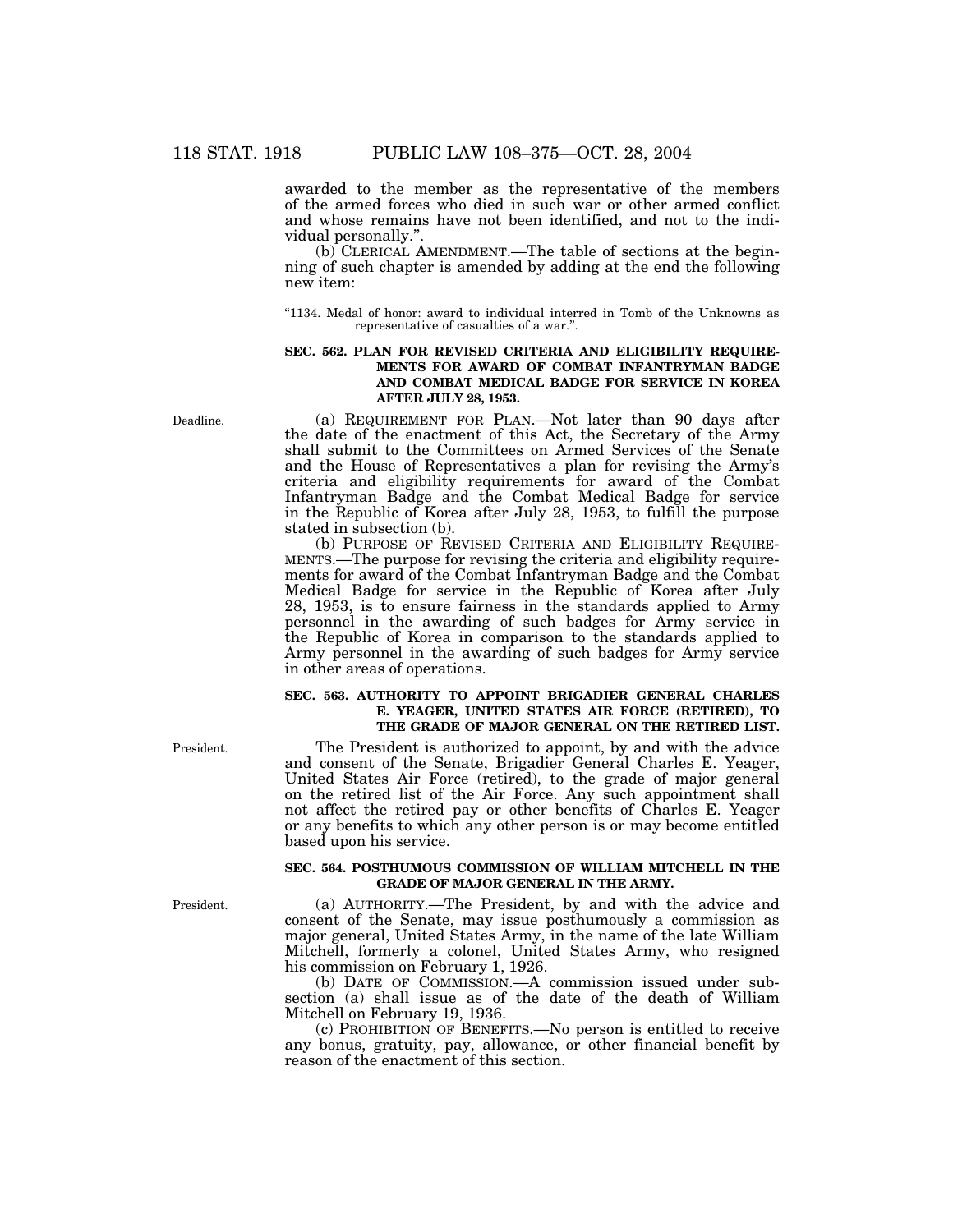awarded to the member as the representative of the members of the armed forces who died in such war or other armed conflict and whose remains have not been identified, and not to the individual personally.".

(b) CLERICAL AMENDMENT.—The table of sections at the beginning of such chapter is amended by adding at the end the following new item:

"1134. Medal of honor: award to individual interred in Tomb of the Unknowns as representative of casualties of a war.".

**SEC. 562. PLAN FOR REVISED CRITERIA AND ELIGIBILITY REQUIREMENTS FOR AWARD OF COMBAT INFANTRYMAN BADGE AND COMBAT MEDICAL BADGE FOR SERVICE IN KOREA AFTER JULY 28, 1953.**

Deadline.

(a) REQUIREMENT FOR PLAN.—Not later than 90 days after the date of the enactment of this Act, the Secretary of the Army shall submit to the Committees on Armed Services of the Senate and the House of Representatives a plan for revising the Army's criteria and eligibility requirements for award of the Combat Infantryman Badge and the Combat Medical Badge for service in the Republic of Korea after July 28, 1953, to fulfill the purpose stated in subsection (b).

(b) PURPOSE OF REVISED CRITERIA AND ELIGIBILITY REQUIREMENTS.—The purpose for revising the criteria and eligibility requirements for award of the Combat Infantryman Badge and the Combat Medical Badge for service in the Republic of Korea after July 28, 1953, is to ensure fairness in the standards applied to Army personnel in the awarding of such badges for Army service in the Republic of Korea in comparison to the standards applied to Army personnel in the awarding of such badges for Army service in other areas of operations.

**SEC. 563. AUTHORITY TO APPOINT BRIGADIER GENERAL CHARLES E. YEAGER, UNITED STATES AIR FORCE (RETIRED), TO THE GRADE OF MAJOR GENERAL ON THE RETIRED LIST.**

President.

The President is authorized to appoint, by and with the advice and consent of the Senate, Brigadier General Charles E. Yeager, United States Air Force (retired), to the grade of major general on the retired list of the Air Force. Any such appointment shall not affect the retired pay or other benefits of Charles E. Yeager or any benefits to which any other person is or may become entitled based upon his service.

**SEC. 564. POSTHUMOUS COMMISSION OF WILLIAM MITCHELL IN THE GRADE OF MAJOR GENERAL IN THE ARMY.**

President.

(a) AUTHORITY.—The President, by and with the advice and consent of the Senate, may issue posthumously a commission as major general, United States Army, in the name of the late William Mitchell, formerly a colonel, United States Army, who resigned his commission on February 1, 1926.

(b) DATE OF COMMISSION.—A commission issued under subsection (a) shall issue as of the date of the death of William Mitchell on February 19, 1936.

(c) PROHIBITION OF BENEFITS.—No person is entitled to receive any bonus, gratuity, pay, allowance, or other financial benefit by reason of the enactment of this section.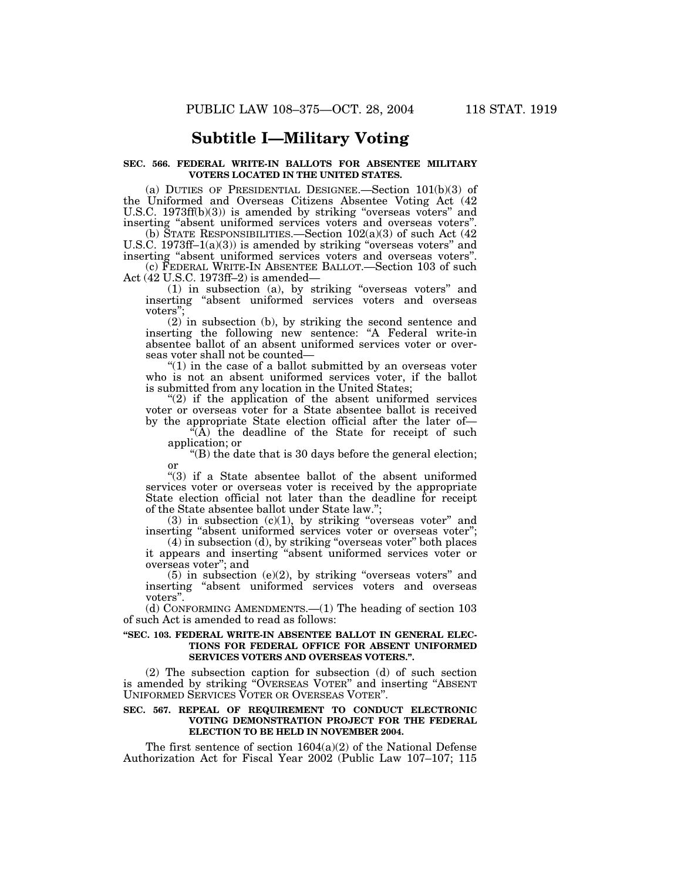## Subtitle I—Military Voting

**SEC. 566. FEDERAL WRITE-IN BALLOTS FOR ABSENTEE MILITARY VOTERS LOCATED IN THE UNITED STATES.**

(a) DUTIES OF PRESIDENTIAL DESIGNEE.—Section 101(b)(3) of the Uniformed and Overseas Citizens Absentee Voting Act (42 U.S.C. 1973ff(b)(3)) is amended by striking "overseas voters" and inserting "absent uniformed services voters and overseas voters".

(b) STATE RESPONSIBILITIES.—Section 102(a)(3) of such Act (42 U.S.C. 1973ff–1(a)(3)) is amended by striking "overseas voters" and inserting "absent uniformed services voters and overseas voters".

(c) FEDERAL WRITE-IN ABSENTEE BALLOT.—Section 103 of such Act (42 U.S.C. 1973ff–2) is amended—

(1) in subsection (a), by striking "overseas voters" and inserting "absent uniformed services voters and overseas voters";

(2) in subsection (b), by striking the second sentence and inserting the following new sentence: "A Federal write-in absentee ballot of an absent uniformed services voter or overseas voter shall not be counted—

"(1) in the case of a ballot submitted by an overseas voter who is not an absent uniformed services voter, if the ballot is submitted from any location in the United States;

"(2) if the application of the absent uniformed services voter or overseas voter for a State absentee ballot is received by the appropriate State election official after the later of—

"(A) the deadline of the State for receipt of such application; or

"(B) the date that is 30 days before the general election; or

"(3) if a State absentee ballot of the absent uniformed services voter or overseas voter is received by the appropriate State election official not later than the deadline for receipt of the State absentee ballot under State law.";

(3) in subsection (c)(1), by striking "overseas voter" and inserting "absent uniformed services voter or overseas voter";

(4) in subsection (d), by striking "overseas voter" both places it appears and inserting "absent uniformed services voter or overseas voter"; and

(5) in subsection (e)(2), by striking "overseas voters" and inserting "absent uniformed services voters and overseas voters".

(d) CONFORMING AMENDMENTS.—(1) The heading of section 103 of such Act is amended to read as follows:

**"SEC. 103. FEDERAL WRITE-IN ABSENTEE BALLOT IN GENERAL ELECTIONS FOR FEDERAL OFFICE FOR ABSENT UNIFORMED SERVICES VOTERS AND OVERSEAS VOTERS.".**

(2) The subsection caption for subsection (d) of such section is amended by striking "OVERSEAS VOTER" and inserting "ABSENT UNIFORMED SERVICES VOTER OR OVERSEAS VOTER".

**SEC. 567. REPEAL OF REQUIREMENT TO CONDUCT ELECTRONIC VOTING DEMONSTRATION PROJECT FOR THE FEDERAL ELECTION TO BE HELD IN NOVEMBER 2004.**

The first sentence of section 1604(a)(2) of the National Defense Authorization Act for Fiscal Year 2002 (Public Law 107–107; 115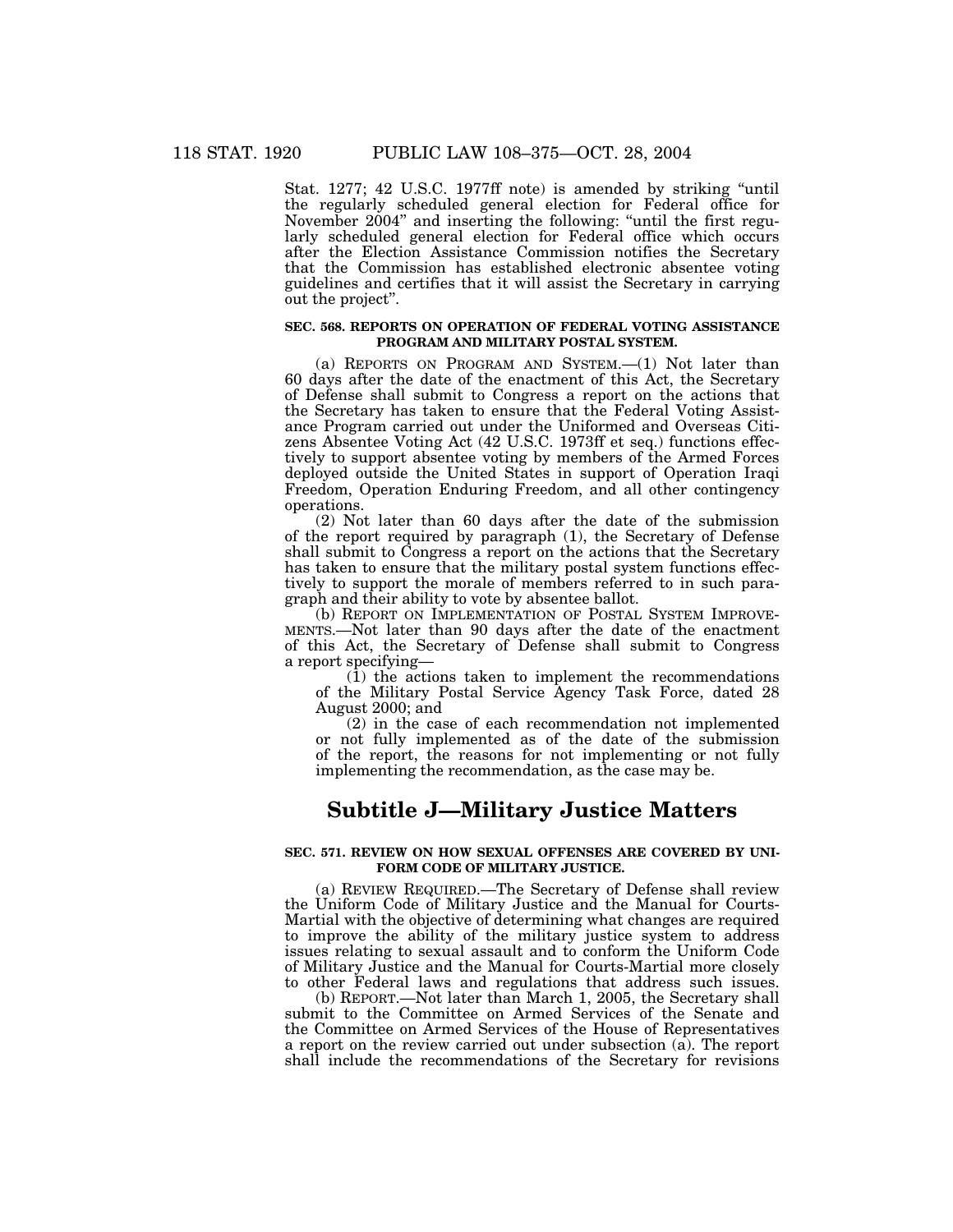Stat. 1277; 42 U.S.C. 1977ff note) is amended by striking "until the regularly scheduled general election for Federal office for November 2004" and inserting the following: "until the first regularly scheduled general election for Federal office which occurs after the Election Assistance Commission notifies the Secretary that the Commission has established electronic absentee voting guidelines and certifies that it will assist the Secretary in carrying out the project".

**SEC. 568. REPORTS ON OPERATION OF FEDERAL VOTING ASSISTANCE PROGRAM AND MILITARY POSTAL SYSTEM.**

(a) REPORTS ON PROGRAM AND SYSTEM.—(1) Not later than 60 days after the date of the enactment of this Act, the Secretary of Defense shall submit to Congress a report on the actions that the Secretary has taken to ensure that the Federal Voting Assistance Program carried out under the Uniformed and Overseas Citizens Absentee Voting Act (42 U.S.C. 1973ff et seq.) functions effectively to support absentee voting by members of the Armed Forces deployed outside the United States in support of Operation Iraqi Freedom, Operation Enduring Freedom, and all other contingency operations.

(2) Not later than 60 days after the date of the submission of the report required by paragraph (1), the Secretary of Defense shall submit to Congress a report on the actions that the Secretary has taken to ensure that the military postal system functions effectively to support the morale of members referred to in such paragraph and their ability to vote by absentee ballot.

(b) REPORT ON IMPLEMENTATION OF POSTAL SYSTEM IMPROVEMENTS.—Not later than 90 days after the date of the enactment of this Act, the Secretary of Defense shall submit to Congress a report specifying—

(1) the actions taken to implement the recommendations of the Military Postal Service Agency Task Force, dated 28 August 2000; and

(2) in the case of each recommendation not implemented or not fully implemented as of the date of the submission of the report, the reasons for not implementing or not fully implementing the recommendation, as the case may be.

## Subtitle J—Military Justice Matters

**SEC. 571. REVIEW ON HOW SEXUAL OFFENSES ARE COVERED BY UNIFORM CODE OF MILITARY JUSTICE.**

(a) REVIEW REQUIRED.—The Secretary of Defense shall review the Uniform Code of Military Justice and the Manual for Courts-Martial with the objective of determining what changes are required to improve the ability of the military justice system to address issues relating to sexual assault and to conform the Uniform Code of Military Justice and the Manual for Courts-Martial more closely to other Federal laws and regulations that address such issues.

(b) REPORT.—Not later than March 1, 2005, the Secretary shall submit to the Committee on Armed Services of the Senate and the Committee on Armed Services of the House of Representatives a report on the review carried out under subsection (a). The report shall include the recommendations of the Secretary for revisions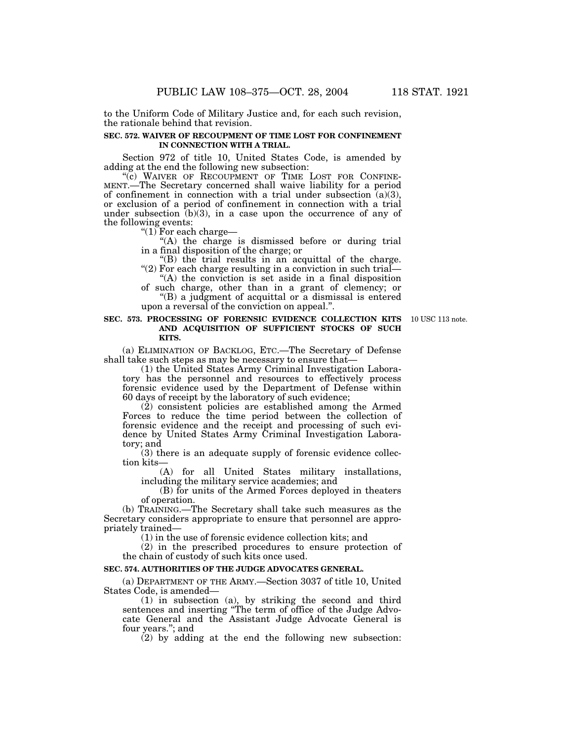to the Uniform Code of Military Justice and, for each such revision, the rationale behind that revision.

**SEC. 572. WAIVER OF RECOUPMENT OF TIME LOST FOR CONFINEMENT IN CONNECTION WITH A TRIAL.**

Section 972 of title 10, United States Code, is amended by adding at the end the following new subsection:

"(c) WAIVER OF RECOUPMENT OF TIME LOST FOR CONFINEMENT.—The Secretary concerned shall waive liability for a period of confinement in connection with a trial under subsection (a)(3), or exclusion of a period of confinement in connection with a trial under subsection (b)(3), in a case upon the occurrence of any of the following events:

"(1) For each charge—

"(A) the charge is dismissed before or during trial in a final disposition of the charge; or

"(B) the trial results in an acquittal of the charge.

"(2) For each charge resulting in a conviction in such trial—

"(A) the conviction is set aside in a final disposition of such charge, other than in a grant of clemency; or

"(B) a judgment of acquittal or a dismissal is entered upon a reversal of the conviction on appeal.".

**SEC. 573. PROCESSING OF FORENSIC EVIDENCE COLLECTION KITS AND ACQUISITION OF SUFFICIENT STOCKS OF SUCH KITS.**

10 USC 113 note.

(a) ELIMINATION OF BACKLOG, ETC.—The Secretary of Defense shall take such steps as may be necessary to ensure that—

(1) the United States Army Criminal Investigation Laboratory has the personnel and resources to effectively process forensic evidence used by the Department of Defense within 60 days of receipt by the laboratory of such evidence;

(2) consistent policies are established among the Armed Forces to reduce the time period between the collection of forensic evidence and the receipt and processing of such evidence by United States Army Criminal Investigation Laboratory; and

(3) there is an adequate supply of forensic evidence collection kits—

(A) for all United States military installations, including the military service academies; and

(B) for units of the Armed Forces deployed in theaters of operation.

(b) TRAINING.—The Secretary shall take such measures as the Secretary considers appropriate to ensure that personnel are appropriately trained—

(1) in the use of forensic evidence collection kits; and

(2) in the prescribed procedures to ensure protection of the chain of custody of such kits once used.

**SEC. 574. AUTHORITIES OF THE JUDGE ADVOCATES GENERAL.**

(a) DEPARTMENT OF THE ARMY.—Section 3037 of title 10, United States Code, is amended—

(1) in subsection (a), by striking the second and third sentences and inserting "The term of office of the Judge Advocate General and the Assistant Judge Advocate General is four years."; and

(2) by adding at the end the following new subsection: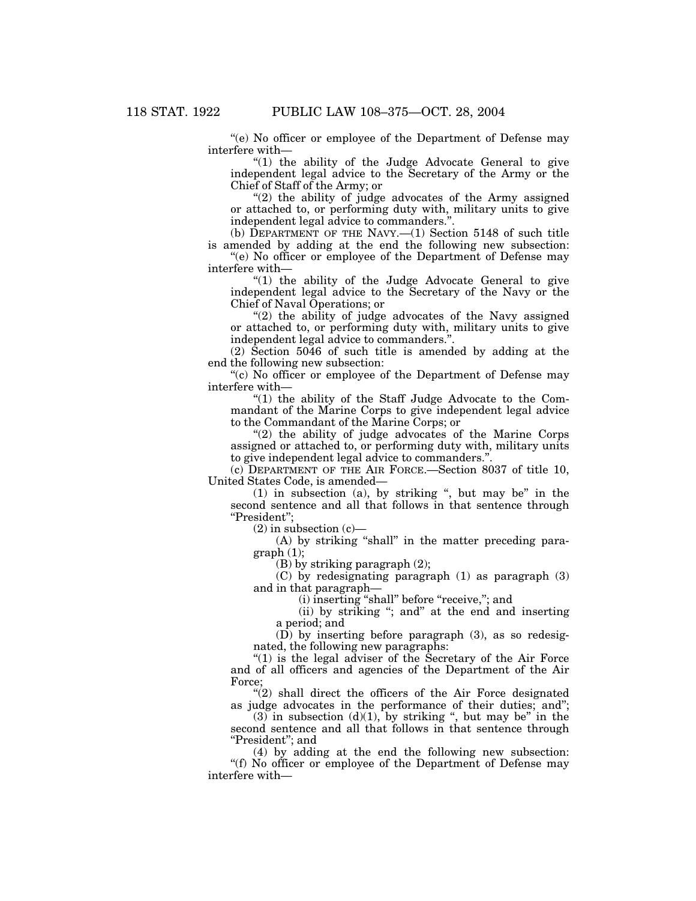"(e) No officer or employee of the Department of Defense may interfere with—

"(1) the ability of the Judge Advocate General to give independent legal advice to the Secretary of the Army or the Chief of Staff of the Army; or

"(2) the ability of judge advocates of the Army assigned or attached to, or performing duty with, military units to give independent legal advice to commanders.".

(b) DEPARTMENT OF THE NAVY.—(1) Section 5148 of such title is amended by adding at the end the following new subsection:

"(e) No officer or employee of the Department of Defense may interfere with—

"(1) the ability of the Judge Advocate General to give independent legal advice to the Secretary of the Navy or the Chief of Naval Operations; or

"(2) the ability of judge advocates of the Navy assigned or attached to, or performing duty with, military units to give independent legal advice to commanders.".

(2) Section 5046 of such title is amended by adding at the end the following new subsection:

"(c) No officer or employee of the Department of Defense may interfere with—

"(1) the ability of the Staff Judge Advocate to the Commandant of the Marine Corps to give independent legal advice to the Commandant of the Marine Corps; or

"(2) the ability of judge advocates of the Marine Corps assigned or attached to, or performing duty with, military units to give independent legal advice to commanders.".

(c) DEPARTMENT OF THE AIR FORCE.—Section 8037 of title 10, United States Code, is amended—

(1) in subsection (a), by striking ", but may be" in the second sentence and all that follows in that sentence through "President";

(2) in subsection (c)—

(A) by striking "shall" in the matter preceding paragraph (1);

(B) by striking paragraph (2);

(C) by redesignating paragraph (1) as paragraph (3) and in that paragraph—

(i) inserting "shall" before "receive,"; and

(ii) by striking "; and" at the end and inserting a period; and

(D) by inserting before paragraph (3), as so redesignated, the following new paragraphs:

"(1) is the legal adviser of the Secretary of the Air Force and of all officers and agencies of the Department of the Air Force;

"(2) shall direct the officers of the Air Force designated as judge advocates in the performance of their duties; and";

(3) in subsection (d)(1), by striking ", but may be" in the second sentence and all that follows in that sentence through "President"; and

(4) by adding at the end the following new subsection:

"(f) No officer or employee of the Department of Defense may interfere with—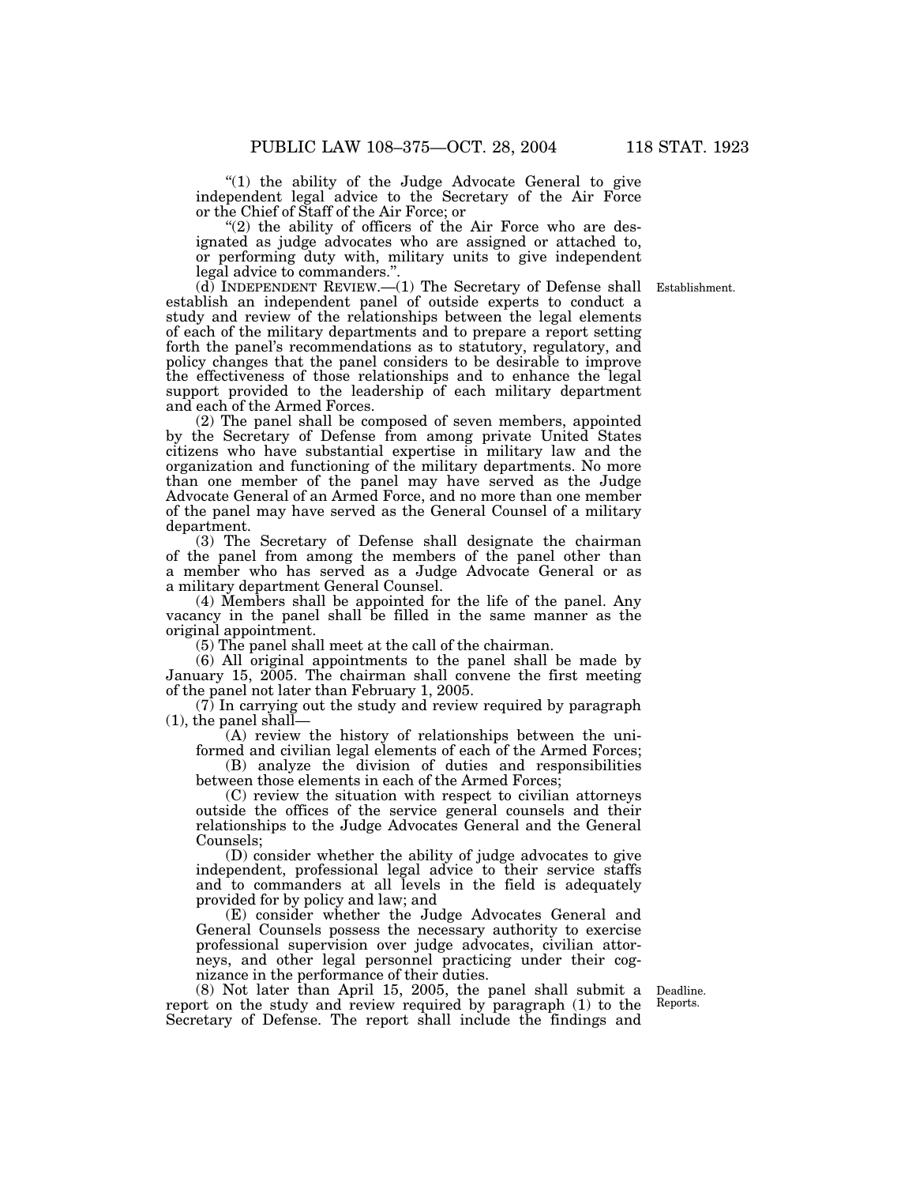"(1) the ability of the Judge Advocate General to give independent legal advice to the Secretary of the Air Force or the Chief of Staff of the Air Force; or

"(2) the ability of officers of the Air Force who are designated as judge advocates who are assigned or attached to, or performing duty with, military units to give independent legal advice to commanders.".

(d) INDEPENDENT REVIEW.—(1) The Secretary of Defense shall establish an independent panel of outside experts to conduct a study and review of the relationships between the legal elements of each of the military departments and to prepare a report setting forth the panel's recommendations as to statutory, regulatory, and policy changes that the panel considers to be desirable to improve the effectiveness of those relationships and to enhance the legal support provided to the leadership of each military department and each of the Armed Forces.

Establishment.

(2) The panel shall be composed of seven members, appointed by the Secretary of Defense from among private United States citizens who have substantial expertise in military law and the organization and functioning of the military departments. No more than one member of the panel may have served as the Judge Advocate General of an Armed Force, and no more than one member of the panel may have served as the General Counsel of a military department.

(3) The Secretary of Defense shall designate the chairman of the panel from among the members of the panel other than a member who has served as a Judge Advocate General or as a military department General Counsel.

(4) Members shall be appointed for the life of the panel. Any vacancy in the panel shall be filled in the same manner as the original appointment.

(5) The panel shall meet at the call of the chairman.

(6) All original appointments to the panel shall be made by January 15, 2005. The chairman shall convene the first meeting of the panel not later than February 1, 2005.

(7) In carrying out the study and review required by paragraph (1), the panel shall—

(A) review the history of relationships between the uniformed and civilian legal elements of each of the Armed Forces;

(B) analyze the division of duties and responsibilities between those elements in each of the Armed Forces;

(C) review the situation with respect to civilian attorneys outside the offices of the service general counsels and their relationships to the Judge Advocates General and the General Counsels;

(D) consider whether the ability of judge advocates to give independent, professional legal advice to their service staffs and to commanders at all levels in the field is adequately provided for by policy and law; and

(E) consider whether the Judge Advocates General and General Counsels possess the necessary authority to exercise professional supervision over judge advocates, civilian attorneys, and other legal personnel practicing under their cognizance in the performance of their duties.

(8) Not later than April 15, 2005, the panel shall submit a report on the study and review required by paragraph (1) to the Secretary of Defense. The report shall include the findings and

Deadline. Reports.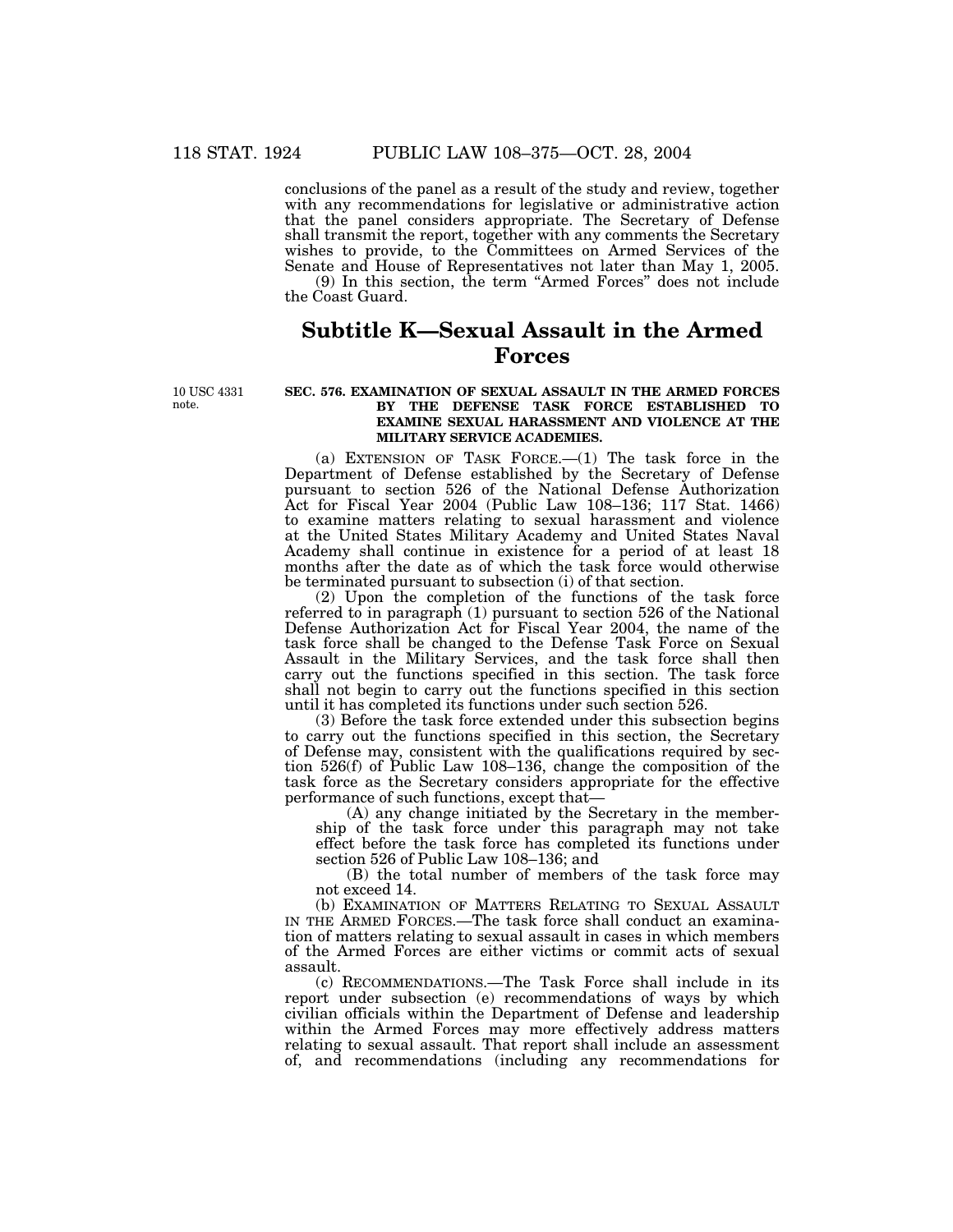conclusions of the panel as a result of the study and review, together with any recommendations for legislative or administrative action that the panel considers appropriate. The Secretary of Defense shall transmit the report, together with any comments the Secretary wishes to provide, to the Committees on Armed Services of the Senate and House of Representatives not later than May 1, 2005.

(9) In this section, the term "Armed Forces" does not include the Coast Guard.

## Subtitle K—Sexual Assault in the Armed Forces

10 USC 4331 note.

**SEC. 576. EXAMINATION OF SEXUAL ASSAULT IN THE ARMED FORCES BY THE DEFENSE TASK FORCE ESTABLISHED TO EXAMINE SEXUAL HARASSMENT AND VIOLENCE AT THE MILITARY SERVICE ACADEMIES.**

(a) EXTENSION OF TASK FORCE.—(1) The task force in the Department of Defense established by the Secretary of Defense pursuant to section 526 of the National Defense Authorization Act for Fiscal Year 2004 (Public Law 108–136; 117 Stat. 1466) to examine matters relating to sexual harassment and violence at the United States Military Academy and United States Naval Academy shall continue in existence for a period of at least 18 months after the date as of which the task force would otherwise be terminated pursuant to subsection (i) of that section.

(2) Upon the completion of the functions of the task force referred to in paragraph (1) pursuant to section 526 of the National Defense Authorization Act for Fiscal Year 2004, the name of the task force shall be changed to the Defense Task Force on Sexual Assault in the Military Services, and the task force shall then carry out the functions specified in this section. The task force shall not begin to carry out the functions specified in this section until it has completed its functions under such section 526.

(3) Before the task force extended under this subsection begins to carry out the functions specified in this section, the Secretary of Defense may, consistent with the qualifications required by section 526(f) of Public Law 108–136, change the composition of the task force as the Secretary considers appropriate for the effective performance of such functions, except that—

(A) any change initiated by the Secretary in the membership of the task force under this paragraph may not take effect before the task force has completed its functions under section 526 of Public Law 108–136; and

(B) the total number of members of the task force may not exceed 14.

(b) EXAMINATION OF MATTERS RELATING TO SEXUAL ASSAULT IN THE ARMED FORCES.—The task force shall conduct an examination of matters relating to sexual assault in cases in which members of the Armed Forces are either victims or commit acts of sexual assault.

(c) RECOMMENDATIONS.—The Task Force shall include in its report under subsection (e) recommendations of ways by which civilian officials within the Department of Defense and leadership within the Armed Forces may more effectively address matters relating to sexual assault. That report shall include an assessment of, and recommendations (including any recommendations for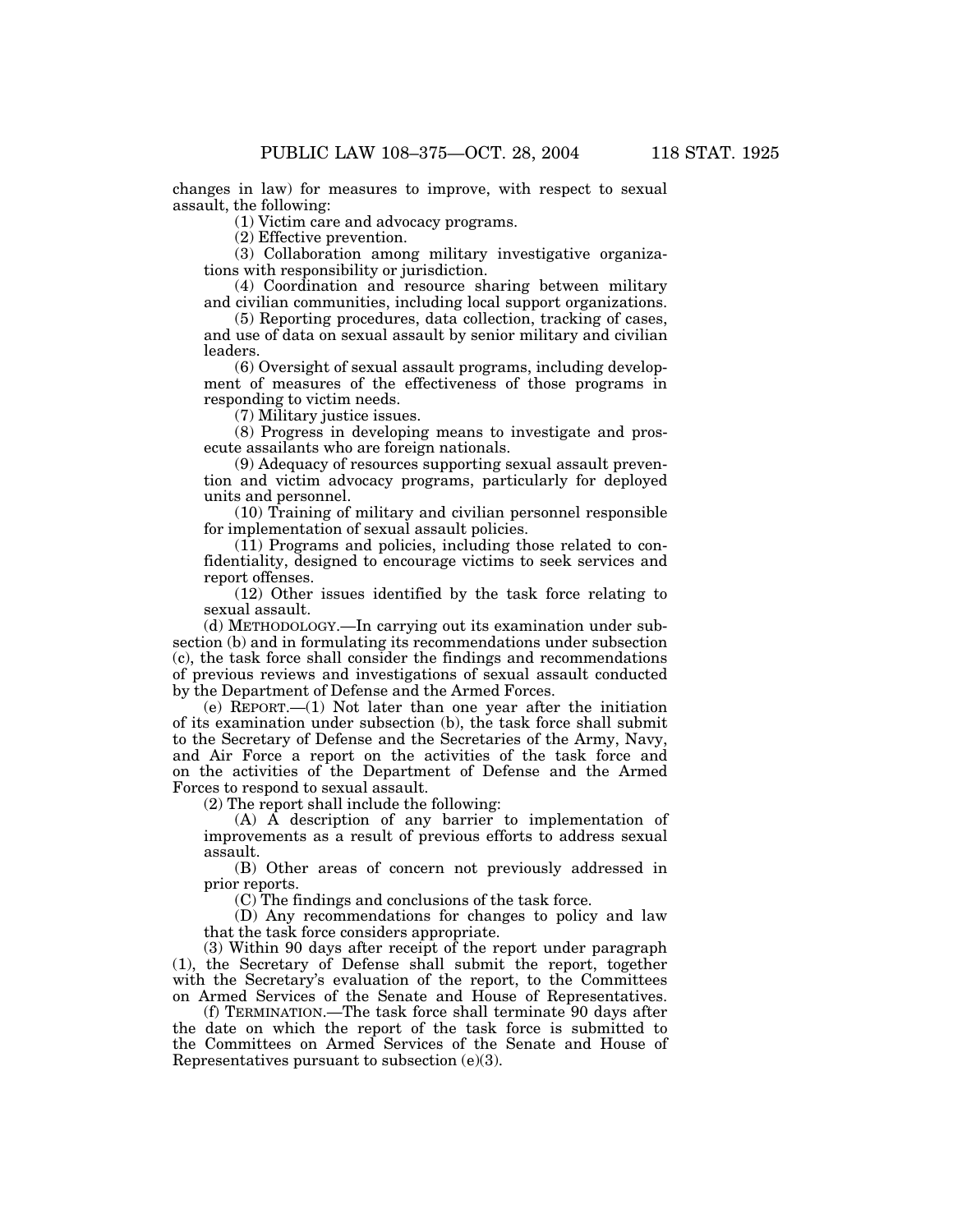changes in law) for measures to improve, with respect to sexual assault, the following:

(1) Victim care and advocacy programs.

(2) Effective prevention.

(3) Collaboration among military investigative organizations with responsibility or jurisdiction.

(4) Coordination and resource sharing between military and civilian communities, including local support organizations.

(5) Reporting procedures, data collection, tracking of cases, and use of data on sexual assault by senior military and civilian leaders.

(6) Oversight of sexual assault programs, including development of measures of the effectiveness of those programs in responding to victim needs.

(7) Military justice issues.

(8) Progress in developing means to investigate and prosecute assailants who are foreign nationals.

(9) Adequacy of resources supporting sexual assault prevention and victim advocacy programs, particularly for deployed units and personnel.

(10) Training of military and civilian personnel responsible for implementation of sexual assault policies.

(11) Programs and policies, including those related to confidentiality, designed to encourage victims to seek services and report offenses.

(12) Other issues identified by the task force relating to sexual assault.

(d) METHODOLOGY.—In carrying out its examination under subsection (b) and in formulating its recommendations under subsection (c), the task force shall consider the findings and recommendations of previous reviews and investigations of sexual assault conducted by the Department of Defense and the Armed Forces.

(e) REPORT.—(1) Not later than one year after the initiation of its examination under subsection (b), the task force shall submit to the Secretary of Defense and the Secretaries of the Army, Navy, and Air Force a report on the activities of the task force and on the activities of the Department of Defense and the Armed Forces to respond to sexual assault.

(2) The report shall include the following:

(A) A description of any barrier to implementation of improvements as a result of previous efforts to address sexual assault.

(B) Other areas of concern not previously addressed in prior reports.

(C) The findings and conclusions of the task force.

(D) Any recommendations for changes to policy and law that the task force considers appropriate.

(3) Within 90 days after receipt of the report under paragraph (1), the Secretary of Defense shall submit the report, together with the Secretary's evaluation of the report, to the Committees on Armed Services of the Senate and House of Representatives.

(f) TERMINATION.—The task force shall terminate 90 days after the date on which the report of the task force is submitted to the Committees on Armed Services of the Senate and House of Representatives pursuant to subsection (e)(3).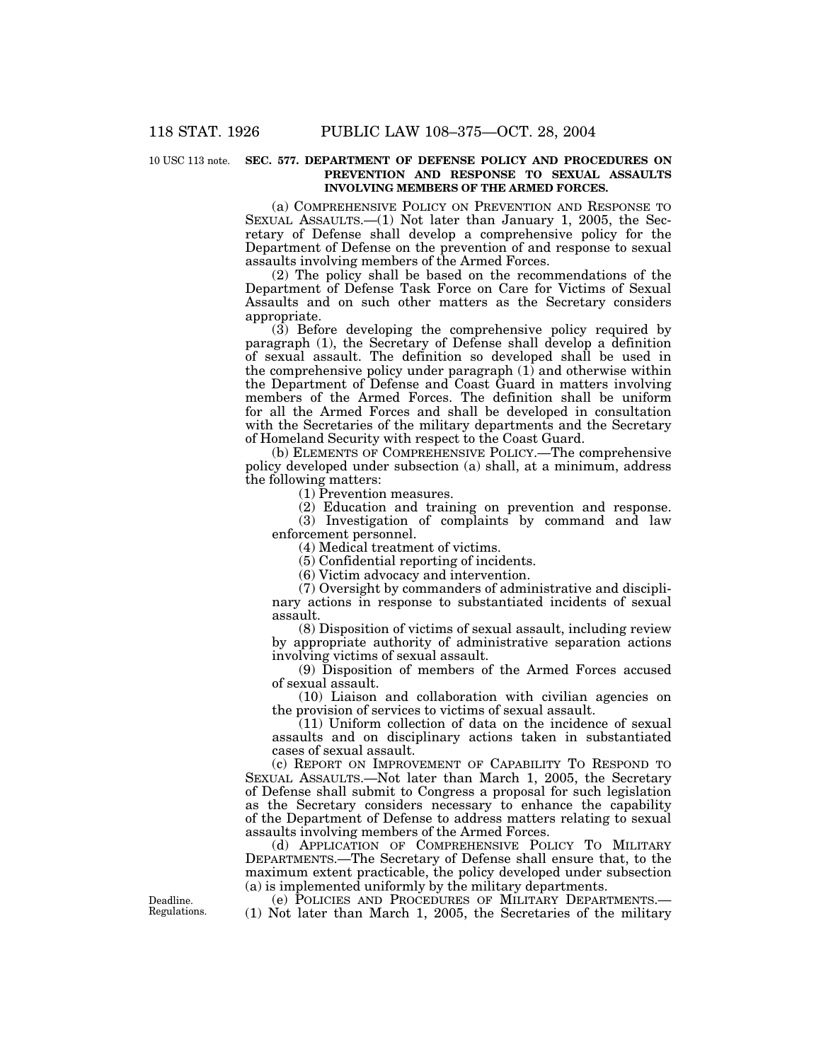10 USC 113 note.

**SEC. 577. DEPARTMENT OF DEFENSE POLICY AND PROCEDURES ON PREVENTION AND RESPONSE TO SEXUAL ASSAULTS INVOLVING MEMBERS OF THE ARMED FORCES.**

(a) COMPREHENSIVE POLICY ON PREVENTION AND RESPONSE TO SEXUAL ASSAULTS.—(1) Not later than January 1, 2005, the Secretary of Defense shall develop a comprehensive policy for the Department of Defense on the prevention of and response to sexual assaults involving members of the Armed Forces.

(2) The policy shall be based on the recommendations of the Department of Defense Task Force on Care for Victims of Sexual Assaults and on such other matters as the Secretary considers appropriate.

(3) Before developing the comprehensive policy required by paragraph (1), the Secretary of Defense shall develop a definition of sexual assault. The definition so developed shall be used in the comprehensive policy under paragraph (1) and otherwise within the Department of Defense and Coast Guard in matters involving members of the Armed Forces. The definition shall be uniform for all the Armed Forces and shall be developed in consultation with the Secretaries of the military departments and the Secretary of Homeland Security with respect to the Coast Guard.

(b) ELEMENTS OF COMPREHENSIVE POLICY.—The comprehensive policy developed under subsection (a) shall, at a minimum, address the following matters:

(1) Prevention measures.

(2) Education and training on prevention and response.

(3) Investigation of complaints by command and law enforcement personnel.

(4) Medical treatment of victims.

(5) Confidential reporting of incidents.

(6) Victim advocacy and intervention.

(7) Oversight by commanders of administrative and disciplinary actions in response to substantiated incidents of sexual assault.

(8) Disposition of victims of sexual assault, including review by appropriate authority of administrative separation actions involving victims of sexual assault.

(9) Disposition of members of the Armed Forces accused of sexual assault.

(10) Liaison and collaboration with civilian agencies on the provision of services to victims of sexual assault.

(11) Uniform collection of data on the incidence of sexual assaults and on disciplinary actions taken in substantiated cases of sexual assault.

(c) REPORT ON IMPROVEMENT OF CAPABILITY TO RESPOND TO SEXUAL ASSAULTS.—Not later than March 1, 2005, the Secretary of Defense shall submit to Congress a proposal for such legislation as the Secretary considers necessary to enhance the capability of the Department of Defense to address matters relating to sexual assaults involving members of the Armed Forces.

(d) APPLICATION OF COMPREHENSIVE POLICY TO MILITARY DEPARTMENTS.—The Secretary of Defense shall ensure that, to the maximum extent practicable, the policy developed under subsection (a) is implemented uniformly by the military departments.

Deadline. Regulations.

(e) POLICIES AND PROCEDURES OF MILITARY DEPARTMENTS.—(1) Not later than March 1, 2005, the Secretaries of the military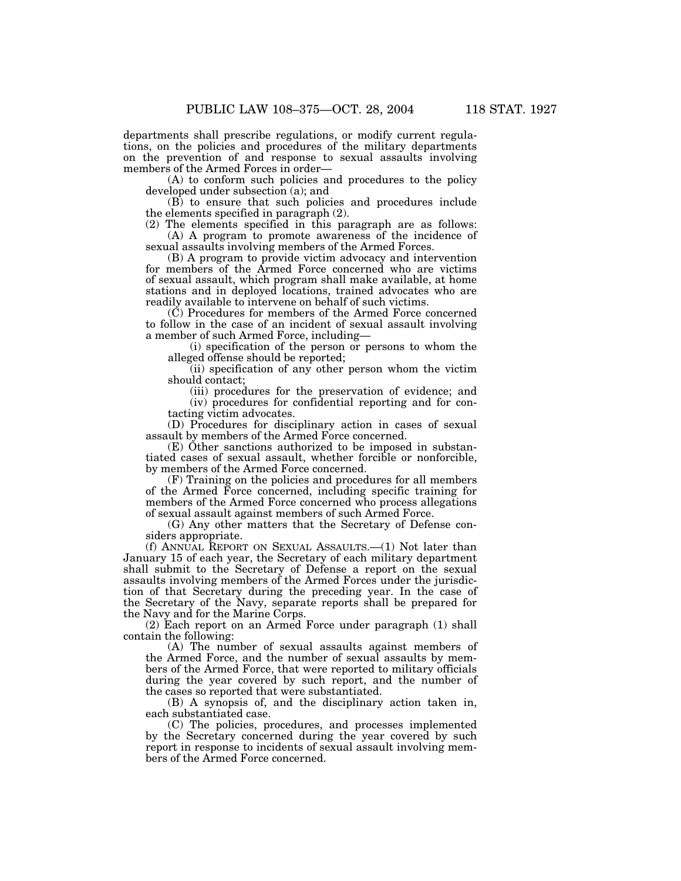departments shall prescribe regulations, or modify current regulations, on the policies and procedures of the military departments on the prevention of and response to sexual assaults involving members of the Armed Forces in order—

(A) to conform such policies and procedures to the policy developed under subsection (a); and

(B) to ensure that such policies and procedures include the elements specified in paragraph (2).

(2) The elements specified in this paragraph are as follows:

(A) A program to promote awareness of the incidence of sexual assaults involving members of the Armed Forces.

(B) A program to provide victim advocacy and intervention for members of the Armed Force concerned who are victims of sexual assault, which program shall make available, at home stations and in deployed locations, trained advocates who are readily available to intervene on behalf of such victims.

(C) Procedures for members of the Armed Force concerned to follow in the case of an incident of sexual assault involving a member of such Armed Force, including—

(i) specification of the person or persons to whom the alleged offense should be reported;

(ii) specification of any other person whom the victim should contact;

(iii) procedures for the preservation of evidence; and

(iv) procedures for confidential reporting and for contacting victim advocates.

(D) Procedures for disciplinary action in cases of sexual assault by members of the Armed Force concerned.

(E) Other sanctions authorized to be imposed in substantiated cases of sexual assault, whether forcible or nonforcible, by members of the Armed Force concerned.

(F) Training on the policies and procedures for all members of the Armed Force concerned, including specific training for members of the Armed Force concerned who process allegations of sexual assault against members of such Armed Force.

(G) Any other matters that the Secretary of Defense considers appropriate.

(f) ANNUAL REPORT ON SEXUAL ASSAULTS.—(1) Not later than January 15 of each year, the Secretary of each military department shall submit to the Secretary of Defense a report on the sexual assaults involving members of the Armed Forces under the jurisdiction of that Secretary during the preceding year. In the case of the Secretary of the Navy, separate reports shall be prepared for the Navy and for the Marine Corps.

(2) Each report on an Armed Force under paragraph (1) shall contain the following:

(A) The number of sexual assaults against members of the Armed Force, and the number of sexual assaults by members of the Armed Force, that were reported to military officials during the year covered by such report, and the number of the cases so reported that were substantiated.

(B) A synopsis of, and the disciplinary action taken in, each substantiated case.

(C) The policies, procedures, and processes implemented by the Secretary concerned during the year covered by such report in response to incidents of sexual assault involving members of the Armed Force concerned.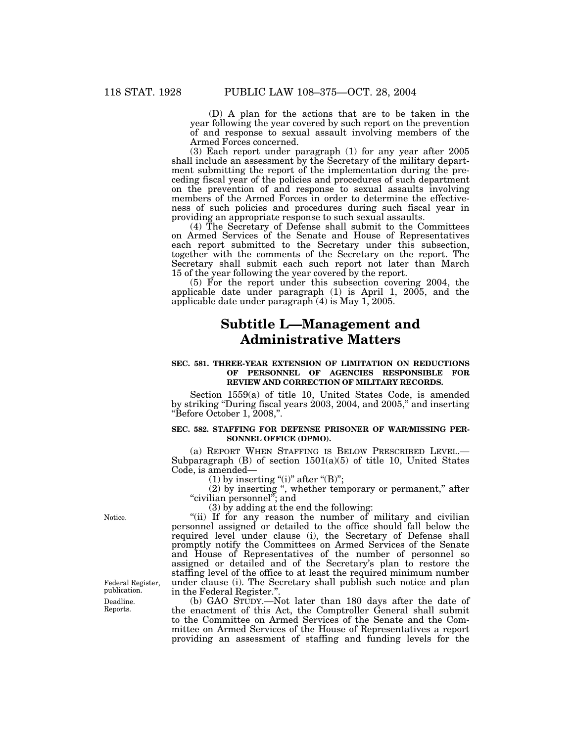(D) A plan for the actions that are to be taken in the year following the year covered by such report on the prevention of and response to sexual assault involving members of the Armed Forces concerned.

(3) Each report under paragraph (1) for any year after 2005 shall include an assessment by the Secretary of the military department submitting the report of the implementation during the preceding fiscal year of the policies and procedures of such department on the prevention of and response to sexual assaults involving members of the Armed Forces in order to determine the effectiveness of such policies and procedures during such fiscal year in providing an appropriate response to such sexual assaults.

(4) The Secretary of Defense shall submit to the Committees on Armed Services of the Senate and House of Representatives each report submitted to the Secretary under this subsection, together with the comments of the Secretary on the report. The Secretary shall submit each such report not later than March 15 of the year following the year covered by the report.

(5) For the report under this subsection covering 2004, the applicable date under paragraph (1) is April 1, 2005, and the applicable date under paragraph (4) is May 1, 2005.

# Subtitle L—Management and Administrative Matters

**SEC. 581. THREE-YEAR EXTENSION OF LIMITATION ON REDUCTIONS OF PERSONNEL OF AGENCIES RESPONSIBLE FOR REVIEW AND CORRECTION OF MILITARY RECORDS.**

Section 1559(a) of title 10, United States Code, is amended by striking "During fiscal years 2003, 2004, and 2005," and inserting "Before October 1, 2008,".

**SEC. 582. STAFFING FOR DEFENSE PRISONER OF WAR/MISSING PERSONNEL OFFICE (DPMO).**

(a) REPORT WHEN STAFFING IS BELOW PRESCRIBED LEVEL.—Subparagraph (B) of section 1501(a)(5) of title 10, United States Code, is amended—

(1) by inserting "(i)" after "(B)";

(2) by inserting ", whether temporary or permanent," after "civilian personnel"; and

(3) by adding at the end the following:

Notice.

"(ii) If for any reason the number of military and civilian personnel assigned or detailed to the office should fall below the required level under clause (i), the Secretary of Defense shall promptly notify the Committees on Armed Services of the Senate and House of Representatives of the number of personnel so assigned or detailed and of the Secretary's plan to restore the staffing level of the office to at least the required minimum number under clause (i). The Secretary shall publish such notice and plan in the Federal Register.".

Federal Register, publication.

Deadline. Reports.

(b) GAO STUDY.—Not later than 180 days after the date of the enactment of this Act, the Comptroller General shall submit to the Committee on Armed Services of the Senate and the Committee on Armed Services of the House of Representatives a report providing an assessment of staffing and funding levels for the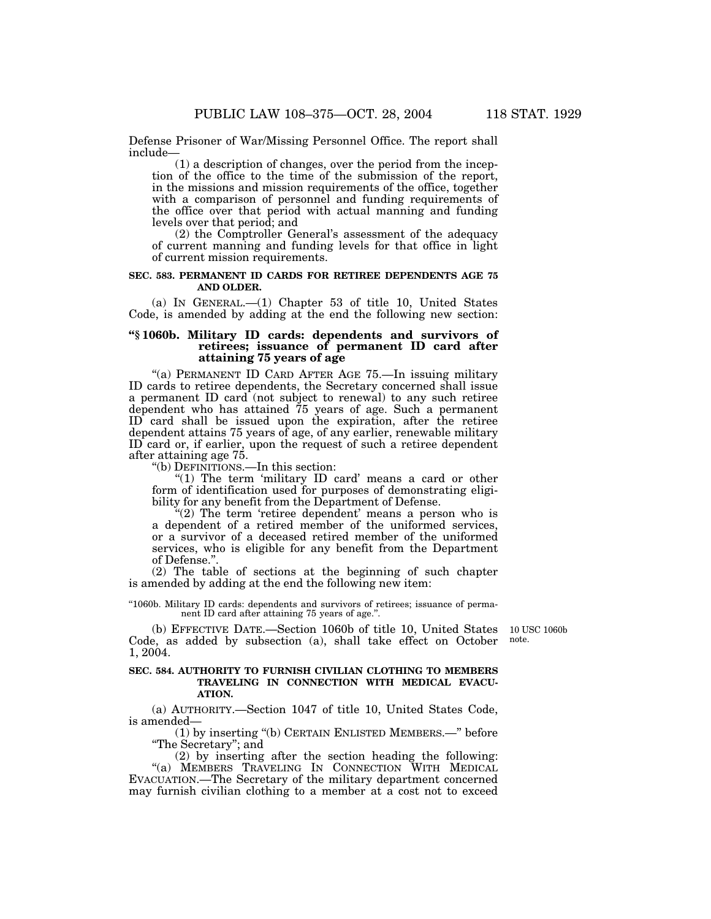Defense Prisoner of War/Missing Personnel Office. The report shall include—

(1) a description of changes, over the period from the inception of the office to the time of the submission of the report, in the missions and mission requirements of the office, together with a comparison of personnel and funding requirements of the office over that period with actual manning and funding levels over that period; and

(2) the Comptroller General's assessment of the adequacy of current manning and funding levels for that office in light of current mission requirements.

**SEC. 583. PERMANENT ID CARDS FOR RETIREE DEPENDENTS AGE 75 AND OLDER.**

(a) IN GENERAL.—(1) Chapter 53 of title 10, United States Code, is amended by adding at the end the following new section:

**"§ 1060b. Military ID cards: dependents and survivors of retirees; issuance of permanent ID card after attaining 75 years of age**

"(a) PERMANENT ID CARD AFTER AGE 75.—In issuing military ID cards to retiree dependents, the Secretary concerned shall issue a permanent ID card (not subject to renewal) to any such retiree dependent who has attained 75 years of age. Such a permanent ID card shall be issued upon the expiration, after the retiree dependent attains 75 years of age, of any earlier, renewable military ID card or, if earlier, upon the request of such a retiree dependent after attaining age 75.

"(b) DEFINITIONS.—In this section:

"(1) The term 'military ID card' means a card or other form of identification used for purposes of demonstrating eligibility for any benefit from the Department of Defense.

"(2) The term 'retiree dependent' means a person who is a dependent of a retired member of the uniformed services, or a survivor of a deceased retired member of the uniformed services, who is eligible for any benefit from the Department of Defense.".

(2) The table of sections at the beginning of such chapter is amended by adding at the end the following new item:

"1060b. Military ID cards: dependents and survivors of retirees; issuance of permanent ID card after attaining 75 years of age.".

(b) EFFECTIVE DATE.—Section 1060b of title 10, United States Code, as added by subsection (a), shall take effect on October 1, 2004.

10 USC 1060b note.

**SEC. 584. AUTHORITY TO FURNISH CIVILIAN CLOTHING TO MEMBERS TRAVELING IN CONNECTION WITH MEDICAL EVACUATION.**

(a) AUTHORITY.—Section 1047 of title 10, United States Code, is amended—

(1) by inserting "(b) CERTAIN ENLISTED MEMBERS.—" before "The Secretary"; and

(2) by inserting after the section heading the following:

"(a) MEMBERS TRAVELING IN CONNECTION WITH MEDICAL EVACUATION.—The Secretary of the military department concerned may furnish civilian clothing to a member at a cost not to exceed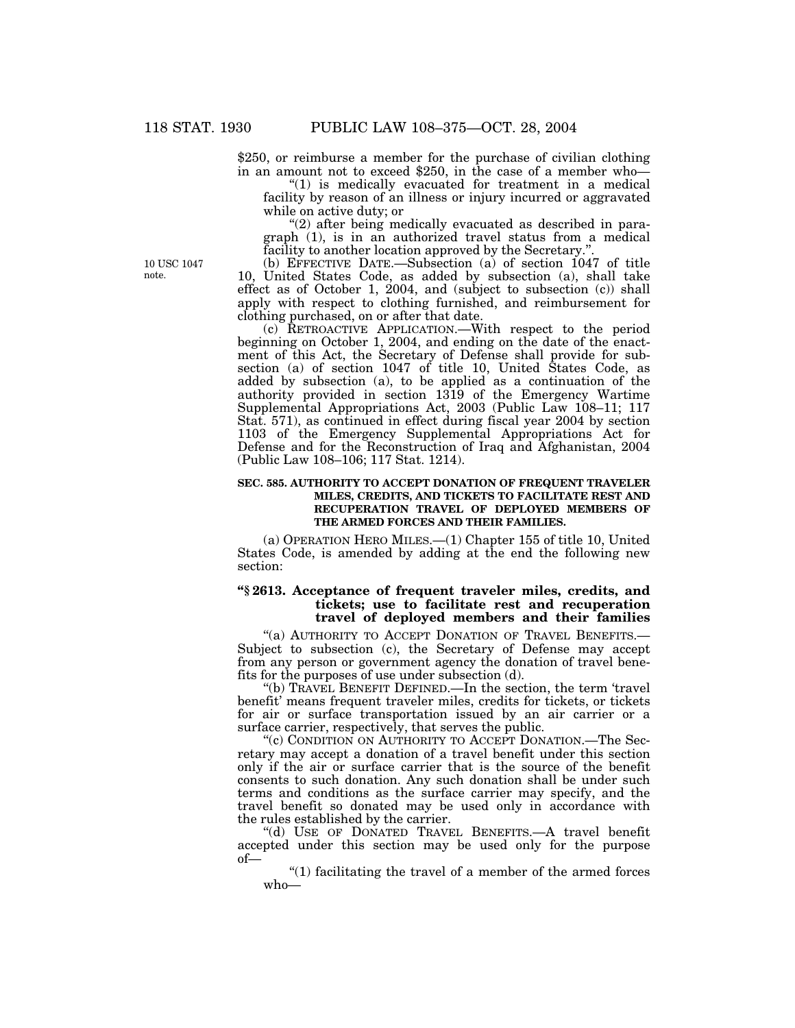$250, or reimburse a member for the purchase of civilian clothing in an amount not to exceed $250, in the case of a member who—

"(1) is medically evacuated for treatment in a medical facility by reason of an illness or injury incurred or aggravated while on active duty; or

"(2) after being medically evacuated as described in paragraph (1), is in an authorized travel status from a medical facility to another location approved by the Secretary.".

10 USC 1047 note.

(b) EFFECTIVE DATE.—Subsection (a) of section 1047 of title 10, United States Code, as added by subsection (a), shall take effect as of October 1, 2004, and (subject to subsection (c)) shall apply with respect to clothing furnished, and reimbursement for clothing purchased, on or after that date.

(c) RETROACTIVE APPLICATION.—With respect to the period beginning on October 1, 2004, and ending on the date of the enactment of this Act, the Secretary of Defense shall provide for subsection (a) of section 1047 of title 10, United States Code, as added by subsection (a), to be applied as a continuation of the authority provided in section 1319 of the Emergency Wartime Supplemental Appropriations Act, 2003 (Public Law 108–11; 117 Stat. 571), as continued in effect during fiscal year 2004 by section 1103 of the Emergency Supplemental Appropriations Act for Defense and for the Reconstruction of Iraq and Afghanistan, 2004 (Public Law 108–106; 117 Stat. 1214).

**SEC. 585. AUTHORITY TO ACCEPT DONATION OF FREQUENT TRAVELER MILES, CREDITS, AND TICKETS TO FACILITATE REST AND RECUPERATION TRAVEL OF DEPLOYED MEMBERS OF THE ARMED FORCES AND THEIR FAMILIES.**

(a) OPERATION HERO MILES.—(1) Chapter 155 of title 10, United States Code, is amended by adding at the end the following new section:

**"§ 2613. Acceptance of frequent traveler miles, credits, and tickets; use to facilitate rest and recuperation travel of deployed members and their families**

"(a) AUTHORITY TO ACCEPT DONATION OF TRAVEL BENEFITS.—Subject to subsection (c), the Secretary of Defense may accept from any person or government agency the donation of travel benefits for the purposes of use under subsection (d).

"(b) TRAVEL BENEFIT DEFINED.—In the section, the term 'travel benefit' means frequent traveler miles, credits for tickets, or tickets for air or surface transportation issued by an air carrier or a surface carrier, respectively, that serves the public.

"(c) CONDITION ON AUTHORITY TO ACCEPT DONATION.—The Secretary may accept a donation of a travel benefit under this section only if the air or surface carrier that is the source of the benefit consents to such donation. Any such donation shall be under such terms and conditions as the surface carrier may specify, and the travel benefit so donated may be used only in accordance with the rules established by the carrier.

"(d) USE OF DONATED TRAVEL BENEFITS.—A travel benefit accepted under this section may be used only for the purpose of—

"(1) facilitating the travel of a member of the armed forces who—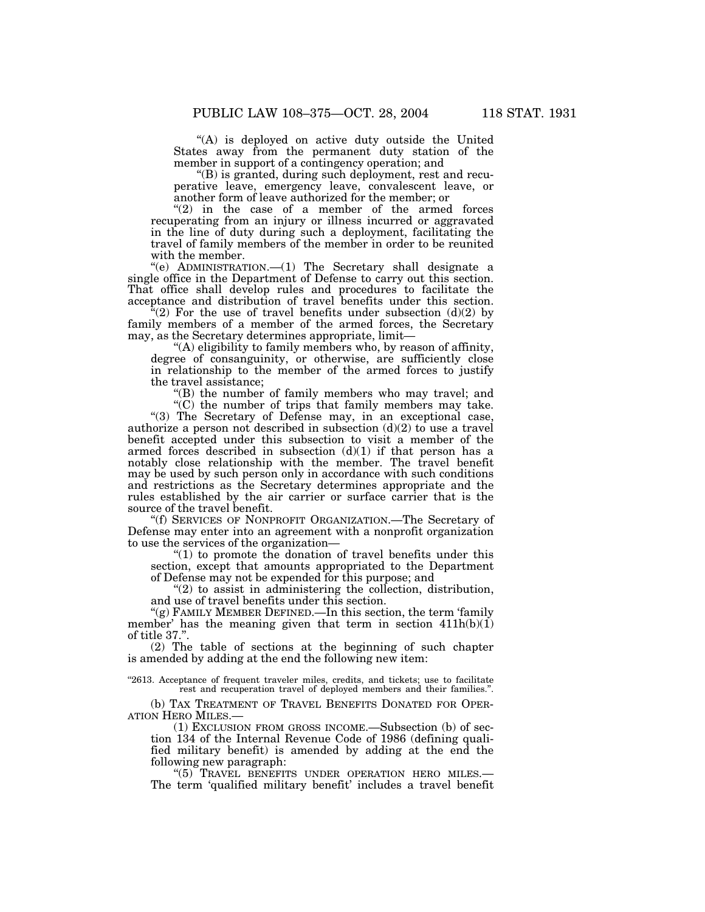"(A) is deployed on active duty outside the United States away from the permanent duty station of the member in support of a contingency operation; and

"(B) is granted, during such deployment, rest and recuperative leave, emergency leave, convalescent leave, or another form of leave authorized for the member; or

"(2) in the case of a member of the armed forces recuperating from an injury or illness incurred or aggravated in the line of duty during such a deployment, facilitating the travel of family members of the member in order to be reunited with the member.

"(e) ADMINISTRATION.—(1) The Secretary shall designate a single office in the Department of Defense to carry out this section. That office shall develop rules and procedures to facilitate the acceptance and distribution of travel benefits under this section.

"(2) For the use of travel benefits under subsection (d)(2) by family members of a member of the armed forces, the Secretary may, as the Secretary determines appropriate, limit—

"(A) eligibility to family members who, by reason of affinity, degree of consanguinity, or otherwise, are sufficiently close in relationship to the member of the armed forces to justify the travel assistance;

"(B) the number of family members who may travel; and

"(C) the number of trips that family members may take.

"(3) The Secretary of Defense may, in an exceptional case, authorize a person not described in subsection (d)(2) to use a travel benefit accepted under this subsection to visit a member of the armed forces described in subsection (d)(1) if that person has a notably close relationship with the member. The travel benefit may be used by such person only in accordance with such conditions and restrictions as the Secretary determines appropriate and the rules established by the air carrier or surface carrier that is the source of the travel benefit.

"(f) SERVICES OF NONPROFIT ORGANIZATION.—The Secretary of Defense may enter into an agreement with a nonprofit organization to use the services of the organization—

"(1) to promote the donation of travel benefits under this section, except that amounts appropriated to the Department of Defense may not be expended for this purpose; and

"(2) to assist in administering the collection, distribution, and use of travel benefits under this section.

"(g) FAMILY MEMBER DEFINED.—In this section, the term 'family member' has the meaning given that term in section 411h(b)(1) of title 37.".

(2) The table of sections at the beginning of such chapter is amended by adding at the end the following new item:

"2613. Acceptance of frequent traveler miles, credits, and tickets; use to facilitate rest and recuperation travel of deployed members and their families.".

(b) TAX TREATMENT OF TRAVEL BENEFITS DONATED FOR OPERATION HERO MILES.—

(1) EXCLUSION FROM GROSS INCOME.—Subsection (b) of section 134 of the Internal Revenue Code of 1986 (defining qualified military benefit) is amended by adding at the end the following new paragraph:

"(5) TRAVEL BENEFITS UNDER OPERATION HERO MILES.— The term 'qualified military benefit' includes a travel benefit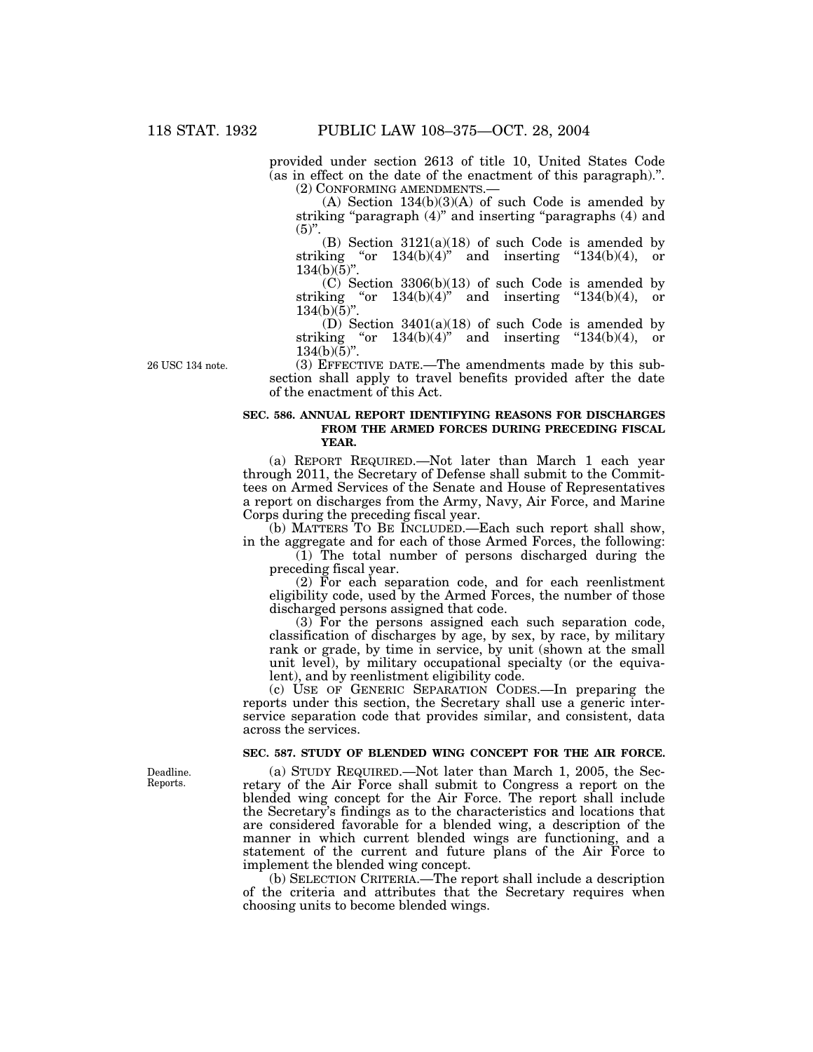provided under section 2613 of title 10, United States Code (as in effect on the date of the enactment of this paragraph).".

(2) CONFORMING AMENDMENTS.—

(A) Section 134(b)(3)(A) of such Code is amended by striking "paragraph (4)" and inserting "paragraphs (4) and (5)".

(B) Section 3121(a)(18) of such Code is amended by striking "or 134(b)(4)" and inserting "134(b)(4), or 134(b)(5)".

(C) Section 3306(b)(13) of such Code is amended by striking "or 134(b)(4)" and inserting "134(b)(4), or 134(b)(5)".

(D) Section 3401(a)(18) of such Code is amended by striking "or 134(b)(4)" and inserting "134(b)(4), or 134(b)(5)".

26 USC 134 note.

(3) EFFECTIVE DATE.—The amendments made by this subsection shall apply to travel benefits provided after the date of the enactment of this Act.

### SEC. 586. ANNUAL REPORT IDENTIFYING REASONS FOR DISCHARGES FROM THE ARMED FORCES DURING PRECEDING FISCAL YEAR.

(a) REPORT REQUIRED.—Not later than March 1 each year through 2011, the Secretary of Defense shall submit to the Committees on Armed Services of the Senate and House of Representatives a report on discharges from the Army, Navy, Air Force, and Marine Corps during the preceding fiscal year.

(b) MATTERS TO BE INCLUDED.—Each such report shall show, in the aggregate and for each of those Armed Forces, the following:

(1) The total number of persons discharged during the preceding fiscal year.

(2) For each separation code, and for each reenlistment eligibility code, used by the Armed Forces, the number of those discharged persons assigned that code.

(3) For the persons assigned each such separation code, classification of discharges by age, by sex, by race, by military rank or grade, by time in service, by unit (shown at the small unit level), by military occupational specialty (or the equivalent), and by reenlistment eligibility code.

(c) USE OF GENERIC SEPARATION CODES.—In preparing the reports under this section, the Secretary shall use a generic interservice separation code that provides similar, and consistent, data across the services.

### SEC. 587. STUDY OF BLENDED WING CONCEPT FOR THE AIR FORCE.

Deadline. Reports.

(a) STUDY REQUIRED.—Not later than March 1, 2005, the Secretary of the Air Force shall submit to Congress a report on the blended wing concept for the Air Force. The report shall include the Secretary's findings as to the characteristics and locations that are considered favorable for a blended wing, a description of the manner in which current blended wings are functioning, and a statement of the current and future plans of the Air Force to implement the blended wing concept.

(b) SELECTION CRITERIA.—The report shall include a description of the criteria and attributes that the Secretary requires when choosing units to become blended wings.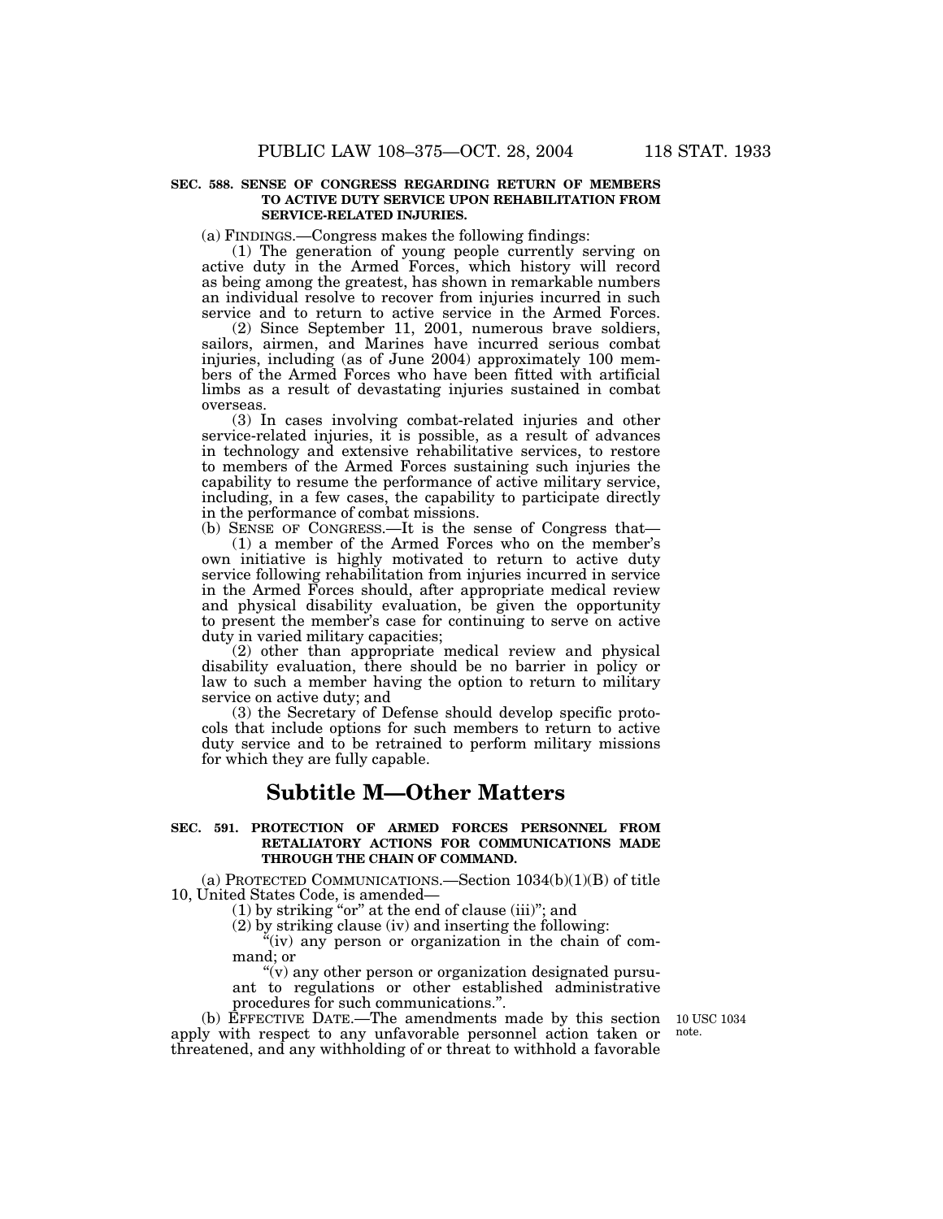**SEC. 588. SENSE OF CONGRESS REGARDING RETURN OF MEMBERS TO ACTIVE DUTY SERVICE UPON REHABILITATION FROM SERVICE-RELATED INJURIES.**

(a) FINDINGS.—Congress makes the following findings:

(1) The generation of young people currently serving on active duty in the Armed Forces, which history will record as being among the greatest, has shown in remarkable numbers an individual resolve to recover from injuries incurred in such service and to return to active service in the Armed Forces.

(2) Since September 11, 2001, numerous brave soldiers, sailors, airmen, and Marines have incurred serious combat injuries, including (as of June 2004) approximately 100 members of the Armed Forces who have been fitted with artificial limbs as a result of devastating injuries sustained in combat overseas.

(3) In cases involving combat-related injuries and other service-related injuries, it is possible, as a result of advances in technology and extensive rehabilitative services, to restore to members of the Armed Forces sustaining such injuries the capability to resume the performance of active military service, including, in a few cases, the capability to participate directly in the performance of combat missions.

(b) SENSE OF CONGRESS.—It is the sense of Congress that—

(1) a member of the Armed Forces who on the member's own initiative is highly motivated to return to active duty service following rehabilitation from injuries incurred in service in the Armed Forces should, after appropriate medical review and physical disability evaluation, be given the opportunity to present the member's case for continuing to serve on active duty in varied military capacities;

(2) other than appropriate medical review and physical disability evaluation, there should be no barrier in policy or law to such a member having the option to return to military service on active duty; and

(3) the Secretary of Defense should develop specific protocols that include options for such members to return to active duty service and to be retrained to perform military missions for which they are fully capable.

## Subtitle M—Other Matters

**SEC. 591. PROTECTION OF ARMED FORCES PERSONNEL FROM RETALIATORY ACTIONS FOR COMMUNICATIONS MADE THROUGH THE CHAIN OF COMMAND.**

(a) PROTECTED COMMUNICATIONS.—Section 1034(b)(1)(B) of title 10, United States Code, is amended—

(1) by striking "or" at the end of clause (iii)"; and

(2) by striking clause (iv) and inserting the following:

"(iv) any person or organization in the chain of command; or

"(v) any other person or organization designated pursuant to regulations or other established administrative procedures for such communications.".

(b) EFFECTIVE DATE.—The amendments made by this section apply with respect to any unfavorable personnel action taken or threatened, and any withholding of or threat to withhold a favorable

10 USC 1034 note.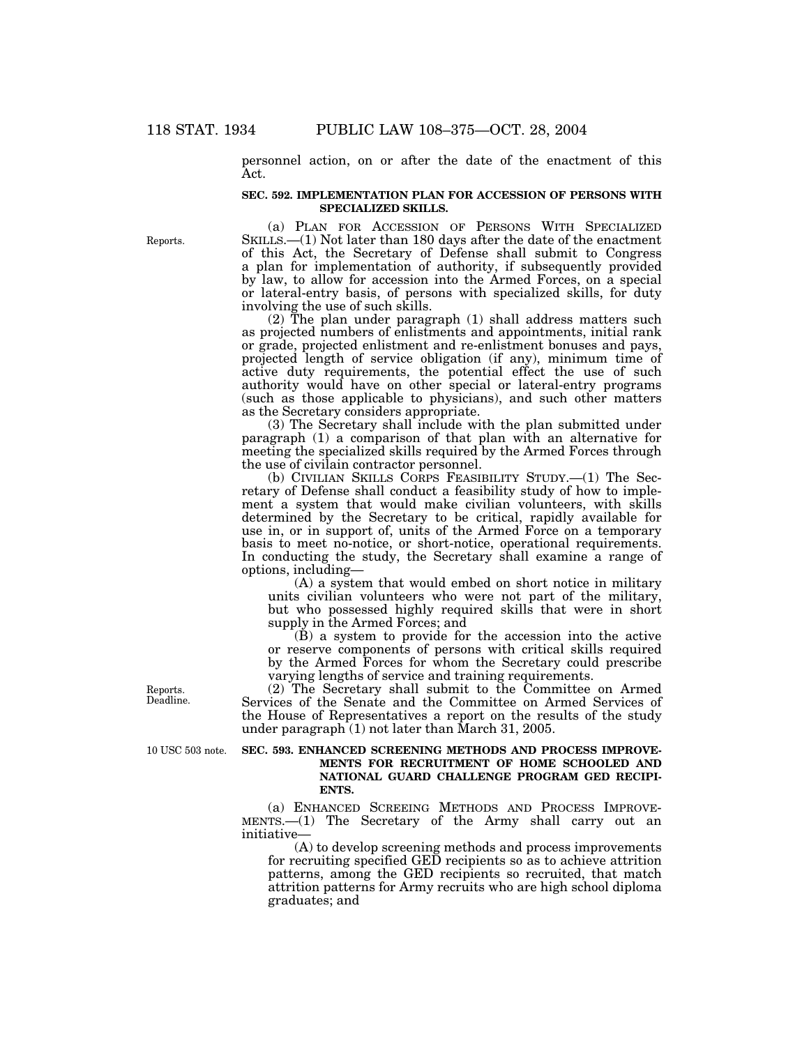personnel action, on or after the date of the enactment of this Act.

**SEC. 592. IMPLEMENTATION PLAN FOR ACCESSION OF PERSONS WITH SPECIALIZED SKILLS.**

Reports.

(a) PLAN FOR ACCESSION OF PERSONS WITH SPECIALIZED SKILLS.—(1) Not later than 180 days after the date of the enactment of this Act, the Secretary of Defense shall submit to Congress a plan for implementation of authority, if subsequently provided by law, to allow for accession into the Armed Forces, on a special or lateral-entry basis, of persons with specialized skills, for duty involving the use of such skills.

(2) The plan under paragraph (1) shall address matters such as projected numbers of enlistments and appointments, initial rank or grade, projected enlistment and re-enlistment bonuses and pays, projected length of service obligation (if any), minimum time of active duty requirements, the potential effect the use of such authority would have on other special or lateral-entry programs (such as those applicable to physicians), and such other matters as the Secretary considers appropriate.

(3) The Secretary shall include with the plan submitted under paragraph (1) a comparison of that plan with an alternative for meeting the specialized skills required by the Armed Forces through the use of civilain contractor personnel.

(b) CIVILIAN SKILLS CORPS FEASIBILITY STUDY.—(1) The Secretary of Defense shall conduct a feasibility study of how to implement a system that would make civilian volunteers, with skills determined by the Secretary to be critical, rapidly available for use in, or in support of, units of the Armed Force on a temporary basis to meet no-notice, or short-notice, operational requirements. In conducting the study, the Secretary shall examine a range of options, including—

(A) a system that would embed on short notice in military units civilian volunteers who were not part of the military, but who possessed highly required skills that were in short supply in the Armed Forces; and

(B) a system to provide for the accession into the active or reserve components of persons with critical skills required by the Armed Forces for whom the Secretary could prescribe varying lengths of service and training requirements.

Reports. Deadline.

(2) The Secretary shall submit to the Committee on Armed Services of the Senate and the Committee on Armed Services of the House of Representatives a report on the results of the study under paragraph (1) not later than March 31, 2005.

10 USC 503 note.

**SEC. 593. ENHANCED SCREENING METHODS AND PROCESS IMPROVEMENTS FOR RECRUITMENT OF HOME SCHOOLED AND NATIONAL GUARD CHALLENGE PROGRAM GED RECIPIENTS.**

(a) ENHANCED SCREEING METHODS AND PROCESS IMPROVEMENTS.—(1) The Secretary of the Army shall carry out an initiative—

(A) to develop screening methods and process improvements for recruiting specified GED recipients so as to achieve attrition patterns, among the GED recipients so recruited, that match attrition patterns for Army recruits who are high school diploma graduates; and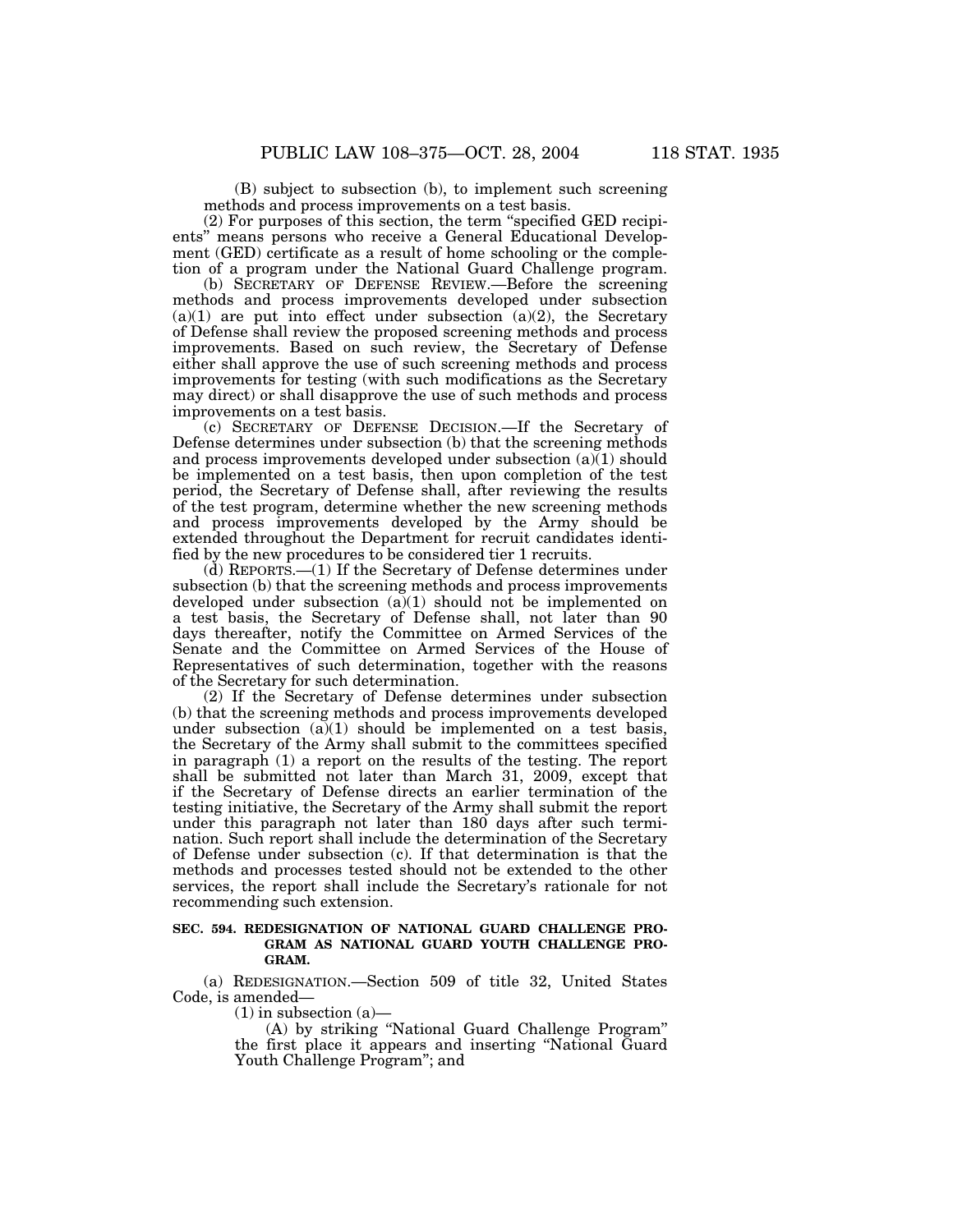(B) subject to subsection (b), to implement such screening methods and process improvements on a test basis.

(2) For purposes of this section, the term "specified GED recipients" means persons who receive a General Educational Development (GED) certificate as a result of home schooling or the completion of a program under the National Guard Challenge program.

(b) SECRETARY OF DEFENSE REVIEW.—Before the screening methods and process improvements developed under subsection (a)(1) are put into effect under subsection (a)(2), the Secretary of Defense shall review the proposed screening methods and process improvements. Based on such review, the Secretary of Defense either shall approve the use of such screening methods and process improvements for testing (with such modifications as the Secretary may direct) or shall disapprove the use of such methods and process improvements on a test basis.

(c) SECRETARY OF DEFENSE DECISION.—If the Secretary of Defense determines under subsection (b) that the screening methods and process improvements developed under subsection (a)(1) should be implemented on a test basis, then upon completion of the test period, the Secretary of Defense shall, after reviewing the results of the test program, determine whether the new screening methods and process improvements developed by the Army should be extended throughout the Department for recruit candidates identified by the new procedures to be considered tier 1 recruits.

(d) REPORTS.—(1) If the Secretary of Defense determines under subsection (b) that the screening methods and process improvements developed under subsection (a)(1) should not be implemented on a test basis, the Secretary of Defense shall, not later than 90 days thereafter, notify the Committee on Armed Services of the Senate and the Committee on Armed Services of the House of Representatives of such determination, together with the reasons of the Secretary for such determination.

(2) If the Secretary of Defense determines under subsection (b) that the screening methods and process improvements developed under subsection (a)(1) should be implemented on a test basis, the Secretary of the Army shall submit to the committees specified in paragraph (1) a report on the results of the testing. The report shall be submitted not later than March 31, 2009, except that if the Secretary of Defense directs an earlier termination of the testing initiative, the Secretary of the Army shall submit the report under this paragraph not later than 180 days after such termination. Such report shall include the determination of the Secretary of Defense under subsection (c). If that determination is that the methods and processes tested should not be extended to the other services, the report shall include the Secretary's rationale for not recommending such extension.

**SEC. 594. REDESIGNATION OF NATIONAL GUARD CHALLENGE PROGRAM AS NATIONAL GUARD YOUTH CHALLENGE PROGRAM.**

(a) REDESIGNATION.—Section 509 of title 32, United States Code, is amended—

(1) in subsection (a)—

(A) by striking "National Guard Challenge Program" the first place it appears and inserting "National Guard Youth Challenge Program"; and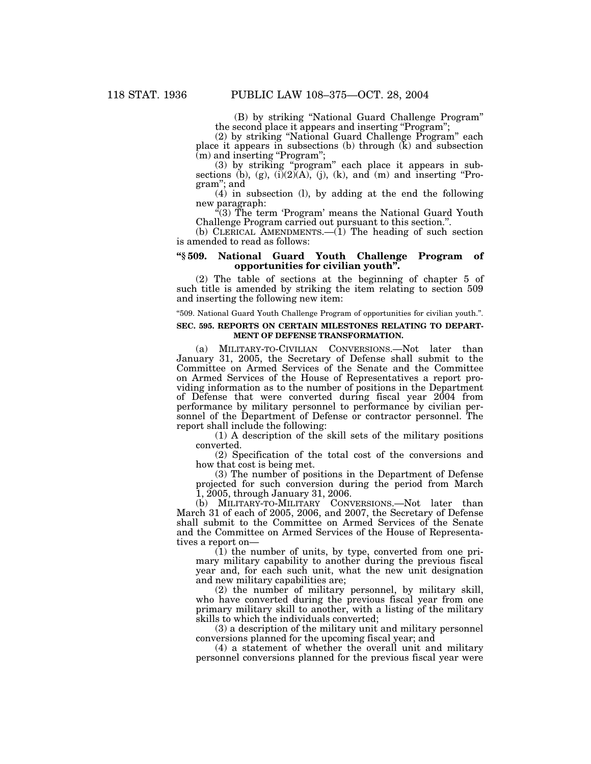(B) by striking "National Guard Challenge Program" the second place it appears and inserting "Program";

(2) by striking "National Guard Challenge Program" each place it appears in subsections (b) through (k) and subsection (m) and inserting "Program";

(3) by striking "program" each place it appears in subsections (b), (g), (i)(2)(A), (j), (k), and (m) and inserting "Program"; and

(4) in subsection (l), by adding at the end the following new paragraph:

"(3) The term 'Program' means the National Guard Youth Challenge Program carried out pursuant to this section.".

(b) CLERICAL AMENDMENTS.—(1) The heading of such section is amended to read as follows:

**"§ 509. National Guard Youth Challenge Program of opportunities for civilian youth".**

(2) The table of sections at the beginning of chapter 5 of such title is amended by striking the item relating to section 509 and inserting the following new item:

"509. National Guard Youth Challenge Program of opportunities for civilian youth.".

**SEC. 595. REPORTS ON CERTAIN MILESTONES RELATING TO DEPARTMENT OF DEFENSE TRANSFORMATION.**

(a) MILITARY-TO-CIVILIAN CONVERSIONS.—Not later than January 31, 2005, the Secretary of Defense shall submit to the Committee on Armed Services of the Senate and the Committee on Armed Services of the House of Representatives a report providing information as to the number of positions in the Department of Defense that were converted during fiscal year 2004 from performance by military personnel to performance by civilian personnel of the Department of Defense or contractor personnel. The report shall include the following:

(1) A description of the skill sets of the military positions converted.

(2) Specification of the total cost of the conversions and how that cost is being met.

(3) The number of positions in the Department of Defense projected for such conversion during the period from March 1, 2005, through January 31, 2006.

(b) MILITARY-TO-MILITARY CONVERSIONS.—Not later than March 31 of each of 2005, 2006, and 2007, the Secretary of Defense shall submit to the Committee on Armed Services of the Senate and the Committee on Armed Services of the House of Representatives a report on—

(1) the number of units, by type, converted from one primary military capability to another during the previous fiscal year and, for each such unit, what the new unit designation and new military capabilities are;

(2) the number of military personnel, by military skill, who have converted during the previous fiscal year from one primary military skill to another, with a listing of the military skills to which the individuals converted;

(3) a description of the military unit and military personnel conversions planned for the upcoming fiscal year; and

(4) a statement of whether the overall unit and military personnel conversions planned for the previous fiscal year were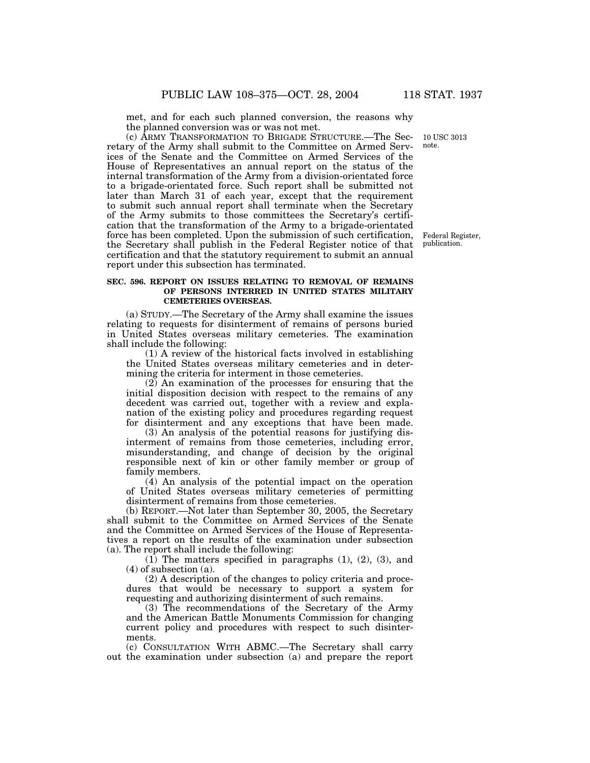met, and for each such planned conversion, the reasons why the planned conversion was or was not met.

(c) ARMY TRANSFORMATION TO BRIGADE STRUCTURE.—The Secretary of the Army shall submit to the Committee on Armed Services of the Senate and the Committee on Armed Services of the House of Representatives an annual report on the status of the internal transformation of the Army from a division-orientated force to a brigade-orientated force. Such report shall be submitted not later than March 31 of each year, except that the requirement to submit such annual report shall terminate when the Secretary of the Army submits to those committees the Secretary's certification that the transformation of the Army to a brigade-orientated force has been completed. Upon the submission of such certification, the Secretary shall publish in the Federal Register notice of that certification and that the statutory requirement to submit an annual report under this subsection has terminated.

10 USC 3013 note.

Federal Register, publication.

**SEC. 596. REPORT ON ISSUES RELATING TO REMOVAL OF REMAINS OF PERSONS INTERRED IN UNITED STATES MILITARY CEMETERIES OVERSEAS.**

(a) STUDY.—The Secretary of the Army shall examine the issues relating to requests for disinterment of remains of persons buried in United States overseas military cemeteries. The examination shall include the following:

(1) A review of the historical facts involved in establishing the United States overseas military cemeteries and in determining the criteria for interment in those cemeteries.

(2) An examination of the processes for ensuring that the initial disposition decision with respect to the remains of any decedent was carried out, together with a review and explanation of the existing policy and procedures regarding request for disinterment and any exceptions that have been made.

(3) An analysis of the potential reasons for justifying disinterment of remains from those cemeteries, including error, misunderstanding, and change of decision by the original responsible next of kin or other family member or group of family members.

(4) An analysis of the potential impact on the operation of United States overseas military cemeteries of permitting disinterment of remains from those cemeteries.

(b) REPORT.—Not later than September 30, 2005, the Secretary shall submit to the Committee on Armed Services of the Senate and the Committee on Armed Services of the House of Representatives a report on the results of the examination under subsection (a). The report shall include the following:

(1) The matters specified in paragraphs (1), (2), (3), and (4) of subsection (a).

(2) A description of the changes to policy criteria and procedures that would be necessary to support a system for requesting and authorizing disinterment of such remains.

(3) The recommendations of the Secretary of the Army and the American Battle Monuments Commission for changing current policy and procedures with respect to such disinterments.

(c) CONSULTATION WITH ABMC.—The Secretary shall carry out the examination under subsection (a) and prepare the report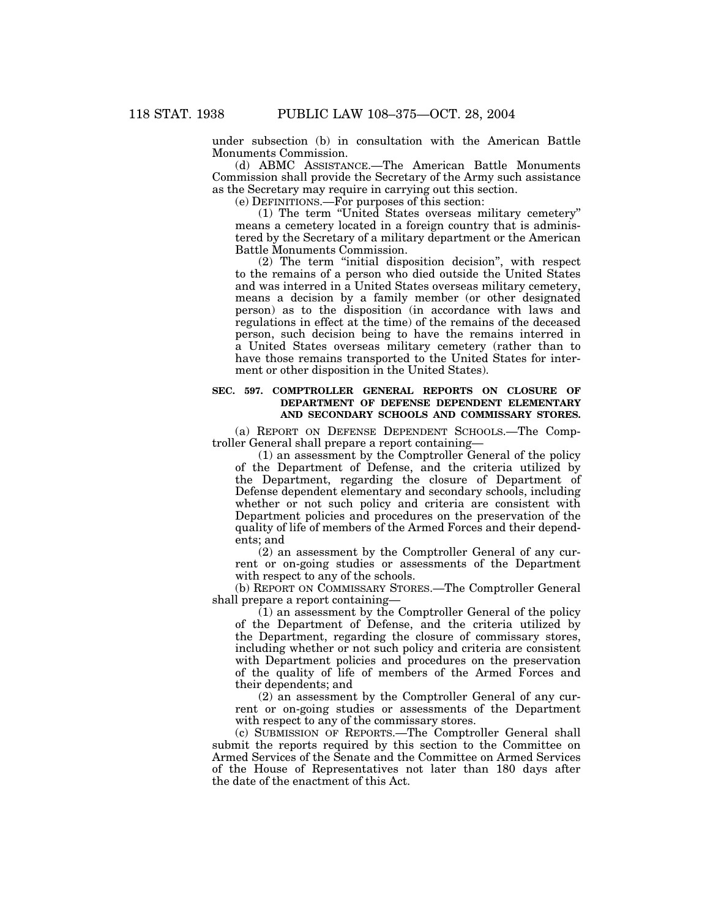under subsection (b) in consultation with the American Battle Monuments Commission.

(d) ABMC ASSISTANCE.—The American Battle Monuments Commission shall provide the Secretary of the Army such assistance as the Secretary may require in carrying out this section.

(e) DEFINITIONS.—For purposes of this section:

(1) The term "United States overseas military cemetery" means a cemetery located in a foreign country that is administered by the Secretary of a military department or the American Battle Monuments Commission.

(2) The term "initial disposition decision", with respect to the remains of a person who died outside the United States and was interred in a United States overseas military cemetery, means a decision by a family member (or other designated person) as to the disposition (in accordance with laws and regulations in effect at the time) of the remains of the deceased person, such decision being to have the remains interred in a United States overseas military cemetery (rather than to have those remains transported to the United States for interment or other disposition in the United States).

**SEC. 597. COMPTROLLER GENERAL REPORTS ON CLOSURE OF DEPARTMENT OF DEFENSE DEPENDENT ELEMENTARY AND SECONDARY SCHOOLS AND COMMISSARY STORES.**

(a) REPORT ON DEFENSE DEPENDENT SCHOOLS.—The Comptroller General shall prepare a report containing—

(1) an assessment by the Comptroller General of the policy of the Department of Defense, and the criteria utilized by the Department, regarding the closure of Department of Defense dependent elementary and secondary schools, including whether or not such policy and criteria are consistent with Department policies and procedures on the preservation of the quality of life of members of the Armed Forces and their dependents; and

(2) an assessment by the Comptroller General of any current or on-going studies or assessments of the Department with respect to any of the schools.

(b) REPORT ON COMMISSARY STORES.—The Comptroller General shall prepare a report containing—

(1) an assessment by the Comptroller General of the policy of the Department of Defense, and the criteria utilized by the Department, regarding the closure of commissary stores, including whether or not such policy and criteria are consistent with Department policies and procedures on the preservation of the quality of life of members of the Armed Forces and their dependents; and

(2) an assessment by the Comptroller General of any current or on-going studies or assessments of the Department with respect to any of the commissary stores.

(c) SUBMISSION OF REPORTS.—The Comptroller General shall submit the reports required by this section to the Committee on Armed Services of the Senate and the Committee on Armed Services of the House of Representatives not later than 180 days after the date of the enactment of this Act.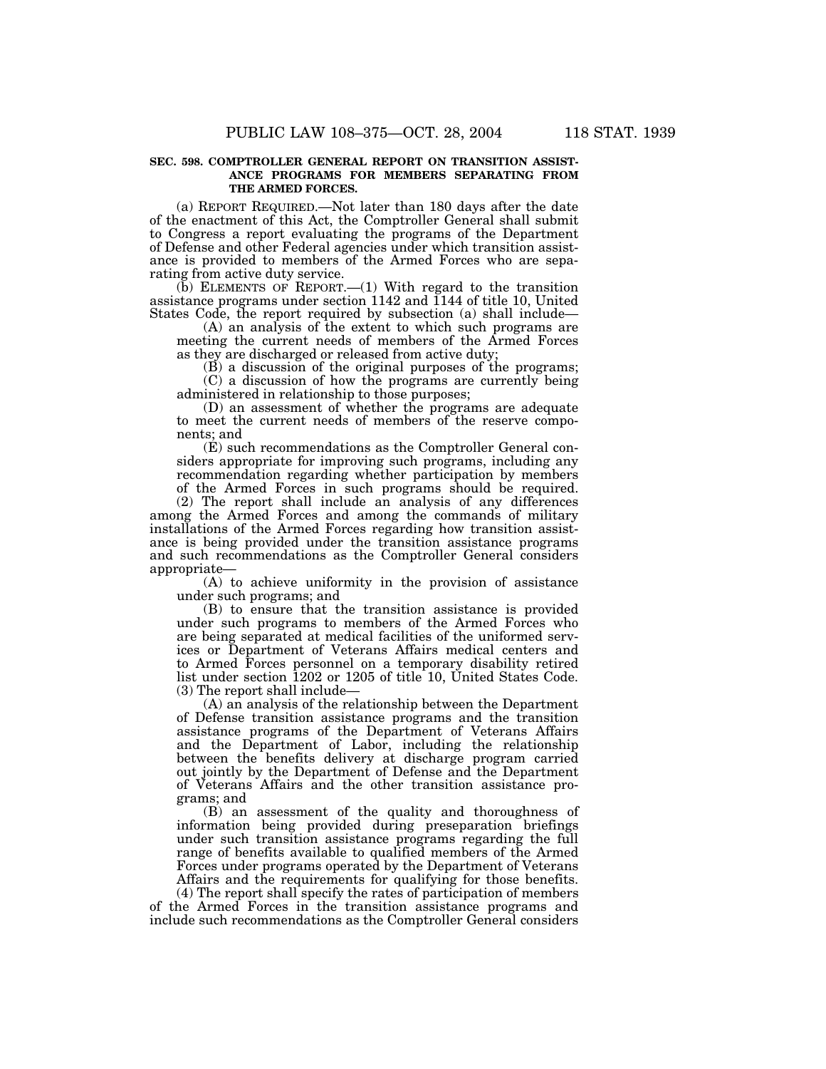**SEC. 598. COMPTROLLER GENERAL REPORT ON TRANSITION ASSISTANCE PROGRAMS FOR MEMBERS SEPARATING FROM THE ARMED FORCES.**

(a) REPORT REQUIRED.—Not later than 180 days after the date of the enactment of this Act, the Comptroller General shall submit to Congress a report evaluating the programs of the Department of Defense and other Federal agencies under which transition assistance is provided to members of the Armed Forces who are separating from active duty service.

(b) ELEMENTS OF REPORT.—(1) With regard to the transition assistance programs under section 1142 and 1144 of title 10, United States Code, the report required by subsection (a) shall include—

(A) an analysis of the extent to which such programs are meeting the current needs of members of the Armed Forces as they are discharged or released from active duty;

(B) a discussion of the original purposes of the programs;

(C) a discussion of how the programs are currently being administered in relationship to those purposes;

(D) an assessment of whether the programs are adequate to meet the current needs of members of the reserve components; and

(E) such recommendations as the Comptroller General considers appropriate for improving such programs, including any recommendation regarding whether participation by members of the Armed Forces in such programs should be required.

(2) The report shall include an analysis of any differences among the Armed Forces and among the commands of military installations of the Armed Forces regarding how transition assistance is being provided under the transition assistance programs and such recommendations as the Comptroller General considers appropriate—

(A) to achieve uniformity in the provision of assistance under such programs; and

(B) to ensure that the transition assistance is provided under such programs to members of the Armed Forces who are being separated at medical facilities of the uniformed services or Department of Veterans Affairs medical centers and to Armed Forces personnel on a temporary disability retired list under section 1202 or 1205 of title 10, United States Code.

(3) The report shall include—

(A) an analysis of the relationship between the Department of Defense transition assistance programs and the transition assistance programs of the Department of Veterans Affairs and the Department of Labor, including the relationship between the benefits delivery at discharge program carried out jointly by the Department of Defense and the Department of Veterans Affairs and the other transition assistance programs; and

(B) an assessment of the quality and thoroughness of information being provided during preseparation briefings under such transition assistance programs regarding the full range of benefits available to qualified members of the Armed Forces under programs operated by the Department of Veterans Affairs and the requirements for qualifying for those benefits.

(4) The report shall specify the rates of participation of members of the Armed Forces in the transition assistance programs and include such recommendations as the Comptroller General considers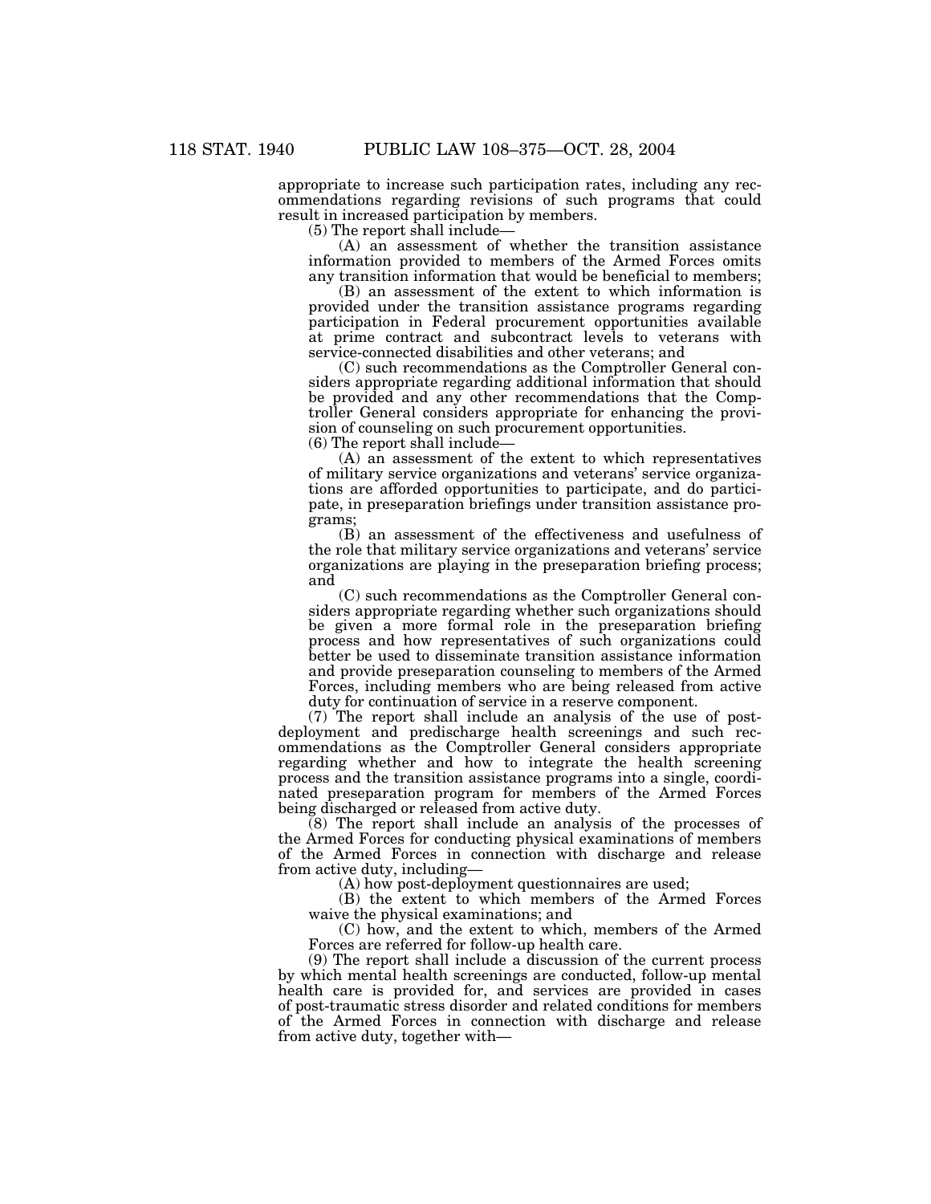appropriate to increase such participation rates, including any recommendations regarding revisions of such programs that could result in increased participation by members.

(5) The report shall include—

(A) an assessment of whether the transition assistance information provided to members of the Armed Forces omits any transition information that would be beneficial to members;

(B) an assessment of the extent to which information is provided under the transition assistance programs regarding participation in Federal procurement opportunities available at prime contract and subcontract levels to veterans with service-connected disabilities and other veterans; and

(C) such recommendations as the Comptroller General considers appropriate regarding additional information that should be provided and any other recommendations that the Comptroller General considers appropriate for enhancing the provision of counseling on such procurement opportunities.

(6) The report shall include—

(A) an assessment of the extent to which representatives of military service organizations and veterans' service organizations are afforded opportunities to participate, and do participate, in preseparation briefings under transition assistance programs;

(B) an assessment of the effectiveness and usefulness of the role that military service organizations and veterans' service organizations are playing in the preseparation briefing process; and

(C) such recommendations as the Comptroller General considers appropriate regarding whether such organizations should be given a more formal role in the preseparation briefing process and how representatives of such organizations could better be used to disseminate transition assistance information and provide preseparation counseling to members of the Armed Forces, including members who are being released from active duty for continuation of service in a reserve component.

(7) The report shall include an analysis of the use of post-deployment and predischarge health screenings and such recommendations as the Comptroller General considers appropriate regarding whether and how to integrate the health screening process and the transition assistance programs into a single, coordinated preseparation program for members of the Armed Forces being discharged or released from active duty.

(8) The report shall include an analysis of the processes of the Armed Forces for conducting physical examinations of members of the Armed Forces in connection with discharge and release from active duty, including—

(A) how post-deployment questionnaires are used;

(B) the extent to which members of the Armed Forces waive the physical examinations; and

(C) how, and the extent to which, members of the Armed Forces are referred for follow-up health care.

(9) The report shall include a discussion of the current process by which mental health screenings are conducted, follow-up mental health care is provided for, and services are provided in cases of post-traumatic stress disorder and related conditions for members of the Armed Forces in connection with discharge and release from active duty, together with—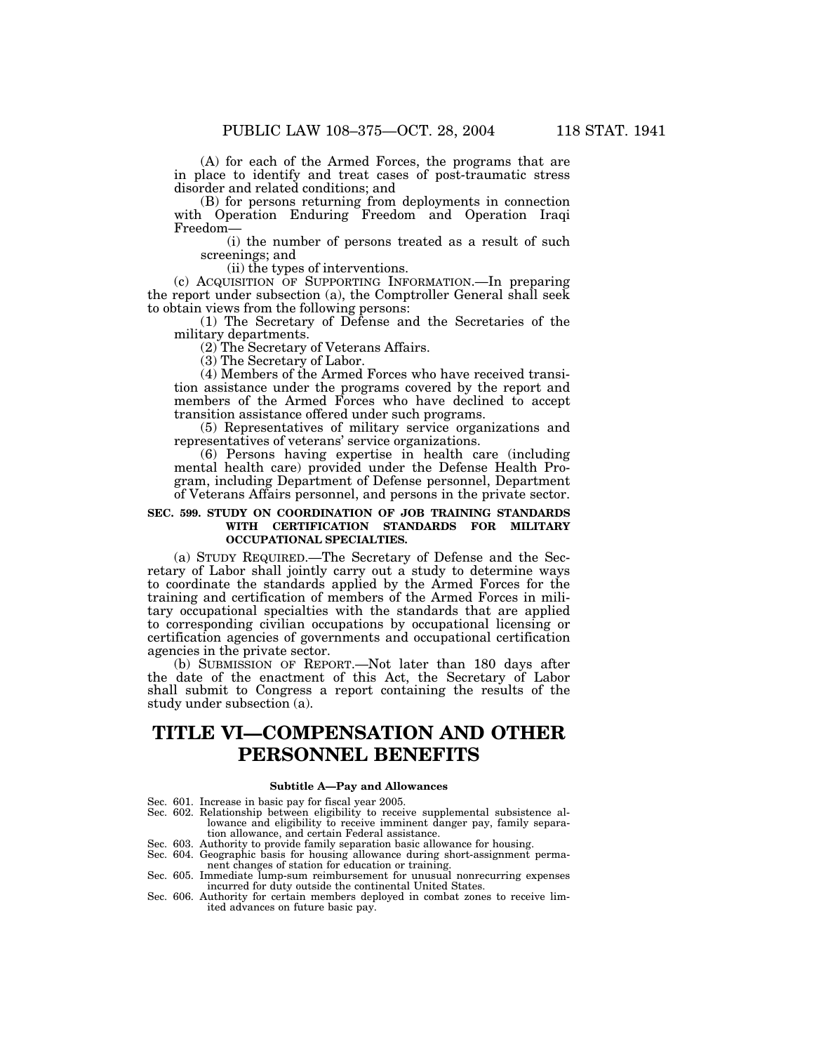(A) for each of the Armed Forces, the programs that are in place to identify and treat cases of post-traumatic stress disorder and related conditions; and

(B) for persons returning from deployments in connection with Operation Enduring Freedom and Operation Iraqi Freedom—

(i) the number of persons treated as a result of such screenings; and

(ii) the types of interventions.

(c) ACQUISITION OF SUPPORTING INFORMATION.—In preparing the report under subsection (a), the Comptroller General shall seek to obtain views from the following persons:

(1) The Secretary of Defense and the Secretaries of the military departments.

(2) The Secretary of Veterans Affairs.

(3) The Secretary of Labor.

(4) Members of the Armed Forces who have received transition assistance under the programs covered by the report and members of the Armed Forces who have declined to accept transition assistance offered under such programs.

(5) Representatives of military service organizations and representatives of veterans' service organizations.

(6) Persons having expertise in health care (including mental health care) provided under the Defense Health Program, including Department of Defense personnel, Department of Veterans Affairs personnel, and persons in the private sector.

**SEC. 599. STUDY ON COORDINATION OF JOB TRAINING STANDARDS WITH CERTIFICATION STANDARDS FOR MILITARY OCCUPATIONAL SPECIALTIES.**

(a) STUDY REQUIRED.—The Secretary of Defense and the Secretary of Labor shall jointly carry out a study to determine ways to coordinate the standards applied by the Armed Forces for the training and certification of members of the Armed Forces in military occupational specialties with the standards that are applied to corresponding civilian occupations by occupational licensing or certification agencies of governments and occupational certification agencies in the private sector.

(b) SUBMISSION OF REPORT.—Not later than 180 days after the date of the enactment of this Act, the Secretary of Labor shall submit to Congress a report containing the results of the study under subsection (a).

# TITLE VI—COMPENSATION AND OTHER PERSONNEL BENEFITS

### Subtitle A—Pay and Allowances

Sec. 601. Increase in basic pay for fiscal year 2005.
Sec. 602. Relationship between eligibility to receive supplemental subsistence allowance and eligibility to receive imminent danger pay, family separation allowance, and certain Federal assistance.
Sec. 603. Authority to provide family separation basic allowance for housing.
Sec. 604. Geographic basis for housing allowance during short-assignment permanent changes of station for education or training.
Sec. 605. Immediate lump-sum reimbursement for unusual nonrecurring expenses incurred for duty outside the continental United States.
Sec. 606. Authority for certain members deployed in combat zones to receive limited advances on future basic pay.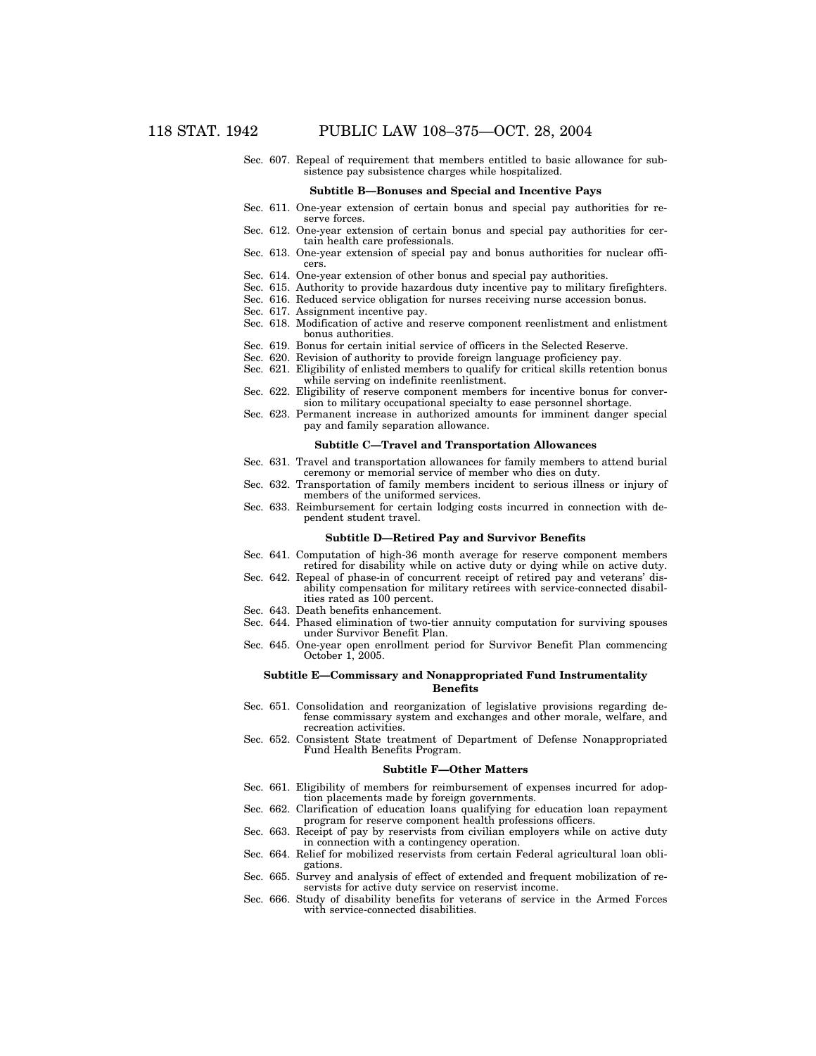Sec. 607. Repeal of requirement that members entitled to basic allowance for subsistence pay subsistence charges while hospitalized.

**Subtitle B—Bonuses and Special and Incentive Pays**

Sec. 611. One-year extension of certain bonus and special pay authorities for reserve forces.
Sec. 612. One-year extension of certain bonus and special pay authorities for certain health care professionals.
Sec. 613. One-year extension of special pay and bonus authorities for nuclear officers.
Sec. 614. One-year extension of other bonus and special pay authorities.
Sec. 615. Authority to provide hazardous duty incentive pay to military firefighters.
Sec. 616. Reduced service obligation for nurses receiving nurse accession bonus.
Sec. 617. Assignment incentive pay.
Sec. 618. Modification of active and reserve component reenlistment and enlistment bonus authorities.
Sec. 619. Bonus for certain initial service of officers in the Selected Reserve.
Sec. 620. Revision of authority to provide foreign language proficiency pay.
Sec. 621. Eligibility of enlisted members to qualify for critical skills retention bonus while serving on indefinite reenlistment.
Sec. 622. Eligibility of reserve component members for incentive bonus for conversion to military occupational specialty to ease personnel shortage.
Sec. 623. Permanent increase in authorized amounts for imminent danger special pay and family separation allowance.

**Subtitle C—Travel and Transportation Allowances**

Sec. 631. Travel and transportation allowances for family members to attend burial ceremony or memorial service of member who dies on duty.
Sec. 632. Transportation of family members incident to serious illness or injury of members of the uniformed services.
Sec. 633. Reimbursement for certain lodging costs incurred in connection with dependent student travel.

**Subtitle D—Retired Pay and Survivor Benefits**

Sec. 641. Computation of high-36 month average for reserve component members retired for disability while on active duty or dying while on active duty.
Sec. 642. Repeal of phase-in of concurrent receipt of retired pay and veterans' disability compensation for military retirees with service-connected disabilities rated as 100 percent.
Sec. 643. Death benefits enhancement.
Sec. 644. Phased elimination of two-tier annuity computation for surviving spouses under Survivor Benefit Plan.
Sec. 645. One-year open enrollment period for Survivor Benefit Plan commencing October 1, 2005.

**Subtitle E—Commissary and Nonappropriated Fund Instrumentality Benefits**

Sec. 651. Consolidation and reorganization of legislative provisions regarding defense commissary system and exchanges and other morale, welfare, and recreation activities.
Sec. 652. Consistent State treatment of Department of Defense Nonappropriated Fund Health Benefits Program.

**Subtitle F—Other Matters**

Sec. 661. Eligibility of members for reimbursement of expenses incurred for adoption placements made by foreign governments.
Sec. 662. Clarification of education loans qualifying for education loan repayment program for reserve component health professions officers.
Sec. 663. Receipt of pay by reservists from civilian employers while on active duty in connection with a contingency operation.
Sec. 664. Relief for mobilized reservists from certain Federal agricultural loan obligations.
Sec. 665. Survey and analysis of effect of extended and frequent mobilization of reservists for active duty service on reservist income.
Sec. 666. Study of disability benefits for veterans of service in the Armed Forces with service-connected disabilities.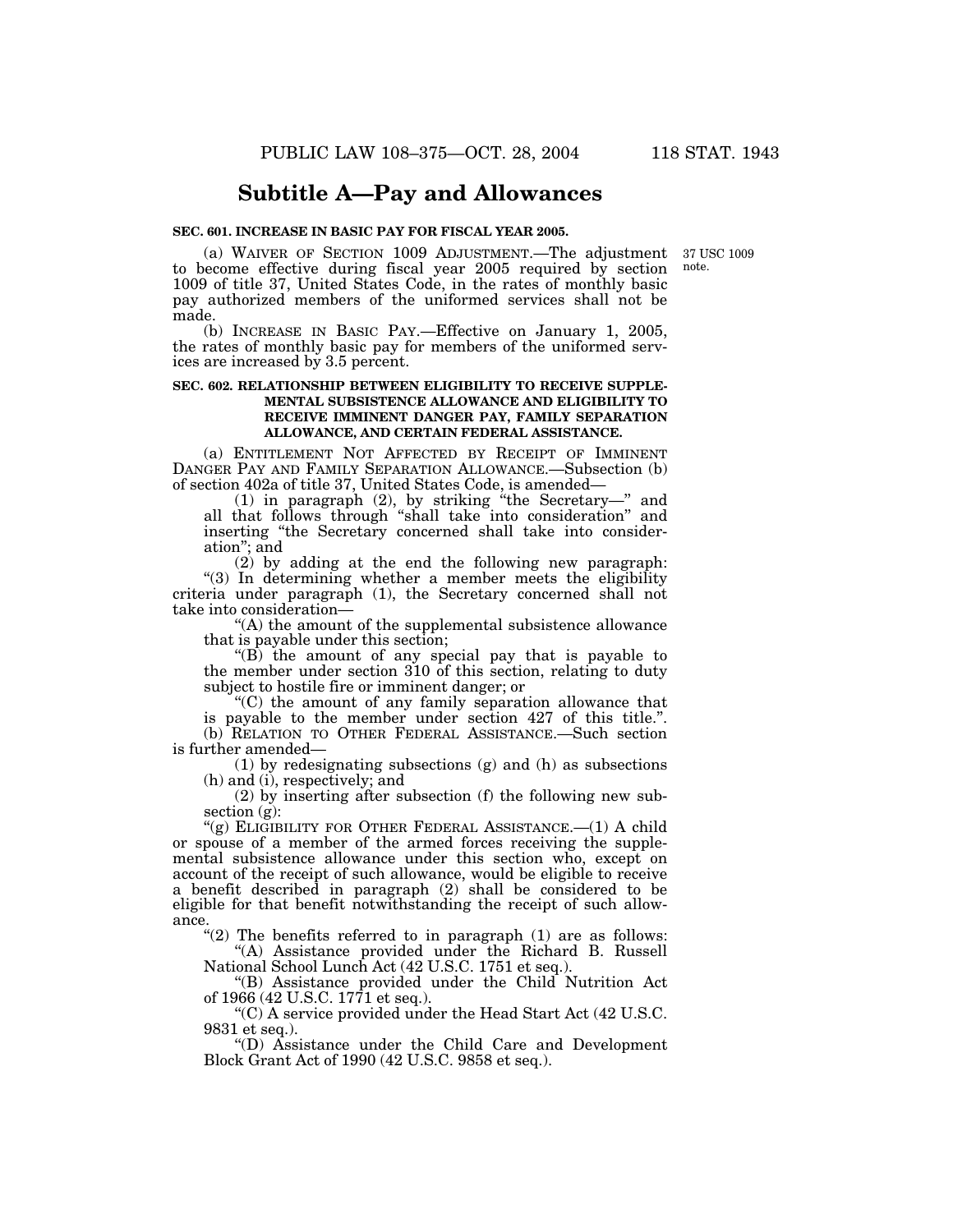## Subtitle A—Pay and Allowances

**SEC. 601. INCREASE IN BASIC PAY FOR FISCAL YEAR 2005.**

(a) WAIVER OF SECTION 1009 ADJUSTMENT.—The adjustment to become effective during fiscal year 2005 required by section 1009 of title 37, United States Code, in the rates of monthly basic pay authorized members of the uniformed services shall not be made.

37 USC 1009 note.

(b) INCREASE IN BASIC PAY.—Effective on January 1, 2005, the rates of monthly basic pay for members of the uniformed services are increased by 3.5 percent.

**SEC. 602. RELATIONSHIP BETWEEN ELIGIBILITY TO RECEIVE SUPPLEMENTAL SUBSISTENCE ALLOWANCE AND ELIGIBILITY TO RECEIVE IMMINENT DANGER PAY, FAMILY SEPARATION ALLOWANCE, AND CERTAIN FEDERAL ASSISTANCE.**

(a) ENTITLEMENT NOT AFFECTED BY RECEIPT OF IMMINENT DANGER PAY AND FAMILY SEPARATION ALLOWANCE.—Subsection (b) of section 402a of title 37, United States Code, is amended—

(1) in paragraph (2), by striking "the Secretary—" and all that follows through "shall take into consideration" and inserting "the Secretary concerned shall take into consideration"; and

(2) by adding at the end the following new paragraph:

"(3) In determining whether a member meets the eligibility criteria under paragraph (1), the Secretary concerned shall not take into consideration—

"(A) the amount of the supplemental subsistence allowance that is payable under this section;

"(B) the amount of any special pay that is payable to the member under section 310 of this section, relating to duty subject to hostile fire or imminent danger; or

"(C) the amount of any family separation allowance that is payable to the member under section 427 of this title.".

(b) RELATION TO OTHER FEDERAL ASSISTANCE.—Such section is further amended—

(1) by redesignating subsections (g) and (h) as subsections (h) and (i), respectively; and

(2) by inserting after subsection (f) the following new subsection (g):

"(g) ELIGIBILITY FOR OTHER FEDERAL ASSISTANCE.—(1) A child or spouse of a member of the armed forces receiving the supplemental subsistence allowance under this section who, except on account of the receipt of such allowance, would be eligible to receive a benefit described in paragraph (2) shall be considered to be eligible for that benefit notwithstanding the receipt of such allowance.

"(2) The benefits referred to in paragraph (1) are as follows:

"(A) Assistance provided under the Richard B. Russell National School Lunch Act (42 U.S.C. 1751 et seq.).

"(B) Assistance provided under the Child Nutrition Act of 1966 (42 U.S.C. 1771 et seq.).

"(C) A service provided under the Head Start Act (42 U.S.C. 9831 et seq.).

"(D) Assistance under the Child Care and Development Block Grant Act of 1990 (42 U.S.C. 9858 et seq.).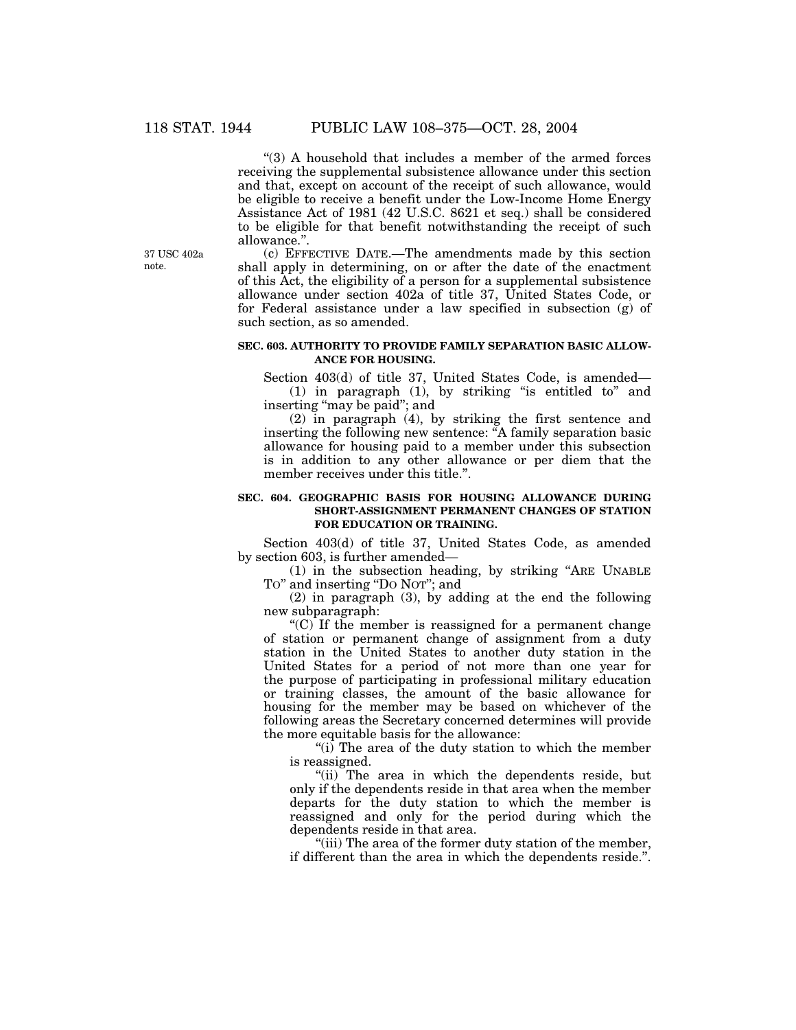"(3) A household that includes a member of the armed forces receiving the supplemental subsistence allowance under this section and that, except on account of the receipt of such allowance, would be eligible to receive a benefit under the Low-Income Home Energy Assistance Act of 1981 (42 U.S.C. 8621 et seq.) shall be considered to be eligible for that benefit notwithstanding the receipt of such allowance.".

37 USC 402a note.

(c) EFFECTIVE DATE.—The amendments made by this section shall apply in determining, on or after the date of the enactment of this Act, the eligibility of a person for a supplemental subsistence allowance under section 402a of title 37, United States Code, or for Federal assistance under a law specified in subsection (g) of such section, as so amended.

**SEC. 603. AUTHORITY TO PROVIDE FAMILY SEPARATION BASIC ALLOWANCE FOR HOUSING.**

Section 403(d) of title 37, United States Code, is amended—

(1) in paragraph (1), by striking "is entitled to" and inserting "may be paid"; and

(2) in paragraph (4), by striking the first sentence and inserting the following new sentence: "A family separation basic allowance for housing paid to a member under this subsection is in addition to any other allowance or per diem that the member receives under this title.".

**SEC. 604. GEOGRAPHIC BASIS FOR HOUSING ALLOWANCE DURING SHORT-ASSIGNMENT PERMANENT CHANGES OF STATION FOR EDUCATION OR TRAINING.**

Section 403(d) of title 37, United States Code, as amended by section 603, is further amended—

(1) in the subsection heading, by striking "ARE UNABLE TO" and inserting "DO NOT"; and

(2) in paragraph (3), by adding at the end the following new subparagraph:

"(C) If the member is reassigned for a permanent change of station or permanent change of assignment from a duty station in the United States to another duty station in the United States for a period of not more than one year for the purpose of participating in professional military education or training classes, the amount of the basic allowance for housing for the member may be based on whichever of the following areas the Secretary concerned determines will provide the more equitable basis for the allowance:

"(i) The area of the duty station to which the member is reassigned.

"(ii) The area in which the dependents reside, but only if the dependents reside in that area when the member departs for the duty station to which the member is reassigned and only for the period during which the dependents reside in that area.

"(iii) The area of the former duty station of the member, if different than the area in which the dependents reside.".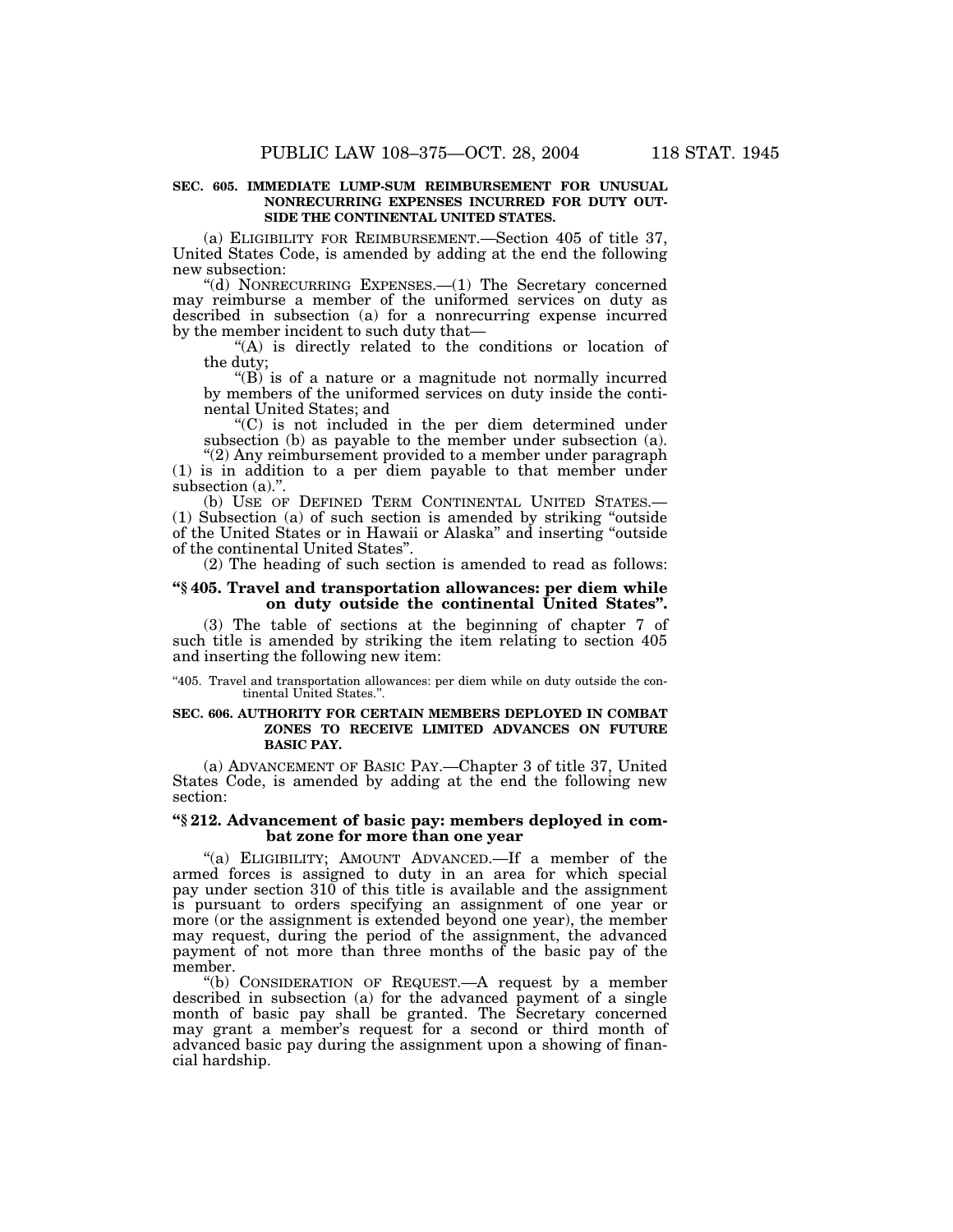**SEC. 605. IMMEDIATE LUMP-SUM REIMBURSEMENT FOR UNUSUAL NONRECURRING EXPENSES INCURRED FOR DUTY OUTSIDE THE CONTINENTAL UNITED STATES.**

(a) ELIGIBILITY FOR REIMBURSEMENT.—Section 405 of title 37, United States Code, is amended by adding at the end the following new subsection:

"(d) NONRECURRING EXPENSES.—(1) The Secretary concerned may reimburse a member of the uniformed services on duty as described in subsection (a) for a nonrecurring expense incurred by the member incident to such duty that—

"(A) is directly related to the conditions or location of the duty;

"(B) is of a nature or a magnitude not normally incurred by members of the uniformed services on duty inside the continental United States; and

"(C) is not included in the per diem determined under subsection (b) as payable to the member under subsection (a).

"(2) Any reimbursement provided to a member under paragraph (1) is in addition to a per diem payable to that member under subsection (a).".

(b) USE OF DEFINED TERM CONTINENTAL UNITED STATES.—(1) Subsection (a) of such section is amended by striking "outside of the United States or in Hawaii or Alaska" and inserting "outside of the continental United States".

(2) The heading of such section is amended to read as follows:

**"§ 405. Travel and transportation allowances: per diem while on duty outside the continental United States".**

(3) The table of sections at the beginning of chapter 7 of such title is amended by striking the item relating to section 405 and inserting the following new item:

"405. Travel and transportation allowances: per diem while on duty outside the continental United States.".

**SEC. 606. AUTHORITY FOR CERTAIN MEMBERS DEPLOYED IN COMBAT ZONES TO RECEIVE LIMITED ADVANCES ON FUTURE BASIC PAY.**

(a) ADVANCEMENT OF BASIC PAY.—Chapter 3 of title 37, United States Code, is amended by adding at the end the following new section:

**"§ 212. Advancement of basic pay: members deployed in combat zone for more than one year**

"(a) ELIGIBILITY; AMOUNT ADVANCED.—If a member of the armed forces is assigned to duty in an area for which special pay under section 310 of this title is available and the assignment is pursuant to orders specifying an assignment of one year or more (or the assignment is extended beyond one year), the member may request, during the period of the assignment, the advanced payment of not more than three months of the basic pay of the member.

"(b) CONSIDERATION OF REQUEST.—A request by a member described in subsection (a) for the advanced payment of a single month of basic pay shall be granted. The Secretary concerned may grant a member's request for a second or third month of advanced basic pay during the assignment upon a showing of financial hardship.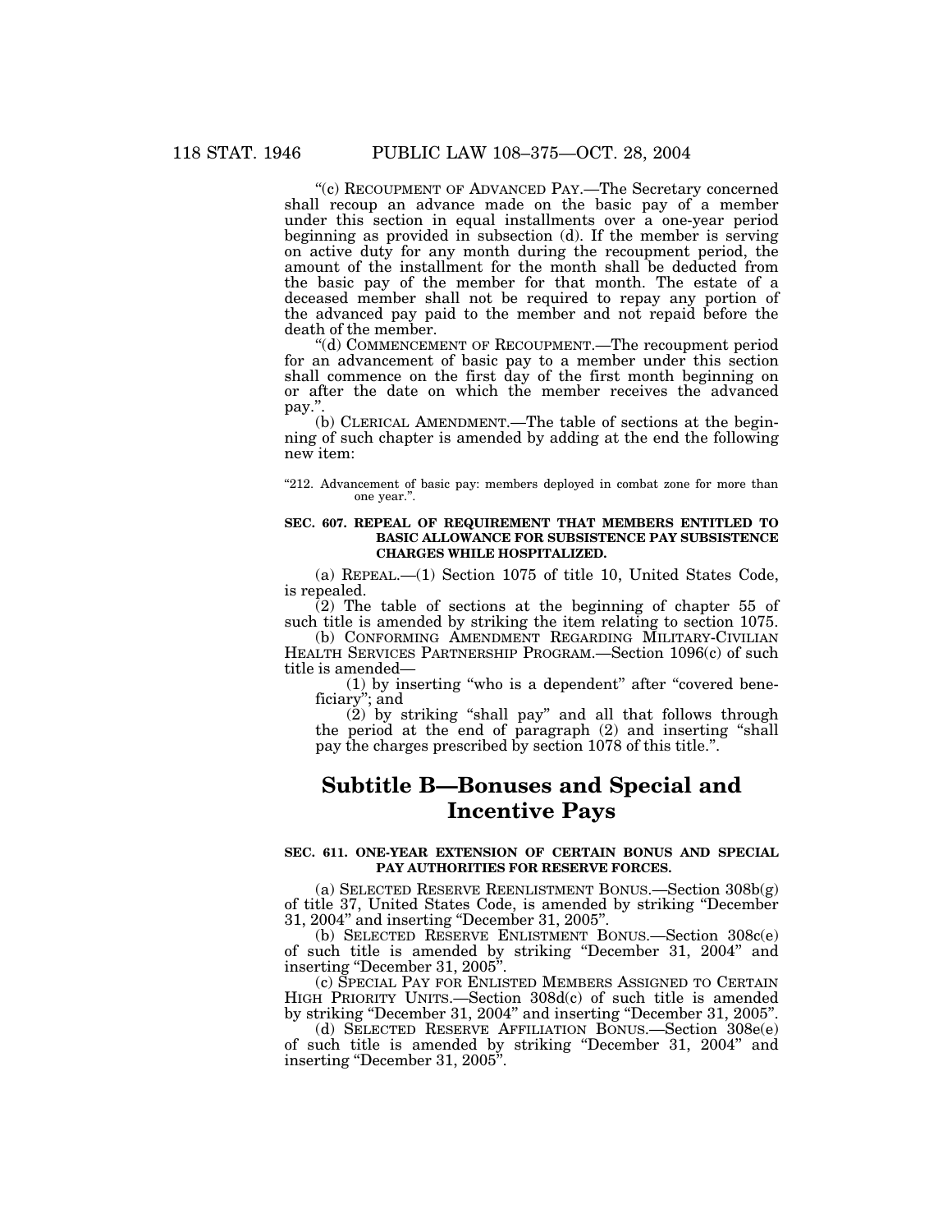"(c) RECOUPMENT OF ADVANCED PAY.—The Secretary concerned shall recoup an advance made on the basic pay of a member under this section in equal installments over a one-year period beginning as provided in subsection (d). If the member is serving on active duty for any month during the recoupment period, the amount of the installment for the month shall be deducted from the basic pay of the member for that month. The estate of a deceased member shall not be required to repay any portion of the advanced pay paid to the member and not repaid before the death of the member.

"(d) COMMENCEMENT OF RECOUPMENT.—The recoupment period for an advancement of basic pay to a member under this section shall commence on the first day of the first month beginning on or after the date on which the member receives the advanced pay.".

(b) CLERICAL AMENDMENT.—The table of sections at the beginning of such chapter is amended by adding at the end the following new item:

"212. Advancement of basic pay: members deployed in combat zone for more than one year.".

**SEC. 607. REPEAL OF REQUIREMENT THAT MEMBERS ENTITLED TO BASIC ALLOWANCE FOR SUBSISTENCE PAY SUBSISTENCE CHARGES WHILE HOSPITALIZED.**

(a) REPEAL.—(1) Section 1075 of title 10, United States Code, is repealed.

(2) The table of sections at the beginning of chapter 55 of such title is amended by striking the item relating to section 1075.

(b) CONFORMING AMENDMENT REGARDING MILITARY-CIVILIAN HEALTH SERVICES PARTNERSHIP PROGRAM.—Section 1096(c) of such title is amended—

(1) by inserting "who is a dependent" after "covered beneficiary"; and

(2) by striking "shall pay" and all that follows through the period at the end of paragraph (2) and inserting "shall pay the charges prescribed by section 1078 of this title.".

# Subtitle B—Bonuses and Special and Incentive Pays

**SEC. 611. ONE-YEAR EXTENSION OF CERTAIN BONUS AND SPECIAL PAY AUTHORITIES FOR RESERVE FORCES.**

(a) SELECTED RESERVE REENLISTMENT BONUS.—Section 308b(g) of title 37, United States Code, is amended by striking "December 31, 2004" and inserting "December 31, 2005".

(b) SELECTED RESERVE ENLISTMENT BONUS.—Section 308c(e) of such title is amended by striking "December 31, 2004" and inserting "December 31, 2005".

(c) SPECIAL PAY FOR ENLISTED MEMBERS ASSIGNED TO CERTAIN HIGH PRIORITY UNITS.—Section 308d(c) of such title is amended by striking "December 31, 2004" and inserting "December 31, 2005".

(d) SELECTED RESERVE AFFILIATION BONUS.—Section 308e(e) of such title is amended by striking "December 31, 2004" and inserting "December 31, 2005".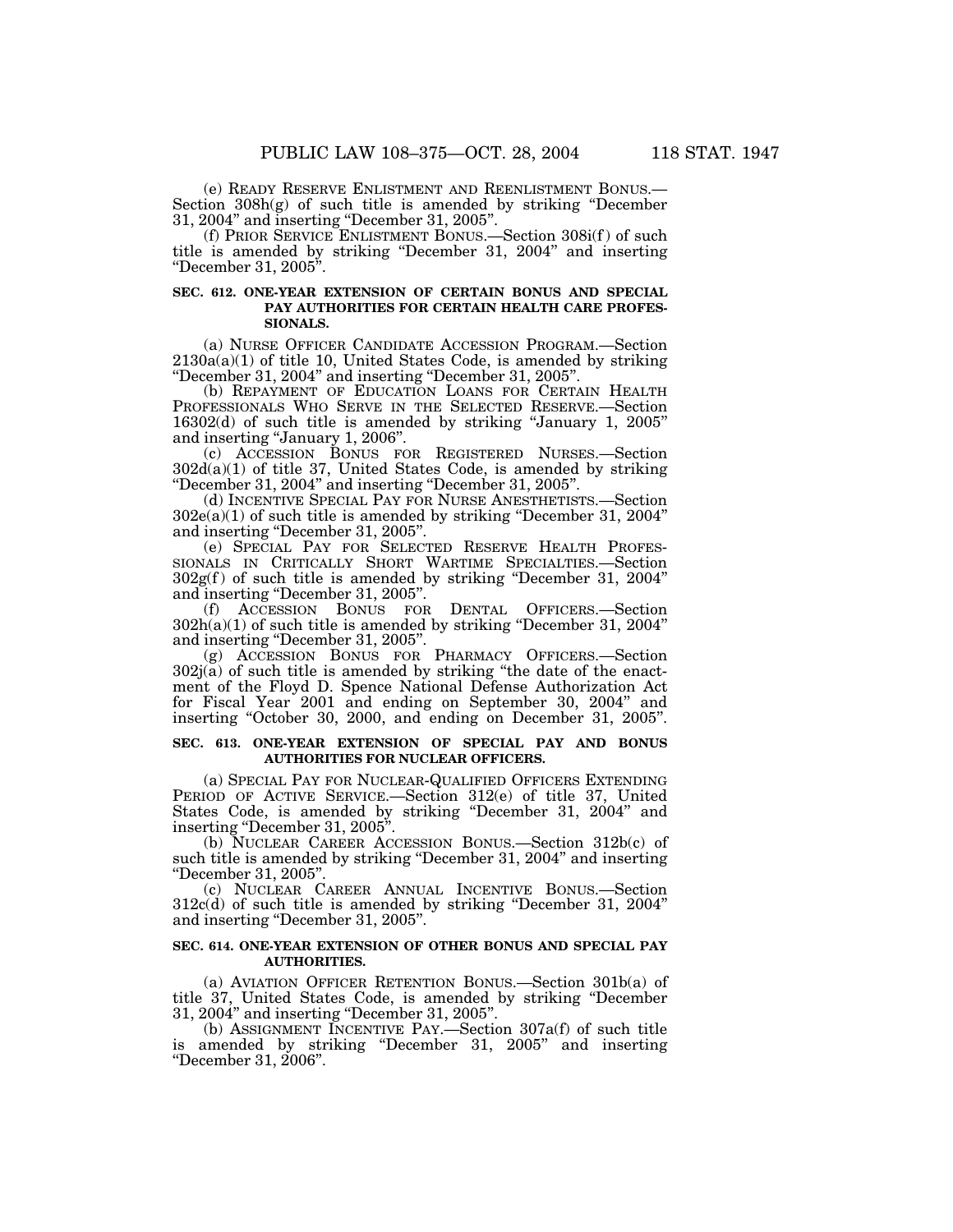(e) READY RESERVE ENLISTMENT AND REENLISTMENT BONUS.—Section 308h(g) of such title is amended by striking "December 31, 2004" and inserting "December 31, 2005".

(f) PRIOR SERVICE ENLISTMENT BONUS.—Section 308i(f) of such title is amended by striking "December 31, 2004" and inserting "December 31, 2005".

**SEC. 612. ONE-YEAR EXTENSION OF CERTAIN BONUS AND SPECIAL PAY AUTHORITIES FOR CERTAIN HEALTH CARE PROFESSIONALS.**

(a) NURSE OFFICER CANDIDATE ACCESSION PROGRAM.—Section 2130a(a)(1) of title 10, United States Code, is amended by striking "December 31, 2004" and inserting "December 31, 2005".

(b) REPAYMENT OF EDUCATION LOANS FOR CERTAIN HEALTH PROFESSIONALS WHO SERVE IN THE SELECTED RESERVE.—Section 16302(d) of such title is amended by striking "January 1, 2005" and inserting "January 1, 2006".

(c) ACCESSION BONUS FOR REGISTERED NURSES.—Section 302d(a)(1) of title 37, United States Code, is amended by striking "December 31, 2004" and inserting "December 31, 2005".

(d) INCENTIVE SPECIAL PAY FOR NURSE ANESTHETISTS.—Section 302e(a)(1) of such title is amended by striking "December 31, 2004" and inserting "December 31, 2005".

(e) SPECIAL PAY FOR SELECTED RESERVE HEALTH PROFESSIONALS IN CRITICALLY SHORT WARTIME SPECIALTIES.—Section 302g(f) of such title is amended by striking "December 31, 2004" and inserting "December 31, 2005".

(f) ACCESSION BONUS FOR DENTAL OFFICERS.—Section 302h(a)(1) of such title is amended by striking "December 31, 2004" and inserting "December 31, 2005".

(g) ACCESSION BONUS FOR PHARMACY OFFICERS.—Section 302j(a) of such title is amended by striking "the date of the enactment of the Floyd D. Spence National Defense Authorization Act for Fiscal Year 2001 and ending on September 30, 2004" and inserting "October 30, 2000, and ending on December 31, 2005".

**SEC. 613. ONE-YEAR EXTENSION OF SPECIAL PAY AND BONUS AUTHORITIES FOR NUCLEAR OFFICERS.**

(a) SPECIAL PAY FOR NUCLEAR-QUALIFIED OFFICERS EXTENDING PERIOD OF ACTIVE SERVICE.—Section 312(e) of title 37, United States Code, is amended by striking "December 31, 2004" and inserting "December 31, 2005".

(b) NUCLEAR CAREER ACCESSION BONUS.—Section 312b(c) of such title is amended by striking "December 31, 2004" and inserting "December 31, 2005".

(c) NUCLEAR CAREER ANNUAL INCENTIVE BONUS.—Section 312c(d) of such title is amended by striking "December 31, 2004" and inserting "December 31, 2005".

**SEC. 614. ONE-YEAR EXTENSION OF OTHER BONUS AND SPECIAL PAY AUTHORITIES.**

(a) AVIATION OFFICER RETENTION BONUS.—Section 301b(a) of title 37, United States Code, is amended by striking "December 31, 2004" and inserting "December 31, 2005".

(b) ASSIGNMENT INCENTIVE PAY.—Section 307a(f) of such title is amended by striking "December 31, 2005" and inserting "December 31, 2006".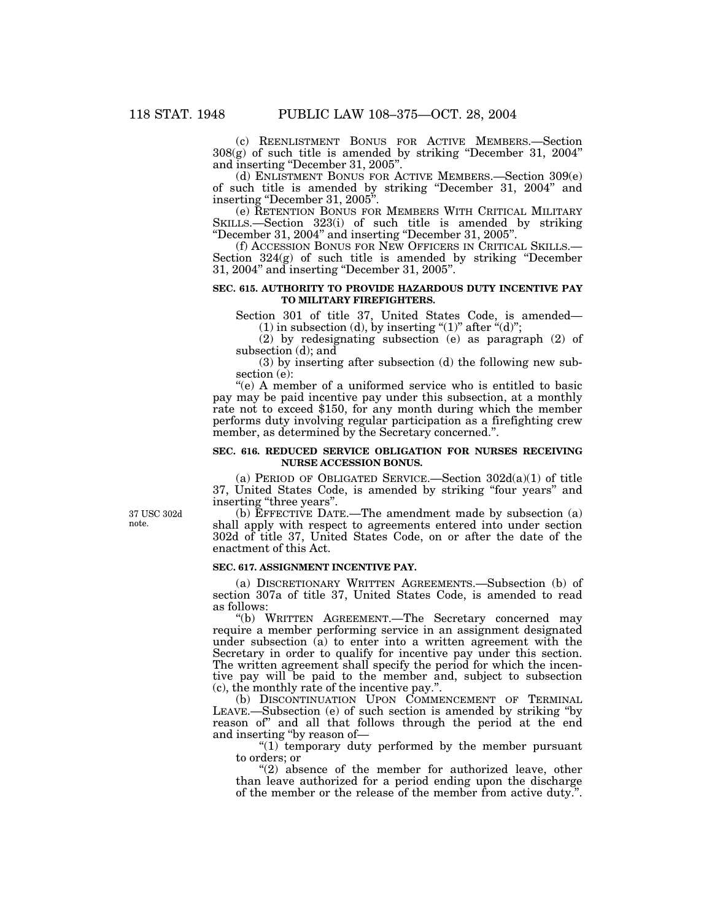(c) REENLISTMENT BONUS FOR ACTIVE MEMBERS.—Section 308(g) of such title is amended by striking "December 31, 2004" and inserting "December 31, 2005".

(d) ENLISTMENT BONUS FOR ACTIVE MEMBERS.—Section 309(e) of such title is amended by striking "December 31, 2004" and inserting "December 31, 2005".

(e) RETENTION BONUS FOR MEMBERS WITH CRITICAL MILITARY SKILLS.—Section 323(i) of such title is amended by striking "December 31, 2004" and inserting "December 31, 2005".

(f) ACCESSION BONUS FOR NEW OFFICERS IN CRITICAL SKILLS.—Section 324(g) of such title is amended by striking "December 31, 2004" and inserting "December 31, 2005".

**SEC. 615. AUTHORITY TO PROVIDE HAZARDOUS DUTY INCENTIVE PAY TO MILITARY FIREFIGHTERS.**

Section 301 of title 37, United States Code, is amended—

(1) in subsection (d), by inserting "(1)" after "(d)";

(2) by redesignating subsection (e) as paragraph (2) of subsection (d); and

(3) by inserting after subsection (d) the following new subsection (e):

"(e) A member of a uniformed service who is entitled to basic pay may be paid incentive pay under this subsection, at a monthly rate not to exceed $150, for any month during which the member performs duty involving regular participation as a firefighting crew member, as determined by the Secretary concerned.".

**SEC. 616. REDUCED SERVICE OBLIGATION FOR NURSES RECEIVING NURSE ACCESSION BONUS.**

(a) PERIOD OF OBLIGATED SERVICE.—Section 302d(a)(1) of title 37, United States Code, is amended by striking "four years" and inserting "three years".

37 USC 302d note.

(b) EFFECTIVE DATE.—The amendment made by subsection (a) shall apply with respect to agreements entered into under section 302d of title 37, United States Code, on or after the date of the enactment of this Act.

**SEC. 617. ASSIGNMENT INCENTIVE PAY.**

(a) DISCRETIONARY WRITTEN AGREEMENTS.—Subsection (b) of section 307a of title 37, United States Code, is amended to read as follows:

"(b) WRITTEN AGREEMENT.—The Secretary concerned may require a member performing service in an assignment designated under subsection (a) to enter into a written agreement with the Secretary in order to qualify for incentive pay under this section. The written agreement shall specify the period for which the incentive pay will be paid to the member and, subject to subsection (c), the monthly rate of the incentive pay.".

(b) DISCONTINUATION UPON COMMENCEMENT OF TERMINAL LEAVE.—Subsection (e) of such section is amended by striking "by reason of" and all that follows through the period at the end and inserting "by reason of—

"(1) temporary duty performed by the member pursuant to orders; or

"(2) absence of the member for authorized leave, other than leave authorized for a period ending upon the discharge of the member or the release of the member from active duty.".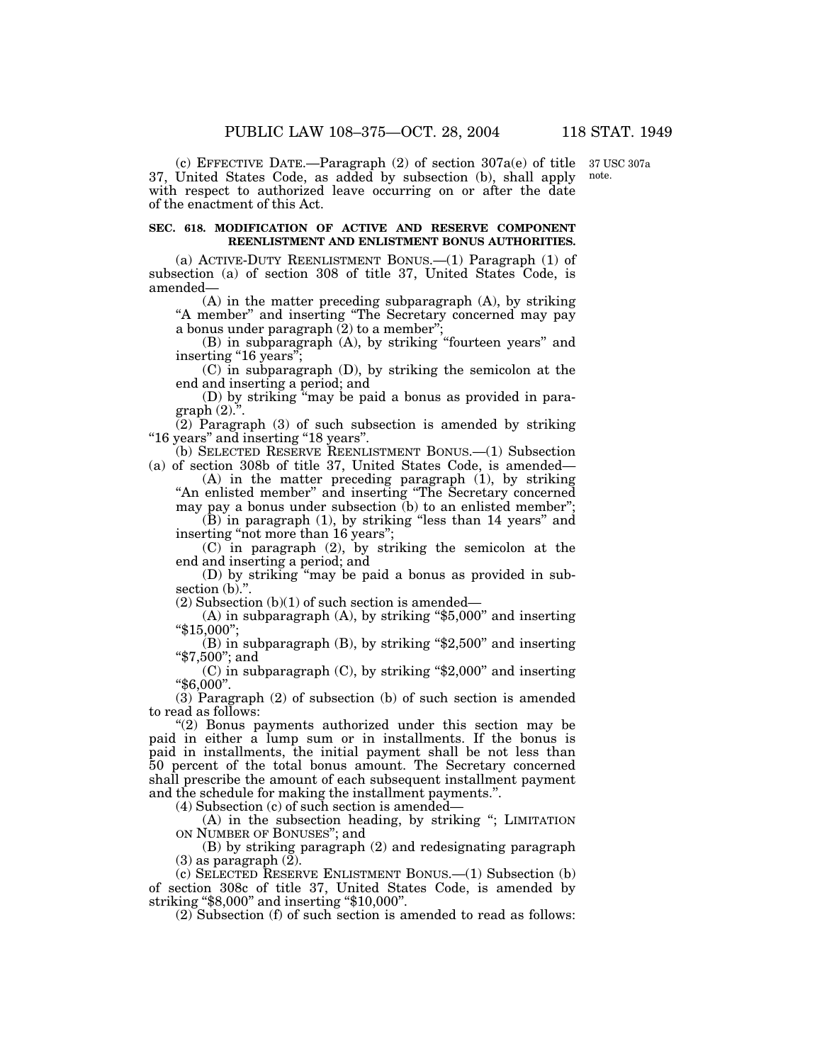(c) EFFECTIVE DATE.—Paragraph (2) of section 307a(e) of title 37, United States Code, as added by subsection (b), shall apply with respect to authorized leave occurring on or after the date of the enactment of this Act.

37 USC 307a note.

**SEC. 618. MODIFICATION OF ACTIVE AND RESERVE COMPONENT REENLISTMENT AND ENLISTMENT BONUS AUTHORITIES.**

(a) ACTIVE-DUTY REENLISTMENT BONUS.—(1) Paragraph (1) of subsection (a) of section 308 of title 37, United States Code, is amended—

(A) in the matter preceding subparagraph (A), by striking "A member" and inserting "The Secretary concerned may pay a bonus under paragraph (2) to a member";

(B) in subparagraph (A), by striking "fourteen years" and inserting "16 years";

(C) in subparagraph (D), by striking the semicolon at the end and inserting a period; and

(D) by striking "may be paid a bonus as provided in paragraph (2).".

(2) Paragraph (3) of such subsection is amended by striking "16 years" and inserting "18 years".

(b) SELECTED RESERVE REENLISTMENT BONUS.—(1) Subsection (a) of section 308b of title 37, United States Code, is amended—

(A) in the matter preceding paragraph (1), by striking "An enlisted member" and inserting "The Secretary concerned may pay a bonus under subsection (b) to an enlisted member";

(B) in paragraph (1), by striking "less than 14 years" and inserting "not more than 16 years";

(C) in paragraph (2), by striking the semicolon at the end and inserting a period; and

(D) by striking "may be paid a bonus as provided in subsection (b).".

(2) Subsection (b)(1) of such section is amended—

(A) in subparagraph (A), by striking "$5,000" and inserting "$15,000";

(B) in subparagraph (B), by striking "$2,500" and inserting "$7,500"; and

(C) in subparagraph (C), by striking "$2,000" and inserting "$6,000".

(3) Paragraph (2) of subsection (b) of such section is amended to read as follows:

"(2) Bonus payments authorized under this section may be paid in either a lump sum or in installments. If the bonus is paid in installments, the initial payment shall be not less than 50 percent of the total bonus amount. The Secretary concerned shall prescribe the amount of each subsequent installment payment and the schedule for making the installment payments.".

(4) Subsection (c) of such section is amended—

(A) in the subsection heading, by striking "; LIMITATION ON NUMBER OF BONUSES"; and

(B) by striking paragraph (2) and redesignating paragraph (3) as paragraph (2).

(c) SELECTED RESERVE ENLISTMENT BONUS.—(1) Subsection (b) of section 308c of title 37, United States Code, is amended by striking "$8,000" and inserting "$10,000".

(2) Subsection (f) of such section is amended to read as follows: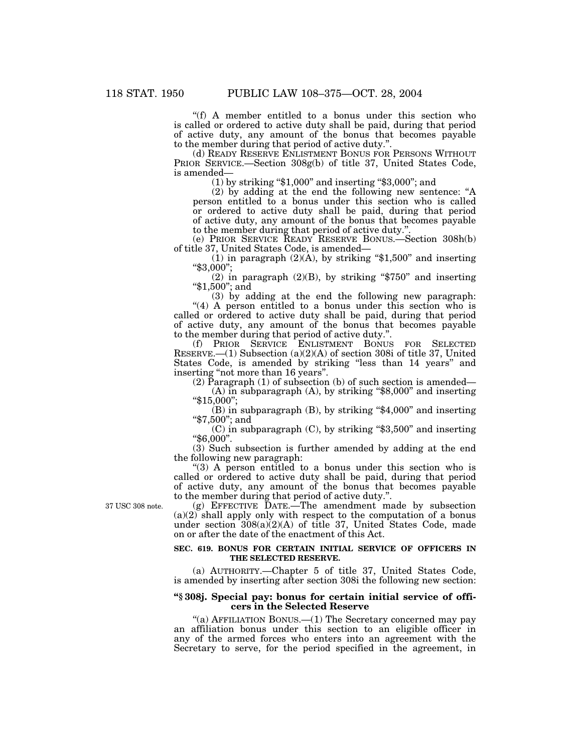"(f) A member entitled to a bonus under this section who is called or ordered to active duty shall be paid, during that period of active duty, any amount of the bonus that becomes payable to the member during that period of active duty.".

(d) READY RESERVE ENLISTMENT BONUS FOR PERSONS WITHOUT PRIOR SERVICE.—Section 308g(b) of title 37, United States Code, is amended—

(1) by striking "$1,000" and inserting "$3,000"; and

(2) by adding at the end the following new sentence: "A person entitled to a bonus under this section who is called or ordered to active duty shall be paid, during that period of active duty, any amount of the bonus that becomes payable to the member during that period of active duty.".

(e) PRIOR SERVICE READY RESERVE BONUS.—Section 308h(b) of title 37, United States Code, is amended—

(1) in paragraph (2)(A), by striking "$1,500" and inserting "$3,000";

(2) in paragraph (2)(B), by striking "$750" and inserting "$1,500"; and

(3) by adding at the end the following new paragraph:

"(4) A person entitled to a bonus under this section who is called or ordered to active duty shall be paid, during that period of active duty, any amount of the bonus that becomes payable to the member during that period of active duty.".

(f) PRIOR SERVICE ENLISTMENT BONUS FOR SELECTED RESERVE.—(1) Subsection (a)(2)(A) of section 308i of title 37, United States Code, is amended by striking "less than 14 years" and inserting "not more than 16 years".

(2) Paragraph (1) of subsection (b) of such section is amended—

(A) in subparagraph (A), by striking "$8,000" and inserting "$15,000";

(B) in subparagraph (B), by striking "$4,000" and inserting "$7,500"; and

(C) in subparagraph (C), by striking "$3,500" and inserting "$6,000".

(3) Such subsection is further amended by adding at the end the following new paragraph:

"(3) A person entitled to a bonus under this section who is called or ordered to active duty shall be paid, during that period of active duty, any amount of the bonus that becomes payable to the member during that period of active duty.".

37 USC 308 note.

(g) EFFECTIVE DATE.—The amendment made by subsection (a)(2) shall apply only with respect to the computation of a bonus under section 308(a)(2)(A) of title 37, United States Code, made on or after the date of the enactment of this Act.

**SEC. 619. BONUS FOR CERTAIN INITIAL SERVICE OF OFFICERS IN THE SELECTED RESERVE.**

(a) AUTHORITY.—Chapter 5 of title 37, United States Code, is amended by inserting after section 308i the following new section:

**"§ 308j. Special pay: bonus for certain initial service of officers in the Selected Reserve**

"(a) AFFILIATION BONUS.—(1) The Secretary concerned may pay an affiliation bonus under this section to an eligible officer in any of the armed forces who enters into an agreement with the Secretary to serve, for the period specified in the agreement, in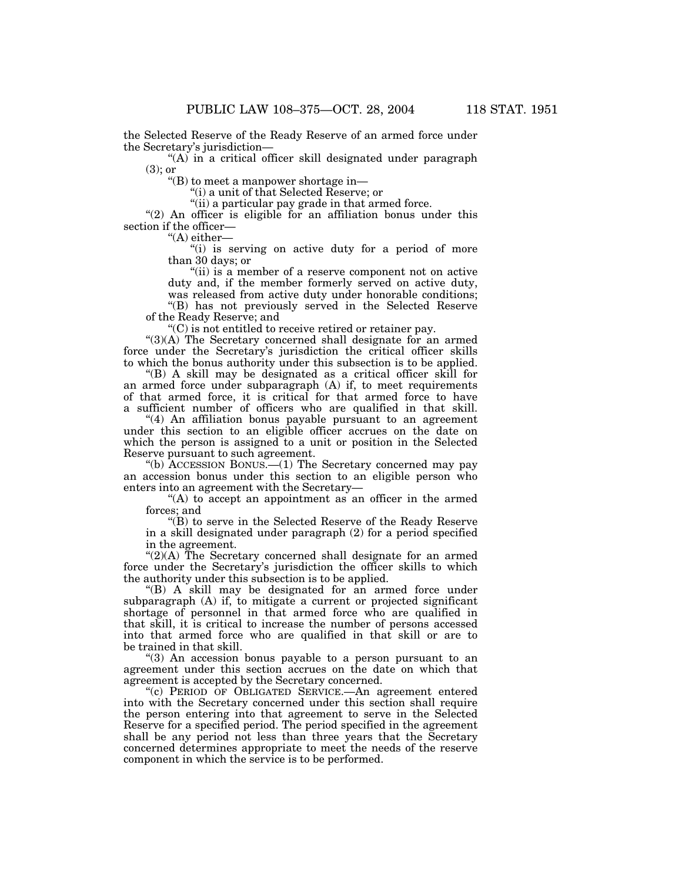the Selected Reserve of the Ready Reserve of an armed force under the Secretary's jurisdiction—

"(A) in a critical officer skill designated under paragraph (3); or

"(B) to meet a manpower shortage in—

"(i) a unit of that Selected Reserve; or

"(ii) a particular pay grade in that armed force.

"(2) An officer is eligible for an affiliation bonus under this section if the officer—

"(A) either—

"(i) is serving on active duty for a period of more than 30 days; or

"(ii) is a member of a reserve component not on active duty and, if the member formerly served on active duty, was released from active duty under honorable conditions;

"(B) has not previously served in the Selected Reserve of the Ready Reserve; and

"(C) is not entitled to receive retired or retainer pay.

"(3)(A) The Secretary concerned shall designate for an armed force under the Secretary's jurisdiction the critical officer skills to which the bonus authority under this subsection is to be applied.

"(B) A skill may be designated as a critical officer skill for an armed force under subparagraph (A) if, to meet requirements of that armed force, it is critical for that armed force to have a sufficient number of officers who are qualified in that skill.

"(4) An affiliation bonus payable pursuant to an agreement under this section to an eligible officer accrues on the date on which the person is assigned to a unit or position in the Selected Reserve pursuant to such agreement.

"(b) ACCESSION BONUS.—(1) The Secretary concerned may pay an accession bonus under this section to an eligible person who enters into an agreement with the Secretary—

"(A) to accept an appointment as an officer in the armed forces; and

"(B) to serve in the Selected Reserve of the Ready Reserve in a skill designated under paragraph (2) for a period specified in the agreement.

"(2)(A) The Secretary concerned shall designate for an armed force under the Secretary's jurisdiction the officer skills to which the authority under this subsection is to be applied.

"(B) A skill may be designated for an armed force under subparagraph (A) if, to mitigate a current or projected significant shortage of personnel in that armed force who are qualified in that skill, it is critical to increase the number of persons accessed into that armed force who are qualified in that skill or are to be trained in that skill.

"(3) An accession bonus payable to a person pursuant to an agreement under this section accrues on the date on which that agreement is accepted by the Secretary concerned.

"(c) PERIOD OF OBLIGATED SERVICE.—An agreement entered into with the Secretary concerned under this section shall require the person entering into that agreement to serve in the Selected Reserve for a specified period. The period specified in the agreement shall be any period not less than three years that the Secretary concerned determines appropriate to meet the needs of the reserve component in which the service is to be performed.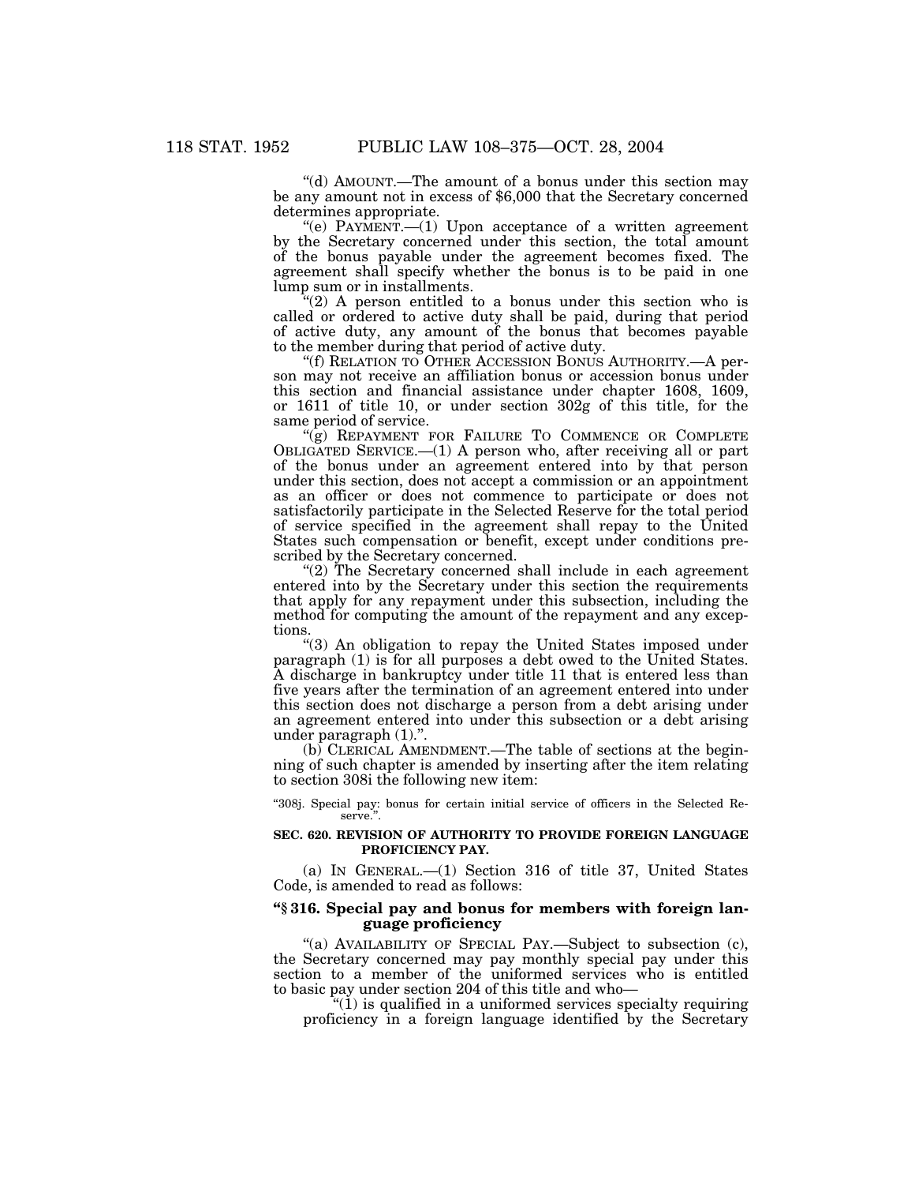"(d) AMOUNT.—The amount of a bonus under this section may be any amount not in excess of $6,000 that the Secretary concerned determines appropriate.

"(e) PAYMENT.—(1) Upon acceptance of a written agreement by the Secretary concerned under this section, the total amount of the bonus payable under the agreement becomes fixed. The agreement shall specify whether the bonus is to be paid in one lump sum or in installments.

"(2) A person entitled to a bonus under this section who is called or ordered to active duty shall be paid, during that period of active duty, any amount of the bonus that becomes payable to the member during that period of active duty.

"(f) RELATION TO OTHER ACCESSION BONUS AUTHORITY.—A person may not receive an affiliation bonus or accession bonus under this section and financial assistance under chapter 1608, 1609, or 1611 of title 10, or under section 302g of this title, for the same period of service.

"(g) REPAYMENT FOR FAILURE TO COMMENCE OR COMPLETE OBLIGATED SERVICE.—(1) A person who, after receiving all or part of the bonus under an agreement entered into by that person under this section, does not accept a commission or an appointment as an officer or does not commence to participate or does not satisfactorily participate in the Selected Reserve for the total period of service specified in the agreement shall repay to the United States such compensation or benefit, except under conditions prescribed by the Secretary concerned.

"(2) The Secretary concerned shall include in each agreement entered into by the Secretary under this section the requirements that apply for any repayment under this subsection, including the method for computing the amount of the repayment and any exceptions.

"(3) An obligation to repay the United States imposed under paragraph (1) is for all purposes a debt owed to the United States. A discharge in bankruptcy under title 11 that is entered less than five years after the termination of an agreement entered into under this section does not discharge a person from a debt arising under an agreement entered into under this subsection or a debt arising under paragraph (1).".

(b) CLERICAL AMENDMENT.—The table of sections at the beginning of such chapter is amended by inserting after the item relating to section 308i the following new item:

"308j. Special pay: bonus for certain initial service of officers in the Selected Reserve.".

**SEC. 620. REVISION OF AUTHORITY TO PROVIDE FOREIGN LANGUAGE PROFICIENCY PAY.**

(a) IN GENERAL.—(1) Section 316 of title 37, United States Code, is amended to read as follows:

**"§ 316. Special pay and bonus for members with foreign language proficiency**

"(a) AVAILABILITY OF SPECIAL PAY.—Subject to subsection (c), the Secretary concerned may pay monthly special pay under this section to a member of the uniformed services who is entitled to basic pay under section 204 of this title and who—

"(1) is qualified in a uniformed services specialty requiring proficiency in a foreign language identified by the Secretary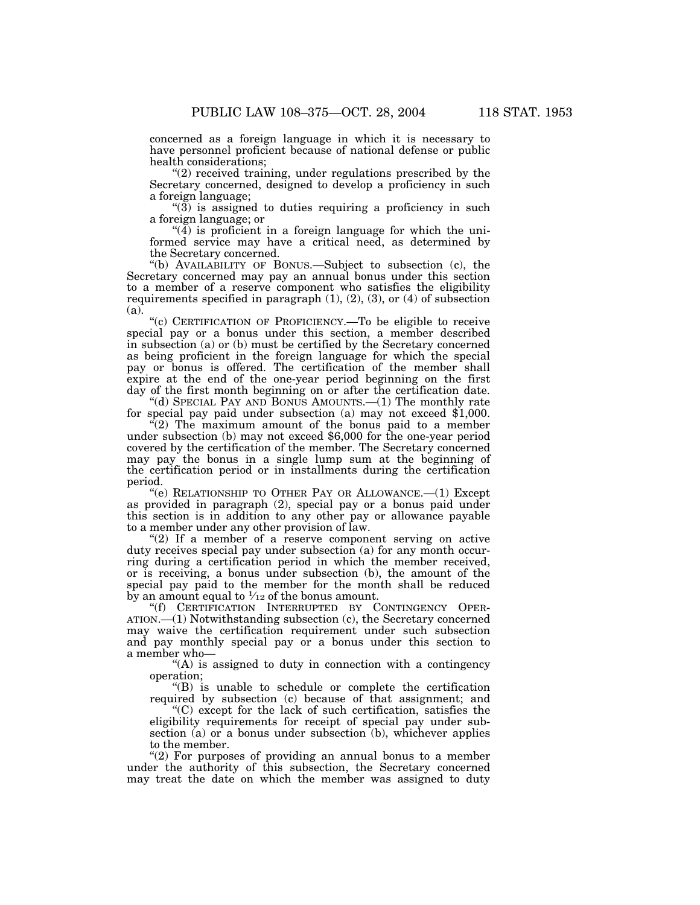concerned as a foreign language in which it is necessary to have personnel proficient because of national defense or public health considerations;

"(2) received training, under regulations prescribed by the Secretary concerned, designed to develop a proficiency in such a foreign language;

"(3) is assigned to duties requiring a proficiency in such a foreign language; or

"(4) is proficient in a foreign language for which the uniformed service may have a critical need, as determined by the Secretary concerned.

"(b) AVAILABILITY OF BONUS.—Subject to subsection (c), the Secretary concerned may pay an annual bonus under this section to a member of a reserve component who satisfies the eligibility requirements specified in paragraph (1), (2), (3), or (4) of subsection (a).

"(c) CERTIFICATION OF PROFICIENCY.—To be eligible to receive special pay or a bonus under this section, a member described in subsection (a) or (b) must be certified by the Secretary concerned as being proficient in the foreign language for which the special pay or bonus is offered. The certification of the member shall expire at the end of the one-year period beginning on the first day of the first month beginning on or after the certification date.

"(d) SPECIAL PAY AND BONUS AMOUNTS.—(1) The monthly rate for special pay paid under subsection (a) may not exceed $1,000.

"(2) The maximum amount of the bonus paid to a member under subsection (b) may not exceed $6,000 for the one-year period covered by the certification of the member. The Secretary concerned may pay the bonus in a single lump sum at the beginning of the certification period or in installments during the certification period.

"(e) RELATIONSHIP TO OTHER PAY OR ALLOWANCE.—(1) Except as provided in paragraph (2), special pay or a bonus paid under this section is in addition to any other pay or allowance payable to a member under any other provision of law.

"(2) If a member of a reserve component serving on active duty receives special pay under subsection (a) for any month occurring during a certification period in which the member received, or is receiving, a bonus under subsection (b), the amount of the special pay paid to the member for the month shall be reduced by an amount equal to 1/12 of the bonus amount.

"(f) CERTIFICATION INTERRUPTED BY CONTINGENCY OPERATION.—(1) Notwithstanding subsection (c), the Secretary concerned may waive the certification requirement under such subsection and pay monthly special pay or a bonus under this section to a member who—

"(A) is assigned to duty in connection with a contingency operation;

"(B) is unable to schedule or complete the certification required by subsection (c) because of that assignment; and

"(C) except for the lack of such certification, satisfies the eligibility requirements for receipt of special pay under subsection (a) or a bonus under subsection (b), whichever applies to the member.

"(2) For purposes of providing an annual bonus to a member under the authority of this subsection, the Secretary concerned may treat the date on which the member was assigned to duty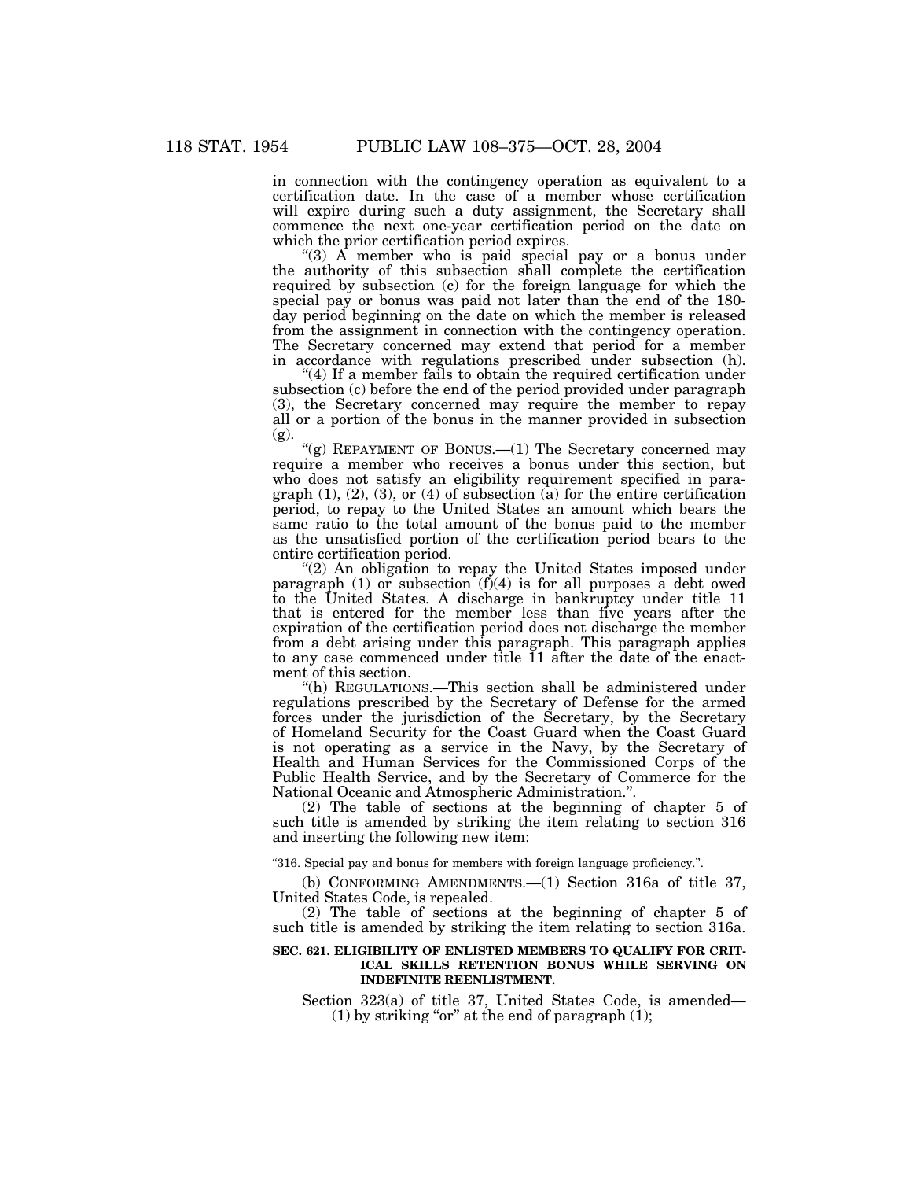in connection with the contingency operation as equivalent to a certification date. In the case of a member whose certification will expire during such a duty assignment, the Secretary shall commence the next one-year certification period on the date on which the prior certification period expires.

"(3) A member who is paid special pay or a bonus under the authority of this subsection shall complete the certification required by subsection (c) for the foreign language for which the special pay or bonus was paid not later than the end of the 180-day period beginning on the date on which the member is released from the assignment in connection with the contingency operation. The Secretary concerned may extend that period for a member in accordance with regulations prescribed under subsection (h).

"(4) If a member fails to obtain the required certification under subsection (c) before the end of the period provided under paragraph (3), the Secretary concerned may require the member to repay all or a portion of the bonus in the manner provided in subsection (g).

"(g) REPAYMENT OF BONUS.—(1) The Secretary concerned may require a member who receives a bonus under this section, but who does not satisfy an eligibility requirement specified in paragraph (1), (2), (3), or (4) of subsection (a) for the entire certification period, to repay to the United States an amount which bears the same ratio to the total amount of the bonus paid to the member as the unsatisfied portion of the certification period bears to the entire certification period.

"(2) An obligation to repay the United States imposed under paragraph (1) or subsection (f)(4) is for all purposes a debt owed to the United States. A discharge in bankruptcy under title 11 that is entered for the member less than five years after the expiration of the certification period does not discharge the member from a debt arising under this paragraph. This paragraph applies to any case commenced under title 11 after the date of the enactment of this section.

"(h) REGULATIONS.—This section shall be administered under regulations prescribed by the Secretary of Defense for the armed forces under the jurisdiction of the Secretary, by the Secretary of Homeland Security for the Coast Guard when the Coast Guard is not operating as a service in the Navy, by the Secretary of Health and Human Services for the Commissioned Corps of the Public Health Service, and by the Secretary of Commerce for the National Oceanic and Atmospheric Administration.".

(2) The table of sections at the beginning of chapter 5 of such title is amended by striking the item relating to section 316 and inserting the following new item:

"316. Special pay and bonus for members with foreign language proficiency.".

(b) CONFORMING AMENDMENTS.—(1) Section 316a of title 37, United States Code, is repealed.

(2) The table of sections at the beginning of chapter 5 of such title is amended by striking the item relating to section 316a.

**SEC. 621. ELIGIBILITY OF ENLISTED MEMBERS TO QUALIFY FOR CRITICAL SKILLS RETENTION BONUS WHILE SERVING ON INDEFINITE REENLISTMENT.**

Section 323(a) of title 37, United States Code, is amended—

(1) by striking "or" at the end of paragraph (1);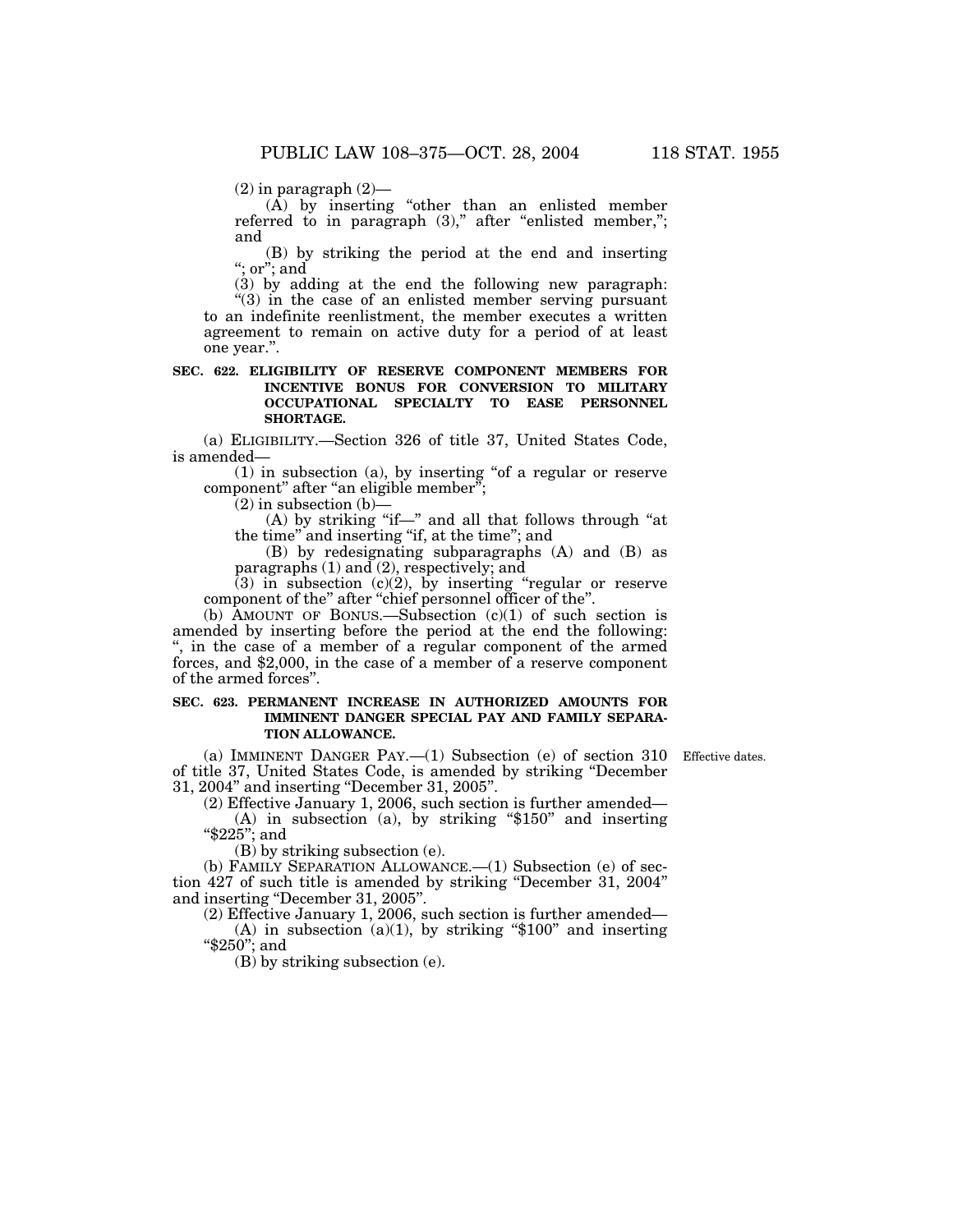(2) in paragraph (2)—

(A) by inserting "other than an enlisted member referred to in paragraph (3)," after "enlisted member,"; and

(B) by striking the period at the end and inserting "; or"; and

(3) by adding at the end the following new paragraph:

"(3) in the case of an enlisted member serving pursuant to an indefinite reenlistment, the member executes a written agreement to remain on active duty for a period of at least one year.".

**SEC. 622. ELIGIBILITY OF RESERVE COMPONENT MEMBERS FOR INCENTIVE BONUS FOR CONVERSION TO MILITARY OCCUPATIONAL SPECIALTY TO EASE PERSONNEL SHORTAGE.**

(a) ELIGIBILITY.—Section 326 of title 37, United States Code, is amended—

(1) in subsection (a), by inserting "of a regular or reserve component" after "an eligible member";

(2) in subsection (b)—

(A) by striking "if—" and all that follows through "at the time" and inserting "if, at the time"; and

(B) by redesignating subparagraphs (A) and (B) as paragraphs (1) and (2), respectively; and

(3) in subsection (c)(2), by inserting "regular or reserve component of the" after "chief personnel officer of the".

(b) AMOUNT OF BONUS.—Subsection (c)(1) of such section is amended by inserting before the period at the end the following: ", in the case of a member of a regular component of the armed forces, and $2,000, in the case of a member of a reserve component of the armed forces".

**SEC. 623. PERMANENT INCREASE IN AUTHORIZED AMOUNTS FOR IMMINENT DANGER SPECIAL PAY AND FAMILY SEPARATION ALLOWANCE.**

Effective dates.

(a) IMMINENT DANGER PAY.—(1) Subsection (e) of section 310 of title 37, United States Code, is amended by striking "December 31, 2004" and inserting "December 31, 2005".

(2) Effective January 1, 2006, such section is further amended—

(A) in subsection (a), by striking "$150" and inserting "$225"; and

(B) by striking subsection (e).

(b) FAMILY SEPARATION ALLOWANCE.—(1) Subsection (e) of section 427 of such title is amended by striking "December 31, 2004" and inserting "December 31, 2005".

(2) Effective January 1, 2006, such section is further amended—

(A) in subsection (a)(1), by striking "$100" and inserting "$250"; and

(B) by striking subsection (e).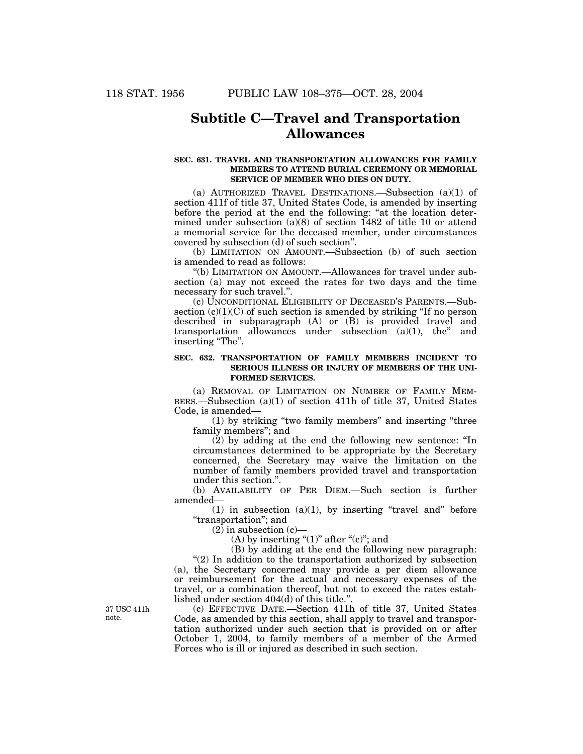## Subtitle C—Travel and Transportation Allowances

**SEC. 631. TRAVEL AND TRANSPORTATION ALLOWANCES FOR FAMILY MEMBERS TO ATTEND BURIAL CEREMONY OR MEMORIAL SERVICE OF MEMBER WHO DIES ON DUTY.**

(a) AUTHORIZED TRAVEL DESTINATIONS.—Subsection (a)(1) of section 411f of title 37, United States Code, is amended by inserting before the period at the end the following: "at the location determined under subsection (a)(8) of section 1482 of title 10 or attend a memorial service for the deceased member, under circumstances covered by subsection (d) of such section".

(b) LIMITATION ON AMOUNT.—Subsection (b) of such section is amended to read as follows:

"(b) LIMITATION ON AMOUNT.—Allowances for travel under subsection (a) may not exceed the rates for two days and the time necessary for such travel.".

(c) UNCONDITIONAL ELIGIBILITY OF DECEASED'S PARENTS.—Subsection (c)(1)(C) of such section is amended by striking "If no person described in subparagraph (A) or (B) is provided travel and transportation allowances under subsection (a)(1), the" and inserting "The".

**SEC. 632. TRANSPORTATION OF FAMILY MEMBERS INCIDENT TO SERIOUS ILLNESS OR INJURY OF MEMBERS OF THE UNIFORMED SERVICES.**

(a) REMOVAL OF LIMITATION ON NUMBER OF FAMILY MEMBERS.—Subsection (a)(1) of section 411h of title 37, United States Code, is amended—

(1) by striking "two family members" and inserting "three family members"; and

(2) by adding at the end the following new sentence: "In circumstances determined to be appropriate by the Secretary concerned, the Secretary may waive the limitation on the number of family members provided travel and transportation under this section.".

(b) AVAILABILITY OF PER DIEM.—Such section is further amended—

(1) in subsection (a)(1), by inserting "travel and" before "transportation"; and

(2) in subsection (c)—

(A) by inserting "(1)" after "(c)"; and

(B) by adding at the end the following new paragraph:

"(2) In addition to the transportation authorized by subsection (a), the Secretary concerned may provide a per diem allowance or reimbursement for the actual and necessary expenses of the travel, or a combination thereof, but not to exceed the rates established under section 404(d) of this title.".

37 USC 411h note.

(c) EFFECTIVE DATE.—Section 411h of title 37, United States Code, as amended by this section, shall apply to travel and transportation authorized under such section that is provided on or after October 1, 2004, to family members of a member of the Armed Forces who is ill or injured as described in such section.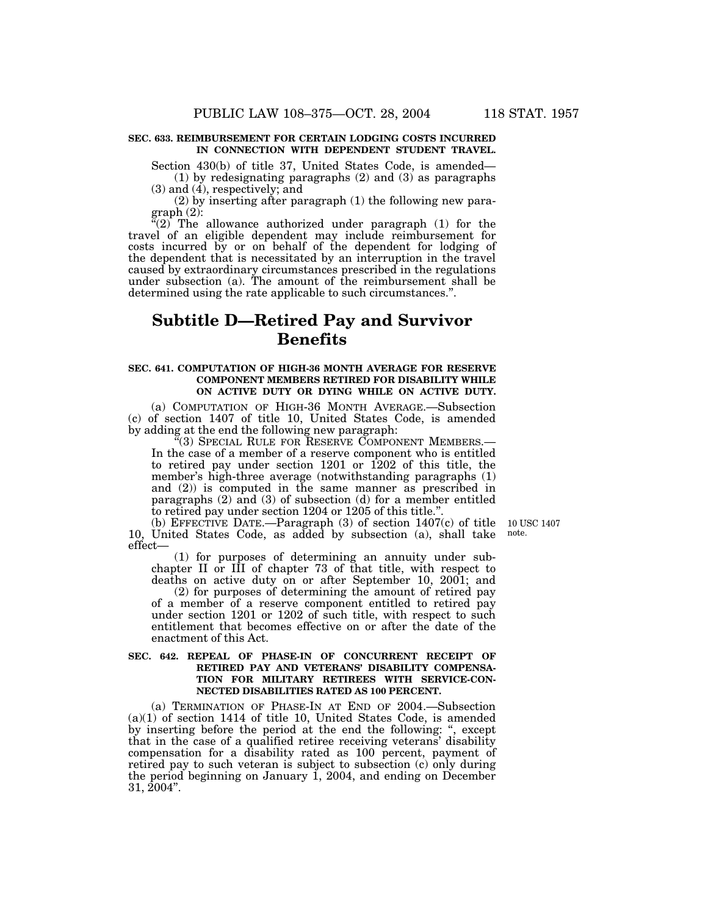**SEC. 633. REIMBURSEMENT FOR CERTAIN LODGING COSTS INCURRED IN CONNECTION WITH DEPENDENT STUDENT TRAVEL.**

Section 430(b) of title 37, United States Code, is amended—

(1) by redesignating paragraphs (2) and (3) as paragraphs (3) and (4), respectively; and

(2) by inserting after paragraph (1) the following new paragraph (2):

"(2) The allowance authorized under paragraph (1) for the travel of an eligible dependent may include reimbursement for costs incurred by or on behalf of the dependent for lodging of the dependent that is necessitated by an interruption in the travel caused by extraordinary circumstances prescribed in the regulations under subsection (a). The amount of the reimbursement shall be determined using the rate applicable to such circumstances.".

## Subtitle D—Retired Pay and Survivor Benefits

**SEC. 641. COMPUTATION OF HIGH-36 MONTH AVERAGE FOR RESERVE COMPONENT MEMBERS RETIRED FOR DISABILITY WHILE ON ACTIVE DUTY OR DYING WHILE ON ACTIVE DUTY.**

(a) COMPUTATION OF HIGH-36 MONTH AVERAGE.—Subsection (c) of section 1407 of title 10, United States Code, is amended by adding at the end the following new paragraph:

"(3) SPECIAL RULE FOR RESERVE COMPONENT MEMBERS.—In the case of a member of a reserve component who is entitled to retired pay under section 1201 or 1202 of this title, the member's high-three average (notwithstanding paragraphs (1) and (2)) is computed in the same manner as prescribed in paragraphs (2) and (3) of subsection (d) for a member entitled to retired pay under section 1204 or 1205 of this title.".

(b) EFFECTIVE DATE.—Paragraph (3) of section 1407(c) of title 10, United States Code, as added by subsection (a), shall take effect—

10 USC 1407 note.

(1) for purposes of determining an annuity under subchapter II or III of chapter 73 of that title, with respect to deaths on active duty on or after September 10, 2001; and

(2) for purposes of determining the amount of retired pay of a member of a reserve component entitled to retired pay under section 1201 or 1202 of such title, with respect to such entitlement that becomes effective on or after the date of the enactment of this Act.

**SEC. 642. REPEAL OF PHASE-IN OF CONCURRENT RECEIPT OF RETIRED PAY AND VETERANS' DISABILITY COMPENSATION FOR MILITARY RETIREES WITH SERVICE-CONNECTED DISABILITIES RATED AS 100 PERCENT.**

(a) TERMINATION OF PHASE-IN AT END OF 2004.—Subsection (a)(1) of section 1414 of title 10, United States Code, is amended by inserting before the period at the end the following: ", except that in the case of a qualified retiree receiving veterans' disability compensation for a disability rated as 100 percent, payment of retired pay to such veteran is subject to subsection (c) only during the period beginning on January 1, 2004, and ending on December 31, 2004".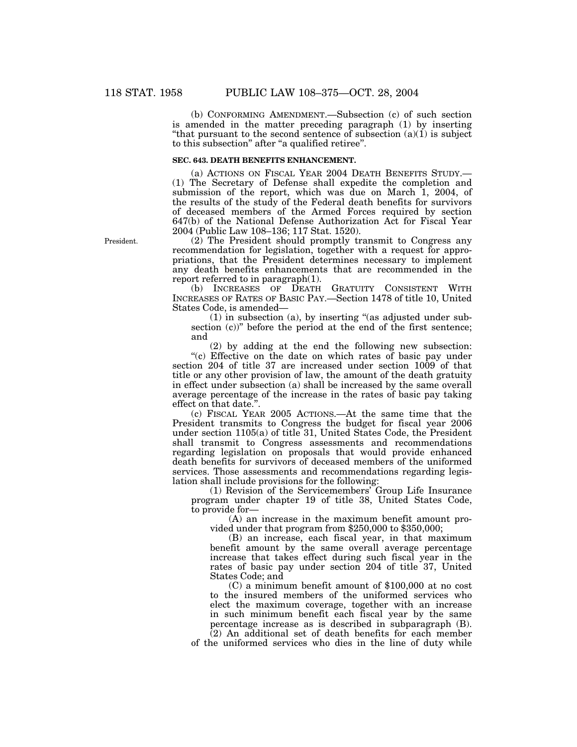(b) CONFORMING AMENDMENT.—Subsection (c) of such section is amended in the matter preceding paragraph (1) by inserting "that pursuant to the second sentence of subsection (a)(1) is subject to this subsection" after "a qualified retiree".

**SEC. 643. DEATH BENEFITS ENHANCEMENT.**

(a) ACTIONS ON FISCAL YEAR 2004 DEATH BENEFITS STUDY.—(1) The Secretary of Defense shall expedite the completion and submission of the report, which was due on March 1, 2004, of the results of the study of the Federal death benefits for survivors of deceased members of the Armed Forces required by section 647(b) of the National Defense Authorization Act for Fiscal Year 2004 (Public Law 108–136; 117 Stat. 1520).

President.

(2) The President should promptly transmit to Congress any recommendation for legislation, together with a request for appropriations, that the President determines necessary to implement any death benefits enhancements that are recommended in the report referred to in paragraph(1).

(b) INCREASES OF DEATH GRATUITY CONSISTENT WITH INCREASES OF RATES OF BASIC PAY.—Section 1478 of title 10, United States Code, is amended—

(1) in subsection (a), by inserting "(as adjusted under subsection (c))" before the period at the end of the first sentence; and

(2) by adding at the end the following new subsection:

"(c) Effective on the date on which rates of basic pay under section 204 of title 37 are increased under section 1009 of that title or any other provision of law, the amount of the death gratuity in effect under subsection (a) shall be increased by the same overall average percentage of the increase in the rates of basic pay taking effect on that date.".

(c) FISCAL YEAR 2005 ACTIONS.—At the same time that the President transmits to Congress the budget for fiscal year 2006 under section 1105(a) of title 31, United States Code, the President shall transmit to Congress assessments and recommendations regarding legislation on proposals that would provide enhanced death benefits for survivors of deceased members of the uniformed services. Those assessments and recommendations regarding legislation shall include provisions for the following:

(1) Revision of the Servicemembers' Group Life Insurance program under chapter 19 of title 38, United States Code, to provide for—

(A) an increase in the maximum benefit amount provided under that program from $250,000 to $350,000;

(B) an increase, each fiscal year, in that maximum benefit amount by the same overall average percentage increase that takes effect during such fiscal year in the rates of basic pay under section 204 of title 37, United States Code; and

(C) a minimum benefit amount of $100,000 at no cost to the insured members of the uniformed services who elect the maximum coverage, together with an increase in such minimum benefit each fiscal year by the same percentage increase as is described in subparagraph (B).

(2) An additional set of death benefits for each member of the uniformed services who dies in the line of duty while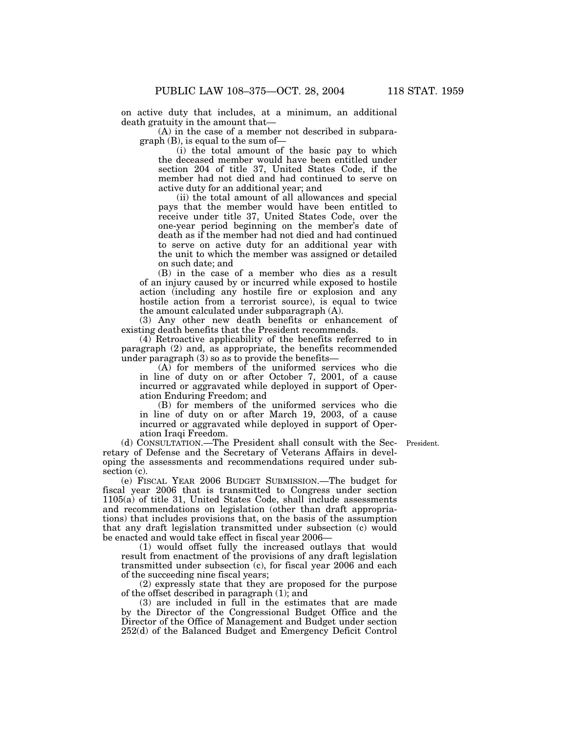on active duty that includes, at a minimum, an additional death gratuity in the amount that—

(A) in the case of a member not described in subparagraph (B), is equal to the sum of—

(i) the total amount of the basic pay to which the deceased member would have been entitled under section 204 of title 37, United States Code, if the member had not died and had continued to serve on active duty for an additional year; and

(ii) the total amount of all allowances and special pays that the member would have been entitled to receive under title 37, United States Code, over the one-year period beginning on the member's date of death as if the member had not died and had continued to serve on active duty for an additional year with the unit to which the member was assigned or detailed on such date; and

(B) in the case of a member who dies as a result of an injury caused by or incurred while exposed to hostile action (including any hostile fire or explosion and any hostile action from a terrorist source), is equal to twice the amount calculated under subparagraph (A).

(3) Any other new death benefits or enhancement of existing death benefits that the President recommends.

(4) Retroactive applicability of the benefits referred to in paragraph (2) and, as appropriate, the benefits recommended under paragraph (3) so as to provide the benefits—

(A) for members of the uniformed services who die in line of duty on or after October 7, 2001, of a cause incurred or aggravated while deployed in support of Operation Enduring Freedom; and

(B) for members of the uniformed services who die in line of duty on or after March 19, 2003, of a cause incurred or aggravated while deployed in support of Operation Iraqi Freedom.

(d) CONSULTATION.—The President shall consult with the Secretary of Defense and the Secretary of Veterans Affairs in developing the assessments and recommendations required under subsection (c).

President.

(e) FISCAL YEAR 2006 BUDGET SUBMISSION.—The budget for fiscal year 2006 that is transmitted to Congress under section 1105(a) of title 31, United States Code, shall include assessments and recommendations on legislation (other than draft appropriations) that includes provisions that, on the basis of the assumption that any draft legislation transmitted under subsection (c) would be enacted and would take effect in fiscal year 2006—

(1) would offset fully the increased outlays that would result from enactment of the provisions of any draft legislation transmitted under subsection (c), for fiscal year 2006 and each of the succeeding nine fiscal years;

(2) expressly state that they are proposed for the purpose of the offset described in paragraph (1); and

(3) are included in full in the estimates that are made by the Director of the Congressional Budget Office and the Director of the Office of Management and Budget under section 252(d) of the Balanced Budget and Emergency Deficit Control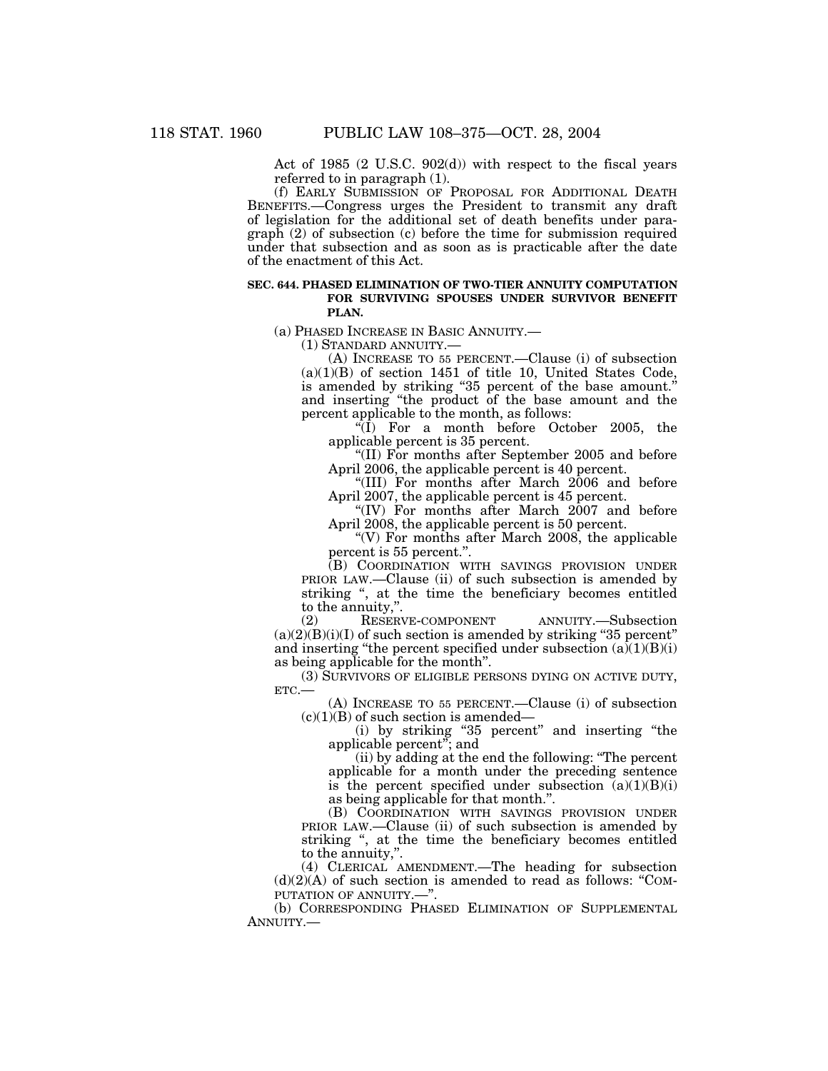Act of 1985 (2 U.S.C. 902(d)) with respect to the fiscal years referred to in paragraph (1).

(f) EARLY SUBMISSION OF PROPOSAL FOR ADDITIONAL DEATH BENEFITS.—Congress urges the President to transmit any draft of legislation for the additional set of death benefits under paragraph (2) of subsection (c) before the time for submission required under that subsection and as soon as is practicable after the date of the enactment of this Act.

**SEC. 644. PHASED ELIMINATION OF TWO-TIER ANNUITY COMPUTATION FOR SURVIVING SPOUSES UNDER SURVIVOR BENEFIT PLAN.**

(a) PHASED INCREASE IN BASIC ANNUITY.—

(1) STANDARD ANNUITY.—

(A) INCREASE TO 55 PERCENT.—Clause (i) of subsection (a)(1)(B) of section 1451 of title 10, United States Code, is amended by striking "35 percent of the base amount." and inserting "the product of the base amount and the percent applicable to the month, as follows:

"(I) For a month before October 2005, the applicable percent is 35 percent.

"(II) For months after September 2005 and before April 2006, the applicable percent is 40 percent.

"(III) For months after March 2006 and before April 2007, the applicable percent is 45 percent.

"(IV) For months after March 2007 and before April 2008, the applicable percent is 50 percent.

"(V) For months after March 2008, the applicable percent is 55 percent.".

(B) COORDINATION WITH SAVINGS PROVISION UNDER PRIOR LAW.—Clause (ii) of such subsection is amended by striking ", at the time the beneficiary becomes entitled to the annuity,".

(2) RESERVE-COMPONENT ANNUITY.—Subsection (a)(2)(B)(i)(I) of such section is amended by striking "35 percent" and inserting "the percent specified under subsection (a)(1)(B)(i) as being applicable for the month".

(3) SURVIVORS OF ELIGIBLE PERSONS DYING ON ACTIVE DUTY, ETC.—

(A) INCREASE TO 55 PERCENT.—Clause (i) of subsection (c)(1)(B) of such section is amended—

(i) by striking "35 percent" and inserting "the applicable percent"; and

(ii) by adding at the end the following: "The percent applicable for a month under the preceding sentence is the percent specified under subsection (a)(1)(B)(i) as being applicable for that month.".

(B) COORDINATION WITH SAVINGS PROVISION UNDER PRIOR LAW.—Clause (ii) of such subsection is amended by striking ", at the time the beneficiary becomes entitled to the annuity,".

(4) CLERICAL AMENDMENT.—The heading for subsection (d)(2)(A) of such section is amended to read as follows: "COMPUTATION OF ANNUITY.—".

(b) CORRESPONDING PHASED ELIMINATION OF SUPPLEMENTAL ANNUITY.—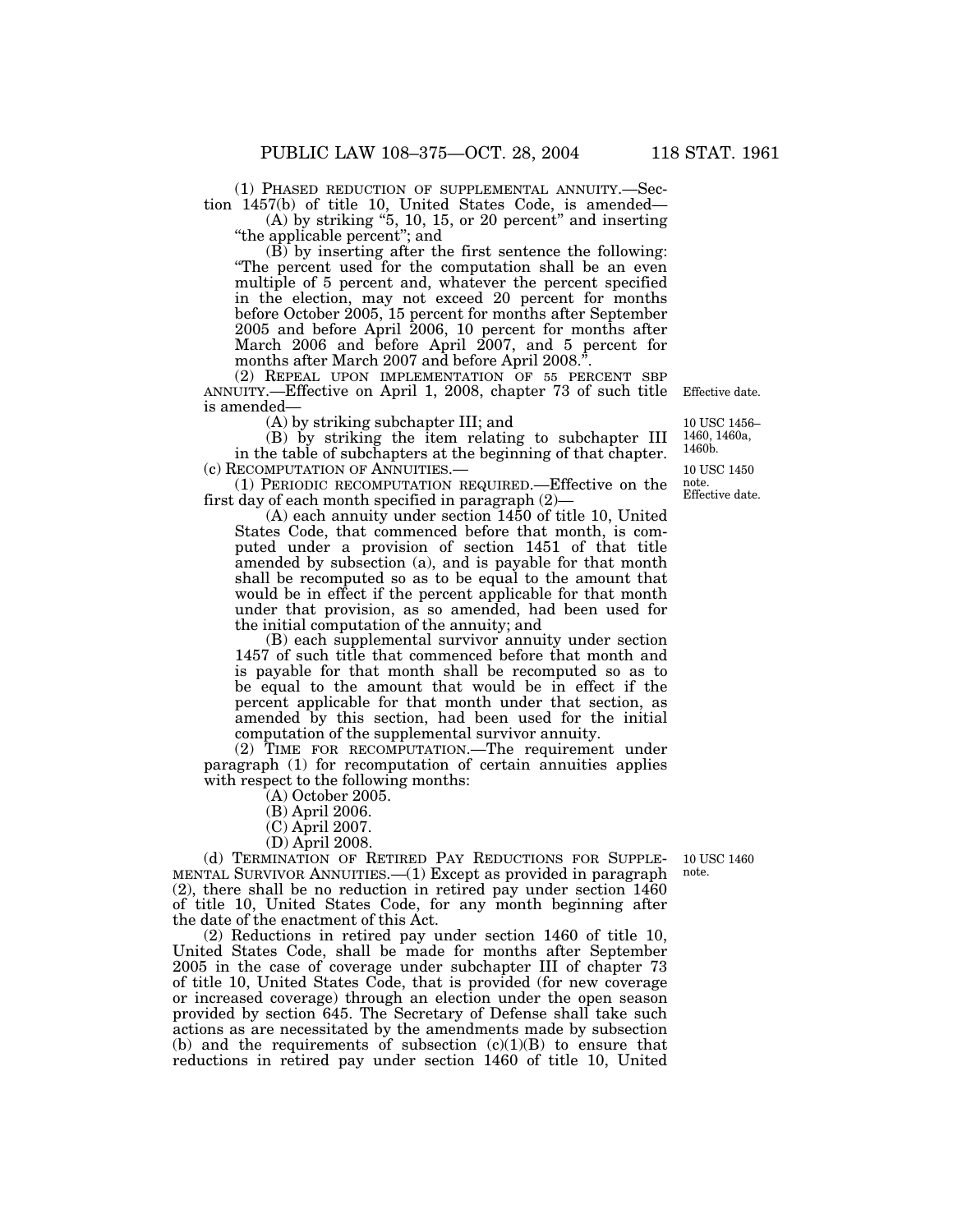(1) PHASED REDUCTION OF SUPPLEMENTAL ANNUITY.—Section 1457(b) of title 10, United States Code, is amended—

(A) by striking "5, 10, 15, or 20 percent" and inserting "the applicable percent"; and

(B) by inserting after the first sentence the following: "The percent used for the computation shall be an even multiple of 5 percent and, whatever the percent specified in the election, may not exceed 20 percent for months before October 2005, 15 percent for months after September 2005 and before April 2006, 10 percent for months after March 2006 and before April 2007, and 5 percent for months after March 2007 and before April 2008.".

(2) REPEAL UPON IMPLEMENTATION OF 55 PERCENT SBP ANNUITY.—Effective on April 1, 2008, chapter 73 of such title is amended—

Effective date.

10 USC 1456–1460, 1460a, 1460b.

(A) by striking subchapter III; and

(B) by striking the item relating to subchapter III in the table of subchapters at the beginning of that chapter.

(c) RECOMPUTATION OF ANNUITIES.—

10 USC 1450 note. Effective date.

(1) PERIODIC RECOMPUTATION REQUIRED.—Effective on the first day of each month specified in paragraph (2)—

(A) each annuity under section 1450 of title 10, United States Code, that commenced before that month, is computed under a provision of section 1451 of that title amended by subsection (a), and is payable for that month shall be recomputed so as to be equal to the amount that would be in effect if the percent applicable for that month under that provision, as so amended, had been used for the initial computation of the annuity; and

(B) each supplemental survivor annuity under section 1457 of such title that commenced before that month and is payable for that month shall be recomputed so as to be equal to the amount that would be in effect if the percent applicable for that month under that section, as amended by this section, had been used for the initial computation of the supplemental survivor annuity.

(2) TIME FOR RECOMPUTATION.—The requirement under paragraph (1) for recomputation of certain annuities applies with respect to the following months:

(A) October 2005.

(B) April 2006.

(C) April 2007.

(D) April 2008.

10 USC 1460 note.

(d) TERMINATION OF RETIRED PAY REDUCTIONS FOR SUPPLEMENTAL SURVIVOR ANNUITIES.—(1) Except as provided in paragraph (2), there shall be no reduction in retired pay under section 1460 of title 10, United States Code, for any month beginning after the date of the enactment of this Act.

(2) Reductions in retired pay under section 1460 of title 10, United States Code, shall be made for months after September 2005 in the case of coverage under subchapter III of chapter 73 of title 10, United States Code, that is provided (for new coverage or increased coverage) through an election under the open season provided by section 645. The Secretary of Defense shall take such actions as are necessitated by the amendments made by subsection (b) and the requirements of subsection (c)(1)(B) to ensure that reductions in retired pay under section 1460 of title 10, United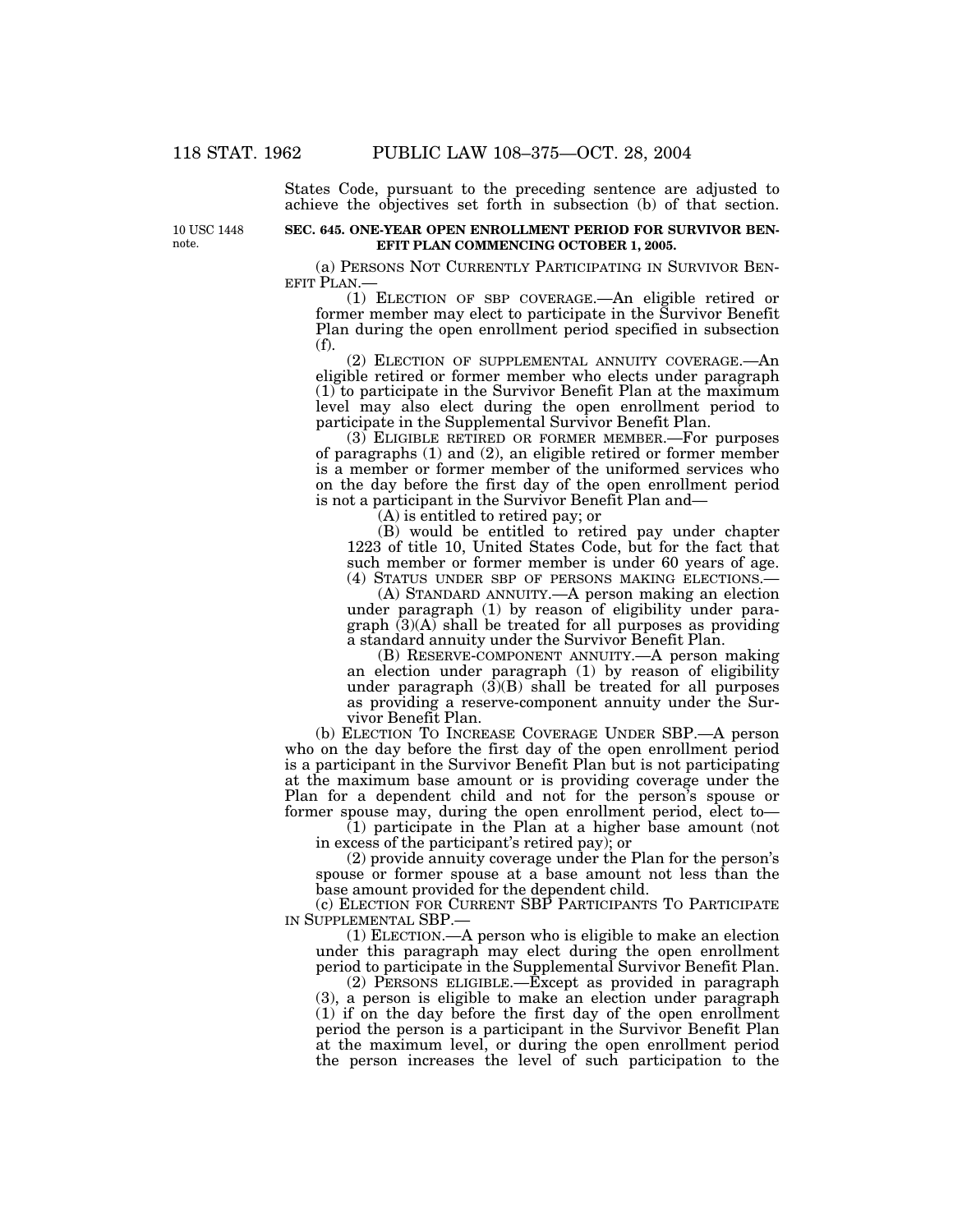States Code, pursuant to the preceding sentence are adjusted to achieve the objectives set forth in subsection (b) of that section.

10 USC 1448 note.

**SEC. 645. ONE-YEAR OPEN ENROLLMENT PERIOD FOR SURVIVOR BENEFIT PLAN COMMENCING OCTOBER 1, 2005.**

(a) PERSONS NOT CURRENTLY PARTICIPATING IN SURVIVOR BENEFIT PLAN.—

(1) ELECTION OF SBP COVERAGE.—An eligible retired or former member may elect to participate in the Survivor Benefit Plan during the open enrollment period specified in subsection (f).

(2) ELECTION OF SUPPLEMENTAL ANNUITY COVERAGE.—An eligible retired or former member who elects under paragraph (1) to participate in the Survivor Benefit Plan at the maximum level may also elect during the open enrollment period to participate in the Supplemental Survivor Benefit Plan.

(3) ELIGIBLE RETIRED OR FORMER MEMBER.—For purposes of paragraphs (1) and (2), an eligible retired or former member is a member or former member of the uniformed services who on the day before the first day of the open enrollment period is not a participant in the Survivor Benefit Plan and—

(A) is entitled to retired pay; or

(B) would be entitled to retired pay under chapter 1223 of title 10, United States Code, but for the fact that such member or former member is under 60 years of age.

(4) STATUS UNDER SBP OF PERSONS MAKING ELECTIONS.—

(A) STANDARD ANNUITY.—A person making an election under paragraph (1) by reason of eligibility under paragraph (3)(A) shall be treated for all purposes as providing a standard annuity under the Survivor Benefit Plan.

(B) RESERVE-COMPONENT ANNUITY.—A person making an election under paragraph (1) by reason of eligibility under paragraph (3)(B) shall be treated for all purposes as providing a reserve-component annuity under the Survivor Benefit Plan.

(b) ELECTION TO INCREASE COVERAGE UNDER SBP.—A person who on the day before the first day of the open enrollment period is a participant in the Survivor Benefit Plan but is not participating at the maximum base amount or is providing coverage under the Plan for a dependent child and not for the person's spouse or former spouse may, during the open enrollment period, elect to—

(1) participate in the Plan at a higher base amount (not in excess of the participant's retired pay); or

(2) provide annuity coverage under the Plan for the person's spouse or former spouse at a base amount not less than the base amount provided for the dependent child.

(c) ELECTION FOR CURRENT SBP PARTICIPANTS TO PARTICIPATE IN SUPPLEMENTAL SBP.—

(1) ELECTION.—A person who is eligible to make an election under this paragraph may elect during the open enrollment period to participate in the Supplemental Survivor Benefit Plan.

(2) PERSONS ELIGIBLE.—Except as provided in paragraph (3), a person is eligible to make an election under paragraph (1) if on the day before the first day of the open enrollment period the person is a participant in the Survivor Benefit Plan at the maximum level, or during the open enrollment period the person increases the level of such participation to the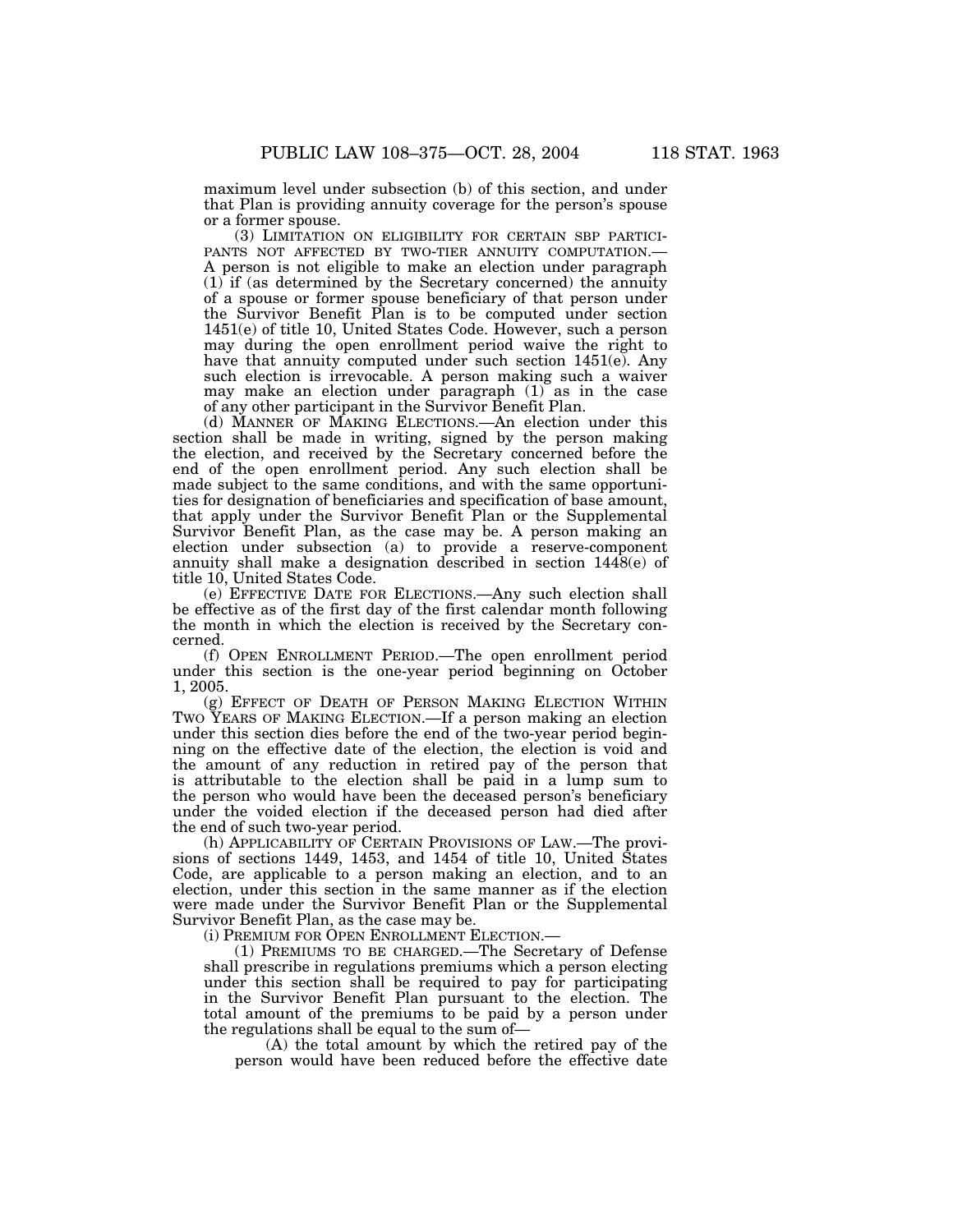maximum level under subsection (b) of this section, and under that Plan is providing annuity coverage for the person's spouse or a former spouse.

(3) LIMITATION ON ELIGIBILITY FOR CERTAIN SBP PARTICIPANTS NOT AFFECTED BY TWO-TIER ANNUITY COMPUTATION.—A person is not eligible to make an election under paragraph (1) if (as determined by the Secretary concerned) the annuity of a spouse or former spouse beneficiary of that person under the Survivor Benefit Plan is to be computed under section 1451(e) of title 10, United States Code. However, such a person may during the open enrollment period waive the right to have that annuity computed under such section 1451(e). Any such election is irrevocable. A person making such a waiver may make an election under paragraph (1) as in the case of any other participant in the Survivor Benefit Plan.

(d) MANNER OF MAKING ELECTIONS.—An election under this section shall be made in writing, signed by the person making the election, and received by the Secretary concerned before the end of the open enrollment period. Any such election shall be made subject to the same conditions, and with the same opportunities for designation of beneficiaries and specification of base amount, that apply under the Survivor Benefit Plan or the Supplemental Survivor Benefit Plan, as the case may be. A person making an election under subsection (a) to provide a reserve-component annuity shall make a designation described in section 1448(e) of title 10, United States Code.

(e) EFFECTIVE DATE FOR ELECTIONS.—Any such election shall be effective as of the first day of the first calendar month following the month in which the election is received by the Secretary concerned.

(f) OPEN ENROLLMENT PERIOD.—The open enrollment period under this section is the one-year period beginning on October 1, 2005.

(g) EFFECT OF DEATH OF PERSON MAKING ELECTION WITHIN TWO YEARS OF MAKING ELECTION.—If a person making an election under this section dies before the end of the two-year period beginning on the effective date of the election, the election is void and the amount of any reduction in retired pay of the person that is attributable to the election shall be paid in a lump sum to the person who would have been the deceased person's beneficiary under the voided election if the deceased person had died after the end of such two-year period.

(h) APPLICABILITY OF CERTAIN PROVISIONS OF LAW.—The provisions of sections 1449, 1453, and 1454 of title 10, United States Code, are applicable to a person making an election, and to an election, under this section in the same manner as if the election were made under the Survivor Benefit Plan or the Supplemental Survivor Benefit Plan, as the case may be.

(i) PREMIUM FOR OPEN ENROLLMENT ELECTION.—

(1) PREMIUMS TO BE CHARGED.—The Secretary of Defense shall prescribe in regulations premiums which a person electing under this section shall be required to pay for participating in the Survivor Benefit Plan pursuant to the election. The total amount of the premiums to be paid by a person under the regulations shall be equal to the sum of—

(A) the total amount by which the retired pay of the person would have been reduced before the effective date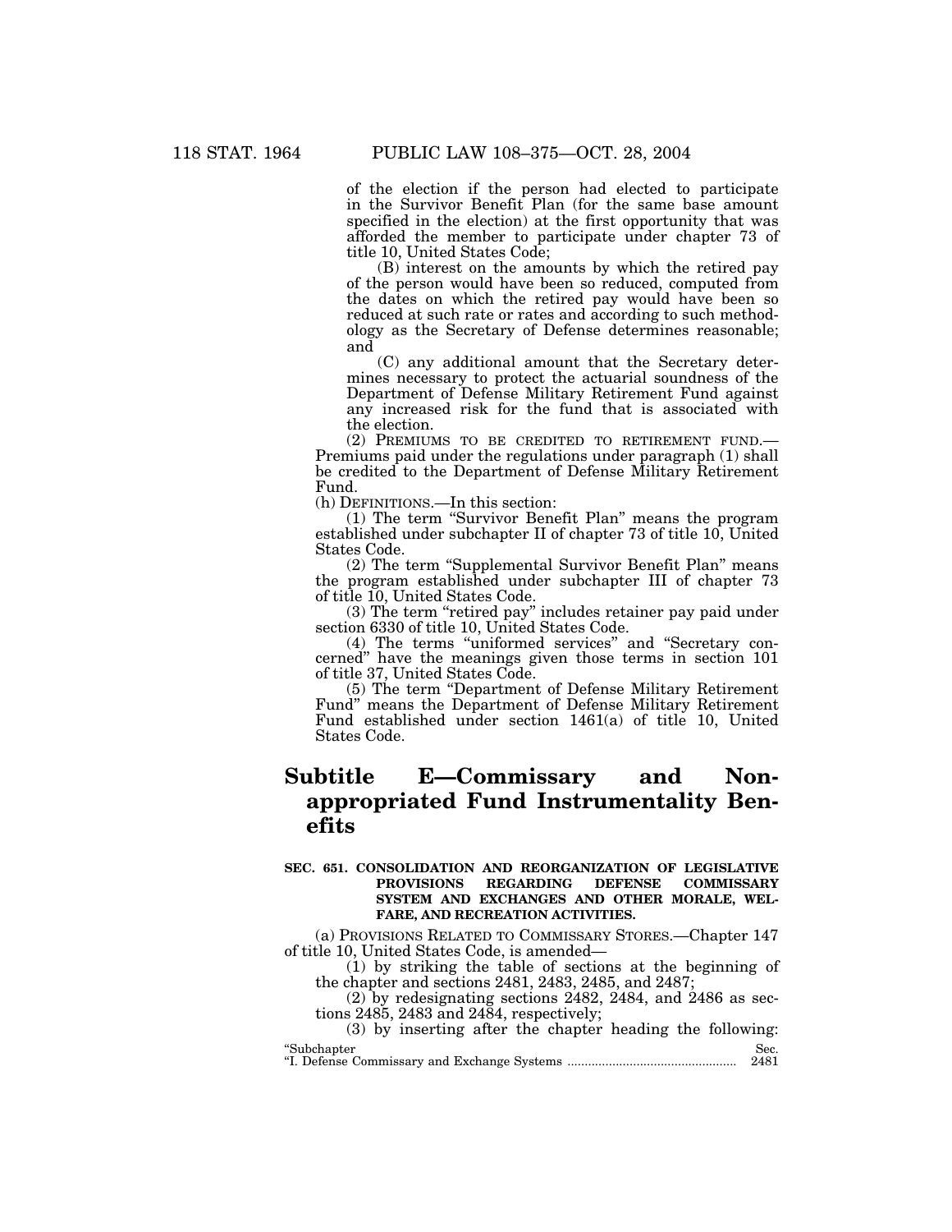of the election if the person had elected to participate in the Survivor Benefit Plan (for the same base amount specified in the election) at the first opportunity that was afforded the member to participate under chapter 73 of title 10, United States Code;

(B) interest on the amounts by which the retired pay of the person would have been so reduced, computed from the dates on which the retired pay would have been so reduced at such rate or rates and according to such methodology as the Secretary of Defense determines reasonable; and

(C) any additional amount that the Secretary determines necessary to protect the actuarial soundness of the Department of Defense Military Retirement Fund against any increased risk for the fund that is associated with the election.

(2) PREMIUMS TO BE CREDITED TO RETIREMENT FUND.—Premiums paid under the regulations under paragraph (1) shall be credited to the Department of Defense Military Retirement Fund.

(h) DEFINITIONS.—In this section:

(1) The term "Survivor Benefit Plan" means the program established under subchapter II of chapter 73 of title 10, United States Code.

(2) The term "Supplemental Survivor Benefit Plan" means the program established under subchapter III of chapter 73 of title 10, United States Code.

(3) The term "retired pay" includes retainer pay paid under section 6330 of title 10, United States Code.

(4) The terms "uniformed services" and "Secretary concerned" have the meanings given those terms in section 101 of title 37, United States Code.

(5) The term "Department of Defense Military Retirement Fund" means the Department of Defense Military Retirement Fund established under section 1461(a) of title 10, United States Code.

# Subtitle E—Commissary and Nonappropriated Fund Instrumentality Benefits

### SEC. 651. CONSOLIDATION AND REORGANIZATION OF LEGISLATIVE PROVISIONS REGARDING DEFENSE COMMISSARY SYSTEM AND EXCHANGES AND OTHER MORALE, WELFARE, AND RECREATION ACTIVITIES.

(a) PROVISIONS RELATED TO COMMISSARY STORES.—Chapter 147 of title 10, United States Code, is amended—

(1) by striking the table of sections at the beginning of the chapter and sections 2481, 2483, 2485, and 2487;

(2) by redesignating sections 2482, 2484, and 2486 as sections 2485, 2483 and 2484, respectively;

(3) by inserting after the chapter heading the following:

| "Subchapter | Sec. |
|---|---|
| "I. Defense Commissary and Exchange Systems | 2481 |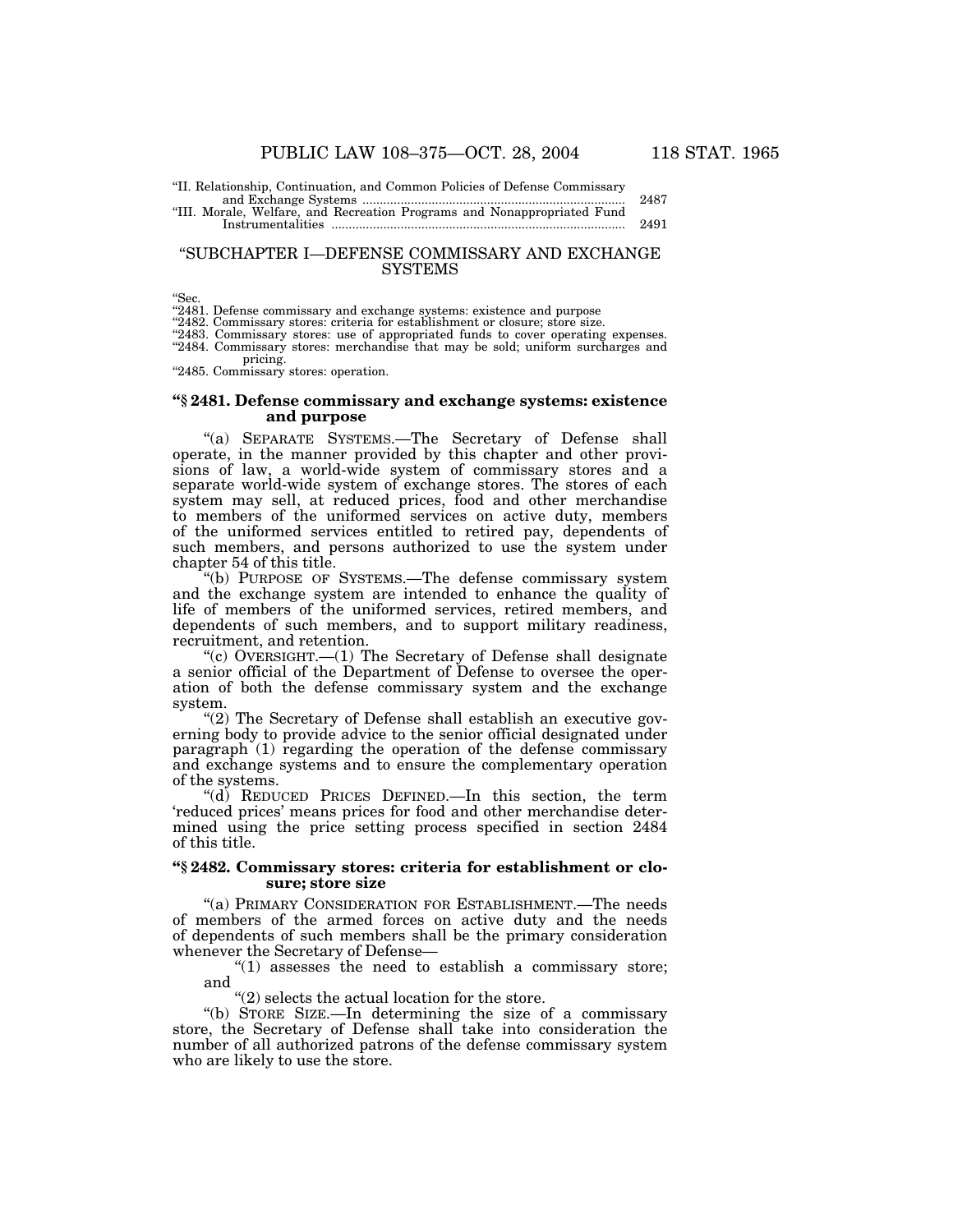"II. Relationship, Continuation, and Common Policies of Defense Commissary and Exchange Systems .......... 2487
"III. Morale, Welfare, and Recreation Programs and Nonappropriated Fund Instrumentalities .......... 2491

## "SUBCHAPTER I—DEFENSE COMMISSARY AND EXCHANGE SYSTEMS

"Sec.
"2481. Defense commissary and exchange systems: existence and purpose
"2482. Commissary stores: criteria for establishment or closure; store size.
"2483. Commissary stores: use of appropriated funds to cover operating expenses.
"2484. Commissary stores: merchandise that may be sold; uniform surcharges and pricing.
"2485. Commissary stores: operation.

### "§ 2481. Defense commissary and exchange systems: existence and purpose

"(a) SEPARATE SYSTEMS.—The Secretary of Defense shall operate, in the manner provided by this chapter and other provisions of law, a world-wide system of commissary stores and a separate world-wide system of exchange stores. The stores of each system may sell, at reduced prices, food and other merchandise to members of the uniformed services on active duty, members of the uniformed services entitled to retired pay, dependents of such members, and persons authorized to use the system under chapter 54 of this title.

"(b) PURPOSE OF SYSTEMS.—The defense commissary system and the exchange system are intended to enhance the quality of life of members of the uniformed services, retired members, and dependents of such members, and to support military readiness, recruitment, and retention.

"(c) OVERSIGHT.—(1) The Secretary of Defense shall designate a senior official of the Department of Defense to oversee the operation of both the defense commissary system and the exchange system.

"(2) The Secretary of Defense shall establish an executive governing body to provide advice to the senior official designated under paragraph (1) regarding the operation of the defense commissary and exchange systems and to ensure the complementary operation of the systems.

"(d) REDUCED PRICES DEFINED.—In this section, the term 'reduced prices' means prices for food and other merchandise determined using the price setting process specified in section 2484 of this title.

### "§ 2482. Commissary stores: criteria for establishment or closure; store size

"(a) PRIMARY CONSIDERATION FOR ESTABLISHMENT.—The needs of members of the armed forces on active duty and the needs of dependents of such members shall be the primary consideration whenever the Secretary of Defense—

"(1) assesses the need to establish a commissary store; and

"(2) selects the actual location for the store.

"(b) STORE SIZE.—In determining the size of a commissary store, the Secretary of Defense shall take into consideration the number of all authorized patrons of the defense commissary system who are likely to use the store.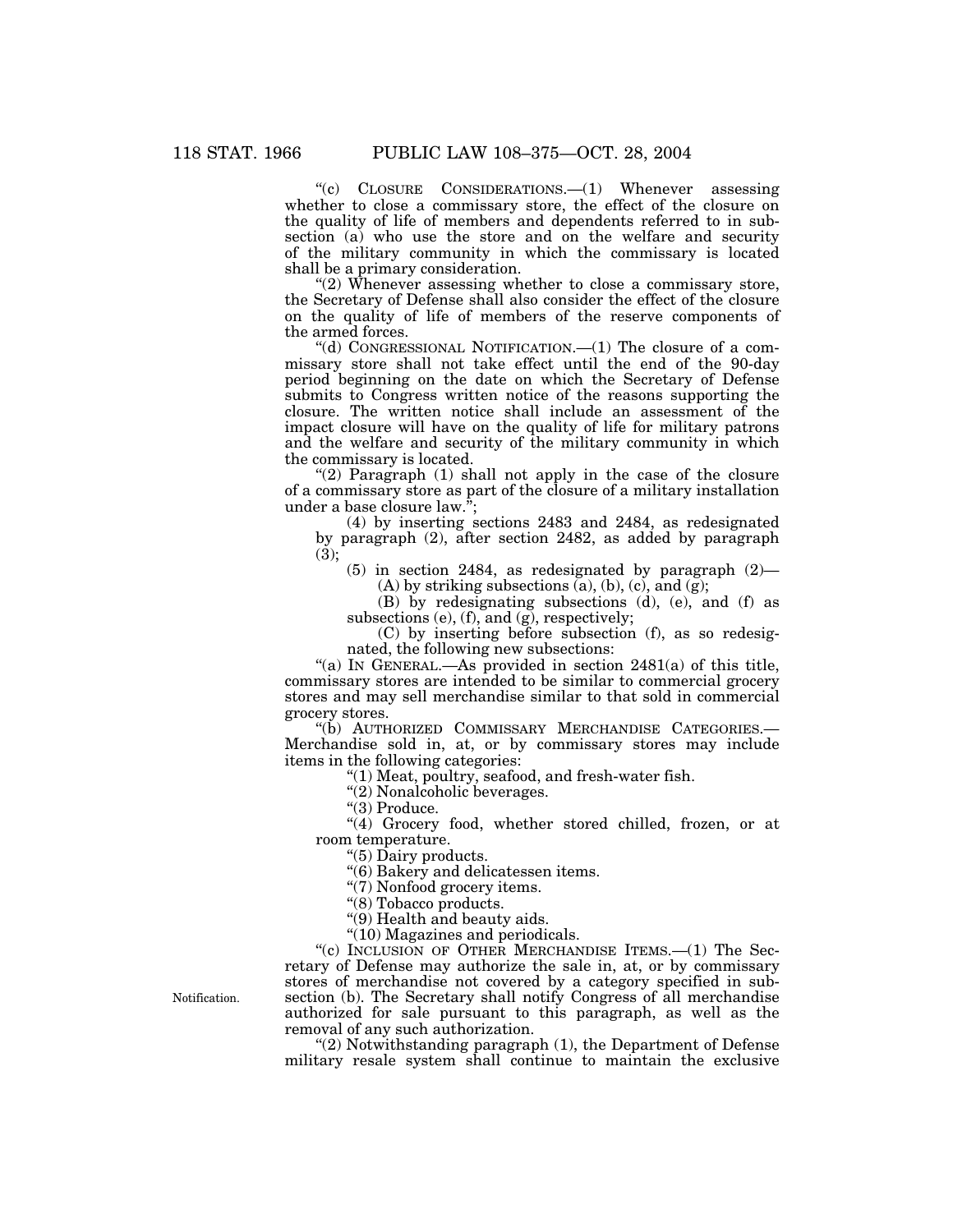"(c) CLOSURE CONSIDERATIONS.—(1) Whenever assessing whether to close a commissary store, the effect of the closure on the quality of life of members and dependents referred to in subsection (a) who use the store and on the welfare and security of the military community in which the commissary is located shall be a primary consideration.

"(2) Whenever assessing whether to close a commissary store, the Secretary of Defense shall also consider the effect of the closure on the quality of life of members of the reserve components of the armed forces.

"(d) CONGRESSIONAL NOTIFICATION.—(1) The closure of a commissary store shall not take effect until the end of the 90-day period beginning on the date on which the Secretary of Defense submits to Congress written notice of the reasons supporting the closure. The written notice shall include an assessment of the impact closure will have on the quality of life for military patrons and the welfare and security of the military community in which the commissary is located.

"(2) Paragraph (1) shall not apply in the case of the closure of a commissary store as part of the closure of a military installation under a base closure law.";

(4) by inserting sections 2483 and 2484, as redesignated by paragraph (2), after section 2482, as added by paragraph (3);

(5) in section 2484, as redesignated by paragraph (2)—

(A) by striking subsections (a), (b), (c), and (g);

(B) by redesignating subsections (d), (e), and (f) as subsections (e), (f), and (g), respectively;

(C) by inserting before subsection (f), as so redesignated, the following new subsections:

"(a) IN GENERAL.—As provided in section 2481(a) of this title, commissary stores are intended to be similar to commercial grocery stores and may sell merchandise similar to that sold in commercial grocery stores.

"(b) AUTHORIZED COMMISSARY MERCHANDISE CATEGORIES.—Merchandise sold in, at, or by commissary stores may include items in the following categories:

"(1) Meat, poultry, seafood, and fresh-water fish.

"(2) Nonalcoholic beverages.

"(3) Produce.

"(4) Grocery food, whether stored chilled, frozen, or at room temperature.

"(5) Dairy products.

"(6) Bakery and delicatessen items.

"(7) Nonfood grocery items.

"(8) Tobacco products.

"(9) Health and beauty aids.

"(10) Magazines and periodicals.

"(c) INCLUSION OF OTHER MERCHANDISE ITEMS.—(1) The Secretary of Defense may authorize the sale in, at, or by commissary stores of merchandise not covered by a category specified in subsection (b). The Secretary shall notify Congress of all merchandise authorized for sale pursuant to this paragraph, as well as the removal of any such authorization.

Notification.

"(2) Notwithstanding paragraph (1), the Department of Defense military resale system shall continue to maintain the exclusive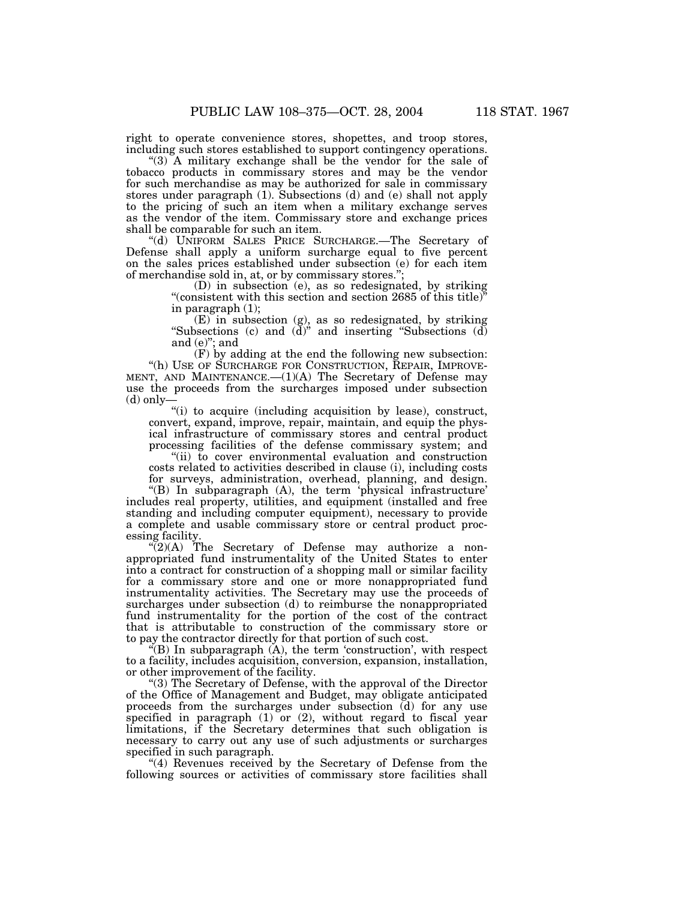right to operate convenience stores, shopettes, and troop stores, including such stores established to support contingency operations.

"(3) A military exchange shall be the vendor for the sale of tobacco products in commissary stores and may be the vendor for such merchandise as may be authorized for sale in commissary stores under paragraph (1). Subsections (d) and (e) shall not apply to the pricing of such an item when a military exchange serves as the vendor of the item. Commissary store and exchange prices shall be comparable for such an item.

"(d) UNIFORM SALES PRICE SURCHARGE.—The Secretary of Defense shall apply a uniform surcharge equal to five percent on the sales prices established under subsection (e) for each item of merchandise sold in, at, or by commissary stores.";

(D) in subsection (e), as so redesignated, by striking "(consistent with this section and section 2685 of this title)" in paragraph (1);

(E) in subsection (g), as so redesignated, by striking "Subsections (c) and (d)" and inserting "Subsections (d) and (e)"; and

(F) by adding at the end the following new subsection:

"(h) USE OF SURCHARGE FOR CONSTRUCTION, REPAIR, IMPROVEMENT, AND MAINTENANCE.—(1)(A) The Secretary of Defense may use the proceeds from the surcharges imposed under subsection (d) only—

"(i) to acquire (including acquisition by lease), construct, convert, expand, improve, repair, maintain, and equip the physical infrastructure of commissary stores and central product processing facilities of the defense commissary system; and

"(ii) to cover environmental evaluation and construction costs related to activities described in clause (i), including costs for surveys, administration, overhead, planning, and design.

"(B) In subparagraph (A), the term 'physical infrastructure' includes real property, utilities, and equipment (installed and free standing and including computer equipment), necessary to provide a complete and usable commissary store or central product processing facility.

"(2)(A) The Secretary of Defense may authorize a nonappropriated fund instrumentality of the United States to enter into a contract for construction of a shopping mall or similar facility for a commissary store and one or more nonappropriated fund instrumentality activities. The Secretary may use the proceeds of surcharges under subsection (d) to reimburse the nonappropriated fund instrumentality for the portion of the cost of the contract that is attributable to construction of the commissary store or to pay the contractor directly for that portion of such cost.

"(B) In subparagraph (A), the term 'construction', with respect to a facility, includes acquisition, conversion, expansion, installation, or other improvement of the facility.

"(3) The Secretary of Defense, with the approval of the Director of the Office of Management and Budget, may obligate anticipated proceeds from the surcharges under subsection (d) for any use specified in paragraph (1) or (2), without regard to fiscal year limitations, if the Secretary determines that such obligation is necessary to carry out any use of such adjustments or surcharges specified in such paragraph.

"(4) Revenues received by the Secretary of Defense from the following sources or activities of commissary store facilities shall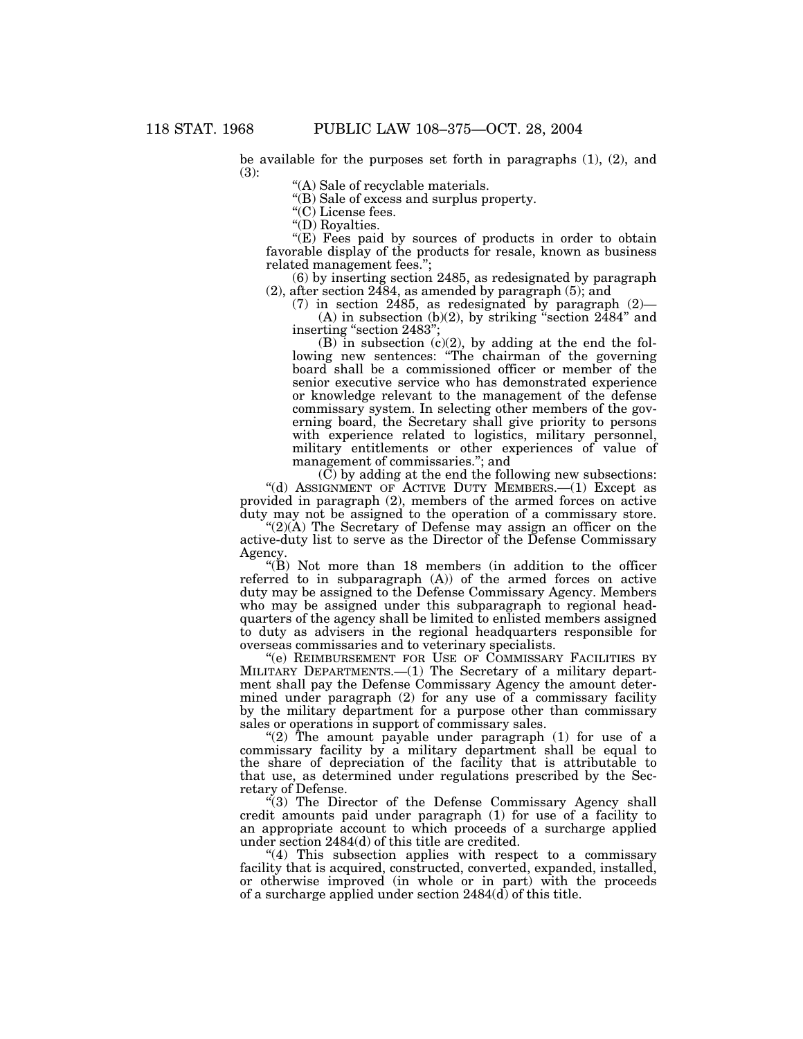be available for the purposes set forth in paragraphs (1), (2), and (3):

"(A) Sale of recyclable materials.

"(B) Sale of excess and surplus property.

"(C) License fees.

"(D) Royalties.

"(E) Fees paid by sources of products in order to obtain favorable display of the products for resale, known as business related management fees.";

(6) by inserting section 2485, as redesignated by paragraph (2), after section 2484, as amended by paragraph (5); and

(7) in section 2485, as redesignated by paragraph (2)—

(A) in subsection (b)(2), by striking "section 2484" and inserting "section 2483";

(B) in subsection (c)(2), by adding at the end the following new sentences: "The chairman of the governing board shall be a commissioned officer or member of the senior executive service who has demonstrated experience or knowledge relevant to the management of the defense commissary system. In selecting other members of the governing board, the Secretary shall give priority to persons with experience related to logistics, military personnel, military entitlements or other experiences of value of management of commissaries."; and

(C) by adding at the end the following new subsections:

"(d) ASSIGNMENT OF ACTIVE DUTY MEMBERS.—(1) Except as provided in paragraph (2), members of the armed forces on active duty may not be assigned to the operation of a commissary store.

"(2)(A) The Secretary of Defense may assign an officer on the active-duty list to serve as the Director of the Defense Commissary Agency.

"(B) Not more than 18 members (in addition to the officer referred to in subparagraph (A)) of the armed forces on active duty may be assigned to the Defense Commissary Agency. Members who may be assigned under this subparagraph to regional headquarters of the agency shall be limited to enlisted members assigned to duty as advisers in the regional headquarters responsible for overseas commissaries and to veterinary specialists.

"(e) REIMBURSEMENT FOR USE OF COMMISSARY FACILITIES BY MILITARY DEPARTMENTS.—(1) The Secretary of a military department shall pay the Defense Commissary Agency the amount determined under paragraph (2) for any use of a commissary facility by the military department for a purpose other than commissary sales or operations in support of commissary sales.

"(2) The amount payable under paragraph (1) for use of a commissary facility by a military department shall be equal to the share of depreciation of the facility that is attributable to that use, as determined under regulations prescribed by the Secretary of Defense.

"(3) The Director of the Defense Commissary Agency shall credit amounts paid under paragraph (1) for use of a facility to an appropriate account to which proceeds of a surcharge applied under section 2484(d) of this title are credited.

"(4) This subsection applies with respect to a commissary facility that is acquired, constructed, converted, expanded, installed, or otherwise improved (in whole or in part) with the proceeds of a surcharge applied under section 2484(d) of this title.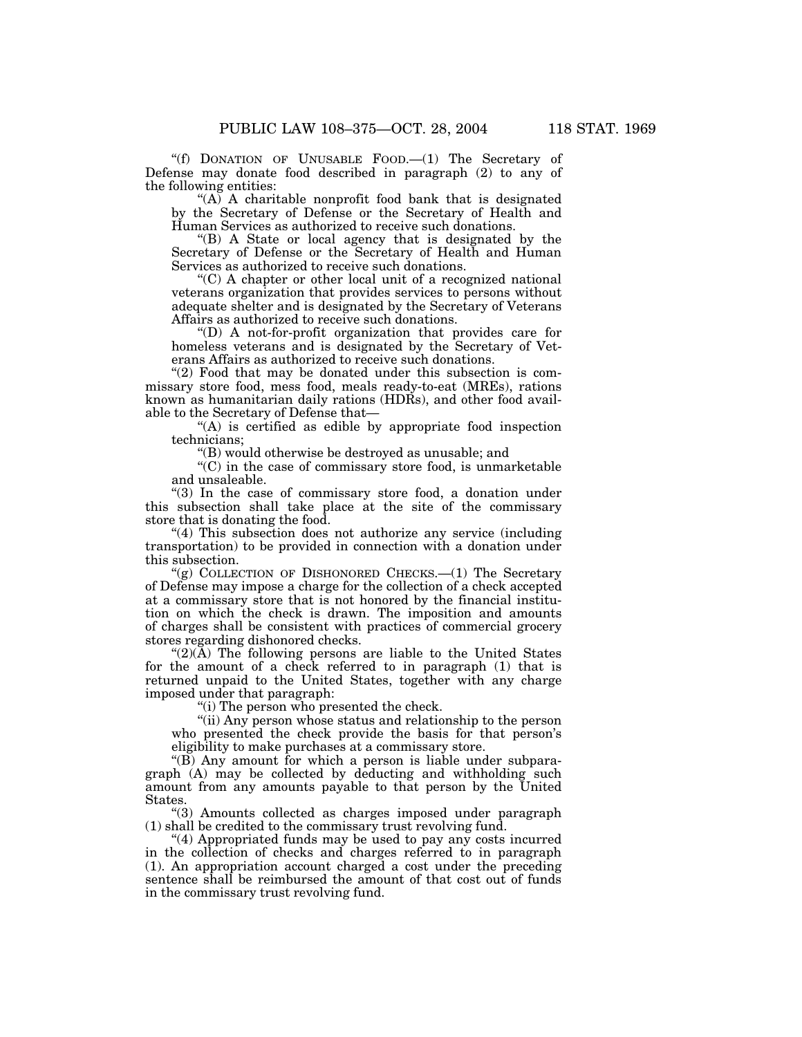"(f) DONATION OF UNUSABLE FOOD.—(1) The Secretary of Defense may donate food described in paragraph (2) to any of the following entities:

"(A) A charitable nonprofit food bank that is designated by the Secretary of Defense or the Secretary of Health and Human Services as authorized to receive such donations.

"(B) A State or local agency that is designated by the Secretary of Defense or the Secretary of Health and Human Services as authorized to receive such donations.

"(C) A chapter or other local unit of a recognized national veterans organization that provides services to persons without adequate shelter and is designated by the Secretary of Veterans Affairs as authorized to receive such donations.

"(D) A not-for-profit organization that provides care for homeless veterans and is designated by the Secretary of Veterans Affairs as authorized to receive such donations.

"(2) Food that may be donated under this subsection is commissary store food, mess food, meals ready-to-eat (MREs), rations known as humanitarian daily rations (HDRs), and other food available to the Secretary of Defense that—

"(A) is certified as edible by appropriate food inspection technicians;

"(B) would otherwise be destroyed as unusable; and

"(C) in the case of commissary store food, is unmarketable and unsaleable.

"(3) In the case of commissary store food, a donation under this subsection shall take place at the site of the commissary store that is donating the food.

"(4) This subsection does not authorize any service (including transportation) to be provided in connection with a donation under this subsection.

"(g) COLLECTION OF DISHONORED CHECKS.—(1) The Secretary of Defense may impose a charge for the collection of a check accepted at a commissary store that is not honored by the financial institution on which the check is drawn. The imposition and amounts of charges shall be consistent with practices of commercial grocery stores regarding dishonored checks.

"(2)(A) The following persons are liable to the United States for the amount of a check referred to in paragraph (1) that is returned unpaid to the United States, together with any charge imposed under that paragraph:

"(i) The person who presented the check.

"(ii) Any person whose status and relationship to the person who presented the check provide the basis for that person's eligibility to make purchases at a commissary store.

"(B) Any amount for which a person is liable under subparagraph (A) may be collected by deducting and withholding such amount from any amounts payable to that person by the United States.

"(3) Amounts collected as charges imposed under paragraph (1) shall be credited to the commissary trust revolving fund.

"(4) Appropriated funds may be used to pay any costs incurred in the collection of checks and charges referred to in paragraph (1). An appropriation account charged a cost under the preceding sentence shall be reimbursed the amount of that cost out of funds in the commissary trust revolving fund.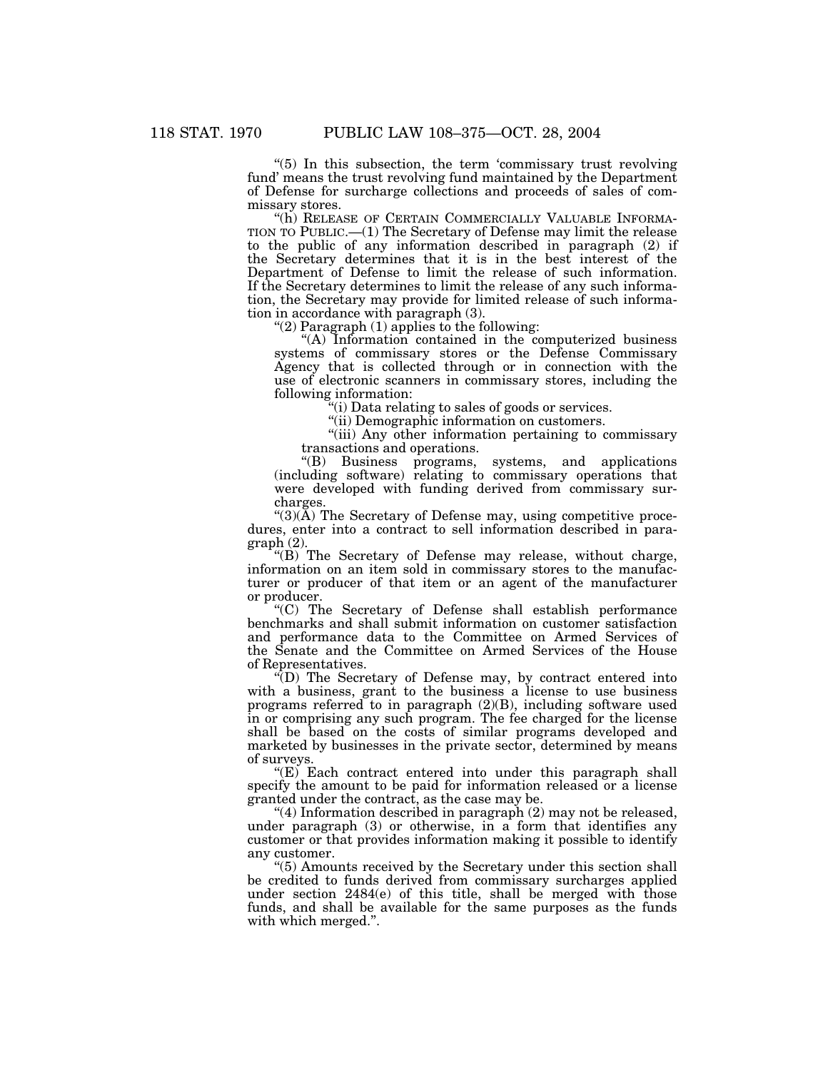"(5) In this subsection, the term 'commissary trust revolving fund' means the trust revolving fund maintained by the Department of Defense for surcharge collections and proceeds of sales of commissary stores.

"(h) RELEASE OF CERTAIN COMMERCIALLY VALUABLE INFORMATION TO PUBLIC.—(1) The Secretary of Defense may limit the release to the public of any information described in paragraph (2) if the Secretary determines that it is in the best interest of the Department of Defense to limit the release of such information. If the Secretary determines to limit the release of any such information, the Secretary may provide for limited release of such information in accordance with paragraph (3).

"(2) Paragraph (1) applies to the following:

"(A) Information contained in the computerized business systems of commissary stores or the Defense Commissary Agency that is collected through or in connection with the use of electronic scanners in commissary stores, including the following information:

"(i) Data relating to sales of goods or services.

"(ii) Demographic information on customers.

"(iii) Any other information pertaining to commissary transactions and operations.

"(B) Business programs, systems, and applications (including software) relating to commissary operations that were developed with funding derived from commissary surcharges.

"(3)(A) The Secretary of Defense may, using competitive procedures, enter into a contract to sell information described in paragraph (2).

"(B) The Secretary of Defense may release, without charge, information on an item sold in commissary stores to the manufacturer or producer of that item or an agent of the manufacturer or producer.

"(C) The Secretary of Defense shall establish performance benchmarks and shall submit information on customer satisfaction and performance data to the Committee on Armed Services of the Senate and the Committee on Armed Services of the House of Representatives.

"(D) The Secretary of Defense may, by contract entered into with a business, grant to the business a license to use business programs referred to in paragraph (2)(B), including software used in or comprising any such program. The fee charged for the license shall be based on the costs of similar programs developed and marketed by businesses in the private sector, determined by means of surveys.

"(E) Each contract entered into under this paragraph shall specify the amount to be paid for information released or a license granted under the contract, as the case may be.

"(4) Information described in paragraph (2) may not be released, under paragraph (3) or otherwise, in a form that identifies any customer or that provides information making it possible to identify any customer.

"(5) Amounts received by the Secretary under this section shall be credited to funds derived from commissary surcharges applied under section 2484(e) of this title, shall be merged with those funds, and shall be available for the same purposes as the funds with which merged.".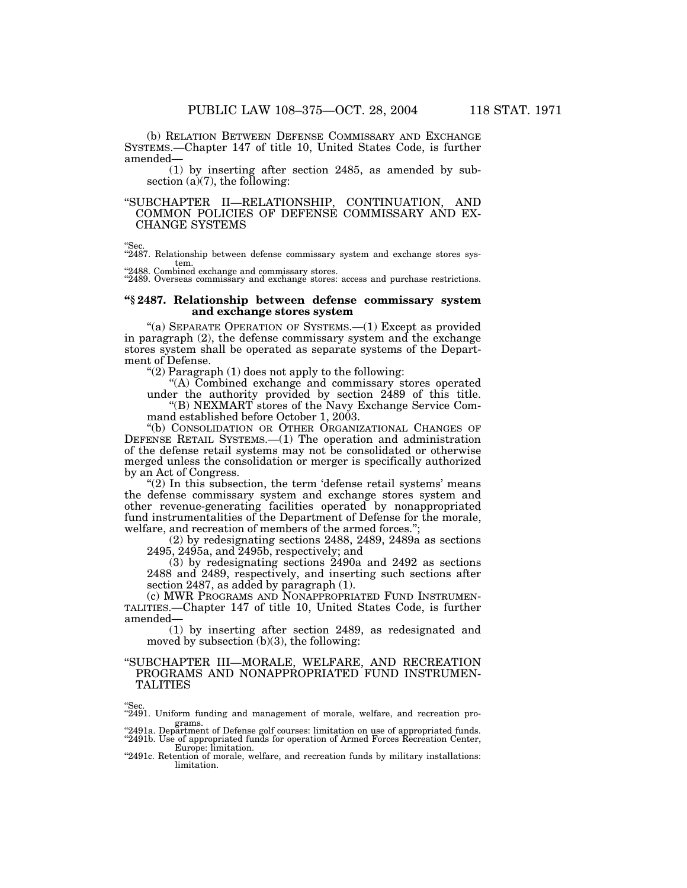(b) RELATION BETWEEN DEFENSE COMMISSARY AND EXCHANGE SYSTEMS.—Chapter 147 of title 10, United States Code, is further amended—

(1) by inserting after section 2485, as amended by subsection (a)(7), the following:

"SUBCHAPTER II—RELATIONSHIP, CONTINUATION, AND COMMON POLICIES OF DEFENSE COMMISSARY AND EXCHANGE SYSTEMS

"Sec.
"2487. Relationship between defense commissary system and exchange stores system.
"2488. Combined exchange and commissary stores.
"2489. Overseas commissary and exchange stores: access and purchase restrictions.

**"§ 2487. Relationship between defense commissary system and exchange stores system**

"(a) SEPARATE OPERATION OF SYSTEMS.—(1) Except as provided in paragraph (2), the defense commissary system and the exchange stores system shall be operated as separate systems of the Department of Defense.

"(2) Paragraph (1) does not apply to the following:

"(A) Combined exchange and commissary stores operated under the authority provided by section 2489 of this title.

"(B) NEXMART stores of the Navy Exchange Service Command established before October 1, 2003.

"(b) CONSOLIDATION OR OTHER ORGANIZATIONAL CHANGES OF DEFENSE RETAIL SYSTEMS.—(1) The operation and administration of the defense retail systems may not be consolidated or otherwise merged unless the consolidation or merger is specifically authorized by an Act of Congress.

"(2) In this subsection, the term 'defense retail systems' means the defense commissary system and exchange stores system and other revenue-generating facilities operated by nonappropriated fund instrumentalities of the Department of Defense for the morale, welfare, and recreation of members of the armed forces.";

(2) by redesignating sections 2488, 2489, 2489a as sections 2495, 2495a, and 2495b, respectively; and

(3) by redesignating sections 2490a and 2492 as sections 2488 and 2489, respectively, and inserting such sections after section 2487, as added by paragraph (1).

(c) MWR PROGRAMS AND NONAPPROPRIATED FUND INSTRUMENTALITIES.—Chapter 147 of title 10, United States Code, is further amended—

(1) by inserting after section 2489, as redesignated and moved by subsection (b)(3), the following:

"SUBCHAPTER III—MORALE, WELFARE, AND RECREATION PROGRAMS AND NONAPPROPRIATED FUND INSTRUMENTALITIES

"Sec.
"2491. Uniform funding and management of morale, welfare, and recreation programs.
"2491a. Department of Defense golf courses: limitation on use of appropriated funds.
"2491b. Use of appropriated funds for operation of Armed Forces Recreation Center, Europe: limitation.
"2491c. Retention of morale, welfare, and recreation funds by military installations: limitation.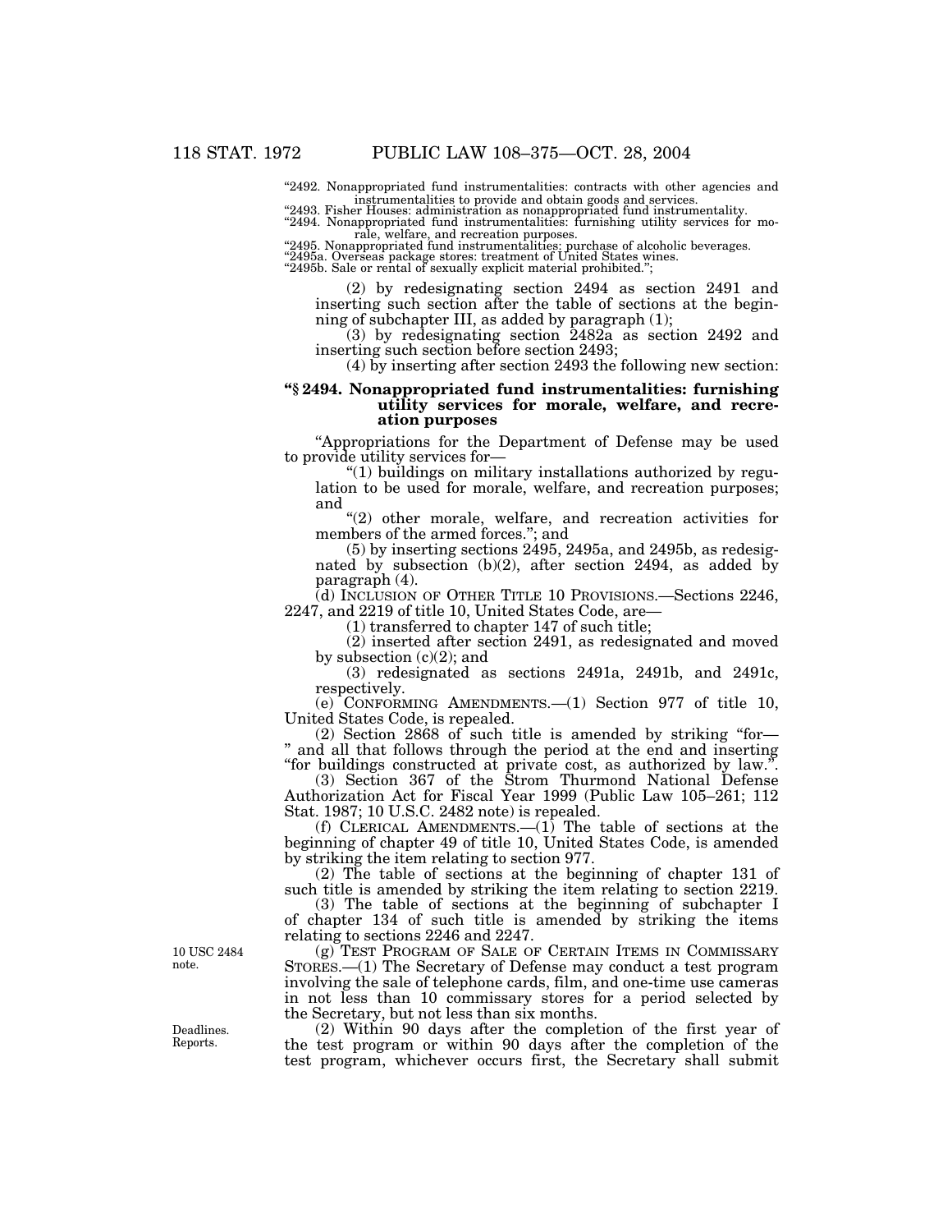"2492. Nonappropriated fund instrumentalities: contracts with other agencies and instrumentalities to provide and obtain goods and services.
"2493. Fisher Houses: administration as nonappropriated fund instrumentality.
"2494. Nonappropriated fund instrumentalities: furnishing utility services for morale, welfare, and recreation purposes.
"2495. Nonappropriated fund instrumentalities: purchase of alcoholic beverages.
"2495a. Overseas package stores: treatment of United States wines.
"2495b. Sale or rental of sexually explicit material prohibited.";

(2) by redesignating section 2494 as section 2491 and inserting such section after the table of sections at the beginning of subchapter III, as added by paragraph (1);

(3) by redesignating section 2482a as section 2492 and inserting such section before section 2493;

(4) by inserting after section 2493 the following new section:

**"§ 2494. Nonappropriated fund instrumentalities: furnishing utility services for morale, welfare, and recreation purposes**

"Appropriations for the Department of Defense may be used to provide utility services for—

"(1) buildings on military installations authorized by regulation to be used for morale, welfare, and recreation purposes; and

"(2) other morale, welfare, and recreation activities for members of the armed forces."; and

(5) by inserting sections 2495, 2495a, and 2495b, as redesignated by subsection (b)(2), after section 2494, as added by paragraph (4).

(d) INCLUSION OF OTHER TITLE 10 PROVISIONS.—Sections 2246, 2247, and 2219 of title 10, United States Code, are—

(1) transferred to chapter 147 of such title;

(2) inserted after section 2491, as redesignated and moved by subsection (c)(2); and

(3) redesignated as sections 2491a, 2491b, and 2491c, respectively.

(e) CONFORMING AMENDMENTS.—(1) Section 977 of title 10, United States Code, is repealed.

(2) Section 2868 of such title is amended by striking "for—" and all that follows through the period at the end and inserting "for buildings constructed at private cost, as authorized by law.".

(3) Section 367 of the Strom Thurmond National Defense Authorization Act for Fiscal Year 1999 (Public Law 105–261; 112 Stat. 1987; 10 U.S.C. 2482 note) is repealed.

(f) CLERICAL AMENDMENTS.—(1) The table of sections at the beginning of chapter 49 of title 10, United States Code, is amended by striking the item relating to section 977.

(2) The table of sections at the beginning of chapter 131 of such title is amended by striking the item relating to section 2219.

(3) The table of sections at the beginning of subchapter I of chapter 134 of such title is amended by striking the items relating to sections 2246 and 2247.

10 USC 2484 note.

(g) TEST PROGRAM OF SALE OF CERTAIN ITEMS IN COMMISSARY STORES.—(1) The Secretary of Defense may conduct a test program involving the sale of telephone cards, film, and one-time use cameras in not less than 10 commissary stores for a period selected by the Secretary, but not less than six months.

Deadlines. Reports.

(2) Within 90 days after the completion of the first year of the test program or within 90 days after the completion of the test program, whichever occurs first, the Secretary shall submit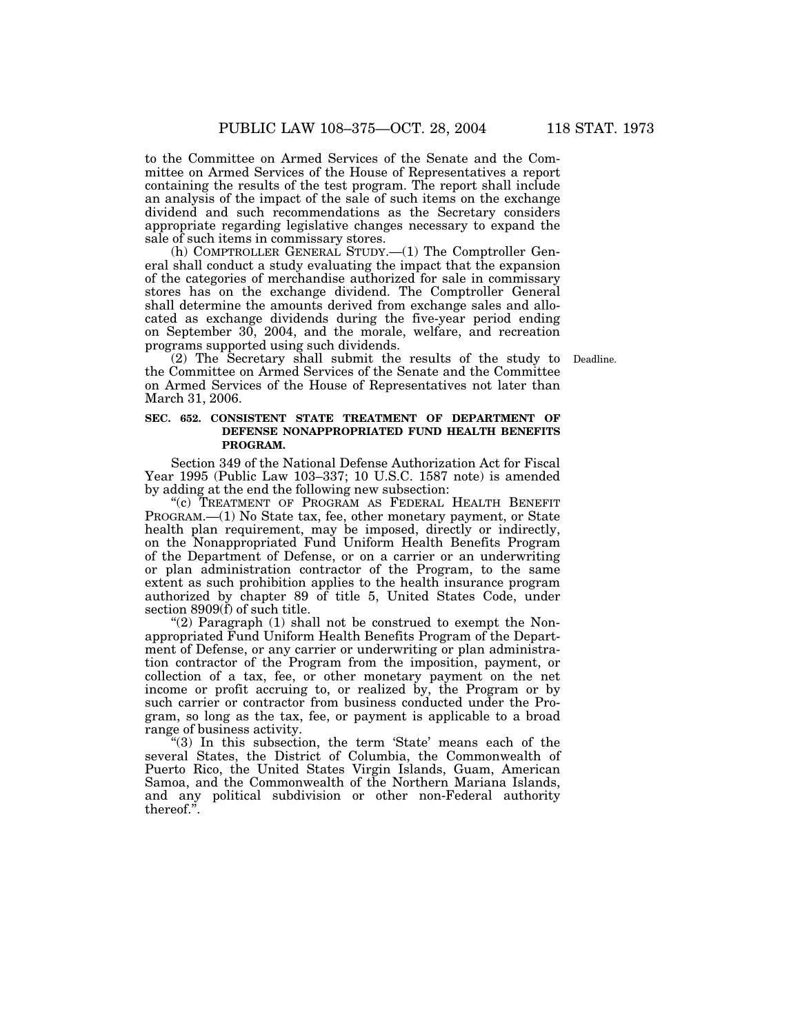to the Committee on Armed Services of the Senate and the Committee on Armed Services of the House of Representatives a report containing the results of the test program. The report shall include an analysis of the impact of the sale of such items on the exchange dividend and such recommendations as the Secretary considers appropriate regarding legislative changes necessary to expand the sale of such items in commissary stores.

(h) COMPTROLLER GENERAL STUDY.—(1) The Comptroller General shall conduct a study evaluating the impact that the expansion of the categories of merchandise authorized for sale in commissary stores has on the exchange dividend. The Comptroller General shall determine the amounts derived from exchange sales and allocated as exchange dividends during the five-year period ending on September 30, 2004, and the morale, welfare, and recreation programs supported using such dividends.

(2) The Secretary shall submit the results of the study to the Committee on Armed Services of the Senate and the Committee on Armed Services of the House of Representatives not later than March 31, 2006.

Deadline.

**SEC. 652. CONSISTENT STATE TREATMENT OF DEPARTMENT OF DEFENSE NONAPPROPRIATED FUND HEALTH BENEFITS PROGRAM.**

Section 349 of the National Defense Authorization Act for Fiscal Year 1995 (Public Law 103–337; 10 U.S.C. 1587 note) is amended by adding at the end the following new subsection:

"(c) TREATMENT OF PROGRAM AS FEDERAL HEALTH BENEFIT PROGRAM.—(1) No State tax, fee, other monetary payment, or State health plan requirement, may be imposed, directly or indirectly, on the Nonappropriated Fund Uniform Health Benefits Program of the Department of Defense, or on a carrier or an underwriting or plan administration contractor of the Program, to the same extent as such prohibition applies to the health insurance program authorized by chapter 89 of title 5, United States Code, under section 8909(f) of such title.

"(2) Paragraph (1) shall not be construed to exempt the Nonappropriated Fund Uniform Health Benefits Program of the Department of Defense, or any carrier or underwriting or plan administration contractor of the Program from the imposition, payment, or collection of a tax, fee, or other monetary payment on the net income or profit accruing to, or realized by, the Program or by such carrier or contractor from business conducted under the Program, so long as the tax, fee, or payment is applicable to a broad range of business activity.

"(3) In this subsection, the term 'State' means each of the several States, the District of Columbia, the Commonwealth of Puerto Rico, the United States Virgin Islands, Guam, American Samoa, and the Commonwealth of the Northern Mariana Islands, and any political subdivision or other non-Federal authority thereof.".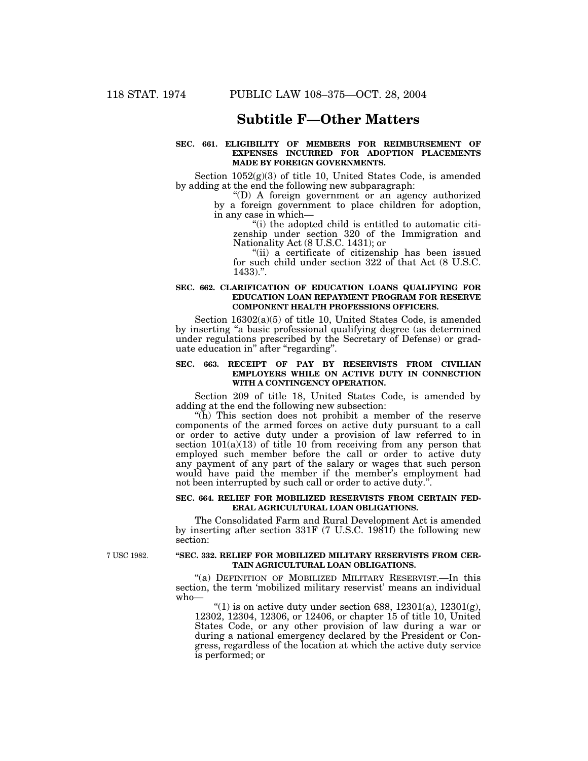## Subtitle F—Other Matters

**SEC. 661. ELIGIBILITY OF MEMBERS FOR REIMBURSEMENT OF EXPENSES INCURRED FOR ADOPTION PLACEMENTS MADE BY FOREIGN GOVERNMENTS.**

Section 1052(g)(3) of title 10, United States Code, is amended by adding at the end the following new subparagraph:

"(D) A foreign government or an agency authorized by a foreign government to place children for adoption, in any case in which—

"(i) the adopted child is entitled to automatic citizenship under section 320 of the Immigration and Nationality Act (8 U.S.C. 1431); or

"(ii) a certificate of citizenship has been issued for such child under section 322 of that Act (8 U.S.C. 1433).".

**SEC. 662. CLARIFICATION OF EDUCATION LOANS QUALIFYING FOR EDUCATION LOAN REPAYMENT PROGRAM FOR RESERVE COMPONENT HEALTH PROFESSIONS OFFICERS.**

Section 16302(a)(5) of title 10, United States Code, is amended by inserting "a basic professional qualifying degree (as determined under regulations prescribed by the Secretary of Defense) or graduate education in" after "regarding".

**SEC. 663. RECEIPT OF PAY BY RESERVISTS FROM CIVILIAN EMPLOYERS WHILE ON ACTIVE DUTY IN CONNECTION WITH A CONTINGENCY OPERATION.**

Section 209 of title 18, United States Code, is amended by adding at the end the following new subsection:

"(h) This section does not prohibit a member of the reserve components of the armed forces on active duty pursuant to a call or order to active duty under a provision of law referred to in section 101(a)(13) of title 10 from receiving from any person that employed such member before the call or order to active duty any payment of any part of the salary or wages that such person would have paid the member if the member's employment had not been interrupted by such call or order to active duty.".

**SEC. 664. RELIEF FOR MOBILIZED RESERVISTS FROM CERTAIN FEDERAL AGRICULTURAL LOAN OBLIGATIONS.**

The Consolidated Farm and Rural Development Act is amended by inserting after section 331F (7 U.S.C. 1981f) the following new section:

7 USC 1982.

**"SEC. 332. RELIEF FOR MOBILIZED MILITARY RESERVISTS FROM CERTAIN AGRICULTURAL LOAN OBLIGATIONS.**

"(a) DEFINITION OF MOBILIZED MILITARY RESERVIST.—In this section, the term 'mobilized military reservist' means an individual who—

"(1) is on active duty under section 688, 12301(a), 12301(g), 12302, 12304, 12306, or 12406, or chapter 15 of title 10, United States Code, or any other provision of law during a war or during a national emergency declared by the President or Congress, regardless of the location at which the active duty service is performed; or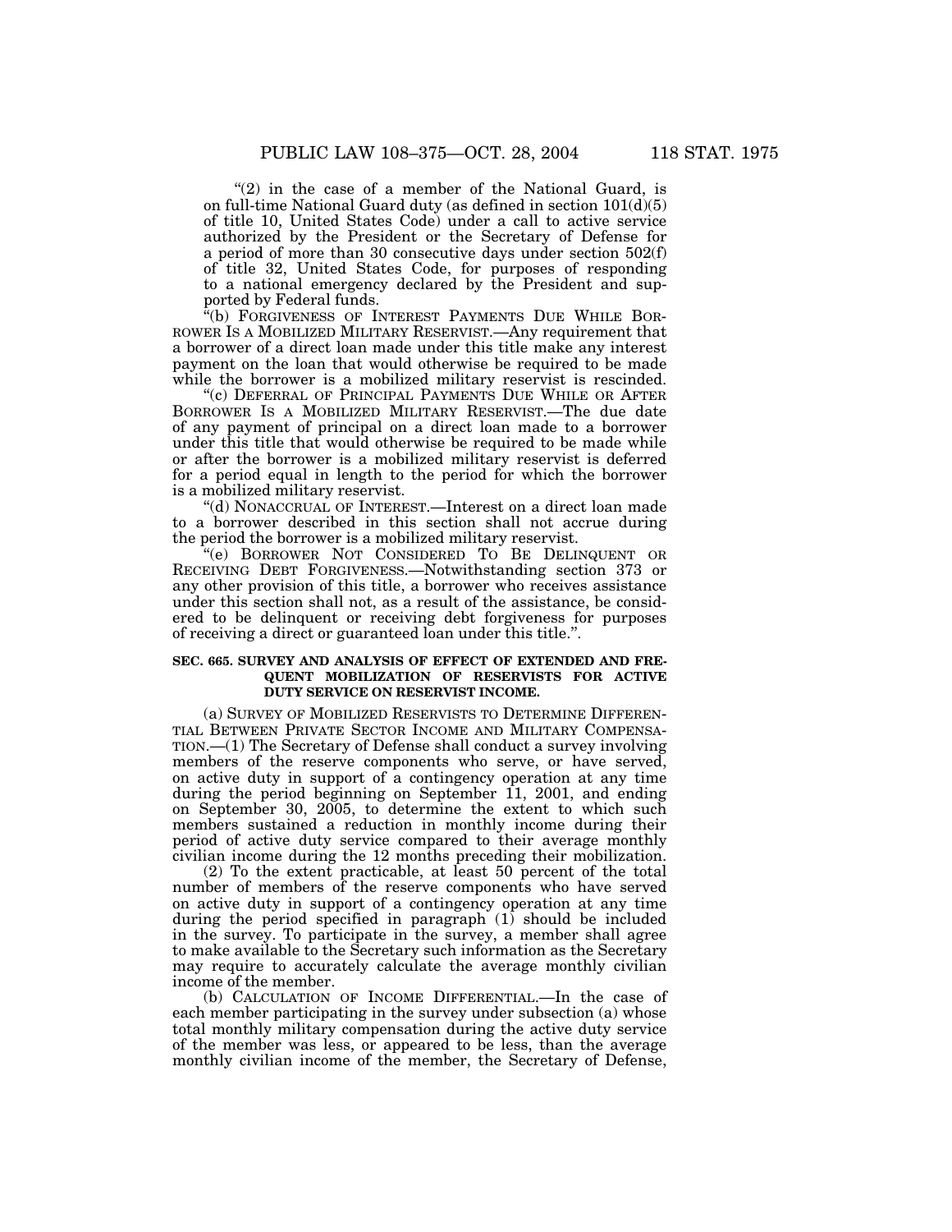"(2) in the case of a member of the National Guard, is on full-time National Guard duty (as defined in section 101(d)(5) of title 10, United States Code) under a call to active service authorized by the President or the Secretary of Defense for a period of more than 30 consecutive days under section 502(f) of title 32, United States Code, for purposes of responding to a national emergency declared by the President and supported by Federal funds.

"(b) FORGIVENESS OF INTEREST PAYMENTS DUE WHILE BORROWER IS A MOBILIZED MILITARY RESERVIST.—Any requirement that a borrower of a direct loan made under this title make any interest payment on the loan that would otherwise be required to be made while the borrower is a mobilized military reservist is rescinded.

"(c) DEFERRAL OF PRINCIPAL PAYMENTS DUE WHILE OR AFTER BORROWER IS A MOBILIZED MILITARY RESERVIST.—The due date of any payment of principal on a direct loan made to a borrower under this title that would otherwise be required to be made while or after the borrower is a mobilized military reservist is deferred for a period equal in length to the period for which the borrower is a mobilized military reservist.

"(d) NONACCRUAL OF INTEREST.—Interest on a direct loan made to a borrower described in this section shall not accrue during the period the borrower is a mobilized military reservist.

"(e) BORROWER NOT CONSIDERED TO BE DELINQUENT OR RECEIVING DEBT FORGIVENESS.—Notwithstanding section 373 or any other provision of this title, a borrower who receives assistance under this section shall not, as a result of the assistance, be considered to be delinquent or receiving debt forgiveness for purposes of receiving a direct or guaranteed loan under this title.".

**SEC. 665. SURVEY AND ANALYSIS OF EFFECT OF EXTENDED AND FREQUENT MOBILIZATION OF RESERVISTS FOR ACTIVE DUTY SERVICE ON RESERVIST INCOME.**

(a) SURVEY OF MOBILIZED RESERVISTS TO DETERMINE DIFFERENTIAL BETWEEN PRIVATE SECTOR INCOME AND MILITARY COMPENSATION.—(1) The Secretary of Defense shall conduct a survey involving members of the reserve components who serve, or have served, on active duty in support of a contingency operation at any time during the period beginning on September 11, 2001, and ending on September 30, 2005, to determine the extent to which such members sustained a reduction in monthly income during their period of active duty service compared to their average monthly civilian income during the 12 months preceding their mobilization.

(2) To the extent practicable, at least 50 percent of the total number of members of the reserve components who have served on active duty in support of a contingency operation at any time during the period specified in paragraph (1) should be included in the survey. To participate in the survey, a member shall agree to make available to the Secretary such information as the Secretary may require to accurately calculate the average monthly civilian income of the member.

(b) CALCULATION OF INCOME DIFFERENTIAL.—In the case of each member participating in the survey under subsection (a) whose total monthly military compensation during the active duty service of the member was less, or appeared to be less, than the average monthly civilian income of the member, the Secretary of Defense,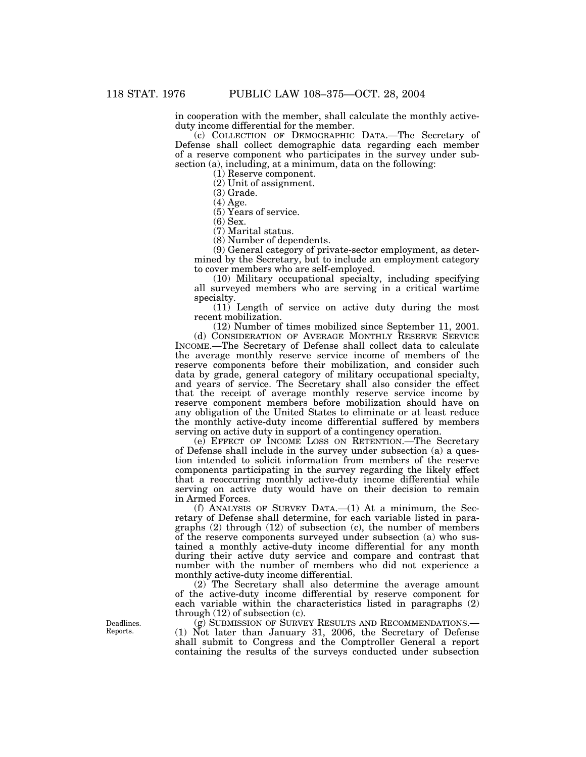in cooperation with the member, shall calculate the monthly active-duty income differential for the member.

(c) COLLECTION OF DEMOGRAPHIC DATA.—The Secretary of Defense shall collect demographic data regarding each member of a reserve component who participates in the survey under subsection (a), including, at a minimum, data on the following:

(1) Reserve component.

(2) Unit of assignment.

(3) Grade.

(4) Age.

(5) Years of service.

(6) Sex.

(7) Marital status.

(8) Number of dependents.

(9) General category of private-sector employment, as determined by the Secretary, but to include an employment category to cover members who are self-employed.

(10) Military occupational specialty, including specifying all surveyed members who are serving in a critical wartime specialty.

(11) Length of service on active duty during the most recent mobilization.

(12) Number of times mobilized since September 11, 2001.

(d) CONSIDERATION OF AVERAGE MONTHLY RESERVE SERVICE INCOME.—The Secretary of Defense shall collect data to calculate the average monthly reserve service income of members of the reserve components before their mobilization, and consider such data by grade, general category of military occupational specialty, and years of service. The Secretary shall also consider the effect that the receipt of average monthly reserve service income by reserve component members before mobilization should have on any obligation of the United States to eliminate or at least reduce the monthly active-duty income differential suffered by members serving on active duty in support of a contingency operation.

(e) EFFECT OF INCOME LOSS ON RETENTION.—The Secretary of Defense shall include in the survey under subsection (a) a question intended to solicit information from members of the reserve components participating in the survey regarding the likely effect that a reoccurring monthly active-duty income differential while serving on active duty would have on their decision to remain in Armed Forces.

(f) ANALYSIS OF SURVEY DATA.—(1) At a minimum, the Secretary of Defense shall determine, for each variable listed in paragraphs (2) through (12) of subsection (c), the number of members of the reserve components surveyed under subsection (a) who sustained a monthly active-duty income differential for any month during their active duty service and compare and contrast that number with the number of members who did not experience a monthly active-duty income differential.

(2) The Secretary shall also determine the average amount of the active-duty income differential by reserve component for each variable within the characteristics listed in paragraphs (2) through (12) of subsection (c).

Deadlines. Reports.

(g) SUBMISSION OF SURVEY RESULTS AND RECOMMENDATIONS.—(1) Not later than January 31, 2006, the Secretary of Defense shall submit to Congress and the Comptroller General a report containing the results of the surveys conducted under subsection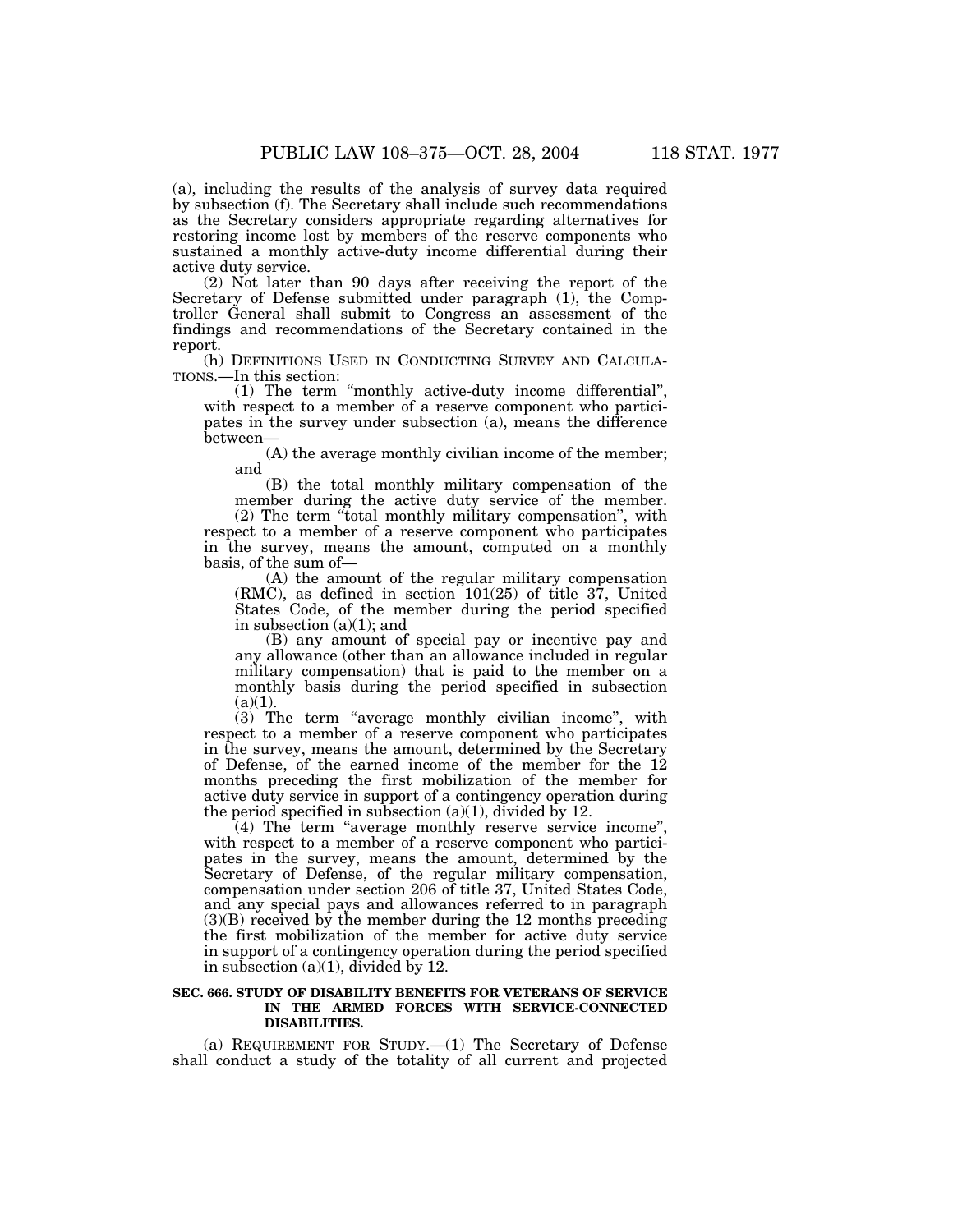(a), including the results of the analysis of survey data required by subsection (f). The Secretary shall include such recommendations as the Secretary considers appropriate regarding alternatives for restoring income lost by members of the reserve components who sustained a monthly active-duty income differential during their active duty service.

(2) Not later than 90 days after receiving the report of the Secretary of Defense submitted under paragraph (1), the Comptroller General shall submit to Congress an assessment of the findings and recommendations of the Secretary contained in the report.

(h) DEFINITIONS USED IN CONDUCTING SURVEY AND CALCULATIONS.—In this section:

(1) The term "monthly active-duty income differential", with respect to a member of a reserve component who participates in the survey under subsection (a), means the difference between—

(A) the average monthly civilian income of the member; and

(B) the total monthly military compensation of the member during the active duty service of the member.

(2) The term "total monthly military compensation", with respect to a member of a reserve component who participates in the survey, means the amount, computed on a monthly basis, of the sum of—

(A) the amount of the regular military compensation (RMC), as defined in section 101(25) of title 37, United States Code, of the member during the period specified in subsection (a)(1); and

(B) any amount of special pay or incentive pay and any allowance (other than an allowance included in regular military compensation) that is paid to the member on a monthly basis during the period specified in subsection (a)(1).

(3) The term "average monthly civilian income", with respect to a member of a reserve component who participates in the survey, means the amount, determined by the Secretary of Defense, of the earned income of the member for the 12 months preceding the first mobilization of the member for active duty service in support of a contingency operation during the period specified in subsection (a)(1), divided by 12.

(4) The term "average monthly reserve service income", with respect to a member of a reserve component who participates in the survey, means the amount, determined by the Secretary of Defense, of the regular military compensation, compensation under section 206 of title 37, United States Code, and any special pays and allowances referred to in paragraph (3)(B) received by the member during the 12 months preceding the first mobilization of the member for active duty service in support of a contingency operation during the period specified in subsection (a)(1), divided by 12.

**SEC. 666. STUDY OF DISABILITY BENEFITS FOR VETERANS OF SERVICE IN THE ARMED FORCES WITH SERVICE-CONNECTED DISABILITIES.**

(a) REQUIREMENT FOR STUDY.—(1) The Secretary of Defense shall conduct a study of the totality of all current and projected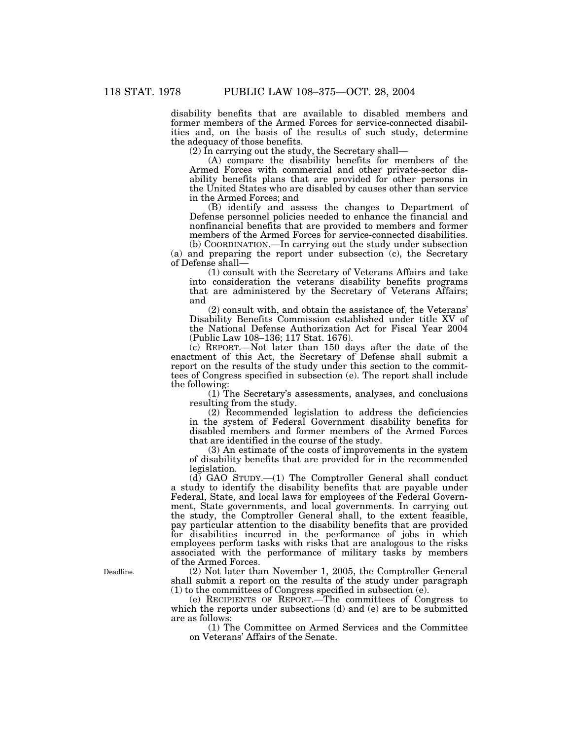disability benefits that are available to disabled members and former members of the Armed Forces for service-connected disabilities and, on the basis of the results of such study, determine the adequacy of those benefits.

(2) In carrying out the study, the Secretary shall—

(A) compare the disability benefits for members of the Armed Forces with commercial and other private-sector disability benefits plans that are provided for other persons in the United States who are disabled by causes other than service in the Armed Forces; and

(B) identify and assess the changes to Department of Defense personnel policies needed to enhance the financial and nonfinancial benefits that are provided to members and former members of the Armed Forces for service-connected disabilities.

(b) COORDINATION.—In carrying out the study under subsection (a) and preparing the report under subsection (c), the Secretary of Defense shall—

(1) consult with the Secretary of Veterans Affairs and take into consideration the veterans disability benefits programs that are administered by the Secretary of Veterans Affairs; and

(2) consult with, and obtain the assistance of, the Veterans' Disability Benefits Commission established under title XV of the National Defense Authorization Act for Fiscal Year 2004 (Public Law 108–136; 117 Stat. 1676).

(c) REPORT.—Not later than 150 days after the date of the enactment of this Act, the Secretary of Defense shall submit a report on the results of the study under this section to the committees of Congress specified in subsection (e). The report shall include the following:

(1) The Secretary's assessments, analyses, and conclusions resulting from the study.

(2) Recommended legislation to address the deficiencies in the system of Federal Government disability benefits for disabled members and former members of the Armed Forces that are identified in the course of the study.

(3) An estimate of the costs of improvements in the system of disability benefits that are provided for in the recommended legislation.

(d) GAO STUDY.—(1) The Comptroller General shall conduct a study to identify the disability benefits that are payable under Federal, State, and local laws for employees of the Federal Government, State governments, and local governments. In carrying out the study, the Comptroller General shall, to the extent feasible, pay particular attention to the disability benefits that are provided for disabilities incurred in the performance of jobs in which employees perform tasks with risks that are analogous to the risks associated with the performance of military tasks by members of the Armed Forces.

Deadline.

(2) Not later than November 1, 2005, the Comptroller General shall submit a report on the results of the study under paragraph (1) to the committees of Congress specified in subsection (e).

(e) RECIPIENTS OF REPORT.—The committees of Congress to which the reports under subsections (d) and (e) are to be submitted are as follows:

(1) The Committee on Armed Services and the Committee on Veterans' Affairs of the Senate.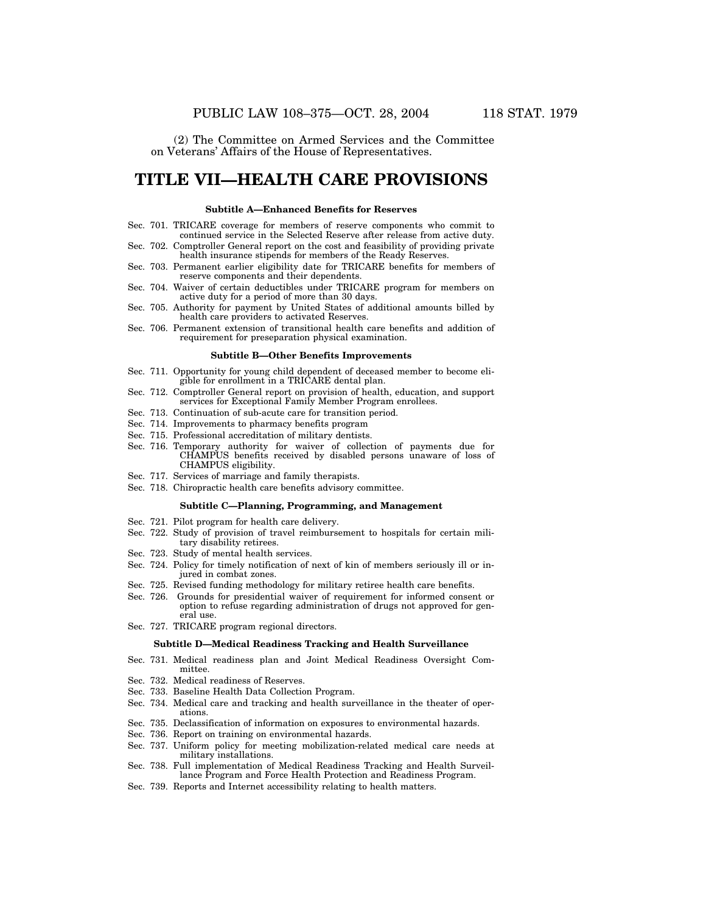(2) The Committee on Armed Services and the Committee on Veterans' Affairs of the House of Representatives.

# TITLE VII—HEALTH CARE PROVISIONS

#### Subtitle A—Enhanced Benefits for Reserves

Sec. 701. TRICARE coverage for members of reserve components who commit to continued service in the Selected Reserve after release from active duty.
Sec. 702. Comptroller General report on the cost and feasibility of providing private health insurance stipends for members of the Ready Reserves.
Sec. 703. Permanent earlier eligibility date for TRICARE benefits for members of reserve components and their dependents.
Sec. 704. Waiver of certain deductibles under TRICARE program for members on active duty for a period of more than 30 days.
Sec. 705. Authority for payment by United States of additional amounts billed by health care providers to activated Reserves.
Sec. 706. Permanent extension of transitional health care benefits and addition of requirement for preseparation physical examination.

#### Subtitle B—Other Benefits Improvements

Sec. 711. Opportunity for young child dependent of deceased member to become eligible for enrollment in a TRICARE dental plan.
Sec. 712. Comptroller General report on provision of health, education, and support services for Exceptional Family Member Program enrollees.
Sec. 713. Continuation of sub-acute care for transition period.
Sec. 714. Improvements to pharmacy benefits program
Sec. 715. Professional accreditation of military dentists.
Sec. 716. Temporary authority for waiver of collection of payments due for CHAMPUS benefits received by disabled persons unaware of loss of CHAMPUS eligibility.
Sec. 717. Services of marriage and family therapists.
Sec. 718. Chiropractic health care benefits advisory committee.

#### Subtitle C—Planning, Programming, and Management

Sec. 721. Pilot program for health care delivery.
Sec. 722. Study of provision of travel reimbursement to hospitals for certain military disability retirees.
Sec. 723. Study of mental health services.
Sec. 724. Policy for timely notification of next of kin of members seriously ill or injured in combat zones.
Sec. 725. Revised funding methodology for military retiree health care benefits.
Sec. 726. Grounds for presidential waiver of requirement for informed consent or option to refuse regarding administration of drugs not approved for general use.
Sec. 727. TRICARE program regional directors.

#### Subtitle D—Medical Readiness Tracking and Health Surveillance

Sec. 731. Medical readiness plan and Joint Medical Readiness Oversight Committee.
Sec. 732. Medical readiness of Reserves.
Sec. 733. Baseline Health Data Collection Program.
Sec. 734. Medical care and tracking and health surveillance in the theater of operations.
Sec. 735. Declassification of information on exposures to environmental hazards.
Sec. 736. Report on training on environmental hazards.
Sec. 737. Uniform policy for meeting mobilization-related medical care needs at military installations.
Sec. 738. Full implementation of Medical Readiness Tracking and Health Surveillance Program and Force Health Protection and Readiness Program.
Sec. 739. Reports and Internet accessibility relating to health matters.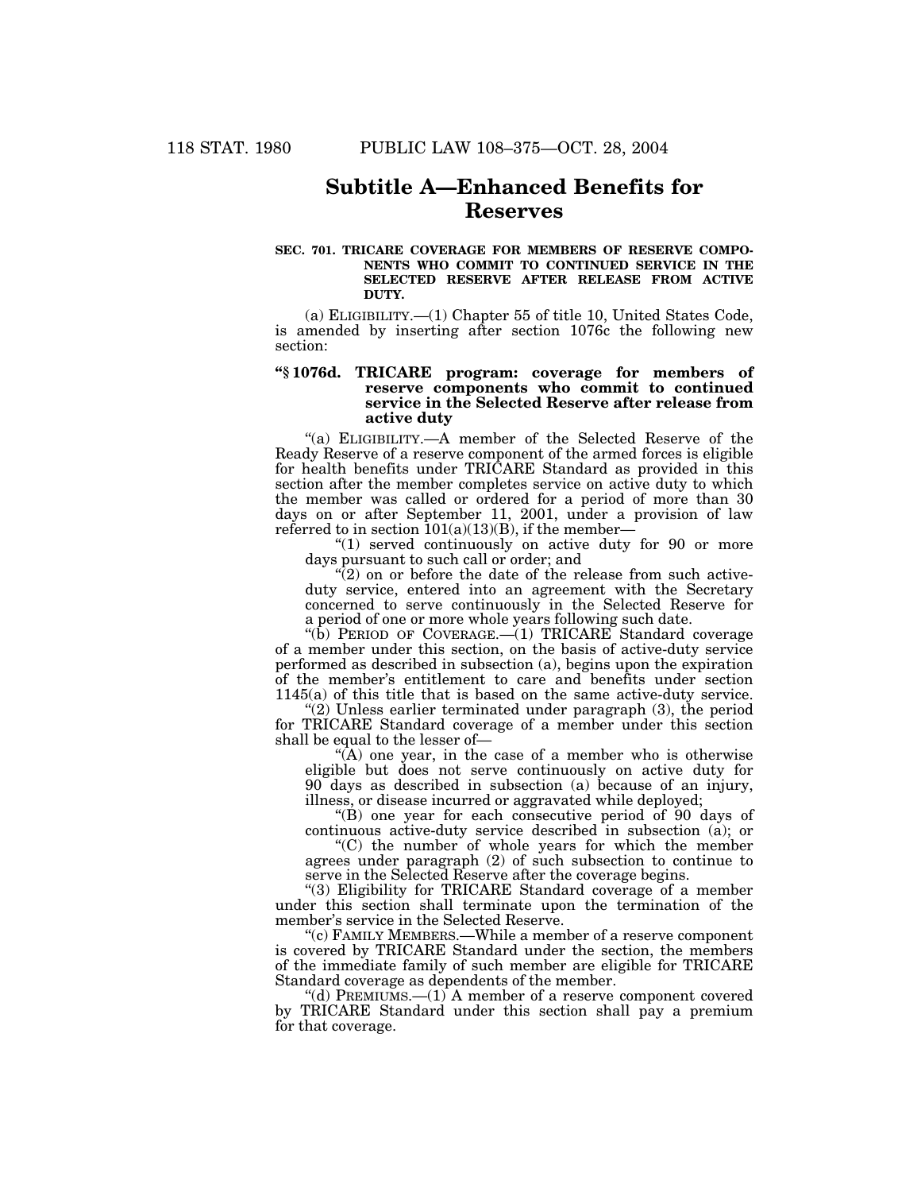# Subtitle A—Enhanced Benefits for Reserves

**SEC. 701. TRICARE COVERAGE FOR MEMBERS OF RESERVE COMPONENTS WHO COMMIT TO CONTINUED SERVICE IN THE SELECTED RESERVE AFTER RELEASE FROM ACTIVE DUTY.**

(a) ELIGIBILITY.—(1) Chapter 55 of title 10, United States Code, is amended by inserting after section 1076c the following new section:

**"§ 1076d. TRICARE program: coverage for members of reserve components who commit to continued service in the Selected Reserve after release from active duty**

"(a) ELIGIBILITY.—A member of the Selected Reserve of the Ready Reserve of a reserve component of the armed forces is eligible for health benefits under TRICARE Standard as provided in this section after the member completes service on active duty to which the member was called or ordered for a period of more than 30 days on or after September 11, 2001, under a provision of law referred to in section 101(a)(13)(B), if the member—

"(1) served continuously on active duty for 90 or more days pursuant to such call or order; and

"(2) on or before the date of the release from such active-duty service, entered into an agreement with the Secretary concerned to serve continuously in the Selected Reserve for a period of one or more whole years following such date.

"(b) PERIOD OF COVERAGE.—(1) TRICARE Standard coverage of a member under this section, on the basis of active-duty service performed as described in subsection (a), begins upon the expiration of the member's entitlement to care and benefits under section 1145(a) of this title that is based on the same active-duty service.

"(2) Unless earlier terminated under paragraph (3), the period for TRICARE Standard coverage of a member under this section shall be equal to the lesser of—

"(A) one year, in the case of a member who is otherwise eligible but does not serve continuously on active duty for 90 days as described in subsection (a) because of an injury, illness, or disease incurred or aggravated while deployed;

"(B) one year for each consecutive period of 90 days of continuous active-duty service described in subsection (a); or

"(C) the number of whole years for which the member agrees under paragraph (2) of such subsection to continue to serve in the Selected Reserve after the coverage begins.

"(3) Eligibility for TRICARE Standard coverage of a member under this section shall terminate upon the termination of the member's service in the Selected Reserve.

"(c) FAMILY MEMBERS.—While a member of a reserve component is covered by TRICARE Standard under the section, the members of the immediate family of such member are eligible for TRICARE Standard coverage as dependents of the member.

"(d) PREMIUMS.—(1) A member of a reserve component covered by TRICARE Standard under this section shall pay a premium for that coverage.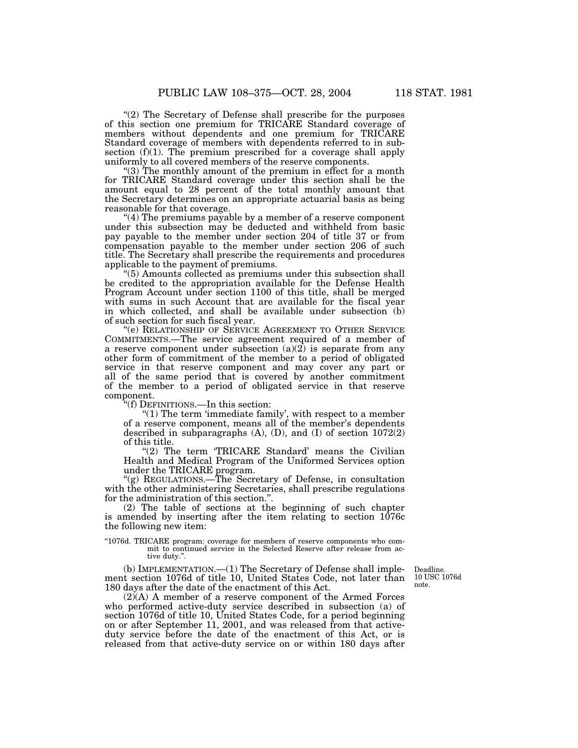"(2) The Secretary of Defense shall prescribe for the purposes of this section one premium for TRICARE Standard coverage of members without dependents and one premium for TRICARE Standard coverage of members with dependents referred to in subsection (f)(1). The premium prescribed for a coverage shall apply uniformly to all covered members of the reserve components.

"(3) The monthly amount of the premium in effect for a month for TRICARE Standard coverage under this section shall be the amount equal to 28 percent of the total monthly amount that the Secretary determines on an appropriate actuarial basis as being reasonable for that coverage.

"(4) The premiums payable by a member of a reserve component under this subsection may be deducted and withheld from basic pay payable to the member under section 204 of title 37 or from compensation payable to the member under section 206 of such title. The Secretary shall prescribe the requirements and procedures applicable to the payment of premiums.

"(5) Amounts collected as premiums under this subsection shall be credited to the appropriation available for the Defense Health Program Account under section 1100 of this title, shall be merged with sums in such Account that are available for the fiscal year in which collected, and shall be available under subsection (b) of such section for such fiscal year.

"(e) RELATIONSHIP OF SERVICE AGREEMENT TO OTHER SERVICE COMMITMENTS.—The service agreement required of a member of a reserve component under subsection (a)(2) is separate from any other form of commitment of the member to a period of obligated service in that reserve component and may cover any part or all of the same period that is covered by another commitment of the member to a period of obligated service in that reserve component.

"(f) DEFINITIONS.—In this section:

"(1) The term 'immediate family', with respect to a member of a reserve component, means all of the member's dependents described in subparagraphs (A), (D), and (I) of section 1072(2) of this title.

"(2) The term 'TRICARE Standard' means the Civilian Health and Medical Program of the Uniformed Services option under the TRICARE program.

"(g) REGULATIONS.—The Secretary of Defense, in consultation with the other administering Secretaries, shall prescribe regulations for the administration of this section.".

(2) The table of sections at the beginning of such chapter is amended by inserting after the item relating to section 1076c the following new item:

"1076d. TRICARE program: coverage for members of reserve components who commit to continued service in the Selected Reserve after release from active duty.".

Deadline. 10 USC 1076d note.

(b) IMPLEMENTATION.—(1) The Secretary of Defense shall implement section 1076d of title 10, United States Code, not later than 180 days after the date of the enactment of this Act.

(2)(A) A member of a reserve component of the Armed Forces who performed active-duty service described in subsection (a) of section 1076d of title 10, United States Code, for a period beginning on or after September 11, 2001, and was released from that active-duty service before the date of the enactment of this Act, or is released from that active-duty service on or within 180 days after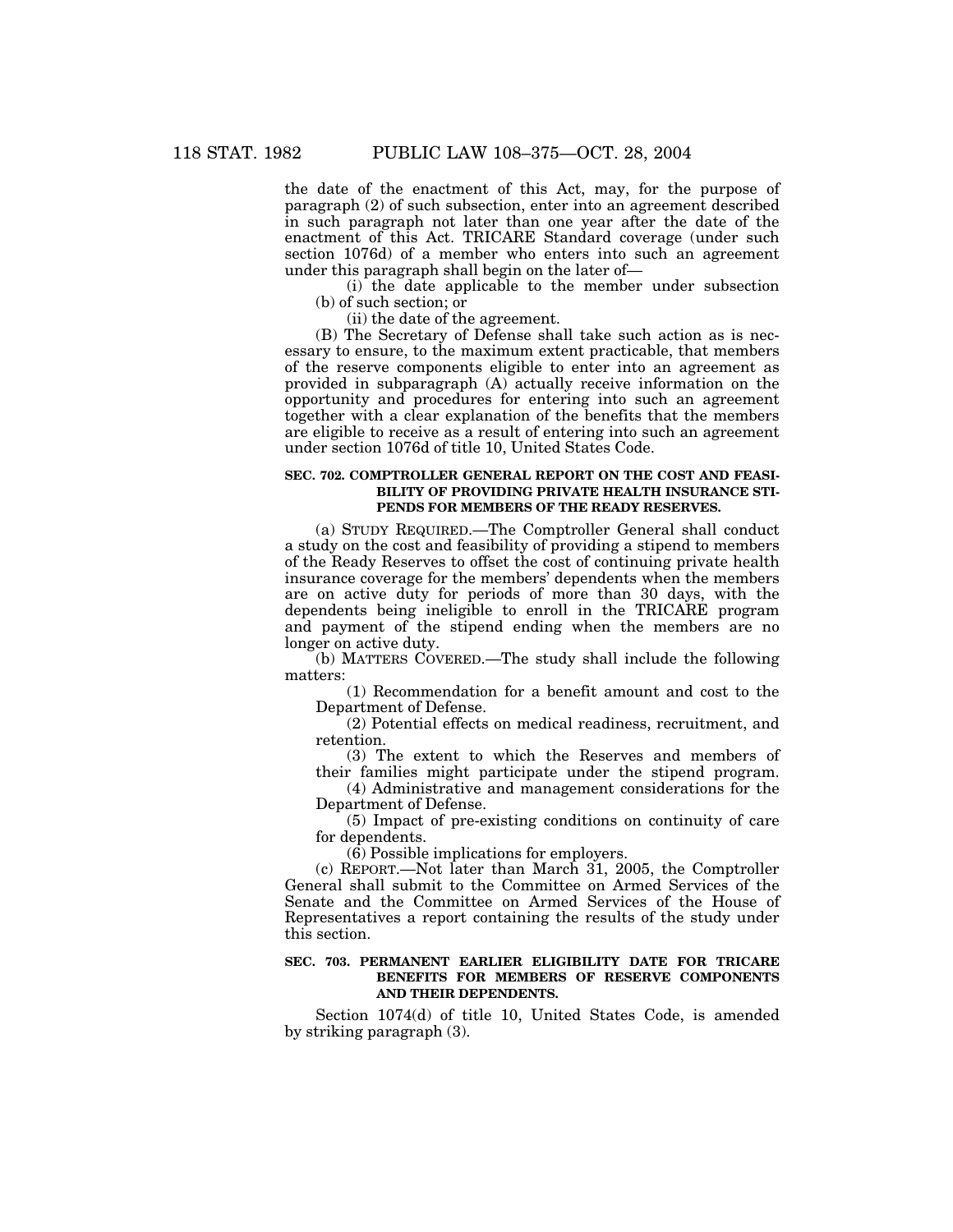the date of the enactment of this Act, may, for the purpose of paragraph (2) of such subsection, enter into an agreement described in such paragraph not later than one year after the date of the enactment of this Act. TRICARE Standard coverage (under such section 1076d) of a member who enters into such an agreement under this paragraph shall begin on the later of—

(i) the date applicable to the member under subsection (b) of such section; or

(ii) the date of the agreement.

(B) The Secretary of Defense shall take such action as is necessary to ensure, to the maximum extent practicable, that members of the reserve components eligible to enter into an agreement as provided in subparagraph (A) actually receive information on the opportunity and procedures for entering into such an agreement together with a clear explanation of the benefits that the members are eligible to receive as a result of entering into such an agreement under section 1076d of title 10, United States Code.

**SEC. 702. COMPTROLLER GENERAL REPORT ON THE COST AND FEASIBILITY OF PROVIDING PRIVATE HEALTH INSURANCE STIPENDS FOR MEMBERS OF THE READY RESERVES.**

(a) STUDY REQUIRED.—The Comptroller General shall conduct a study on the cost and feasibility of providing a stipend to members of the Ready Reserves to offset the cost of continuing private health insurance coverage for the members' dependents when the members are on active duty for periods of more than 30 days, with the dependents being ineligible to enroll in the TRICARE program and payment of the stipend ending when the members are no longer on active duty.

(b) MATTERS COVERED.—The study shall include the following matters:

(1) Recommendation for a benefit amount and cost to the Department of Defense.

(2) Potential effects on medical readiness, recruitment, and retention.

(3) The extent to which the Reserves and members of their families might participate under the stipend program.

(4) Administrative and management considerations for the Department of Defense.

(5) Impact of pre-existing conditions on continuity of care for dependents.

(6) Possible implications for employers.

(c) REPORT.—Not later than March 31, 2005, the Comptroller General shall submit to the Committee on Armed Services of the Senate and the Committee on Armed Services of the House of Representatives a report containing the results of the study under this section.

**SEC. 703. PERMANENT EARLIER ELIGIBILITY DATE FOR TRICARE BENEFITS FOR MEMBERS OF RESERVE COMPONENTS AND THEIR DEPENDENTS.**

Section 1074(d) of title 10, United States Code, is amended by striking paragraph (3).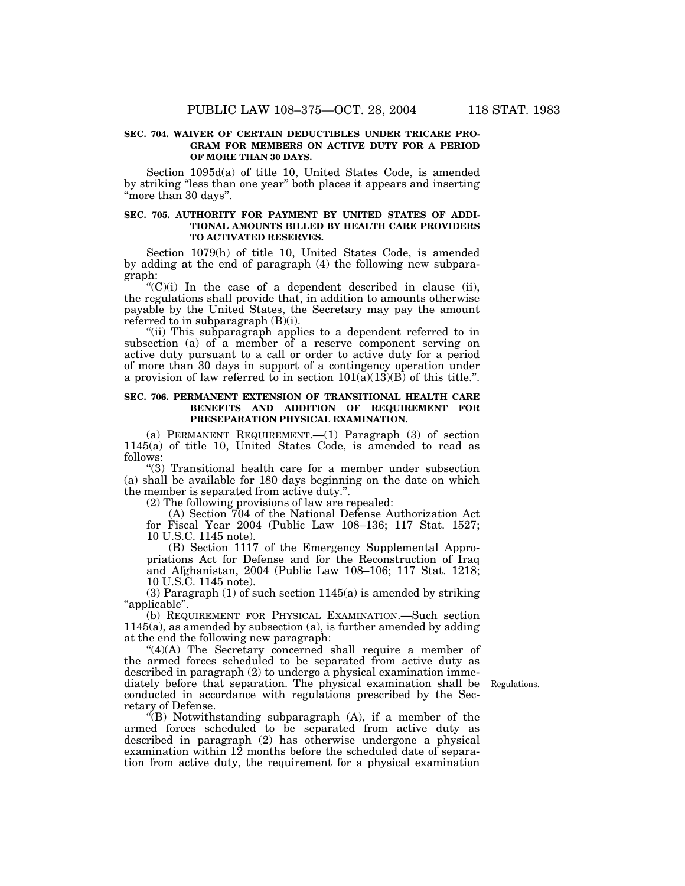**SEC. 704. WAIVER OF CERTAIN DEDUCTIBLES UNDER TRICARE PROGRAM FOR MEMBERS ON ACTIVE DUTY FOR A PERIOD OF MORE THAN 30 DAYS.**

Section 1095d(a) of title 10, United States Code, is amended by striking "less than one year" both places it appears and inserting "more than 30 days".

**SEC. 705. AUTHORITY FOR PAYMENT BY UNITED STATES OF ADDITIONAL AMOUNTS BILLED BY HEALTH CARE PROVIDERS TO ACTIVATED RESERVES.**

Section 1079(h) of title 10, United States Code, is amended by adding at the end of paragraph (4) the following new subparagraph:

"(C)(i) In the case of a dependent described in clause (ii), the regulations shall provide that, in addition to amounts otherwise payable by the United States, the Secretary may pay the amount referred to in subparagraph (B)(i).

"(ii) This subparagraph applies to a dependent referred to in subsection (a) of a member of a reserve component serving on active duty pursuant to a call or order to active duty for a period of more than 30 days in support of a contingency operation under a provision of law referred to in section 101(a)(13)(B) of this title.".

**SEC. 706. PERMANENT EXTENSION OF TRANSITIONAL HEALTH CARE BENEFITS AND ADDITION OF REQUIREMENT FOR PRESEPARATION PHYSICAL EXAMINATION.**

(a) PERMANENT REQUIREMENT.—(1) Paragraph (3) of section 1145(a) of title 10, United States Code, is amended to read as follows:

"(3) Transitional health care for a member under subsection (a) shall be available for 180 days beginning on the date on which the member is separated from active duty.".

(2) The following provisions of law are repealed:

(A) Section 704 of the National Defense Authorization Act for Fiscal Year 2004 (Public Law 108–136; 117 Stat. 1527; 10 U.S.C. 1145 note).

(B) Section 1117 of the Emergency Supplemental Appropriations Act for Defense and for the Reconstruction of Iraq and Afghanistan, 2004 (Public Law 108–106; 117 Stat. 1218; 10 U.S.C. 1145 note).

(3) Paragraph (1) of such section 1145(a) is amended by striking "applicable".

(b) REQUIREMENT FOR PHYSICAL EXAMINATION.—Such section 1145(a), as amended by subsection (a), is further amended by adding at the end the following new paragraph:

"(4)(A) The Secretary concerned shall require a member of the armed forces scheduled to be separated from active duty as described in paragraph (2) to undergo a physical examination immediately before that separation. The physical examination shall be conducted in accordance with regulations prescribed by the Secretary of Defense.

Regulations.

"(B) Notwithstanding subparagraph (A), if a member of the armed forces scheduled to be separated from active duty as described in paragraph (2) has otherwise undergone a physical examination within 12 months before the scheduled date of separation from active duty, the requirement for a physical examination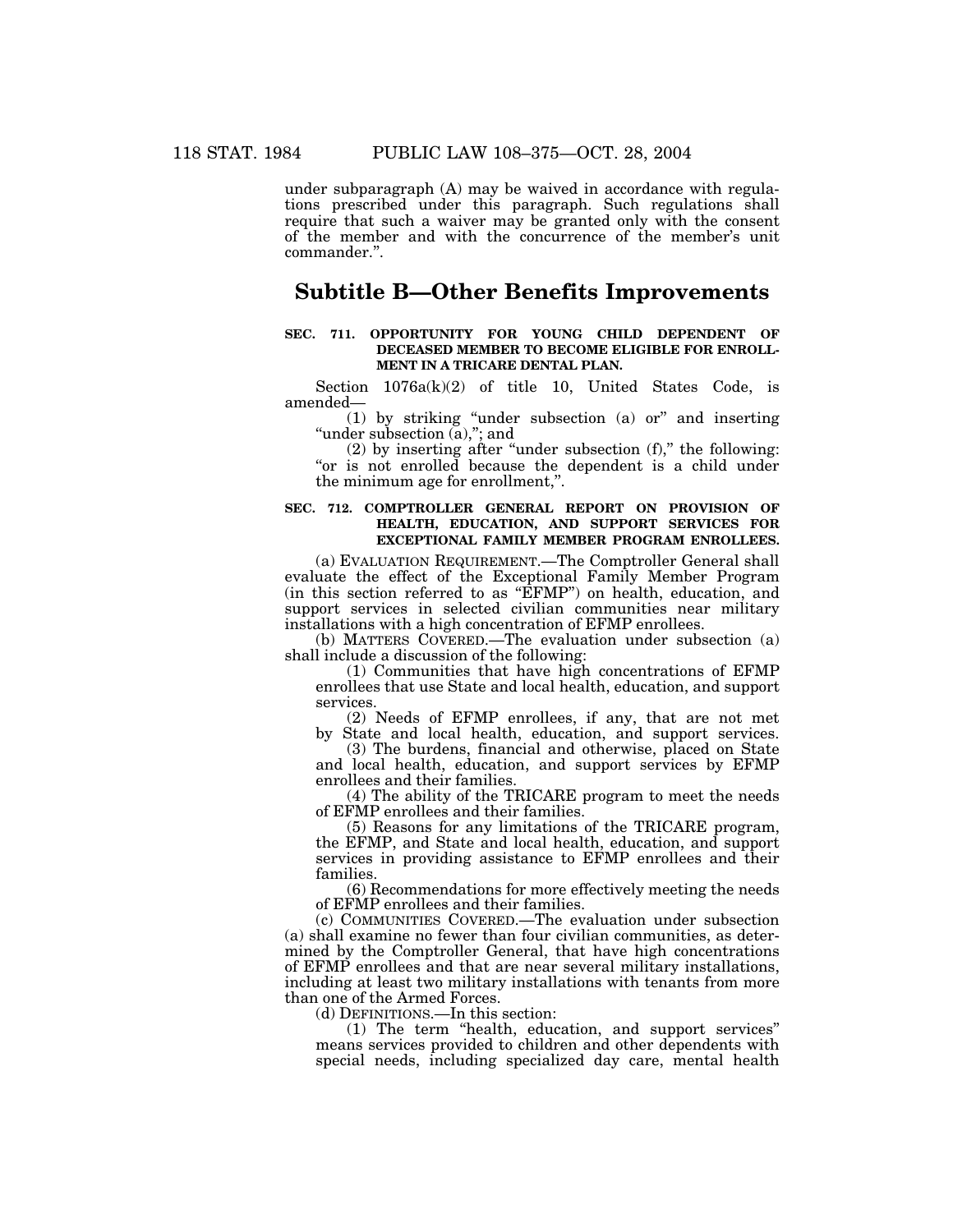under subparagraph (A) may be waived in accordance with regulations prescribed under this paragraph. Such regulations shall require that such a waiver may be granted only with the consent of the member and with the concurrence of the member's unit commander.".

## Subtitle B—Other Benefits Improvements

**SEC. 711. OPPORTUNITY FOR YOUNG CHILD DEPENDENT OF DECEASED MEMBER TO BECOME ELIGIBLE FOR ENROLLMENT IN A TRICARE DENTAL PLAN.**

Section 1076a(k)(2) of title 10, United States Code, is amended—

(1) by striking "under subsection (a) or" and inserting "under subsection (a),"; and

(2) by inserting after "under subsection (f)," the following: "or is not enrolled because the dependent is a child under the minimum age for enrollment,".

**SEC. 712. COMPTROLLER GENERAL REPORT ON PROVISION OF HEALTH, EDUCATION, AND SUPPORT SERVICES FOR EXCEPTIONAL FAMILY MEMBER PROGRAM ENROLLEES.**

(a) EVALUATION REQUIREMENT.—The Comptroller General shall evaluate the effect of the Exceptional Family Member Program (in this section referred to as "EFMP") on health, education, and support services in selected civilian communities near military installations with a high concentration of EFMP enrollees.

(b) MATTERS COVERED.—The evaluation under subsection (a) shall include a discussion of the following:

(1) Communities that have high concentrations of EFMP enrollees that use State and local health, education, and support services.

(2) Needs of EFMP enrollees, if any, that are not met by State and local health, education, and support services.

(3) The burdens, financial and otherwise, placed on State and local health, education, and support services by EFMP enrollees and their families.

(4) The ability of the TRICARE program to meet the needs of EFMP enrollees and their families.

(5) Reasons for any limitations of the TRICARE program, the EFMP, and State and local health, education, and support services in providing assistance to EFMP enrollees and their families.

(6) Recommendations for more effectively meeting the needs of EFMP enrollees and their families.

(c) COMMUNITIES COVERED.—The evaluation under subsection (a) shall examine no fewer than four civilian communities, as determined by the Comptroller General, that have high concentrations of EFMP enrollees and that are near several military installations, including at least two military installations with tenants from more than one of the Armed Forces.

(d) DEFINITIONS.—In this section:

(1) The term "health, education, and support services" means services provided to children and other dependents with special needs, including specialized day care, mental health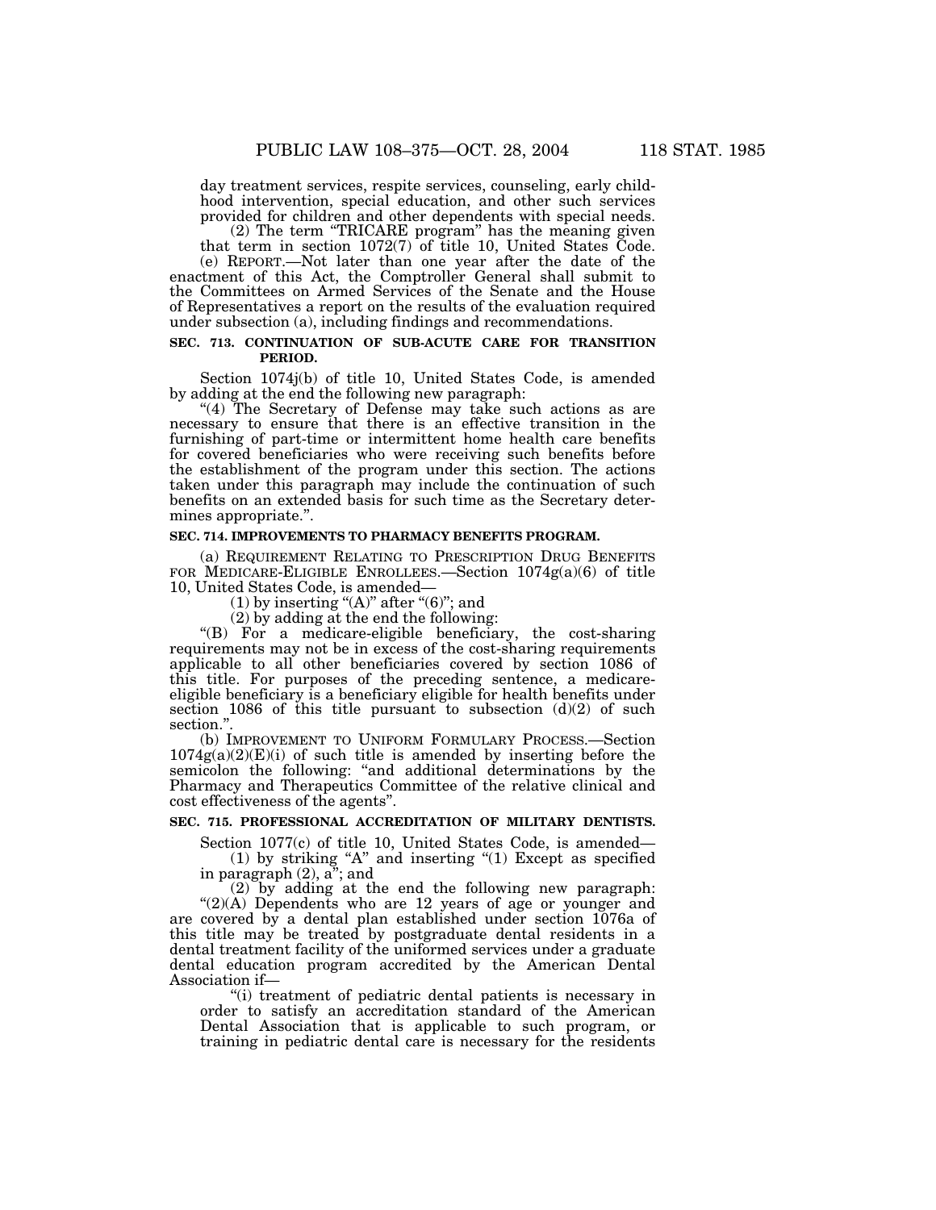day treatment services, respite services, counseling, early childhood intervention, special education, and other such services provided for children and other dependents with special needs.

(2) The term "TRICARE program" has the meaning given that term in section 1072(7) of title 10, United States Code.

(e) REPORT.—Not later than one year after the date of the enactment of this Act, the Comptroller General shall submit to the Committees on Armed Services of the Senate and the House of Representatives a report on the results of the evaluation required under subsection (a), including findings and recommendations.

**SEC. 713. CONTINUATION OF SUB-ACUTE CARE FOR TRANSITION PERIOD.**

Section 1074j(b) of title 10, United States Code, is amended by adding at the end the following new paragraph:

"(4) The Secretary of Defense may take such actions as are necessary to ensure that there is an effective transition in the furnishing of part-time or intermittent home health care benefits for covered beneficiaries who were receiving such benefits before the establishment of the program under this section. The actions taken under this paragraph may include the continuation of such benefits on an extended basis for such time as the Secretary determines appropriate.".

**SEC. 714. IMPROVEMENTS TO PHARMACY BENEFITS PROGRAM.**

(a) REQUIREMENT RELATING TO PRESCRIPTION DRUG BENEFITS FOR MEDICARE-ELIGIBLE ENROLLEES.—Section 1074g(a)(6) of title 10, United States Code, is amended—

(1) by inserting "(A)" after "(6)"; and

(2) by adding at the end the following:

"(B) For a medicare-eligible beneficiary, the cost-sharing requirements may not be in excess of the cost-sharing requirements applicable to all other beneficiaries covered by section 1086 of this title. For purposes of the preceding sentence, a medicare-eligible beneficiary is a beneficiary eligible for health benefits under section 1086 of this title pursuant to subsection (d)(2) of such section.".

(b) IMPROVEMENT TO UNIFORM FORMULARY PROCESS.—Section 1074g(a)(2)(E)(i) of such title is amended by inserting before the semicolon the following: "and additional determinations by the Pharmacy and Therapeutics Committee of the relative clinical and cost effectiveness of the agents".

**SEC. 715. PROFESSIONAL ACCREDITATION OF MILITARY DENTISTS.**

Section 1077(c) of title 10, United States Code, is amended—

(1) by striking "A" and inserting "(1) Except as specified in paragraph (2), a"; and

(2) by adding at the end the following new paragraph:

"(2)(A) Dependents who are 12 years of age or younger and are covered by a dental plan established under section 1076a of this title may be treated by postgraduate dental residents in a dental treatment facility of the uniformed services under a graduate dental education program accredited by the American Dental Association if—

"(i) treatment of pediatric dental patients is necessary in order to satisfy an accreditation standard of the American Dental Association that is applicable to such program, or training in pediatric dental care is necessary for the residents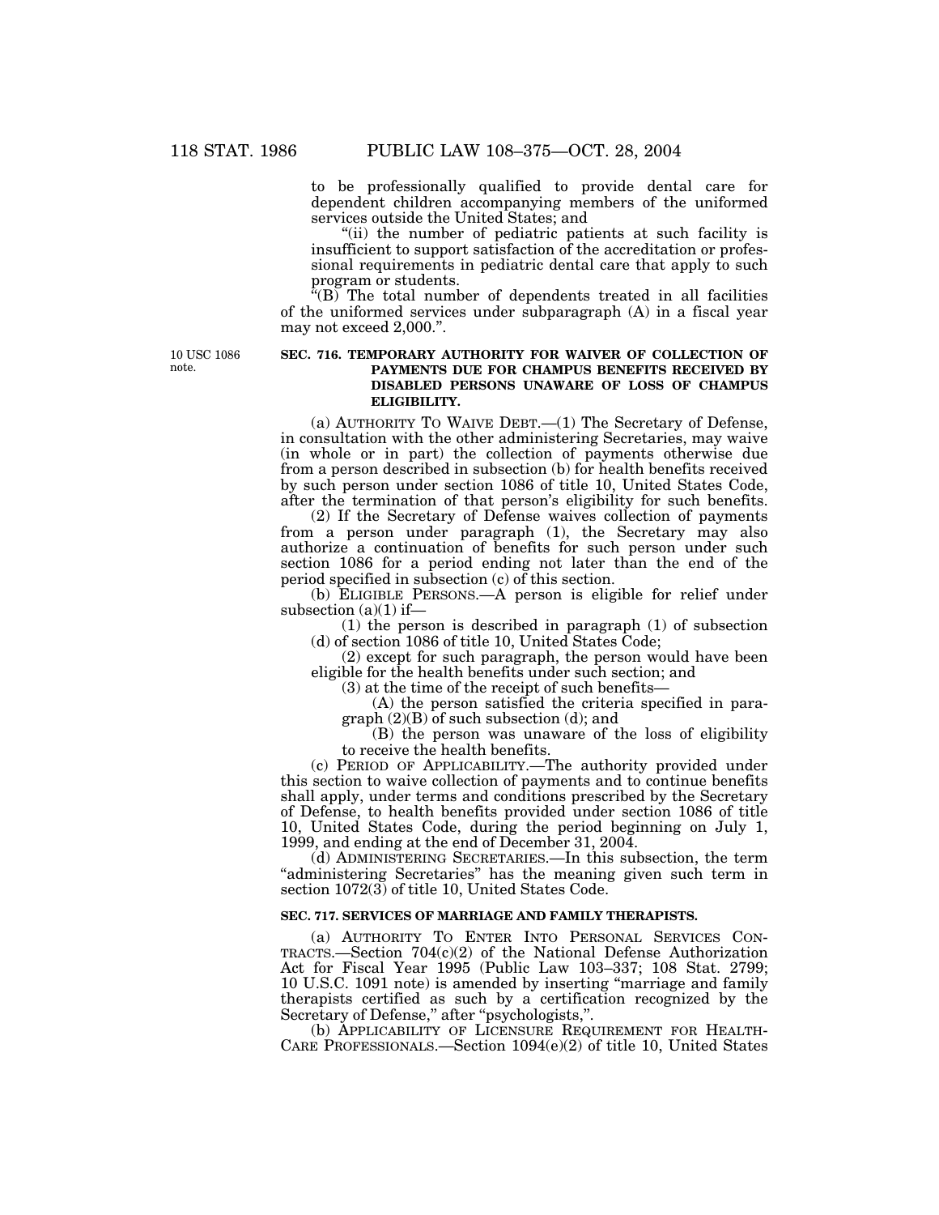to be professionally qualified to provide dental care for dependent children accompanying members of the uniformed services outside the United States; and

"(ii) the number of pediatric patients at such facility is insufficient to support satisfaction of the accreditation or professional requirements in pediatric dental care that apply to such program or students.

"(B) The total number of dependents treated in all facilities of the uniformed services under subparagraph (A) in a fiscal year may not exceed 2,000.".

10 USC 1086 note.

**SEC. 716. TEMPORARY AUTHORITY FOR WAIVER OF COLLECTION OF PAYMENTS DUE FOR CHAMPUS BENEFITS RECEIVED BY DISABLED PERSONS UNAWARE OF LOSS OF CHAMPUS ELIGIBILITY.**

(a) AUTHORITY TO WAIVE DEBT.—(1) The Secretary of Defense, in consultation with the other administering Secretaries, may waive (in whole or in part) the collection of payments otherwise due from a person described in subsection (b) for health benefits received by such person under section 1086 of title 10, United States Code, after the termination of that person's eligibility for such benefits.

(2) If the Secretary of Defense waives collection of payments from a person under paragraph (1), the Secretary may also authorize a continuation of benefits for such person under such section 1086 for a period ending not later than the end of the period specified in subsection (c) of this section.

(b) ELIGIBLE PERSONS.—A person is eligible for relief under subsection (a)(1) if—

(1) the person is described in paragraph (1) of subsection (d) of section 1086 of title 10, United States Code;

(2) except for such paragraph, the person would have been eligible for the health benefits under such section; and

(3) at the time of the receipt of such benefits—

(A) the person satisfied the criteria specified in paragraph (2)(B) of such subsection (d); and

(B) the person was unaware of the loss of eligibility to receive the health benefits.

(c) PERIOD OF APPLICABILITY.—The authority provided under this section to waive collection of payments and to continue benefits shall apply, under terms and conditions prescribed by the Secretary of Defense, to health benefits provided under section 1086 of title 10, United States Code, during the period beginning on July 1, 1999, and ending at the end of December 31, 2004.

(d) ADMINISTERING SECRETARIES.—In this subsection, the term "administering Secretaries" has the meaning given such term in section 1072(3) of title 10, United States Code.

**SEC. 717. SERVICES OF MARRIAGE AND FAMILY THERAPISTS.**

(a) AUTHORITY TO ENTER INTO PERSONAL SERVICES CONTRACTS.—Section 704(c)(2) of the National Defense Authorization Act for Fiscal Year 1995 (Public Law 103–337; 108 Stat. 2799; 10 U.S.C. 1091 note) is amended by inserting "marriage and family therapists certified as such by a certification recognized by the Secretary of Defense," after "psychologists,".

(b) APPLICABILITY OF LICENSURE REQUIREMENT FOR HEALTH-CARE PROFESSIONALS.—Section 1094(e)(2) of title 10, United States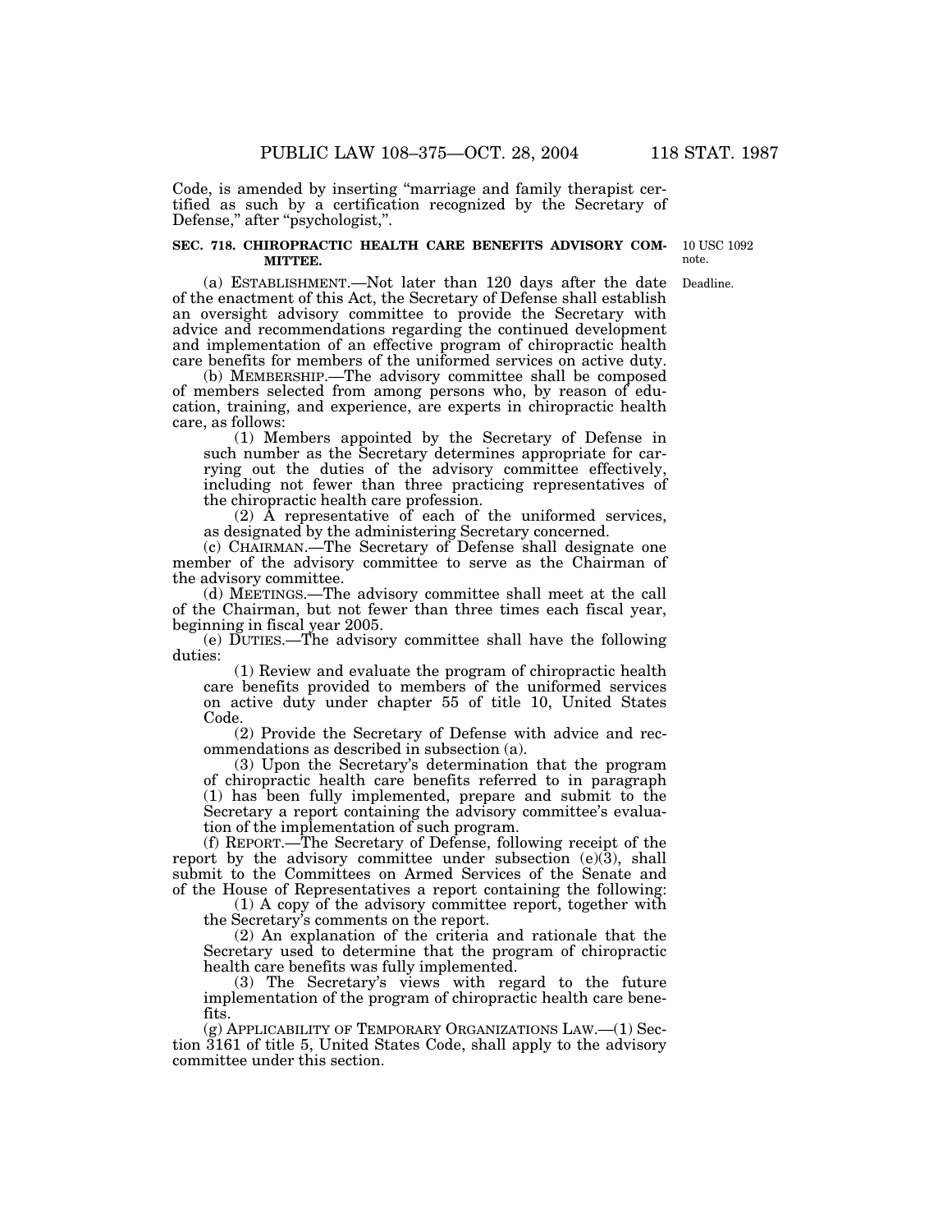Code, is amended by inserting "marriage and family therapist certified as such by a certification recognized by the Secretary of Defense," after "psychologist,".

### SEC. 718. CHIROPRACTIC HEALTH CARE BENEFITS ADVISORY COMMITTEE.

10 USC 1092 note.

Deadline.

(a) ESTABLISHMENT.—Not later than 120 days after the date of the enactment of this Act, the Secretary of Defense shall establish an oversight advisory committee to provide the Secretary with advice and recommendations regarding the continued development and implementation of an effective program of chiropractic health care benefits for members of the uniformed services on active duty.

(b) MEMBERSHIP.—The advisory committee shall be composed of members selected from among persons who, by reason of education, training, and experience, are experts in chiropractic health care, as follows:

(1) Members appointed by the Secretary of Defense in such number as the Secretary determines appropriate for carrying out the duties of the advisory committee effectively, including not fewer than three practicing representatives of the chiropractic health care profession.

(2) A representative of each of the uniformed services, as designated by the administering Secretary concerned.

(c) CHAIRMAN.—The Secretary of Defense shall designate one member of the advisory committee to serve as the Chairman of the advisory committee.

(d) MEETINGS.—The advisory committee shall meet at the call of the Chairman, but not fewer than three times each fiscal year, beginning in fiscal year 2005.

(e) DUTIES.—The advisory committee shall have the following duties:

(1) Review and evaluate the program of chiropractic health care benefits provided to members of the uniformed services on active duty under chapter 55 of title 10, United States Code.

(2) Provide the Secretary of Defense with advice and recommendations as described in subsection (a).

(3) Upon the Secretary's determination that the program of chiropractic health care benefits referred to in paragraph (1) has been fully implemented, prepare and submit to the Secretary a report containing the advisory committee's evaluation of the implementation of such program.

(f) REPORT.—The Secretary of Defense, following receipt of the report by the advisory committee under subsection (e)(3), shall submit to the Committees on Armed Services of the Senate and of the House of Representatives a report containing the following:

(1) A copy of the advisory committee report, together with the Secretary's comments on the report.

(2) An explanation of the criteria and rationale that the Secretary used to determine that the program of chiropractic health care benefits was fully implemented.

(3) The Secretary's views with regard to the future implementation of the program of chiropractic health care benefits.

(g) APPLICABILITY OF TEMPORARY ORGANIZATIONS LAW.—(1) Section 3161 of title 5, United States Code, shall apply to the advisory committee under this section.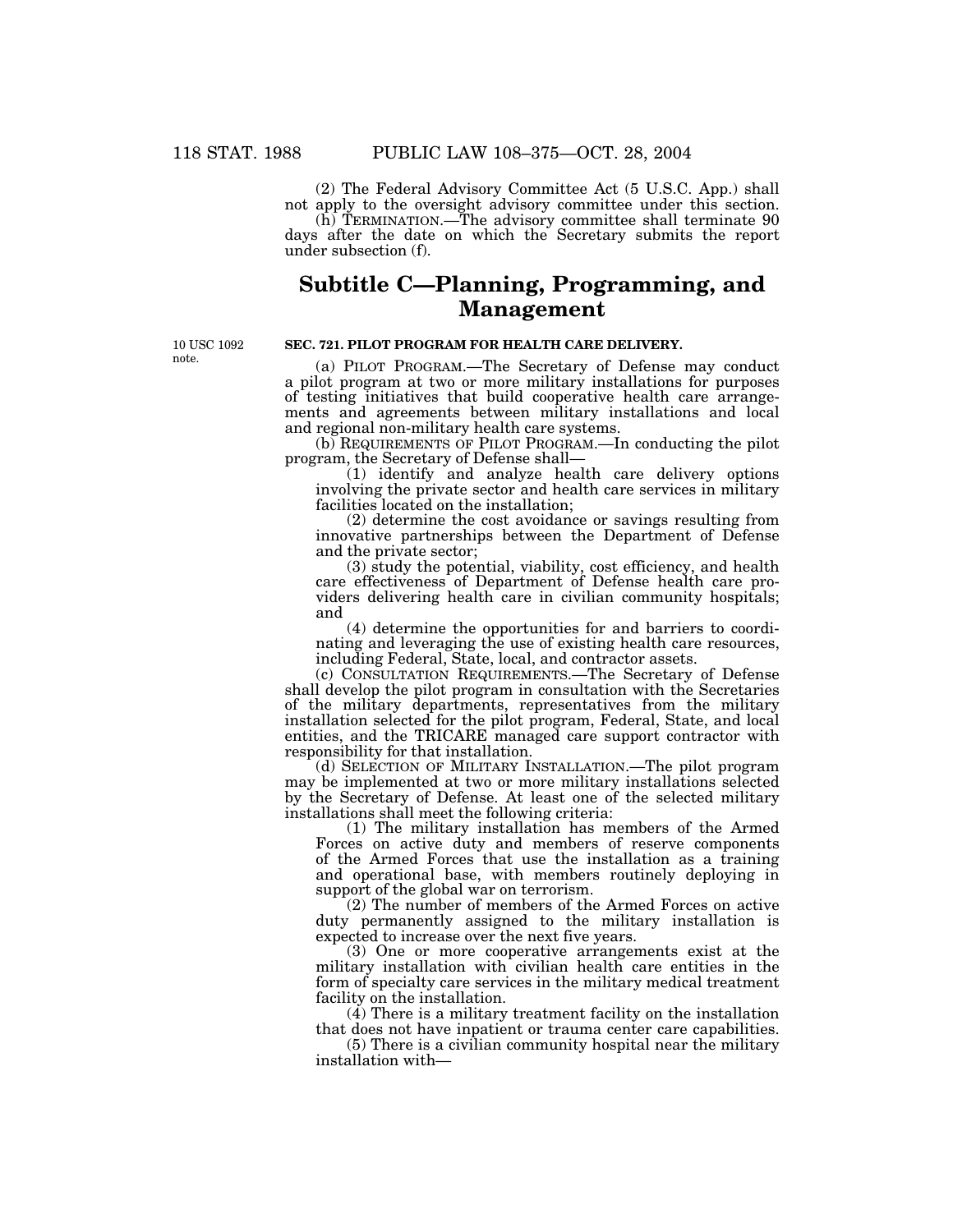(2) The Federal Advisory Committee Act (5 U.S.C. App.) shall not apply to the oversight advisory committee under this section.

(h) TERMINATION.—The advisory committee shall terminate 90 days after the date on which the Secretary submits the report under subsection (f).

## Subtitle C—Planning, Programming, and Management

10 USC 1092 note.

**SEC. 721. PILOT PROGRAM FOR HEALTH CARE DELIVERY.**

(a) PILOT PROGRAM.—The Secretary of Defense may conduct a pilot program at two or more military installations for purposes of testing initiatives that build cooperative health care arrangements and agreements between military installations and local and regional non-military health care systems.

(b) REQUIREMENTS OF PILOT PROGRAM.—In conducting the pilot program, the Secretary of Defense shall—

(1) identify and analyze health care delivery options involving the private sector and health care services in military facilities located on the installation;

(2) determine the cost avoidance or savings resulting from innovative partnerships between the Department of Defense and the private sector;

(3) study the potential, viability, cost efficiency, and health care effectiveness of Department of Defense health care providers delivering health care in civilian community hospitals; and

(4) determine the opportunities for and barriers to coordinating and leveraging the use of existing health care resources, including Federal, State, local, and contractor assets.

(c) CONSULTATION REQUIREMENTS.—The Secretary of Defense shall develop the pilot program in consultation with the Secretaries of the military departments, representatives from the military installation selected for the pilot program, Federal, State, and local entities, and the TRICARE managed care support contractor with responsibility for that installation.

(d) SELECTION OF MILITARY INSTALLATION.—The pilot program may be implemented at two or more military installations selected by the Secretary of Defense. At least one of the selected military installations shall meet the following criteria:

(1) The military installation has members of the Armed Forces on active duty and members of reserve components of the Armed Forces that use the installation as a training and operational base, with members routinely deploying in support of the global war on terrorism.

(2) The number of members of the Armed Forces on active duty permanently assigned to the military installation is expected to increase over the next five years.

(3) One or more cooperative arrangements exist at the military installation with civilian health care entities in the form of specialty care services in the military medical treatment facility on the installation.

(4) There is a military treatment facility on the installation that does not have inpatient or trauma center care capabilities.

(5) There is a civilian community hospital near the military installation with—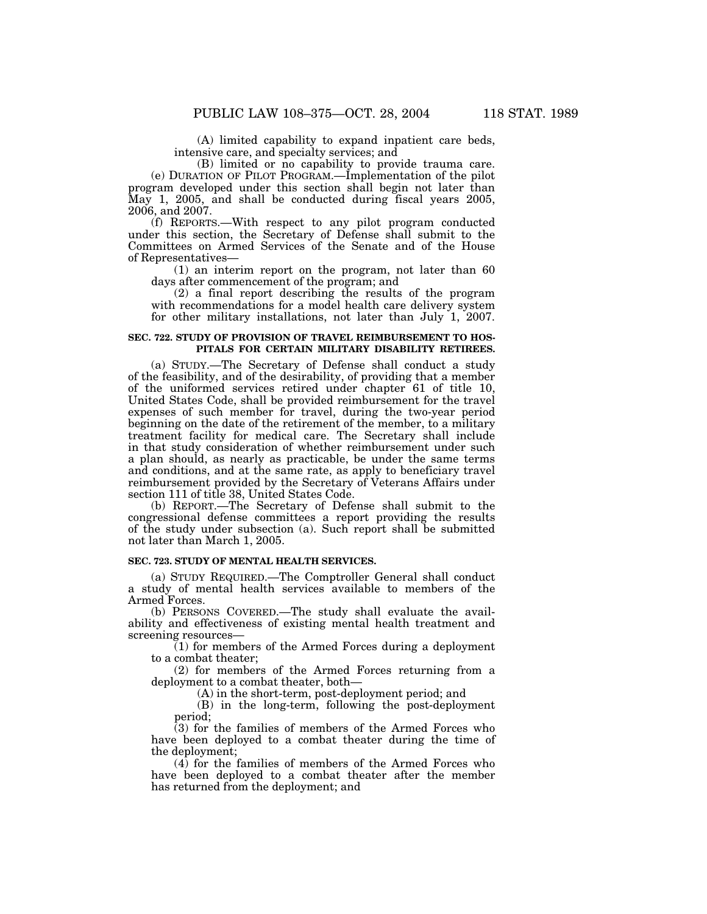(A) limited capability to expand inpatient care beds, intensive care, and specialty services; and

(B) limited or no capability to provide trauma care.

(e) DURATION OF PILOT PROGRAM.—Implementation of the pilot program developed under this section shall begin not later than May 1, 2005, and shall be conducted during fiscal years 2005, 2006, and 2007.

(f) REPORTS.—With respect to any pilot program conducted under this section, the Secretary of Defense shall submit to the Committees on Armed Services of the Senate and of the House of Representatives—

(1) an interim report on the program, not later than 60 days after commencement of the program; and

(2) a final report describing the results of the program with recommendations for a model health care delivery system for other military installations, not later than July 1, 2007.

**SEC. 722. STUDY OF PROVISION OF TRAVEL REIMBURSEMENT TO HOSPITALS FOR CERTAIN MILITARY DISABILITY RETIREES.**

(a) STUDY.—The Secretary of Defense shall conduct a study of the feasibility, and of the desirability, of providing that a member of the uniformed services retired under chapter 61 of title 10, United States Code, shall be provided reimbursement for the travel expenses of such member for travel, during the two-year period beginning on the date of the retirement of the member, to a military treatment facility for medical care. The Secretary shall include in that study consideration of whether reimbursement under such a plan should, as nearly as practicable, be under the same terms and conditions, and at the same rate, as apply to beneficiary travel reimbursement provided by the Secretary of Veterans Affairs under section 111 of title 38, United States Code.

(b) REPORT.—The Secretary of Defense shall submit to the congressional defense committees a report providing the results of the study under subsection (a). Such report shall be submitted not later than March 1, 2005.

**SEC. 723. STUDY OF MENTAL HEALTH SERVICES.**

(a) STUDY REQUIRED.—The Comptroller General shall conduct a study of mental health services available to members of the Armed Forces.

(b) PERSONS COVERED.—The study shall evaluate the availability and effectiveness of existing mental health treatment and screening resources—

(1) for members of the Armed Forces during a deployment to a combat theater;

(2) for members of the Armed Forces returning from a deployment to a combat theater, both—

(A) in the short-term, post-deployment period; and

(B) in the long-term, following the post-deployment period;

(3) for the families of members of the Armed Forces who have been deployed to a combat theater during the time of the deployment;

(4) for the families of members of the Armed Forces who have been deployed to a combat theater after the member has returned from the deployment; and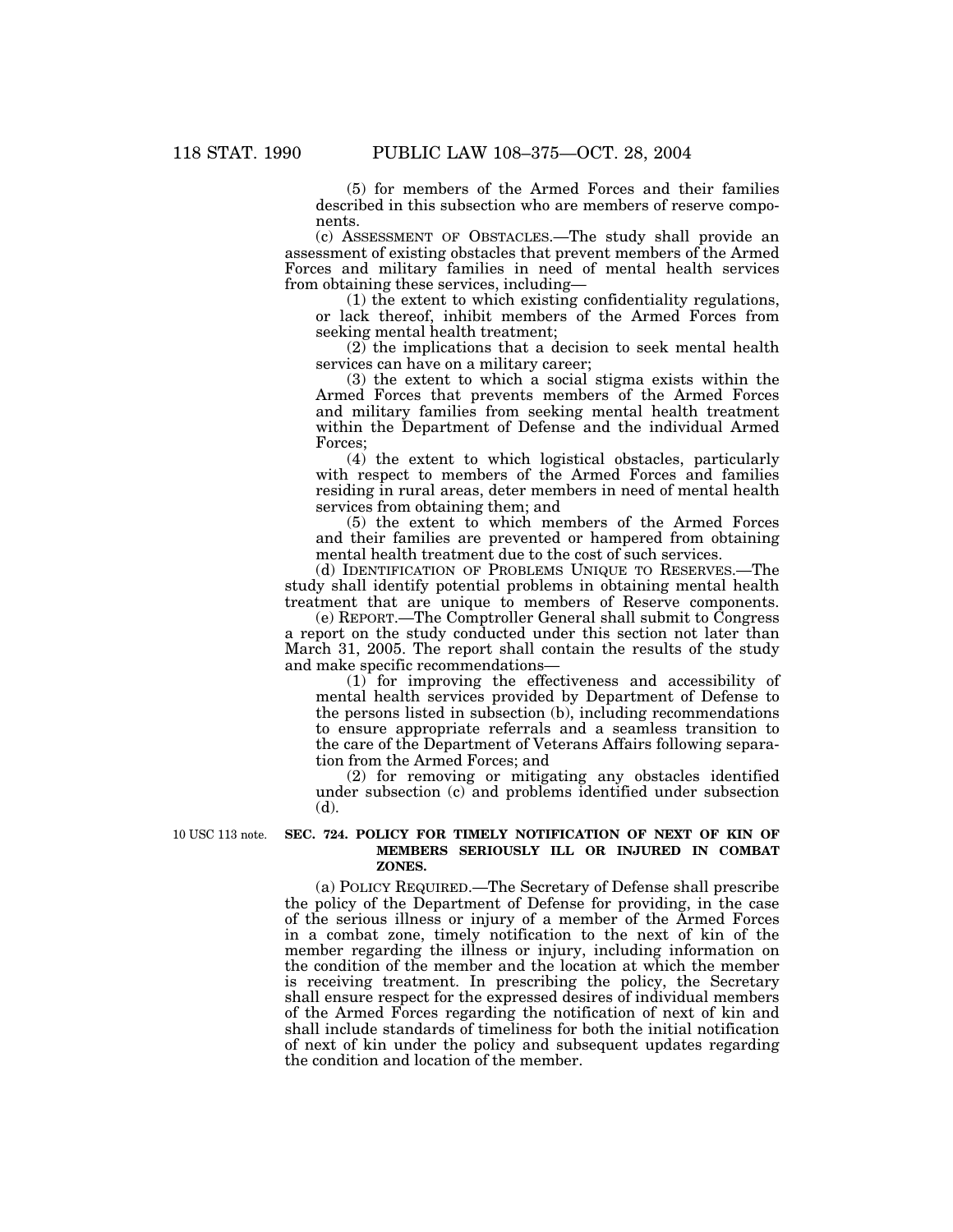(5) for members of the Armed Forces and their families described in this subsection who are members of reserve components.

(c) ASSESSMENT OF OBSTACLES.—The study shall provide an assessment of existing obstacles that prevent members of the Armed Forces and military families in need of mental health services from obtaining these services, including—

(1) the extent to which existing confidentiality regulations, or lack thereof, inhibit members of the Armed Forces from seeking mental health treatment;

(2) the implications that a decision to seek mental health services can have on a military career;

(3) the extent to which a social stigma exists within the Armed Forces that prevents members of the Armed Forces and military families from seeking mental health treatment within the Department of Defense and the individual Armed Forces;

(4) the extent to which logistical obstacles, particularly with respect to members of the Armed Forces and families residing in rural areas, deter members in need of mental health services from obtaining them; and

(5) the extent to which members of the Armed Forces and their families are prevented or hampered from obtaining mental health treatment due to the cost of such services.

(d) IDENTIFICATION OF PROBLEMS UNIQUE TO RESERVES.—The study shall identify potential problems in obtaining mental health treatment that are unique to members of Reserve components.

(e) REPORT.—The Comptroller General shall submit to Congress a report on the study conducted under this section not later than March 31, 2005. The report shall contain the results of the study and make specific recommendations—

(1) for improving the effectiveness and accessibility of mental health services provided by Department of Defense to the persons listed in subsection (b), including recommendations to ensure appropriate referrals and a seamless transition to the care of the Department of Veterans Affairs following separation from the Armed Forces; and

(2) for removing or mitigating any obstacles identified under subsection (c) and problems identified under subsection (d).

10 USC 113 note.

**SEC. 724. POLICY FOR TIMELY NOTIFICATION OF NEXT OF KIN OF MEMBERS SERIOUSLY ILL OR INJURED IN COMBAT ZONES.**

(a) POLICY REQUIRED.—The Secretary of Defense shall prescribe the policy of the Department of Defense for providing, in the case of the serious illness or injury of a member of the Armed Forces in a combat zone, timely notification to the next of kin of the member regarding the illness or injury, including information on the condition of the member and the location at which the member is receiving treatment. In prescribing the policy, the Secretary shall ensure respect for the expressed desires of individual members of the Armed Forces regarding the notification of next of kin and shall include standards of timeliness for both the initial notification of next of kin under the policy and subsequent updates regarding the condition and location of the member.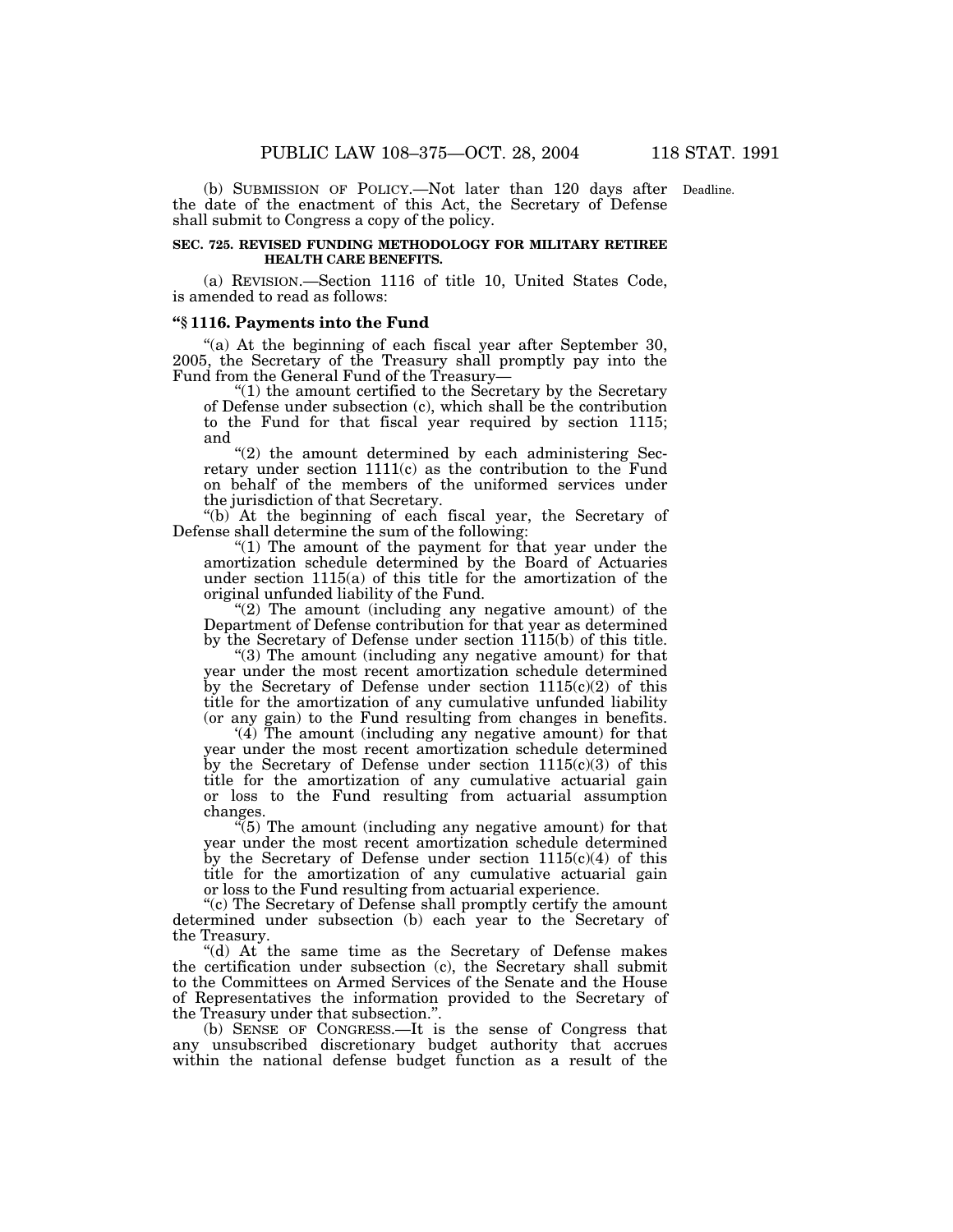(b) SUBMISSION OF POLICY.—Not later than 120 days after the date of the enactment of this Act, the Secretary of Defense shall submit to Congress a copy of the policy.

Deadline.

**SEC. 725. REVISED FUNDING METHODOLOGY FOR MILITARY RETIREE HEALTH CARE BENEFITS.**

(a) REVISION.—Section 1116 of title 10, United States Code, is amended to read as follows:

**"§ 1116. Payments into the Fund**

"(a) At the beginning of each fiscal year after September 30, 2005, the Secretary of the Treasury shall promptly pay into the Fund from the General Fund of the Treasury—

"(1) the amount certified to the Secretary by the Secretary of Defense under subsection (c), which shall be the contribution to the Fund for that fiscal year required by section 1115; and

"(2) the amount determined by each administering Secretary under section 1111(c) as the contribution to the Fund on behalf of the members of the uniformed services under the jurisdiction of that Secretary.

"(b) At the beginning of each fiscal year, the Secretary of Defense shall determine the sum of the following:

"(1) The amount of the payment for that year under the amortization schedule determined by the Board of Actuaries under section 1115(a) of this title for the amortization of the original unfunded liability of the Fund.

"(2) The amount (including any negative amount) of the Department of Defense contribution for that year as determined by the Secretary of Defense under section 1115(b) of this title.

"(3) The amount (including any negative amount) for that year under the most recent amortization schedule determined by the Secretary of Defense under section 1115(c)(2) of this title for the amortization of any cumulative unfunded liability (or any gain) to the Fund resulting from changes in benefits.

'(4) The amount (including any negative amount) for that year under the most recent amortization schedule determined by the Secretary of Defense under section 1115(c)(3) of this title for the amortization of any cumulative actuarial gain or loss to the Fund resulting from actuarial assumption changes.

"(5) The amount (including any negative amount) for that year under the most recent amortization schedule determined by the Secretary of Defense under section 1115(c)(4) of this title for the amortization of any cumulative actuarial gain or loss to the Fund resulting from actuarial experience.

"(c) The Secretary of Defense shall promptly certify the amount determined under subsection (b) each year to the Secretary of the Treasury.

"(d) At the same time as the Secretary of Defense makes the certification under subsection (c), the Secretary shall submit to the Committees on Armed Services of the Senate and the House of Representatives the information provided to the Secretary of the Treasury under that subsection.".

(b) SENSE OF CONGRESS.—It is the sense of Congress that any unsubscribed discretionary budget authority that accrues within the national defense budget function as a result of the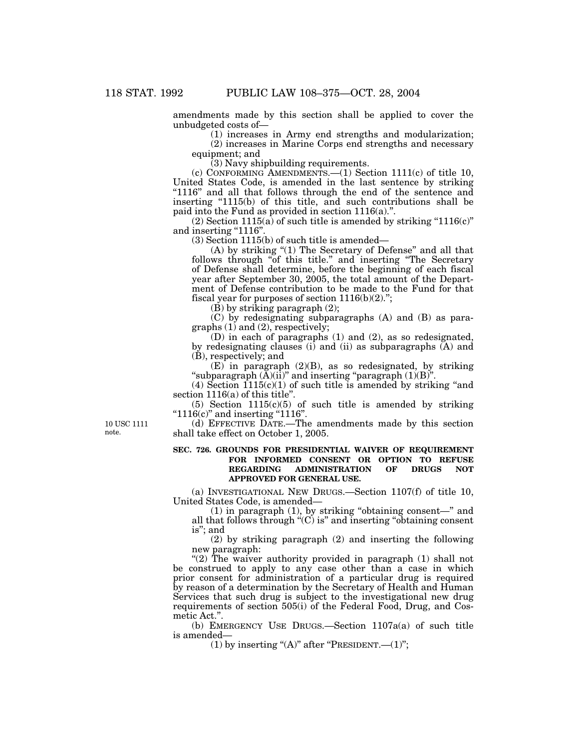amendments made by this section shall be applied to cover the unbudgeted costs of—

(1) increases in Army end strengths and modularization;

(2) increases in Marine Corps end strengths and necessary equipment; and

(3) Navy shipbuilding requirements.

(c) CONFORMING AMENDMENTS.—(1) Section 1111(c) of title 10, United States Code, is amended in the last sentence by striking "1116" and all that follows through the end of the sentence and inserting "1115(b) of this title, and such contributions shall be paid into the Fund as provided in section 1116(a).".

(2) Section 1115(a) of such title is amended by striking "1116(c)" and inserting "1116".

(3) Section 1115(b) of such title is amended—

(A) by striking "(1) The Secretary of Defense" and all that follows through "of this title." and inserting "The Secretary of Defense shall determine, before the beginning of each fiscal year after September 30, 2005, the total amount of the Department of Defense contribution to be made to the Fund for that fiscal year for purposes of section 1116(b)(2).";

(B) by striking paragraph (2);

(C) by redesignating subparagraphs (A) and (B) as paragraphs (1) and (2), respectively;

(D) in each of paragraphs (1) and (2), as so redesignated, by redesignating clauses (i) and (ii) as subparagraphs (A) and (B), respectively; and

(E) in paragraph (2)(B), as so redesignated, by striking "subparagraph (A)(ii)" and inserting "paragraph (1)(B)".

(4) Section 1115(c)(1) of such title is amended by striking "and section 1116(a) of this title".

(5) Section 1115(c)(5) of such title is amended by striking "1116(c)" and inserting "1116".

10 USC 1111 note.

(d) EFFECTIVE DATE.—The amendments made by this section shall take effect on October 1, 2005.

**SEC. 726. GROUNDS FOR PRESIDENTIAL WAIVER OF REQUIREMENT FOR INFORMED CONSENT OR OPTION TO REFUSE REGARDING ADMINISTRATION OF DRUGS NOT APPROVED FOR GENERAL USE.**

(a) INVESTIGATIONAL NEW DRUGS.—Section 1107(f) of title 10, United States Code, is amended—

(1) in paragraph (1), by striking "obtaining consent—" and all that follows through "(C) is" and inserting "obtaining consent is"; and

(2) by striking paragraph (2) and inserting the following new paragraph:

"(2) The waiver authority provided in paragraph (1) shall not be construed to apply to any case other than a case in which prior consent for administration of a particular drug is required by reason of a determination by the Secretary of Health and Human Services that such drug is subject to the investigational new drug requirements of section 505(i) of the Federal Food, Drug, and Cosmetic Act.".

(b) EMERGENCY USE DRUGS.—Section 1107a(a) of such title is amended—

(1) by inserting "(A)" after "PRESIDENT.—(1)";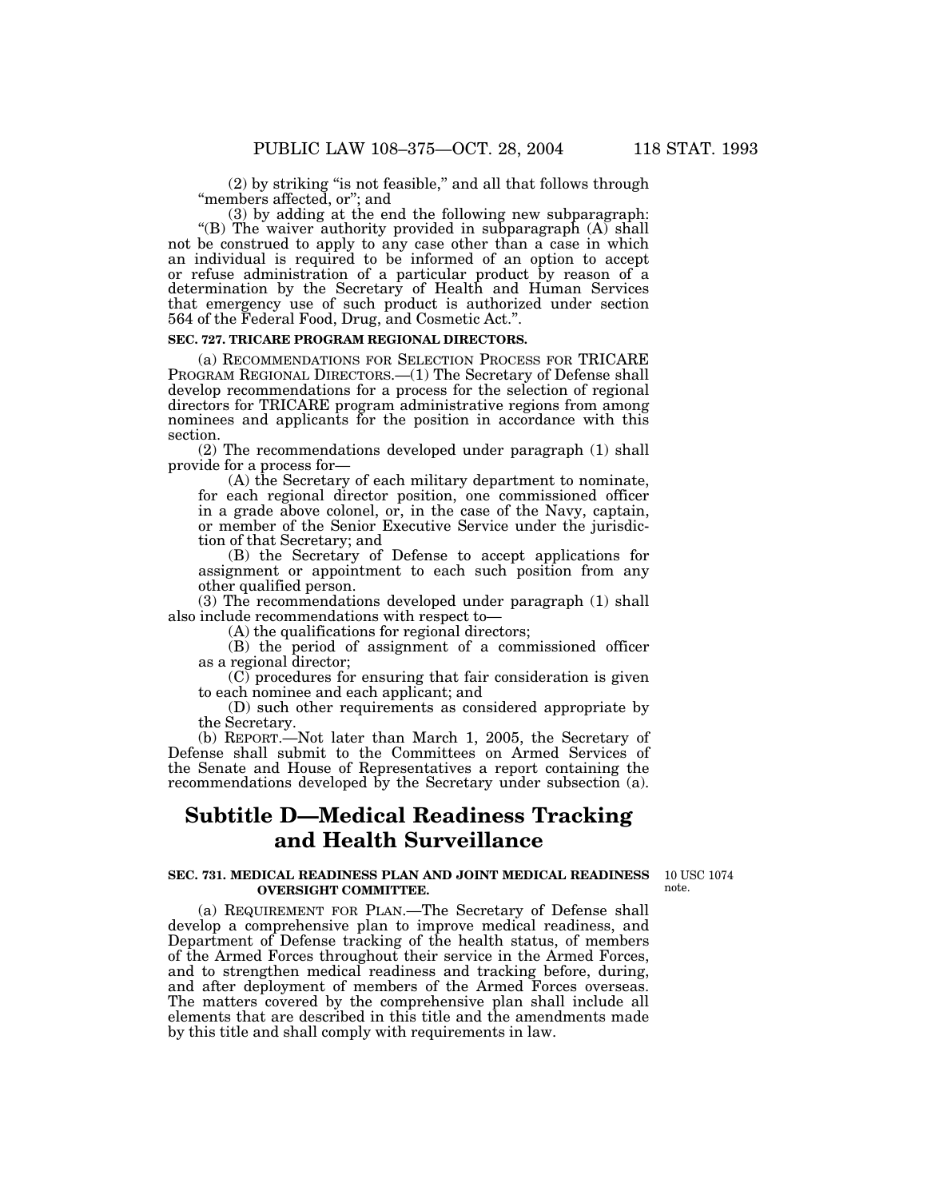(2) by striking "is not feasible," and all that follows through "members affected, or"; and

(3) by adding at the end the following new subparagraph:

"(B) The waiver authority provided in subparagraph (A) shall not be construed to apply to any case other than a case in which an individual is required to be informed of an option to accept or refuse administration of a particular product by reason of a determination by the Secretary of Health and Human Services that emergency use of such product is authorized under section 564 of the Federal Food, Drug, and Cosmetic Act.".

**SEC. 727. TRICARE PROGRAM REGIONAL DIRECTORS.**

(a) RECOMMENDATIONS FOR SELECTION PROCESS FOR TRICARE PROGRAM REGIONAL DIRECTORS.—(1) The Secretary of Defense shall develop recommendations for a process for the selection of regional directors for TRICARE program administrative regions from among nominees and applicants for the position in accordance with this section.

(2) The recommendations developed under paragraph (1) shall provide for a process for—

(A) the Secretary of each military department to nominate, for each regional director position, one commissioned officer in a grade above colonel, or, in the case of the Navy, captain, or member of the Senior Executive Service under the jurisdiction of that Secretary; and

(B) the Secretary of Defense to accept applications for assignment or appointment to each such position from any other qualified person.

(3) The recommendations developed under paragraph (1) shall also include recommendations with respect to—

(A) the qualifications for regional directors;

(B) the period of assignment of a commissioned officer as a regional director;

(C) procedures for ensuring that fair consideration is given to each nominee and each applicant; and

(D) such other requirements as considered appropriate by the Secretary.

(b) REPORT.—Not later than March 1, 2005, the Secretary of Defense shall submit to the Committees on Armed Services of the Senate and House of Representatives a report containing the recommendations developed by the Secretary under subsection (a).

## Subtitle D—Medical Readiness Tracking and Health Surveillance

**SEC. 731. MEDICAL READINESS PLAN AND JOINT MEDICAL READINESS OVERSIGHT COMMITTEE.**

10 USC 1074 note.

(a) REQUIREMENT FOR PLAN.—The Secretary of Defense shall develop a comprehensive plan to improve medical readiness, and Department of Defense tracking of the health status, of members of the Armed Forces throughout their service in the Armed Forces, and to strengthen medical readiness and tracking before, during, and after deployment of members of the Armed Forces overseas. The matters covered by the comprehensive plan shall include all elements that are described in this title and the amendments made by this title and shall comply with requirements in law.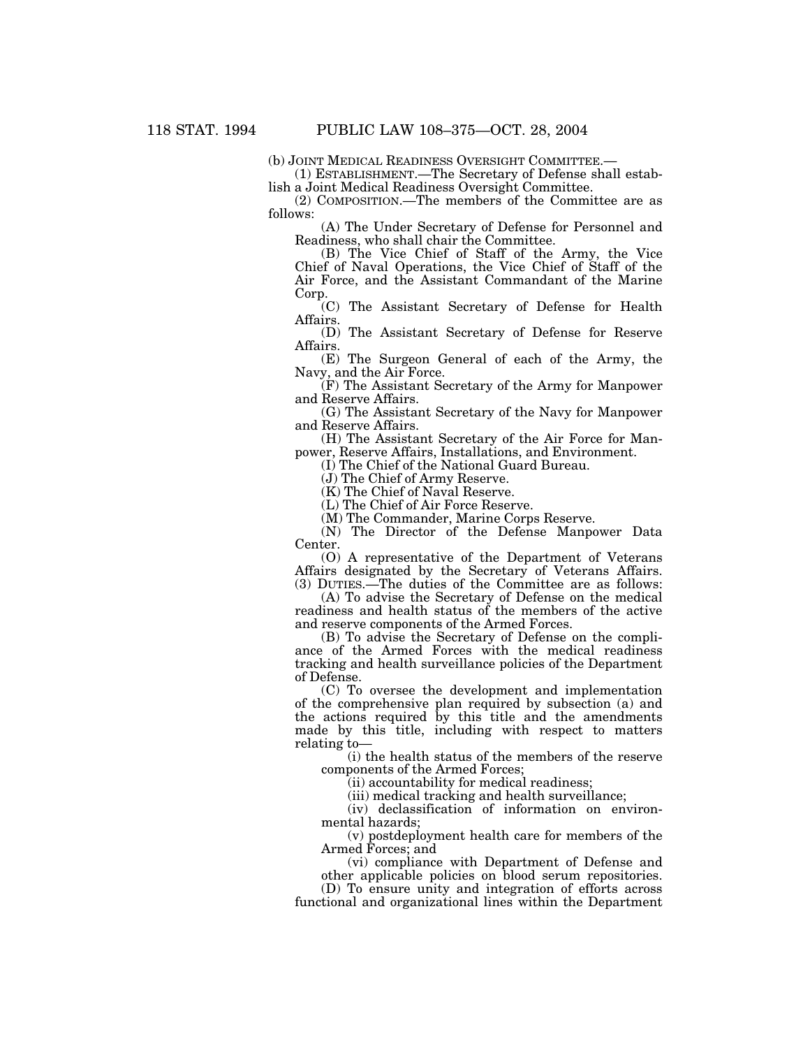(b) JOINT MEDICAL READINESS OVERSIGHT COMMITTEE.—

(1) ESTABLISHMENT.—The Secretary of Defense shall establish a Joint Medical Readiness Oversight Committee.

(2) COMPOSITION.—The members of the Committee are as follows:

(A) The Under Secretary of Defense for Personnel and Readiness, who shall chair the Committee.

(B) The Vice Chief of Staff of the Army, the Vice Chief of Naval Operations, the Vice Chief of Staff of the Air Force, and the Assistant Commandant of the Marine Corp.

(C) The Assistant Secretary of Defense for Health Affairs.

(D) The Assistant Secretary of Defense for Reserve Affairs.

(E) The Surgeon General of each of the Army, the Navy, and the Air Force.

(F) The Assistant Secretary of the Army for Manpower and Reserve Affairs.

(G) The Assistant Secretary of the Navy for Manpower and Reserve Affairs.

(H) The Assistant Secretary of the Air Force for Manpower, Reserve Affairs, Installations, and Environment.

(I) The Chief of the National Guard Bureau.

(J) The Chief of Army Reserve.

(K) The Chief of Naval Reserve.

(L) The Chief of Air Force Reserve.

(M) The Commander, Marine Corps Reserve.

(N) The Director of the Defense Manpower Data Center.

(O) A representative of the Department of Veterans Affairs designated by the Secretary of Veterans Affairs.

(3) DUTIES.—The duties of the Committee are as follows:

(A) To advise the Secretary of Defense on the medical readiness and health status of the members of the active and reserve components of the Armed Forces.

(B) To advise the Secretary of Defense on the compliance of the Armed Forces with the medical readiness tracking and health surveillance policies of the Department of Defense.

(C) To oversee the development and implementation of the comprehensive plan required by subsection (a) and the actions required by this title and the amendments made by this title, including with respect to matters relating to—

(i) the health status of the members of the reserve components of the Armed Forces;

(ii) accountability for medical readiness;

(iii) medical tracking and health surveillance;

(iv) declassification of information on environmental hazards;

(v) postdeployment health care for members of the Armed Forces; and

(vi) compliance with Department of Defense and other applicable policies on blood serum repositories.

(D) To ensure unity and integration of efforts across functional and organizational lines within the Department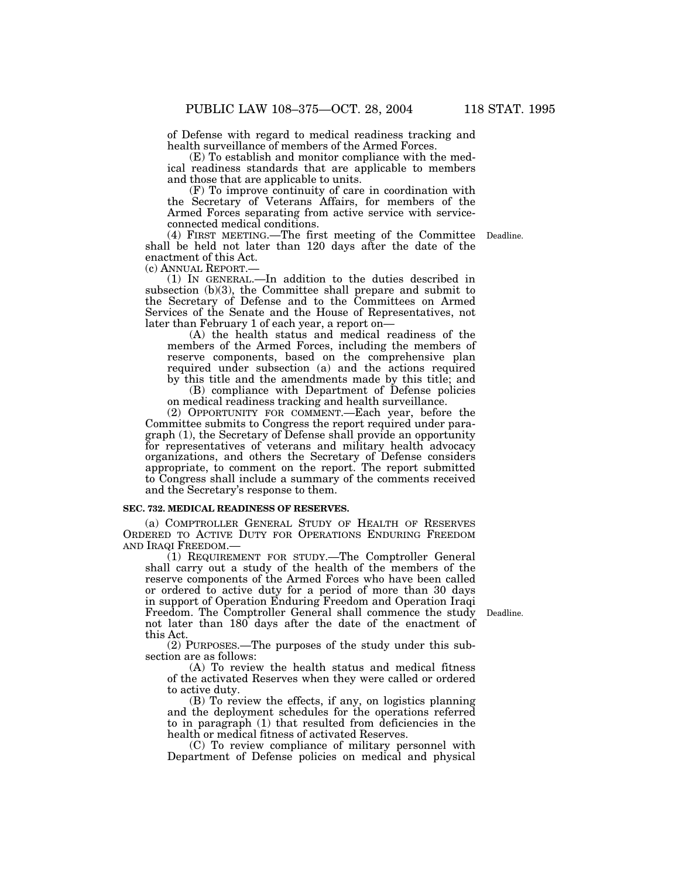of Defense with regard to medical readiness tracking and health surveillance of members of the Armed Forces.

(E) To establish and monitor compliance with the medical readiness standards that are applicable to members and those that are applicable to units.

(F) To improve continuity of care in coordination with the Secretary of Veterans Affairs, for members of the Armed Forces separating from active service with service-connected medical conditions.

(4) FIRST MEETING.—The first meeting of the Committee shall be held not later than 120 days after the date of the enactment of this Act.

Deadline.

(c) ANNUAL REPORT.—

(1) IN GENERAL.—In addition to the duties described in subsection (b)(3), the Committee shall prepare and submit to the Secretary of Defense and to the Committees on Armed Services of the Senate and the House of Representatives, not later than February 1 of each year, a report on—

(A) the health status and medical readiness of the members of the Armed Forces, including the members of reserve components, based on the comprehensive plan required under subsection (a) and the actions required by this title and the amendments made by this title; and

(B) compliance with Department of Defense policies on medical readiness tracking and health surveillance.

(2) OPPORTUNITY FOR COMMENT.—Each year, before the Committee submits to Congress the report required under paragraph (1), the Secretary of Defense shall provide an opportunity for representatives of veterans and military health advocacy organizations, and others the Secretary of Defense considers appropriate, to comment on the report. The report submitted to Congress shall include a summary of the comments received and the Secretary's response to them.

**SEC. 732. MEDICAL READINESS OF RESERVES.**

(a) COMPTROLLER GENERAL STUDY OF HEALTH OF RESERVES ORDERED TO ACTIVE DUTY FOR OPERATIONS ENDURING FREEDOM AND IRAQI FREEDOM.—

(1) REQUIREMENT FOR STUDY.—The Comptroller General shall carry out a study of the health of the members of the reserve components of the Armed Forces who have been called or ordered to active duty for a period of more than 30 days in support of Operation Enduring Freedom and Operation Iraqi Freedom. The Comptroller General shall commence the study not later than 180 days after the date of the enactment of this Act.

Deadline.

(2) PURPOSES.—The purposes of the study under this subsection are as follows:

(A) To review the health status and medical fitness of the activated Reserves when they were called or ordered to active duty.

(B) To review the effects, if any, on logistics planning and the deployment schedules for the operations referred to in paragraph (1) that resulted from deficiencies in the health or medical fitness of activated Reserves.

(C) To review compliance of military personnel with Department of Defense policies on medical and physical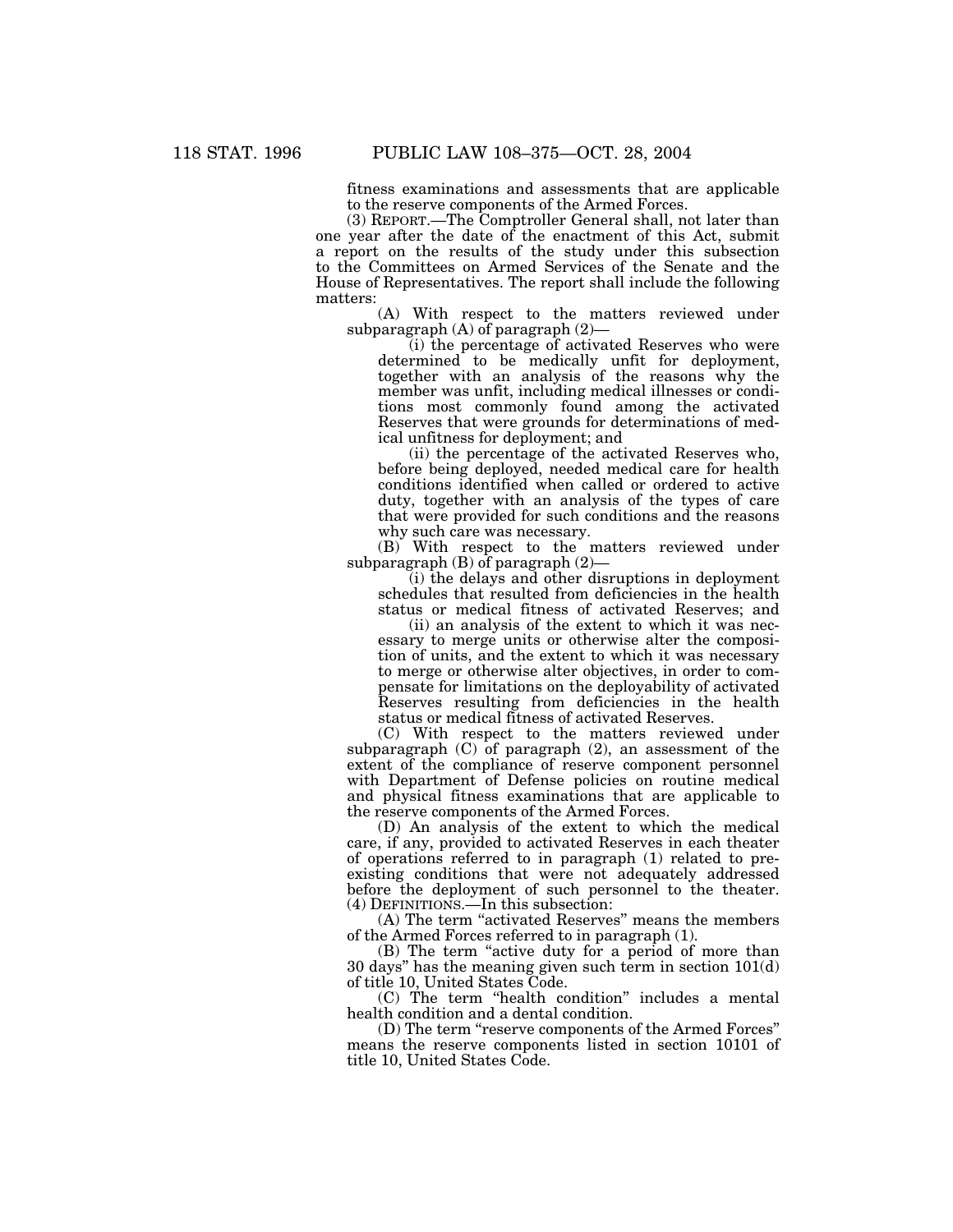fitness examinations and assessments that are applicable to the reserve components of the Armed Forces.

(3) REPORT.—The Comptroller General shall, not later than one year after the date of the enactment of this Act, submit a report on the results of the study under this subsection to the Committees on Armed Services of the Senate and the House of Representatives. The report shall include the following matters:

(A) With respect to the matters reviewed under subparagraph (A) of paragraph (2)—

(i) the percentage of activated Reserves who were determined to be medically unfit for deployment, together with an analysis of the reasons why the member was unfit, including medical illnesses or conditions most commonly found among the activated Reserves that were grounds for determinations of medical unfitness for deployment; and

(ii) the percentage of the activated Reserves who, before being deployed, needed medical care for health conditions identified when called or ordered to active duty, together with an analysis of the types of care that were provided for such conditions and the reasons why such care was necessary.

(B) With respect to the matters reviewed under subparagraph (B) of paragraph (2)—

(i) the delays and other disruptions in deployment schedules that resulted from deficiencies in the health status or medical fitness of activated Reserves; and

(ii) an analysis of the extent to which it was necessary to merge units or otherwise alter the composition of units, and the extent to which it was necessary to merge or otherwise alter objectives, in order to compensate for limitations on the deployability of activated Reserves resulting from deficiencies in the health status or medical fitness of activated Reserves.

(C) With respect to the matters reviewed under subparagraph (C) of paragraph (2), an assessment of the extent of the compliance of reserve component personnel with Department of Defense policies on routine medical and physical fitness examinations that are applicable to the reserve components of the Armed Forces.

(D) An analysis of the extent to which the medical care, if any, provided to activated Reserves in each theater of operations referred to in paragraph (1) related to preexisting conditions that were not adequately addressed before the deployment of such personnel to the theater.

(4) DEFINITIONS.—In this subsection:

(A) The term "activated Reserves" means the members of the Armed Forces referred to in paragraph (1).

(B) The term "active duty for a period of more than 30 days" has the meaning given such term in section 101(d) of title 10, United States Code.

(C) The term "health condition" includes a mental health condition and a dental condition.

(D) The term "reserve components of the Armed Forces" means the reserve components listed in section 10101 of title 10, United States Code.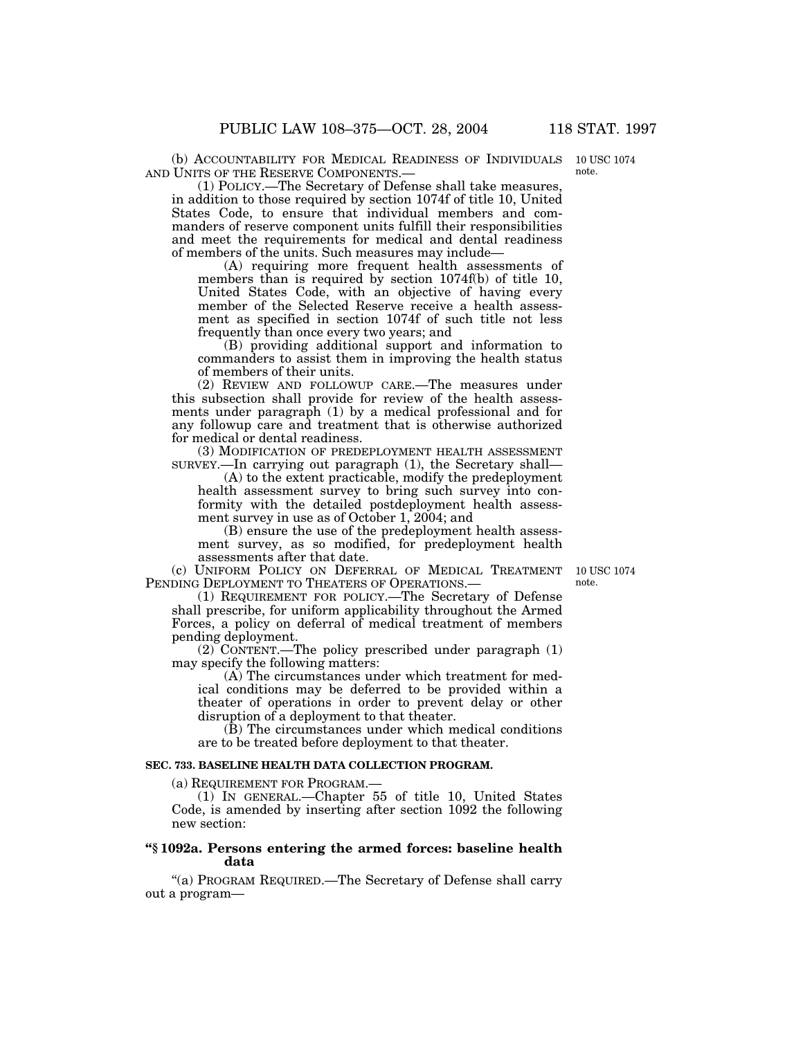(b) ACCOUNTABILITY FOR MEDICAL READINESS OF INDIVIDUALS AND UNITS OF THE RESERVE COMPONENTS.—

10 USC 1074 note.

(1) POLICY.—The Secretary of Defense shall take measures, in addition to those required by section 1074f of title 10, United States Code, to ensure that individual members and commanders of reserve component units fulfill their responsibilities and meet the requirements for medical and dental readiness of members of the units. Such measures may include—

(A) requiring more frequent health assessments of members than is required by section 1074f(b) of title 10, United States Code, with an objective of having every member of the Selected Reserve receive a health assessment as specified in section 1074f of such title not less frequently than once every two years; and

(B) providing additional support and information to commanders to assist them in improving the health status of members of their units.

(2) REVIEW AND FOLLOWUP CARE.—The measures under this subsection shall provide for review of the health assessments under paragraph (1) by a medical professional and for any followup care and treatment that is otherwise authorized for medical or dental readiness.

(3) MODIFICATION OF PREDEPLOYMENT HEALTH ASSESSMENT SURVEY.—In carrying out paragraph (1), the Secretary shall—

(A) to the extent practicable, modify the predeployment health assessment survey to bring such survey into conformity with the detailed postdeployment health assessment survey in use as of October 1, 2004; and

(B) ensure the use of the predeployment health assessment survey, as so modified, for predeployment health assessments after that date.

(c) UNIFORM POLICY ON DEFERRAL OF MEDICAL TREATMENT PENDING DEPLOYMENT TO THEATERS OF OPERATIONS.—

10 USC 1074 note.

(1) REQUIREMENT FOR POLICY.—The Secretary of Defense shall prescribe, for uniform applicability throughout the Armed Forces, a policy on deferral of medical treatment of members pending deployment.

(2) CONTENT.—The policy prescribed under paragraph (1) may specify the following matters:

(A) The circumstances under which treatment for medical conditions may be deferred to be provided within a theater of operations in order to prevent delay or other disruption of a deployment to that theater.

(B) The circumstances under which medical conditions are to be treated before deployment to that theater.

**SEC. 733. BASELINE HEALTH DATA COLLECTION PROGRAM.**

(a) REQUIREMENT FOR PROGRAM.—

(1) IN GENERAL.—Chapter 55 of title 10, United States Code, is amended by inserting after section 1092 the following new section:

**"§ 1092a. Persons entering the armed forces: baseline health data**

"(a) PROGRAM REQUIRED.—The Secretary of Defense shall carry out a program—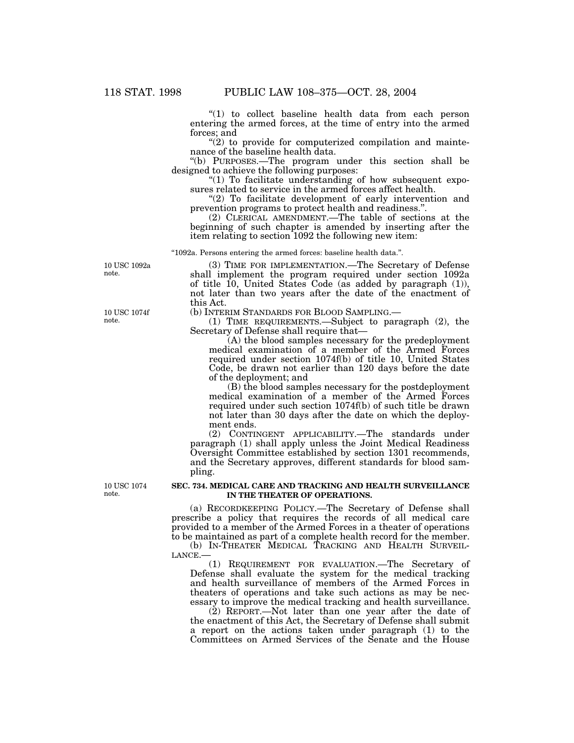"(1) to collect baseline health data from each person entering the armed forces, at the time of entry into the armed forces; and

"(2) to provide for computerized compilation and maintenance of the baseline health data.

"(b) PURPOSES.—The program under this section shall be designed to achieve the following purposes:

"(1) To facilitate understanding of how subsequent exposures related to service in the armed forces affect health.

"(2) To facilitate development of early intervention and prevention programs to protect health and readiness.".

(2) CLERICAL AMENDMENT.—The table of sections at the beginning of such chapter is amended by inserting after the item relating to section 1092 the following new item:

"1092a. Persons entering the armed forces: baseline health data.".

10 USC 1092a note.

(3) TIME FOR IMPLEMENTATION.—The Secretary of Defense shall implement the program required under section 1092a of title 10, United States Code (as added by paragraph (1)), not later than two years after the date of the enactment of this Act.

10 USC 1074f note.

(b) INTERIM STANDARDS FOR BLOOD SAMPLING.—

(1) TIME REQUIREMENTS.—Subject to paragraph (2), the Secretary of Defense shall require that—

(A) the blood samples necessary for the predeployment medical examination of a member of the Armed Forces required under section 1074f(b) of title 10, United States Code, be drawn not earlier than 120 days before the date of the deployment; and

(B) the blood samples necessary for the postdeployment medical examination of a member of the Armed Forces required under such section 1074f(b) of such title be drawn not later than 30 days after the date on which the deployment ends.

(2) CONTINGENT APPLICABILITY.—The standards under paragraph (1) shall apply unless the Joint Medical Readiness Oversight Committee established by section 1301 recommends, and the Secretary approves, different standards for blood sampling.

10 USC 1074 note.

**SEC. 734. MEDICAL CARE AND TRACKING AND HEALTH SURVEILLANCE IN THE THEATER OF OPERATIONS.**

(a) RECORDKEEPING POLICY.—The Secretary of Defense shall prescribe a policy that requires the records of all medical care provided to a member of the Armed Forces in a theater of operations to be maintained as part of a complete health record for the member.

(b) IN-THEATER MEDICAL TRACKING AND HEALTH SURVEILLANCE.—

(1) REQUIREMENT FOR EVALUATION.—The Secretary of Defense shall evaluate the system for the medical tracking and health surveillance of members of the Armed Forces in theaters of operations and take such actions as may be necessary to improve the medical tracking and health surveillance.

(2) REPORT.—Not later than one year after the date of the enactment of this Act, the Secretary of Defense shall submit a report on the actions taken under paragraph (1) to the Committees on Armed Services of the Senate and the House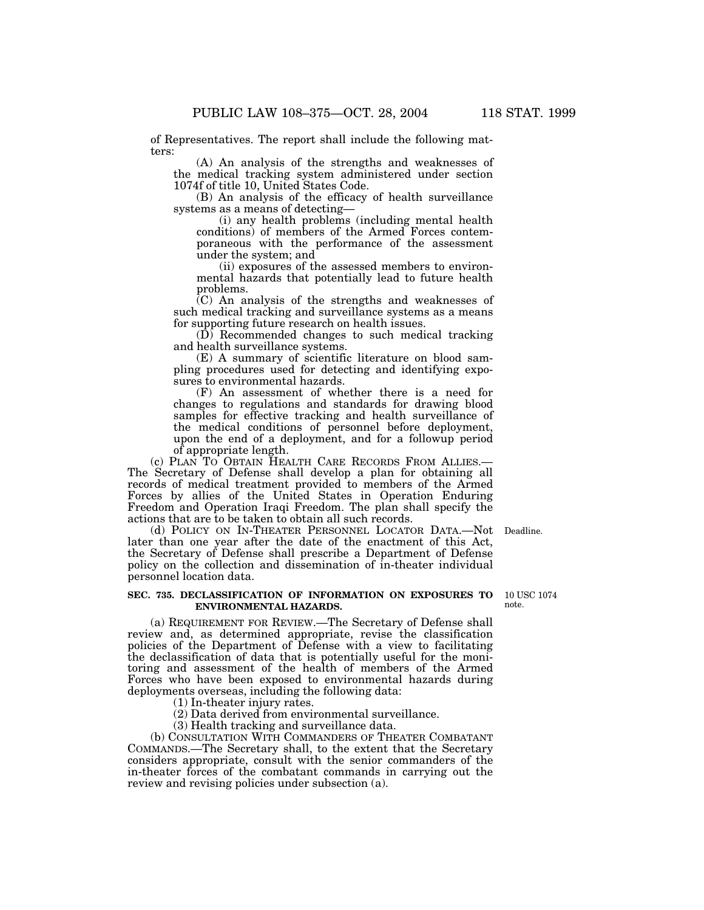of Representatives. The report shall include the following matters:

(A) An analysis of the strengths and weaknesses of the medical tracking system administered under section 1074f of title 10, United States Code.

(B) An analysis of the efficacy of health surveillance systems as a means of detecting—

(i) any health problems (including mental health conditions) of members of the Armed Forces contemporaneous with the performance of the assessment under the system; and

(ii) exposures of the assessed members to environmental hazards that potentially lead to future health problems.

(C) An analysis of the strengths and weaknesses of such medical tracking and surveillance systems as a means for supporting future research on health issues.

(D) Recommended changes to such medical tracking and health surveillance systems.

(E) A summary of scientific literature on blood sampling procedures used for detecting and identifying exposures to environmental hazards.

(F) An assessment of whether there is a need for changes to regulations and standards for drawing blood samples for effective tracking and health surveillance of the medical conditions of personnel before deployment, upon the end of a deployment, and for a followup period of appropriate length.

(c) PLAN TO OBTAIN HEALTH CARE RECORDS FROM ALLIES.—The Secretary of Defense shall develop a plan for obtaining all records of medical treatment provided to members of the Armed Forces by allies of the United States in Operation Enduring Freedom and Operation Iraqi Freedom. The plan shall specify the actions that are to be taken to obtain all such records.

Deadline.

(d) POLICY ON IN-THEATER PERSONNEL LOCATOR DATA.—Not later than one year after the date of the enactment of this Act, the Secretary of Defense shall prescribe a Department of Defense policy on the collection and dissemination of in-theater individual personnel location data.

10 USC 1074 note.

**SEC. 735. DECLASSIFICATION OF INFORMATION ON EXPOSURES TO ENVIRONMENTAL HAZARDS.**

(a) REQUIREMENT FOR REVIEW.—The Secretary of Defense shall review and, as determined appropriate, revise the classification policies of the Department of Defense with a view to facilitating the declassification of data that is potentially useful for the monitoring and assessment of the health of members of the Armed Forces who have been exposed to environmental hazards during deployments overseas, including the following data:

(1) In-theater injury rates.

(2) Data derived from environmental surveillance.

(3) Health tracking and surveillance data.

(b) CONSULTATION WITH COMMANDERS OF THEATER COMBATANT COMMANDS.—The Secretary shall, to the extent that the Secretary considers appropriate, consult with the senior commanders of the in-theater forces of the combatant commands in carrying out the review and revising policies under subsection (a).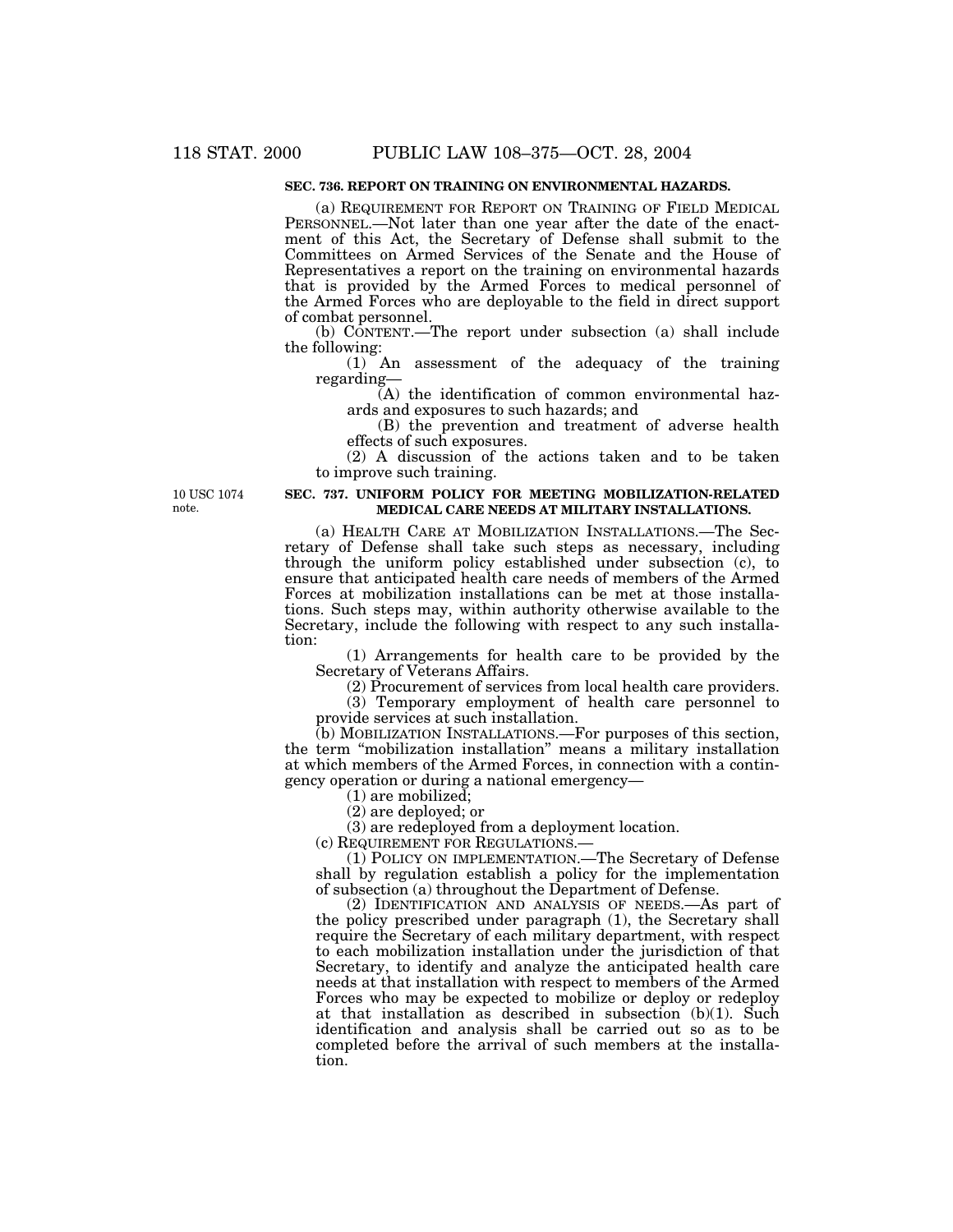**SEC. 736. REPORT ON TRAINING ON ENVIRONMENTAL HAZARDS.**

(a) REQUIREMENT FOR REPORT ON TRAINING OF FIELD MEDICAL PERSONNEL.—Not later than one year after the date of the enactment of this Act, the Secretary of Defense shall submit to the Committees on Armed Services of the Senate and the House of Representatives a report on the training on environmental hazards that is provided by the Armed Forces to medical personnel of the Armed Forces who are deployable to the field in direct support of combat personnel.

(b) CONTENT.—The report under subsection (a) shall include the following:

(1) An assessment of the adequacy of the training regarding—

(A) the identification of common environmental hazards and exposures to such hazards; and

(B) the prevention and treatment of adverse health effects of such exposures.

(2) A discussion of the actions taken and to be taken to improve such training.

10 USC 1074 note.

**SEC. 737. UNIFORM POLICY FOR MEETING MOBILIZATION-RELATED MEDICAL CARE NEEDS AT MILITARY INSTALLATIONS.**

(a) HEALTH CARE AT MOBILIZATION INSTALLATIONS.—The Secretary of Defense shall take such steps as necessary, including through the uniform policy established under subsection (c), to ensure that anticipated health care needs of members of the Armed Forces at mobilization installations can be met at those installations. Such steps may, within authority otherwise available to the Secretary, include the following with respect to any such installation:

(1) Arrangements for health care to be provided by the Secretary of Veterans Affairs.

(2) Procurement of services from local health care providers.

(3) Temporary employment of health care personnel to provide services at such installation.

(b) MOBILIZATION INSTALLATIONS.—For purposes of this section, the term "mobilization installation" means a military installation at which members of the Armed Forces, in connection with a contingency operation or during a national emergency—

(1) are mobilized;

(2) are deployed; or

(3) are redeployed from a deployment location.

(c) REQUIREMENT FOR REGULATIONS.—

(1) POLICY ON IMPLEMENTATION.—The Secretary of Defense shall by regulation establish a policy for the implementation of subsection (a) throughout the Department of Defense.

(2) IDENTIFICATION AND ANALYSIS OF NEEDS.—As part of the policy prescribed under paragraph (1), the Secretary shall require the Secretary of each military department, with respect to each mobilization installation under the jurisdiction of that Secretary, to identify and analyze the anticipated health care needs at that installation with respect to members of the Armed Forces who may be expected to mobilize or deploy or redeploy at that installation as described in subsection (b)(1). Such identification and analysis shall be carried out so as to be completed before the arrival of such members at the installation.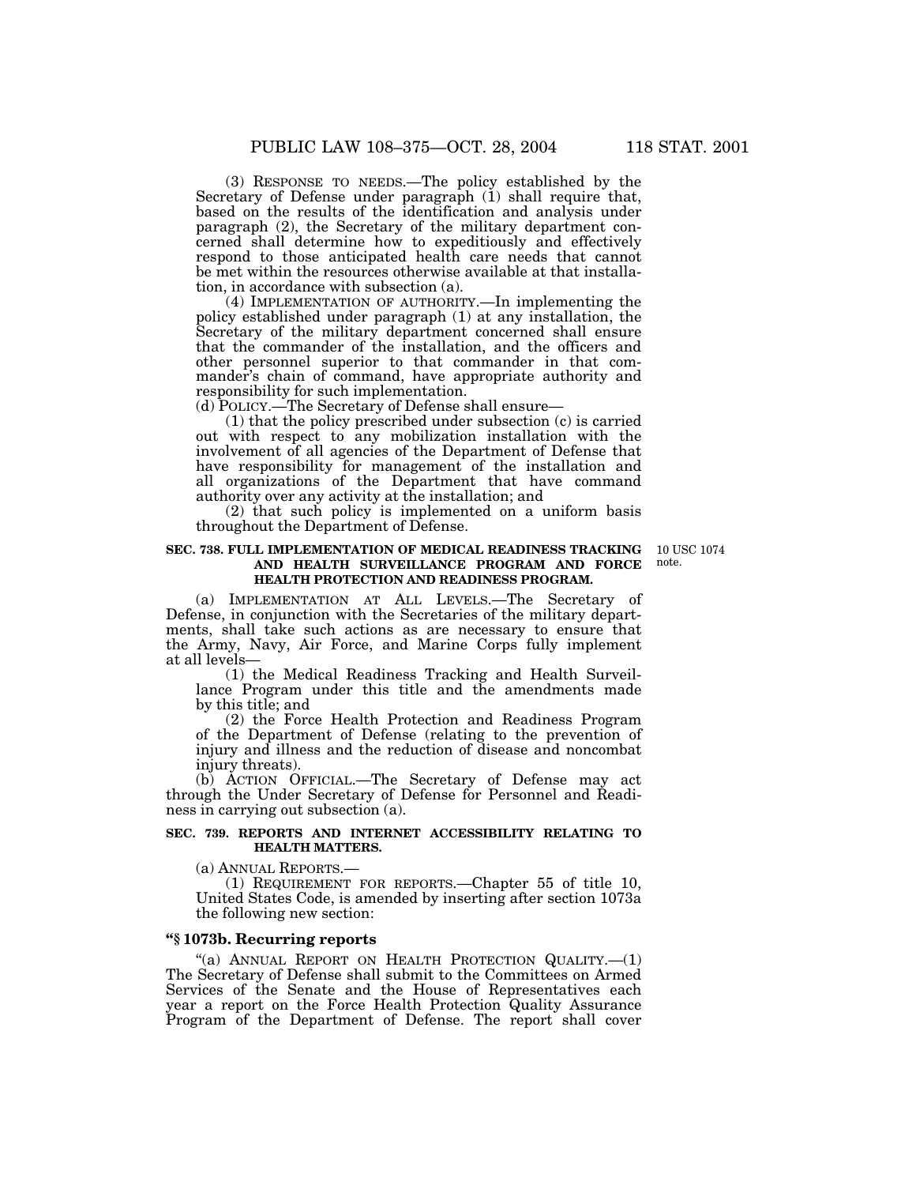(3) RESPONSE TO NEEDS.—The policy established by the Secretary of Defense under paragraph (1) shall require that, based on the results of the identification and analysis under paragraph (2), the Secretary of the military department concerned shall determine how to expeditiously and effectively respond to those anticipated health care needs that cannot be met within the resources otherwise available at that installation, in accordance with subsection (a).

(4) IMPLEMENTATION OF AUTHORITY.—In implementing the policy established under paragraph (1) at any installation, the Secretary of the military department concerned shall ensure that the commander of the installation, and the officers and other personnel superior to that commander in that commander's chain of command, have appropriate authority and responsibility for such implementation.

(d) POLICY.—The Secretary of Defense shall ensure—

(1) that the policy prescribed under subsection (c) is carried out with respect to any mobilization installation with the involvement of all agencies of the Department of Defense that have responsibility for management of the installation and all organizations of the Department that have command authority over any activity at the installation; and

(2) that such policy is implemented on a uniform basis throughout the Department of Defense.

**SEC. 738. FULL IMPLEMENTATION OF MEDICAL READINESS TRACKING AND HEALTH SURVEILLANCE PROGRAM AND FORCE HEALTH PROTECTION AND READINESS PROGRAM.**

10 USC 1074 note.

(a) IMPLEMENTATION AT ALL LEVELS.—The Secretary of Defense, in conjunction with the Secretaries of the military departments, shall take such actions as are necessary to ensure that the Army, Navy, Air Force, and Marine Corps fully implement at all levels—

(1) the Medical Readiness Tracking and Health Surveillance Program under this title and the amendments made by this title; and

(2) the Force Health Protection and Readiness Program of the Department of Defense (relating to the prevention of injury and illness and the reduction of disease and noncombat injury threats).

(b) ACTION OFFICIAL.—The Secretary of Defense may act through the Under Secretary of Defense for Personnel and Readiness in carrying out subsection (a).

**SEC. 739. REPORTS AND INTERNET ACCESSIBILITY RELATING TO HEALTH MATTERS.**

(a) ANNUAL REPORTS.—

(1) REQUIREMENT FOR REPORTS.—Chapter 55 of title 10, United States Code, is amended by inserting after section 1073a the following new section:

**"§ 1073b. Recurring reports**

"(a) ANNUAL REPORT ON HEALTH PROTECTION QUALITY.—(1) The Secretary of Defense shall submit to the Committees on Armed Services of the Senate and the House of Representatives each year a report on the Force Health Protection Quality Assurance Program of the Department of Defense. The report shall cover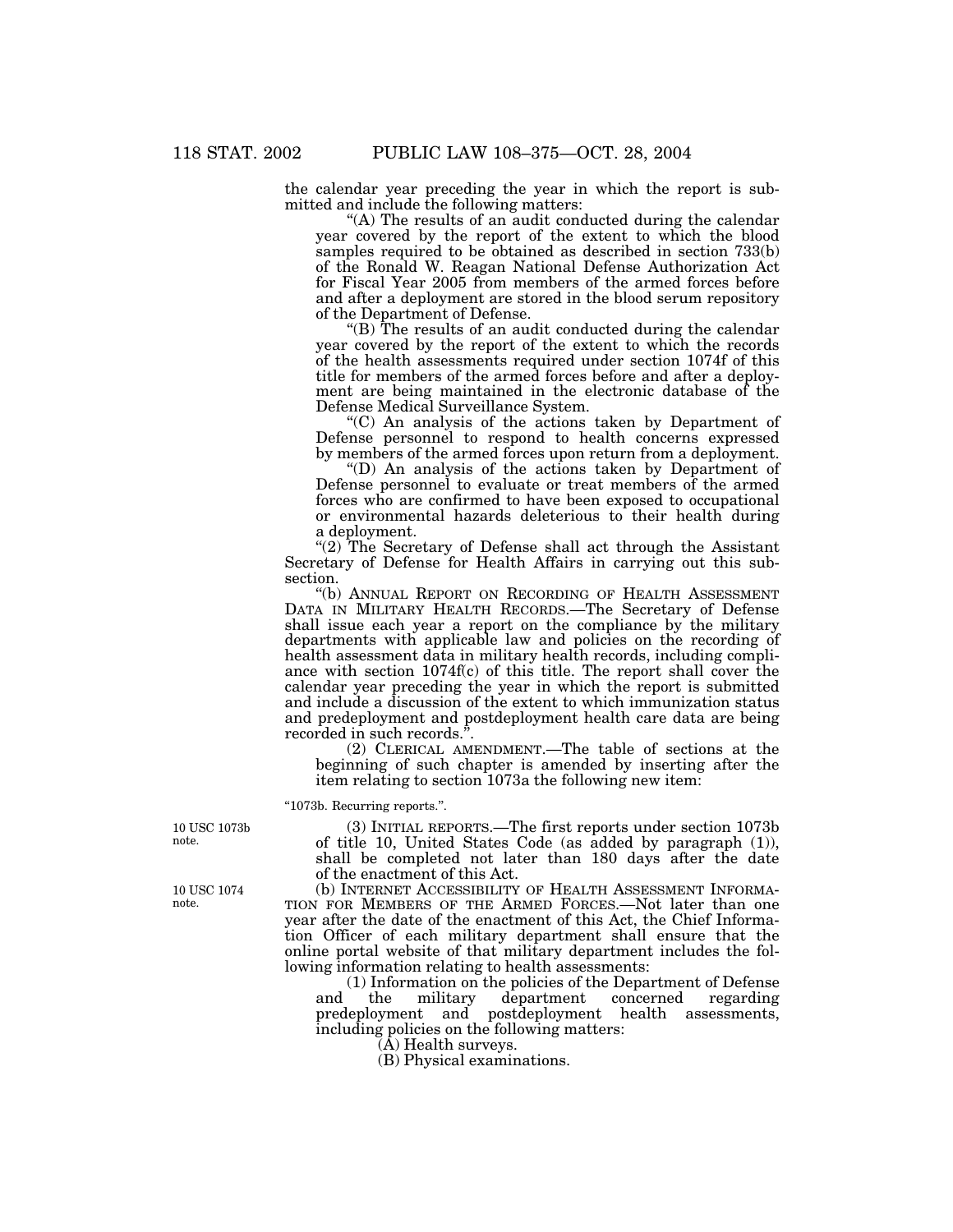the calendar year preceding the year in which the report is submitted and include the following matters:

"(A) The results of an audit conducted during the calendar year covered by the report of the extent to which the blood samples required to be obtained as described in section 733(b) of the Ronald W. Reagan National Defense Authorization Act for Fiscal Year 2005 from members of the armed forces before and after a deployment are stored in the blood serum repository of the Department of Defense.

"(B) The results of an audit conducted during the calendar year covered by the report of the extent to which the records of the health assessments required under section 1074f of this title for members of the armed forces before and after a deployment are being maintained in the electronic database of the Defense Medical Surveillance System.

"(C) An analysis of the actions taken by Department of Defense personnel to respond to health concerns expressed by members of the armed forces upon return from a deployment.

"(D) An analysis of the actions taken by Department of Defense personnel to evaluate or treat members of the armed forces who are confirmed to have been exposed to occupational or environmental hazards deleterious to their health during a deployment.

"(2) The Secretary of Defense shall act through the Assistant Secretary of Defense for Health Affairs in carrying out this subsection.

"(b) ANNUAL REPORT ON RECORDING OF HEALTH ASSESSMENT DATA IN MILITARY HEALTH RECORDS.—The Secretary of Defense shall issue each year a report on the compliance by the military departments with applicable law and policies on the recording of health assessment data in military health records, including compliance with section 1074f(c) of this title. The report shall cover the calendar year preceding the year in which the report is submitted and include a discussion of the extent to which immunization status and predeployment and postdeployment health care data are being recorded in such records.".

(2) CLERICAL AMENDMENT.—The table of sections at the beginning of such chapter is amended by inserting after the item relating to section 1073a the following new item:

"1073b. Recurring reports.".

10 USC 1073b note.

(3) INITIAL REPORTS.—The first reports under section 1073b of title 10, United States Code (as added by paragraph (1)), shall be completed not later than 180 days after the date of the enactment of this Act.

10 USC 1074 note.

(b) INTERNET ACCESSIBILITY OF HEALTH ASSESSMENT INFORMATION FOR MEMBERS OF THE ARMED FORCES.—Not later than one year after the date of the enactment of this Act, the Chief Information Officer of each military department shall ensure that the online portal website of that military department includes the following information relating to health assessments:

(1) Information on the policies of the Department of Defense and the military department concerned regarding predeployment and postdeployment health assessments, including policies on the following matters:

(A) Health surveys.

(B) Physical examinations.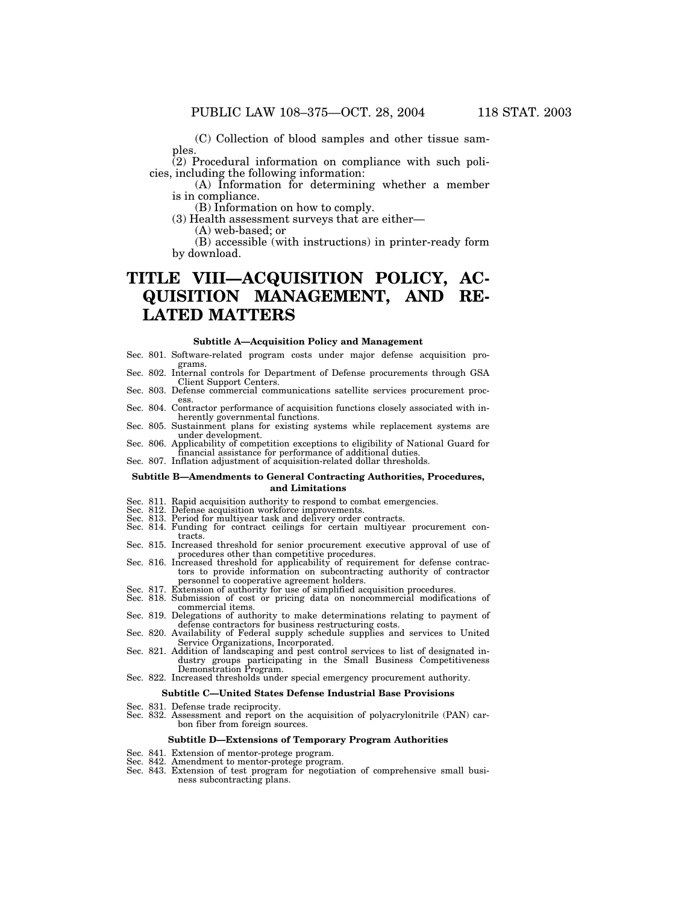(C) Collection of blood samples and other tissue samples.

(2) Procedural information on compliance with such policies, including the following information:

(A) Information for determining whether a member is in compliance.

(B) Information on how to comply.

(3) Health assessment surveys that are either—

(A) web-based; or

(B) accessible (with instructions) in printer-ready form by download.

# TITLE VIII—ACQUISITION POLICY, ACQUISITION MANAGEMENT, AND RELATED MATTERS

### Subtitle A—Acquisition Policy and Management

Sec. 801. Software-related program costs under major defense acquisition programs.
Sec. 802. Internal controls for Department of Defense procurements through GSA Client Support Centers.
Sec. 803. Defense commercial communications satellite services procurement process.
Sec. 804. Contractor performance of acquisition functions closely associated with inherently governmental functions.
Sec. 805. Sustainment plans for existing systems while replacement systems are under development.
Sec. 806. Applicability of competition exceptions to eligibility of National Guard for financial assistance for performance of additional duties.
Sec. 807. Inflation adjustment of acquisition-related dollar thresholds.

### Subtitle B—Amendments to General Contracting Authorities, Procedures, and Limitations

Sec. 811. Rapid acquisition authority to respond to combat emergencies.
Sec. 812. Defense acquisition workforce improvements.
Sec. 813. Period for multiyear task and delivery order contracts.
Sec. 814. Funding for contract ceilings for certain multiyear procurement contracts.
Sec. 815. Increased threshold for senior procurement executive approval of use of procedures other than competitive procedures.
Sec. 816. Increased threshold for applicability of requirement for defense contractors to provide information on subcontracting authority of contractor personnel to cooperative agreement holders.
Sec. 817. Extension of authority for use of simplified acquisition procedures.
Sec. 818. Submission of cost or pricing data on noncommercial modifications of commercial items.
Sec. 819. Delegations of authority to make determinations relating to payment of defense contractors for business restructuring costs.
Sec. 820. Availability of Federal supply schedule supplies and services to United Service Organizations, Incorporated.
Sec. 821. Addition of landscaping and pest control services to list of designated industry groups participating in the Small Business Competitiveness Demonstration Program.
Sec. 822. Increased thresholds under special emergency procurement authority.

### Subtitle C—United States Defense Industrial Base Provisions

Sec. 831. Defense trade reciprocity.
Sec. 832. Assessment and report on the acquisition of polyacrylonitrile (PAN) carbon fiber from foreign sources.

### Subtitle D—Extensions of Temporary Program Authorities

Sec. 841. Extension of mentor-protege program.
Sec. 842. Amendment to mentor-protege program.
Sec. 843. Extension of test program for negotiation of comprehensive small business subcontracting plans.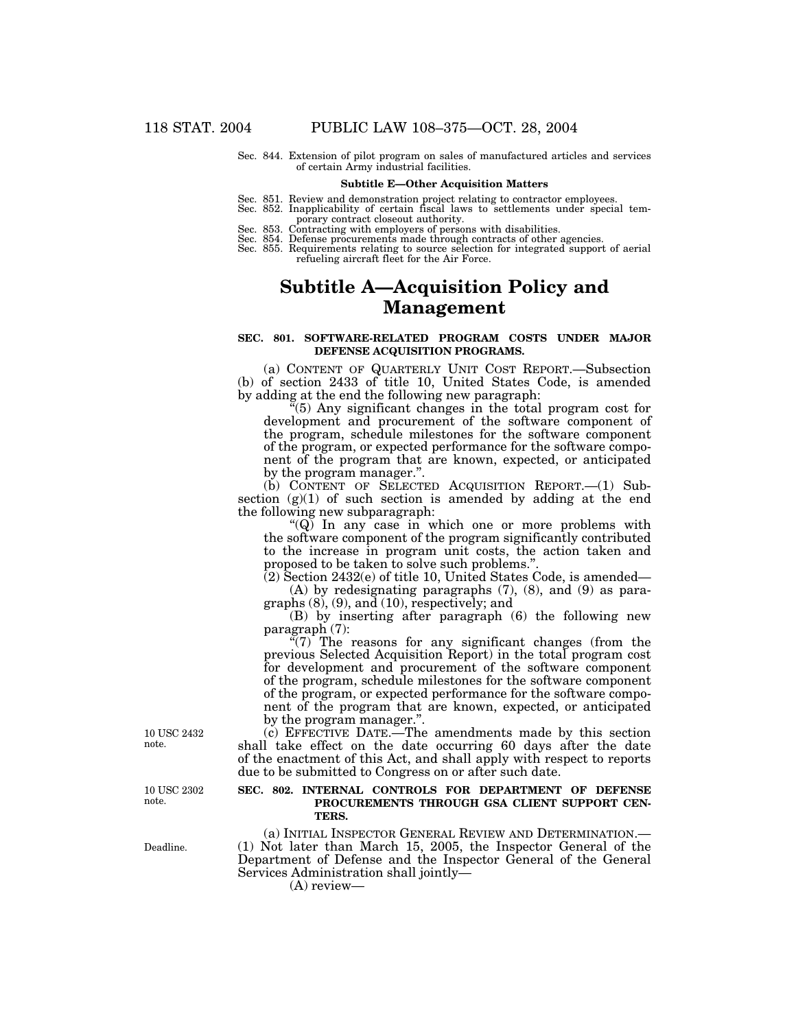Sec. 844. Extension of pilot program on sales of manufactured articles and services of certain Army industrial facilities.

**Subtitle E—Other Acquisition Matters**

Sec. 851. Review and demonstration project relating to contractor employees.
Sec. 852. Inapplicability of certain fiscal laws to settlements under special temporary contract closeout authority.
Sec. 853. Contracting with employers of persons with disabilities.
Sec. 854. Defense procurements made through contracts of other agencies.
Sec. 855. Requirements relating to source selection for integrated support of aerial refueling aircraft fleet for the Air Force.

# Subtitle A—Acquisition Policy and Management

### SEC. 801. SOFTWARE-RELATED PROGRAM COSTS UNDER MAJOR DEFENSE ACQUISITION PROGRAMS.

(a) CONTENT OF QUARTERLY UNIT COST REPORT.—Subsection (b) of section 2433 of title 10, United States Code, is amended by adding at the end the following new paragraph:

"(5) Any significant changes in the total program cost for development and procurement of the software component of the program, schedule milestones for the software component of the program, or expected performance for the software component of the program that are known, expected, or anticipated by the program manager.".

(b) CONTENT OF SELECTED ACQUISITION REPORT.—(1) Subsection (g)(1) of such section is amended by adding at the end the following new subparagraph:

"(Q) In any case in which one or more problems with the software component of the program significantly contributed to the increase in program unit costs, the action taken and proposed to be taken to solve such problems.".

(2) Section 2432(e) of title 10, United States Code, is amended—

(A) by redesignating paragraphs (7), (8), and (9) as paragraphs (8), (9), and (10), respectively; and

(B) by inserting after paragraph (6) the following new paragraph (7):

"(7) The reasons for any significant changes (from the previous Selected Acquisition Report) in the total program cost for development and procurement of the software component of the program, schedule milestones for the software component of the program, or expected performance for the software component of the program that are known, expected, or anticipated by the program manager.".

10 USC 2432 note.

(c) EFFECTIVE DATE.—The amendments made by this section shall take effect on the date occurring 60 days after the date of the enactment of this Act, and shall apply with respect to reports due to be submitted to Congress on or after such date.

10 USC 2302 note.

### SEC. 802. INTERNAL CONTROLS FOR DEPARTMENT OF DEFENSE PROCUREMENTS THROUGH GSA CLIENT SUPPORT CENTERS.

Deadline.

(a) INITIAL INSPECTOR GENERAL REVIEW AND DETERMINATION.—(1) Not later than March 15, 2005, the Inspector General of the Department of Defense and the Inspector General of the General Services Administration shall jointly—

(A) review—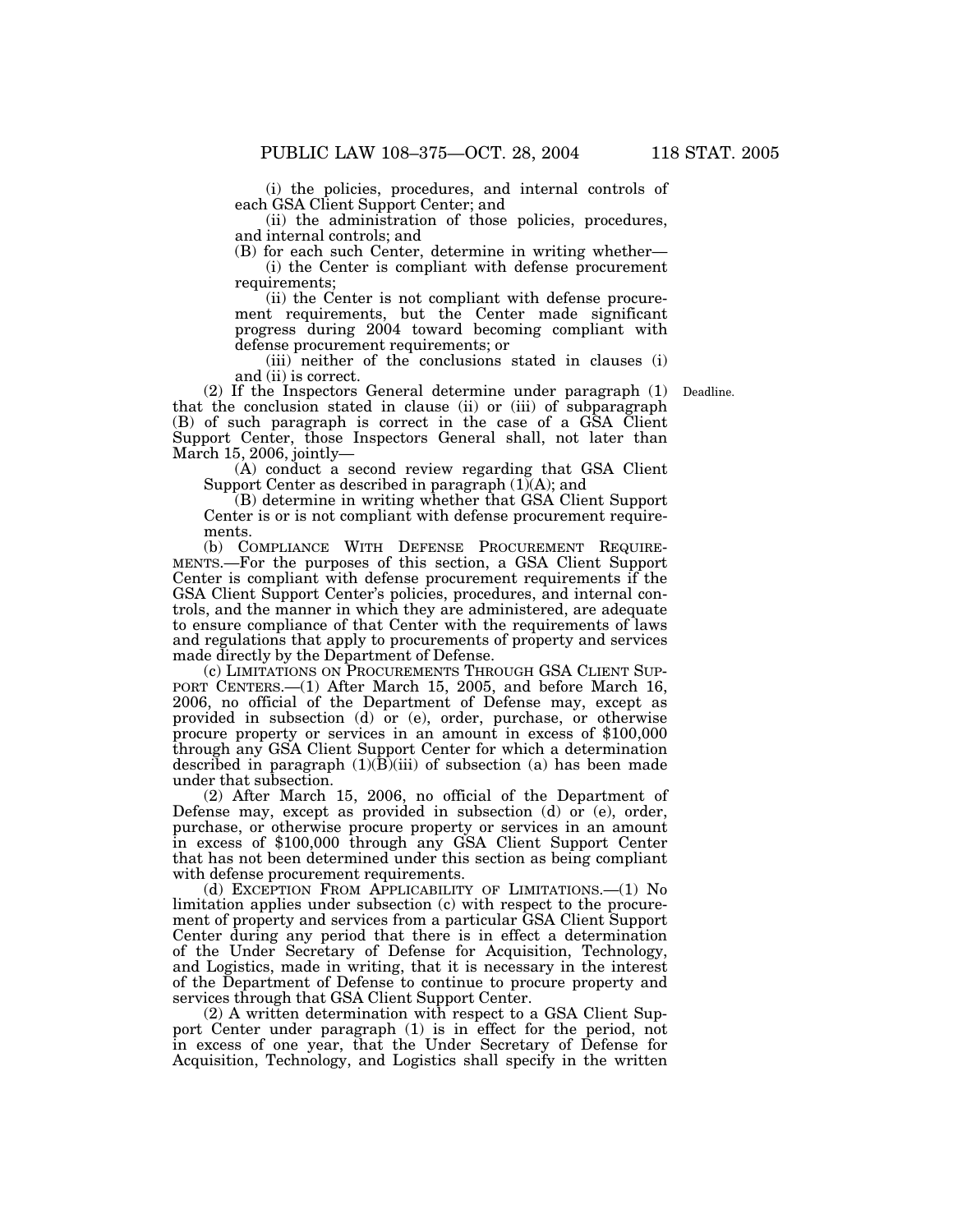(i) the policies, procedures, and internal controls of each GSA Client Support Center; and

(ii) the administration of those policies, procedures, and internal controls; and

(B) for each such Center, determine in writing whether—

(i) the Center is compliant with defense procurement requirements;

(ii) the Center is not compliant with defense procurement requirements, but the Center made significant progress during 2004 toward becoming compliant with defense procurement requirements; or

(iii) neither of the conclusions stated in clauses (i) and (ii) is correct.

Deadline.

(2) If the Inspectors General determine under paragraph (1) that the conclusion stated in clause (ii) or (iii) of subparagraph (B) of such paragraph is correct in the case of a GSA Client Support Center, those Inspectors General shall, not later than March 15, 2006, jointly—

(A) conduct a second review regarding that GSA Client Support Center as described in paragraph (1)(A); and

(B) determine in writing whether that GSA Client Support Center is or is not compliant with defense procurement requirements.

(b) COMPLIANCE WITH DEFENSE PROCUREMENT REQUIREMENTS.—For the purposes of this section, a GSA Client Support Center is compliant with defense procurement requirements if the GSA Client Support Center's policies, procedures, and internal controls, and the manner in which they are administered, are adequate to ensure compliance of that Center with the requirements of laws and regulations that apply to procurements of property and services made directly by the Department of Defense.

(c) LIMITATIONS ON PROCUREMENTS THROUGH GSA CLIENT SUPPORT CENTERS.—(1) After March 15, 2005, and before March 16, 2006, no official of the Department of Defense may, except as provided in subsection (d) or (e), order, purchase, or otherwise procure property or services in an amount in excess of $100,000 through any GSA Client Support Center for which a determination described in paragraph (1)(B)(iii) of subsection (a) has been made under that subsection.

(2) After March 15, 2006, no official of the Department of Defense may, except as provided in subsection (d) or (e), order, purchase, or otherwise procure property or services in an amount in excess of $100,000 through any GSA Client Support Center that has not been determined under this section as being compliant with defense procurement requirements.

(d) EXCEPTION FROM APPLICABILITY OF LIMITATIONS.—(1) No limitation applies under subsection (c) with respect to the procurement of property and services from a particular GSA Client Support Center during any period that there is in effect a determination of the Under Secretary of Defense for Acquisition, Technology, and Logistics, made in writing, that it is necessary in the interest of the Department of Defense to continue to procure property and services through that GSA Client Support Center.

(2) A written determination with respect to a GSA Client Support Center under paragraph (1) is in effect for the period, not in excess of one year, that the Under Secretary of Defense for Acquisition, Technology, and Logistics shall specify in the written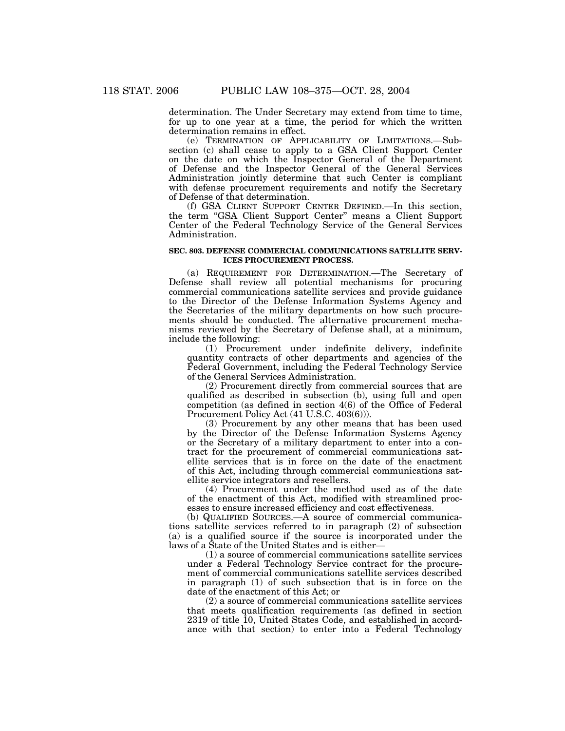determination. The Under Secretary may extend from time to time, for up to one year at a time, the period for which the written determination remains in effect.

(e) TERMINATION OF APPLICABILITY OF LIMITATIONS.—Subsection (c) shall cease to apply to a GSA Client Support Center on the date on which the Inspector General of the Department of Defense and the Inspector General of the General Services Administration jointly determine that such Center is compliant with defense procurement requirements and notify the Secretary of Defense of that determination.

(f) GSA CLIENT SUPPORT CENTER DEFINED.—In this section, the term "GSA Client Support Center" means a Client Support Center of the Federal Technology Service of the General Services Administration.

**SEC. 803. DEFENSE COMMERCIAL COMMUNICATIONS SATELLITE SERVICES PROCUREMENT PROCESS.**

(a) REQUIREMENT FOR DETERMINATION.—The Secretary of Defense shall review all potential mechanisms for procuring commercial communications satellite services and provide guidance to the Director of the Defense Information Systems Agency and the Secretaries of the military departments on how such procurements should be conducted. The alternative procurement mechanisms reviewed by the Secretary of Defense shall, at a minimum, include the following:

(1) Procurement under indefinite delivery, indefinite quantity contracts of other departments and agencies of the Federal Government, including the Federal Technology Service of the General Services Administration.

(2) Procurement directly from commercial sources that are qualified as described in subsection (b), using full and open competition (as defined in section 4(6) of the Office of Federal Procurement Policy Act (41 U.S.C. 403(6))).

(3) Procurement by any other means that has been used by the Director of the Defense Information Systems Agency or the Secretary of a military department to enter into a contract for the procurement of commercial communications satellite services that is in force on the date of the enactment of this Act, including through commercial communications satellite service integrators and resellers.

(4) Procurement under the method used as of the date of the enactment of this Act, modified with streamlined processes to ensure increased efficiency and cost effectiveness.

(b) QUALIFIED SOURCES.—A source of commercial communications satellite services referred to in paragraph (2) of subsection (a) is a qualified source if the source is incorporated under the laws of a State of the United States and is either—

(1) a source of commercial communications satellite services under a Federal Technology Service contract for the procurement of commercial communications satellite services described in paragraph (1) of such subsection that is in force on the date of the enactment of this Act; or

(2) a source of commercial communications satellite services that meets qualification requirements (as defined in section 2319 of title 10, United States Code, and established in accordance with that section) to enter into a Federal Technology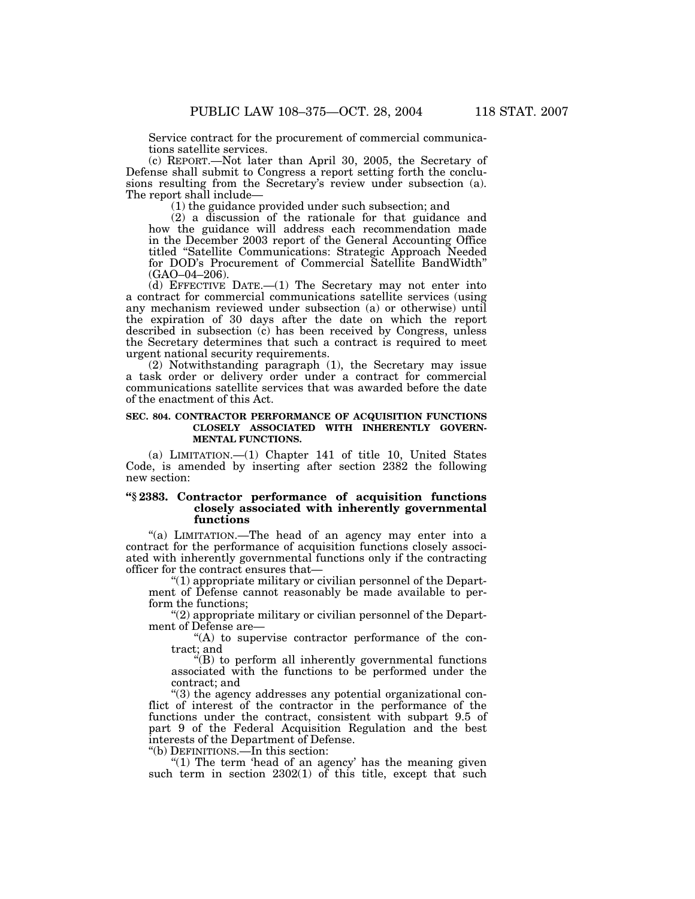Service contract for the procurement of commercial communications satellite services.

(c) REPORT.—Not later than April 30, 2005, the Secretary of Defense shall submit to Congress a report setting forth the conclusions resulting from the Secretary's review under subsection (a). The report shall include—

(1) the guidance provided under such subsection; and

(2) a discussion of the rationale for that guidance and how the guidance will address each recommendation made in the December 2003 report of the General Accounting Office titled "Satellite Communications: Strategic Approach Needed for DOD's Procurement of Commercial Satellite BandWidth" (GAO–04–206).

(d) EFFECTIVE DATE.—(1) The Secretary may not enter into a contract for commercial communications satellite services (using any mechanism reviewed under subsection (a) or otherwise) until the expiration of 30 days after the date on which the report described in subsection (c) has been received by Congress, unless the Secretary determines that such a contract is required to meet urgent national security requirements.

(2) Notwithstanding paragraph (1), the Secretary may issue a task order or delivery order under a contract for commercial communications satellite services that was awarded before the date of the enactment of this Act.

**SEC. 804. CONTRACTOR PERFORMANCE OF ACQUISITION FUNCTIONS CLOSELY ASSOCIATED WITH INHERENTLY GOVERNMENTAL FUNCTIONS.**

(a) LIMITATION.—(1) Chapter 141 of title 10, United States Code, is amended by inserting after section 2382 the following new section:

**"§ 2383. Contractor performance of acquisition functions closely associated with inherently governmental functions**

"(a) LIMITATION.—The head of an agency may enter into a contract for the performance of acquisition functions closely associated with inherently governmental functions only if the contracting officer for the contract ensures that—

"(1) appropriate military or civilian personnel of the Department of Defense cannot reasonably be made available to perform the functions;

"(2) appropriate military or civilian personnel of the Department of Defense are—

"(A) to supervise contractor performance of the contract; and

"(B) to perform all inherently governmental functions associated with the functions to be performed under the contract; and

"(3) the agency addresses any potential organizational conflict of interest of the contractor in the performance of the functions under the contract, consistent with subpart 9.5 of part 9 of the Federal Acquisition Regulation and the best interests of the Department of Defense.

"(b) DEFINITIONS.—In this section:

"(1) The term 'head of an agency' has the meaning given such term in section 2302(1) of this title, except that such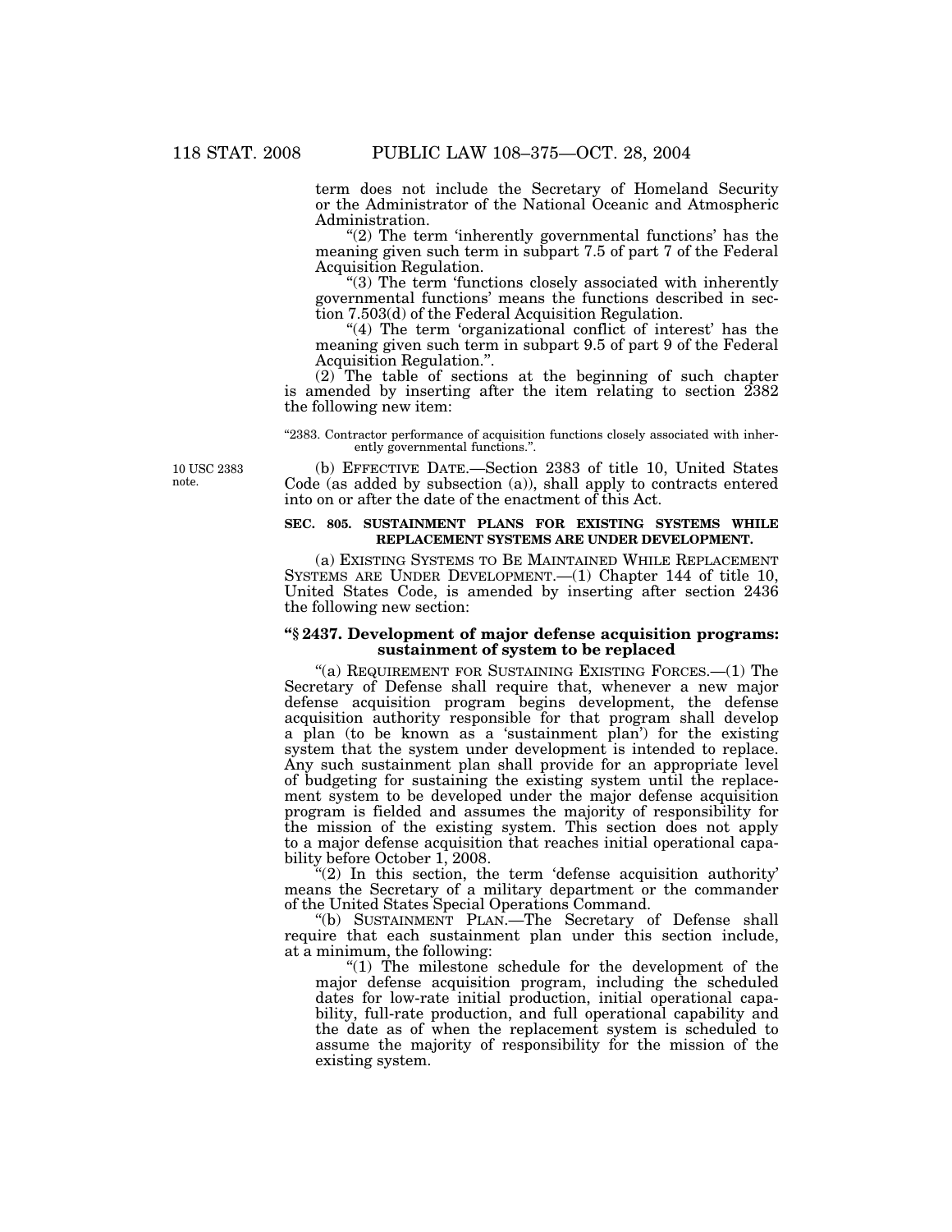term does not include the Secretary of Homeland Security or the Administrator of the National Oceanic and Atmospheric Administration.

"(2) The term 'inherently governmental functions' has the meaning given such term in subpart 7.5 of part 7 of the Federal Acquisition Regulation.

"(3) The term 'functions closely associated with inherently governmental functions' means the functions described in section 7.503(d) of the Federal Acquisition Regulation.

"(4) The term 'organizational conflict of interest' has the meaning given such term in subpart 9.5 of part 9 of the Federal Acquisition Regulation.".

(2) The table of sections at the beginning of such chapter is amended by inserting after the item relating to section 2382 the following new item:

"2383. Contractor performance of acquisition functions closely associated with inherently governmental functions.".

10 USC 2383 note.

(b) EFFECTIVE DATE.—Section 2383 of title 10, United States Code (as added by subsection (a)), shall apply to contracts entered into on or after the date of the enactment of this Act.

**SEC. 805. SUSTAINMENT PLANS FOR EXISTING SYSTEMS WHILE REPLACEMENT SYSTEMS ARE UNDER DEVELOPMENT.**

(a) EXISTING SYSTEMS TO BE MAINTAINED WHILE REPLACEMENT SYSTEMS ARE UNDER DEVELOPMENT.—(1) Chapter 144 of title 10, United States Code, is amended by inserting after section 2436 the following new section:

**"§ 2437. Development of major defense acquisition programs: sustainment of system to be replaced**

"(a) REQUIREMENT FOR SUSTAINING EXISTING FORCES.—(1) The Secretary of Defense shall require that, whenever a new major defense acquisition program begins development, the defense acquisition authority responsible for that program shall develop a plan (to be known as a 'sustainment plan') for the existing system that the system under development is intended to replace. Any such sustainment plan shall provide for an appropriate level of budgeting for sustaining the existing system until the replacement system to be developed under the major defense acquisition program is fielded and assumes the majority of responsibility for the mission of the existing system. This section does not apply to a major defense acquisition that reaches initial operational capability before October 1, 2008.

"(2) In this section, the term 'defense acquisition authority' means the Secretary of a military department or the commander of the United States Special Operations Command.

"(b) SUSTAINMENT PLAN.—The Secretary of Defense shall require that each sustainment plan under this section include, at a minimum, the following:

"(1) The milestone schedule for the development of the major defense acquisition program, including the scheduled dates for low-rate initial production, initial operational capability, full-rate production, and full operational capability and the date as of when the replacement system is scheduled to assume the majority of responsibility for the mission of the existing system.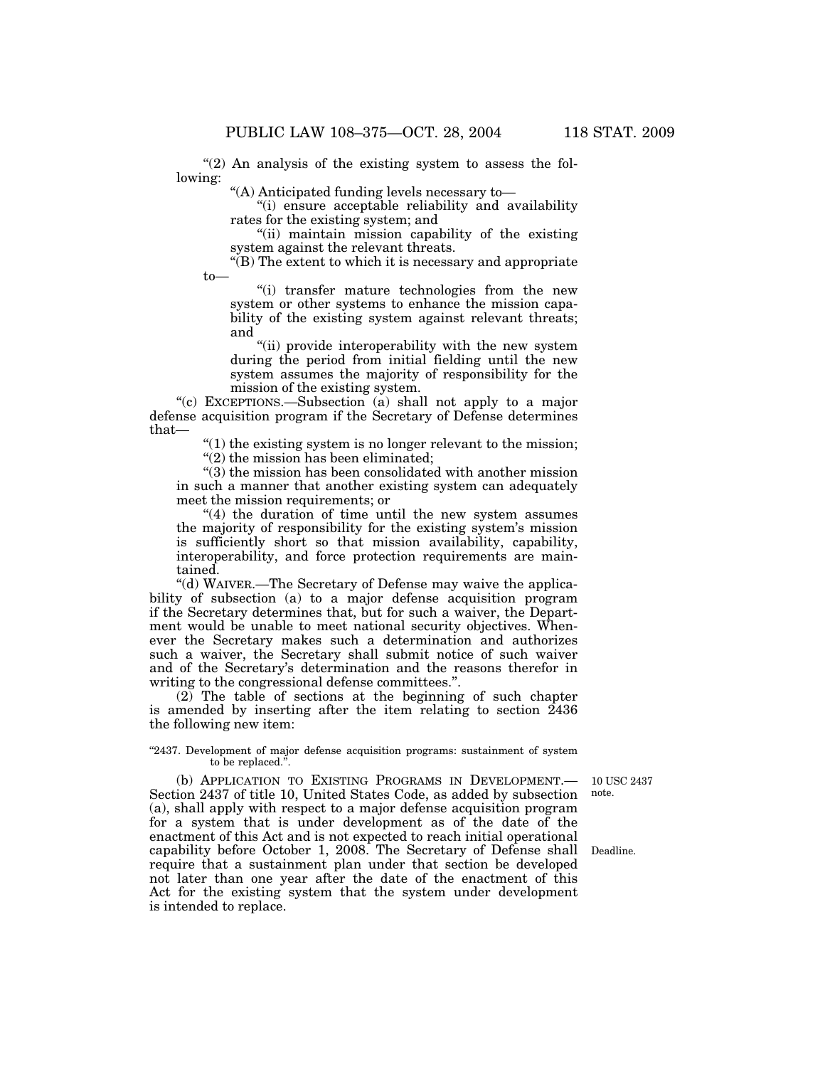"(2) An analysis of the existing system to assess the following:

"(A) Anticipated funding levels necessary to—

"(i) ensure acceptable reliability and availability rates for the existing system; and

"(ii) maintain mission capability of the existing system against the relevant threats.

"(B) The extent to which it is necessary and appropriate to—

"(i) transfer mature technologies from the new system or other systems to enhance the mission capability of the existing system against relevant threats; and

"(ii) provide interoperability with the new system during the period from initial fielding until the new system assumes the majority of responsibility for the mission of the existing system.

"(c) EXCEPTIONS.—Subsection (a) shall not apply to a major defense acquisition program if the Secretary of Defense determines that—

"(1) the existing system is no longer relevant to the mission;

"(2) the mission has been eliminated;

"(3) the mission has been consolidated with another mission in such a manner that another existing system can adequately meet the mission requirements; or

"(4) the duration of time until the new system assumes the majority of responsibility for the existing system's mission is sufficiently short so that mission availability, capability, interoperability, and force protection requirements are maintained.

"(d) WAIVER.—The Secretary of Defense may waive the applicability of subsection (a) to a major defense acquisition program if the Secretary determines that, but for such a waiver, the Department would be unable to meet national security objectives. Whenever the Secretary makes such a determination and authorizes such a waiver, the Secretary shall submit notice of such waiver and of the Secretary's determination and the reasons therefor in writing to the congressional defense committees.".

(2) The table of sections at the beginning of such chapter is amended by inserting after the item relating to section 2436 the following new item:

"2437. Development of major defense acquisition programs: sustainment of system to be replaced.".

(b) APPLICATION TO EXISTING PROGRAMS IN DEVELOPMENT.—Section 2437 of title 10, United States Code, as added by subsection (a), shall apply with respect to a major defense acquisition program for a system that is under development as of the date of the enactment of this Act and is not expected to reach initial operational capability before October 1, 2008. The Secretary of Defense shall require that a sustainment plan under that section be developed not later than one year after the date of the enactment of this Act for the existing system that the system under development is intended to replace.

10 USC 2437 note.

Deadline.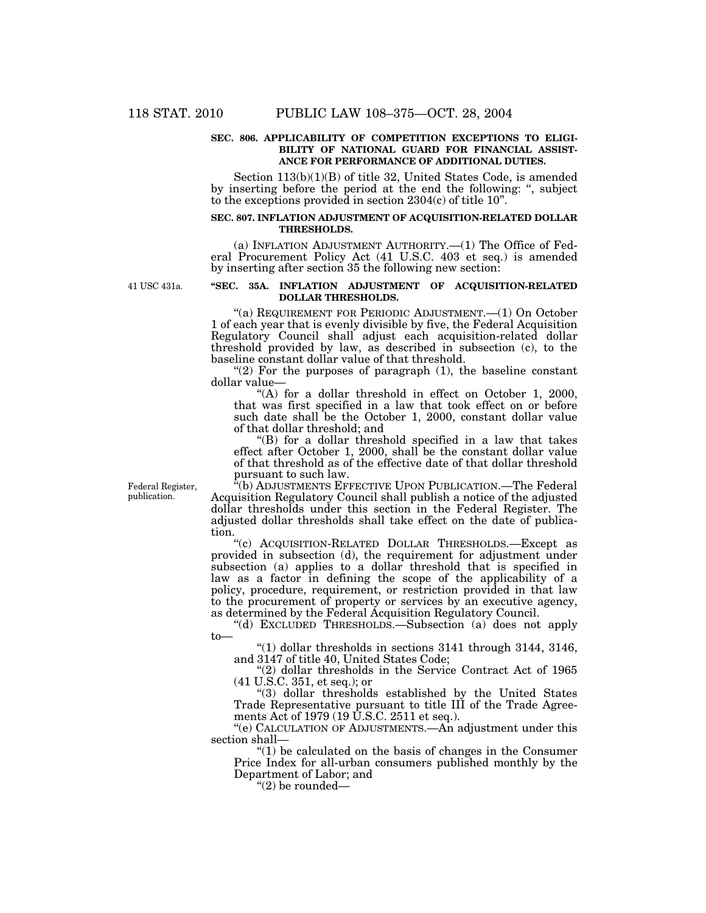**SEC. 806. APPLICABILITY OF COMPETITION EXCEPTIONS TO ELIGIBILITY OF NATIONAL GUARD FOR FINANCIAL ASSISTANCE FOR PERFORMANCE OF ADDITIONAL DUTIES.**

Section 113(b)(1)(B) of title 32, United States Code, is amended by inserting before the period at the end the following: ", subject to the exceptions provided in section 2304(c) of title 10".

**SEC. 807. INFLATION ADJUSTMENT OF ACQUISITION-RELATED DOLLAR THRESHOLDS.**

(a) INFLATION ADJUSTMENT AUTHORITY.—(1) The Office of Federal Procurement Policy Act (41 U.S.C. 403 et seq.) is amended by inserting after section 35 the following new section:

41 USC 431a.

**"SEC. 35A. INFLATION ADJUSTMENT OF ACQUISITION-RELATED DOLLAR THRESHOLDS.**

"(a) REQUIREMENT FOR PERIODIC ADJUSTMENT.—(1) On October 1 of each year that is evenly divisible by five, the Federal Acquisition Regulatory Council shall adjust each acquisition-related dollar threshold provided by law, as described in subsection (c), to the baseline constant dollar value of that threshold.

"(2) For the purposes of paragraph (1), the baseline constant dollar value—

"(A) for a dollar threshold in effect on October 1, 2000, that was first specified in a law that took effect on or before such date shall be the October 1, 2000, constant dollar value of that dollar threshold; and

"(B) for a dollar threshold specified in a law that takes effect after October 1, 2000, shall be the constant dollar value of that threshold as of the effective date of that dollar threshold pursuant to such law.

Federal Register, publication.

"(b) ADJUSTMENTS EFFECTIVE UPON PUBLICATION.—The Federal Acquisition Regulatory Council shall publish a notice of the adjusted dollar thresholds under this section in the Federal Register. The adjusted dollar thresholds shall take effect on the date of publication.

"(c) ACQUISITION-RELATED DOLLAR THRESHOLDS.—Except as provided in subsection (d), the requirement for adjustment under subsection (a) applies to a dollar threshold that is specified in law as a factor in defining the scope of the applicability of a policy, procedure, requirement, or restriction provided in that law to the procurement of property or services by an executive agency, as determined by the Federal Acquisition Regulatory Council.

"(d) EXCLUDED THRESHOLDS.—Subsection (a) does not apply to—

"(1) dollar thresholds in sections 3141 through 3144, 3146, and 3147 of title 40, United States Code;

"(2) dollar thresholds in the Service Contract Act of 1965 (41 U.S.C. 351, et seq.); or

"(3) dollar thresholds established by the United States Trade Representative pursuant to title III of the Trade Agreements Act of 1979 (19 U.S.C. 2511 et seq.).

"(e) CALCULATION OF ADJUSTMENTS.—An adjustment under this section shall—

"(1) be calculated on the basis of changes in the Consumer Price Index for all-urban consumers published monthly by the Department of Labor; and

"(2) be rounded—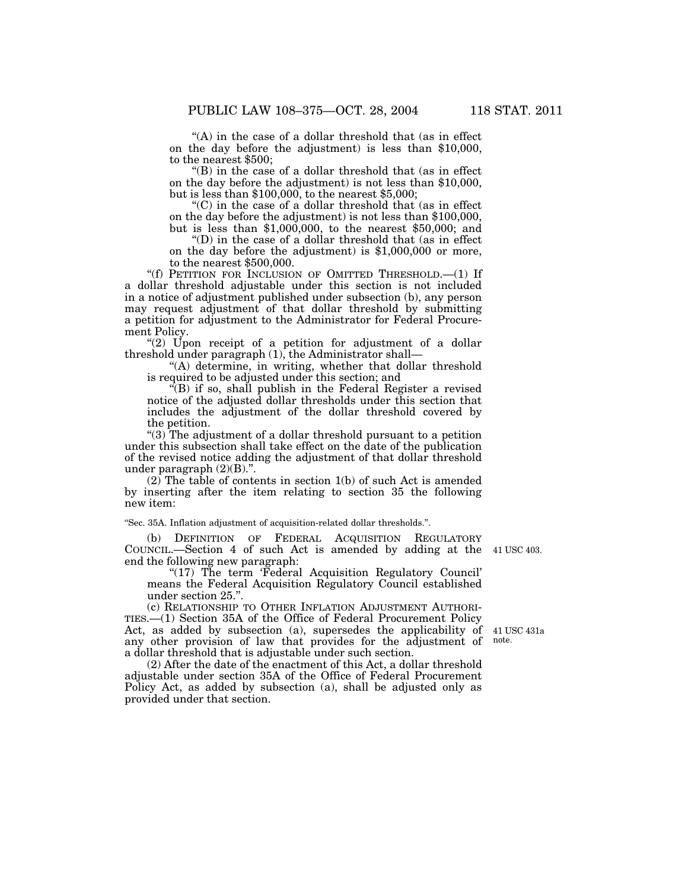"(A) in the case of a dollar threshold that (as in effect on the day before the adjustment) is less than $10,000, to the nearest $500;

"(B) in the case of a dollar threshold that (as in effect on the day before the adjustment) is not less than $10,000, but is less than $100,000, to the nearest $5,000;

"(C) in the case of a dollar threshold that (as in effect on the day before the adjustment) is not less than $100,000, but is less than $1,000,000, to the nearest $50,000; and

"(D) in the case of a dollar threshold that (as in effect on the day before the adjustment) is $1,000,000 or more, to the nearest $500,000.

"(f) PETITION FOR INCLUSION OF OMITTED THRESHOLD.—(1) If a dollar threshold adjustable under this section is not included in a notice of adjustment published under subsection (b), any person may request adjustment of that dollar threshold by submitting a petition for adjustment to the Administrator for Federal Procurement Policy.

"(2) Upon receipt of a petition for adjustment of a dollar threshold under paragraph (1), the Administrator shall—

"(A) determine, in writing, whether that dollar threshold is required to be adjusted under this section; and

"(B) if so, shall publish in the Federal Register a revised notice of the adjusted dollar thresholds under this section that includes the adjustment of the dollar threshold covered by the petition.

"(3) The adjustment of a dollar threshold pursuant to a petition under this subsection shall take effect on the date of the publication of the revised notice adding the adjustment of that dollar threshold under paragraph (2)(B).".

(2) The table of contents in section 1(b) of such Act is amended by inserting after the item relating to section 35 the following new item:

"Sec. 35A. Inflation adjustment of acquisition-related dollar thresholds.".

(b) DEFINITION OF FEDERAL ACQUISITION REGULATORY COUNCIL.—Section 4 of such Act is amended by adding at the end the following new paragraph: 41 USC 403.

"(17) The term 'Federal Acquisition Regulatory Council' means the Federal Acquisition Regulatory Council established under section 25.".

(c) RELATIONSHIP TO OTHER INFLATION ADJUSTMENT AUTHORITIES.—(1) Section 35A of the Office of Federal Procurement Policy Act, as added by subsection (a), supersedes the applicability of any other provision of law that provides for the adjustment of a dollar threshold that is adjustable under such section. 41 USC 431a note.

(2) After the date of the enactment of this Act, a dollar threshold adjustable under section 35A of the Office of Federal Procurement Policy Act, as added by subsection (a), shall be adjusted only as provided under that section.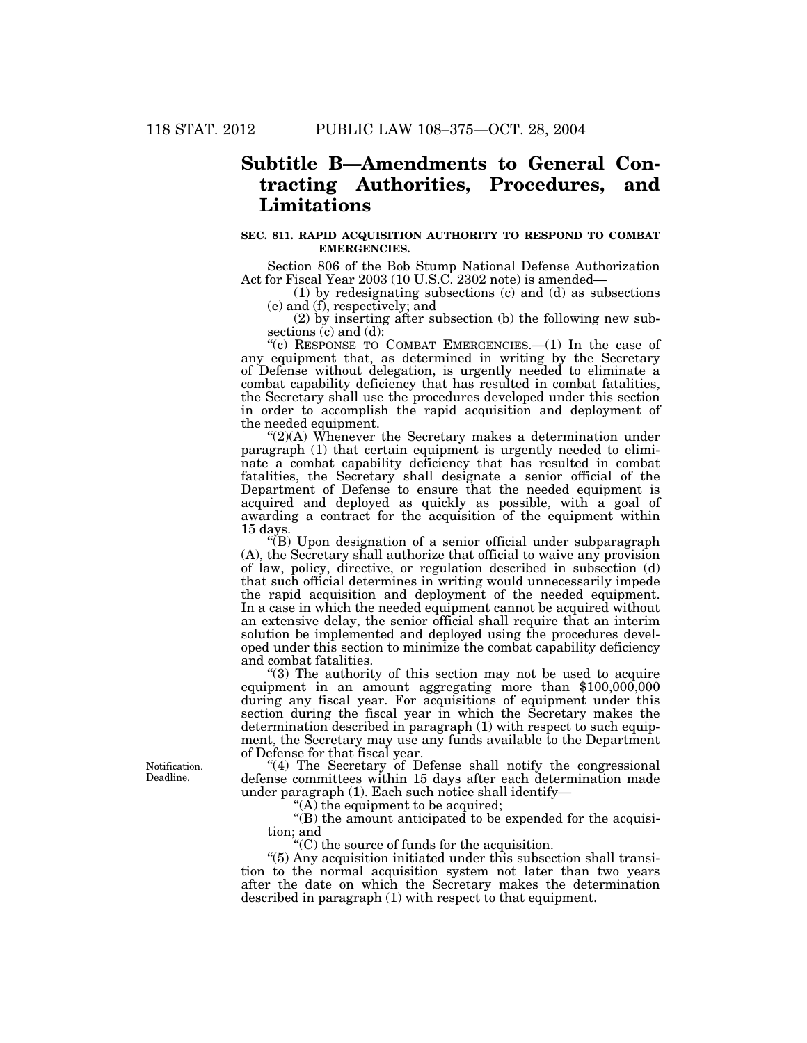## Subtitle B—Amendments to General Contracting Authorities, Procedures, and Limitations

**SEC. 811. RAPID ACQUISITION AUTHORITY TO RESPOND TO COMBAT EMERGENCIES.**

Section 806 of the Bob Stump National Defense Authorization Act for Fiscal Year 2003 (10 U.S.C. 2302 note) is amended—

(1) by redesignating subsections (c) and (d) as subsections (e) and (f), respectively; and

(2) by inserting after subsection (b) the following new subsections (c) and (d):

"(c) RESPONSE TO COMBAT EMERGENCIES.—(1) In the case of any equipment that, as determined in writing by the Secretary of Defense without delegation, is urgently needed to eliminate a combat capability deficiency that has resulted in combat fatalities, the Secretary shall use the procedures developed under this section in order to accomplish the rapid acquisition and deployment of the needed equipment.

"(2)(A) Whenever the Secretary makes a determination under paragraph (1) that certain equipment is urgently needed to eliminate a combat capability deficiency that has resulted in combat fatalities, the Secretary shall designate a senior official of the Department of Defense to ensure that the needed equipment is acquired and deployed as quickly as possible, with a goal of awarding a contract for the acquisition of the equipment within 15 days.

"(B) Upon designation of a senior official under subparagraph (A), the Secretary shall authorize that official to waive any provision of law, policy, directive, or regulation described in subsection (d) that such official determines in writing would unnecessarily impede the rapid acquisition and deployment of the needed equipment. In a case in which the needed equipment cannot be acquired without an extensive delay, the senior official shall require that an interim solution be implemented and deployed using the procedures developed under this section to minimize the combat capability deficiency and combat fatalities.

"(3) The authority of this section may not be used to acquire equipment in an amount aggregating more than $100,000,000 during any fiscal year. For acquisitions of equipment under this section during the fiscal year in which the Secretary makes the determination described in paragraph (1) with respect to such equipment, the Secretary may use any funds available to the Department of Defense for that fiscal year.

Notification. Deadline.

"(4) The Secretary of Defense shall notify the congressional defense committees within 15 days after each determination made under paragraph (1). Each such notice shall identify—

"(A) the equipment to be acquired;

"(B) the amount anticipated to be expended for the acquisition; and

"(C) the source of funds for the acquisition.

"(5) Any acquisition initiated under this subsection shall transition to the normal acquisition system not later than two years after the date on which the Secretary makes the determination described in paragraph (1) with respect to that equipment.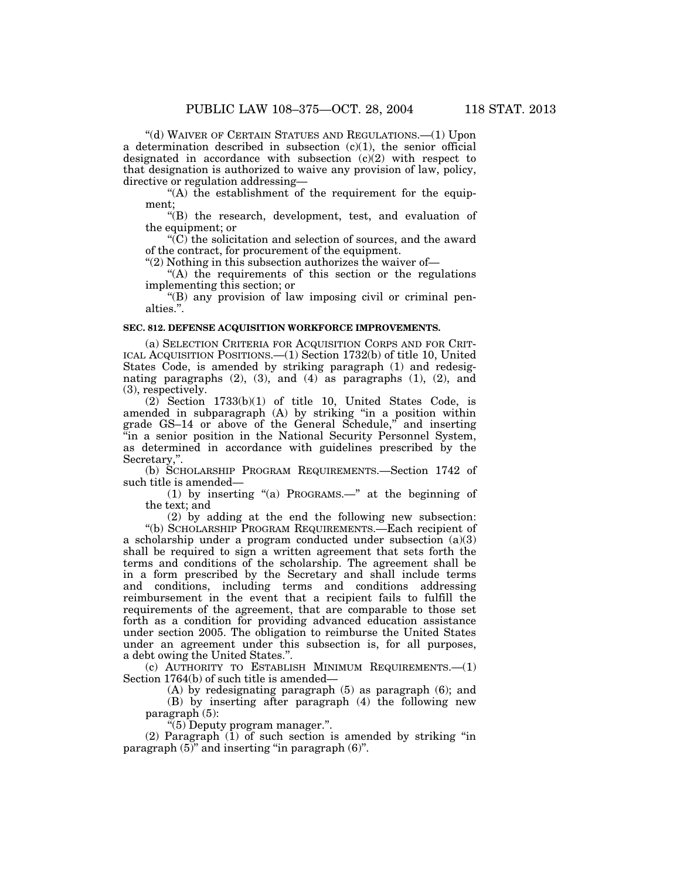"(d) WAIVER OF CERTAIN STATUES AND REGULATIONS.—(1) Upon a determination described in subsection (c)(1), the senior official designated in accordance with subsection (c)(2) with respect to that designation is authorized to waive any provision of law, policy, directive or regulation addressing—

"(A) the establishment of the requirement for the equipment;

"(B) the research, development, test, and evaluation of the equipment; or

"(C) the solicitation and selection of sources, and the award of the contract, for procurement of the equipment.

"(2) Nothing in this subsection authorizes the waiver of—

"(A) the requirements of this section or the regulations implementing this section; or

"(B) any provision of law imposing civil or criminal penalties.".

**SEC. 812. DEFENSE ACQUISITION WORKFORCE IMPROVEMENTS.**

(a) SELECTION CRITERIA FOR ACQUISITION CORPS AND FOR CRITICAL ACQUISITION POSITIONS.—(1) Section 1732(b) of title 10, United States Code, is amended by striking paragraph (1) and redesignating paragraphs (2), (3), and (4) as paragraphs (1), (2), and (3), respectively.

(2) Section 1733(b)(1) of title 10, United States Code, is amended in subparagraph (A) by striking "in a position within grade GS–14 or above of the General Schedule," and inserting "in a senior position in the National Security Personnel System, as determined in accordance with guidelines prescribed by the Secretary,".

(b) SCHOLARSHIP PROGRAM REQUIREMENTS.—Section 1742 of such title is amended—

(1) by inserting "(a) PROGRAMS.—" at the beginning of the text; and

(2) by adding at the end the following new subsection:

"(b) SCHOLARSHIP PROGRAM REQUIREMENTS.—Each recipient of a scholarship under a program conducted under subsection (a)(3) shall be required to sign a written agreement that sets forth the terms and conditions of the scholarship. The agreement shall be in a form prescribed by the Secretary and shall include terms and conditions, including terms and conditions addressing reimbursement in the event that a recipient fails to fulfill the requirements of the agreement, that are comparable to those set forth as a condition for providing advanced education assistance under section 2005. The obligation to reimburse the United States under an agreement under this subsection is, for all purposes, a debt owing the United States.".

(c) AUTHORITY TO ESTABLISH MINIMUM REQUIREMENTS.—(1) Section 1764(b) of such title is amended—

(A) by redesignating paragraph (5) as paragraph (6); and

(B) by inserting after paragraph (4) the following new paragraph (5):

"(5) Deputy program manager.".

(2) Paragraph (1) of such section is amended by striking "in paragraph (5)" and inserting "in paragraph (6)".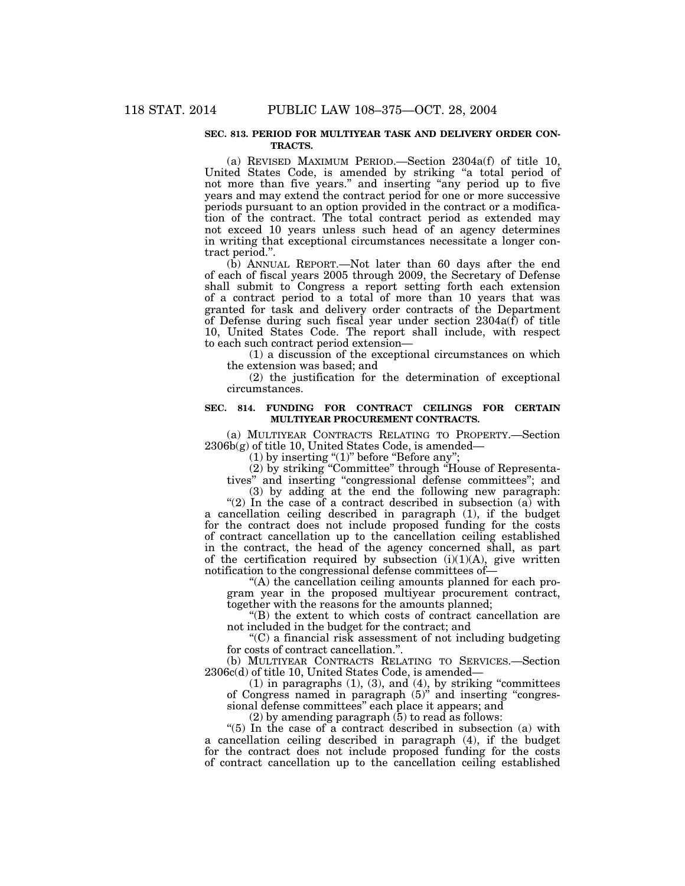**SEC. 813. PERIOD FOR MULTIYEAR TASK AND DELIVERY ORDER CONTRACTS.**

(a) REVISED MAXIMUM PERIOD.—Section 2304a(f) of title 10, United States Code, is amended by striking "a total period of not more than five years." and inserting "any period up to five years and may extend the contract period for one or more successive periods pursuant to an option provided in the contract or a modification of the contract. The total contract period as extended may not exceed 10 years unless such head of an agency determines in writing that exceptional circumstances necessitate a longer contract period.".

(b) ANNUAL REPORT.—Not later than 60 days after the end of each of fiscal years 2005 through 2009, the Secretary of Defense shall submit to Congress a report setting forth each extension of a contract period to a total of more than 10 years that was granted for task and delivery order contracts of the Department of Defense during such fiscal year under section 2304a(f) of title 10, United States Code. The report shall include, with respect to each such contract period extension—

(1) a discussion of the exceptional circumstances on which the extension was based; and

(2) the justification for the determination of exceptional circumstances.

**SEC. 814. FUNDING FOR CONTRACT CEILINGS FOR CERTAIN MULTIYEAR PROCUREMENT CONTRACTS.**

(a) MULTIYEAR CONTRACTS RELATING TO PROPERTY.—Section 2306b(g) of title 10, United States Code, is amended—

(1) by inserting "(1)" before "Before any";

(2) by striking "Committee" through "House of Representatives" and inserting "congressional defense committees"; and

(3) by adding at the end the following new paragraph:

"(2) In the case of a contract described in subsection (a) with a cancellation ceiling described in paragraph (1), if the budget for the contract does not include proposed funding for the costs of contract cancellation up to the cancellation ceiling established in the contract, the head of the agency concerned shall, as part of the certification required by subsection (i)(1)(A), give written notification to the congressional defense committees of—

"(A) the cancellation ceiling amounts planned for each program year in the proposed multiyear procurement contract, together with the reasons for the amounts planned;

"(B) the extent to which costs of contract cancellation are not included in the budget for the contract; and

"(C) a financial risk assessment of not including budgeting for costs of contract cancellation.".

(b) MULTIYEAR CONTRACTS RELATING TO SERVICES.—Section 2306c(d) of title 10, United States Code, is amended—

(1) in paragraphs (1), (3), and (4), by striking "committees of Congress named in paragraph (5)" and inserting "congressional defense committees" each place it appears; and

(2) by amending paragraph (5) to read as follows:

"(5) In the case of a contract described in subsection (a) with a cancellation ceiling described in paragraph (4), if the budget for the contract does not include proposed funding for the costs of contract cancellation up to the cancellation ceiling established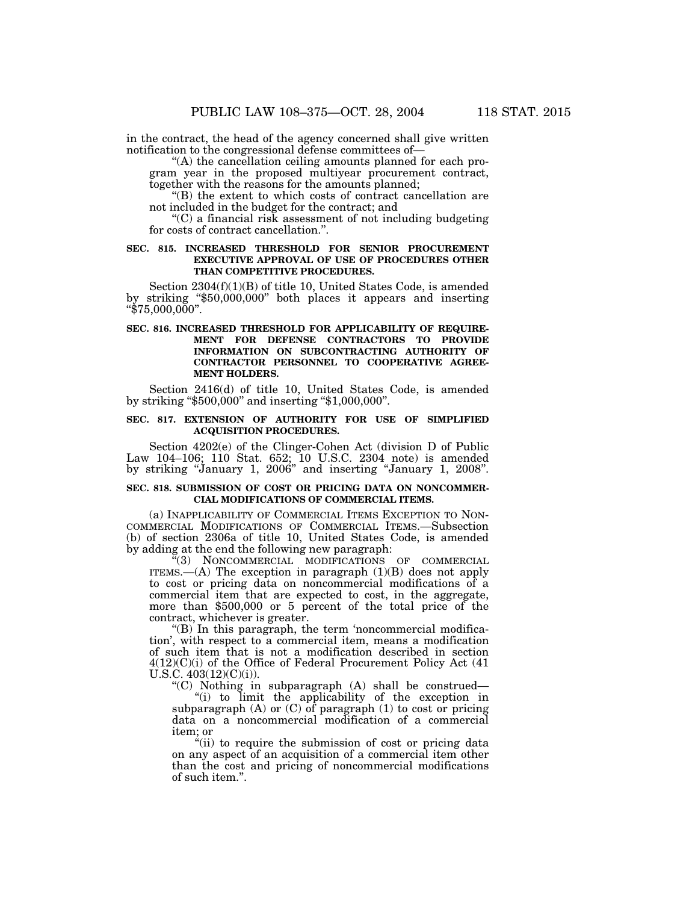in the contract, the head of the agency concerned shall give written notification to the congressional defense committees of—

"(A) the cancellation ceiling amounts planned for each program year in the proposed multiyear procurement contract, together with the reasons for the amounts planned;

"(B) the extent to which costs of contract cancellation are not included in the budget for the contract; and

"(C) a financial risk assessment of not including budgeting for costs of contract cancellation.".

**SEC. 815. INCREASED THRESHOLD FOR SENIOR PROCUREMENT EXECUTIVE APPROVAL OF USE OF PROCEDURES OTHER THAN COMPETITIVE PROCEDURES.**

Section 2304(f)(1)(B) of title 10, United States Code, is amended by striking "$50,000,000" both places it appears and inserting "$75,000,000".

**SEC. 816. INCREASED THRESHOLD FOR APPLICABILITY OF REQUIREMENT FOR DEFENSE CONTRACTORS TO PROVIDE INFORMATION ON SUBCONTRACTING AUTHORITY OF CONTRACTOR PERSONNEL TO COOPERATIVE AGREEMENT HOLDERS.**

Section 2416(d) of title 10, United States Code, is amended by striking "$500,000" and inserting "$1,000,000".

**SEC. 817. EXTENSION OF AUTHORITY FOR USE OF SIMPLIFIED ACQUISITION PROCEDURES.**

Section 4202(e) of the Clinger-Cohen Act (division D of Public Law 104–106; 110 Stat. 652; 10 U.S.C. 2304 note) is amended by striking "January 1, 2006" and inserting "January 1, 2008".

**SEC. 818. SUBMISSION OF COST OR PRICING DATA ON NONCOMMERCIAL MODIFICATIONS OF COMMERCIAL ITEMS.**

(a) INAPPLICABILITY OF COMMERCIAL ITEMS EXCEPTION TO NONCOMMERCIAL MODIFICATIONS OF COMMERCIAL ITEMS.—Subsection (b) of section 2306a of title 10, United States Code, is amended by adding at the end the following new paragraph:

"(3) NONCOMMERCIAL MODIFICATIONS OF COMMERCIAL ITEMS.—(A) The exception in paragraph (1)(B) does not apply to cost or pricing data on noncommercial modifications of a commercial item that are expected to cost, in the aggregate, more than $500,000 or 5 percent of the total price of the contract, whichever is greater.

"(B) In this paragraph, the term 'noncommercial modification', with respect to a commercial item, means a modification of such item that is not a modification described in section 4(12)(C)(i) of the Office of Federal Procurement Policy Act (41 U.S.C. 403(12)(C)(i)).

"(C) Nothing in subparagraph (A) shall be construed—

"(i) to limit the applicability of the exception in subparagraph (A) or (C) of paragraph (1) to cost or pricing data on a noncommercial modification of a commercial item; or

"(ii) to require the submission of cost or pricing data on any aspect of an acquisition of a commercial item other than the cost and pricing of noncommercial modifications of such item.".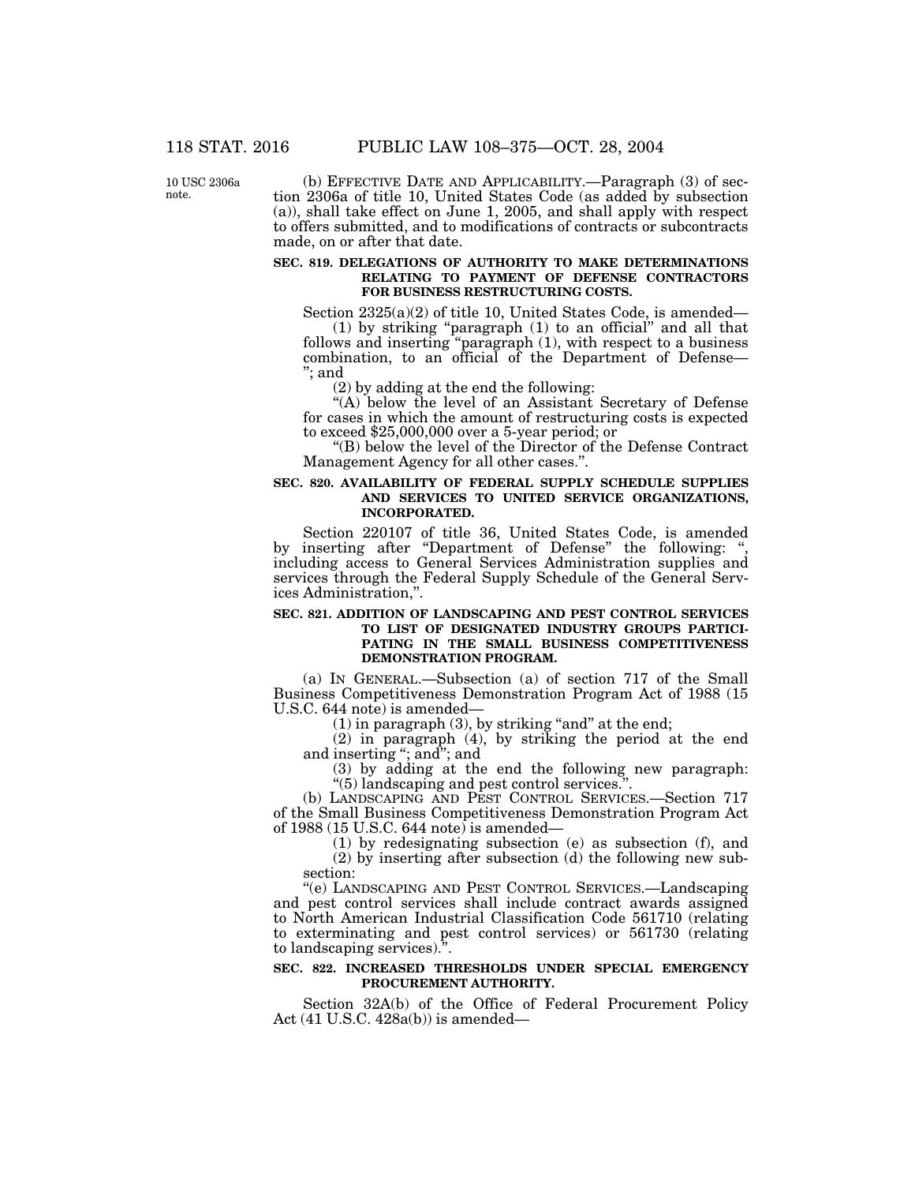10 USC 2306a note.

(b) EFFECTIVE DATE AND APPLICABILITY.—Paragraph (3) of section 2306a of title 10, United States Code (as added by subsection (a)), shall take effect on June 1, 2005, and shall apply with respect to offers submitted, and to modifications of contracts or subcontracts made, on or after that date.

### SEC. 819. DELEGATIONS OF AUTHORITY TO MAKE DETERMINATIONS RELATING TO PAYMENT OF DEFENSE CONTRACTORS FOR BUSINESS RESTRUCTURING COSTS.

Section 2325(a)(2) of title 10, United States Code, is amended—

(1) by striking "paragraph (1) to an official" and all that follows and inserting "paragraph (1), with respect to a business combination, to an official of the Department of Defense— "; and

(2) by adding at the end the following:

"(A) below the level of an Assistant Secretary of Defense for cases in which the amount of restructuring costs is expected to exceed $25,000,000 over a 5-year period; or

"(B) below the level of the Director of the Defense Contract Management Agency for all other cases.".

### SEC. 820. AVAILABILITY OF FEDERAL SUPPLY SCHEDULE SUPPLIES AND SERVICES TO UNITED SERVICE ORGANIZATIONS, INCORPORATED.

Section 220107 of title 36, United States Code, is amended by inserting after "Department of Defense" the following: ", including access to General Services Administration supplies and services through the Federal Supply Schedule of the General Services Administration,".

### SEC. 821. ADDITION OF LANDSCAPING AND PEST CONTROL SERVICES TO LIST OF DESIGNATED INDUSTRY GROUPS PARTICIPATING IN THE SMALL BUSINESS COMPETITIVENESS DEMONSTRATION PROGRAM.

(a) IN GENERAL.—Subsection (a) of section 717 of the Small Business Competitiveness Demonstration Program Act of 1988 (15 U.S.C. 644 note) is amended—

(1) in paragraph (3), by striking "and" at the end;

(2) in paragraph (4), by striking the period at the end and inserting "; and"; and

(3) by adding at the end the following new paragraph: "(5) landscaping and pest control services.".

(b) LANDSCAPING AND PEST CONTROL SERVICES.—Section 717 of the Small Business Competitiveness Demonstration Program Act of 1988 (15 U.S.C. 644 note) is amended—

(1) by redesignating subsection (e) as subsection (f), and

(2) by inserting after subsection (d) the following new subsection:

"(e) LANDSCAPING AND PEST CONTROL SERVICES.—Landscaping and pest control services shall include contract awards assigned to North American Industrial Classification Code 561710 (relating to exterminating and pest control services) or 561730 (relating to landscaping services).".

### SEC. 822. INCREASED THRESHOLDS UNDER SPECIAL EMERGENCY PROCUREMENT AUTHORITY.

Section 32A(b) of the Office of Federal Procurement Policy Act (41 U.S.C. 428a(b)) is amended—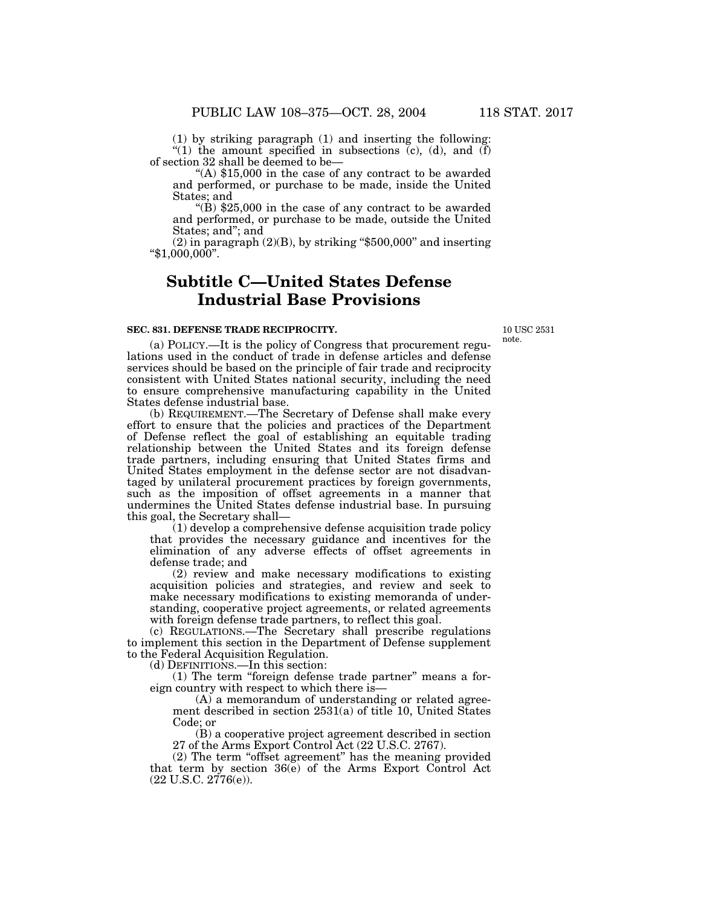(1) by striking paragraph (1) and inserting the following:

"(1) the amount specified in subsections (c), (d), and (f) of section 32 shall be deemed to be—

"(A) $15,000 in the case of any contract to be awarded and performed, or purchase to be made, inside the United States; and

"(B) $25,000 in the case of any contract to be awarded and performed, or purchase to be made, outside the United States; and"; and

(2) in paragraph (2)(B), by striking "$500,000" and inserting "$1,000,000".

## Subtitle C—United States Defense Industrial Base Provisions

**SEC. 831. DEFENSE TRADE RECIPROCITY.**

10 USC 2531 note.

(a) POLICY.—It is the policy of Congress that procurement regulations used in the conduct of trade in defense articles and defense services should be based on the principle of fair trade and reciprocity consistent with United States national security, including the need to ensure comprehensive manufacturing capability in the United States defense industrial base.

(b) REQUIREMENT.—The Secretary of Defense shall make every effort to ensure that the policies and practices of the Department of Defense reflect the goal of establishing an equitable trading relationship between the United States and its foreign defense trade partners, including ensuring that United States firms and United States employment in the defense sector are not disadvantaged by unilateral procurement practices by foreign governments, such as the imposition of offset agreements in a manner that undermines the United States defense industrial base. In pursuing this goal, the Secretary shall—

(1) develop a comprehensive defense acquisition trade policy that provides the necessary guidance and incentives for the elimination of any adverse effects of offset agreements in defense trade; and

(2) review and make necessary modifications to existing acquisition policies and strategies, and review and seek to make necessary modifications to existing memoranda of understanding, cooperative project agreements, or related agreements with foreign defense trade partners, to reflect this goal.

(c) REGULATIONS.—The Secretary shall prescribe regulations to implement this section in the Department of Defense supplement to the Federal Acquisition Regulation.

(d) DEFINITIONS.—In this section:

(1) The term "foreign defense trade partner" means a foreign country with respect to which there is—

(A) a memorandum of understanding or related agreement described in section 2531(a) of title 10, United States Code; or

(B) a cooperative project agreement described in section 27 of the Arms Export Control Act (22 U.S.C. 2767).

(2) The term "offset agreement" has the meaning provided that term by section 36(e) of the Arms Export Control Act (22 U.S.C. 2776(e)).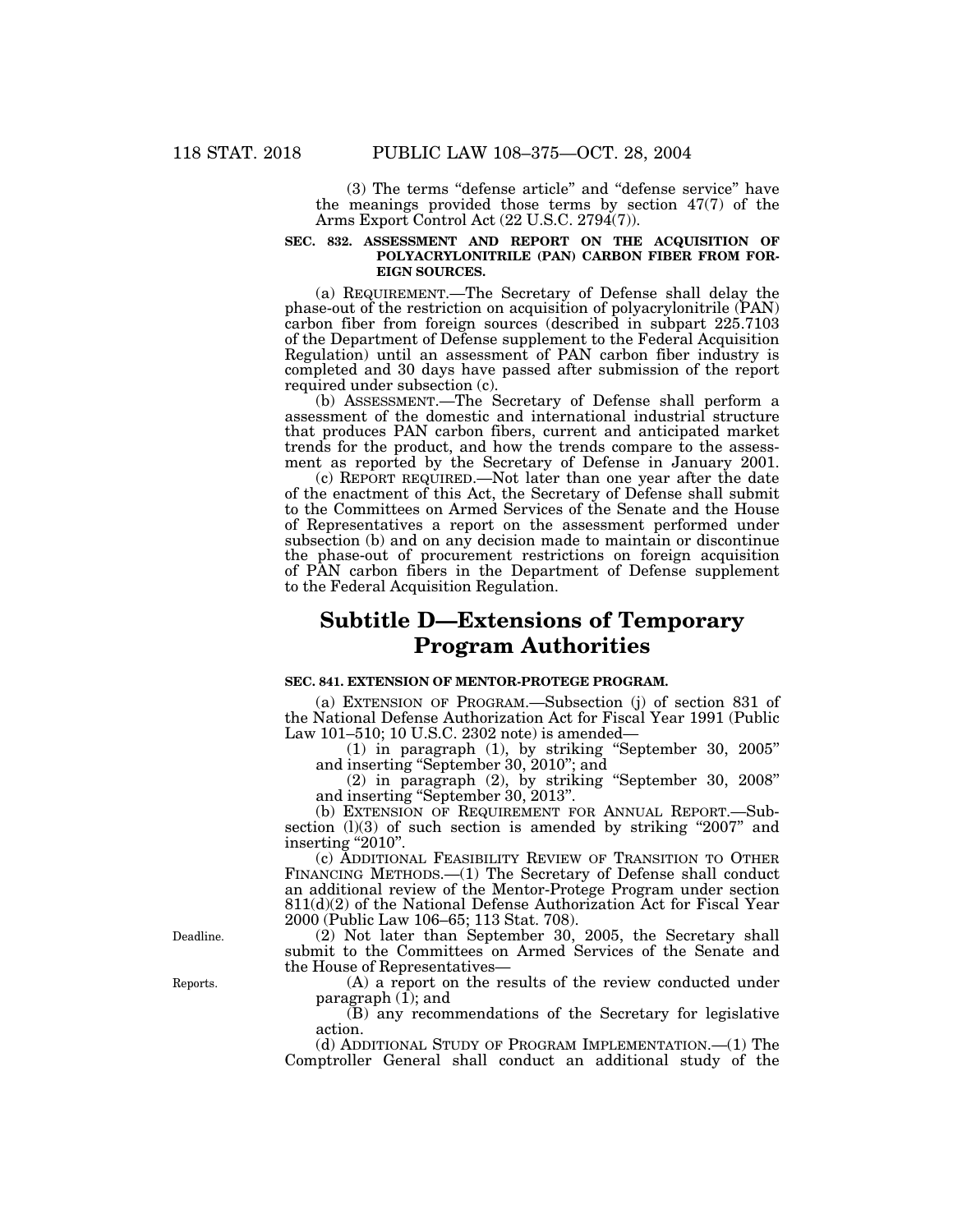(3) The terms "defense article" and "defense service" have the meanings provided those terms by section 47(7) of the Arms Export Control Act (22 U.S.C. 2794(7)).

**SEC. 832. ASSESSMENT AND REPORT ON THE ACQUISITION OF POLYACRYLONITRILE (PAN) CARBON FIBER FROM FOREIGN SOURCES.**

(a) REQUIREMENT.—The Secretary of Defense shall delay the phase-out of the restriction on acquisition of polyacrylonitrile (PAN) carbon fiber from foreign sources (described in subpart 225.7103 of the Department of Defense supplement to the Federal Acquisition Regulation) until an assessment of PAN carbon fiber industry is completed and 30 days have passed after submission of the report required under subsection (c).

(b) ASSESSMENT.—The Secretary of Defense shall perform a assessment of the domestic and international industrial structure that produces PAN carbon fibers, current and anticipated market trends for the product, and how the trends compare to the assessment as reported by the Secretary of Defense in January 2001.

(c) REPORT REQUIRED.—Not later than one year after the date of the enactment of this Act, the Secretary of Defense shall submit to the Committees on Armed Services of the Senate and the House of Representatives a report on the assessment performed under subsection (b) and on any decision made to maintain or discontinue the phase-out of procurement restrictions on foreign acquisition of PAN carbon fibers in the Department of Defense supplement to the Federal Acquisition Regulation.

## Subtitle D—Extensions of Temporary Program Authorities

**SEC. 841. EXTENSION OF MENTOR-PROTEGE PROGRAM.**

(a) EXTENSION OF PROGRAM.—Subsection (j) of section 831 of the National Defense Authorization Act for Fiscal Year 1991 (Public Law 101–510; 10 U.S.C. 2302 note) is amended—

(1) in paragraph (1), by striking "September 30, 2005" and inserting "September 30, 2010"; and

(2) in paragraph (2), by striking "September 30, 2008" and inserting "September 30, 2013".

(b) EXTENSION OF REQUIREMENT FOR ANNUAL REPORT.—Subsection (l)(3) of such section is amended by striking "2007" and inserting "2010".

(c) ADDITIONAL FEASIBILITY REVIEW OF TRANSITION TO OTHER FINANCING METHODS.—(1) The Secretary of Defense shall conduct an additional review of the Mentor-Protege Program under section 811(d)(2) of the National Defense Authorization Act for Fiscal Year 2000 (Public Law 106–65; 113 Stat. 708).

Deadline.

(2) Not later than September 30, 2005, the Secretary shall submit to the Committees on Armed Services of the Senate and the House of Representatives—

Reports.

(A) a report on the results of the review conducted under paragraph (1); and

(B) any recommendations of the Secretary for legislative action.

(d) ADDITIONAL STUDY OF PROGRAM IMPLEMENTATION.—(1) The Comptroller General shall conduct an additional study of the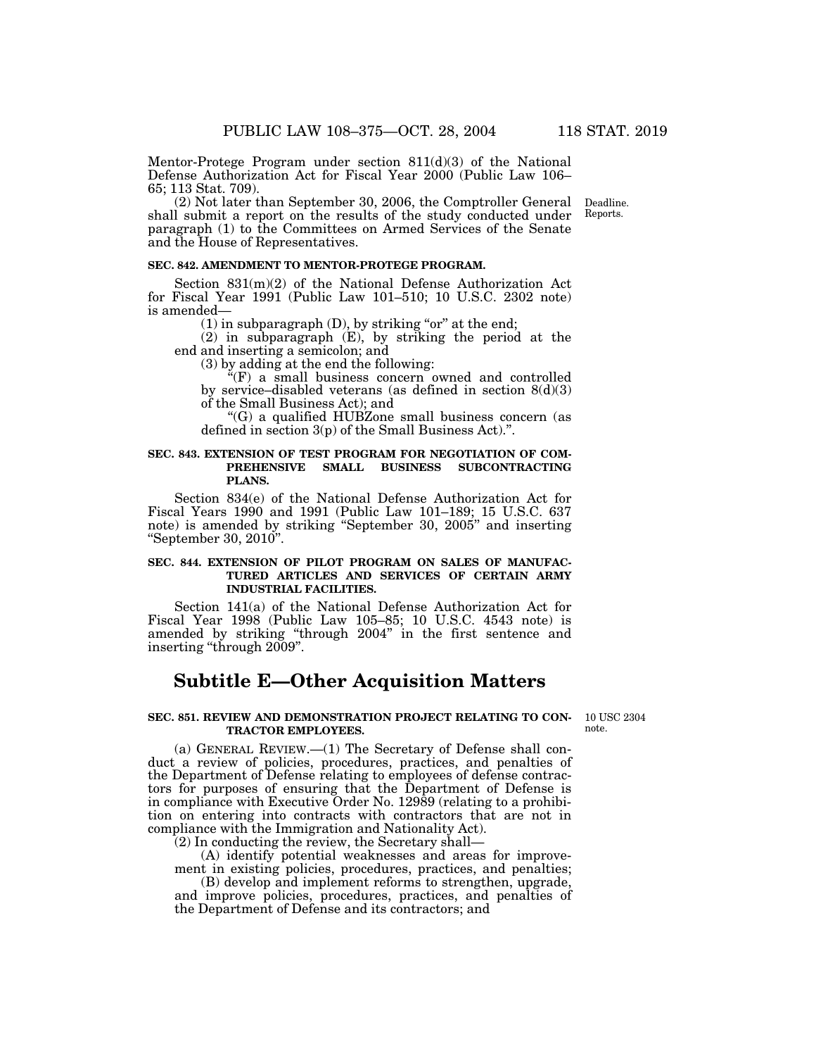Mentor-Protege Program under section 811(d)(3) of the National Defense Authorization Act for Fiscal Year 2000 (Public Law 106–65; 113 Stat. 709).

(2) Not later than September 30, 2006, the Comptroller General shall submit a report on the results of the study conducted under paragraph (1) to the Committees on Armed Services of the Senate and the House of Representatives.

Deadline. Reports.

**SEC. 842. AMENDMENT TO MENTOR-PROTEGE PROGRAM.**

Section 831(m)(2) of the National Defense Authorization Act for Fiscal Year 1991 (Public Law 101–510; 10 U.S.C. 2302 note) is amended—

(1) in subparagraph (D), by striking "or" at the end;

(2) in subparagraph (E), by striking the period at the end and inserting a semicolon; and

(3) by adding at the end the following:

"(F) a small business concern owned and controlled by service–disabled veterans (as defined in section 8(d)(3) of the Small Business Act); and

"(G) a qualified HUBZone small business concern (as defined in section 3(p) of the Small Business Act).".

**SEC. 843. EXTENSION OF TEST PROGRAM FOR NEGOTIATION OF COMPREHENSIVE SMALL BUSINESS SUBCONTRACTING PLANS.**

Section 834(e) of the National Defense Authorization Act for Fiscal Years 1990 and 1991 (Public Law 101–189; 15 U.S.C. 637 note) is amended by striking "September 30, 2005" and inserting "September 30, 2010".

**SEC. 844. EXTENSION OF PILOT PROGRAM ON SALES OF MANUFACTURED ARTICLES AND SERVICES OF CERTAIN ARMY INDUSTRIAL FACILITIES.**

Section 141(a) of the National Defense Authorization Act for Fiscal Year 1998 (Public Law 105–85; 10 U.S.C. 4543 note) is amended by striking "through 2004" in the first sentence and inserting "through 2009".

# Subtitle E—Other Acquisition Matters

**SEC. 851. REVIEW AND DEMONSTRATION PROJECT RELATING TO CONTRACTOR EMPLOYEES.**

10 USC 2304 note.

(a) GENERAL REVIEW.—(1) The Secretary of Defense shall conduct a review of policies, procedures, practices, and penalties of the Department of Defense relating to employees of defense contractors for purposes of ensuring that the Department of Defense is in compliance with Executive Order No. 12989 (relating to a prohibition on entering into contracts with contractors that are not in compliance with the Immigration and Nationality Act).

(2) In conducting the review, the Secretary shall—

(A) identify potential weaknesses and areas for improvement in existing policies, procedures, practices, and penalties;

(B) develop and implement reforms to strengthen, upgrade, and improve policies, procedures, practices, and penalties of the Department of Defense and its contractors; and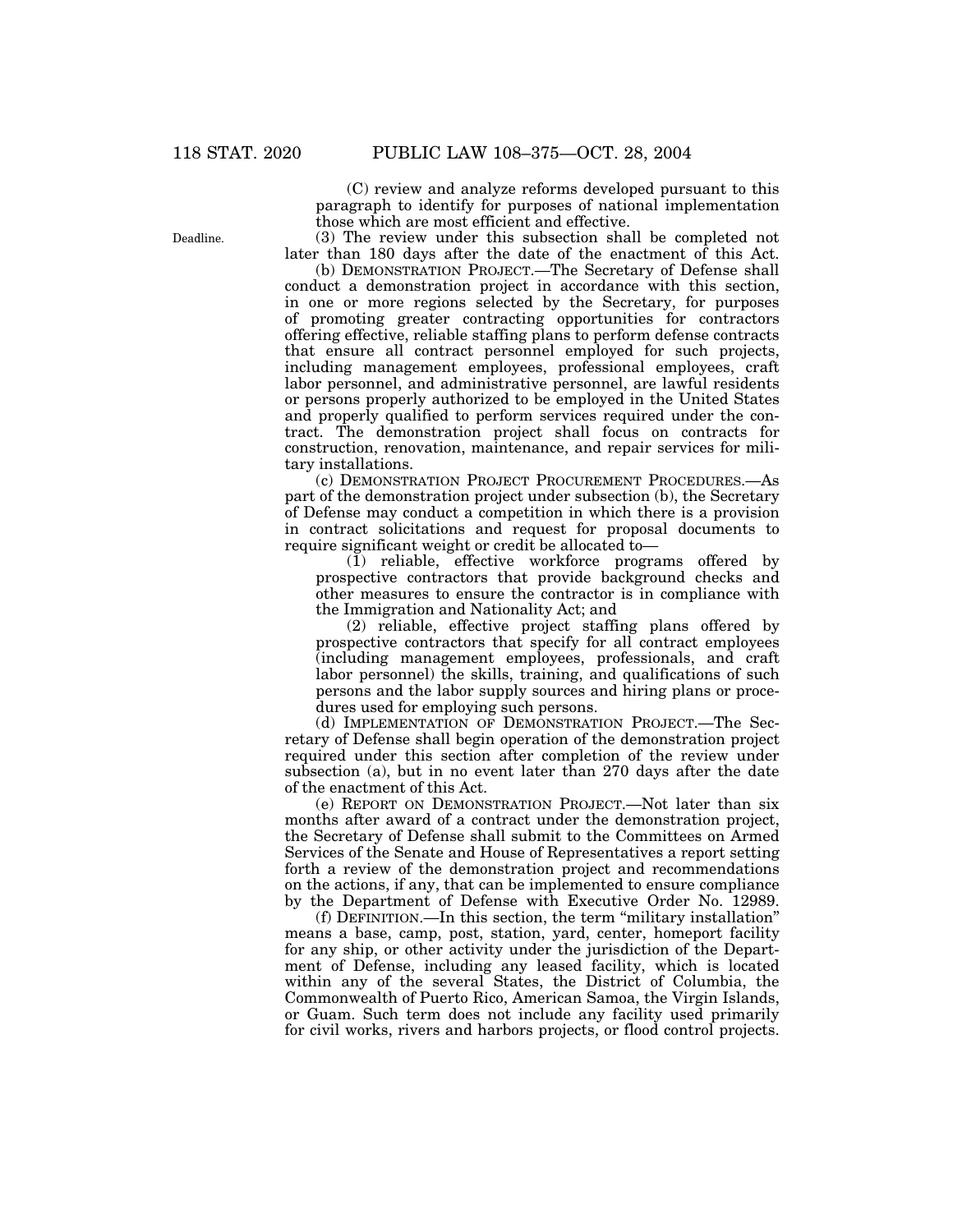(C) review and analyze reforms developed pursuant to this paragraph to identify for purposes of national implementation those which are most efficient and effective.

Deadline.

(3) The review under this subsection shall be completed not later than 180 days after the date of the enactment of this Act.

(b) DEMONSTRATION PROJECT.—The Secretary of Defense shall conduct a demonstration project in accordance with this section, in one or more regions selected by the Secretary, for purposes of promoting greater contracting opportunities for contractors offering effective, reliable staffing plans to perform defense contracts that ensure all contract personnel employed for such projects, including management employees, professional employees, craft labor personnel, and administrative personnel, are lawful residents or persons properly authorized to be employed in the United States and properly qualified to perform services required under the contract. The demonstration project shall focus on contracts for construction, renovation, maintenance, and repair services for military installations.

(c) DEMONSTRATION PROJECT PROCUREMENT PROCEDURES.—As part of the demonstration project under subsection (b), the Secretary of Defense may conduct a competition in which there is a provision in contract solicitations and request for proposal documents to require significant weight or credit be allocated to—

(1) reliable, effective workforce programs offered by prospective contractors that provide background checks and other measures to ensure the contractor is in compliance with the Immigration and Nationality Act; and

(2) reliable, effective project staffing plans offered by prospective contractors that specify for all contract employees (including management employees, professionals, and craft labor personnel) the skills, training, and qualifications of such persons and the labor supply sources and hiring plans or procedures used for employing such persons.

(d) IMPLEMENTATION OF DEMONSTRATION PROJECT.—The Secretary of Defense shall begin operation of the demonstration project required under this section after completion of the review under subsection (a), but in no event later than 270 days after the date of the enactment of this Act.

(e) REPORT ON DEMONSTRATION PROJECT.—Not later than six months after award of a contract under the demonstration project, the Secretary of Defense shall submit to the Committees on Armed Services of the Senate and House of Representatives a report setting forth a review of the demonstration project and recommendations on the actions, if any, that can be implemented to ensure compliance by the Department of Defense with Executive Order No. 12989.

(f) DEFINITION.—In this section, the term "military installation" means a base, camp, post, station, yard, center, homeport facility for any ship, or other activity under the jurisdiction of the Department of Defense, including any leased facility, which is located within any of the several States, the District of Columbia, the Commonwealth of Puerto Rico, American Samoa, the Virgin Islands, or Guam. Such term does not include any facility used primarily for civil works, rivers and harbors projects, or flood control projects.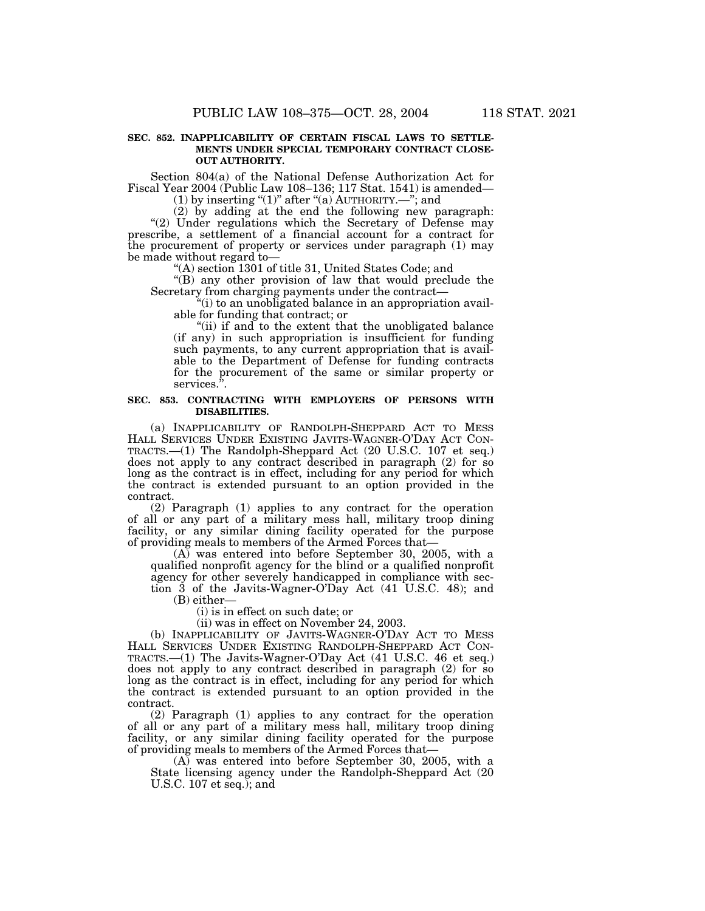**SEC. 852. INAPPLICABILITY OF CERTAIN FISCAL LAWS TO SETTLEMENTS UNDER SPECIAL TEMPORARY CONTRACT CLOSE-OUT AUTHORITY.**

Section 804(a) of the National Defense Authorization Act for Fiscal Year 2004 (Public Law 108–136; 117 Stat. 1541) is amended—

(1) by inserting "(1)" after "(a) AUTHORITY.—"; and

(2) by adding at the end the following new paragraph:

"(2) Under regulations which the Secretary of Defense may prescribe, a settlement of a financial account for a contract for the procurement of property or services under paragraph (1) may be made without regard to—

"(A) section 1301 of title 31, United States Code; and

"(B) any other provision of law that would preclude the Secretary from charging payments under the contract—

"(i) to an unobligated balance in an appropriation available for funding that contract; or

"(ii) if and to the extent that the unobligated balance (if any) in such appropriation is insufficient for funding such payments, to any current appropriation that is available to the Department of Defense for funding contracts for the procurement of the same or similar property or services.".

**SEC. 853. CONTRACTING WITH EMPLOYERS OF PERSONS WITH DISABILITIES.**

(a) INAPPLICABILITY OF RANDOLPH-SHEPPARD ACT TO MESS HALL SERVICES UNDER EXISTING JAVITS-WAGNER-O'DAY ACT CONTRACTS.—(1) The Randolph-Sheppard Act (20 U.S.C. 107 et seq.) does not apply to any contract described in paragraph (2) for so long as the contract is in effect, including for any period for which the contract is extended pursuant to an option provided in the contract.

(2) Paragraph (1) applies to any contract for the operation of all or any part of a military mess hall, military troop dining facility, or any similar dining facility operated for the purpose of providing meals to members of the Armed Forces that—

(A) was entered into before September 30, 2005, with a qualified nonprofit agency for the blind or a qualified nonprofit agency for other severely handicapped in compliance with section 3 of the Javits-Wagner-O'Day Act (41 U.S.C. 48); and

(B) either—

(i) is in effect on such date; or

(ii) was in effect on November 24, 2003.

(b) INAPPLICABILITY OF JAVITS-WAGNER-O'DAY ACT TO MESS HALL SERVICES UNDER EXISTING RANDOLPH-SHEPPARD ACT CONTRACTS.—(1) The Javits-Wagner-O'Day Act (41 U.S.C. 46 et seq.) does not apply to any contract described in paragraph (2) for so long as the contract is in effect, including for any period for which the contract is extended pursuant to an option provided in the contract.

(2) Paragraph (1) applies to any contract for the operation of all or any part of a military mess hall, military troop dining facility, or any similar dining facility operated for the purpose of providing meals to members of the Armed Forces that—

(A) was entered into before September 30, 2005, with a State licensing agency under the Randolph-Sheppard Act (20 U.S.C. 107 et seq.); and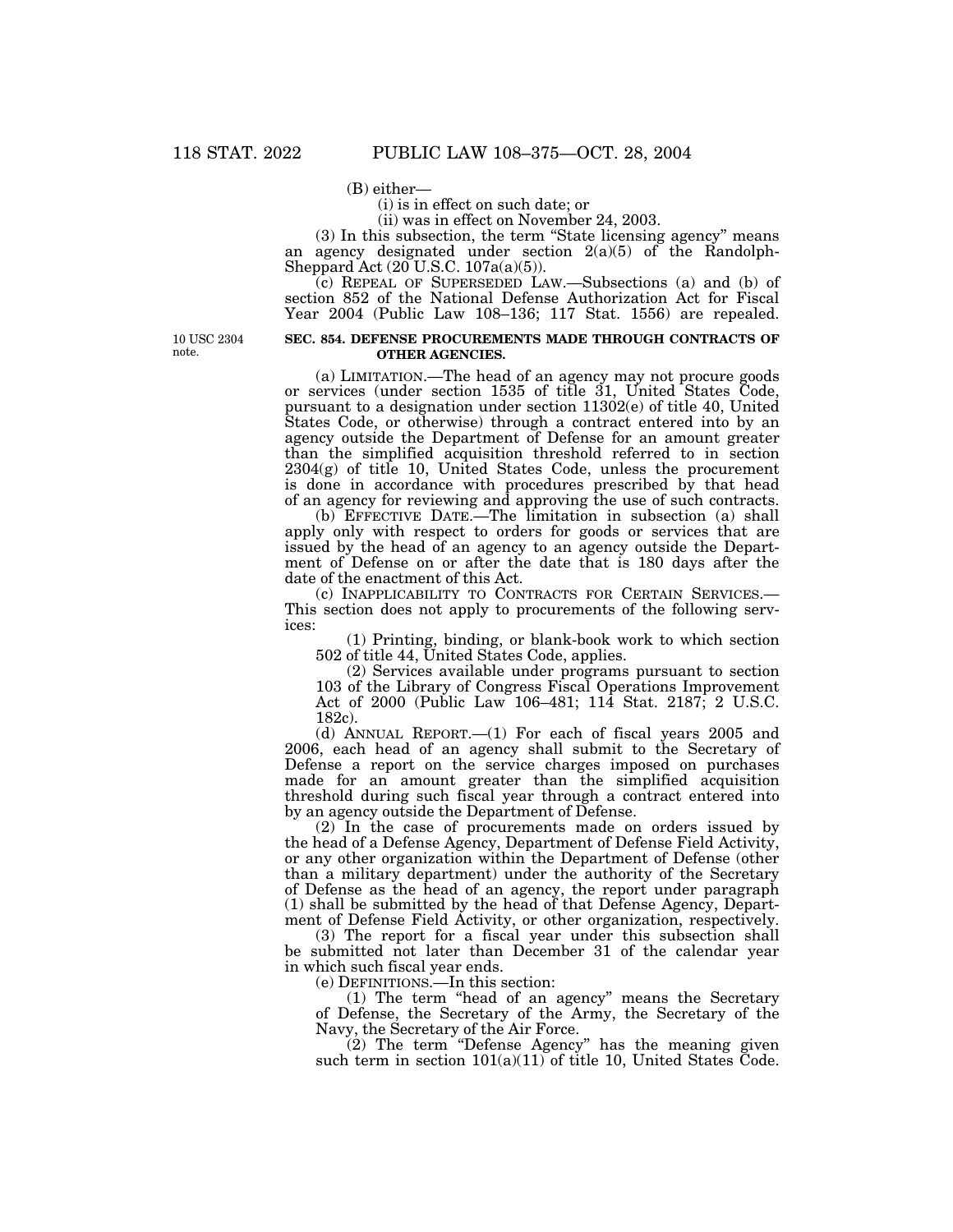(B) either—

(i) is in effect on such date; or

(ii) was in effect on November 24, 2003.

(3) In this subsection, the term "State licensing agency" means an agency designated under section 2(a)(5) of the Randolph-Sheppard Act (20 U.S.C. 107a(a)(5)).

(c) REPEAL OF SUPERSEDED LAW.—Subsections (a) and (b) of section 852 of the National Defense Authorization Act for Fiscal Year 2004 (Public Law 108–136; 117 Stat. 1556) are repealed.

10 USC 2304 note.

### SEC. 854. DEFENSE PROCUREMENTS MADE THROUGH CONTRACTS OF OTHER AGENCIES.

(a) LIMITATION.—The head of an agency may not procure goods or services (under section 1535 of title 31, United States Code, pursuant to a designation under section 11302(e) of title 40, United States Code, or otherwise) through a contract entered into by an agency outside the Department of Defense for an amount greater than the simplified acquisition threshold referred to in section 2304(g) of title 10, United States Code, unless the procurement is done in accordance with procedures prescribed by that head of an agency for reviewing and approving the use of such contracts.

(b) EFFECTIVE DATE.—The limitation in subsection (a) shall apply only with respect to orders for goods or services that are issued by the head of an agency to an agency outside the Department of Defense on or after the date that is 180 days after the date of the enactment of this Act.

(c) INAPPLICABILITY TO CONTRACTS FOR CERTAIN SERVICES.—This section does not apply to procurements of the following services:

(1) Printing, binding, or blank-book work to which section 502 of title 44, United States Code, applies.

(2) Services available under programs pursuant to section 103 of the Library of Congress Fiscal Operations Improvement Act of 2000 (Public Law 106–481; 114 Stat. 2187; 2 U.S.C. 182c).

(d) ANNUAL REPORT.—(1) For each of fiscal years 2005 and 2006, each head of an agency shall submit to the Secretary of Defense a report on the service charges imposed on purchases made for an amount greater than the simplified acquisition threshold during such fiscal year through a contract entered into by an agency outside the Department of Defense.

(2) In the case of procurements made on orders issued by the head of a Defense Agency, Department of Defense Field Activity, or any other organization within the Department of Defense (other than a military department) under the authority of the Secretary of Defense as the head of an agency, the report under paragraph (1) shall be submitted by the head of that Defense Agency, Department of Defense Field Activity, or other organization, respectively.

(3) The report for a fiscal year under this subsection shall be submitted not later than December 31 of the calendar year in which such fiscal year ends.

(e) DEFINITIONS.—In this section:

(1) The term "head of an agency" means the Secretary of Defense, the Secretary of the Army, the Secretary of the Navy, the Secretary of the Air Force.

(2) The term "Defense Agency" has the meaning given such term in section 101(a)(11) of title 10, United States Code.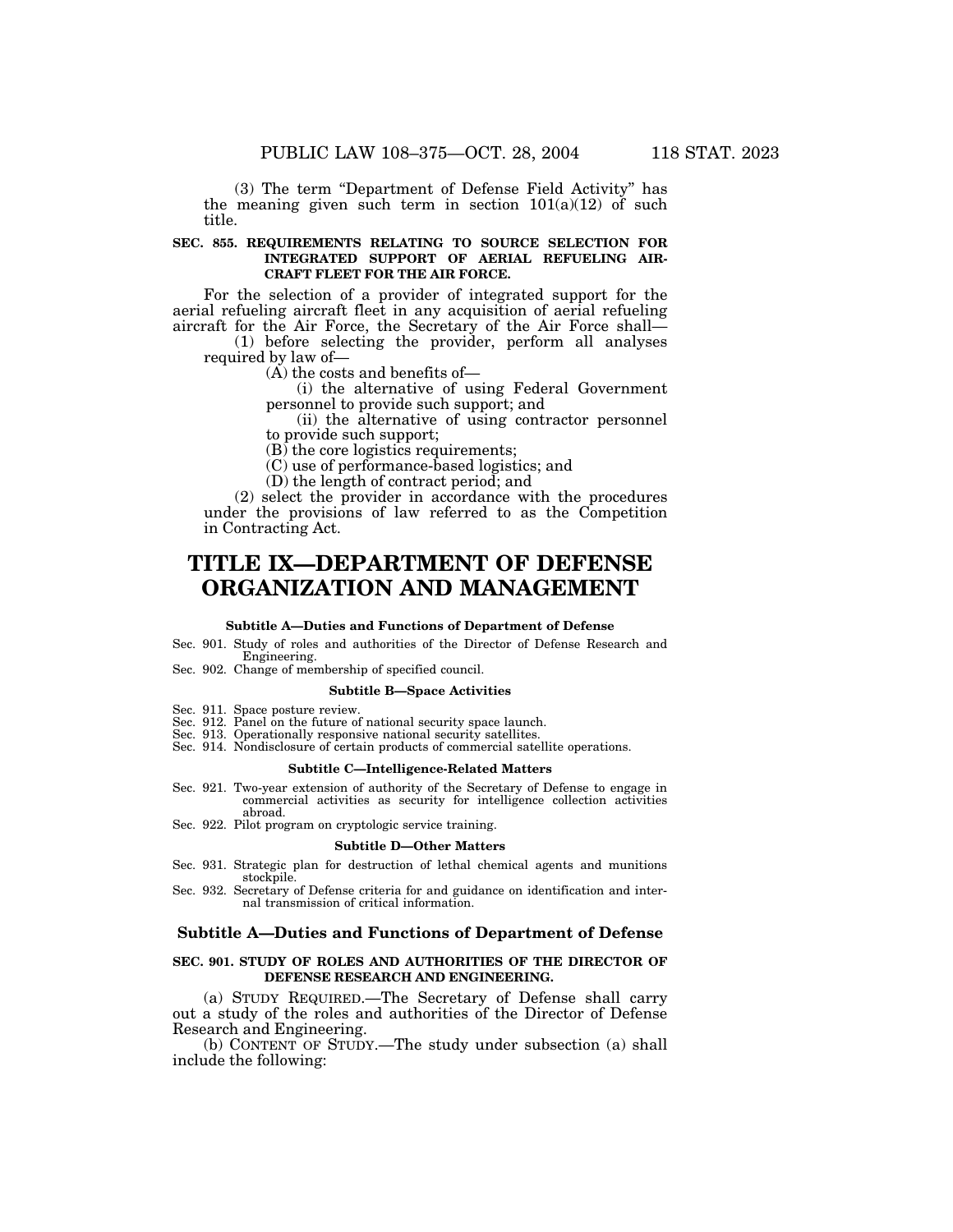(3) The term "Department of Defense Field Activity" has the meaning given such term in section 101(a)(12) of such title.

**SEC. 855. REQUIREMENTS RELATING TO SOURCE SELECTION FOR INTEGRATED SUPPORT OF AERIAL REFUELING AIRCRAFT FLEET FOR THE AIR FORCE.**

For the selection of a provider of integrated support for the aerial refueling aircraft fleet in any acquisition of aerial refueling aircraft for the Air Force, the Secretary of the Air Force shall—

(1) before selecting the provider, perform all analyses required by law of—

(A) the costs and benefits of—

(i) the alternative of using Federal Government personnel to provide such support; and

(ii) the alternative of using contractor personnel to provide such support;

(B) the core logistics requirements;

(C) use of performance-based logistics; and

(D) the length of contract period; and

(2) select the provider in accordance with the procedures under the provisions of law referred to as the Competition in Contracting Act.

# TITLE IX—DEPARTMENT OF DEFENSE ORGANIZATION AND MANAGEMENT

**Subtitle A—Duties and Functions of Department of Defense**

Sec. 901. Study of roles and authorities of the Director of Defense Research and Engineering.
Sec. 902. Change of membership of specified council.

**Subtitle B—Space Activities**

Sec. 911. Space posture review.
Sec. 912. Panel on the future of national security space launch.
Sec. 913. Operationally responsive national security satellites.
Sec. 914. Nondisclosure of certain products of commercial satellite operations.

**Subtitle C—Intelligence-Related Matters**

Sec. 921. Two-year extension of authority of the Secretary of Defense to engage in commercial activities as security for intelligence collection activities abroad.
Sec. 922. Pilot program on cryptologic service training.

**Subtitle D—Other Matters**

Sec. 931. Strategic plan for destruction of lethal chemical agents and munitions stockpile.
Sec. 932. Secretary of Defense criteria for and guidance on identification and internal transmission of critical information.

## Subtitle A—Duties and Functions of Department of Defense

**SEC. 901. STUDY OF ROLES AND AUTHORITIES OF THE DIRECTOR OF DEFENSE RESEARCH AND ENGINEERING.**

(a) STUDY REQUIRED.—The Secretary of Defense shall carry out a study of the roles and authorities of the Director of Defense Research and Engineering.

(b) CONTENT OF STUDY.—The study under subsection (a) shall include the following: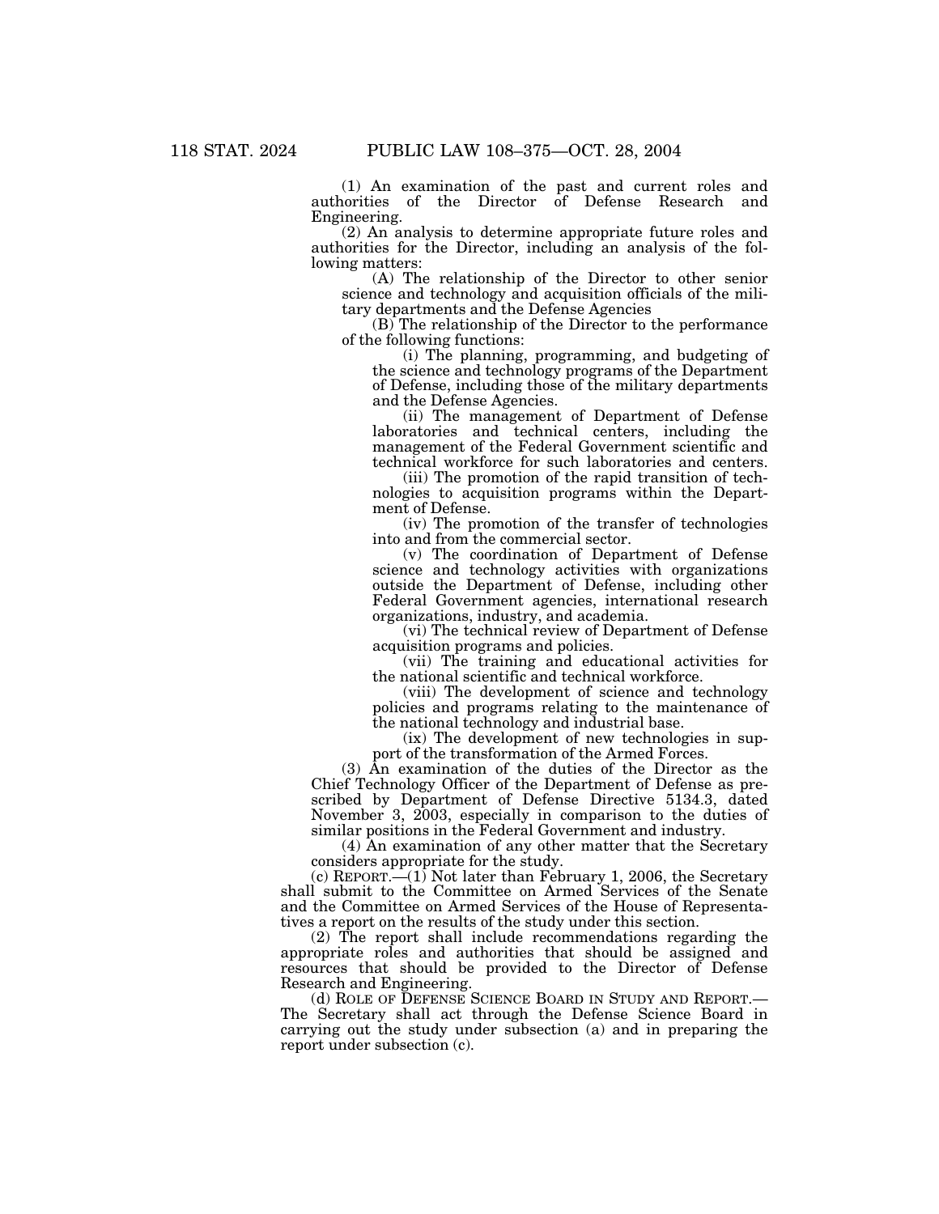(1) An examination of the past and current roles and authorities of the Director of Defense Research and Engineering.

(2) An analysis to determine appropriate future roles and authorities for the Director, including an analysis of the following matters:

(A) The relationship of the Director to other senior science and technology and acquisition officials of the military departments and the Defense Agencies

(B) The relationship of the Director to the performance of the following functions:

(i) The planning, programming, and budgeting of the science and technology programs of the Department of Defense, including those of the military departments and the Defense Agencies.

(ii) The management of Department of Defense laboratories and technical centers, including the management of the Federal Government scientific and technical workforce for such laboratories and centers.

(iii) The promotion of the rapid transition of technologies to acquisition programs within the Department of Defense.

(iv) The promotion of the transfer of technologies into and from the commercial sector.

(v) The coordination of Department of Defense science and technology activities with organizations outside the Department of Defense, including other Federal Government agencies, international research organizations, industry, and academia.

(vi) The technical review of Department of Defense acquisition programs and policies.

(vii) The training and educational activities for the national scientific and technical workforce.

(viii) The development of science and technology policies and programs relating to the maintenance of the national technology and industrial base.

(ix) The development of new technologies in support of the transformation of the Armed Forces.

(3) An examination of the duties of the Director as the Chief Technology Officer of the Department of Defense as prescribed by Department of Defense Directive 5134.3, dated November 3, 2003, especially in comparison to the duties of similar positions in the Federal Government and industry.

(4) An examination of any other matter that the Secretary considers appropriate for the study.

(c) REPORT.—(1) Not later than February 1, 2006, the Secretary shall submit to the Committee on Armed Services of the Senate and the Committee on Armed Services of the House of Representatives a report on the results of the study under this section.

(2) The report shall include recommendations regarding the appropriate roles and authorities that should be assigned and resources that should be provided to the Director of Defense Research and Engineering.

(d) ROLE OF DEFENSE SCIENCE BOARD IN STUDY AND REPORT.—The Secretary shall act through the Defense Science Board in carrying out the study under subsection (a) and in preparing the report under subsection (c).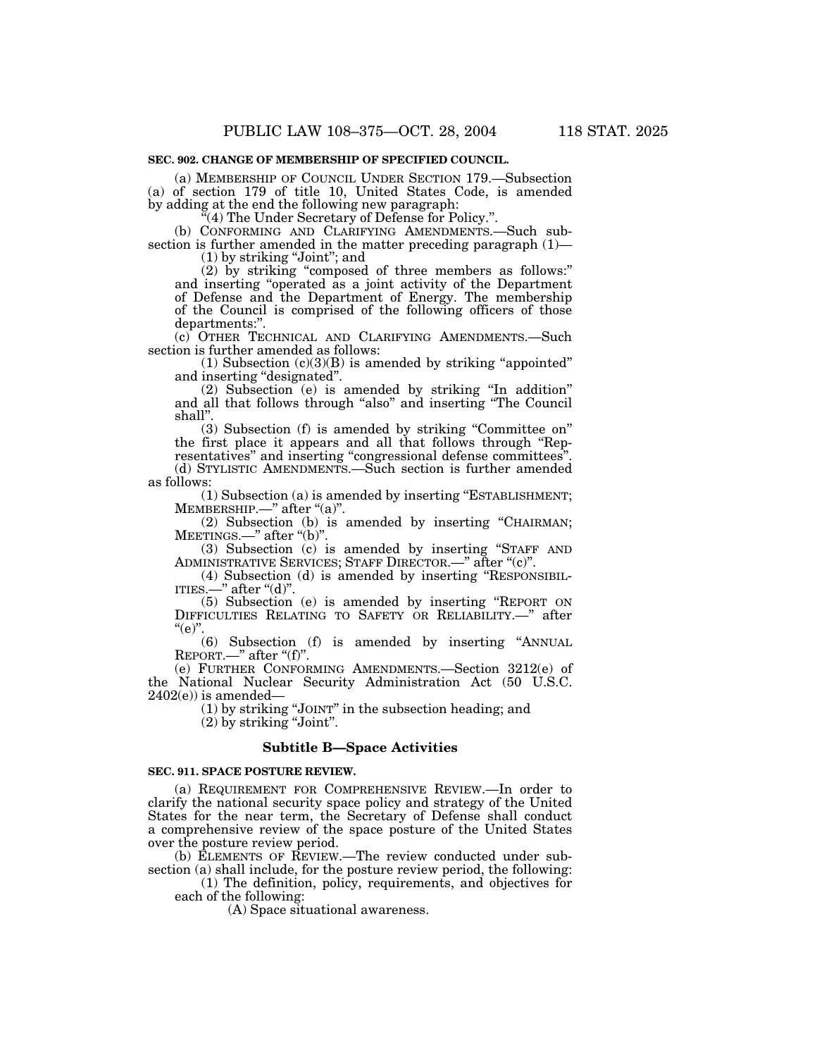**SEC. 902. CHANGE OF MEMBERSHIP OF SPECIFIED COUNCIL.**

(a) MEMBERSHIP OF COUNCIL UNDER SECTION 179.—Subsection (a) of section 179 of title 10, United States Code, is amended by adding at the end the following new paragraph:

"(4) The Under Secretary of Defense for Policy.".

(b) CONFORMING AND CLARIFYING AMENDMENTS.—Such subsection is further amended in the matter preceding paragraph (1)—

(1) by striking "Joint"; and

(2) by striking "composed of three members as follows:" and inserting "operated as a joint activity of the Department of Defense and the Department of Energy. The membership of the Council is comprised of the following officers of those departments:".

(c) OTHER TECHNICAL AND CLARIFYING AMENDMENTS.—Such section is further amended as follows:

(1) Subsection (c)(3)(B) is amended by striking "appointed" and inserting "designated".

(2) Subsection (e) is amended by striking "In addition" and all that follows through "also" and inserting "The Council shall".

(3) Subsection (f) is amended by striking "Committee on" the first place it appears and all that follows through "Representatives" and inserting "congressional defense committees".

(d) STYLISTIC AMENDMENTS.—Such section is further amended as follows:

(1) Subsection (a) is amended by inserting "ESTABLISHMENT; MEMBERSHIP.—" after "(a)".

(2) Subsection (b) is amended by inserting "CHAIRMAN; MEETINGS.—" after "(b)".

(3) Subsection (c) is amended by inserting "STAFF AND ADMINISTRATIVE SERVICES; STAFF DIRECTOR.—" after "(c)".

(4) Subsection (d) is amended by inserting "RESPONSIBILITIES.—" after "(d)".

(5) Subsection (e) is amended by inserting "REPORT ON DIFFICULTIES RELATING TO SAFETY OR RELIABILITY.—" after "(e)".

(6) Subsection (f) is amended by inserting "ANNUAL REPORT.—" after "(f)".

(e) FURTHER CONFORMING AMENDMENTS.—Section 3212(e) of the National Nuclear Security Administration Act (50 U.S.C. 2402(e)) is amended—

(1) by striking "JOINT" in the subsection heading; and

(2) by striking "Joint".

## Subtitle B—Space Activities

**SEC. 911. SPACE POSTURE REVIEW.**

(a) REQUIREMENT FOR COMPREHENSIVE REVIEW.—In order to clarify the national security space policy and strategy of the United States for the near term, the Secretary of Defense shall conduct a comprehensive review of the space posture of the United States over the posture review period.

(b) ELEMENTS OF REVIEW.—The review conducted under subsection (a) shall include, for the posture review period, the following:

(1) The definition, policy, requirements, and objectives for each of the following:

(A) Space situational awareness.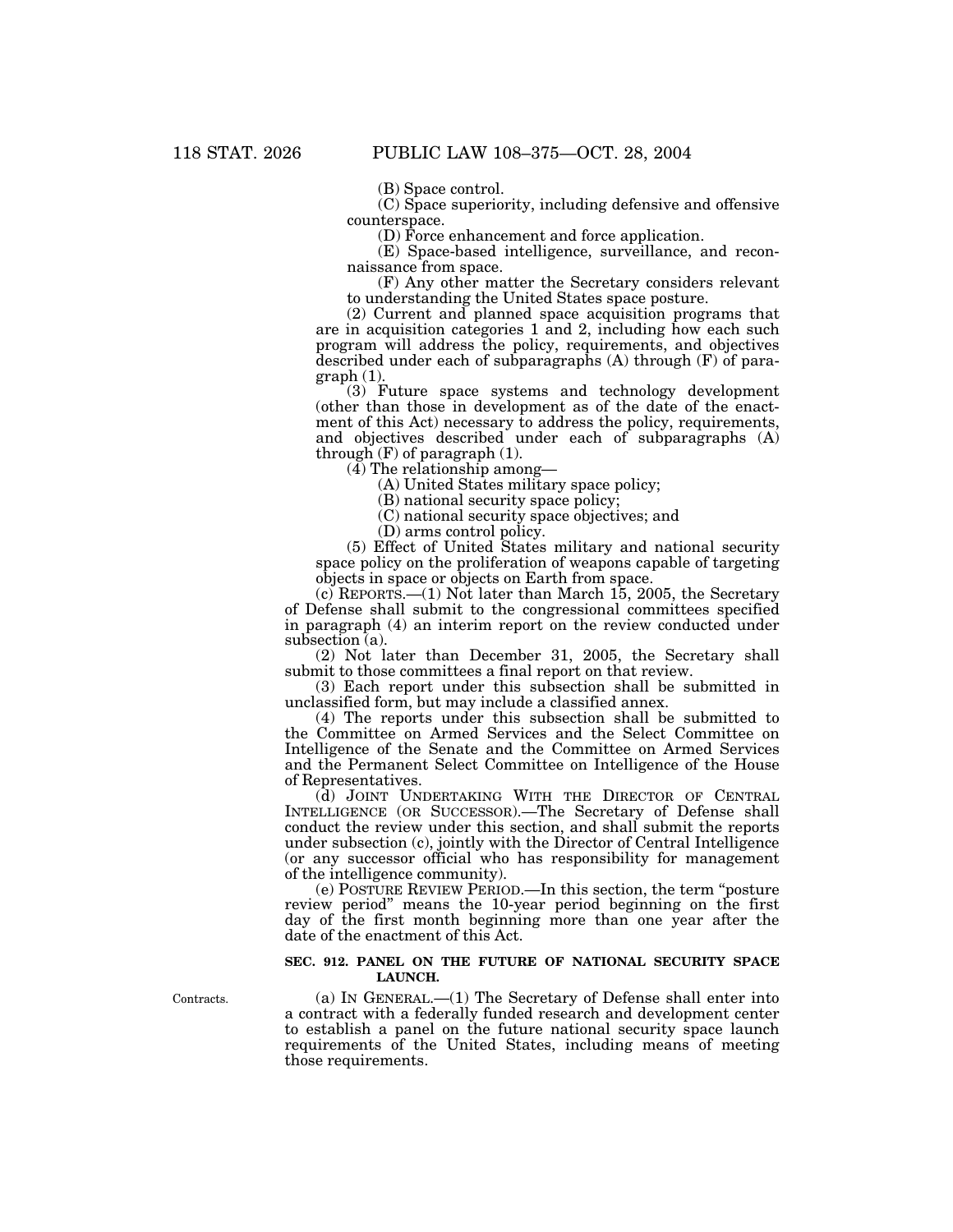(B) Space control.

(C) Space superiority, including defensive and offensive counterspace.

(D) Force enhancement and force application.

(E) Space-based intelligence, surveillance, and reconnaissance from space.

(F) Any other matter the Secretary considers relevant to understanding the United States space posture.

(2) Current and planned space acquisition programs that are in acquisition categories 1 and 2, including how each such program will address the policy, requirements, and objectives described under each of subparagraphs (A) through (F) of paragraph (1).

(3) Future space systems and technology development (other than those in development as of the date of the enactment of this Act) necessary to address the policy, requirements, and objectives described under each of subparagraphs (A) through (F) of paragraph (1).

(4) The relationship among—

(A) United States military space policy;

(B) national security space policy;

(C) national security space objectives; and

(D) arms control policy.

(5) Effect of United States military and national security space policy on the proliferation of weapons capable of targeting objects in space or objects on Earth from space.

(c) REPORTS.—(1) Not later than March 15, 2005, the Secretary of Defense shall submit to the congressional committees specified in paragraph (4) an interim report on the review conducted under subsection (a).

(2) Not later than December 31, 2005, the Secretary shall submit to those committees a final report on that review.

(3) Each report under this subsection shall be submitted in unclassified form, but may include a classified annex.

(4) The reports under this subsection shall be submitted to the Committee on Armed Services and the Select Committee on Intelligence of the Senate and the Committee on Armed Services and the Permanent Select Committee on Intelligence of the House of Representatives.

(d) JOINT UNDERTAKING WITH THE DIRECTOR OF CENTRAL INTELLIGENCE (OR SUCCESSOR).—The Secretary of Defense shall conduct the review under this section, and shall submit the reports under subsection (c), jointly with the Director of Central Intelligence (or any successor official who has responsibility for management of the intelligence community).

(e) POSTURE REVIEW PERIOD.—In this section, the term "posture review period" means the 10-year period beginning on the first day of the first month beginning more than one year after the date of the enactment of this Act.

**SEC. 912. PANEL ON THE FUTURE OF NATIONAL SECURITY SPACE LAUNCH.**

Contracts.

(a) IN GENERAL.—(1) The Secretary of Defense shall enter into a contract with a federally funded research and development center to establish a panel on the future national security space launch requirements of the United States, including means of meeting those requirements.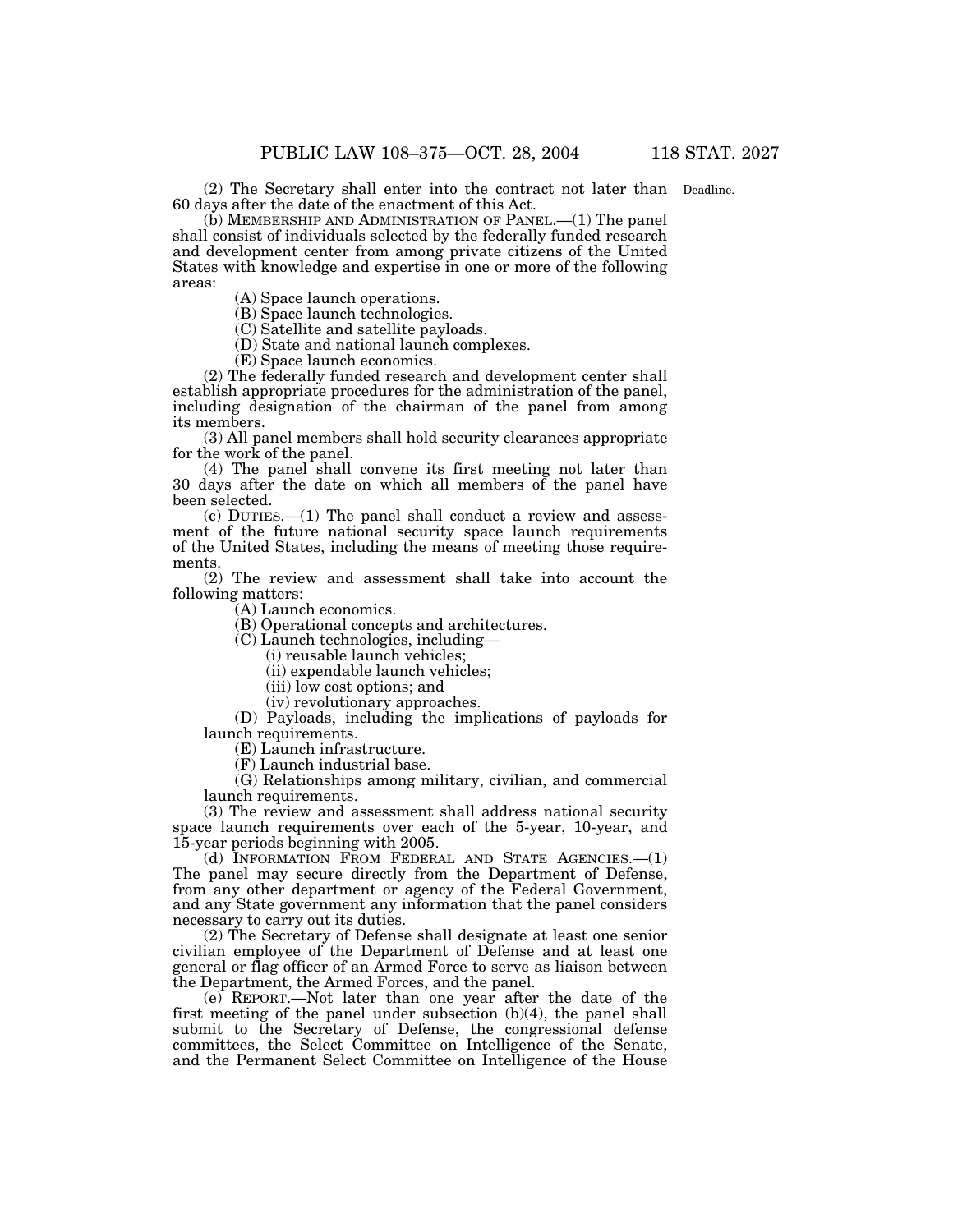(2) The Secretary shall enter into the contract not later than 60 days after the date of the enactment of this Act.

Deadline.

(b) MEMBERSHIP AND ADMINISTRATION OF PANEL.—(1) The panel shall consist of individuals selected by the federally funded research and development center from among private citizens of the United States with knowledge and expertise in one or more of the following areas:

(A) Space launch operations.

(B) Space launch technologies.

(C) Satellite and satellite payloads.

(D) State and national launch complexes.

(E) Space launch economics.

(2) The federally funded research and development center shall establish appropriate procedures for the administration of the panel, including designation of the chairman of the panel from among its members.

(3) All panel members shall hold security clearances appropriate for the work of the panel.

(4) The panel shall convene its first meeting not later than 30 days after the date on which all members of the panel have been selected.

(c) DUTIES.—(1) The panel shall conduct a review and assessment of the future national security space launch requirements of the United States, including the means of meeting those requirements.

(2) The review and assessment shall take into account the following matters:

(A) Launch economics.

(B) Operational concepts and architectures.

(C) Launch technologies, including—

(i) reusable launch vehicles;

(ii) expendable launch vehicles;

(iii) low cost options; and

(iv) revolutionary approaches.

(D) Payloads, including the implications of payloads for launch requirements.

(E) Launch infrastructure.

(F) Launch industrial base.

(G) Relationships among military, civilian, and commercial launch requirements.

(3) The review and assessment shall address national security space launch requirements over each of the 5-year, 10-year, and 15-year periods beginning with 2005.

(d) INFORMATION FROM FEDERAL AND STATE AGENCIES.—(1) The panel may secure directly from the Department of Defense, from any other department or agency of the Federal Government, and any State government any information that the panel considers necessary to carry out its duties.

(2) The Secretary of Defense shall designate at least one senior civilian employee of the Department of Defense and at least one general or flag officer of an Armed Force to serve as liaison between the Department, the Armed Forces, and the panel.

(e) REPORT.—Not later than one year after the date of the first meeting of the panel under subsection (b)(4), the panel shall submit to the Secretary of Defense, the congressional defense committees, the Select Committee on Intelligence of the Senate, and the Permanent Select Committee on Intelligence of the House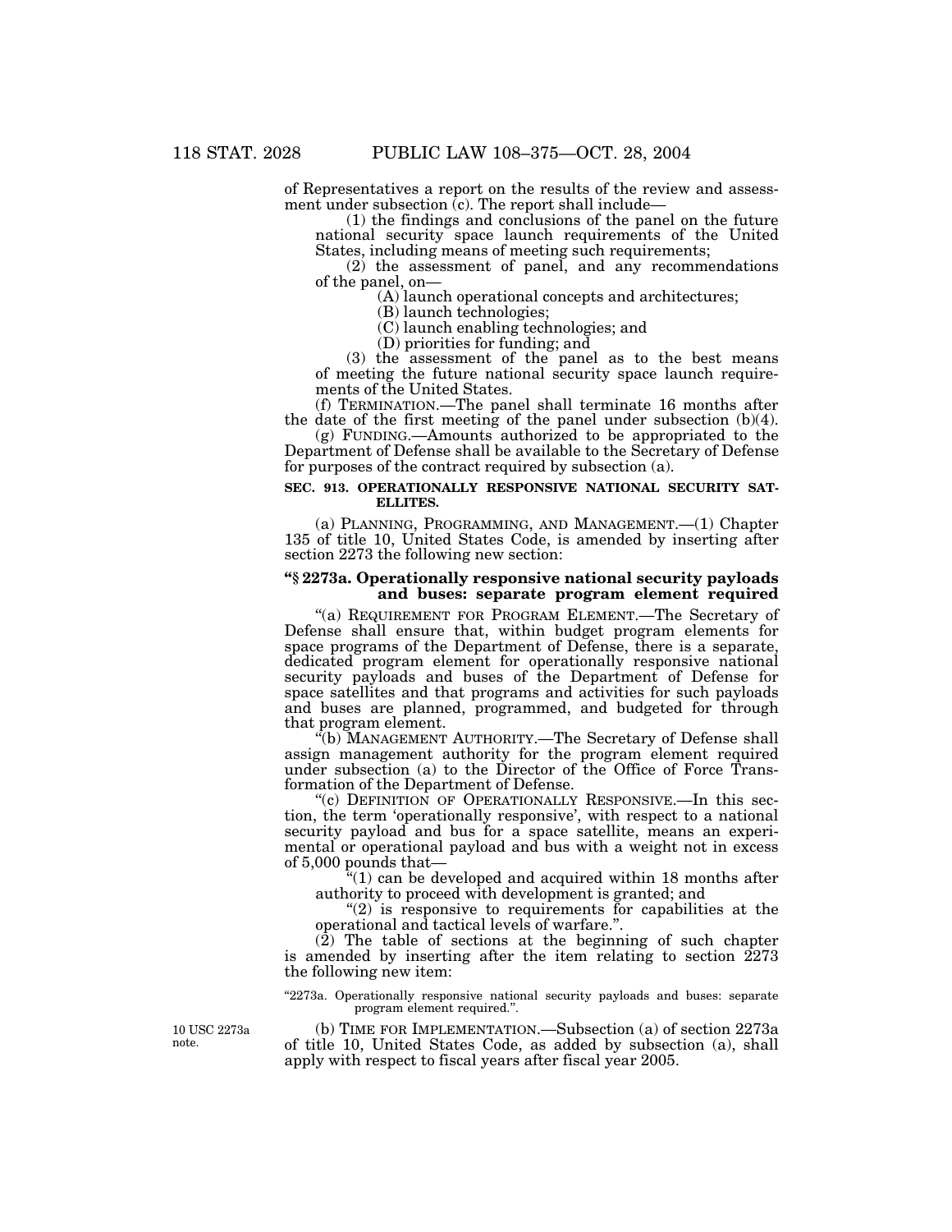of Representatives a report on the results of the review and assessment under subsection (c). The report shall include—

(1) the findings and conclusions of the panel on the future national security space launch requirements of the United States, including means of meeting such requirements;

(2) the assessment of panel, and any recommendations of the panel, on—

(A) launch operational concepts and architectures;

(B) launch technologies;

(C) launch enabling technologies; and

(D) priorities for funding; and

(3) the assessment of the panel as to the best means of meeting the future national security space launch requirements of the United States.

(f) TERMINATION.—The panel shall terminate 16 months after the date of the first meeting of the panel under subsection (b)(4).

(g) FUNDING.—Amounts authorized to be appropriated to the Department of Defense shall be available to the Secretary of Defense for purposes of the contract required by subsection (a).

**SEC. 913. OPERATIONALLY RESPONSIVE NATIONAL SECURITY SATELLITES.**

(a) PLANNING, PROGRAMMING, AND MANAGEMENT.—(1) Chapter 135 of title 10, United States Code, is amended by inserting after section 2273 the following new section:

**"§ 2273a. Operationally responsive national security payloads and buses: separate program element required**

"(a) REQUIREMENT FOR PROGRAM ELEMENT.—The Secretary of Defense shall ensure that, within budget program elements for space programs of the Department of Defense, there is a separate, dedicated program element for operationally responsive national security payloads and buses of the Department of Defense for space satellites and that programs and activities for such payloads and buses are planned, programmed, and budgeted for through that program element.

"(b) MANAGEMENT AUTHORITY.—The Secretary of Defense shall assign management authority for the program element required under subsection (a) to the Director of the Office of Force Transformation of the Department of Defense.

"(c) DEFINITION OF OPERATIONALLY RESPONSIVE.—In this section, the term 'operationally responsive', with respect to a national security payload and bus for a space satellite, means an experimental or operational payload and bus with a weight not in excess of 5,000 pounds that—

"(1) can be developed and acquired within 18 months after authority to proceed with development is granted; and

"(2) is responsive to requirements for capabilities at the operational and tactical levels of warfare.".

(2) The table of sections at the beginning of such chapter is amended by inserting after the item relating to section 2273 the following new item:

"2273a. Operationally responsive national security payloads and buses: separate program element required.".

10 USC 2273a note.

(b) TIME FOR IMPLEMENTATION.—Subsection (a) of section 2273a of title 10, United States Code, as added by subsection (a), shall apply with respect to fiscal years after fiscal year 2005.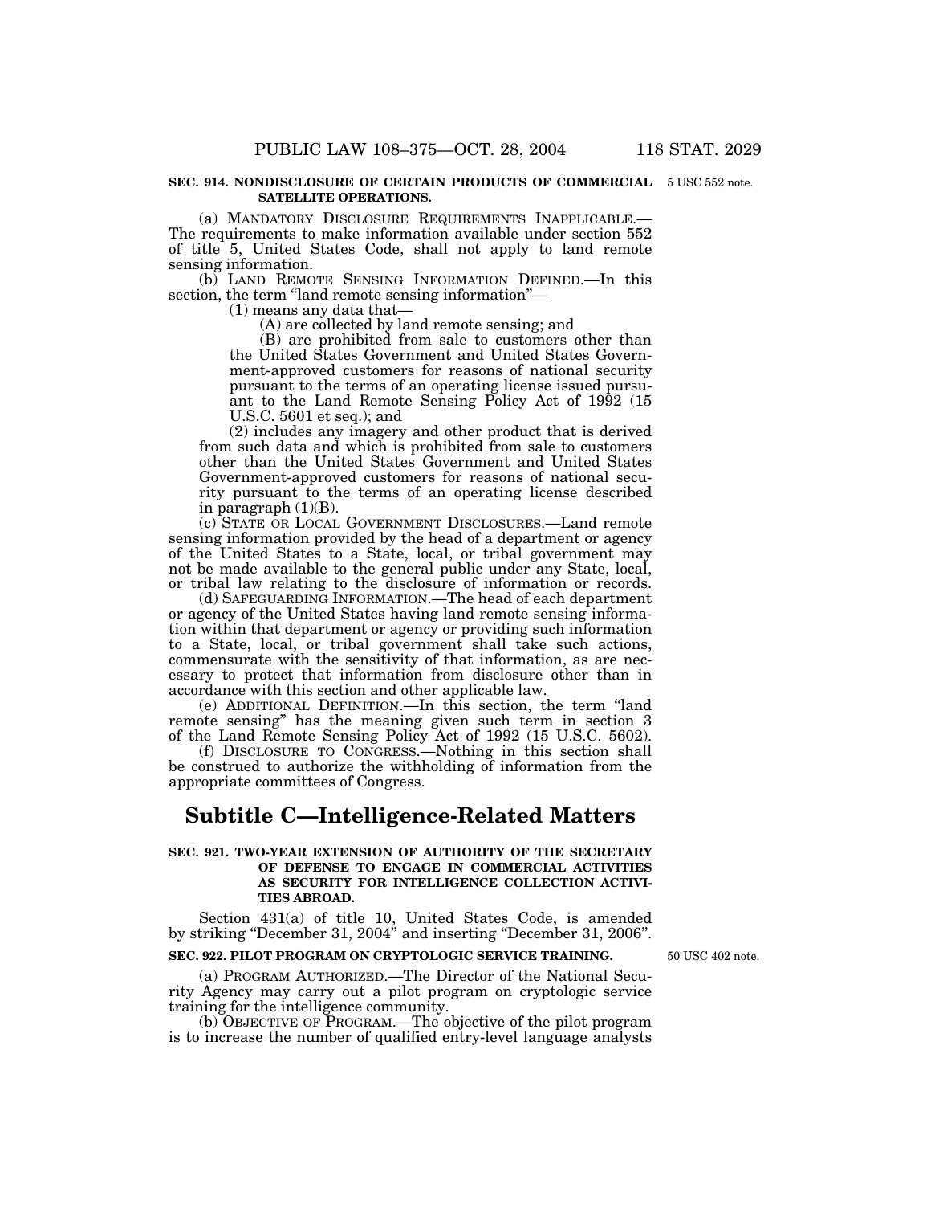**SEC. 914. NONDISCLOSURE OF CERTAIN PRODUCTS OF COMMERCIAL SATELLITE OPERATIONS.**

5 USC 552 note.

(a) MANDATORY DISCLOSURE REQUIREMENTS INAPPLICABLE.—The requirements to make information available under section 552 of title 5, United States Code, shall not apply to land remote sensing information.

(b) LAND REMOTE SENSING INFORMATION DEFINED.—In this section, the term "land remote sensing information"—

(1) means any data that—

(A) are collected by land remote sensing; and

(B) are prohibited from sale to customers other than the United States Government and United States Government-approved customers for reasons of national security pursuant to the terms of an operating license issued pursuant to the Land Remote Sensing Policy Act of 1992 (15 U.S.C. 5601 et seq.); and

(2) includes any imagery and other product that is derived from such data and which is prohibited from sale to customers other than the United States Government and United States Government-approved customers for reasons of national security pursuant to the terms of an operating license described in paragraph (1)(B).

(c) STATE OR LOCAL GOVERNMENT DISCLOSURES.—Land remote sensing information provided by the head of a department or agency of the United States to a State, local, or tribal government may not be made available to the general public under any State, local, or tribal law relating to the disclosure of information or records.

(d) SAFEGUARDING INFORMATION.—The head of each department or agency of the United States having land remote sensing information within that department or agency or providing such information to a State, local, or tribal government shall take such actions, commensurate with the sensitivity of that information, as are necessary to protect that information from disclosure other than in accordance with this section and other applicable law.

(e) ADDITIONAL DEFINITION.—In this section, the term "land remote sensing" has the meaning given such term in section 3 of the Land Remote Sensing Policy Act of 1992 (15 U.S.C. 5602).

(f) DISCLOSURE TO CONGRESS.—Nothing in this section shall be construed to authorize the withholding of information from the appropriate committees of Congress.

## Subtitle C—Intelligence-Related Matters

**SEC. 921. TWO-YEAR EXTENSION OF AUTHORITY OF THE SECRETARY OF DEFENSE TO ENGAGE IN COMMERCIAL ACTIVITIES AS SECURITY FOR INTELLIGENCE COLLECTION ACTIVITIES ABROAD.**

Section 431(a) of title 10, United States Code, is amended by striking "December 31, 2004" and inserting "December 31, 2006".

**SEC. 922. PILOT PROGRAM ON CRYPTOLOGIC SERVICE TRAINING.**

50 USC 402 note.

(a) PROGRAM AUTHORIZED.—The Director of the National Security Agency may carry out a pilot program on cryptologic service training for the intelligence community.

(b) OBJECTIVE OF PROGRAM.—The objective of the pilot program is to increase the number of qualified entry-level language analysts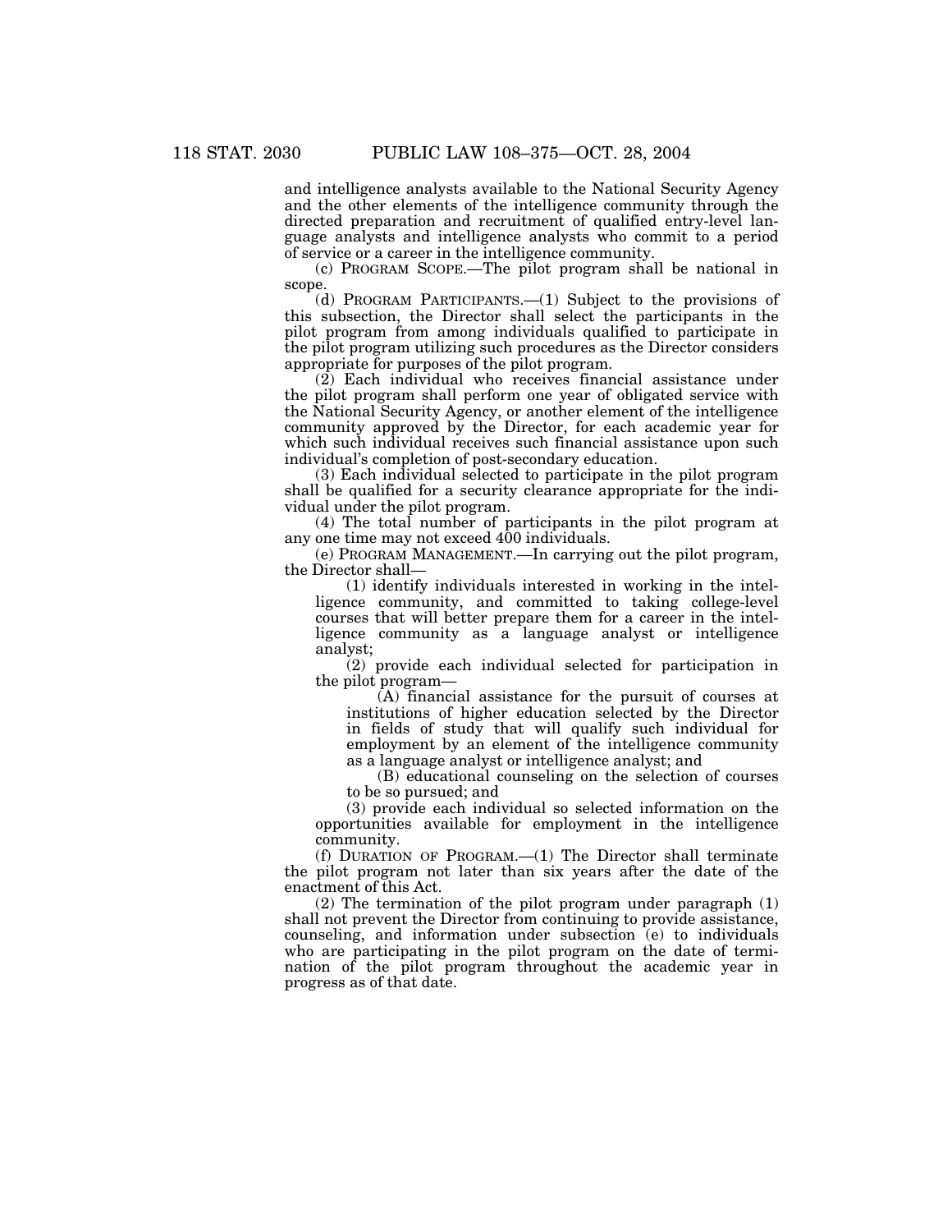and intelligence analysts available to the National Security Agency and the other elements of the intelligence community through the directed preparation and recruitment of qualified entry-level language analysts and intelligence analysts who commit to a period of service or a career in the intelligence community.

(c) PROGRAM SCOPE.—The pilot program shall be national in scope.

(d) PROGRAM PARTICIPANTS.—(1) Subject to the provisions of this subsection, the Director shall select the participants in the pilot program from among individuals qualified to participate in the pilot program utilizing such procedures as the Director considers appropriate for purposes of the pilot program.

(2) Each individual who receives financial assistance under the pilot program shall perform one year of obligated service with the National Security Agency, or another element of the intelligence community approved by the Director, for each academic year for which such individual receives such financial assistance upon such individual's completion of post-secondary education.

(3) Each individual selected to participate in the pilot program shall be qualified for a security clearance appropriate for the individual under the pilot program.

(4) The total number of participants in the pilot program at any one time may not exceed 400 individuals.

(e) PROGRAM MANAGEMENT.—In carrying out the pilot program, the Director shall—

(1) identify individuals interested in working in the intelligence community, and committed to taking college-level courses that will better prepare them for a career in the intelligence community as a language analyst or intelligence analyst;

(2) provide each individual selected for participation in the pilot program—

(A) financial assistance for the pursuit of courses at institutions of higher education selected by the Director in fields of study that will qualify such individual for employment by an element of the intelligence community as a language analyst or intelligence analyst; and

(B) educational counseling on the selection of courses to be so pursued; and

(3) provide each individual so selected information on the opportunities available for employment in the intelligence community.

(f) DURATION OF PROGRAM.—(1) The Director shall terminate the pilot program not later than six years after the date of the enactment of this Act.

(2) The termination of the pilot program under paragraph (1) shall not prevent the Director from continuing to provide assistance, counseling, and information under subsection (e) to individuals who are participating in the pilot program on the date of termination of the pilot program throughout the academic year in progress as of that date.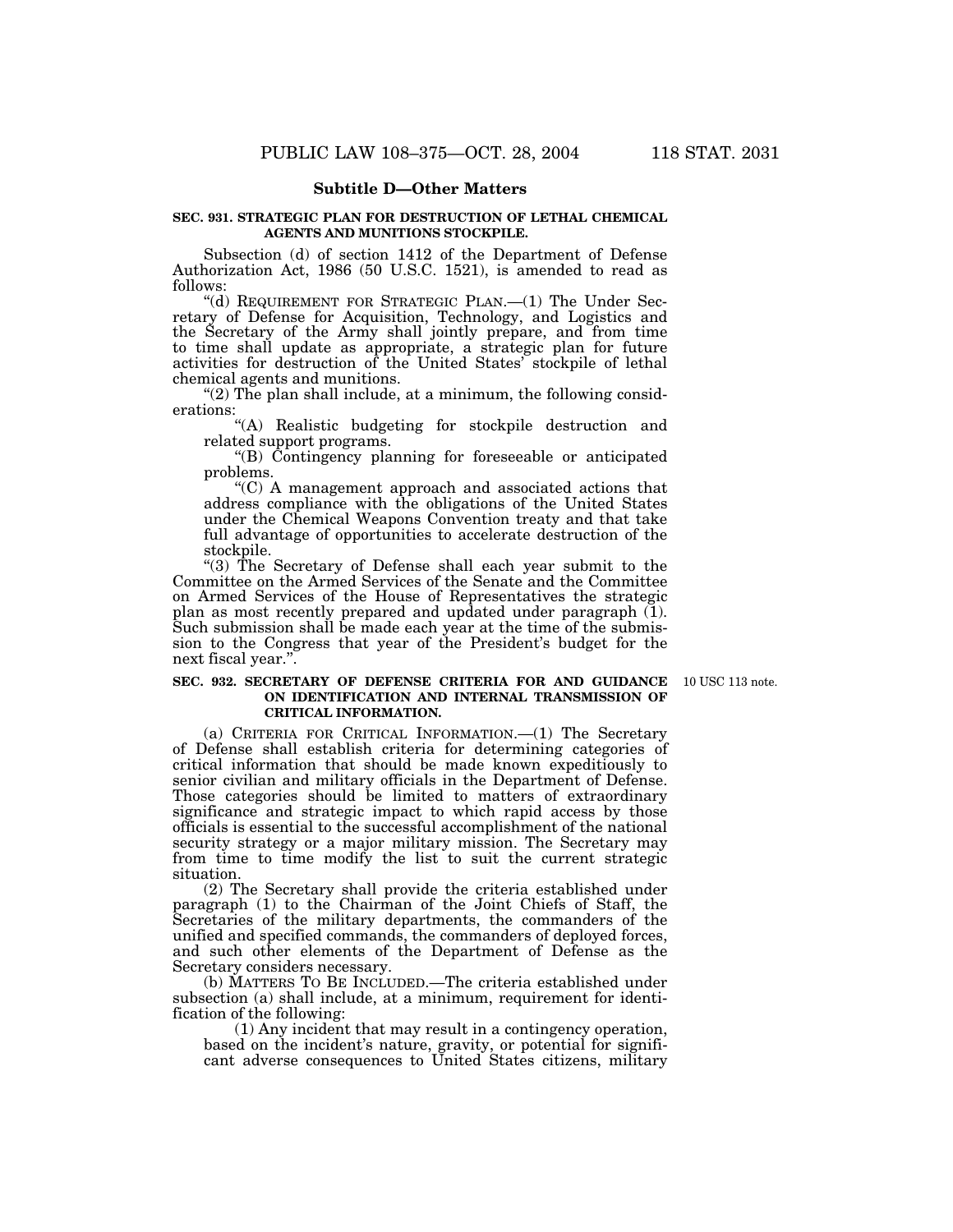## Subtitle D—Other Matters

**SEC. 931. STRATEGIC PLAN FOR DESTRUCTION OF LETHAL CHEMICAL AGENTS AND MUNITIONS STOCKPILE.**

Subsection (d) of section 1412 of the Department of Defense Authorization Act, 1986 (50 U.S.C. 1521), is amended to read as follows:

"(d) REQUIREMENT FOR STRATEGIC PLAN.—(1) The Under Secretary of Defense for Acquisition, Technology, and Logistics and the Secretary of the Army shall jointly prepare, and from time to time shall update as appropriate, a strategic plan for future activities for destruction of the United States' stockpile of lethal chemical agents and munitions.

"(2) The plan shall include, at a minimum, the following considerations:

"(A) Realistic budgeting for stockpile destruction and related support programs.

"(B) Contingency planning for foreseeable or anticipated problems.

"(C) A management approach and associated actions that address compliance with the obligations of the United States under the Chemical Weapons Convention treaty and that take full advantage of opportunities to accelerate destruction of the stockpile.

"(3) The Secretary of Defense shall each year submit to the Committee on the Armed Services of the Senate and the Committee on Armed Services of the House of Representatives the strategic plan as most recently prepared and updated under paragraph (1). Such submission shall be made each year at the time of the submission to the Congress that year of the President's budget for the next fiscal year.".

**SEC. 932. SECRETARY OF DEFENSE CRITERIA FOR AND GUIDANCE ON IDENTIFICATION AND INTERNAL TRANSMISSION OF CRITICAL INFORMATION.**

10 USC 113 note.

(a) CRITERIA FOR CRITICAL INFORMATION.—(1) The Secretary of Defense shall establish criteria for determining categories of critical information that should be made known expeditiously to senior civilian and military officials in the Department of Defense. Those categories should be limited to matters of extraordinary significance and strategic impact to which rapid access by those officials is essential to the successful accomplishment of the national security strategy or a major military mission. The Secretary may from time to time modify the list to suit the current strategic situation.

(2) The Secretary shall provide the criteria established under paragraph (1) to the Chairman of the Joint Chiefs of Staff, the Secretaries of the military departments, the commanders of the unified and specified commands, the commanders of deployed forces, and such other elements of the Department of Defense as the Secretary considers necessary.

(b) MATTERS TO BE INCLUDED.—The criteria established under subsection (a) shall include, at a minimum, requirement for identification of the following:

(1) Any incident that may result in a contingency operation, based on the incident's nature, gravity, or potential for significant adverse consequences to United States citizens, military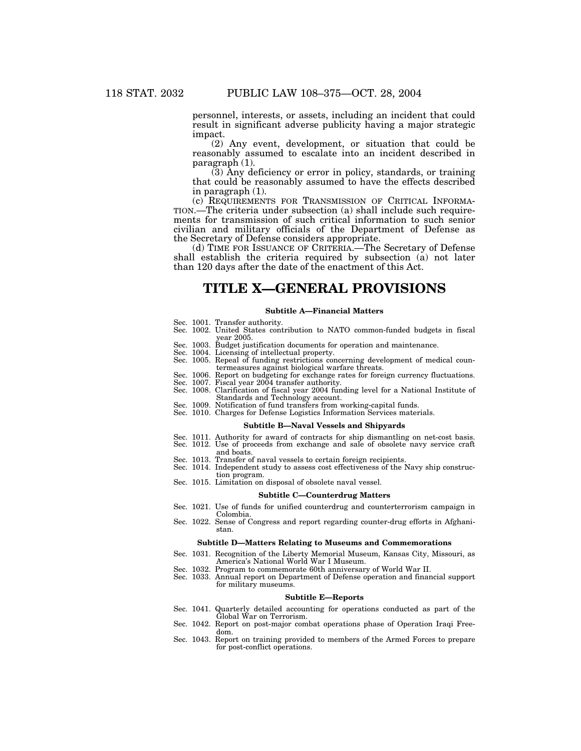personnel, interests, or assets, including an incident that could result in significant adverse publicity having a major strategic impact.

(2) Any event, development, or situation that could be reasonably assumed to escalate into an incident described in paragraph (1).

(3) Any deficiency or error in policy, standards, or training that could be reasonably assumed to have the effects described in paragraph (1).

(c) REQUIREMENTS FOR TRANSMISSION OF CRITICAL INFORMATION.—The criteria under subsection (a) shall include such requirements for transmission of such critical information to such senior civilian and military officials of the Department of Defense as the Secretary of Defense considers appropriate.

(d) TIME FOR ISSUANCE OF CRITERIA.—The Secretary of Defense shall establish the criteria required by subsection (a) not later than 120 days after the date of the enactment of this Act.

# TITLE X—GENERAL PROVISIONS

#### Subtitle A—Financial Matters

Sec. 1001. Transfer authority.
Sec. 1002. United States contribution to NATO common-funded budgets in fiscal year 2005.
Sec. 1003. Budget justification documents for operation and maintenance.
Sec. 1004. Licensing of intellectual property.
Sec. 1005. Repeal of funding restrictions concerning development of medical countermeasures against biological warfare threats.
Sec. 1006. Report on budgeting for exchange rates for foreign currency fluctuations.
Sec. 1007. Fiscal year 2004 transfer authority.
Sec. 1008. Clarification of fiscal year 2004 funding level for a National Institute of Standards and Technology account.
Sec. 1009. Notification of fund transfers from working-capital funds.
Sec. 1010. Charges for Defense Logistics Information Services materials.

#### Subtitle B—Naval Vessels and Shipyards

Sec. 1011. Authority for award of contracts for ship dismantling on net-cost basis.
Sec. 1012. Use of proceeds from exchange and sale of obsolete navy service craft and boats.
Sec. 1013. Transfer of naval vessels to certain foreign recipients.
Sec. 1014. Independent study to assess cost effectiveness of the Navy ship construction program.
Sec. 1015. Limitation on disposal of obsolete naval vessel.

#### Subtitle C—Counterdrug Matters

Sec. 1021. Use of funds for unified counterdrug and counterterrorism campaign in Colombia.
Sec. 1022. Sense of Congress and report regarding counter-drug efforts in Afghanistan.

#### Subtitle D—Matters Relating to Museums and Commemorations

Sec. 1031. Recognition of the Liberty Memorial Museum, Kansas City, Missouri, as America's National World War I Museum.
Sec. 1032. Program to commemorate 60th anniversary of World War II.
Sec. 1033. Annual report on Department of Defense operation and financial support for military museums.

#### Subtitle E—Reports

Sec. 1041. Quarterly detailed accounting for operations conducted as part of the Global War on Terrorism.
Sec. 1042. Report on post-major combat operations phase of Operation Iraqi Freedom.
Sec. 1043. Report on training provided to members of the Armed Forces to prepare for post-conflict operations.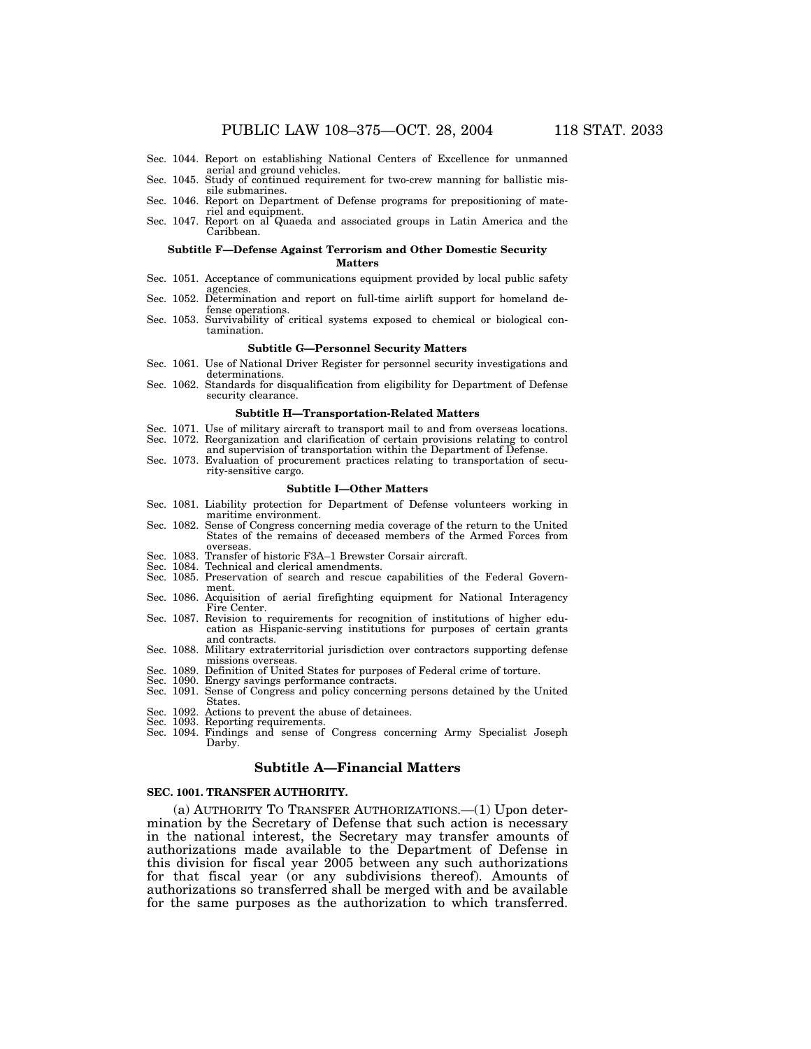Sec. 1044. Report on establishing National Centers of Excellence for unmanned aerial and ground vehicles.
Sec. 1045. Study of continued requirement for two-crew manning for ballistic missile submarines.
Sec. 1046. Report on Department of Defense programs for prepositioning of materiel and equipment.
Sec. 1047. Report on al Quaeda and associated groups in Latin America and the Caribbean.

#### Subtitle F—Defense Against Terrorism and Other Domestic Security Matters

Sec. 1051. Acceptance of communications equipment provided by local public safety agencies.
Sec. 1052. Determination and report on full-time airlift support for homeland defense operations.
Sec. 1053. Survivability of critical systems exposed to chemical or biological contamination.

#### Subtitle G—Personnel Security Matters

Sec. 1061. Use of National Driver Register for personnel security investigations and determinations.
Sec. 1062. Standards for disqualification from eligibility for Department of Defense security clearance.

#### Subtitle H—Transportation-Related Matters

Sec. 1071. Use of military aircraft to transport mail to and from overseas locations.
Sec. 1072. Reorganization and clarification of certain provisions relating to control and supervision of transportation within the Department of Defense.
Sec. 1073. Evaluation of procurement practices relating to transportation of security-sensitive cargo.

#### Subtitle I—Other Matters

Sec. 1081. Liability protection for Department of Defense volunteers working in maritime environment.
Sec. 1082. Sense of Congress concerning media coverage of the return to the United States of the remains of deceased members of the Armed Forces from overseas.
Sec. 1083. Transfer of historic F3A–1 Brewster Corsair aircraft.
Sec. 1084. Technical and clerical amendments.
Sec. 1085. Preservation of search and rescue capabilities of the Federal Government.
Sec. 1086. Acquisition of aerial firefighting equipment for National Interagency Fire Center.
Sec. 1087. Revision to requirements for recognition of institutions of higher education as Hispanic-serving institutions for purposes of certain grants and contracts.
Sec. 1088. Military extraterritorial jurisdiction over contractors supporting defense missions overseas.
Sec. 1089. Definition of United States for purposes of Federal crime of torture.
Sec. 1090. Energy savings performance contracts.
Sec. 1091. Sense of Congress and policy concerning persons detained by the United States.
Sec. 1092. Actions to prevent the abuse of detainees.
Sec. 1093. Reporting requirements.
Sec. 1094. Findings and sense of Congress concerning Army Specialist Joseph Darby.

## Subtitle A—Financial Matters

### SEC. 1001. TRANSFER AUTHORITY.

(a) AUTHORITY TO TRANSFER AUTHORIZATIONS.—(1) Upon determination by the Secretary of Defense that such action is necessary in the national interest, the Secretary may transfer amounts of authorizations made available to the Department of Defense in this division for fiscal year 2005 between any such authorizations for that fiscal year (or any subdivisions thereof). Amounts of authorizations so transferred shall be merged with and be available for the same purposes as the authorization to which transferred.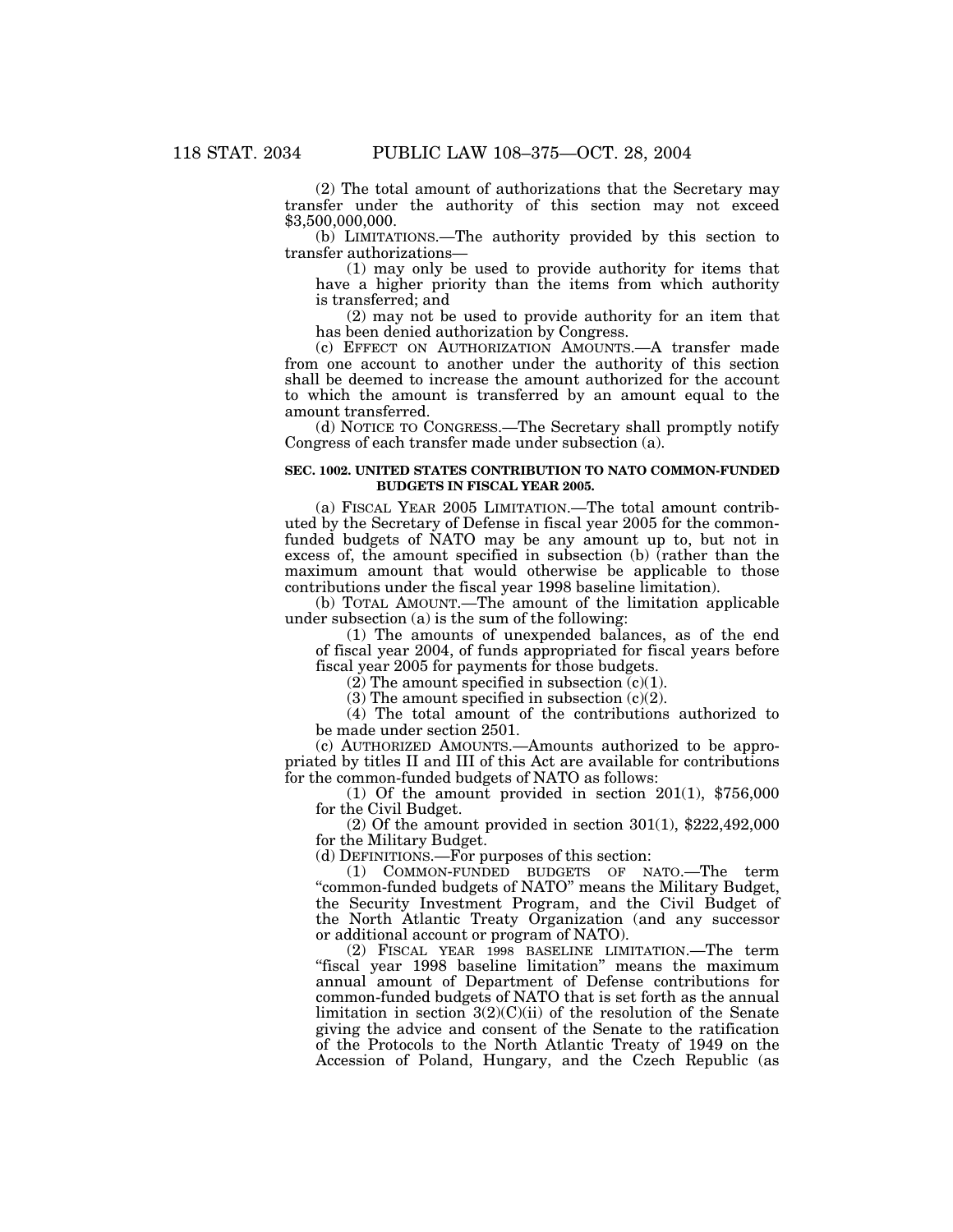(2) The total amount of authorizations that the Secretary may transfer under the authority of this section may not exceed $3,500,000,000.

(b) LIMITATIONS.—The authority provided by this section to transfer authorizations—

(1) may only be used to provide authority for items that have a higher priority than the items from which authority is transferred; and

(2) may not be used to provide authority for an item that has been denied authorization by Congress.

(c) EFFECT ON AUTHORIZATION AMOUNTS.—A transfer made from one account to another under the authority of this section shall be deemed to increase the amount authorized for the account to which the amount is transferred by an amount equal to the amount transferred.

(d) NOTICE TO CONGRESS.—The Secretary shall promptly notify Congress of each transfer made under subsection (a).

### SEC. 1002. UNITED STATES CONTRIBUTION TO NATO COMMON-FUNDED BUDGETS IN FISCAL YEAR 2005.

(a) FISCAL YEAR 2005 LIMITATION.—The total amount contributed by the Secretary of Defense in fiscal year 2005 for the common-funded budgets of NATO may be any amount up to, but not in excess of, the amount specified in subsection (b) (rather than the maximum amount that would otherwise be applicable to those contributions under the fiscal year 1998 baseline limitation).

(b) TOTAL AMOUNT.—The amount of the limitation applicable under subsection (a) is the sum of the following:

(1) The amounts of unexpended balances, as of the end of fiscal year 2004, of funds appropriated for fiscal years before fiscal year 2005 for payments for those budgets.

(2) The amount specified in subsection (c)(1).

(3) The amount specified in subsection (c)(2).

(4) The total amount of the contributions authorized to be made under section 2501.

(c) AUTHORIZED AMOUNTS.—Amounts authorized to be appropriated by titles II and III of this Act are available for contributions for the common-funded budgets of NATO as follows:

(1) Of the amount provided in section 201(1), $756,000 for the Civil Budget.

(2) Of the amount provided in section 301(1), $222,492,000 for the Military Budget.

(d) DEFINITIONS.—For purposes of this section:

(1) COMMON-FUNDED BUDGETS OF NATO.—The term "common-funded budgets of NATO" means the Military Budget, the Security Investment Program, and the Civil Budget of the North Atlantic Treaty Organization (and any successor or additional account or program of NATO).

(2) FISCAL YEAR 1998 BASELINE LIMITATION.—The term "fiscal year 1998 baseline limitation" means the maximum annual amount of Department of Defense contributions for common-funded budgets of NATO that is set forth as the annual limitation in section 3(2)(C)(ii) of the resolution of the Senate giving the advice and consent of the Senate to the ratification of the Protocols to the North Atlantic Treaty of 1949 on the Accession of Poland, Hungary, and the Czech Republic (as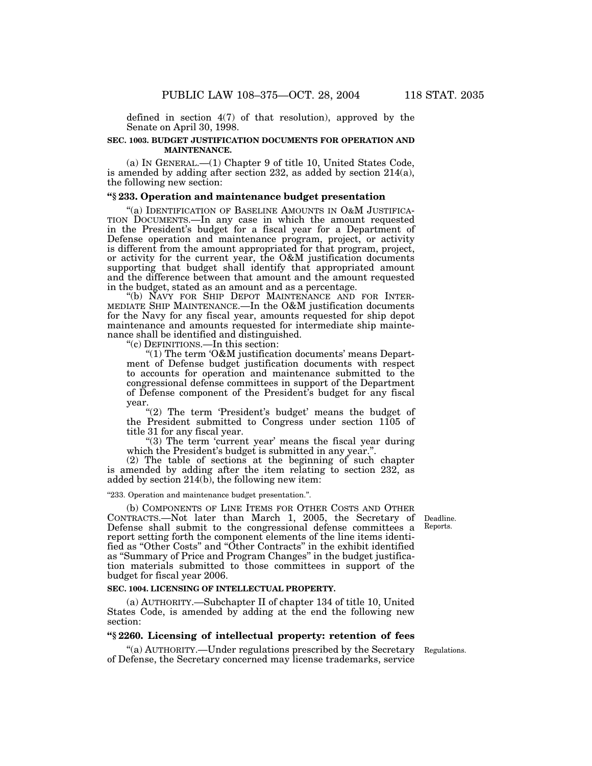defined in section 4(7) of that resolution), approved by the Senate on April 30, 1998.

**SEC. 1003. BUDGET JUSTIFICATION DOCUMENTS FOR OPERATION AND MAINTENANCE.**

(a) IN GENERAL.—(1) Chapter 9 of title 10, United States Code, is amended by adding after section 232, as added by section 214(a), the following new section:

**"§ 233. Operation and maintenance budget presentation**

"(a) IDENTIFICATION OF BASELINE AMOUNTS IN O&M JUSTIFICATION DOCUMENTS.—In any case in which the amount requested in the President's budget for a fiscal year for a Department of Defense operation and maintenance program, project, or activity is different from the amount appropriated for that program, project, or activity for the current year, the O&M justification documents supporting that budget shall identify that appropriated amount and the difference between that amount and the amount requested in the budget, stated as an amount and as a percentage.

"(b) NAVY FOR SHIP DEPOT MAINTENANCE AND FOR INTERMEDIATE SHIP MAINTENANCE.—In the O&M justification documents for the Navy for any fiscal year, amounts requested for ship depot maintenance and amounts requested for intermediate ship maintenance shall be identified and distinguished.

"(c) DEFINITIONS.—In this section:

"(1) The term 'O&M justification documents' means Department of Defense budget justification documents with respect to accounts for operation and maintenance submitted to the congressional defense committees in support of the Department of Defense component of the President's budget for any fiscal year.

"(2) The term 'President's budget' means the budget of the President submitted to Congress under section 1105 of title 31 for any fiscal year.

"(3) The term 'current year' means the fiscal year during which the President's budget is submitted in any year.".

(2) The table of sections at the beginning of such chapter is amended by adding after the item relating to section 232, as added by section 214(b), the following new item:

"233. Operation and maintenance budget presentation.".

Deadline. Reports.

(b) COMPONENTS OF LINE ITEMS FOR OTHER COSTS AND OTHER CONTRACTS.—Not later than March 1, 2005, the Secretary of Defense shall submit to the congressional defense committees a report setting forth the component elements of the line items identified as "Other Costs" and "Other Contracts" in the exhibit identified as "Summary of Price and Program Changes" in the budget justification materials submitted to those committees in support of the budget for fiscal year 2006.

**SEC. 1004. LICENSING OF INTELLECTUAL PROPERTY.**

(a) AUTHORITY.—Subchapter II of chapter 134 of title 10, United States Code, is amended by adding at the end the following new section:

**"§ 2260. Licensing of intellectual property: retention of fees**

Regulations.

"(a) AUTHORITY.—Under regulations prescribed by the Secretary of Defense, the Secretary concerned may license trademarks, service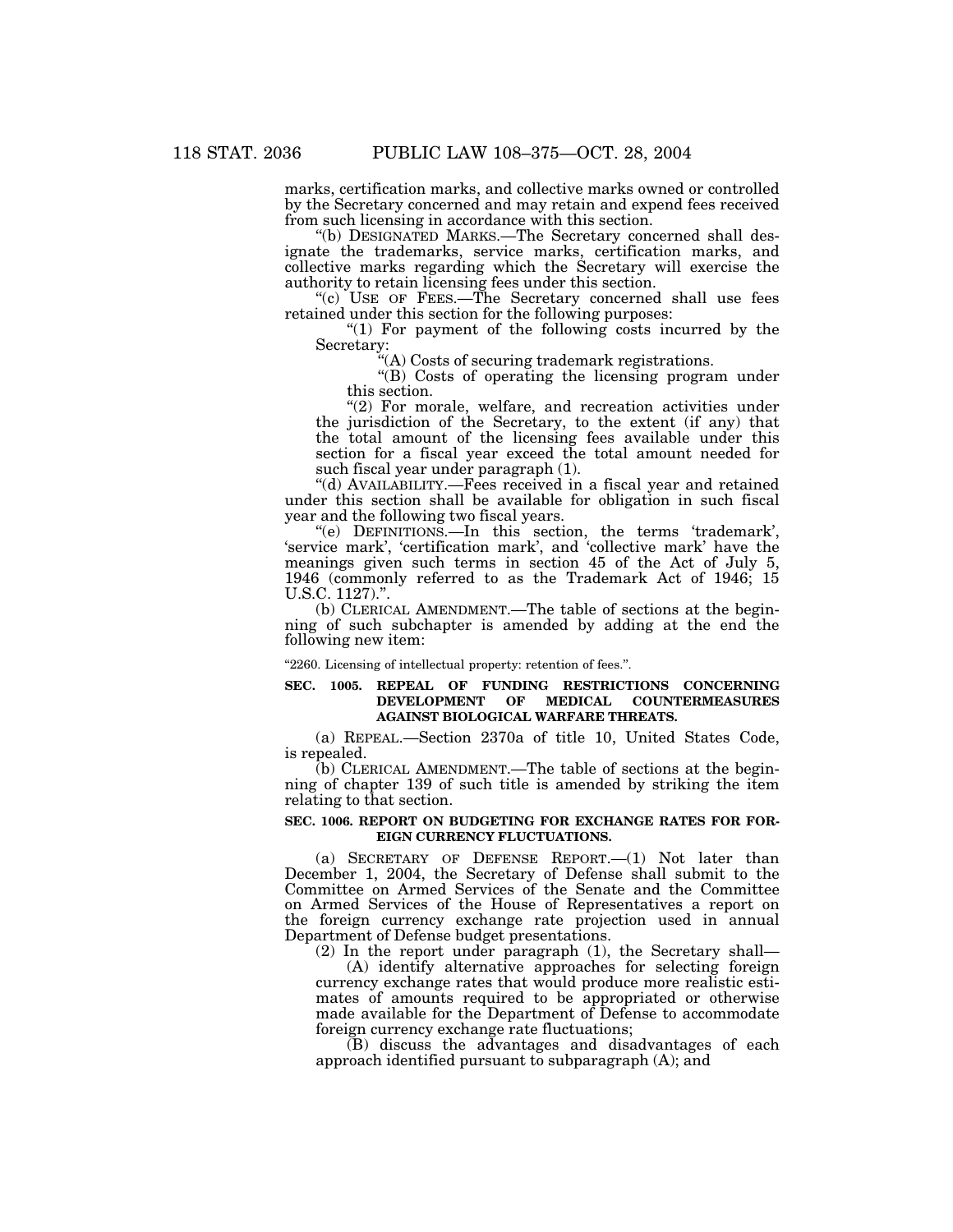marks, certification marks, and collective marks owned or controlled by the Secretary concerned and may retain and expend fees received from such licensing in accordance with this section.

"(b) DESIGNATED MARKS.—The Secretary concerned shall designate the trademarks, service marks, certification marks, and collective marks regarding which the Secretary will exercise the authority to retain licensing fees under this section.

"(c) USE OF FEES.—The Secretary concerned shall use fees retained under this section for the following purposes:

"(1) For payment of the following costs incurred by the Secretary:

"(A) Costs of securing trademark registrations.

"(B) Costs of operating the licensing program under this section.

"(2) For morale, welfare, and recreation activities under the jurisdiction of the Secretary, to the extent (if any) that the total amount of the licensing fees available under this section for a fiscal year exceed the total amount needed for such fiscal year under paragraph (1).

"(d) AVAILABILITY.—Fees received in a fiscal year and retained under this section shall be available for obligation in such fiscal year and the following two fiscal years.

"(e) DEFINITIONS.—In this section, the terms 'trademark', 'service mark', 'certification mark', and 'collective mark' have the meanings given such terms in section 45 of the Act of July 5, 1946 (commonly referred to as the Trademark Act of 1946; 15 U.S.C. 1127).".

(b) CLERICAL AMENDMENT.—The table of sections at the beginning of such subchapter is amended by adding at the end the following new item:

"2260. Licensing of intellectual property: retention of fees.".

**SEC. 1005. REPEAL OF FUNDING RESTRICTIONS CONCERNING DEVELOPMENT OF MEDICAL COUNTERMEASURES AGAINST BIOLOGICAL WARFARE THREATS.**

(a) REPEAL.—Section 2370a of title 10, United States Code, is repealed.

(b) CLERICAL AMENDMENT.—The table of sections at the beginning of chapter 139 of such title is amended by striking the item relating to that section.

**SEC. 1006. REPORT ON BUDGETING FOR EXCHANGE RATES FOR FOREIGN CURRENCY FLUCTUATIONS.**

(a) SECRETARY OF DEFENSE REPORT.—(1) Not later than December 1, 2004, the Secretary of Defense shall submit to the Committee on Armed Services of the Senate and the Committee on Armed Services of the House of Representatives a report on the foreign currency exchange rate projection used in annual Department of Defense budget presentations.

(2) In the report under paragraph (1), the Secretary shall—

(A) identify alternative approaches for selecting foreign currency exchange rates that would produce more realistic estimates of amounts required to be appropriated or otherwise made available for the Department of Defense to accommodate foreign currency exchange rate fluctuations;

(B) discuss the advantages and disadvantages of each approach identified pursuant to subparagraph (A); and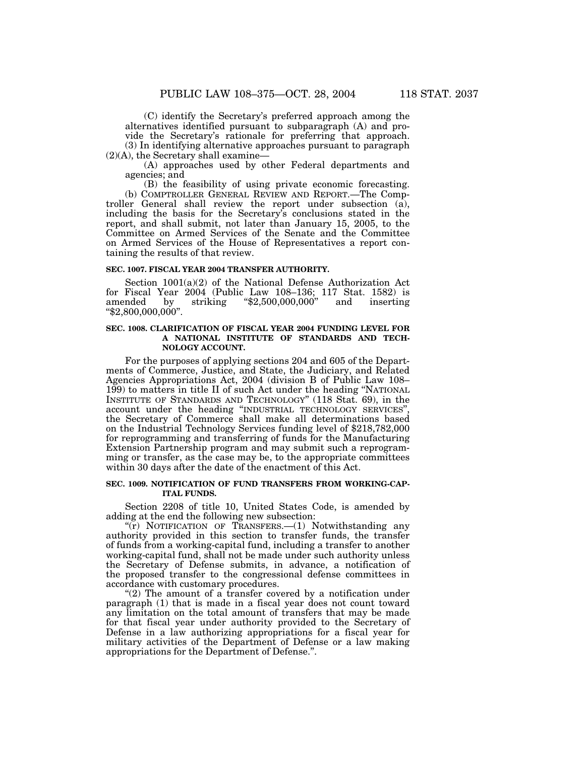(C) identify the Secretary's preferred approach among the alternatives identified pursuant to subparagraph (A) and provide the Secretary's rationale for preferring that approach.

(3) In identifying alternative approaches pursuant to paragraph (2)(A), the Secretary shall examine—

(A) approaches used by other Federal departments and agencies; and

(B) the feasibility of using private economic forecasting.

(b) COMPTROLLER GENERAL REVIEW AND REPORT.—The Comptroller General shall review the report under subsection (a), including the basis for the Secretary's conclusions stated in the report, and shall submit, not later than January 15, 2005, to the Committee on Armed Services of the Senate and the Committee on Armed Services of the House of Representatives a report containing the results of that review.

**SEC. 1007. FISCAL YEAR 2004 TRANSFER AUTHORITY.**

Section 1001(a)(2) of the National Defense Authorization Act for Fiscal Year 2004 (Public Law 108–136; 117 Stat. 1582) is amended by striking "$2,500,000,000" and inserting "$2,800,000,000".

**SEC. 1008. CLARIFICATION OF FISCAL YEAR 2004 FUNDING LEVEL FOR A NATIONAL INSTITUTE OF STANDARDS AND TECHNOLOGY ACCOUNT.**

For the purposes of applying sections 204 and 605 of the Departments of Commerce, Justice, and State, the Judiciary, and Related Agencies Appropriations Act, 2004 (division B of Public Law 108–199) to matters in title II of such Act under the heading "NATIONAL INSTITUTE OF STANDARDS AND TECHNOLOGY" (118 Stat. 69), in the account under the heading "INDUSTRIAL TECHNOLOGY SERVICES", the Secretary of Commerce shall make all determinations based on the Industrial Technology Services funding level of $218,782,000 for reprogramming and transferring of funds for the Manufacturing Extension Partnership program and may submit such a reprogramming or transfer, as the case may be, to the appropriate committees within 30 days after the date of the enactment of this Act.

**SEC. 1009. NOTIFICATION OF FUND TRANSFERS FROM WORKING-CAPITAL FUNDS.**

Section 2208 of title 10, United States Code, is amended by adding at the end the following new subsection:

"(r) NOTIFICATION OF TRANSFERS.—(1) Notwithstanding any authority provided in this section to transfer funds, the transfer of funds from a working-capital fund, including a transfer to another working-capital fund, shall not be made under such authority unless the Secretary of Defense submits, in advance, a notification of the proposed transfer to the congressional defense committees in accordance with customary procedures.

"(2) The amount of a transfer covered by a notification under paragraph (1) that is made in a fiscal year does not count toward any limitation on the total amount of transfers that may be made for that fiscal year under authority provided to the Secretary of Defense in a law authorizing appropriations for a fiscal year for military activities of the Department of Defense or a law making appropriations for the Department of Defense.".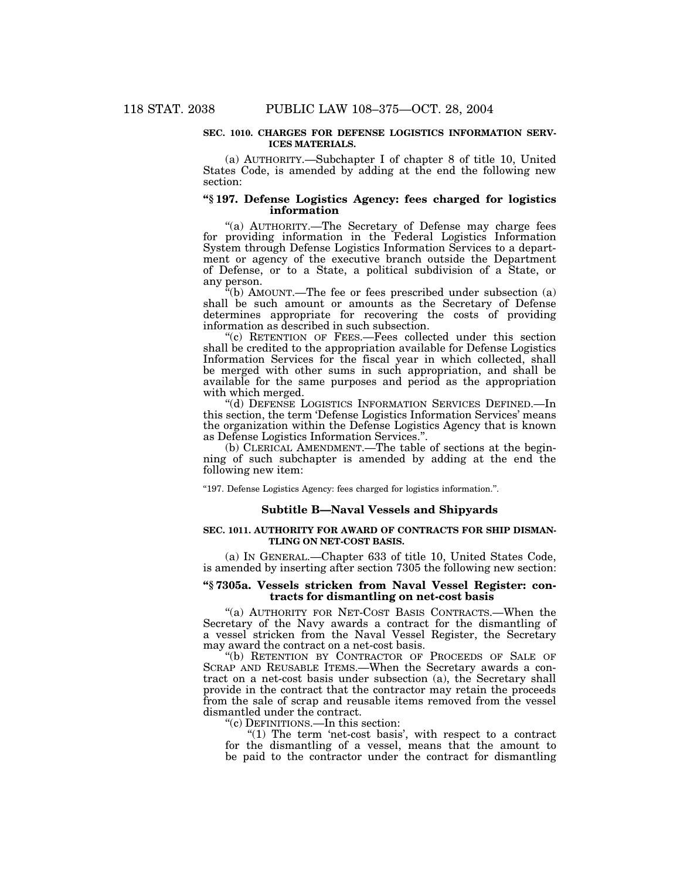**SEC. 1010. CHARGES FOR DEFENSE LOGISTICS INFORMATION SERVICES MATERIALS.**

(a) AUTHORITY.—Subchapter I of chapter 8 of title 10, United States Code, is amended by adding at the end the following new section:

**"§ 197. Defense Logistics Agency: fees charged for logistics information**

"(a) AUTHORITY.—The Secretary of Defense may charge fees for providing information in the Federal Logistics Information System through Defense Logistics Information Services to a department or agency of the executive branch outside the Department of Defense, or to a State, a political subdivision of a State, or any person.

"(b) AMOUNT.—The fee or fees prescribed under subsection (a) shall be such amount or amounts as the Secretary of Defense determines appropriate for recovering the costs of providing information as described in such subsection.

"(c) RETENTION OF FEES.—Fees collected under this section shall be credited to the appropriation available for Defense Logistics Information Services for the fiscal year in which collected, shall be merged with other sums in such appropriation, and shall be available for the same purposes and period as the appropriation with which merged.

"(d) DEFENSE LOGISTICS INFORMATION SERVICES DEFINED.—In this section, the term 'Defense Logistics Information Services' means the organization within the Defense Logistics Agency that is known as Defense Logistics Information Services.".

(b) CLERICAL AMENDMENT.—The table of sections at the beginning of such subchapter is amended by adding at the end the following new item:

"197. Defense Logistics Agency: fees charged for logistics information.".

## Subtitle B—Naval Vessels and Shipyards

**SEC. 1011. AUTHORITY FOR AWARD OF CONTRACTS FOR SHIP DISMANTLING ON NET-COST BASIS.**

(a) IN GENERAL.—Chapter 633 of title 10, United States Code, is amended by inserting after section 7305 the following new section:

**"§ 7305a. Vessels stricken from Naval Vessel Register: contracts for dismantling on net-cost basis**

"(a) AUTHORITY FOR NET-COST BASIS CONTRACTS.—When the Secretary of the Navy awards a contract for the dismantling of a vessel stricken from the Naval Vessel Register, the Secretary may award the contract on a net-cost basis.

"(b) RETENTION BY CONTRACTOR OF PROCEEDS OF SALE OF SCRAP AND REUSABLE ITEMS.—When the Secretary awards a contract on a net-cost basis under subsection (a), the Secretary shall provide in the contract that the contractor may retain the proceeds from the sale of scrap and reusable items removed from the vessel dismantled under the contract.

"(c) DEFINITIONS.—In this section:

"(1) The term 'net-cost basis', with respect to a contract for the dismantling of a vessel, means that the amount to be paid to the contractor under the contract for dismantling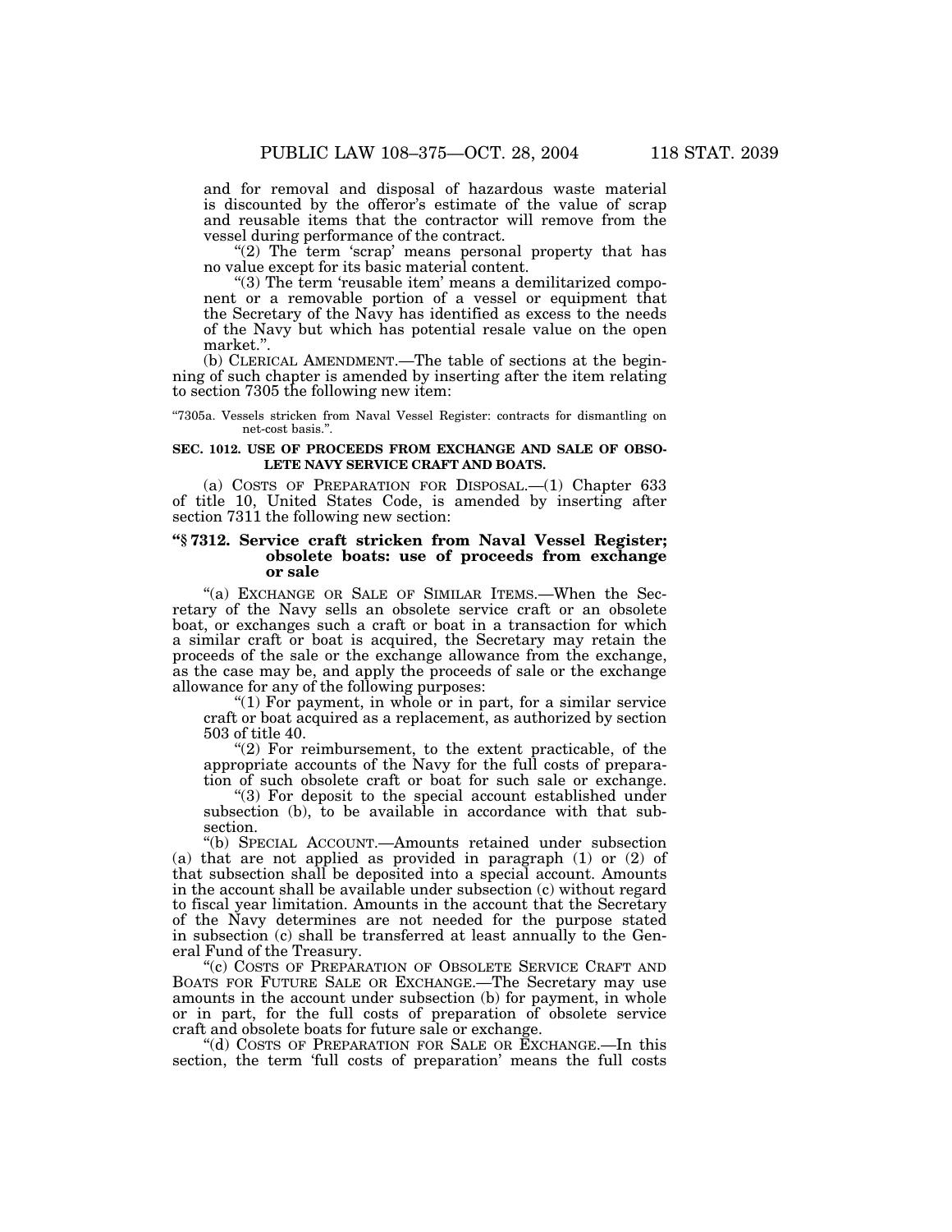and for removal and disposal of hazardous waste material is discounted by the offeror's estimate of the value of scrap and reusable items that the contractor will remove from the vessel during performance of the contract.

"(2) The term 'scrap' means personal property that has no value except for its basic material content.

"(3) The term 'reusable item' means a demilitarized component or a removable portion of a vessel or equipment that the Secretary of the Navy has identified as excess to the needs of the Navy but which has potential resale value on the open market.".

(b) CLERICAL AMENDMENT.—The table of sections at the beginning of such chapter is amended by inserting after the item relating to section 7305 the following new item:

"7305a. Vessels stricken from Naval Vessel Register: contracts for dismantling on net-cost basis.".

**SEC. 1012. USE OF PROCEEDS FROM EXCHANGE AND SALE OF OBSOLETE NAVY SERVICE CRAFT AND BOATS.**

(a) COSTS OF PREPARATION FOR DISPOSAL.—(1) Chapter 633 of title 10, United States Code, is amended by inserting after section 7311 the following new section:

**"§ 7312. Service craft stricken from Naval Vessel Register; obsolete boats: use of proceeds from exchange or sale**

"(a) EXCHANGE OR SALE OF SIMILAR ITEMS.—When the Secretary of the Navy sells an obsolete service craft or an obsolete boat, or exchanges such a craft or boat in a transaction for which a similar craft or boat is acquired, the Secretary may retain the proceeds of the sale or the exchange allowance from the exchange, as the case may be, and apply the proceeds of sale or the exchange allowance for any of the following purposes:

"(1) For payment, in whole or in part, for a similar service craft or boat acquired as a replacement, as authorized by section 503 of title 40.

"(2) For reimbursement, to the extent practicable, of the appropriate accounts of the Navy for the full costs of preparation of such obsolete craft or boat for such sale or exchange.

"(3) For deposit to the special account established under subsection (b), to be available in accordance with that subsection.

"(b) SPECIAL ACCOUNT.—Amounts retained under subsection (a) that are not applied as provided in paragraph (1) or (2) of that subsection shall be deposited into a special account. Amounts in the account shall be available under subsection (c) without regard to fiscal year limitation. Amounts in the account that the Secretary of the Navy determines are not needed for the purpose stated in subsection (c) shall be transferred at least annually to the General Fund of the Treasury.

"(c) COSTS OF PREPARATION OF OBSOLETE SERVICE CRAFT AND BOATS FOR FUTURE SALE OR EXCHANGE.—The Secretary may use amounts in the account under subsection (b) for payment, in whole or in part, for the full costs of preparation of obsolete service craft and obsolete boats for future sale or exchange.

"(d) COSTS OF PREPARATION FOR SALE OR EXCHANGE.—In this section, the term 'full costs of preparation' means the full costs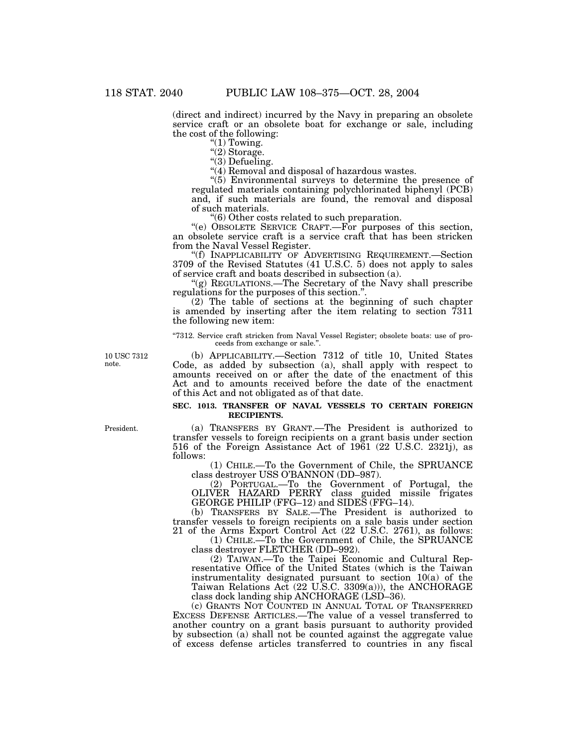(direct and indirect) incurred by the Navy in preparing an obsolete service craft or an obsolete boat for exchange or sale, including the cost of the following:

"(1) Towing.

"(2) Storage.

"(3) Defueling.

"(4) Removal and disposal of hazardous wastes.

"(5) Environmental surveys to determine the presence of regulated materials containing polychlorinated biphenyl (PCB) and, if such materials are found, the removal and disposal of such materials.

"(6) Other costs related to such preparation.

"(e) OBSOLETE SERVICE CRAFT.—For purposes of this section, an obsolete service craft is a service craft that has been stricken from the Naval Vessel Register.

"(f) INAPPLICABILITY OF ADVERTISING REQUIREMENT.—Section 3709 of the Revised Statutes (41 U.S.C. 5) does not apply to sales of service craft and boats described in subsection (a).

"(g) REGULATIONS.—The Secretary of the Navy shall prescribe regulations for the purposes of this section.".

(2) The table of sections at the beginning of such chapter is amended by inserting after the item relating to section 7311 the following new item:

"7312. Service craft stricken from Naval Vessel Register; obsolete boats: use of proceeds from exchange or sale.".

10 USC 7312 note.

(b) APPLICABILITY.—Section 7312 of title 10, United States Code, as added by subsection (a), shall apply with respect to amounts received on or after the date of the enactment of this Act and to amounts received before the date of the enactment of this Act and not obligated as of that date.

**SEC. 1013. TRANSFER OF NAVAL VESSELS TO CERTAIN FOREIGN RECIPIENTS.**

President.

(a) TRANSFERS BY GRANT.—The President is authorized to transfer vessels to foreign recipients on a grant basis under section 516 of the Foreign Assistance Act of 1961 (22 U.S.C. 2321j), as follows:

(1) CHILE.—To the Government of Chile, the SPRUANCE class destroyer USS O'BANNON (DD–987).

(2) PORTUGAL.—To the Government of Portugal, the OLIVER HAZARD PERRY class guided missile frigates GEORGE PHILIP (FFG–12) and SIDES (FFG–14).

(b) TRANSFERS BY SALE.—The President is authorized to transfer vessels to foreign recipients on a sale basis under section 21 of the Arms Export Control Act (22 U.S.C. 2761), as follows:

(1) CHILE.—To the Government of Chile, the SPRUANCE class destroyer FLETCHER (DD–992).

(2) TAIWAN.—To the Taipei Economic and Cultural Representative Office of the United States (which is the Taiwan instrumentality designated pursuant to section 10(a) of the Taiwan Relations Act (22 U.S.C. 3309(a))), the ANCHORAGE class dock landing ship ANCHORAGE (LSD–36).

(c) GRANTS NOT COUNTED IN ANNUAL TOTAL OF TRANSFERRED EXCESS DEFENSE ARTICLES.—The value of a vessel transferred to another country on a grant basis pursuant to authority provided by subsection (a) shall not be counted against the aggregate value of excess defense articles transferred to countries in any fiscal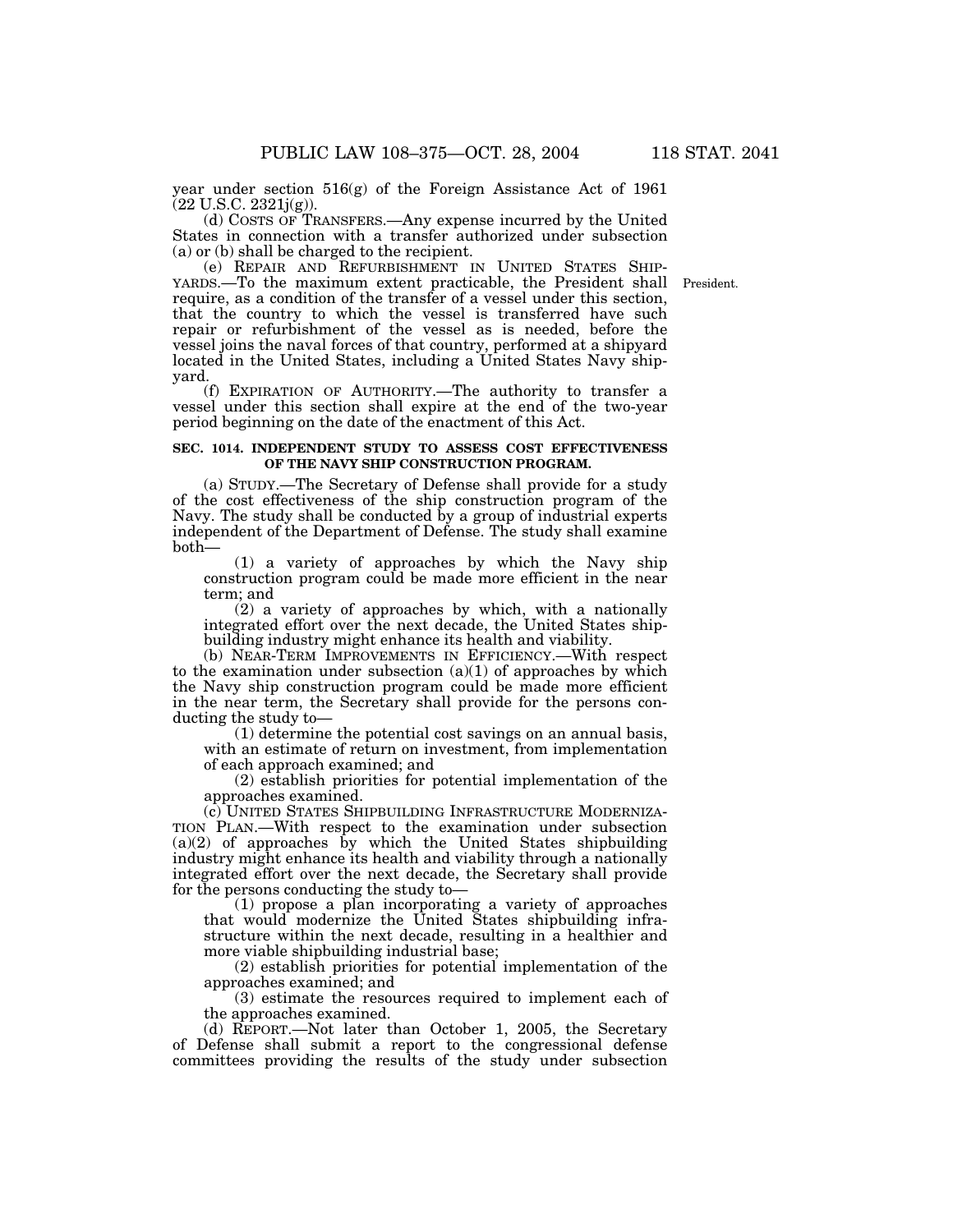year under section 516(g) of the Foreign Assistance Act of 1961 (22 U.S.C. 2321j(g)).

(d) COSTS OF TRANSFERS.—Any expense incurred by the United States in connection with a transfer authorized under subsection (a) or (b) shall be charged to the recipient.

(e) REPAIR AND REFURBISHMENT IN UNITED STATES SHIPYARDS.—To the maximum extent practicable, the President shall require, as a condition of the transfer of a vessel under this section, that the country to which the vessel is transferred have such repair or refurbishment of the vessel as is needed, before the vessel joins the naval forces of that country, performed at a shipyard located in the United States, including a United States Navy shipyard.

President.

(f) EXPIRATION OF AUTHORITY.—The authority to transfer a vessel under this section shall expire at the end of the two-year period beginning on the date of the enactment of this Act.

**SEC. 1014. INDEPENDENT STUDY TO ASSESS COST EFFECTIVENESS OF THE NAVY SHIP CONSTRUCTION PROGRAM.**

(a) STUDY.—The Secretary of Defense shall provide for a study of the cost effectiveness of the ship construction program of the Navy. The study shall be conducted by a group of industrial experts independent of the Department of Defense. The study shall examine both—

(1) a variety of approaches by which the Navy ship construction program could be made more efficient in the near term; and

(2) a variety of approaches by which, with a nationally integrated effort over the next decade, the United States shipbuilding industry might enhance its health and viability.

(b) NEAR-TERM IMPROVEMENTS IN EFFICIENCY.—With respect to the examination under subsection (a)(1) of approaches by which the Navy ship construction program could be made more efficient in the near term, the Secretary shall provide for the persons conducting the study to—

(1) determine the potential cost savings on an annual basis, with an estimate of return on investment, from implementation of each approach examined; and

(2) establish priorities for potential implementation of the approaches examined.

(c) UNITED STATES SHIPBUILDING INFRASTRUCTURE MODERNIZATION PLAN.—With respect to the examination under subsection (a)(2) of approaches by which the United States shipbuilding industry might enhance its health and viability through a nationally integrated effort over the next decade, the Secretary shall provide for the persons conducting the study to—

(1) propose a plan incorporating a variety of approaches that would modernize the United States shipbuilding infrastructure within the next decade, resulting in a healthier and more viable shipbuilding industrial base;

(2) establish priorities for potential implementation of the approaches examined; and

(3) estimate the resources required to implement each of the approaches examined.

(d) REPORT.—Not later than October 1, 2005, the Secretary of Defense shall submit a report to the congressional defense committees providing the results of the study under subsection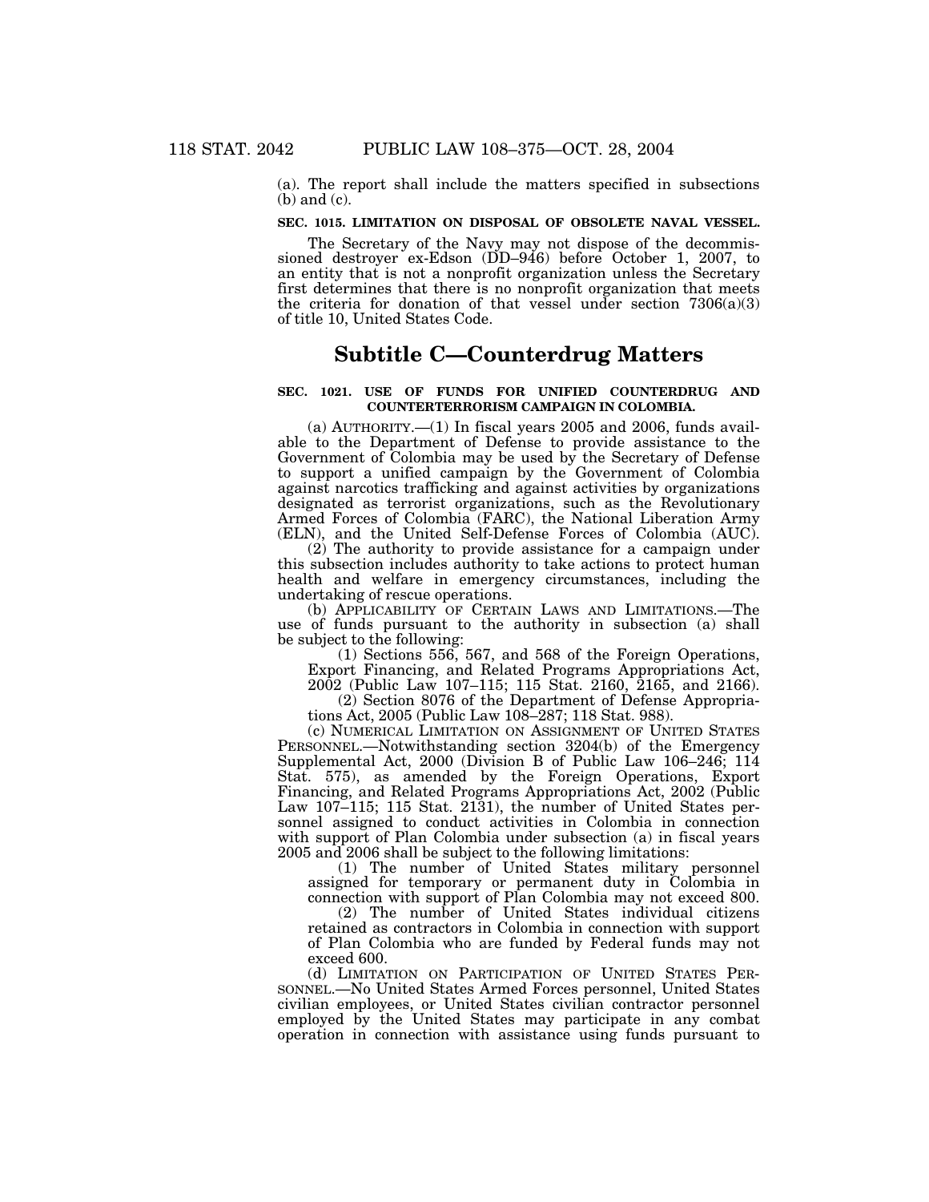(a). The report shall include the matters specified in subsections (b) and (c).

**SEC. 1015. LIMITATION ON DISPOSAL OF OBSOLETE NAVAL VESSEL.**

The Secretary of the Navy may not dispose of the decommissioned destroyer ex-Edson (DD–946) before October 1, 2007, to an entity that is not a nonprofit organization unless the Secretary first determines that there is no nonprofit organization that meets the criteria for donation of that vessel under section 7306(a)(3) of title 10, United States Code.

## Subtitle C—Counterdrug Matters

**SEC. 1021. USE OF FUNDS FOR UNIFIED COUNTERDRUG AND COUNTERTERRORISM CAMPAIGN IN COLOMBIA.**

(a) AUTHORITY.—(1) In fiscal years 2005 and 2006, funds available to the Department of Defense to provide assistance to the Government of Colombia may be used by the Secretary of Defense to support a unified campaign by the Government of Colombia against narcotics trafficking and against activities by organizations designated as terrorist organizations, such as the Revolutionary Armed Forces of Colombia (FARC), the National Liberation Army (ELN), and the United Self-Defense Forces of Colombia (AUC).

(2) The authority to provide assistance for a campaign under this subsection includes authority to take actions to protect human health and welfare in emergency circumstances, including the undertaking of rescue operations.

(b) APPLICABILITY OF CERTAIN LAWS AND LIMITATIONS.—The use of funds pursuant to the authority in subsection (a) shall be subject to the following:

(1) Sections 556, 567, and 568 of the Foreign Operations, Export Financing, and Related Programs Appropriations Act, 2002 (Public Law 107–115; 115 Stat. 2160, 2165, and 2166).

(2) Section 8076 of the Department of Defense Appropriations Act, 2005 (Public Law 108–287; 118 Stat. 988).

(c) NUMERICAL LIMITATION ON ASSIGNMENT OF UNITED STATES PERSONNEL.—Notwithstanding section 3204(b) of the Emergency Supplemental Act, 2000 (Division B of Public Law 106–246; 114 Stat. 575), as amended by the Foreign Operations, Export Financing, and Related Programs Appropriations Act, 2002 (Public Law 107–115; 115 Stat. 2131), the number of United States personnel assigned to conduct activities in Colombia in connection with support of Plan Colombia under subsection (a) in fiscal years 2005 and 2006 shall be subject to the following limitations:

(1) The number of United States military personnel assigned for temporary or permanent duty in Colombia in connection with support of Plan Colombia may not exceed 800.

(2) The number of United States individual citizens retained as contractors in Colombia in connection with support of Plan Colombia who are funded by Federal funds may not exceed 600.

(d) LIMITATION ON PARTICIPATION OF UNITED STATES PERSONNEL.—No United States Armed Forces personnel, United States civilian employees, or United States civilian contractor personnel employed by the United States may participate in any combat operation in connection with assistance using funds pursuant to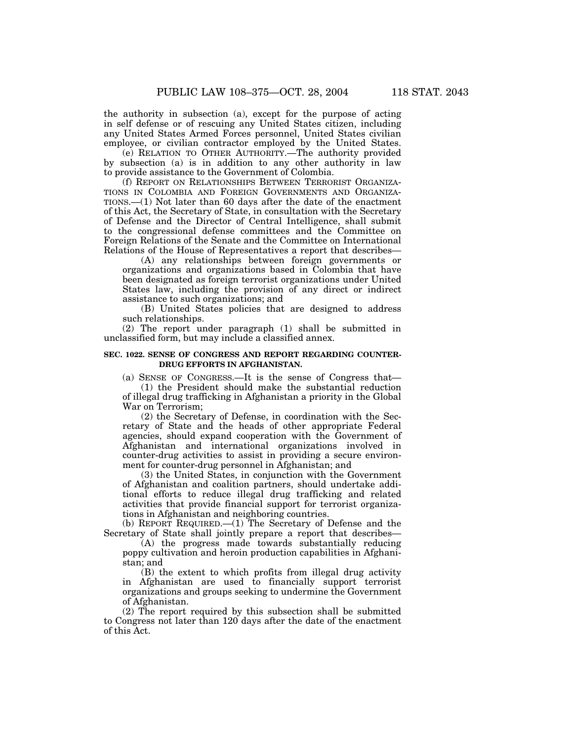the authority in subsection (a), except for the purpose of acting in self defense or of rescuing any United States citizen, including any United States Armed Forces personnel, United States civilian employee, or civilian contractor employed by the United States.

(e) RELATION TO OTHER AUTHORITY.—The authority provided by subsection (a) is in addition to any other authority in law to provide assistance to the Government of Colombia.

(f) REPORT ON RELATIONSHIPS BETWEEN TERRORIST ORGANIZATIONS IN COLOMBIA AND FOREIGN GOVERNMENTS AND ORGANIZATIONS.—(1) Not later than 60 days after the date of the enactment of this Act, the Secretary of State, in consultation with the Secretary of Defense and the Director of Central Intelligence, shall submit to the congressional defense committees and the Committee on Foreign Relations of the Senate and the Committee on International Relations of the House of Representatives a report that describes—

(A) any relationships between foreign governments or organizations and organizations based in Colombia that have been designated as foreign terrorist organizations under United States law, including the provision of any direct or indirect assistance to such organizations; and

(B) United States policies that are designed to address such relationships.

(2) The report under paragraph (1) shall be submitted in unclassified form, but may include a classified annex.

**SEC. 1022. SENSE OF CONGRESS AND REPORT REGARDING COUNTER-DRUG EFFORTS IN AFGHANISTAN.**

(a) SENSE OF CONGRESS.—It is the sense of Congress that—

(1) the President should make the substantial reduction of illegal drug trafficking in Afghanistan a priority in the Global War on Terrorism;

(2) the Secretary of Defense, in coordination with the Secretary of State and the heads of other appropriate Federal agencies, should expand cooperation with the Government of Afghanistan and international organizations involved in counter-drug activities to assist in providing a secure environment for counter-drug personnel in Afghanistan; and

(3) the United States, in conjunction with the Government of Afghanistan and coalition partners, should undertake additional efforts to reduce illegal drug trafficking and related activities that provide financial support for terrorist organizations in Afghanistan and neighboring countries.

(b) REPORT REQUIRED.—(1) The Secretary of Defense and the Secretary of State shall jointly prepare a report that describes—

(A) the progress made towards substantially reducing poppy cultivation and heroin production capabilities in Afghanistan; and

(B) the extent to which profits from illegal drug activity in Afghanistan are used to financially support terrorist organizations and groups seeking to undermine the Government of Afghanistan.

(2) The report required by this subsection shall be submitted to Congress not later than 120 days after the date of the enactment of this Act.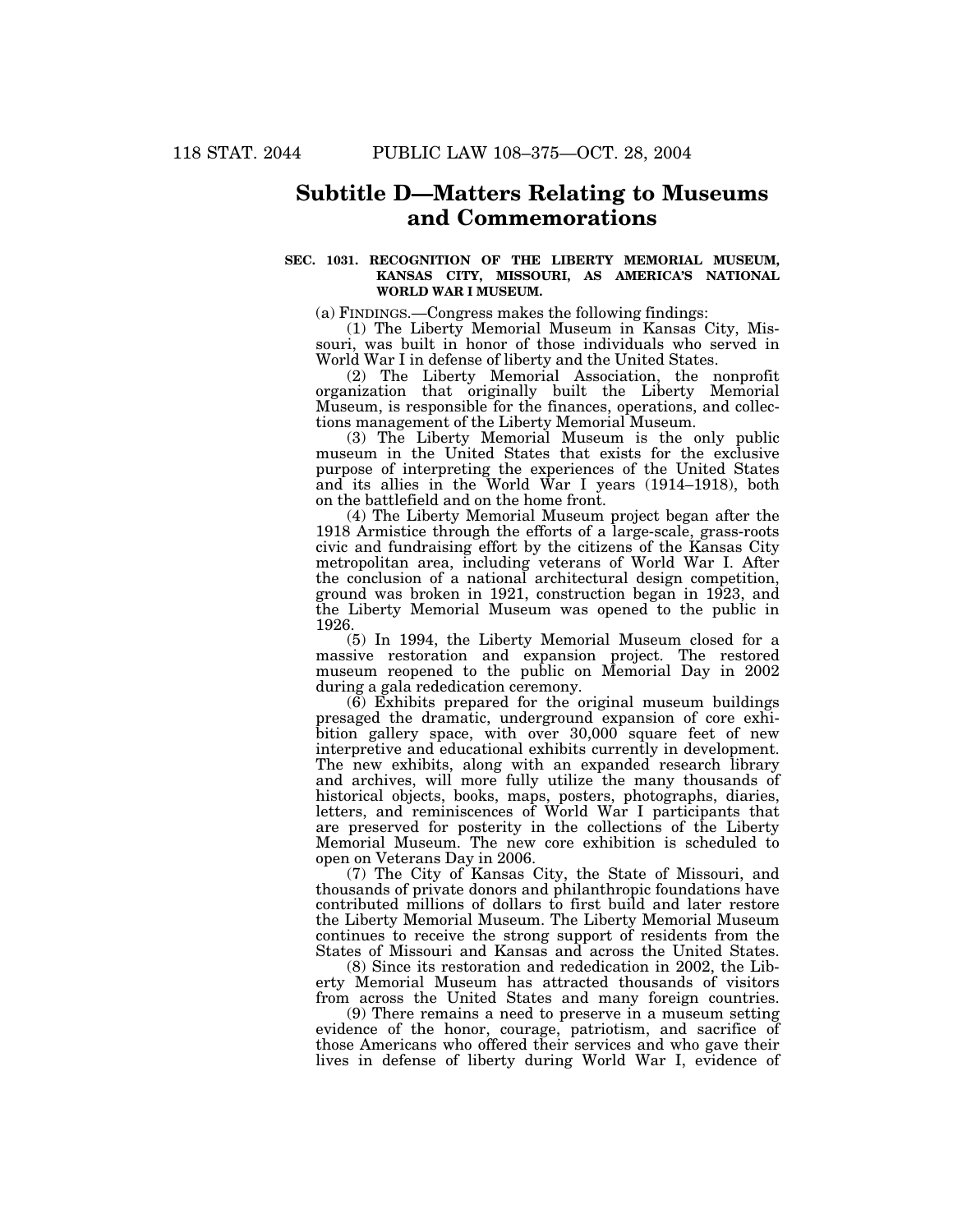## Subtitle D—Matters Relating to Museums and Commemorations

**SEC. 1031. RECOGNITION OF THE LIBERTY MEMORIAL MUSEUM, KANSAS CITY, MISSOURI, AS AMERICA'S NATIONAL WORLD WAR I MUSEUM.**

(a) FINDINGS.—Congress makes the following findings:

(1) The Liberty Memorial Museum in Kansas City, Missouri, was built in honor of those individuals who served in World War I in defense of liberty and the United States.

(2) The Liberty Memorial Association, the nonprofit organization that originally built the Liberty Memorial Museum, is responsible for the finances, operations, and collections management of the Liberty Memorial Museum.

(3) The Liberty Memorial Museum is the only public museum in the United States that exists for the exclusive purpose of interpreting the experiences of the United States and its allies in the World War I years (1914–1918), both on the battlefield and on the home front.

(4) The Liberty Memorial Museum project began after the 1918 Armistice through the efforts of a large-scale, grass-roots civic and fundraising effort by the citizens of the Kansas City metropolitan area, including veterans of World War I. After the conclusion of a national architectural design competition, ground was broken in 1921, construction began in 1923, and the Liberty Memorial Museum was opened to the public in 1926.

(5) In 1994, the Liberty Memorial Museum closed for a massive restoration and expansion project. The restored museum reopened to the public on Memorial Day in 2002 during a gala rededication ceremony.

(6) Exhibits prepared for the original museum buildings presaged the dramatic, underground expansion of core exhibition gallery space, with over 30,000 square feet of new interpretive and educational exhibits currently in development. The new exhibits, along with an expanded research library and archives, will more fully utilize the many thousands of historical objects, books, maps, posters, photographs, diaries, letters, and reminiscences of World War I participants that are preserved for posterity in the collections of the Liberty Memorial Museum. The new core exhibition is scheduled to open on Veterans Day in 2006.

(7) The City of Kansas City, the State of Missouri, and thousands of private donors and philanthropic foundations have contributed millions of dollars to first build and later restore the Liberty Memorial Museum. The Liberty Memorial Museum continues to receive the strong support of residents from the States of Missouri and Kansas and across the United States.

(8) Since its restoration and rededication in 2002, the Liberty Memorial Museum has attracted thousands of visitors from across the United States and many foreign countries.

(9) There remains a need to preserve in a museum setting evidence of the honor, courage, patriotism, and sacrifice of those Americans who offered their services and who gave their lives in defense of liberty during World War I, evidence of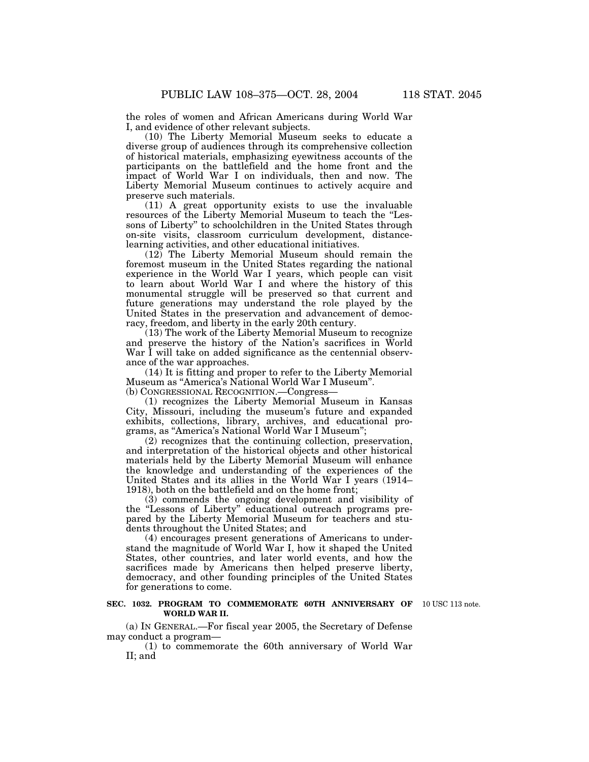the roles of women and African Americans during World War I, and evidence of other relevant subjects.

(10) The Liberty Memorial Museum seeks to educate a diverse group of audiences through its comprehensive collection of historical materials, emphasizing eyewitness accounts of the participants on the battlefield and the home front and the impact of World War I on individuals, then and now. The Liberty Memorial Museum continues to actively acquire and preserve such materials.

(11) A great opportunity exists to use the invaluable resources of the Liberty Memorial Museum to teach the "Lessons of Liberty" to schoolchildren in the United States through on-site visits, classroom curriculum development, distance-learning activities, and other educational initiatives.

(12) The Liberty Memorial Museum should remain the foremost museum in the United States regarding the national experience in the World War I years, which people can visit to learn about World War I and where the history of this monumental struggle will be preserved so that current and future generations may understand the role played by the United States in the preservation and advancement of democracy, freedom, and liberty in the early 20th century.

(13) The work of the Liberty Memorial Museum to recognize and preserve the history of the Nation's sacrifices in World War I will take on added significance as the centennial observance of the war approaches.

(14) It is fitting and proper to refer to the Liberty Memorial Museum as "America's National World War I Museum".

(b) CONGRESSIONAL RECOGNITION.—Congress—

(1) recognizes the Liberty Memorial Museum in Kansas City, Missouri, including the museum's future and expanded exhibits, collections, library, archives, and educational programs, as "America's National World War I Museum";

(2) recognizes that the continuing collection, preservation, and interpretation of the historical objects and other historical materials held by the Liberty Memorial Museum will enhance the knowledge and understanding of the experiences of the United States and its allies in the World War I years (1914–1918), both on the battlefield and on the home front;

(3) commends the ongoing development and visibility of the "Lessons of Liberty" educational outreach programs prepared by the Liberty Memorial Museum for teachers and students throughout the United States; and

(4) encourages present generations of Americans to understand the magnitude of World War I, how it shaped the United States, other countries, and later world events, and how the sacrifices made by Americans then helped preserve liberty, democracy, and other founding principles of the United States for generations to come.

**SEC. 1032. PROGRAM TO COMMEMORATE 60TH ANNIVERSARY OF WORLD WAR II.**

10 USC 113 note.

(a) IN GENERAL.—For fiscal year 2005, the Secretary of Defense may conduct a program—

(1) to commemorate the 60th anniversary of World War II; and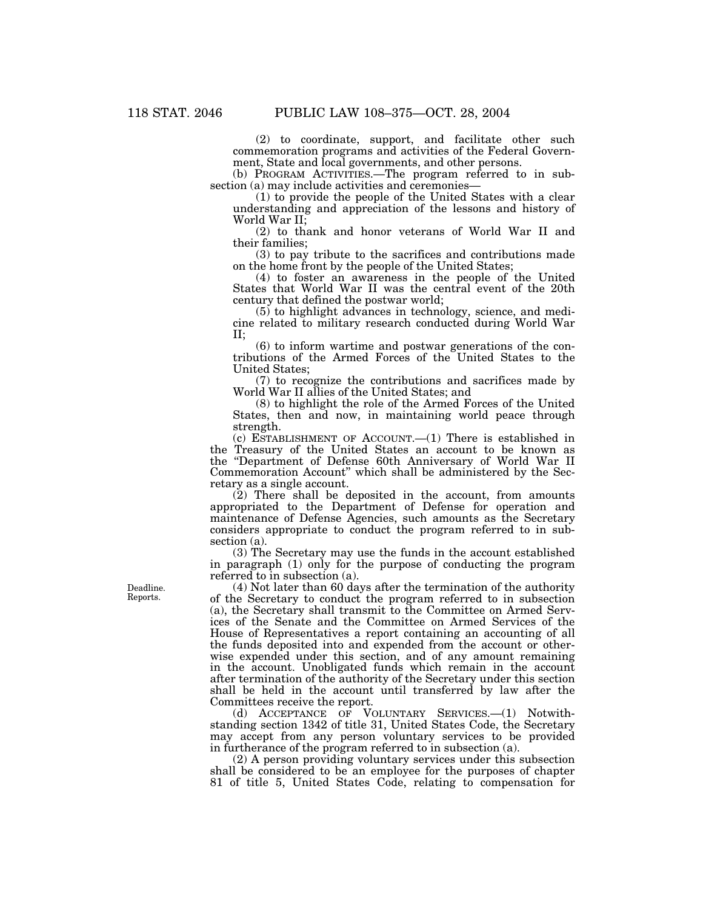(2) to coordinate, support, and facilitate other such commemoration programs and activities of the Federal Government, State and local governments, and other persons.

(b) PROGRAM ACTIVITIES.—The program referred to in subsection (a) may include activities and ceremonies—

(1) to provide the people of the United States with a clear understanding and appreciation of the lessons and history of World War II;

(2) to thank and honor veterans of World War II and their families;

(3) to pay tribute to the sacrifices and contributions made on the home front by the people of the United States;

(4) to foster an awareness in the people of the United States that World War II was the central event of the 20th century that defined the postwar world;

(5) to highlight advances in technology, science, and medicine related to military research conducted during World War II;

(6) to inform wartime and postwar generations of the contributions of the Armed Forces of the United States to the United States;

(7) to recognize the contributions and sacrifices made by World War II allies of the United States; and

(8) to highlight the role of the Armed Forces of the United States, then and now, in maintaining world peace through strength.

(c) ESTABLISHMENT OF ACCOUNT.—(1) There is established in the Treasury of the United States an account to be known as the "Department of Defense 60th Anniversary of World War II Commemoration Account" which shall be administered by the Secretary as a single account.

(2) There shall be deposited in the account, from amounts appropriated to the Department of Defense for operation and maintenance of Defense Agencies, such amounts as the Secretary considers appropriate to conduct the program referred to in subsection (a).

(3) The Secretary may use the funds in the account established in paragraph (1) only for the purpose of conducting the program referred to in subsection (a).

Deadline. Reports.

(4) Not later than 60 days after the termination of the authority of the Secretary to conduct the program referred to in subsection (a), the Secretary shall transmit to the Committee on Armed Services of the Senate and the Committee on Armed Services of the House of Representatives a report containing an accounting of all the funds deposited into and expended from the account or otherwise expended under this section, and of any amount remaining in the account. Unobligated funds which remain in the account after termination of the authority of the Secretary under this section shall be held in the account until transferred by law after the Committees receive the report.

(d) ACCEPTANCE OF VOLUNTARY SERVICES.—(1) Notwithstanding section 1342 of title 31, United States Code, the Secretary may accept from any person voluntary services to be provided in furtherance of the program referred to in subsection (a).

(2) A person providing voluntary services under this subsection shall be considered to be an employee for the purposes of chapter 81 of title 5, United States Code, relating to compensation for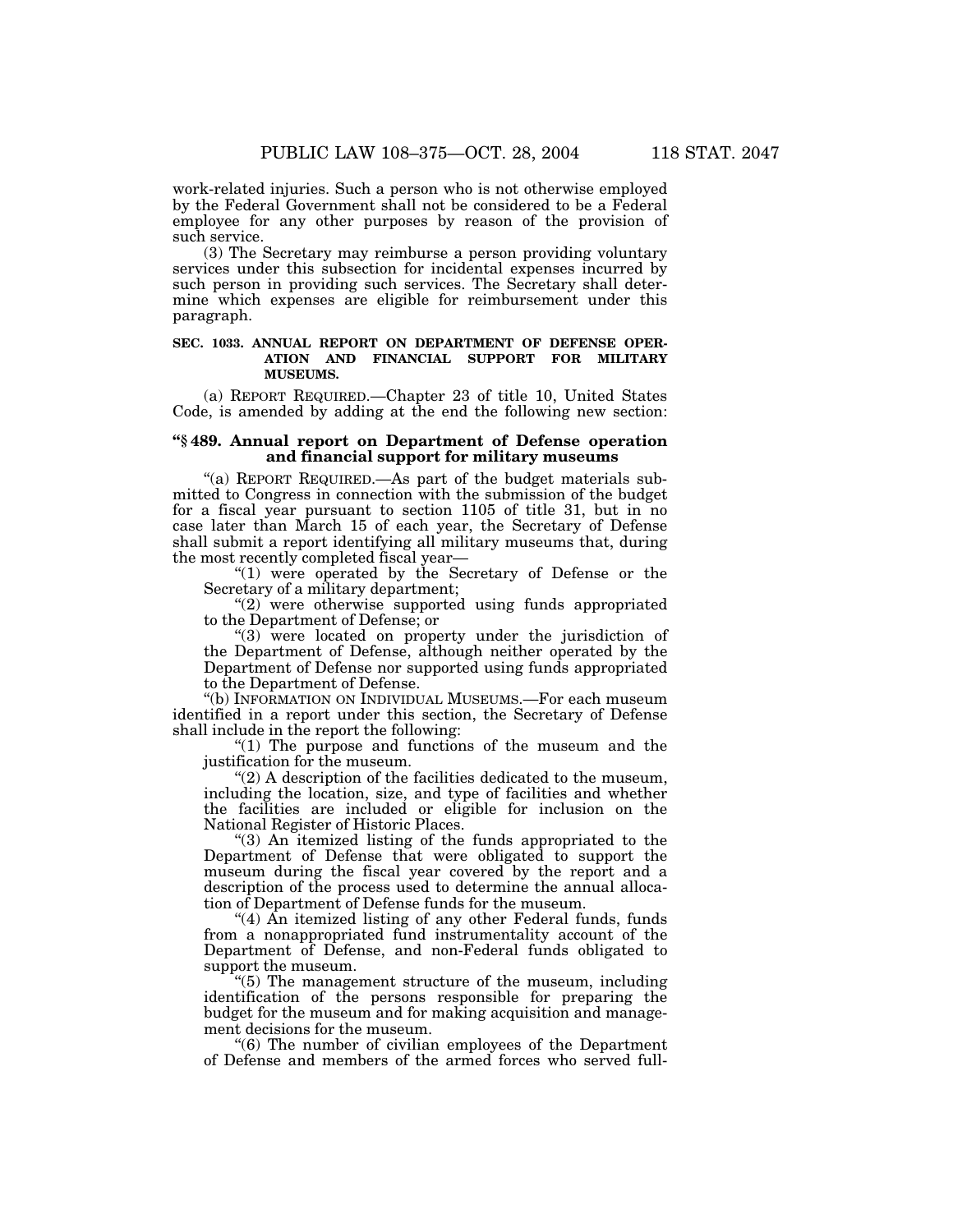work-related injuries. Such a person who is not otherwise employed by the Federal Government shall not be considered to be a Federal employee for any other purposes by reason of the provision of such service.

(3) The Secretary may reimburse a person providing voluntary services under this subsection for incidental expenses incurred by such person in providing such services. The Secretary shall determine which expenses are eligible for reimbursement under this paragraph.

**SEC. 1033. ANNUAL REPORT ON DEPARTMENT OF DEFENSE OPERATION AND FINANCIAL SUPPORT FOR MILITARY MUSEUMS.**

(a) REPORT REQUIRED.—Chapter 23 of title 10, United States Code, is amended by adding at the end the following new section:

**"§ 489. Annual report on Department of Defense operation and financial support for military museums**

"(a) REPORT REQUIRED.—As part of the budget materials submitted to Congress in connection with the submission of the budget for a fiscal year pursuant to section 1105 of title 31, but in no case later than March 15 of each year, the Secretary of Defense shall submit a report identifying all military museums that, during the most recently completed fiscal year—

"(1) were operated by the Secretary of Defense or the Secretary of a military department;

"(2) were otherwise supported using funds appropriated to the Department of Defense; or

"(3) were located on property under the jurisdiction of the Department of Defense, although neither operated by the Department of Defense nor supported using funds appropriated to the Department of Defense.

"(b) INFORMATION ON INDIVIDUAL MUSEUMS.—For each museum identified in a report under this section, the Secretary of Defense shall include in the report the following:

"(1) The purpose and functions of the museum and the justification for the museum.

"(2) A description of the facilities dedicated to the museum, including the location, size, and type of facilities and whether the facilities are included or eligible for inclusion on the National Register of Historic Places.

"(3) An itemized listing of the funds appropriated to the Department of Defense that were obligated to support the museum during the fiscal year covered by the report and a description of the process used to determine the annual allocation of Department of Defense funds for the museum.

"(4) An itemized listing of any other Federal funds, funds from a nonappropriated fund instrumentality account of the Department of Defense, and non-Federal funds obligated to support the museum.

"(5) The management structure of the museum, including identification of the persons responsible for preparing the budget for the museum and for making acquisition and management decisions for the museum.

"(6) The number of civilian employees of the Department of Defense and members of the armed forces who served full-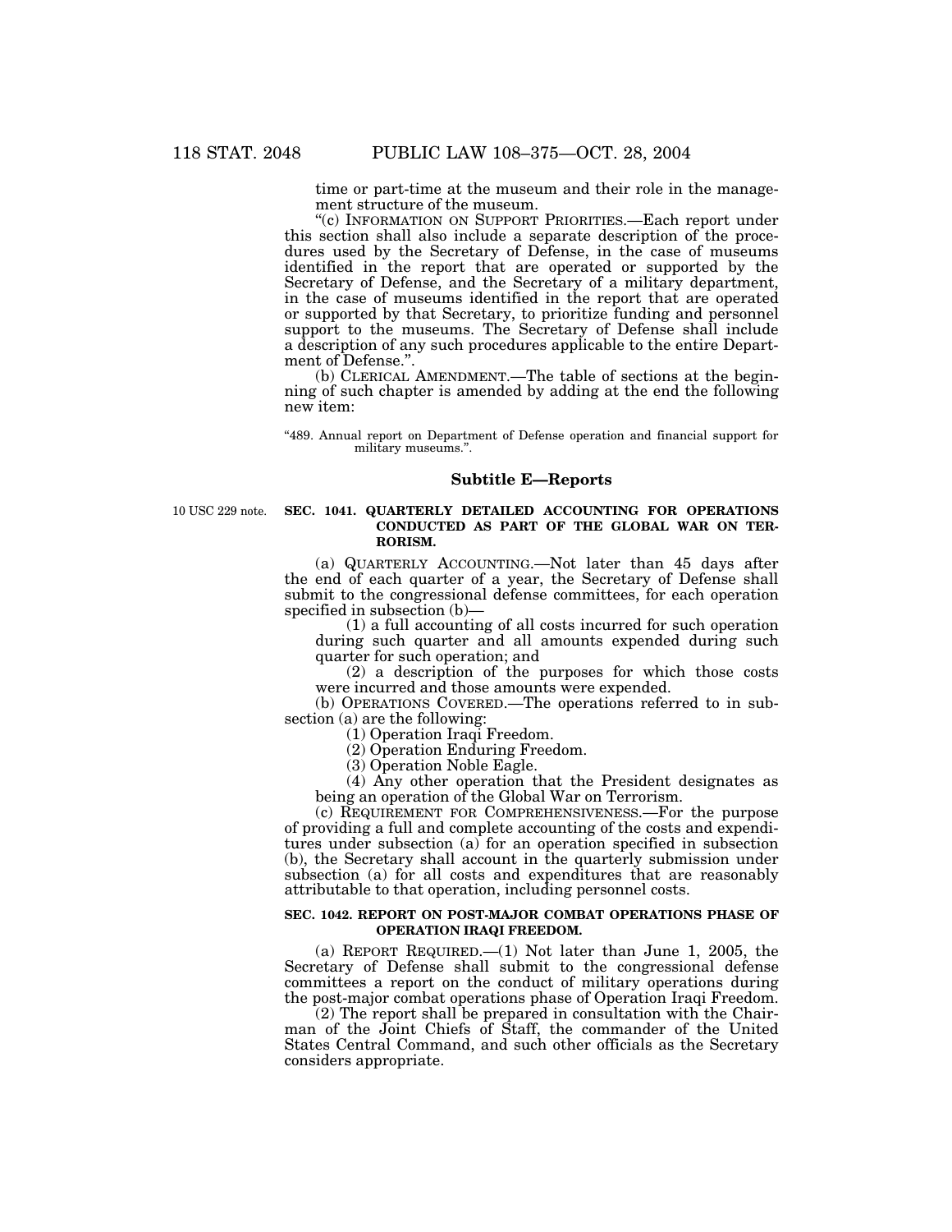time or part-time at the museum and their role in the management structure of the museum.

"(c) INFORMATION ON SUPPORT PRIORITIES.—Each report under this section shall also include a separate description of the procedures used by the Secretary of Defense, in the case of museums identified in the report that are operated or supported by the Secretary of Defense, and the Secretary of a military department, in the case of museums identified in the report that are operated or supported by that Secretary, to prioritize funding and personnel support to the museums. The Secretary of Defense shall include a description of any such procedures applicable to the entire Department of Defense.".

(b) CLERICAL AMENDMENT.—The table of sections at the beginning of such chapter is amended by adding at the end the following new item:

"489. Annual report on Department of Defense operation and financial support for military museums.".

## Subtitle E—Reports

10 USC 229 note.

### SEC. 1041. QUARTERLY DETAILED ACCOUNTING FOR OPERATIONS CONDUCTED AS PART OF THE GLOBAL WAR ON TERRORISM.

(a) QUARTERLY ACCOUNTING.—Not later than 45 days after the end of each quarter of a year, the Secretary of Defense shall submit to the congressional defense committees, for each operation specified in subsection (b)—

(1) a full accounting of all costs incurred for such operation during such quarter and all amounts expended during such quarter for such operation; and

(2) a description of the purposes for which those costs were incurred and those amounts were expended.

(b) OPERATIONS COVERED.—The operations referred to in subsection (a) are the following:

(1) Operation Iraqi Freedom.

(2) Operation Enduring Freedom.

(3) Operation Noble Eagle.

(4) Any other operation that the President designates as being an operation of the Global War on Terrorism.

(c) REQUIREMENT FOR COMPREHENSIVENESS.—For the purpose of providing a full and complete accounting of the costs and expenditures under subsection (a) for an operation specified in subsection (b), the Secretary shall account in the quarterly submission under subsection (a) for all costs and expenditures that are reasonably attributable to that operation, including personnel costs.

### SEC. 1042. REPORT ON POST-MAJOR COMBAT OPERATIONS PHASE OF OPERATION IRAQI FREEDOM.

(a) REPORT REQUIRED.—(1) Not later than June 1, 2005, the Secretary of Defense shall submit to the congressional defense committees a report on the conduct of military operations during the post-major combat operations phase of Operation Iraqi Freedom.

(2) The report shall be prepared in consultation with the Chairman of the Joint Chiefs of Staff, the commander of the United States Central Command, and such other officials as the Secretary considers appropriate.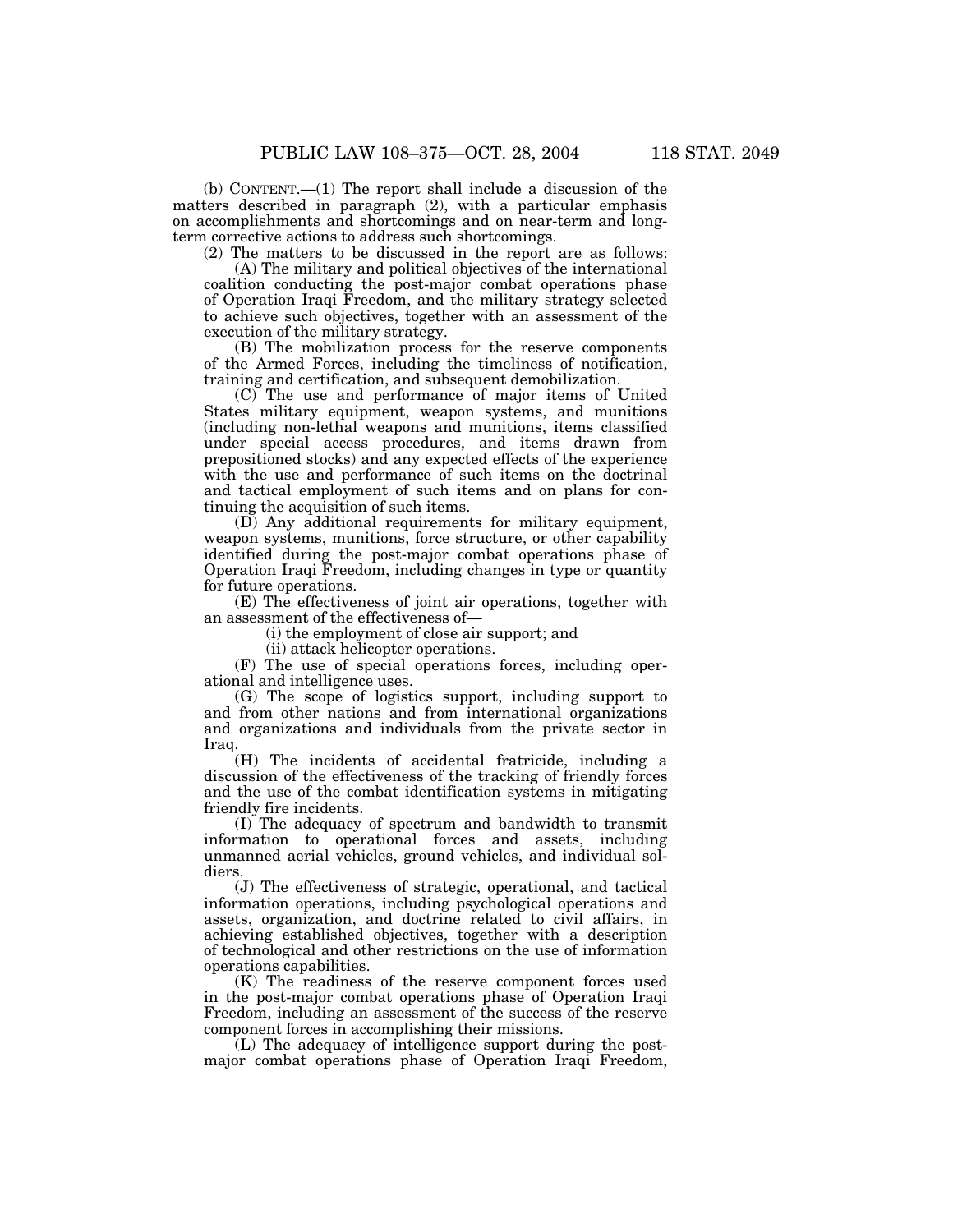(b) CONTENT.—(1) The report shall include a discussion of the matters described in paragraph (2), with a particular emphasis on accomplishments and shortcomings and on near-term and long-term corrective actions to address such shortcomings.

(2) The matters to be discussed in the report are as follows:

(A) The military and political objectives of the international coalition conducting the post-major combat operations phase of Operation Iraqi Freedom, and the military strategy selected to achieve such objectives, together with an assessment of the execution of the military strategy.

(B) The mobilization process for the reserve components of the Armed Forces, including the timeliness of notification, training and certification, and subsequent demobilization.

(C) The use and performance of major items of United States military equipment, weapon systems, and munitions (including non-lethal weapons and munitions, items classified under special access procedures, and items drawn from prepositioned stocks) and any expected effects of the experience with the use and performance of such items on the doctrinal and tactical employment of such items and on plans for continuing the acquisition of such items.

(D) Any additional requirements for military equipment, weapon systems, munitions, force structure, or other capability identified during the post-major combat operations phase of Operation Iraqi Freedom, including changes in type or quantity for future operations.

(E) The effectiveness of joint air operations, together with an assessment of the effectiveness of—

(i) the employment of close air support; and

(ii) attack helicopter operations.

(F) The use of special operations forces, including operational and intelligence uses.

(G) The scope of logistics support, including support to and from other nations and from international organizations and organizations and individuals from the private sector in Iraq.

(H) The incidents of accidental fratricide, including a discussion of the effectiveness of the tracking of friendly forces and the use of the combat identification systems in mitigating friendly fire incidents.

(I) The adequacy of spectrum and bandwidth to transmit information to operational forces and assets, including unmanned aerial vehicles, ground vehicles, and individual soldiers.

(J) The effectiveness of strategic, operational, and tactical information operations, including psychological operations and assets, organization, and doctrine related to civil affairs, in achieving established objectives, together with a description of technological and other restrictions on the use of information operations capabilities.

(K) The readiness of the reserve component forces used in the post-major combat operations phase of Operation Iraqi Freedom, including an assessment of the success of the reserve component forces in accomplishing their missions.

(L) The adequacy of intelligence support during the post-major combat operations phase of Operation Iraqi Freedom,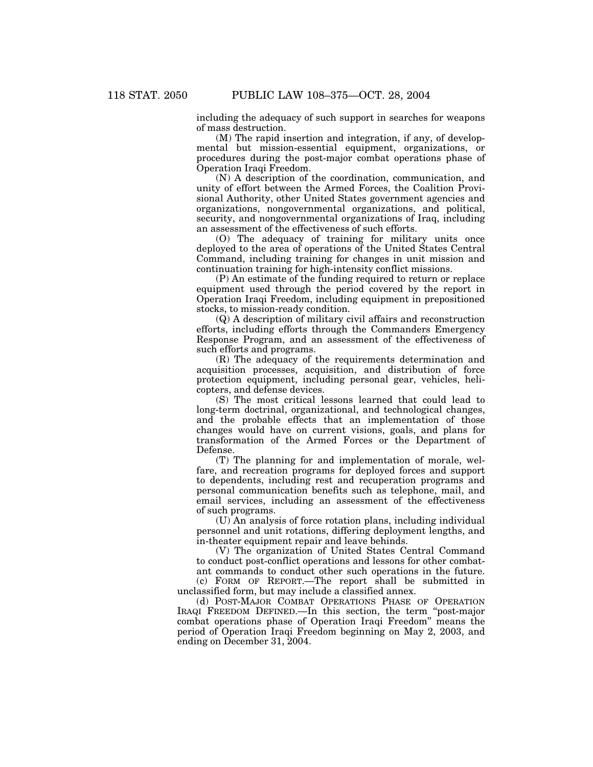including the adequacy of such support in searches for weapons of mass destruction.

(M) The rapid insertion and integration, if any, of developmental but mission-essential equipment, organizations, or procedures during the post-major combat operations phase of Operation Iraqi Freedom.

(N) A description of the coordination, communication, and unity of effort between the Armed Forces, the Coalition Provisional Authority, other United States government agencies and organizations, nongovernmental organizations, and political, security, and nongovernmental organizations of Iraq, including an assessment of the effectiveness of such efforts.

(O) The adequacy of training for military units once deployed to the area of operations of the United States Central Command, including training for changes in unit mission and continuation training for high-intensity conflict missions.

(P) An estimate of the funding required to return or replace equipment used through the period covered by the report in Operation Iraqi Freedom, including equipment in prepositioned stocks, to mission-ready condition.

(Q) A description of military civil affairs and reconstruction efforts, including efforts through the Commanders Emergency Response Program, and an assessment of the effectiveness of such efforts and programs.

(R) The adequacy of the requirements determination and acquisition processes, acquisition, and distribution of force protection equipment, including personal gear, vehicles, helicopters, and defense devices.

(S) The most critical lessons learned that could lead to long-term doctrinal, organizational, and technological changes, and the probable effects that an implementation of those changes would have on current visions, goals, and plans for transformation of the Armed Forces or the Department of Defense.

(T) The planning for and implementation of morale, welfare, and recreation programs for deployed forces and support to dependents, including rest and recuperation programs and personal communication benefits such as telephone, mail, and email services, including an assessment of the effectiveness of such programs.

(U) An analysis of force rotation plans, including individual personnel and unit rotations, differing deployment lengths, and in-theater equipment repair and leave behinds.

(V) The organization of United States Central Command to conduct post-conflict operations and lessons for other combatant commands to conduct other such operations in the future.

(c) FORM OF REPORT.—The report shall be submitted in unclassified form, but may include a classified annex.

(d) POST-MAJOR COMBAT OPERATIONS PHASE OF OPERATION IRAQI FREEDOM DEFINED.—In this section, the term "post-major combat operations phase of Operation Iraqi Freedom" means the period of Operation Iraqi Freedom beginning on May 2, 2003, and ending on December 31, 2004.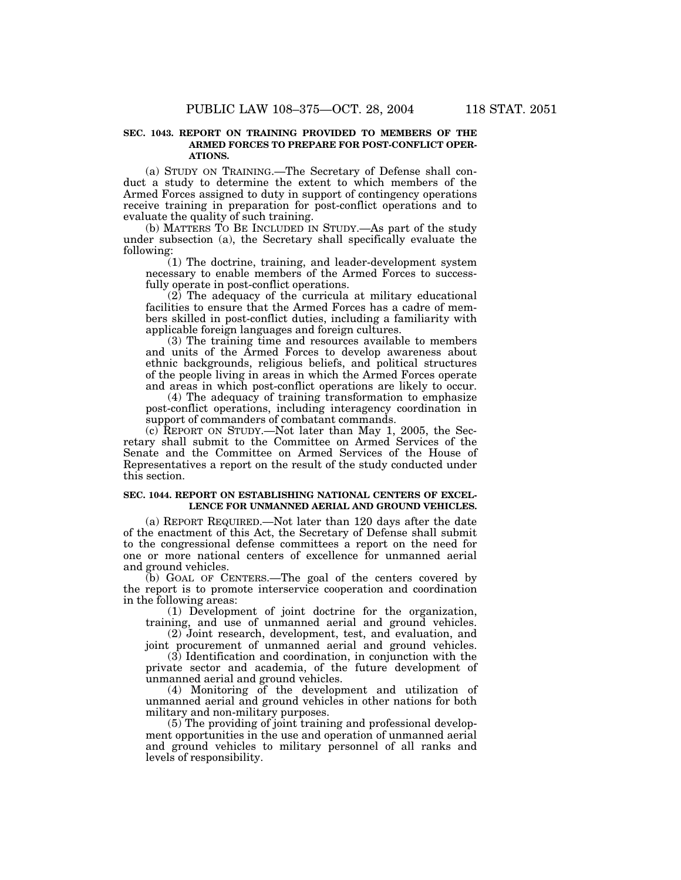**SEC. 1043. REPORT ON TRAINING PROVIDED TO MEMBERS OF THE ARMED FORCES TO PREPARE FOR POST-CONFLICT OPERATIONS.**

(a) STUDY ON TRAINING.—The Secretary of Defense shall conduct a study to determine the extent to which members of the Armed Forces assigned to duty in support of contingency operations receive training in preparation for post-conflict operations and to evaluate the quality of such training.

(b) MATTERS TO BE INCLUDED IN STUDY.—As part of the study under subsection (a), the Secretary shall specifically evaluate the following:

(1) The doctrine, training, and leader-development system necessary to enable members of the Armed Forces to successfully operate in post-conflict operations.

(2) The adequacy of the curricula at military educational facilities to ensure that the Armed Forces has a cadre of members skilled in post-conflict duties, including a familiarity with applicable foreign languages and foreign cultures.

(3) The training time and resources available to members and units of the Armed Forces to develop awareness about ethnic backgrounds, religious beliefs, and political structures of the people living in areas in which the Armed Forces operate and areas in which post-conflict operations are likely to occur.

(4) The adequacy of training transformation to emphasize post-conflict operations, including interagency coordination in support of commanders of combatant commands.

(c) REPORT ON STUDY.—Not later than May 1, 2005, the Secretary shall submit to the Committee on Armed Services of the Senate and the Committee on Armed Services of the House of Representatives a report on the result of the study conducted under this section.

**SEC. 1044. REPORT ON ESTABLISHING NATIONAL CENTERS OF EXCELLENCE FOR UNMANNED AERIAL AND GROUND VEHICLES.**

(a) REPORT REQUIRED.—Not later than 120 days after the date of the enactment of this Act, the Secretary of Defense shall submit to the congressional defense committees a report on the need for one or more national centers of excellence for unmanned aerial and ground vehicles.

(b) GOAL OF CENTERS.—The goal of the centers covered by the report is to promote interservice cooperation and coordination in the following areas:

(1) Development of joint doctrine for the organization, training, and use of unmanned aerial and ground vehicles.

(2) Joint research, development, test, and evaluation, and joint procurement of unmanned aerial and ground vehicles.

(3) Identification and coordination, in conjunction with the private sector and academia, of the future development of unmanned aerial and ground vehicles.

(4) Monitoring of the development and utilization of unmanned aerial and ground vehicles in other nations for both military and non-military purposes.

(5) The providing of joint training and professional development opportunities in the use and operation of unmanned aerial and ground vehicles to military personnel of all ranks and levels of responsibility.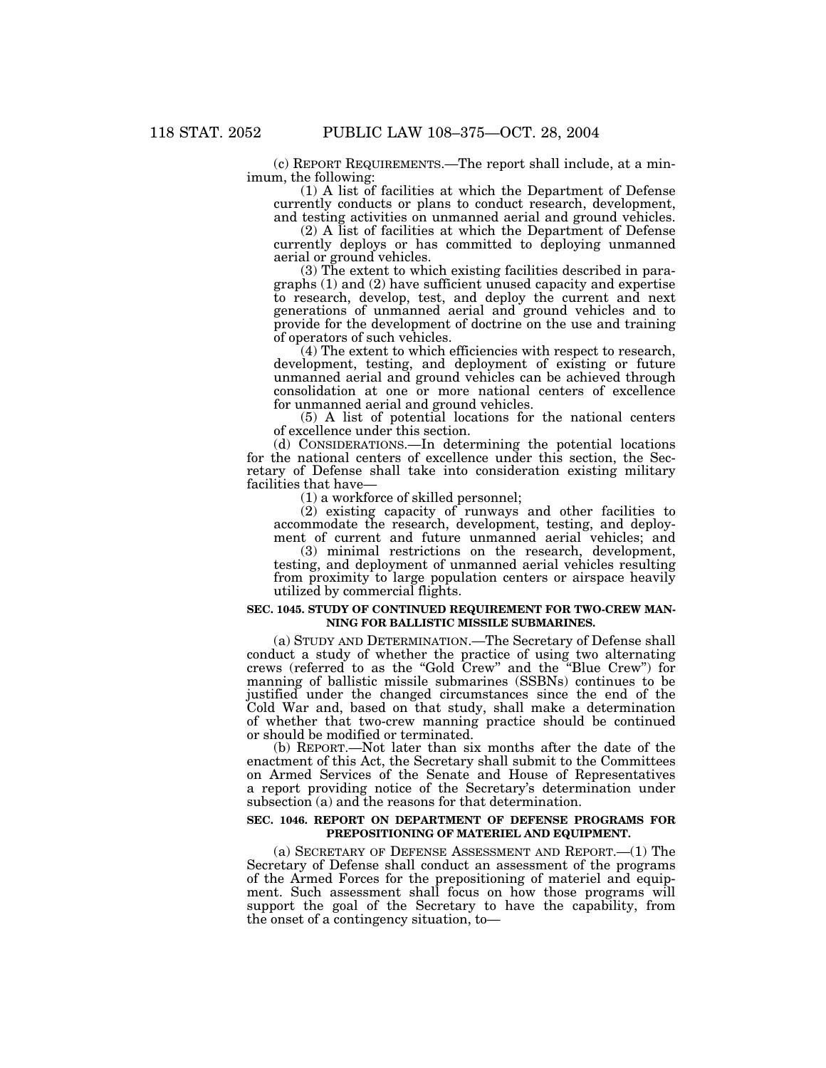(c) REPORT REQUIREMENTS.—The report shall include, at a minimum, the following:

(1) A list of facilities at which the Department of Defense currently conducts or plans to conduct research, development, and testing activities on unmanned aerial and ground vehicles.

(2) A list of facilities at which the Department of Defense currently deploys or has committed to deploying unmanned aerial or ground vehicles.

(3) The extent to which existing facilities described in paragraphs (1) and (2) have sufficient unused capacity and expertise to research, develop, test, and deploy the current and next generations of unmanned aerial and ground vehicles and to provide for the development of doctrine on the use and training of operators of such vehicles.

(4) The extent to which efficiencies with respect to research, development, testing, and deployment of existing or future unmanned aerial and ground vehicles can be achieved through consolidation at one or more national centers of excellence for unmanned aerial and ground vehicles.

(5) A list of potential locations for the national centers of excellence under this section.

(d) CONSIDERATIONS.—In determining the potential locations for the national centers of excellence under this section, the Secretary of Defense shall take into consideration existing military facilities that have—

(1) a workforce of skilled personnel;

(2) existing capacity of runways and other facilities to accommodate the research, development, testing, and deployment of current and future unmanned aerial vehicles; and

(3) minimal restrictions on the research, development, testing, and deployment of unmanned aerial vehicles resulting from proximity to large population centers or airspace heavily utilized by commercial flights.

**SEC. 1045. STUDY OF CONTINUED REQUIREMENT FOR TWO-CREW MANNING FOR BALLISTIC MISSILE SUBMARINES.**

(a) STUDY AND DETERMINATION.—The Secretary of Defense shall conduct a study of whether the practice of using two alternating crews (referred to as the "Gold Crew" and the "Blue Crew") for manning of ballistic missile submarines (SSBNs) continues to be justified under the changed circumstances since the end of the Cold War and, based on that study, shall make a determination of whether that two-crew manning practice should be continued or should be modified or terminated.

(b) REPORT.—Not later than six months after the date of the enactment of this Act, the Secretary shall submit to the Committees on Armed Services of the Senate and House of Representatives a report providing notice of the Secretary's determination under subsection (a) and the reasons for that determination.

**SEC. 1046. REPORT ON DEPARTMENT OF DEFENSE PROGRAMS FOR PREPOSITIONING OF MATERIEL AND EQUIPMENT.**

(a) SECRETARY OF DEFENSE ASSESSMENT AND REPORT.—(1) The Secretary of Defense shall conduct an assessment of the programs of the Armed Forces for the prepositioning of materiel and equipment. Such assessment shall focus on how those programs will support the goal of the Secretary to have the capability, from the onset of a contingency situation, to—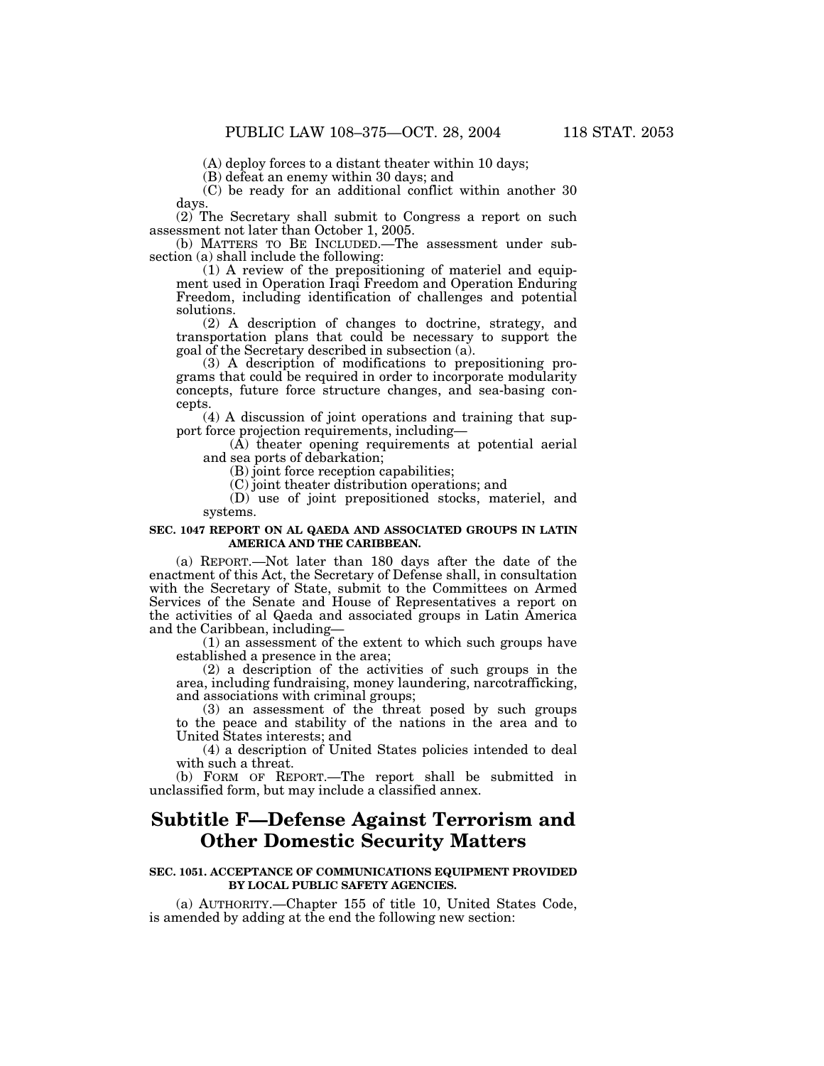(A) deploy forces to a distant theater within 10 days;

(B) defeat an enemy within 30 days; and

(C) be ready for an additional conflict within another 30 days.

(2) The Secretary shall submit to Congress a report on such assessment not later than October 1, 2005.

(b) MATTERS TO BE INCLUDED.—The assessment under subsection (a) shall include the following:

(1) A review of the prepositioning of materiel and equipment used in Operation Iraqi Freedom and Operation Enduring Freedom, including identification of challenges and potential solutions.

(2) A description of changes to doctrine, strategy, and transportation plans that could be necessary to support the goal of the Secretary described in subsection (a).

(3) A description of modifications to prepositioning programs that could be required in order to incorporate modularity concepts, future force structure changes, and sea-basing concepts.

(4) A discussion of joint operations and training that support force projection requirements, including—

(A) theater opening requirements at potential aerial and sea ports of debarkation;

(B) joint force reception capabilities;

(C) joint theater distribution operations; and

(D) use of joint prepositioned stocks, materiel, and systems.

**SEC. 1047 REPORT ON AL QAEDA AND ASSOCIATED GROUPS IN LATIN AMERICA AND THE CARIBBEAN.**

(a) REPORT.—Not later than 180 days after the date of the enactment of this Act, the Secretary of Defense shall, in consultation with the Secretary of State, submit to the Committees on Armed Services of the Senate and House of Representatives a report on the activities of al Qaeda and associated groups in Latin America and the Caribbean, including—

(1) an assessment of the extent to which such groups have established a presence in the area;

(2) a description of the activities of such groups in the area, including fundraising, money laundering, narcotrafficking, and associations with criminal groups;

(3) an assessment of the threat posed by such groups to the peace and stability of the nations in the area and to United States interests; and

(4) a description of United States policies intended to deal with such a threat.

(b) FORM OF REPORT.—The report shall be submitted in unclassified form, but may include a classified annex.

## Subtitle F—Defense Against Terrorism and Other Domestic Security Matters

**SEC. 1051. ACCEPTANCE OF COMMUNICATIONS EQUIPMENT PROVIDED BY LOCAL PUBLIC SAFETY AGENCIES.**

(a) AUTHORITY.—Chapter 155 of title 10, United States Code, is amended by adding at the end the following new section: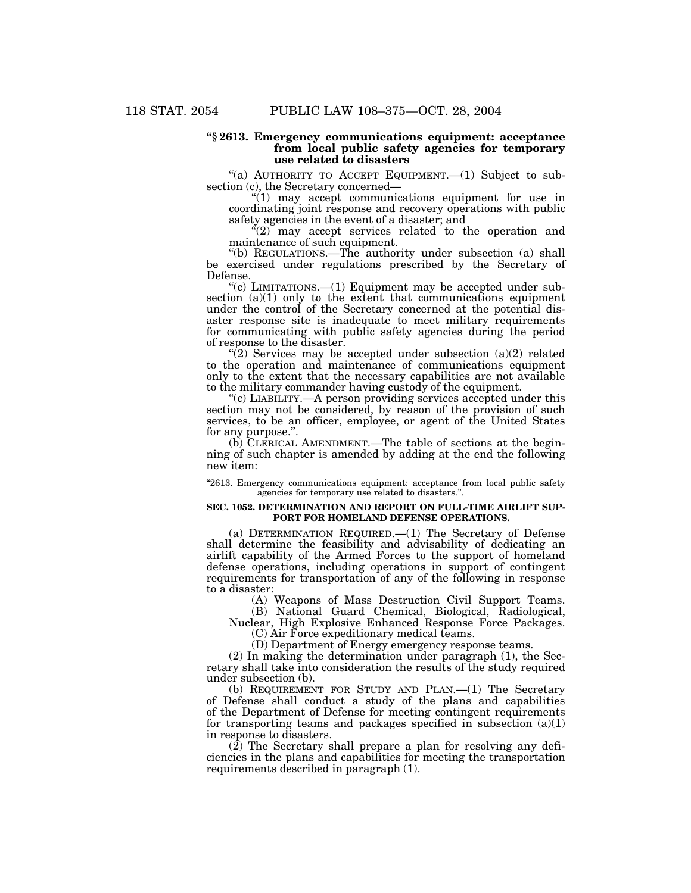**"§ 2613. Emergency communications equipment: acceptance from local public safety agencies for temporary use related to disasters**

"(a) AUTHORITY TO ACCEPT EQUIPMENT.—(1) Subject to subsection (c), the Secretary concerned—

"(1) may accept communications equipment for use in coordinating joint response and recovery operations with public safety agencies in the event of a disaster; and

"(2) may accept services related to the operation and maintenance of such equipment.

"(b) REGULATIONS.—The authority under subsection (a) shall be exercised under regulations prescribed by the Secretary of Defense.

"(c) LIMITATIONS.—(1) Equipment may be accepted under subsection (a)(1) only to the extent that communications equipment under the control of the Secretary concerned at the potential disaster response site is inadequate to meet military requirements for communicating with public safety agencies during the period of response to the disaster.

"(2) Services may be accepted under subsection (a)(2) related to the operation and maintenance of communications equipment only to the extent that the necessary capabilities are not available to the military commander having custody of the equipment.

"(c) LIABILITY.—A person providing services accepted under this section may not be considered, by reason of the provision of such services, to be an officer, employee, or agent of the United States for any purpose.".

(b) CLERICAL AMENDMENT.—The table of sections at the beginning of such chapter is amended by adding at the end the following new item:

"2613. Emergency communications equipment: acceptance from local public safety agencies for temporary use related to disasters.".

**SEC. 1052. DETERMINATION AND REPORT ON FULL-TIME AIRLIFT SUPPORT FOR HOMELAND DEFENSE OPERATIONS.**

(a) DETERMINATION REQUIRED.—(1) The Secretary of Defense shall determine the feasibility and advisability of dedicating an airlift capability of the Armed Forces to the support of homeland defense operations, including operations in support of contingent requirements for transportation of any of the following in response to a disaster:

(A) Weapons of Mass Destruction Civil Support Teams.

(B) National Guard Chemical, Biological, Radiological, Nuclear, High Explosive Enhanced Response Force Packages.

(C) Air Force expeditionary medical teams.

(D) Department of Energy emergency response teams.

(2) In making the determination under paragraph (1), the Secretary shall take into consideration the results of the study required under subsection (b).

(b) REQUIREMENT FOR STUDY AND PLAN.—(1) The Secretary of Defense shall conduct a study of the plans and capabilities of the Department of Defense for meeting contingent requirements for transporting teams and packages specified in subsection (a)(1) in response to disasters.

(2) The Secretary shall prepare a plan for resolving any deficiencies in the plans and capabilities for meeting the transportation requirements described in paragraph (1).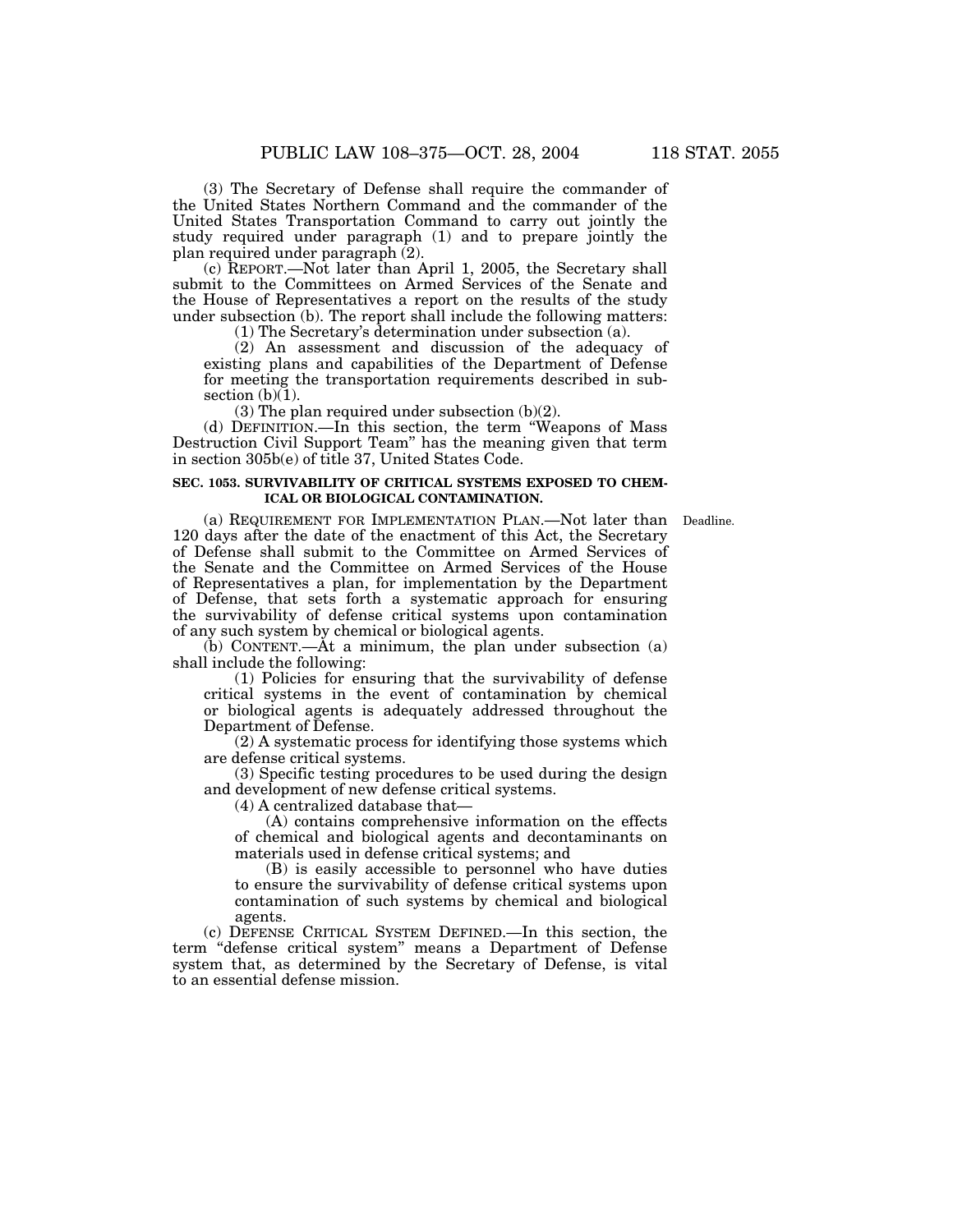(3) The Secretary of Defense shall require the commander of the United States Northern Command and the commander of the United States Transportation Command to carry out jointly the study required under paragraph (1) and to prepare jointly the plan required under paragraph (2).

(c) REPORT.—Not later than April 1, 2005, the Secretary shall submit to the Committees on Armed Services of the Senate and the House of Representatives a report on the results of the study under subsection (b). The report shall include the following matters:

(1) The Secretary's determination under subsection (a).

(2) An assessment and discussion of the adequacy of existing plans and capabilities of the Department of Defense for meeting the transportation requirements described in subsection (b)(1).

(3) The plan required under subsection (b)(2).

(d) DEFINITION.—In this section, the term "Weapons of Mass Destruction Civil Support Team" has the meaning given that term in section 305b(e) of title 37, United States Code.

**SEC. 1053. SURVIVABILITY OF CRITICAL SYSTEMS EXPOSED TO CHEMICAL OR BIOLOGICAL CONTAMINATION.**

Deadline.

(a) REQUIREMENT FOR IMPLEMENTATION PLAN.—Not later than 120 days after the date of the enactment of this Act, the Secretary of Defense shall submit to the Committee on Armed Services of the Senate and the Committee on Armed Services of the House of Representatives a plan, for implementation by the Department of Defense, that sets forth a systematic approach for ensuring the survivability of defense critical systems upon contamination of any such system by chemical or biological agents.

(b) CONTENT.—At a minimum, the plan under subsection (a) shall include the following:

(1) Policies for ensuring that the survivability of defense critical systems in the event of contamination by chemical or biological agents is adequately addressed throughout the Department of Defense.

(2) A systematic process for identifying those systems which are defense critical systems.

(3) Specific testing procedures to be used during the design and development of new defense critical systems.

(4) A centralized database that—

(A) contains comprehensive information on the effects of chemical and biological agents and decontaminants on materials used in defense critical systems; and

(B) is easily accessible to personnel who have duties to ensure the survivability of defense critical systems upon contamination of such systems by chemical and biological agents.

(c) DEFENSE CRITICAL SYSTEM DEFINED.—In this section, the term "defense critical system" means a Department of Defense system that, as determined by the Secretary of Defense, is vital to an essential defense mission.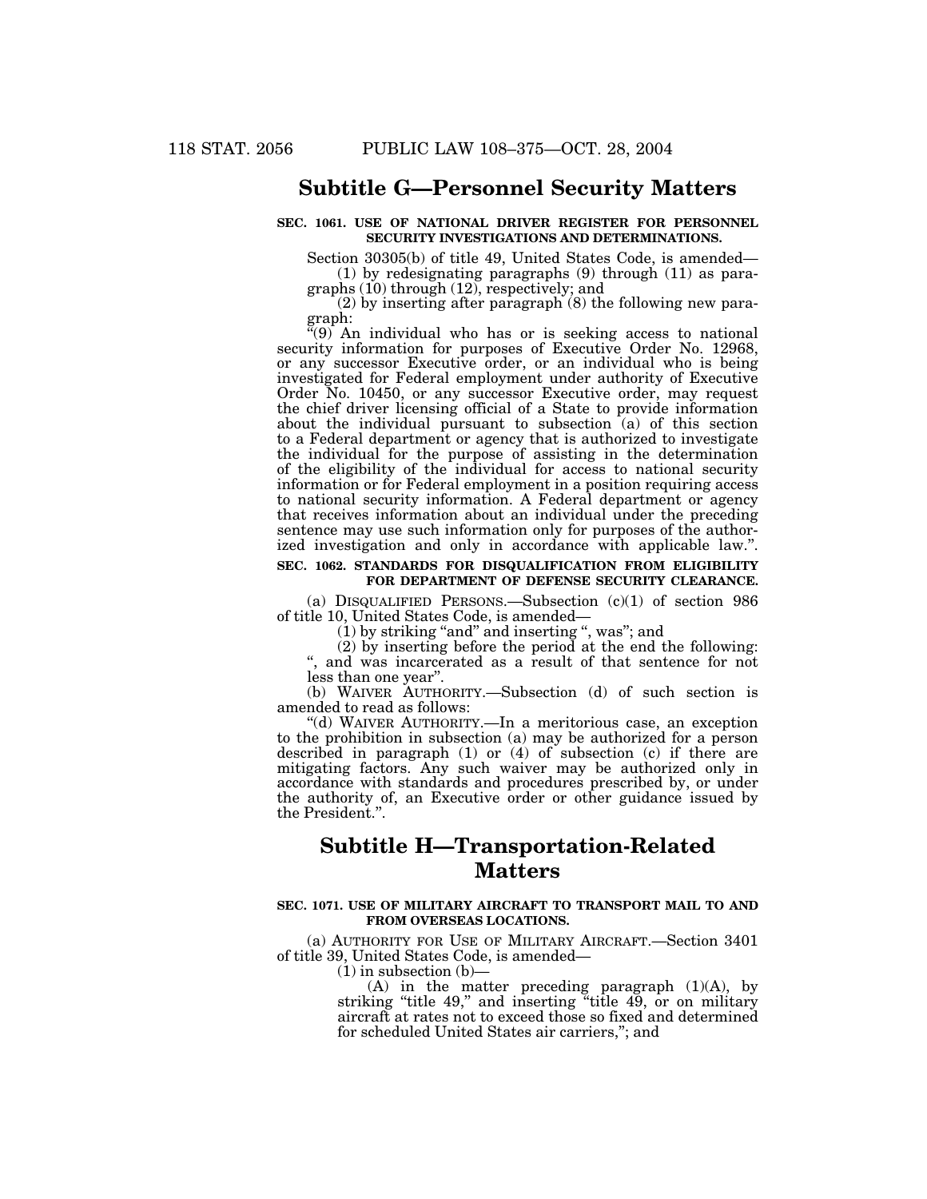## Subtitle G—Personnel Security Matters

**SEC. 1061. USE OF NATIONAL DRIVER REGISTER FOR PERSONNEL SECURITY INVESTIGATIONS AND DETERMINATIONS.**

Section 30305(b) of title 49, United States Code, is amended—

(1) by redesignating paragraphs (9) through (11) as paragraphs (10) through (12), respectively; and

(2) by inserting after paragraph (8) the following new paragraph:

"(9) An individual who has or is seeking access to national security information for purposes of Executive Order No. 12968, or any successor Executive order, or an individual who is being investigated for Federal employment under authority of Executive Order No. 10450, or any successor Executive order, may request the chief driver licensing official of a State to provide information about the individual pursuant to subsection (a) of this section to a Federal department or agency that is authorized to investigate the individual for the purpose of assisting in the determination of the eligibility of the individual for access to national security information or for Federal employment in a position requiring access to national security information. A Federal department or agency that receives information about an individual under the preceding sentence may use such information only for purposes of the authorized investigation and only in accordance with applicable law.".

**SEC. 1062. STANDARDS FOR DISQUALIFICATION FROM ELIGIBILITY FOR DEPARTMENT OF DEFENSE SECURITY CLEARANCE.**

(a) DISQUALIFIED PERSONS.—Subsection (c)(1) of section 986 of title 10, United States Code, is amended—

(1) by striking "and" and inserting ", was"; and

(2) by inserting before the period at the end the following: ", and was incarcerated as a result of that sentence for not less than one year".

(b) WAIVER AUTHORITY.—Subsection (d) of such section is amended to read as follows:

"(d) WAIVER AUTHORITY.—In a meritorious case, an exception to the prohibition in subsection (a) may be authorized for a person described in paragraph (1) or (4) of subsection (c) if there are mitigating factors. Any such waiver may be authorized only in accordance with standards and procedures prescribed by, or under the authority of, an Executive order or other guidance issued by the President.".

## Subtitle H—Transportation-Related Matters

**SEC. 1071. USE OF MILITARY AIRCRAFT TO TRANSPORT MAIL TO AND FROM OVERSEAS LOCATIONS.**

(a) AUTHORITY FOR USE OF MILITARY AIRCRAFT.—Section 3401 of title 39, United States Code, is amended—

(1) in subsection (b)—

(A) in the matter preceding paragraph (1)(A), by striking "title 49," and inserting "title 49, or on military aircraft at rates not to exceed those so fixed and determined for scheduled United States air carriers,"; and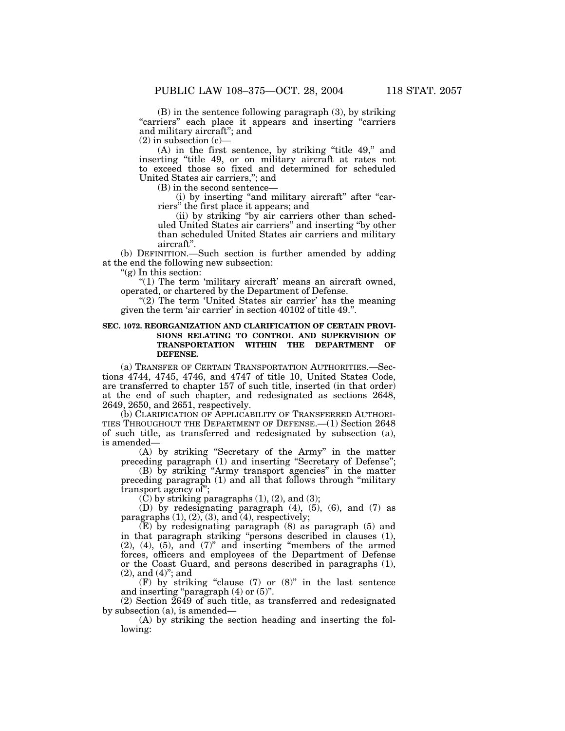(B) in the sentence following paragraph (3), by striking "carriers" each place it appears and inserting "carriers and military aircraft"; and

(2) in subsection (c)—

(A) in the first sentence, by striking "title 49," and inserting "title 49, or on military aircraft at rates not to exceed those so fixed and determined for scheduled United States air carriers,"; and

(B) in the second sentence—

(i) by inserting "and military aircraft" after "carriers" the first place it appears; and

(ii) by striking "by air carriers other than scheduled United States air carriers" and inserting "by other than scheduled United States air carriers and military aircraft".

(b) DEFINITION.—Such section is further amended by adding at the end the following new subsection:

"(g) In this section:

"(1) The term 'military aircraft' means an aircraft owned, operated, or chartered by the Department of Defense.

"(2) The term 'United States air carrier' has the meaning given the term 'air carrier' in section 40102 of title 49.".

**SEC. 1072. REORGANIZATION AND CLARIFICATION OF CERTAIN PROVISIONS RELATING TO CONTROL AND SUPERVISION OF TRANSPORTATION WITHIN THE DEPARTMENT OF DEFENSE.**

(a) TRANSFER OF CERTAIN TRANSPORTATION AUTHORITIES.—Sections 4744, 4745, 4746, and 4747 of title 10, United States Code, are transferred to chapter 157 of such title, inserted (in that order) at the end of such chapter, and redesignated as sections 2648, 2649, 2650, and 2651, respectively.

(b) CLARIFICATION OF APPLICABILITY OF TRANSFERRED AUTHORITIES THROUGHOUT THE DEPARTMENT OF DEFENSE.—(1) Section 2648 of such title, as transferred and redesignated by subsection (a), is amended—

(A) by striking "Secretary of the Army" in the matter preceding paragraph (1) and inserting "Secretary of Defense";

(B) by striking "Army transport agencies" in the matter preceding paragraph (1) and all that follows through "military transport agency of";

(C) by striking paragraphs (1), (2), and (3);

(D) by redesignating paragraph (4), (5), (6), and (7) as paragraphs (1), (2), (3), and (4), respectively;

(E) by redesignating paragraph (8) as paragraph (5) and in that paragraph striking "persons described in clauses (1), (2), (4), (5), and (7)" and inserting "members of the armed forces, officers and employees of the Department of Defense or the Coast Guard, and persons described in paragraphs (1), (2), and (4)"; and

(F) by striking "clause (7) or (8)" in the last sentence and inserting "paragraph (4) or (5)".

(2) Section 2649 of such title, as transferred and redesignated by subsection (a), is amended—

(A) by striking the section heading and inserting the following: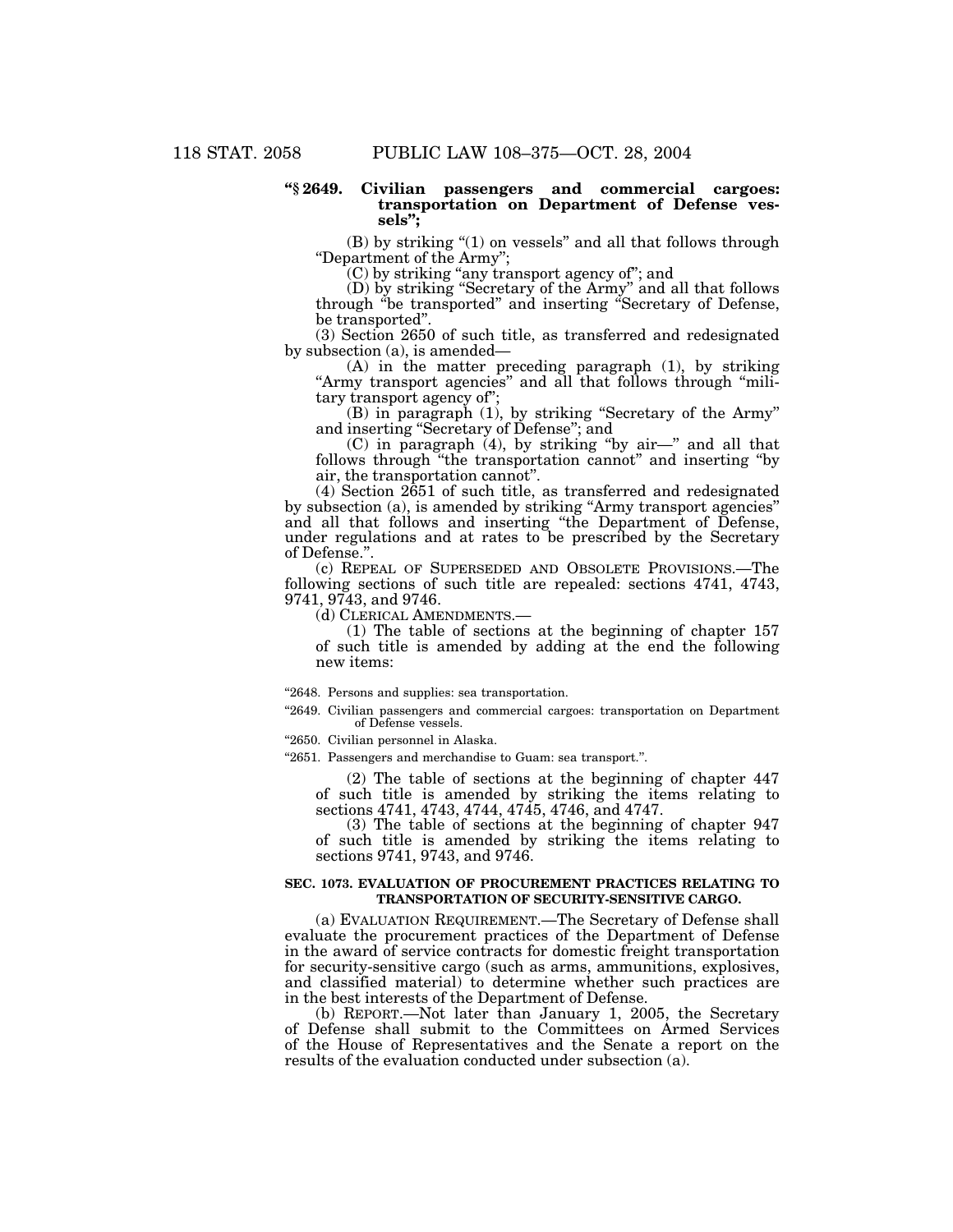**"§ 2649. Civilian passengers and commercial cargoes: transportation on Department of Defense vessels";**

(B) by striking "(1) on vessels" and all that follows through "Department of the Army";

(C) by striking "any transport agency of"; and

(D) by striking "Secretary of the Army" and all that follows through "be transported" and inserting "Secretary of Defense, be transported".

(3) Section 2650 of such title, as transferred and redesignated by subsection (a), is amended—

(A) in the matter preceding paragraph (1), by striking "Army transport agencies" and all that follows through "military transport agency of";

(B) in paragraph (1), by striking "Secretary of the Army" and inserting "Secretary of Defense"; and

(C) in paragraph (4), by striking "by air—" and all that follows through "the transportation cannot" and inserting "by air, the transportation cannot".

(4) Section 2651 of such title, as transferred and redesignated by subsection (a), is amended by striking "Army transport agencies" and all that follows and inserting "the Department of Defense, under regulations and at rates to be prescribed by the Secretary of Defense.".

(c) REPEAL OF SUPERSEDED AND OBSOLETE PROVISIONS.—The following sections of such title are repealed: sections 4741, 4743, 9741, 9743, and 9746.

(d) CLERICAL AMENDMENTS.—

(1) The table of sections at the beginning of chapter 157 of such title is amended by adding at the end the following new items:

"2648. Persons and supplies: sea transportation.

"2649. Civilian passengers and commercial cargoes: transportation on Department of Defense vessels.

"2650. Civilian personnel in Alaska.

"2651. Passengers and merchandise to Guam: sea transport.".

(2) The table of sections at the beginning of chapter 447 of such title is amended by striking the items relating to sections 4741, 4743, 4744, 4745, 4746, and 4747.

(3) The table of sections at the beginning of chapter 947 of such title is amended by striking the items relating to sections 9741, 9743, and 9746.

**SEC. 1073. EVALUATION OF PROCUREMENT PRACTICES RELATING TO TRANSPORTATION OF SECURITY-SENSITIVE CARGO.**

(a) EVALUATION REQUIREMENT.—The Secretary of Defense shall evaluate the procurement practices of the Department of Defense in the award of service contracts for domestic freight transportation for security-sensitive cargo (such as arms, ammunitions, explosives, and classified material) to determine whether such practices are in the best interests of the Department of Defense.

(b) REPORT.—Not later than January 1, 2005, the Secretary of Defense shall submit to the Committees on Armed Services of the House of Representatives and the Senate a report on the results of the evaluation conducted under subsection (a).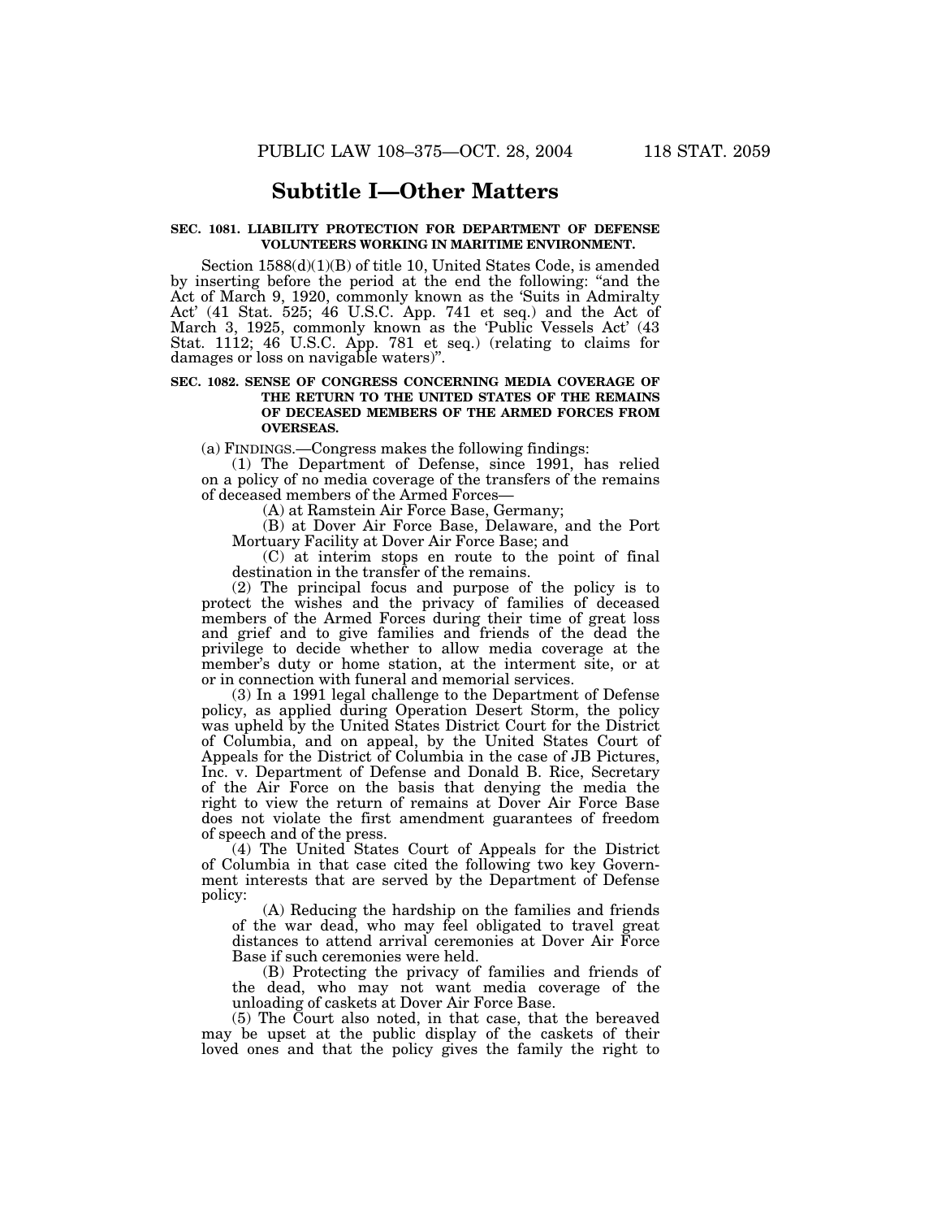## Subtitle I—Other Matters

**SEC. 1081. LIABILITY PROTECTION FOR DEPARTMENT OF DEFENSE VOLUNTEERS WORKING IN MARITIME ENVIRONMENT.**

Section 1588(d)(1)(B) of title 10, United States Code, is amended by inserting before the period at the end the following: "and the Act of March 9, 1920, commonly known as the 'Suits in Admiralty Act' (41 Stat. 525; 46 U.S.C. App. 741 et seq.) and the Act of March 3, 1925, commonly known as the 'Public Vessels Act' (43 Stat. 1112; 46 U.S.C. App. 781 et seq.) (relating to claims for damages or loss on navigable waters)".

**SEC. 1082. SENSE OF CONGRESS CONCERNING MEDIA COVERAGE OF THE RETURN TO THE UNITED STATES OF THE REMAINS OF DECEASED MEMBERS OF THE ARMED FORCES FROM OVERSEAS.**

(a) FINDINGS.—Congress makes the following findings:

(1) The Department of Defense, since 1991, has relied on a policy of no media coverage of the transfers of the remains of deceased members of the Armed Forces—

(A) at Ramstein Air Force Base, Germany;

(B) at Dover Air Force Base, Delaware, and the Port Mortuary Facility at Dover Air Force Base; and

(C) at interim stops en route to the point of final destination in the transfer of the remains.

(2) The principal focus and purpose of the policy is to protect the wishes and the privacy of families of deceased members of the Armed Forces during their time of great loss and grief and to give families and friends of the dead the privilege to decide whether to allow media coverage at the member's duty or home station, at the interment site, or at or in connection with funeral and memorial services.

(3) In a 1991 legal challenge to the Department of Defense policy, as applied during Operation Desert Storm, the policy was upheld by the United States District Court for the District of Columbia, and on appeal, by the United States Court of Appeals for the District of Columbia in the case of JB Pictures, Inc. v. Department of Defense and Donald B. Rice, Secretary of the Air Force on the basis that denying the media the right to view the return of remains at Dover Air Force Base does not violate the first amendment guarantees of freedom of speech and of the press.

(4) The United States Court of Appeals for the District of Columbia in that case cited the following two key Government interests that are served by the Department of Defense policy:

(A) Reducing the hardship on the families and friends of the war dead, who may feel obligated to travel great distances to attend arrival ceremonies at Dover Air Force Base if such ceremonies were held.

(B) Protecting the privacy of families and friends of the dead, who may not want media coverage of the unloading of caskets at Dover Air Force Base.

(5) The Court also noted, in that case, that the bereaved may be upset at the public display of the caskets of their loved ones and that the policy gives the family the right to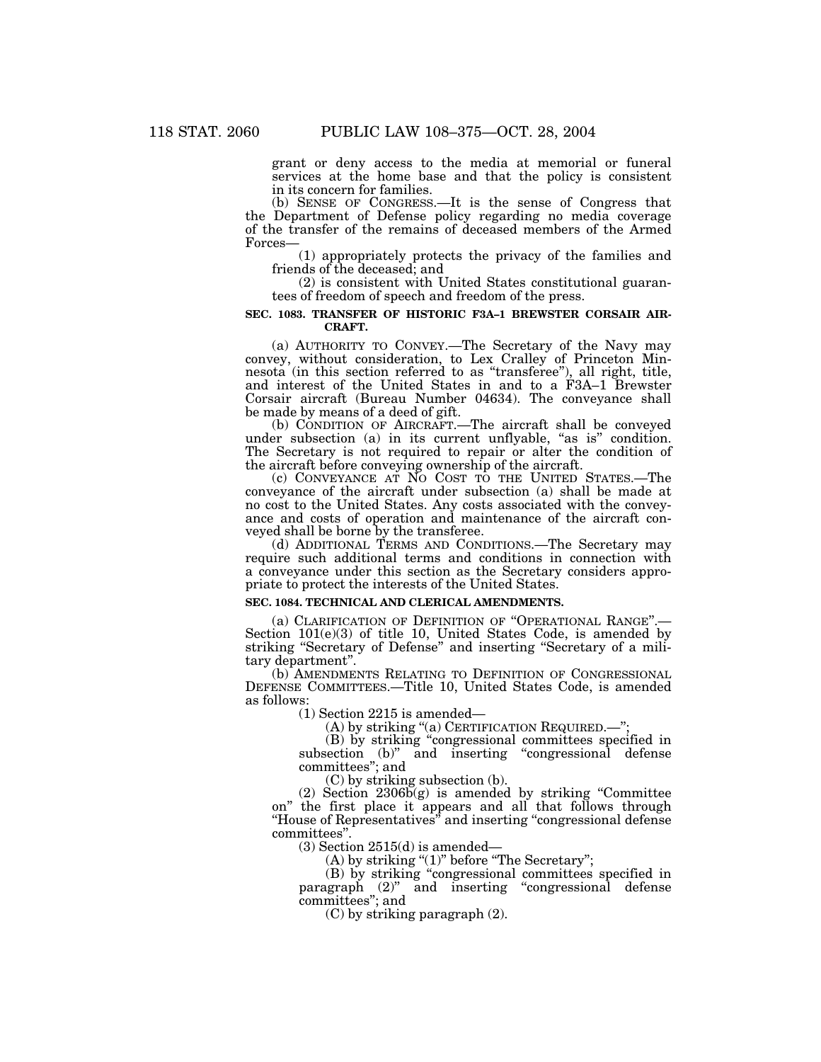grant or deny access to the media at memorial or funeral services at the home base and that the policy is consistent in its concern for families.

(b) SENSE OF CONGRESS.—It is the sense of Congress that the Department of Defense policy regarding no media coverage of the transfer of the remains of deceased members of the Armed Forces—

(1) appropriately protects the privacy of the families and friends of the deceased; and

(2) is consistent with United States constitutional guarantees of freedom of speech and freedom of the press.

**SEC. 1083. TRANSFER OF HISTORIC F3A–1 BREWSTER CORSAIR AIRCRAFT.**

(a) AUTHORITY TO CONVEY.—The Secretary of the Navy may convey, without consideration, to Lex Cralley of Princeton Minnesota (in this section referred to as "transferee"), all right, title, and interest of the United States in and to a F3A–1 Brewster Corsair aircraft (Bureau Number 04634). The conveyance shall be made by means of a deed of gift.

(b) CONDITION OF AIRCRAFT.—The aircraft shall be conveyed under subsection (a) in its current unflyable, "as is" condition. The Secretary is not required to repair or alter the condition of the aircraft before conveying ownership of the aircraft.

(c) CONVEYANCE AT NO COST TO THE UNITED STATES.—The conveyance of the aircraft under subsection (a) shall be made at no cost to the United States. Any costs associated with the conveyance and costs of operation and maintenance of the aircraft conveyed shall be borne by the transferee.

(d) ADDITIONAL TERMS AND CONDITIONS.—The Secretary may require such additional terms and conditions in connection with a conveyance under this section as the Secretary considers appropriate to protect the interests of the United States.

**SEC. 1084. TECHNICAL AND CLERICAL AMENDMENTS.**

(a) CLARIFICATION OF DEFINITION OF "OPERATIONAL RANGE".—Section 101(e)(3) of title 10, United States Code, is amended by striking "Secretary of Defense" and inserting "Secretary of a military department".

(b) AMENDMENTS RELATING TO DEFINITION OF CONGRESSIONAL DEFENSE COMMITTEES.—Title 10, United States Code, is amended as follows:

(1) Section 2215 is amended—

(A) by striking "(a) CERTIFICATION REQUIRED.—";

(B) by striking "congressional committees specified in subsection (b)" and inserting "congressional defense committees"; and

(C) by striking subsection (b).

(2) Section 2306b(g) is amended by striking "Committee on" the first place it appears and all that follows through "House of Representatives" and inserting "congressional defense committees".

(3) Section 2515(d) is amended—

(A) by striking "(1)" before "The Secretary";

(B) by striking "congressional committees specified in paragraph (2)" and inserting "congressional defense committees"; and

(C) by striking paragraph (2).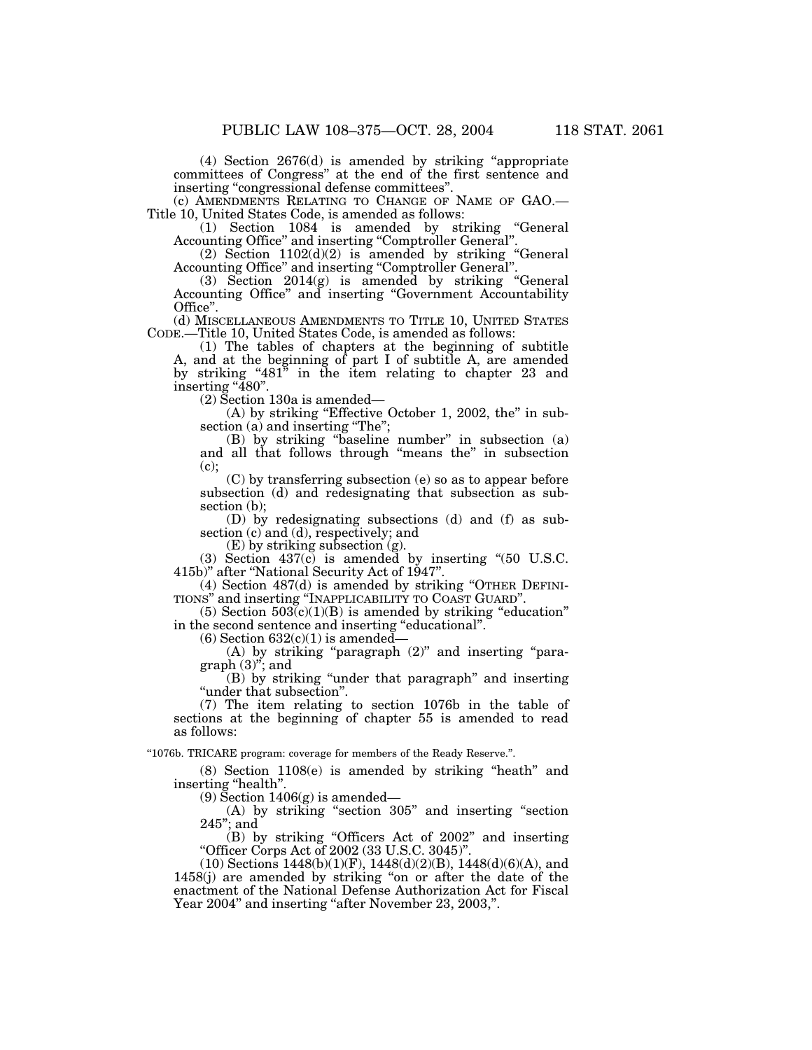(4) Section 2676(d) is amended by striking "appropriate committees of Congress" at the end of the first sentence and inserting "congressional defense committees".

(c) AMENDMENTS RELATING TO CHANGE OF NAME OF GAO.—Title 10, United States Code, is amended as follows:

(1) Section 1084 is amended by striking "General Accounting Office" and inserting "Comptroller General".

(2) Section 1102(d)(2) is amended by striking "General Accounting Office" and inserting "Comptroller General".

(3) Section 2014(g) is amended by striking "General Accounting Office" and inserting "Government Accountability Office".

(d) MISCELLANEOUS AMENDMENTS TO TITLE 10, UNITED STATES CODE.—Title 10, United States Code, is amended as follows:

(1) The tables of chapters at the beginning of subtitle A, and at the beginning of part I of subtitle A, are amended by striking "481" in the item relating to chapter 23 and inserting "480".

(2) Section 130a is amended—

(A) by striking "Effective October 1, 2002, the" in subsection (a) and inserting "The";

(B) by striking "baseline number" in subsection (a) and all that follows through "means the" in subsection (c);

(C) by transferring subsection (e) so as to appear before subsection (d) and redesignating that subsection as subsection (b);

(D) by redesignating subsections (d) and (f) as subsection (c) and (d), respectively; and

(E) by striking subsection (g).

(3) Section 437(c) is amended by inserting "(50 U.S.C. 415b)" after "National Security Act of 1947".

(4) Section 487(d) is amended by striking "OTHER DEFINITIONS" and inserting "INAPPLICABILITY TO COAST GUARD".

(5) Section 503(c)(1)(B) is amended by striking "education" in the second sentence and inserting "educational".

(6) Section 632(c)(1) is amended—

(A) by striking "paragraph (2)" and inserting "paragraph (3)"; and

(B) by striking "under that paragraph" and inserting "under that subsection".

(7) The item relating to section 1076b in the table of sections at the beginning of chapter 55 is amended to read as follows:

"1076b. TRICARE program: coverage for members of the Ready Reserve.".

(8) Section 1108(e) is amended by striking "heath" and inserting "health".

(9) Section 1406(g) is amended—

(A) by striking "section 305" and inserting "section 245"; and

(B) by striking "Officers Act of 2002" and inserting "Officer Corps Act of 2002 (33 U.S.C. 3045)".

(10) Sections 1448(b)(1)(F), 1448(d)(2)(B), 1448(d)(6)(A), and 1458(j) are amended by striking "on or after the date of the enactment of the National Defense Authorization Act for Fiscal Year 2004" and inserting "after November 23, 2003,".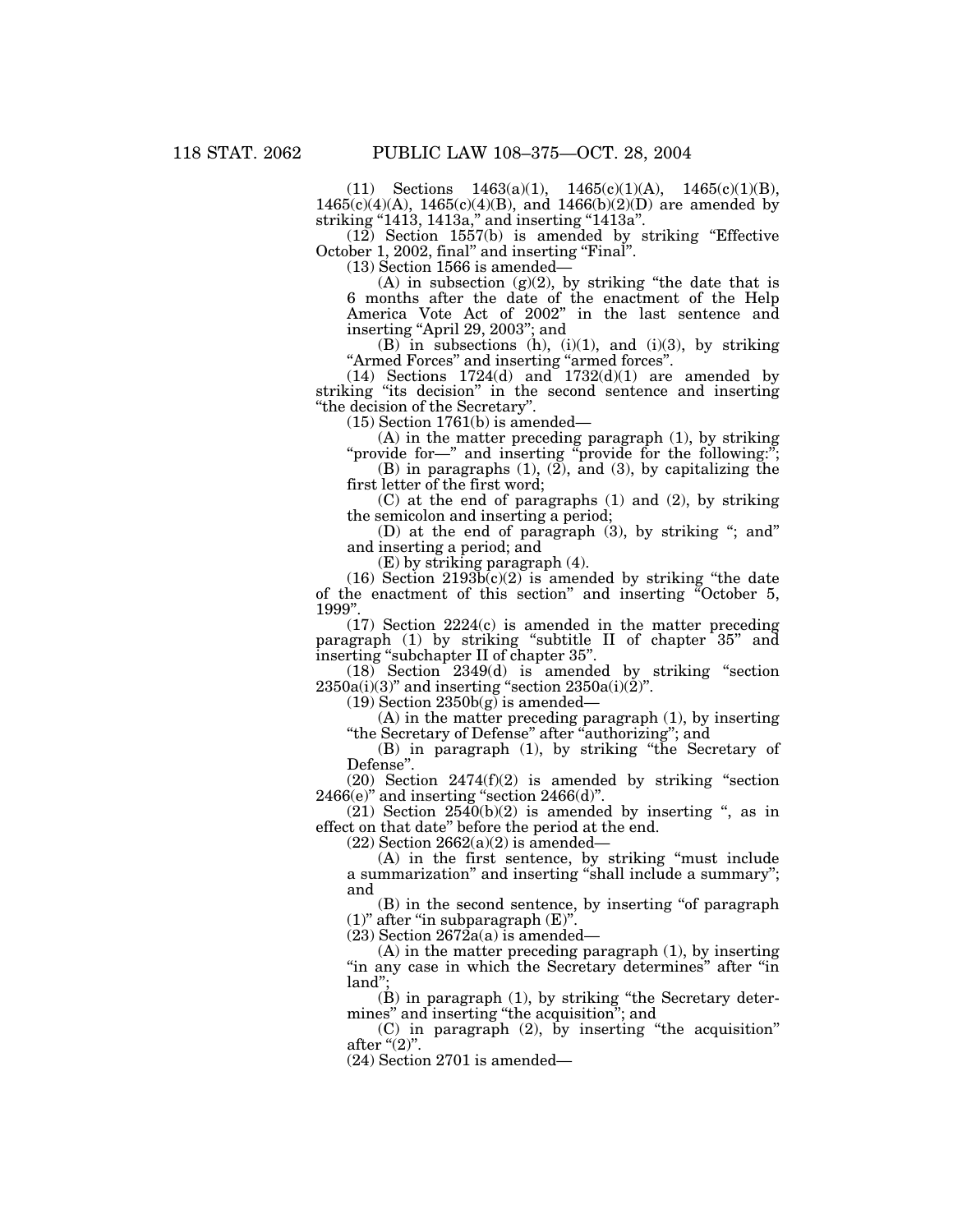(11) Sections 1463(a)(1), 1465(c)(1)(A), 1465(c)(1)(B), 1465(c)(4)(A), 1465(c)(4)(B), and 1466(b)(2)(D) are amended by striking "1413, 1413a," and inserting "1413a".

(12) Section 1557(b) is amended by striking "Effective October 1, 2002, final" and inserting "Final".

(13) Section 1566 is amended—

(A) in subsection (g)(2), by striking "the date that is 6 months after the date of the enactment of the Help America Vote Act of 2002" in the last sentence and inserting "April 29, 2003"; and

(B) in subsections (h), (i)(1), and (i)(3), by striking "Armed Forces" and inserting "armed forces".

(14) Sections 1724(d) and 1732(d)(1) are amended by striking "its decision" in the second sentence and inserting "the decision of the Secretary".

(15) Section 1761(b) is amended—

(A) in the matter preceding paragraph (1), by striking "provide for—" and inserting "provide for the following:";

(B) in paragraphs (1), (2), and (3), by capitalizing the first letter of the first word;

(C) at the end of paragraphs (1) and (2), by striking the semicolon and inserting a period;

(D) at the end of paragraph (3), by striking "; and" and inserting a period; and

(E) by striking paragraph (4).

(16) Section 2193b(c)(2) is amended by striking "the date of the enactment of this section" and inserting "October 5, 1999".

(17) Section 2224(c) is amended in the matter preceding paragraph (1) by striking "subtitle II of chapter 35" and inserting "subchapter II of chapter 35".

(18) Section 2349(d) is amended by striking "section 2350a(i)(3)" and inserting "section 2350a(i)(2)".

(19) Section 2350b(g) is amended—

(A) in the matter preceding paragraph (1), by inserting "the Secretary of Defense" after "authorizing"; and

(B) in paragraph (1), by striking "the Secretary of Defense".

(20) Section 2474(f)(2) is amended by striking "section 2466(e)" and inserting "section 2466(d)".

(21) Section 2540(b)(2) is amended by inserting ", as in effect on that date" before the period at the end.

(22) Section 2662(a)(2) is amended—

(A) in the first sentence, by striking "must include a summarization" and inserting "shall include a summary"; and

(B) in the second sentence, by inserting "of paragraph (1)" after "in subparagraph (E)".

(23) Section 2672a(a) is amended—

(A) in the matter preceding paragraph (1), by inserting "in any case in which the Secretary determines" after "in land";

(B) in paragraph (1), by striking "the Secretary determines" and inserting "the acquisition"; and

(C) in paragraph (2), by inserting "the acquisition" after "(2)".

(24) Section 2701 is amended—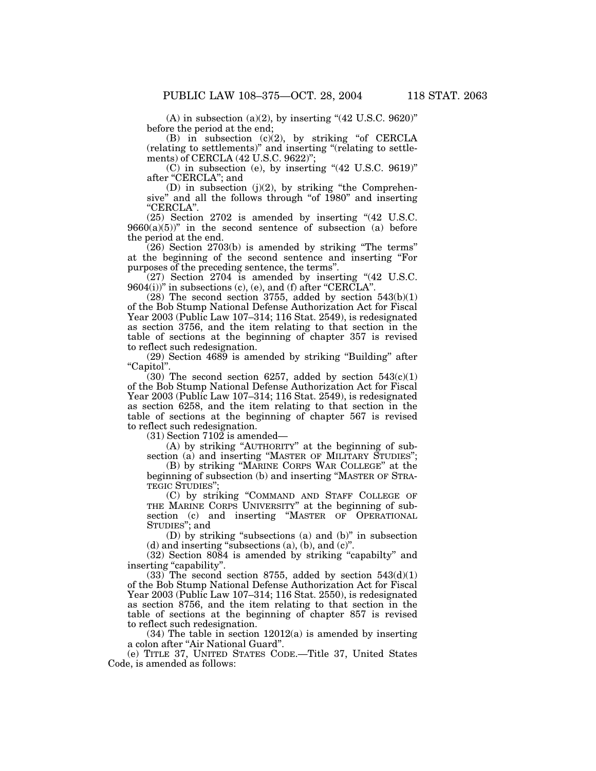(A) in subsection (a)(2), by inserting "(42 U.S.C. 9620)" before the period at the end;

(B) in subsection (c)(2), by striking "of CERCLA (relating to settlements)" and inserting "(relating to settlements) of CERCLA (42 U.S.C. 9622)";

(C) in subsection (e), by inserting "(42 U.S.C. 9619)" after "CERCLA"; and

(D) in subsection (j)(2), by striking "the Comprehensive" and all the follows through "of 1980" and inserting "CERCLA".

(25) Section 2702 is amended by inserting "(42 U.S.C. 9660(a)(5))" in the second sentence of subsection (a) before the period at the end.

(26) Section 2703(b) is amended by striking "The terms" at the beginning of the second sentence and inserting "For purposes of the preceding sentence, the terms".

(27) Section 2704 is amended by inserting "(42 U.S.C. 9604(i))" in subsections (c), (e), and (f) after "CERCLA".

(28) The second section 3755, added by section 543(b)(1) of the Bob Stump National Defense Authorization Act for Fiscal Year 2003 (Public Law 107–314; 116 Stat. 2549), is redesignated as section 3756, and the item relating to that section in the table of sections at the beginning of chapter 357 is revised to reflect such redesignation.

(29) Section 4689 is amended by striking "Building" after "Capitol".

(30) The second section 6257, added by section 543(c)(1) of the Bob Stump National Defense Authorization Act for Fiscal Year 2003 (Public Law 107–314; 116 Stat. 2549), is redesignated as section 6258, and the item relating to that section in the table of sections at the beginning of chapter 567 is revised to reflect such redesignation.

(31) Section 7102 is amended—

(A) by striking "AUTHORITY" at the beginning of subsection (a) and inserting "MASTER OF MILITARY STUDIES";

(B) by striking "MARINE CORPS WAR COLLEGE" at the beginning of subsection (b) and inserting "MASTER OF STRATEGIC STUDIES";

(C) by striking "COMMAND AND STAFF COLLEGE OF THE MARINE CORPS UNIVERSITY" at the beginning of subsection (c) and inserting "MASTER OF OPERATIONAL STUDIES"; and

(D) by striking "subsections (a) and (b)" in subsection (d) and inserting "subsections (a), (b), and (c)".

(32) Section 8084 is amended by striking "capabilty" and inserting "capability".

(33) The second section 8755, added by section 543(d)(1) of the Bob Stump National Defense Authorization Act for Fiscal Year 2003 (Public Law 107–314; 116 Stat. 2550), is redesignated as section 8756, and the item relating to that section in the table of sections at the beginning of chapter 857 is revised to reflect such redesignation.

(34) The table in section 12012(a) is amended by inserting a colon after "Air National Guard".

(e) TITLE 37, UNITED STATES CODE.—Title 37, United States Code, is amended as follows: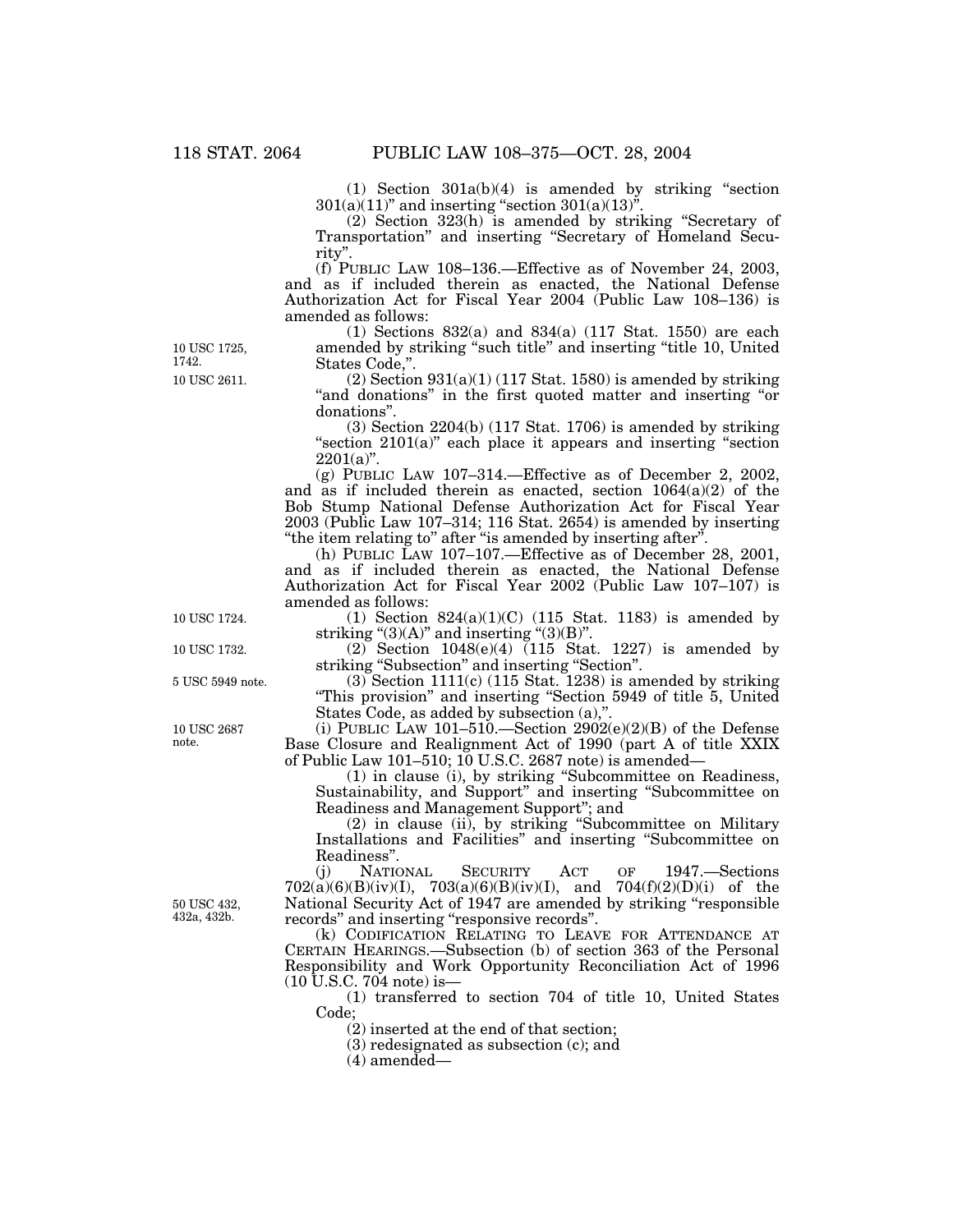(1) Section 301a(b)(4) is amended by striking "section 301(a)(11)" and inserting "section 301(a)(13)".

(2) Section 323(h) is amended by striking "Secretary of Transportation" and inserting "Secretary of Homeland Security".

(f) PUBLIC LAW 108–136.—Effective as of November 24, 2003, and as if included therein as enacted, the National Defense Authorization Act for Fiscal Year 2004 (Public Law 108–136) is amended as follows:

10 USC 1725, 1742.

(1) Sections 832(a) and 834(a) (117 Stat. 1550) are each amended by striking "such title" and inserting "title 10, United States Code,".

10 USC 2611.

(2) Section 931(a)(1) (117 Stat. 1580) is amended by striking "and donations" in the first quoted matter and inserting "or donations".

(3) Section 2204(b) (117 Stat. 1706) is amended by striking "section 2101(a)" each place it appears and inserting "section 2201(a)".

(g) PUBLIC LAW 107–314.—Effective as of December 2, 2002, and as if included therein as enacted, section 1064(a)(2) of the Bob Stump National Defense Authorization Act for Fiscal Year 2003 (Public Law 107–314; 116 Stat. 2654) is amended by inserting "the item relating to" after "is amended by inserting after".

(h) PUBLIC LAW 107–107.—Effective as of December 28, 2001, and as if included therein as enacted, the National Defense Authorization Act for Fiscal Year 2002 (Public Law 107–107) is amended as follows:

10 USC 1724.

(1) Section 824(a)(1)(C) (115 Stat. 1183) is amended by striking "(3)(A)" and inserting "(3)(B)".

10 USC 1732.

(2) Section 1048(e)(4) (115 Stat. 1227) is amended by striking "Subsection" and inserting "Section".

5 USC 5949 note.

(3) Section 1111(c) (115 Stat. 1238) is amended by striking "This provision" and inserting "Section 5949 of title 5, United States Code, as added by subsection (a),".

10 USC 2687 note.

(i) PUBLIC LAW 101–510.—Section 2902(e)(2)(B) of the Defense Base Closure and Realignment Act of 1990 (part A of title XXIX of Public Law 101–510; 10 U.S.C. 2687 note) is amended—

(1) in clause (i), by striking "Subcommittee on Readiness, Sustainability, and Support" and inserting "Subcommittee on Readiness and Management Support"; and

(2) in clause (ii), by striking "Subcommittee on Military Installations and Facilities" and inserting "Subcommittee on Readiness".

50 USC 432, 432a, 432b.

(j) NATIONAL SECURITY ACT OF 1947.—Sections 702(a)(6)(B)(iv)(I), 703(a)(6)(B)(iv)(I), and 704(f)(2)(D)(i) of the National Security Act of 1947 are amended by striking "responsible records" and inserting "responsive records".

(k) CODIFICATION RELATING TO LEAVE FOR ATTENDANCE AT CERTAIN HEARINGS.—Subsection (b) of section 363 of the Personal Responsibility and Work Opportunity Reconciliation Act of 1996 (10 U.S.C. 704 note) is—

(1) transferred to section 704 of title 10, United States Code;

(2) inserted at the end of that section;

(3) redesignated as subsection (c); and

(4) amended—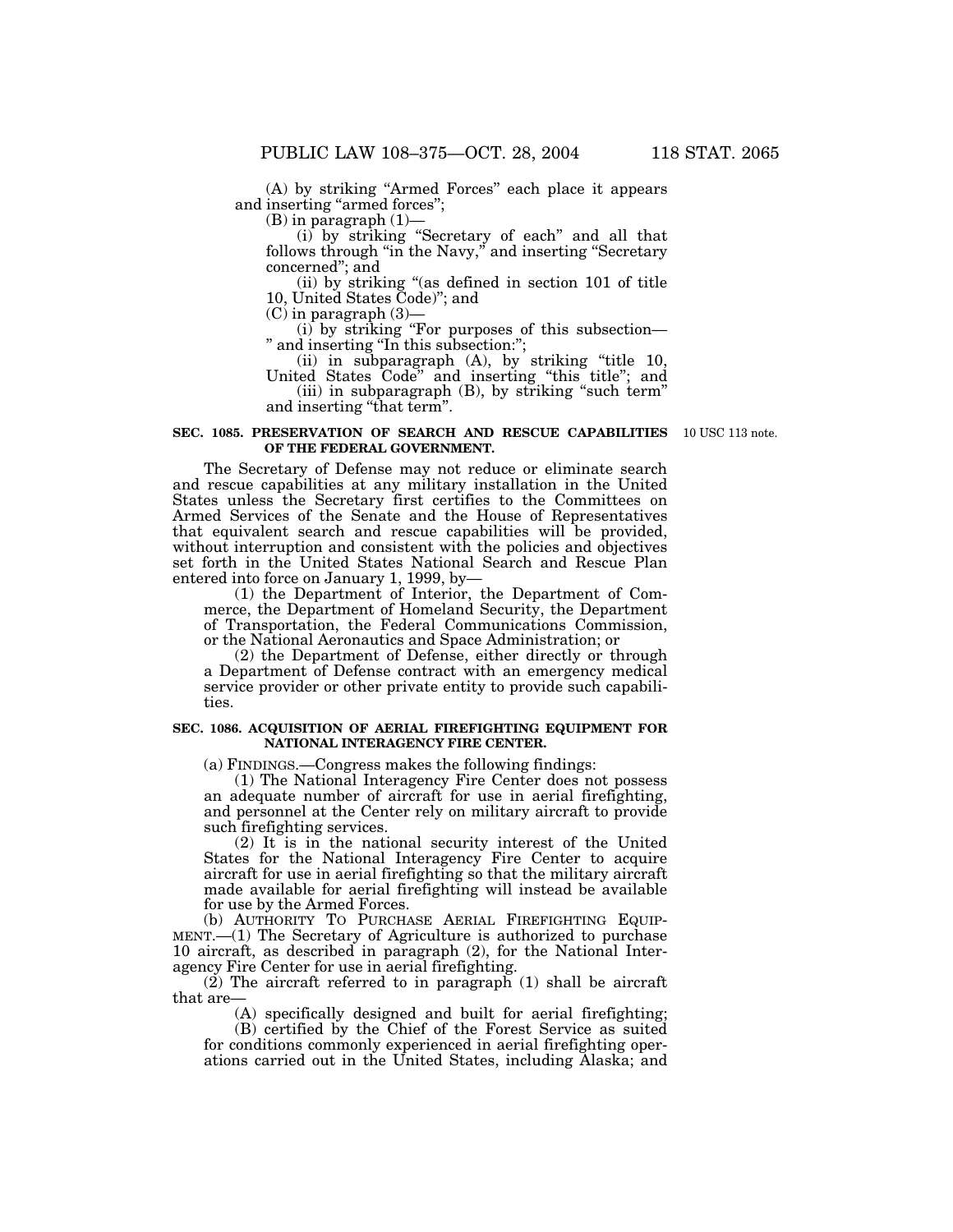(A) by striking "Armed Forces" each place it appears and inserting "armed forces";

(B) in paragraph (1)—

(i) by striking "Secretary of each" and all that follows through "in the Navy," and inserting "Secretary concerned"; and

(ii) by striking "(as defined in section 101 of title 10, United States Code)"; and

(C) in paragraph (3)—

(i) by striking "For purposes of this subsection—" and inserting "In this subsection:";

(ii) in subparagraph (A), by striking "title 10, United States Code" and inserting "this title"; and

(iii) in subparagraph (B), by striking "such term" and inserting "that term".

**SEC. 1085. PRESERVATION OF SEARCH AND RESCUE CAPABILITIES OF THE FEDERAL GOVERNMENT.**

10 USC 113 note.

The Secretary of Defense may not reduce or eliminate search and rescue capabilities at any military installation in the United States unless the Secretary first certifies to the Committees on Armed Services of the Senate and the House of Representatives that equivalent search and rescue capabilities will be provided, without interruption and consistent with the policies and objectives set forth in the United States National Search and Rescue Plan entered into force on January 1, 1999, by—

(1) the Department of Interior, the Department of Commerce, the Department of Homeland Security, the Department of Transportation, the Federal Communications Commission, or the National Aeronautics and Space Administration; or

(2) the Department of Defense, either directly or through a Department of Defense contract with an emergency medical service provider or other private entity to provide such capabilities.

**SEC. 1086. ACQUISITION OF AERIAL FIREFIGHTING EQUIPMENT FOR NATIONAL INTERAGENCY FIRE CENTER.**

(a) FINDINGS.—Congress makes the following findings:

(1) The National Interagency Fire Center does not possess an adequate number of aircraft for use in aerial firefighting, and personnel at the Center rely on military aircraft to provide such firefighting services.

(2) It is in the national security interest of the United States for the National Interagency Fire Center to acquire aircraft for use in aerial firefighting so that the military aircraft made available for aerial firefighting will instead be available for use by the Armed Forces.

(b) AUTHORITY TO PURCHASE AERIAL FIREFIGHTING EQUIPMENT.—(1) The Secretary of Agriculture is authorized to purchase 10 aircraft, as described in paragraph (2), for the National Interagency Fire Center for use in aerial firefighting.

(2) The aircraft referred to in paragraph (1) shall be aircraft that are—

(A) specifically designed and built for aerial firefighting;

(B) certified by the Chief of the Forest Service as suited for conditions commonly experienced in aerial firefighting operations carried out in the United States, including Alaska; and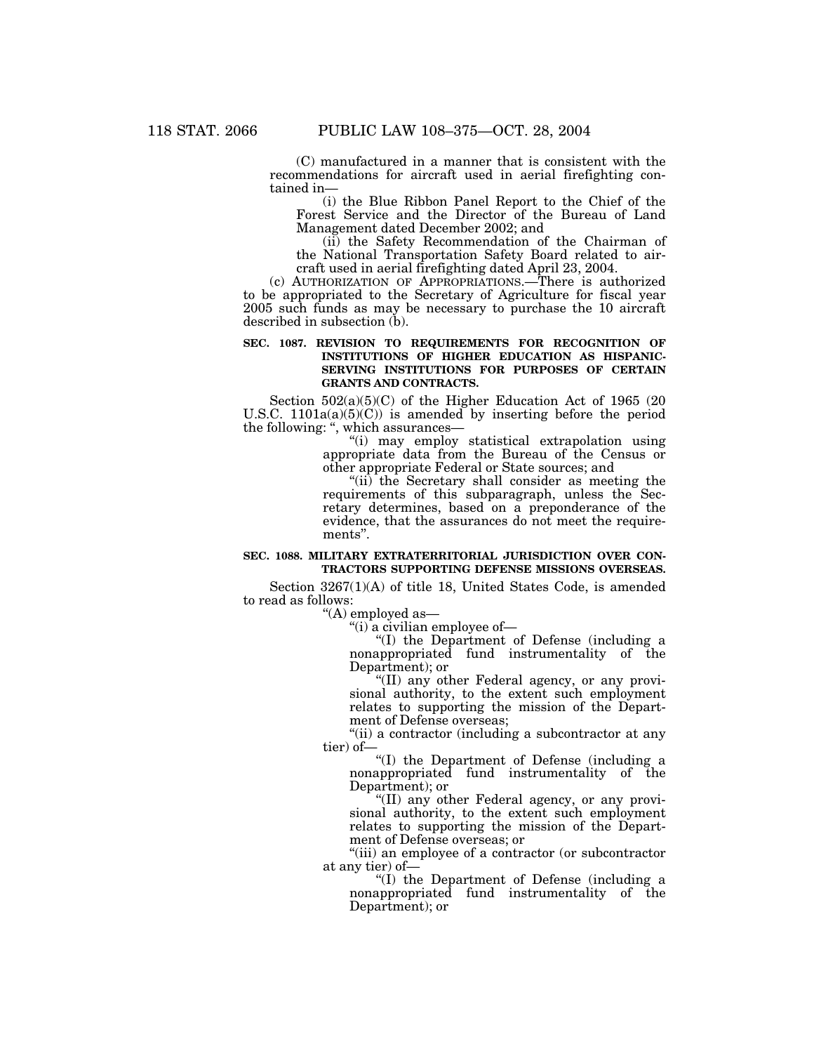(C) manufactured in a manner that is consistent with the recommendations for aircraft used in aerial firefighting contained in—

(i) the Blue Ribbon Panel Report to the Chief of the Forest Service and the Director of the Bureau of Land Management dated December 2002; and

(ii) the Safety Recommendation of the Chairman of the National Transportation Safety Board related to aircraft used in aerial firefighting dated April 23, 2004.

(c) AUTHORIZATION OF APPROPRIATIONS.—There is authorized to be appropriated to the Secretary of Agriculture for fiscal year 2005 such funds as may be necessary to purchase the 10 aircraft described in subsection (b).

**SEC. 1087. REVISION TO REQUIREMENTS FOR RECOGNITION OF INSTITUTIONS OF HIGHER EDUCATION AS HISPANIC-SERVING INSTITUTIONS FOR PURPOSES OF CERTAIN GRANTS AND CONTRACTS.**

Section 502(a)(5)(C) of the Higher Education Act of 1965 (20 U.S.C. 1101a(a)(5)(C)) is amended by inserting before the period the following: ", which assurances—

"(i) may employ statistical extrapolation using appropriate data from the Bureau of the Census or other appropriate Federal or State sources; and

"(ii) the Secretary shall consider as meeting the requirements of this subparagraph, unless the Secretary determines, based on a preponderance of the evidence, that the assurances do not meet the requirements".

**SEC. 1088. MILITARY EXTRATERRITORIAL JURISDICTION OVER CONTRACTORS SUPPORTING DEFENSE MISSIONS OVERSEAS.**

Section 3267(1)(A) of title 18, United States Code, is amended to read as follows:

"(A) employed as—

"(i) a civilian employee of—

"(I) the Department of Defense (including a nonappropriated fund instrumentality of the Department); or

"(II) any other Federal agency, or any provisional authority, to the extent such employment relates to supporting the mission of the Department of Defense overseas;

"(ii) a contractor (including a subcontractor at any tier) of—

"(I) the Department of Defense (including a nonappropriated fund instrumentality of the Department); or

"(II) any other Federal agency, or any provisional authority, to the extent such employment relates to supporting the mission of the Department of Defense overseas; or

"(iii) an employee of a contractor (or subcontractor at any tier) of—

"(I) the Department of Defense (including a nonappropriated fund instrumentality of the Department); or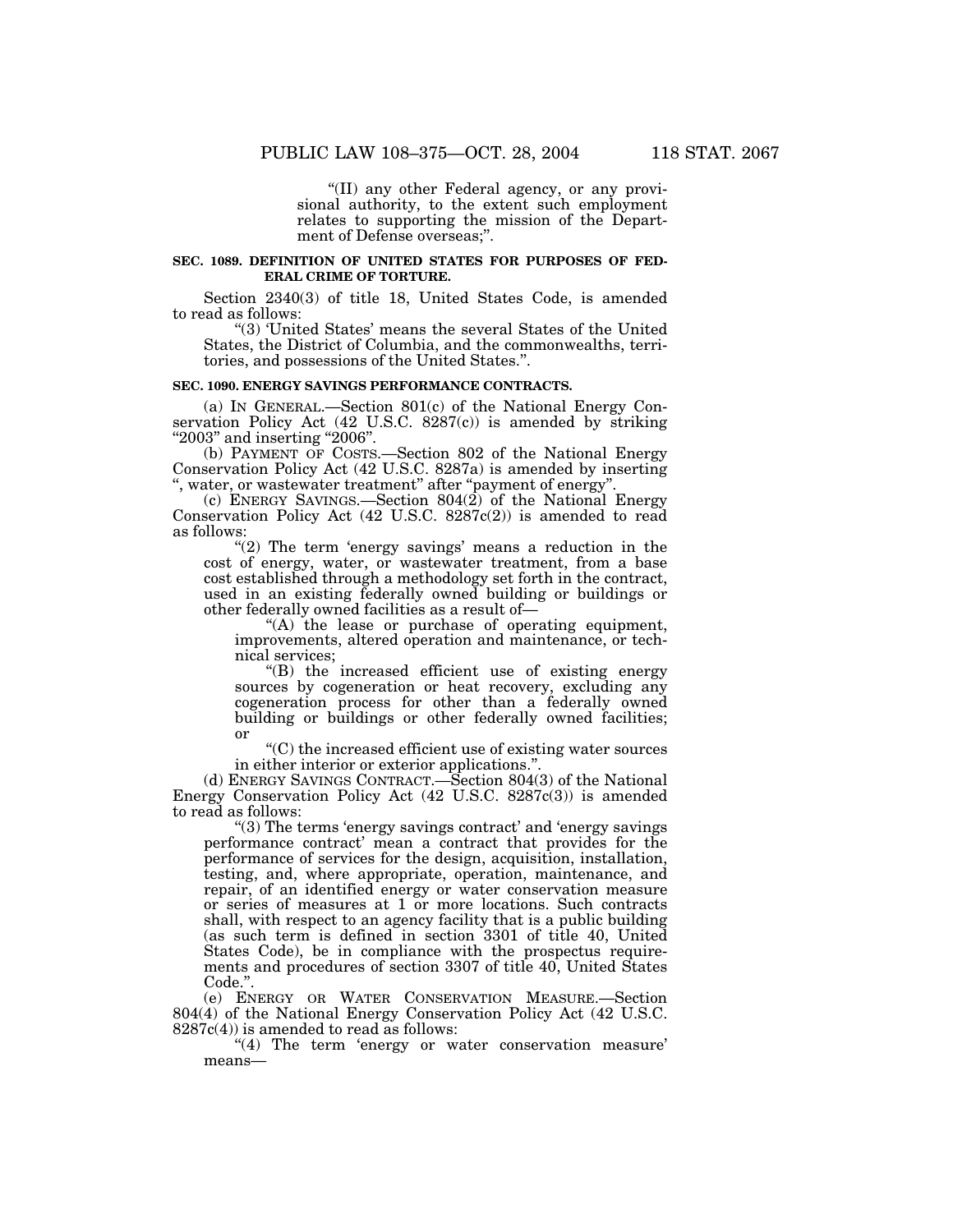"(II) any other Federal agency, or any provisional authority, to the extent such employment relates to supporting the mission of the Department of Defense overseas;".

**SEC. 1089. DEFINITION OF UNITED STATES FOR PURPOSES OF FEDERAL CRIME OF TORTURE.**

Section 2340(3) of title 18, United States Code, is amended to read as follows:

"(3) 'United States' means the several States of the United States, the District of Columbia, and the commonwealths, territories, and possessions of the United States.".

**SEC. 1090. ENERGY SAVINGS PERFORMANCE CONTRACTS.**

(a) IN GENERAL.—Section 801(c) of the National Energy Conservation Policy Act (42 U.S.C. 8287(c)) is amended by striking "2003" and inserting "2006".

(b) PAYMENT OF COSTS.—Section 802 of the National Energy Conservation Policy Act (42 U.S.C. 8287a) is amended by inserting ", water, or wastewater treatment" after "payment of energy".

(c) ENERGY SAVINGS.—Section 804(2) of the National Energy Conservation Policy Act (42 U.S.C. 8287c(2)) is amended to read as follows:

"(2) The term 'energy savings' means a reduction in the cost of energy, water, or wastewater treatment, from a base cost established through a methodology set forth in the contract, used in an existing federally owned building or buildings or other federally owned facilities as a result of—

"(A) the lease or purchase of operating equipment, improvements, altered operation and maintenance, or technical services;

"(B) the increased efficient use of existing energy sources by cogeneration or heat recovery, excluding any cogeneration process for other than a federally owned building or buildings or other federally owned facilities; or

"(C) the increased efficient use of existing water sources in either interior or exterior applications.".

(d) ENERGY SAVINGS CONTRACT.—Section 804(3) of the National Energy Conservation Policy Act (42 U.S.C. 8287c(3)) is amended to read as follows:

"(3) The terms 'energy savings contract' and 'energy savings performance contract' mean a contract that provides for the performance of services for the design, acquisition, installation, testing, and, where appropriate, operation, maintenance, and repair, of an identified energy or water conservation measure or series of measures at 1 or more locations. Such contracts shall, with respect to an agency facility that is a public building (as such term is defined in section 3301 of title 40, United States Code), be in compliance with the prospectus requirements and procedures of section 3307 of title 40, United States Code.".

(e) ENERGY OR WATER CONSERVATION MEASURE.—Section 804(4) of the National Energy Conservation Policy Act (42 U.S.C. 8287c(4)) is amended to read as follows:

"(4) The term 'energy or water conservation measure' means—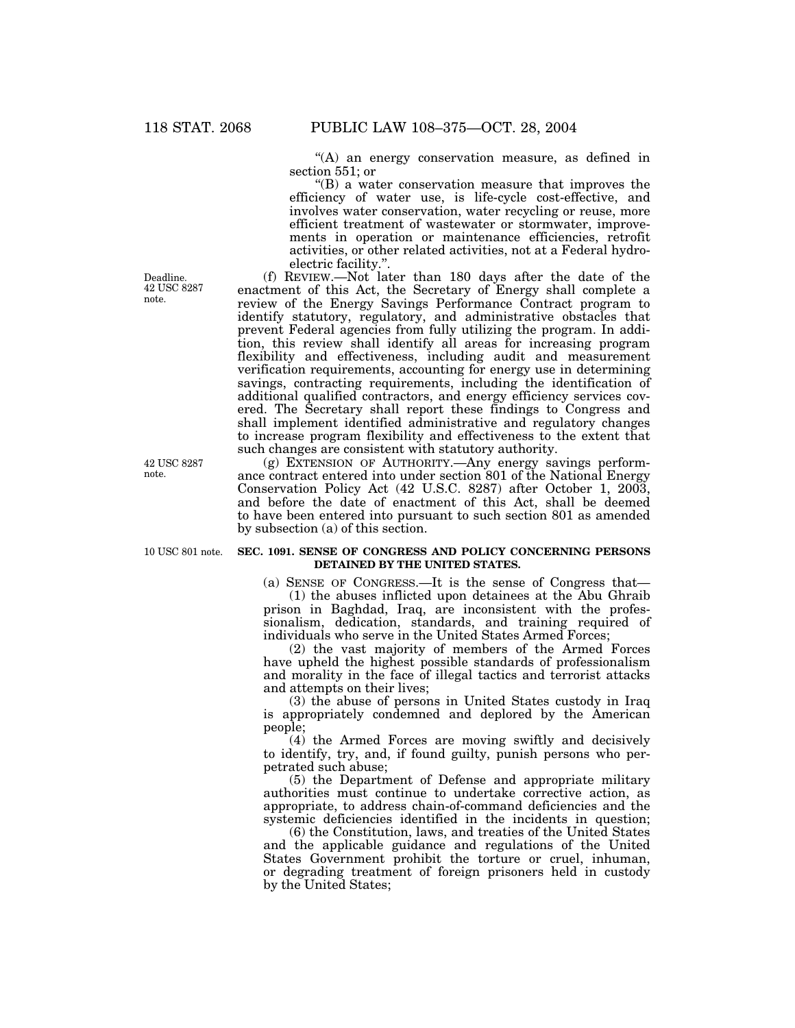"(A) an energy conservation measure, as defined in section 551; or

"(B) a water conservation measure that improves the efficiency of water use, is life-cycle cost-effective, and involves water conservation, water recycling or reuse, more efficient treatment of wastewater or stormwater, improvements in operation or maintenance efficiencies, retrofit activities, or other related activities, not at a Federal hydroelectric facility.".

Deadline. 42 USC 8287 note.

(f) REVIEW.—Not later than 180 days after the date of the enactment of this Act, the Secretary of Energy shall complete a review of the Energy Savings Performance Contract program to identify statutory, regulatory, and administrative obstacles that prevent Federal agencies from fully utilizing the program. In addition, this review shall identify all areas for increasing program flexibility and effectiveness, including audit and measurement verification requirements, accounting for energy use in determining savings, contracting requirements, including the identification of additional qualified contractors, and energy efficiency services covered. The Secretary shall report these findings to Congress and shall implement identified administrative and regulatory changes to increase program flexibility and effectiveness to the extent that such changes are consistent with statutory authority.

42 USC 8287 note.

(g) EXTENSION OF AUTHORITY.—Any energy savings performance contract entered into under section 801 of the National Energy Conservation Policy Act (42 U.S.C. 8287) after October 1, 2003, and before the date of enactment of this Act, shall be deemed to have been entered into pursuant to such section 801 as amended by subsection (a) of this section.

10 USC 801 note.

**SEC. 1091. SENSE OF CONGRESS AND POLICY CONCERNING PERSONS DETAINED BY THE UNITED STATES.**

(a) SENSE OF CONGRESS.—It is the sense of Congress that—

(1) the abuses inflicted upon detainees at the Abu Ghraib prison in Baghdad, Iraq, are inconsistent with the professionalism, dedication, standards, and training required of individuals who serve in the United States Armed Forces;

(2) the vast majority of members of the Armed Forces have upheld the highest possible standards of professionalism and morality in the face of illegal tactics and terrorist attacks and attempts on their lives;

(3) the abuse of persons in United States custody in Iraq is appropriately condemned and deplored by the American people;

(4) the Armed Forces are moving swiftly and decisively to identify, try, and, if found guilty, punish persons who perpetrated such abuse;

(5) the Department of Defense and appropriate military authorities must continue to undertake corrective action, as appropriate, to address chain-of-command deficiencies and the systemic deficiencies identified in the incidents in question;

(6) the Constitution, laws, and treaties of the United States and the applicable guidance and regulations of the United States Government prohibit the torture or cruel, inhuman, or degrading treatment of foreign prisoners held in custody by the United States;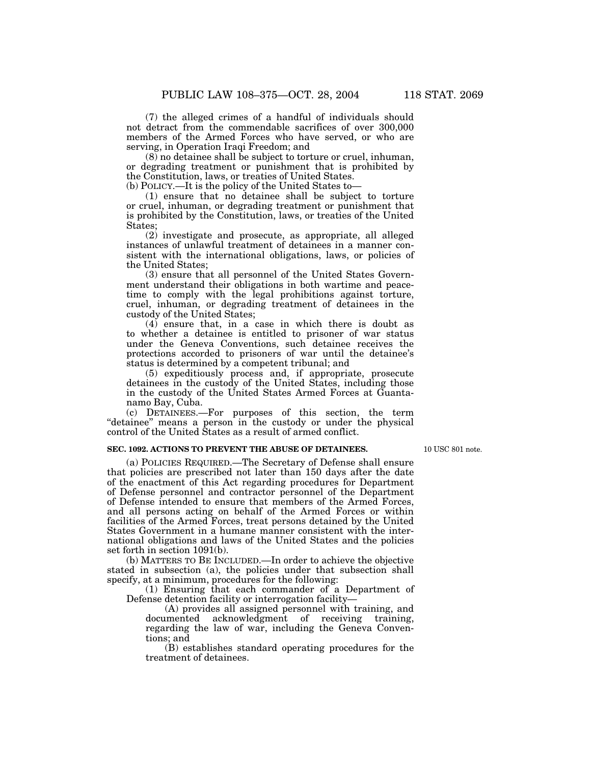(7) the alleged crimes of a handful of individuals should not detract from the commendable sacrifices of over 300,000 members of the Armed Forces who have served, or who are serving, in Operation Iraqi Freedom; and

(8) no detainee shall be subject to torture or cruel, inhuman, or degrading treatment or punishment that is prohibited by the Constitution, laws, or treaties of United States.

(b) POLICY.—It is the policy of the United States to—

(1) ensure that no detainee shall be subject to torture or cruel, inhuman, or degrading treatment or punishment that is prohibited by the Constitution, laws, or treaties of the United States;

(2) investigate and prosecute, as appropriate, all alleged instances of unlawful treatment of detainees in a manner consistent with the international obligations, laws, or policies of the United States;

(3) ensure that all personnel of the United States Government understand their obligations in both wartime and peacetime to comply with the legal prohibitions against torture, cruel, inhuman, or degrading treatment of detainees in the custody of the United States;

(4) ensure that, in a case in which there is doubt as to whether a detainee is entitled to prisoner of war status under the Geneva Conventions, such detainee receives the protections accorded to prisoners of war until the detainee's status is determined by a competent tribunal; and

(5) expeditiously process and, if appropriate, prosecute detainees in the custody of the United States, including those in the custody of the United States Armed Forces at Guantanamo Bay, Cuba.

(c) DETAINEES.—For purposes of this section, the term "detainee" means a person in the custody or under the physical control of the United States as a result of armed conflict.

**SEC. 1092. ACTIONS TO PREVENT THE ABUSE OF DETAINEES.**

10 USC 801 note.

(a) POLICIES REQUIRED.—The Secretary of Defense shall ensure that policies are prescribed not later than 150 days after the date of the enactment of this Act regarding procedures for Department of Defense personnel and contractor personnel of the Department of Defense intended to ensure that members of the Armed Forces, and all persons acting on behalf of the Armed Forces or within facilities of the Armed Forces, treat persons detained by the United States Government in a humane manner consistent with the international obligations and laws of the United States and the policies set forth in section 1091(b).

(b) MATTERS TO BE INCLUDED.—In order to achieve the objective stated in subsection (a), the policies under that subsection shall specify, at a minimum, procedures for the following:

(1) Ensuring that each commander of a Department of Defense detention facility or interrogation facility—

(A) provides all assigned personnel with training, and documented acknowledgment of receiving training, regarding the law of war, including the Geneva Conventions; and

(B) establishes standard operating procedures for the treatment of detainees.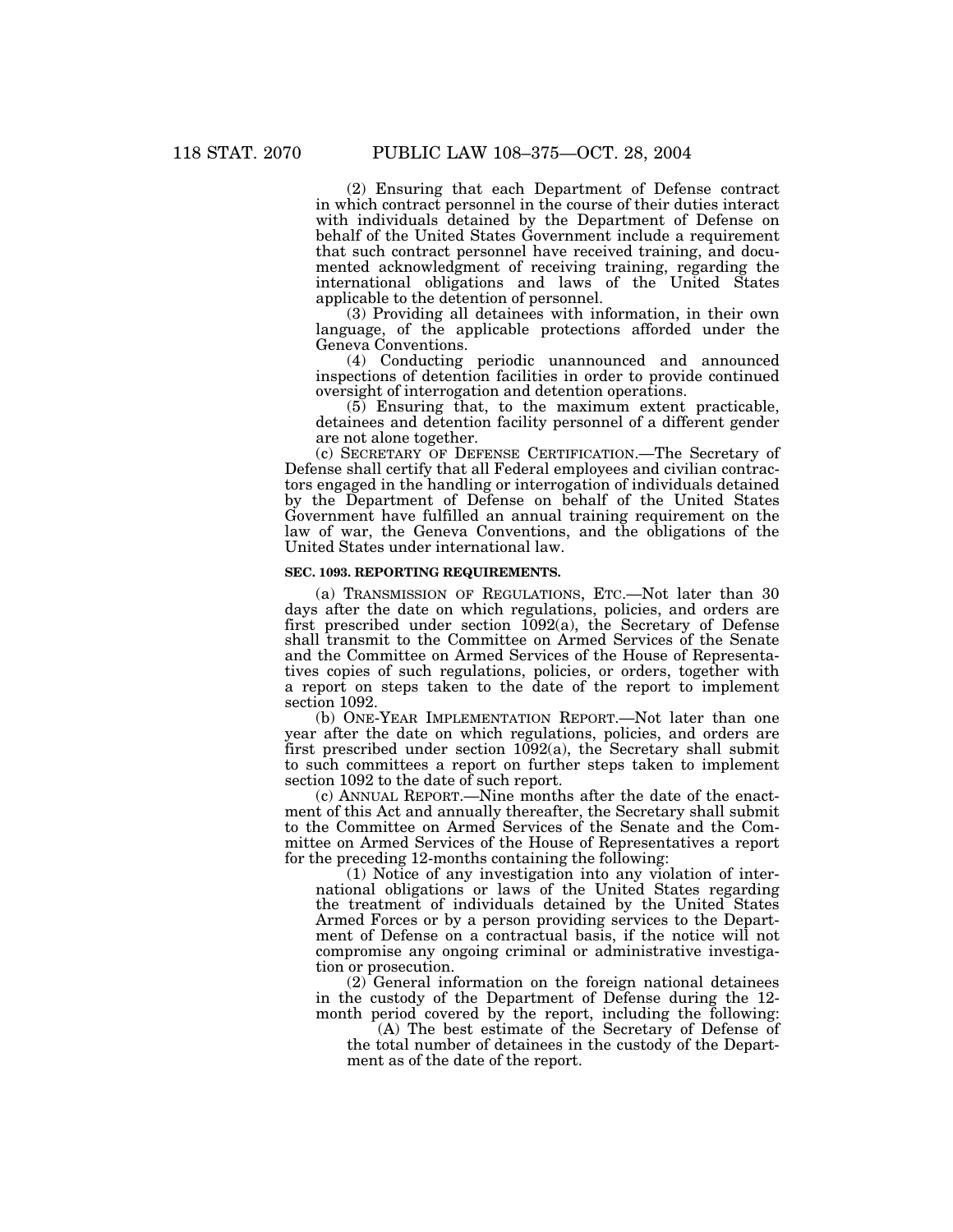(2) Ensuring that each Department of Defense contract in which contract personnel in the course of their duties interact with individuals detained by the Department of Defense on behalf of the United States Government include a requirement that such contract personnel have received training, and documented acknowledgment of receiving training, regarding the international obligations and laws of the United States applicable to the detention of personnel.

(3) Providing all detainees with information, in their own language, of the applicable protections afforded under the Geneva Conventions.

(4) Conducting periodic unannounced and announced inspections of detention facilities in order to provide continued oversight of interrogation and detention operations.

(5) Ensuring that, to the maximum extent practicable, detainees and detention facility personnel of a different gender are not alone together.

(c) SECRETARY OF DEFENSE CERTIFICATION.—The Secretary of Defense shall certify that all Federal employees and civilian contractors engaged in the handling or interrogation of individuals detained by the Department of Defense on behalf of the United States Government have fulfilled an annual training requirement on the law of war, the Geneva Conventions, and the obligations of the United States under international law.

**SEC. 1093. REPORTING REQUIREMENTS.**

(a) TRANSMISSION OF REGULATIONS, ETC.—Not later than 30 days after the date on which regulations, policies, and orders are first prescribed under section 1092(a), the Secretary of Defense shall transmit to the Committee on Armed Services of the Senate and the Committee on Armed Services of the House of Representatives copies of such regulations, policies, or orders, together with a report on steps taken to the date of the report to implement section 1092.

(b) ONE-YEAR IMPLEMENTATION REPORT.—Not later than one year after the date on which regulations, policies, and orders are first prescribed under section 1092(a), the Secretary shall submit to such committees a report on further steps taken to implement section 1092 to the date of such report.

(c) ANNUAL REPORT.—Nine months after the date of the enactment of this Act and annually thereafter, the Secretary shall submit to the Committee on Armed Services of the Senate and the Committee on Armed Services of the House of Representatives a report for the preceding 12-months containing the following:

(1) Notice of any investigation into any violation of international obligations or laws of the United States regarding the treatment of individuals detained by the United States Armed Forces or by a person providing services to the Department of Defense on a contractual basis, if the notice will not compromise any ongoing criminal or administrative investigation or prosecution.

(2) General information on the foreign national detainees in the custody of the Department of Defense during the 12-month period covered by the report, including the following:

(A) The best estimate of the Secretary of Defense of the total number of detainees in the custody of the Department as of the date of the report.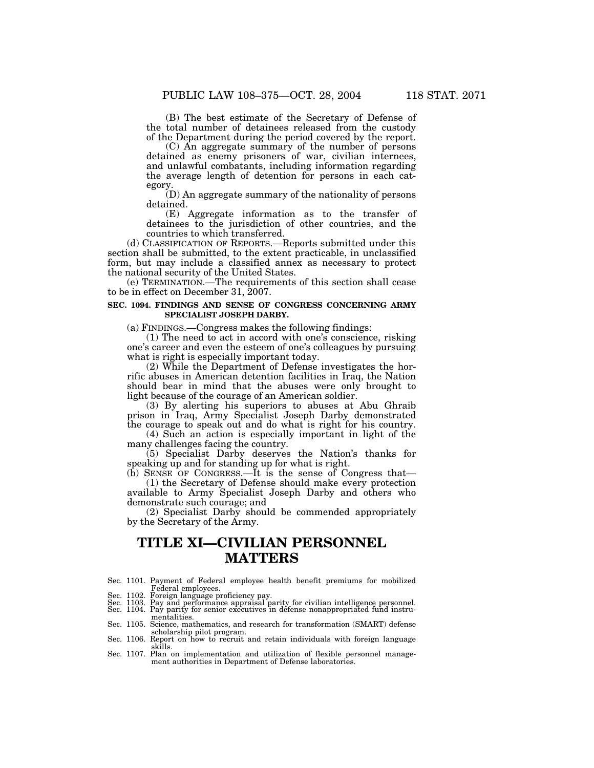(B) The best estimate of the Secretary of Defense of the total number of detainees released from the custody of the Department during the period covered by the report.

(C) An aggregate summary of the number of persons detained as enemy prisoners of war, civilian internees, and unlawful combatants, including information regarding the average length of detention for persons in each category.

(D) An aggregate summary of the nationality of persons detained.

(E) Aggregate information as to the transfer of detainees to the jurisdiction of other countries, and the countries to which transferred.

(d) CLASSIFICATION OF REPORTS.—Reports submitted under this section shall be submitted, to the extent practicable, in unclassified form, but may include a classified annex as necessary to protect the national security of the United States.

(e) TERMINATION.—The requirements of this section shall cease to be in effect on December 31, 2007.

**SEC. 1094. FINDINGS AND SENSE OF CONGRESS CONCERNING ARMY SPECIALIST JOSEPH DARBY.**

(a) FINDINGS.—Congress makes the following findings:

(1) The need to act in accord with one's conscience, risking one's career and even the esteem of one's colleagues by pursuing what is right is especially important today.

(2) While the Department of Defense investigates the horrific abuses in American detention facilities in Iraq, the Nation should bear in mind that the abuses were only brought to light because of the courage of an American soldier.

(3) By alerting his superiors to abuses at Abu Ghraib prison in Iraq, Army Specialist Joseph Darby demonstrated the courage to speak out and do what is right for his country.

(4) Such an action is especially important in light of the many challenges facing the country.

(5) Specialist Darby deserves the Nation's thanks for speaking up and for standing up for what is right.

(b) SENSE OF CONGRESS.—It is the sense of Congress that—

(1) the Secretary of Defense should make every protection available to Army Specialist Joseph Darby and others who demonstrate such courage; and

(2) Specialist Darby should be commended appropriately by the Secretary of the Army.

# TITLE XI—CIVILIAN PERSONNEL MATTERS

Sec. 1101. Payment of Federal employee health benefit premiums for mobilized Federal employees.
Sec. 1102. Foreign language proficiency pay.
Sec. 1103. Pay and performance appraisal parity for civilian intelligence personnel.
Sec. 1104. Pay parity for senior executives in defense nonappropriated fund instrumentalities.
Sec. 1105. Science, mathematics, and research for transformation (SMART) defense scholarship pilot program.
Sec. 1106. Report on how to recruit and retain individuals with foreign language skills.
Sec. 1107. Plan on implementation and utilization of flexible personnel management authorities in Department of Defense laboratories.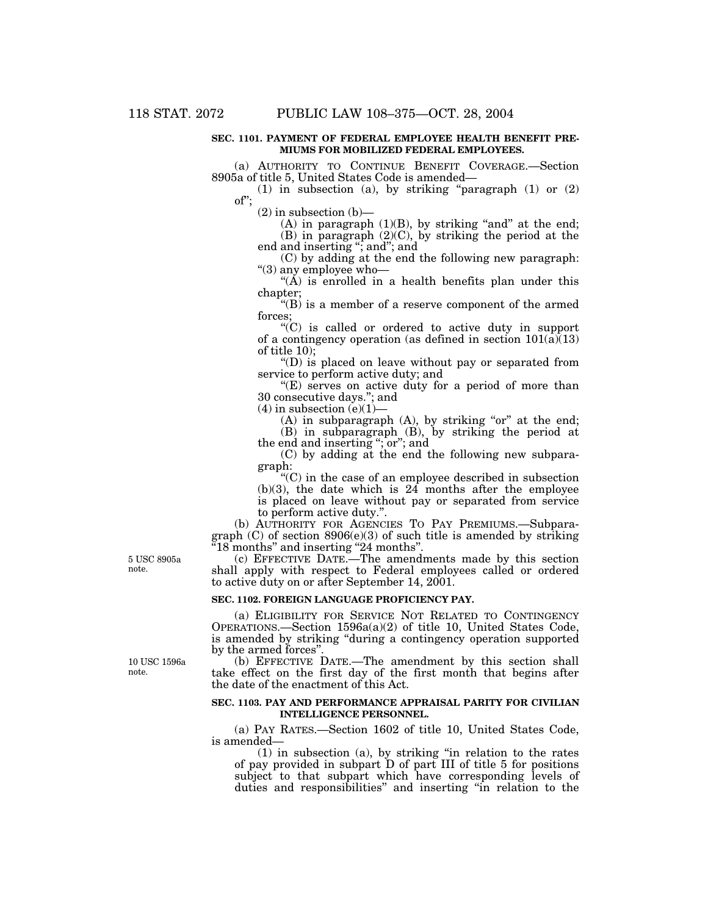**SEC. 1101. PAYMENT OF FEDERAL EMPLOYEE HEALTH BENEFIT PREMIUMS FOR MOBILIZED FEDERAL EMPLOYEES.**

(a) AUTHORITY TO CONTINUE BENEFIT COVERAGE.—Section 8905a of title 5, United States Code is amended—

(1) in subsection (a), by striking "paragraph (1) or (2) of";

(2) in subsection (b)—

(A) in paragraph (1)(B), by striking "and" at the end;

(B) in paragraph (2)(C), by striking the period at the end and inserting "; and"; and

(C) by adding at the end the following new paragraph:

"(3) any employee who—

"(A) is enrolled in a health benefits plan under this chapter;

"(B) is a member of a reserve component of the armed forces;

"(C) is called or ordered to active duty in support of a contingency operation (as defined in section 101(a)(13) of title 10);

"(D) is placed on leave without pay or separated from service to perform active duty; and

"(E) serves on active duty for a period of more than 30 consecutive days."; and

(4) in subsection (e)(1)—

(A) in subparagraph (A), by striking "or" at the end;

(B) in subparagraph (B), by striking the period at the end and inserting "; or"; and

(C) by adding at the end the following new subparagraph:

"(C) in the case of an employee described in subsection (b)(3), the date which is 24 months after the employee is placed on leave without pay or separated from service to perform active duty.".

(b) AUTHORITY FOR AGENCIES TO PAY PREMIUMS.—Subparagraph (C) of section 8906(e)(3) of such title is amended by striking "18 months" and inserting "24 months".

5 USC 8905a note.

(c) EFFECTIVE DATE.—The amendments made by this section shall apply with respect to Federal employees called or ordered to active duty on or after September 14, 2001.

**SEC. 1102. FOREIGN LANGUAGE PROFICIENCY PAY.**

(a) ELIGIBILITY FOR SERVICE NOT RELATED TO CONTINGENCY OPERATIONS.—Section 1596a(a)(2) of title 10, United States Code, is amended by striking "during a contingency operation supported by the armed forces".

10 USC 1596a note.

(b) EFFECTIVE DATE.—The amendment by this section shall take effect on the first day of the first month that begins after the date of the enactment of this Act.

**SEC. 1103. PAY AND PERFORMANCE APPRAISAL PARITY FOR CIVILIAN INTELLIGENCE PERSONNEL.**

(a) PAY RATES.—Section 1602 of title 10, United States Code, is amended—

(1) in subsection (a), by striking "in relation to the rates of pay provided in subpart D of part III of title 5 for positions subject to that subpart which have corresponding levels of duties and responsibilities" and inserting "in relation to the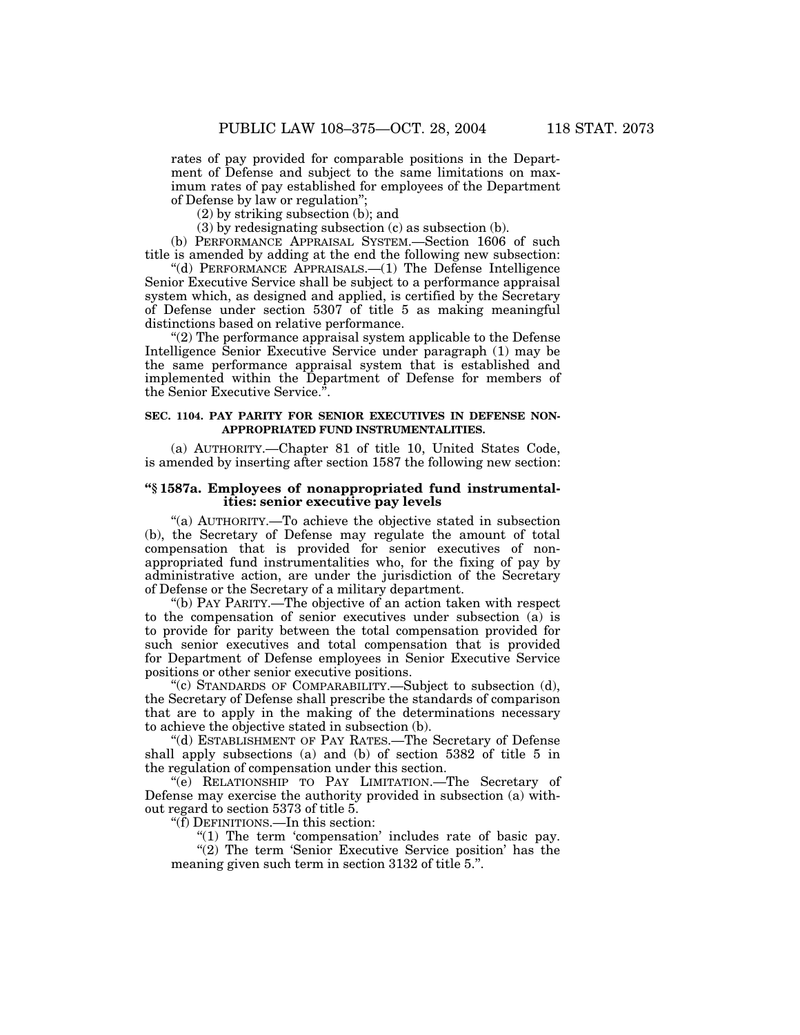rates of pay provided for comparable positions in the Department of Defense and subject to the same limitations on maximum rates of pay established for employees of the Department of Defense by law or regulation";

(2) by striking subsection (b); and

(3) by redesignating subsection (c) as subsection (b).

(b) PERFORMANCE APPRAISAL SYSTEM.—Section 1606 of such title is amended by adding at the end the following new subsection:

"(d) PERFORMANCE APPRAISALS.—(1) The Defense Intelligence Senior Executive Service shall be subject to a performance appraisal system which, as designed and applied, is certified by the Secretary of Defense under section 5307 of title 5 as making meaningful distinctions based on relative performance.

"(2) The performance appraisal system applicable to the Defense Intelligence Senior Executive Service under paragraph (1) may be the same performance appraisal system that is established and implemented within the Department of Defense for members of the Senior Executive Service.".

**SEC. 1104. PAY PARITY FOR SENIOR EXECUTIVES IN DEFENSE NON-APPROPRIATED FUND INSTRUMENTALITIES.**

(a) AUTHORITY.—Chapter 81 of title 10, United States Code, is amended by inserting after section 1587 the following new section:

**"§ 1587a. Employees of nonappropriated fund instrumentalities: senior executive pay levels**

"(a) AUTHORITY.—To achieve the objective stated in subsection (b), the Secretary of Defense may regulate the amount of total compensation that is provided for senior executives of nonappropriated fund instrumentalities who, for the fixing of pay by administrative action, are under the jurisdiction of the Secretary of Defense or the Secretary of a military department.

"(b) PAY PARITY.—The objective of an action taken with respect to the compensation of senior executives under subsection (a) is to provide for parity between the total compensation provided for such senior executives and total compensation that is provided for Department of Defense employees in Senior Executive Service positions or other senior executive positions.

"(c) STANDARDS OF COMPARABILITY.—Subject to subsection (d), the Secretary of Defense shall prescribe the standards of comparison that are to apply in the making of the determinations necessary to achieve the objective stated in subsection (b).

"(d) ESTABLISHMENT OF PAY RATES.—The Secretary of Defense shall apply subsections (a) and (b) of section 5382 of title 5 in the regulation of compensation under this section.

"(e) RELATIONSHIP TO PAY LIMITATION.—The Secretary of Defense may exercise the authority provided in subsection (a) without regard to section 5373 of title 5.

"(f) DEFINITIONS.—In this section:

"(1) The term 'compensation' includes rate of basic pay.

"(2) The term 'Senior Executive Service position' has the meaning given such term in section 3132 of title 5.".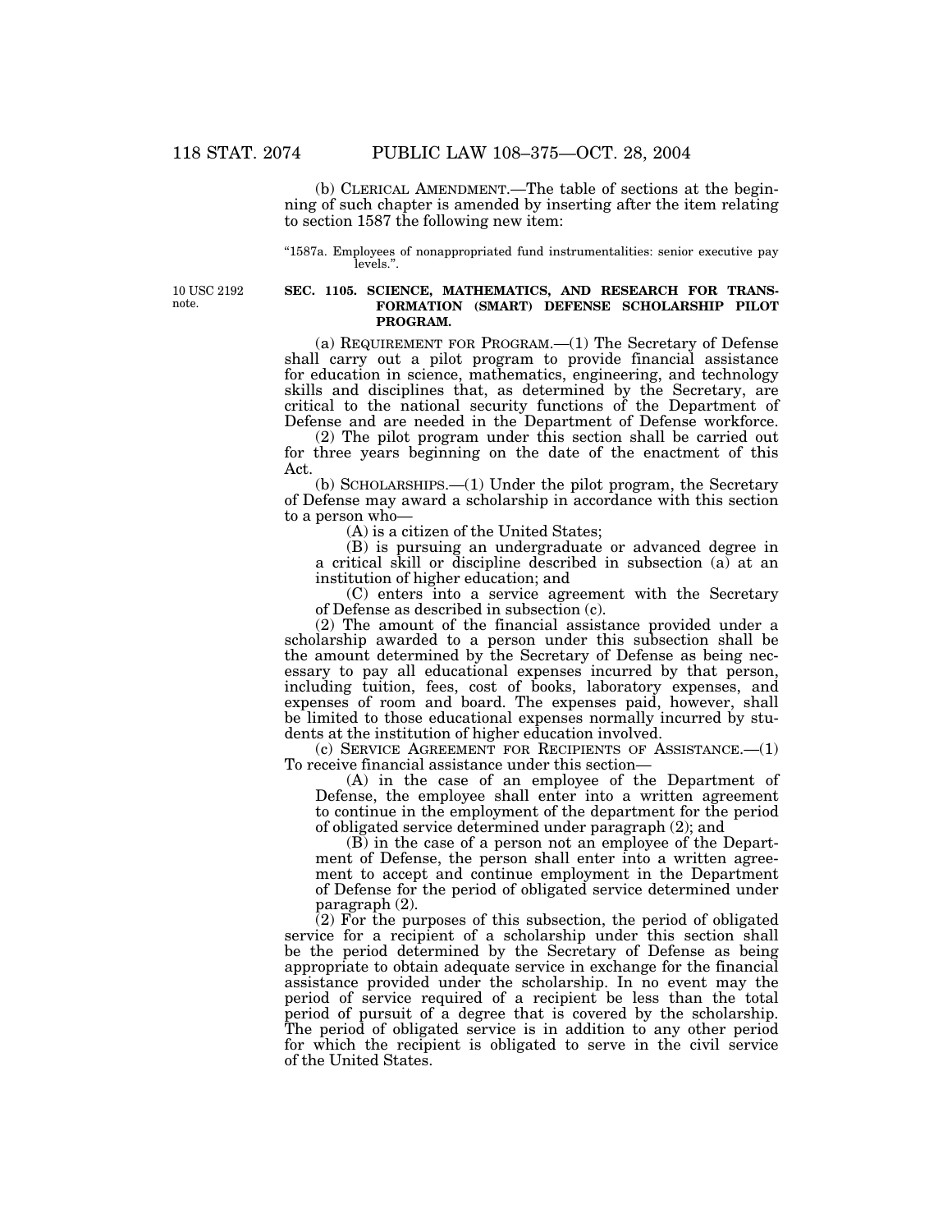(b) CLERICAL AMENDMENT.—The table of sections at the beginning of such chapter is amended by inserting after the item relating to section 1587 the following new item:

"1587a. Employees of nonappropriated fund instrumentalities: senior executive pay levels.".

10 USC 2192 note.

**SEC. 1105. SCIENCE, MATHEMATICS, AND RESEARCH FOR TRANSFORMATION (SMART) DEFENSE SCHOLARSHIP PILOT PROGRAM.**

(a) REQUIREMENT FOR PROGRAM.—(1) The Secretary of Defense shall carry out a pilot program to provide financial assistance for education in science, mathematics, engineering, and technology skills and disciplines that, as determined by the Secretary, are critical to the national security functions of the Department of Defense and are needed in the Department of Defense workforce.

(2) The pilot program under this section shall be carried out for three years beginning on the date of the enactment of this Act.

(b) SCHOLARSHIPS.—(1) Under the pilot program, the Secretary of Defense may award a scholarship in accordance with this section to a person who—

(A) is a citizen of the United States;

(B) is pursuing an undergraduate or advanced degree in a critical skill or discipline described in subsection (a) at an institution of higher education; and

(C) enters into a service agreement with the Secretary of Defense as described in subsection (c).

(2) The amount of the financial assistance provided under a scholarship awarded to a person under this subsection shall be the amount determined by the Secretary of Defense as being necessary to pay all educational expenses incurred by that person, including tuition, fees, cost of books, laboratory expenses, and expenses of room and board. The expenses paid, however, shall be limited to those educational expenses normally incurred by students at the institution of higher education involved.

(c) SERVICE AGREEMENT FOR RECIPIENTS OF ASSISTANCE.—(1) To receive financial assistance under this section—

(A) in the case of an employee of the Department of Defense, the employee shall enter into a written agreement to continue in the employment of the department for the period of obligated service determined under paragraph (2); and

(B) in the case of a person not an employee of the Department of Defense, the person shall enter into a written agreement to accept and continue employment in the Department of Defense for the period of obligated service determined under paragraph (2).

(2) For the purposes of this subsection, the period of obligated service for a recipient of a scholarship under this section shall be the period determined by the Secretary of Defense as being appropriate to obtain adequate service in exchange for the financial assistance provided under the scholarship. In no event may the period of service required of a recipient be less than the total period of pursuit of a degree that is covered by the scholarship. The period of obligated service is in addition to any other period for which the recipient is obligated to serve in the civil service of the United States.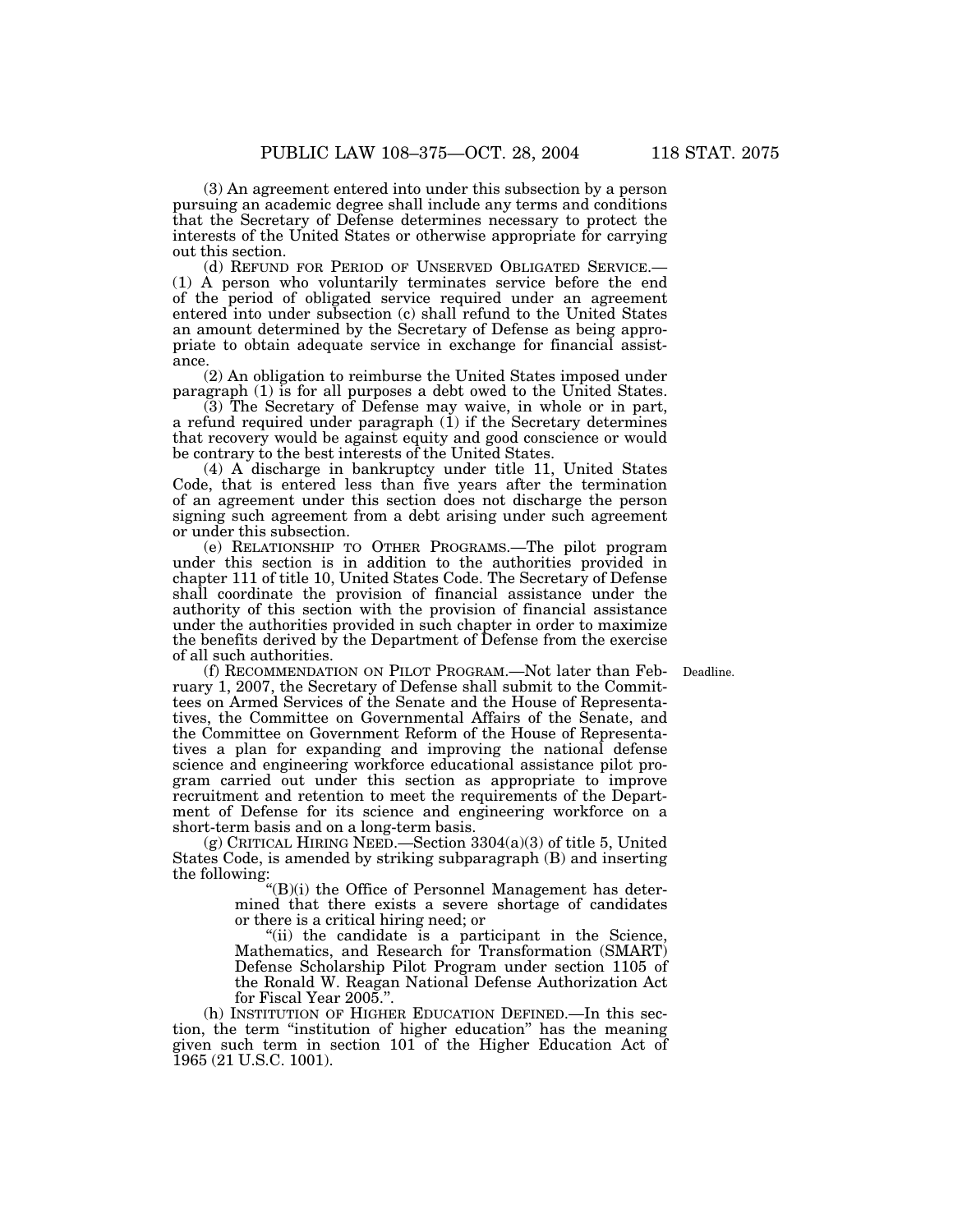(3) An agreement entered into under this subsection by a person pursuing an academic degree shall include any terms and conditions that the Secretary of Defense determines necessary to protect the interests of the United States or otherwise appropriate for carrying out this section.

(d) REFUND FOR PERIOD OF UNSERVED OBLIGATED SERVICE.—(1) A person who voluntarily terminates service before the end of the period of obligated service required under an agreement entered into under subsection (c) shall refund to the United States an amount determined by the Secretary of Defense as being appropriate to obtain adequate service in exchange for financial assistance.

(2) An obligation to reimburse the United States imposed under paragraph (1) is for all purposes a debt owed to the United States.

(3) The Secretary of Defense may waive, in whole or in part, a refund required under paragraph (1) if the Secretary determines that recovery would be against equity and good conscience or would be contrary to the best interests of the United States.

(4) A discharge in bankruptcy under title 11, United States Code, that is entered less than five years after the termination of an agreement under this section does not discharge the person signing such agreement from a debt arising under such agreement or under this subsection.

(e) RELATIONSHIP TO OTHER PROGRAMS.—The pilot program under this section is in addition to the authorities provided in chapter 111 of title 10, United States Code. The Secretary of Defense shall coordinate the provision of financial assistance under the authority of this section with the provision of financial assistance under the authorities provided in such chapter in order to maximize the benefits derived by the Department of Defense from the exercise of all such authorities.

Deadline.

(f) RECOMMENDATION ON PILOT PROGRAM.—Not later than February 1, 2007, the Secretary of Defense shall submit to the Committees on Armed Services of the Senate and the House of Representatives, the Committee on Governmental Affairs of the Senate, and the Committee on Government Reform of the House of Representatives a plan for expanding and improving the national defense science and engineering workforce educational assistance pilot program carried out under this section as appropriate to improve recruitment and retention to meet the requirements of the Department of Defense for its science and engineering workforce on a short-term basis and on a long-term basis.

(g) CRITICAL HIRING NEED.—Section 3304(a)(3) of title 5, United States Code, is amended by striking subparagraph (B) and inserting the following:

"(B)(i) the Office of Personnel Management has determined that there exists a severe shortage of candidates or there is a critical hiring need; or

"(ii) the candidate is a participant in the Science, Mathematics, and Research for Transformation (SMART) Defense Scholarship Pilot Program under section 1105 of the Ronald W. Reagan National Defense Authorization Act for Fiscal Year 2005.".

(h) INSTITUTION OF HIGHER EDUCATION DEFINED.—In this section, the term "institution of higher education" has the meaning given such term in section 101 of the Higher Education Act of 1965 (21 U.S.C. 1001).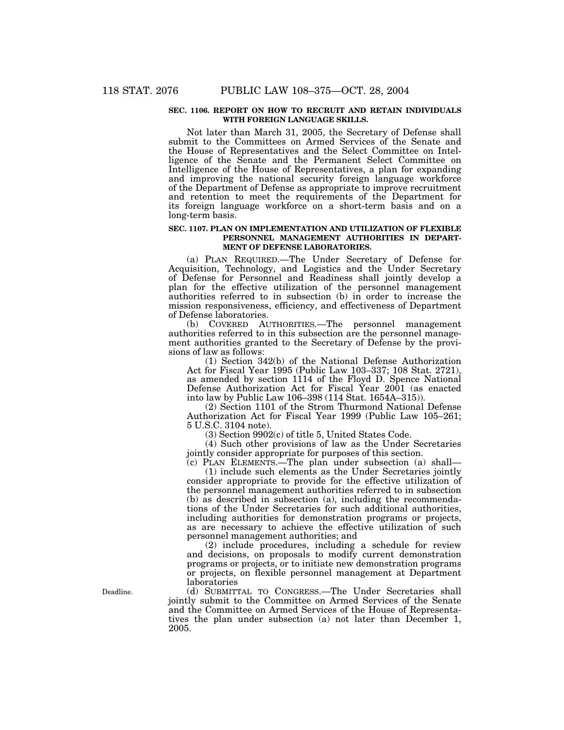**SEC. 1106. REPORT ON HOW TO RECRUIT AND RETAIN INDIVIDUALS WITH FOREIGN LANGUAGE SKILLS.**

Not later than March 31, 2005, the Secretary of Defense shall submit to the Committees on Armed Services of the Senate and the House of Representatives and the Select Committee on Intelligence of the Senate and the Permanent Select Committee on Intelligence of the House of Representatives, a plan for expanding and improving the national security foreign language workforce of the Department of Defense as appropriate to improve recruitment and retention to meet the requirements of the Department for its foreign language workforce on a short-term basis and on a long-term basis.

**SEC. 1107. PLAN ON IMPLEMENTATION AND UTILIZATION OF FLEXIBLE PERSONNEL MANAGEMENT AUTHORITIES IN DEPARTMENT OF DEFENSE LABORATORIES.**

(a) PLAN REQUIRED.—The Under Secretary of Defense for Acquisition, Technology, and Logistics and the Under Secretary of Defense for Personnel and Readiness shall jointly develop a plan for the effective utilization of the personnel management authorities referred to in subsection (b) in order to increase the mission responsiveness, efficiency, and effectiveness of Department of Defense laboratories.

(b) COVERED AUTHORITIES.—The personnel management authorities referred to in this subsection are the personnel management authorities granted to the Secretary of Defense by the provisions of law as follows:

(1) Section 342(b) of the National Defense Authorization Act for Fiscal Year 1995 (Public Law 103–337; 108 Stat. 2721), as amended by section 1114 of the Floyd D. Spence National Defense Authorization Act for Fiscal Year 2001 (as enacted into law by Public Law 106–398 (114 Stat. 1654A–315)).

(2) Section 1101 of the Strom Thurmond National Defense Authorization Act for Fiscal Year 1999 (Public Law 105–261; 5 U.S.C. 3104 note).

(3) Section 9902(c) of title 5, United States Code.

(4) Such other provisions of law as the Under Secretaries jointly consider appropriate for purposes of this section.

(c) PLAN ELEMENTS.—The plan under subsection (a) shall—

(1) include such elements as the Under Secretaries jointly consider appropriate to provide for the effective utilization of the personnel management authorities referred to in subsection (b) as described in subsection (a), including the recommendations of the Under Secretaries for such additional authorities, including authorities for demonstration programs or projects, as are necessary to achieve the effective utilization of such personnel management authorities; and

(2) include procedures, including a schedule for review and decisions, on proposals to modify current demonstration programs or projects, or to initiate new demonstration programs or projects, on flexible personnel management at Department laboratories

Deadline.

(d) SUBMITTAL TO CONGRESS.—The Under Secretaries shall jointly submit to the Committee on Armed Services of the Senate and the Committee on Armed Services of the House of Representatives the plan under subsection (a) not later than December 1, 2005.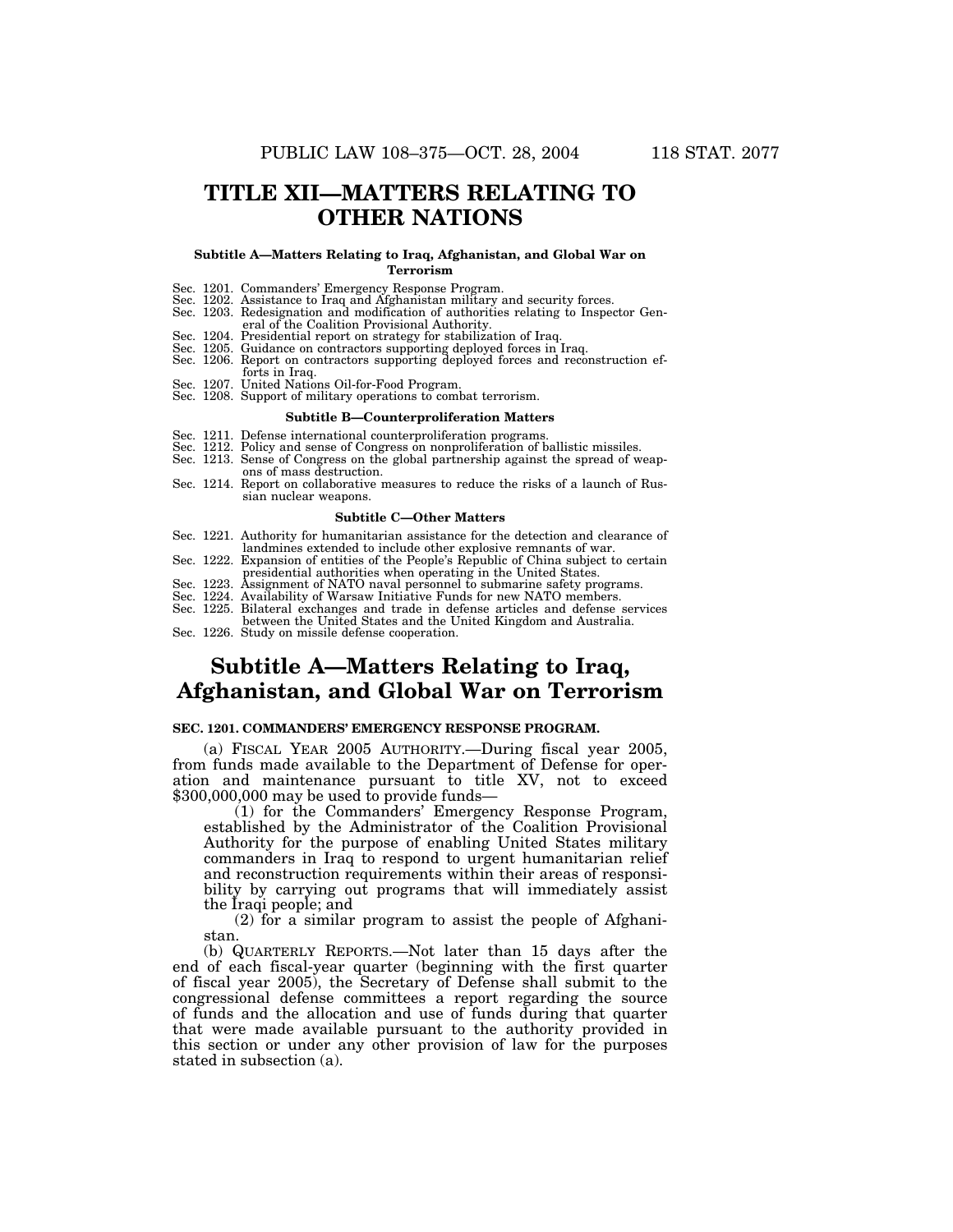# TITLE XII—MATTERS RELATING TO OTHER NATIONS

**Subtitle A—Matters Relating to Iraq, Afghanistan, and Global War on Terrorism**

Sec. 1201. Commanders' Emergency Response Program.
Sec. 1202. Assistance to Iraq and Afghanistan military and security forces.
Sec. 1203. Redesignation and modification of authorities relating to Inspector General of the Coalition Provisional Authority.
Sec. 1204. Presidential report on strategy for stabilization of Iraq.
Sec. 1205. Guidance on contractors supporting deployed forces in Iraq.
Sec. 1206. Report on contractors supporting deployed forces and reconstruction efforts in Iraq.
Sec. 1207. United Nations Oil-for-Food Program.
Sec. 1208. Support of military operations to combat terrorism.

**Subtitle B—Counterproliferation Matters**

Sec. 1211. Defense international counterproliferation programs.
Sec. 1212. Policy and sense of Congress on nonproliferation of ballistic missiles.
Sec. 1213. Sense of Congress on the global partnership against the spread of weapons of mass destruction.
Sec. 1214. Report on collaborative measures to reduce the risks of a launch of Russian nuclear weapons.

**Subtitle C—Other Matters**

Sec. 1221. Authority for humanitarian assistance for the detection and clearance of landmines extended to include other explosive remnants of war.
Sec. 1222. Expansion of entities of the People's Republic of China subject to certain presidential authorities when operating in the United States.
Sec. 1223. Assignment of NATO naval personnel to submarine safety programs.
Sec. 1224. Availability of Warsaw Initiative Funds for new NATO members.
Sec. 1225. Bilateral exchanges and trade in defense articles and defense services between the United States and the United Kingdom and Australia.
Sec. 1226. Study on missile defense cooperation.

## Subtitle A—Matters Relating to Iraq, Afghanistan, and Global War on Terrorism

**SEC. 1201. COMMANDERS' EMERGENCY RESPONSE PROGRAM.**

(a) FISCAL YEAR 2005 AUTHORITY.—During fiscal year 2005, from funds made available to the Department of Defense for operation and maintenance pursuant to title XV, not to exceed $300,000,000 may be used to provide funds—

(1) for the Commanders' Emergency Response Program, established by the Administrator of the Coalition Provisional Authority for the purpose of enabling United States military commanders in Iraq to respond to urgent humanitarian relief and reconstruction requirements within their areas of responsibility by carrying out programs that will immediately assist the Iraqi people; and

(2) for a similar program to assist the people of Afghanistan.

(b) QUARTERLY REPORTS.—Not later than 15 days after the end of each fiscal-year quarter (beginning with the first quarter of fiscal year 2005), the Secretary of Defense shall submit to the congressional defense committees a report regarding the source of funds and the allocation and use of funds during that quarter that were made available pursuant to the authority provided in this section or under any other provision of law for the purposes stated in subsection (a).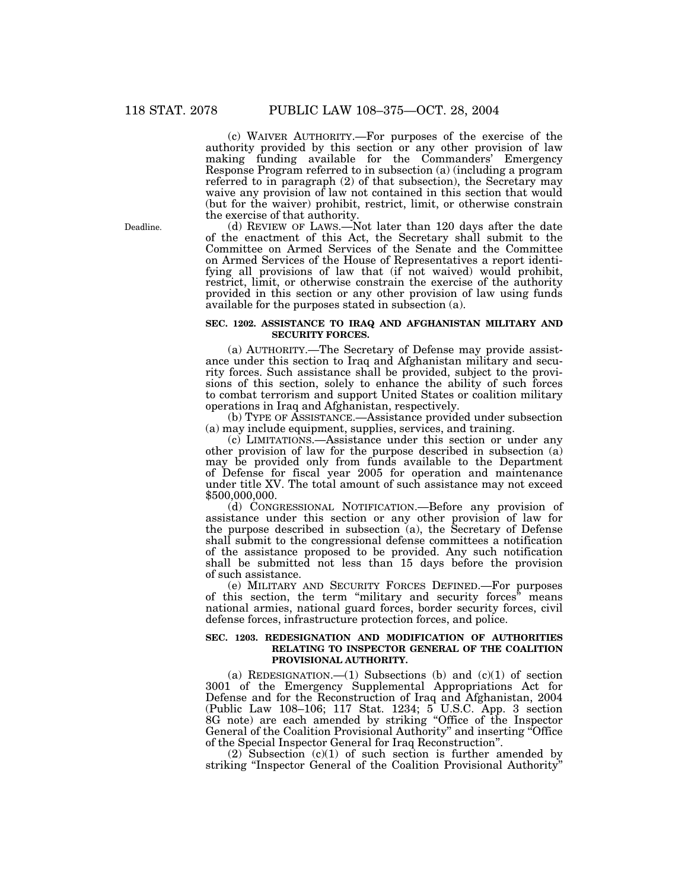(c) WAIVER AUTHORITY.—For purposes of the exercise of the authority provided by this section or any other provision of law making funding available for the Commanders' Emergency Response Program referred to in subsection (a) (including a program referred to in paragraph (2) of that subsection), the Secretary may waive any provision of law not contained in this section that would (but for the waiver) prohibit, restrict, limit, or otherwise constrain the exercise of that authority.

Deadline.

(d) REVIEW OF LAWS.—Not later than 120 days after the date of the enactment of this Act, the Secretary shall submit to the Committee on Armed Services of the Senate and the Committee on Armed Services of the House of Representatives a report identifying all provisions of law that (if not waived) would prohibit, restrict, limit, or otherwise constrain the exercise of the authority provided in this section or any other provision of law using funds available for the purposes stated in subsection (a).

**SEC. 1202. ASSISTANCE TO IRAQ AND AFGHANISTAN MILITARY AND SECURITY FORCES.**

(a) AUTHORITY.—The Secretary of Defense may provide assistance under this section to Iraq and Afghanistan military and security forces. Such assistance shall be provided, subject to the provisions of this section, solely to enhance the ability of such forces to combat terrorism and support United States or coalition military operations in Iraq and Afghanistan, respectively.

(b) TYPE OF ASSISTANCE.—Assistance provided under subsection (a) may include equipment, supplies, services, and training.

(c) LIMITATIONS.—Assistance under this section or under any other provision of law for the purpose described in subsection (a) may be provided only from funds available to the Department of Defense for fiscal year 2005 for operation and maintenance under title XV. The total amount of such assistance may not exceed $500,000,000.

(d) CONGRESSIONAL NOTIFICATION.—Before any provision of assistance under this section or any other provision of law for the purpose described in subsection (a), the Secretary of Defense shall submit to the congressional defense committees a notification of the assistance proposed to be provided. Any such notification shall be submitted not less than 15 days before the provision of such assistance.

(e) MILITARY AND SECURITY FORCES DEFINED.—For purposes of this section, the term "military and security forces" means national armies, national guard forces, border security forces, civil defense forces, infrastructure protection forces, and police.

**SEC. 1203. REDESIGNATION AND MODIFICATION OF AUTHORITIES RELATING TO INSPECTOR GENERAL OF THE COALITION PROVISIONAL AUTHORITY.**

(a) REDESIGNATION.—(1) Subsections (b) and (c)(1) of section 3001 of the Emergency Supplemental Appropriations Act for Defense and for the Reconstruction of Iraq and Afghanistan, 2004 (Public Law 108–106; 117 Stat. 1234; 5 U.S.C. App. 3 section 8G note) are each amended by striking "Office of the Inspector General of the Coalition Provisional Authority" and inserting "Office of the Special Inspector General for Iraq Reconstruction".

(2) Subsection (c)(1) of such section is further amended by striking "Inspector General of the Coalition Provisional Authority"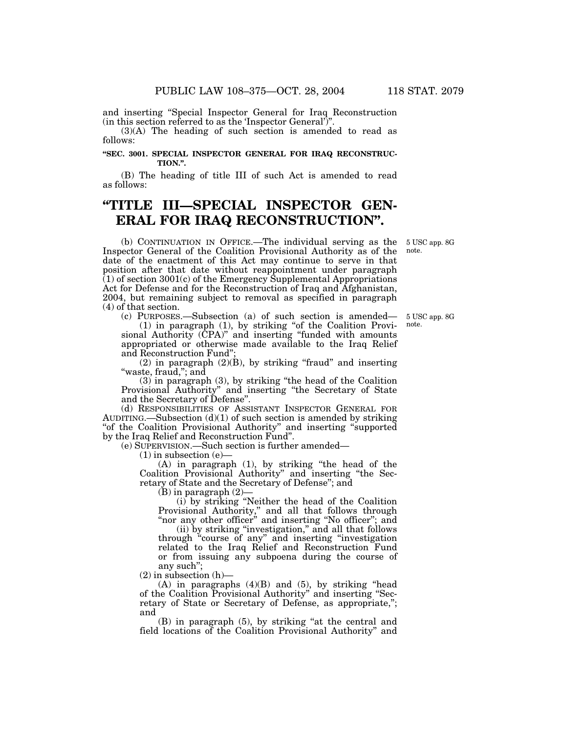and inserting "Special Inspector General for Iraq Reconstruction (in this section referred to as the 'Inspector General')".

(3)(A) The heading of such section is amended to read as follows:

**"SEC. 3001. SPECIAL INSPECTOR GENERAL FOR IRAQ RECONSTRUCTION.".**

(B) The heading of title III of such Act is amended to read as follows:

# "TITLE III—SPECIAL INSPECTOR GENERAL FOR IRAQ RECONSTRUCTION".

5 USC app. 8G note.

(b) CONTINUATION IN OFFICE.—The individual serving as the Inspector General of the Coalition Provisional Authority as of the date of the enactment of this Act may continue to serve in that position after that date without reappointment under paragraph (1) of section 3001(c) of the Emergency Supplemental Appropriations Act for Defense and for the Reconstruction of Iraq and Afghanistan, 2004, but remaining subject to removal as specified in paragraph (4) of that section.

5 USC app. 8G note.

(c) PURPOSES.—Subsection (a) of such section is amended—

(1) in paragraph (1), by striking "of the Coalition Provisional Authority (CPA)" and inserting "funded with amounts appropriated or otherwise made available to the Iraq Relief and Reconstruction Fund";

(2) in paragraph (2)(B), by striking "fraud" and inserting "waste, fraud,"; and

(3) in paragraph (3), by striking "the head of the Coalition Provisional Authority" and inserting "the Secretary of State and the Secretary of Defense".

(d) RESPONSIBILITIES OF ASSISTANT INSPECTOR GENERAL FOR AUDITING.—Subsection (d)(1) of such section is amended by striking "of the Coalition Provisional Authority" and inserting "supported by the Iraq Relief and Reconstruction Fund".

(e) SUPERVISION.—Such section is further amended—

(1) in subsection (e)—

(A) in paragraph (1), by striking "the head of the Coalition Provisional Authority" and inserting "the Secretary of State and the Secretary of Defense"; and

(B) in paragraph (2)—

(i) by striking "Neither the head of the Coalition Provisional Authority," and all that follows through "nor any other officer" and inserting "No officer"; and

(ii) by striking "investigation," and all that follows through "course of any" and inserting "investigation related to the Iraq Relief and Reconstruction Fund or from issuing any subpoena during the course of any such";

(2) in subsection (h)—

(A) in paragraphs (4)(B) and (5), by striking "head of the Coalition Provisional Authority" and inserting "Secretary of State or Secretary of Defense, as appropriate,"; and

(B) in paragraph (5), by striking "at the central and field locations of the Coalition Provisional Authority" and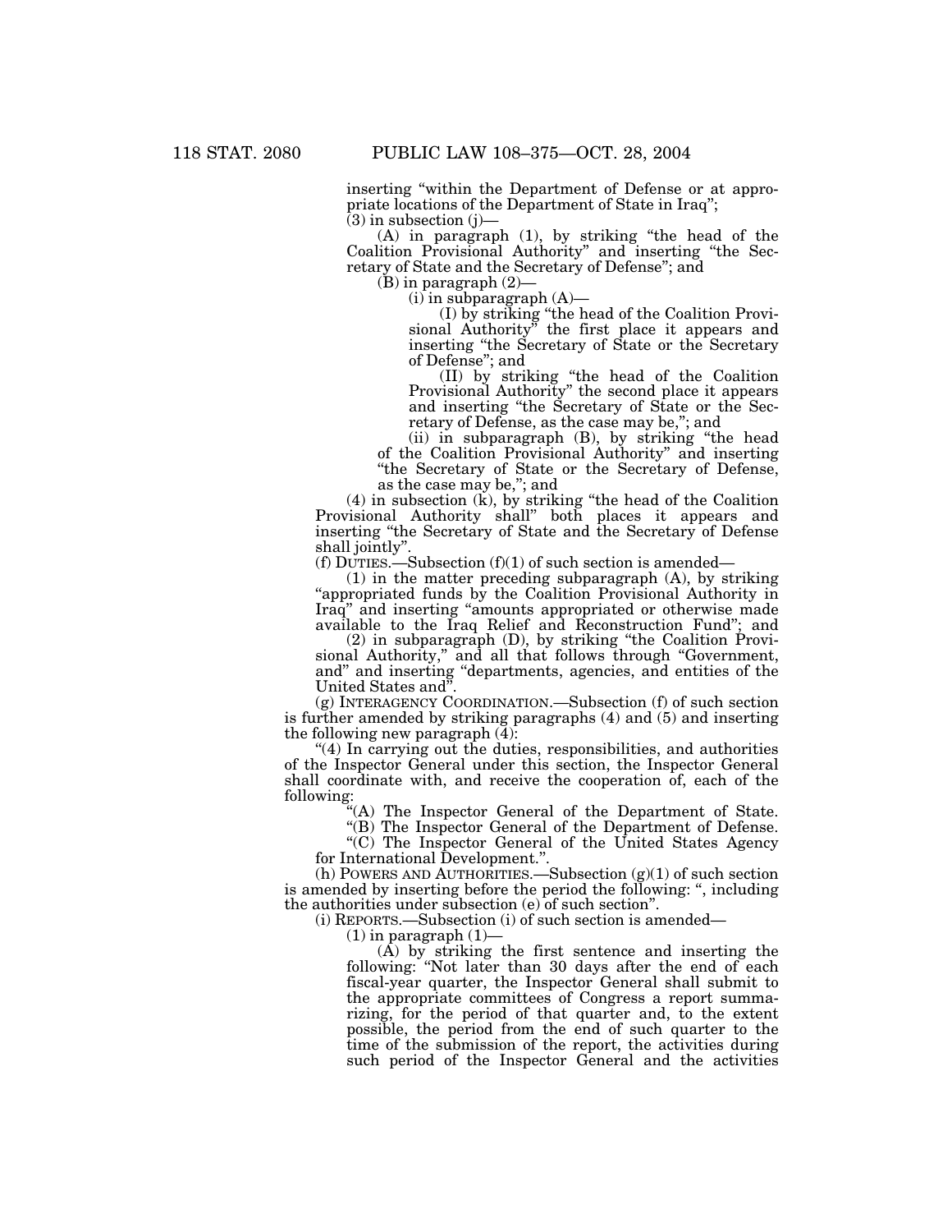inserting "within the Department of Defense or at appropriate locations of the Department of State in Iraq";

(3) in subsection (j)—

(A) in paragraph (1), by striking "the head of the Coalition Provisional Authority" and inserting "the Secretary of State and the Secretary of Defense"; and

(B) in paragraph (2)—

(i) in subparagraph (A)—

(I) by striking "the head of the Coalition Provisional Authority" the first place it appears and inserting "the Secretary of State or the Secretary of Defense"; and

(II) by striking "the head of the Coalition Provisional Authority" the second place it appears and inserting "the Secretary of State or the Secretary of Defense, as the case may be,"; and

(ii) in subparagraph (B), by striking "the head of the Coalition Provisional Authority" and inserting "the Secretary of State or the Secretary of Defense, as the case may be,"; and

(4) in subsection (k), by striking "the head of the Coalition Provisional Authority shall" both places it appears and inserting "the Secretary of State and the Secretary of Defense shall jointly".

(f) DUTIES.—Subsection (f)(1) of such section is amended—

(1) in the matter preceding subparagraph (A), by striking "appropriated funds by the Coalition Provisional Authority in Iraq" and inserting "amounts appropriated or otherwise made available to the Iraq Relief and Reconstruction Fund"; and

(2) in subparagraph (D), by striking "the Coalition Provisional Authority," and all that follows through "Government, and" and inserting "departments, agencies, and entities of the United States and".

(g) INTERAGENCY COORDINATION.—Subsection (f) of such section is further amended by striking paragraphs (4) and (5) and inserting the following new paragraph (4):

"(4) In carrying out the duties, responsibilities, and authorities of the Inspector General under this section, the Inspector General shall coordinate with, and receive the cooperation of, each of the following:

"(A) The Inspector General of the Department of State.

"(B) The Inspector General of the Department of Defense.

"(C) The Inspector General of the United States Agency for International Development.".

(h) POWERS AND AUTHORITIES.—Subsection (g)(1) of such section is amended by inserting before the period the following: ", including the authorities under subsection (e) of such section".

(i) REPORTS.—Subsection (i) of such section is amended—

(1) in paragraph (1)—

(A) by striking the first sentence and inserting the following: "Not later than 30 days after the end of each fiscal-year quarter, the Inspector General shall submit to the appropriate committees of Congress a report summarizing, for the period of that quarter and, to the extent possible, the period from the end of such quarter to the time of the submission of the report, the activities during such period of the Inspector General and the activities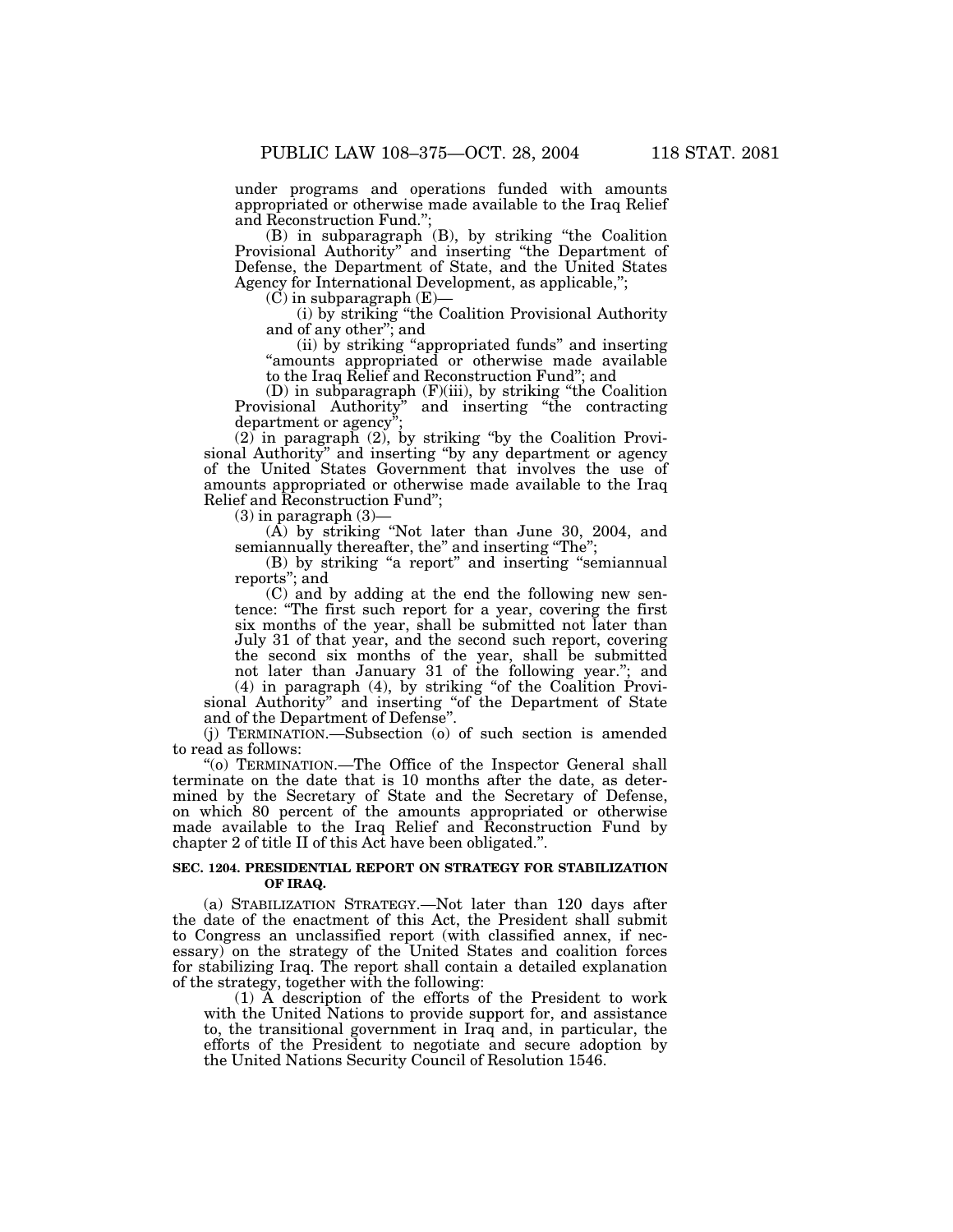under programs and operations funded with amounts appropriated or otherwise made available to the Iraq Relief and Reconstruction Fund.";

(B) in subparagraph (B), by striking "the Coalition Provisional Authority" and inserting "the Department of Defense, the Department of State, and the United States Agency for International Development, as applicable,";

(C) in subparagraph (E)—

(i) by striking "the Coalition Provisional Authority and of any other"; and

(ii) by striking "appropriated funds" and inserting "amounts appropriated or otherwise made available to the Iraq Relief and Reconstruction Fund"; and

(D) in subparagraph (F)(iii), by striking "the Coalition Provisional Authority" and inserting "the contracting department or agency";

(2) in paragraph (2), by striking "by the Coalition Provisional Authority" and inserting "by any department or agency of the United States Government that involves the use of amounts appropriated or otherwise made available to the Iraq Relief and Reconstruction Fund";

(3) in paragraph (3)—

(A) by striking "Not later than June 30, 2004, and semiannually thereafter, the" and inserting "The";

(B) by striking "a report" and inserting "semiannual reports"; and

(C) and by adding at the end the following new sentence: "The first such report for a year, covering the first six months of the year, shall be submitted not later than July 31 of that year, and the second such report, covering the second six months of the year, shall be submitted not later than January 31 of the following year."; and

(4) in paragraph (4), by striking "of the Coalition Provisional Authority" and inserting "of the Department of State and of the Department of Defense".

(j) TERMINATION.—Subsection (o) of such section is amended to read as follows:

"(o) TERMINATION.—The Office of the Inspector General shall terminate on the date that is 10 months after the date, as determined by the Secretary of State and the Secretary of Defense, on which 80 percent of the amounts appropriated or otherwise made available to the Iraq Relief and Reconstruction Fund by chapter 2 of title II of this Act have been obligated.".

**SEC. 1204. PRESIDENTIAL REPORT ON STRATEGY FOR STABILIZATION OF IRAQ.**

(a) STABILIZATION STRATEGY.—Not later than 120 days after the date of the enactment of this Act, the President shall submit to Congress an unclassified report (with classified annex, if necessary) on the strategy of the United States and coalition forces for stabilizing Iraq. The report shall contain a detailed explanation of the strategy, together with the following:

(1) A description of the efforts of the President to work with the United Nations to provide support for, and assistance to, the transitional government in Iraq and, in particular, the efforts of the President to negotiate and secure adoption by the United Nations Security Council of Resolution 1546.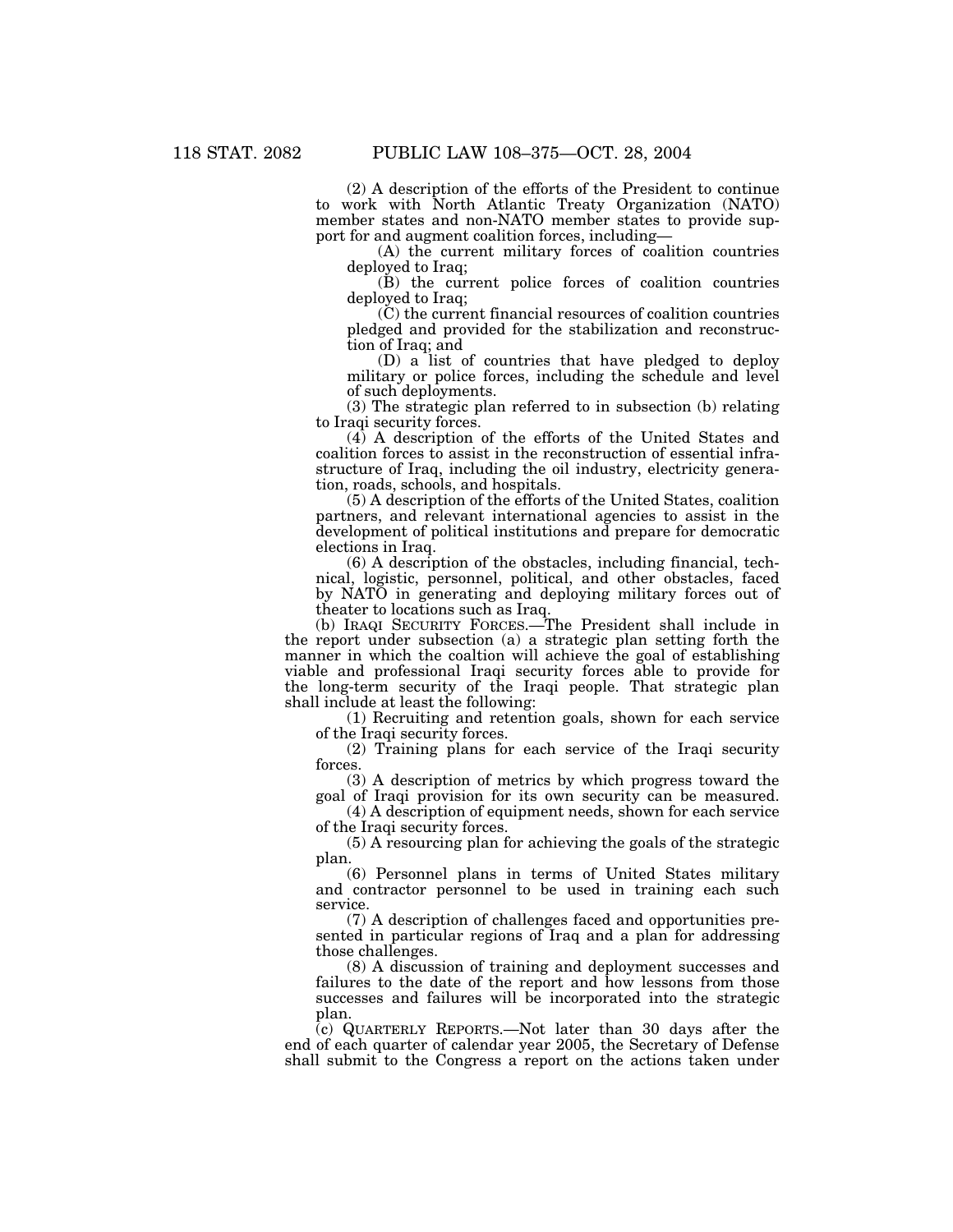(2) A description of the efforts of the President to continue to work with North Atlantic Treaty Organization (NATO) member states and non-NATO member states to provide support for and augment coalition forces, including—

(A) the current military forces of coalition countries deployed to Iraq;

(B) the current police forces of coalition countries deployed to Iraq;

(C) the current financial resources of coalition countries pledged and provided for the stabilization and reconstruction of Iraq; and

(D) a list of countries that have pledged to deploy military or police forces, including the schedule and level of such deployments.

(3) The strategic plan referred to in subsection (b) relating to Iraqi security forces.

(4) A description of the efforts of the United States and coalition forces to assist in the reconstruction of essential infrastructure of Iraq, including the oil industry, electricity generation, roads, schools, and hospitals.

(5) A description of the efforts of the United States, coalition partners, and relevant international agencies to assist in the development of political institutions and prepare for democratic elections in Iraq.

(6) A description of the obstacles, including financial, technical, logistic, personnel, political, and other obstacles, faced by NATO in generating and deploying military forces out of theater to locations such as Iraq.

(b) IRAQI SECURITY FORCES.—The President shall include in the report under subsection (a) a strategic plan setting forth the manner in which the coaltion will achieve the goal of establishing viable and professional Iraqi security forces able to provide for the long-term security of the Iraqi people. That strategic plan shall include at least the following:

(1) Recruiting and retention goals, shown for each service of the Iraqi security forces.

(2) Training plans for each service of the Iraqi security forces.

(3) A description of metrics by which progress toward the goal of Iraqi provision for its own security can be measured.

(4) A description of equipment needs, shown for each service of the Iraqi security forces.

(5) A resourcing plan for achieving the goals of the strategic plan.

(6) Personnel plans in terms of United States military and contractor personnel to be used in training each such service.

(7) A description of challenges faced and opportunities presented in particular regions of Iraq and a plan for addressing those challenges.

(8) A discussion of training and deployment successes and failures to the date of the report and how lessons from those successes and failures will be incorporated into the strategic plan.

(c) QUARTERLY REPORTS.—Not later than 30 days after the end of each quarter of calendar year 2005, the Secretary of Defense shall submit to the Congress a report on the actions taken under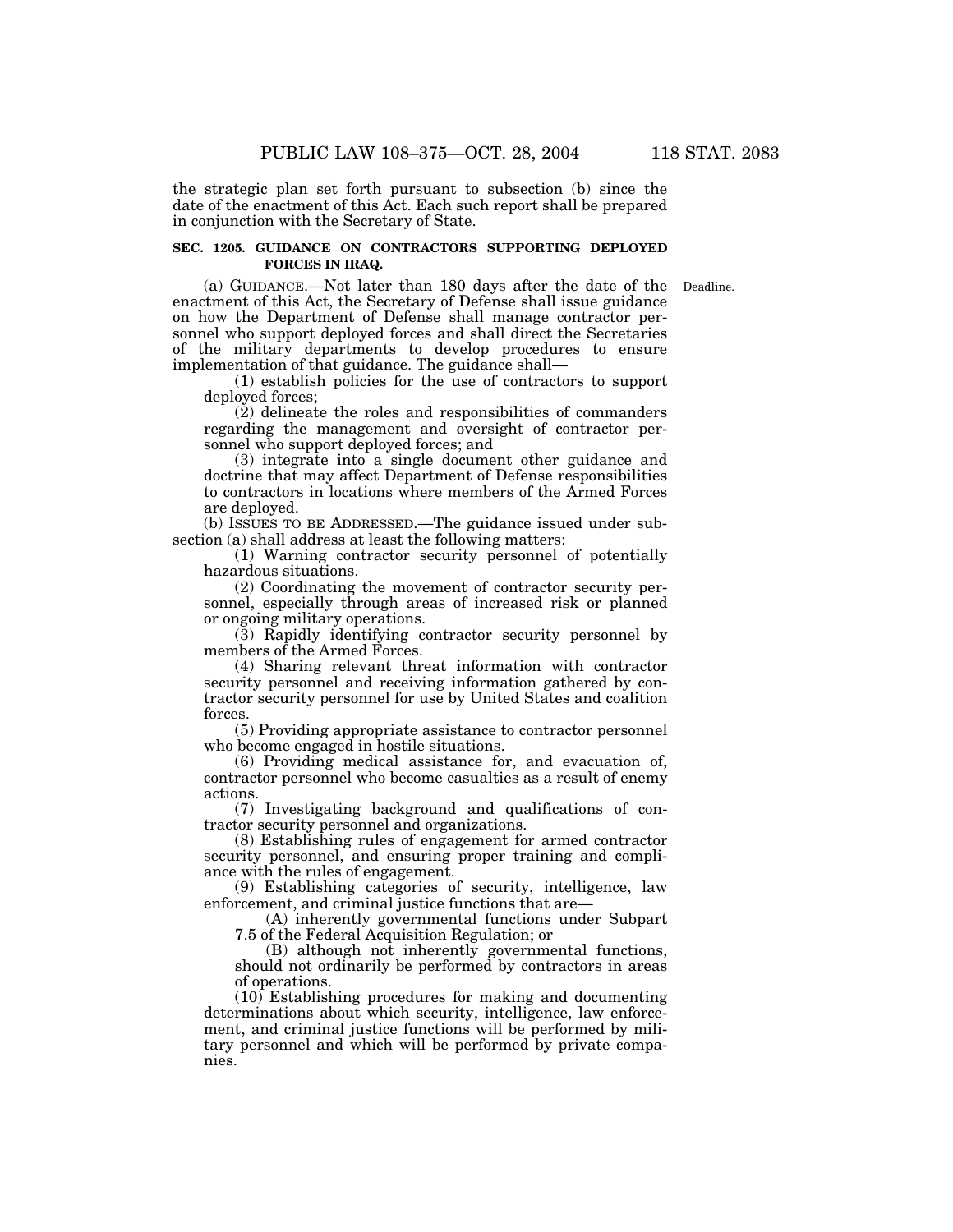the strategic plan set forth pursuant to subsection (b) since the date of the enactment of this Act. Each such report shall be prepared in conjunction with the Secretary of State.

**SEC. 1205. GUIDANCE ON CONTRACTORS SUPPORTING DEPLOYED FORCES IN IRAQ.**

Deadline.

(a) GUIDANCE.—Not later than 180 days after the date of the enactment of this Act, the Secretary of Defense shall issue guidance on how the Department of Defense shall manage contractor personnel who support deployed forces and shall direct the Secretaries of the military departments to develop procedures to ensure implementation of that guidance. The guidance shall—

(1) establish policies for the use of contractors to support deployed forces;

(2) delineate the roles and responsibilities of commanders regarding the management and oversight of contractor personnel who support deployed forces; and

(3) integrate into a single document other guidance and doctrine that may affect Department of Defense responsibilities to contractors in locations where members of the Armed Forces are deployed.

(b) ISSUES TO BE ADDRESSED.—The guidance issued under subsection (a) shall address at least the following matters:

(1) Warning contractor security personnel of potentially hazardous situations.

(2) Coordinating the movement of contractor security personnel, especially through areas of increased risk or planned or ongoing military operations.

(3) Rapidly identifying contractor security personnel by members of the Armed Forces.

(4) Sharing relevant threat information with contractor security personnel and receiving information gathered by contractor security personnel for use by United States and coalition forces.

(5) Providing appropriate assistance to contractor personnel who become engaged in hostile situations.

(6) Providing medical assistance for, and evacuation of, contractor personnel who become casualties as a result of enemy actions.

(7) Investigating background and qualifications of contractor security personnel and organizations.

(8) Establishing rules of engagement for armed contractor security personnel, and ensuring proper training and compliance with the rules of engagement.

(9) Establishing categories of security, intelligence, law enforcement, and criminal justice functions that are—

(A) inherently governmental functions under Subpart 7.5 of the Federal Acquisition Regulation; or

(B) although not inherently governmental functions, should not ordinarily be performed by contractors in areas of operations.

(10) Establishing procedures for making and documenting determinations about which security, intelligence, law enforcement, and criminal justice functions will be performed by military personnel and which will be performed by private companies.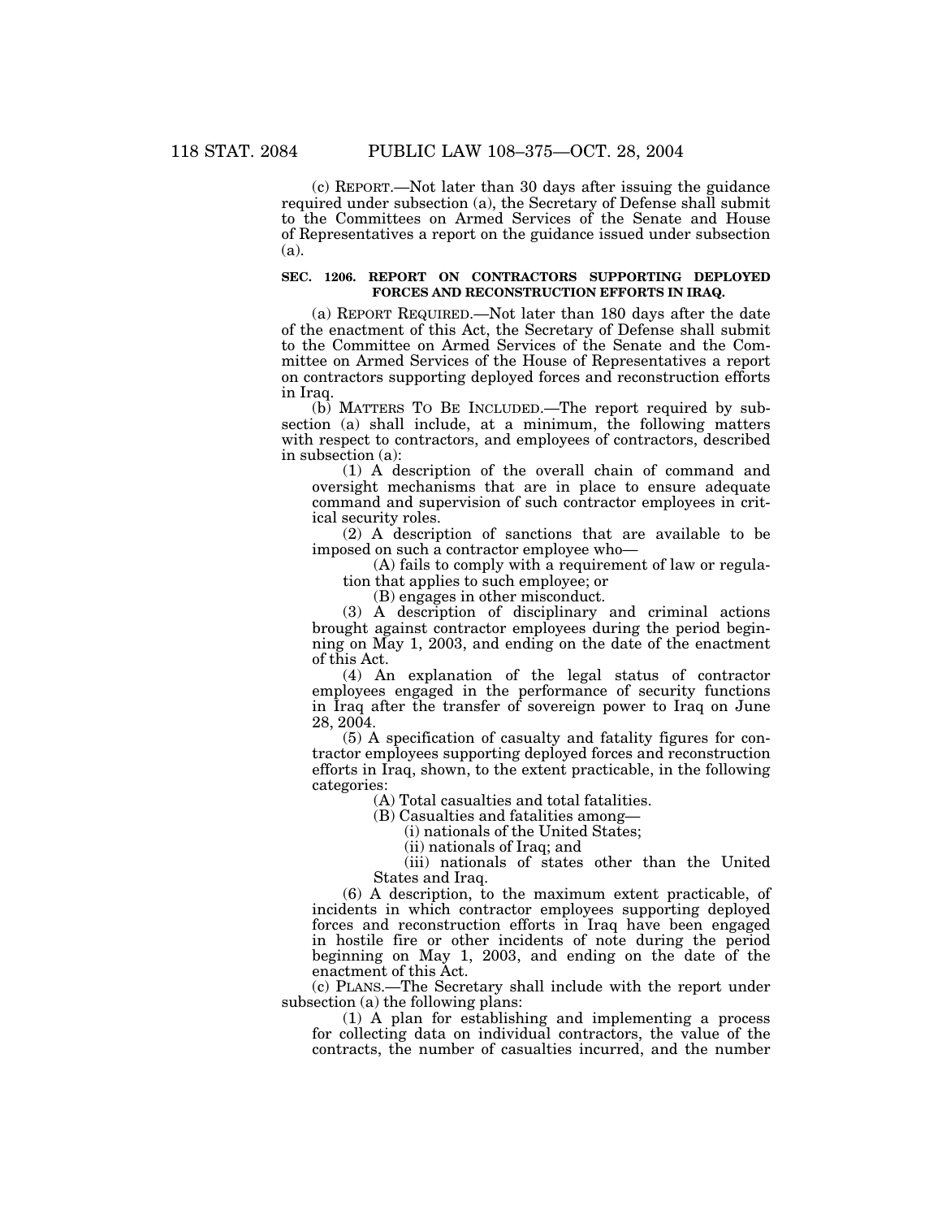(c) REPORT.—Not later than 30 days after issuing the guidance required under subsection (a), the Secretary of Defense shall submit to the Committees on Armed Services of the Senate and House of Representatives a report on the guidance issued under subsection (a).

**SEC. 1206. REPORT ON CONTRACTORS SUPPORTING DEPLOYED FORCES AND RECONSTRUCTION EFFORTS IN IRAQ.**

(a) REPORT REQUIRED.—Not later than 180 days after the date of the enactment of this Act, the Secretary of Defense shall submit to the Committee on Armed Services of the Senate and the Committee on Armed Services of the House of Representatives a report on contractors supporting deployed forces and reconstruction efforts in Iraq.

(b) MATTERS TO BE INCLUDED.—The report required by subsection (a) shall include, at a minimum, the following matters with respect to contractors, and employees of contractors, described in subsection (a):

(1) A description of the overall chain of command and oversight mechanisms that are in place to ensure adequate command and supervision of such contractor employees in critical security roles.

(2) A description of sanctions that are available to be imposed on such a contractor employee who—

(A) fails to comply with a requirement of law or regulation that applies to such employee; or

(B) engages in other misconduct.

(3) A description of disciplinary and criminal actions brought against contractor employees during the period beginning on May 1, 2003, and ending on the date of the enactment of this Act.

(4) An explanation of the legal status of contractor employees engaged in the performance of security functions in Iraq after the transfer of sovereign power to Iraq on June 28, 2004.

(5) A specification of casualty and fatality figures for contractor employees supporting deployed forces and reconstruction efforts in Iraq, shown, to the extent practicable, in the following categories:

(A) Total casualties and total fatalities.

(B) Casualties and fatalities among—

(i) nationals of the United States;

(ii) nationals of Iraq; and

(iii) nationals of states other than the United States and Iraq.

(6) A description, to the maximum extent practicable, of incidents in which contractor employees supporting deployed forces and reconstruction efforts in Iraq have been engaged in hostile fire or other incidents of note during the period beginning on May 1, 2003, and ending on the date of the enactment of this Act.

(c) PLANS.—The Secretary shall include with the report under subsection (a) the following plans:

(1) A plan for establishing and implementing a process for collecting data on individual contractors, the value of the contracts, the number of casualties incurred, and the number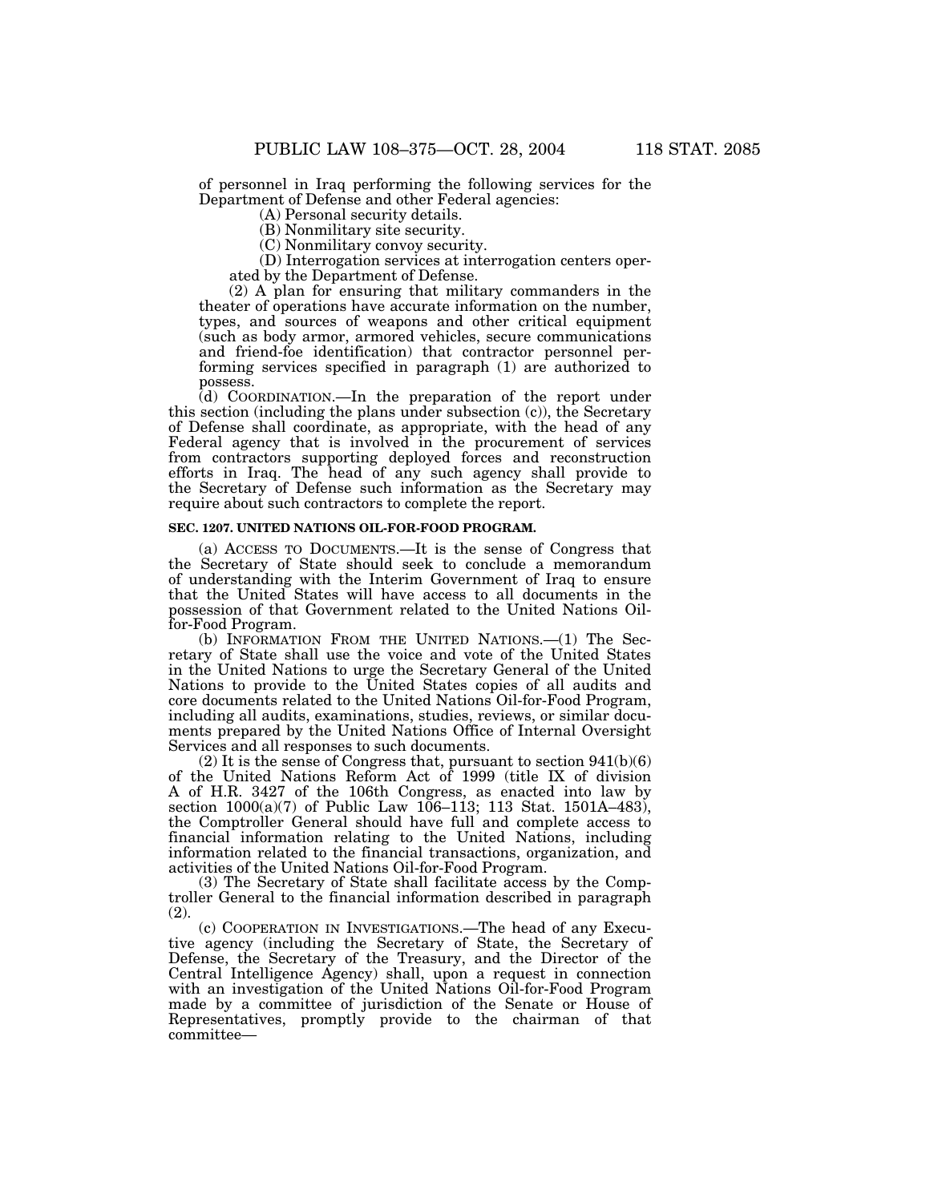of personnel in Iraq performing the following services for the Department of Defense and other Federal agencies:

(A) Personal security details.

(B) Nonmilitary site security.

(C) Nonmilitary convoy security.

(D) Interrogation services at interrogation centers operated by the Department of Defense.

(2) A plan for ensuring that military commanders in the theater of operations have accurate information on the number, types, and sources of weapons and other critical equipment (such as body armor, armored vehicles, secure communications and friend-foe identification) that contractor personnel performing services specified in paragraph (1) are authorized to possess.

(d) COORDINATION.—In the preparation of the report under this section (including the plans under subsection (c)), the Secretary of Defense shall coordinate, as appropriate, with the head of any Federal agency that is involved in the procurement of services from contractors supporting deployed forces and reconstruction efforts in Iraq. The head of any such agency shall provide to the Secretary of Defense such information as the Secretary may require about such contractors to complete the report.

**SEC. 1207. UNITED NATIONS OIL-FOR-FOOD PROGRAM.**

(a) ACCESS TO DOCUMENTS.—It is the sense of Congress that the Secretary of State should seek to conclude a memorandum of understanding with the Interim Government of Iraq to ensure that the United States will have access to all documents in the possession of that Government related to the United Nations Oil-for-Food Program.

(b) INFORMATION FROM THE UNITED NATIONS.—(1) The Secretary of State shall use the voice and vote of the United States in the United Nations to urge the Secretary General of the United Nations to provide to the United States copies of all audits and core documents related to the United Nations Oil-for-Food Program, including all audits, examinations, studies, reviews, or similar documents prepared by the United Nations Office of Internal Oversight Services and all responses to such documents.

(2) It is the sense of Congress that, pursuant to section 941(b)(6) of the United Nations Reform Act of 1999 (title IX of division A of H.R. 3427 of the 106th Congress, as enacted into law by section 1000(a)(7) of Public Law 106–113; 113 Stat. 1501A–483), the Comptroller General should have full and complete access to financial information relating to the United Nations, including information related to the financial transactions, organization, and activities of the United Nations Oil-for-Food Program.

(3) The Secretary of State shall facilitate access by the Comptroller General to the financial information described in paragraph (2).

(c) COOPERATION IN INVESTIGATIONS.—The head of any Executive agency (including the Secretary of State, the Secretary of Defense, the Secretary of the Treasury, and the Director of the Central Intelligence Agency) shall, upon a request in connection with an investigation of the United Nations Oil-for-Food Program made by a committee of jurisdiction of the Senate or House of Representatives, promptly provide to the chairman of that committee—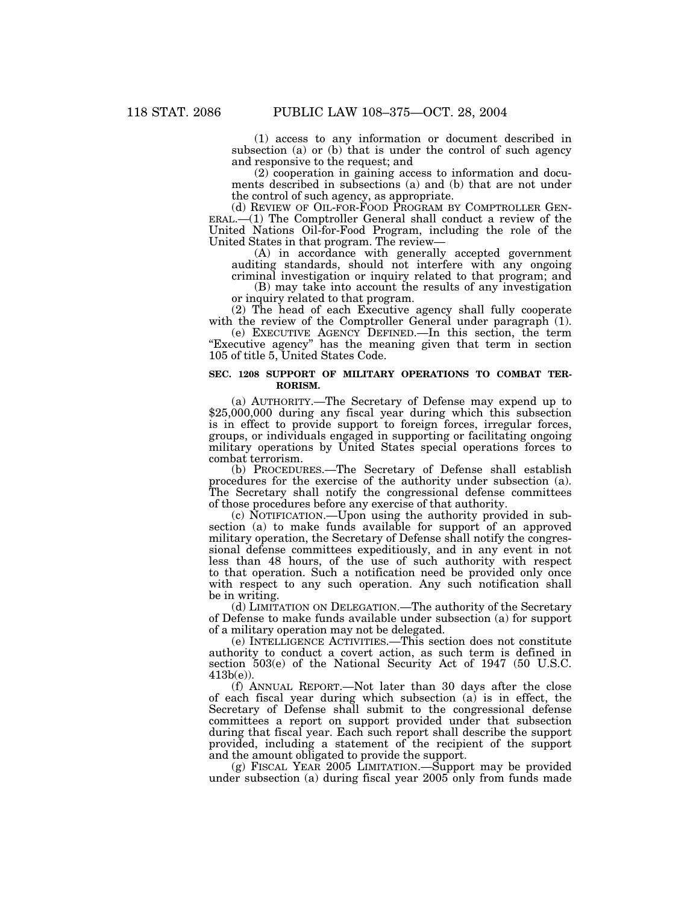(1) access to any information or document described in subsection (a) or (b) that is under the control of such agency and responsive to the request; and

(2) cooperation in gaining access to information and documents described in subsections (a) and (b) that are not under the control of such agency, as appropriate.

(d) REVIEW OF OIL-FOR-FOOD PROGRAM BY COMPTROLLER GENERAL.—(1) The Comptroller General shall conduct a review of the United Nations Oil-for-Food Program, including the role of the United States in that program. The review—

(A) in accordance with generally accepted government auditing standards, should not interfere with any ongoing criminal investigation or inquiry related to that program; and

(B) may take into account the results of any investigation or inquiry related to that program.

(2) The head of each Executive agency shall fully cooperate with the review of the Comptroller General under paragraph (1).

(e) EXECUTIVE AGENCY DEFINED.—In this section, the term "Executive agency" has the meaning given that term in section 105 of title 5, United States Code.

### SEC. 1208 SUPPORT OF MILITARY OPERATIONS TO COMBAT TERRORISM.

(a) AUTHORITY.—The Secretary of Defense may expend up to $25,000,000 during any fiscal year during which this subsection is in effect to provide support to foreign forces, irregular forces, groups, or individuals engaged in supporting or facilitating ongoing military operations by United States special operations forces to combat terrorism.

(b) PROCEDURES.—The Secretary of Defense shall establish procedures for the exercise of the authority under subsection (a). The Secretary shall notify the congressional defense committees of those procedures before any exercise of that authority.

(c) NOTIFICATION.—Upon using the authority provided in subsection (a) to make funds available for support of an approved military operation, the Secretary of Defense shall notify the congressional defense committees expeditiously, and in any event in not less than 48 hours, of the use of such authority with respect to that operation. Such a notification need be provided only once with respect to any such operation. Any such notification shall be in writing.

(d) LIMITATION ON DELEGATION.—The authority of the Secretary of Defense to make funds available under subsection (a) for support of a military operation may not be delegated.

(e) INTELLIGENCE ACTIVITIES.—This section does not constitute authority to conduct a covert action, as such term is defined in section 503(e) of the National Security Act of 1947 (50 U.S.C. 413b(e)).

(f) ANNUAL REPORT.—Not later than 30 days after the close of each fiscal year during which subsection (a) is in effect, the Secretary of Defense shall submit to the congressional defense committees a report on support provided under that subsection during that fiscal year. Each such report shall describe the support provided, including a statement of the recipient of the support and the amount obligated to provide the support.

(g) FISCAL YEAR 2005 LIMITATION.—Support may be provided under subsection (a) during fiscal year 2005 only from funds made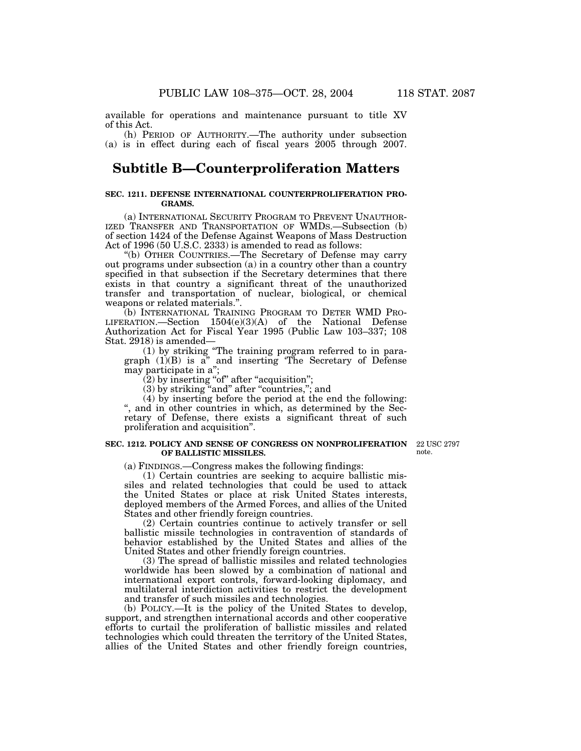available for operations and maintenance pursuant to title XV of this Act.

(h) PERIOD OF AUTHORITY.—The authority under subsection (a) is in effect during each of fiscal years 2005 through 2007.

## Subtitle B—Counterproliferation Matters

### SEC. 1211. DEFENSE INTERNATIONAL COUNTERPROLIFERATION PROGRAMS.

(a) INTERNATIONAL SECURITY PROGRAM TO PREVENT UNAUTHORIZED TRANSFER AND TRANSPORTATION OF WMDS.—Subsection (b) of section 1424 of the Defense Against Weapons of Mass Destruction Act of 1996 (50 U.S.C. 2333) is amended to read as follows:

"(b) OTHER COUNTRIES.—The Secretary of Defense may carry out programs under subsection (a) in a country other than a country specified in that subsection if the Secretary determines that there exists in that country a significant threat of the unauthorized transfer and transportation of nuclear, biological, or chemical weapons or related materials.".

(b) INTERNATIONAL TRAINING PROGRAM TO DETER WMD PROLIFERATION.—Section 1504(e)(3)(A) of the National Defense Authorization Act for Fiscal Year 1995 (Public Law 103–337; 108 Stat. 2918) is amended—

(1) by striking "The training program referred to in paragraph (1)(B) is a" and inserting 'The Secretary of Defense may participate in a";

(2) by inserting "of" after "acquisition";

(3) by striking "and" after "countries,"; and

(4) by inserting before the period at the end the following: ", and in other countries in which, as determined by the Secretary of Defense, there exists a significant threat of such proliferation and acquisition".

### SEC. 1212. POLICY AND SENSE OF CONGRESS ON NONPROLIFERATION OF BALLISTIC MISSILES.

22 USC 2797 note.

(a) FINDINGS.—Congress makes the following findings:

(1) Certain countries are seeking to acquire ballistic missiles and related technologies that could be used to attack the United States or place at risk United States interests, deployed members of the Armed Forces, and allies of the United States and other friendly foreign countries.

(2) Certain countries continue to actively transfer or sell ballistic missile technologies in contravention of standards of behavior established by the United States and allies of the United States and other friendly foreign countries.

(3) The spread of ballistic missiles and related technologies worldwide has been slowed by a combination of national and international export controls, forward-looking diplomacy, and multilateral interdiction activities to restrict the development and transfer of such missiles and technologies.

(b) POLICY.—It is the policy of the United States to develop, support, and strengthen international accords and other cooperative efforts to curtail the proliferation of ballistic missiles and related technologies which could threaten the territory of the United States, allies of the United States and other friendly foreign countries,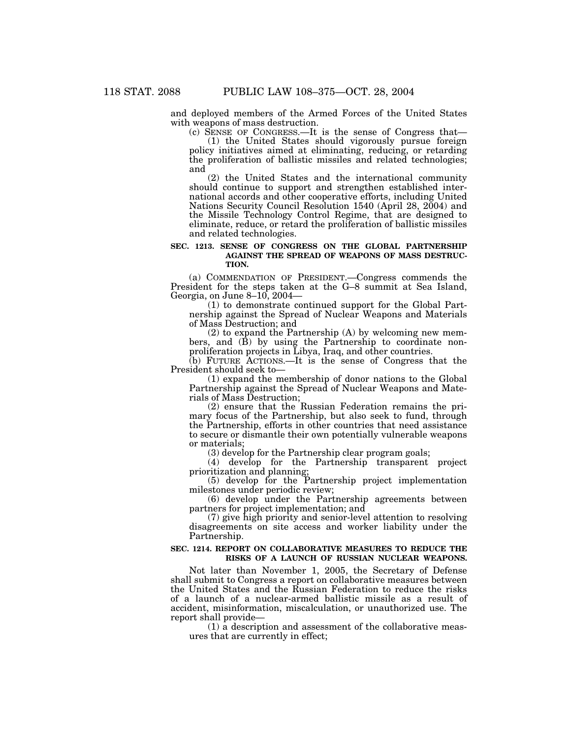and deployed members of the Armed Forces of the United States with weapons of mass destruction.

(c) SENSE OF CONGRESS.—It is the sense of Congress that—

(1) the United States should vigorously pursue foreign policy initiatives aimed at eliminating, reducing, or retarding the proliferation of ballistic missiles and related technologies; and

(2) the United States and the international community should continue to support and strengthen established international accords and other cooperative efforts, including United Nations Security Council Resolution 1540 (April 28, 2004) and the Missile Technology Control Regime, that are designed to eliminate, reduce, or retard the proliferation of ballistic missiles and related technologies.

**SEC. 1213. SENSE OF CONGRESS ON THE GLOBAL PARTNERSHIP AGAINST THE SPREAD OF WEAPONS OF MASS DESTRUCTION.**

(a) COMMENDATION OF PRESIDENT.—Congress commends the President for the steps taken at the G–8 summit at Sea Island, Georgia, on June 8–10, 2004—

(1) to demonstrate continued support for the Global Partnership against the Spread of Nuclear Weapons and Materials of Mass Destruction; and

(2) to expand the Partnership (A) by welcoming new members, and (B) by using the Partnership to coordinate nonproliferation projects in Libya, Iraq, and other countries.

(b) FUTURE ACTIONS.—It is the sense of Congress that the President should seek to—

(1) expand the membership of donor nations to the Global Partnership against the Spread of Nuclear Weapons and Materials of Mass Destruction;

(2) ensure that the Russian Federation remains the primary focus of the Partnership, but also seek to fund, through the Partnership, efforts in other countries that need assistance to secure or dismantle their own potentially vulnerable weapons or materials;

(3) develop for the Partnership clear program goals;

(4) develop for the Partnership transparent project prioritization and planning;

(5) develop for the Partnership project implementation milestones under periodic review;

(6) develop under the Partnership agreements between partners for project implementation; and

(7) give high priority and senior-level attention to resolving disagreements on site access and worker liability under the Partnership.

**SEC. 1214. REPORT ON COLLABORATIVE MEASURES TO REDUCE THE RISKS OF A LAUNCH OF RUSSIAN NUCLEAR WEAPONS.**

Not later than November 1, 2005, the Secretary of Defense shall submit to Congress a report on collaborative measures between the United States and the Russian Federation to reduce the risks of a launch of a nuclear-armed ballistic missile as a result of accident, misinformation, miscalculation, or unauthorized use. The report shall provide—

(1) a description and assessment of the collaborative measures that are currently in effect;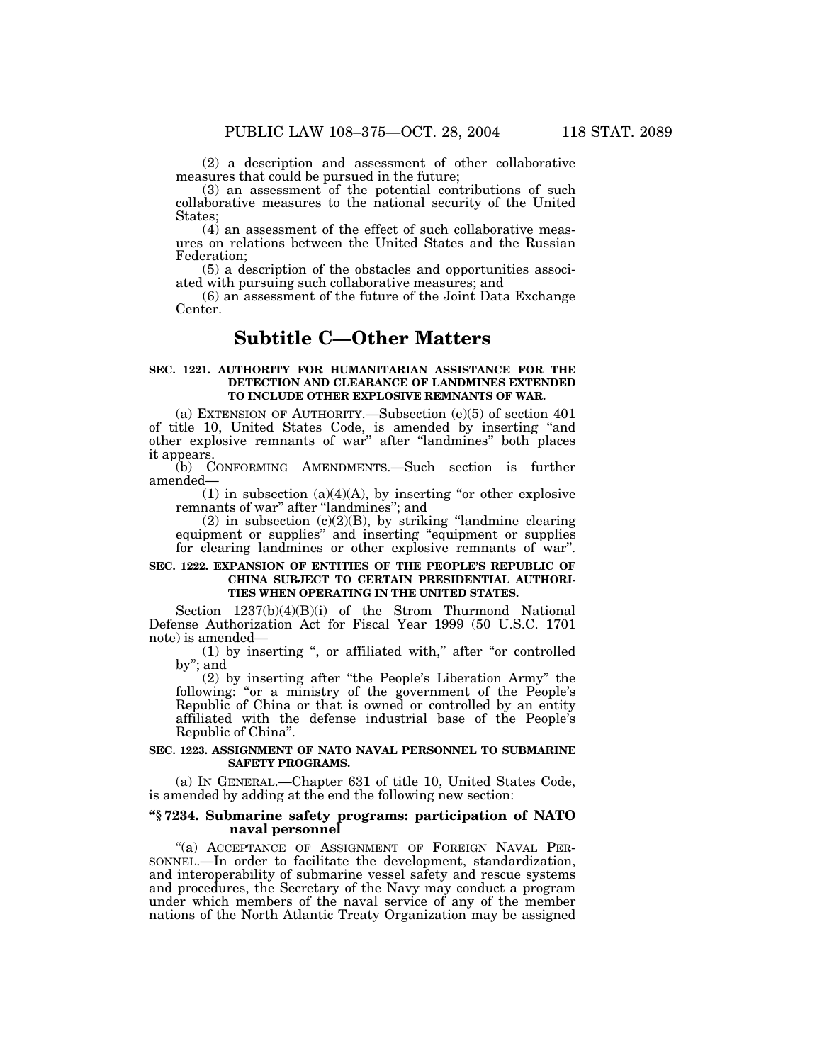(2) a description and assessment of other collaborative measures that could be pursued in the future;

(3) an assessment of the potential contributions of such collaborative measures to the national security of the United States;

(4) an assessment of the effect of such collaborative measures on relations between the United States and the Russian Federation;

(5) a description of the obstacles and opportunities associated with pursuing such collaborative measures; and

(6) an assessment of the future of the Joint Data Exchange Center.

## Subtitle C—Other Matters

### SEC. 1221. AUTHORITY FOR HUMANITARIAN ASSISTANCE FOR THE DETECTION AND CLEARANCE OF LANDMINES EXTENDED TO INCLUDE OTHER EXPLOSIVE REMNANTS OF WAR.

(a) EXTENSION OF AUTHORITY.—Subsection (e)(5) of section 401 of title 10, United States Code, is amended by inserting "and other explosive remnants of war" after "landmines" both places it appears.

(b) CONFORMING AMENDMENTS.—Such section is further amended—

(1) in subsection (a)(4)(A), by inserting "or other explosive remnants of war" after "landmines"; and

(2) in subsection (c)(2)(B), by striking "landmine clearing equipment or supplies" and inserting "equipment or supplies for clearing landmines or other explosive remnants of war".

### SEC. 1222. EXPANSION OF ENTITIES OF THE PEOPLE'S REPUBLIC OF CHINA SUBJECT TO CERTAIN PRESIDENTIAL AUTHORITIES WHEN OPERATING IN THE UNITED STATES.

Section 1237(b)(4)(B)(i) of the Strom Thurmond National Defense Authorization Act for Fiscal Year 1999 (50 U.S.C. 1701 note) is amended—

(1) by inserting ", or affiliated with," after "or controlled by"; and

(2) by inserting after "the People's Liberation Army" the following: "or a ministry of the government of the People's Republic of China or that is owned or controlled by an entity affiliated with the defense industrial base of the People's Republic of China".

### SEC. 1223. ASSIGNMENT OF NATO NAVAL PERSONNEL TO SUBMARINE SAFETY PROGRAMS.

(a) IN GENERAL.—Chapter 631 of title 10, United States Code, is amended by adding at the end the following new section:

**"§ 7234. Submarine safety programs: participation of NATO naval personnel**

"(a) ACCEPTANCE OF ASSIGNMENT OF FOREIGN NAVAL PERSONNEL.—In order to facilitate the development, standardization, and interoperability of submarine vessel safety and rescue systems and procedures, the Secretary of the Navy may conduct a program under which members of the naval service of any of the member nations of the North Atlantic Treaty Organization may be assigned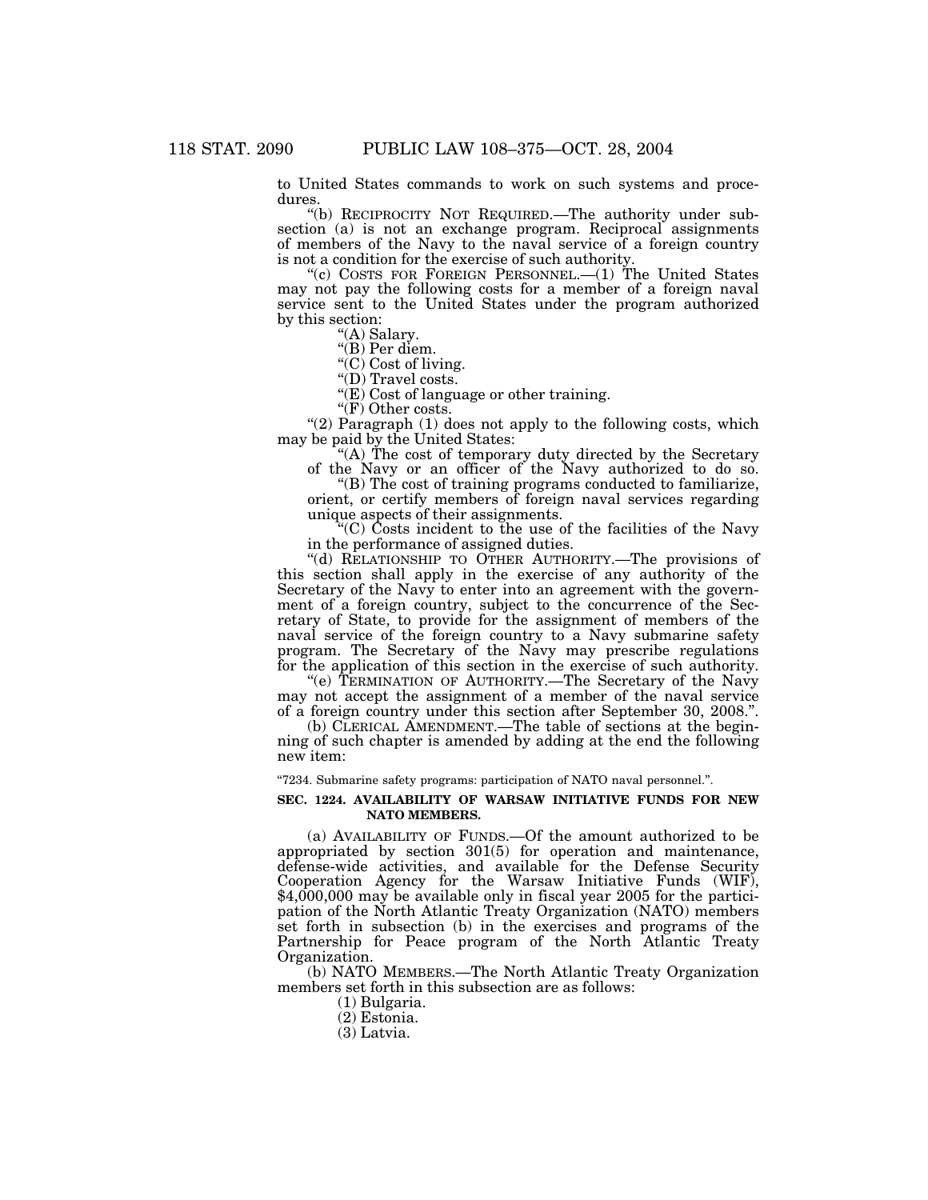to United States commands to work on such systems and procedures.

"(b) RECIPROCITY NOT REQUIRED.—The authority under subsection (a) is not an exchange program. Reciprocal assignments of members of the Navy to the naval service of a foreign country is not a condition for the exercise of such authority.

"(c) COSTS FOR FOREIGN PERSONNEL.—(1) The United States may not pay the following costs for a member of a foreign naval service sent to the United States under the program authorized by this section:

"(A) Salary.

"(B) Per diem.

"(C) Cost of living.

"(D) Travel costs.

"(E) Cost of language or other training.

"(F) Other costs.

"(2) Paragraph (1) does not apply to the following costs, which may be paid by the United States:

"(A) The cost of temporary duty directed by the Secretary of the Navy or an officer of the Navy authorized to do so.

"(B) The cost of training programs conducted to familiarize, orient, or certify members of foreign naval services regarding unique aspects of their assignments.

"(C) Costs incident to the use of the facilities of the Navy in the performance of assigned duties.

"(d) RELATIONSHIP TO OTHER AUTHORITY.—The provisions of this section shall apply in the exercise of any authority of the Secretary of the Navy to enter into an agreement with the government of a foreign country, subject to the concurrence of the Secretary of State, to provide for the assignment of members of the naval service of the foreign country to a Navy submarine safety program. The Secretary of the Navy may prescribe regulations for the application of this section in the exercise of such authority.

"(e) TERMINATION OF AUTHORITY.—The Secretary of the Navy may not accept the assignment of a member of the naval service of a foreign country under this section after September 30, 2008.".

(b) CLERICAL AMENDMENT.—The table of sections at the beginning of such chapter is amended by adding at the end the following new item:

"7234. Submarine safety programs: participation of NATO naval personnel.".

**SEC. 1224. AVAILABILITY OF WARSAW INITIATIVE FUNDS FOR NEW NATO MEMBERS.**

(a) AVAILABILITY OF FUNDS.—Of the amount authorized to be appropriated by section 301(5) for operation and maintenance, defense-wide activities, and available for the Defense Security Cooperation Agency for the Warsaw Initiative Funds (WIF), $4,000,000 may be available only in fiscal year 2005 for the participation of the North Atlantic Treaty Organization (NATO) members set forth in subsection (b) in the exercises and programs of the Partnership for Peace program of the North Atlantic Treaty Organization.

(b) NATO MEMBERS.—The North Atlantic Treaty Organization members set forth in this subsection are as follows:

(1) Bulgaria.

(2) Estonia.

(3) Latvia.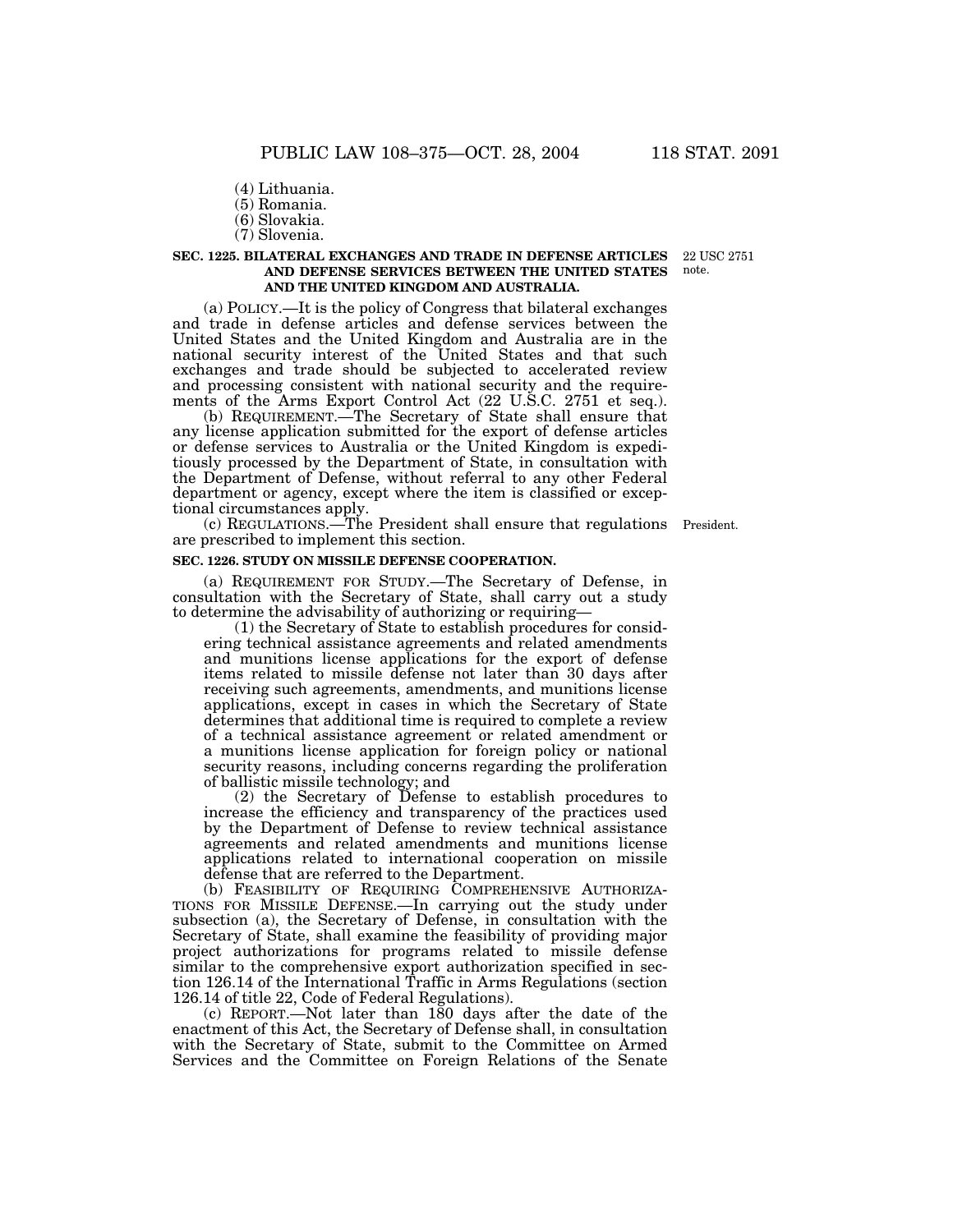(4) Lithuania.

(5) Romania.

(6) Slovakia.

(7) Slovenia.

22 USC 2751 note.

**SEC. 1225. BILATERAL EXCHANGES AND TRADE IN DEFENSE ARTICLES AND DEFENSE SERVICES BETWEEN THE UNITED STATES AND THE UNITED KINGDOM AND AUSTRALIA.**

(a) POLICY.—It is the policy of Congress that bilateral exchanges and trade in defense articles and defense services between the United States and the United Kingdom and Australia are in the national security interest of the United States and that such exchanges and trade should be subjected to accelerated review and processing consistent with national security and the requirements of the Arms Export Control Act (22 U.S.C. 2751 et seq.).

(b) REQUIREMENT.—The Secretary of State shall ensure that any license application submitted for the export of defense articles or defense services to Australia or the United Kingdom is expeditiously processed by the Department of State, in consultation with the Department of Defense, without referral to any other Federal department or agency, except where the item is classified or exceptional circumstances apply.

President.

(c) REGULATIONS.—The President shall ensure that regulations are prescribed to implement this section.

**SEC. 1226. STUDY ON MISSILE DEFENSE COOPERATION.**

(a) REQUIREMENT FOR STUDY.—The Secretary of Defense, in consultation with the Secretary of State, shall carry out a study to determine the advisability of authorizing or requiring—

(1) the Secretary of State to establish procedures for considering technical assistance agreements and related amendments and munitions license applications for the export of defense items related to missile defense not later than 30 days after receiving such agreements, amendments, and munitions license applications, except in cases in which the Secretary of State determines that additional time is required to complete a review of a technical assistance agreement or related amendment or a munitions license application for foreign policy or national security reasons, including concerns regarding the proliferation of ballistic missile technology; and

(2) the Secretary of Defense to establish procedures to increase the efficiency and transparency of the practices used by the Department of Defense to review technical assistance agreements and related amendments and munitions license applications related to international cooperation on missile defense that are referred to the Department.

(b) FEASIBILITY OF REQUIRING COMPREHENSIVE AUTHORIZATIONS FOR MISSILE DEFENSE.—In carrying out the study under subsection (a), the Secretary of Defense, in consultation with the Secretary of State, shall examine the feasibility of providing major project authorizations for programs related to missile defense similar to the comprehensive export authorization specified in section 126.14 of the International Traffic in Arms Regulations (section 126.14 of title 22, Code of Federal Regulations).

(c) REPORT.—Not later than 180 days after the date of the enactment of this Act, the Secretary of Defense shall, in consultation with the Secretary of State, submit to the Committee on Armed Services and the Committee on Foreign Relations of the Senate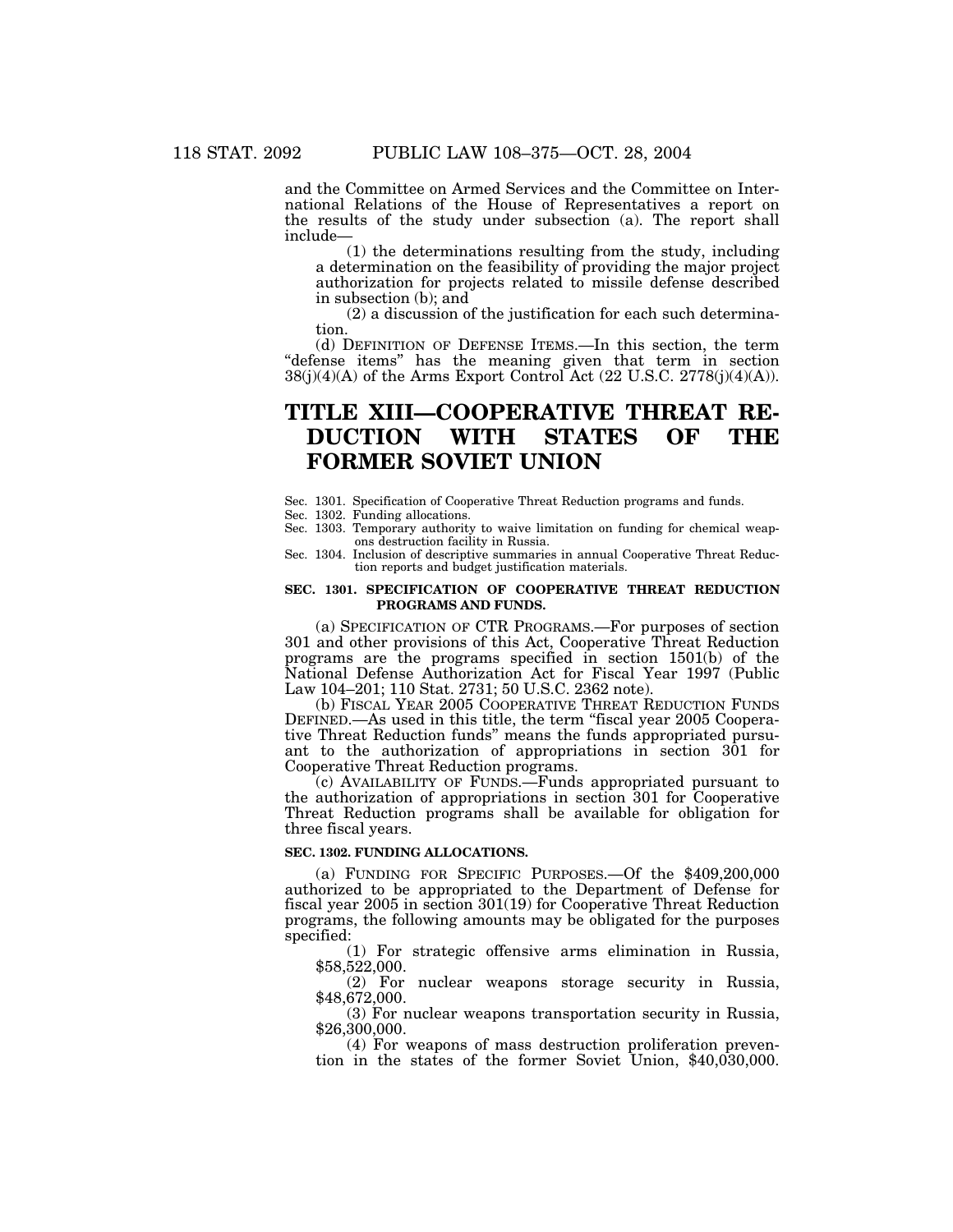and the Committee on Armed Services and the Committee on International Relations of the House of Representatives a report on the results of the study under subsection (a). The report shall include—

(1) the determinations resulting from the study, including a determination on the feasibility of providing the major project authorization for projects related to missile defense described in subsection (b); and

(2) a discussion of the justification for each such determination.

(d) DEFINITION OF DEFENSE ITEMS.—In this section, the term "defense items" has the meaning given that term in section 38(j)(4)(A) of the Arms Export Control Act (22 U.S.C. 2778(j)(4)(A)).

# TITLE XIII—COOPERATIVE THREAT REDUCTION WITH STATES OF THE FORMER SOVIET UNION

Sec. 1301. Specification of Cooperative Threat Reduction programs and funds.
Sec. 1302. Funding allocations.
Sec. 1303. Temporary authority to waive limitation on funding for chemical weapons destruction facility in Russia.
Sec. 1304. Inclusion of descriptive summaries in annual Cooperative Threat Reduction reports and budget justification materials.

### SEC. 1301. SPECIFICATION OF COOPERATIVE THREAT REDUCTION PROGRAMS AND FUNDS.

(a) SPECIFICATION OF CTR PROGRAMS.—For purposes of section 301 and other provisions of this Act, Cooperative Threat Reduction programs are the programs specified in section 1501(b) of the National Defense Authorization Act for Fiscal Year 1997 (Public Law 104–201; 110 Stat. 2731; 50 U.S.C. 2362 note).

(b) FISCAL YEAR 2005 COOPERATIVE THREAT REDUCTION FUNDS DEFINED.—As used in this title, the term "fiscal year 2005 Cooperative Threat Reduction funds" means the funds appropriated pursuant to the authorization of appropriations in section 301 for Cooperative Threat Reduction programs.

(c) AVAILABILITY OF FUNDS.—Funds appropriated pursuant to the authorization of appropriations in section 301 for Cooperative Threat Reduction programs shall be available for obligation for three fiscal years.

### SEC. 1302. FUNDING ALLOCATIONS.

(a) FUNDING FOR SPECIFIC PURPOSES.—Of the $409,200,000 authorized to be appropriated to the Department of Defense for fiscal year 2005 in section 301(19) for Cooperative Threat Reduction programs, the following amounts may be obligated for the purposes specified:

(1) For strategic offensive arms elimination in Russia, $58,522,000.

(2) For nuclear weapons storage security in Russia, $48,672,000.

(3) For nuclear weapons transportation security in Russia, $26,300,000.

(4) For weapons of mass destruction proliferation prevention in the states of the former Soviet Union, $40,030,000.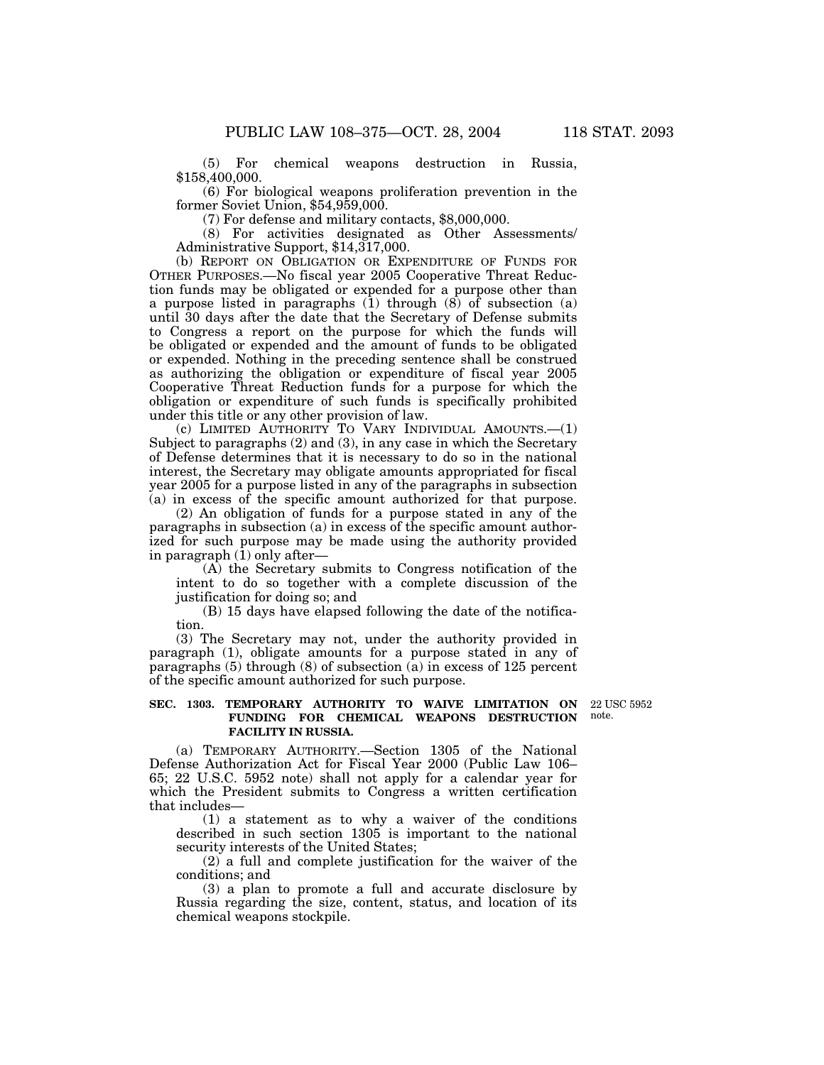(5) For chemical weapons destruction in Russia, $158,400,000.

(6) For biological weapons proliferation prevention in the former Soviet Union, $54,959,000.

(7) For defense and military contacts, $8,000,000.

(8) For activities designated as Other Assessments/Administrative Support, $14,317,000.

(b) REPORT ON OBLIGATION OR EXPENDITURE OF FUNDS FOR OTHER PURPOSES.—No fiscal year 2005 Cooperative Threat Reduction funds may be obligated or expended for a purpose other than a purpose listed in paragraphs (1) through (8) of subsection (a) until 30 days after the date that the Secretary of Defense submits to Congress a report on the purpose for which the funds will be obligated or expended and the amount of funds to be obligated or expended. Nothing in the preceding sentence shall be construed as authorizing the obligation or expenditure of fiscal year 2005 Cooperative Threat Reduction funds for a purpose for which the obligation or expenditure of such funds is specifically prohibited under this title or any other provision of law.

(c) LIMITED AUTHORITY TO VARY INDIVIDUAL AMOUNTS.—(1) Subject to paragraphs (2) and (3), in any case in which the Secretary of Defense determines that it is necessary to do so in the national interest, the Secretary may obligate amounts appropriated for fiscal year 2005 for a purpose listed in any of the paragraphs in subsection (a) in excess of the specific amount authorized for that purpose.

(2) An obligation of funds for a purpose stated in any of the paragraphs in subsection (a) in excess of the specific amount authorized for such purpose may be made using the authority provided in paragraph (1) only after—

(A) the Secretary submits to Congress notification of the intent to do so together with a complete discussion of the justification for doing so; and

(B) 15 days have elapsed following the date of the notification.

(3) The Secretary may not, under the authority provided in paragraph (1), obligate amounts for a purpose stated in any of paragraphs (5) through (8) of subsection (a) in excess of 125 percent of the specific amount authorized for such purpose.

**SEC. 1303. TEMPORARY AUTHORITY TO WAIVE LIMITATION ON FUNDING FOR CHEMICAL WEAPONS DESTRUCTION FACILITY IN RUSSIA.**

22 USC 5952 note.

(a) TEMPORARY AUTHORITY.—Section 1305 of the National Defense Authorization Act for Fiscal Year 2000 (Public Law 106–65; 22 U.S.C. 5952 note) shall not apply for a calendar year for which the President submits to Congress a written certification that includes—

(1) a statement as to why a waiver of the conditions described in such section 1305 is important to the national security interests of the United States;

(2) a full and complete justification for the waiver of the conditions; and

(3) a plan to promote a full and accurate disclosure by Russia regarding the size, content, status, and location of its chemical weapons stockpile.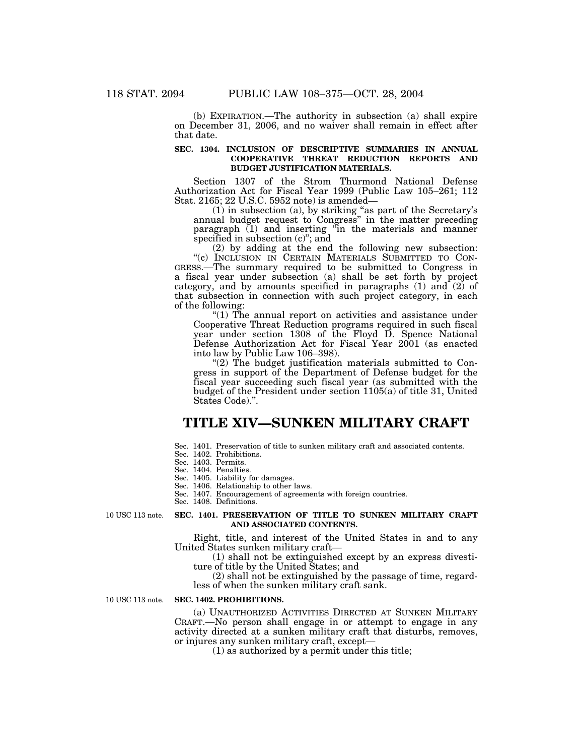(b) EXPIRATION.—The authority in subsection (a) shall expire on December 31, 2006, and no waiver shall remain in effect after that date.

**SEC. 1304. INCLUSION OF DESCRIPTIVE SUMMARIES IN ANNUAL COOPERATIVE THREAT REDUCTION REPORTS AND BUDGET JUSTIFICATION MATERIALS.**

Section 1307 of the Strom Thurmond National Defense Authorization Act for Fiscal Year 1999 (Public Law 105–261; 112 Stat. 2165; 22 U.S.C. 5952 note) is amended—

(1) in subsection (a), by striking "as part of the Secretary's annual budget request to Congress" in the matter preceding paragraph (1) and inserting "in the materials and manner specified in subsection (c)"; and

(2) by adding at the end the following new subsection:

"(c) INCLUSION IN CERTAIN MATERIALS SUBMITTED TO CONGRESS.—The summary required to be submitted to Congress in a fiscal year under subsection (a) shall be set forth by project category, and by amounts specified in paragraphs (1) and (2) of that subsection in connection with such project category, in each of the following:

"(1) The annual report on activities and assistance under Cooperative Threat Reduction programs required in such fiscal year under section 1308 of the Floyd D. Spence National Defense Authorization Act for Fiscal Year 2001 (as enacted into law by Public Law 106–398).

"(2) The budget justification materials submitted to Congress in support of the Department of Defense budget for the fiscal year succeeding such fiscal year (as submitted with the budget of the President under section 1105(a) of title 31, United States Code).".

# TITLE XIV—SUNKEN MILITARY CRAFT

Sec. 1401. Preservation of title to sunken military craft and associated contents.
Sec. 1402. Prohibitions.
Sec. 1403. Permits.
Sec. 1404. Penalties.
Sec. 1405. Liability for damages.
Sec. 1406. Relationship to other laws.
Sec. 1407. Encouragement of agreements with foreign countries.
Sec. 1408. Definitions.

10 USC 113 note.

**SEC. 1401. PRESERVATION OF TITLE TO SUNKEN MILITARY CRAFT AND ASSOCIATED CONTENTS.**

Right, title, and interest of the United States in and to any United States sunken military craft—

(1) shall not be extinguished except by an express divestiture of title by the United States; and

(2) shall not be extinguished by the passage of time, regardless of when the sunken military craft sank.

10 USC 113 note.

**SEC. 1402. PROHIBITIONS.**

(a) UNAUTHORIZED ACTIVITIES DIRECTED AT SUNKEN MILITARY CRAFT.—No person shall engage in or attempt to engage in any activity directed at a sunken military craft that disturbs, removes, or injures any sunken military craft, except—

(1) as authorized by a permit under this title;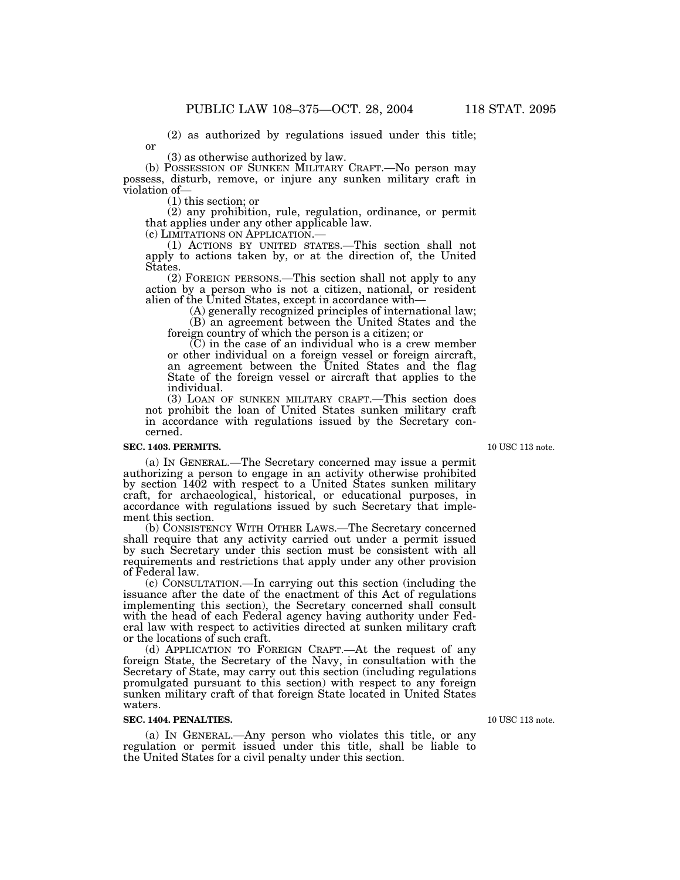(2) as authorized by regulations issued under this title; or

(3) as otherwise authorized by law.

(b) POSSESSION OF SUNKEN MILITARY CRAFT.—No person may possess, disturb, remove, or injure any sunken military craft in violation of—

(1) this section; or

(2) any prohibition, rule, regulation, ordinance, or permit that applies under any other applicable law.

(c) LIMITATIONS ON APPLICATION.—

(1) ACTIONS BY UNITED STATES.—This section shall not apply to actions taken by, or at the direction of, the United States.

(2) FOREIGN PERSONS.—This section shall not apply to any action by a person who is not a citizen, national, or resident alien of the United States, except in accordance with—

(A) generally recognized principles of international law;

(B) an agreement between the United States and the foreign country of which the person is a citizen; or

(C) in the case of an individual who is a crew member or other individual on a foreign vessel or foreign aircraft, an agreement between the United States and the flag State of the foreign vessel or aircraft that applies to the individual.

(3) LOAN OF SUNKEN MILITARY CRAFT.—This section does not prohibit the loan of United States sunken military craft in accordance with regulations issued by the Secretary concerned.

**SEC. 1403. PERMITS.**

10 USC 113 note.

(a) IN GENERAL.—The Secretary concerned may issue a permit authorizing a person to engage in an activity otherwise prohibited by section 1402 with respect to a United States sunken military craft, for archaeological, historical, or educational purposes, in accordance with regulations issued by such Secretary that implement this section.

(b) CONSISTENCY WITH OTHER LAWS.—The Secretary concerned shall require that any activity carried out under a permit issued by such Secretary under this section must be consistent with all requirements and restrictions that apply under any other provision of Federal law.

(c) CONSULTATION.—In carrying out this section (including the issuance after the date of the enactment of this Act of regulations implementing this section), the Secretary concerned shall consult with the head of each Federal agency having authority under Federal law with respect to activities directed at sunken military craft or the locations of such craft.

(d) APPLICATION TO FOREIGN CRAFT.—At the request of any foreign State, the Secretary of the Navy, in consultation with the Secretary of State, may carry out this section (including regulations promulgated pursuant to this section) with respect to any foreign sunken military craft of that foreign State located in United States waters.

**SEC. 1404. PENALTIES.**

10 USC 113 note.

(a) IN GENERAL.—Any person who violates this title, or any regulation or permit issued under this title, shall be liable to the United States for a civil penalty under this section.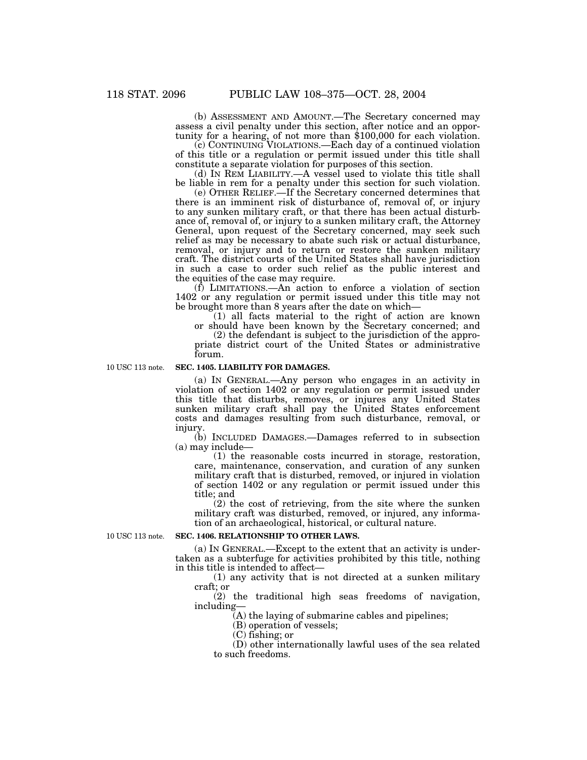(b) ASSESSMENT AND AMOUNT.—The Secretary concerned may assess a civil penalty under this section, after notice and an opportunity for a hearing, of not more than $100,000 for each violation.

(c) CONTINUING VIOLATIONS.—Each day of a continued violation of this title or a regulation or permit issued under this title shall constitute a separate violation for purposes of this section.

(d) IN REM LIABILITY.—A vessel used to violate this title shall be liable in rem for a penalty under this section for such violation.

(e) OTHER RELIEF.—If the Secretary concerned determines that there is an imminent risk of disturbance of, removal of, or injury to any sunken military craft, or that there has been actual disturbance of, removal of, or injury to a sunken military craft, the Attorney General, upon request of the Secretary concerned, may seek such relief as may be necessary to abate such risk or actual disturbance, removal, or injury and to return or restore the sunken military craft. The district courts of the United States shall have jurisdiction in such a case to order such relief as the public interest and the equities of the case may require.

(f) LIMITATIONS.—An action to enforce a violation of section 1402 or any regulation or permit issued under this title may not be brought more than 8 years after the date on which—

(1) all facts material to the right of action are known or should have been known by the Secretary concerned; and

(2) the defendant is subject to the jurisdiction of the appropriate district court of the United States or administrative forum.

10 USC 113 note.

**SEC. 1405. LIABILITY FOR DAMAGES.**

(a) IN GENERAL.—Any person who engages in an activity in violation of section 1402 or any regulation or permit issued under this title that disturbs, removes, or injures any United States sunken military craft shall pay the United States enforcement costs and damages resulting from such disturbance, removal, or injury.

(b) INCLUDED DAMAGES.—Damages referred to in subsection (a) may include—

(1) the reasonable costs incurred in storage, restoration, care, maintenance, conservation, and curation of any sunken military craft that is disturbed, removed, or injured in violation of section 1402 or any regulation or permit issued under this title; and

(2) the cost of retrieving, from the site where the sunken military craft was disturbed, removed, or injured, any information of an archaeological, historical, or cultural nature.

10 USC 113 note.

**SEC. 1406. RELATIONSHIP TO OTHER LAWS.**

(a) IN GENERAL.—Except to the extent that an activity is undertaken as a subterfuge for activities prohibited by this title, nothing in this title is intended to affect—

(1) any activity that is not directed at a sunken military craft; or

(2) the traditional high seas freedoms of navigation, including—

(A) the laying of submarine cables and pipelines;

(B) operation of vessels;

(C) fishing; or

(D) other internationally lawful uses of the sea related to such freedoms.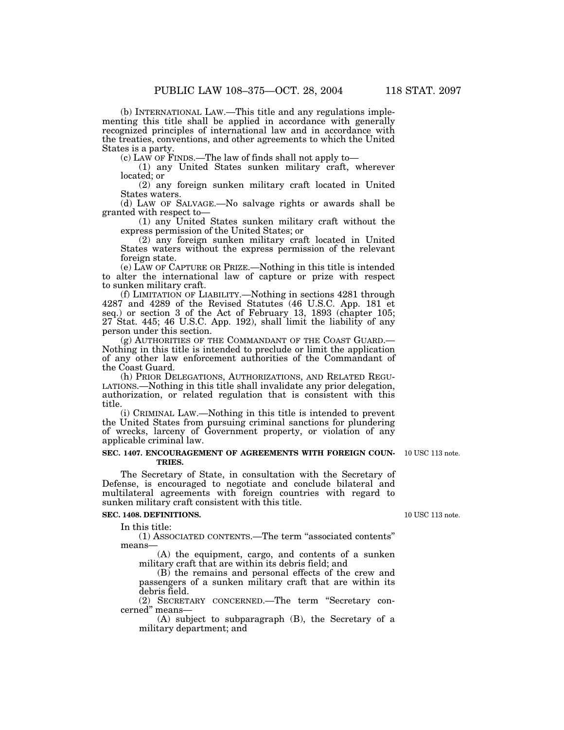(b) INTERNATIONAL LAW.—This title and any regulations implementing this title shall be applied in accordance with generally recognized principles of international law and in accordance with the treaties, conventions, and other agreements to which the United States is a party.

(c) LAW OF FINDS.—The law of finds shall not apply to—

(1) any United States sunken military craft, wherever located; or

(2) any foreign sunken military craft located in United States waters.

(d) LAW OF SALVAGE.—No salvage rights or awards shall be granted with respect to—

(1) any United States sunken military craft without the express permission of the United States; or

(2) any foreign sunken military craft located in United States waters without the express permission of the relevant foreign state.

(e) LAW OF CAPTURE OR PRIZE.—Nothing in this title is intended to alter the international law of capture or prize with respect to sunken military craft.

(f) LIMITATION OF LIABILITY.—Nothing in sections 4281 through 4287 and 4289 of the Revised Statutes (46 U.S.C. App. 181 et seq.) or section 3 of the Act of February 13, 1893 (chapter 105; 27 Stat. 445; 46 U.S.C. App. 192), shall limit the liability of any person under this section.

(g) AUTHORITIES OF THE COMMANDANT OF THE COAST GUARD.—Nothing in this title is intended to preclude or limit the application of any other law enforcement authorities of the Commandant of the Coast Guard.

(h) PRIOR DELEGATIONS, AUTHORIZATIONS, AND RELATED REGULATIONS.—Nothing in this title shall invalidate any prior delegation, authorization, or related regulation that is consistent with this title.

(i) CRIMINAL LAW.—Nothing in this title is intended to prevent the United States from pursuing criminal sanctions for plundering of wrecks, larceny of Government property, or violation of any applicable criminal law.

**SEC. 1407. ENCOURAGEMENT OF AGREEMENTS WITH FOREIGN COUNTRIES.**

10 USC 113 note.

The Secretary of State, in consultation with the Secretary of Defense, is encouraged to negotiate and conclude bilateral and multilateral agreements with foreign countries with regard to sunken military craft consistent with this title.

**SEC. 1408. DEFINITIONS.**

10 USC 113 note.

In this title:

(1) ASSOCIATED CONTENTS.—The term "associated contents" means—

(A) the equipment, cargo, and contents of a sunken military craft that are within its debris field; and

(B) the remains and personal effects of the crew and passengers of a sunken military craft that are within its debris field.

(2) SECRETARY CONCERNED.—The term "Secretary concerned" means—

(A) subject to subparagraph (B), the Secretary of a military department; and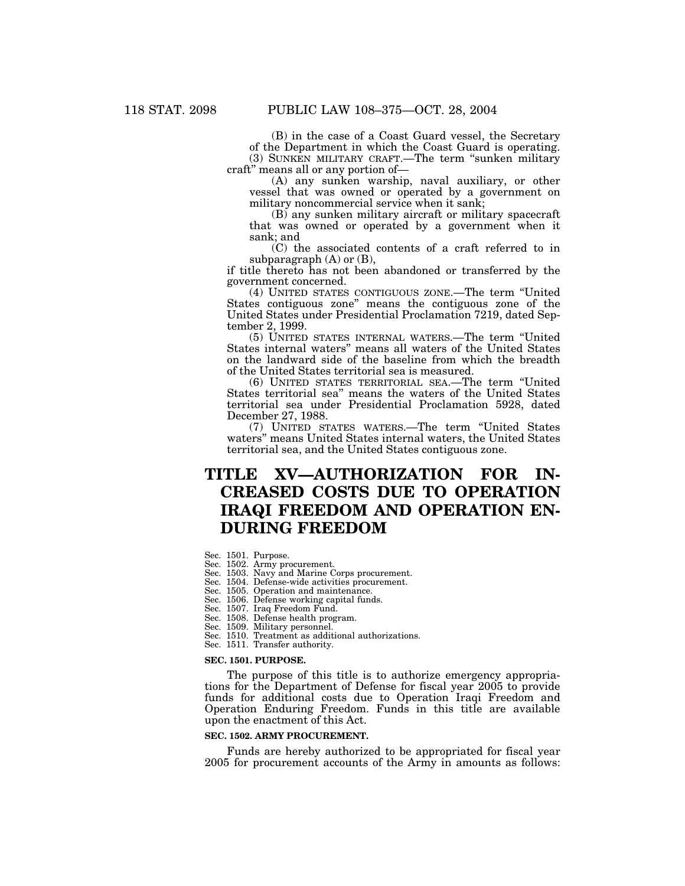(B) in the case of a Coast Guard vessel, the Secretary of the Department in which the Coast Guard is operating.

(3) SUNKEN MILITARY CRAFT.—The term "sunken military craft" means all or any portion of—

(A) any sunken warship, naval auxiliary, or other vessel that was owned or operated by a government on military noncommercial service when it sank;

(B) any sunken military aircraft or military spacecraft that was owned or operated by a government when it sank; and

(C) the associated contents of a craft referred to in subparagraph (A) or (B),

if title thereto has not been abandoned or transferred by the government concerned.

(4) UNITED STATES CONTIGUOUS ZONE.—The term "United States contiguous zone" means the contiguous zone of the United States under Presidential Proclamation 7219, dated September 2, 1999.

(5) UNITED STATES INTERNAL WATERS.—The term "United States internal waters" means all waters of the United States on the landward side of the baseline from which the breadth of the United States territorial sea is measured.

(6) UNITED STATES TERRITORIAL SEA.—The term "United States territorial sea" means the waters of the United States territorial sea under Presidential Proclamation 5928, dated December 27, 1988.

(7) UNITED STATES WATERS.—The term "United States waters" means United States internal waters, the United States territorial sea, and the United States contiguous zone.

# TITLE XV—AUTHORIZATION FOR INCREASED COSTS DUE TO OPERATION IRAQI FREEDOM AND OPERATION ENDURING FREEDOM

Sec. 1501. Purpose.
Sec. 1502. Army procurement.
Sec. 1503. Navy and Marine Corps procurement.
Sec. 1504. Defense-wide activities procurement.
Sec. 1505. Operation and maintenance.
Sec. 1506. Defense working capital funds.
Sec. 1507. Iraq Freedom Fund.
Sec. 1508. Defense health program.
Sec. 1509. Military personnel.
Sec. 1510. Treatment as additional authorizations.
Sec. 1511. Transfer authority.

**SEC. 1501. PURPOSE.**

The purpose of this title is to authorize emergency appropriations for the Department of Defense for fiscal year 2005 to provide funds for additional costs due to Operation Iraqi Freedom and Operation Enduring Freedom. Funds in this title are available upon the enactment of this Act.

**SEC. 1502. ARMY PROCUREMENT.**

Funds are hereby authorized to be appropriated for fiscal year 2005 for procurement accounts of the Army in amounts as follows: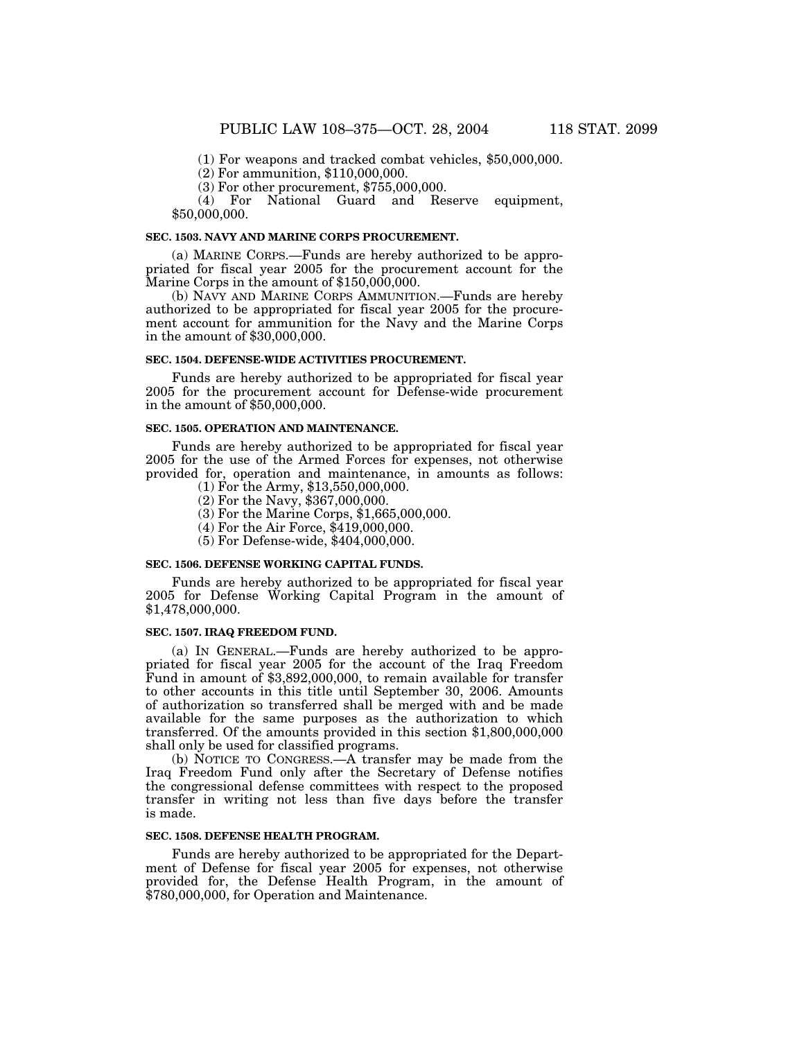(1) For weapons and tracked combat vehicles, $50,000,000.

(2) For ammunition, $110,000,000.

(3) For other procurement, $755,000,000.

(4) For National Guard and Reserve equipment, $50,000,000.

**SEC. 1503. NAVY AND MARINE CORPS PROCUREMENT.**

(a) MARINE CORPS.—Funds are hereby authorized to be appropriated for fiscal year 2005 for the procurement account for the Marine Corps in the amount of $150,000,000.

(b) NAVY AND MARINE CORPS AMMUNITION.—Funds are hereby authorized to be appropriated for fiscal year 2005 for the procurement account for ammunition for the Navy and the Marine Corps in the amount of $30,000,000.

**SEC. 1504. DEFENSE-WIDE ACTIVITIES PROCUREMENT.**

Funds are hereby authorized to be appropriated for fiscal year 2005 for the procurement account for Defense-wide procurement in the amount of $50,000,000.

**SEC. 1505. OPERATION AND MAINTENANCE.**

Funds are hereby authorized to be appropriated for fiscal year 2005 for the use of the Armed Forces for expenses, not otherwise provided for, operation and maintenance, in amounts as follows:

(1) For the Army, $13,550,000,000.

(2) For the Navy, $367,000,000.

(3) For the Marine Corps, $1,665,000,000.

(4) For the Air Force, $419,000,000.

(5) For Defense-wide, $404,000,000.

**SEC. 1506. DEFENSE WORKING CAPITAL FUNDS.**

Funds are hereby authorized to be appropriated for fiscal year 2005 for Defense Working Capital Program in the amount of $1,478,000,000.

**SEC. 1507. IRAQ FREEDOM FUND.**

(a) IN GENERAL.—Funds are hereby authorized to be appropriated for fiscal year 2005 for the account of the Iraq Freedom Fund in amount of $3,892,000,000, to remain available for transfer to other accounts in this title until September 30, 2006. Amounts of authorization so transferred shall be merged with and be made available for the same purposes as the authorization to which transferred. Of the amounts provided in this section $1,800,000,000 shall only be used for classified programs.

(b) NOTICE TO CONGRESS.—A transfer may be made from the Iraq Freedom Fund only after the Secretary of Defense notifies the congressional defense committees with respect to the proposed transfer in writing not less than five days before the transfer is made.

**SEC. 1508. DEFENSE HEALTH PROGRAM.**

Funds are hereby authorized to be appropriated for the Department of Defense for fiscal year 2005 for expenses, not otherwise provided for, the Defense Health Program, in the amount of $780,000,000, for Operation and Maintenance.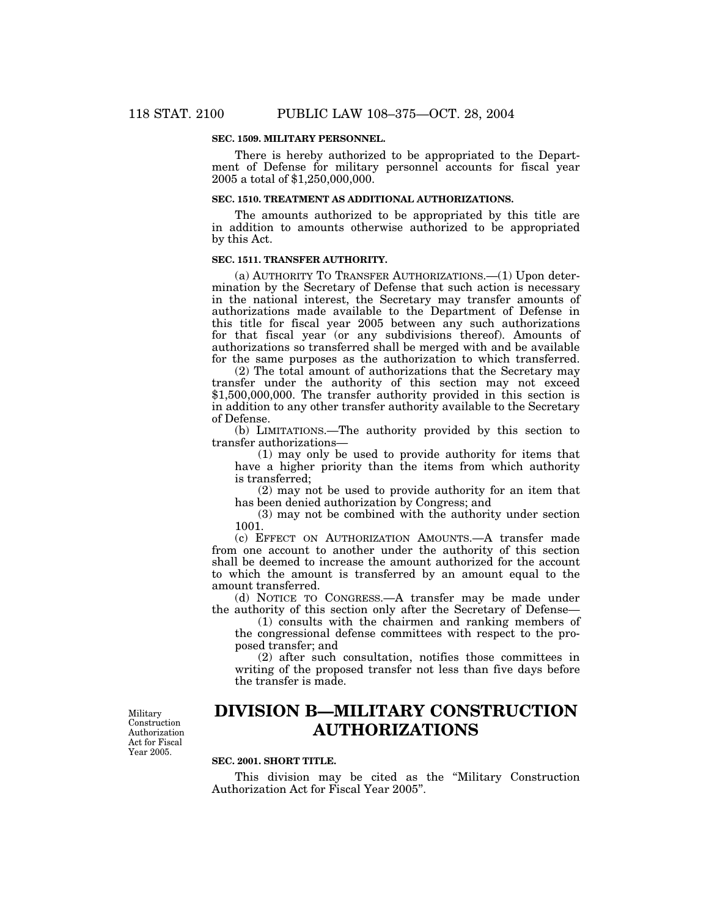**SEC. 1509. MILITARY PERSONNEL.**

There is hereby authorized to be appropriated to the Department of Defense for military personnel accounts for fiscal year 2005 a total of $1,250,000,000.

**SEC. 1510. TREATMENT AS ADDITIONAL AUTHORIZATIONS.**

The amounts authorized to be appropriated by this title are in addition to amounts otherwise authorized to be appropriated by this Act.

**SEC. 1511. TRANSFER AUTHORITY.**

(a) AUTHORITY TO TRANSFER AUTHORIZATIONS.—(1) Upon determination by the Secretary of Defense that such action is necessary in the national interest, the Secretary may transfer amounts of authorizations made available to the Department of Defense in this title for fiscal year 2005 between any such authorizations for that fiscal year (or any subdivisions thereof). Amounts of authorizations so transferred shall be merged with and be available for the same purposes as the authorization to which transferred.

(2) The total amount of authorizations that the Secretary may transfer under the authority of this section may not exceed $1,500,000,000. The transfer authority provided in this section is in addition to any other transfer authority available to the Secretary of Defense.

(b) LIMITATIONS.—The authority provided by this section to transfer authorizations—

(1) may only be used to provide authority for items that have a higher priority than the items from which authority is transferred;

(2) may not be used to provide authority for an item that has been denied authorization by Congress; and

(3) may not be combined with the authority under section 1001.

(c) EFFECT ON AUTHORIZATION AMOUNTS.—A transfer made from one account to another under the authority of this section shall be deemed to increase the amount authorized for the account to which the amount is transferred by an amount equal to the amount transferred.

(d) NOTICE TO CONGRESS.—A transfer may be made under the authority of this section only after the Secretary of Defense—

(1) consults with the chairmen and ranking members of the congressional defense committees with respect to the proposed transfer; and

(2) after such consultation, notifies those committees in writing of the proposed transfer not less than five days before the transfer is made.

Military Construction Authorization Act for Fiscal Year 2005.

# DIVISION B—MILITARY CONSTRUCTION AUTHORIZATIONS

**SEC. 2001. SHORT TITLE.**

This division may be cited as the "Military Construction Authorization Act for Fiscal Year 2005".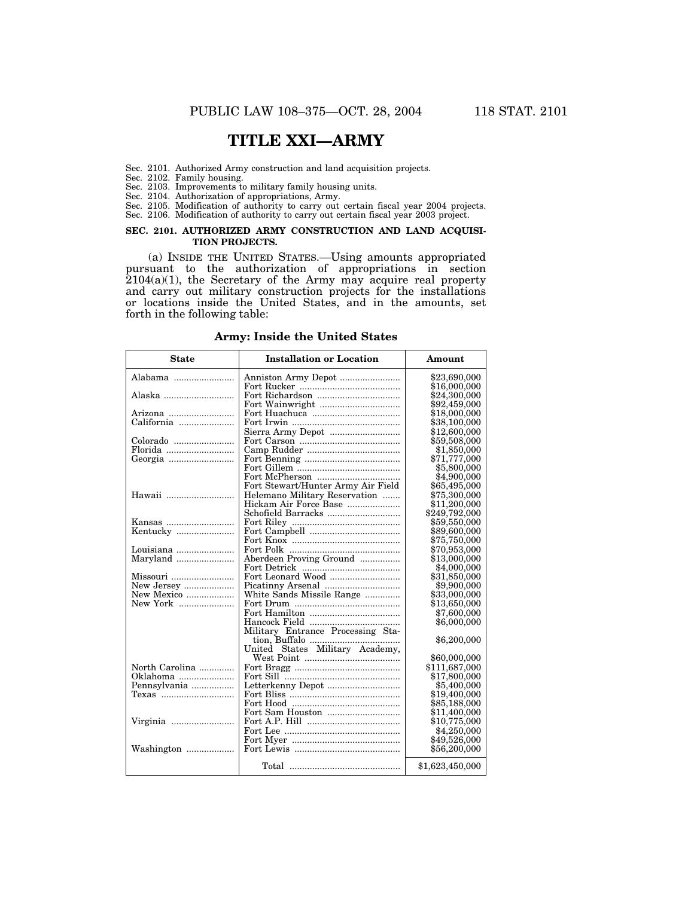# TITLE XXI—ARMY

Sec. 2101. Authorized Army construction and land acquisition projects.
Sec. 2102. Family housing.
Sec. 2103. Improvements to military family housing units.
Sec. 2104. Authorization of appropriations, Army.
Sec. 2105. Modification of authority to carry out certain fiscal year 2004 projects.
Sec. 2106. Modification of authority to carry out certain fiscal year 2003 project.

**SEC. 2101. AUTHORIZED ARMY CONSTRUCTION AND LAND ACQUISITION PROJECTS.**

(a) INSIDE THE UNITED STATES.—Using amounts appropriated pursuant to the authorization of appropriations in section 2104(a)(1), the Secretary of the Army may acquire real property and carry out military construction projects for the installations or locations inside the United States, and in the amounts, set forth in the following table:

**Army: Inside the United States**

| State | Installation or Location | Amount |
|---|---|---|
| Alabama | Anniston Army Depot | $23,690,000 |
| | Fort Rucker | $16,000,000 |
| Alaska | Fort Richardson | $24,300,000 |
| | Fort Wainwright | $92,459,000 |
| Arizona | Fort Huachuca | $18,000,000 |
| California | Fort Irwin | $38,100,000 |
| | Sierra Army Depot | $12,600,000 |
| Colorado | Fort Carson | $59,508,000 |
| Florida | Camp Rudder | $1,850,000 |
| Georgia | Fort Benning | $71,777,000 |
| | Fort Gillem | $5,800,000 |
| | Fort McPherson | $4,900,000 |
| | Fort Stewart/Hunter Army Air Field | $65,495,000 |
| Hawaii | Helemano Military Reservation | $75,300,000 |
| | Hickam Air Force Base | $11,200,000 |
| | Schofield Barracks | $249,792,000 |
| Kansas | Fort Riley | $59,550,000 |
| Kentucky | Fort Campbell | $89,600,000 |
| | Fort Knox | $75,750,000 |
| Louisiana | Fort Polk | $70,953,000 |
| Maryland | Aberdeen Proving Ground | $13,000,000 |
| | Fort Detrick | $4,000,000 |
| Missouri | Fort Leonard Wood | $31,850,000 |
| New Jersey | Picatinny Arsenal | $9,900,000 |
| New Mexico | White Sands Missile Range | $33,000,000 |
| New York | Fort Drum | $13,650,000 |
| | Fort Hamilton | $7,600,000 |
| | Hancock Field | $6,000,000 |
| | Military Entrance Processing Station, Buffalo | $6,200,000 |
| | United States Military Academy, West Point | $60,000,000 |
| North Carolina | Fort Bragg | $111,687,000 |
| Oklahoma | Fort Sill | $17,800,000 |
| Pennsylvania | Letterkenny Depot | $5,400,000 |
| Texas | Fort Bliss | $19,400,000 |
| | Fort Hood | $85,188,000 |
| | Fort Sam Houston | $11,400,000 |
| Virginia | Fort A.P. Hill | $10,775,000 |
| | Fort Lee | $4,250,000 |
| | Fort Myer | $49,526,000 |
| Washington | Fort Lewis | $56,200,000 |
| | Total | $1,623,450,000 |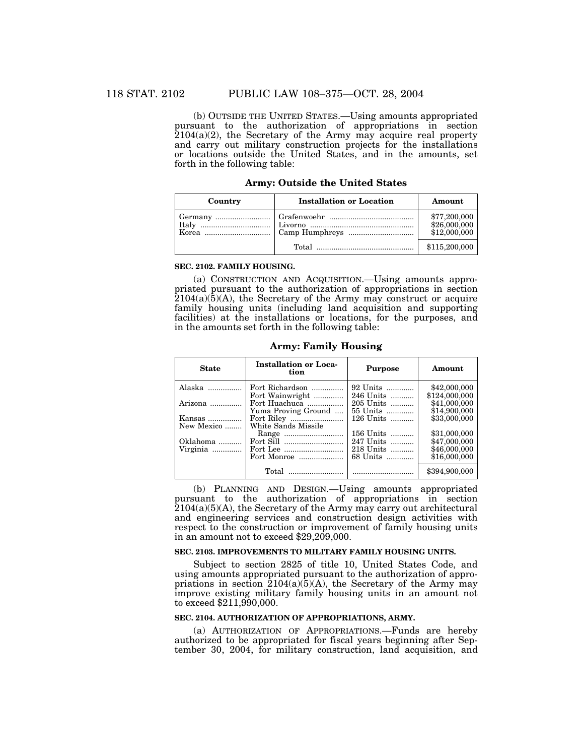(b) OUTSIDE THE UNITED STATES.—Using amounts appropriated pursuant to the authorization of appropriations in section 2104(a)(2), the Secretary of the Army may acquire real property and carry out military construction projects for the installations or locations outside the United States, and in the amounts, set forth in the following table:

**Army: Outside the United States**

| Country | Installation or Location | Amount |
|---|---|---|
| Germany | Grafenwoehr | $77,200,000 |
| Italy | Livorno | $26,000,000 |
| Korea | Camp Humphreys | $12,000,000 |
| | Total | $115,200,000 |

**SEC. 2102. FAMILY HOUSING.**

(a) CONSTRUCTION AND ACQUISITION.—Using amounts appropriated pursuant to the authorization of appropriations in section 2104(a)(5)(A), the Secretary of the Army may construct or acquire family housing units (including land acquisition and supporting facilities) at the installations or locations, for the purposes, and in the amounts set forth in the following table:

**Army: Family Housing**

| State | Installation or Location | Purpose | Amount |
|---|---|---|---|
| Alaska | Fort Richardson | 92 Units | $42,000,000 |
| | Fort Wainwright | 246 Units | $124,000,000 |
| Arizona | Fort Huachuca | 205 Units | $41,000,000 |
| | Yuma Proving Ground | 55 Units | $14,900,000 |
| Kansas | Fort Riley | 126 Units | $33,000,000 |
| New Mexico | White Sands Missile Range | 156 Units | $31,000,000 |
| Oklahoma | Fort Sill | 247 Units | $47,000,000 |
| Virginia | Fort Lee | 218 Units | $46,000,000 |
| | Fort Monroe | 68 Units | $16,000,000 |
| | Total | | $394,900,000 |

(b) PLANNING AND DESIGN.—Using amounts appropriated pursuant to the authorization of appropriations in section 2104(a)(5)(A), the Secretary of the Army may carry out architectural and engineering services and construction design activities with respect to the construction or improvement of family housing units in an amount not to exceed $29,209,000.

**SEC. 2103. IMPROVEMENTS TO MILITARY FAMILY HOUSING UNITS.**

Subject to section 2825 of title 10, United States Code, and using amounts appropriated pursuant to the authorization of appropriations in section 2104(a)(5)(A), the Secretary of the Army may improve existing military family housing units in an amount not to exceed $211,990,000.

**SEC. 2104. AUTHORIZATION OF APPROPRIATIONS, ARMY.**

(a) AUTHORIZATION OF APPROPRIATIONS.—Funds are hereby authorized to be appropriated for fiscal years beginning after September 30, 2004, for military construction, land acquisition, and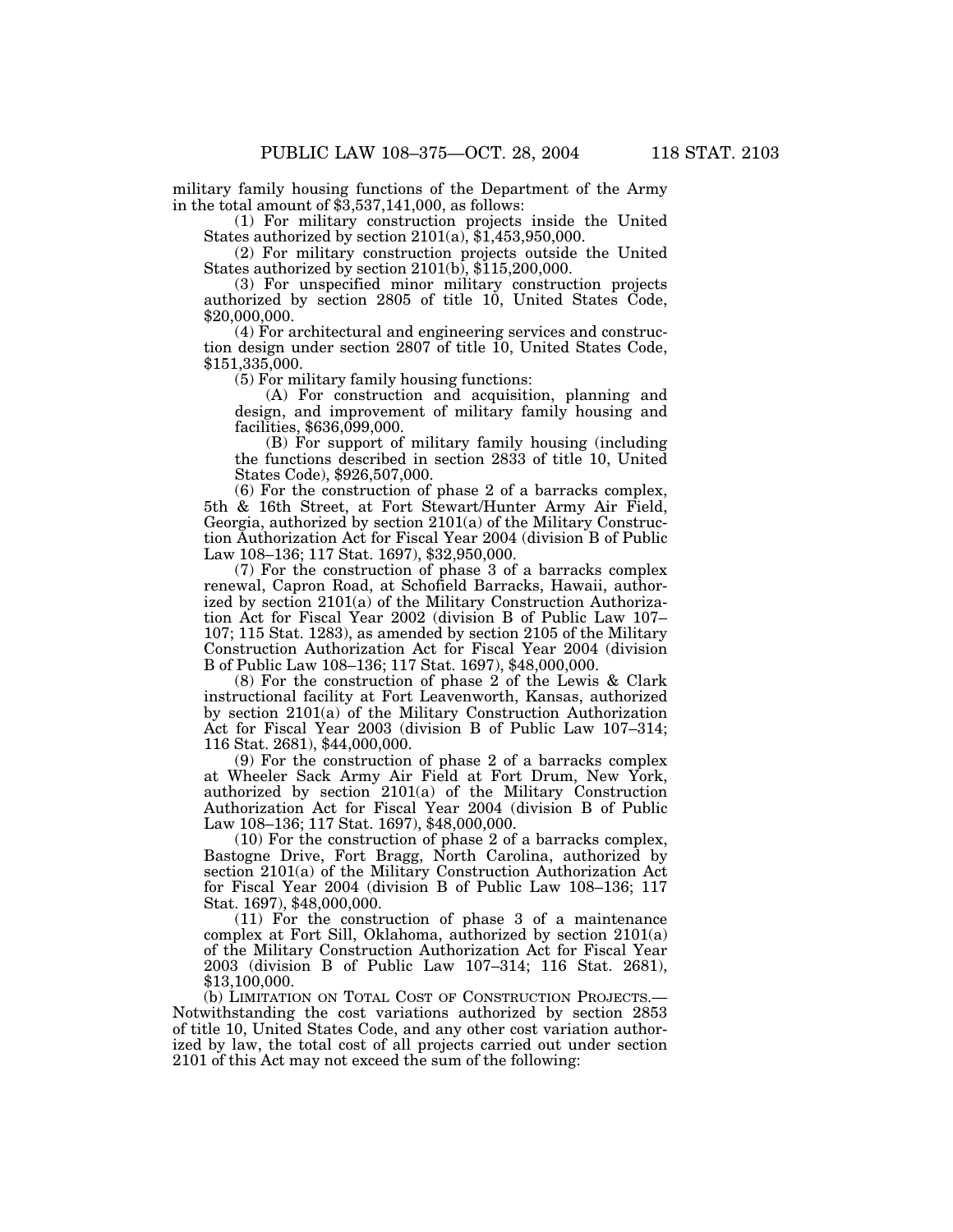military family housing functions of the Department of the Army in the total amount of $3,537,141,000, as follows:

(1) For military construction projects inside the United States authorized by section 2101(a), $1,453,950,000.

(2) For military construction projects outside the United States authorized by section 2101(b), $115,200,000.

(3) For unspecified minor military construction projects authorized by section 2805 of title 10, United States Code, $20,000,000.

(4) For architectural and engineering services and construction design under section 2807 of title 10, United States Code, $151,335,000.

(5) For military family housing functions:

(A) For construction and acquisition, planning and design, and improvement of military family housing and facilities, $636,099,000.

(B) For support of military family housing (including the functions described in section 2833 of title 10, United States Code), $926,507,000.

(6) For the construction of phase 2 of a barracks complex, 5th & 16th Street, at Fort Stewart/Hunter Army Air Field, Georgia, authorized by section 2101(a) of the Military Construction Authorization Act for Fiscal Year 2004 (division B of Public Law 108–136; 117 Stat. 1697), $32,950,000.

(7) For the construction of phase 3 of a barracks complex renewal, Capron Road, at Schofield Barracks, Hawaii, authorized by section 2101(a) of the Military Construction Authorization Act for Fiscal Year 2002 (division B of Public Law 107–107; 115 Stat. 1283), as amended by section 2105 of the Military Construction Authorization Act for Fiscal Year 2004 (division B of Public Law 108–136; 117 Stat. 1697), $48,000,000.

(8) For the construction of phase 2 of the Lewis & Clark instructional facility at Fort Leavenworth, Kansas, authorized by section 2101(a) of the Military Construction Authorization Act for Fiscal Year 2003 (division B of Public Law 107–314; 116 Stat. 2681), $44,000,000.

(9) For the construction of phase 2 of a barracks complex at Wheeler Sack Army Air Field at Fort Drum, New York, authorized by section 2101(a) of the Military Construction Authorization Act for Fiscal Year 2004 (division B of Public Law 108–136; 117 Stat. 1697), $48,000,000.

(10) For the construction of phase 2 of a barracks complex, Bastogne Drive, Fort Bragg, North Carolina, authorized by section 2101(a) of the Military Construction Authorization Act for Fiscal Year 2004 (division B of Public Law 108–136; 117 Stat. 1697), $48,000,000.

(11) For the construction of phase 3 of a maintenance complex at Fort Sill, Oklahoma, authorized by section 2101(a) of the Military Construction Authorization Act for Fiscal Year 2003 (division B of Public Law 107–314; 116 Stat. 2681), $13,100,000.

(b) LIMITATION ON TOTAL COST OF CONSTRUCTION PROJECTS.—Notwithstanding the cost variations authorized by section 2853 of title 10, United States Code, and any other cost variation authorized by law, the total cost of all projects carried out under section 2101 of this Act may not exceed the sum of the following: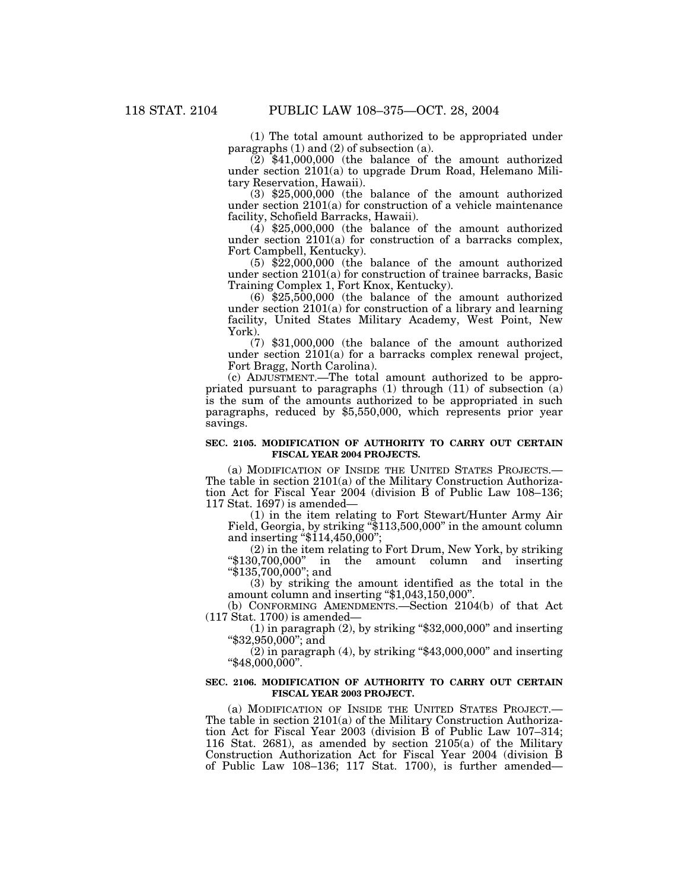(1) The total amount authorized to be appropriated under paragraphs (1) and (2) of subsection (a).

(2) $41,000,000 (the balance of the amount authorized under section 2101(a) to upgrade Drum Road, Helemano Military Reservation, Hawaii).

(3) $25,000,000 (the balance of the amount authorized under section 2101(a) for construction of a vehicle maintenance facility, Schofield Barracks, Hawaii).

(4) $25,000,000 (the balance of the amount authorized under section 2101(a) for construction of a barracks complex, Fort Campbell, Kentucky).

(5) $22,000,000 (the balance of the amount authorized under section 2101(a) for construction of trainee barracks, Basic Training Complex 1, Fort Knox, Kentucky).

(6) $25,500,000 (the balance of the amount authorized under section 2101(a) for construction of a library and learning facility, United States Military Academy, West Point, New York).

(7) $31,000,000 (the balance of the amount authorized under section 2101(a) for a barracks complex renewal project, Fort Bragg, North Carolina).

(c) ADJUSTMENT.—The total amount authorized to be appropriated pursuant to paragraphs (1) through (11) of subsection (a) is the sum of the amounts authorized to be appropriated in such paragraphs, reduced by $5,550,000, which represents prior year savings.

**SEC. 2105. MODIFICATION OF AUTHORITY TO CARRY OUT CERTAIN FISCAL YEAR 2004 PROJECTS.**

(a) MODIFICATION OF INSIDE THE UNITED STATES PROJECTS.—The table in section 2101(a) of the Military Construction Authorization Act for Fiscal Year 2004 (division B of Public Law 108–136; 117 Stat. 1697) is amended—

(1) in the item relating to Fort Stewart/Hunter Army Air Field, Georgia, by striking "$113,500,000" in the amount column and inserting "$114,450,000";

(2) in the item relating to Fort Drum, New York, by striking "$130,700,000" in the amount column and inserting "$135,700,000"; and

(3) by striking the amount identified as the total in the amount column and inserting "$1,043,150,000".

(b) CONFORMING AMENDMENTS.—Section 2104(b) of that Act (117 Stat. 1700) is amended—

(1) in paragraph (2), by striking "$32,000,000" and inserting "$32,950,000"; and

(2) in paragraph (4), by striking "$43,000,000" and inserting "$48,000,000".

**SEC. 2106. MODIFICATION OF AUTHORITY TO CARRY OUT CERTAIN FISCAL YEAR 2003 PROJECT.**

(a) MODIFICATION OF INSIDE THE UNITED STATES PROJECT.—The table in section 2101(a) of the Military Construction Authorization Act for Fiscal Year 2003 (division B of Public Law 107–314; 116 Stat. 2681), as amended by section 2105(a) of the Military Construction Authorization Act for Fiscal Year 2004 (division B of Public Law 108–136; 117 Stat. 1700), is further amended—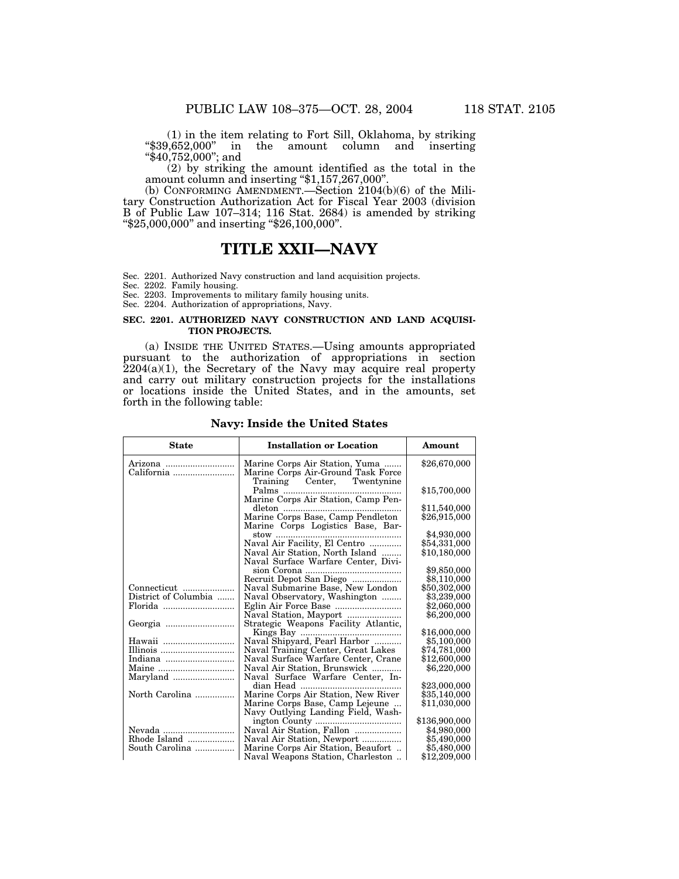(1) in the item relating to Fort Sill, Oklahoma, by striking "$39,652,000" in the amount column and inserting "$40,752,000"; and

(2) by striking the amount identified as the total in the amount column and inserting "$1,157,267,000".

(b) CONFORMING AMENDMENT.—Section 2104(b)(6) of the Military Construction Authorization Act for Fiscal Year 2003 (division B of Public Law 107–314; 116 Stat. 2684) is amended by striking "$25,000,000" and inserting "$26,100,000".

# TITLE XXII—NAVY

Sec. 2201. Authorized Navy construction and land acquisition projects.
Sec. 2202. Family housing.
Sec. 2203. Improvements to military family housing units.
Sec. 2204. Authorization of appropriations, Navy.

### SEC. 2201. AUTHORIZED NAVY CONSTRUCTION AND LAND ACQUISITION PROJECTS.

(a) INSIDE THE UNITED STATES.—Using amounts appropriated pursuant to the authorization of appropriations in section 2204(a)(1), the Secretary of the Navy may acquire real property and carry out military construction projects for the installations or locations inside the United States, and in the amounts, set forth in the following table:

**Navy: Inside the United States**

| State | Installation or Location | Amount |
|---|---|---|
| Arizona | Marine Corps Air Station, Yuma | $26,670,000 |
| California | Marine Corps Air-Ground Task Force Training Center, Twentynine Palms | $15,700,000 |
| | Marine Corps Air Station, Camp Pendleton | $11,540,000 |
| | Marine Corps Base, Camp Pendleton | $26,915,000 |
| | Marine Corps Logistics Base, Barstow | $4,930,000 |
| | Naval Air Facility, El Centro | $54,331,000 |
| | Naval Air Station, North Island | $10,180,000 |
| | Naval Surface Warfare Center, Division Corona | $9,850,000 |
| | Recruit Depot San Diego | $8,110,000 |
| Connecticut | Naval Submarine Base, New London | $50,302,000 |
| District of Columbia | Naval Observatory, Washington | $3,239,000 |
| Florida | Eglin Air Force Base | $2,060,000 |
| | Naval Station, Mayport | $6,200,000 |
| Georgia | Strategic Weapons Facility Atlantic, Kings Bay | $16,000,000 |
| Hawaii | Naval Shipyard, Pearl Harbor | $5,100,000 |
| Illinois | Naval Training Center, Great Lakes | $74,781,000 |
| Indiana | Naval Surface Warfare Center, Crane | $12,600,000 |
| Maine | Naval Air Station, Brunswick | $6,220,000 |
| Maryland | Naval Surface Warfare Center, Indian Head | $23,000,000 |
| North Carolina | Marine Corps Air Station, New River | $35,140,000 |
| | Marine Corps Base, Camp Lejeune | $11,030,000 |
| | Navy Outlying Landing Field, Washington County | $136,900,000 |
| Nevada | Naval Air Station, Fallon | $4,980,000 |
| Rhode Island | Naval Air Station, Newport | $5,490,000 |
| South Carolina | Marine Corps Air Station, Beaufort | $5,480,000 |
| | Naval Weapons Station, Charleston | $12,209,000 |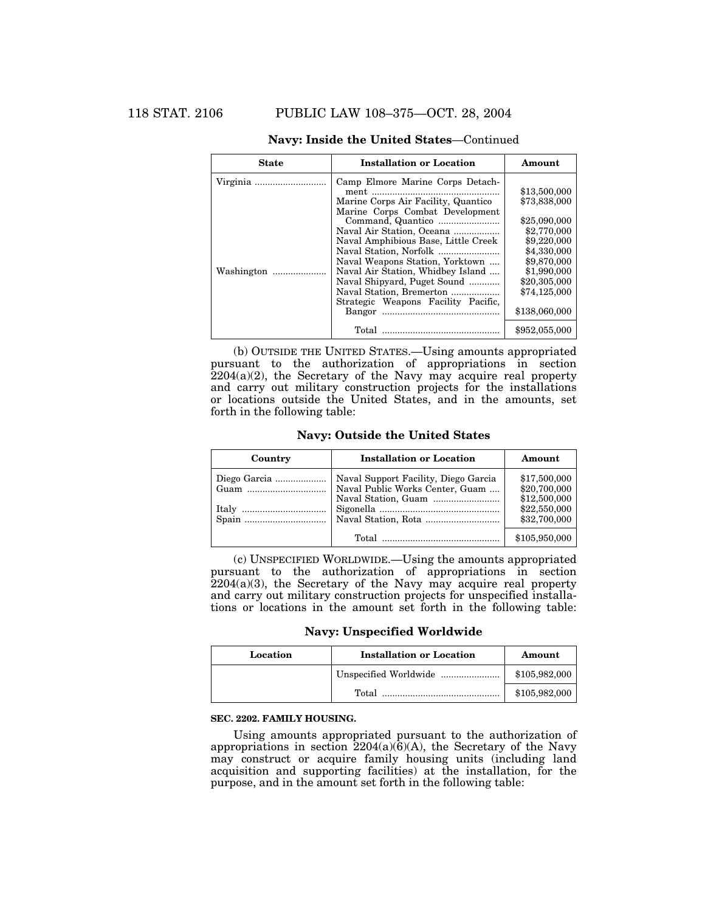**Navy: Inside the United States**—Continued

| State | Installation or Location | Amount |
|---|---|---|
| Virginia | Camp Elmore Marine Corps Detachment | $13,500,000 |
| | Marine Corps Air Facility, Quantico | $73,838,000 |
| | Marine Corps Combat Development Command, Quantico | $25,090,000 |
| | Naval Air Station, Oceana | $2,770,000 |
| | Naval Amphibious Base, Little Creek | $9,220,000 |
| | Naval Station, Norfolk | $4,330,000 |
| | Naval Weapons Station, Yorktown | $9,870,000 |
| Washington | Naval Air Station, Whidbey Island | $1,990,000 |
| | Naval Shipyard, Puget Sound | $20,305,000 |
| | Naval Station, Bremerton | $74,125,000 |
| | Strategic Weapons Facility Pacific, Bangor | $138,060,000 |
| | Total | $952,055,000 |

(b) OUTSIDE THE UNITED STATES.—Using amounts appropriated pursuant to the authorization of appropriations in section 2204(a)(2), the Secretary of the Navy may acquire real property and carry out military construction projects for the installations or locations outside the United States, and in the amounts, set forth in the following table:

**Navy: Outside the United States**

| Country | Installation or Location | Amount |
|---|---|---|
| Diego Garcia | Naval Support Facility, Diego Garcia | $17,500,000 |
| Guam | Naval Public Works Center, Guam | $20,700,000 |
| | Naval Station, Guam | $12,500,000 |
| Italy | Sigonella | $22,550,000 |
| Spain | Naval Station, Rota | $32,700,000 |
| | Total | $105,950,000 |

(c) UNSPECIFIED WORLDWIDE.—Using the amounts appropriated pursuant to the authorization of appropriations in section 2204(a)(3), the Secretary of the Navy may acquire real property and carry out military construction projects for unspecified installations or locations in the amount set forth in the following table:

**Navy: Unspecified Worldwide**

| Location | Installation or Location | Amount |
|---|---|---|
| | Unspecified Worldwide | $105,982,000 |
| | Total | $105,982,000 |

**SEC. 2202. FAMILY HOUSING.**

Using amounts appropriated pursuant to the authorization of appropriations in section 2204(a)(6)(A), the Secretary of the Navy may construct or acquire family housing units (including land acquisition and supporting facilities) at the installation, for the purpose, and in the amount set forth in the following table: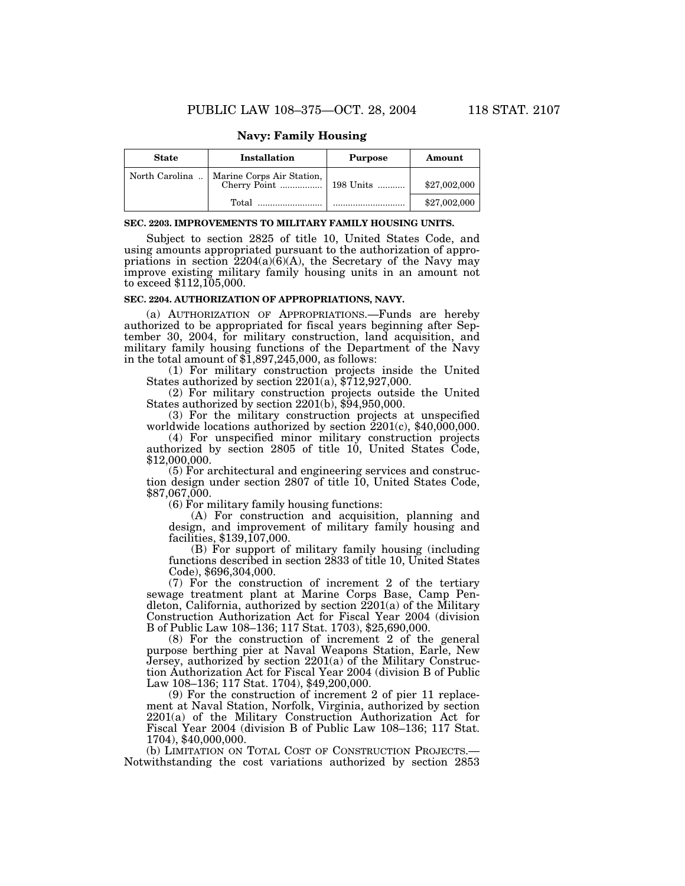**Navy: Family Housing**

| State | Installation | Purpose | Amount |
|---|---|---|---|
| North Carolina .. | Marine Corps Air Station, Cherry Point ................. | 198 Units ........... | $27,002,000 |
| | Total .......................... | ............................. | $27,002,000 |

**SEC. 2203. IMPROVEMENTS TO MILITARY FAMILY HOUSING UNITS.**

Subject to section 2825 of title 10, United States Code, and using amounts appropriated pursuant to the authorization of appropriations in section 2204(a)(6)(A), the Secretary of the Navy may improve existing military family housing units in an amount not to exceed $112,105,000.

**SEC. 2204. AUTHORIZATION OF APPROPRIATIONS, NAVY.**

(a) AUTHORIZATION OF APPROPRIATIONS.—Funds are hereby authorized to be appropriated for fiscal years beginning after September 30, 2004, for military construction, land acquisition, and military family housing functions of the Department of the Navy in the total amount of $1,897,245,000, as follows:

(1) For military construction projects inside the United States authorized by section 2201(a), $712,927,000.

(2) For military construction projects outside the United States authorized by section 2201(b), $94,950,000.

(3) For the military construction projects at unspecified worldwide locations authorized by section 2201(c), $40,000,000.

(4) For unspecified minor military construction projects authorized by section 2805 of title 10, United States Code, $12,000,000.

(5) For architectural and engineering services and construction design under section 2807 of title 10, United States Code, $87,067,000.

(6) For military family housing functions:

(A) For construction and acquisition, planning and design, and improvement of military family housing and facilities, $139,107,000.

(B) For support of military family housing (including functions described in section 2833 of title 10, United States Code), $696,304,000.

(7) For the construction of increment 2 of the tertiary sewage treatment plant at Marine Corps Base, Camp Pendleton, California, authorized by section 2201(a) of the Military Construction Authorization Act for Fiscal Year 2004 (division B of Public Law 108–136; 117 Stat. 1703), $25,690,000.

(8) For the construction of increment 2 of the general purpose berthing pier at Naval Weapons Station, Earle, New Jersey, authorized by section 2201(a) of the Military Construction Authorization Act for Fiscal Year 2004 (division B of Public Law 108–136; 117 Stat. 1704), $49,200,000.

(9) For the construction of increment 2 of pier 11 replacement at Naval Station, Norfolk, Virginia, authorized by section 2201(a) of the Military Construction Authorization Act for Fiscal Year 2004 (division B of Public Law 108–136; 117 Stat. 1704), $40,000,000.

(b) LIMITATION ON TOTAL COST OF CONSTRUCTION PROJECTS.—Notwithstanding the cost variations authorized by section 2853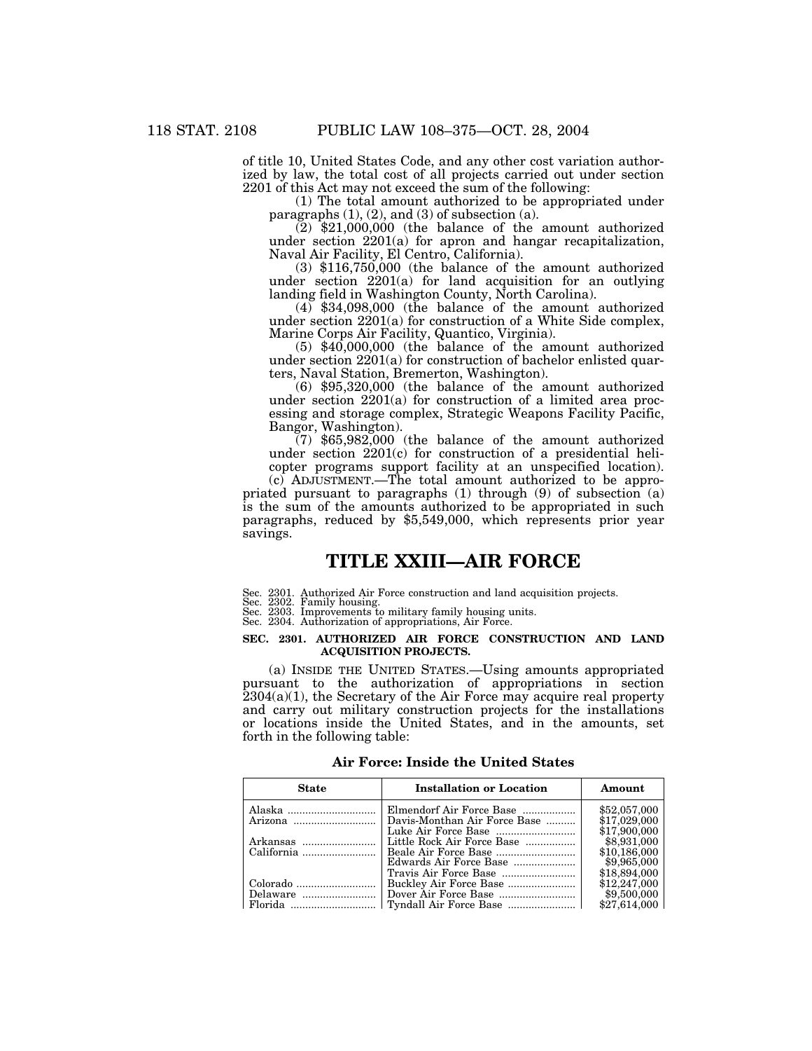of title 10, United States Code, and any other cost variation authorized by law, the total cost of all projects carried out under section 2201 of this Act may not exceed the sum of the following:

(1) The total amount authorized to be appropriated under paragraphs (1), (2), and (3) of subsection (a).

(2) $21,000,000 (the balance of the amount authorized under section 2201(a) for apron and hangar recapitalization, Naval Air Facility, El Centro, California).

(3) $116,750,000 (the balance of the amount authorized under section 2201(a) for land acquisition for an outlying landing field in Washington County, North Carolina).

(4) $34,098,000 (the balance of the amount authorized under section 2201(a) for construction of a White Side complex, Marine Corps Air Facility, Quantico, Virginia).

(5) $40,000,000 (the balance of the amount authorized under section 2201(a) for construction of bachelor enlisted quarters, Naval Station, Bremerton, Washington).

(6) $95,320,000 (the balance of the amount authorized under section 2201(a) for construction of a limited area processing and storage complex, Strategic Weapons Facility Pacific, Bangor, Washington).

(7) $65,982,000 (the balance of the amount authorized under section 2201(c) for construction of a presidential helicopter programs support facility at an unspecified location).

(c) ADJUSTMENT.—The total amount authorized to be appropriated pursuant to paragraphs (1) through (9) of subsection (a) is the sum of the amounts authorized to be appropriated in such paragraphs, reduced by $5,549,000, which represents prior year savings.

# TITLE XXIII—AIR FORCE

Sec. 2301. Authorized Air Force construction and land acquisition projects.
Sec. 2302. Family housing.
Sec. 2303. Improvements to military family housing units.
Sec. 2304. Authorization of appropriations, Air Force.

### SEC. 2301. AUTHORIZED AIR FORCE CONSTRUCTION AND LAND ACQUISITION PROJECTS.

(a) INSIDE THE UNITED STATES.—Using amounts appropriated pursuant to the authorization of appropriations in section 2304(a)(1), the Secretary of the Air Force may acquire real property and carry out military construction projects for the installations or locations inside the United States, and in the amounts, set forth in the following table:

**Air Force: Inside the United States**

| State | Installation or Location | Amount |
|---|---|---|
| Alaska | Elmendorf Air Force Base | $52,057,000 |
| Arizona | Davis-Monthan Air Force Base | $17,029,000 |
| | Luke Air Force Base | $17,900,000 |
| Arkansas | Little Rock Air Force Base | $8,931,000 |
| California | Beale Air Force Base | $10,186,000 |
| | Edwards Air Force Base | $9,965,000 |
| | Travis Air Force Base | $18,894,000 |
| Colorado | Buckley Air Force Base | $12,247,000 |
| Delaware | Dover Air Force Base | $9,500,000 |
| Florida | Tyndall Air Force Base | $27,614,000 |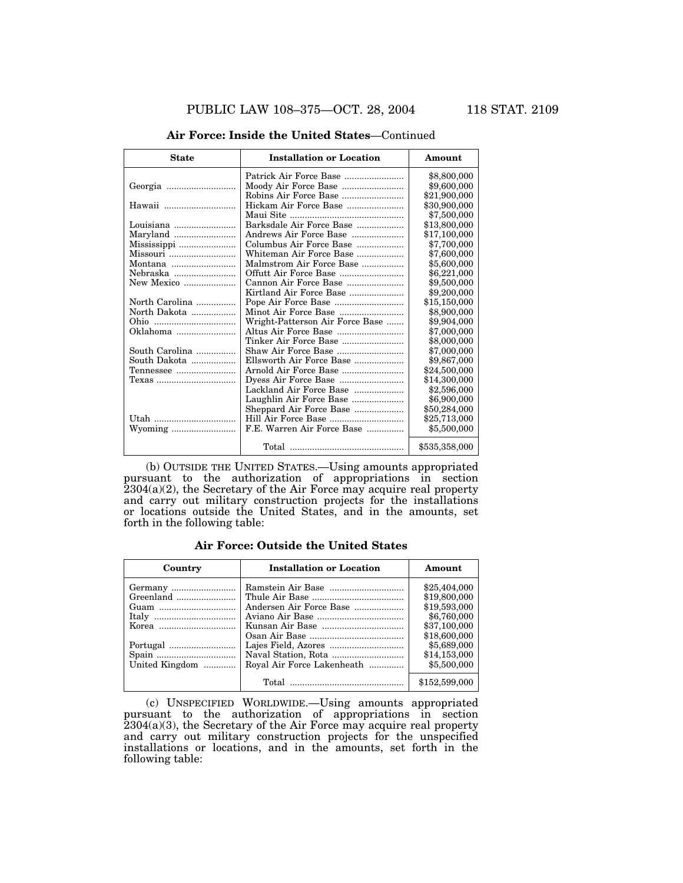**Air Force: Inside the United States**—Continued

| State | Installation or Location | Amount |
|---|---|---|
| | Patrick Air Force Base | $8,800,000 |
| Georgia | Moody Air Force Base | $9,600,000 |
| | Robins Air Force Base | $21,900,000 |
| Hawaii | Hickam Air Force Base | $30,900,000 |
| | Maui Site | $7,500,000 |
| Louisiana | Barksdale Air Force Base | $13,800,000 |
| Maryland | Andrews Air Force Base | $17,100,000 |
| Mississippi | Columbus Air Force Base | $7,700,000 |
| Missouri | Whiteman Air Force Base | $7,600,000 |
| Montana | Malmstrom Air Force Base | $5,600,000 |
| Nebraska | Offutt Air Force Base | $6,221,000 |
| New Mexico | Cannon Air Force Base | $9,500,000 |
| | Kirtland Air Force Base | $9,200,000 |
| North Carolina | Pope Air Force Base | $15,150,000 |
| North Dakota | Minot Air Force Base | $8,900,000 |
| Ohio | Wright-Patterson Air Force Base | $9,904,000 |
| Oklahoma | Altus Air Force Base | $7,000,000 |
| | Tinker Air Force Base | $8,000,000 |
| South Carolina | Shaw Air Force Base | $7,000,000 |
| South Dakota | Ellsworth Air Force Base | $9,867,000 |
| Tennessee | Arnold Air Force Base | $24,500,000 |
| Texas | Dyess Air Force Base | $14,300,000 |
| | Lackland Air Force Base | $2,596,000 |
| | Laughlin Air Force Base | $6,900,000 |
| | Sheppard Air Force Base | $50,284,000 |
| Utah | Hill Air Force Base | $25,713,000 |
| Wyoming | F.E. Warren Air Force Base | $5,500,000 |
| | Total | $535,358,000 |

(b) OUTSIDE THE UNITED STATES.—Using amounts appropriated pursuant to the authorization of appropriations in section 2304(a)(2), the Secretary of the Air Force may acquire real property and carry out military construction projects for the installations or locations outside the United States, and in the amounts, set forth in the following table:

**Air Force: Outside the United States**

| Country | Installation or Location | Amount |
|---|---|---|
| Germany | Ramstein Air Base | $25,404,000 |
| Greenland | Thule Air Base | $19,800,000 |
| Guam | Andersen Air Force Base | $19,593,000 |
| Italy | Aviano Air Base | $6,760,000 |
| Korea | Kunsan Air Base | $37,100,000 |
| | Osan Air Base | $18,600,000 |
| Portugal | Lajes Field, Azores | $5,689,000 |
| Spain | Naval Station, Rota | $14,153,000 |
| United Kingdom | Royal Air Force Lakenheath | $5,500,000 |
| | Total | $152,599,000 |

(c) UNSPECIFIED WORLDWIDE.—Using amounts appropriated pursuant to the authorization of appropriations in section 2304(a)(3), the Secretary of the Air Force may acquire real property and carry out military construction projects for the unspecified installations or locations, and in the amounts, set forth in the following table: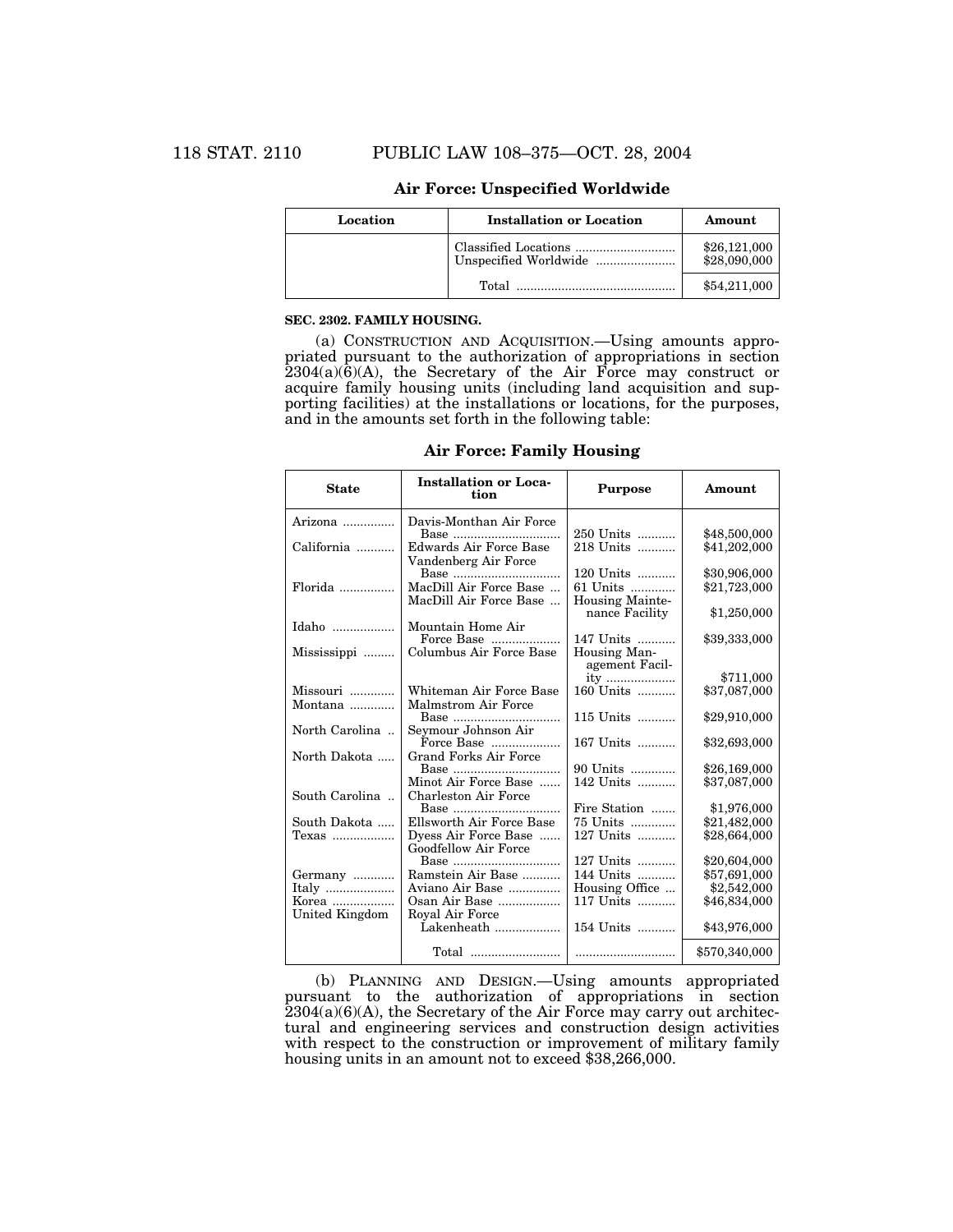**Air Force: Unspecified Worldwide**

| Location | Installation or Location | Amount |
|---|---|---|
| | Classified Locations | $26,121,000 |
| | Unspecified Worldwide | $28,090,000 |
| | Total | $54,211,000 |

**SEC. 2302. FAMILY HOUSING.**

(a) CONSTRUCTION AND ACQUISITION.—Using amounts appropriated pursuant to the authorization of appropriations in section 2304(a)(6)(A), the Secretary of the Air Force may construct or acquire family housing units (including land acquisition and supporting facilities) at the installations or locations, for the purposes, and in the amounts set forth in the following table:

**Air Force: Family Housing**

| State | Installation or Location | Purpose | Amount |
|---|---|---|---|
| Arizona | Davis-Monthan Air Force Base | 250 Units | $48,500,000 |
| California | Edwards Air Force Base | 218 Units | $41,202,000 |
| | Vandenberg Air Force Base | 120 Units | $30,906,000 |
| Florida | MacDill Air Force Base | 61 Units | $21,723,000 |
| | MacDill Air Force Base | Housing Maintenance Facility | $1,250,000 |
| Idaho | Mountain Home Air Force Base | 147 Units | $39,333,000 |
| Mississippi | Columbus Air Force Base | Housing Management Facility | $711,000 |
| Missouri | Whiteman Air Force Base | 160 Units | $37,087,000 |
| Montana | Malmstrom Air Force Base | 115 Units | $29,910,000 |
| North Carolina | Seymour Johnson Air Force Base | 167 Units | $32,693,000 |
| North Dakota | Grand Forks Air Force Base | 90 Units | $26,169,000 |
| | Minot Air Force Base | 142 Units | $37,087,000 |
| South Carolina | Charleston Air Force Base | Fire Station | $1,976,000 |
| South Dakota | Ellsworth Air Force Base | 75 Units | $21,482,000 |
| Texas | Dyess Air Force Base | 127 Units | $28,664,000 |
| | Goodfellow Air Force Base | 127 Units | $20,604,000 |
| Germany | Ramstein Air Base | 144 Units | $57,691,000 |
| Italy | Aviano Air Base | Housing Office | $2,542,000 |
| Korea | Osan Air Base | 117 Units | $46,834,000 |
| United Kingdom | Royal Air Force Lakenheath | 154 Units | $43,976,000 |
| | Total | | $570,340,000 |

(b) PLANNING AND DESIGN.—Using amounts appropriated pursuant to the authorization of appropriations in section 2304(a)(6)(A), the Secretary of the Air Force may carry out architectural and engineering services and construction design activities with respect to the construction or improvement of military family housing units in an amount not to exceed $38,266,000.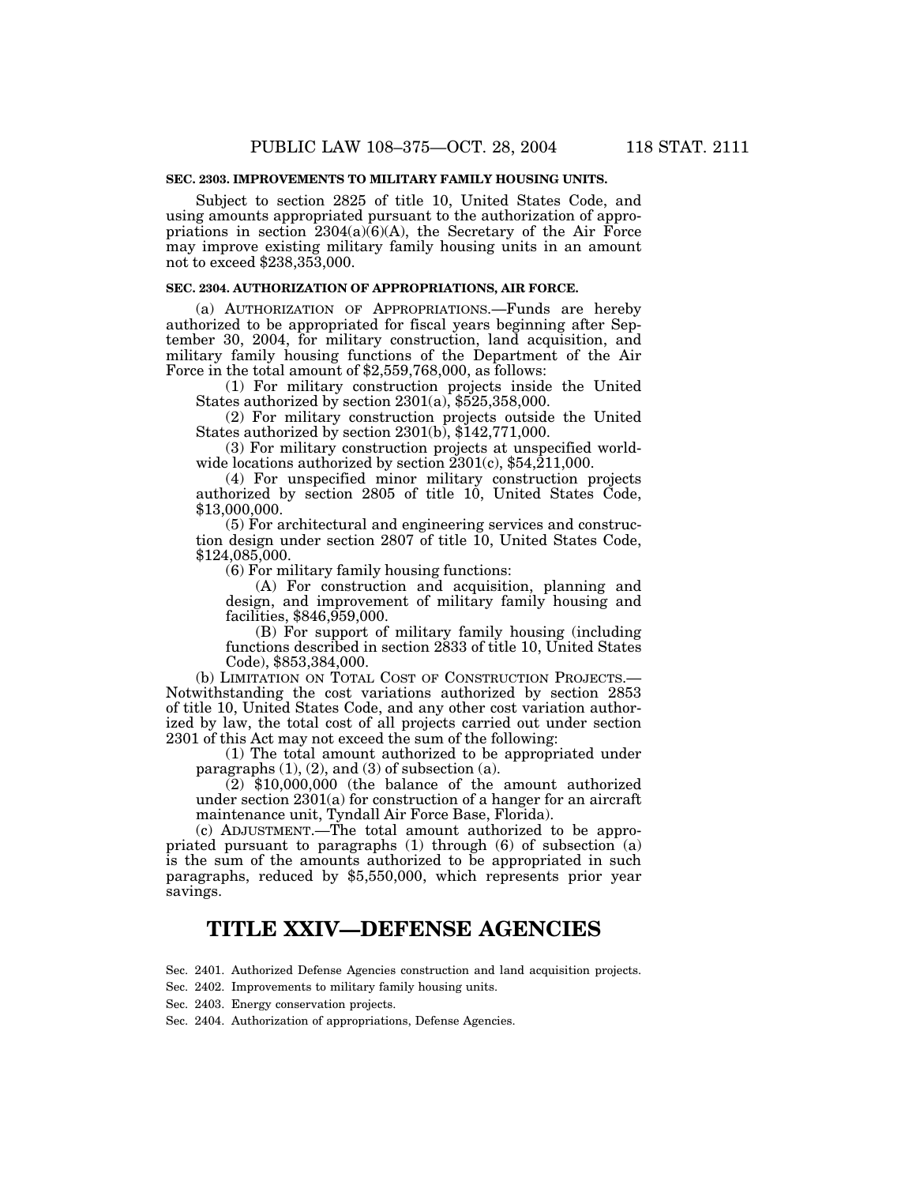**SEC. 2303. IMPROVEMENTS TO MILITARY FAMILY HOUSING UNITS.**

Subject to section 2825 of title 10, United States Code, and using amounts appropriated pursuant to the authorization of appropriations in section 2304(a)(6)(A), the Secretary of the Air Force may improve existing military family housing units in an amount not to exceed $238,353,000.

**SEC. 2304. AUTHORIZATION OF APPROPRIATIONS, AIR FORCE.**

(a) AUTHORIZATION OF APPROPRIATIONS.—Funds are hereby authorized to be appropriated for fiscal years beginning after September 30, 2004, for military construction, land acquisition, and military family housing functions of the Department of the Air Force in the total amount of $2,559,768,000, as follows:

(1) For military construction projects inside the United States authorized by section 2301(a), $525,358,000.

(2) For military construction projects outside the United States authorized by section 2301(b), $142,771,000.

(3) For military construction projects at unspecified worldwide locations authorized by section 2301(c), $54,211,000.

(4) For unspecified minor military construction projects authorized by section 2805 of title 10, United States Code, $13,000,000.

(5) For architectural and engineering services and construction design under section 2807 of title 10, United States Code, $124,085,000.

(6) For military family housing functions:

(A) For construction and acquisition, planning and design, and improvement of military family housing and facilities, $846,959,000.

(B) For support of military family housing (including functions described in section 2833 of title 10, United States Code), $853,384,000.

(b) LIMITATION ON TOTAL COST OF CONSTRUCTION PROJECTS.—Notwithstanding the cost variations authorized by section 2853 of title 10, United States Code, and any other cost variation authorized by law, the total cost of all projects carried out under section 2301 of this Act may not exceed the sum of the following:

(1) The total amount authorized to be appropriated under paragraphs (1), (2), and (3) of subsection (a).

(2) $10,000,000 (the balance of the amount authorized under section 2301(a) for construction of a hanger for an aircraft maintenance unit, Tyndall Air Force Base, Florida).

(c) ADJUSTMENT.—The total amount authorized to be appropriated pursuant to paragraphs (1) through (6) of subsection (a) is the sum of the amounts authorized to be appropriated in such paragraphs, reduced by $5,550,000, which represents prior year savings.

# TITLE XXIV—DEFENSE AGENCIES

Sec. 2401. Authorized Defense Agencies construction and land acquisition projects.
Sec. 2402. Improvements to military family housing units.
Sec. 2403. Energy conservation projects.
Sec. 2404. Authorization of appropriations, Defense Agencies.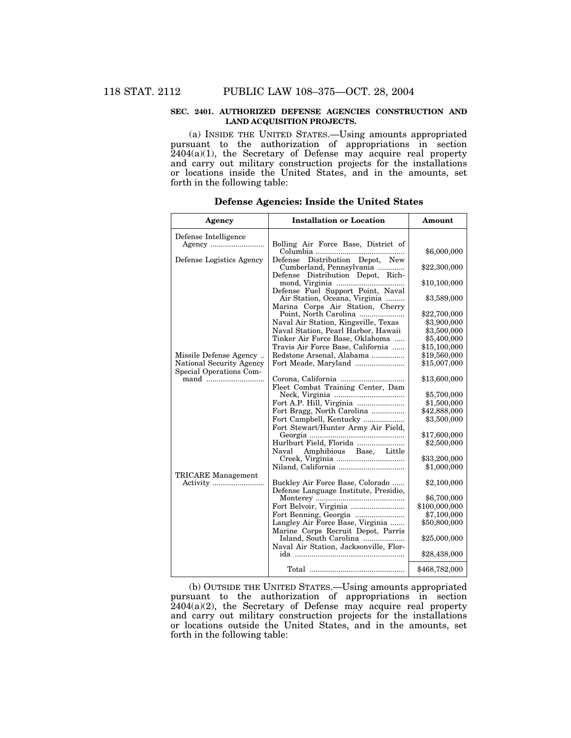**SEC. 2401. AUTHORIZED DEFENSE AGENCIES CONSTRUCTION AND LAND ACQUISITION PROJECTS.**

(a) INSIDE THE UNITED STATES.—Using amounts appropriated pursuant to the authorization of appropriations in section 2404(a)(1), the Secretary of Defense may acquire real property and carry out military construction projects for the installations or locations inside the United States, and in the amounts, set forth in the following table:

**Defense Agencies: Inside the United States**

| Agency | Installation or Location | Amount |
|---|---|---|
| Defense Intelligence Agency | Bolling Air Force Base, District of Columbia | $6,000,000 |
| Defense Logistics Agency | Defense Distribution Depot, New Cumberland, Pennsylvania | $22,300,000 |
| | Defense Distribution Depot, Richmond, Virginia | $10,100,000 |
| | Defense Fuel Support Point, Naval Air Station, Oceana, Virginia | $3,589,000 |
| | Marina Corps Air Station, Cherry Point, North Carolina | $22,700,000 |
| | Naval Air Station, Kingsville, Texas | $3,900,000 |
| | Naval Station, Pearl Harbor, Hawaii | $3,500,000 |
| | Tinker Air Force Base, Oklahoma | $5,400,000 |
| | Travis Air Force Base, California | $15,100,000 |
| Missile Defense Agency | Redstone Arsenal, Alabama | $19,560,000 |
| National Security Agency | Fort Meade, Maryland | $15,007,000 |
| Special Operations Command | Corona, California | $13,600,000 |
| | Fleet Combat Training Center, Dam Neck, Virginia | $5,700,000 |
| | Fort A.P. Hill, Virginia | $1,500,000 |
| | Fort Bragg, North Carolina | $42,888,000 |
| | Fort Campbell, Kentucky | $3,500,000 |
| | Fort Stewart/Hunter Army Air Field, Georgia | $17,600,000 |
| | Hurlburt Field, Florida | $2,500,000 |
| | Naval Amphibious Base, Little Creek, Virginia | $33,200,000 |
| | Niland, California | $1,000,000 |
| TRICARE Management Activity | Buckley Air Force Base, Colorado | $2,100,000 |
| | Defense Language Institute, Presidio, Monterey | $6,700,000 |
| | Fort Belvoir, Virginia | $100,000,000 |
| | Fort Benning, Georgia | $7,100,000 |
| | Langley Air Force Base, Virginia | $50,800,000 |
| | Marine Corps Recruit Depot, Parris Island, South Carolina | $25,000,000 |
| | Naval Air Station, Jacksonville, Florida | $28,438,000 |
| | Total | $468,782,000 |

(b) OUTSIDE THE UNITED STATES.—Using amounts appropriated pursuant to the authorization of appropriations in section 2404(a)(2), the Secretary of Defense may acquire real property and carry out military construction projects for the installations or locations outside the United States, and in the amounts, set forth in the following table: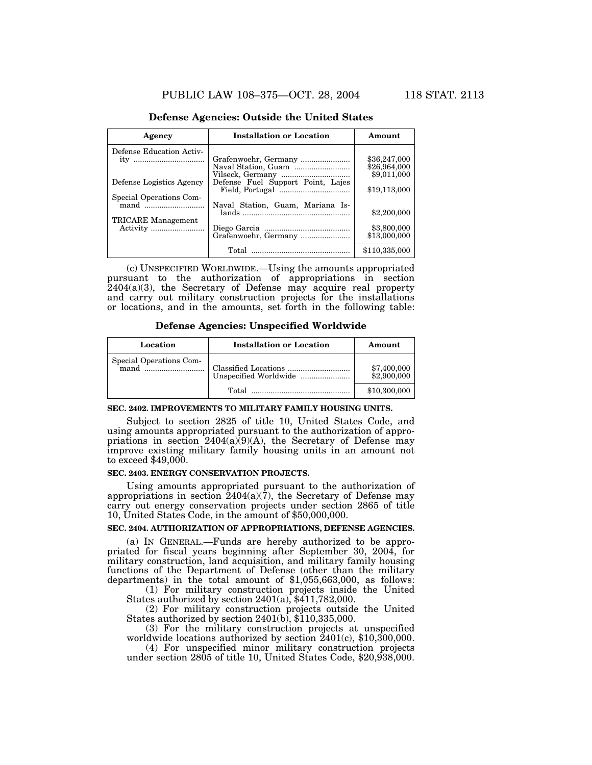**Defense Agencies: Outside the United States**

| Agency | Installation or Location | Amount |
|---|---|---|
| Defense Education Activity | Grafenwoehr, Germany | $36,247,000 |
| | Naval Station, Guam | $26,964,000 |
| | Vilseck, Germany | $9,011,000 |
| Defense Logistics Agency | Defense Fuel Support Point, Lajes Field, Portugal | $19,113,000 |
| Special Operations Command | Naval Station, Guam, Mariana Islands | $2,200,000 |
| TRICARE Management Activity | Diego Garcia | $3,800,000 |
| | Grafenwoehr, Germany | $13,000,000 |
| | Total | $110,335,000 |

(c) UNSPECIFIED WORLDWIDE.—Using the amounts appropriated pursuant to the authorization of appropriations in section 2404(a)(3), the Secretary of Defense may acquire real property and carry out military construction projects for the installations or locations, and in the amounts, set forth in the following table:

**Defense Agencies: Unspecified Worldwide**

| Location | Installation or Location | Amount |
|---|---|---|
| Special Operations Command | Classified Locations | $7,400,000 |
| | Unspecified Worldwide | $2,900,000 |
| | Total | $10,300,000 |

**SEC. 2402. IMPROVEMENTS TO MILITARY FAMILY HOUSING UNITS.**

Subject to section 2825 of title 10, United States Code, and using amounts appropriated pursuant to the authorization of appropriations in section 2404(a)(9)(A), the Secretary of Defense may improve existing military family housing units in an amount not to exceed $49,000.

**SEC. 2403. ENERGY CONSERVATION PROJECTS.**

Using amounts appropriated pursuant to the authorization of appropriations in section 2404(a)(7), the Secretary of Defense may carry out energy conservation projects under section 2865 of title 10, United States Code, in the amount of $50,000,000.

**SEC. 2404. AUTHORIZATION OF APPROPRIATIONS, DEFENSE AGENCIES.**

(a) IN GENERAL.—Funds are hereby authorized to be appropriated for fiscal years beginning after September 30, 2004, for military construction, land acquisition, and military family housing functions of the Department of Defense (other than the military departments) in the total amount of $1,055,663,000, as follows:

(1) For military construction projects inside the United States authorized by section 2401(a), $411,782,000.

(2) For military construction projects outside the United States authorized by section 2401(b), $110,335,000.

(3) For the military construction projects at unspecified worldwide locations authorized by section 2401(c), $10,300,000.

(4) For unspecified minor military construction projects under section 2805 of title 10, United States Code, $20,938,000.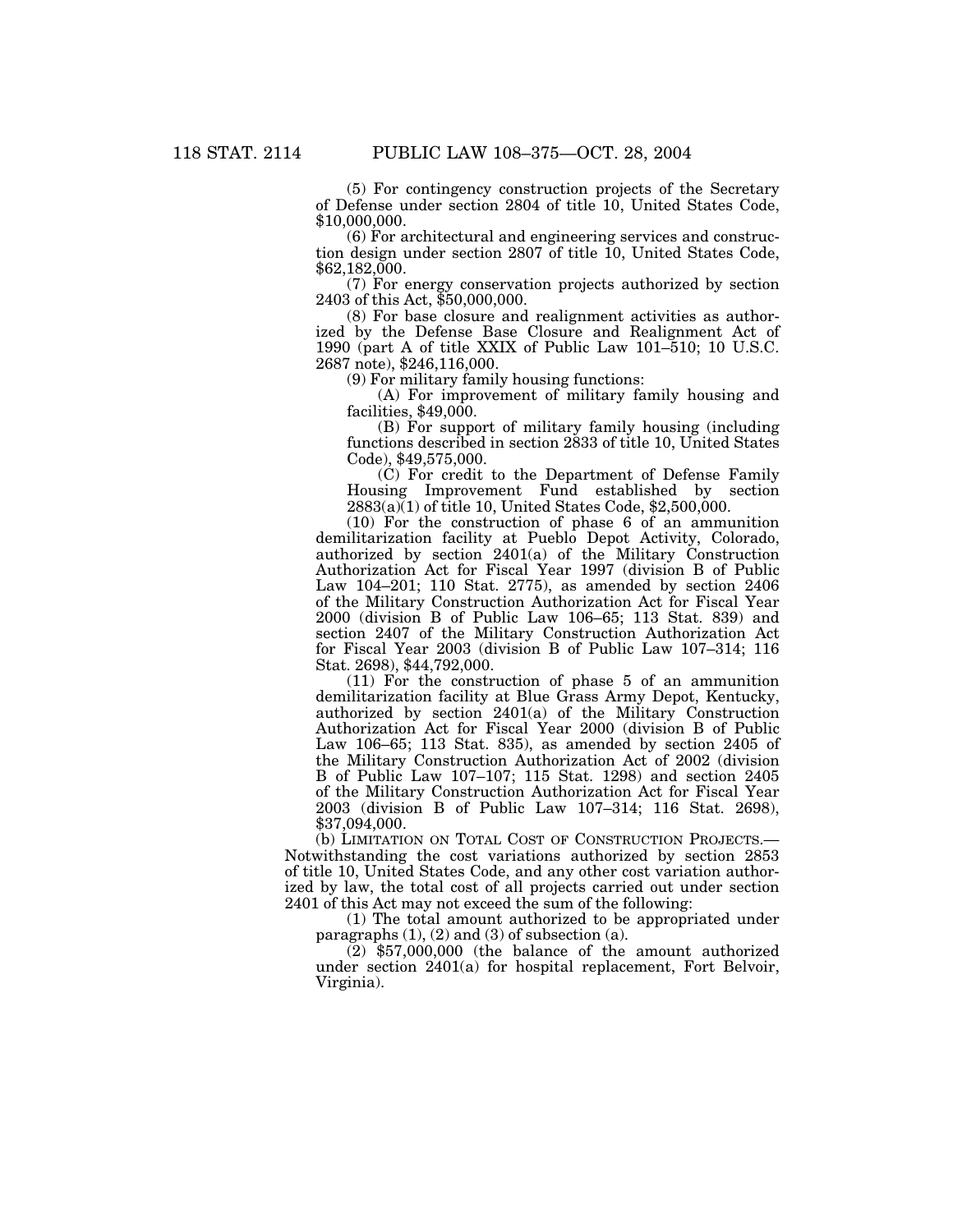(5) For contingency construction projects of the Secretary of Defense under section 2804 of title 10, United States Code, $10,000,000.

(6) For architectural and engineering services and construction design under section 2807 of title 10, United States Code, $62,182,000.

(7) For energy conservation projects authorized by section 2403 of this Act, $50,000,000.

(8) For base closure and realignment activities as authorized by the Defense Base Closure and Realignment Act of 1990 (part A of title XXIX of Public Law 101–510; 10 U.S.C. 2687 note), $246,116,000.

(9) For military family housing functions:

(A) For improvement of military family housing and facilities, $49,000.

(B) For support of military family housing (including functions described in section 2833 of title 10, United States Code), $49,575,000.

(C) For credit to the Department of Defense Family Housing Improvement Fund established by section 2883(a)(1) of title 10, United States Code, $2,500,000.

(10) For the construction of phase 6 of an ammunition demilitarization facility at Pueblo Depot Activity, Colorado, authorized by section 2401(a) of the Military Construction Authorization Act for Fiscal Year 1997 (division B of Public Law 104–201; 110 Stat. 2775), as amended by section 2406 of the Military Construction Authorization Act for Fiscal Year 2000 (division B of Public Law 106–65; 113 Stat. 839) and section 2407 of the Military Construction Authorization Act for Fiscal Year 2003 (division B of Public Law 107–314; 116 Stat. 2698), $44,792,000.

(11) For the construction of phase 5 of an ammunition demilitarization facility at Blue Grass Army Depot, Kentucky, authorized by section 2401(a) of the Military Construction Authorization Act for Fiscal Year 2000 (division B of Public Law 106–65; 113 Stat. 835), as amended by section 2405 of the Military Construction Authorization Act of 2002 (division B of Public Law 107–107; 115 Stat. 1298) and section 2405 of the Military Construction Authorization Act for Fiscal Year 2003 (division B of Public Law 107–314; 116 Stat. 2698), $37,094,000.

(b) LIMITATION ON TOTAL COST OF CONSTRUCTION PROJECTS.—Notwithstanding the cost variations authorized by section 2853 of title 10, United States Code, and any other cost variation authorized by law, the total cost of all projects carried out under section 2401 of this Act may not exceed the sum of the following:

(1) The total amount authorized to be appropriated under paragraphs (1), (2) and (3) of subsection (a).

(2) $57,000,000 (the balance of the amount authorized under section 2401(a) for hospital replacement, Fort Belvoir, Virginia).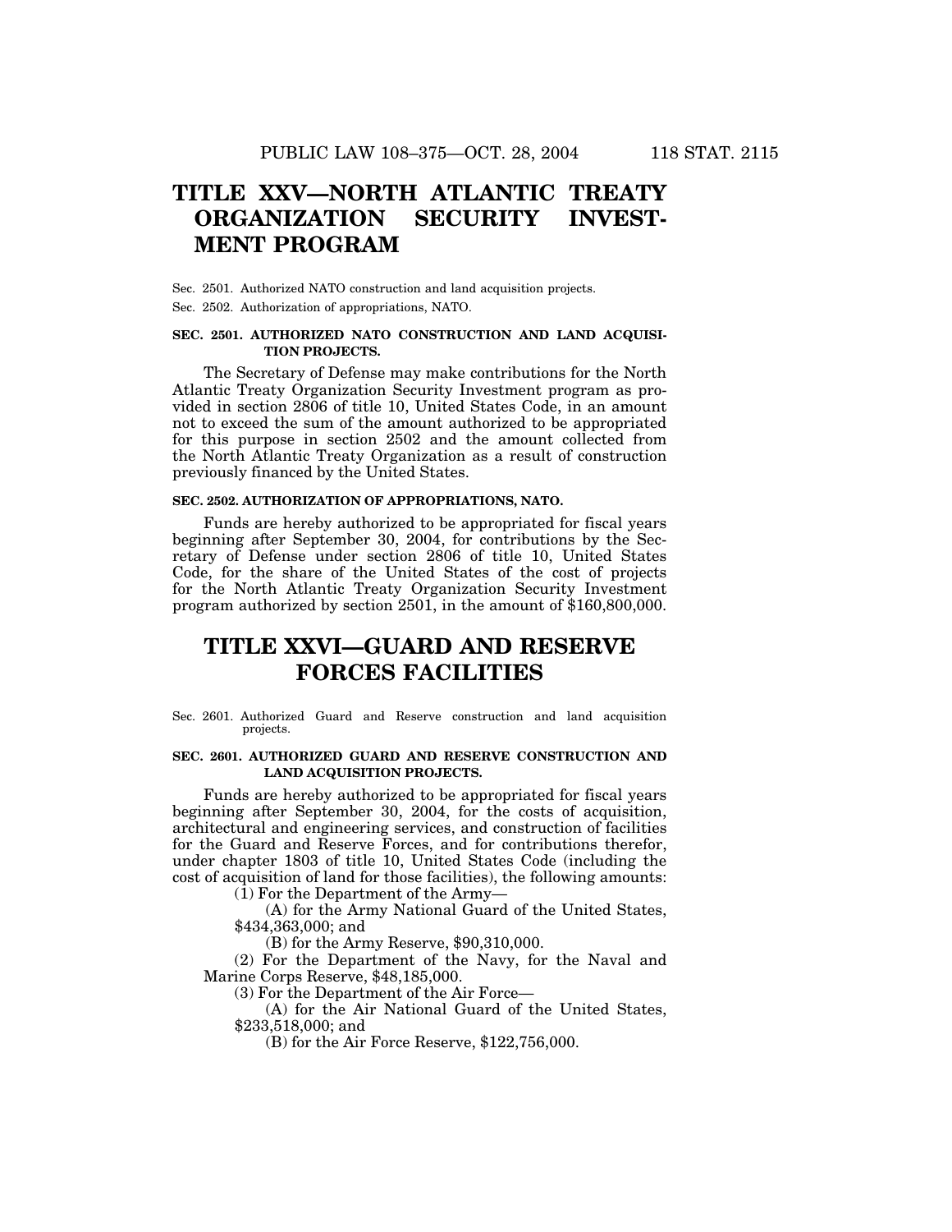# TITLE XXV—NORTH ATLANTIC TREATY ORGANIZATION SECURITY INVESTMENT PROGRAM

Sec. 2501. Authorized NATO construction and land acquisition projects.

Sec. 2502. Authorization of appropriations, NATO.

### SEC. 2501. AUTHORIZED NATO CONSTRUCTION AND LAND ACQUISITION PROJECTS.

The Secretary of Defense may make contributions for the North Atlantic Treaty Organization Security Investment program as provided in section 2806 of title 10, United States Code, in an amount not to exceed the sum of the amount authorized to be appropriated for this purpose in section 2502 and the amount collected from the North Atlantic Treaty Organization as a result of construction previously financed by the United States.

### SEC. 2502. AUTHORIZATION OF APPROPRIATIONS, NATO.

Funds are hereby authorized to be appropriated for fiscal years beginning after September 30, 2004, for contributions by the Secretary of Defense under section 2806 of title 10, United States Code, for the share of the United States of the cost of projects for the North Atlantic Treaty Organization Security Investment program authorized by section 2501, in the amount of $160,800,000.

# TITLE XXVI—GUARD AND RESERVE FORCES FACILITIES

Sec. 2601. Authorized Guard and Reserve construction and land acquisition projects.

### SEC. 2601. AUTHORIZED GUARD AND RESERVE CONSTRUCTION AND LAND ACQUISITION PROJECTS.

Funds are hereby authorized to be appropriated for fiscal years beginning after September 30, 2004, for the costs of acquisition, architectural and engineering services, and construction of facilities for the Guard and Reserve Forces, and for contributions therefor, under chapter 1803 of title 10, United States Code (including the cost of acquisition of land for those facilities), the following amounts:

(1) For the Department of the Army—

(A) for the Army National Guard of the United States, $434,363,000; and

(B) for the Army Reserve, $90,310,000.

(2) For the Department of the Navy, for the Naval and Marine Corps Reserve, $48,185,000.

(3) For the Department of the Air Force—

(A) for the Air National Guard of the United States, $233,518,000; and

(B) for the Air Force Reserve, $122,756,000.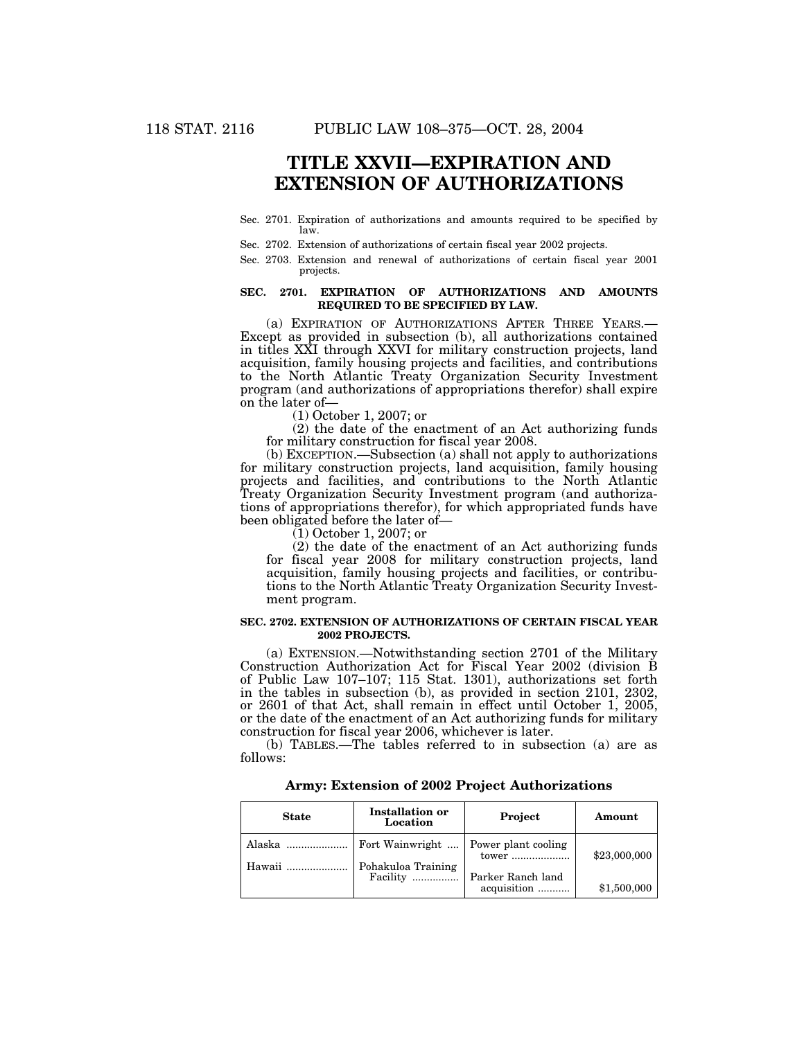# TITLE XXVII—EXPIRATION AND EXTENSION OF AUTHORIZATIONS

Sec. 2701. Expiration of authorizations and amounts required to be specified by law.

Sec. 2702. Extension of authorizations of certain fiscal year 2002 projects.

Sec. 2703. Extension and renewal of authorizations of certain fiscal year 2001 projects.

### SEC. 2701. EXPIRATION OF AUTHORIZATIONS AND AMOUNTS REQUIRED TO BE SPECIFIED BY LAW.

(a) EXPIRATION OF AUTHORIZATIONS AFTER THREE YEARS.—Except as provided in subsection (b), all authorizations contained in titles XXI through XXVI for military construction projects, land acquisition, family housing projects and facilities, and contributions to the North Atlantic Treaty Organization Security Investment program (and authorizations of appropriations therefor) shall expire on the later of—

(1) October 1, 2007; or

(2) the date of the enactment of an Act authorizing funds for military construction for fiscal year 2008.

(b) EXCEPTION.—Subsection (a) shall not apply to authorizations for military construction projects, land acquisition, family housing projects and facilities, and contributions to the North Atlantic Treaty Organization Security Investment program (and authorizations of appropriations therefor), for which appropriated funds have been obligated before the later of—

(1) October 1, 2007; or

(2) the date of the enactment of an Act authorizing funds for fiscal year 2008 for military construction projects, land acquisition, family housing projects and facilities, or contributions to the North Atlantic Treaty Organization Security Investment program.

### SEC. 2702. EXTENSION OF AUTHORIZATIONS OF CERTAIN FISCAL YEAR 2002 PROJECTS.

(a) EXTENSION.—Notwithstanding section 2701 of the Military Construction Authorization Act for Fiscal Year 2002 (division B of Public Law 107–107; 115 Stat. 1301), authorizations set forth in the tables in subsection (b), as provided in section 2101, 2302, or 2601 of that Act, shall remain in effect until October 1, 2005, or the date of the enactment of an Act authorizing funds for military construction for fiscal year 2006, whichever is later.

(b) TABLES.—The tables referred to in subsection (a) are as follows:

**Army: Extension of 2002 Project Authorizations**

| State | Installation or Location | Project | Amount |
|---|---|---|---|
| Alaska | Fort Wainwright | Power plant cooling tower | $23,000,000 |
| Hawaii | Pohakuloa Training Facility | Parker Ranch land acquisition | $1,500,000 |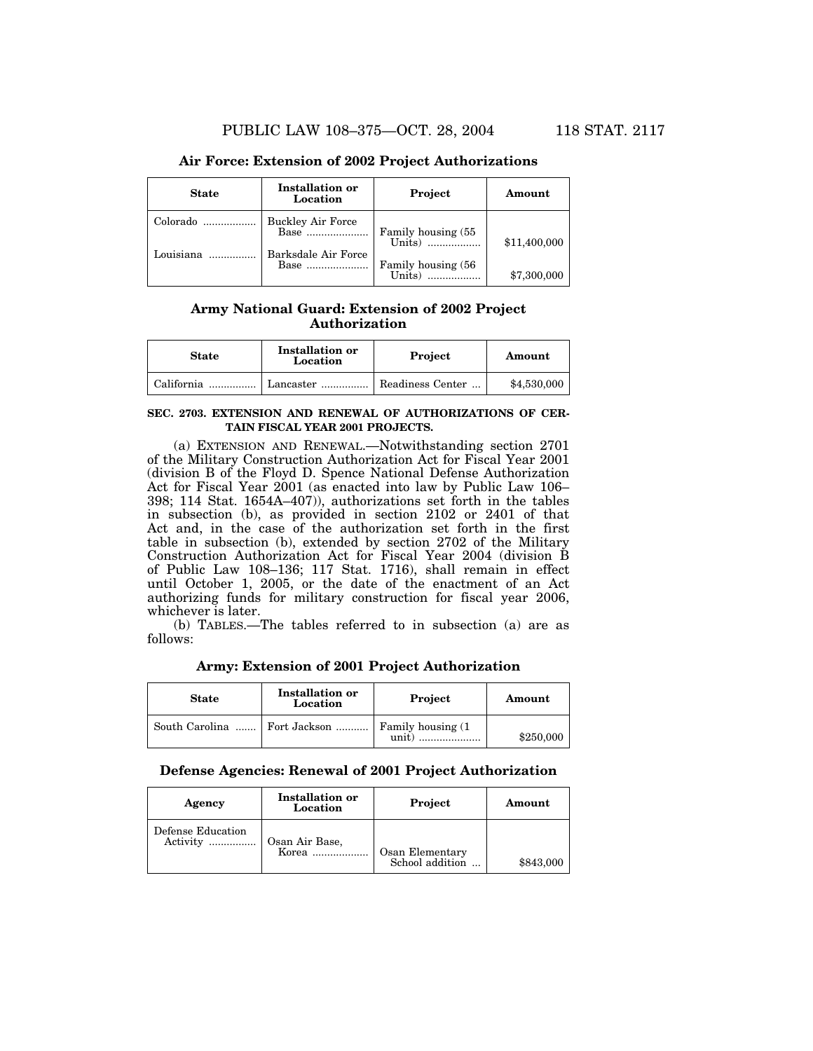**Air Force: Extension of 2002 Project Authorizations**

| State | Installation or Location | Project | Amount |
|---|---|---|---|
| Colorado | Buckley Air Force Base | Family housing (55 Units) | $11,400,000 |
| Louisiana | Barksdale Air Force Base | Family housing (56 Units) | $7,300,000 |

**Army National Guard: Extension of 2002 Project Authorization**

| State | Installation or Location | Project | Amount |
|---|---|---|---|
| California | Lancaster | Readiness Center | $4,530,000 |

**SEC. 2703. EXTENSION AND RENEWAL OF AUTHORIZATIONS OF CERTAIN FISCAL YEAR 2001 PROJECTS.**

(a) EXTENSION AND RENEWAL.—Notwithstanding section 2701 of the Military Construction Authorization Act for Fiscal Year 2001 (division B of the Floyd D. Spence National Defense Authorization Act for Fiscal Year 2001 (as enacted into law by Public Law 106–398; 114 Stat. 1654A–407)), authorizations set forth in the tables in subsection (b), as provided in section 2102 or 2401 of that Act and, in the case of the authorization set forth in the first table in subsection (b), extended by section 2702 of the Military Construction Authorization Act for Fiscal Year 2004 (division B of Public Law 108–136; 117 Stat. 1716), shall remain in effect until October 1, 2005, or the date of the enactment of an Act authorizing funds for military construction for fiscal year 2006, whichever is later.

(b) TABLES.—The tables referred to in subsection (a) are as follows:

**Army: Extension of 2001 Project Authorization**

| State | Installation or Location | Project | Amount |
|---|---|---|---|
| South Carolina | Fort Jackson | Family housing (1 unit) | $250,000 |

**Defense Agencies: Renewal of 2001 Project Authorization**

| Agency | Installation or Location | Project | Amount |
|---|---|---|---|
| Defense Education Activity | Osan Air Base, Korea | Osan Elementary School addition | $843,000 |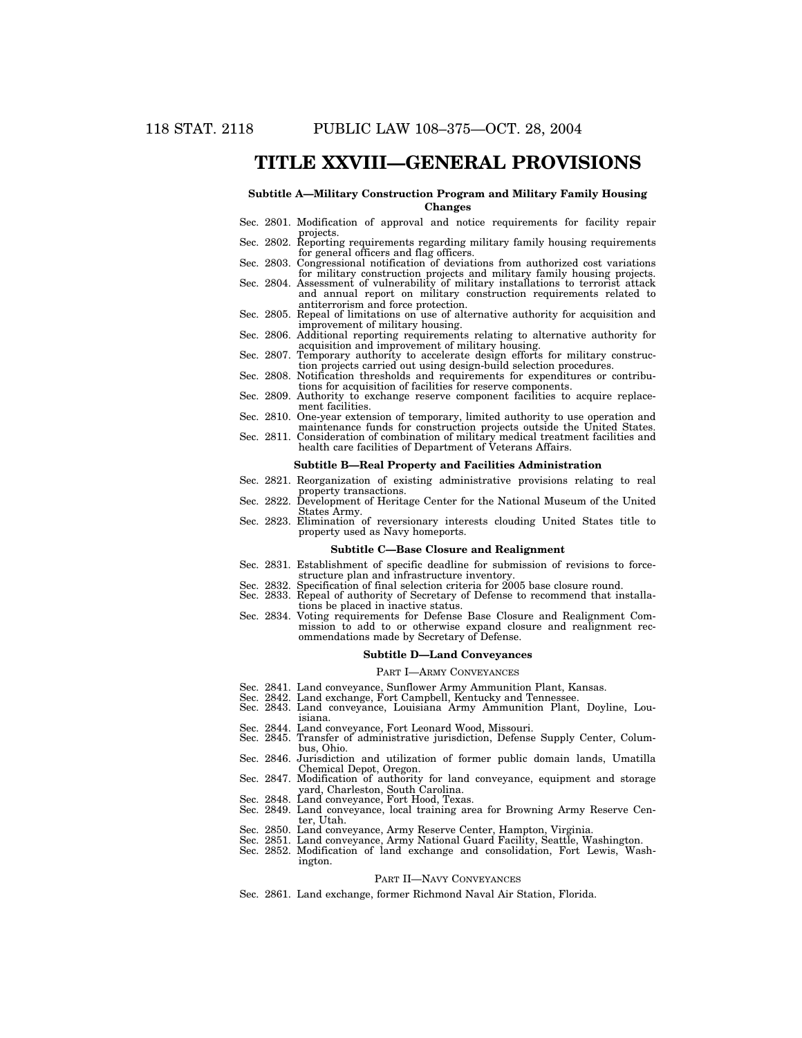# TITLE XXVIII—GENERAL PROVISIONS

### Subtitle A—Military Construction Program and Military Family Housing Changes

Sec. 2801. Modification of approval and notice requirements for facility repair projects.
Sec. 2802. Reporting requirements regarding military family housing requirements for general officers and flag officers.
Sec. 2803. Congressional notification of deviations from authorized cost variations for military construction projects and military family housing projects.
Sec. 2804. Assessment of vulnerability of military installations to terrorist attack and annual report on military construction requirements related to antiterrorism and force protection.
Sec. 2805. Repeal of limitations on use of alternative authority for acquisition and improvement of military housing.
Sec. 2806. Additional reporting requirements relating to alternative authority for acquisition and improvement of military housing.
Sec. 2807. Temporary authority to accelerate design efforts for military construction projects carried out using design-build selection procedures.
Sec. 2808. Notification thresholds and requirements for expenditures or contributions for acquisition of facilities for reserve components.
Sec. 2809. Authority to exchange reserve component facilities to acquire replacement facilities.
Sec. 2810. One-year extension of temporary, limited authority to use operation and maintenance funds for construction projects outside the United States.
Sec. 2811. Consideration of combination of military medical treatment facilities and health care facilities of Department of Veterans Affairs.

### Subtitle B—Real Property and Facilities Administration

Sec. 2821. Reorganization of existing administrative provisions relating to real property transactions.
Sec. 2822. Development of Heritage Center for the National Museum of the United States Army.
Sec. 2823. Elimination of reversionary interests clouding United States title to property used as Navy homeports.

### Subtitle C—Base Closure and Realignment

Sec. 2831. Establishment of specific deadline for submission of revisions to force-structure plan and infrastructure inventory.
Sec. 2832. Specification of final selection criteria for 2005 base closure round.
Sec. 2833. Repeal of authority of Secretary of Defense to recommend that installations be placed in inactive status.
Sec. 2834. Voting requirements for Defense Base Closure and Realignment Commission to add to or otherwise expand closure and realignment recommendations made by Secretary of Defense.

### Subtitle D—Land Conveyances

#### PART I—ARMY CONVEYANCES

Sec. 2841. Land conveyance, Sunflower Army Ammunition Plant, Kansas.
Sec. 2842. Land exchange, Fort Campbell, Kentucky and Tennessee.
Sec. 2843. Land conveyance, Louisiana Army Ammunition Plant, Doyline, Louisiana.
Sec. 2844. Land conveyance, Fort Leonard Wood, Missouri.
Sec. 2845. Transfer of administrative jurisdiction, Defense Supply Center, Columbus, Ohio.
Sec. 2846. Jurisdiction and utilization of former public domain lands, Umatilla Chemical Depot, Oregon.
Sec. 2847. Modification of authority for land conveyance, equipment and storage yard, Charleston, South Carolina.
Sec. 2848. Land conveyance, Fort Hood, Texas.
Sec. 2849. Land conveyance, local training area for Browning Army Reserve Center, Utah.
Sec. 2850. Land conveyance, Army Reserve Center, Hampton, Virginia.
Sec. 2851. Land conveyance, Army National Guard Facility, Seattle, Washington.
Sec. 2852. Modification of land exchange and consolidation, Fort Lewis, Washington.

#### PART II—NAVY CONVEYANCES

Sec. 2861. Land exchange, former Richmond Naval Air Station, Florida.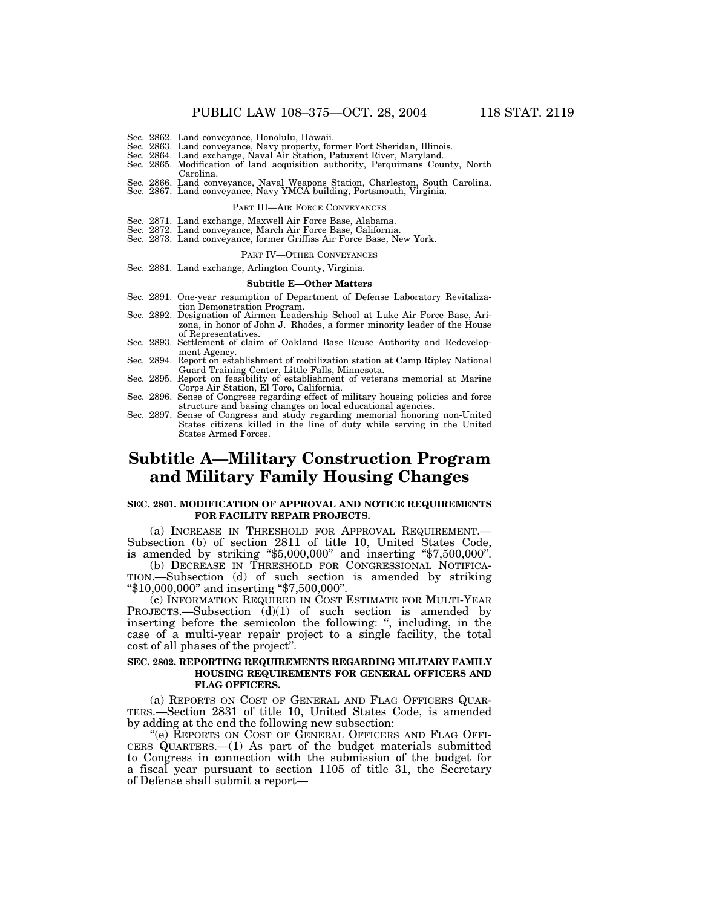Sec. 2862. Land conveyance, Honolulu, Hawaii.
Sec. 2863. Land conveyance, Navy property, former Fort Sheridan, Illinois.
Sec. 2864. Land exchange, Naval Air Station, Patuxent River, Maryland.
Sec. 2865. Modification of land acquisition authority, Perquimans County, North Carolina.
Sec. 2866. Land conveyance, Naval Weapons Station, Charleston, South Carolina.
Sec. 2867. Land conveyance, Navy YMCA building, Portsmouth, Virginia.

PART III—AIR FORCE CONVEYANCES

Sec. 2871. Land exchange, Maxwell Air Force Base, Alabama.
Sec. 2872. Land conveyance, March Air Force Base, California.
Sec. 2873. Land conveyance, former Griffiss Air Force Base, New York.

PART IV—OTHER CONVEYANCES

Sec. 2881. Land exchange, Arlington County, Virginia.

**Subtitle E—Other Matters**

Sec. 2891. One-year resumption of Department of Defense Laboratory Revitalization Demonstration Program.
Sec. 2892. Designation of Airmen Leadership School at Luke Air Force Base, Arizona, in honor of John J. Rhodes, a former minority leader of the House of Representatives.
Sec. 2893. Settlement of claim of Oakland Base Reuse Authority and Redevelopment Agency.
Sec. 2894. Report on establishment of mobilization station at Camp Ripley National Guard Training Center, Little Falls, Minnesota.
Sec. 2895. Report on feasibility of establishment of veterans memorial at Marine Corps Air Station, El Toro, California.
Sec. 2896. Sense of Congress regarding effect of military housing policies and force structure and basing changes on local educational agencies.
Sec. 2897. Sense of Congress and study regarding memorial honoring non-United States citizens killed in the line of duty while serving in the United States Armed Forces.

# Subtitle A—Military Construction Program and Military Family Housing Changes

**SEC. 2801. MODIFICATION OF APPROVAL AND NOTICE REQUIREMENTS FOR FACILITY REPAIR PROJECTS.**

(a) INCREASE IN THRESHOLD FOR APPROVAL REQUIREMENT.—Subsection (b) of section 2811 of title 10, United States Code, is amended by striking "$5,000,000" and inserting "$7,500,000".

(b) DECREASE IN THRESHOLD FOR CONGRESSIONAL NOTIFICATION.—Subsection (d) of such section is amended by striking "$10,000,000" and inserting "$7,500,000".

(c) INFORMATION REQUIRED IN COST ESTIMATE FOR MULTI-YEAR PROJECTS.—Subsection (d)(1) of such section is amended by inserting before the semicolon the following: ", including, in the case of a multi-year repair project to a single facility, the total cost of all phases of the project".

**SEC. 2802. REPORTING REQUIREMENTS REGARDING MILITARY FAMILY HOUSING REQUIREMENTS FOR GENERAL OFFICERS AND FLAG OFFICERS.**

(a) REPORTS ON COST OF GENERAL AND FLAG OFFICERS QUARTERS.—Section 2831 of title 10, United States Code, is amended by adding at the end the following new subsection:

"(e) REPORTS ON COST OF GENERAL OFFICERS AND FLAG OFFICERS QUARTERS.—(1) As part of the budget materials submitted to Congress in connection with the submission of the budget for a fiscal year pursuant to section 1105 of title 31, the Secretary of Defense shall submit a report—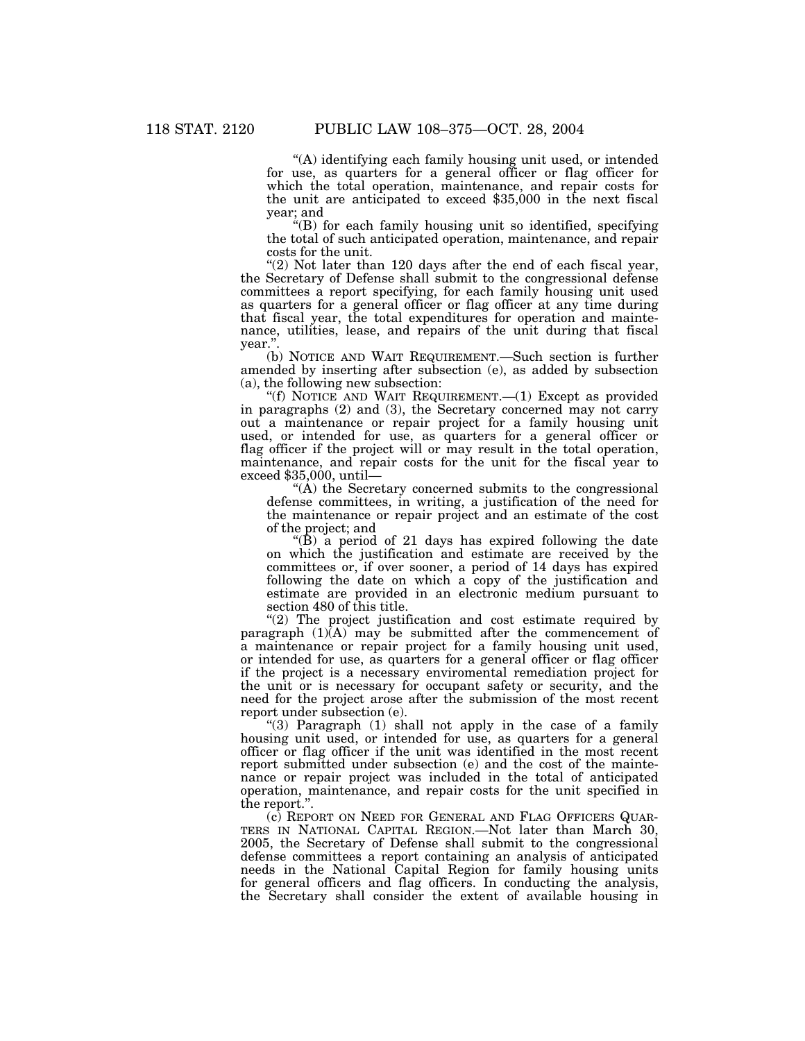"(A) identifying each family housing unit used, or intended for use, as quarters for a general officer or flag officer for which the total operation, maintenance, and repair costs for the unit are anticipated to exceed $35,000 in the next fiscal year; and

"(B) for each family housing unit so identified, specifying the total of such anticipated operation, maintenance, and repair costs for the unit.

"(2) Not later than 120 days after the end of each fiscal year, the Secretary of Defense shall submit to the congressional defense committees a report specifying, for each family housing unit used as quarters for a general officer or flag officer at any time during that fiscal year, the total expenditures for operation and maintenance, utilities, lease, and repairs of the unit during that fiscal year.".

(b) NOTICE AND WAIT REQUIREMENT.—Such section is further amended by inserting after subsection (e), as added by subsection (a), the following new subsection:

"(f) NOTICE AND WAIT REQUIREMENT.—(1) Except as provided in paragraphs (2) and (3), the Secretary concerned may not carry out a maintenance or repair project for a family housing unit used, or intended for use, as quarters for a general officer or flag officer if the project will or may result in the total operation, maintenance, and repair costs for the unit for the fiscal year to exceed $35,000, until—

"(A) the Secretary concerned submits to the congressional defense committees, in writing, a justification of the need for the maintenance or repair project and an estimate of the cost of the project; and

"(B) a period of 21 days has expired following the date on which the justification and estimate are received by the committees or, if over sooner, a period of 14 days has expired following the date on which a copy of the justification and estimate are provided in an electronic medium pursuant to section 480 of this title.

"(2) The project justification and cost estimate required by paragraph (1)(A) may be submitted after the commencement of a maintenance or repair project for a family housing unit used, or intended for use, as quarters for a general officer or flag officer if the project is a necessary enviromental remediation project for the unit or is necessary for occupant safety or security, and the need for the project arose after the submission of the most recent report under subsection (e).

"(3) Paragraph (1) shall not apply in the case of a family housing unit used, or intended for use, as quarters for a general officer or flag officer if the unit was identified in the most recent report submitted under subsection (e) and the cost of the maintenance or repair project was included in the total of anticipated operation, maintenance, and repair costs for the unit specified in the report.".

(c) REPORT ON NEED FOR GENERAL AND FLAG OFFICERS QUARTERS IN NATIONAL CAPITAL REGION.—Not later than March 30, 2005, the Secretary of Defense shall submit to the congressional defense committees a report containing an analysis of anticipated needs in the National Capital Region for family housing units for general officers and flag officers. In conducting the analysis, the Secretary shall consider the extent of available housing in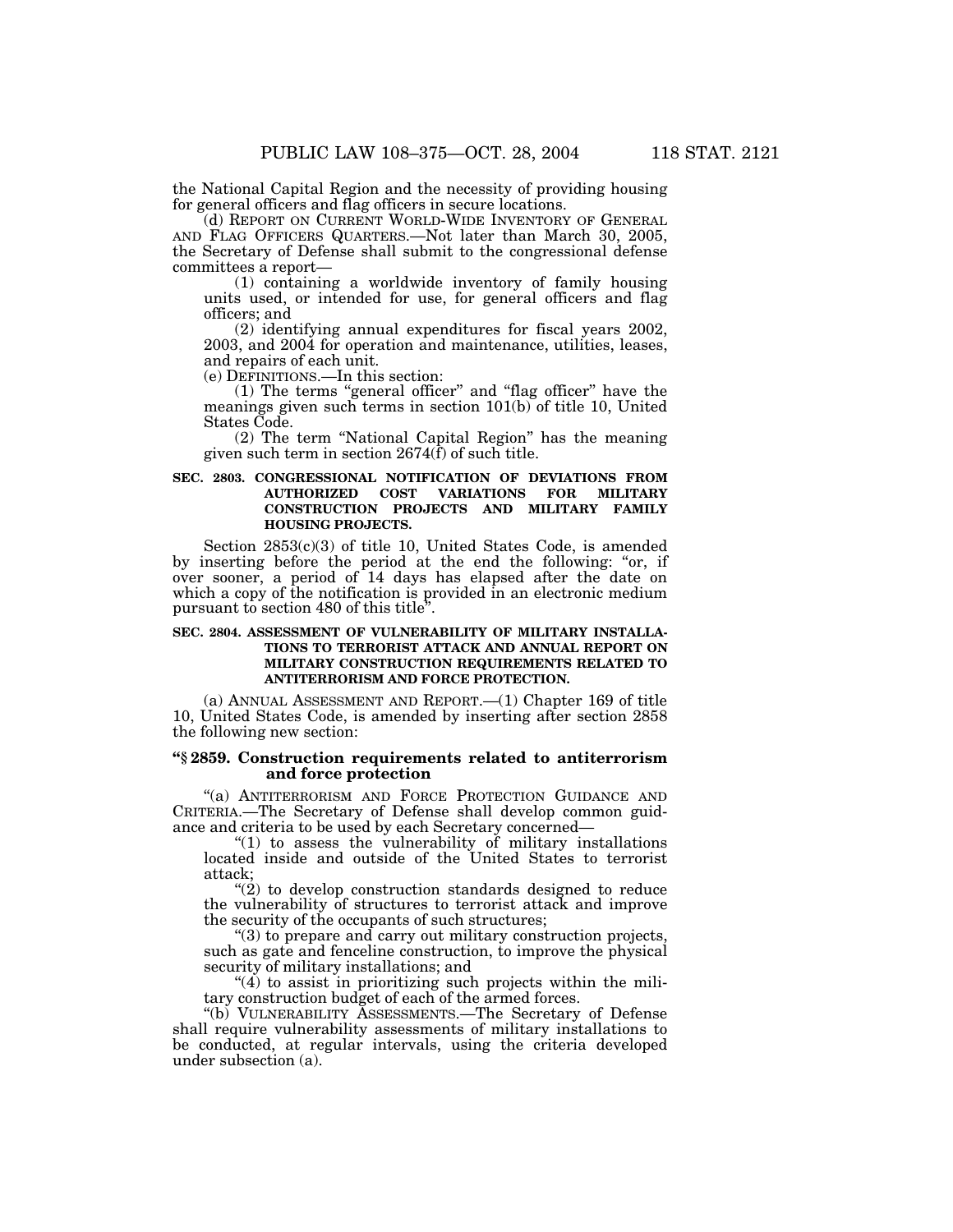the National Capital Region and the necessity of providing housing for general officers and flag officers in secure locations.

(d) REPORT ON CURRENT WORLD-WIDE INVENTORY OF GENERAL AND FLAG OFFICERS QUARTERS.—Not later than March 30, 2005, the Secretary of Defense shall submit to the congressional defense committees a report—

(1) containing a worldwide inventory of family housing units used, or intended for use, for general officers and flag officers; and

(2) identifying annual expenditures for fiscal years 2002, 2003, and 2004 for operation and maintenance, utilities, leases, and repairs of each unit.

(e) DEFINITIONS.—In this section:

(1) The terms "general officer" and "flag officer" have the meanings given such terms in section 101(b) of title 10, United States Code.

(2) The term "National Capital Region" has the meaning given such term in section 2674(f) of such title.

**SEC. 2803. CONGRESSIONAL NOTIFICATION OF DEVIATIONS FROM AUTHORIZED COST VARIATIONS FOR MILITARY CONSTRUCTION PROJECTS AND MILITARY FAMILY HOUSING PROJECTS.**

Section 2853(c)(3) of title 10, United States Code, is amended by inserting before the period at the end the following: "or, if over sooner, a period of 14 days has elapsed after the date on which a copy of the notification is provided in an electronic medium pursuant to section 480 of this title".

**SEC. 2804. ASSESSMENT OF VULNERABILITY OF MILITARY INSTALLATIONS TO TERRORIST ATTACK AND ANNUAL REPORT ON MILITARY CONSTRUCTION REQUIREMENTS RELATED TO ANTITERRORISM AND FORCE PROTECTION.**

(a) ANNUAL ASSESSMENT AND REPORT.—(1) Chapter 169 of title 10, United States Code, is amended by inserting after section 2858 the following new section:

**"§ 2859. Construction requirements related to antiterrorism and force protection**

"(a) ANTITERRORISM AND FORCE PROTECTION GUIDANCE AND CRITERIA.—The Secretary of Defense shall develop common guidance and criteria to be used by each Secretary concerned—

"(1) to assess the vulnerability of military installations located inside and outside of the United States to terrorist attack;

"(2) to develop construction standards designed to reduce the vulnerability of structures to terrorist attack and improve the security of the occupants of such structures;

"(3) to prepare and carry out military construction projects, such as gate and fenceline construction, to improve the physical security of military installations; and

"(4) to assist in prioritizing such projects within the military construction budget of each of the armed forces.

"(b) VULNERABILITY ASSESSMENTS.—The Secretary of Defense shall require vulnerability assessments of military installations to be conducted, at regular intervals, using the criteria developed under subsection (a).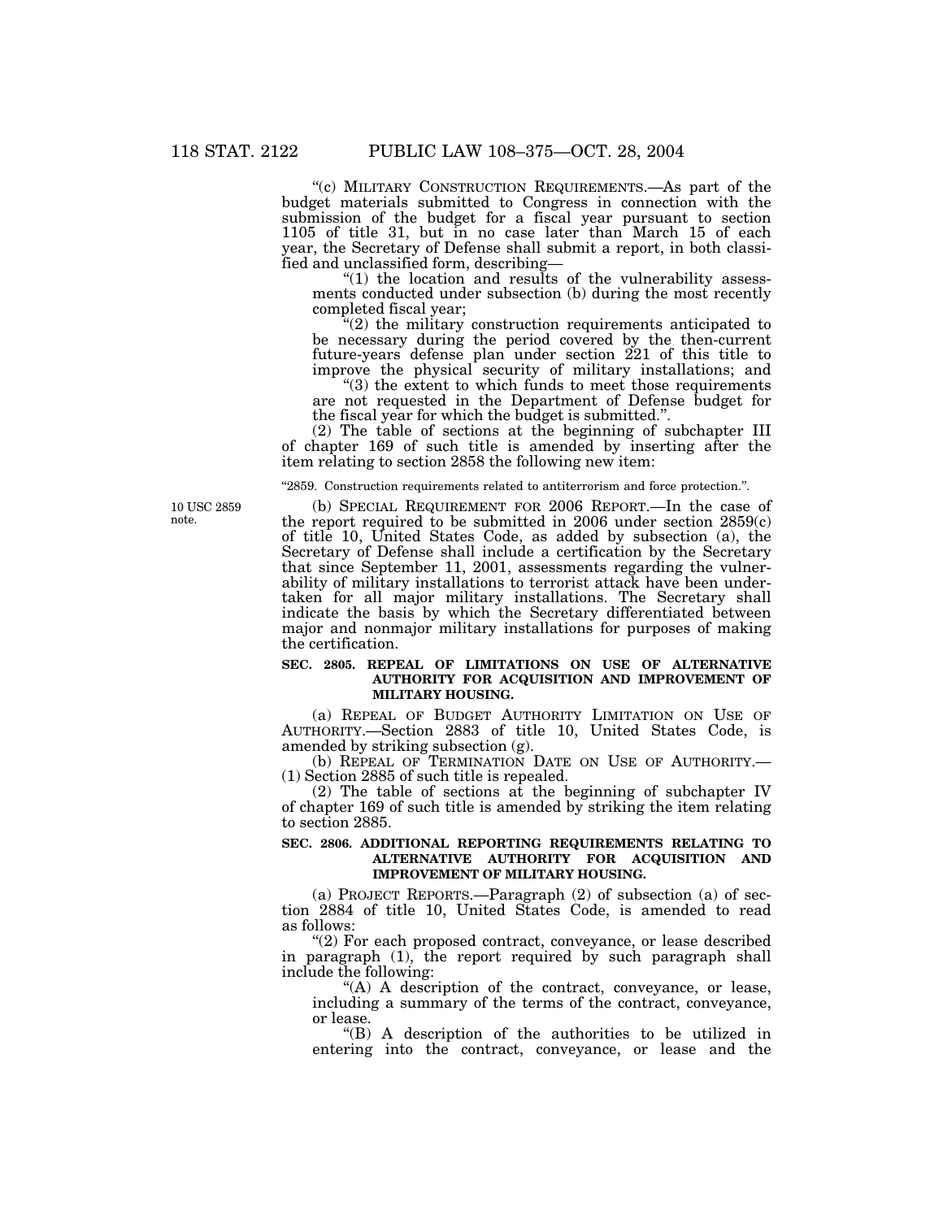"(c) MILITARY CONSTRUCTION REQUIREMENTS.—As part of the budget materials submitted to Congress in connection with the submission of the budget for a fiscal year pursuant to section 1105 of title 31, but in no case later than March 15 of each year, the Secretary of Defense shall submit a report, in both classified and unclassified form, describing—

"(1) the location and results of the vulnerability assessments conducted under subsection (b) during the most recently completed fiscal year;

"(2) the military construction requirements anticipated to be necessary during the period covered by the then-current future-years defense plan under section 221 of this title to improve the physical security of military installations; and

"(3) the extent to which funds to meet those requirements are not requested in the Department of Defense budget for the fiscal year for which the budget is submitted.".

(2) The table of sections at the beginning of subchapter III of chapter 169 of such title is amended by inserting after the item relating to section 2858 the following new item:

"2859. Construction requirements related to antiterrorism and force protection.".

10 USC 2859 note.

(b) SPECIAL REQUIREMENT FOR 2006 REPORT.—In the case of the report required to be submitted in 2006 under section 2859(c) of title 10, United States Code, as added by subsection (a), the Secretary of Defense shall include a certification by the Secretary that since September 11, 2001, assessments regarding the vulnerability of military installations to terrorist attack have been undertaken for all major military installations. The Secretary shall indicate the basis by which the Secretary differentiated between major and nonmajor military installations for purposes of making the certification.

**SEC. 2805. REPEAL OF LIMITATIONS ON USE OF ALTERNATIVE AUTHORITY FOR ACQUISITION AND IMPROVEMENT OF MILITARY HOUSING.**

(a) REPEAL OF BUDGET AUTHORITY LIMITATION ON USE OF AUTHORITY.—Section 2883 of title 10, United States Code, is amended by striking subsection (g).

(b) REPEAL OF TERMINATION DATE ON USE OF AUTHORITY.—(1) Section 2885 of such title is repealed.

(2) The table of sections at the beginning of subchapter IV of chapter 169 of such title is amended by striking the item relating to section 2885.

**SEC. 2806. ADDITIONAL REPORTING REQUIREMENTS RELATING TO ALTERNATIVE AUTHORITY FOR ACQUISITION AND IMPROVEMENT OF MILITARY HOUSING.**

(a) PROJECT REPORTS.—Paragraph (2) of subsection (a) of section 2884 of title 10, United States Code, is amended to read as follows:

"(2) For each proposed contract, conveyance, or lease described in paragraph (1), the report required by such paragraph shall include the following:

"(A) A description of the contract, conveyance, or lease, including a summary of the terms of the contract, conveyance, or lease.

"(B) A description of the authorities to be utilized in entering into the contract, conveyance, or lease and the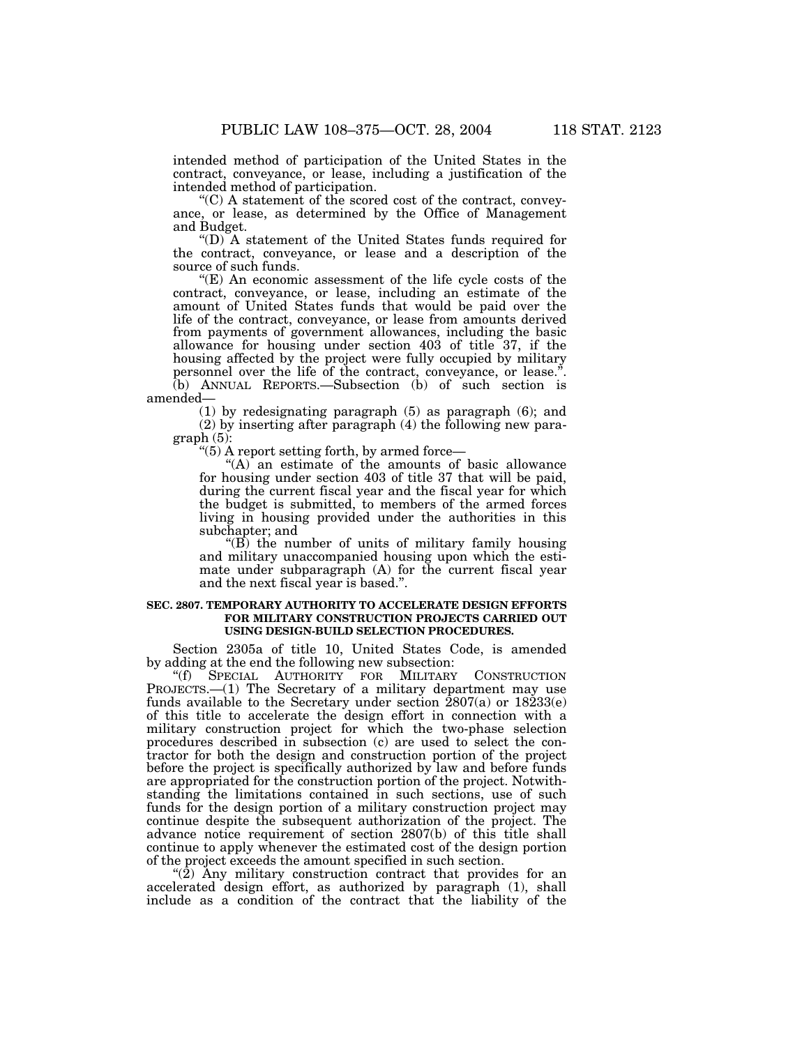intended method of participation of the United States in the contract, conveyance, or lease, including a justification of the intended method of participation.

"(C) A statement of the scored cost of the contract, conveyance, or lease, as determined by the Office of Management and Budget.

"(D) A statement of the United States funds required for the contract, conveyance, or lease and a description of the source of such funds.

"(E) An economic assessment of the life cycle costs of the contract, conveyance, or lease, including an estimate of the amount of United States funds that would be paid over the life of the contract, conveyance, or lease from amounts derived from payments of government allowances, including the basic allowance for housing under section 403 of title 37, if the housing affected by the project were fully occupied by military personnel over the life of the contract, conveyance, or lease.".

(b) ANNUAL REPORTS.—Subsection (b) of such section is amended—

(1) by redesignating paragraph (5) as paragraph (6); and

(2) by inserting after paragraph (4) the following new paragraph (5):

"(5) A report setting forth, by armed force—

"(A) an estimate of the amounts of basic allowance for housing under section 403 of title 37 that will be paid, during the current fiscal year and the fiscal year for which the budget is submitted, to members of the armed forces living in housing provided under the authorities in this subchapter; and

"(B) the number of units of military family housing and military unaccompanied housing upon which the estimate under subparagraph (A) for the current fiscal year and the next fiscal year is based.".

**SEC. 2807. TEMPORARY AUTHORITY TO ACCELERATE DESIGN EFFORTS FOR MILITARY CONSTRUCTION PROJECTS CARRIED OUT USING DESIGN-BUILD SELECTION PROCEDURES.**

Section 2305a of title 10, United States Code, is amended by adding at the end the following new subsection:

"(f) SPECIAL AUTHORITY FOR MILITARY CONSTRUCTION PROJECTS.—(1) The Secretary of a military department may use funds available to the Secretary under section 2807(a) or 18233(e) of this title to accelerate the design effort in connection with a military construction project for which the two-phase selection procedures described in subsection (c) are used to select the contractor for both the design and construction portion of the project before the project is specifically authorized by law and before funds are appropriated for the construction portion of the project. Notwithstanding the limitations contained in such sections, use of such funds for the design portion of a military construction project may continue despite the subsequent authorization of the project. The advance notice requirement of section 2807(b) of this title shall continue to apply whenever the estimated cost of the design portion of the project exceeds the amount specified in such section.

"(2) Any military construction contract that provides for an accelerated design effort, as authorized by paragraph (1), shall include as a condition of the contract that the liability of the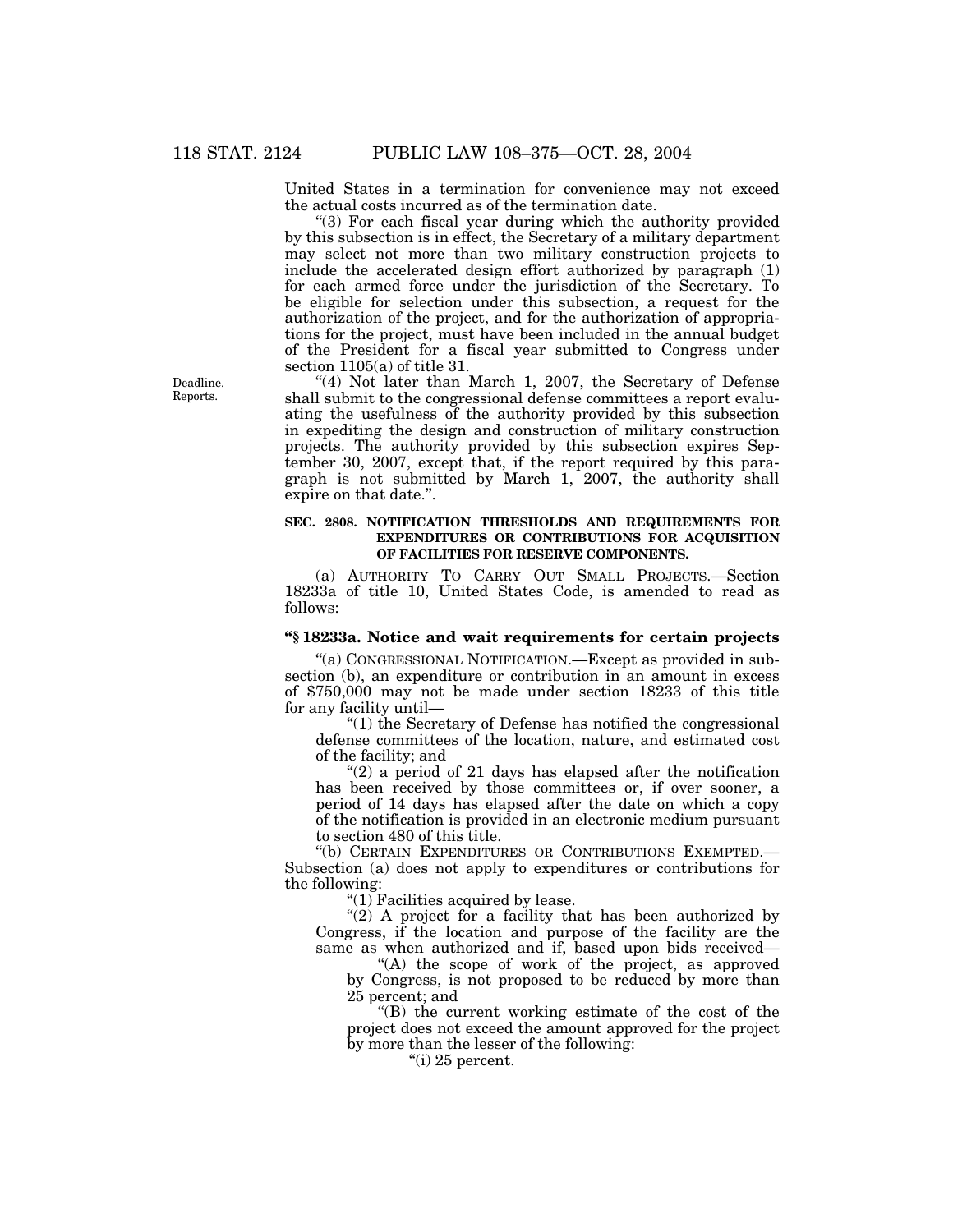United States in a termination for convenience may not exceed the actual costs incurred as of the termination date.

"(3) For each fiscal year during which the authority provided by this subsection is in effect, the Secretary of a military department may select not more than two military construction projects to include the accelerated design effort authorized by paragraph (1) for each armed force under the jurisdiction of the Secretary. To be eligible for selection under this subsection, a request for the authorization of the project, and for the authorization of appropriations for the project, must have been included in the annual budget of the President for a fiscal year submitted to Congress under section 1105(a) of title 31.

Deadline. Reports.

"(4) Not later than March 1, 2007, the Secretary of Defense shall submit to the congressional defense committees a report evaluating the usefulness of the authority provided by this subsection in expediting the design and construction of military construction projects. The authority provided by this subsection expires September 30, 2007, except that, if the report required by this paragraph is not submitted by March 1, 2007, the authority shall expire on that date.".

**SEC. 2808. NOTIFICATION THRESHOLDS AND REQUIREMENTS FOR EXPENDITURES OR CONTRIBUTIONS FOR ACQUISITION OF FACILITIES FOR RESERVE COMPONENTS.**

(a) AUTHORITY TO CARRY OUT SMALL PROJECTS.—Section 18233a of title 10, United States Code, is amended to read as follows:

**"§ 18233a. Notice and wait requirements for certain projects**

"(a) CONGRESSIONAL NOTIFICATION.—Except as provided in subsection (b), an expenditure or contribution in an amount in excess of $750,000 may not be made under section 18233 of this title for any facility until—

"(1) the Secretary of Defense has notified the congressional defense committees of the location, nature, and estimated cost of the facility; and

"(2) a period of 21 days has elapsed after the notification has been received by those committees or, if over sooner, a period of 14 days has elapsed after the date on which a copy of the notification is provided in an electronic medium pursuant to section 480 of this title.

"(b) CERTAIN EXPENDITURES OR CONTRIBUTIONS EXEMPTED.—Subsection (a) does not apply to expenditures or contributions for the following:

"(1) Facilities acquired by lease.

"(2) A project for a facility that has been authorized by Congress, if the location and purpose of the facility are the same as when authorized and if, based upon bids received—

"(A) the scope of work of the project, as approved by Congress, is not proposed to be reduced by more than 25 percent; and

"(B) the current working estimate of the cost of the project does not exceed the amount approved for the project by more than the lesser of the following:

"(i) 25 percent.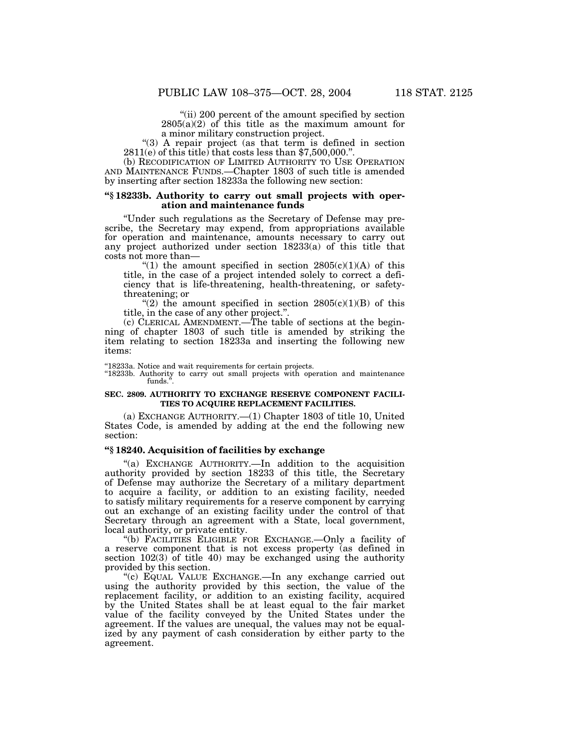"(ii) 200 percent of the amount specified by section 2805(a)(2) of this title as the maximum amount for a minor military construction project.

"(3) A repair project (as that term is defined in section 2811(e) of this title) that costs less than $7,500,000.".

(b) RECODIFICATION OF LIMITED AUTHORITY TO USE OPERATION AND MAINTENANCE FUNDS.—Chapter 1803 of such title is amended by inserting after section 18233a the following new section:

**"§ 18233b. Authority to carry out small projects with operation and maintenance funds**

"Under such regulations as the Secretary of Defense may prescribe, the Secretary may expend, from appropriations available for operation and maintenance, amounts necessary to carry out any project authorized under section 18233(a) of this title that costs not more than—

"(1) the amount specified in section 2805(c)(1)(A) of this title, in the case of a project intended solely to correct a deficiency that is life-threatening, health-threatening, or safety-threatening; or

"(2) the amount specified in section 2805(c)(1)(B) of this title, in the case of any other project.".

(c) CLERICAL AMENDMENT.—The table of sections at the beginning of chapter 1803 of such title is amended by striking the item relating to section 18233a and inserting the following new items:

"18233a. Notice and wait requirements for certain projects.
"18233b. Authority to carry out small projects with operation and maintenance funds.".

**SEC. 2809. AUTHORITY TO EXCHANGE RESERVE COMPONENT FACILITIES TO ACQUIRE REPLACEMENT FACILITIES.**

(a) EXCHANGE AUTHORITY.—(1) Chapter 1803 of title 10, United States Code, is amended by adding at the end the following new section:

**"§ 18240. Acquisition of facilities by exchange**

"(a) EXCHANGE AUTHORITY.—In addition to the acquisition authority provided by section 18233 of this title, the Secretary of Defense may authorize the Secretary of a military department to acquire a facility, or addition to an existing facility, needed to satisfy military requirements for a reserve component by carrying out an exchange of an existing facility under the control of that Secretary through an agreement with a State, local government, local authority, or private entity.

"(b) FACILITIES ELIGIBLE FOR EXCHANGE.—Only a facility of a reserve component that is not excess property (as defined in section 102(3) of title 40) may be exchanged using the authority provided by this section.

"(c) EQUAL VALUE EXCHANGE.—In any exchange carried out using the authority provided by this section, the value of the replacement facility, or addition to an existing facility, acquired by the United States shall be at least equal to the fair market value of the facility conveyed by the United States under the agreement. If the values are unequal, the values may not be equalized by any payment of cash consideration by either party to the agreement.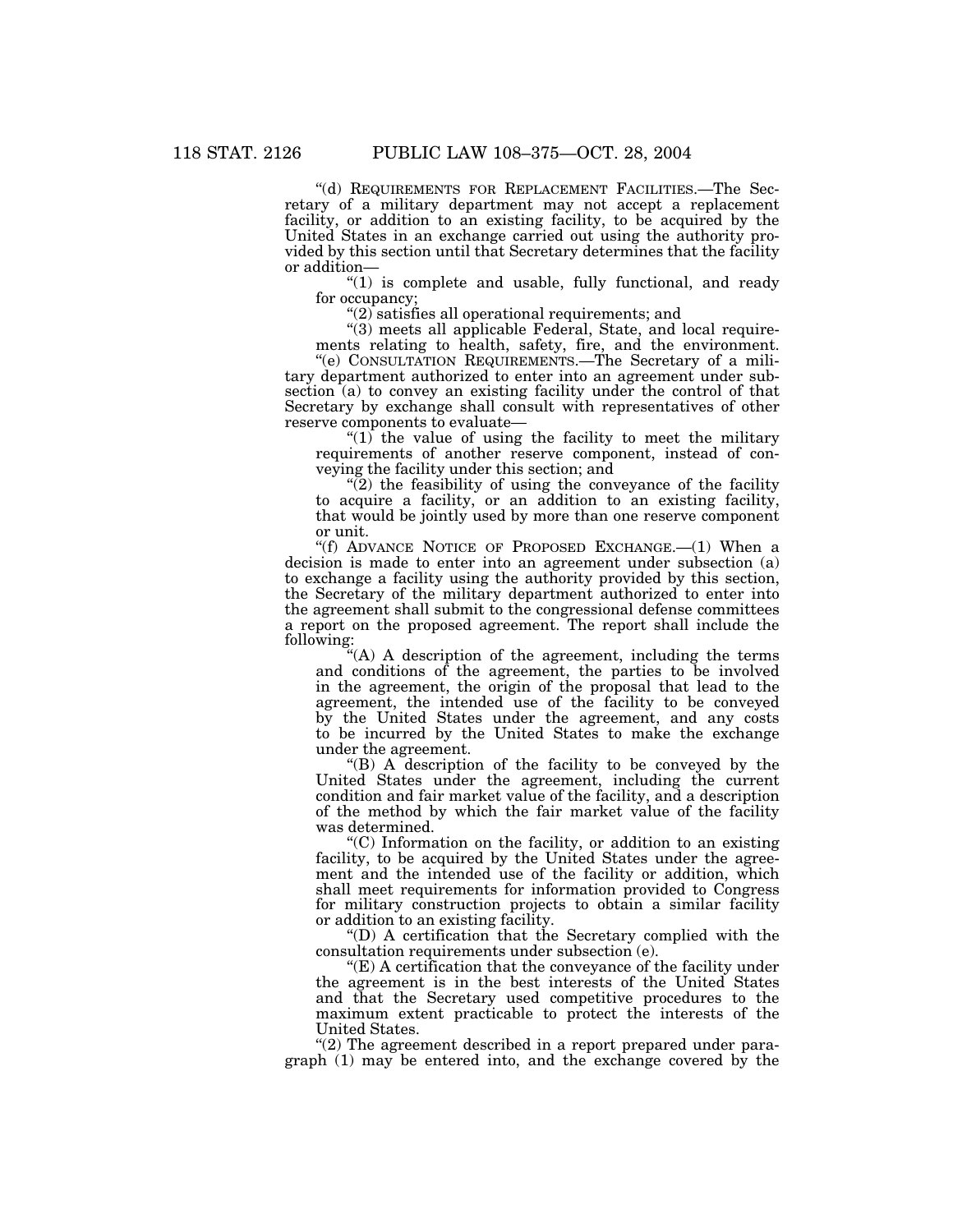"(d) REQUIREMENTS FOR REPLACEMENT FACILITIES.—The Secretary of a military department may not accept a replacement facility, or addition to an existing facility, to be acquired by the United States in an exchange carried out using the authority provided by this section until that Secretary determines that the facility or addition—

"(1) is complete and usable, fully functional, and ready for occupancy;

"(2) satisfies all operational requirements; and

"(3) meets all applicable Federal, State, and local requirements relating to health, safety, fire, and the environment.

"(e) CONSULTATION REQUIREMENTS.—The Secretary of a military department authorized to enter into an agreement under subsection (a) to convey an existing facility under the control of that Secretary by exchange shall consult with representatives of other reserve components to evaluate—

"(1) the value of using the facility to meet the military requirements of another reserve component, instead of conveying the facility under this section; and

"(2) the feasibility of using the conveyance of the facility to acquire a facility, or an addition to an existing facility, that would be jointly used by more than one reserve component or unit.

"(f) ADVANCE NOTICE OF PROPOSED EXCHANGE.—(1) When a decision is made to enter into an agreement under subsection (a) to exchange a facility using the authority provided by this section, the Secretary of the military department authorized to enter into the agreement shall submit to the congressional defense committees a report on the proposed agreement. The report shall include the following:

"(A) A description of the agreement, including the terms and conditions of the agreement, the parties to be involved in the agreement, the origin of the proposal that lead to the agreement, the intended use of the facility to be conveyed by the United States under the agreement, and any costs to be incurred by the United States to make the exchange under the agreement.

"(B) A description of the facility to be conveyed by the United States under the agreement, including the current condition and fair market value of the facility, and a description of the method by which the fair market value of the facility was determined.

"(C) Information on the facility, or addition to an existing facility, to be acquired by the United States under the agreement and the intended use of the facility or addition, which shall meet requirements for information provided to Congress for military construction projects to obtain a similar facility or addition to an existing facility.

"(D) A certification that the Secretary complied with the consultation requirements under subsection (e).

"(E) A certification that the conveyance of the facility under the agreement is in the best interests of the United States and that the Secretary used competitive procedures to the maximum extent practicable to protect the interests of the United States.

"(2) The agreement described in a report prepared under paragraph (1) may be entered into, and the exchange covered by the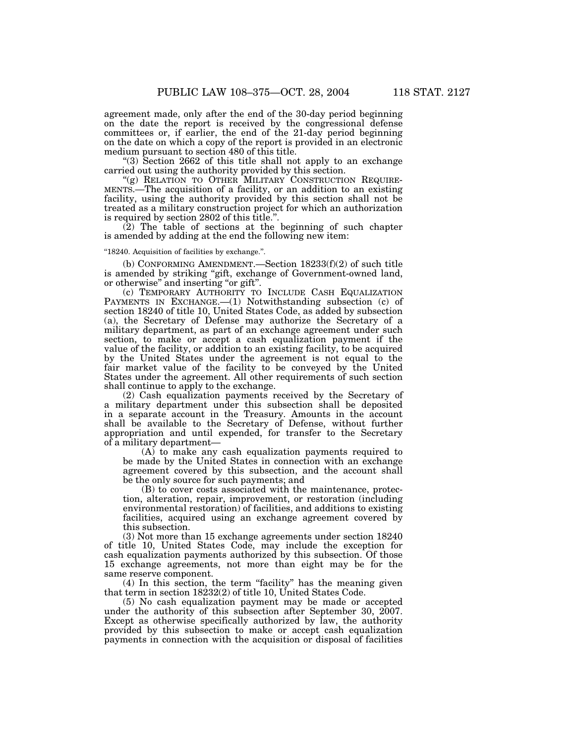agreement made, only after the end of the 30-day period beginning on the date the report is received by the congressional defense committees or, if earlier, the end of the 21-day period beginning on the date on which a copy of the report is provided in an electronic medium pursuant to section 480 of this title.

"(3) Section 2662 of this title shall not apply to an exchange carried out using the authority provided by this section.

"(g) RELATION TO OTHER MILITARY CONSTRUCTION REQUIREMENTS.—The acquisition of a facility, or an addition to an existing facility, using the authority provided by this section shall not be treated as a military construction project for which an authorization is required by section 2802 of this title.".

(2) The table of sections at the beginning of such chapter is amended by adding at the end the following new item:

"18240. Acquisition of facilities by exchange.".

(b) CONFORMING AMENDMENT.—Section 18233(f)(2) of such title is amended by striking "gift, exchange of Government-owned land, or otherwise" and inserting "or gift".

(c) TEMPORARY AUTHORITY TO INCLUDE CASH EQUALIZATION PAYMENTS IN EXCHANGE.—(1) Notwithstanding subsection (c) of section 18240 of title 10, United States Code, as added by subsection (a), the Secretary of Defense may authorize the Secretary of a military department, as part of an exchange agreement under such section, to make or accept a cash equalization payment if the value of the facility, or addition to an existing facility, to be acquired by the United States under the agreement is not equal to the fair market value of the facility to be conveyed by the United States under the agreement. All other requirements of such section shall continue to apply to the exchange.

(2) Cash equalization payments received by the Secretary of a military department under this subsection shall be deposited in a separate account in the Treasury. Amounts in the account shall be available to the Secretary of Defense, without further appropriation and until expended, for transfer to the Secretary of a military department—

(A) to make any cash equalization payments required to be made by the United States in connection with an exchange agreement covered by this subsection, and the account shall be the only source for such payments; and

(B) to cover costs associated with the maintenance, protection, alteration, repair, improvement, or restoration (including environmental restoration) of facilities, and additions to existing facilities, acquired using an exchange agreement covered by this subsection.

(3) Not more than 15 exchange agreements under section 18240 of title 10, United States Code, may include the exception for cash equalization payments authorized by this subsection. Of those 15 exchange agreements, not more than eight may be for the same reserve component.

(4) In this section, the term "facility" has the meaning given that term in section 18232(2) of title 10, United States Code.

(5) No cash equalization payment may be made or accepted under the authority of this subsection after September 30, 2007. Except as otherwise specifically authorized by law, the authority provided by this subsection to make or accept cash equalization payments in connection with the acquisition or disposal of facilities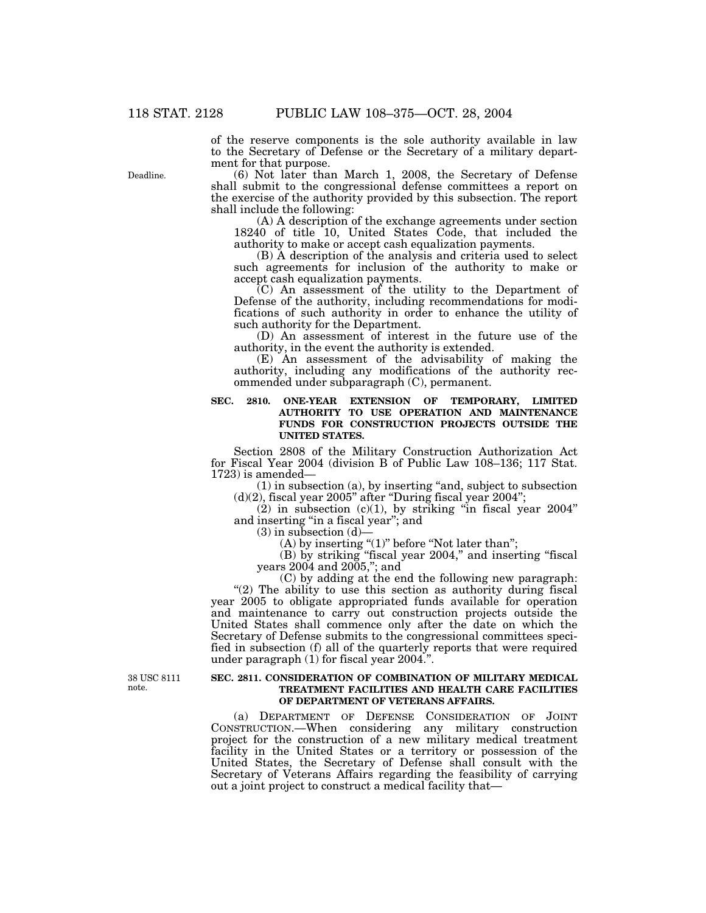of the reserve components is the sole authority available in law to the Secretary of Defense or the Secretary of a military department for that purpose.

Deadline.

(6) Not later than March 1, 2008, the Secretary of Defense shall submit to the congressional defense committees a report on the exercise of the authority provided by this subsection. The report shall include the following:

(A) A description of the exchange agreements under section 18240 of title 10, United States Code, that included the authority to make or accept cash equalization payments.

(B) A description of the analysis and criteria used to select such agreements for inclusion of the authority to make or accept cash equalization payments.

(C) An assessment of the utility to the Department of Defense of the authority, including recommendations for modifications of such authority in order to enhance the utility of such authority for the Department.

(D) An assessment of interest in the future use of the authority, in the event the authority is extended.

(E) An assessment of the advisability of making the authority, including any modifications of the authority recommended under subparagraph (C), permanent.

**SEC. 2810. ONE-YEAR EXTENSION OF TEMPORARY, LIMITED AUTHORITY TO USE OPERATION AND MAINTENANCE FUNDS FOR CONSTRUCTION PROJECTS OUTSIDE THE UNITED STATES.**

Section 2808 of the Military Construction Authorization Act for Fiscal Year 2004 (division B of Public Law 108–136; 117 Stat. 1723) is amended—

(1) in subsection (a), by inserting "and, subject to subsection (d)(2), fiscal year 2005" after "During fiscal year 2004";

(2) in subsection (c)(1), by striking "in fiscal year 2004" and inserting "in a fiscal year"; and

(3) in subsection (d)—

(A) by inserting "(1)" before "Not later than";

(B) by striking "fiscal year 2004," and inserting "fiscal years 2004 and 2005,"; and

(C) by adding at the end the following new paragraph:

"(2) The ability to use this section as authority during fiscal year 2005 to obligate appropriated funds available for operation and maintenance to carry out construction projects outside the United States shall commence only after the date on which the Secretary of Defense submits to the congressional committees specified in subsection (f) all of the quarterly reports that were required under paragraph (1) for fiscal year 2004.".

38 USC 8111 note.

**SEC. 2811. CONSIDERATION OF COMBINATION OF MILITARY MEDICAL TREATMENT FACILITIES AND HEALTH CARE FACILITIES OF DEPARTMENT OF VETERANS AFFAIRS.**

(a) DEPARTMENT OF DEFENSE CONSIDERATION OF JOINT CONSTRUCTION.—When considering any military construction project for the construction of a new military medical treatment facility in the United States or a territory or possession of the United States, the Secretary of Defense shall consult with the Secretary of Veterans Affairs regarding the feasibility of carrying out a joint project to construct a medical facility that—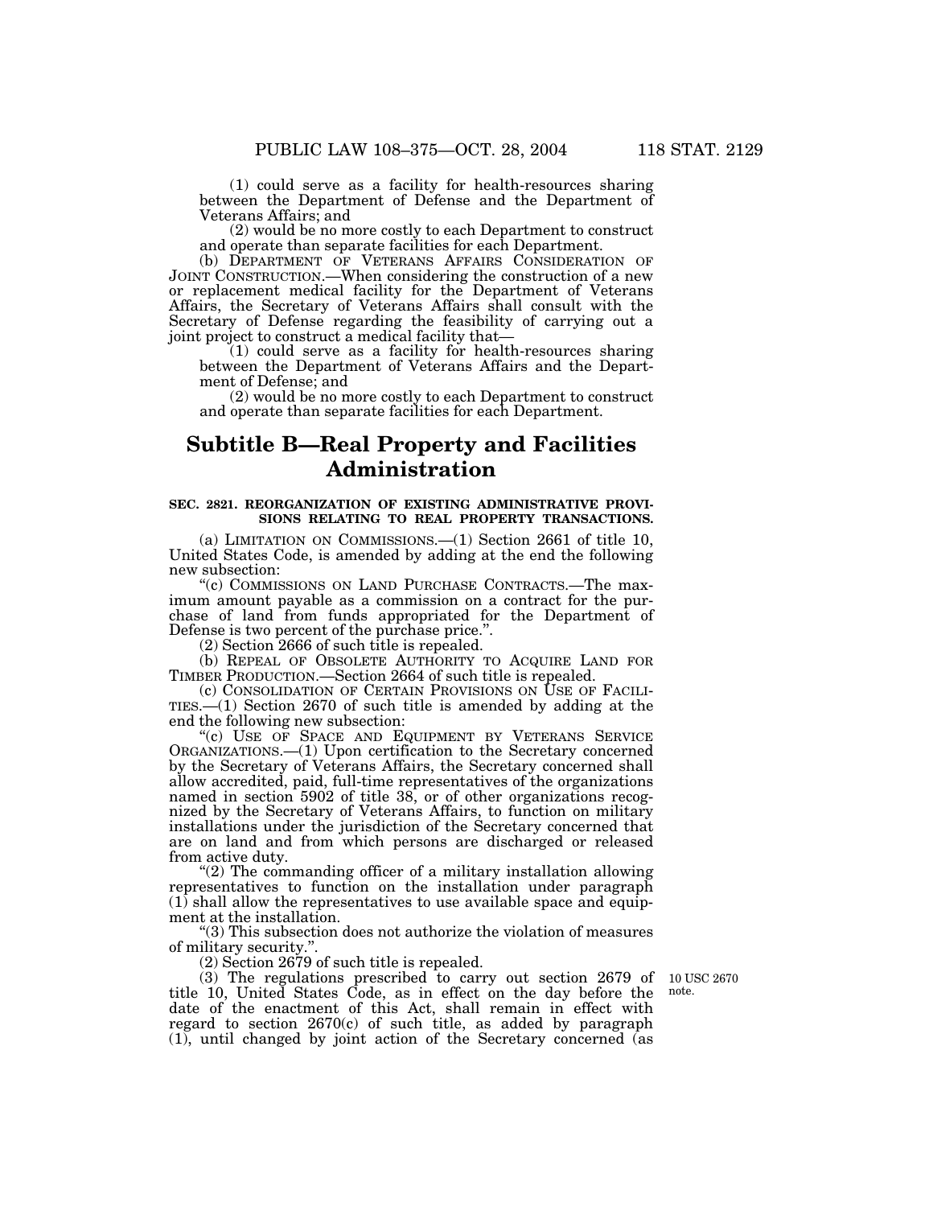(1) could serve as a facility for health-resources sharing between the Department of Defense and the Department of Veterans Affairs; and

(2) would be no more costly to each Department to construct and operate than separate facilities for each Department.

(b) DEPARTMENT OF VETERANS AFFAIRS CONSIDERATION OF JOINT CONSTRUCTION.—When considering the construction of a new or replacement medical facility for the Department of Veterans Affairs, the Secretary of Veterans Affairs shall consult with the Secretary of Defense regarding the feasibility of carrying out a joint project to construct a medical facility that—

(1) could serve as a facility for health-resources sharing between the Department of Veterans Affairs and the Department of Defense; and

(2) would be no more costly to each Department to construct and operate than separate facilities for each Department.

## Subtitle B—Real Property and Facilities Administration

**SEC. 2821. REORGANIZATION OF EXISTING ADMINISTRATIVE PROVISIONS RELATING TO REAL PROPERTY TRANSACTIONS.**

(a) LIMITATION ON COMMISSIONS.—(1) Section 2661 of title 10, United States Code, is amended by adding at the end the following new subsection:

"(c) COMMISSIONS ON LAND PURCHASE CONTRACTS.—The maximum amount payable as a commission on a contract for the purchase of land from funds appropriated for the Department of Defense is two percent of the purchase price.".

(2) Section 2666 of such title is repealed.

(b) REPEAL OF OBSOLETE AUTHORITY TO ACQUIRE LAND FOR TIMBER PRODUCTION.—Section 2664 of such title is repealed.

(c) CONSOLIDATION OF CERTAIN PROVISIONS ON USE OF FACILITIES.—(1) Section 2670 of such title is amended by adding at the end the following new subsection:

"(c) USE OF SPACE AND EQUIPMENT BY VETERANS SERVICE ORGANIZATIONS.—(1) Upon certification to the Secretary concerned by the Secretary of Veterans Affairs, the Secretary concerned shall allow accredited, paid, full-time representatives of the organizations named in section 5902 of title 38, or of other organizations recognized by the Secretary of Veterans Affairs, to function on military installations under the jurisdiction of the Secretary concerned that are on land and from which persons are discharged or released from active duty.

"(2) The commanding officer of a military installation allowing representatives to function on the installation under paragraph (1) shall allow the representatives to use available space and equipment at the installation.

"(3) This subsection does not authorize the violation of measures of military security.".

(2) Section 2679 of such title is repealed.

10 USC 2670 note.

(3) The regulations prescribed to carry out section 2679 of title 10, United States Code, as in effect on the day before the date of the enactment of this Act, shall remain in effect with regard to section 2670(c) of such title, as added by paragraph (1), until changed by joint action of the Secretary concerned (as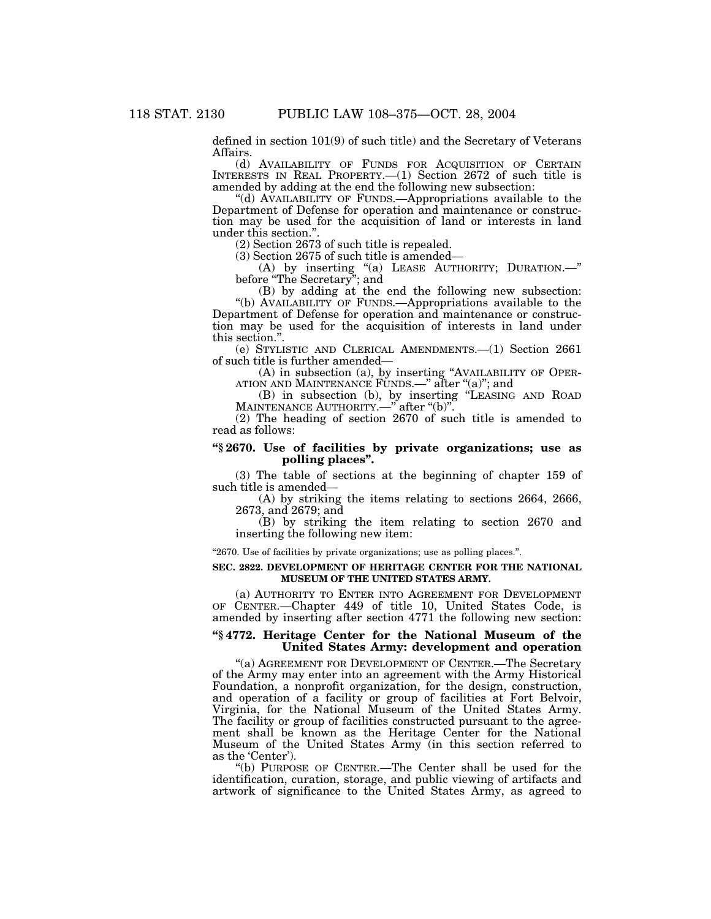defined in section 101(9) of such title) and the Secretary of Veterans Affairs.

(d) AVAILABILITY OF FUNDS FOR ACQUISITION OF CERTAIN INTERESTS IN REAL PROPERTY.—(1) Section 2672 of such title is amended by adding at the end the following new subsection:

"(d) AVAILABILITY OF FUNDS.—Appropriations available to the Department of Defense for operation and maintenance or construction may be used for the acquisition of land or interests in land under this section.".

(2) Section 2673 of such title is repealed.

(3) Section 2675 of such title is amended—

(A) by inserting "(a) LEASE AUTHORITY; DURATION.—" before "The Secretary"; and

(B) by adding at the end the following new subsection:

"(b) AVAILABILITY OF FUNDS.—Appropriations available to the Department of Defense for operation and maintenance or construction may be used for the acquisition of interests in land under this section.".

(e) STYLISTIC AND CLERICAL AMENDMENTS.—(1) Section 2661 of such title is further amended—

(A) in subsection (a), by inserting "AVAILABILITY OF OPERATION AND MAINTENANCE FUNDS.—" after "(a)"; and

(B) in subsection (b), by inserting "LEASING AND ROAD MAINTENANCE AUTHORITY.—" after "(b)".

(2) The heading of section 2670 of such title is amended to read as follows:

**"§ 2670. Use of facilities by private organizations; use as polling places".**

(3) The table of sections at the beginning of chapter 159 of such title is amended—

(A) by striking the items relating to sections 2664, 2666, 2673, and 2679; and

(B) by striking the item relating to section 2670 and inserting the following new item:

"2670. Use of facilities by private organizations; use as polling places.".

**SEC. 2822. DEVELOPMENT OF HERITAGE CENTER FOR THE NATIONAL MUSEUM OF THE UNITED STATES ARMY.**

(a) AUTHORITY TO ENTER INTO AGREEMENT FOR DEVELOPMENT OF CENTER.—Chapter 449 of title 10, United States Code, is amended by inserting after section 4771 the following new section:

**"§ 4772. Heritage Center for the National Museum of the United States Army: development and operation**

"(a) AGREEMENT FOR DEVELOPMENT OF CENTER.—The Secretary of the Army may enter into an agreement with the Army Historical Foundation, a nonprofit organization, for the design, construction, and operation of a facility or group of facilities at Fort Belvoir, Virginia, for the National Museum of the United States Army. The facility or group of facilities constructed pursuant to the agreement shall be known as the Heritage Center for the National Museum of the United States Army (in this section referred to as the 'Center').

"(b) PURPOSE OF CENTER.—The Center shall be used for the identification, curation, storage, and public viewing of artifacts and artwork of significance to the United States Army, as agreed to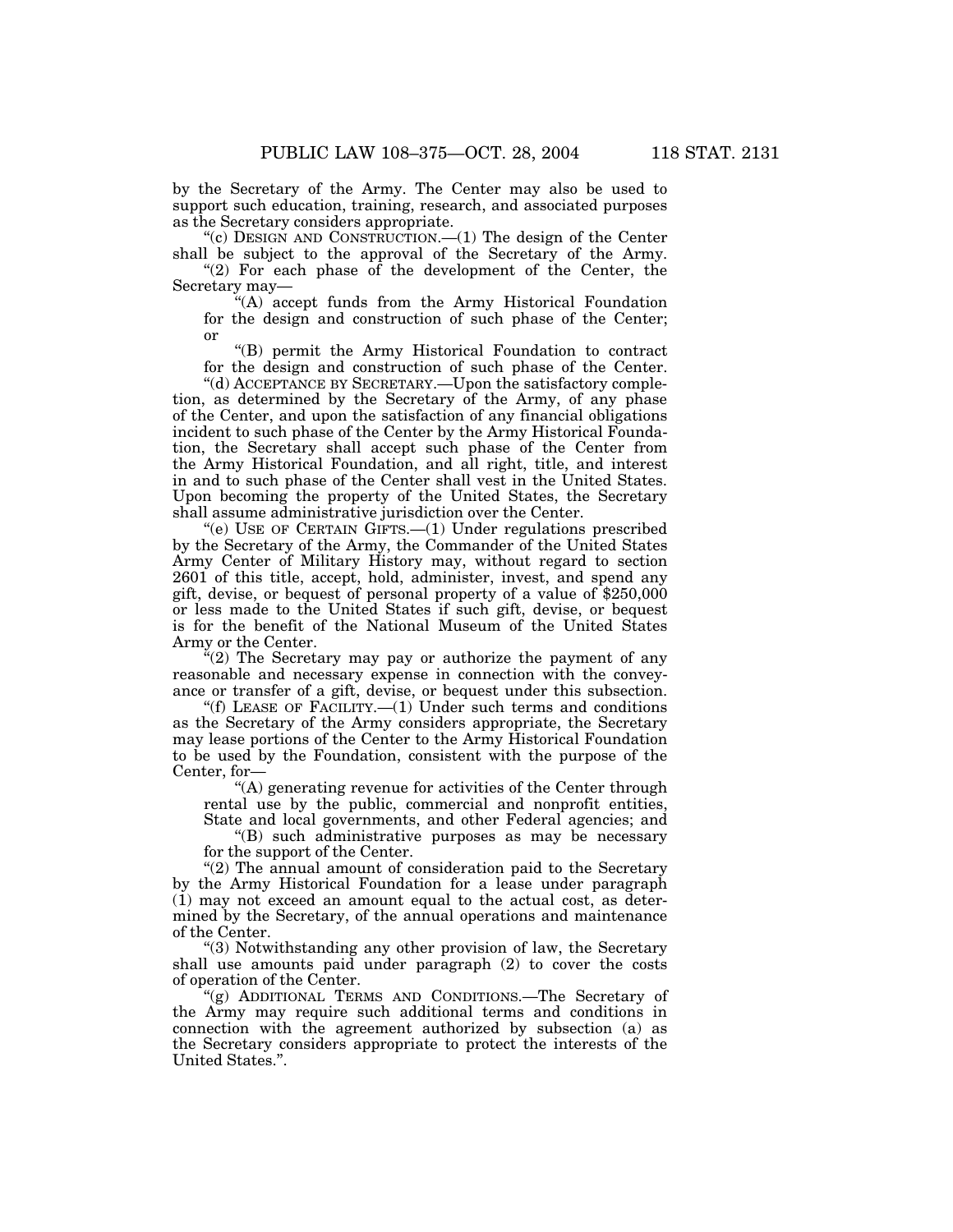by the Secretary of the Army. The Center may also be used to support such education, training, research, and associated purposes as the Secretary considers appropriate.

"(c) DESIGN AND CONSTRUCTION.—(1) The design of the Center shall be subject to the approval of the Secretary of the Army.

"(2) For each phase of the development of the Center, the Secretary may—

"(A) accept funds from the Army Historical Foundation for the design and construction of such phase of the Center; or

"(B) permit the Army Historical Foundation to contract for the design and construction of such phase of the Center.

"(d) ACCEPTANCE BY SECRETARY.—Upon the satisfactory completion, as determined by the Secretary of the Army, of any phase of the Center, and upon the satisfaction of any financial obligations incident to such phase of the Center by the Army Historical Foundation, the Secretary shall accept such phase of the Center from the Army Historical Foundation, and all right, title, and interest in and to such phase of the Center shall vest in the United States. Upon becoming the property of the United States, the Secretary shall assume administrative jurisdiction over the Center.

"(e) USE OF CERTAIN GIFTS.—(1) Under regulations prescribed by the Secretary of the Army, the Commander of the United States Army Center of Military History may, without regard to section 2601 of this title, accept, hold, administer, invest, and spend any gift, devise, or bequest of personal property of a value of $250,000 or less made to the United States if such gift, devise, or bequest is for the benefit of the National Museum of the United States Army or the Center.

"(2) The Secretary may pay or authorize the payment of any reasonable and necessary expense in connection with the conveyance or transfer of a gift, devise, or bequest under this subsection.

"(f) LEASE OF FACILITY.—(1) Under such terms and conditions as the Secretary of the Army considers appropriate, the Secretary may lease portions of the Center to the Army Historical Foundation to be used by the Foundation, consistent with the purpose of the Center, for—

"(A) generating revenue for activities of the Center through rental use by the public, commercial and nonprofit entities, State and local governments, and other Federal agencies; and

"(B) such administrative purposes as may be necessary for the support of the Center.

"(2) The annual amount of consideration paid to the Secretary by the Army Historical Foundation for a lease under paragraph (1) may not exceed an amount equal to the actual cost, as determined by the Secretary, of the annual operations and maintenance of the Center.

"(3) Notwithstanding any other provision of law, the Secretary shall use amounts paid under paragraph (2) to cover the costs of operation of the Center.

"(g) ADDITIONAL TERMS AND CONDITIONS.—The Secretary of the Army may require such additional terms and conditions in connection with the agreement authorized by subsection (a) as the Secretary considers appropriate to protect the interests of the United States.".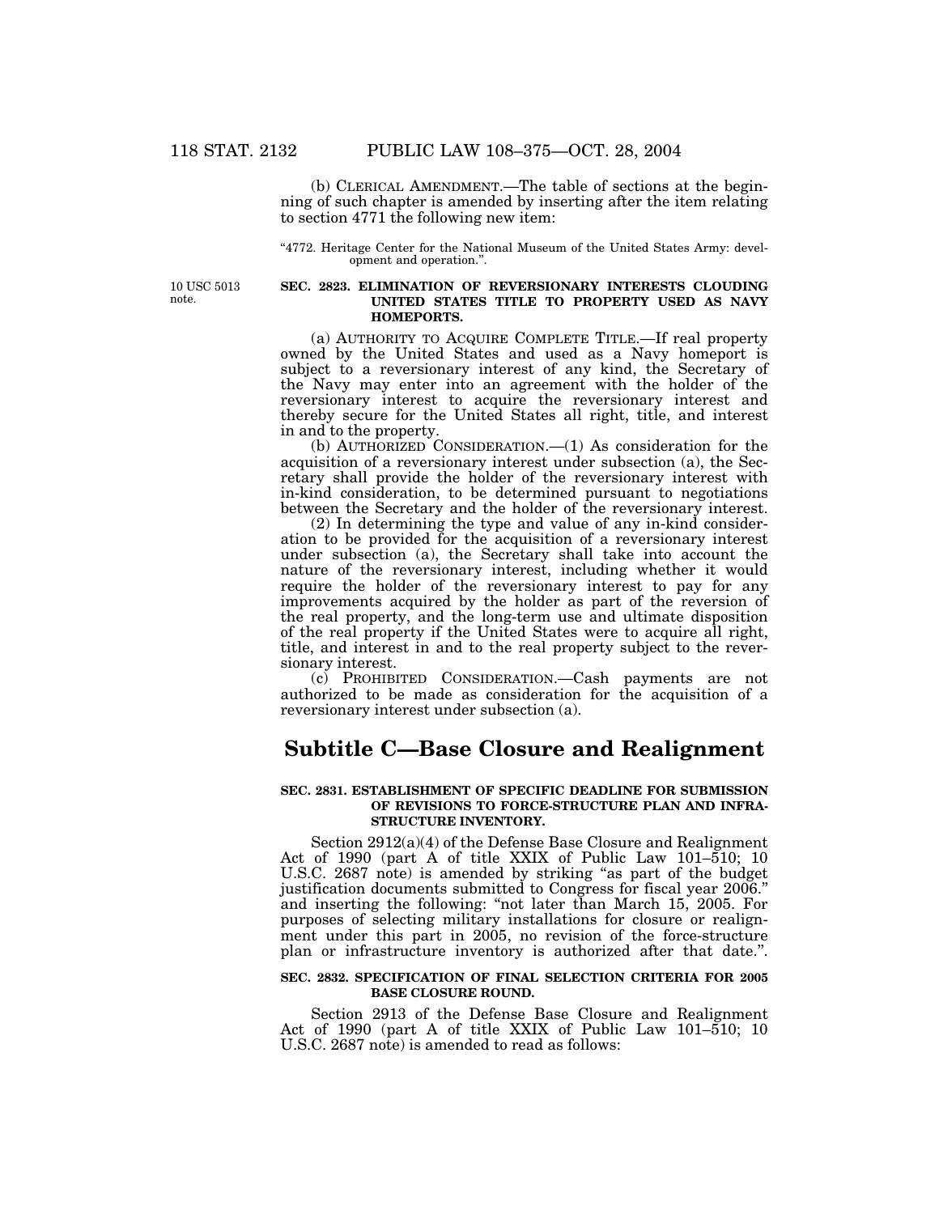(b) CLERICAL AMENDMENT.—The table of sections at the beginning of such chapter is amended by inserting after the item relating to section 4771 the following new item:

"4772. Heritage Center for the National Museum of the United States Army: development and operation.".

10 USC 5013 note.

**SEC. 2823. ELIMINATION OF REVERSIONARY INTERESTS CLOUDING UNITED STATES TITLE TO PROPERTY USED AS NAVY HOMEPORTS.**

(a) AUTHORITY TO ACQUIRE COMPLETE TITLE.—If real property owned by the United States and used as a Navy homeport is subject to a reversionary interest of any kind, the Secretary of the Navy may enter into an agreement with the holder of the reversionary interest to acquire the reversionary interest and thereby secure for the United States all right, title, and interest in and to the property.

(b) AUTHORIZED CONSIDERATION.—(1) As consideration for the acquisition of a reversionary interest under subsection (a), the Secretary shall provide the holder of the reversionary interest with in-kind consideration, to be determined pursuant to negotiations between the Secretary and the holder of the reversionary interest.

(2) In determining the type and value of any in-kind consideration to be provided for the acquisition of a reversionary interest under subsection (a), the Secretary shall take into account the nature of the reversionary interest, including whether it would require the holder of the reversionary interest to pay for any improvements acquired by the holder as part of the reversion of the real property, and the long-term use and ultimate disposition of the real property if the United States were to acquire all right, title, and interest in and to the real property subject to the reversionary interest.

(c) PROHIBITED CONSIDERATION.—Cash payments are not authorized to be made as consideration for the acquisition of a reversionary interest under subsection (a).

# Subtitle C—Base Closure and Realignment

**SEC. 2831. ESTABLISHMENT OF SPECIFIC DEADLINE FOR SUBMISSION OF REVISIONS TO FORCE-STRUCTURE PLAN AND INFRASTRUCTURE INVENTORY.**

Section 2912(a)(4) of the Defense Base Closure and Realignment Act of 1990 (part A of title XXIX of Public Law 101–510; 10 U.S.C. 2687 note) is amended by striking "as part of the budget justification documents submitted to Congress for fiscal year 2006." and inserting the following: "not later than March 15, 2005. For purposes of selecting military installations for closure or realignment under this part in 2005, no revision of the force-structure plan or infrastructure inventory is authorized after that date.".

**SEC. 2832. SPECIFICATION OF FINAL SELECTION CRITERIA FOR 2005 BASE CLOSURE ROUND.**

Section 2913 of the Defense Base Closure and Realignment Act of 1990 (part A of title XXIX of Public Law 101–510; 10 U.S.C. 2687 note) is amended to read as follows: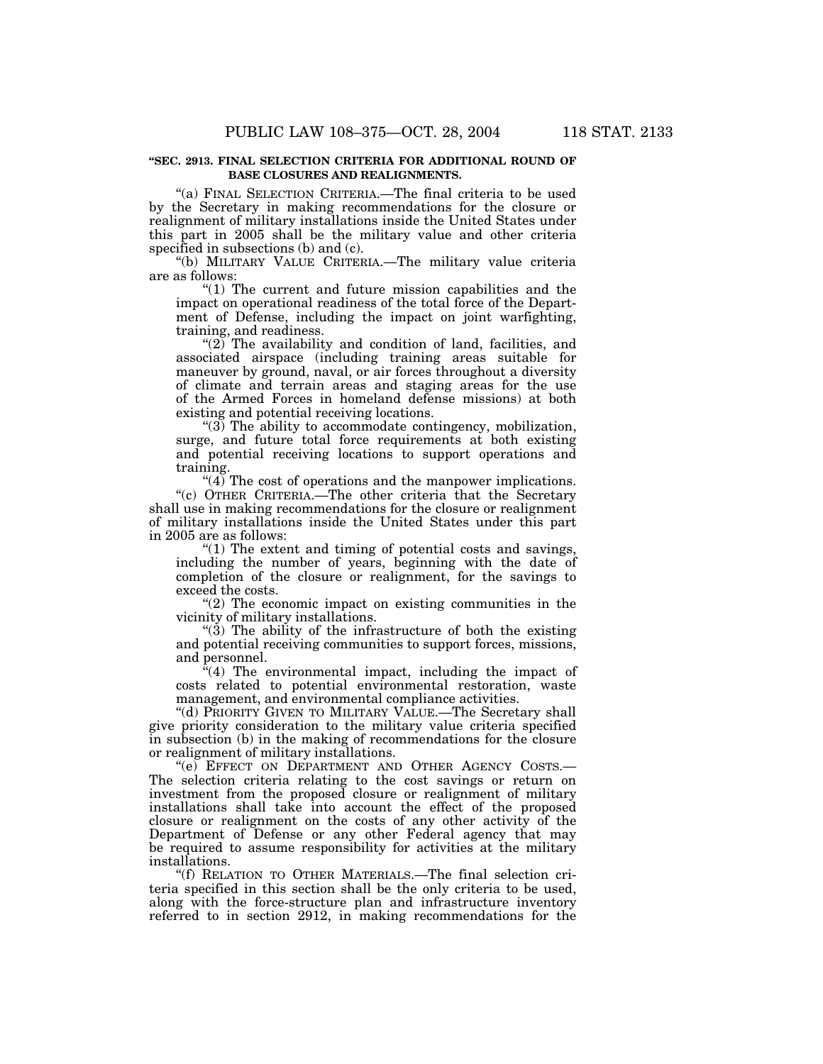**"SEC. 2913. FINAL SELECTION CRITERIA FOR ADDITIONAL ROUND OF BASE CLOSURES AND REALIGNMENTS.**

"(a) FINAL SELECTION CRITERIA.—The final criteria to be used by the Secretary in making recommendations for the closure or realignment of military installations inside the United States under this part in 2005 shall be the military value and other criteria specified in subsections (b) and (c).

"(b) MILITARY VALUE CRITERIA.—The military value criteria are as follows:

"(1) The current and future mission capabilities and the impact on operational readiness of the total force of the Department of Defense, including the impact on joint warfighting, training, and readiness.

"(2) The availability and condition of land, facilities, and associated airspace (including training areas suitable for maneuver by ground, naval, or air forces throughout a diversity of climate and terrain areas and staging areas for the use of the Armed Forces in homeland defense missions) at both existing and potential receiving locations.

"(3) The ability to accommodate contingency, mobilization, surge, and future total force requirements at both existing and potential receiving locations to support operations and training.

"(4) The cost of operations and the manpower implications.

"(c) OTHER CRITERIA.—The other criteria that the Secretary shall use in making recommendations for the closure or realignment of military installations inside the United States under this part in 2005 are as follows:

"(1) The extent and timing of potential costs and savings, including the number of years, beginning with the date of completion of the closure or realignment, for the savings to exceed the costs.

"(2) The economic impact on existing communities in the vicinity of military installations.

"(3) The ability of the infrastructure of both the existing and potential receiving communities to support forces, missions, and personnel.

"(4) The environmental impact, including the impact of costs related to potential environmental restoration, waste management, and environmental compliance activities.

"(d) PRIORITY GIVEN TO MILITARY VALUE.—The Secretary shall give priority consideration to the military value criteria specified in subsection (b) in the making of recommendations for the closure or realignment of military installations.

"(e) EFFECT ON DEPARTMENT AND OTHER AGENCY COSTS.—The selection criteria relating to the cost savings or return on investment from the proposed closure or realignment of military installations shall take into account the effect of the proposed closure or realignment on the costs of any other activity of the Department of Defense or any other Federal agency that may be required to assume responsibility for activities at the military installations.

"(f) RELATION TO OTHER MATERIALS.—The final selection criteria specified in this section shall be the only criteria to be used, along with the force-structure plan and infrastructure inventory referred to in section 2912, in making recommendations for the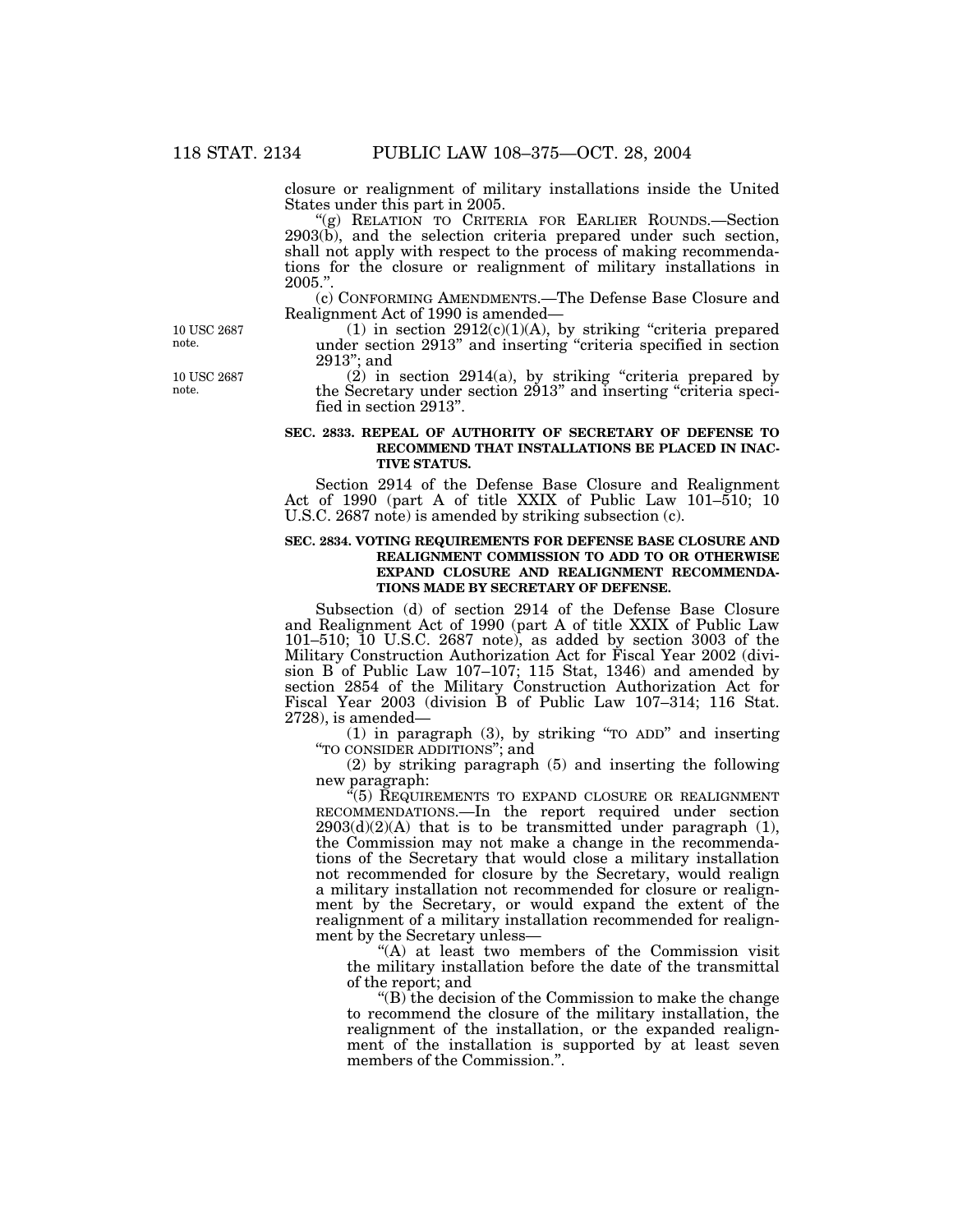closure or realignment of military installations inside the United States under this part in 2005.

"(g) RELATION TO CRITERIA FOR EARLIER ROUNDS.—Section 2903(b), and the selection criteria prepared under such section, shall not apply with respect to the process of making recommendations for the closure or realignment of military installations in 2005.".

(c) CONFORMING AMENDMENTS.—The Defense Base Closure and Realignment Act of 1990 is amended—

10 USC 2687 note.

(1) in section 2912(c)(1)(A), by striking "criteria prepared under section 2913" and inserting "criteria specified in section 2913"; and

10 USC 2687 note.

(2) in section 2914(a), by striking "criteria prepared by the Secretary under section 2913" and inserting "criteria specified in section 2913".

**SEC. 2833. REPEAL OF AUTHORITY OF SECRETARY OF DEFENSE TO RECOMMEND THAT INSTALLATIONS BE PLACED IN INACTIVE STATUS.**

Section 2914 of the Defense Base Closure and Realignment Act of 1990 (part A of title XXIX of Public Law 101–510; 10 U.S.C. 2687 note) is amended by striking subsection (c).

**SEC. 2834. VOTING REQUIREMENTS FOR DEFENSE BASE CLOSURE AND REALIGNMENT COMMISSION TO ADD TO OR OTHERWISE EXPAND CLOSURE AND REALIGNMENT RECOMMENDATIONS MADE BY SECRETARY OF DEFENSE.**

Subsection (d) of section 2914 of the Defense Base Closure and Realignment Act of 1990 (part A of title XXIX of Public Law 101–510; 10 U.S.C. 2687 note), as added by section 3003 of the Military Construction Authorization Act for Fiscal Year 2002 (division B of Public Law 107–107; 115 Stat. 1346) and amended by section 2854 of the Military Construction Authorization Act for Fiscal Year 2003 (division B of Public Law 107–314; 116 Stat. 2728), is amended—

(1) in paragraph (3), by striking "TO ADD" and inserting "TO CONSIDER ADDITIONS"; and

(2) by striking paragraph (5) and inserting the following new paragraph:

"(5) REQUIREMENTS TO EXPAND CLOSURE OR REALIGNMENT RECOMMENDATIONS.—In the report required under section 2903(d)(2)(A) that is to be transmitted under paragraph (1), the Commission may not make a change in the recommendations of the Secretary that would close a military installation not recommended for closure by the Secretary, would realign a military installation not recommended for closure or realignment by the Secretary, or would expand the extent of the realignment of a military installation recommended for realignment by the Secretary unless—

"(A) at least two members of the Commission visit the military installation before the date of the transmittal of the report; and

"(B) the decision of the Commission to make the change to recommend the closure of the military installation, the realignment of the installation, or the expanded realignment of the installation is supported by at least seven members of the Commission.".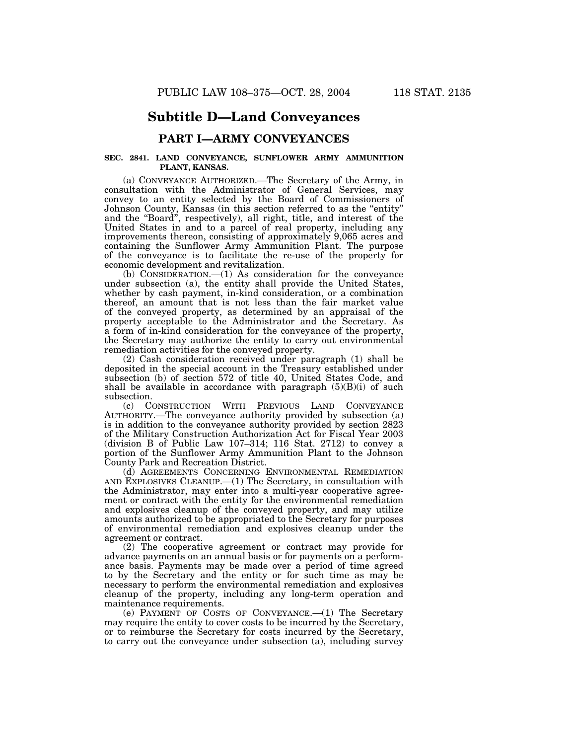## Subtitle D—Land Conveyances

### PART I—ARMY CONVEYANCES

**SEC. 2841. LAND CONVEYANCE, SUNFLOWER ARMY AMMUNITION PLANT, KANSAS.**

(a) CONVEYANCE AUTHORIZED.—The Secretary of the Army, in consultation with the Administrator of General Services, may convey to an entity selected by the Board of Commissioners of Johnson County, Kansas (in this section referred to as the "entity" and the "Board", respectively), all right, title, and interest of the United States in and to a parcel of real property, including any improvements thereon, consisting of approximately 9,065 acres and containing the Sunflower Army Ammunition Plant. The purpose of the conveyance is to facilitate the re-use of the property for economic development and revitalization.

(b) CONSIDERATION.—(1) As consideration for the conveyance under subsection (a), the entity shall provide the United States, whether by cash payment, in-kind consideration, or a combination thereof, an amount that is not less than the fair market value of the conveyed property, as determined by an appraisal of the property acceptable to the Administrator and the Secretary. As a form of in-kind consideration for the conveyance of the property, the Secretary may authorize the entity to carry out environmental remediation activities for the conveyed property.

(2) Cash consideration received under paragraph (1) shall be deposited in the special account in the Treasury established under subsection (b) of section 572 of title 40, United States Code, and shall be available in accordance with paragraph (5)(B)(i) of such subsection.

(c) CONSTRUCTION WITH PREVIOUS LAND CONVEYANCE AUTHORITY.—The conveyance authority provided by subsection (a) is in addition to the conveyance authority provided by section 2823 of the Military Construction Authorization Act for Fiscal Year 2003 (division B of Public Law 107–314; 116 Stat. 2712) to convey a portion of the Sunflower Army Ammunition Plant to the Johnson County Park and Recreation District.

(d) AGREEMENTS CONCERNING ENVIRONMENTAL REMEDIATION AND EXPLOSIVES CLEANUP.—(1) The Secretary, in consultation with the Administrator, may enter into a multi-year cooperative agreement or contract with the entity for the environmental remediation and explosives cleanup of the conveyed property, and may utilize amounts authorized to be appropriated to the Secretary for purposes of environmental remediation and explosives cleanup under the agreement or contract.

(2) The cooperative agreement or contract may provide for advance payments on an annual basis or for payments on a performance basis. Payments may be made over a period of time agreed to by the Secretary and the entity or for such time as may be necessary to perform the environmental remediation and explosives cleanup of the property, including any long-term operation and maintenance requirements.

(e) PAYMENT OF COSTS OF CONVEYANCE.—(1) The Secretary may require the entity to cover costs to be incurred by the Secretary, or to reimburse the Secretary for costs incurred by the Secretary, to carry out the conveyance under subsection (a), including survey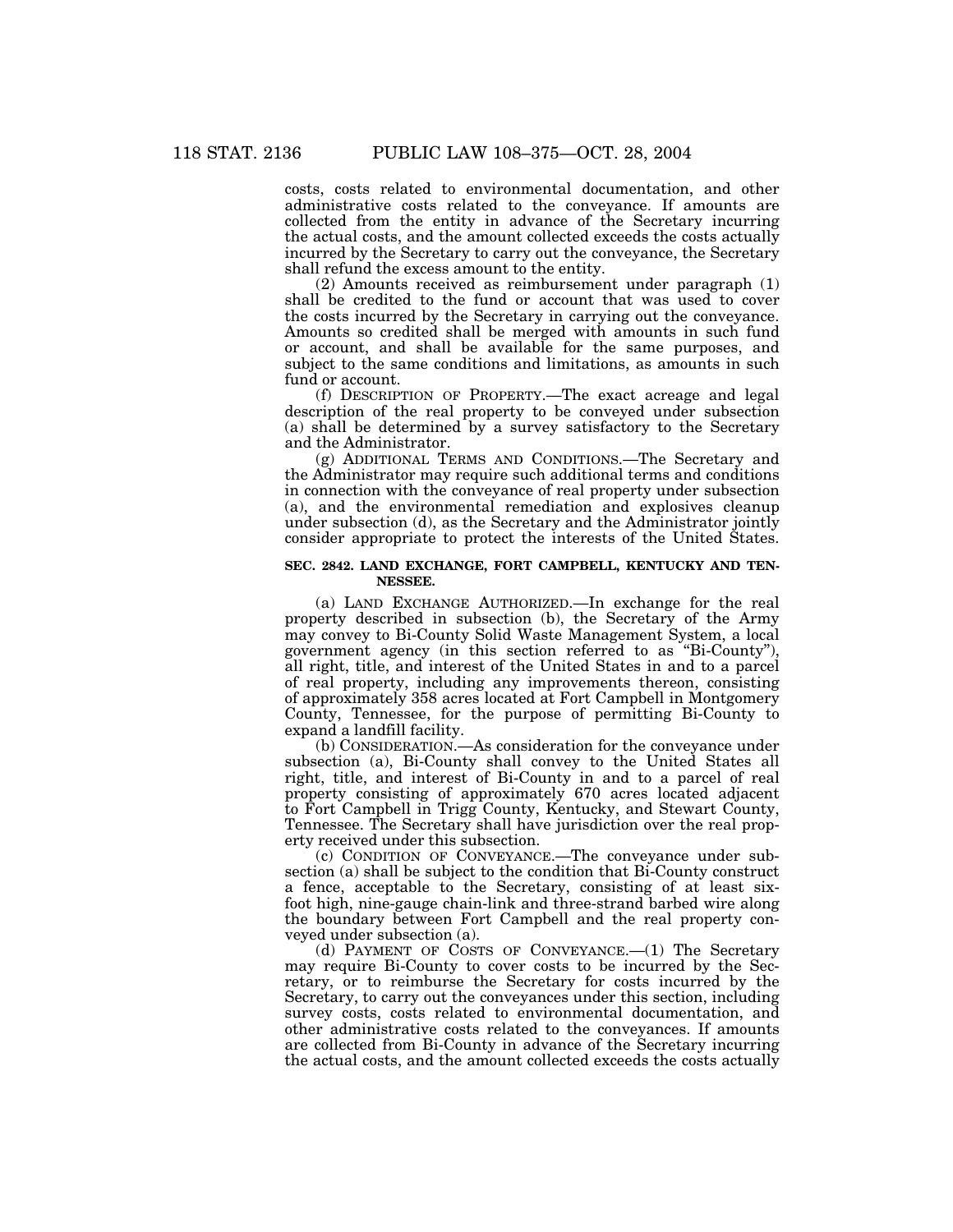costs, costs related to environmental documentation, and other administrative costs related to the conveyance. If amounts are collected from the entity in advance of the Secretary incurring the actual costs, and the amount collected exceeds the costs actually incurred by the Secretary to carry out the conveyance, the Secretary shall refund the excess amount to the entity.

(2) Amounts received as reimbursement under paragraph (1) shall be credited to the fund or account that was used to cover the costs incurred by the Secretary in carrying out the conveyance. Amounts so credited shall be merged with amounts in such fund or account, and shall be available for the same purposes, and subject to the same conditions and limitations, as amounts in such fund or account.

(f) DESCRIPTION OF PROPERTY.—The exact acreage and legal description of the real property to be conveyed under subsection (a) shall be determined by a survey satisfactory to the Secretary and the Administrator.

(g) ADDITIONAL TERMS AND CONDITIONS.—The Secretary and the Administrator may require such additional terms and conditions in connection with the conveyance of real property under subsection (a), and the environmental remediation and explosives cleanup under subsection (d), as the Secretary and the Administrator jointly consider appropriate to protect the interests of the United States.

**SEC. 2842. LAND EXCHANGE, FORT CAMPBELL, KENTUCKY AND TENNESSEE.**

(a) LAND EXCHANGE AUTHORIZED.—In exchange for the real property described in subsection (b), the Secretary of the Army may convey to Bi-County Solid Waste Management System, a local government agency (in this section referred to as "Bi-County"), all right, title, and interest of the United States in and to a parcel of real property, including any improvements thereon, consisting of approximately 358 acres located at Fort Campbell in Montgomery County, Tennessee, for the purpose of permitting Bi-County to expand a landfill facility.

(b) CONSIDERATION.—As consideration for the conveyance under subsection (a), Bi-County shall convey to the United States all right, title, and interest of Bi-County in and to a parcel of real property consisting of approximately 670 acres located adjacent to Fort Campbell in Trigg County, Kentucky, and Stewart County, Tennessee. The Secretary shall have jurisdiction over the real property received under this subsection.

(c) CONDITION OF CONVEYANCE.—The conveyance under subsection (a) shall be subject to the condition that Bi-County construct a fence, acceptable to the Secretary, consisting of at least six-foot high, nine-gauge chain-link and three-strand barbed wire along the boundary between Fort Campbell and the real property conveyed under subsection (a).

(d) PAYMENT OF COSTS OF CONVEYANCE.—(1) The Secretary may require Bi-County to cover costs to be incurred by the Secretary, or to reimburse the Secretary for costs incurred by the Secretary, to carry out the conveyances under this section, including survey costs, costs related to environmental documentation, and other administrative costs related to the conveyances. If amounts are collected from Bi-County in advance of the Secretary incurring the actual costs, and the amount collected exceeds the costs actually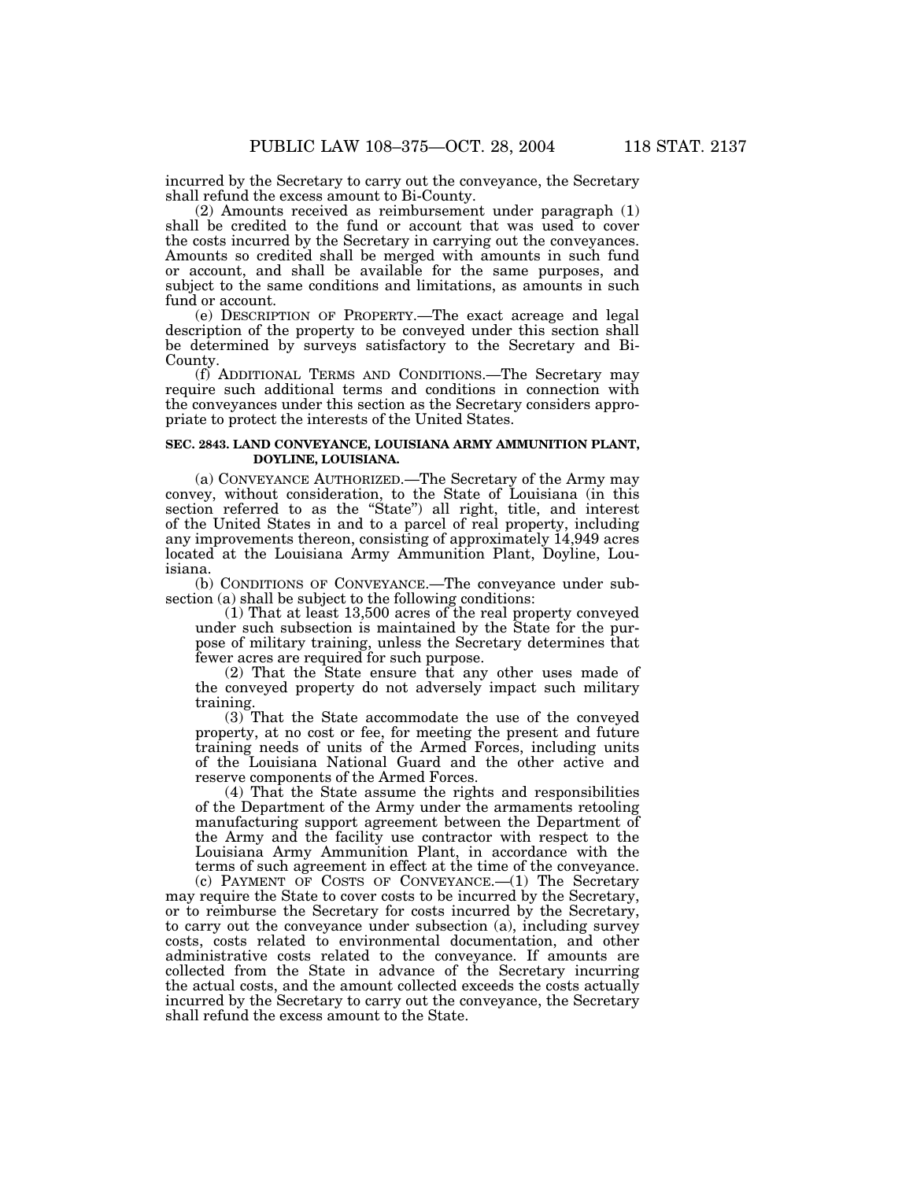incurred by the Secretary to carry out the conveyance, the Secretary shall refund the excess amount to Bi-County.

(2) Amounts received as reimbursement under paragraph (1) shall be credited to the fund or account that was used to cover the costs incurred by the Secretary in carrying out the conveyances. Amounts so credited shall be merged with amounts in such fund or account, and shall be available for the same purposes, and subject to the same conditions and limitations, as amounts in such fund or account.

(e) DESCRIPTION OF PROPERTY.—The exact acreage and legal description of the property to be conveyed under this section shall be determined by surveys satisfactory to the Secretary and Bi-County.

(f) ADDITIONAL TERMS AND CONDITIONS.—The Secretary may require such additional terms and conditions in connection with the conveyances under this section as the Secretary considers appropriate to protect the interests of the United States.

**SEC. 2843. LAND CONVEYANCE, LOUISIANA ARMY AMMUNITION PLANT, DOYLINE, LOUISIANA.**

(a) CONVEYANCE AUTHORIZED.—The Secretary of the Army may convey, without consideration, to the State of Louisiana (in this section referred to as the "State") all right, title, and interest of the United States in and to a parcel of real property, including any improvements thereon, consisting of approximately 14,949 acres located at the Louisiana Army Ammunition Plant, Doyline, Louisiana.

(b) CONDITIONS OF CONVEYANCE.—The conveyance under subsection (a) shall be subject to the following conditions:

(1) That at least 13,500 acres of the real property conveyed under such subsection is maintained by the State for the purpose of military training, unless the Secretary determines that fewer acres are required for such purpose.

(2) That the State ensure that any other uses made of the conveyed property do not adversely impact such military training.

(3) That the State accommodate the use of the conveyed property, at no cost or fee, for meeting the present and future training needs of units of the Armed Forces, including units of the Louisiana National Guard and the other active and reserve components of the Armed Forces.

(4) That the State assume the rights and responsibilities of the Department of the Army under the armaments retooling manufacturing support agreement between the Department of the Army and the facility use contractor with respect to the Louisiana Army Ammunition Plant, in accordance with the terms of such agreement in effect at the time of the conveyance.

(c) PAYMENT OF COSTS OF CONVEYANCE.—(1) The Secretary may require the State to cover costs to be incurred by the Secretary, or to reimburse the Secretary for costs incurred by the Secretary, to carry out the conveyance under subsection (a), including survey costs, costs related to environmental documentation, and other administrative costs related to the conveyance. If amounts are collected from the State in advance of the Secretary incurring the actual costs, and the amount collected exceeds the costs actually incurred by the Secretary to carry out the conveyance, the Secretary shall refund the excess amount to the State.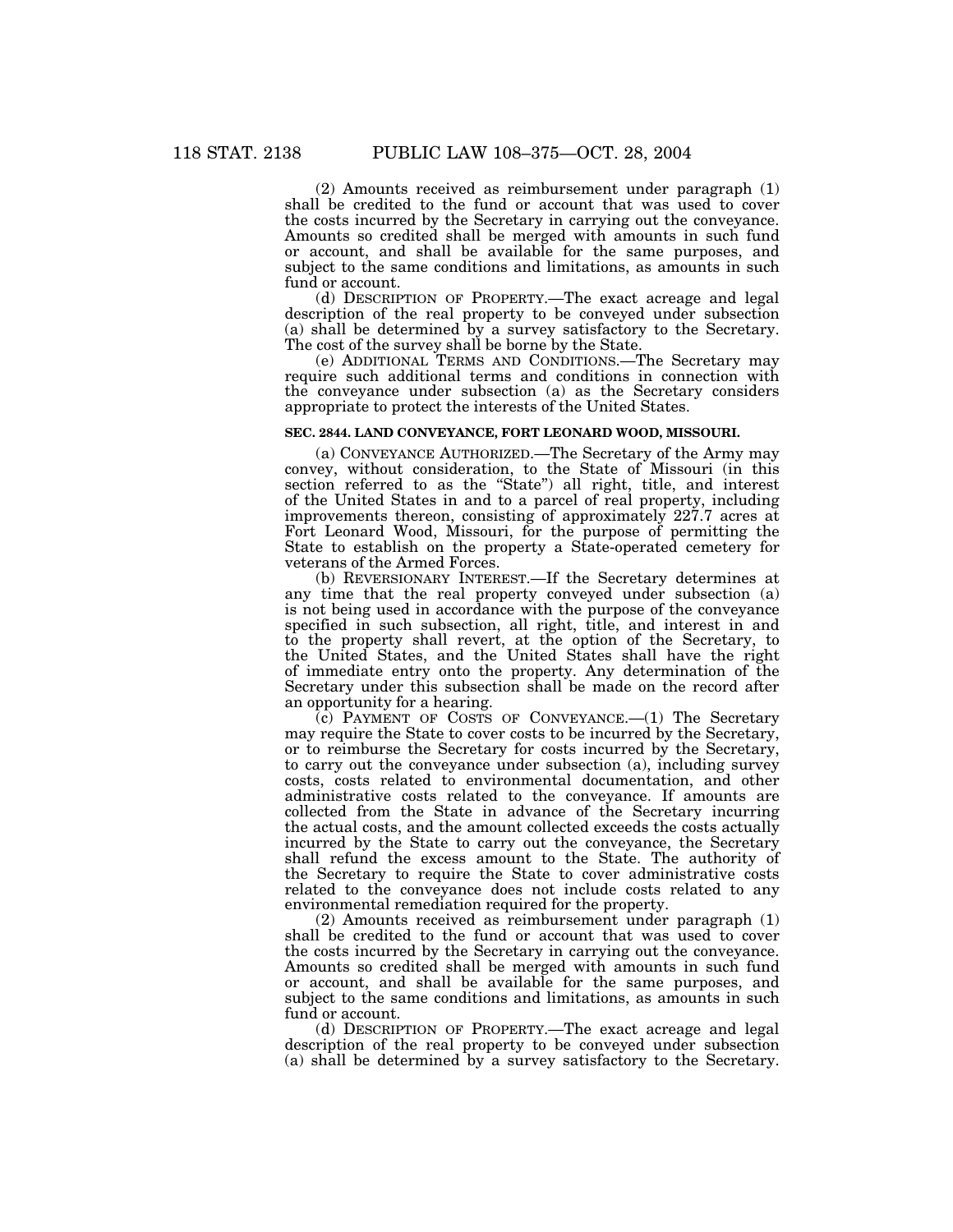(2) Amounts received as reimbursement under paragraph (1) shall be credited to the fund or account that was used to cover the costs incurred by the Secretary in carrying out the conveyance. Amounts so credited shall be merged with amounts in such fund or account, and shall be available for the same purposes, and subject to the same conditions and limitations, as amounts in such fund or account.

(d) DESCRIPTION OF PROPERTY.—The exact acreage and legal description of the real property to be conveyed under subsection (a) shall be determined by a survey satisfactory to the Secretary. The cost of the survey shall be borne by the State.

(e) ADDITIONAL TERMS AND CONDITIONS.—The Secretary may require such additional terms and conditions in connection with the conveyance under subsection (a) as the Secretary considers appropriate to protect the interests of the United States.

### SEC. 2844. LAND CONVEYANCE, FORT LEONARD WOOD, MISSOURI.

(a) CONVEYANCE AUTHORIZED.—The Secretary of the Army may convey, without consideration, to the State of Missouri (in this section referred to as the "State") all right, title, and interest of the United States in and to a parcel of real property, including improvements thereon, consisting of approximately 227.7 acres at Fort Leonard Wood, Missouri, for the purpose of permitting the State to establish on the property a State-operated cemetery for veterans of the Armed Forces.

(b) REVERSIONARY INTEREST.—If the Secretary determines at any time that the real property conveyed under subsection (a) is not being used in accordance with the purpose of the conveyance specified in such subsection, all right, title, and interest in and to the property shall revert, at the option of the Secretary, to the United States, and the United States shall have the right of immediate entry onto the property. Any determination of the Secretary under this subsection shall be made on the record after an opportunity for a hearing.

(c) PAYMENT OF COSTS OF CONVEYANCE.—(1) The Secretary may require the State to cover costs to be incurred by the Secretary, or to reimburse the Secretary for costs incurred by the Secretary, to carry out the conveyance under subsection (a), including survey costs, costs related to environmental documentation, and other administrative costs related to the conveyance. If amounts are collected from the State in advance of the Secretary incurring the actual costs, and the amount collected exceeds the costs actually incurred by the State to carry out the conveyance, the Secretary shall refund the excess amount to the State. The authority of the Secretary to require the State to cover administrative costs related to the conveyance does not include costs related to any environmental remediation required for the property.

(2) Amounts received as reimbursement under paragraph (1) shall be credited to the fund or account that was used to cover the costs incurred by the Secretary in carrying out the conveyance. Amounts so credited shall be merged with amounts in such fund or account, and shall be available for the same purposes, and subject to the same conditions and limitations, as amounts in such fund or account.

(d) DESCRIPTION OF PROPERTY.—The exact acreage and legal description of the real property to be conveyed under subsection (a) shall be determined by a survey satisfactory to the Secretary.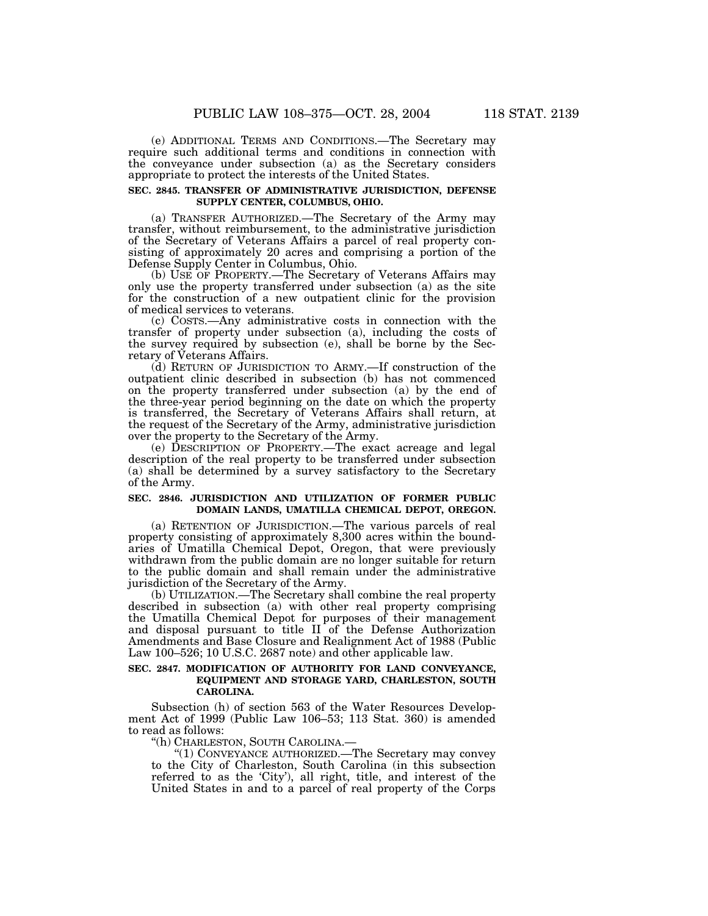(e) ADDITIONAL TERMS AND CONDITIONS.—The Secretary may require such additional terms and conditions in connection with the conveyance under subsection (a) as the Secretary considers appropriate to protect the interests of the United States.

**SEC. 2845. TRANSFER OF ADMINISTRATIVE JURISDICTION, DEFENSE SUPPLY CENTER, COLUMBUS, OHIO.**

(a) TRANSFER AUTHORIZED.—The Secretary of the Army may transfer, without reimbursement, to the administrative jurisdiction of the Secretary of Veterans Affairs a parcel of real property consisting of approximately 20 acres and comprising a portion of the Defense Supply Center in Columbus, Ohio.

(b) USE OF PROPERTY.—The Secretary of Veterans Affairs may only use the property transferred under subsection (a) as the site for the construction of a new outpatient clinic for the provision of medical services to veterans.

(c) COSTS.—Any administrative costs in connection with the transfer of property under subsection (a), including the costs of the survey required by subsection (e), shall be borne by the Secretary of Veterans Affairs.

(d) RETURN OF JURISDICTION TO ARMY.—If construction of the outpatient clinic described in subsection (b) has not commenced on the property transferred under subsection (a) by the end of the three-year period beginning on the date on which the property is transferred, the Secretary of Veterans Affairs shall return, at the request of the Secretary of the Army, administrative jurisdiction over the property to the Secretary of the Army.

(e) DESCRIPTION OF PROPERTY.—The exact acreage and legal description of the real property to be transferred under subsection (a) shall be determined by a survey satisfactory to the Secretary of the Army.

**SEC. 2846. JURISDICTION AND UTILIZATION OF FORMER PUBLIC DOMAIN LANDS, UMATILLA CHEMICAL DEPOT, OREGON.**

(a) RETENTION OF JURISDICTION.—The various parcels of real property consisting of approximately 8,300 acres within the boundaries of Umatilla Chemical Depot, Oregon, that were previously withdrawn from the public domain are no longer suitable for return to the public domain and shall remain under the administrative jurisdiction of the Secretary of the Army.

(b) UTILIZATION.—The Secretary shall combine the real property described in subsection (a) with other real property comprising the Umatilla Chemical Depot for purposes of their management and disposal pursuant to title II of the Defense Authorization Amendments and Base Closure and Realignment Act of 1988 (Public Law 100–526; 10 U.S.C. 2687 note) and other applicable law.

**SEC. 2847. MODIFICATION OF AUTHORITY FOR LAND CONVEYANCE, EQUIPMENT AND STORAGE YARD, CHARLESTON, SOUTH CAROLINA.**

Subsection (h) of section 563 of the Water Resources Development Act of 1999 (Public Law 106–53; 113 Stat. 360) is amended to read as follows:

"(h) CHARLESTON, SOUTH CAROLINA.—

"(1) CONVEYANCE AUTHORIZED.—The Secretary may convey to the City of Charleston, South Carolina (in this subsection referred to as the 'City'), all right, title, and interest of the United States in and to a parcel of real property of the Corps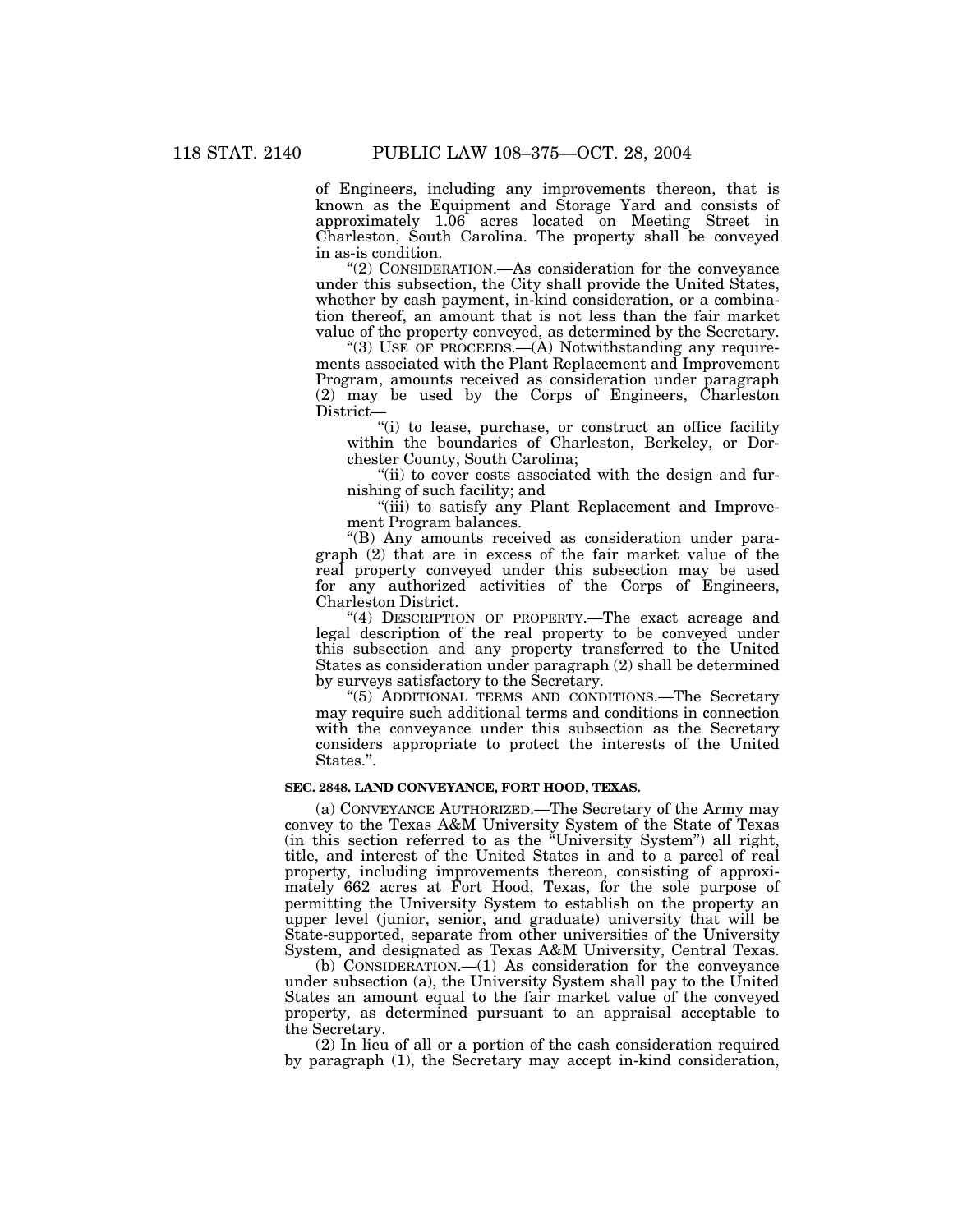of Engineers, including any improvements thereon, that is known as the Equipment and Storage Yard and consists of approximately 1.06 acres located on Meeting Street in Charleston, South Carolina. The property shall be conveyed in as-is condition.

"(2) CONSIDERATION.—As consideration for the conveyance under this subsection, the City shall provide the United States, whether by cash payment, in-kind consideration, or a combination thereof, an amount that is not less than the fair market value of the property conveyed, as determined by the Secretary.

"(3) USE OF PROCEEDS.—(A) Notwithstanding any requirements associated with the Plant Replacement and Improvement Program, amounts received as consideration under paragraph (2) may be used by the Corps of Engineers, Charleston District—

"(i) to lease, purchase, or construct an office facility within the boundaries of Charleston, Berkeley, or Dorchester County, South Carolina;

"(ii) to cover costs associated with the design and furnishing of such facility; and

"(iii) to satisfy any Plant Replacement and Improvement Program balances.

"(B) Any amounts received as consideration under paragraph (2) that are in excess of the fair market value of the real property conveyed under this subsection may be used for any authorized activities of the Corps of Engineers, Charleston District.

"(4) DESCRIPTION OF PROPERTY.—The exact acreage and legal description of the real property to be conveyed under this subsection and any property transferred to the United States as consideration under paragraph (2) shall be determined by surveys satisfactory to the Secretary.

"(5) ADDITIONAL TERMS AND CONDITIONS.—The Secretary may require such additional terms and conditions in connection with the conveyance under this subsection as the Secretary considers appropriate to protect the interests of the United States.".

**SEC. 2848. LAND CONVEYANCE, FORT HOOD, TEXAS.**

(a) CONVEYANCE AUTHORIZED.—The Secretary of the Army may convey to the Texas A&M University System of the State of Texas (in this section referred to as the "University System") all right, title, and interest of the United States in and to a parcel of real property, including improvements thereon, consisting of approximately 662 acres at Fort Hood, Texas, for the sole purpose of permitting the University System to establish on the property an upper level (junior, senior, and graduate) university that will be State-supported, separate from other universities of the University System, and designated as Texas A&M University, Central Texas.

(b) CONSIDERATION.—(1) As consideration for the conveyance under subsection (a), the University System shall pay to the United States an amount equal to the fair market value of the conveyed property, as determined pursuant to an appraisal acceptable to the Secretary.

(2) In lieu of all or a portion of the cash consideration required by paragraph (1), the Secretary may accept in-kind consideration,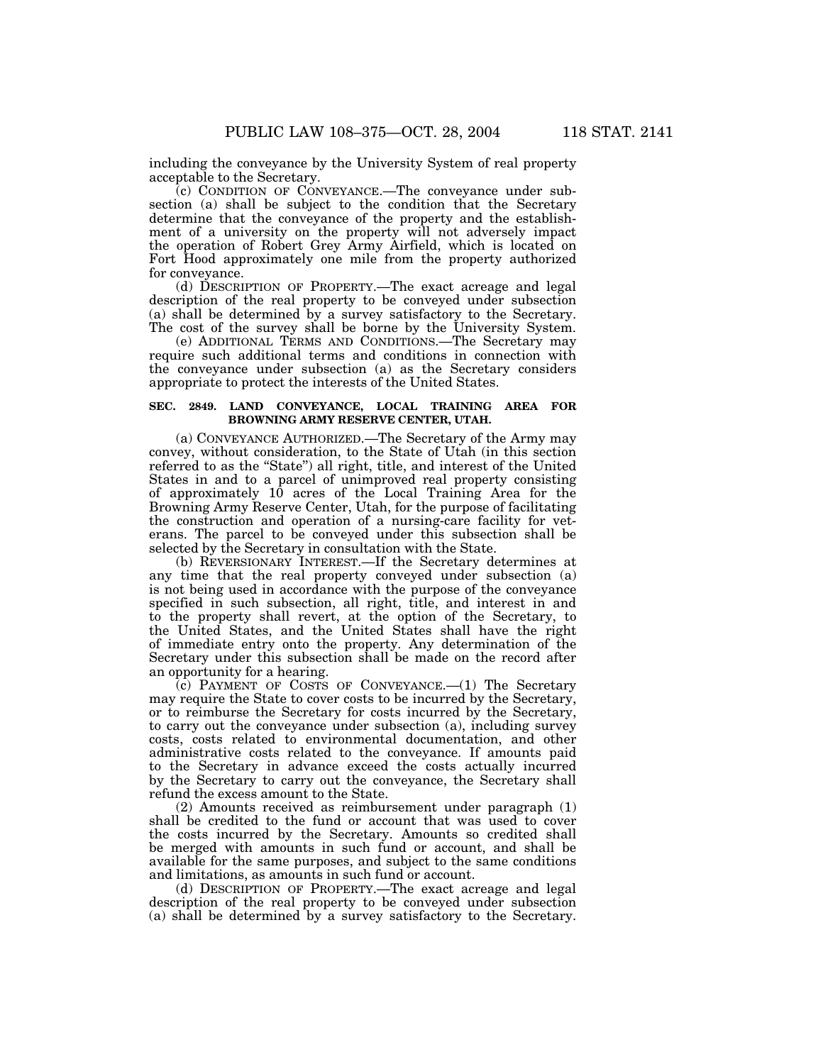including the conveyance by the University System of real property acceptable to the Secretary.

(c) CONDITION OF CONVEYANCE.—The conveyance under subsection (a) shall be subject to the condition that the Secretary determine that the conveyance of the property and the establishment of a university on the property will not adversely impact the operation of Robert Grey Army Airfield, which is located on Fort Hood approximately one mile from the property authorized for conveyance.

(d) DESCRIPTION OF PROPERTY.—The exact acreage and legal description of the real property to be conveyed under subsection (a) shall be determined by a survey satisfactory to the Secretary. The cost of the survey shall be borne by the University System.

(e) ADDITIONAL TERMS AND CONDITIONS.—The Secretary may require such additional terms and conditions in connection with the conveyance under subsection (a) as the Secretary considers appropriate to protect the interests of the United States.

**SEC. 2849. LAND CONVEYANCE, LOCAL TRAINING AREA FOR BROWNING ARMY RESERVE CENTER, UTAH.**

(a) CONVEYANCE AUTHORIZED.—The Secretary of the Army may convey, without consideration, to the State of Utah (in this section referred to as the "State") all right, title, and interest of the United States in and to a parcel of unimproved real property consisting of approximately 10 acres of the Local Training Area for the Browning Army Reserve Center, Utah, for the purpose of facilitating the construction and operation of a nursing-care facility for veterans. The parcel to be conveyed under this subsection shall be selected by the Secretary in consultation with the State.

(b) REVERSIONARY INTEREST.—If the Secretary determines at any time that the real property conveyed under subsection (a) is not being used in accordance with the purpose of the conveyance specified in such subsection, all right, title, and interest in and to the property shall revert, at the option of the Secretary, to the United States, and the United States shall have the right of immediate entry onto the property. Any determination of the Secretary under this subsection shall be made on the record after an opportunity for a hearing.

(c) PAYMENT OF COSTS OF CONVEYANCE.—(1) The Secretary may require the State to cover costs to be incurred by the Secretary, or to reimburse the Secretary for costs incurred by the Secretary, to carry out the conveyance under subsection (a), including survey costs, costs related to environmental documentation, and other administrative costs related to the conveyance. If amounts paid to the Secretary in advance exceed the costs actually incurred by the Secretary to carry out the conveyance, the Secretary shall refund the excess amount to the State.

(2) Amounts received as reimbursement under paragraph (1) shall be credited to the fund or account that was used to cover the costs incurred by the Secretary. Amounts so credited shall be merged with amounts in such fund or account, and shall be available for the same purposes, and subject to the same conditions and limitations, as amounts in such fund or account.

(d) DESCRIPTION OF PROPERTY.—The exact acreage and legal description of the real property to be conveyed under subsection (a) shall be determined by a survey satisfactory to the Secretary.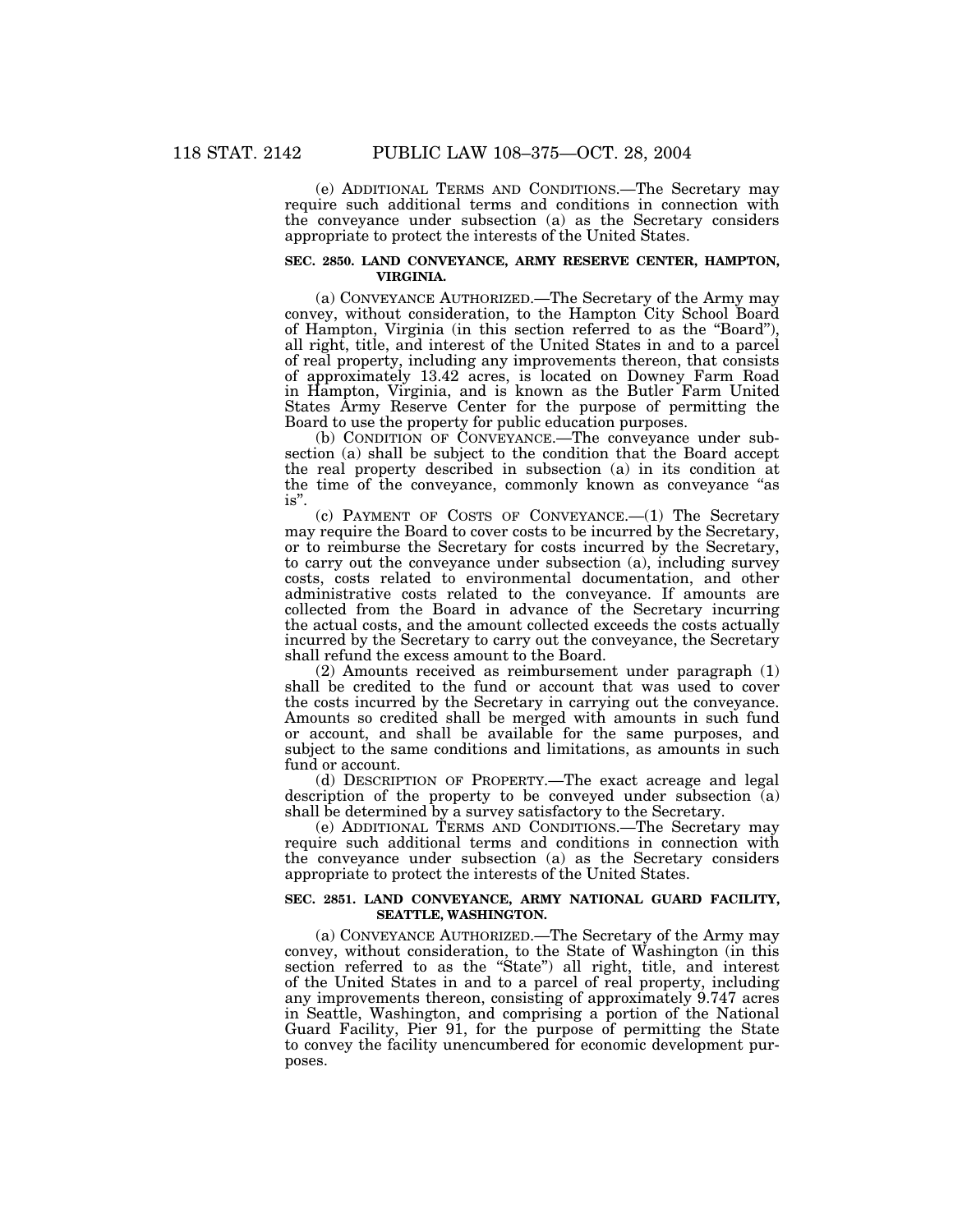(e) ADDITIONAL TERMS AND CONDITIONS.—The Secretary may require such additional terms and conditions in connection with the conveyance under subsection (a) as the Secretary considers appropriate to protect the interests of the United States.

**SEC. 2850. LAND CONVEYANCE, ARMY RESERVE CENTER, HAMPTON, VIRGINIA.**

(a) CONVEYANCE AUTHORIZED.—The Secretary of the Army may convey, without consideration, to the Hampton City School Board of Hampton, Virginia (in this section referred to as the "Board"), all right, title, and interest of the United States in and to a parcel of real property, including any improvements thereon, that consists of approximately 13.42 acres, is located on Downey Farm Road in Hampton, Virginia, and is known as the Butler Farm United States Army Reserve Center for the purpose of permitting the Board to use the property for public education purposes.

(b) CONDITION OF CONVEYANCE.—The conveyance under subsection (a) shall be subject to the condition that the Board accept the real property described in subsection (a) in its condition at the time of the conveyance, commonly known as conveyance "as is".

(c) PAYMENT OF COSTS OF CONVEYANCE.—(1) The Secretary may require the Board to cover costs to be incurred by the Secretary, or to reimburse the Secretary for costs incurred by the Secretary, to carry out the conveyance under subsection (a), including survey costs, costs related to environmental documentation, and other administrative costs related to the conveyance. If amounts are collected from the Board in advance of the Secretary incurring the actual costs, and the amount collected exceeds the costs actually incurred by the Secretary to carry out the conveyance, the Secretary shall refund the excess amount to the Board.

(2) Amounts received as reimbursement under paragraph (1) shall be credited to the fund or account that was used to cover the costs incurred by the Secretary in carrying out the conveyance. Amounts so credited shall be merged with amounts in such fund or account, and shall be available for the same purposes, and subject to the same conditions and limitations, as amounts in such fund or account.

(d) DESCRIPTION OF PROPERTY.—The exact acreage and legal description of the property to be conveyed under subsection (a) shall be determined by a survey satisfactory to the Secretary.

(e) ADDITIONAL TERMS AND CONDITIONS.—The Secretary may require such additional terms and conditions in connection with the conveyance under subsection (a) as the Secretary considers appropriate to protect the interests of the United States.

**SEC. 2851. LAND CONVEYANCE, ARMY NATIONAL GUARD FACILITY, SEATTLE, WASHINGTON.**

(a) CONVEYANCE AUTHORIZED.—The Secretary of the Army may convey, without consideration, to the State of Washington (in this section referred to as the "State") all right, title, and interest of the United States in and to a parcel of real property, including any improvements thereon, consisting of approximately 9.747 acres in Seattle, Washington, and comprising a portion of the National Guard Facility, Pier 91, for the purpose of permitting the State to convey the facility unencumbered for economic development purposes.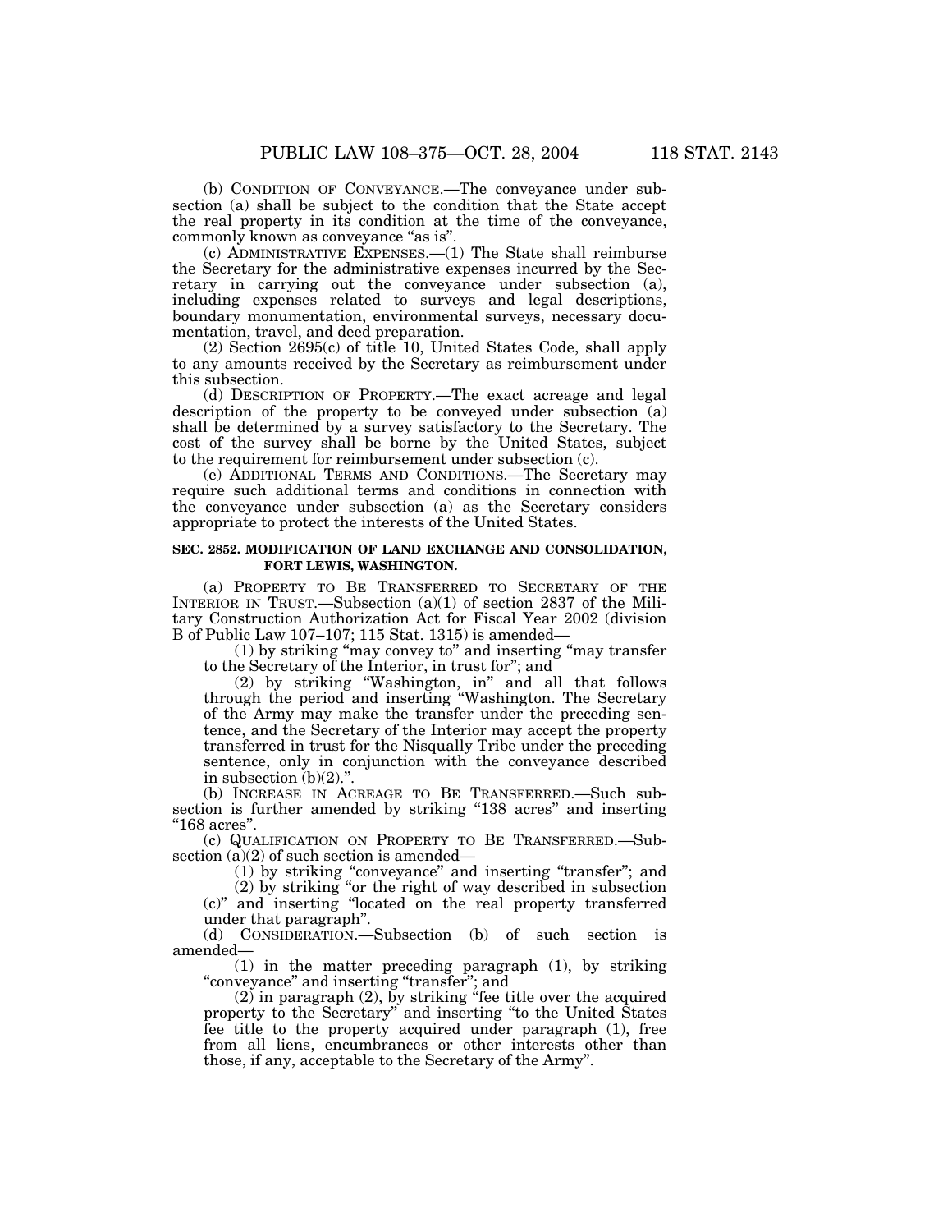(b) CONDITION OF CONVEYANCE.—The conveyance under subsection (a) shall be subject to the condition that the State accept the real property in its condition at the time of the conveyance, commonly known as conveyance "as is".

(c) ADMINISTRATIVE EXPENSES.—(1) The State shall reimburse the Secretary for the administrative expenses incurred by the Secretary in carrying out the conveyance under subsection (a), including expenses related to surveys and legal descriptions, boundary monumentation, environmental surveys, necessary documentation, travel, and deed preparation.

(2) Section 2695(c) of title 10, United States Code, shall apply to any amounts received by the Secretary as reimbursement under this subsection.

(d) DESCRIPTION OF PROPERTY.—The exact acreage and legal description of the property to be conveyed under subsection (a) shall be determined by a survey satisfactory to the Secretary. The cost of the survey shall be borne by the United States, subject to the requirement for reimbursement under subsection (c).

(e) ADDITIONAL TERMS AND CONDITIONS.—The Secretary may require such additional terms and conditions in connection with the conveyance under subsection (a) as the Secretary considers appropriate to protect the interests of the United States.

**SEC. 2852. MODIFICATION OF LAND EXCHANGE AND CONSOLIDATION, FORT LEWIS, WASHINGTON.**

(a) PROPERTY TO BE TRANSFERRED TO SECRETARY OF THE INTERIOR IN TRUST.—Subsection (a)(1) of section 2837 of the Military Construction Authorization Act for Fiscal Year 2002 (division B of Public Law 107–107; 115 Stat. 1315) is amended—

(1) by striking "may convey to" and inserting "may transfer to the Secretary of the Interior, in trust for"; and

(2) by striking "Washington, in" and all that follows through the period and inserting "Washington. The Secretary of the Army may make the transfer under the preceding sentence, and the Secretary of the Interior may accept the property transferred in trust for the Nisqually Tribe under the preceding sentence, only in conjunction with the conveyance described in subsection (b)(2).".

(b) INCREASE IN ACREAGE TO BE TRANSFERRED.—Such subsection is further amended by striking "138 acres" and inserting "168 acres".

(c) QUALIFICATION ON PROPERTY TO BE TRANSFERRED.—Subsection (a)(2) of such section is amended—

(1) by striking "conveyance" and inserting "transfer"; and

(2) by striking "or the right of way described in subsection (c)" and inserting "located on the real property transferred under that paragraph".

(d) CONSIDERATION.—Subsection (b) of such section is amended—

(1) in the matter preceding paragraph (1), by striking "conveyance" and inserting "transfer"; and

(2) in paragraph (2), by striking "fee title over the acquired property to the Secretary" and inserting "to the United States fee title to the property acquired under paragraph (1), free from all liens, encumbrances or other interests other than those, if any, acceptable to the Secretary of the Army".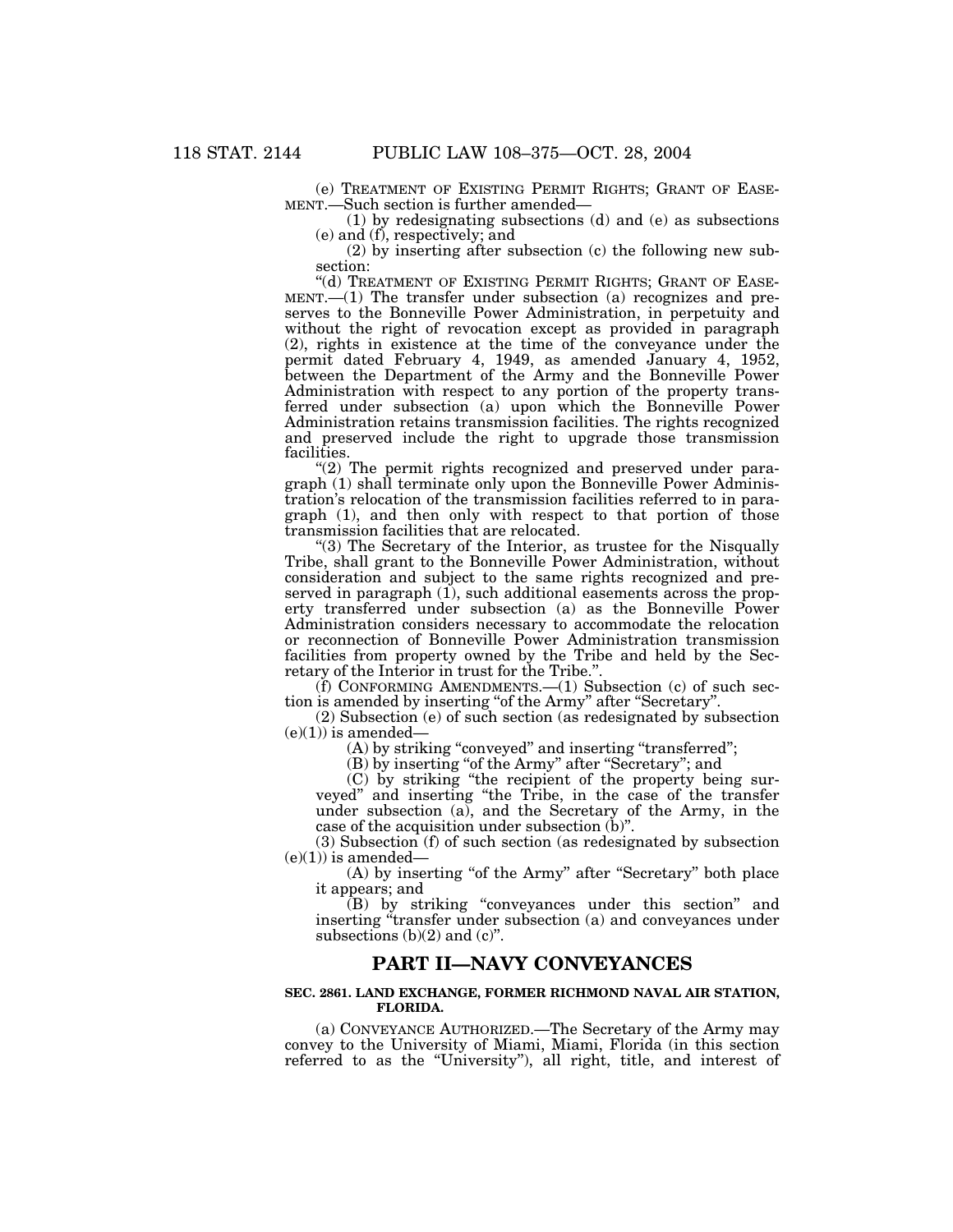(e) TREATMENT OF EXISTING PERMIT RIGHTS; GRANT OF EASEMENT.—Such section is further amended—

(1) by redesignating subsections (d) and (e) as subsections (e) and (f), respectively; and

(2) by inserting after subsection (c) the following new subsection:

"(d) TREATMENT OF EXISTING PERMIT RIGHTS; GRANT OF EASEMENT.—(1) The transfer under subsection (a) recognizes and preserves to the Bonneville Power Administration, in perpetuity and without the right of revocation except as provided in paragraph (2), rights in existence at the time of the conveyance under the permit dated February 4, 1949, as amended January 4, 1952, between the Department of the Army and the Bonneville Power Administration with respect to any portion of the property transferred under subsection (a) upon which the Bonneville Power Administration retains transmission facilities. The rights recognized and preserved include the right to upgrade those transmission facilities.

"(2) The permit rights recognized and preserved under paragraph (1) shall terminate only upon the Bonneville Power Administration's relocation of the transmission facilities referred to in paragraph (1), and then only with respect to that portion of those transmission facilities that are relocated.

"(3) The Secretary of the Interior, as trustee for the Nisqually Tribe, shall grant to the Bonneville Power Administration, without consideration and subject to the same rights recognized and preserved in paragraph (1), such additional easements across the property transferred under subsection (a) as the Bonneville Power Administration considers necessary to accommodate the relocation or reconnection of Bonneville Power Administration transmission facilities from property owned by the Tribe and held by the Secretary of the Interior in trust for the Tribe.".

(f) CONFORMING AMENDMENTS.—(1) Subsection (c) of such section is amended by inserting "of the Army" after "Secretary".

(2) Subsection (e) of such section (as redesignated by subsection (e)(1)) is amended—

(A) by striking "conveyed" and inserting "transferred";

(B) by inserting "of the Army" after "Secretary"; and

(C) by striking "the recipient of the property being surveyed" and inserting "the Tribe, in the case of the transfer under subsection (a), and the Secretary of the Army, in the case of the acquisition under subsection (b)".

(3) Subsection (f) of such section (as redesignated by subsection (e)(1)) is amended—

(A) by inserting "of the Army" after "Secretary" both place it appears; and

(B) by striking "conveyances under this section" and inserting "transfer under subsection (a) and conveyances under subsections (b)(2) and (c)".

## PART II—NAVY CONVEYANCES

### SEC. 2861. LAND EXCHANGE, FORMER RICHMOND NAVAL AIR STATION, FLORIDA.

(a) CONVEYANCE AUTHORIZED.—The Secretary of the Army may convey to the University of Miami, Miami, Florida (in this section referred to as the "University"), all right, title, and interest of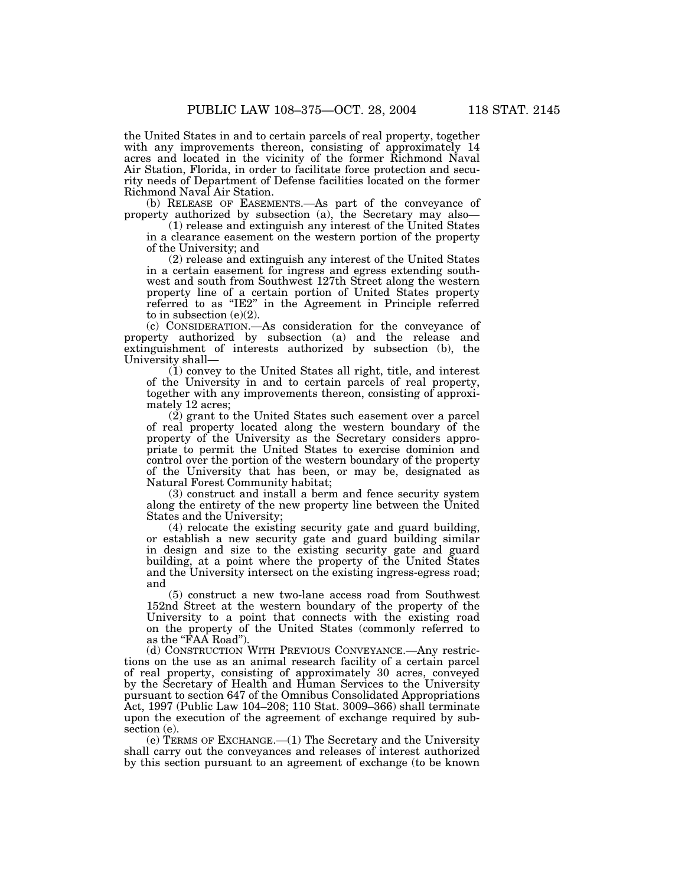the United States in and to certain parcels of real property, together with any improvements thereon, consisting of approximately 14 acres and located in the vicinity of the former Richmond Naval Air Station, Florida, in order to facilitate force protection and security needs of Department of Defense facilities located on the former Richmond Naval Air Station.

(b) RELEASE OF EASEMENTS.—As part of the conveyance of property authorized by subsection (a), the Secretary may also—

(1) release and extinguish any interest of the United States in a clearance easement on the western portion of the property of the University; and

(2) release and extinguish any interest of the United States in a certain easement for ingress and egress extending southwest and south from Southwest 127th Street along the western property line of a certain portion of United States property referred to as "IE2" in the Agreement in Principle referred to in subsection (e)(2).

(c) CONSIDERATION.—As consideration for the conveyance of property authorized by subsection (a) and the release and extinguishment of interests authorized by subsection (b), the University shall—

(1) convey to the United States all right, title, and interest of the University in and to certain parcels of real property, together with any improvements thereon, consisting of approximately 12 acres;

(2) grant to the United States such easement over a parcel of real property located along the western boundary of the property of the University as the Secretary considers appropriate to permit the United States to exercise dominion and control over the portion of the western boundary of the property of the University that has been, or may be, designated as Natural Forest Community habitat;

(3) construct and install a berm and fence security system along the entirety of the new property line between the United States and the University;

(4) relocate the existing security gate and guard building, or establish a new security gate and guard building similar in design and size to the existing security gate and guard building, at a point where the property of the United States and the University intersect on the existing ingress-egress road; and

(5) construct a new two-lane access road from Southwest 152nd Street at the western boundary of the property of the University to a point that connects with the existing road on the property of the United States (commonly referred to as the "FAA Road").

(d) CONSTRUCTION WITH PREVIOUS CONVEYANCE.—Any restrictions on the use as an animal research facility of a certain parcel of real property, consisting of approximately 30 acres, conveyed by the Secretary of Health and Human Services to the University pursuant to section 647 of the Omnibus Consolidated Appropriations Act, 1997 (Public Law 104–208; 110 Stat. 3009–366) shall terminate upon the execution of the agreement of exchange required by subsection (e).

(e) TERMS OF EXCHANGE.—(1) The Secretary and the University shall carry out the conveyances and releases of interest authorized by this section pursuant to an agreement of exchange (to be known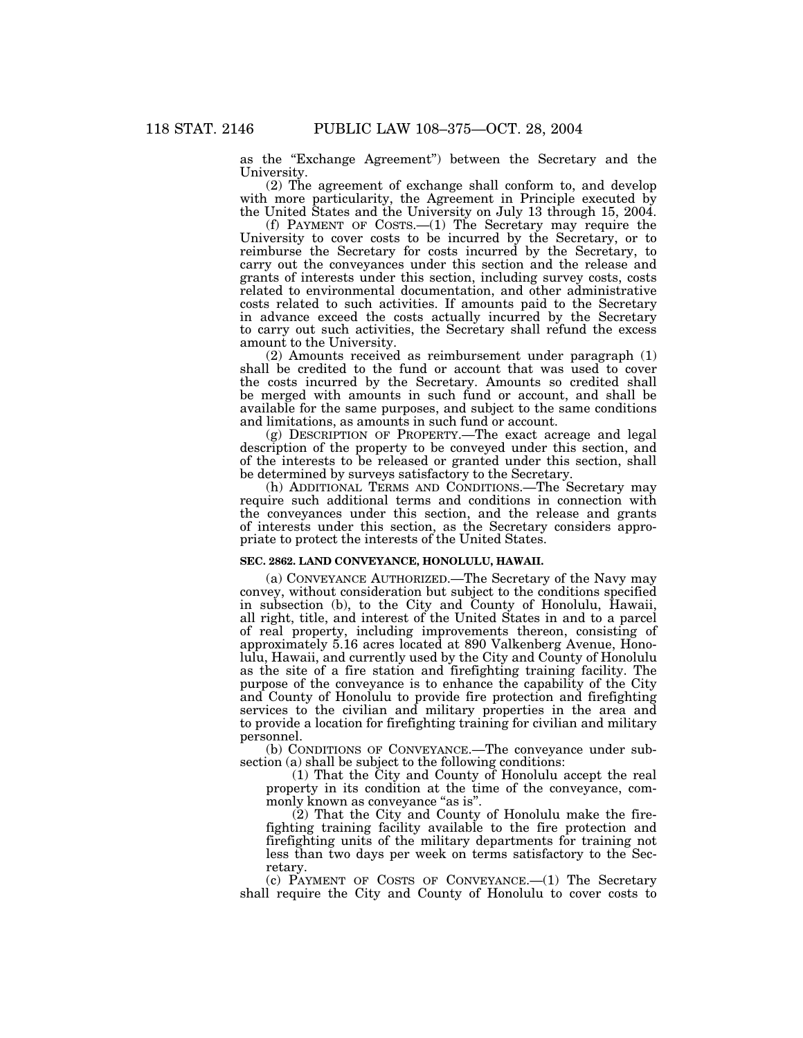as the "Exchange Agreement") between the Secretary and the University.

(2) The agreement of exchange shall conform to, and develop with more particularity, the Agreement in Principle executed by the United States and the University on July 13 through 15, 2004.

(f) PAYMENT OF COSTS.—(1) The Secretary may require the University to cover costs to be incurred by the Secretary, or to reimburse the Secretary for costs incurred by the Secretary, to carry out the conveyances under this section and the release and grants of interests under this section, including survey costs, costs related to environmental documentation, and other administrative costs related to such activities. If amounts paid to the Secretary in advance exceed the costs actually incurred by the Secretary to carry out such activities, the Secretary shall refund the excess amount to the University.

(2) Amounts received as reimbursement under paragraph (1) shall be credited to the fund or account that was used to cover the costs incurred by the Secretary. Amounts so credited shall be merged with amounts in such fund or account, and shall be available for the same purposes, and subject to the same conditions and limitations, as amounts in such fund or account.

(g) DESCRIPTION OF PROPERTY.—The exact acreage and legal description of the property to be conveyed under this section, and of the interests to be released or granted under this section, shall be determined by surveys satisfactory to the Secretary.

(h) ADDITIONAL TERMS AND CONDITIONS.—The Secretary may require such additional terms and conditions in connection with the conveyances under this section, and the release and grants of interests under this section, as the Secretary considers appropriate to protect the interests of the United States.

**SEC. 2862. LAND CONVEYANCE, HONOLULU, HAWAII.**

(a) CONVEYANCE AUTHORIZED.—The Secretary of the Navy may convey, without consideration but subject to the conditions specified in subsection (b), to the City and County of Honolulu, Hawaii, all right, title, and interest of the United States in and to a parcel of real property, including improvements thereon, consisting of approximately 5.16 acres located at 890 Valkenberg Avenue, Honolulu, Hawaii, and currently used by the City and County of Honolulu as the site of a fire station and firefighting training facility. The purpose of the conveyance is to enhance the capability of the City and County of Honolulu to provide fire protection and firefighting services to the civilian and military properties in the area and to provide a location for firefighting training for civilian and military personnel.

(b) CONDITIONS OF CONVEYANCE.—The conveyance under subsection (a) shall be subject to the following conditions:

(1) That the City and County of Honolulu accept the real property in its condition at the time of the conveyance, commonly known as conveyance "as is".

(2) That the City and County of Honolulu make the firefighting training facility available to the fire protection and firefighting units of the military departments for training not less than two days per week on terms satisfactory to the Secretary.

(c) PAYMENT OF COSTS OF CONVEYANCE.—(1) The Secretary shall require the City and County of Honolulu to cover costs to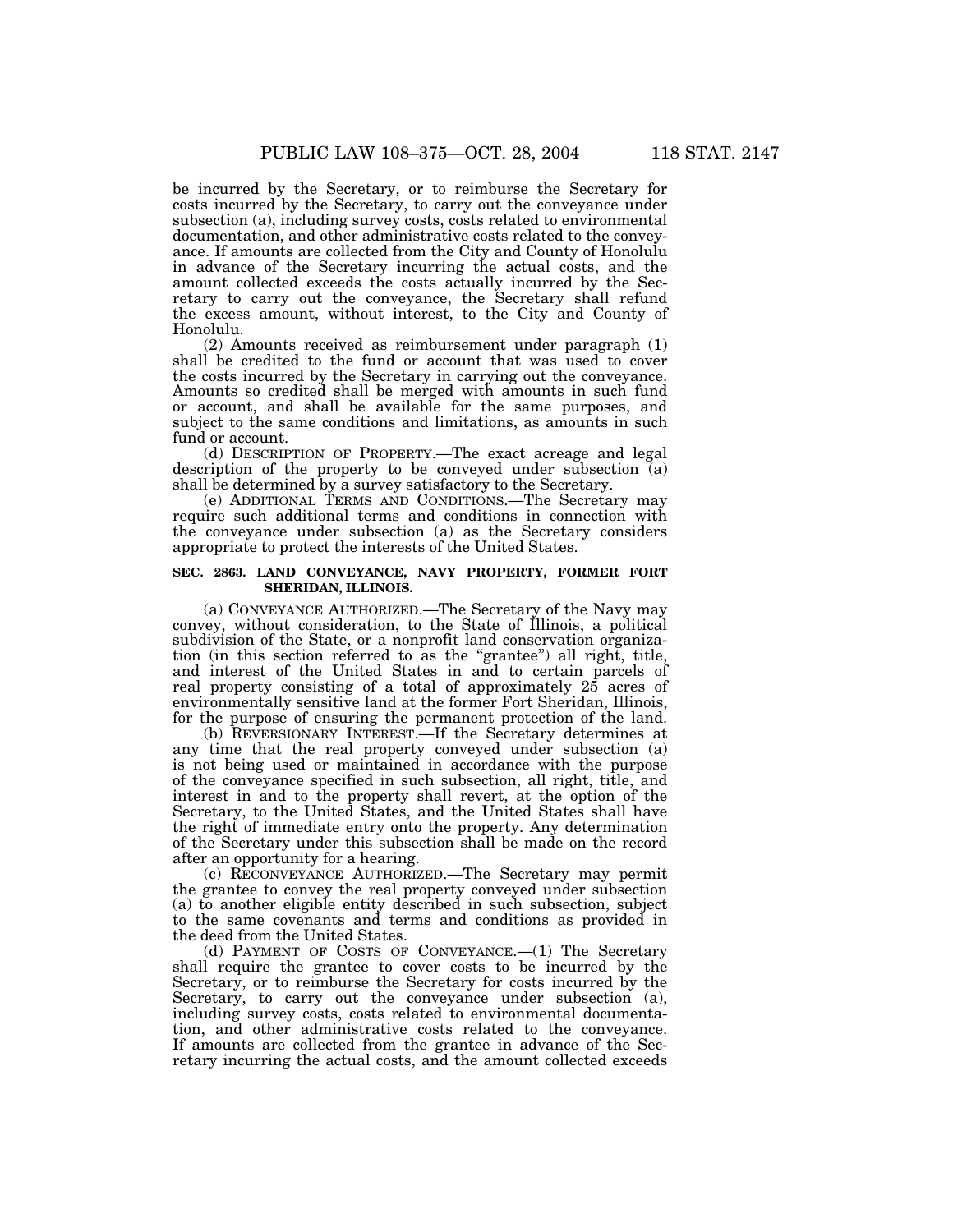be incurred by the Secretary, or to reimburse the Secretary for costs incurred by the Secretary, to carry out the conveyance under subsection (a), including survey costs, costs related to environmental documentation, and other administrative costs related to the conveyance. If amounts are collected from the City and County of Honolulu in advance of the Secretary incurring the actual costs, and the amount collected exceeds the costs actually incurred by the Secretary to carry out the conveyance, the Secretary shall refund the excess amount, without interest, to the City and County of Honolulu.

(2) Amounts received as reimbursement under paragraph (1) shall be credited to the fund or account that was used to cover the costs incurred by the Secretary in carrying out the conveyance. Amounts so credited shall be merged with amounts in such fund or account, and shall be available for the same purposes, and subject to the same conditions and limitations, as amounts in such fund or account.

(d) DESCRIPTION OF PROPERTY.—The exact acreage and legal description of the property to be conveyed under subsection (a) shall be determined by a survey satisfactory to the Secretary.

(e) ADDITIONAL TERMS AND CONDITIONS.—The Secretary may require such additional terms and conditions in connection with the conveyance under subsection (a) as the Secretary considers appropriate to protect the interests of the United States.

**SEC. 2863. LAND CONVEYANCE, NAVY PROPERTY, FORMER FORT SHERIDAN, ILLINOIS.**

(a) CONVEYANCE AUTHORIZED.—The Secretary of the Navy may convey, without consideration, to the State of Illinois, a political subdivision of the State, or a nonprofit land conservation organization (in this section referred to as the "grantee") all right, title, and interest of the United States in and to certain parcels of real property consisting of a total of approximately 25 acres of environmentally sensitive land at the former Fort Sheridan, Illinois, for the purpose of ensuring the permanent protection of the land.

(b) REVERSIONARY INTEREST.—If the Secretary determines at any time that the real property conveyed under subsection (a) is not being used or maintained in accordance with the purpose of the conveyance specified in such subsection, all right, title, and interest in and to the property shall revert, at the option of the Secretary, to the United States, and the United States shall have the right of immediate entry onto the property. Any determination of the Secretary under this subsection shall be made on the record after an opportunity for a hearing.

(c) RECONVEYANCE AUTHORIZED.—The Secretary may permit the grantee to convey the real property conveyed under subsection (a) to another eligible entity described in such subsection, subject to the same covenants and terms and conditions as provided in the deed from the United States.

(d) PAYMENT OF COSTS OF CONVEYANCE.—(1) The Secretary shall require the grantee to cover costs to be incurred by the Secretary, or to reimburse the Secretary for costs incurred by the Secretary, to carry out the conveyance under subsection (a), including survey costs, costs related to environmental documentation, and other administrative costs related to the conveyance. If amounts are collected from the grantee in advance of the Secretary incurring the actual costs, and the amount collected exceeds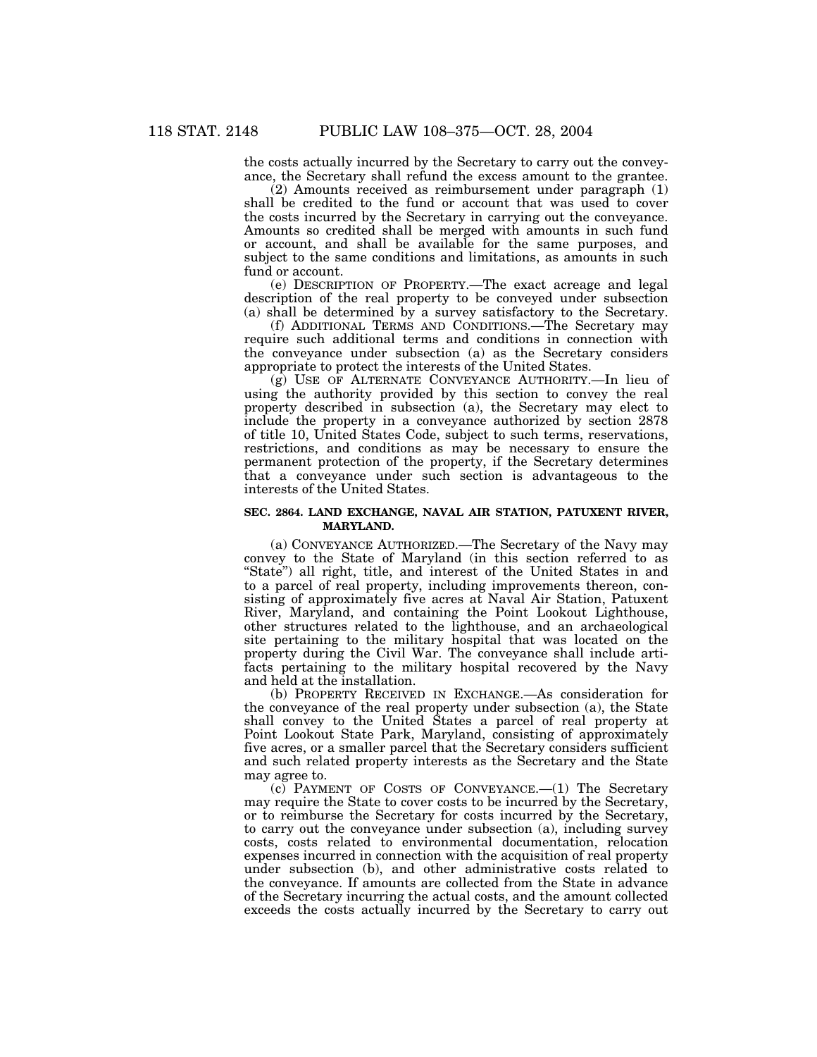the costs actually incurred by the Secretary to carry out the conveyance, the Secretary shall refund the excess amount to the grantee.

(2) Amounts received as reimbursement under paragraph (1) shall be credited to the fund or account that was used to cover the costs incurred by the Secretary in carrying out the conveyance. Amounts so credited shall be merged with amounts in such fund or account, and shall be available for the same purposes, and subject to the same conditions and limitations, as amounts in such fund or account.

(e) DESCRIPTION OF PROPERTY.—The exact acreage and legal description of the real property to be conveyed under subsection (a) shall be determined by a survey satisfactory to the Secretary.

(f) ADDITIONAL TERMS AND CONDITIONS.—The Secretary may require such additional terms and conditions in connection with the conveyance under subsection (a) as the Secretary considers appropriate to protect the interests of the United States.

(g) USE OF ALTERNATE CONVEYANCE AUTHORITY.—In lieu of using the authority provided by this section to convey the real property described in subsection (a), the Secretary may elect to include the property in a conveyance authorized by section 2878 of title 10, United States Code, subject to such terms, reservations, restrictions, and conditions as may be necessary to ensure the permanent protection of the property, if the Secretary determines that a conveyance under such section is advantageous to the interests of the United States.

### SEC. 2864. LAND EXCHANGE, NAVAL AIR STATION, PATUXENT RIVER, MARYLAND.

(a) CONVEYANCE AUTHORIZED.—The Secretary of the Navy may convey to the State of Maryland (in this section referred to as "State") all right, title, and interest of the United States in and to a parcel of real property, including improvements thereon, consisting of approximately five acres at Naval Air Station, Patuxent River, Maryland, and containing the Point Lookout Lighthouse, other structures related to the lighthouse, and an archaeological site pertaining to the military hospital that was located on the property during the Civil War. The conveyance shall include artifacts pertaining to the military hospital recovered by the Navy and held at the installation.

(b) PROPERTY RECEIVED IN EXCHANGE.—As consideration for the conveyance of the real property under subsection (a), the State shall convey to the United States a parcel of real property at Point Lookout State Park, Maryland, consisting of approximately five acres, or a smaller parcel that the Secretary considers sufficient and such related property interests as the Secretary and the State may agree to.

(c) PAYMENT OF COSTS OF CONVEYANCE.—(1) The Secretary may require the State to cover costs to be incurred by the Secretary, or to reimburse the Secretary for costs incurred by the Secretary, to carry out the conveyance under subsection (a), including survey costs, costs related to environmental documentation, relocation expenses incurred in connection with the acquisition of real property under subsection (b), and other administrative costs related to the conveyance. If amounts are collected from the State in advance of the Secretary incurring the actual costs, and the amount collected exceeds the costs actually incurred by the Secretary to carry out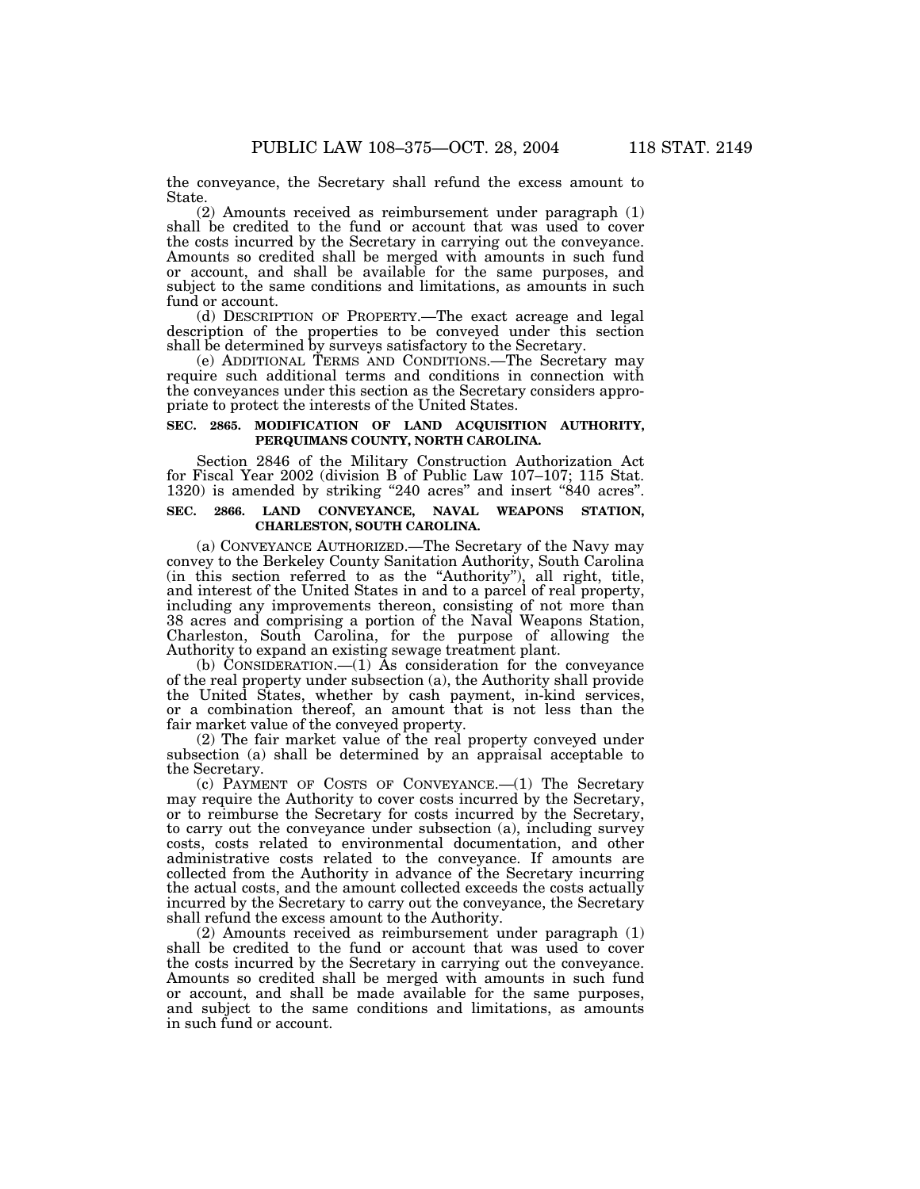the conveyance, the Secretary shall refund the excess amount to State.

(2) Amounts received as reimbursement under paragraph (1) shall be credited to the fund or account that was used to cover the costs incurred by the Secretary in carrying out the conveyance. Amounts so credited shall be merged with amounts in such fund or account, and shall be available for the same purposes, and subject to the same conditions and limitations, as amounts in such fund or account.

(d) DESCRIPTION OF PROPERTY.—The exact acreage and legal description of the properties to be conveyed under this section shall be determined by surveys satisfactory to the Secretary.

(e) ADDITIONAL TERMS AND CONDITIONS.—The Secretary may require such additional terms and conditions in connection with the conveyances under this section as the Secretary considers appropriate to protect the interests of the United States.

**SEC. 2865. MODIFICATION OF LAND ACQUISITION AUTHORITY, PERQUIMANS COUNTY, NORTH CAROLINA.**

Section 2846 of the Military Construction Authorization Act for Fiscal Year 2002 (division B of Public Law 107–107; 115 Stat. 1320) is amended by striking "240 acres" and insert "840 acres".

**SEC. 2866. LAND CONVEYANCE, NAVAL WEAPONS STATION, CHARLESTON, SOUTH CAROLINA.**

(a) CONVEYANCE AUTHORIZED.—The Secretary of the Navy may convey to the Berkeley County Sanitation Authority, South Carolina (in this section referred to as the "Authority"), all right, title, and interest of the United States in and to a parcel of real property, including any improvements thereon, consisting of not more than 38 acres and comprising a portion of the Naval Weapons Station, Charleston, South Carolina, for the purpose of allowing the Authority to expand an existing sewage treatment plant.

(b) CONSIDERATION.—(1) As consideration for the conveyance of the real property under subsection (a), the Authority shall provide the United States, whether by cash payment, in-kind services, or a combination thereof, an amount that is not less than the fair market value of the conveyed property.

(2) The fair market value of the real property conveyed under subsection (a) shall be determined by an appraisal acceptable to the Secretary.

(c) PAYMENT OF COSTS OF CONVEYANCE.—(1) The Secretary may require the Authority to cover costs incurred by the Secretary, or to reimburse the Secretary for costs incurred by the Secretary, to carry out the conveyance under subsection (a), including survey costs, costs related to environmental documentation, and other administrative costs related to the conveyance. If amounts are collected from the Authority in advance of the Secretary incurring the actual costs, and the amount collected exceeds the costs actually incurred by the Secretary to carry out the conveyance, the Secretary shall refund the excess amount to the Authority.

(2) Amounts received as reimbursement under paragraph (1) shall be credited to the fund or account that was used to cover the costs incurred by the Secretary in carrying out the conveyance. Amounts so credited shall be merged with amounts in such fund or account, and shall be made available for the same purposes, and subject to the same conditions and limitations, as amounts in such fund or account.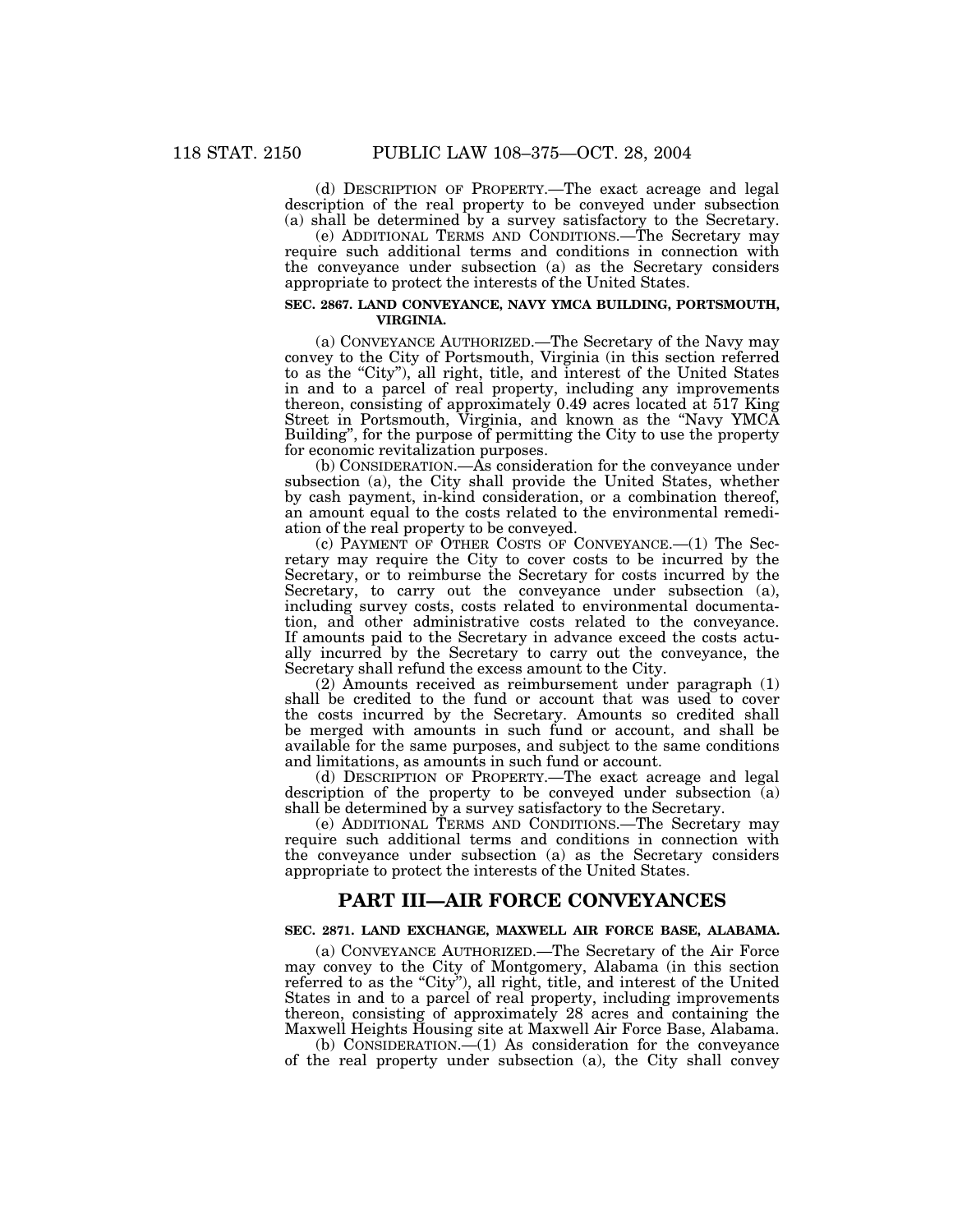(d) DESCRIPTION OF PROPERTY.—The exact acreage and legal description of the real property to be conveyed under subsection (a) shall be determined by a survey satisfactory to the Secretary.

(e) ADDITIONAL TERMS AND CONDITIONS.—The Secretary may require such additional terms and conditions in connection with the conveyance under subsection (a) as the Secretary considers appropriate to protect the interests of the United States.

**SEC. 2867. LAND CONVEYANCE, NAVY YMCA BUILDING, PORTSMOUTH, VIRGINIA.**

(a) CONVEYANCE AUTHORIZED.—The Secretary of the Navy may convey to the City of Portsmouth, Virginia (in this section referred to as the "City"), all right, title, and interest of the United States in and to a parcel of real property, including any improvements thereon, consisting of approximately 0.49 acres located at 517 King Street in Portsmouth, Virginia, and known as the "Navy YMCA Building", for the purpose of permitting the City to use the property for economic revitalization purposes.

(b) CONSIDERATION.—As consideration for the conveyance under subsection (a), the City shall provide the United States, whether by cash payment, in-kind consideration, or a combination thereof, an amount equal to the costs related to the environmental remediation of the real property to be conveyed.

(c) PAYMENT OF OTHER COSTS OF CONVEYANCE.—(1) The Secretary may require the City to cover costs to be incurred by the Secretary, or to reimburse the Secretary for costs incurred by the Secretary, to carry out the conveyance under subsection (a), including survey costs, costs related to environmental documentation, and other administrative costs related to the conveyance. If amounts paid to the Secretary in advance exceed the costs actually incurred by the Secretary to carry out the conveyance, the Secretary shall refund the excess amount to the City.

(2) Amounts received as reimbursement under paragraph (1) shall be credited to the fund or account that was used to cover the costs incurred by the Secretary. Amounts so credited shall be merged with amounts in such fund or account, and shall be available for the same purposes, and subject to the same conditions and limitations, as amounts in such fund or account.

(d) DESCRIPTION OF PROPERTY.—The exact acreage and legal description of the property to be conveyed under subsection (a) shall be determined by a survey satisfactory to the Secretary.

(e) ADDITIONAL TERMS AND CONDITIONS.—The Secretary may require such additional terms and conditions in connection with the conveyance under subsection (a) as the Secretary considers appropriate to protect the interests of the United States.

## PART III—AIR FORCE CONVEYANCES

**SEC. 2871. LAND EXCHANGE, MAXWELL AIR FORCE BASE, ALABAMA.**

(a) CONVEYANCE AUTHORIZED.—The Secretary of the Air Force may convey to the City of Montgomery, Alabama (in this section referred to as the "City"), all right, title, and interest of the United States in and to a parcel of real property, including improvements thereon, consisting of approximately 28 acres and containing the Maxwell Heights Housing site at Maxwell Air Force Base, Alabama.

(b) CONSIDERATION.—(1) As consideration for the conveyance of the real property under subsection (a), the City shall convey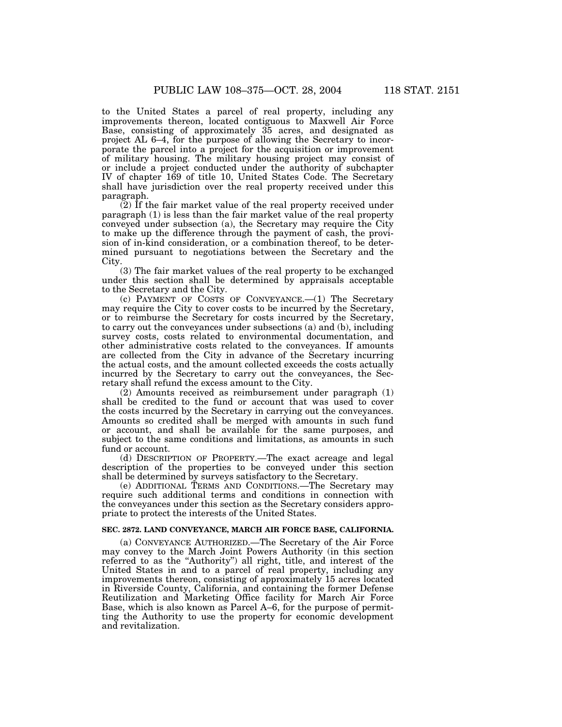to the United States a parcel of real property, including any improvements thereon, located contiguous to Maxwell Air Force Base, consisting of approximately 35 acres, and designated as project AL 6–4, for the purpose of allowing the Secretary to incorporate the parcel into a project for the acquisition or improvement of military housing. The military housing project may consist of or include a project conducted under the authority of subchapter IV of chapter 169 of title 10, United States Code. The Secretary shall have jurisdiction over the real property received under this paragraph.

(2) If the fair market value of the real property received under paragraph (1) is less than the fair market value of the real property conveyed under subsection (a), the Secretary may require the City to make up the difference through the payment of cash, the provision of in-kind consideration, or a combination thereof, to be determined pursuant to negotiations between the Secretary and the City.

(3) The fair market values of the real property to be exchanged under this section shall be determined by appraisals acceptable to the Secretary and the City.

(c) PAYMENT OF COSTS OF CONVEYANCE.—(1) The Secretary may require the City to cover costs to be incurred by the Secretary, or to reimburse the Secretary for costs incurred by the Secretary, to carry out the conveyances under subsections (a) and (b), including survey costs, costs related to environmental documentation, and other administrative costs related to the conveyances. If amounts are collected from the City in advance of the Secretary incurring the actual costs, and the amount collected exceeds the costs actually incurred by the Secretary to carry out the conveyances, the Secretary shall refund the excess amount to the City.

(2) Amounts received as reimbursement under paragraph (1) shall be credited to the fund or account that was used to cover the costs incurred by the Secretary in carrying out the conveyances. Amounts so credited shall be merged with amounts in such fund or account, and shall be available for the same purposes, and subject to the same conditions and limitations, as amounts in such fund or account.

(d) DESCRIPTION OF PROPERTY.—The exact acreage and legal description of the properties to be conveyed under this section shall be determined by surveys satisfactory to the Secretary.

(e) ADDITIONAL TERMS AND CONDITIONS.—The Secretary may require such additional terms and conditions in connection with the conveyances under this section as the Secretary considers appropriate to protect the interests of the United States.

**SEC. 2872. LAND CONVEYANCE, MARCH AIR FORCE BASE, CALIFORNIA.**

(a) CONVEYANCE AUTHORIZED.—The Secretary of the Air Force may convey to the March Joint Powers Authority (in this section referred to as the "Authority") all right, title, and interest of the United States in and to a parcel of real property, including any improvements thereon, consisting of approximately 15 acres located in Riverside County, California, and containing the former Defense Reutilization and Marketing Office facility for March Air Force Base, which is also known as Parcel A–6, for the purpose of permitting the Authority to use the property for economic development and revitalization.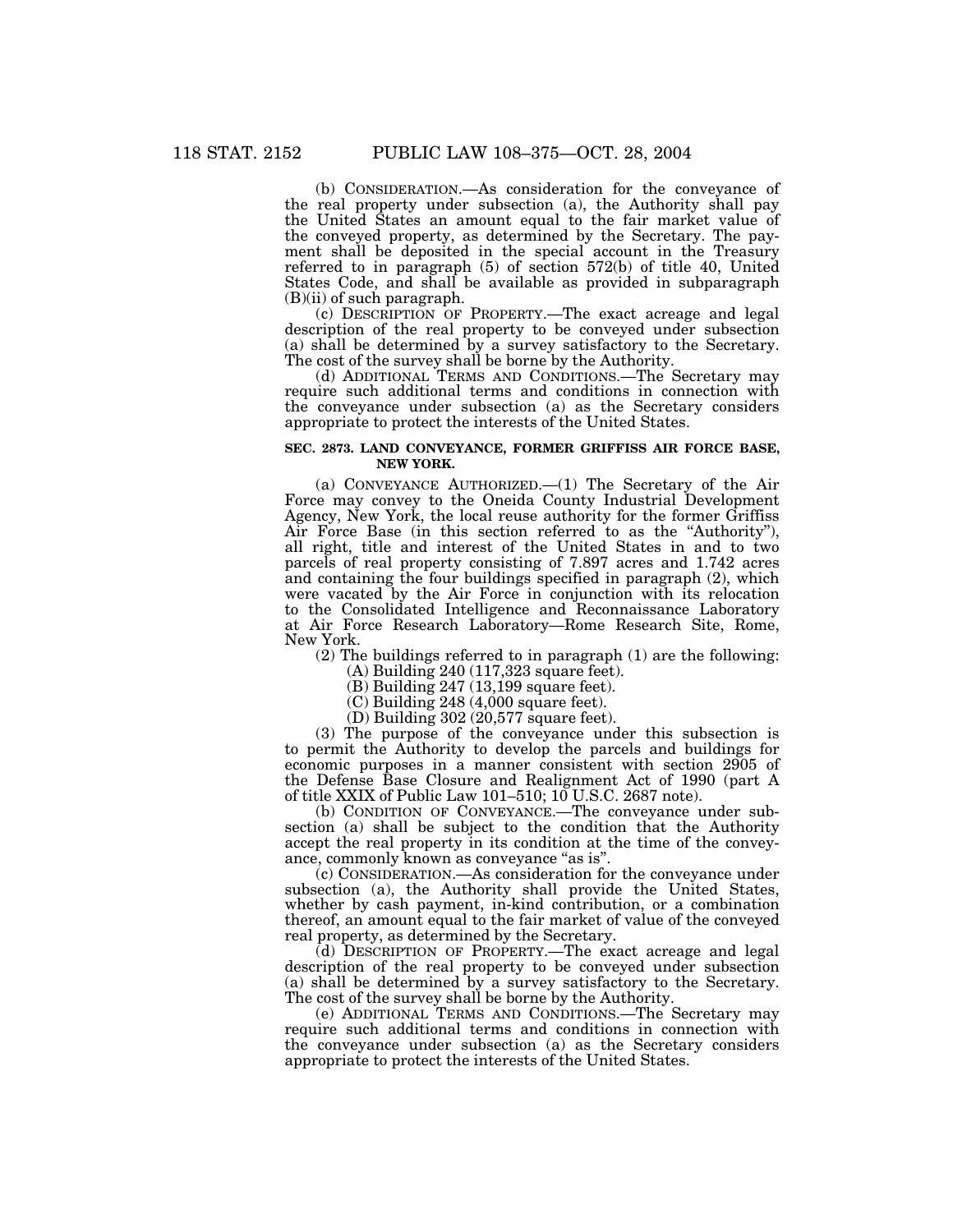(b) CONSIDERATION.—As consideration for the conveyance of the real property under subsection (a), the Authority shall pay the United States an amount equal to the fair market value of the conveyed property, as determined by the Secretary. The payment shall be deposited in the special account in the Treasury referred to in paragraph (5) of section 572(b) of title 40, United States Code, and shall be available as provided in subparagraph (B)(ii) of such paragraph.

(c) DESCRIPTION OF PROPERTY.—The exact acreage and legal description of the real property to be conveyed under subsection (a) shall be determined by a survey satisfactory to the Secretary. The cost of the survey shall be borne by the Authority.

(d) ADDITIONAL TERMS AND CONDITIONS.—The Secretary may require such additional terms and conditions in connection with the conveyance under subsection (a) as the Secretary considers appropriate to protect the interests of the United States.

### SEC. 2873. LAND CONVEYANCE, FORMER GRIFFISS AIR FORCE BASE, NEW YORK.

(a) CONVEYANCE AUTHORIZED.—(1) The Secretary of the Air Force may convey to the Oneida County Industrial Development Agency, New York, the local reuse authority for the former Griffiss Air Force Base (in this section referred to as the "Authority"), all right, title and interest of the United States in and to two parcels of real property consisting of 7.897 acres and 1.742 acres and containing the four buildings specified in paragraph (2), which were vacated by the Air Force in conjunction with its relocation to the Consolidated Intelligence and Reconnaissance Laboratory at Air Force Research Laboratory—Rome Research Site, Rome, New York.

(2) The buildings referred to in paragraph (1) are the following:

(A) Building 240 (117,323 square feet).

(B) Building 247 (13,199 square feet).

(C) Building 248 (4,000 square feet).

(D) Building 302 (20,577 square feet).

(3) The purpose of the conveyance under this subsection is to permit the Authority to develop the parcels and buildings for economic purposes in a manner consistent with section 2905 of the Defense Base Closure and Realignment Act of 1990 (part A of title XXIX of Public Law 101–510; 10 U.S.C. 2687 note).

(b) CONDITION OF CONVEYANCE.—The conveyance under subsection (a) shall be subject to the condition that the Authority accept the real property in its condition at the time of the conveyance, commonly known as conveyance "as is".

(c) CONSIDERATION.—As consideration for the conveyance under subsection (a), the Authority shall provide the United States, whether by cash payment, in-kind contribution, or a combination thereof, an amount equal to the fair market of value of the conveyed real property, as determined by the Secretary.

(d) DESCRIPTION OF PROPERTY.—The exact acreage and legal description of the real property to be conveyed under subsection (a) shall be determined by a survey satisfactory to the Secretary. The cost of the survey shall be borne by the Authority.

(e) ADDITIONAL TERMS AND CONDITIONS.—The Secretary may require such additional terms and conditions in connection with the conveyance under subsection (a) as the Secretary considers appropriate to protect the interests of the United States.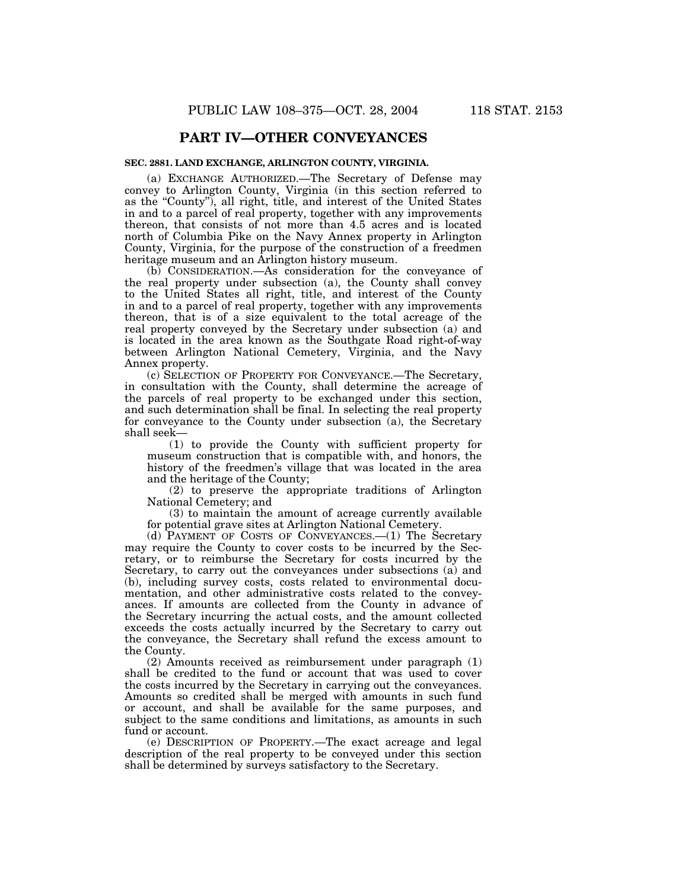## PART IV—OTHER CONVEYANCES

### SEC. 2881. LAND EXCHANGE, ARLINGTON COUNTY, VIRGINIA.

(a) EXCHANGE AUTHORIZED.—The Secretary of Defense may convey to Arlington County, Virginia (in this section referred to as the "County"), all right, title, and interest of the United States in and to a parcel of real property, together with any improvements thereon, that consists of not more than 4.5 acres and is located north of Columbia Pike on the Navy Annex property in Arlington County, Virginia, for the purpose of the construction of a freedmen heritage museum and an Arlington history museum.

(b) CONSIDERATION.—As consideration for the conveyance of the real property under subsection (a), the County shall convey to the United States all right, title, and interest of the County in and to a parcel of real property, together with any improvements thereon, that is of a size equivalent to the total acreage of the real property conveyed by the Secretary under subsection (a) and is located in the area known as the Southgate Road right-of-way between Arlington National Cemetery, Virginia, and the Navy Annex property.

(c) SELECTION OF PROPERTY FOR CONVEYANCE.—The Secretary, in consultation with the County, shall determine the acreage of the parcels of real property to be exchanged under this section, and such determination shall be final. In selecting the real property for conveyance to the County under subsection (a), the Secretary shall seek—

(1) to provide the County with sufficient property for museum construction that is compatible with, and honors, the history of the freedmen's village that was located in the area and the heritage of the County;

(2) to preserve the appropriate traditions of Arlington National Cemetery; and

(3) to maintain the amount of acreage currently available for potential grave sites at Arlington National Cemetery.

(d) PAYMENT OF COSTS OF CONVEYANCES.—(1) The Secretary may require the County to cover costs to be incurred by the Secretary, or to reimburse the Secretary for costs incurred by the Secretary, to carry out the conveyances under subsections (a) and (b), including survey costs, costs related to environmental documentation, and other administrative costs related to the conveyances. If amounts are collected from the County in advance of the Secretary incurring the actual costs, and the amount collected exceeds the costs actually incurred by the Secretary to carry out the conveyance, the Secretary shall refund the excess amount to the County.

(2) Amounts received as reimbursement under paragraph (1) shall be credited to the fund or account that was used to cover the costs incurred by the Secretary in carrying out the conveyances. Amounts so credited shall be merged with amounts in such fund or account, and shall be available for the same purposes, and subject to the same conditions and limitations, as amounts in such fund or account.

(e) DESCRIPTION OF PROPERTY.—The exact acreage and legal description of the real property to be conveyed under this section shall be determined by surveys satisfactory to the Secretary.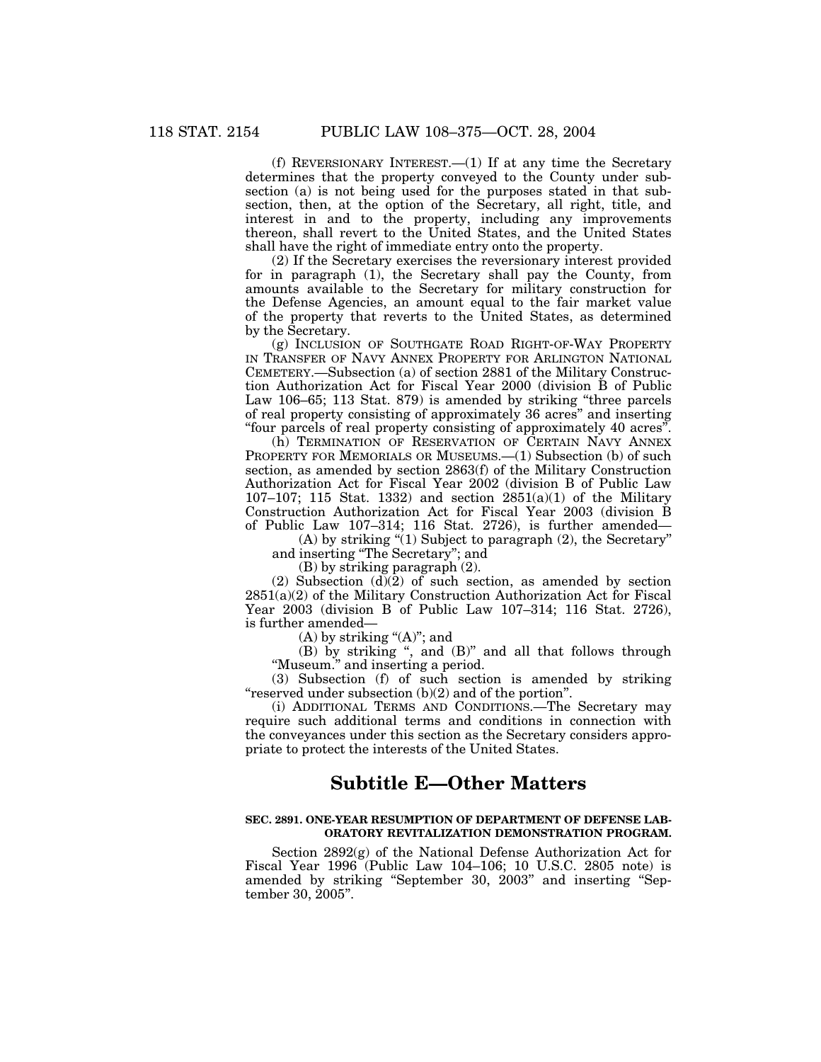(f) REVERSIONARY INTEREST.—(1) If at any time the Secretary determines that the property conveyed to the County under subsection (a) is not being used for the purposes stated in that subsection, then, at the option of the Secretary, all right, title, and interest in and to the property, including any improvements thereon, shall revert to the United States, and the United States shall have the right of immediate entry onto the property.

(2) If the Secretary exercises the reversionary interest provided for in paragraph (1), the Secretary shall pay the County, from amounts available to the Secretary for military construction for the Defense Agencies, an amount equal to the fair market value of the property that reverts to the United States, as determined by the Secretary.

(g) INCLUSION OF SOUTHGATE ROAD RIGHT-OF-WAY PROPERTY IN TRANSFER OF NAVY ANNEX PROPERTY FOR ARLINGTON NATIONAL CEMETERY.—Subsection (a) of section 2881 of the Military Construction Authorization Act for Fiscal Year 2000 (division B of Public Law 106–65; 113 Stat. 879) is amended by striking "three parcels of real property consisting of approximately 36 acres" and inserting "four parcels of real property consisting of approximately 40 acres".

(h) TERMINATION OF RESERVATION OF CERTAIN NAVY ANNEX PROPERTY FOR MEMORIALS OR MUSEUMS.—(1) Subsection (b) of such section, as amended by section 2863(f) of the Military Construction Authorization Act for Fiscal Year 2002 (division B of Public Law 107–107; 115 Stat. 1332) and section 2851(a)(1) of the Military Construction Authorization Act for Fiscal Year 2003 (division B of Public Law 107–314; 116 Stat. 2726), is further amended—

(A) by striking "(1) Subject to paragraph (2), the Secretary" and inserting "The Secretary"; and

(B) by striking paragraph (2).

(2) Subsection (d)(2) of such section, as amended by section 2851(a)(2) of the Military Construction Authorization Act for Fiscal Year 2003 (division B of Public Law 107–314; 116 Stat. 2726), is further amended—

(A) by striking "(A)"; and

(B) by striking ", and (B)" and all that follows through "Museum." and inserting a period.

(3) Subsection (f) of such section is amended by striking "reserved under subsection (b)(2) and of the portion".

(i) ADDITIONAL TERMS AND CONDITIONS.—The Secretary may require such additional terms and conditions in connection with the conveyances under this section as the Secretary considers appropriate to protect the interests of the United States.

## Subtitle E—Other Matters

#### SEC. 2891. ONE-YEAR RESUMPTION OF DEPARTMENT OF DEFENSE LABORATORY REVITALIZATION DEMONSTRATION PROGRAM.

Section 2892(g) of the National Defense Authorization Act for Fiscal Year 1996 (Public Law 104–106; 10 U.S.C. 2805 note) is amended by striking "September 30, 2003" and inserting "September 30, 2005".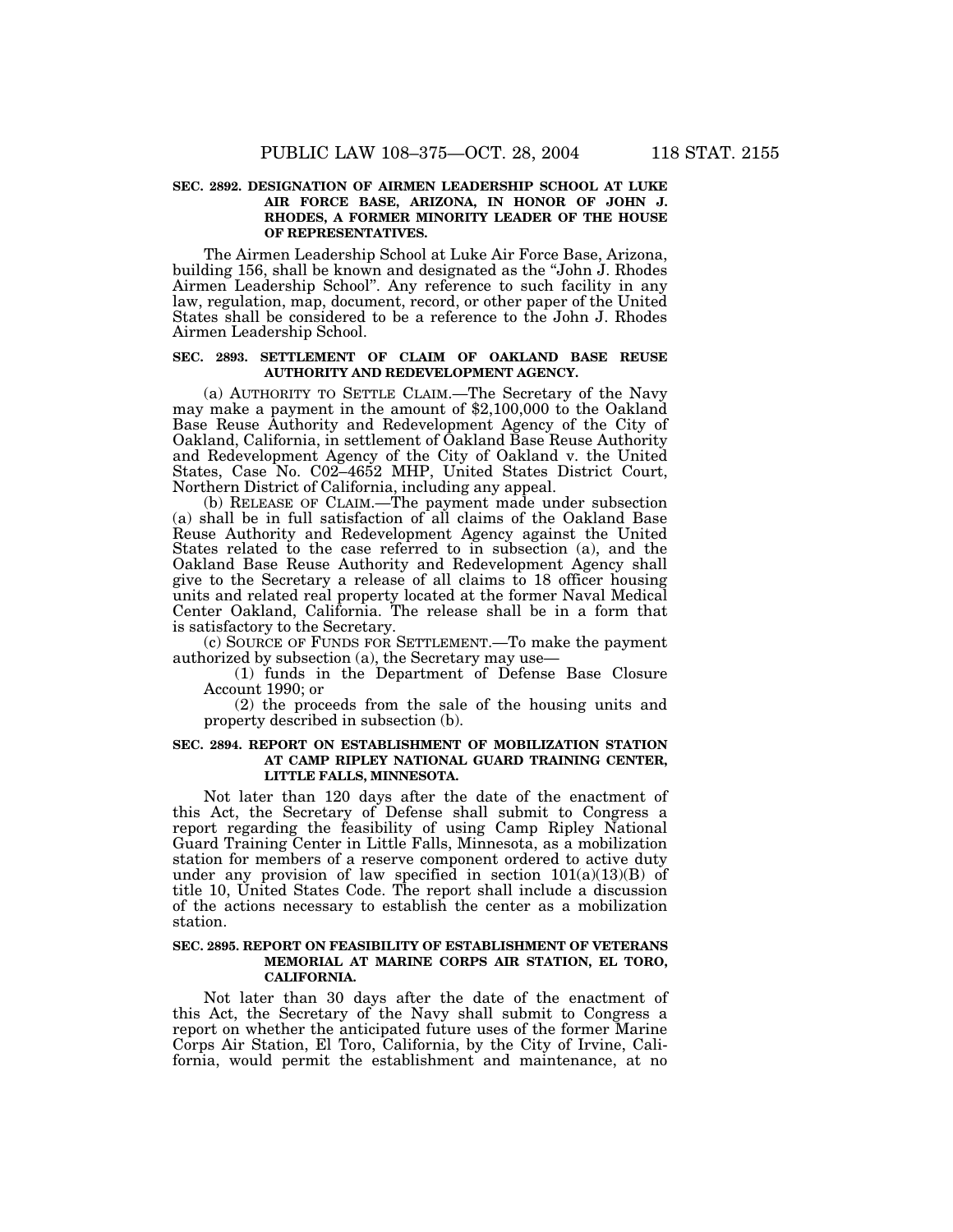**SEC. 2892. DESIGNATION OF AIRMEN LEADERSHIP SCHOOL AT LUKE AIR FORCE BASE, ARIZONA, IN HONOR OF JOHN J. RHODES, A FORMER MINORITY LEADER OF THE HOUSE OF REPRESENTATIVES.**

The Airmen Leadership School at Luke Air Force Base, Arizona, building 156, shall be known and designated as the "John J. Rhodes Airmen Leadership School". Any reference to such facility in any law, regulation, map, document, record, or other paper of the United States shall be considered to be a reference to the John J. Rhodes Airmen Leadership School.

**SEC. 2893. SETTLEMENT OF CLAIM OF OAKLAND BASE REUSE AUTHORITY AND REDEVELOPMENT AGENCY.**

(a) AUTHORITY TO SETTLE CLAIM.—The Secretary of the Navy may make a payment in the amount of $2,100,000 to the Oakland Base Reuse Authority and Redevelopment Agency of the City of Oakland, California, in settlement of Oakland Base Reuse Authority and Redevelopment Agency of the City of Oakland v. the United States, Case No. C02–4652 MHP, United States District Court, Northern District of California, including any appeal.

(b) RELEASE OF CLAIM.—The payment made under subsection (a) shall be in full satisfaction of all claims of the Oakland Base Reuse Authority and Redevelopment Agency against the United States related to the case referred to in subsection (a), and the Oakland Base Reuse Authority and Redevelopment Agency shall give to the Secretary a release of all claims to 18 officer housing units and related real property located at the former Naval Medical Center Oakland, California. The release shall be in a form that is satisfactory to the Secretary.

(c) SOURCE OF FUNDS FOR SETTLEMENT.—To make the payment authorized by subsection (a), the Secretary may use—

(1) funds in the Department of Defense Base Closure Account 1990; or

(2) the proceeds from the sale of the housing units and property described in subsection (b).

**SEC. 2894. REPORT ON ESTABLISHMENT OF MOBILIZATION STATION AT CAMP RIPLEY NATIONAL GUARD TRAINING CENTER, LITTLE FALLS, MINNESOTA.**

Not later than 120 days after the date of the enactment of this Act, the Secretary of Defense shall submit to Congress a report regarding the feasibility of using Camp Ripley National Guard Training Center in Little Falls, Minnesota, as a mobilization station for members of a reserve component ordered to active duty under any provision of law specified in section 101(a)(13)(B) of title 10, United States Code. The report shall include a discussion of the actions necessary to establish the center as a mobilization station.

**SEC. 2895. REPORT ON FEASIBILITY OF ESTABLISHMENT OF VETERANS MEMORIAL AT MARINE CORPS AIR STATION, EL TORO, CALIFORNIA.**

Not later than 30 days after the date of the enactment of this Act, the Secretary of the Navy shall submit to Congress a report on whether the anticipated future uses of the former Marine Corps Air Station, El Toro, California, by the City of Irvine, California, would permit the establishment and maintenance, at no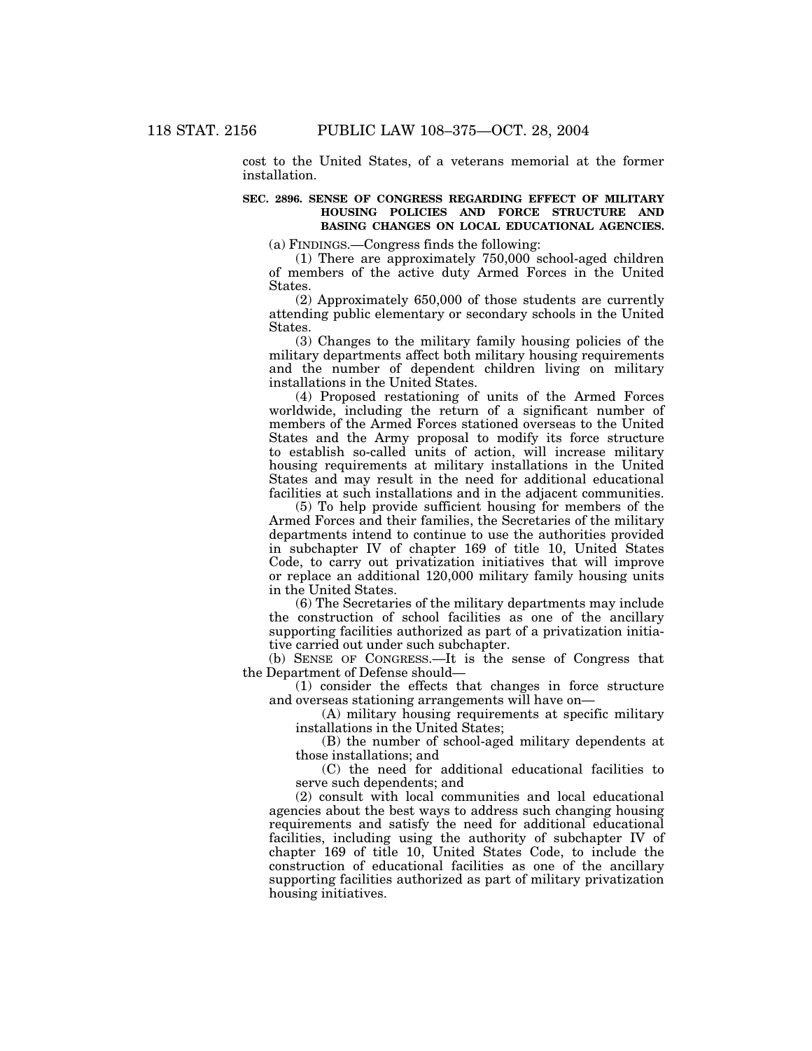cost to the United States, of a veterans memorial at the former installation.

**SEC. 2896. SENSE OF CONGRESS REGARDING EFFECT OF MILITARY HOUSING POLICIES AND FORCE STRUCTURE AND BASING CHANGES ON LOCAL EDUCATIONAL AGENCIES.**

(a) FINDINGS.—Congress finds the following:

(1) There are approximately 750,000 school-aged children of members of the active duty Armed Forces in the United States.

(2) Approximately 650,000 of those students are currently attending public elementary or secondary schools in the United States.

(3) Changes to the military family housing policies of the military departments affect both military housing requirements and the number of dependent children living on military installations in the United States.

(4) Proposed restationing of units of the Armed Forces worldwide, including the return of a significant number of members of the Armed Forces stationed overseas to the United States and the Army proposal to modify its force structure to establish so-called units of action, will increase military housing requirements at military installations in the United States and may result in the need for additional educational facilities at such installations and in the adjacent communities.

(5) To help provide sufficient housing for members of the Armed Forces and their families, the Secretaries of the military departments intend to continue to use the authorities provided in subchapter IV of chapter 169 of title 10, United States Code, to carry out privatization initiatives that will improve or replace an additional 120,000 military family housing units in the United States.

(6) The Secretaries of the military departments may include the construction of school facilities as one of the ancillary supporting facilities authorized as part of a privatization initiative carried out under such subchapter.

(b) SENSE OF CONGRESS.—It is the sense of Congress that the Department of Defense should—

(1) consider the effects that changes in force structure and overseas stationing arrangements will have on—

(A) military housing requirements at specific military installations in the United States;

(B) the number of school-aged military dependents at those installations; and

(C) the need for additional educational facilities to serve such dependents; and

(2) consult with local communities and local educational agencies about the best ways to address such changing housing requirements and satisfy the need for additional educational facilities, including using the authority of subchapter IV of chapter 169 of title 10, United States Code, to include the construction of educational facilities as one of the ancillary supporting facilities authorized as part of military privatization housing initiatives.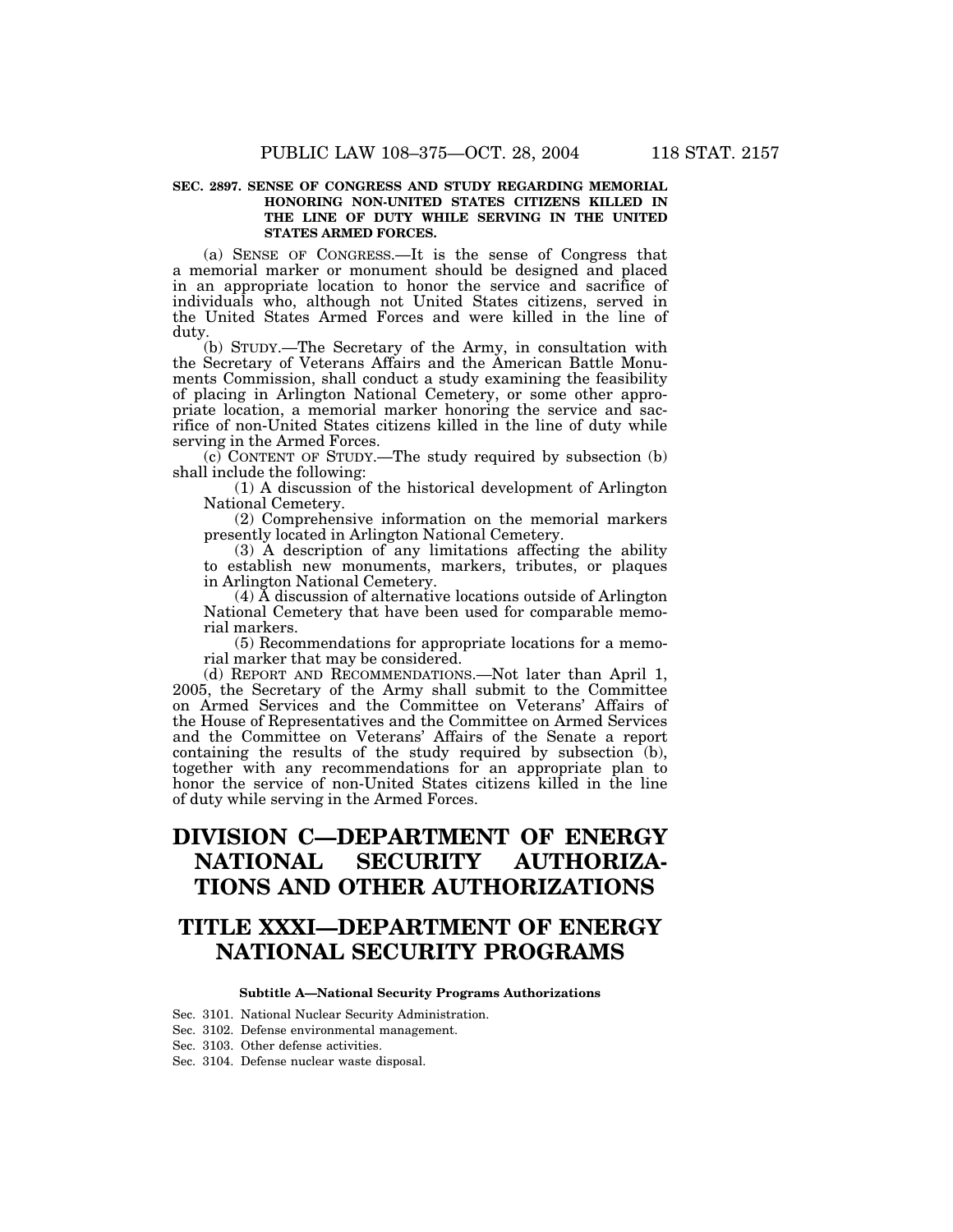**SEC. 2897. SENSE OF CONGRESS AND STUDY REGARDING MEMORIAL HONORING NON-UNITED STATES CITIZENS KILLED IN THE LINE OF DUTY WHILE SERVING IN THE UNITED STATES ARMED FORCES.**

(a) SENSE OF CONGRESS.—It is the sense of Congress that a memorial marker or monument should be designed and placed in an appropriate location to honor the service and sacrifice of individuals who, although not United States citizens, served in the United States Armed Forces and were killed in the line of duty.

(b) STUDY.—The Secretary of the Army, in consultation with the Secretary of Veterans Affairs and the American Battle Monuments Commission, shall conduct a study examining the feasibility of placing in Arlington National Cemetery, or some other appropriate location, a memorial marker honoring the service and sacrifice of non-United States citizens killed in the line of duty while serving in the Armed Forces.

(c) CONTENT OF STUDY.—The study required by subsection (b) shall include the following:

(1) A discussion of the historical development of Arlington National Cemetery.

(2) Comprehensive information on the memorial markers presently located in Arlington National Cemetery.

(3) A description of any limitations affecting the ability to establish new monuments, markers, tributes, or plaques in Arlington National Cemetery.

(4) A discussion of alternative locations outside of Arlington National Cemetery that have been used for comparable memorial markers.

(5) Recommendations for appropriate locations for a memorial marker that may be considered.

(d) REPORT AND RECOMMENDATIONS.—Not later than April 1, 2005, the Secretary of the Army shall submit to the Committee on Armed Services and the Committee on Veterans' Affairs of the House of Representatives and the Committee on Armed Services and the Committee on Veterans' Affairs of the Senate a report containing the results of the study required by subsection (b), together with any recommendations for an appropriate plan to honor the service of non-United States citizens killed in the line of duty while serving in the Armed Forces.

# DIVISION C—DEPARTMENT OF ENERGY NATIONAL SECURITY AUTHORIZATIONS AND OTHER AUTHORIZATIONS

# TITLE XXXI—DEPARTMENT OF ENERGY NATIONAL SECURITY PROGRAMS

**Subtitle A—National Security Programs Authorizations**

Sec. 3101. National Nuclear Security Administration.
Sec. 3102. Defense environmental management.
Sec. 3103. Other defense activities.
Sec. 3104. Defense nuclear waste disposal.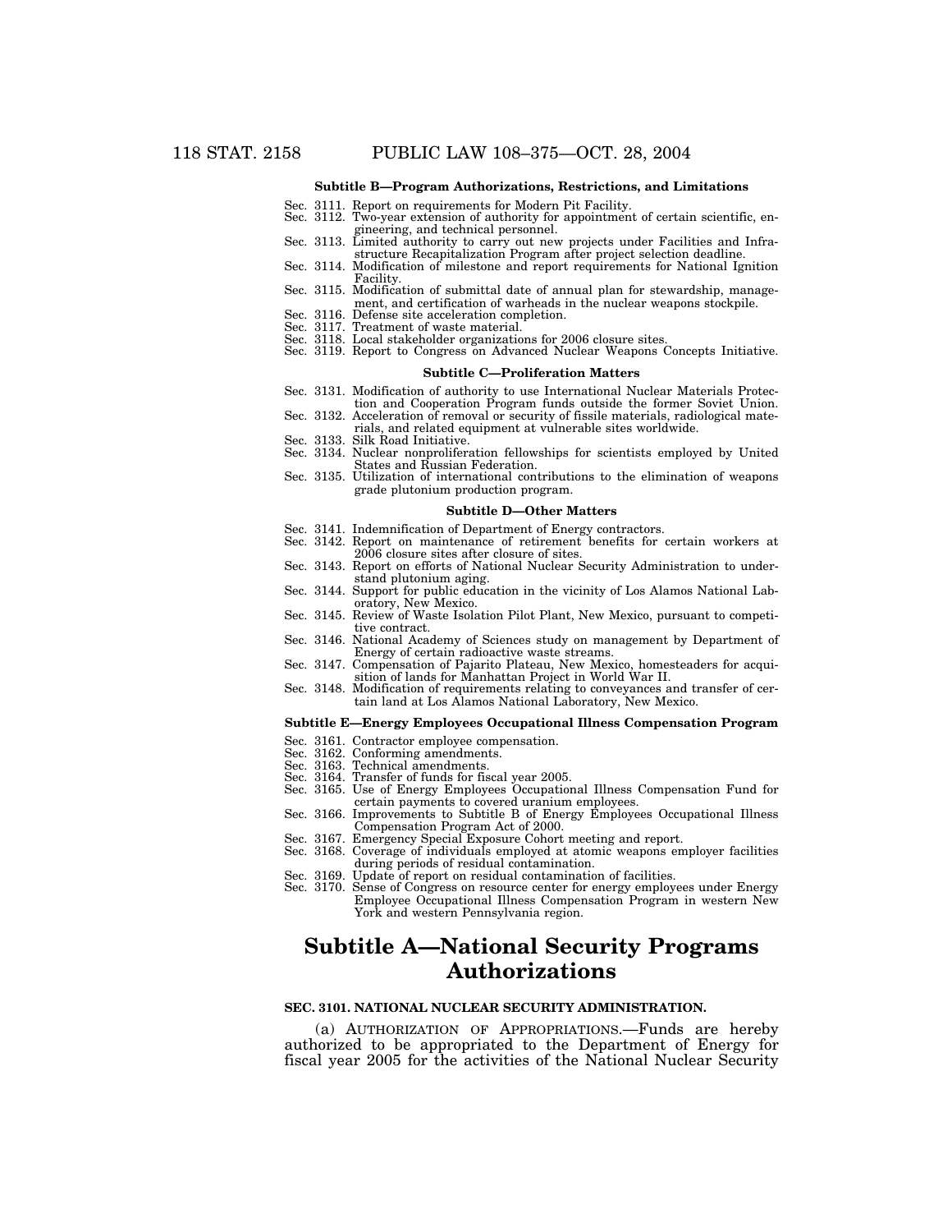**Subtitle B—Program Authorizations, Restrictions, and Limitations**

Sec. 3111. Report on requirements for Modern Pit Facility.
Sec. 3112. Two-year extension of authority for appointment of certain scientific, engineering, and technical personnel.
Sec. 3113. Limited authority to carry out new projects under Facilities and Infrastructure Recapitalization Program after project selection deadline.
Sec. 3114. Modification of milestone and report requirements for National Ignition Facility.
Sec. 3115. Modification of submittal date of annual plan for stewardship, management, and certification of warheads in the nuclear weapons stockpile.
Sec. 3116. Defense site acceleration completion.
Sec. 3117. Treatment of waste material.
Sec. 3118. Local stakeholder organizations for 2006 closure sites.
Sec. 3119. Report to Congress on Advanced Nuclear Weapons Concepts Initiative.

**Subtitle C—Proliferation Matters**

Sec. 3131. Modification of authority to use International Nuclear Materials Protection and Cooperation Program funds outside the former Soviet Union.
Sec. 3132. Acceleration of removal or security of fissile materials, radiological materials, and related equipment at vulnerable sites worldwide.
Sec. 3133. Silk Road Initiative.
Sec. 3134. Nuclear nonproliferation fellowships for scientists employed by United States and Russian Federation.
Sec. 3135. Utilization of international contributions to the elimination of weapons grade plutonium production program.

**Subtitle D—Other Matters**

Sec. 3141. Indemnification of Department of Energy contractors.
Sec. 3142. Report on maintenance of retirement benefits for certain workers at 2006 closure sites after closure of sites.
Sec. 3143. Report on efforts of National Nuclear Security Administration to understand plutonium aging.
Sec. 3144. Support for public education in the vicinity of Los Alamos National Laboratory, New Mexico.
Sec. 3145. Review of Waste Isolation Pilot Plant, New Mexico, pursuant to competitive contract.
Sec. 3146. National Academy of Sciences study on management by Department of Energy of certain radioactive waste streams.
Sec. 3147. Compensation of Pajarito Plateau, New Mexico, homesteaders for acquisition of lands for Manhattan Project in World War II.
Sec. 3148. Modification of requirements relating to conveyances and transfer of certain land at Los Alamos National Laboratory, New Mexico.

**Subtitle E—Energy Employees Occupational Illness Compensation Program**

Sec. 3161. Contractor employee compensation.
Sec. 3162. Conforming amendments.
Sec. 3163. Technical amendments.
Sec. 3164. Transfer of funds for fiscal year 2005.
Sec. 3165. Use of Energy Employees Occupational Illness Compensation Fund for certain payments to covered uranium employees.
Sec. 3166. Improvements to Subtitle B of Energy Employees Occupational Illness Compensation Program Act of 2000.
Sec. 3167. Emergency Special Exposure Cohort meeting and report.
Sec. 3168. Coverage of individuals employed at atomic weapons employer facilities during periods of residual contamination.
Sec. 3169. Update of report on residual contamination of facilities.
Sec. 3170. Sense of Congress on resource center for energy employees under Energy Employee Occupational Illness Compensation Program in western New York and western Pennsylvania region.

# Subtitle A—National Security Programs Authorizations

### SEC. 3101. NATIONAL NUCLEAR SECURITY ADMINISTRATION.

(a) AUTHORIZATION OF APPROPRIATIONS.—Funds are hereby authorized to be appropriated to the Department of Energy for fiscal year 2005 for the activities of the National Nuclear Security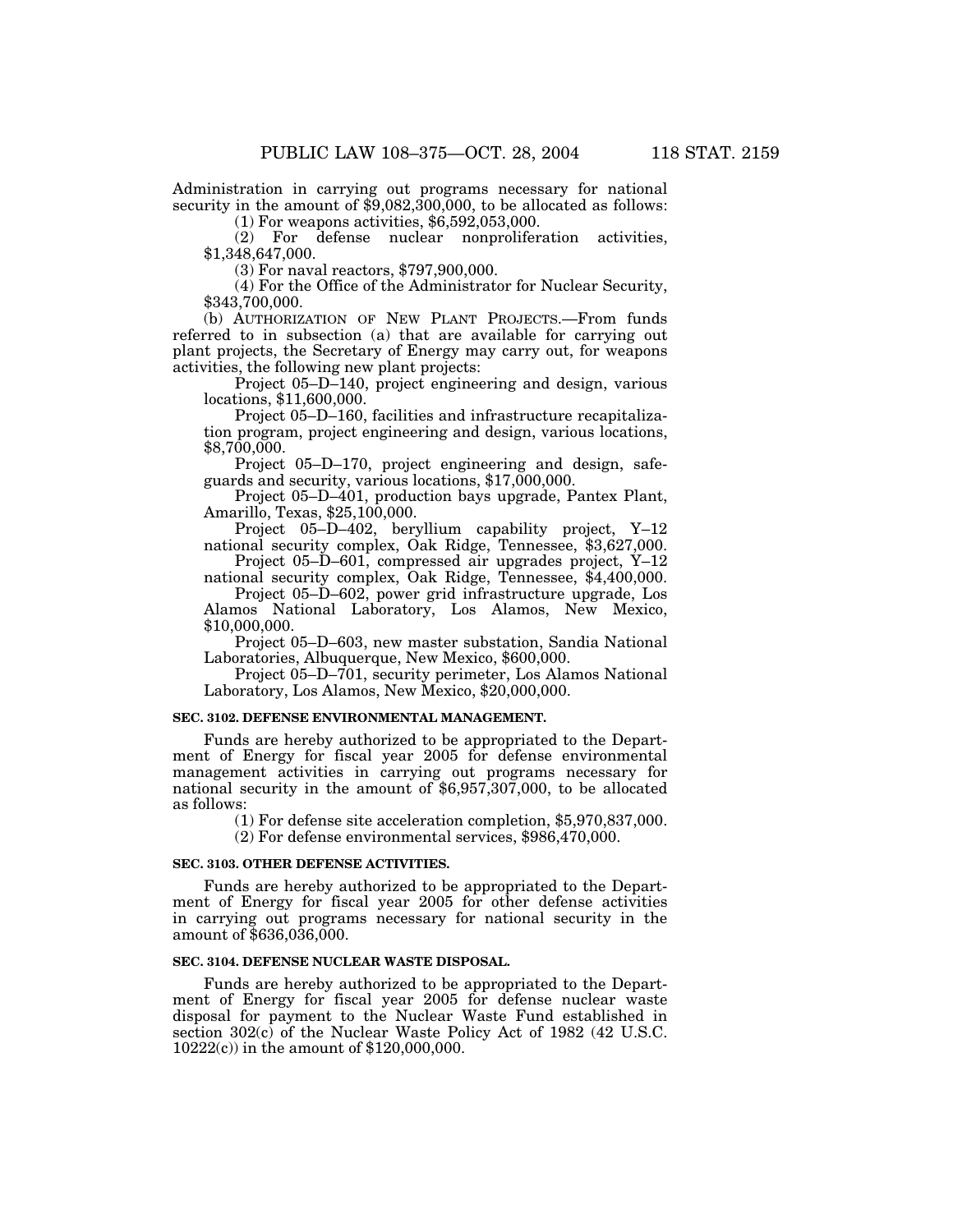Administration in carrying out programs necessary for national security in the amount of $9,082,300,000, to be allocated as follows:

(1) For weapons activities, $6,592,053,000.

(2) For defense nuclear nonproliferation activities, $1,348,647,000.

(3) For naval reactors, $797,900,000.

(4) For the Office of the Administrator for Nuclear Security, $343,700,000.

(b) AUTHORIZATION OF NEW PLANT PROJECTS.—From funds referred to in subsection (a) that are available for carrying out plant projects, the Secretary of Energy may carry out, for weapons activities, the following new plant projects:

Project 05–D–140, project engineering and design, various locations, $11,600,000.

Project 05–D–160, facilities and infrastructure recapitalization program, project engineering and design, various locations, $8,700,000.

Project 05–D–170, project engineering and design, safeguards and security, various locations, $17,000,000.

Project 05–D–401, production bays upgrade, Pantex Plant, Amarillo, Texas, $25,100,000.

Project 05–D–402, beryllium capability project, Y–12 national security complex, Oak Ridge, Tennessee, $3,627,000.

Project 05–D–601, compressed air upgrades project, Y–12 national security complex, Oak Ridge, Tennessee, $4,400,000.

Project 05–D–602, power grid infrastructure upgrade, Los Alamos National Laboratory, Los Alamos, New Mexico, $10,000,000.

Project 05–D–603, new master substation, Sandia National Laboratories, Albuquerque, New Mexico, $600,000.

Project 05–D–701, security perimeter, Los Alamos National Laboratory, Los Alamos, New Mexico, $20,000,000.

**SEC. 3102. DEFENSE ENVIRONMENTAL MANAGEMENT.**

Funds are hereby authorized to be appropriated to the Department of Energy for fiscal year 2005 for defense environmental management activities in carrying out programs necessary for national security in the amount of $6,957,307,000, to be allocated as follows:

(1) For defense site acceleration completion, $5,970,837,000.

(2) For defense environmental services, $986,470,000.

**SEC. 3103. OTHER DEFENSE ACTIVITIES.**

Funds are hereby authorized to be appropriated to the Department of Energy for fiscal year 2005 for other defense activities in carrying out programs necessary for national security in the amount of $636,036,000.

**SEC. 3104. DEFENSE NUCLEAR WASTE DISPOSAL.**

Funds are hereby authorized to be appropriated to the Department of Energy for fiscal year 2005 for defense nuclear waste disposal for payment to the Nuclear Waste Fund established in section 302(c) of the Nuclear Waste Policy Act of 1982 (42 U.S.C. 10222(c)) in the amount of $120,000,000.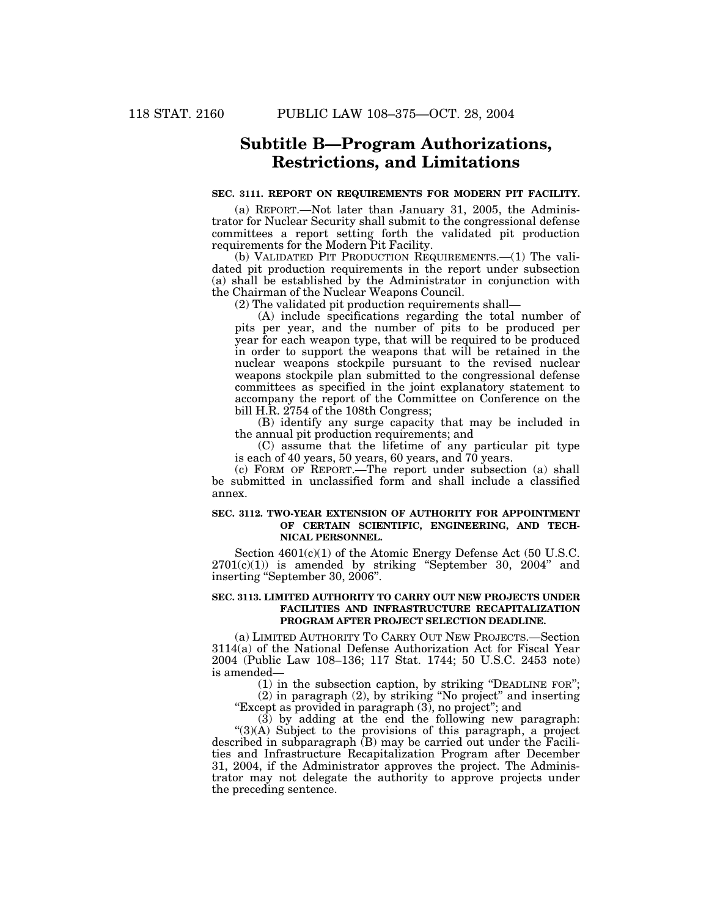## Subtitle B—Program Authorizations, Restrictions, and Limitations

**SEC. 3111. REPORT ON REQUIREMENTS FOR MODERN PIT FACILITY.**

(a) REPORT.—Not later than January 31, 2005, the Administrator for Nuclear Security shall submit to the congressional defense committees a report setting forth the validated pit production requirements for the Modern Pit Facility.

(b) VALIDATED PIT PRODUCTION REQUIREMENTS.—(1) The validated pit production requirements in the report under subsection (a) shall be established by the Administrator in conjunction with the Chairman of the Nuclear Weapons Council.

(2) The validated pit production requirements shall—

(A) include specifications regarding the total number of pits per year, and the number of pits to be produced per year for each weapon type, that will be required to be produced in order to support the weapons that will be retained in the nuclear weapons stockpile pursuant to the revised nuclear weapons stockpile plan submitted to the congressional defense committees as specified in the joint explanatory statement to accompany the report of the Committee on Conference on the bill H.R. 2754 of the 108th Congress;

(B) identify any surge capacity that may be included in the annual pit production requirements; and

(C) assume that the lifetime of any particular pit type is each of 40 years, 50 years, 60 years, and 70 years.

(c) FORM OF REPORT.—The report under subsection (a) shall be submitted in unclassified form and shall include a classified annex.

**SEC. 3112. TWO-YEAR EXTENSION OF AUTHORITY FOR APPOINTMENT OF CERTAIN SCIENTIFIC, ENGINEERING, AND TECHNICAL PERSONNEL.**

Section 4601(c)(1) of the Atomic Energy Defense Act (50 U.S.C. 2701(c)(1)) is amended by striking "September 30, 2004" and inserting "September 30, 2006".

**SEC. 3113. LIMITED AUTHORITY TO CARRY OUT NEW PROJECTS UNDER FACILITIES AND INFRASTRUCTURE RECAPITALIZATION PROGRAM AFTER PROJECT SELECTION DEADLINE.**

(a) LIMITED AUTHORITY TO CARRY OUT NEW PROJECTS.—Section 3114(a) of the National Defense Authorization Act for Fiscal Year 2004 (Public Law 108–136; 117 Stat. 1744; 50 U.S.C. 2453 note) is amended—

(1) in the subsection caption, by striking "DEADLINE FOR";

(2) in paragraph (2), by striking "No project" and inserting "Except as provided in paragraph (3), no project"; and

(3) by adding at the end the following new paragraph:

"(3)(A) Subject to the provisions of this paragraph, a project described in subparagraph (B) may be carried out under the Facilities and Infrastructure Recapitalization Program after December 31, 2004, if the Administrator approves the project. The Administrator may not delegate the authority to approve projects under the preceding sentence.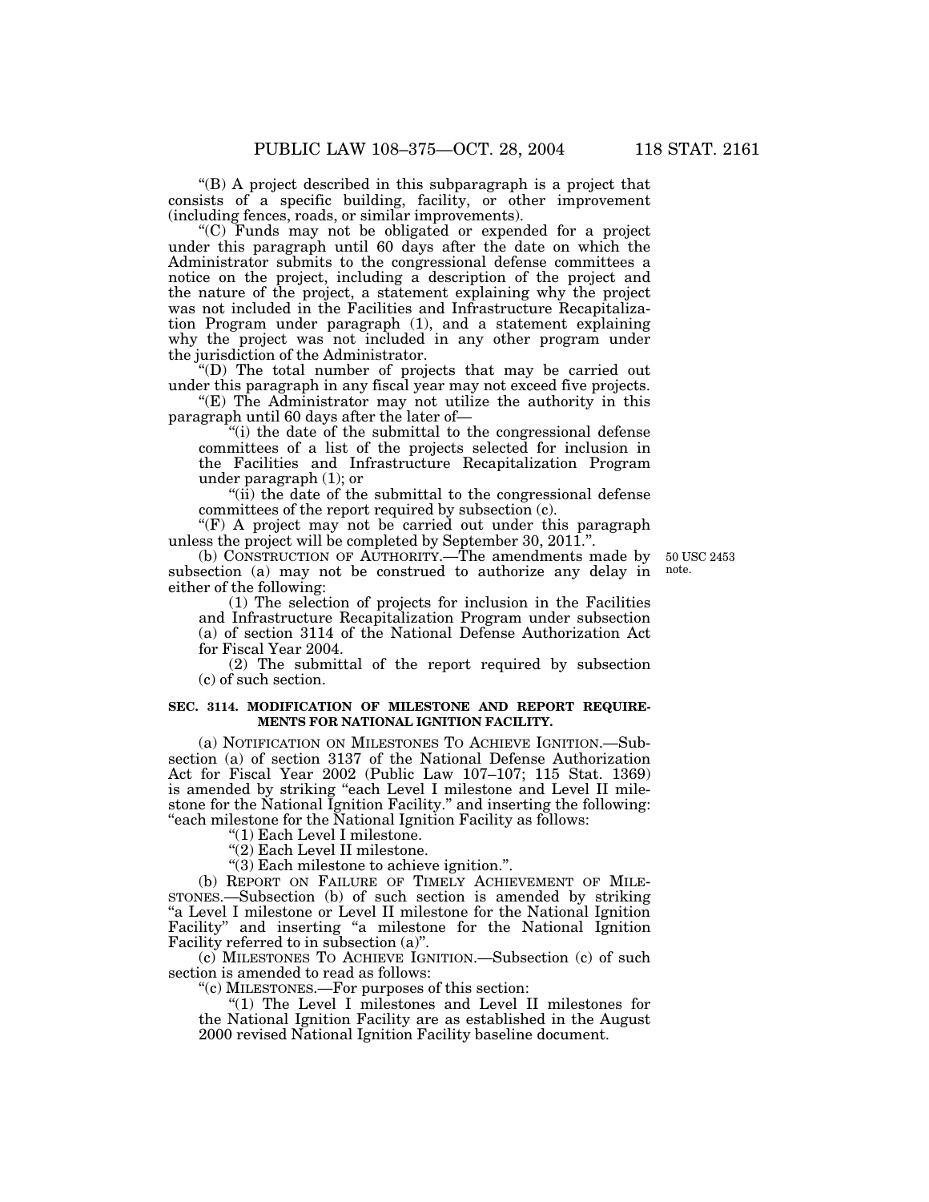"(B) A project described in this subparagraph is a project that consists of a specific building, facility, or other improvement (including fences, roads, or similar improvements).

"(C) Funds may not be obligated or expended for a project under this paragraph until 60 days after the date on which the Administrator submits to the congressional defense committees a notice on the project, including a description of the project and the nature of the project, a statement explaining why the project was not included in the Facilities and Infrastructure Recapitalization Program under paragraph (1), and a statement explaining why the project was not included in any other program under the jurisdiction of the Administrator.

"(D) The total number of projects that may be carried out under this paragraph in any fiscal year may not exceed five projects.

"(E) The Administrator may not utilize the authority in this paragraph until 60 days after the later of—

"(i) the date of the submittal to the congressional defense committees of a list of the projects selected for inclusion in the Facilities and Infrastructure Recapitalization Program under paragraph (1); or

"(ii) the date of the submittal to the congressional defense committees of the report required by subsection (c).

"(F) A project may not be carried out under this paragraph unless the project will be completed by September 30, 2011.".

(b) CONSTRUCTION OF AUTHORITY.—The amendments made by subsection (a) may not be construed to authorize any delay in either of the following:

50 USC 2453 note.

(1) The selection of projects for inclusion in the Facilities and Infrastructure Recapitalization Program under subsection (a) of section 3114 of the National Defense Authorization Act for Fiscal Year 2004.

(2) The submittal of the report required by subsection (c) of such section.

**SEC. 3114. MODIFICATION OF MILESTONE AND REPORT REQUIREMENTS FOR NATIONAL IGNITION FACILITY.**

(a) NOTIFICATION ON MILESTONES TO ACHIEVE IGNITION.—Subsection (a) of section 3137 of the National Defense Authorization Act for Fiscal Year 2002 (Public Law 107–107; 115 Stat. 1369) is amended by striking "each Level I milestone and Level II milestone for the National Ignition Facility." and inserting the following: "each milestone for the National Ignition Facility as follows:

"(1) Each Level I milestone.

"(2) Each Level II milestone.

"(3) Each milestone to achieve ignition.".

(b) REPORT ON FAILURE OF TIMELY ACHIEVEMENT OF MILESTONES.—Subsection (b) of such section is amended by striking "a Level I milestone or Level II milestone for the National Ignition Facility" and inserting "a milestone for the National Ignition Facility referred to in subsection (a)".

(c) MILESTONES TO ACHIEVE IGNITION.—Subsection (c) of such section is amended to read as follows:

"(c) MILESTONES.—For purposes of this section:

"(1) The Level I milestones and Level II milestones for the National Ignition Facility are as established in the August 2000 revised National Ignition Facility baseline document.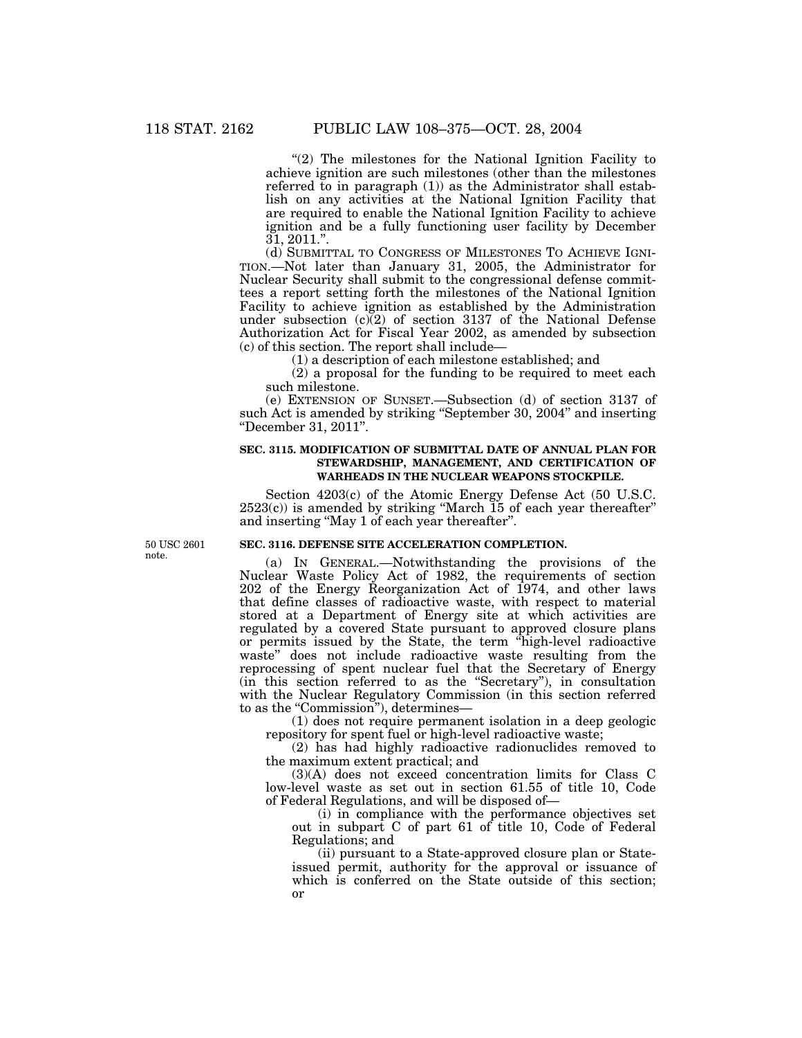"(2) The milestones for the National Ignition Facility to achieve ignition are such milestones (other than the milestones referred to in paragraph (1)) as the Administrator shall establish on any activities at the National Ignition Facility that are required to enable the National Ignition Facility to achieve ignition and be a fully functioning user facility by December 31, 2011.".

(d) SUBMITTAL TO CONGRESS OF MILESTONES TO ACHIEVE IGNITION.—Not later than January 31, 2005, the Administrator for Nuclear Security shall submit to the congressional defense committees a report setting forth the milestones of the National Ignition Facility to achieve ignition as established by the Administration under subsection (c)(2) of section 3137 of the National Defense Authorization Act for Fiscal Year 2002, as amended by subsection (c) of this section. The report shall include—

(1) a description of each milestone established; and

(2) a proposal for the funding to be required to meet each such milestone.

(e) EXTENSION OF SUNSET.—Subsection (d) of section 3137 of such Act is amended by striking "September 30, 2004" and inserting "December 31, 2011".

**SEC. 3115. MODIFICATION OF SUBMITTAL DATE OF ANNUAL PLAN FOR STEWARDSHIP, MANAGEMENT, AND CERTIFICATION OF WARHEADS IN THE NUCLEAR WEAPONS STOCKPILE.**

Section 4203(c) of the Atomic Energy Defense Act (50 U.S.C. 2523(c)) is amended by striking "March 15 of each year thereafter" and inserting "May 1 of each year thereafter".

50 USC 2601 note.

**SEC. 3116. DEFENSE SITE ACCELERATION COMPLETION.**

(a) IN GENERAL.—Notwithstanding the provisions of the Nuclear Waste Policy Act of 1982, the requirements of section 202 of the Energy Reorganization Act of 1974, and other laws that define classes of radioactive waste, with respect to material stored at a Department of Energy site at which activities are regulated by a covered State pursuant to approved closure plans or permits issued by the State, the term "high-level radioactive waste" does not include radioactive waste resulting from the reprocessing of spent nuclear fuel that the Secretary of Energy (in this section referred to as the "Secretary"), in consultation with the Nuclear Regulatory Commission (in this section referred to as the "Commission"), determines—

(1) does not require permanent isolation in a deep geologic repository for spent fuel or high-level radioactive waste;

(2) has had highly radioactive radionuclides removed to the maximum extent practical; and

(3)(A) does not exceed concentration limits for Class C low-level waste as set out in section 61.55 of title 10, Code of Federal Regulations, and will be disposed of—

(i) in compliance with the performance objectives set out in subpart C of part 61 of title 10, Code of Federal Regulations; and

(ii) pursuant to a State-approved closure plan or State-issued permit, authority for the approval or issuance of which is conferred on the State outside of this section; or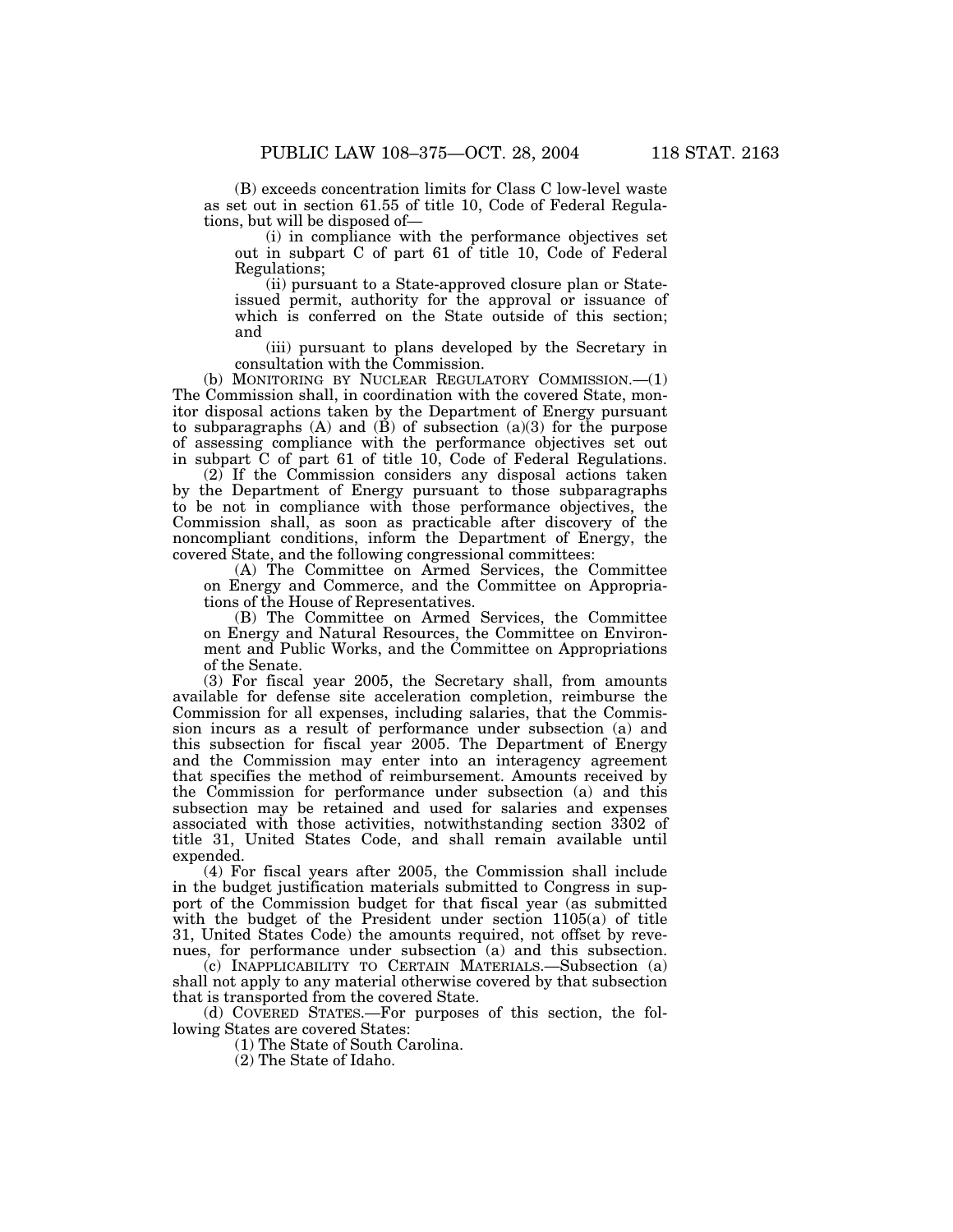(B) exceeds concentration limits for Class C low-level waste as set out in section 61.55 of title 10, Code of Federal Regulations, but will be disposed of—

(i) in compliance with the performance objectives set out in subpart C of part 61 of title 10, Code of Federal Regulations;

(ii) pursuant to a State-approved closure plan or State-issued permit, authority for the approval or issuance of which is conferred on the State outside of this section; and

(iii) pursuant to plans developed by the Secretary in consultation with the Commission.

(b) MONITORING BY NUCLEAR REGULATORY COMMISSION.—(1) The Commission shall, in coordination with the covered State, monitor disposal actions taken by the Department of Energy pursuant to subparagraphs (A) and (B) of subsection (a)(3) for the purpose of assessing compliance with the performance objectives set out in subpart C of part 61 of title 10, Code of Federal Regulations.

(2) If the Commission considers any disposal actions taken by the Department of Energy pursuant to those subparagraphs to be not in compliance with those performance objectives, the Commission shall, as soon as practicable after discovery of the noncompliant conditions, inform the Department of Energy, the covered State, and the following congressional committees:

(A) The Committee on Armed Services, the Committee on Energy and Commerce, and the Committee on Appropriations of the House of Representatives.

(B) The Committee on Armed Services, the Committee on Energy and Natural Resources, the Committee on Environment and Public Works, and the Committee on Appropriations of the Senate.

(3) For fiscal year 2005, the Secretary shall, from amounts available for defense site acceleration completion, reimburse the Commission for all expenses, including salaries, that the Commission incurs as a result of performance under subsection (a) and this subsection for fiscal year 2005. The Department of Energy and the Commission may enter into an interagency agreement that specifies the method of reimbursement. Amounts received by the Commission for performance under subsection (a) and this subsection may be retained and used for salaries and expenses associated with those activities, notwithstanding section 3302 of title 31, United States Code, and shall remain available until expended.

(4) For fiscal years after 2005, the Commission shall include in the budget justification materials submitted to Congress in support of the Commission budget for that fiscal year (as submitted with the budget of the President under section 1105(a) of title 31, United States Code) the amounts required, not offset by revenues, for performance under subsection (a) and this subsection.

(c) INAPPLICABILITY TO CERTAIN MATERIALS.—Subsection (a) shall not apply to any material otherwise covered by that subsection that is transported from the covered State.

(d) COVERED STATES.—For purposes of this section, the following States are covered States:

(1) The State of South Carolina.

(2) The State of Idaho.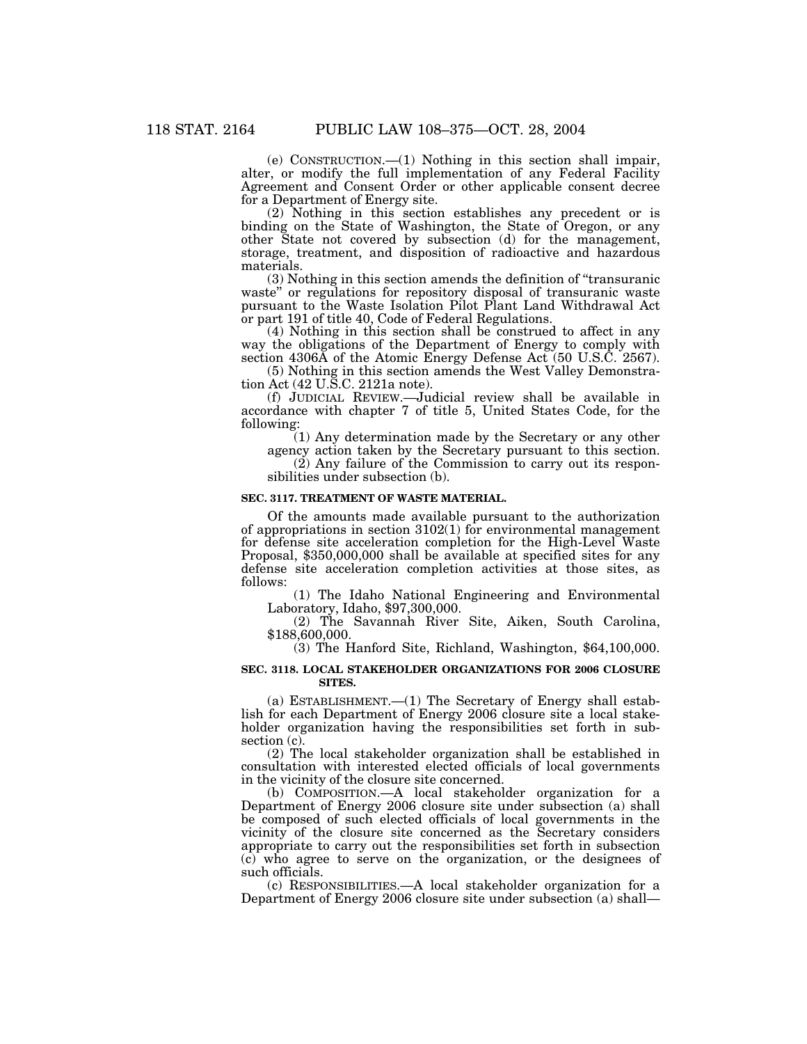(e) CONSTRUCTION.—(1) Nothing in this section shall impair, alter, or modify the full implementation of any Federal Facility Agreement and Consent Order or other applicable consent decree for a Department of Energy site.

(2) Nothing in this section establishes any precedent or is binding on the State of Washington, the State of Oregon, or any other State not covered by subsection (d) for the management, storage, treatment, and disposition of radioactive and hazardous materials.

(3) Nothing in this section amends the definition of "transuranic waste" or regulations for repository disposal of transuranic waste pursuant to the Waste Isolation Pilot Plant Land Withdrawal Act or part 191 of title 40, Code of Federal Regulations.

(4) Nothing in this section shall be construed to affect in any way the obligations of the Department of Energy to comply with section 4306A of the Atomic Energy Defense Act (50 U.S.C. 2567).

(5) Nothing in this section amends the West Valley Demonstration Act (42 U.S.C. 2121a note).

(f) JUDICIAL REVIEW.—Judicial review shall be available in accordance with chapter 7 of title 5, United States Code, for the following:

(1) Any determination made by the Secretary or any other agency action taken by the Secretary pursuant to this section.

(2) Any failure of the Commission to carry out its responsibilities under subsection (b).

**SEC. 3117. TREATMENT OF WASTE MATERIAL.**

Of the amounts made available pursuant to the authorization of appropriations in section 3102(1) for environmental management for defense site acceleration completion for the High-Level Waste Proposal, $350,000,000 shall be available at specified sites for any defense site acceleration completion activities at those sites, as follows:

(1) The Idaho National Engineering and Environmental Laboratory, Idaho, $97,300,000.

(2) The Savannah River Site, Aiken, South Carolina, $188,600,000.

(3) The Hanford Site, Richland, Washington, $64,100,000.

**SEC. 3118. LOCAL STAKEHOLDER ORGANIZATIONS FOR 2006 CLOSURE SITES.**

(a) ESTABLISHMENT.—(1) The Secretary of Energy shall establish for each Department of Energy 2006 closure site a local stakeholder organization having the responsibilities set forth in subsection (c).

(2) The local stakeholder organization shall be established in consultation with interested elected officials of local governments in the vicinity of the closure site concerned.

(b) COMPOSITION.—A local stakeholder organization for a Department of Energy 2006 closure site under subsection (a) shall be composed of such elected officials of local governments in the vicinity of the closure site concerned as the Secretary considers appropriate to carry out the responsibilities set forth in subsection (c) who agree to serve on the organization, or the designees of such officials.

(c) RESPONSIBILITIES.—A local stakeholder organization for a Department of Energy 2006 closure site under subsection (a) shall—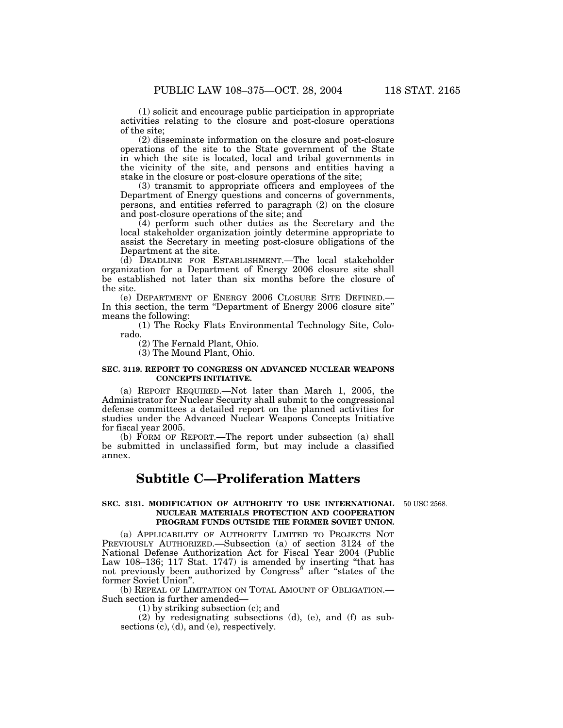(1) solicit and encourage public participation in appropriate activities relating to the closure and post-closure operations of the site;

(2) disseminate information on the closure and post-closure operations of the site to the State government of the State in which the site is located, local and tribal governments in the vicinity of the site, and persons and entities having a stake in the closure or post-closure operations of the site;

(3) transmit to appropriate officers and employees of the Department of Energy questions and concerns of governments, persons, and entities referred to paragraph (2) on the closure and post-closure operations of the site; and

(4) perform such other duties as the Secretary and the local stakeholder organization jointly determine appropriate to assist the Secretary in meeting post-closure obligations of the Department at the site.

(d) DEADLINE FOR ESTABLISHMENT.—The local stakeholder organization for a Department of Energy 2006 closure site shall be established not later than six months before the closure of the site.

(e) DEPARTMENT OF ENERGY 2006 CLOSURE SITE DEFINED.—In this section, the term "Department of Energy 2006 closure site" means the following:

(1) The Rocky Flats Environmental Technology Site, Colorado.

(2) The Fernald Plant, Ohio.

(3) The Mound Plant, Ohio.

**SEC. 3119. REPORT TO CONGRESS ON ADVANCED NUCLEAR WEAPONS CONCEPTS INITIATIVE.**

(a) REPORT REQUIRED.—Not later than March 1, 2005, the Administrator for Nuclear Security shall submit to the congressional defense committees a detailed report on the planned activities for studies under the Advanced Nuclear Weapons Concepts Initiative for fiscal year 2005.

(b) FORM OF REPORT.—The report under subsection (a) shall be submitted in unclassified form, but may include a classified annex.

# Subtitle C—Proliferation Matters

**SEC. 3131. MODIFICATION OF AUTHORITY TO USE INTERNATIONAL NUCLEAR MATERIALS PROTECTION AND COOPERATION PROGRAM FUNDS OUTSIDE THE FORMER SOVIET UNION.**

50 USC 2568.

(a) APPLICABILITY OF AUTHORITY LIMITED TO PROJECTS NOT PREVIOUSLY AUTHORIZED.—Subsection (a) of section 3124 of the National Defense Authorization Act for Fiscal Year 2004 (Public Law 108–136; 117 Stat. 1747) is amended by inserting "that has not previously been authorized by Congress" after "states of the former Soviet Union".

(b) REPEAL OF LIMITATION ON TOTAL AMOUNT OF OBLIGATION.—Such section is further amended—

(1) by striking subsection (c); and

(2) by redesignating subsections (d), (e), and (f) as subsections (c), (d), and (e), respectively.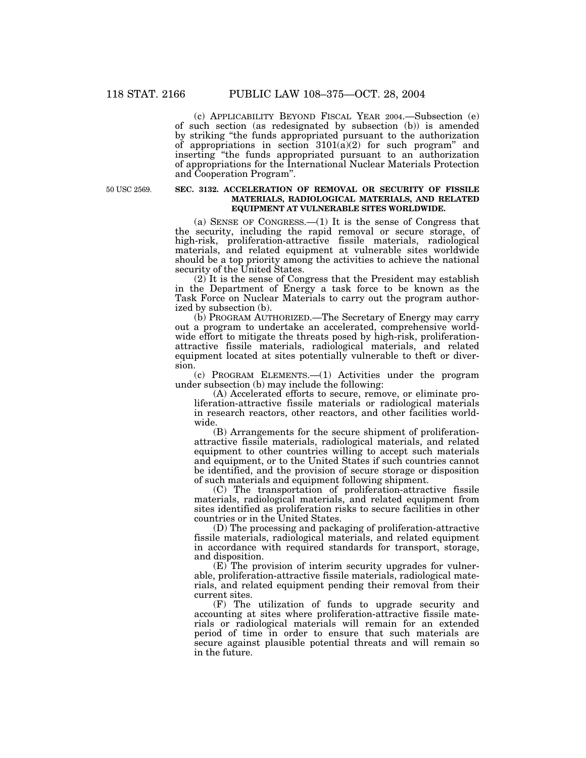(c) APPLICABILITY BEYOND FISCAL YEAR 2004.—Subsection (e) of such section (as redesignated by subsection (b)) is amended by striking "the funds appropriated pursuant to the authorization of appropriations in section 3101(a)(2) for such program" and inserting "the funds appropriated pursuant to an authorization of appropriations for the International Nuclear Materials Protection and Cooperation Program".

50 USC 2569.

**SEC. 3132. ACCELERATION OF REMOVAL OR SECURITY OF FISSILE MATERIALS, RADIOLOGICAL MATERIALS, AND RELATED EQUIPMENT AT VULNERABLE SITES WORLDWIDE.**

(a) SENSE OF CONGRESS.—(1) It is the sense of Congress that the security, including the rapid removal or secure storage, of high-risk, proliferation-attractive fissile materials, radiological materials, and related equipment at vulnerable sites worldwide should be a top priority among the activities to achieve the national security of the United States.

(2) It is the sense of Congress that the President may establish in the Department of Energy a task force to be known as the Task Force on Nuclear Materials to carry out the program authorized by subsection (b).

(b) PROGRAM AUTHORIZED.—The Secretary of Energy may carry out a program to undertake an accelerated, comprehensive worldwide effort to mitigate the threats posed by high-risk, proliferation-attractive fissile materials, radiological materials, and related equipment located at sites potentially vulnerable to theft or diversion.

(c) PROGRAM ELEMENTS.—(1) Activities under the program under subsection (b) may include the following:

(A) Accelerated efforts to secure, remove, or eliminate proliferation-attractive fissile materials or radiological materials in research reactors, other reactors, and other facilities worldwide.

(B) Arrangements for the secure shipment of proliferation-attractive fissile materials, radiological materials, and related equipment to other countries willing to accept such materials and equipment, or to the United States if such countries cannot be identified, and the provision of secure storage or disposition of such materials and equipment following shipment.

(C) The transportation of proliferation-attractive fissile materials, radiological materials, and related equipment from sites identified as proliferation risks to secure facilities in other countries or in the United States.

(D) The processing and packaging of proliferation-attractive fissile materials, radiological materials, and related equipment in accordance with required standards for transport, storage, and disposition.

(E) The provision of interim security upgrades for vulnerable, proliferation-attractive fissile materials, radiological materials, and related equipment pending their removal from their current sites.

(F) The utilization of funds to upgrade security and accounting at sites where proliferation-attractive fissile materials or radiological materials will remain for an extended period of time in order to ensure that such materials are secure against plausible potential threats and will remain so in the future.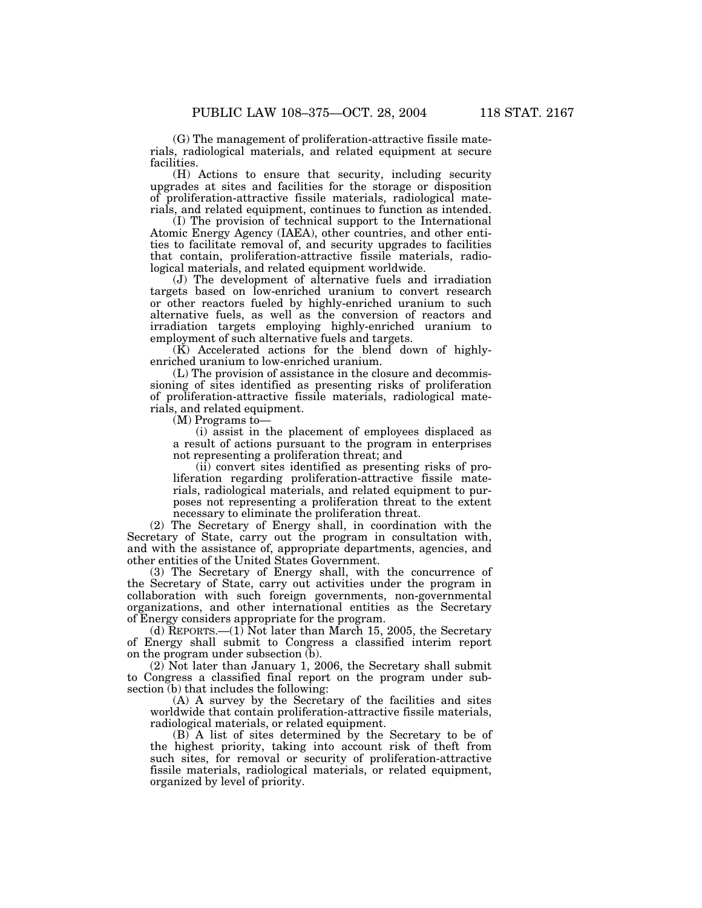(G) The management of proliferation-attractive fissile materials, radiological materials, and related equipment at secure facilities.

(H) Actions to ensure that security, including security upgrades at sites and facilities for the storage or disposition of proliferation-attractive fissile materials, radiological materials, and related equipment, continues to function as intended.

(I) The provision of technical support to the International Atomic Energy Agency (IAEA), other countries, and other entities to facilitate removal of, and security upgrades to facilities that contain, proliferation-attractive fissile materials, radiological materials, and related equipment worldwide.

(J) The development of alternative fuels and irradiation targets based on low-enriched uranium to convert research or other reactors fueled by highly-enriched uranium to such alternative fuels, as well as the conversion of reactors and irradiation targets employing highly-enriched uranium to employment of such alternative fuels and targets.

(K) Accelerated actions for the blend down of highly-enriched uranium to low-enriched uranium.

(L) The provision of assistance in the closure and decommissioning of sites identified as presenting risks of proliferation of proliferation-attractive fissile materials, radiological materials, and related equipment.

(M) Programs to—

(i) assist in the placement of employees displaced as a result of actions pursuant to the program in enterprises not representing a proliferation threat; and

(ii) convert sites identified as presenting risks of proliferation regarding proliferation-attractive fissile materials, radiological materials, and related equipment to purposes not representing a proliferation threat to the extent necessary to eliminate the proliferation threat.

(2) The Secretary of Energy shall, in coordination with the Secretary of State, carry out the program in consultation with, and with the assistance of, appropriate departments, agencies, and other entities of the United States Government.

(3) The Secretary of Energy shall, with the concurrence of the Secretary of State, carry out activities under the program in collaboration with such foreign governments, non-governmental organizations, and other international entities as the Secretary of Energy considers appropriate for the program.

(d) REPORTS.—(1) Not later than March 15, 2005, the Secretary of Energy shall submit to Congress a classified interim report on the program under subsection (b).

(2) Not later than January 1, 2006, the Secretary shall submit to Congress a classified final report on the program under subsection (b) that includes the following:

(A) A survey by the Secretary of the facilities and sites worldwide that contain proliferation-attractive fissile materials, radiological materials, or related equipment.

(B) A list of sites determined by the Secretary to be of the highest priority, taking into account risk of theft from such sites, for removal or security of proliferation-attractive fissile materials, radiological materials, or related equipment, organized by level of priority.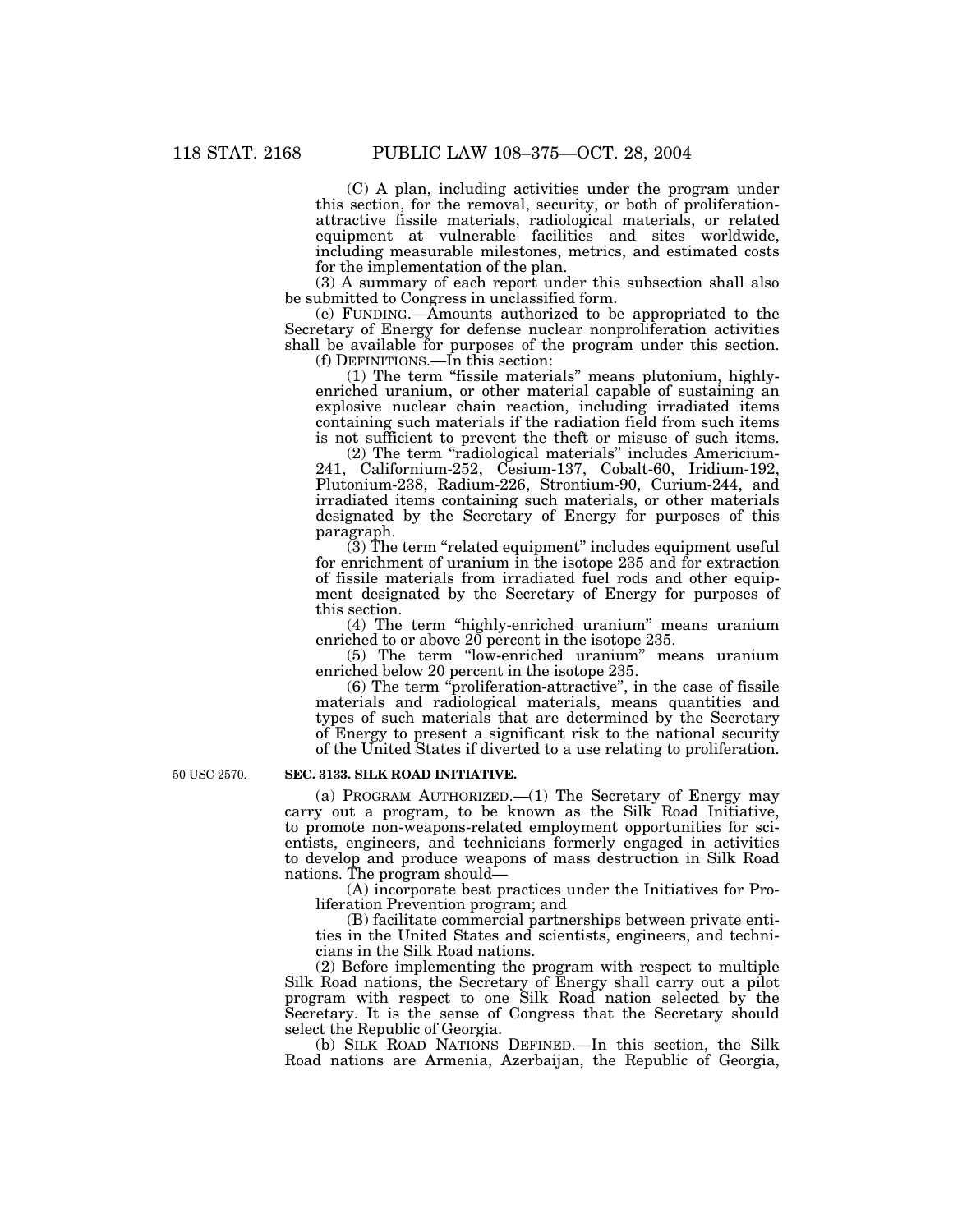(C) A plan, including activities under the program under this section, for the removal, security, or both of proliferation-attractive fissile materials, radiological materials, or related equipment at vulnerable facilities and sites worldwide, including measurable milestones, metrics, and estimated costs for the implementation of the plan.

(3) A summary of each report under this subsection shall also be submitted to Congress in unclassified form.

(e) FUNDING.—Amounts authorized to be appropriated to the Secretary of Energy for defense nuclear nonproliferation activities shall be available for purposes of the program under this section.

(f) DEFINITIONS.—In this section:

(1) The term "fissile materials" means plutonium, highly-enriched uranium, or other material capable of sustaining an explosive nuclear chain reaction, including irradiated items containing such materials if the radiation field from such items is not sufficient to prevent the theft or misuse of such items.

(2) The term "radiological materials" includes Americium-241, Californium-252, Cesium-137, Cobalt-60, Iridium-192, Plutonium-238, Radium-226, Strontium-90, Curium-244, and irradiated items containing such materials, or other materials designated by the Secretary of Energy for purposes of this paragraph.

(3) The term "related equipment" includes equipment useful for enrichment of uranium in the isotope 235 and for extraction of fissile materials from irradiated fuel rods and other equipment designated by the Secretary of Energy for purposes of this section.

(4) The term "highly-enriched uranium" means uranium enriched to or above 20 percent in the isotope 235.

(5) The term "low-enriched uranium" means uranium enriched below 20 percent in the isotope 235.

(6) The term "proliferation-attractive", in the case of fissile materials and radiological materials, means quantities and types of such materials that are determined by the Secretary of Energy to present a significant risk to the national security of the United States if diverted to a use relating to proliferation.

50 USC 2570.

**SEC. 3133. SILK ROAD INITIATIVE.**

(a) PROGRAM AUTHORIZED.—(1) The Secretary of Energy may carry out a program, to be known as the Silk Road Initiative, to promote non-weapons-related employment opportunities for scientists, engineers, and technicians formerly engaged in activities to develop and produce weapons of mass destruction in Silk Road nations. The program should—

(A) incorporate best practices under the Initiatives for Proliferation Prevention program; and

(B) facilitate commercial partnerships between private entities in the United States and scientists, engineers, and technicians in the Silk Road nations.

(2) Before implementing the program with respect to multiple Silk Road nations, the Secretary of Energy shall carry out a pilot program with respect to one Silk Road nation selected by the Secretary. It is the sense of Congress that the Secretary should select the Republic of Georgia.

(b) SILK ROAD NATIONS DEFINED.—In this section, the Silk Road nations are Armenia, Azerbaijan, the Republic of Georgia,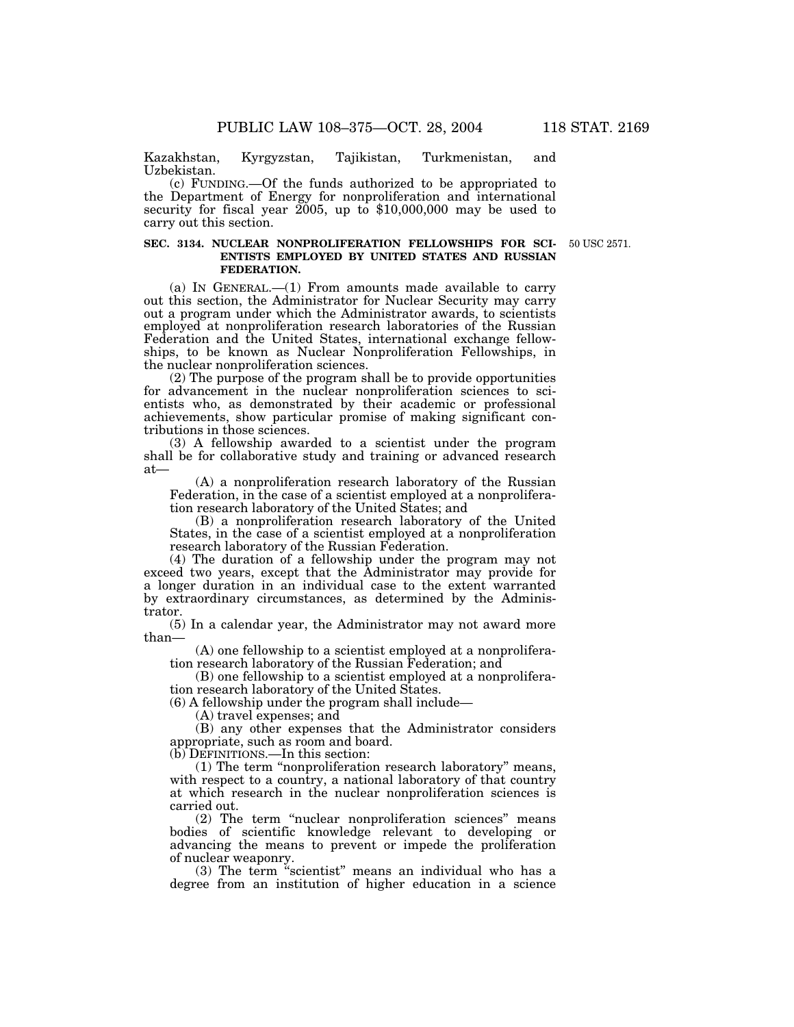Kazakhstan, Kyrgyzstan, Tajikistan, Turkmenistan, and Uzbekistan.

(c) FUNDING.—Of the funds authorized to be appropriated to the Department of Energy for nonproliferation and international security for fiscal year 2005, up to $10,000,000 may be used to carry out this section.

50 USC 2571.

**SEC. 3134. NUCLEAR NONPROLIFERATION FELLOWSHIPS FOR SCIENTISTS EMPLOYED BY UNITED STATES AND RUSSIAN FEDERATION.**

(a) IN GENERAL.—(1) From amounts made available to carry out this section, the Administrator for Nuclear Security may carry out a program under which the Administrator awards, to scientists employed at nonproliferation research laboratories of the Russian Federation and the United States, international exchange fellowships, to be known as Nuclear Nonproliferation Fellowships, in the nuclear nonproliferation sciences.

(2) The purpose of the program shall be to provide opportunities for advancement in the nuclear nonproliferation sciences to scientists who, as demonstrated by their academic or professional achievements, show particular promise of making significant contributions in those sciences.

(3) A fellowship awarded to a scientist under the program shall be for collaborative study and training or advanced research at—

(A) a nonproliferation research laboratory of the Russian Federation, in the case of a scientist employed at a nonproliferation research laboratory of the United States; and

(B) a nonproliferation research laboratory of the United States, in the case of a scientist employed at a nonproliferation research laboratory of the Russian Federation.

(4) The duration of a fellowship under the program may not exceed two years, except that the Administrator may provide for a longer duration in an individual case to the extent warranted by extraordinary circumstances, as determined by the Administrator.

(5) In a calendar year, the Administrator may not award more than—

(A) one fellowship to a scientist employed at a nonproliferation research laboratory of the Russian Federation; and

(B) one fellowship to a scientist employed at a nonproliferation research laboratory of the United States.

(6) A fellowship under the program shall include—

(A) travel expenses; and

(B) any other expenses that the Administrator considers appropriate, such as room and board.

(b) DEFINITIONS.—In this section:

(1) The term "nonproliferation research laboratory" means, with respect to a country, a national laboratory of that country at which research in the nuclear nonproliferation sciences is carried out.

(2) The term "nuclear nonproliferation sciences" means bodies of scientific knowledge relevant to developing or advancing the means to prevent or impede the proliferation of nuclear weaponry.

(3) The term "scientist" means an individual who has a degree from an institution of higher education in a science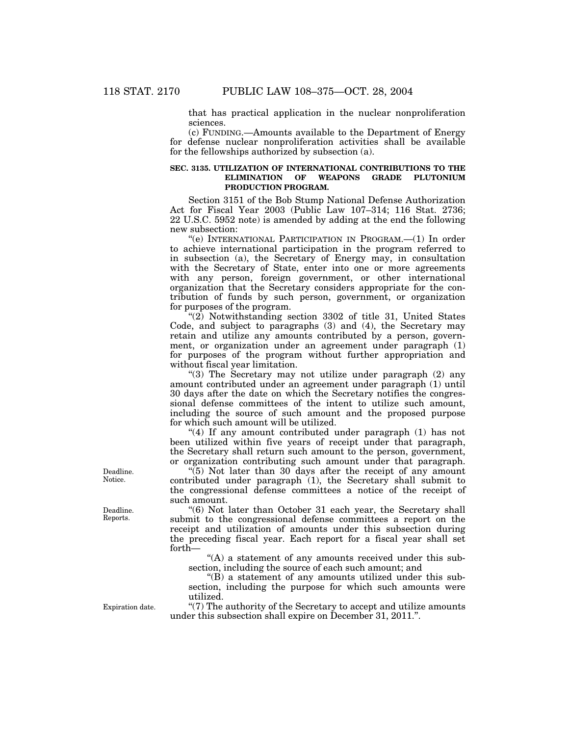that has practical application in the nuclear nonproliferation sciences.

(c) FUNDING.—Amounts available to the Department of Energy for defense nuclear nonproliferation activities shall be available for the fellowships authorized by subsection (a).

**SEC. 3135. UTILIZATION OF INTERNATIONAL CONTRIBUTIONS TO THE ELIMINATION OF WEAPONS GRADE PLUTONIUM PRODUCTION PROGRAM.**

Section 3151 of the Bob Stump National Defense Authorization Act for Fiscal Year 2003 (Public Law 107–314; 116 Stat. 2736; 22 U.S.C. 5952 note) is amended by adding at the end the following new subsection:

"(e) INTERNATIONAL PARTICIPATION IN PROGRAM.—(1) In order to achieve international participation in the program referred to in subsection (a), the Secretary of Energy may, in consultation with the Secretary of State, enter into one or more agreements with any person, foreign government, or other international organization that the Secretary considers appropriate for the contribution of funds by such person, government, or organization for purposes of the program.

"(2) Notwithstanding section 3302 of title 31, United States Code, and subject to paragraphs (3) and (4), the Secretary may retain and utilize any amounts contributed by a person, government, or organization under an agreement under paragraph (1) for purposes of the program without further appropriation and without fiscal year limitation.

"(3) The Secretary may not utilize under paragraph (2) any amount contributed under an agreement under paragraph (1) until 30 days after the date on which the Secretary notifies the congressional defense committees of the intent to utilize such amount, including the source of such amount and the proposed purpose for which such amount will be utilized.

"(4) If any amount contributed under paragraph (1) has not been utilized within five years of receipt under that paragraph, the Secretary shall return such amount to the person, government, or organization contributing such amount under that paragraph.

Deadline. Notice.

"(5) Not later than 30 days after the receipt of any amount contributed under paragraph (1), the Secretary shall submit to the congressional defense committees a notice of the receipt of such amount.

Deadline. Reports.

"(6) Not later than October 31 each year, the Secretary shall submit to the congressional defense committees a report on the receipt and utilization of amounts under this subsection during the preceding fiscal year. Each report for a fiscal year shall set forth—

"(A) a statement of any amounts received under this subsection, including the source of each such amount; and

"(B) a statement of any amounts utilized under this subsection, including the purpose for which such amounts were utilized.

Expiration date.

"(7) The authority of the Secretary to accept and utilize amounts under this subsection shall expire on December 31, 2011.".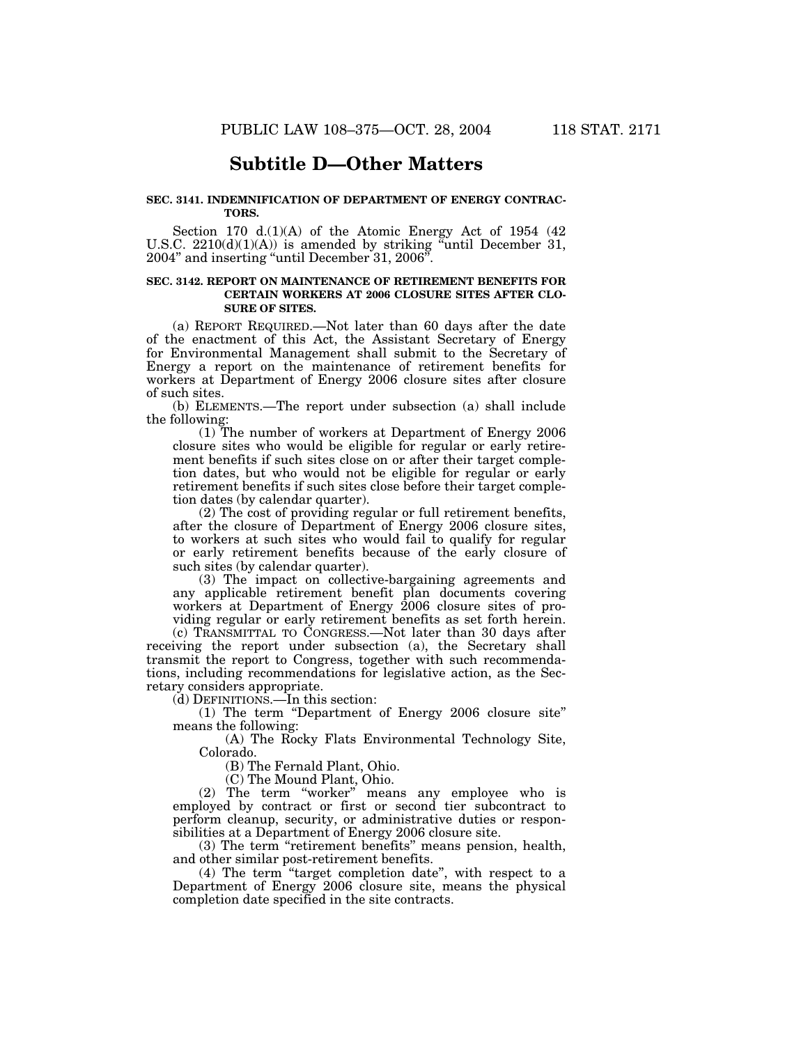## Subtitle D—Other Matters

**SEC. 3141. INDEMNIFICATION OF DEPARTMENT OF ENERGY CONTRACTORS.**

Section 170 d.(1)(A) of the Atomic Energy Act of 1954 (42 U.S.C. 2210(d)(1)(A)) is amended by striking "until December 31, 2004" and inserting "until December 31, 2006".

**SEC. 3142. REPORT ON MAINTENANCE OF RETIREMENT BENEFITS FOR CERTAIN WORKERS AT 2006 CLOSURE SITES AFTER CLOSURE OF SITES.**

(a) REPORT REQUIRED.—Not later than 60 days after the date of the enactment of this Act, the Assistant Secretary of Energy for Environmental Management shall submit to the Secretary of Energy a report on the maintenance of retirement benefits for workers at Department of Energy 2006 closure sites after closure of such sites.

(b) ELEMENTS.—The report under subsection (a) shall include the following:

(1) The number of workers at Department of Energy 2006 closure sites who would be eligible for regular or early retirement benefits if such sites close on or after their target completion dates, but who would not be eligible for regular or early retirement benefits if such sites close before their target completion dates (by calendar quarter).

(2) The cost of providing regular or full retirement benefits, after the closure of Department of Energy 2006 closure sites, to workers at such sites who would fail to qualify for regular or early retirement benefits because of the early closure of such sites (by calendar quarter).

(3) The impact on collective-bargaining agreements and any applicable retirement benefit plan documents covering workers at Department of Energy 2006 closure sites of providing regular or early retirement benefits as set forth herein.

(c) TRANSMITTAL TO CONGRESS.—Not later than 30 days after receiving the report under subsection (a), the Secretary shall transmit the report to Congress, together with such recommendations, including recommendations for legislative action, as the Secretary considers appropriate.

(d) DEFINITIONS.—In this section:

(1) The term "Department of Energy 2006 closure site" means the following:

(A) The Rocky Flats Environmental Technology Site, Colorado.

(B) The Fernald Plant, Ohio.

(C) The Mound Plant, Ohio.

(2) The term "worker" means any employee who is employed by contract or first or second tier subcontract to perform cleanup, security, or administrative duties or responsibilities at a Department of Energy 2006 closure site.

(3) The term "retirement benefits" means pension, health, and other similar post-retirement benefits.

(4) The term "target completion date", with respect to a Department of Energy 2006 closure site, means the physical completion date specified in the site contracts.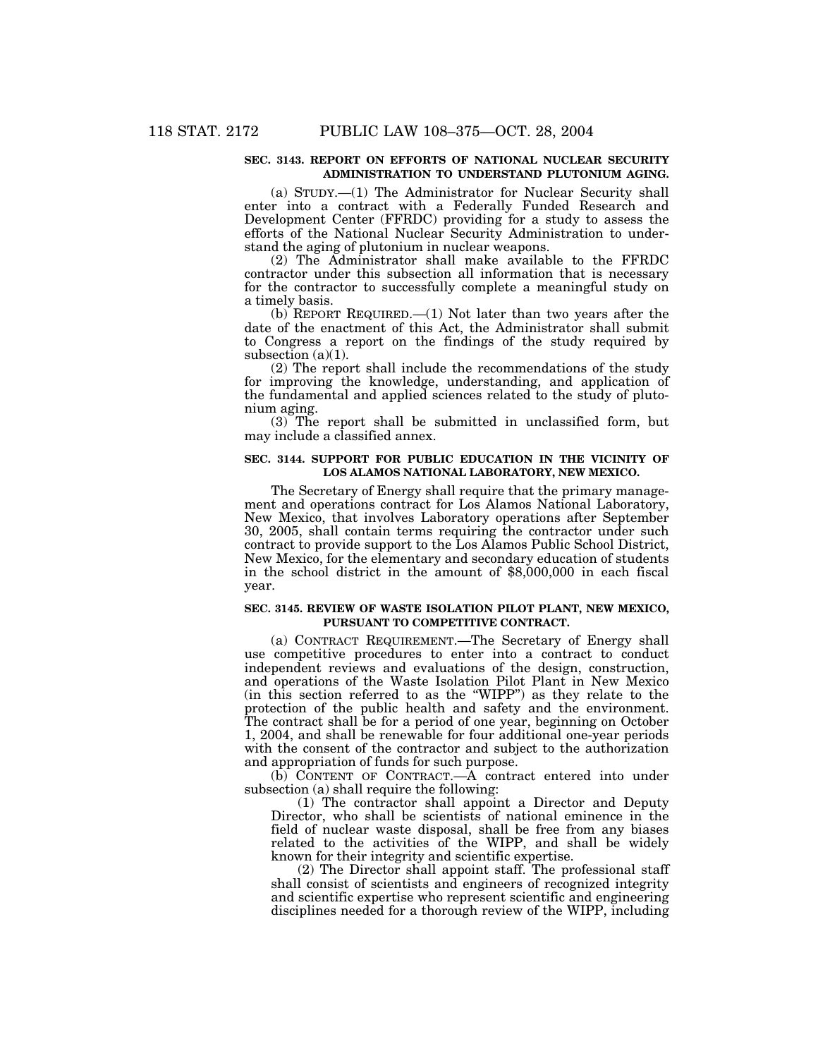**SEC. 3143. REPORT ON EFFORTS OF NATIONAL NUCLEAR SECURITY ADMINISTRATION TO UNDERSTAND PLUTONIUM AGING.**

(a) STUDY.—(1) The Administrator for Nuclear Security shall enter into a contract with a Federally Funded Research and Development Center (FFRDC) providing for a study to assess the efforts of the National Nuclear Security Administration to understand the aging of plutonium in nuclear weapons.

(2) The Administrator shall make available to the FFRDC contractor under this subsection all information that is necessary for the contractor to successfully complete a meaningful study on a timely basis.

(b) REPORT REQUIRED.—(1) Not later than two years after the date of the enactment of this Act, the Administrator shall submit to Congress a report on the findings of the study required by subsection (a)(1).

(2) The report shall include the recommendations of the study for improving the knowledge, understanding, and application of the fundamental and applied sciences related to the study of plutonium aging.

(3) The report shall be submitted in unclassified form, but may include a classified annex.

**SEC. 3144. SUPPORT FOR PUBLIC EDUCATION IN THE VICINITY OF LOS ALAMOS NATIONAL LABORATORY, NEW MEXICO.**

The Secretary of Energy shall require that the primary management and operations contract for Los Alamos National Laboratory, New Mexico, that involves Laboratory operations after September 30, 2005, shall contain terms requiring the contractor under such contract to provide support to the Los Alamos Public School District, New Mexico, for the elementary and secondary education of students in the school district in the amount of $8,000,000 in each fiscal year.

**SEC. 3145. REVIEW OF WASTE ISOLATION PILOT PLANT, NEW MEXICO, PURSUANT TO COMPETITIVE CONTRACT.**

(a) CONTRACT REQUIREMENT.—The Secretary of Energy shall use competitive procedures to enter into a contract to conduct independent reviews and evaluations of the design, construction, and operations of the Waste Isolation Pilot Plant in New Mexico (in this section referred to as the "WIPP") as they relate to the protection of the public health and safety and the environment. The contract shall be for a period of one year, beginning on October 1, 2004, and shall be renewable for four additional one-year periods with the consent of the contractor and subject to the authorization and appropriation of funds for such purpose.

(b) CONTENT OF CONTRACT.—A contract entered into under subsection (a) shall require the following:

(1) The contractor shall appoint a Director and Deputy Director, who shall be scientists of national eminence in the field of nuclear waste disposal, shall be free from any biases related to the activities of the WIPP, and shall be widely known for their integrity and scientific expertise.

(2) The Director shall appoint staff. The professional staff shall consist of scientists and engineers of recognized integrity and scientific expertise who represent scientific and engineering disciplines needed for a thorough review of the WIPP, including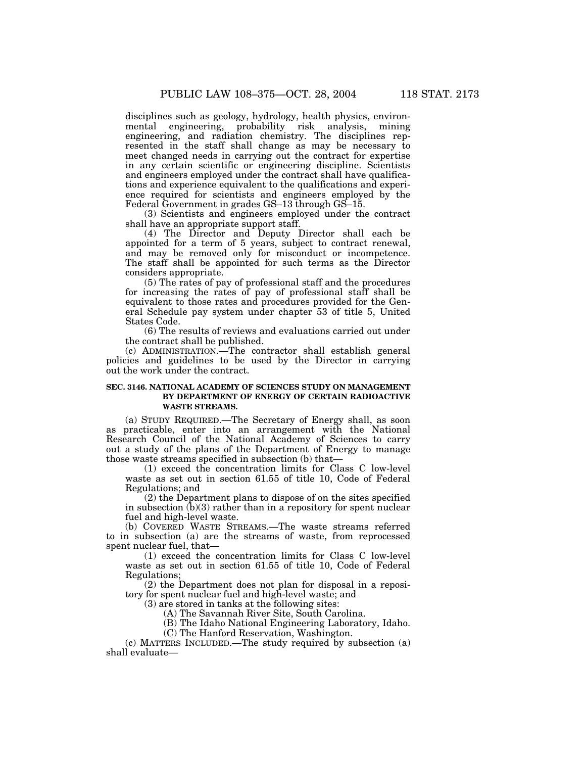disciplines such as geology, hydrology, health physics, environmental engineering, probability risk analysis, mining engineering, and radiation chemistry. The disciplines represented in the staff shall change as may be necessary to meet changed needs in carrying out the contract for expertise in any certain scientific or engineering discipline. Scientists and engineers employed under the contract shall have qualifications and experience equivalent to the qualifications and experience required for scientists and engineers employed by the Federal Government in grades GS–13 through GS–15.

(3) Scientists and engineers employed under the contract shall have an appropriate support staff.

(4) The Director and Deputy Director shall each be appointed for a term of 5 years, subject to contract renewal, and may be removed only for misconduct or incompetence. The staff shall be appointed for such terms as the Director considers appropriate.

(5) The rates of pay of professional staff and the procedures for increasing the rates of pay of professional staff shall be equivalent to those rates and procedures provided for the General Schedule pay system under chapter 53 of title 5, United States Code.

(6) The results of reviews and evaluations carried out under the contract shall be published.

(c) ADMINISTRATION.—The contractor shall establish general policies and guidelines to be used by the Director in carrying out the work under the contract.

**SEC. 3146. NATIONAL ACADEMY OF SCIENCES STUDY ON MANAGEMENT BY DEPARTMENT OF ENERGY OF CERTAIN RADIOACTIVE WASTE STREAMS.**

(a) STUDY REQUIRED.—The Secretary of Energy shall, as soon as practicable, enter into an arrangement with the National Research Council of the National Academy of Sciences to carry out a study of the plans of the Department of Energy to manage those waste streams specified in subsection (b) that—

(1) exceed the concentration limits for Class C low-level waste as set out in section 61.55 of title 10, Code of Federal Regulations; and

(2) the Department plans to dispose of on the sites specified in subsection (b)(3) rather than in a repository for spent nuclear fuel and high-level waste.

(b) COVERED WASTE STREAMS.—The waste streams referred to in subsection (a) are the streams of waste, from reprocessed spent nuclear fuel, that—

(1) exceed the concentration limits for Class C low-level waste as set out in section 61.55 of title 10, Code of Federal Regulations;

(2) the Department does not plan for disposal in a repository for spent nuclear fuel and high-level waste; and

(3) are stored in tanks at the following sites:

(A) The Savannah River Site, South Carolina.

(B) The Idaho National Engineering Laboratory, Idaho.

(C) The Hanford Reservation, Washington.

(c) MATTERS INCLUDED.—The study required by subsection (a) shall evaluate—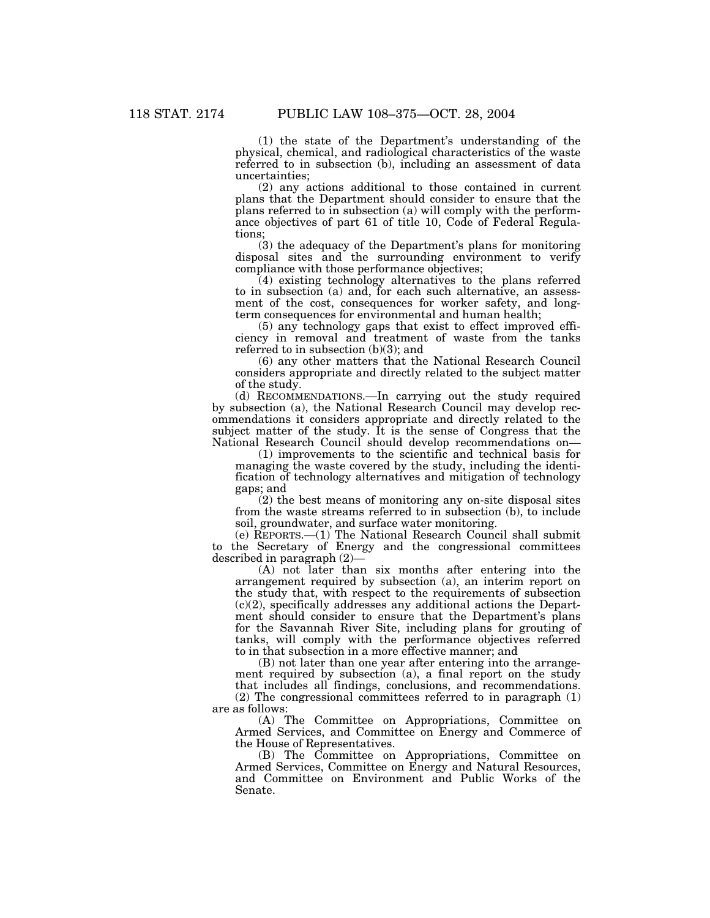(1) the state of the Department's understanding of the physical, chemical, and radiological characteristics of the waste referred to in subsection (b), including an assessment of data uncertainties;

(2) any actions additional to those contained in current plans that the Department should consider to ensure that the plans referred to in subsection (a) will comply with the performance objectives of part 61 of title 10, Code of Federal Regulations;

(3) the adequacy of the Department's plans for monitoring disposal sites and the surrounding environment to verify compliance with those performance objectives;

(4) existing technology alternatives to the plans referred to in subsection (a) and, for each such alternative, an assessment of the cost, consequences for worker safety, and long-term consequences for environmental and human health;

(5) any technology gaps that exist to effect improved efficiency in removal and treatment of waste from the tanks referred to in subsection (b)(3); and

(6) any other matters that the National Research Council considers appropriate and directly related to the subject matter of the study.

(d) RECOMMENDATIONS.—In carrying out the study required by subsection (a), the National Research Council may develop recommendations it considers appropriate and directly related to the subject matter of the study. It is the sense of Congress that the National Research Council should develop recommendations on—

(1) improvements to the scientific and technical basis for managing the waste covered by the study, including the identification of technology alternatives and mitigation of technology gaps; and

(2) the best means of monitoring any on-site disposal sites from the waste streams referred to in subsection (b), to include soil, groundwater, and surface water monitoring.

(e) REPORTS.—(1) The National Research Council shall submit to the Secretary of Energy and the congressional committees described in paragraph (2)—

(A) not later than six months after entering into the arrangement required by subsection (a), an interim report on the study that, with respect to the requirements of subsection (c)(2), specifically addresses any additional actions the Department should consider to ensure that the Department's plans for the Savannah River Site, including plans for grouting of tanks, will comply with the performance objectives referred to in that subsection in a more effective manner; and

(B) not later than one year after entering into the arrangement required by subsection (a), a final report on the study that includes all findings, conclusions, and recommendations.

(2) The congressional committees referred to in paragraph (1) are as follows:

(A) The Committee on Appropriations, Committee on Armed Services, and Committee on Energy and Commerce of the House of Representatives.

(B) The Committee on Appropriations, Committee on Armed Services, Committee on Energy and Natural Resources, and Committee on Environment and Public Works of the Senate.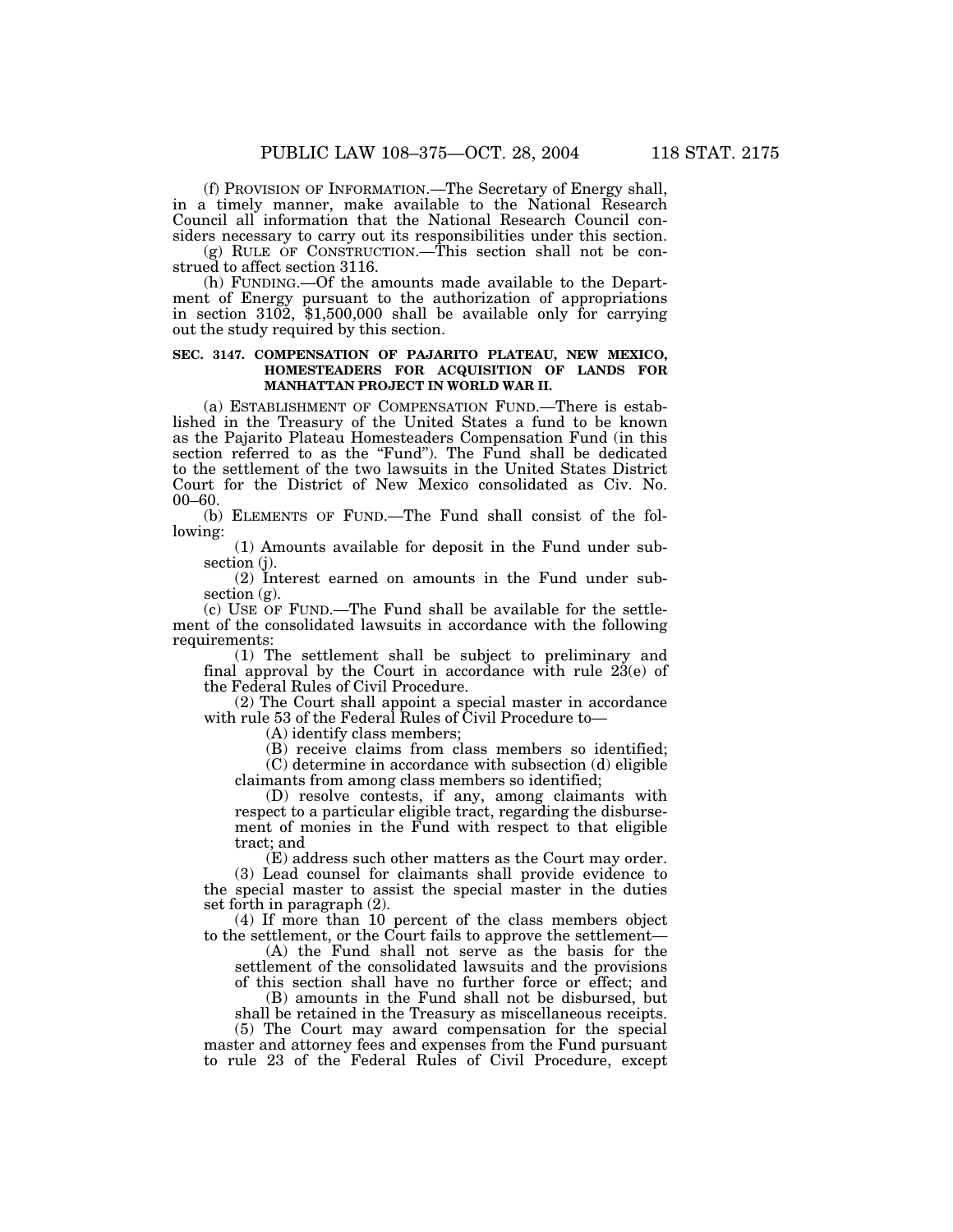(f) PROVISION OF INFORMATION.—The Secretary of Energy shall, in a timely manner, make available to the National Research Council all information that the National Research Council considers necessary to carry out its responsibilities under this section.

(g) RULE OF CONSTRUCTION.—This section shall not be construed to affect section 3116.

(h) FUNDING.—Of the amounts made available to the Department of Energy pursuant to the authorization of appropriations in section 3102, $1,500,000 shall be available only for carrying out the study required by this section.

**SEC. 3147. COMPENSATION OF PAJARITO PLATEAU, NEW MEXICO, HOMESTEADERS FOR ACQUISITION OF LANDS FOR MANHATTAN PROJECT IN WORLD WAR II.**

(a) ESTABLISHMENT OF COMPENSATION FUND.—There is established in the Treasury of the United States a fund to be known as the Pajarito Plateau Homesteaders Compensation Fund (in this section referred to as the "Fund"). The Fund shall be dedicated to the settlement of the two lawsuits in the United States District Court for the District of New Mexico consolidated as Civ. No. 00–60.

(b) ELEMENTS OF FUND.—The Fund shall consist of the following:

(1) Amounts available for deposit in the Fund under subsection (j).

(2) Interest earned on amounts in the Fund under subsection (g).

(c) USE OF FUND.—The Fund shall be available for the settlement of the consolidated lawsuits in accordance with the following requirements:

(1) The settlement shall be subject to preliminary and final approval by the Court in accordance with rule 23(e) of the Federal Rules of Civil Procedure.

(2) The Court shall appoint a special master in accordance with rule 53 of the Federal Rules of Civil Procedure to—

(A) identify class members;

(B) receive claims from class members so identified;

(C) determine in accordance with subsection (d) eligible claimants from among class members so identified;

(D) resolve contests, if any, among claimants with respect to a particular eligible tract, regarding the disbursement of monies in the Fund with respect to that eligible tract; and

(E) address such other matters as the Court may order.

(3) Lead counsel for claimants shall provide evidence to the special master to assist the special master in the duties set forth in paragraph (2).

(4) If more than 10 percent of the class members object to the settlement, or the Court fails to approve the settlement—

(A) the Fund shall not serve as the basis for the settlement of the consolidated lawsuits and the provisions of this section shall have no further force or effect; and

(B) amounts in the Fund shall not be disbursed, but shall be retained in the Treasury as miscellaneous receipts.

(5) The Court may award compensation for the special master and attorney fees and expenses from the Fund pursuant to rule 23 of the Federal Rules of Civil Procedure, except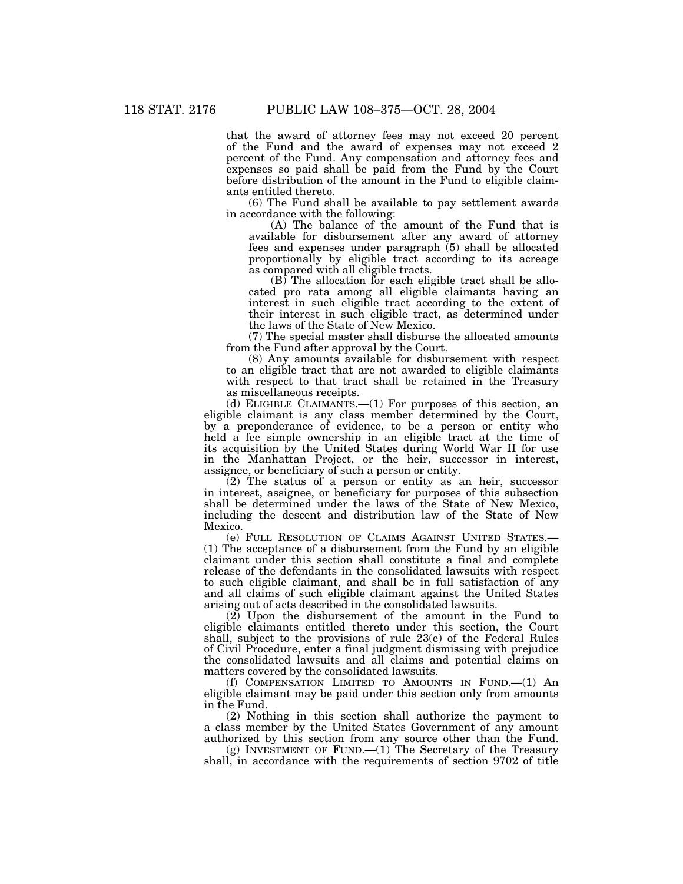that the award of attorney fees may not exceed 20 percent of the Fund and the award of expenses may not exceed 2 percent of the Fund. Any compensation and attorney fees and expenses so paid shall be paid from the Fund by the Court before distribution of the amount in the Fund to eligible claimants entitled thereto.

(6) The Fund shall be available to pay settlement awards in accordance with the following:

(A) The balance of the amount of the Fund that is available for disbursement after any award of attorney fees and expenses under paragraph (5) shall be allocated proportionally by eligible tract according to its acreage as compared with all eligible tracts.

(B) The allocation for each eligible tract shall be allocated pro rata among all eligible claimants having an interest in such eligible tract according to the extent of their interest in such eligible tract, as determined under the laws of the State of New Mexico.

(7) The special master shall disburse the allocated amounts from the Fund after approval by the Court.

(8) Any amounts available for disbursement with respect to an eligible tract that are not awarded to eligible claimants with respect to that tract shall be retained in the Treasury as miscellaneous receipts.

(d) ELIGIBLE CLAIMANTS.—(1) For purposes of this section, an eligible claimant is any class member determined by the Court, by a preponderance of evidence, to be a person or entity who held a fee simple ownership in an eligible tract at the time of its acquisition by the United States during World War II for use in the Manhattan Project, or the heir, successor in interest, assignee, or beneficiary of such a person or entity.

(2) The status of a person or entity as an heir, successor in interest, assignee, or beneficiary for purposes of this subsection shall be determined under the laws of the State of New Mexico, including the descent and distribution law of the State of New Mexico.

(e) FULL RESOLUTION OF CLAIMS AGAINST UNITED STATES.—(1) The acceptance of a disbursement from the Fund by an eligible claimant under this section shall constitute a final and complete release of the defendants in the consolidated lawsuits with respect to such eligible claimant, and shall be in full satisfaction of any and all claims of such eligible claimant against the United States arising out of acts described in the consolidated lawsuits.

(2) Upon the disbursement of the amount in the Fund to eligible claimants entitled thereto under this section, the Court shall, subject to the provisions of rule 23(e) of the Federal Rules of Civil Procedure, enter a final judgment dismissing with prejudice the consolidated lawsuits and all claims and potential claims on matters covered by the consolidated lawsuits.

(f) COMPENSATION LIMITED TO AMOUNTS IN FUND.—(1) An eligible claimant may be paid under this section only from amounts in the Fund.

(2) Nothing in this section shall authorize the payment to a class member by the United States Government of any amount authorized by this section from any source other than the Fund.

(g) INVESTMENT OF FUND.—(1) The Secretary of the Treasury shall, in accordance with the requirements of section 9702 of title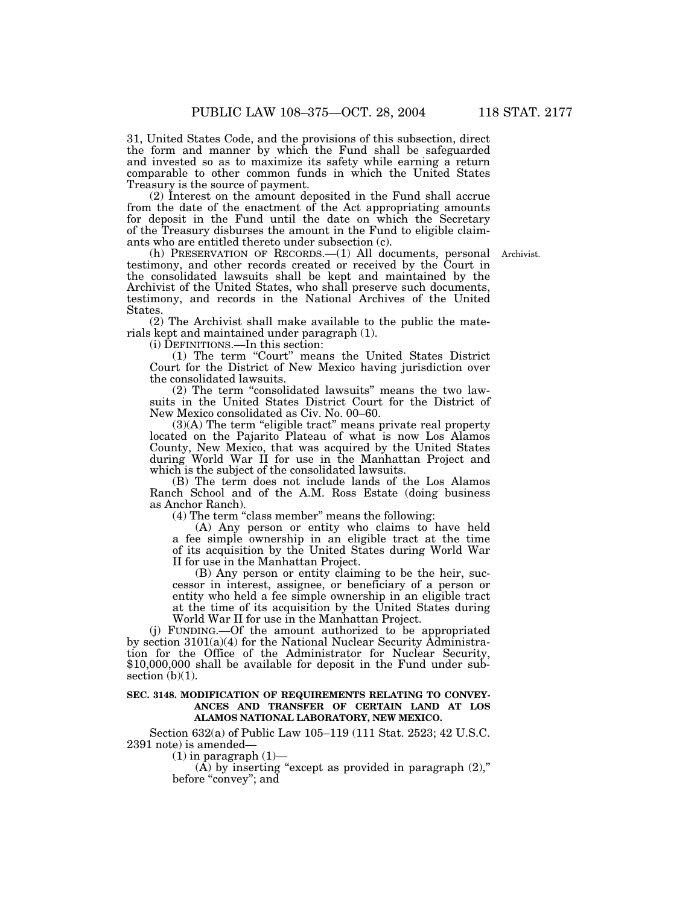31, United States Code, and the provisions of this subsection, direct the form and manner by which the Fund shall be safeguarded and invested so as to maximize its safety while earning a return comparable to other common funds in which the United States Treasury is the source of payment.

(2) Interest on the amount deposited in the Fund shall accrue from the date of the enactment of the Act appropriating amounts for deposit in the Fund until the date on which the Secretary of the Treasury disburses the amount in the Fund to eligible claimants who are entitled thereto under subsection (c).

(h) PRESERVATION OF RECORDS.—(1) All documents, personal testimony, and other records created or received by the Court in the consolidated lawsuits shall be kept and maintained by the Archivist of the United States, who shall preserve such documents, testimony, and records in the National Archives of the United States.

Archivist.

(2) The Archivist shall make available to the public the materials kept and maintained under paragraph (1).

(i) DEFINITIONS.—In this section:

(1) The term "Court" means the United States District Court for the District of New Mexico having jurisdiction over the consolidated lawsuits.

(2) The term "consolidated lawsuits" means the two lawsuits in the United States District Court for the District of New Mexico consolidated as Civ. No. 00–60.

(3)(A) The term "eligible tract" means private real property located on the Pajarito Plateau of what is now Los Alamos County, New Mexico, that was acquired by the United States during World War II for use in the Manhattan Project and which is the subject of the consolidated lawsuits.

(B) The term does not include lands of the Los Alamos Ranch School and of the A.M. Ross Estate (doing business as Anchor Ranch).

(4) The term "class member" means the following:

(A) Any person or entity who claims to have held a fee simple ownership in an eligible tract at the time of its acquisition by the United States during World War II for use in the Manhattan Project.

(B) Any person or entity claiming to be the heir, successor in interest, assignee, or beneficiary of a person or entity who held a fee simple ownership in an eligible tract at the time of its acquisition by the United States during World War II for use in the Manhattan Project.

(j) FUNDING.—Of the amount authorized to be appropriated by section 3101(a)(4) for the National Nuclear Security Administration for the Office of the Administrator for Nuclear Security, $10,000,000 shall be available for deposit in the Fund under subsection (b)(1).

**SEC. 3148. MODIFICATION OF REQUIREMENTS RELATING TO CONVEYANCES AND TRANSFER OF CERTAIN LAND AT LOS ALAMOS NATIONAL LABORATORY, NEW MEXICO.**

Section 632(a) of Public Law 105–119 (111 Stat. 2523; 42 U.S.C. 2391 note) is amended—

(1) in paragraph (1)—

(A) by inserting "except as provided in paragraph (2)," before "convey"; and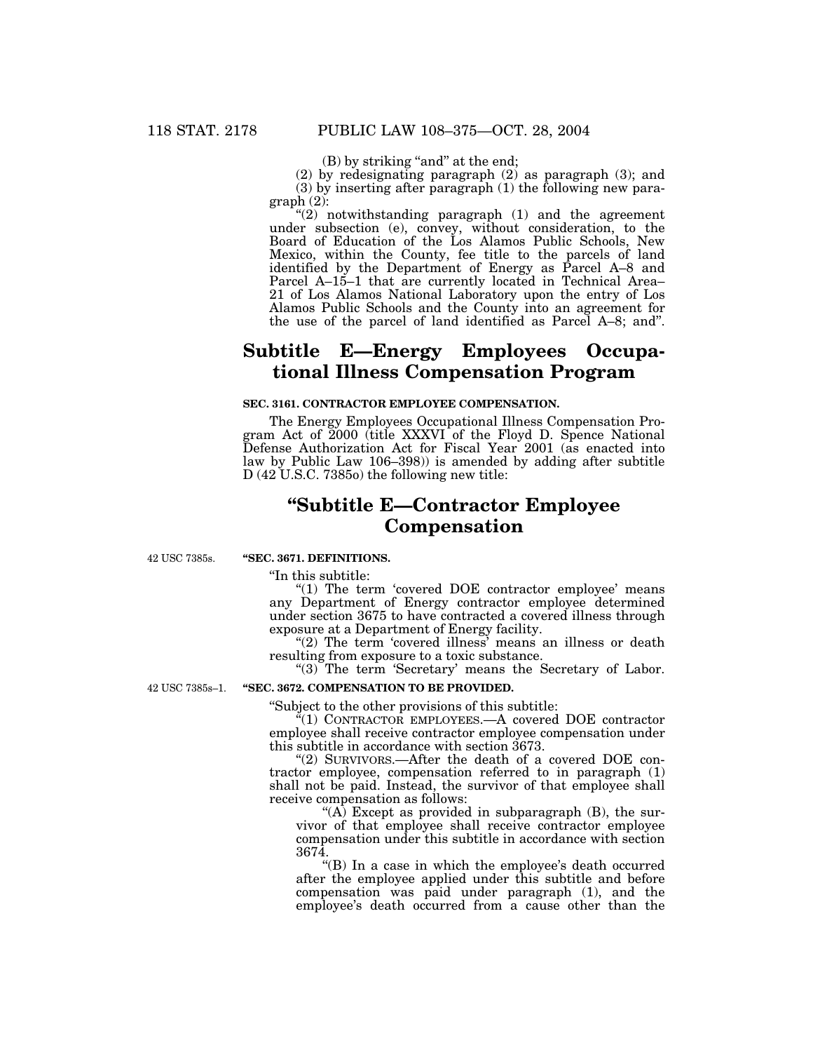(B) by striking "and" at the end;

(2) by redesignating paragraph (2) as paragraph (3); and

(3) by inserting after paragraph (1) the following new paragraph (2):

"(2) notwithstanding paragraph (1) and the agreement under subsection (e), convey, without consideration, to the Board of Education of the Los Alamos Public Schools, New Mexico, within the County, fee title to the parcels of land identified by the Department of Energy as Parcel A–8 and Parcel A–15–1 that are currently located in Technical Area–21 of Los Alamos National Laboratory upon the entry of Los Alamos Public Schools and the County into an agreement for the use of the parcel of land identified as Parcel A–8; and".

## Subtitle E—Energy Employees Occupational Illness Compensation Program

### SEC. 3161. CONTRACTOR EMPLOYEE COMPENSATION.

The Energy Employees Occupational Illness Compensation Program Act of 2000 (title XXXVI of the Floyd D. Spence National Defense Authorization Act for Fiscal Year 2001 (as enacted into law by Public Law 106–398)) is amended by adding after subtitle D (42 U.S.C. 7385o) the following new title:

## "Subtitle E—Contractor Employee Compensation

42 USC 7385s.

### "SEC. 3671. DEFINITIONS.

"In this subtitle:

"(1) The term 'covered DOE contractor employee' means any Department of Energy contractor employee determined under section 3675 to have contracted a covered illness through exposure at a Department of Energy facility.

"(2) The term 'covered illness' means an illness or death resulting from exposure to a toxic substance.

"(3) The term 'Secretary' means the Secretary of Labor.

42 USC 7385s–1.

### "SEC. 3672. COMPENSATION TO BE PROVIDED.

"Subject to the other provisions of this subtitle:

"(1) CONTRACTOR EMPLOYEES.—A covered DOE contractor employee shall receive contractor employee compensation under this subtitle in accordance with section 3673.

"(2) SURVIVORS.—After the death of a covered DOE contractor employee, compensation referred to in paragraph (1) shall not be paid. Instead, the survivor of that employee shall receive compensation as follows:

"(A) Except as provided in subparagraph (B), the survivor of that employee shall receive contractor employee compensation under this subtitle in accordance with section 3674.

"(B) In a case in which the employee's death occurred after the employee applied under this subtitle and before compensation was paid under paragraph (1), and the employee's death occurred from a cause other than the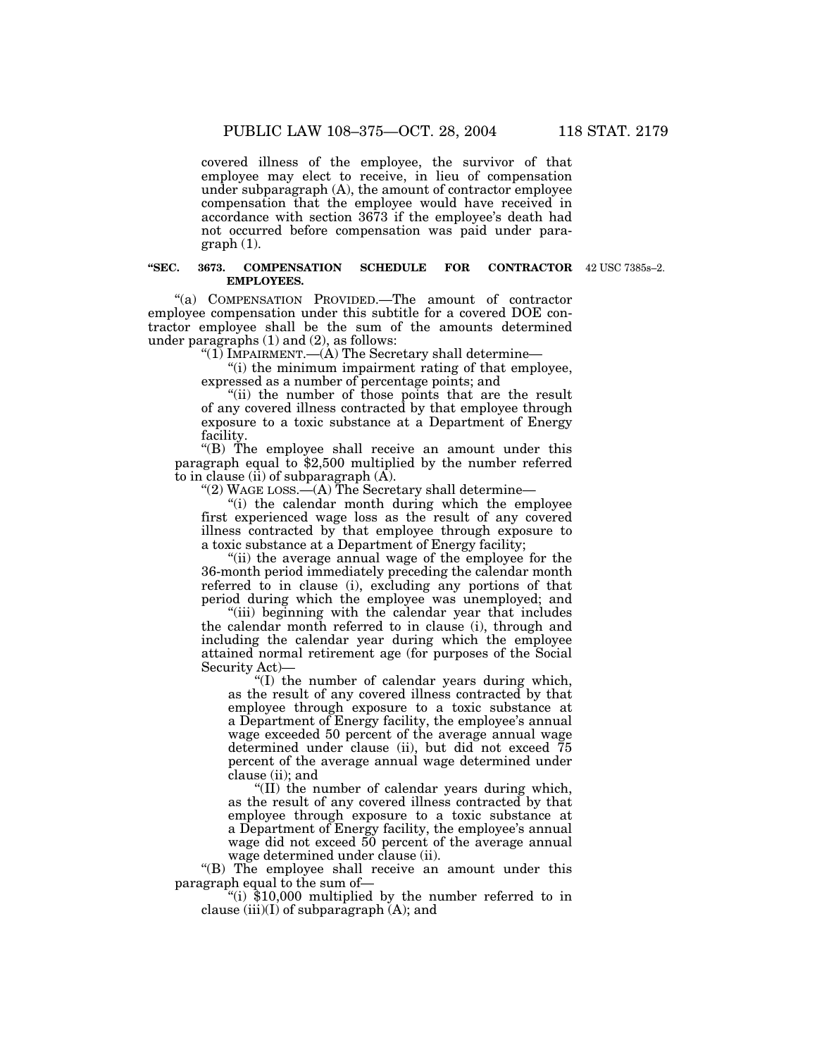covered illness of the employee, the survivor of that employee may elect to receive, in lieu of compensation under subparagraph (A), the amount of contractor employee compensation that the employee would have received in accordance with section 3673 if the employee's death had not occurred before compensation was paid under paragraph (1).

**"SEC. 3673. COMPENSATION SCHEDULE FOR CONTRACTOR EMPLOYEES.**

42 USC 7385s–2.

"(a) COMPENSATION PROVIDED.—The amount of contractor employee compensation under this subtitle for a covered DOE contractor employee shall be the sum of the amounts determined under paragraphs (1) and (2), as follows:

"(1) IMPAIRMENT.—(A) The Secretary shall determine—

"(i) the minimum impairment rating of that employee, expressed as a number of percentage points; and

"(ii) the number of those points that are the result of any covered illness contracted by that employee through exposure to a toxic substance at a Department of Energy facility.

"(B) The employee shall receive an amount under this paragraph equal to $2,500 multiplied by the number referred to in clause (ii) of subparagraph (A).

"(2) WAGE LOSS.—(A) The Secretary shall determine—

"(i) the calendar month during which the employee first experienced wage loss as the result of any covered illness contracted by that employee through exposure to a toxic substance at a Department of Energy facility;

"(ii) the average annual wage of the employee for the 36-month period immediately preceding the calendar month referred to in clause (i), excluding any portions of that period during which the employee was unemployed; and

"(iii) beginning with the calendar year that includes the calendar month referred to in clause (i), through and including the calendar year during which the employee attained normal retirement age (for purposes of the Social Security Act)—

"(I) the number of calendar years during which, as the result of any covered illness contracted by that employee through exposure to a toxic substance at a Department of Energy facility, the employee's annual wage exceeded 50 percent of the average annual wage determined under clause (ii), but did not exceed 75 percent of the average annual wage determined under clause (ii); and

"(II) the number of calendar years during which, as the result of any covered illness contracted by that employee through exposure to a toxic substance at a Department of Energy facility, the employee's annual wage did not exceed 50 percent of the average annual wage determined under clause (ii).

"(B) The employee shall receive an amount under this paragraph equal to the sum of—

"(i) $10,000 multiplied by the number referred to in clause (iii)(I) of subparagraph (A); and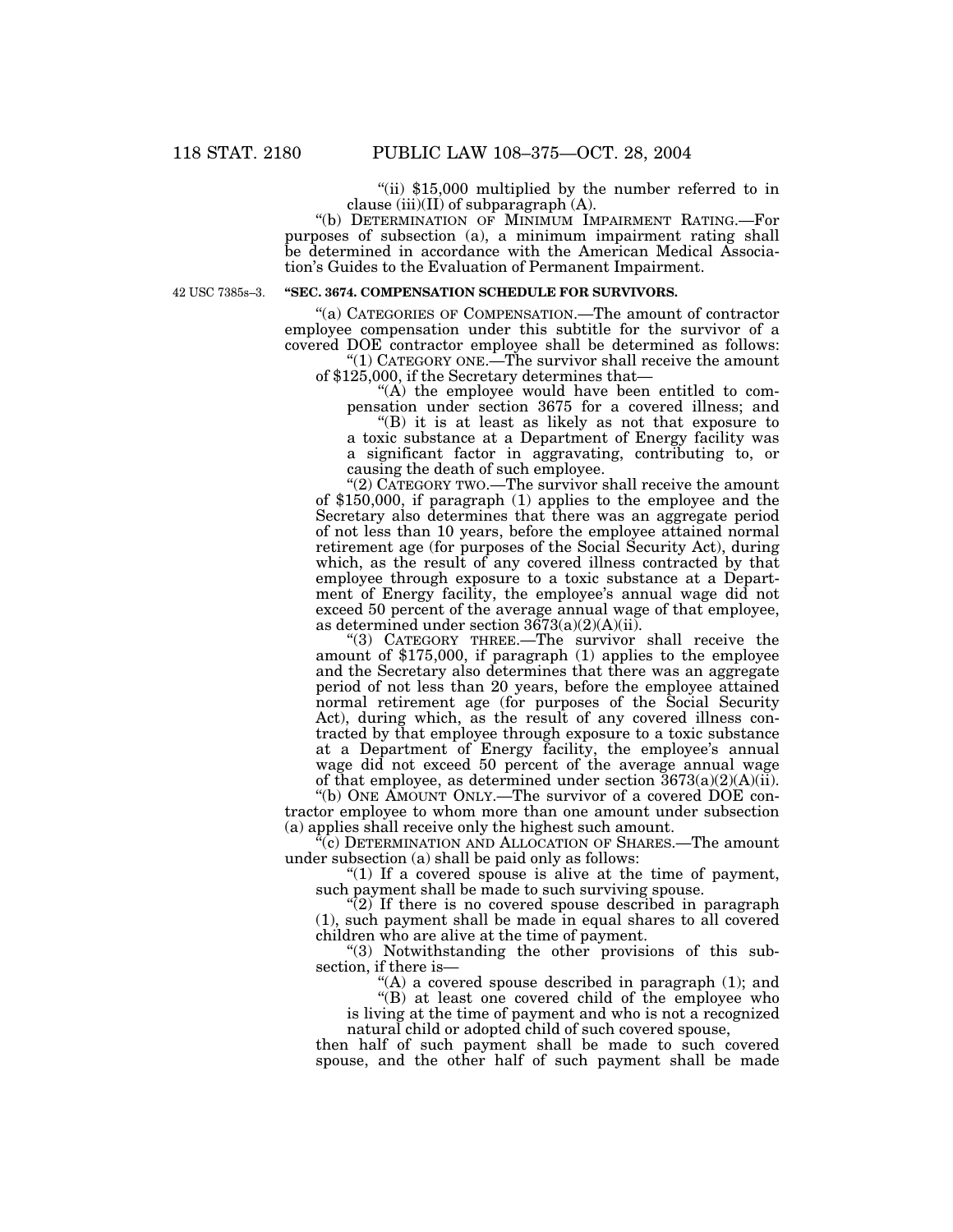"(ii) $15,000 multiplied by the number referred to in clause (iii)(II) of subparagraph (A).

"(b) DETERMINATION OF MINIMUM IMPAIRMENT RATING.—For purposes of subsection (a), a minimum impairment rating shall be determined in accordance with the American Medical Association's Guides to the Evaluation of Permanent Impairment.

42 USC 7385s–3.

**"SEC. 3674. COMPENSATION SCHEDULE FOR SURVIVORS.**

"(a) CATEGORIES OF COMPENSATION.—The amount of contractor employee compensation under this subtitle for the survivor of a covered DOE contractor employee shall be determined as follows:

"(1) CATEGORY ONE.—The survivor shall receive the amount of $125,000, if the Secretary determines that—

"(A) the employee would have been entitled to compensation under section 3675 for a covered illness; and

"(B) it is at least as likely as not that exposure to a toxic substance at a Department of Energy facility was a significant factor in aggravating, contributing to, or causing the death of such employee.

"(2) CATEGORY TWO.—The survivor shall receive the amount of $150,000, if paragraph (1) applies to the employee and the Secretary also determines that there was an aggregate period of not less than 10 years, before the employee attained normal retirement age (for purposes of the Social Security Act), during which, as the result of any covered illness contracted by that employee through exposure to a toxic substance at a Department of Energy facility, the employee's annual wage did not exceed 50 percent of the average annual wage of that employee, as determined under section 3673(a)(2)(A)(ii).

"(3) CATEGORY THREE.—The survivor shall receive the amount of $175,000, if paragraph (1) applies to the employee and the Secretary also determines that there was an aggregate period of not less than 20 years, before the employee attained normal retirement age (for purposes of the Social Security Act), during which, as the result of any covered illness contracted by that employee through exposure to a toxic substance at a Department of Energy facility, the employee's annual wage did not exceed 50 percent of the average annual wage of that employee, as determined under section 3673(a)(2)(A)(ii).

"(b) ONE AMOUNT ONLY.—The survivor of a covered DOE contractor employee to whom more than one amount under subsection (a) applies shall receive only the highest such amount.

"(c) DETERMINATION AND ALLOCATION OF SHARES.—The amount under subsection (a) shall be paid only as follows:

"(1) If a covered spouse is alive at the time of payment, such payment shall be made to such surviving spouse.

"(2) If there is no covered spouse described in paragraph (1), such payment shall be made in equal shares to all covered children who are alive at the time of payment.

"(3) Notwithstanding the other provisions of this subsection, if there is—

"(A) a covered spouse described in paragraph (1); and

"(B) at least one covered child of the employee who is living at the time of payment and who is not a recognized natural child or adopted child of such covered spouse,

then half of such payment shall be made to such covered spouse, and the other half of such payment shall be made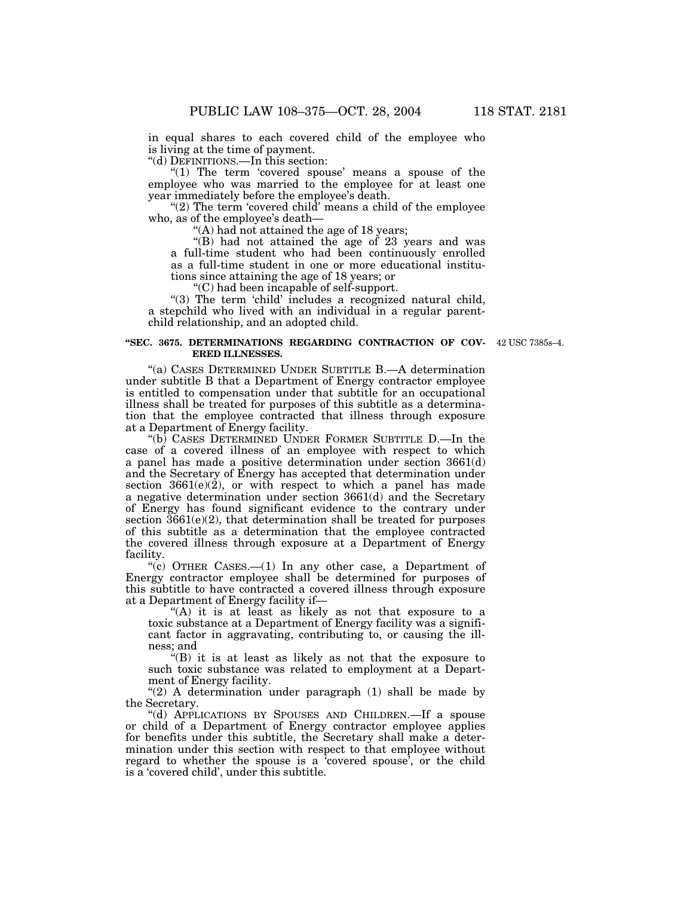in equal shares to each covered child of the employee who is living at the time of payment.

"(d) DEFINITIONS.—In this section:

"(1) The term 'covered spouse' means a spouse of the employee who was married to the employee for at least one year immediately before the employee's death.

"(2) The term 'covered child' means a child of the employee who, as of the employee's death—

"(A) had not attained the age of 18 years;

"(B) had not attained the age of 23 years and was a full-time student who had been continuously enrolled as a full-time student in one or more educational institutions since attaining the age of 18 years; or

"(C) had been incapable of self-support.

"(3) The term 'child' includes a recognized natural child, a stepchild who lived with an individual in a regular parent-child relationship, and an adopted child.

**"SEC. 3675. DETERMINATIONS REGARDING CONTRACTION OF COVERED ILLNESSES.**

42 USC 7385s–4.

"(a) CASES DETERMINED UNDER SUBTITLE B.—A determination under subtitle B that a Department of Energy contractor employee is entitled to compensation under that subtitle for an occupational illness shall be treated for purposes of this subtitle as a determination that the employee contracted that illness through exposure at a Department of Energy facility.

"(b) CASES DETERMINED UNDER FORMER SUBTITLE D.—In the case of a covered illness of an employee with respect to which a panel has made a positive determination under section 3661(d) and the Secretary of Energy has accepted that determination under section 3661(e)(2), or with respect to which a panel has made a negative determination under section 3661(d) and the Secretary of Energy has found significant evidence to the contrary under section 3661(e)(2), that determination shall be treated for purposes of this subtitle as a determination that the employee contracted the covered illness through exposure at a Department of Energy facility.

"(c) OTHER CASES.—(1) In any other case, a Department of Energy contractor employee shall be determined for purposes of this subtitle to have contracted a covered illness through exposure at a Department of Energy facility if—

"(A) it is at least as likely as not that exposure to a toxic substance at a Department of Energy facility was a significant factor in aggravating, contributing to, or causing the illness; and

"(B) it is at least as likely as not that the exposure to such toxic substance was related to employment at a Department of Energy facility.

"(2) A determination under paragraph (1) shall be made by the Secretary.

"(d) APPLICATIONS BY SPOUSES AND CHILDREN.—If a spouse or child of a Department of Energy contractor employee applies for benefits under this subtitle, the Secretary shall make a determination under this section with respect to that employee without regard to whether the spouse is a 'covered spouse', or the child is a 'covered child', under this subtitle.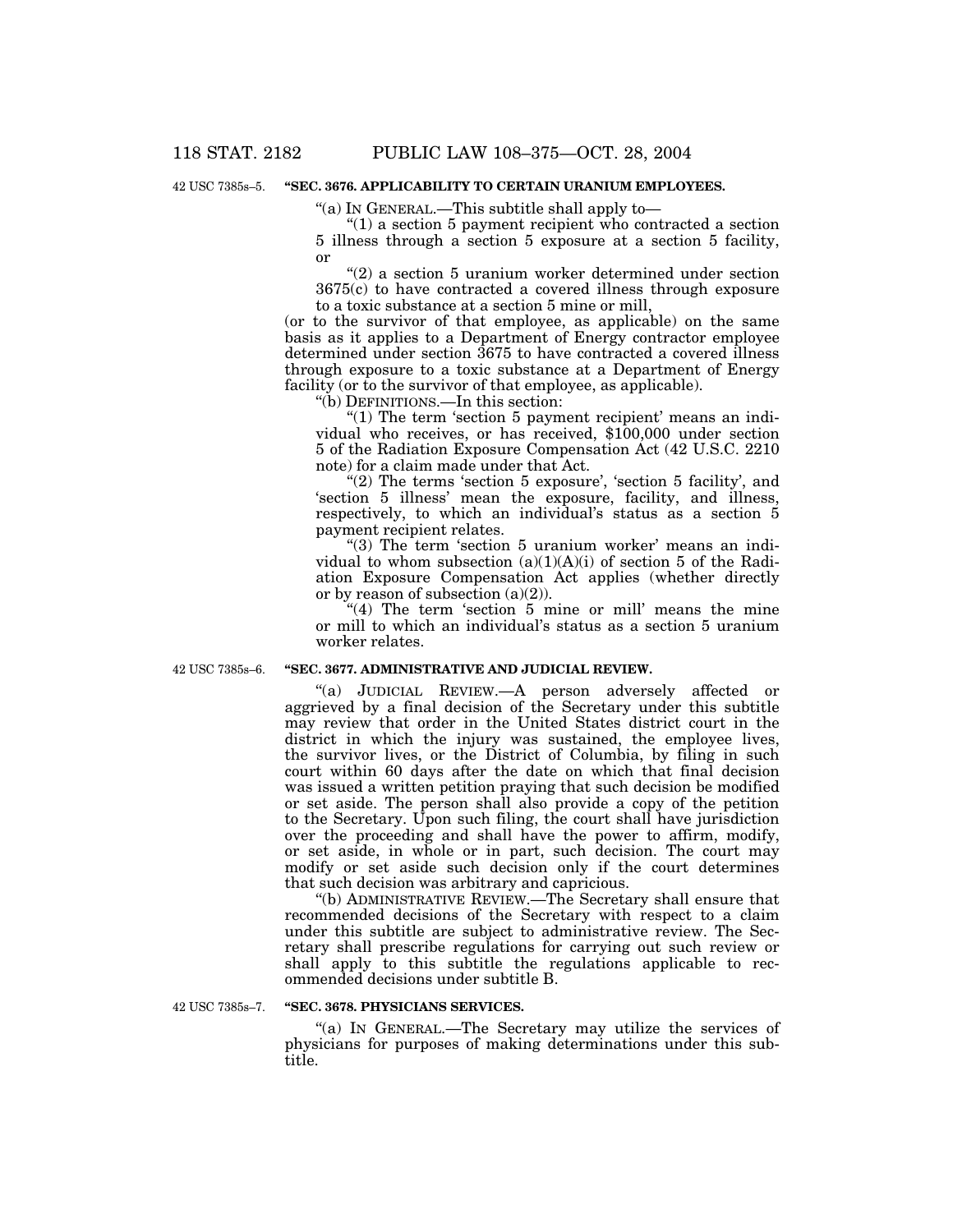42 USC 7385s–5.

**"SEC. 3676. APPLICABILITY TO CERTAIN URANIUM EMPLOYEES.**

"(a) IN GENERAL.—This subtitle shall apply to—

"(1) a section 5 payment recipient who contracted a section 5 illness through a section 5 exposure at a section 5 facility, or

"(2) a section 5 uranium worker determined under section 3675(c) to have contracted a covered illness through exposure to a toxic substance at a section 5 mine or mill,

(or to the survivor of that employee, as applicable) on the same basis as it applies to a Department of Energy contractor employee determined under section 3675 to have contracted a covered illness through exposure to a toxic substance at a Department of Energy facility (or to the survivor of that employee, as applicable).

"(b) DEFINITIONS.—In this section:

"(1) The term 'section 5 payment recipient' means an individual who receives, or has received, $100,000 under section 5 of the Radiation Exposure Compensation Act (42 U.S.C. 2210 note) for a claim made under that Act.

"(2) The terms 'section 5 exposure', 'section 5 facility', and 'section 5 illness' mean the exposure, facility, and illness, respectively, to which an individual's status as a section 5 payment recipient relates.

"(3) The term 'section 5 uranium worker' means an individual to whom subsection (a)(1)(A)(i) of section 5 of the Radiation Exposure Compensation Act applies (whether directly or by reason of subsection (a)(2)).

"(4) The term 'section 5 mine or mill' means the mine or mill to which an individual's status as a section 5 uranium worker relates.

42 USC 7385s–6.

**"SEC. 3677. ADMINISTRATIVE AND JUDICIAL REVIEW.**

"(a) JUDICIAL REVIEW.—A person adversely affected or aggrieved by a final decision of the Secretary under this subtitle may review that order in the United States district court in the district in which the injury was sustained, the employee lives, the survivor lives, or the District of Columbia, by filing in such court within 60 days after the date on which that final decision was issued a written petition praying that such decision be modified or set aside. The person shall also provide a copy of the petition to the Secretary. Upon such filing, the court shall have jurisdiction over the proceeding and shall have the power to affirm, modify, or set aside, in whole or in part, such decision. The court may modify or set aside such decision only if the court determines that such decision was arbitrary and capricious.

"(b) ADMINISTRATIVE REVIEW.—The Secretary shall ensure that recommended decisions of the Secretary with respect to a claim under this subtitle are subject to administrative review. The Secretary shall prescribe regulations for carrying out such review or shall apply to this subtitle the regulations applicable to recommended decisions under subtitle B.

42 USC 7385s–7.

**"SEC. 3678. PHYSICIANS SERVICES.**

"(a) IN GENERAL.—The Secretary may utilize the services of physicians for purposes of making determinations under this subtitle.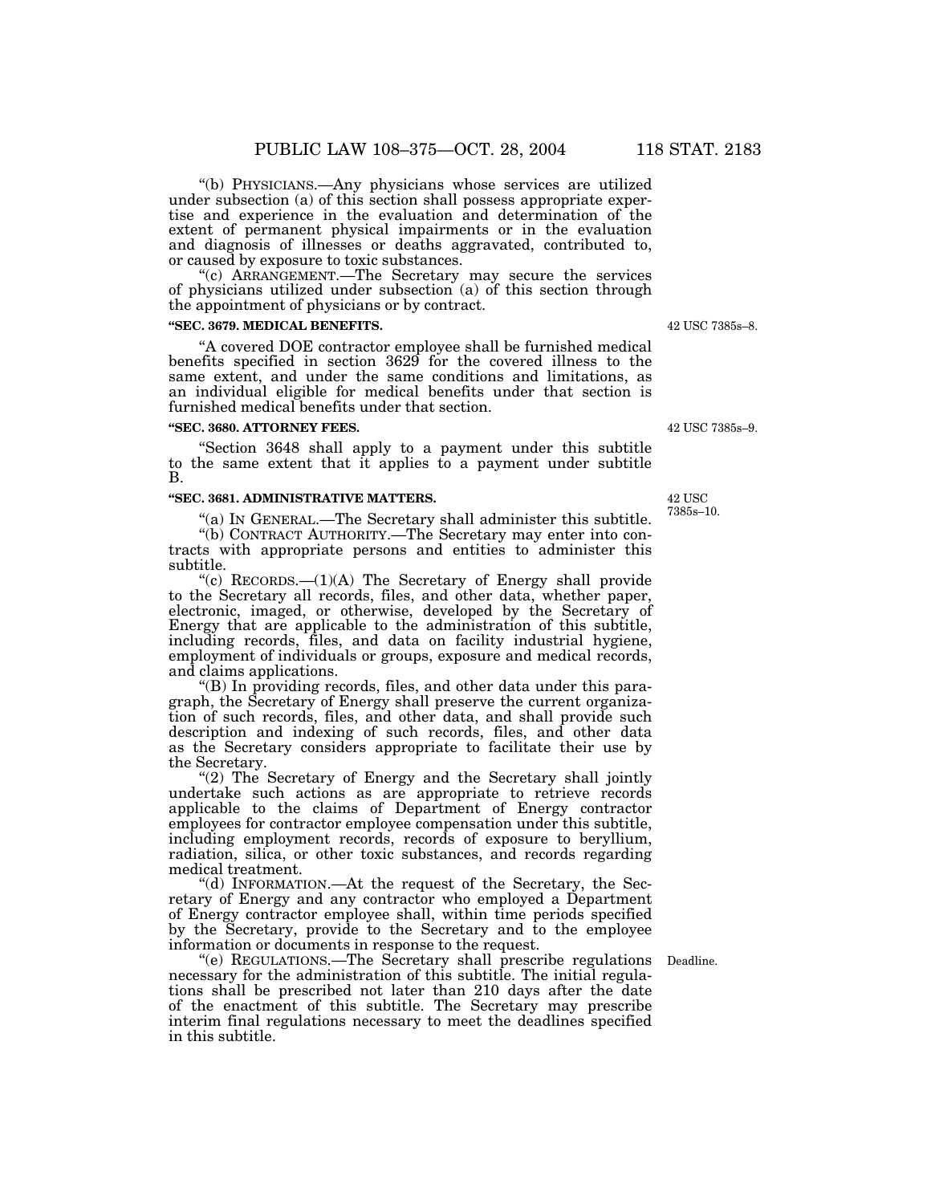"(b) PHYSICIANS.—Any physicians whose services are utilized under subsection (a) of this section shall possess appropriate expertise and experience in the evaluation and determination of the extent of permanent physical impairments or in the evaluation and diagnosis of illnesses or deaths aggravated, contributed to, or caused by exposure to toxic substances.

"(c) ARRANGEMENT.—The Secretary may secure the services of physicians utilized under subsection (a) of this section through the appointment of physicians or by contract.

**"SEC. 3679. MEDICAL BENEFITS.**

42 USC 7385s–8.

"A covered DOE contractor employee shall be furnished medical benefits specified in section 3629 for the covered illness to the same extent, and under the same conditions and limitations, as an individual eligible for medical benefits under that section is furnished medical benefits under that section.

**"SEC. 3680. ATTORNEY FEES.**

42 USC 7385s–9.

"Section 3648 shall apply to a payment under this subtitle to the same extent that it applies to a payment under subtitle B.

**"SEC. 3681. ADMINISTRATIVE MATTERS.**

42 USC 7385s–10.

"(a) IN GENERAL.—The Secretary shall administer this subtitle.

"(b) CONTRACT AUTHORITY.—The Secretary may enter into contracts with appropriate persons and entities to administer this subtitle.

"(c) RECORDS.—(1)(A) The Secretary of Energy shall provide to the Secretary all records, files, and other data, whether paper, electronic, imaged, or otherwise, developed by the Secretary of Energy that are applicable to the administration of this subtitle, including records, files, and data on facility industrial hygiene, employment of individuals or groups, exposure and medical records, and claims applications.

"(B) In providing records, files, and other data under this paragraph, the Secretary of Energy shall preserve the current organization of such records, files, and other data, and shall provide such description and indexing of such records, files, and other data as the Secretary considers appropriate to facilitate their use by the Secretary.

"(2) The Secretary of Energy and the Secretary shall jointly undertake such actions as are appropriate to retrieve records applicable to the claims of Department of Energy contractor employees for contractor employee compensation under this subtitle, including employment records, records of exposure to beryllium, radiation, silica, or other toxic substances, and records regarding medical treatment.

"(d) INFORMATION.—At the request of the Secretary, the Secretary of Energy and any contractor who employed a Department of Energy contractor employee shall, within time periods specified by the Secretary, provide to the Secretary and to the employee information or documents in response to the request.

Deadline.

"(e) REGULATIONS.—The Secretary shall prescribe regulations necessary for the administration of this subtitle. The initial regulations shall be prescribed not later than 210 days after the date of the enactment of this subtitle. The Secretary may prescribe interim final regulations necessary to meet the deadlines specified in this subtitle.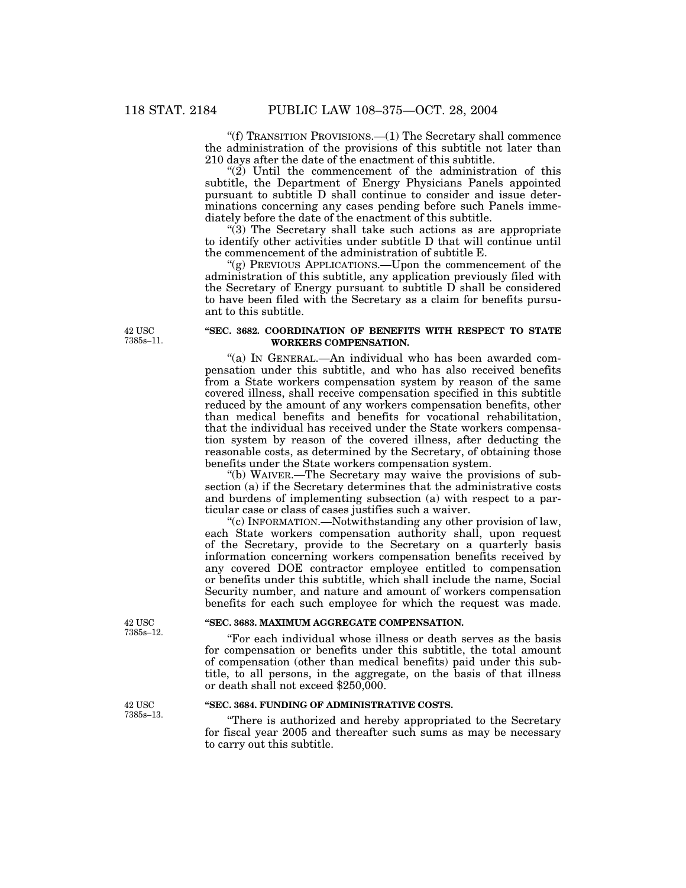"(f) TRANSITION PROVISIONS.—(1) The Secretary shall commence the administration of the provisions of this subtitle not later than 210 days after the date of the enactment of this subtitle.

"(2) Until the commencement of the administration of this subtitle, the Department of Energy Physicians Panels appointed pursuant to subtitle D shall continue to consider and issue determinations concerning any cases pending before such Panels immediately before the date of the enactment of this subtitle.

"(3) The Secretary shall take such actions as are appropriate to identify other activities under subtitle D that will continue until the commencement of the administration of subtitle E.

"(g) PREVIOUS APPLICATIONS.—Upon the commencement of the administration of this subtitle, any application previously filed with the Secretary of Energy pursuant to subtitle D shall be considered to have been filed with the Secretary as a claim for benefits pursuant to this subtitle.

42 USC 7385s–11.

**"SEC. 3682. COORDINATION OF BENEFITS WITH RESPECT TO STATE WORKERS COMPENSATION.**

"(a) IN GENERAL.—An individual who has been awarded compensation under this subtitle, and who has also received benefits from a State workers compensation system by reason of the same covered illness, shall receive compensation specified in this subtitle reduced by the amount of any workers compensation benefits, other than medical benefits and benefits for vocational rehabilitation, that the individual has received under the State workers compensation system by reason of the covered illness, after deducting the reasonable costs, as determined by the Secretary, of obtaining those benefits under the State workers compensation system.

"(b) WAIVER.—The Secretary may waive the provisions of subsection (a) if the Secretary determines that the administrative costs and burdens of implementing subsection (a) with respect to a particular case or class of cases justifies such a waiver.

"(c) INFORMATION.—Notwithstanding any other provision of law, each State workers compensation authority shall, upon request of the Secretary, provide to the Secretary on a quarterly basis information concerning workers compensation benefits received by any covered DOE contractor employee entitled to compensation or benefits under this subtitle, which shall include the name, Social Security number, and nature and amount of workers compensation benefits for each such employee for which the request was made.

42 USC 7385s–12.

**"SEC. 3683. MAXIMUM AGGREGATE COMPENSATION.**

"For each individual whose illness or death serves as the basis for compensation or benefits under this subtitle, the total amount of compensation (other than medical benefits) paid under this subtitle, to all persons, in the aggregate, on the basis of that illness or death shall not exceed $250,000.

42 USC 7385s–13.

**"SEC. 3684. FUNDING OF ADMINISTRATIVE COSTS.**

"There is authorized and hereby appropriated to the Secretary for fiscal year 2005 and thereafter such sums as may be necessary to carry out this subtitle.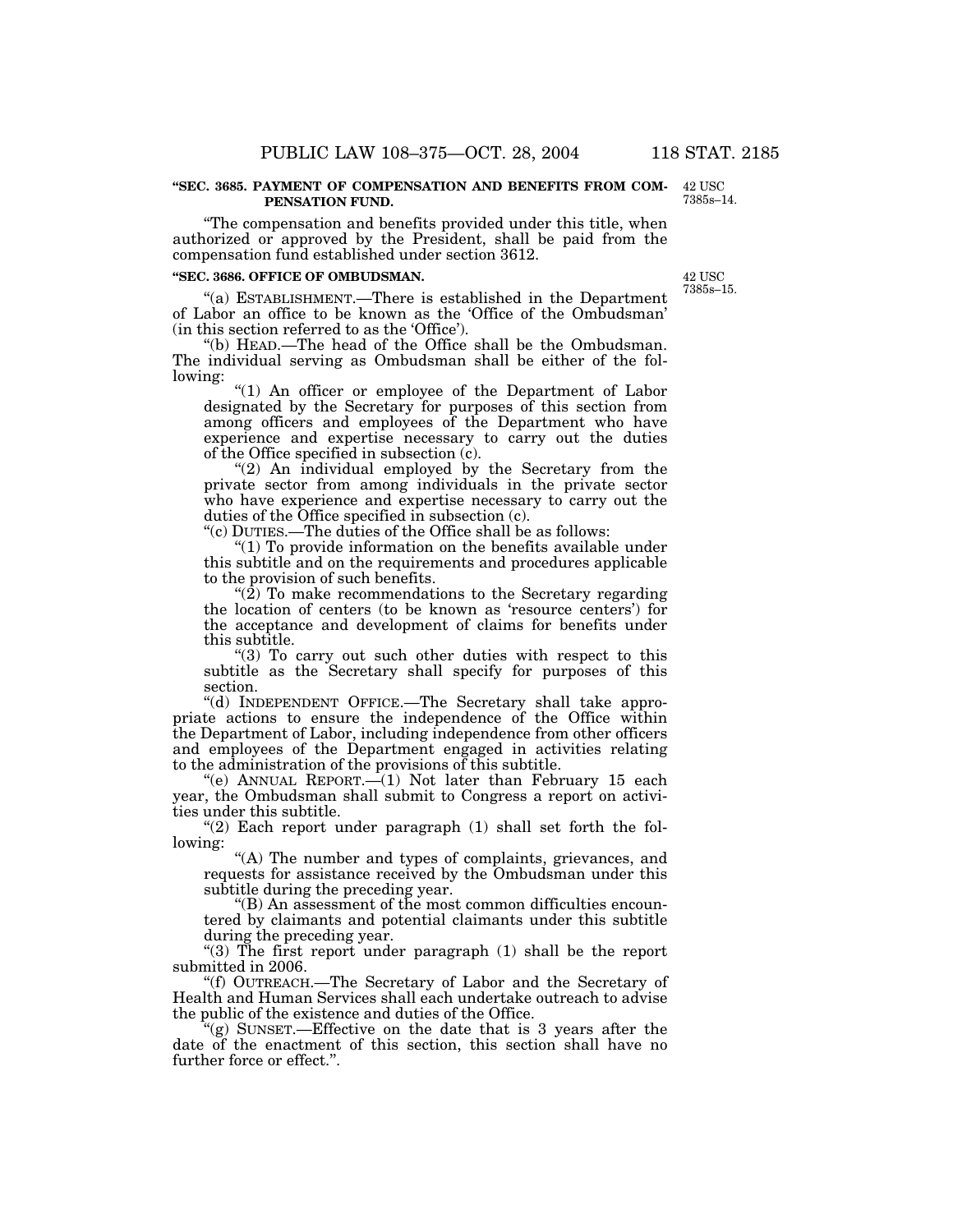**"SEC. 3685. PAYMENT OF COMPENSATION AND BENEFITS FROM COMPENSATION FUND.**

42 USC 7385s–14.

"The compensation and benefits provided under this title, when authorized or approved by the President, shall be paid from the compensation fund established under section 3612.

**"SEC. 3686. OFFICE OF OMBUDSMAN.**

42 USC 7385s–15.

"(a) ESTABLISHMENT.—There is established in the Department of Labor an office to be known as the 'Office of the Ombudsman' (in this section referred to as the 'Office').

"(b) HEAD.—The head of the Office shall be the Ombudsman. The individual serving as Ombudsman shall be either of the following:

"(1) An officer or employee of the Department of Labor designated by the Secretary for purposes of this section from among officers and employees of the Department who have experience and expertise necessary to carry out the duties of the Office specified in subsection (c).

"(2) An individual employed by the Secretary from the private sector from among individuals in the private sector who have experience and expertise necessary to carry out the duties of the Office specified in subsection (c).

"(c) DUTIES.—The duties of the Office shall be as follows:

"(1) To provide information on the benefits available under this subtitle and on the requirements and procedures applicable to the provision of such benefits.

"(2) To make recommendations to the Secretary regarding the location of centers (to be known as 'resource centers') for the acceptance and development of claims for benefits under this subtitle.

"(3) To carry out such other duties with respect to this subtitle as the Secretary shall specify for purposes of this section.

"(d) INDEPENDENT OFFICE.—The Secretary shall take appropriate actions to ensure the independence of the Office within the Department of Labor, including independence from other officers and employees of the Department engaged in activities relating to the administration of the provisions of this subtitle.

"(e) ANNUAL REPORT.—(1) Not later than February 15 each year, the Ombudsman shall submit to Congress a report on activities under this subtitle.

"(2) Each report under paragraph (1) shall set forth the following:

"(A) The number and types of complaints, grievances, and requests for assistance received by the Ombudsman under this subtitle during the preceding year.

"(B) An assessment of the most common difficulties encountered by claimants and potential claimants under this subtitle during the preceding year.

"(3) The first report under paragraph (1) shall be the report submitted in 2006.

"(f) OUTREACH.—The Secretary of Labor and the Secretary of Health and Human Services shall each undertake outreach to advise the public of the existence and duties of the Office.

"(g) SUNSET.—Effective on the date that is 3 years after the date of the enactment of this section, this section shall have no further force or effect.".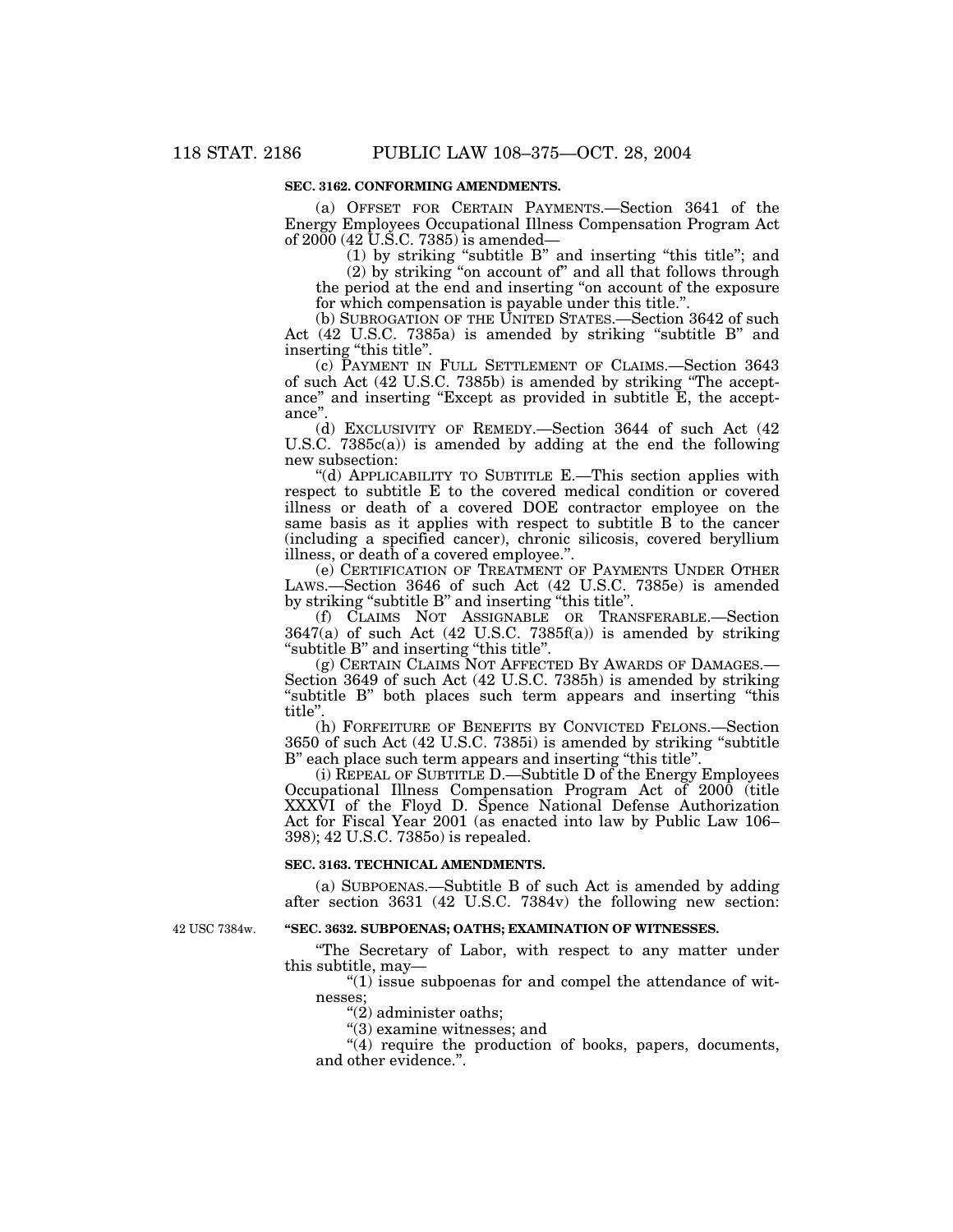**SEC. 3162. CONFORMING AMENDMENTS.**

(a) OFFSET FOR CERTAIN PAYMENTS.—Section 3641 of the Energy Employees Occupational Illness Compensation Program Act of 2000 (42 U.S.C. 7385) is amended—

(1) by striking "subtitle B" and inserting "this title"; and

(2) by striking "on account of" and all that follows through the period at the end and inserting "on account of the exposure for which compensation is payable under this title.".

(b) SUBROGATION OF THE UNITED STATES.—Section 3642 of such Act (42 U.S.C. 7385a) is amended by striking "subtitle B" and inserting "this title".

(c) PAYMENT IN FULL SETTLEMENT OF CLAIMS.—Section 3643 of such Act (42 U.S.C. 7385b) is amended by striking "The acceptance" and inserting "Except as provided in subtitle E, the acceptance".

(d) EXCLUSIVITY OF REMEDY.—Section 3644 of such Act (42 U.S.C. 7385c(a)) is amended by adding at the end the following new subsection:

"(d) APPLICABILITY TO SUBTITLE E.—This section applies with respect to subtitle E to the covered medical condition or covered illness or death of a covered DOE contractor employee on the same basis as it applies with respect to subtitle B to the cancer (including a specified cancer), chronic silicosis, covered beryllium illness, or death of a covered employee.".

(e) CERTIFICATION OF TREATMENT OF PAYMENTS UNDER OTHER LAWS.—Section 3646 of such Act (42 U.S.C. 7385e) is amended by striking "subtitle B" and inserting "this title".

(f) CLAIMS NOT ASSIGNABLE OR TRANSFERABLE.—Section 3647(a) of such Act (42 U.S.C. 7385f(a)) is amended by striking "subtitle B" and inserting "this title".

(g) CERTAIN CLAIMS NOT AFFECTED BY AWARDS OF DAMAGES.—Section 3649 of such Act (42 U.S.C. 7385h) is amended by striking "subtitle B" both places such term appears and inserting "this title".

(h) FORFEITURE OF BENEFITS BY CONVICTED FELONS.—Section 3650 of such Act (42 U.S.C. 7385i) is amended by striking "subtitle B" each place such term appears and inserting "this title".

(i) REPEAL OF SUBTITLE D.—Subtitle D of the Energy Employees Occupational Illness Compensation Program Act of 2000 (title XXXVI of the Floyd D. Spence National Defense Authorization Act for Fiscal Year 2001 (as enacted into law by Public Law 106–398); 42 U.S.C. 7385o) is repealed.

**SEC. 3163. TECHNICAL AMENDMENTS.**

(a) SUBPOENAS.—Subtitle B of such Act is amended by adding after section 3631 (42 U.S.C. 7384v) the following new section:

42 USC 7384w.

**"SEC. 3632. SUBPOENAS; OATHS; EXAMINATION OF WITNESSES.**

"The Secretary of Labor, with respect to any matter under this subtitle, may—

"(1) issue subpoenas for and compel the attendance of witnesses;

"(2) administer oaths;

"(3) examine witnesses; and

"(4) require the production of books, papers, documents, and other evidence.".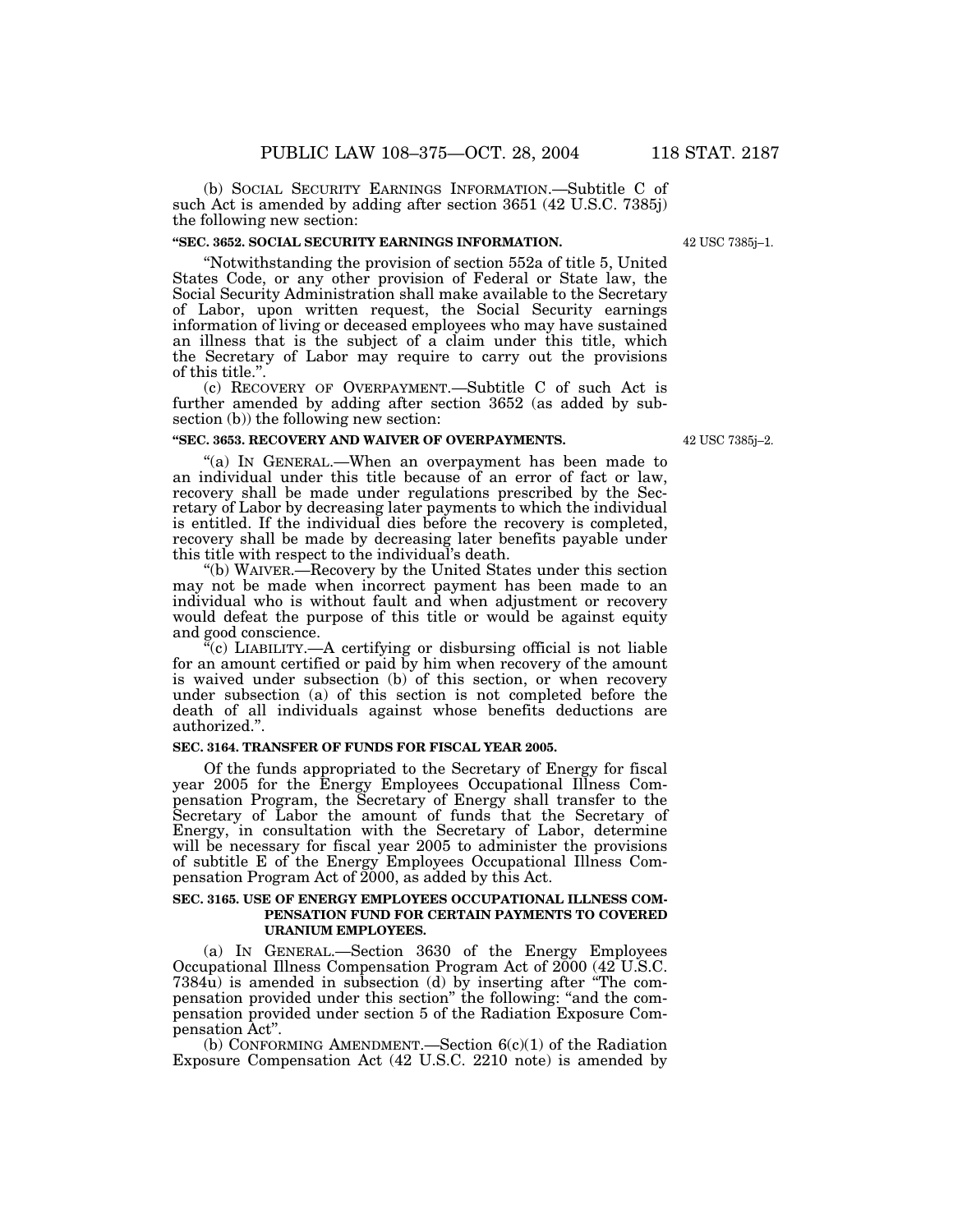(b) SOCIAL SECURITY EARNINGS INFORMATION.—Subtitle C of such Act is amended by adding after section 3651 (42 U.S.C. 7385j) the following new section:

**"SEC. 3652. SOCIAL SECURITY EARNINGS INFORMATION.**

42 USC 7385j–1.

"Notwithstanding the provision of section 552a of title 5, United States Code, or any other provision of Federal or State law, the Social Security Administration shall make available to the Secretary of Labor, upon written request, the Social Security earnings information of living or deceased employees who may have sustained an illness that is the subject of a claim under this title, which the Secretary of Labor may require to carry out the provisions of this title.".

(c) RECOVERY OF OVERPAYMENT.—Subtitle C of such Act is further amended by adding after section 3652 (as added by subsection (b)) the following new section:

**"SEC. 3653. RECOVERY AND WAIVER OF OVERPAYMENTS.**

42 USC 7385j–2.

"(a) IN GENERAL.—When an overpayment has been made to an individual under this title because of an error of fact or law, recovery shall be made under regulations prescribed by the Secretary of Labor by decreasing later payments to which the individual is entitled. If the individual dies before the recovery is completed, recovery shall be made by decreasing later benefits payable under this title with respect to the individual's death.

"(b) WAIVER.—Recovery by the United States under this section may not be made when incorrect payment has been made to an individual who is without fault and when adjustment or recovery would defeat the purpose of this title or would be against equity and good conscience.

"(c) LIABILITY.—A certifying or disbursing official is not liable for an amount certified or paid by him when recovery of the amount is waived under subsection (b) of this section, or when recovery under subsection (a) of this section is not completed before the death of all individuals against whose benefits deductions are authorized.".

**SEC. 3164. TRANSFER OF FUNDS FOR FISCAL YEAR 2005.**

Of the funds appropriated to the Secretary of Energy for fiscal year 2005 for the Energy Employees Occupational Illness Compensation Program, the Secretary of Energy shall transfer to the Secretary of Labor the amount of funds that the Secretary of Energy, in consultation with the Secretary of Labor, determine will be necessary for fiscal year 2005 to administer the provisions of subtitle E of the Energy Employees Occupational Illness Compensation Program Act of 2000, as added by this Act.

**SEC. 3165. USE OF ENERGY EMPLOYEES OCCUPATIONAL ILLNESS COMPENSATION FUND FOR CERTAIN PAYMENTS TO COVERED URANIUM EMPLOYEES.**

(a) IN GENERAL.—Section 3630 of the Energy Employees Occupational Illness Compensation Program Act of 2000 (42 U.S.C. 7384u) is amended in subsection (d) by inserting after "The compensation provided under this section" the following: "and the compensation provided under section 5 of the Radiation Exposure Compensation Act".

(b) CONFORMING AMENDMENT.—Section 6(c)(1) of the Radiation Exposure Compensation Act (42 U.S.C. 2210 note) is amended by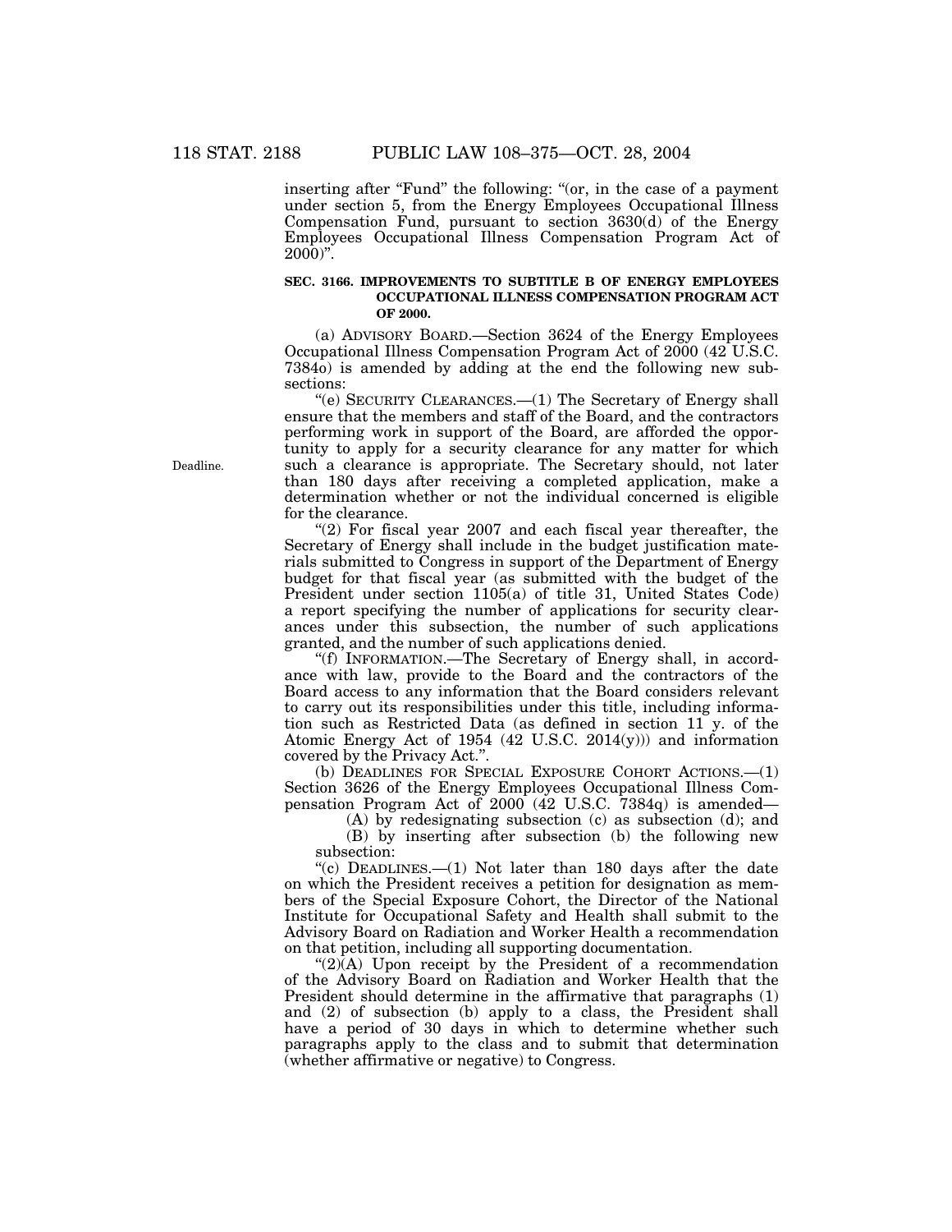inserting after "Fund" the following: "(or, in the case of a payment under section 5, from the Energy Employees Occupational Illness Compensation Fund, pursuant to section 3630(d) of the Energy Employees Occupational Illness Compensation Program Act of 2000)".

**SEC. 3166. IMPROVEMENTS TO SUBTITLE B OF ENERGY EMPLOYEES OCCUPATIONAL ILLNESS COMPENSATION PROGRAM ACT OF 2000.**

(a) ADVISORY BOARD.—Section 3624 of the Energy Employees Occupational Illness Compensation Program Act of 2000 (42 U.S.C. 7384o) is amended by adding at the end the following new subsections:

"(e) SECURITY CLEARANCES.—(1) The Secretary of Energy shall ensure that the members and staff of the Board, and the contractors performing work in support of the Board, are afforded the opportunity to apply for a security clearance for any matter for which such a clearance is appropriate. The Secretary should, not later than 180 days after receiving a completed application, make a determination whether or not the individual concerned is eligible for the clearance.

Deadline.

"(2) For fiscal year 2007 and each fiscal year thereafter, the Secretary of Energy shall include in the budget justification materials submitted to Congress in support of the Department of Energy budget for that fiscal year (as submitted with the budget of the President under section 1105(a) of title 31, United States Code) a report specifying the number of applications for security clearances under this subsection, the number of such applications granted, and the number of such applications denied.

"(f) INFORMATION.—The Secretary of Energy shall, in accordance with law, provide to the Board and the contractors of the Board access to any information that the Board considers relevant to carry out its responsibilities under this title, including information such as Restricted Data (as defined in section 11 y. of the Atomic Energy Act of 1954 (42 U.S.C. 2014(y))) and information covered by the Privacy Act.".

(b) DEADLINES FOR SPECIAL EXPOSURE COHORT ACTIONS.—(1) Section 3626 of the Energy Employees Occupational Illness Compensation Program Act of 2000 (42 U.S.C. 7384q) is amended—

(A) by redesignating subsection (c) as subsection (d); and

(B) by inserting after subsection (b) the following new subsection:

"(c) DEADLINES.—(1) Not later than 180 days after the date on which the President receives a petition for designation as members of the Special Exposure Cohort, the Director of the National Institute for Occupational Safety and Health shall submit to the Advisory Board on Radiation and Worker Health a recommendation on that petition, including all supporting documentation.

"(2)(A) Upon receipt by the President of a recommendation of the Advisory Board on Radiation and Worker Health that the President should determine in the affirmative that paragraphs (1) and (2) of subsection (b) apply to a class, the President shall have a period of 30 days in which to determine whether such paragraphs apply to the class and to submit that determination (whether affirmative or negative) to Congress.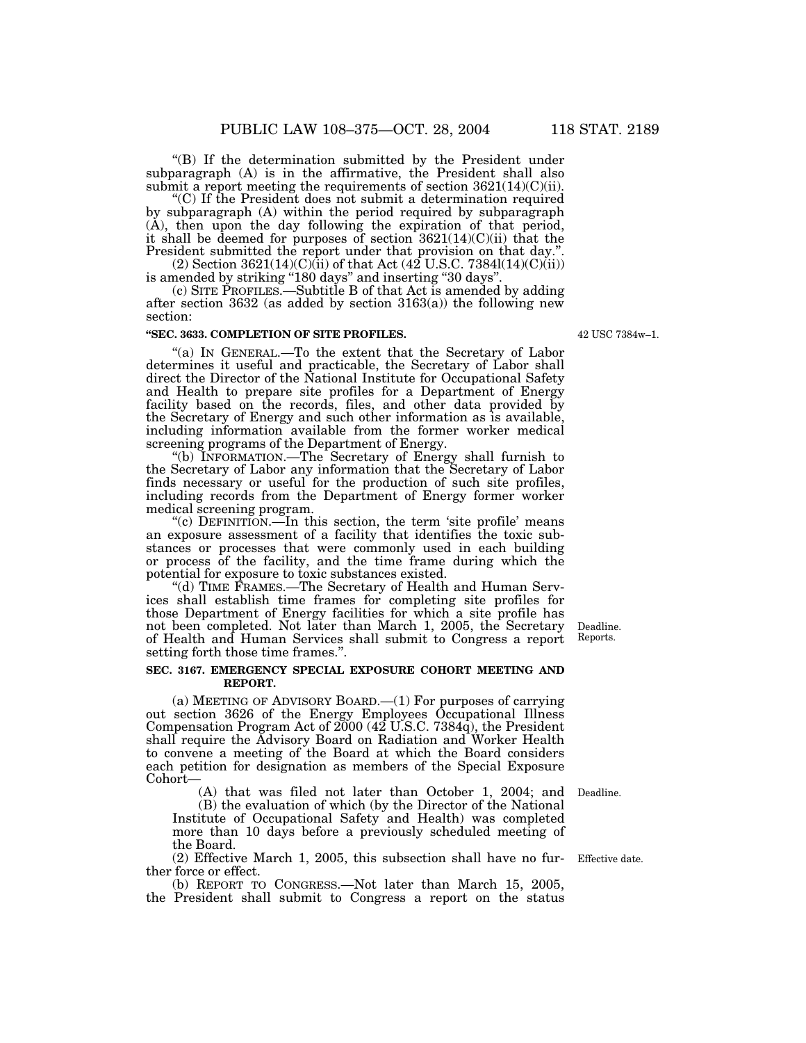"(B) If the determination submitted by the President under subparagraph (A) is in the affirmative, the President shall also submit a report meeting the requirements of section 3621(14)(C)(ii).

"(C) If the President does not submit a determination required by subparagraph (A) within the period required by subparagraph (A), then upon the day following the expiration of that period, it shall be deemed for purposes of section 3621(14)(C)(ii) that the President submitted the report under that provision on that day.".

(2) Section 3621(14)(C)(ii) of that Act (42 U.S.C. 7384l(14)(C)(ii)) is amended by striking "180 days" and inserting "30 days".

(c) SITE PROFILES.—Subtitle B of that Act is amended by adding after section 3632 (as added by section 3163(a)) the following new section:

**"SEC. 3633. COMPLETION OF SITE PROFILES.**

42 USC 7384w–1.

"(a) IN GENERAL.—To the extent that the Secretary of Labor determines it useful and practicable, the Secretary of Labor shall direct the Director of the National Institute for Occupational Safety and Health to prepare site profiles for a Department of Energy facility based on the records, files, and other data provided by the Secretary of Energy and such other information as is available, including information available from the former worker medical screening programs of the Department of Energy.

"(b) INFORMATION.—The Secretary of Energy shall furnish to the Secretary of Labor any information that the Secretary of Labor finds necessary or useful for the production of such site profiles, including records from the Department of Energy former worker medical screening program.

"(c) DEFINITION.—In this section, the term 'site profile' means an exposure assessment of a facility that identifies the toxic substances or processes that were commonly used in each building or process of the facility, and the time frame during which the potential for exposure to toxic substances existed.

"(d) TIME FRAMES.—The Secretary of Health and Human Services shall establish time frames for completing site profiles for those Department of Energy facilities for which a site profile has not been completed. Not later than March 1, 2005, the Secretary of Health and Human Services shall submit to Congress a report setting forth those time frames.".

Deadline. Reports.

**SEC. 3167. EMERGENCY SPECIAL EXPOSURE COHORT MEETING AND REPORT.**

(a) MEETING OF ADVISORY BOARD.—(1) For purposes of carrying out section 3626 of the Energy Employees Occupational Illness Compensation Program Act of 2000 (42 U.S.C. 7384q), the President shall require the Advisory Board on Radiation and Worker Health to convene a meeting of the Board at which the Board considers each petition for designation as members of the Special Exposure Cohort—

(A) that was filed not later than October 1, 2004; and

Deadline.

(B) the evaluation of which (by the Director of the National Institute of Occupational Safety and Health) was completed more than 10 days before a previously scheduled meeting of the Board.

(2) Effective March 1, 2005, this subsection shall have no further force or effect.

Effective date.

(b) REPORT TO CONGRESS.—Not later than March 15, 2005, the President shall submit to Congress a report on the status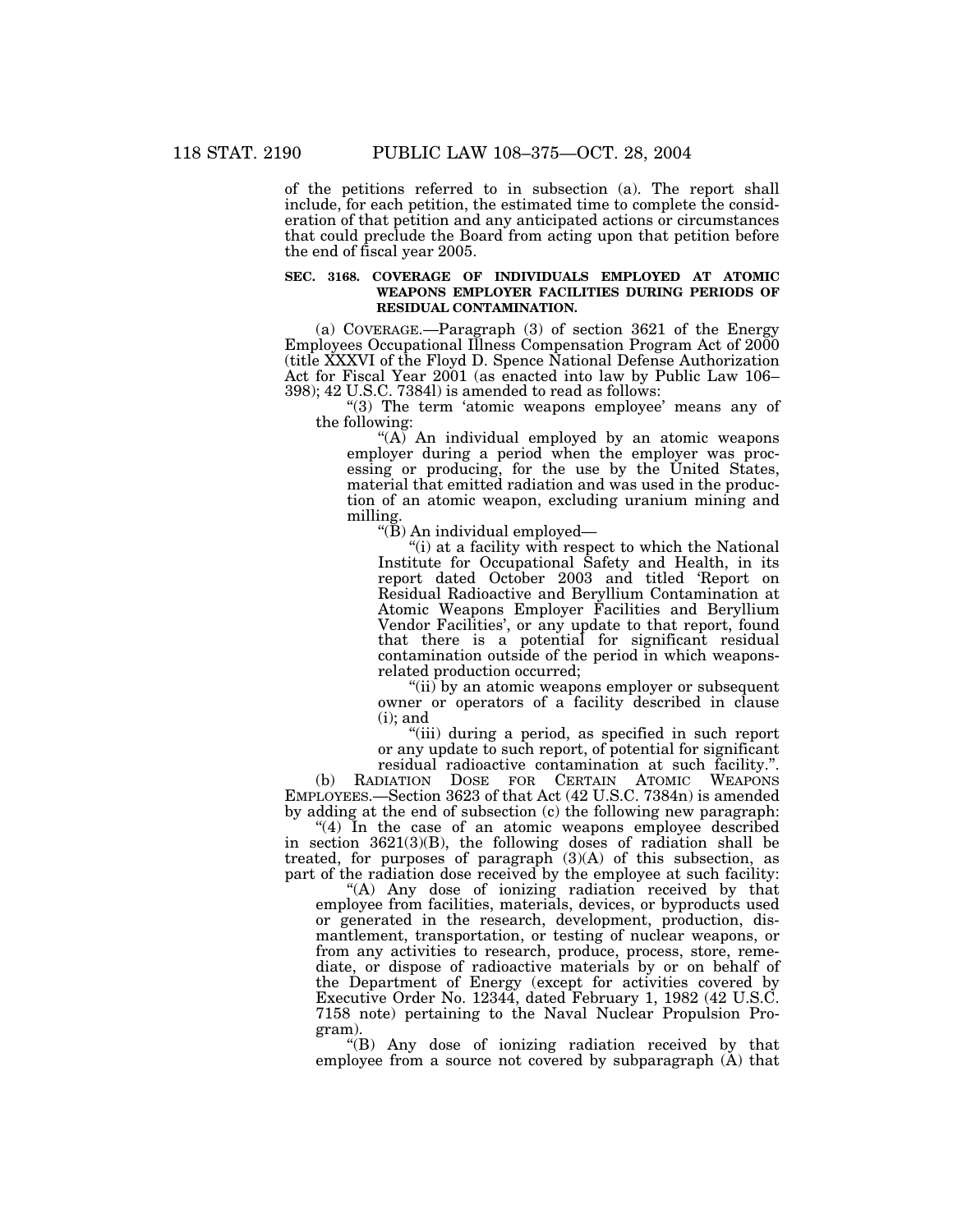of the petitions referred to in subsection (a). The report shall include, for each petition, the estimated time to complete the consideration of that petition and any anticipated actions or circumstances that could preclude the Board from acting upon that petition before the end of fiscal year 2005.

**SEC. 3168. COVERAGE OF INDIVIDUALS EMPLOYED AT ATOMIC WEAPONS EMPLOYER FACILITIES DURING PERIODS OF RESIDUAL CONTAMINATION.**

(a) COVERAGE.—Paragraph (3) of section 3621 of the Energy Employees Occupational Illness Compensation Program Act of 2000 (title XXXVI of the Floyd D. Spence National Defense Authorization Act for Fiscal Year 2001 (as enacted into law by Public Law 106–398); 42 U.S.C. 7384l) is amended to read as follows:

"(3) The term 'atomic weapons employee' means any of the following:

"(A) An individual employed by an atomic weapons employer during a period when the employer was processing or producing, for the use by the United States, material that emitted radiation and was used in the production of an atomic weapon, excluding uranium mining and milling.

"(B) An individual employed—

"(i) at a facility with respect to which the National Institute for Occupational Safety and Health, in its report dated October 2003 and titled 'Report on Residual Radioactive and Beryllium Contamination at Atomic Weapons Employer Facilities and Beryllium Vendor Facilities', or any update to that report, found that there is a potential for significant residual contamination outside of the period in which weapons-related production occurred;

"(ii) by an atomic weapons employer or subsequent owner or operators of a facility described in clause (i); and

"(iii) during a period, as specified in such report or any update to such report, of potential for significant residual radioactive contamination at such facility.".

(b) RADIATION DOSE FOR CERTAIN ATOMIC WEAPONS EMPLOYEES.—Section 3623 of that Act (42 U.S.C. 7384n) is amended by adding at the end of subsection (c) the following new paragraph:

"(4) In the case of an atomic weapons employee described in section 3621(3)(B), the following doses of radiation shall be treated, for purposes of paragraph (3)(A) of this subsection, as part of the radiation dose received by the employee at such facility:

"(A) Any dose of ionizing radiation received by that employee from facilities, materials, devices, or byproducts used or generated in the research, development, production, dismantlement, transportation, or testing of nuclear weapons, or from any activities to research, produce, process, store, remediate, or dispose of radioactive materials by or on behalf of the Department of Energy (except for activities covered by Executive Order No. 12344, dated February 1, 1982 (42 U.S.C. 7158 note) pertaining to the Naval Nuclear Propulsion Program).

"(B) Any dose of ionizing radiation received by that employee from a source not covered by subparagraph (A) that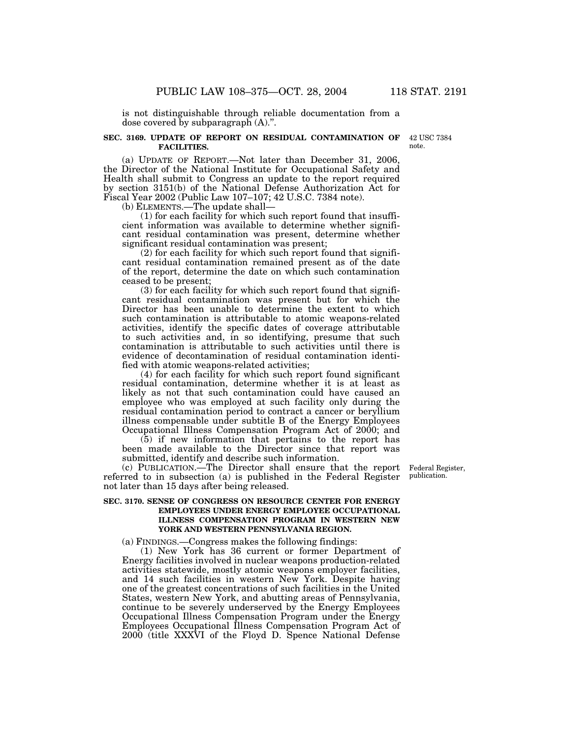is not distinguishable through reliable documentation from a dose covered by subparagraph (A).".

**SEC. 3169. UPDATE OF REPORT ON RESIDUAL CONTAMINATION OF FACILITIES.**

42 USC 7384 note.

(a) UPDATE OF REPORT.—Not later than December 31, 2006, the Director of the National Institute for Occupational Safety and Health shall submit to Congress an update to the report required by section 3151(b) of the National Defense Authorization Act for Fiscal Year 2002 (Public Law 107–107; 42 U.S.C. 7384 note).

(b) ELEMENTS.—The update shall—

(1) for each facility for which such report found that insufficient information was available to determine whether significant residual contamination was present, determine whether significant residual contamination was present;

(2) for each facility for which such report found that significant residual contamination remained present as of the date of the report, determine the date on which such contamination ceased to be present;

(3) for each facility for which such report found that significant residual contamination was present but for which the Director has been unable to determine the extent to which such contamination is attributable to atomic weapons-related activities, identify the specific dates of coverage attributable to such activities and, in so identifying, presume that such contamination is attributable to such activities until there is evidence of decontamination of residual contamination identified with atomic weapons-related activities;

(4) for each facility for which such report found significant residual contamination, determine whether it is at least as likely as not that such contamination could have caused an employee who was employed at such facility only during the residual contamination period to contract a cancer or beryllium illness compensable under subtitle B of the Energy Employees Occupational Illness Compensation Program Act of 2000; and

(5) if new information that pertains to the report has been made available to the Director since that report was submitted, identify and describe such information.

(c) PUBLICATION.—The Director shall ensure that the report referred to in subsection (a) is published in the Federal Register not later than 15 days after being released.

Federal Register, publication.

**SEC. 3170. SENSE OF CONGRESS ON RESOURCE CENTER FOR ENERGY EMPLOYEES UNDER ENERGY EMPLOYEE OCCUPATIONAL ILLNESS COMPENSATION PROGRAM IN WESTERN NEW YORK AND WESTERN PENNSYLVANIA REGION.**

(a) FINDINGS.—Congress makes the following findings:

(1) New York has 36 current or former Department of Energy facilities involved in nuclear weapons production-related activities statewide, mostly atomic weapons employer facilities, and 14 such facilities in western New York. Despite having one of the greatest concentrations of such facilities in the United States, western New York, and abutting areas of Pennsylvania, continue to be severely underserved by the Energy Employees Occupational Illness Compensation Program under the Energy Employees Occupational Illness Compensation Program Act of 2000 (title XXXVI of the Floyd D. Spence National Defense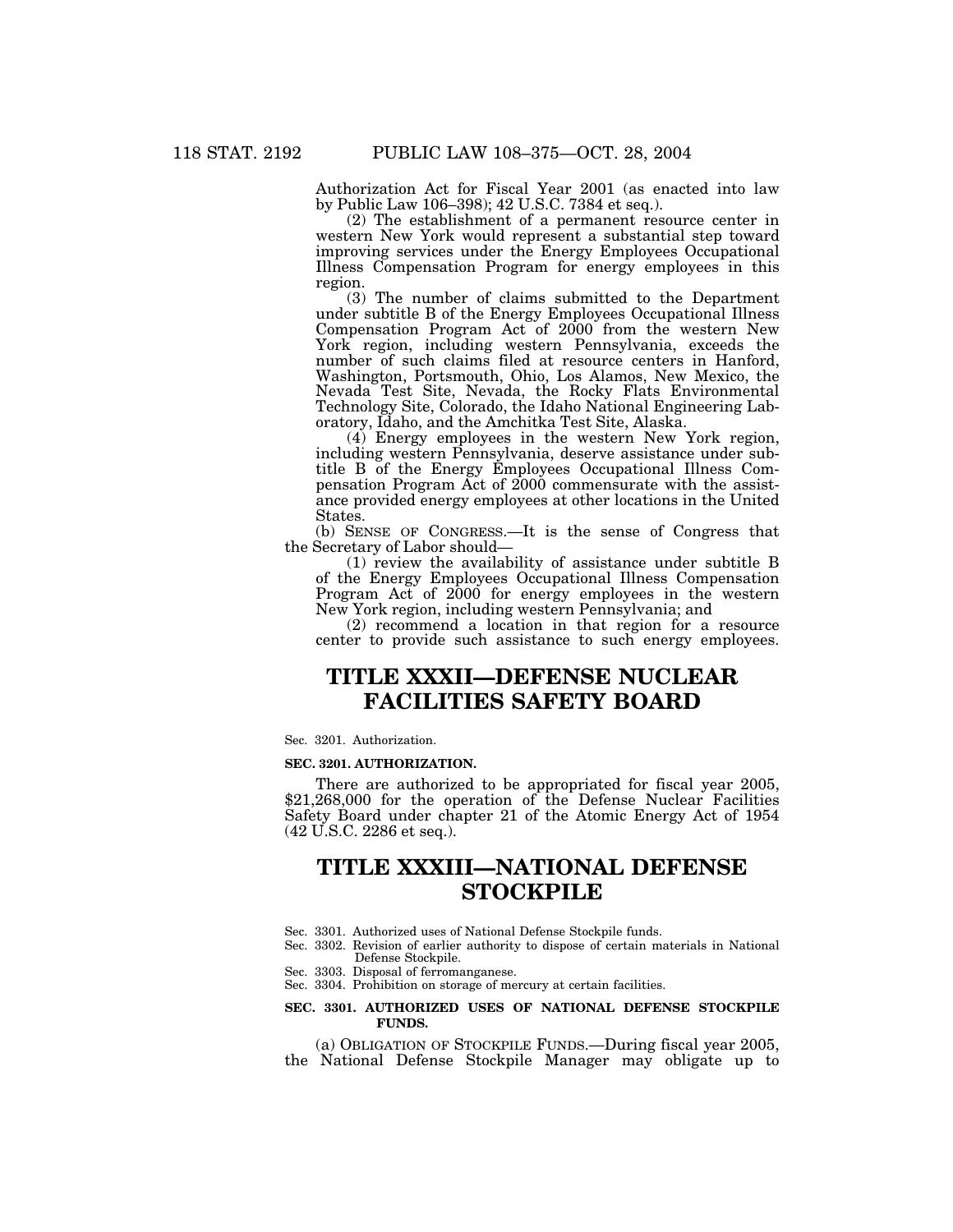Authorization Act for Fiscal Year 2001 (as enacted into law by Public Law 106–398); 42 U.S.C. 7384 et seq.).

(2) The establishment of a permanent resource center in western New York would represent a substantial step toward improving services under the Energy Employees Occupational Illness Compensation Program for energy employees in this region.

(3) The number of claims submitted to the Department under subtitle B of the Energy Employees Occupational Illness Compensation Program Act of 2000 from the western New York region, including western Pennsylvania, exceeds the number of such claims filed at resource centers in Hanford, Washington, Portsmouth, Ohio, Los Alamos, New Mexico, the Nevada Test Site, Nevada, the Rocky Flats Environmental Technology Site, Colorado, the Idaho National Engineering Laboratory, Idaho, and the Amchitka Test Site, Alaska.

(4) Energy employees in the western New York region, including western Pennsylvania, deserve assistance under subtitle B of the Energy Employees Occupational Illness Compensation Program Act of 2000 commensurate with the assistance provided energy employees at other locations in the United States.

(b) SENSE OF CONGRESS.—It is the sense of Congress that the Secretary of Labor should—

(1) review the availability of assistance under subtitle B of the Energy Employees Occupational Illness Compensation Program Act of 2000 for energy employees in the western New York region, including western Pennsylvania; and

(2) recommend a location in that region for a resource center to provide such assistance to such energy employees.

# TITLE XXXII—DEFENSE NUCLEAR FACILITIES SAFETY BOARD

Sec. 3201. Authorization.

**SEC. 3201. AUTHORIZATION.**

There are authorized to be appropriated for fiscal year 2005, $21,268,000 for the operation of the Defense Nuclear Facilities Safety Board under chapter 21 of the Atomic Energy Act of 1954 (42 U.S.C. 2286 et seq.).

# TITLE XXXIII—NATIONAL DEFENSE STOCKPILE

Sec. 3301. Authorized uses of National Defense Stockpile funds.
Sec. 3302. Revision of earlier authority to dispose of certain materials in National Defense Stockpile.
Sec. 3303. Disposal of ferromanganese.
Sec. 3304. Prohibition on storage of mercury at certain facilities.

**SEC. 3301. AUTHORIZED USES OF NATIONAL DEFENSE STOCKPILE FUNDS.**

(a) OBLIGATION OF STOCKPILE FUNDS.—During fiscal year 2005, the National Defense Stockpile Manager may obligate up to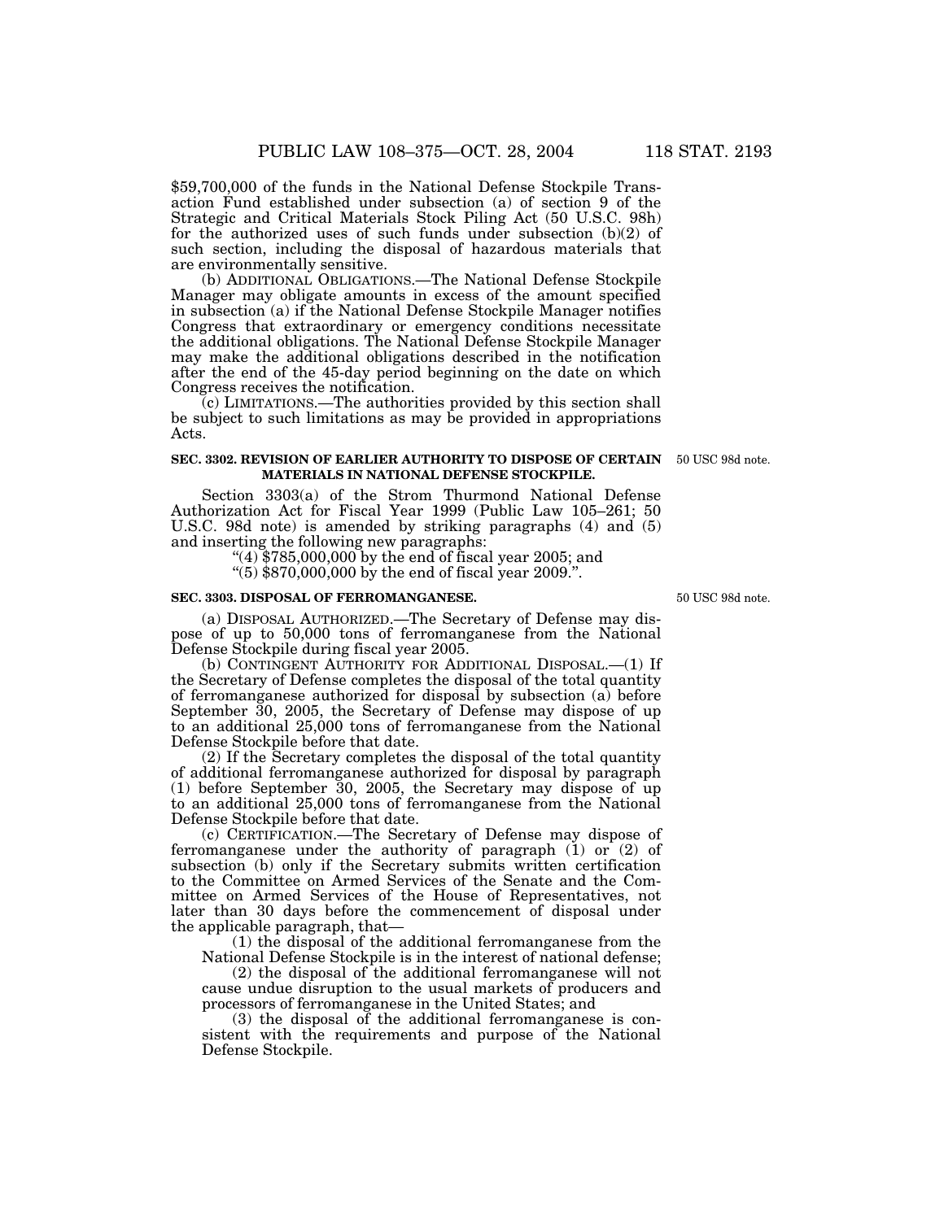$59,700,000 of the funds in the National Defense Stockpile Transaction Fund established under subsection (a) of section 9 of the Strategic and Critical Materials Stock Piling Act (50 U.S.C. 98h) for the authorized uses of such funds under subsection (b)(2) of such section, including the disposal of hazardous materials that are environmentally sensitive.

(b) ADDITIONAL OBLIGATIONS.—The National Defense Stockpile Manager may obligate amounts in excess of the amount specified in subsection (a) if the National Defense Stockpile Manager notifies Congress that extraordinary or emergency conditions necessitate the additional obligations. The National Defense Stockpile Manager may make the additional obligations described in the notification after the end of the 45-day period beginning on the date on which Congress receives the notification.

(c) LIMITATIONS.—The authorities provided by this section shall be subject to such limitations as may be provided in appropriations Acts.

**SEC. 3302. REVISION OF EARLIER AUTHORITY TO DISPOSE OF CERTAIN MATERIALS IN NATIONAL DEFENSE STOCKPILE.**

50 USC 98d note.

Section 3303(a) of the Strom Thurmond National Defense Authorization Act for Fiscal Year 1999 (Public Law 105–261; 50 U.S.C. 98d note) is amended by striking paragraphs (4) and (5) and inserting the following new paragraphs:

"(4) $785,000,000 by the end of fiscal year 2005; and

"(5) $870,000,000 by the end of fiscal year 2009.".

**SEC. 3303. DISPOSAL OF FERROMANGANESE.**

50 USC 98d note.

(a) DISPOSAL AUTHORIZED.—The Secretary of Defense may dispose of up to 50,000 tons of ferromanganese from the National Defense Stockpile during fiscal year 2005.

(b) CONTINGENT AUTHORITY FOR ADDITIONAL DISPOSAL.—(1) If the Secretary of Defense completes the disposal of the total quantity of ferromanganese authorized for disposal by subsection (a) before September 30, 2005, the Secretary of Defense may dispose of up to an additional 25,000 tons of ferromanganese from the National Defense Stockpile before that date.

(2) If the Secretary completes the disposal of the total quantity of additional ferromanganese authorized for disposal by paragraph (1) before September 30, 2005, the Secretary may dispose of up to an additional 25,000 tons of ferromanganese from the National Defense Stockpile before that date.

(c) CERTIFICATION.—The Secretary of Defense may dispose of ferromanganese under the authority of paragraph (1) or (2) of subsection (b) only if the Secretary submits written certification to the Committee on Armed Services of the Senate and the Committee on Armed Services of the House of Representatives, not later than 30 days before the commencement of disposal under the applicable paragraph, that—

(1) the disposal of the additional ferromanganese from the National Defense Stockpile is in the interest of national defense;

(2) the disposal of the additional ferromanganese will not cause undue disruption to the usual markets of producers and processors of ferromanganese in the United States; and

(3) the disposal of the additional ferromanganese is consistent with the requirements and purpose of the National Defense Stockpile.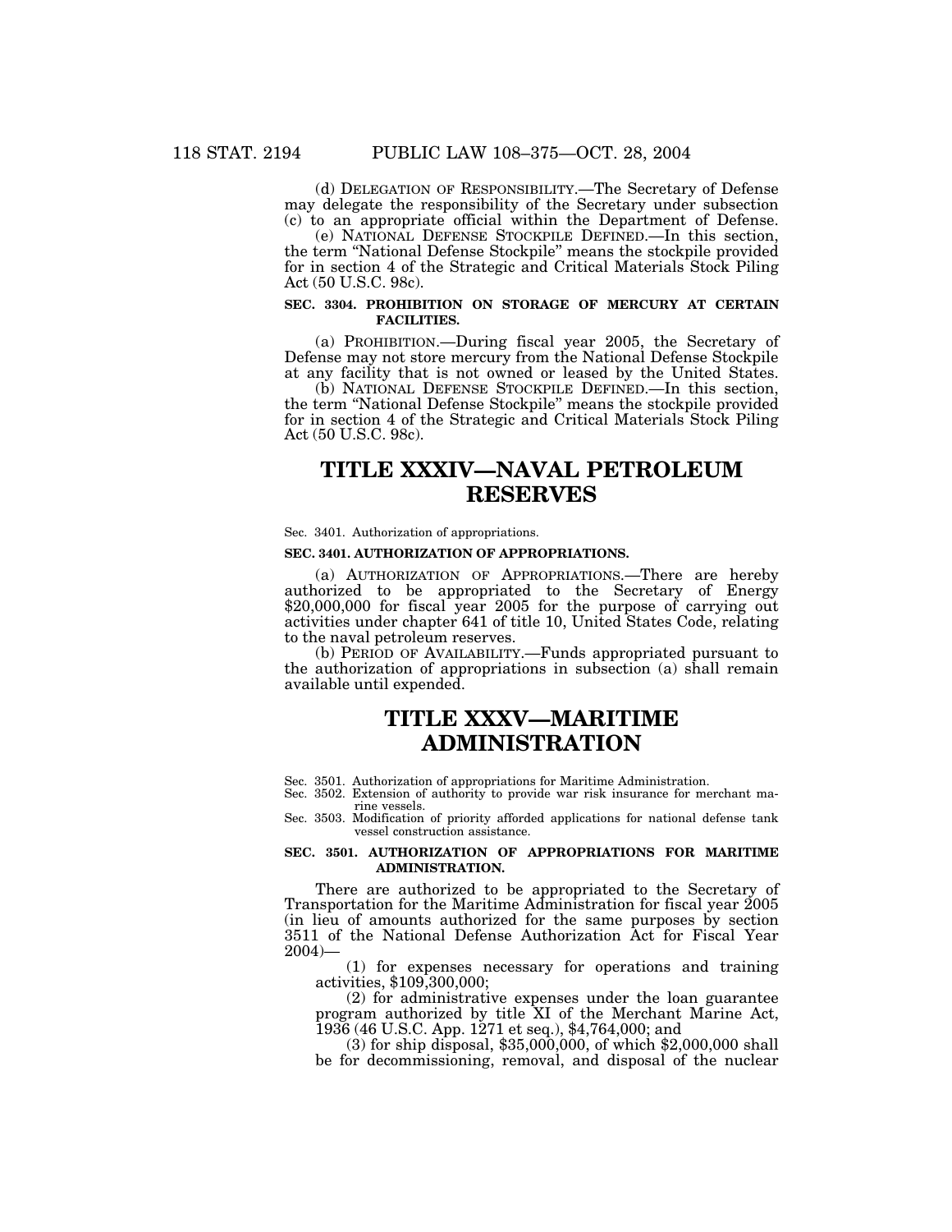(d) DELEGATION OF RESPONSIBILITY.—The Secretary of Defense may delegate the responsibility of the Secretary under subsection (c) to an appropriate official within the Department of Defense.

(e) NATIONAL DEFENSE STOCKPILE DEFINED.—In this section, the term "National Defense Stockpile" means the stockpile provided for in section 4 of the Strategic and Critical Materials Stock Piling Act (50 U.S.C. 98c).

**SEC. 3304. PROHIBITION ON STORAGE OF MERCURY AT CERTAIN FACILITIES.**

(a) PROHIBITION.—During fiscal year 2005, the Secretary of Defense may not store mercury from the National Defense Stockpile at any facility that is not owned or leased by the United States.

(b) NATIONAL DEFENSE STOCKPILE DEFINED.—In this section, the term "National Defense Stockpile" means the stockpile provided for in section 4 of the Strategic and Critical Materials Stock Piling Act (50 U.S.C. 98c).

# TITLE XXXIV—NAVAL PETROLEUM RESERVES

Sec. 3401. Authorization of appropriations.

**SEC. 3401. AUTHORIZATION OF APPROPRIATIONS.**

(a) AUTHORIZATION OF APPROPRIATIONS.—There are hereby authorized to be appropriated to the Secretary of Energy $20,000,000 for fiscal year 2005 for the purpose of carrying out activities under chapter 641 of title 10, United States Code, relating to the naval petroleum reserves.

(b) PERIOD OF AVAILABILITY.—Funds appropriated pursuant to the authorization of appropriations in subsection (a) shall remain available until expended.

# TITLE XXXV—MARITIME ADMINISTRATION

Sec. 3501. Authorization of appropriations for Maritime Administration.
Sec. 3502. Extension of authority to provide war risk insurance for merchant marine vessels.
Sec. 3503. Modification of priority afforded applications for national defense tank vessel construction assistance.

**SEC. 3501. AUTHORIZATION OF APPROPRIATIONS FOR MARITIME ADMINISTRATION.**

There are authorized to be appropriated to the Secretary of Transportation for the Maritime Administration for fiscal year 2005 (in lieu of amounts authorized for the same purposes by section 3511 of the National Defense Authorization Act for Fiscal Year 2004)—

(1) for expenses necessary for operations and training activities, $109,300,000;

(2) for administrative expenses under the loan guarantee program authorized by title XI of the Merchant Marine Act, 1936 (46 U.S.C. App. 1271 et seq.), $4,764,000; and

(3) for ship disposal, $35,000,000, of which $2,000,000 shall be for decommissioning, removal, and disposal of the nuclear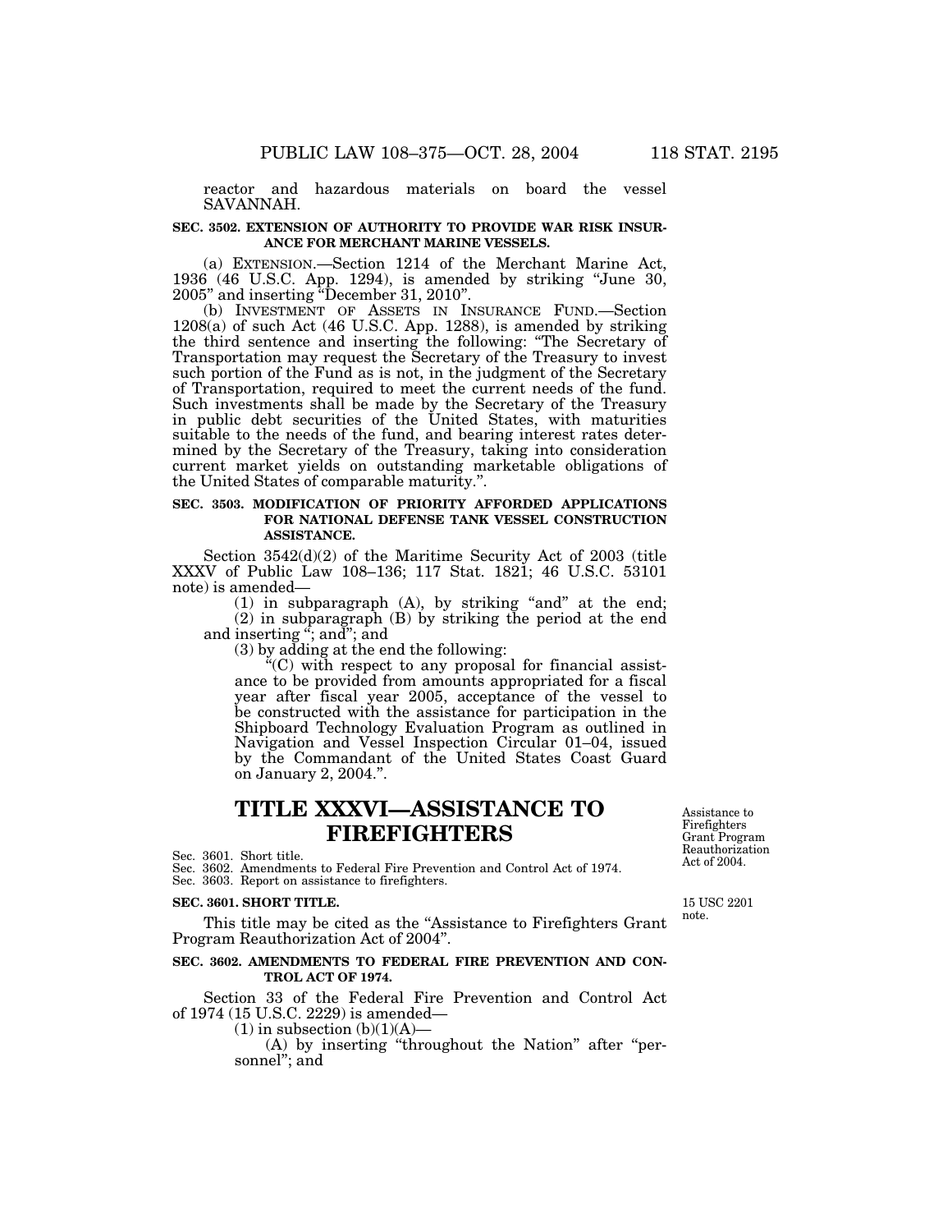reactor and hazardous materials on board the vessel SAVANNAH.

**SEC. 3502. EXTENSION OF AUTHORITY TO PROVIDE WAR RISK INSURANCE FOR MERCHANT MARINE VESSELS.**

(a) EXTENSION.—Section 1214 of the Merchant Marine Act, 1936 (46 U.S.C. App. 1294), is amended by striking "June 30, 2005" and inserting "December 31, 2010".

(b) INVESTMENT OF ASSETS IN INSURANCE FUND.—Section 1208(a) of such Act (46 U.S.C. App. 1288), is amended by striking the third sentence and inserting the following: "The Secretary of Transportation may request the Secretary of the Treasury to invest such portion of the Fund as is not, in the judgment of the Secretary of Transportation, required to meet the current needs of the fund. Such investments shall be made by the Secretary of the Treasury in public debt securities of the United States, with maturities suitable to the needs of the fund, and bearing interest rates determined by the Secretary of the Treasury, taking into consideration current market yields on outstanding marketable obligations of the United States of comparable maturity.".

**SEC. 3503. MODIFICATION OF PRIORITY AFFORDED APPLICATIONS FOR NATIONAL DEFENSE TANK VESSEL CONSTRUCTION ASSISTANCE.**

Section 3542(d)(2) of the Maritime Security Act of 2003 (title XXXV of Public Law 108–136; 117 Stat. 1821; 46 U.S.C. 53101 note) is amended—

(1) in subparagraph (A), by striking "and" at the end;

(2) in subparagraph (B) by striking the period at the end and inserting "; and"; and

(3) by adding at the end the following:

"(C) with respect to any proposal for financial assistance to be provided from amounts appropriated for a fiscal year after fiscal year 2005, acceptance of the vessel to be constructed with the assistance for participation in the Shipboard Technology Evaluation Program as outlined in Navigation and Vessel Inspection Circular 01–04, issued by the Commandant of the United States Coast Guard on January 2, 2004.".

# TITLE XXXVI—ASSISTANCE TO FIREFIGHTERS

Assistance to Firefighters Grant Program Reauthorization Act of 2004.

Sec. 3601. Short title.
Sec. 3602. Amendments to Federal Fire Prevention and Control Act of 1974.
Sec. 3603. Report on assistance to firefighters.

**SEC. 3601. SHORT TITLE.**

15 USC 2201 note.

This title may be cited as the "Assistance to Firefighters Grant Program Reauthorization Act of 2004".

**SEC. 3602. AMENDMENTS TO FEDERAL FIRE PREVENTION AND CONTROL ACT OF 1974.**

Section 33 of the Federal Fire Prevention and Control Act of 1974 (15 U.S.C. 2229) is amended—

(1) in subsection (b)(1)(A)—

(A) by inserting "throughout the Nation" after "personnel"; and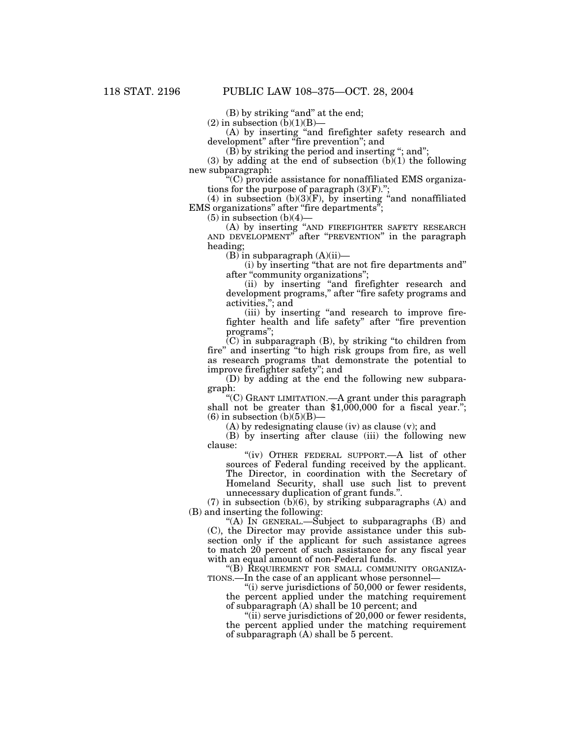(B) by striking "and" at the end;

(2) in subsection (b)(1)(B)—

(A) by inserting "and firefighter safety research and development" after "fire prevention"; and

(B) by striking the period and inserting "; and";

(3) by adding at the end of subsection (b)(1) the following new subparagraph:

"(C) provide assistance for nonaffiliated EMS organizations for the purpose of paragraph (3)(F).";

(4) in subsection (b)(3)(F), by inserting "and nonaffiliated EMS organizations" after "fire departments";

(5) in subsection (b)(4)—

(A) by inserting "AND FIREFIGHTER SAFETY RESEARCH AND DEVELOPMENT" after "PREVENTION" in the paragraph heading;

(B) in subparagraph (A)(ii)—

(i) by inserting "that are not fire departments and" after "community organizations";

(ii) by inserting "and firefighter research and development programs," after "fire safety programs and activities,"; and

(iii) by inserting "and research to improve firefighter health and life safety" after "fire prevention programs";

(C) in subparagraph (B), by striking "to children from fire" and inserting "to high risk groups from fire, as well as research programs that demonstrate the potential to improve firefighter safety"; and

(D) by adding at the end the following new subparagraph:

"(C) GRANT LIMITATION.—A grant under this paragraph shall not be greater than $1,000,000 for a fiscal year.";

(6) in subsection (b)(5)(B)—

(A) by redesignating clause (iv) as clause (v); and

(B) by inserting after clause (iii) the following new clause:

"(iv) OTHER FEDERAL SUPPORT.—A list of other sources of Federal funding received by the applicant. The Director, in coordination with the Secretary of Homeland Security, shall use such list to prevent unnecessary duplication of grant funds.".

(7) in subsection (b)(6), by striking subparagraphs (A) and (B) and inserting the following:

"(A) IN GENERAL.—Subject to subparagraphs (B) and (C), the Director may provide assistance under this subsection only if the applicant for such assistance agrees to match 20 percent of such assistance for any fiscal year with an equal amount of non-Federal funds.

"(B) REQUIREMENT FOR SMALL COMMUNITY ORGANIZATIONS.—In the case of an applicant whose personnel—

"(i) serve jurisdictions of 50,000 or fewer residents, the percent applied under the matching requirement of subparagraph (A) shall be 10 percent; and

"(ii) serve jurisdictions of 20,000 or fewer residents, the percent applied under the matching requirement of subparagraph (A) shall be 5 percent.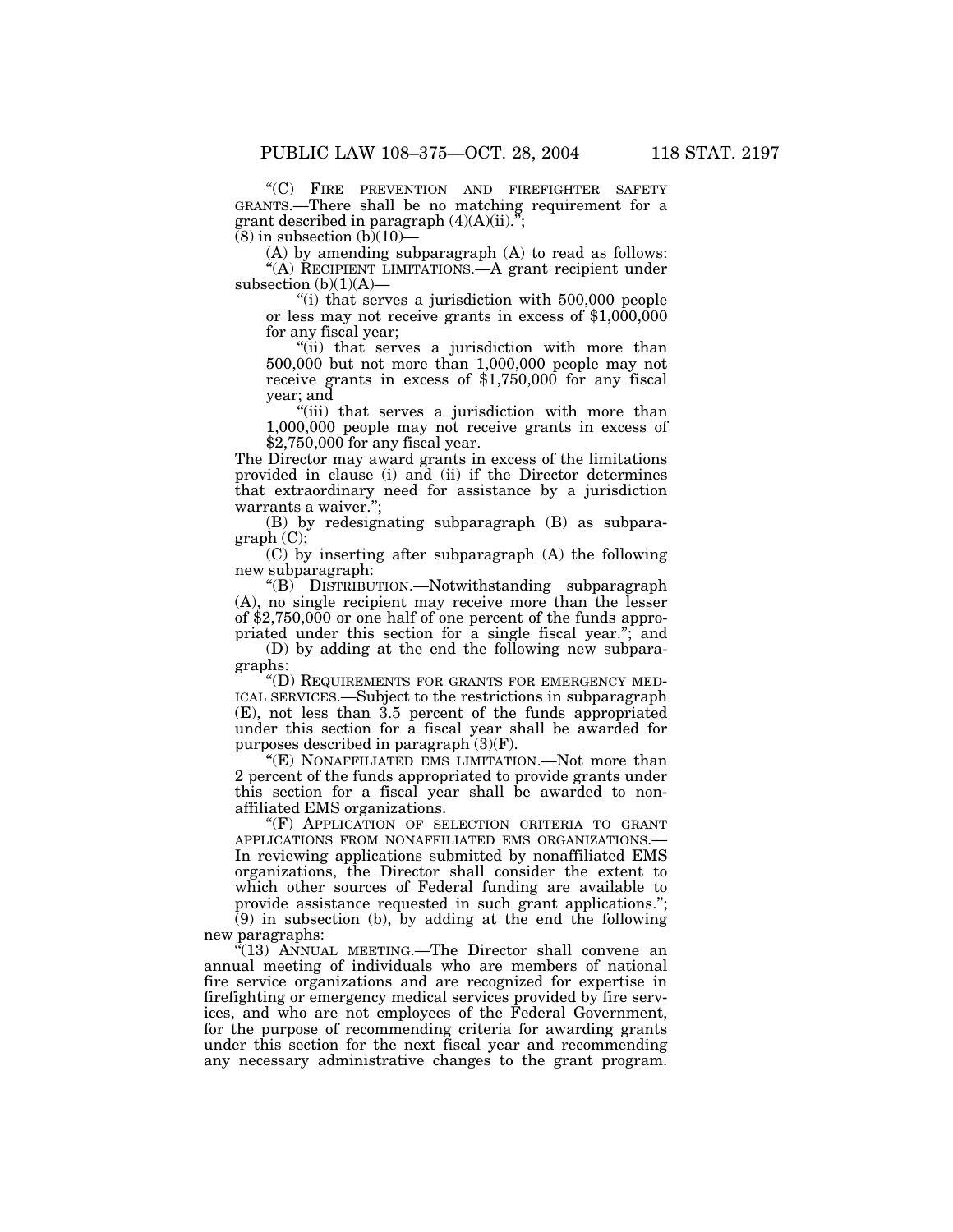"(C) FIRE PREVENTION AND FIREFIGHTER SAFETY GRANTS.—There shall be no matching requirement for a grant described in paragraph (4)(A)(ii).";

(8) in subsection (b)(10)—

(A) by amending subparagraph (A) to read as follows:

"(A) RECIPIENT LIMITATIONS.—A grant recipient under subsection (b)(1)(A)—

"(i) that serves a jurisdiction with 500,000 people or less may not receive grants in excess of $1,000,000 for any fiscal year;

"(ii) that serves a jurisdiction with more than 500,000 but not more than 1,000,000 people may not receive grants in excess of $1,750,000 for any fiscal year; and

"(iii) that serves a jurisdiction with more than 1,000,000 people may not receive grants in excess of $2,750,000 for any fiscal year.

The Director may award grants in excess of the limitations provided in clause (i) and (ii) if the Director determines that extraordinary need for assistance by a jurisdiction warrants a waiver.";

(B) by redesignating subparagraph (B) as subparagraph (C);

(C) by inserting after subparagraph (A) the following new subparagraph:

"(B) DISTRIBUTION.—Notwithstanding subparagraph (A), no single recipient may receive more than the lesser of $2,750,000 or one half of one percent of the funds appropriated under this section for a single fiscal year."; and

(D) by adding at the end the following new subparagraphs:

"(D) REQUIREMENTS FOR GRANTS FOR EMERGENCY MEDICAL SERVICES.—Subject to the restrictions in subparagraph (E), not less than 3.5 percent of the funds appropriated under this section for a fiscal year shall be awarded for purposes described in paragraph (3)(F).

"(E) NONAFFILIATED EMS LIMITATION.—Not more than 2 percent of the funds appropriated to provide grants under this section for a fiscal year shall be awarded to nonaffiliated EMS organizations.

"(F) APPLICATION OF SELECTION CRITERIA TO GRANT APPLICATIONS FROM NONAFFILIATED EMS ORGANIZATIONS.—In reviewing applications submitted by nonaffiliated EMS organizations, the Director shall consider the extent to which other sources of Federal funding are available to provide assistance requested in such grant applications.";

(9) in subsection (b), by adding at the end the following new paragraphs:

"(13) ANNUAL MEETING.—The Director shall convene an annual meeting of individuals who are members of national fire service organizations and are recognized for expertise in firefighting or emergency medical services provided by fire services, and who are not employees of the Federal Government, for the purpose of recommending criteria for awarding grants under this section for the next fiscal year and recommending any necessary administrative changes to the grant program.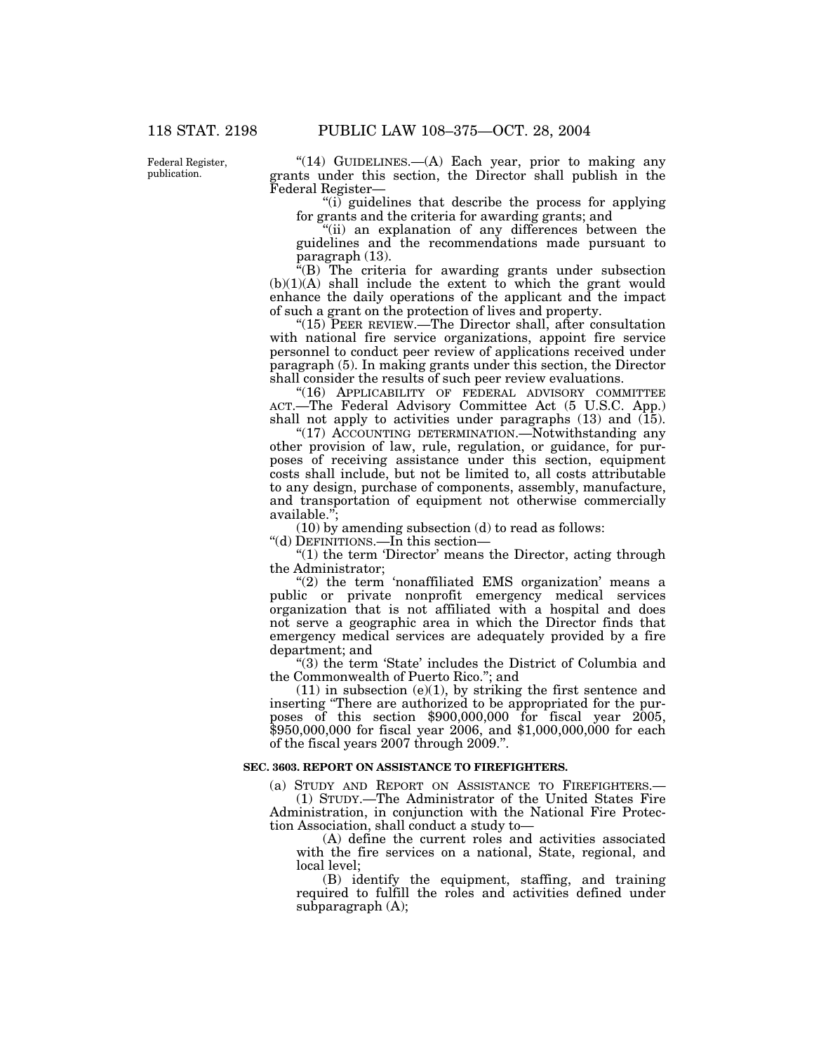Federal Register, publication.

"(14) GUIDELINES.—(A) Each year, prior to making any grants under this section, the Director shall publish in the Federal Register—

"(i) guidelines that describe the process for applying for grants and the criteria for awarding grants; and

"(ii) an explanation of any differences between the guidelines and the recommendations made pursuant to paragraph (13).

"(B) The criteria for awarding grants under subsection (b)(1)(A) shall include the extent to which the grant would enhance the daily operations of the applicant and the impact of such a grant on the protection of lives and property.

"(15) PEER REVIEW.—The Director shall, after consultation with national fire service organizations, appoint fire service personnel to conduct peer review of applications received under paragraph (5). In making grants under this section, the Director shall consider the results of such peer review evaluations.

"(16) APPLICABILITY OF FEDERAL ADVISORY COMMITTEE ACT.—The Federal Advisory Committee Act (5 U.S.C. App.) shall not apply to activities under paragraphs (13) and (15).

"(17) ACCOUNTING DETERMINATION.—Notwithstanding any other provision of law, rule, regulation, or guidance, for purposes of receiving assistance under this section, equipment costs shall include, but not be limited to, all costs attributable to any design, purchase of components, assembly, manufacture, and transportation of equipment not otherwise commercially available.";

(10) by amending subsection (d) to read as follows:

"(d) DEFINITIONS.—In this section—

"(1) the term 'Director' means the Director, acting through the Administrator;

"(2) the term 'nonaffiliated EMS organization' means a public or private nonprofit emergency medical services organization that is not affiliated with a hospital and does not serve a geographic area in which the Director finds that emergency medical services are adequately provided by a fire department; and

"(3) the term 'State' includes the District of Columbia and the Commonwealth of Puerto Rico."; and

(11) in subsection (e)(1), by striking the first sentence and inserting "There are authorized to be appropriated for the purposes of this section \$900,000,000 for fiscal year 2005, \$950,000,000 for fiscal year 2006, and \$1,000,000,000 for each of the fiscal years 2007 through 2009.".

**SEC. 3603. REPORT ON ASSISTANCE TO FIREFIGHTERS.**

(a) STUDY AND REPORT ON ASSISTANCE TO FIREFIGHTERS.—

(1) STUDY.—The Administrator of the United States Fire Administration, in conjunction with the National Fire Protection Association, shall conduct a study to—

(A) define the current roles and activities associated with the fire services on a national, State, regional, and local level;

(B) identify the equipment, staffing, and training required to fulfill the roles and activities defined under subparagraph (A);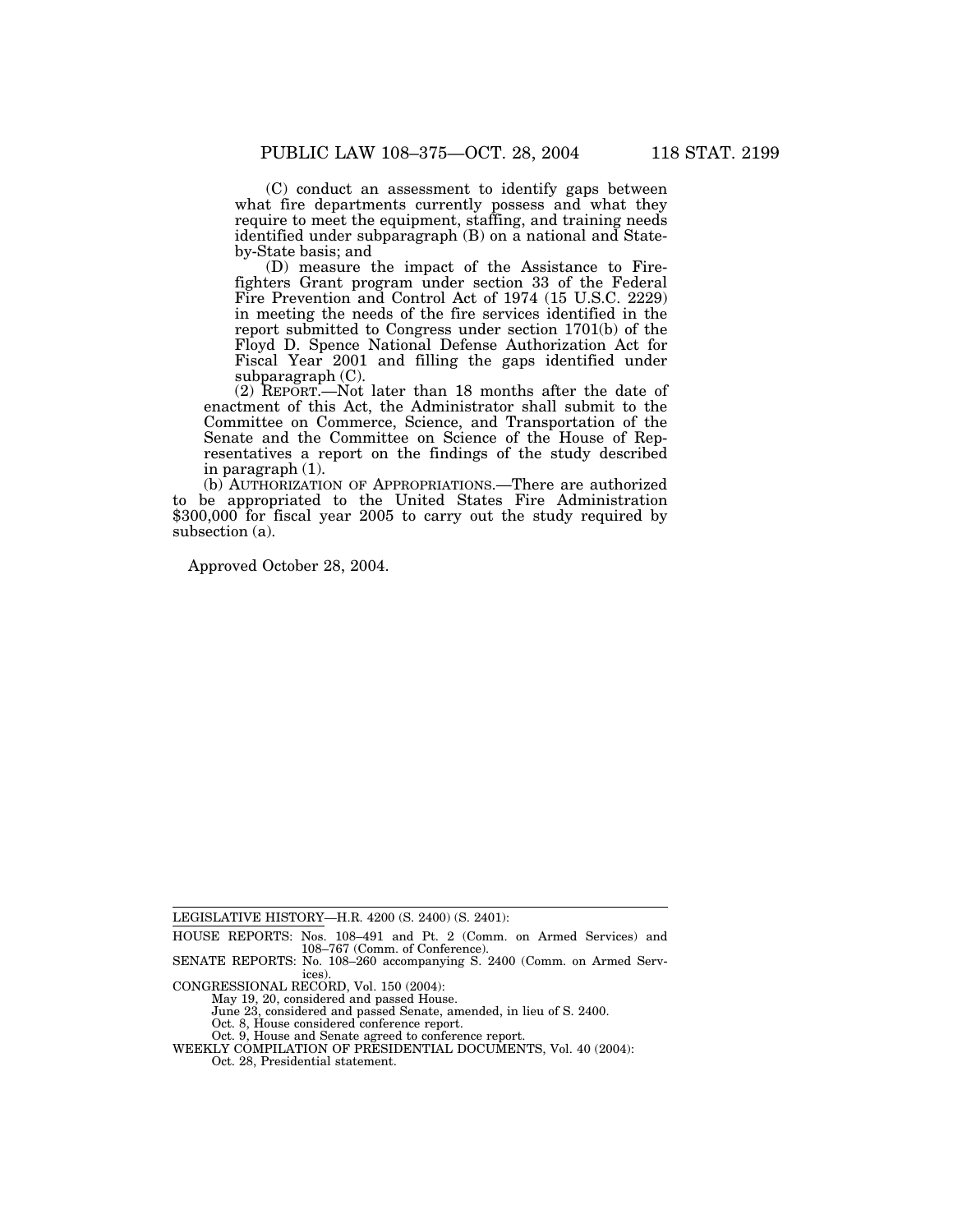(C) conduct an assessment to identify gaps between what fire departments currently possess and what they require to meet the equipment, staffing, and training needs identified under subparagraph (B) on a national and State-by-State basis; and

(D) measure the impact of the Assistance to Firefighters Grant program under section 33 of the Federal Fire Prevention and Control Act of 1974 (15 U.S.C. 2229) in meeting the needs of the fire services identified in the report submitted to Congress under section 1701(b) of the Floyd D. Spence National Defense Authorization Act for Fiscal Year 2001 and filling the gaps identified under subparagraph (C).

(2) REPORT.—Not later than 18 months after the date of enactment of this Act, the Administrator shall submit to the Committee on Commerce, Science, and Transportation of the Senate and the Committee on Science of the House of Representatives a report on the findings of the study described in paragraph (1).

(b) AUTHORIZATION OF APPROPRIATIONS.—There are authorized to be appropriated to the United States Fire Administration $300,000 for fiscal year 2005 to carry out the study required by subsection (a).

Approved October 28, 2004.

---

LEGISLATIVE HISTORY—H.R. 4200 (S. 2400) (S. 2401):

HOUSE REPORTS: Nos. 108–491 and Pt. 2 (Comm. on Armed Services) and 108–767 (Comm. of Conference).

SENATE REPORTS: No. 108–260 accompanying S. 2400 (Comm. on Armed Services).

CONGRESSIONAL RECORD, Vol. 150 (2004):

May 19, 20, considered and passed House.

June 23, considered and passed Senate, amended, in lieu of S. 2400.

Oct. 8, House considered conference report.

Oct. 9, House and Senate agreed to conference report.

WEEKLY COMPILATION OF PRESIDENTIAL DOCUMENTS, Vol. 40 (2004):

Oct. 28, Presidential statement.